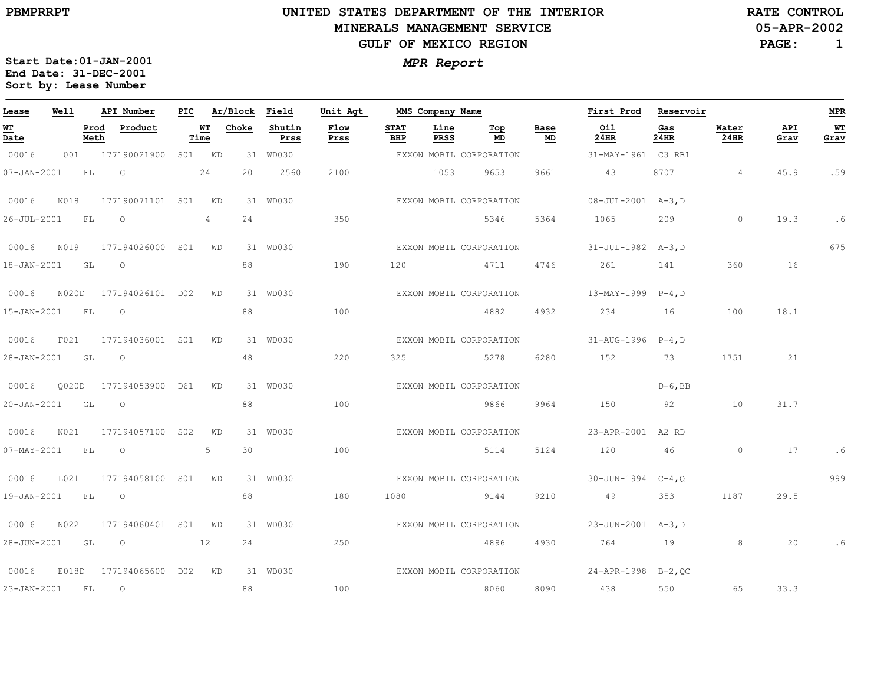PBMPRRPT

# UNITED STATES DEPARTMENT OF THE INTERIOR
## MINERALS MANAGEMENT SERVICE
## GULF OF MEXICO REGION

RATE CONTROL
05-APR-2002

***MPR Report***

**Start Date:01-JAN-2001**
**End Date: 31-DEC-2001**
**Sort by: Lease Number**

| Lease | Well | API Number | PIC | Ar/Block | Field | Unit Agt | MMS Company Name | | | | First Prod | Reservoir | | | MPR |
|---|---|---|---|---|---|---|---|---|---|---|---|---|---|---|---|
| **WT Date** | **Prod Meth** | **Product** | **WT Time** | **Choke** | **Shutin Prss** | **Flow Prss** | **STAT BHP** | **Line PRSS** | **Top MD** | **Base MD** | **Oil 24HR** | **Gas 24HR** | **Water 24HR** | **API Grav** | **WT Grav** |
| 00016 | 001 | 177190021900 | S01 | WD 31 | WD030 | | EXXON MOBIL CORPORATION | | | | 31-MAY-1961 | C3 RB1 | | | |
| 07-JAN-2001 | FL | G | 24 | 20 | 2560 | 2100 | | 1053 | 9653 | 9661 | 43 | 8707 | 4 | 45.9 | .59 |
| 00016 | N018 | 177190071101 | S01 | WD 31 | WD030 | | EXXON MOBIL CORPORATION | | | | 08-JUL-2001 | A-3,D | | | |
| 26-JUL-2001 | FL | O | 4 | 24 | | 350 | | | 5346 | 5364 | 1065 | 209 | 0 | 19.3 | .6 |
| 00016 | N019 | 177194026000 | S01 | WD 31 | WD030 | | EXXON MOBIL CORPORATION | | | | 31-JUL-1982 | A-3,D | | | 675 |
| 18-JAN-2001 | GL | O | | 88 | | 190 | 120 | | 4711 | 4746 | 261 | 141 | 360 | 16 | |
| 00016 | N020D | 177194026101 | D02 | WD 31 | WD030 | | EXXON MOBIL CORPORATION | | | | 13-MAY-1999 | P-4,D | | | |
| 15-JAN-2001 | FL | O | | 88 | | 100 | | | 4882 | 4932 | 234 | 16 | 100 | 18.1 | |
| 00016 | F021 | 177194036001 | S01 | WD 31 | WD030 | | EXXON MOBIL CORPORATION | | | | 31-AUG-1996 | P-4,D | | | |
| 28-JAN-2001 | GL | O | | 48 | | 220 | 325 | | 5278 | 6280 | 152 | 73 | 1751 | 21 | |
| 00016 | Q020D | 177194053900 | D61 | WD 31 | WD030 | | EXXON MOBIL CORPORATION | | | | | D-6,BB | | | |
| 20-JAN-2001 | GL | O | | 88 | | 100 | | | 9866 | 9964 | 150 | 92 | 10 | 31.7 | |
| 00016 | N021 | 177194057100 | S02 | WD 31 | WD030 | | EXXON MOBIL CORPORATION | | | | 23-APR-2001 | A2 RD | | | |
| 07-MAY-2001 | FL | O | 5 | 30 | | 100 | | | 5114 | 5124 | 120 | 46 | 0 | 17 | .6 |
| 00016 | L021 | 177194058100 | S01 | WD 31 | WD030 | | EXXON MOBIL CORPORATION | | | | 30-JUN-1994 | C-4,Q | | | 999 |
| 19-JAN-2001 | FL | O | | 88 | | 180 | 1080 | | 9144 | 9210 | 49 | 353 | 1187 | 29.5 | |
| 00016 | N022 | 177194060401 | S01 | WD 31 | WD030 | | EXXON MOBIL CORPORATION | | | | 23-JUN-2001 | A-3,D | | | |
| 28-JUN-2001 | GL | O | 12 | 24 | | 250 | | | 4896 | 4930 | 764 | 19 | 8 | 20 | .6 |
| 00016 | E018D | 177194065600 | D02 | WD 31 | WD030 | | EXXON MOBIL CORPORATION | | | | 24-APR-1998 | B-2,QC | | | |
| 23-JAN-2001 | FL | O | | 88 | | 100 | | | 8060 | 8090 | 438 | 550 | 65 | 33.3 | |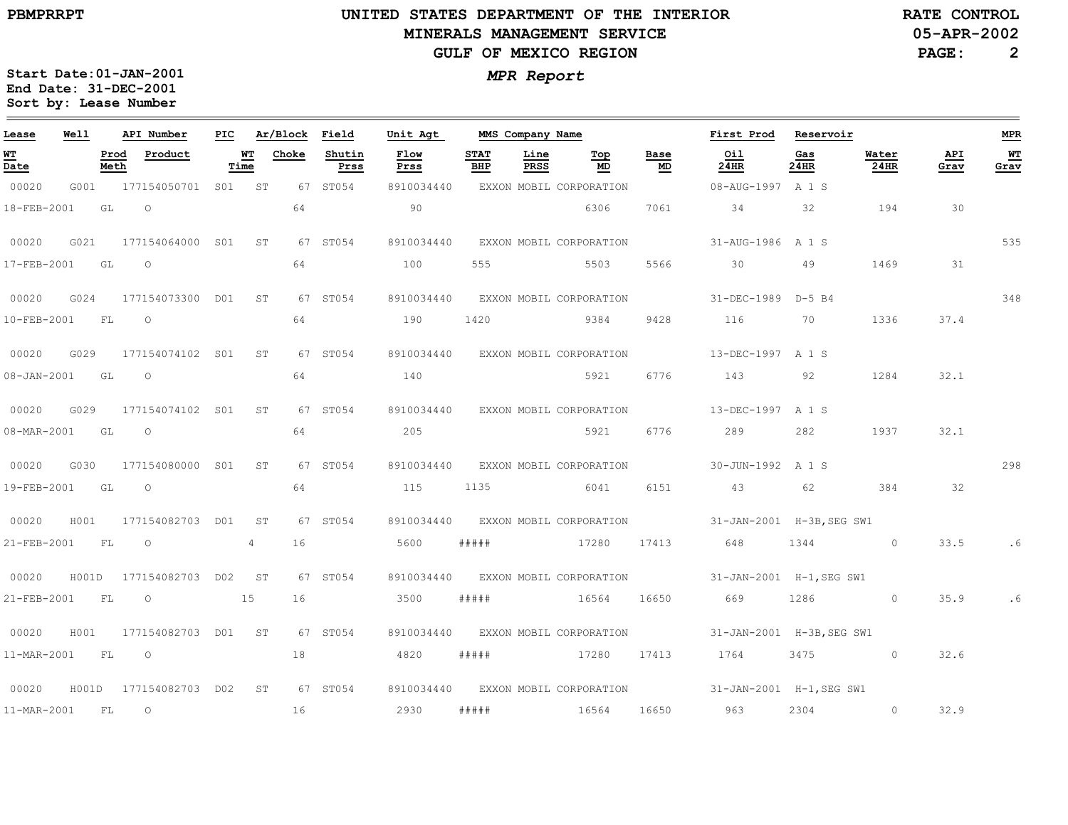# UNITED STATES DEPARTMENT OF THE INTERIOR

## MINERALS MANAGEMENT SERVICE

## GULF OF MEXICO REGION

### *MPR Report*

PBMPRRPT — RATE CONTROL — 05-APR-2002

**Start Date:** 01-JAN-2001
**End Date:** 31-DEC-2001
**Sort by:** Lease Number

| Lease | Well | API Number | PIC | Ar/Block | Field | Unit Agt | MMS Company Name | | | | First Prod | Reservoir | | | MPR |
|---|---|---|---|---|---|---|---|---|---|---|---|---|---|---|---|
| **WT Date** | **Prod Meth** | **Product** | **WT Time** | **Choke** | **Shutin Prss** | **Flow Prss** | **STAT BHP** | **Line PRSS** | **Top MD** | **Base MD** | **Oil 24HR** | **Gas 24HR** | **Water 24HR** | **API Grav** | **WT Grav** |
| 00020 | G001 | 177154050701 | S01 | ST 67 | ST054 | 8910034440 | EXXON MOBIL CORPORATION | | | | 08-AUG-1997 | A 1 S | | | |
| 18-FEB-2001 | GL | O | | 64 | | 90 | | | 6306 | 7061 | 34 | 32 | 194 | 30 | |
| 00020 | G021 | 177154064000 | S01 | ST 67 | ST054 | 8910034440 | EXXON MOBIL CORPORATION | | | | 31-AUG-1986 | A 1 S | | | 535 |
| 17-FEB-2001 | GL | O | | 64 | | 100 | 555 | | 5503 | 5566 | 30 | 49 | 1469 | 31 | |
| 00020 | G024 | 177154073300 | D01 | ST 67 | ST054 | 8910034440 | EXXON MOBIL CORPORATION | | | | 31-DEC-1989 | D-5 B4 | | | 348 |
| 10-FEB-2001 | FL | O | | 64 | | 190 | 1420 | | 9384 | 9428 | 116 | 70 | 1336 | 37.4 | |
| 00020 | G029 | 177154074102 | S01 | ST 67 | ST054 | 8910034440 | EXXON MOBIL CORPORATION | | | | 13-DEC-1997 | A 1 S | | | |
| 08-JAN-2001 | GL | O | | 64 | | 140 | | | 5921 | 6776 | 143 | 92 | 1284 | 32.1 | |
| 00020 | G029 | 177154074102 | S01 | ST 67 | ST054 | 8910034440 | EXXON MOBIL CORPORATION | | | | 13-DEC-1997 | A 1 S | | | |
| 08-MAR-2001 | GL | O | | 64 | | 205 | | | 5921 | 6776 | 289 | 282 | 1937 | 32.1 | |
| 00020 | G030 | 177154080000 | S01 | ST 67 | ST054 | 8910034440 | EXXON MOBIL CORPORATION | | | | 30-JUN-1992 | A 1 S | | | 298 |
| 19-FEB-2001 | GL | O | | 64 | | 115 | 1135 | | 6041 | 6151 | 43 | 62 | 384 | 32 | |
| 00020 | H001 | 177154082703 | D01 | ST 67 | ST054 | 8910034440 | EXXON MOBIL CORPORATION | | | | 31-JAN-2001 | H-3B,SEG SW1 | | | |
| 21-FEB-2001 | FL | O | 4 | 16 | | 5600 | ##### | | 17280 | 17413 | 648 | 1344 | 0 | 33.5 | .6 |
| 00020 | H001D | 177154082703 | D02 | ST 67 | ST054 | 8910034440 | EXXON MOBIL CORPORATION | | | | 31-JAN-2001 | H-1,SEG SW1 | | | |
| 21-FEB-2001 | FL | O | 15 | 16 | | 3500 | ##### | | 16564 | 16650 | 669 | 1286 | 0 | 35.9 | .6 |
| 00020 | H001 | 177154082703 | D01 | ST 67 | ST054 | 8910034440 | EXXON MOBIL CORPORATION | | | | 31-JAN-2001 | H-3B,SEG SW1 | | | |
| 11-MAR-2001 | FL | O | | 18 | | 4820 | ##### | | 17280 | 17413 | 1764 | 3475 | 0 | 32.6 | |
| 00020 | H001D | 177154082703 | D02 | ST 67 | ST054 | 8910034440 | EXXON MOBIL CORPORATION | | | | 31-JAN-2001 | H-1,SEG SW1 | | | |
| 11-MAR-2001 | FL | O | | 16 | | 2930 | ##### | | 16564 | 16650 | 963 | 2304 | 0 | 32.9 | |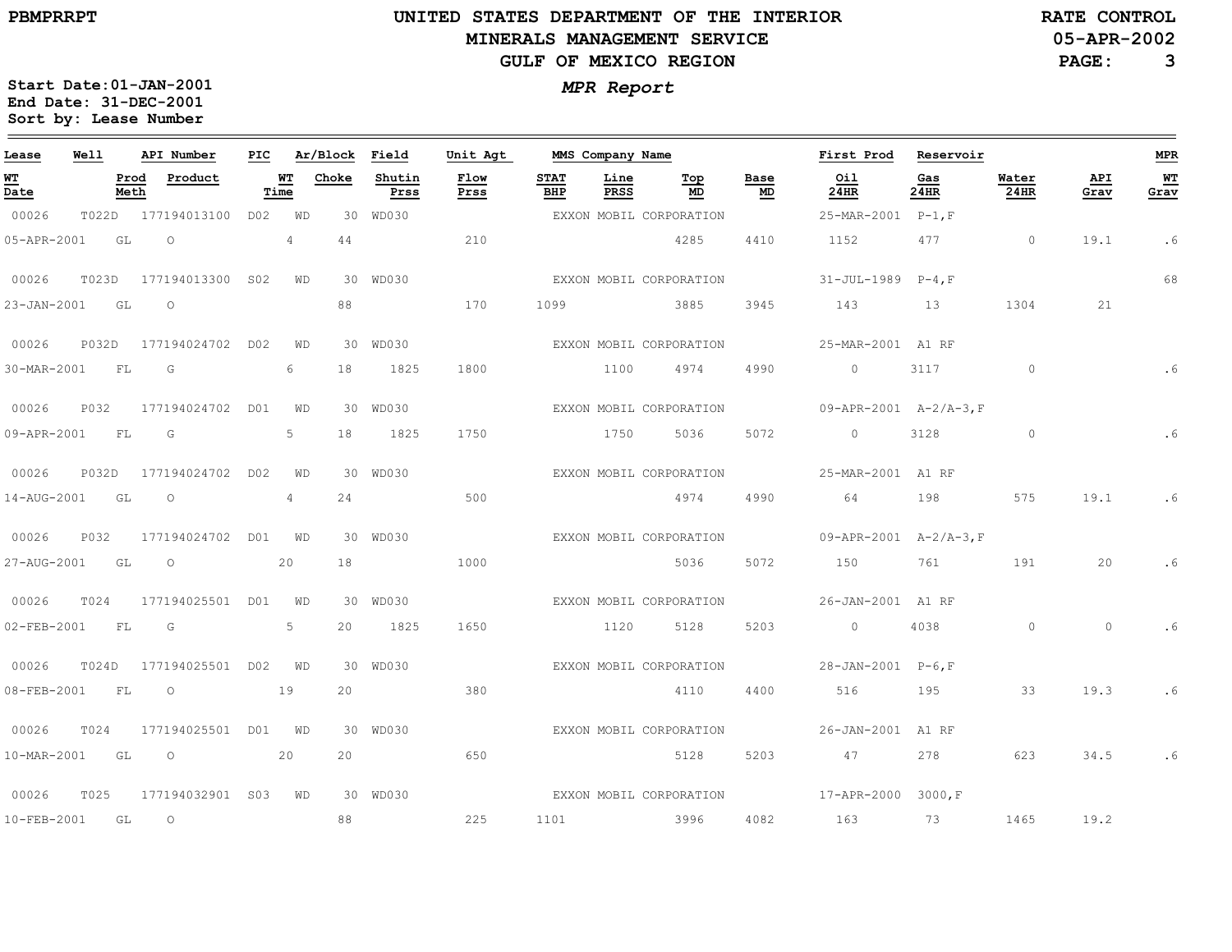**PBMPRRPT**

# UNITED STATES DEPARTMENT OF THE INTERIOR
## MINERALS MANAGEMENT SERVICE
## GULF OF MEXICO REGION

**RATE CONTROL**
**05-APR-2002**

*MPR Report*

**Start Date:** 01-JAN-2001
**End Date:** 31-DEC-2001
**Sort by:** Lease Number

| Lease | Well | API Number | PIC | Ar/Block | | Field | Unit Agt | MMS Company Name | | | | First Prod | Reservoir | | | MPR |
|---|---|---|---|---|---|---|---|---|---|---|---|---|---|---|---|---|
| WT Date | Prod Meth | Product | | WT Time | Choke | Shutin Prss | Flow Prss | STAT BHP | Line PRSS | Top MD | Base MD | Oil 24HR | Gas 24HR | Water 24HR | API Grav | WT Grav |
| 00026 | T022D | 177194013100 | D02 | WD | 30 | WD030 | | EXXON MOBIL CORPORATION | | | | 25-MAR-2001 | P-1,F | | | |
| 05-APR-2001 | GL | O | | 4 | 44 | | 210 | | | 4285 | 4410 | 1152 | 477 | 0 | 19.1 | .6 |
| 00026 | T023D | 177194013300 | S02 | WD | 30 | WD030 | | EXXON MOBIL CORPORATION | | | | 31-JUL-1989 | P-4,F | | | 68 |
| 23-JAN-2001 | GL | O | | | 88 | | 170 | 1099 | | 3885 | 3945 | 143 | 13 | 1304 | 21 | |
| 00026 | P032D | 177194024702 | D02 | WD | 30 | WD030 | | EXXON MOBIL CORPORATION | | | | 25-MAR-2001 | A1 RF | | | |
| 30-MAR-2001 | FL | G | | 6 | 18 | 1825 | 1800 | | 1100 | 4974 | 4990 | 0 | 3117 | 0 | | .6 |
| 00026 | P032 | 177194024702 | D01 | WD | 30 | WD030 | | EXXON MOBIL CORPORATION | | | | 09-APR-2001 | A-2/A-3,F | | | |
| 09-APR-2001 | FL | G | | 5 | 18 | 1825 | 1750 | | 1750 | 5036 | 5072 | 0 | 3128 | 0 | | .6 |
| 00026 | P032D | 177194024702 | D02 | WD | 30 | WD030 | | EXXON MOBIL CORPORATION | | | | 25-MAR-2001 | A1 RF | | | |
| 14-AUG-2001 | GL | O | | 4 | 24 | | 500 | | | 4974 | 4990 | 64 | 198 | 575 | 19.1 | .6 |
| 00026 | P032 | 177194024702 | D01 | WD | 30 | WD030 | | EXXON MOBIL CORPORATION | | | | 09-APR-2001 | A-2/A-3,F | | | |
| 27-AUG-2001 | GL | O | | 20 | 18 | | 1000 | | | 5036 | 5072 | 150 | 761 | 191 | 20 | .6 |
| 00026 | T024 | 177194025501 | D01 | WD | 30 | WD030 | | EXXON MOBIL CORPORATION | | | | 26-JAN-2001 | A1 RF | | | |
| 02-FEB-2001 | FL | G | | 5 | 20 | 1825 | 1650 | | 1120 | 5128 | 5203 | 0 | 4038 | 0 | 0 | .6 |
| 00026 | T024D | 177194025501 | D02 | WD | 30 | WD030 | | EXXON MOBIL CORPORATION | | | | 28-JAN-2001 | P-6,F | | | |
| 08-FEB-2001 | FL | O | | 19 | 20 | | 380 | | | 4110 | 4400 | 516 | 195 | 33 | 19.3 | .6 |
| 00026 | T024 | 177194025501 | D01 | WD | 30 | WD030 | | EXXON MOBIL CORPORATION | | | | 26-JAN-2001 | A1 RF | | | |
| 10-MAR-2001 | GL | O | | 20 | 20 | | 650 | | | 5128 | 5203 | 47 | 278 | 623 | 34.5 | .6 |
| 00026 | T025 | 177194032901 | S03 | WD | 30 | WD030 | | EXXON MOBIL CORPORATION | | | | 17-APR-2000 | 3000,F | | | |
| 10-FEB-2001 | GL | O | | | 88 | | 225 | 1101 | | 3996 | 4082 | 163 | 73 | 1465 | 19.2 | |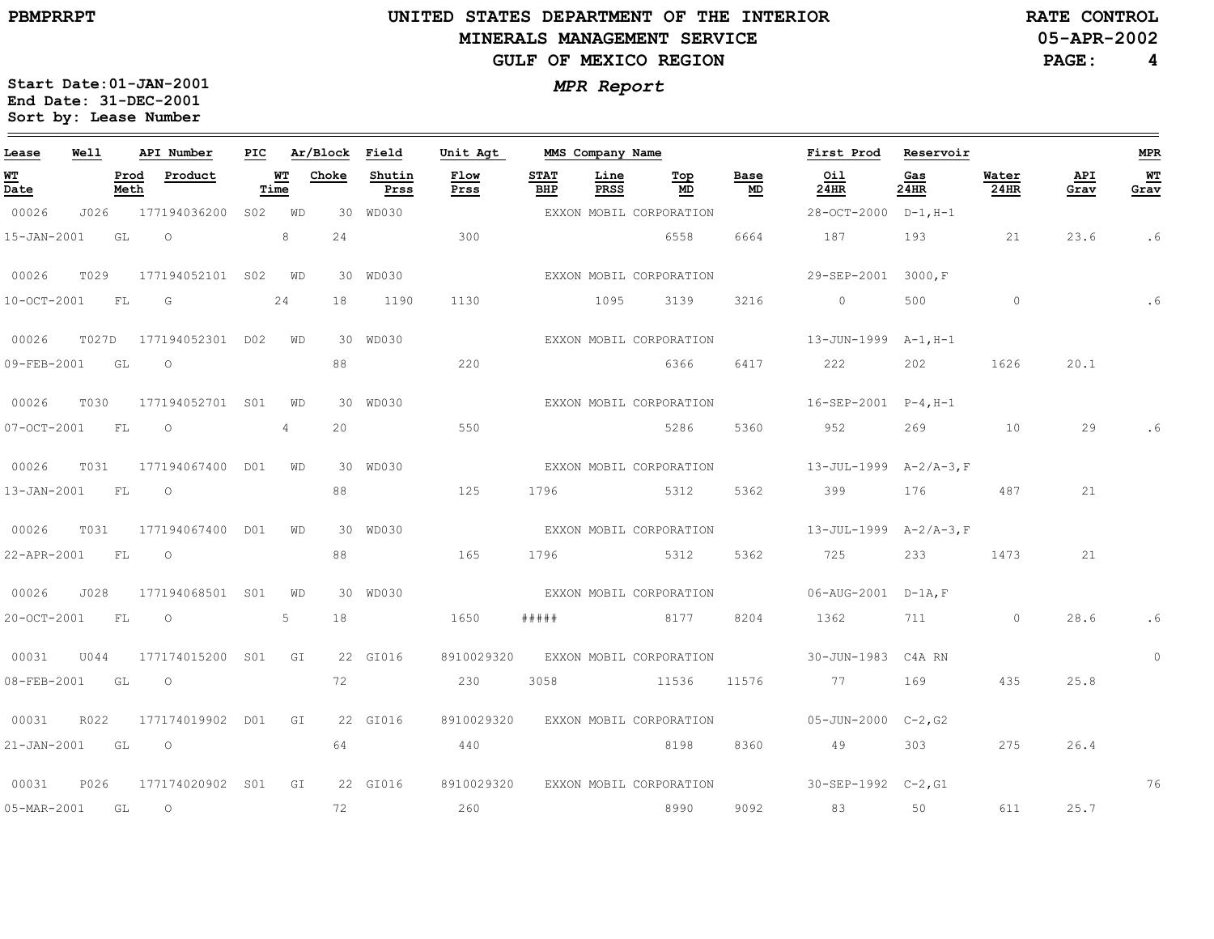# UNITED STATES DEPARTMENT OF THE INTERIOR
## MINERALS MANAGEMENT SERVICE
## GULF OF MEXICO REGION

PBMPRRPT

RATE CONTROL
05-APR-2002

*MPR Report*

**Start Date:** 01-JAN-2001
**End Date:** 31-DEC-2001
**Sort by:** Lease Number

| Lease | Well | API Number | PIC | Ar/Block | Field | Unit Agt | MMS Company Name | | | | First Prod | Reservoir | | | MPR |
|---|---|---|---|---|---|---|---|---|---|---|---|---|---|---|---|
| WT Date | Prod Meth | Product | WT Time | Choke | Shutin Prss | Flow Prss | STAT BHP | Line PRSS | Top MD | Base MD | Oil 24HR | Gas 24HR | Water 24HR | API Grav | WT Grav |
| 00026 | J026 | 177194036200 | S02 | WD 30 | WD030 | | EXXON MOBIL CORPORATION | | | | 28-OCT-2000 | D-1,H-1 | | | |
| 15-JAN-2001 | GL | O | 8 | 24 | | 300 | | | 6558 | 6664 | 187 | 193 | 21 | 23.6 | .6 |
| 00026 | T029 | 177194052101 | S02 | WD 30 | WD030 | | EXXON MOBIL CORPORATION | | | | 29-SEP-2001 | 3000,F | | | |
| 10-OCT-2001 | FL | G | 24 | 18 | 1190 | 1130 | | 1095 | 3139 | 3216 | 0 | 500 | 0 | | .6 |
| 00026 | T027D | 177194052301 | D02 | WD 30 | WD030 | | EXXON MOBIL CORPORATION | | | | 13-JUN-1999 | A-1,H-1 | | | |
| 09-FEB-2001 | GL | O | | 88 | | 220 | | | 6366 | 6417 | 222 | 202 | 1626 | 20.1 | |
| 00026 | T030 | 177194052701 | S01 | WD 30 | WD030 | | EXXON MOBIL CORPORATION | | | | 16-SEP-2001 | P-4,H-1 | | | |
| 07-OCT-2001 | FL | O | 4 | 20 | | 550 | | | 5286 | 5360 | 952 | 269 | 10 | 29 | .6 |
| 00026 | T031 | 177194067400 | D01 | WD 30 | WD030 | | EXXON MOBIL CORPORATION | | | | 13-JUL-1999 | A-2/A-3,F | | | |
| 13-JAN-2001 | FL | O | | 88 | | 125 | 1796 | | 5312 | 5362 | 399 | 176 | 487 | 21 | |
| 00026 | T031 | 177194067400 | D01 | WD 30 | WD030 | | EXXON MOBIL CORPORATION | | | | 13-JUL-1999 | A-2/A-3,F | | | |
| 22-APR-2001 | FL | O | | 88 | | 165 | 1796 | | 5312 | 5362 | 725 | 233 | 1473 | 21 | |
| 00026 | J028 | 177194068501 | S01 | WD 30 | WD030 | | EXXON MOBIL CORPORATION | | | | 06-AUG-2001 | D-1A,F | | | |
| 20-OCT-2001 | FL | O | 5 | 18 | | 1650 | ##### | | 8177 | 8204 | 1362 | 711 | 0 | 28.6 | .6 |
| 00031 | U044 | 177174015200 | S01 | GI 22 | GI016 | 8910029320 | EXXON MOBIL CORPORATION | | | | 30-JUN-1983 | C4A RN | | | 0 |
| 08-FEB-2001 | GL | O | | 72 | | 230 | 3058 | | 11536 | 11576 | 77 | 169 | 435 | 25.8 | |
| 00031 | R022 | 177174019902 | D01 | GI 22 | GI016 | 8910029320 | EXXON MOBIL CORPORATION | | | | 05-JUN-2000 | C-2,G2 | | | |
| 21-JAN-2001 | GL | O | | 64 | | 440 | | | 8198 | 8360 | 49 | 303 | 275 | 26.4 | |
| 00031 | P026 | 177174020902 | S01 | GI 22 | GI016 | 8910029320 | EXXON MOBIL CORPORATION | | | | 30-SEP-1992 | C-2,G1 | | | 76 |
| 05-MAR-2001 | GL | O | | 72 | | 260 | | | 8990 | 9092 | 83 | 50 | 611 | 25.7 | |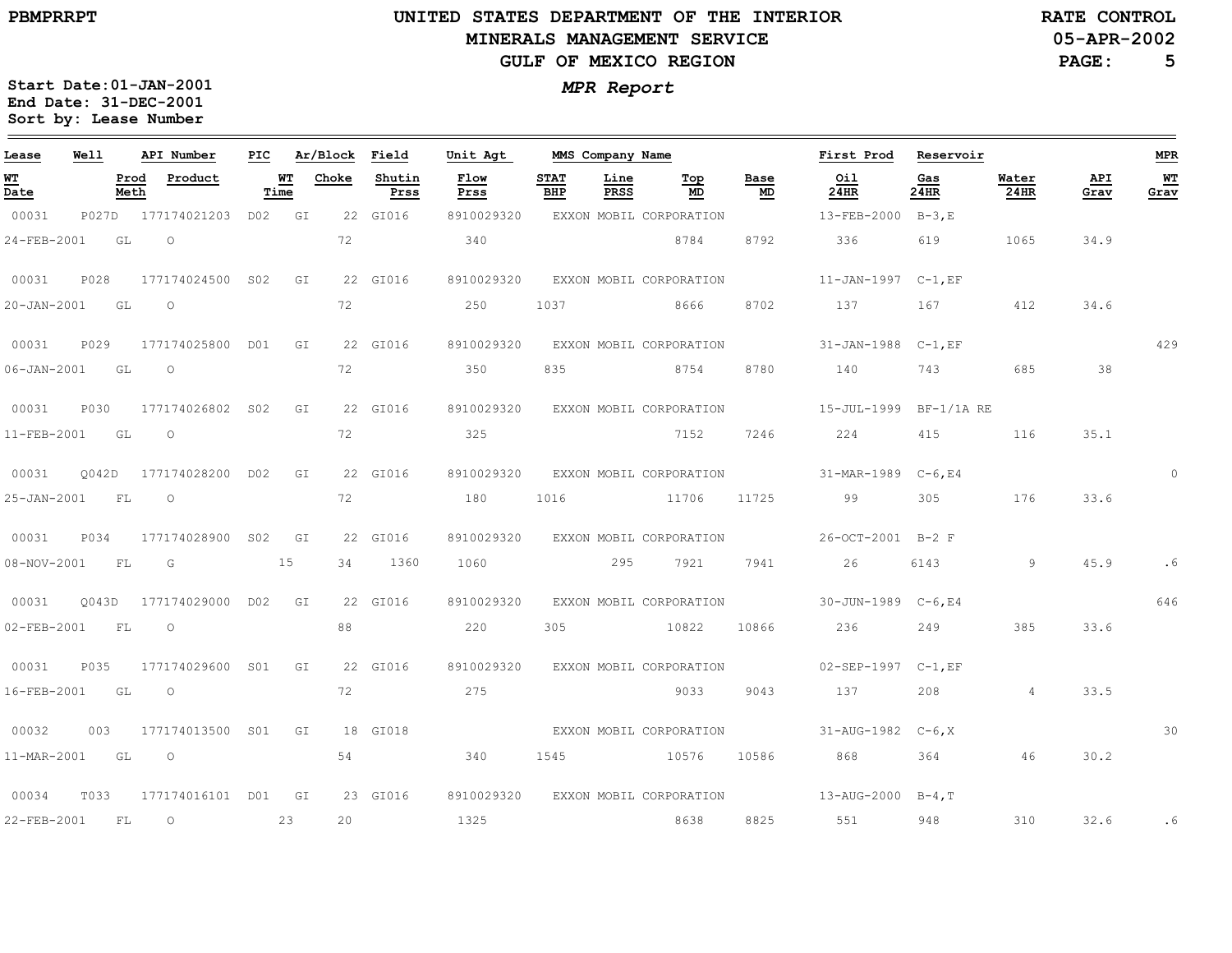PBMPRRPT

# UNITED STATES DEPARTMENT OF THE INTERIOR
## MINERALS MANAGEMENT SERVICE
## GULF OF MEXICO REGION

RATE CONTROL
05-APR-2002

### *MPR Report*

**Start Date:01-JAN-2001**
**End Date: 31-DEC-2001**
**Sort by: Lease Number**

| Lease | Well | API Number | PIC | Ar/Block | Field | Unit Agt | MMS Company Name | | | | First Prod | Reservoir | | | MPR |
|---|---|---|---|---|---|---|---|---|---|---|---|---|---|---|---|
| **WT Date** | **Prod Meth** | **Product** | **WT Time** | **Choke** | **Shutin Prss** | **Flow Prss** | **STAT BHP** | **Line PRSS** | **Top MD** | **Base MD** | **Oil 24HR** | **Gas 24HR** | **Water 24HR** | **API Grav** | **WT Grav** |
| 00031 | P027D | 177174021203 | D02 | GI 22 | GI016 | 8910029320 | EXXON MOBIL CORPORATION | | | | 13-FEB-2000 | B-3,E | | | |
| 24-FEB-2001 | GL | O | | 72 | | 340 | | | 8784 | 8792 | 336 | 619 | 1065 | 34.9 | |
| 00031 | P028 | 177174024500 | S02 | GI 22 | GI016 | 8910029320 | EXXON MOBIL CORPORATION | | | | 11-JAN-1997 | C-1,EF | | | |
| 20-JAN-2001 | GL | O | | 72 | | 250 | 1037 | | 8666 | 8702 | 137 | 167 | 412 | 34.6 | |
| 00031 | P029 | 177174025800 | D01 | GI 22 | GI016 | 8910029320 | EXXON MOBIL CORPORATION | | | | 31-JAN-1988 | C-1,EF | | | 429 |
| 06-JAN-2001 | GL | O | | 72 | | 350 | 835 | | 8754 | 8780 | 140 | 743 | 685 | 38 | |
| 00031 | P030 | 177174026802 | S02 | GI 22 | GI016 | 8910029320 | EXXON MOBIL CORPORATION | | | | 15-JUL-1999 | BF-1/1A RE | | | |
| 11-FEB-2001 | GL | O | | 72 | | 325 | | | 7152 | 7246 | 224 | 415 | 116 | 35.1 | |
| 00031 | Q042D | 177174028200 | D02 | GI 22 | GI016 | 8910029320 | EXXON MOBIL CORPORATION | | | | 31-MAR-1989 | C-6,E4 | | | 0 |
| 25-JAN-2001 | FL | O | | 72 | | 180 | 1016 | | 11706 | 11725 | 99 | 305 | 176 | 33.6 | |
| 00031 | P034 | 177174028900 | S02 | GI 22 | GI016 | 8910029320 | EXXON MOBIL CORPORATION | | | | 26-OCT-2001 | B-2 F | | | |
| 08-NOV-2001 | FL | G | 15 | 34 | 1360 | 1060 | | 295 | 7921 | 7941 | 26 | 6143 | 9 | 45.9 | .6 |
| 00031 | Q043D | 177174029000 | D02 | GI 22 | GI016 | 8910029320 | EXXON MOBIL CORPORATION | | | | 30-JUN-1989 | C-6,E4 | | | 646 |
| 02-FEB-2001 | FL | O | | 88 | | 220 | 305 | | 10822 | 10866 | 236 | 249 | 385 | 33.6 | |
| 00031 | P035 | 177174029600 | S01 | GI 22 | GI016 | 8910029320 | EXXON MOBIL CORPORATION | | | | 02-SEP-1997 | C-1,EF | | | |
| 16-FEB-2001 | GL | O | | 72 | | 275 | | | 9033 | 9043 | 137 | 208 | 4 | 33.5 | |
| 00032 | 003 | 177174013500 | S01 | GI 18 | GI018 | | EXXON MOBIL CORPORATION | | | | 31-AUG-1982 | C-6,X | | | 30 |
| 11-MAR-2001 | GL | O | | 54 | | 340 | 1545 | | 10576 | 10586 | 868 | 364 | 46 | 30.2 | |
| 00034 | T033 | 177174016101 | D01 | GI 23 | GI016 | 8910029320 | EXXON MOBIL CORPORATION | | | | 13-AUG-2000 | B-4,T | | | |
| 22-FEB-2001 | FL | O | 23 | 20 | | 1325 | | | 8638 | 8825 | 551 | 948 | 310 | 32.6 | .6 |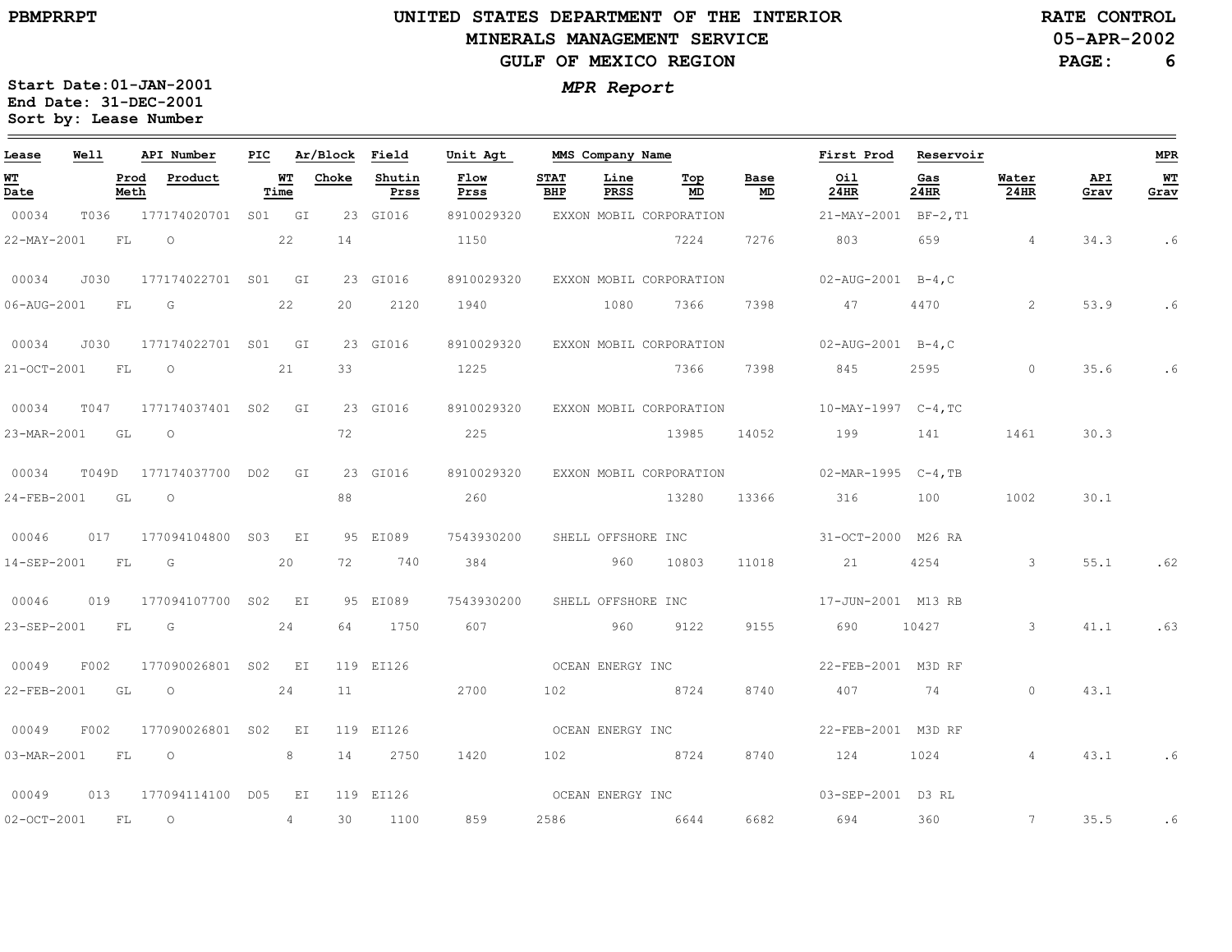PBMPRRPT

# UNITED STATES DEPARTMENT OF THE INTERIOR
## MINERALS MANAGEMENT SERVICE
## GULF OF MEXICO REGION

RATE CONTROL
05-APR-2002

Start Date:01-JAN-2001
End Date: 31-DEC-2001
Sort by: Lease Number

***MPR Report***

| Lease | Well | API Number | PIC | Ar/Block | | Field | Unit Agt | MMS Company Name | | | | First Prod | Reservoir | | | MPR |
|---|---|---|---|---|---|---|---|---|---|---|---|---|---|---|---|---|
| **WT Date** | **Prod Meth** | **Product** | **WT Time** | **Choke** | | **Shutin Prss** | **Flow Prss** | **STAT BHP** | **Line PRSS** | **Top MD** | **Base MD** | **Oil 24HR** | **Gas 24HR** | **Water 24HR** | **API Grav** | **WT Grav** |
| 00034 | T036 | 177174020701 | S01 | GI | 23 | GI016 | 8910029320 | EXXON MOBIL CORPORATION | | | | 21-MAY-2001 | BF-2,T1 | | | |
| 22-MAY-2001 | FL | O | 22 | 14 | | | 1150 | | | 7224 | 7276 | 803 | 659 | 4 | 34.3 | .6 |
| 00034 | J030 | 177174022701 | S01 | GI | 23 | GI016 | 8910029320 | EXXON MOBIL CORPORATION | | | | 02-AUG-2001 | B-4,C | | | |
| 06-AUG-2001 | FL | G | 22 | 20 | | 2120 | 1940 | | 1080 | 7366 | 7398 | 47 | 4470 | 2 | 53.9 | .6 |
| 00034 | J030 | 177174022701 | S01 | GI | 23 | GI016 | 8910029320 | EXXON MOBIL CORPORATION | | | | 02-AUG-2001 | B-4,C | | | |
| 21-OCT-2001 | FL | O | 21 | 33 | | | 1225 | | | 7366 | 7398 | 845 | 2595 | 0 | 35.6 | .6 |
| 00034 | T047 | 177174037401 | S02 | GI | 23 | GI016 | 8910029320 | EXXON MOBIL CORPORATION | | | | 10-MAY-1997 | C-4,TC | | | |
| 23-MAR-2001 | GL | O | | 72 | | | 225 | | | 13985 | 14052 | 199 | 141 | 1461 | 30.3 | |
| 00034 | T049D | 177174037700 | D02 | GI | 23 | GI016 | 8910029320 | EXXON MOBIL CORPORATION | | | | 02-MAR-1995 | C-4,TB | | | |
| 24-FEB-2001 | GL | O | | 88 | | | 260 | | | 13280 | 13366 | 316 | 100 | 1002 | 30.1 | |
| 00046 | 017 | 177094104800 | S03 | EI | 95 | EI089 | 7543930200 | SHELL OFFSHORE INC | | | | 31-OCT-2000 | M26 RA | | | |
| 14-SEP-2001 | FL | G | 20 | 72 | | 740 | 384 | | 960 | 10803 | 11018 | 21 | 4254 | 3 | 55.1 | .62 |
| 00046 | 019 | 177094107700 | S02 | EI | 95 | EI089 | 7543930200 | SHELL OFFSHORE INC | | | | 17-JUN-2001 | M13 RB | | | |
| 23-SEP-2001 | FL | G | 24 | 64 | | 1750 | 607 | | 960 | 9122 | 9155 | 690 | 10427 | 3 | 41.1 | .63 |
| 00049 | F002 | 177090026801 | S02 | EI | 119 | EI126 | | OCEAN ENERGY INC | | | | 22-FEB-2001 | M3D RF | | | |
| 22-FEB-2001 | GL | O | 24 | 11 | | | 2700 | 102 | | 8724 | 8740 | 407 | 74 | 0 | 43.1 | |
| 00049 | F002 | 177090026801 | S02 | EI | 119 | EI126 | | OCEAN ENERGY INC | | | | 22-FEB-2001 | M3D RF | | | |
| 03-MAR-2001 | FL | O | 8 | 14 | | 2750 | 1420 | 102 | | 8724 | 8740 | 124 | 1024 | 4 | 43.1 | .6 |
| 00049 | 013 | 177094114100 | D05 | EI | 119 | EI126 | | OCEAN ENERGY INC | | | | 03-SEP-2001 | D3 RL | | | |
| 02-OCT-2001 | FL | O | 4 | 30 | | 1100 | 859 | 2586 | | 6644 | 6682 | 694 | 360 | 7 | 35.5 | .6 |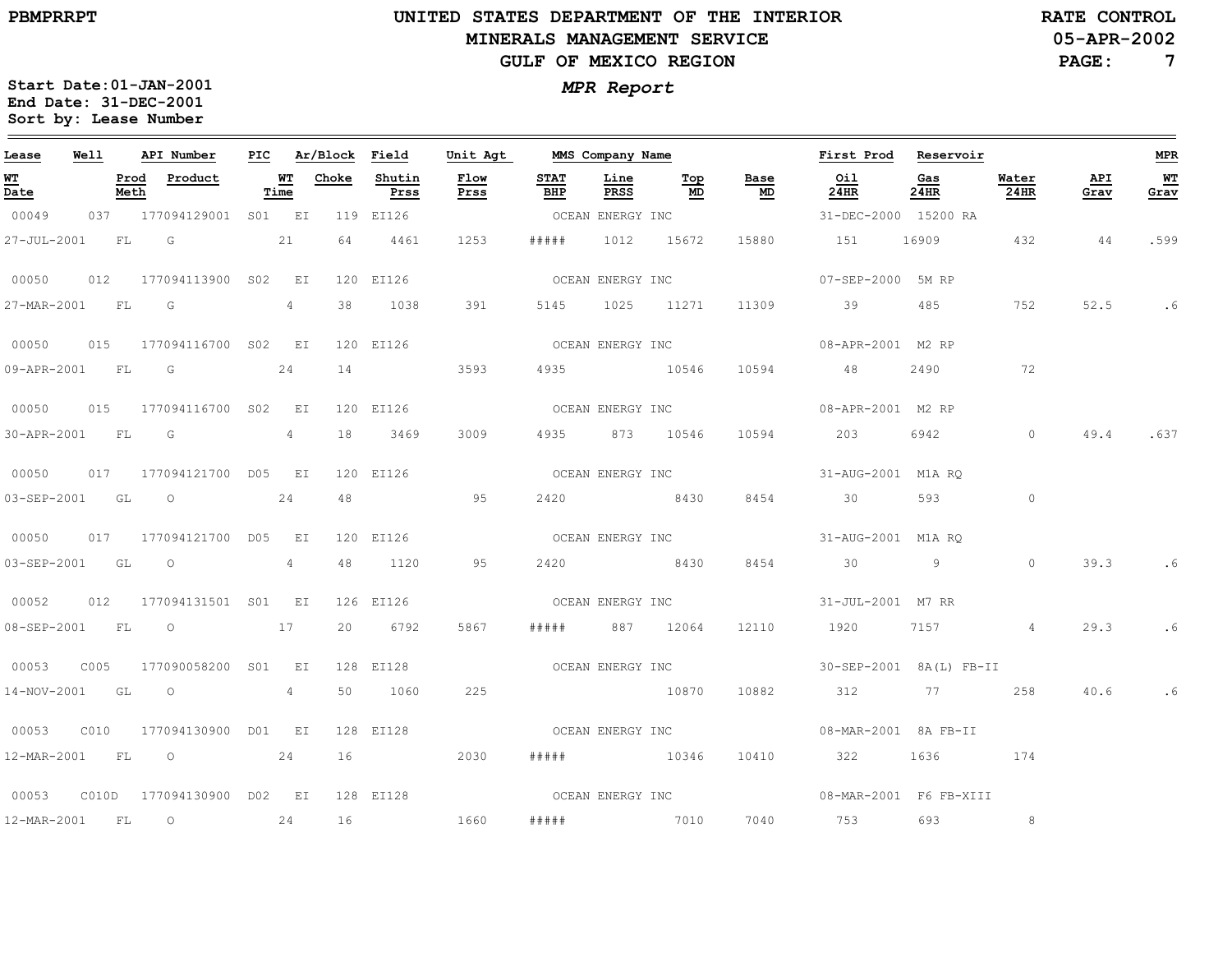UNITED STATES DEPARTMENT OF THE INTERIOR
MINERALS MANAGEMENT SERVICE
GULF OF MEXICO REGION

PBMPRRPT — RATE CONTROL — 05-APR-2002

*MPR Report*

Start Date:01-JAN-2001
End Date: 31-DEC-2001
Sort by: Lease Number

| Lease | Well | API Number | PIC | Ar/Block | | Field | Unit Agt | MMS Company Name | | | | First Prod | Reservoir | | | MPR |
|---|---|---|---|---|---|---|---|---|---|---|---|---|---|---|---|---|
| WT Date | Prod Meth | Product | | WT Time | Choke | Shutin Prss | Flow Prss | STAT BHP | Line PRSS | Top MD | Base MD | Oil 24HR | Gas 24HR | Water 24HR | API Grav | WT Grav |
| 00049 | 037 | 177094129001 | S01 | EI | 119 | EI126 | | OCEAN ENERGY INC | | | | 31-DEC-2000 | 15200 RA | | | |
| 27-JUL-2001 | FL | G | | 21 | 64 | 4461 | 1253 | ##### | 1012 | 15672 | 15880 | 151 | 16909 | 432 | 44 | .599 |
| 00050 | 012 | 177094113900 | S02 | EI | 120 | EI126 | | OCEAN ENERGY INC | | | | 07-SEP-2000 | 5M RP | | | |
| 27-MAR-2001 | FL | G | | 4 | 38 | 1038 | 391 | 5145 | 1025 | 11271 | 11309 | 39 | 485 | 752 | 52.5 | .6 |
| 00050 | 015 | 177094116700 | S02 | EI | 120 | EI126 | | OCEAN ENERGY INC | | | | 08-APR-2001 | M2 RP | | | |
| 09-APR-2001 | FL | G | | 24 | 14 | | 3593 | 4935 | | 10546 | 10594 | 48 | 2490 | 72 | | |
| 00050 | 015 | 177094116700 | S02 | EI | 120 | EI126 | | OCEAN ENERGY INC | | | | 08-APR-2001 | M2 RP | | | |
| 30-APR-2001 | FL | G | | 4 | 18 | 3469 | 3009 | 4935 | 873 | 10546 | 10594 | 203 | 6942 | 0 | 49.4 | .637 |
| 00050 | 017 | 177094121700 | D05 | EI | 120 | EI126 | | OCEAN ENERGY INC | | | | 31-AUG-2001 | M1A RQ | | | |
| 03-SEP-2001 | GL | O | | 24 | 48 | | 95 | 2420 | | 8430 | 8454 | 30 | 593 | 0 | | |
| 00050 | 017 | 177094121700 | D05 | EI | 120 | EI126 | | OCEAN ENERGY INC | | | | 31-AUG-2001 | M1A RQ | | | |
| 03-SEP-2001 | GL | O | | 4 | 48 | 1120 | 95 | 2420 | | 8430 | 8454 | 30 | 9 | 0 | 39.3 | .6 |
| 00052 | 012 | 177094131501 | S01 | EI | 126 | EI126 | | OCEAN ENERGY INC | | | | 31-JUL-2001 | M7 RR | | | |
| 08-SEP-2001 | FL | O | | 17 | 20 | 6792 | 5867 | ##### | 887 | 12064 | 12110 | 1920 | 7157 | 4 | 29.3 | .6 |
| 00053 | C005 | 177090058200 | S01 | EI | 128 | EI128 | | OCEAN ENERGY INC | | | | 30-SEP-2001 | 8A(L) FB-II | | | |
| 14-NOV-2001 | GL | O | | 4 | 50 | 1060 | 225 | | | 10870 | 10882 | 312 | 77 | 258 | 40.6 | .6 |
| 00053 | C010 | 177094130900 | D01 | EI | 128 | EI128 | | OCEAN ENERGY INC | | | | 08-MAR-2001 | 8A FB-II | | | |
| 12-MAR-2001 | FL | O | | 24 | 16 | | 2030 | ##### | | 10346 | 10410 | 322 | 1636 | 174 | | |
| 00053 | C010D | 177094130900 | D02 | EI | 128 | EI128 | | OCEAN ENERGY INC | | | | 08-MAR-2001 | F6 FB-XIII | | | |
| 12-MAR-2001 | FL | O | | 24 | 16 | | 1660 | ##### | | 7010 | 7040 | 753 | 693 | 8 | | |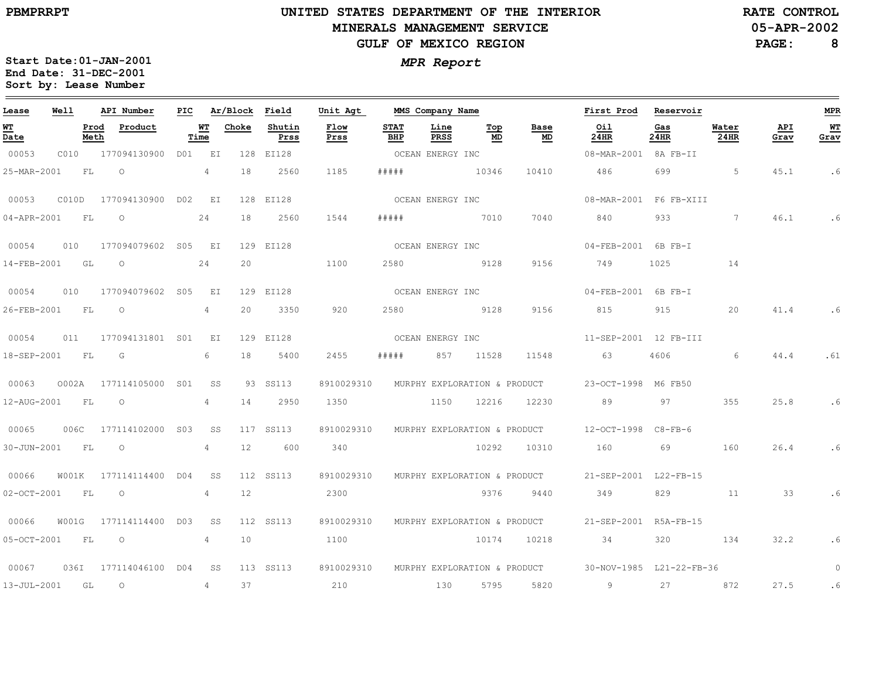# UNITED STATES DEPARTMENT OF THE INTERIOR
## MINERALS MANAGEMENT SERVICE
## GULF OF MEXICO REGION

**RATE CONTROL**
**05-APR-2002**

**Start Date:01-JAN-2001**
**End Date: 31-DEC-2001**
**Sort by: Lease Number**

***MPR Report***

| Lease | Well | API Number | PIC | Ar/Block | Field | Unit Agt | MMS Company Name | | | | First Prod | Reservoir | | | MPR |
|---|---|---|---|---|---|---|---|---|---|---|---|---|---|---|---|
| **WT Date** | **Prod Meth** | **Product** | **WT Time** | **Choke** | **Shutin Prss** | **Flow Prss** | **STAT BHP** | **Line PRSS** | **Top MD** | **Base MD** | **Oil 24HR** | **Gas 24HR** | **Water 24HR** | **API Grav** | **WT Grav** |
| 00053 | C010 | 177094130900 | D01 | EI 128 | EI128 | | OCEAN ENERGY INC | | | | 08-MAR-2001 | 8A FB-II | | | |
| 25-MAR-2001 | FL | O | 4 | 18 | 2560 | 1185 | ##### | | 10346 | 10410 | 486 | 699 | 5 | 45.1 | .6 |
| 00053 | C010D | 177094130900 | D02 | EI 128 | EI128 | | OCEAN ENERGY INC | | | | 08-MAR-2001 | F6 FB-XIII | | | |
| 04-APR-2001 | FL | O | 24 | 18 | 2560 | 1544 | ##### | | 7010 | 7040 | 840 | 933 | 7 | 46.1 | .6 |
| 00054 | 010 | 177094079602 | S05 | EI 129 | EI128 | | OCEAN ENERGY INC | | | | 04-FEB-2001 | 6B FB-I | | | |
| 14-FEB-2001 | GL | O | 24 | 20 | | 1100 | 2580 | | 9128 | 9156 | 749 | 1025 | 14 | | |
| 00054 | 010 | 177094079602 | S05 | EI 129 | EI128 | | OCEAN ENERGY INC | | | | 04-FEB-2001 | 6B FB-I | | | |
| 26-FEB-2001 | FL | O | 4 | 20 | 3350 | 920 | 2580 | | 9128 | 9156 | 815 | 915 | 20 | 41.4 | .6 |
| 00054 | 011 | 177094131801 | S01 | EI 129 | EI128 | | OCEAN ENERGY INC | | | | 11-SEP-2001 | 12 FB-III | | | |
| 18-SEP-2001 | FL | G | 6 | 18 | 5400 | 2455 | ##### | 857 | 11528 | 11548 | 63 | 4606 | 6 | 44.4 | .61 |
| 00063 | O002A | 177114105000 | S01 | SS 93 | SS113 | 8910029310 | MURPHY EXPLORATION & PRODUCT | | | | 23-OCT-1998 | M6 FB50 | | | |
| 12-AUG-2001 | FL | O | 4 | 14 | 2950 | 1350 | | 1150 | 12216 | 12230 | 89 | 97 | 355 | 25.8 | .6 |
| 00065 | 006C | 177114102000 | S03 | SS 117 | SS113 | 8910029310 | MURPHY EXPLORATION & PRODUCT | | | | 12-OCT-1998 | C8-FB-6 | | | |
| 30-JUN-2001 | FL | O | 4 | 12 | 600 | 340 | | | 10292 | 10310 | 160 | 69 | 160 | 26.4 | .6 |
| 00066 | W001K | 177114114400 | D04 | SS 112 | SS113 | 8910029310 | MURPHY EXPLORATION & PRODUCT | | | | 21-SEP-2001 | L22-FB-15 | | | |
| 02-OCT-2001 | FL | O | 4 | 12 | | 2300 | | | 9376 | 9440 | 349 | 829 | 11 | 33 | .6 |
| 00066 | W001G | 177114114400 | D03 | SS 112 | SS113 | 8910029310 | MURPHY EXPLORATION & PRODUCT | | | | 21-SEP-2001 | R5A-FB-15 | | | |
| 05-OCT-2001 | FL | O | 4 | 10 | | 1100 | | | 10174 | 10218 | 34 | 320 | 134 | 32.2 | .6 |
| 00067 | 036I | 177114046100 | D04 | SS 113 | SS113 | 8910029310 | MURPHY EXPLORATION & PRODUCT | | | | 30-NOV-1985 | L21-22-FB-36 | | | 0 |
| 13-JUL-2001 | GL | O | 4 | 37 | | 210 | | 130 | 5795 | 5820 | 9 | 27 | 872 | 27.5 | .6 |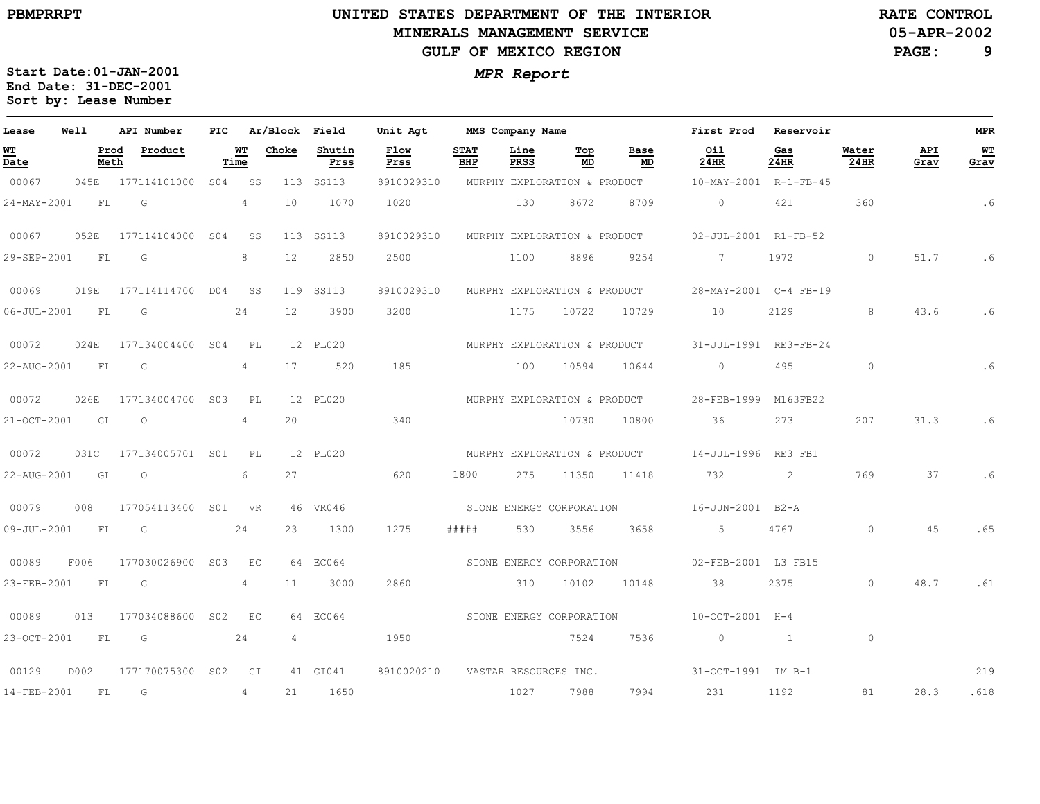PBMPRRPT

# UNITED STATES DEPARTMENT OF THE INTERIOR
## MINERALS MANAGEMENT SERVICE
## GULF OF MEXICO REGION

RATE CONTROL
05-APR-2002

Start Date: 01-JAN-2001
End Date: 31-DEC-2001
Sort by: Lease Number

***MPR Report***

| Lease | Well | API Number | PIC | Ar/Block | | Field | Unit Agt | MMS Company Name | | | | First Prod | Reservoir | | | MPR |
|---|---|---|---|---|---|---|---|---|---|---|---|---|---|---|---|---|
| WT Date | Prod Meth | Product | | WT Time | Choke | Shutin Prss | Flow Prss | STAT BHP | Line PRSS | Top MD | Base MD | Oil 24HR | Gas 24HR | Water 24HR | API Grav | WT Grav |
| 00067 | 045E | 177114101000 | S04 | SS | 113 | SS113 | 8910029310 | MURPHY EXPLORATION & PRODUCT | | | | 10-MAY-2001 | R-1-FB-45 | | | |
| 24-MAY-2001 | FL | G | | 4 | 10 | 1070 | 1020 | | 130 | 8672 | 8709 | 0 | 421 | 360 | | .6 |
| 00067 | 052E | 177114104000 | S04 | SS | 113 | SS113 | 8910029310 | MURPHY EXPLORATION & PRODUCT | | | | 02-JUL-2001 | R1-FB-52 | | | |
| 29-SEP-2001 | FL | G | | 8 | 12 | 2850 | 2500 | | 1100 | 8896 | 9254 | 7 | 1972 | 0 | 51.7 | .6 |
| 00069 | 019E | 177114114700 | D04 | SS | 119 | SS113 | 8910029310 | MURPHY EXPLORATION & PRODUCT | | | | 28-MAY-2001 | C-4 FB-19 | | | |
| 06-JUL-2001 | FL | G | | 24 | 12 | 3900 | 3200 | | 1175 | 10722 | 10729 | 10 | 2129 | 8 | 43.6 | .6 |
| 00072 | 024E | 177134004400 | S04 | PL | 12 | PL020 | | MURPHY EXPLORATION & PRODUCT | | | | 31-JUL-1991 | RE3-FB-24 | | | |
| 22-AUG-2001 | FL | G | | 4 | 17 | 520 | 185 | | 100 | 10594 | 10644 | 0 | 495 | 0 | | .6 |
| 00072 | 026E | 177134004700 | S03 | PL | 12 | PL020 | | MURPHY EXPLORATION & PRODUCT | | | | 28-FEB-1999 | M163FB22 | | | |
| 21-OCT-2001 | GL | O | | 4 | 20 | | 340 | | | 10730 | 10800 | 36 | 273 | 207 | 31.3 | .6 |
| 00072 | 031C | 177134005701 | S01 | PL | 12 | PL020 | | MURPHY EXPLORATION & PRODUCT | | | | 14-JUL-1996 | RE3 FB1 | | | |
| 22-AUG-2001 | GL | O | | 6 | 27 | | 620 | 1800 | 275 | 11350 | 11418 | 732 | 2 | 769 | 37 | .6 |
| 00079 | 008 | 177054113400 | S01 | VR | 46 | VR046 | | STONE ENERGY CORPORATION | | | | 16-JUN-2001 | B2-A | | | |
| 09-JUL-2001 | FL | G | | 24 | 23 | 1300 | 1275 | ##### | 530 | 3556 | 3658 | 5 | 4767 | 0 | 45 | .65 |
| 00089 | F006 | 177030026900 | S03 | EC | 64 | EC064 | | STONE ENERGY CORPORATION | | | | 02-FEB-2001 | L3 FB15 | | | |
| 23-FEB-2001 | FL | G | | 4 | 11 | 3000 | 2860 | | 310 | 10102 | 10148 | 38 | 2375 | 0 | 48.7 | .61 |
| 00089 | 013 | 177034088600 | S02 | EC | 64 | EC064 | | STONE ENERGY CORPORATION | | | | 10-OCT-2001 | H-4 | | | |
| 23-OCT-2001 | FL | G | | 24 | 4 | | 1950 | | | 7524 | 7536 | 0 | 1 | 0 | | |
| 00129 | D002 | 177170075300 | S02 | GI | 41 | GI041 | 8910020210 | VASTAR RESOURCES INC. | | | | 31-OCT-1991 | IM B-1 | | | 219 |
| 14-FEB-2001 | FL | G | | 4 | 21 | 1650 | | | 1027 | 7988 | 7994 | 231 | 1192 | 81 | 28.3 | .618 |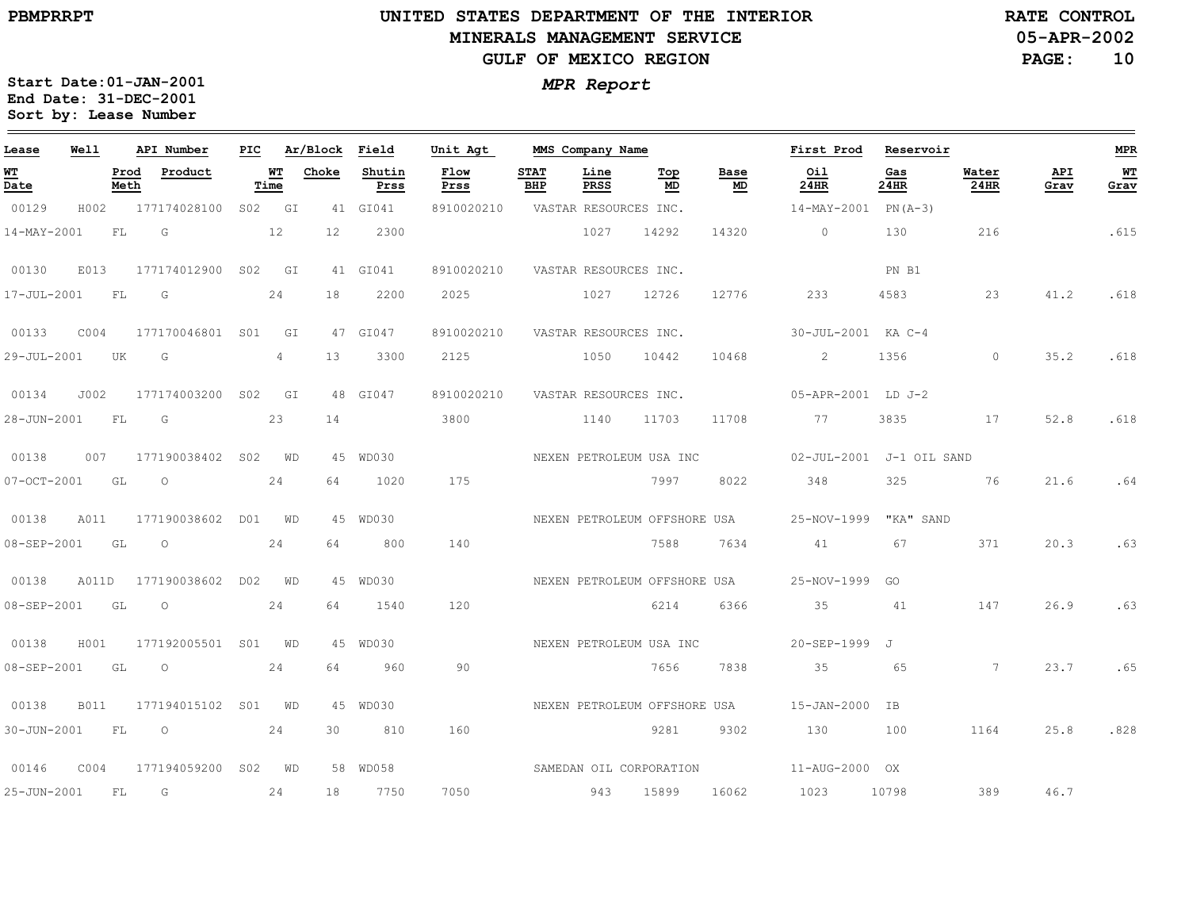# UNITED STATES DEPARTMENT OF THE INTERIOR
## MINERALS MANAGEMENT SERVICE
## GULF OF MEXICO REGION

PBMPRRPT

RATE CONTROL
05-APR-2002

*MPR Report*

**Start Date:01-JAN-2001**
**End Date: 31-DEC-2001**
**Sort by: Lease Number**

| Lease | Well | API Number | PIC | Ar/Block | | Field | Unit Agt | MMS Company Name | | | | First Prod | Reservoir | | | MPR |
|---|---|---|---|---|---|---|---|---|---|---|---|---|---|---|---|---|
| **WT Date** | **Prod Meth** | **Product** | **WT Time** | **Choke** | | **Shutin Prss** | **Flow Prss** | **STAT BHP** | **Line PRSS** | **Top MD** | **Base MD** | **Oil 24HR** | **Gas 24HR** | **Water 24HR** | **API Grav** | **WT Grav** |
| 00129 | H002 | 177174028100 | S02 | GI | 41 | GI041 | 8910020210 | VASTAR RESOURCES INC. | | | | 14-MAY-2001 | PN(A-3) | | | |
| 14-MAY-2001 | FL | G | 12 | 12 | | 2300 | | | 1027 | 14292 | 14320 | 0 | 130 | 216 | | .615 |
| 00130 | E013 | 177174012900 | S02 | GI | 41 | GI041 | 8910020210 | VASTAR RESOURCES INC. | | | | | PN B1 | | | |
| 17-JUL-2001 | FL | G | 24 | 18 | | 2200 | 2025 | | 1027 | 12726 | 12776 | 233 | 4583 | 23 | 41.2 | .618 |
| 00133 | C004 | 177170046801 | S01 | GI | 47 | GI047 | 8910020210 | VASTAR RESOURCES INC. | | | | 30-JUL-2001 | KA C-4 | | | |
| 29-JUL-2001 | UK | G | 4 | 13 | | 3300 | 2125 | | 1050 | 10442 | 10468 | 2 | 1356 | 0 | 35.2 | .618 |
| 00134 | J002 | 177174003200 | S02 | GI | 48 | GI047 | 8910020210 | VASTAR RESOURCES INC. | | | | 05-APR-2001 | LD J-2 | | | |
| 28-JUN-2001 | FL | G | 23 | 14 | | | 3800 | | 1140 | 11703 | 11708 | 77 | 3835 | 17 | 52.8 | .618 |
| 00138 | 007 | 177190038402 | S02 | WD | 45 | WD030 | | NEXEN PETROLEUM USA INC | | | | 02-JUL-2001 | J-1 OIL SAND | | | |
| 07-OCT-2001 | GL | O | 24 | 64 | | 1020 | 175 | | | 7997 | 8022 | 348 | 325 | 76 | 21.6 | .64 |
| 00138 | A011 | 177190038602 | D01 | WD | 45 | WD030 | | NEXEN PETROLEUM OFFSHORE USA | | | | 25-NOV-1999 | "KA" SAND | | | |
| 08-SEP-2001 | GL | O | 24 | 64 | | 800 | 140 | | | 7588 | 7634 | 41 | 67 | 371 | 20.3 | .63 |
| 00138 | A011D | 177190038602 | D02 | WD | 45 | WD030 | | NEXEN PETROLEUM OFFSHORE USA | | | | 25-NOV-1999 | GO | | | |
| 08-SEP-2001 | GL | O | 24 | 64 | | 1540 | 120 | | | 6214 | 6366 | 35 | 41 | 147 | 26.9 | .63 |
| 00138 | H001 | 177192005501 | S01 | WD | 45 | WD030 | | NEXEN PETROLEUM USA INC | | | | 20-SEP-1999 | J | | | |
| 08-SEP-2001 | GL | O | 24 | 64 | | 960 | 90 | | | 7656 | 7838 | 35 | 65 | 7 | 23.7 | .65 |
| 00138 | B011 | 177194015102 | S01 | WD | 45 | WD030 | | NEXEN PETROLEUM OFFSHORE USA | | | | 15-JAN-2000 | IB | | | |
| 30-JUN-2001 | FL | O | 24 | 30 | | 810 | 160 | | | 9281 | 9302 | 130 | 100 | 1164 | 25.8 | .828 |
| 00146 | C004 | 177194059200 | S02 | WD | 58 | WD058 | | SAMEDAN OIL CORPORATION | | | | 11-AUG-2000 | OX | | | |
| 25-JUN-2001 | FL | G | 24 | 18 | | 7750 | 7050 | | 943 | 15899 | 16062 | 1023 | 10798 | 389 | 46.7 | |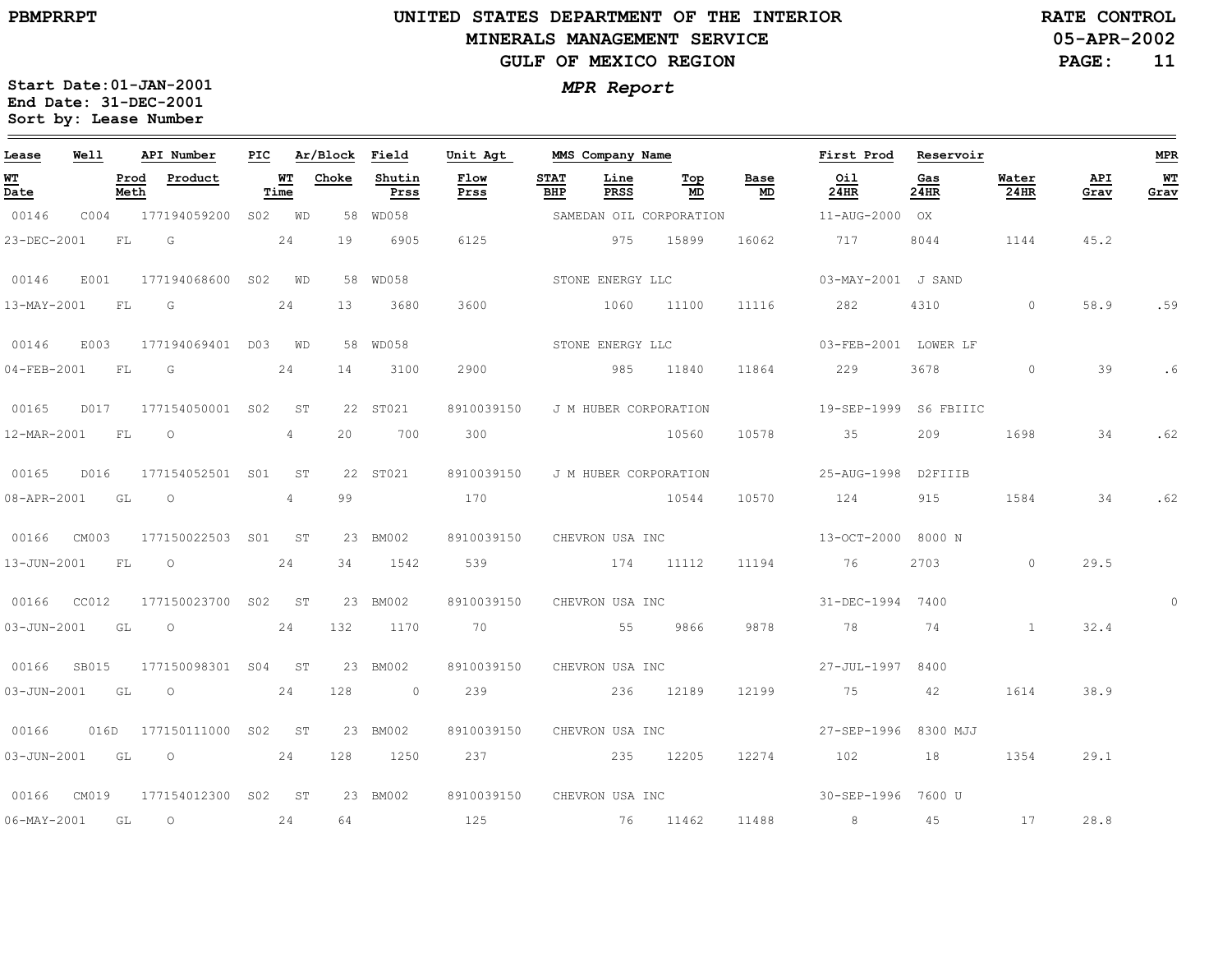**PBMPRRPT**

# UNITED STATES DEPARTMENT OF THE INTERIOR
## MINERALS MANAGEMENT SERVICE
## GULF OF MEXICO REGION

**RATE CONTROL**
**05-APR-2002**

*MPR Report*

**Start Date:01-JAN-2001**
**End Date: 31-DEC-2001**
**Sort by: Lease Number**

| Lease | Well | API Number | PIC | Ar/Block | Field | Unit Agt | MMS Company Name | | | | First Prod | Reservoir | | | MPR |
|---|---|---|---|---|---|---|---|---|---|---|---|---|---|---|---|
| **WT Date** | **Prod Meth** | **Product** | **WT Time** | **Choke** | **Shutin Prss** | **Flow Prss** | **STAT BHP** | **Line PRSS** | **Top MD** | **Base MD** | **Oil 24HR** | **Gas 24HR** | **Water 24HR** | **API Grav** | **WT Grav** |
| 00146 | C004 | 177194059200 | S02 | WD 58 | WD058 | | SAMEDAN OIL CORPORATION | | | | 11-AUG-2000 | OX | | | |
| 23-DEC-2001 | FL | G | 24 | 19 | 6905 | 6125 | | 975 | 15899 | 16062 | 717 | 8044 | 1144 | 45.2 | |
| 00146 | E001 | 177194068600 | S02 | WD 58 | WD058 | | STONE ENERGY LLC | | | | 03-MAY-2001 | J SAND | | | |
| 13-MAY-2001 | FL | G | 24 | 13 | 3680 | 3600 | | 1060 | 11100 | 11116 | 282 | 4310 | 0 | 58.9 | .59 |
| 00146 | E003 | 177194069401 | D03 | WD 58 | WD058 | | STONE ENERGY LLC | | | | 03-FEB-2001 | LOWER LF | | | |
| 04-FEB-2001 | FL | G | 24 | 14 | 3100 | 2900 | | 985 | 11840 | 11864 | 229 | 3678 | 0 | 39 | .6 |
| 00165 | D017 | 177154050001 | S02 | ST 22 | ST021 | 8910039150 | J M HUBER CORPORATION | | | | 19-SEP-1999 | S6 FBIIIC | | | |
| 12-MAR-2001 | FL | O | 4 | 20 | 700 | 300 | | | 10560 | 10578 | 35 | 209 | 1698 | 34 | .62 |
| 00165 | D016 | 177154052501 | S01 | ST 22 | ST021 | 8910039150 | J M HUBER CORPORATION | | | | 25-AUG-1998 | D2FIIIB | | | |
| 08-APR-2001 | GL | O | 4 | 99 | | 170 | | | 10544 | 10570 | 124 | 915 | 1584 | 34 | .62 |
| 00166 | CM003 | 177150022503 | S01 | ST 23 | BM002 | 8910039150 | CHEVRON USA INC | | | | 13-OCT-2000 | 8000 N | | | |
| 13-JUN-2001 | FL | O | 24 | 34 | 1542 | 539 | | 174 | 11112 | 11194 | 76 | 2703 | 0 | 29.5 | |
| 00166 | CC012 | 177150023700 | S02 | ST 23 | BM002 | 8910039150 | CHEVRON USA INC | | | | 31-DEC-1994 | 7400 | | | 0 |
| 03-JUN-2001 | GL | O | 24 | 132 | 1170 | 70 | | 55 | 9866 | 9878 | 78 | 74 | 1 | 32.4 | |
| 00166 | SB015 | 177150098301 | S04 | ST 23 | BM002 | 8910039150 | CHEVRON USA INC | | | | 27-JUL-1997 | 8400 | | | |
| 03-JUN-2001 | GL | O | 24 | 128 | 0 | 239 | | 236 | 12189 | 12199 | 75 | 42 | 1614 | 38.9 | |
| 00166 | 016D | 177150111000 | S02 | ST 23 | BM002 | 8910039150 | CHEVRON USA INC | | | | 27-SEP-1996 | 8300 MJJ | | | |
| 03-JUN-2001 | GL | O | 24 | 128 | 1250 | 237 | | 235 | 12205 | 12274 | 102 | 18 | 1354 | 29.1 | |
| 00166 | CM019 | 177154012300 | S02 | ST 23 | BM002 | 8910039150 | CHEVRON USA INC | | | | 30-SEP-1996 | 7600 U | | | |
| 06-MAY-2001 | GL | O | 24 | 64 | | 125 | | 76 | 11462 | 11488 | 8 | 45 | 17 | 28.8 | |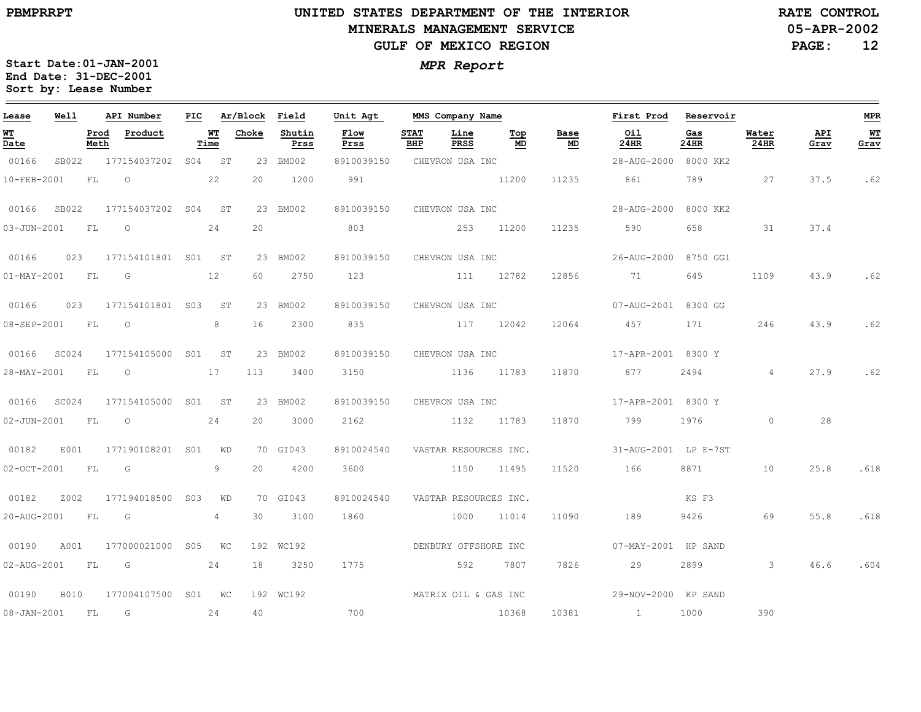PBMPRRPT

# UNITED STATES DEPARTMENT OF THE INTERIOR
## MINERALS MANAGEMENT SERVICE
## GULF OF MEXICO REGION

RATE CONTROL
05-APR-2002

*MPR Report*

Start Date:01-JAN-2001
End Date: 31-DEC-2001
Sort by: Lease Number

| Lease | Well | API Number | PIC | Ar/Block | | Field | Unit Agt | MMS Company Name | | | | First Prod | Reservoir | | | MPR |
|---|---|---|---|---|---|---|---|---|---|---|---|---|---|---|---|---|
| WT Date | Prod Meth | Product | WT Time | Choke | | Shutin Prss | Flow Prss | STAT BHP | Line PRSS | Top MD | Base MD | Oil 24HR | Gas 24HR | Water 24HR | API Grav | WT Grav |
| 00166 | SB022 | 177154037202 | S04 | ST | 23 | BM002 | 8910039150 | CHEVRON USA INC | | | | 28-AUG-2000 | 8000 KK2 | | | |
| 10-FEB-2001 | FL | O | 22 | 20 | | 1200 | 991 | | | 11200 | 11235 | 861 | 789 | 27 | 37.5 | .62 |
| 00166 | SB022 | 177154037202 | S04 | ST | 23 | BM002 | 8910039150 | CHEVRON USA INC | | | | 28-AUG-2000 | 8000 KK2 | | | |
| 03-JUN-2001 | FL | O | 24 | 20 | | | 803 | | 253 | 11200 | 11235 | 590 | 658 | 31 | 37.4 | |
| 00166 | 023 | 177154101801 | S01 | ST | 23 | BM002 | 8910039150 | CHEVRON USA INC | | | | 26-AUG-2000 | 8750 GG1 | | | |
| 01-MAY-2001 | FL | G | 12 | 60 | | 2750 | 123 | | 111 | 12782 | 12856 | 71 | 645 | 1109 | 43.9 | .62 |
| 00166 | 023 | 177154101801 | S03 | ST | 23 | BM002 | 8910039150 | CHEVRON USA INC | | | | 07-AUG-2001 | 8300 GG | | | |
| 08-SEP-2001 | FL | O | 8 | 16 | | 2300 | 835 | | 117 | 12042 | 12064 | 457 | 171 | 246 | 43.9 | .62 |
| 00166 | SC024 | 177154105000 | S01 | ST | 23 | BM002 | 8910039150 | CHEVRON USA INC | | | | 17-APR-2001 | 8300 Y | | | |
| 28-MAY-2001 | FL | O | 17 | 113 | | 3400 | 3150 | | 1136 | 11783 | 11870 | 877 | 2494 | 4 | 27.9 | .62 |
| 00166 | SC024 | 177154105000 | S01 | ST | 23 | BM002 | 8910039150 | CHEVRON USA INC | | | | 17-APR-2001 | 8300 Y | | | |
| 02-JUN-2001 | FL | O | 24 | 20 | | 3000 | 2162 | | 1132 | 11783 | 11870 | 799 | 1976 | 0 | 28 | |
| 00182 | E001 | 177190108201 | S01 | WD | 70 | GI043 | 8910024540 | VASTAR RESOURCES INC. | | | | 31-AUG-2001 | LP E-7ST | | | |
| 02-OCT-2001 | FL | G | 9 | 20 | | 4200 | 3600 | | 1150 | 11495 | 11520 | 166 | 8871 | 10 | 25.8 | .618 |
| 00182 | Z002 | 177194018500 | S03 | WD | 70 | GI043 | 8910024540 | VASTAR RESOURCES INC. | | | | | KS F3 | | | |
| 20-AUG-2001 | FL | G | 4 | 30 | | 3100 | 1860 | | 1000 | 11014 | 11090 | 189 | 9426 | 69 | 55.8 | .618 |
| 00190 | A001 | 177000021000 | S05 | WC | 192 | WC192 | | DENBURY OFFSHORE INC | | | | 07-MAY-2001 | HP SAND | | | |
| 02-AUG-2001 | FL | G | 24 | 18 | | 3250 | 1775 | | 592 | 7807 | 7826 | 29 | 2899 | 3 | 46.6 | .604 |
| 00190 | B010 | 177004107500 | S01 | WC | 192 | WC192 | | MATRIX OIL & GAS INC | | | | 29-NOV-2000 | KP SAND | | | |
| 08-JAN-2001 | FL | G | 24 | 40 | | | 700 | | | 10368 | 10381 | 1 | 1000 | 390 | | |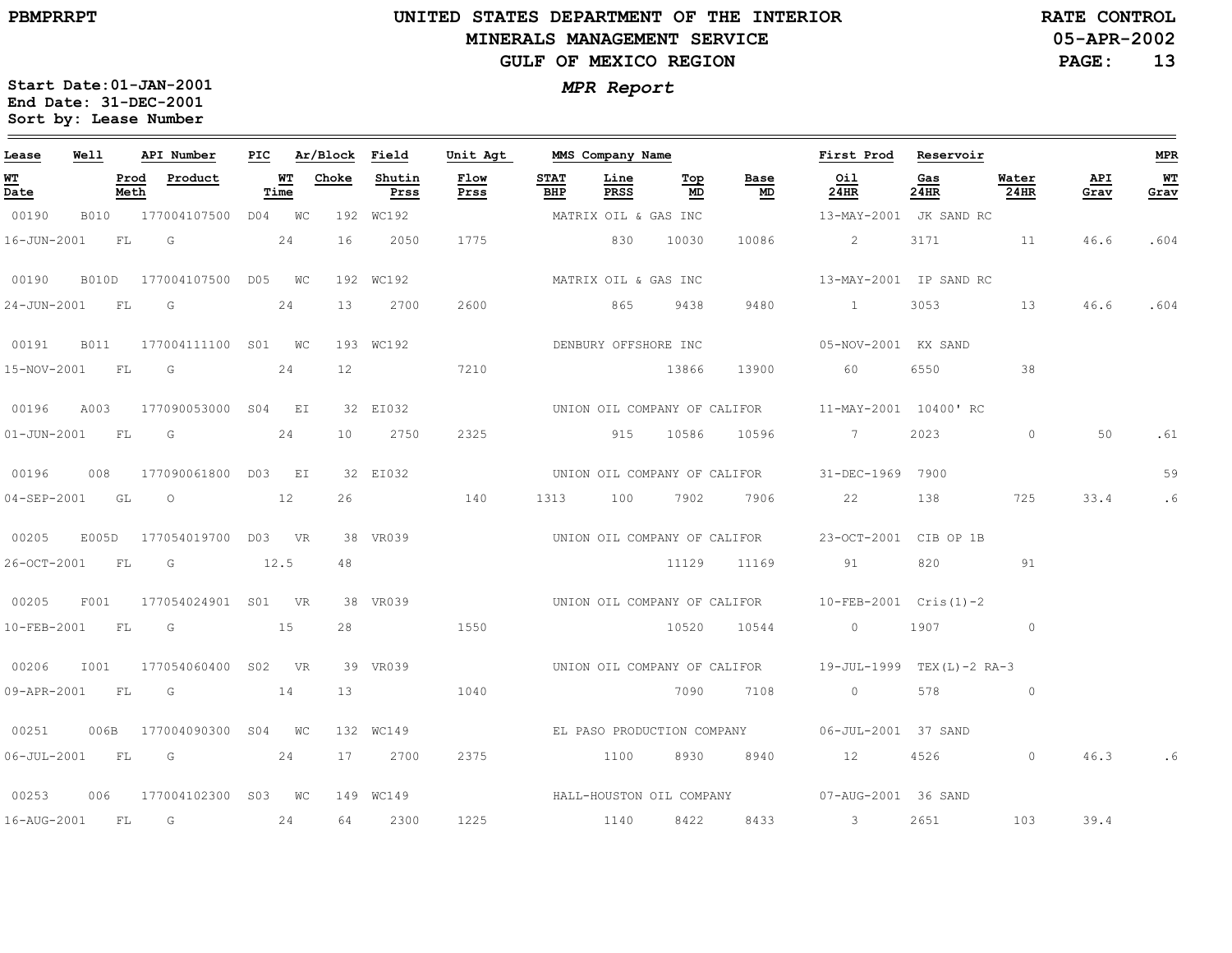PBMPRRPT

# UNITED STATES DEPARTMENT OF THE INTERIOR
## MINERALS MANAGEMENT SERVICE
## GULF OF MEXICO REGION

RATE CONTROL
05-APR-2002

*MPR Report*

**Start Date:01-JAN-2001**
**End Date: 31-DEC-2001**
**Sort by: Lease Number**

| Lease | Well | API Number | PIC | Ar/Block | | Field | Unit Agt | MMS Company Name | | | | First Prod | Reservoir | | | MPR |
|---|---|---|---|---|---|---|---|---|---|---|---|---|---|---|---|---|
| **WT Date** | **Prod Meth** | **Product** | **WT Time** | **Choke** | | **Shutin Prss** | **Flow Prss** | **STAT BHP** | **Line PRSS** | **Top MD** | **Base MD** | **Oil 24HR** | **Gas 24HR** | **Water 24HR** | **API Grav** | **WT Grav** |
| 00190 | B010 | 177004107500 | D04 | WC | 192 | WC192 | | MATRIX OIL & GAS INC | | | | 13-MAY-2001 | JK SAND RC | | | |
| 16-JUN-2001 | FL | G | 24 | 16 | | 2050 | 1775 | | 830 | 10030 | 10086 | 2 | 3171 | 11 | 46.6 | .604 |
| 00190 | B010D | 177004107500 | D05 | WC | 192 | WC192 | | MATRIX OIL & GAS INC | | | | 13-MAY-2001 | IP SAND RC | | | |
| 24-JUN-2001 | FL | G | 24 | 13 | | 2700 | 2600 | | 865 | 9438 | 9480 | 1 | 3053 | 13 | 46.6 | .604 |
| 00191 | B011 | 177004111100 | S01 | WC | 193 | WC192 | | DENBURY OFFSHORE INC | | | | 05-NOV-2001 | KX SAND | | | |
| 15-NOV-2001 | FL | G | 24 | 12 | | | 7210 | | | 13866 | 13900 | 60 | 6550 | 38 | | |
| 00196 | A003 | 177090053000 | S04 | EI | 32 | EI032 | | UNION OIL COMPANY OF CALIFOR | | | | 11-MAY-2001 | 10400' RC | | | |
| 01-JUN-2001 | FL | G | 24 | 10 | | 2750 | 2325 | | 915 | 10586 | 10596 | 7 | 2023 | 0 | 50 | .61 |
| 00196 | 008 | 177090061800 | D03 | EI | 32 | EI032 | | UNION OIL COMPANY OF CALIFOR | | | | 31-DEC-1969 | 7900 | | | 59 |
| 04-SEP-2001 | GL | O | 12 | 26 | | | 140 | 1313 | 100 | 7902 | 7906 | 22 | 138 | 725 | 33.4 | .6 |
| 00205 | E005D | 177054019700 | D03 | VR | 38 | VR039 | | UNION OIL COMPANY OF CALIFOR | | | | 23-OCT-2001 | CIB OP 1B | | | |
| 26-OCT-2001 | FL | G | 12.5 | 48 | | | | | | 11129 | 11169 | 91 | 820 | 91 | | |
| 00205 | F001 | 177054024901 | S01 | VR | 38 | VR039 | | UNION OIL COMPANY OF CALIFOR | | | | 10-FEB-2001 | Cris(1)-2 | | | |
| 10-FEB-2001 | FL | G | 15 | 28 | | | 1550 | | | 10520 | 10544 | 0 | 1907 | 0 | | |
| 00206 | I001 | 177054060400 | S02 | VR | 39 | VR039 | | UNION OIL COMPANY OF CALIFOR | | | | 19-JUL-1999 | TEX(L)-2 RA-3 | | | |
| 09-APR-2001 | FL | G | 14 | 13 | | | 1040 | | | 7090 | 7108 | 0 | 578 | 0 | | |
| 00251 | 006B | 177004090300 | S04 | WC | 132 | WC149 | | EL PASO PRODUCTION COMPANY | | | | 06-JUL-2001 | 37 SAND | | | |
| 06-JUL-2001 | FL | G | 24 | 17 | | 2700 | 2375 | | 1100 | 8930 | 8940 | 12 | 4526 | 0 | 46.3 | .6 |
| 00253 | 006 | 177004102300 | S03 | WC | 149 | WC149 | | HALL-HOUSTON OIL COMPANY | | | | 07-AUG-2001 | 36 SAND | | | |
| 16-AUG-2001 | FL | G | 24 | 64 | | 2300 | 1225 | | 1140 | 8422 | 8433 | 3 | 2651 | 103 | 39.4 | |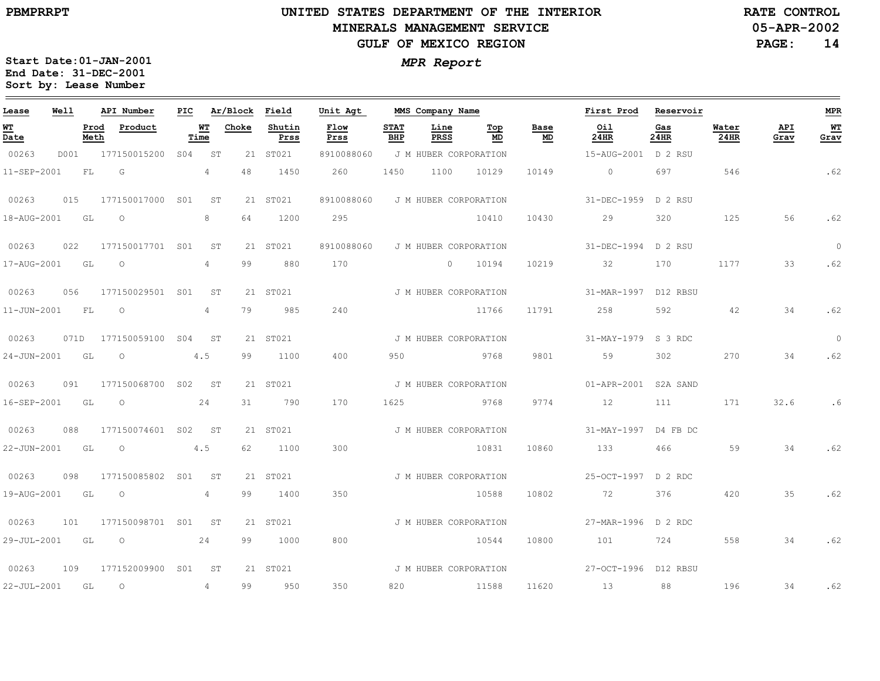# UNITED STATES DEPARTMENT OF THE INTERIOR
## MINERALS MANAGEMENT SERVICE
## GULF OF MEXICO REGION

PBMPRRPT

RATE CONTROL
05-APR-2002

**MPR Report**

Start Date:01-JAN-2001
End Date: 31-DEC-2001
Sort by: Lease Number

| Lease | Well | API Number | PIC | Ar/Block | | Field | Unit Agt | MMS Company Name | | | | First Prod | Reservoir | | | MPR |
|---|---|---|---|---|---|---|---|---|---|---|---|---|---|---|---|---|
| **WT Date** | **Prod Meth** | **Product** | **WT Time** | **Choke** | | **Shutin Prss** | **Flow Prss** | **STAT BHP** | **Line PRSS** | **Top MD** | **Base MD** | **Oil 24HR** | **Gas 24HR** | **Water 24HR** | **API Grav** | **WT Grav** |
| 00263 | D001 | 177150015200 | S04 | ST | 21 | ST021 | 8910088060 | J M HUBER CORPORATION | | | | 15-AUG-2001 | D 2 RSU | | | |
| 11-SEP-2001 | FL | G | 4 | 48 | | 1450 | 260 | 1450 | 1100 | 10129 | 10149 | 0 | 697 | 546 | | .62 |
| 00263 | 015 | 177150017000 | S01 | ST | 21 | ST021 | 8910088060 | J M HUBER CORPORATION | | | | 31-DEC-1959 | D 2 RSU | | | |
| 18-AUG-2001 | GL | O | 8 | 64 | | 1200 | 295 | | | 10410 | 10430 | 29 | 320 | 125 | 56 | .62 |
| 00263 | 022 | 177150017701 | S01 | ST | 21 | ST021 | 8910088060 | J M HUBER CORPORATION | | | | 31-DEC-1994 | D 2 RSU | | | 0 |
| 17-AUG-2001 | GL | O | 4 | 99 | | 880 | 170 | | 0 | 10194 | 10219 | 32 | 170 | 1177 | 33 | .62 |
| 00263 | 056 | 177150029501 | S01 | ST | 21 | ST021 | | J M HUBER CORPORATION | | | | 31-MAR-1997 | D12 RBSU | | | |
| 11-JUN-2001 | FL | O | 4 | 79 | | 985 | 240 | | | 11766 | 11791 | 258 | 592 | 42 | 34 | .62 |
| 00263 | 071D | 177150059100 | S04 | ST | 21 | ST021 | | J M HUBER CORPORATION | | | | 31-MAY-1979 | S 3 RDC | | | 0 |
| 24-JUN-2001 | GL | O | 4.5 | 99 | | 1100 | 400 | 950 | | 9768 | 9801 | 59 | 302 | 270 | 34 | .62 |
| 00263 | 091 | 177150068700 | S02 | ST | 21 | ST021 | | J M HUBER CORPORATION | | | | 01-APR-2001 | S2A SAND | | | |
| 16-SEP-2001 | GL | O | 24 | 31 | | 790 | 170 | 1625 | | 9768 | 9774 | 12 | 111 | 171 | 32.6 | .6 |
| 00263 | 088 | 177150074601 | S02 | ST | 21 | ST021 | | J M HUBER CORPORATION | | | | 31-MAY-1997 | D4 FB DC | | | |
| 22-JUN-2001 | GL | O | 4.5 | 62 | | 1100 | 300 | | | 10831 | 10860 | 133 | 466 | 59 | 34 | .62 |
| 00263 | 098 | 177150085802 | S01 | ST | 21 | ST021 | | J M HUBER CORPORATION | | | | 25-OCT-1997 | D 2 RDC | | | |
| 19-AUG-2001 | GL | O | 4 | 99 | | 1400 | 350 | | | 10588 | 10802 | 72 | 376 | 420 | 35 | .62 |
| 00263 | 101 | 177150098701 | S01 | ST | 21 | ST021 | | J M HUBER CORPORATION | | | | 27-MAR-1996 | D 2 RDC | | | |
| 29-JUL-2001 | GL | O | 24 | 99 | | 1000 | 800 | | | 10544 | 10800 | 101 | 724 | 558 | 34 | .62 |
| 00263 | 109 | 177152009900 | S01 | ST | 21 | ST021 | | J M HUBER CORPORATION | | | | 27-OCT-1996 | D12 RBSU | | | |
| 22-JUL-2001 | GL | O | 4 | 99 | | 950 | 350 | 820 | | 11588 | 11620 | 13 | 88 | 196 | 34 | .62 |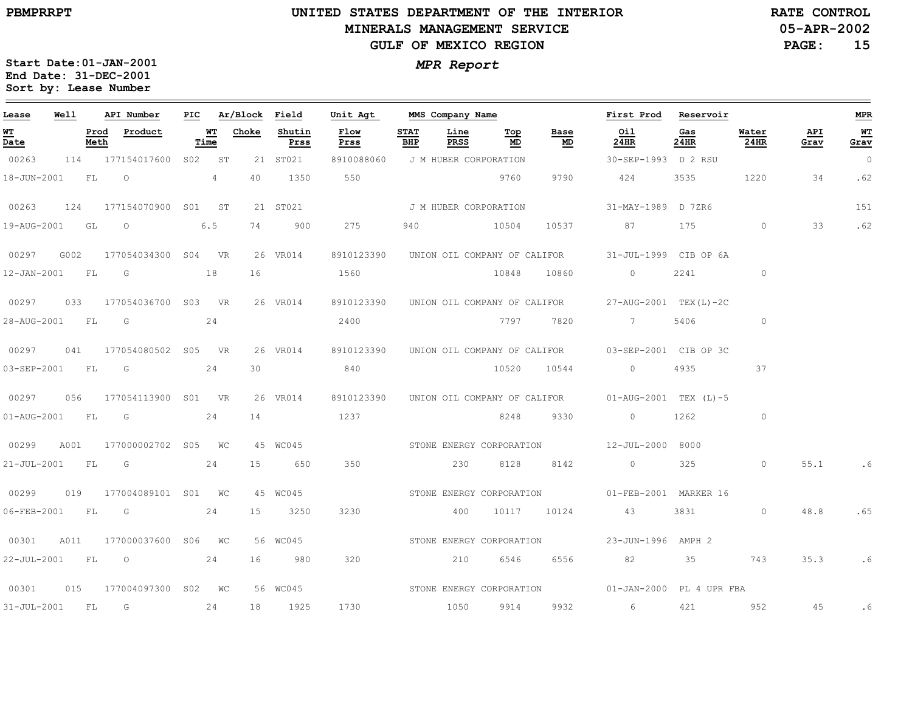PBMPRRPT

# UNITED STATES DEPARTMENT OF THE INTERIOR
## MINERALS MANAGEMENT SERVICE
## GULF OF MEXICO REGION

RATE CONTROL
05-APR-2002

**MPR Report**

Start Date:01-JAN-2001
End Date: 31-DEC-2001
Sort by: Lease Number

| Lease | Well | API Number | PIC | Ar/Block | Field | Unit Agt | MMS Company Name | | | | First Prod | Reservoir | | | MPR |
|---|---|---|---|---|---|---|---|---|---|---|---|---|---|---|---|
| WT Date | Prod Meth | Product | WT Time | Choke | Shutin Prss | Flow Prss | STAT BHP | Line PRSS | Top MD | Base MD | Oil 24HR | Gas 24HR | Water 24HR | API Grav | WT Grav |
| 00263 | 114 | 177154017600 | S02 | ST 21 | ST021 | 8910088060 | J M HUBER CORPORATION | | | | 30-SEP-1993 | D 2 RSU | | | 0 |
| 18-JUN-2001 | FL | O | 4 | 40 | 1350 | 550 | | | 9760 | 9790 | 424 | 3535 | 1220 | 34 | .62 |
| 00263 | 124 | 177154070900 | S01 | ST 21 | ST021 | | J M HUBER CORPORATION | | | | 31-MAY-1989 | D 7ZR6 | | | 151 |
| 19-AUG-2001 | GL | O | 6.5 | 74 | 900 | 275 | 940 | | 10504 | 10537 | 87 | 175 | 0 | 33 | .62 |
| 00297 | G002 | 177054034300 | S04 | VR 26 | VR014 | 8910123390 | UNION OIL COMPANY OF CALIFOR | | | | 31-JUL-1999 | CIB OP 6A | | | |
| 12-JAN-2001 | FL | G | 18 | 16 | | 1560 | | | 10848 | 10860 | 0 | 2241 | 0 | | |
| 00297 | 033 | 177054036700 | S03 | VR 26 | VR014 | 8910123390 | UNION OIL COMPANY OF CALIFOR | | | | 27-AUG-2001 | TEX(L)-2C | | | |
| 28-AUG-2001 | FL | G | 24 | | | 2400 | | | 7797 | 7820 | 7 | 5406 | 0 | | |
| 00297 | 041 | 177054080502 | S05 | VR 26 | VR014 | 8910123390 | UNION OIL COMPANY OF CALIFOR | | | | 03-SEP-2001 | CIB OP 3C | | | |
| 03-SEP-2001 | FL | G | 24 | 30 | | 840 | | | 10520 | 10544 | 0 | 4935 | 37 | | |
| 00297 | 056 | 177054113900 | S01 | VR 26 | VR014 | 8910123390 | UNION OIL COMPANY OF CALIFOR | | | | 01-AUG-2001 | TEX (L)-5 | | | |
| 01-AUG-2001 | FL | G | 24 | 14 | | 1237 | | | 8248 | 9330 | 0 | 1262 | 0 | | |
| 00299 | A001 | 177000002702 | S05 | WC 45 | WC045 | | STONE ENERGY CORPORATION | | | | 12-JUL-2000 | 8000 | | | |
| 21-JUL-2001 | FL | G | 24 | 15 | 650 | 350 | | 230 | 8128 | 8142 | 0 | 325 | 0 | 55.1 | .6 |
| 00299 | 019 | 177004089101 | S01 | WC 45 | WC045 | | STONE ENERGY CORPORATION | | | | 01-FEB-2001 | MARKER 16 | | | |
| 06-FEB-2001 | FL | G | 24 | 15 | 3250 | 3230 | | 400 | 10117 | 10124 | 43 | 3831 | 0 | 48.8 | .65 |
| 00301 | A011 | 177000037600 | S06 | WC 56 | WC045 | | STONE ENERGY CORPORATION | | | | 23-JUN-1996 | AMPH 2 | | | |
| 22-JUL-2001 | FL | O | 24 | 16 | 980 | 320 | | 210 | 6546 | 6556 | 82 | 35 | 743 | 35.3 | .6 |
| 00301 | 015 | 177004097300 | S02 | WC 56 | WC045 | | STONE ENERGY CORPORATION | | | | 01-JAN-2000 | PL 4 UPR FBA | | | |
| 31-JUL-2001 | FL | G | 24 | 18 | 1925 | 1730 | | 1050 | 9914 | 9932 | 6 | 421 | 952 | 45 | .6 |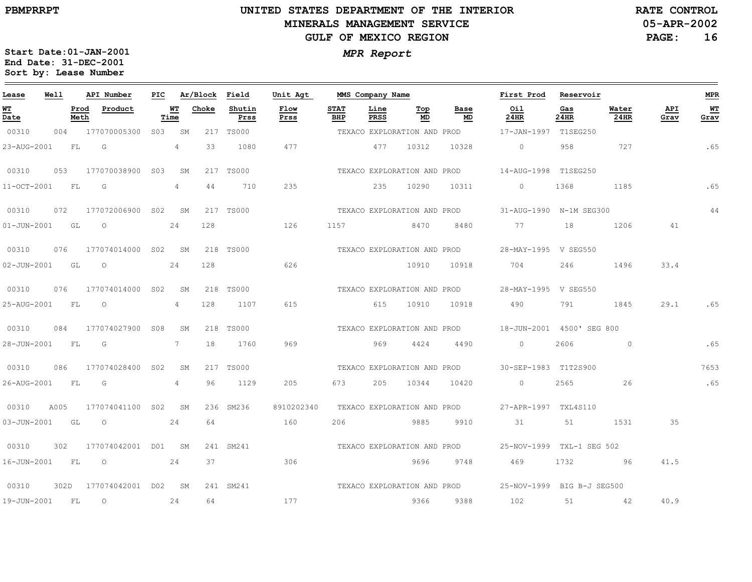**PBMPRRPT**

# UNITED STATES DEPARTMENT OF THE INTERIOR
## MINERALS MANAGEMENT SERVICE
## GULF OF MEXICO REGION

**RATE CONTROL**
**05-APR-2002**

**Start Date:01-JAN-2001**
**End Date: 31-DEC-2001**
**Sort by: Lease Number**

***MPR Report***

| Lease / WT Date | Well / Prod Meth | API Number / Product | PIC / WT Time | Ar/Block / Choke | Field / Shutin Prss | Unit Agt / Flow Prss | MMS Company Name / STAT BHP | Line PRSS | Top MD | Base MD | First Prod / Oil 24HR | Reservoir / Gas 24HR | Water 24HR | API Grav | MPR / WT Grav |
|---|---|---|---|---|---|---|---|---|---|---|---|---|---|---|---|
| 00310 | 004 | 177070005300 | S03 | SM 217 | TS000 | | TEXACO EXPLORATION AND PROD | | | | 17-JAN-1997 | T1SEG250 | | | |
| 23-AUG-2001 | FL | G | 4 | 33 | 1080 | 477 | | 477 | 10312 | 10328 | 0 | 958 | 727 | | .65 |
| 00310 | 053 | 177070038900 | S03 | SM 217 | TS000 | | TEXACO EXPLORATION AND PROD | | | | 14-AUG-1998 | T1SEG250 | | | |
| 11-OCT-2001 | FL | G | 4 | 44 | 710 | 235 | | 235 | 10290 | 10311 | 0 | 1368 | 1185 | | .65 |
| 00310 | 072 | 177072006900 | S02 | SM 217 | TS000 | | TEXACO EXPLORATION AND PROD | | | | 31-AUG-1990 | N-1M SEG300 | | | 44 |
| 01-JUN-2001 | GL | O | 24 | 128 | | 126 | 1157 | | 8470 | 8480 | 77 | 18 | 1206 | 41 | |
| 00310 | 076 | 177074014000 | S02 | SM 218 | TS000 | | TEXACO EXPLORATION AND PROD | | | | 28-MAY-1995 | V SEG550 | | | |
| 02-JUN-2001 | GL | O | 24 | 128 | | 626 | | | 10910 | 10918 | 704 | 246 | 1496 | 33.4 | |
| 00310 | 076 | 177074014000 | S02 | SM 218 | TS000 | | TEXACO EXPLORATION AND PROD | | | | 28-MAY-1995 | V SEG550 | | | |
| 25-AUG-2001 | FL | O | 4 | 128 | 1107 | 615 | | 615 | 10910 | 10918 | 490 | 791 | 1845 | 29.1 | .65 |
| 00310 | 084 | 177074027900 | S08 | SM 218 | TS000 | | TEXACO EXPLORATION AND PROD | | | | 18-JUN-2001 | 4500' SEG 800 | | | |
| 28-JUN-2001 | FL | G | 7 | 18 | 1760 | 969 | | 969 | 4424 | 4490 | 0 | 2606 | 0 | | .65 |
| 00310 | 086 | 177074028400 | S02 | SM 217 | TS000 | | TEXACO EXPLORATION AND PROD | | | | 30-SEP-1983 | T1T2S900 | | | 7653 |
| 26-AUG-2001 | FL | G | 4 | 96 | 1129 | 205 | 673 | 205 | 10344 | 10420 | 0 | 2565 | 26 | | .65 |
| 00310 | A005 | 177074041100 | S02 | SM 236 | SM236 | 8910202340 | TEXACO EXPLORATION AND PROD | | | | 27-APR-1997 | TXL4S110 | | | |
| 03-JUN-2001 | GL | O | 24 | 64 | | 160 | 206 | | 9885 | 9910 | 31 | 51 | 1531 | 35 | |
| 00310 | 302 | 177074042001 | D01 | SM 241 | SM241 | | TEXACO EXPLORATION AND PROD | | | | 25-NOV-1999 | TXL-1 SEG 502 | | | |
| 16-JUN-2001 | FL | O | 24 | 37 | | 306 | | | 9696 | 9748 | 469 | 1732 | 96 | 41.5 | |
| 00310 | 302D | 177074042001 | D02 | SM 241 | SM241 | | TEXACO EXPLORATION AND PROD | | | | 25-NOV-1999 | BIG B-J SEG500 | | | |
| 19-JUN-2001 | FL | O | 24 | 64 | | 177 | | | 9366 | 9388 | 102 | 51 | 42 | 40.9 | |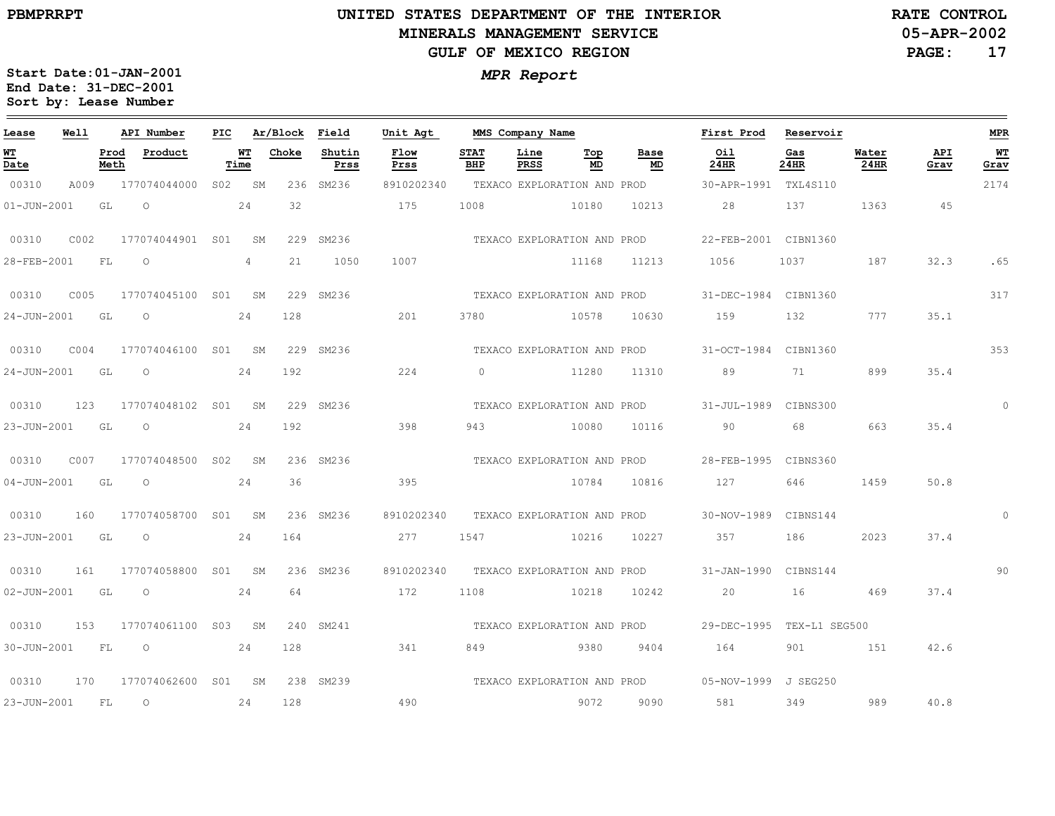# UNITED STATES DEPARTMENT OF THE INTERIOR
## MINERALS MANAGEMENT SERVICE
## GULF OF MEXICO REGION

PBMPRRPT

RATE CONTROL
05-APR-2002

**MPR Report**

Start Date: 01-JAN-2001
End Date: 31-DEC-2001
Sort by: Lease Number

| Lease | Well | API Number | PIC | Ar/Block | | Field | Unit Agt | MMS Company Name | | | | First Prod | Reservoir | | | MPR |
|---|---|---|---|---|---|---|---|---|---|---|---|---|---|---|---|---|
| WT Date | | Prod Meth | Product | WT Time | Choke | Shutin Prss | Flow Prss | STAT BHP | Line PRSS | Top MD | Base MD | Oil 24HR | Gas 24HR | Water 24HR | API Grav | WT Grav |
| 00310 | A009 | 177074044000 | S02 | SM | 236 | SM236 | 8910202340 | TEXACO EXPLORATION AND PROD | | | | 30-APR-1991 | TXL4S110 | | | 2174 |
| 01-JUN-2001 | | GL | O | 24 | 32 | | 175 | 1008 | | 10180 | 10213 | 28 | 137 | 1363 | 45 | |
| 00310 | C002 | 177074044901 | S01 | SM | 229 | SM236 | | TEXACO EXPLORATION AND PROD | | | | 22-FEB-2001 | CIBN1360 | | | |
| 28-FEB-2001 | | FL | O | 4 | 21 | 1050 | 1007 | | | 11168 | 11213 | 1056 | 1037 | 187 | 32.3 | .65 |
| 00310 | C005 | 177074045100 | S01 | SM | 229 | SM236 | | TEXACO EXPLORATION AND PROD | | | | 31-DEC-1984 | CIBN1360 | | | 317 |
| 24-JUN-2001 | | GL | O | 24 | 128 | | 201 | 3780 | | 10578 | 10630 | 159 | 132 | 777 | 35.1 | |
| 00310 | C004 | 177074046100 | S01 | SM | 229 | SM236 | | TEXACO EXPLORATION AND PROD | | | | 31-OCT-1984 | CIBN1360 | | | 353 |
| 24-JUN-2001 | | GL | O | 24 | 192 | | 224 | 0 | | 11280 | 11310 | 89 | 71 | 899 | 35.4 | |
| 00310 | 123 | 177074048102 | S01 | SM | 229 | SM236 | | TEXACO EXPLORATION AND PROD | | | | 31-JUL-1989 | CIBNS300 | | | 0 |
| 23-JUN-2001 | | GL | O | 24 | 192 | | 398 | 943 | | 10080 | 10116 | 90 | 68 | 663 | 35.4 | |
| 00310 | C007 | 177074048500 | S02 | SM | 236 | SM236 | | TEXACO EXPLORATION AND PROD | | | | 28-FEB-1995 | CIBNS360 | | | |
| 04-JUN-2001 | | GL | O | 24 | 36 | | 395 | | | 10784 | 10816 | 127 | 646 | 1459 | 50.8 | |
| 00310 | 160 | 177074058700 | S01 | SM | 236 | SM236 | 8910202340 | TEXACO EXPLORATION AND PROD | | | | 30-NOV-1989 | CIBNS144 | | | 0 |
| 23-JUN-2001 | | GL | O | 24 | 164 | | 277 | 1547 | | 10216 | 10227 | 357 | 186 | 2023 | 37.4 | |
| 00310 | 161 | 177074058800 | S01 | SM | 236 | SM236 | 8910202340 | TEXACO EXPLORATION AND PROD | | | | 31-JAN-1990 | CIBNS144 | | | 90 |
| 02-JUN-2001 | | GL | O | 24 | 64 | | 172 | 1108 | | 10218 | 10242 | 20 | 16 | 469 | 37.4 | |
| 00310 | 153 | 177074061100 | S03 | SM | 240 | SM241 | | TEXACO EXPLORATION AND PROD | | | | 29-DEC-1995 | TEX-L1 SEG500 | | | |
| 30-JUN-2001 | | FL | O | 24 | 128 | | 341 | 849 | | 9380 | 9404 | 164 | 901 | 151 | 42.6 | |
| 00310 | 170 | 177074062600 | S01 | SM | 238 | SM239 | | TEXACO EXPLORATION AND PROD | | | | 05-NOV-1999 | J SEG250 | | | |
| 23-JUN-2001 | | FL | O | 24 | 128 | | 490 | | | 9072 | 9090 | 581 | 349 | 989 | 40.8 | |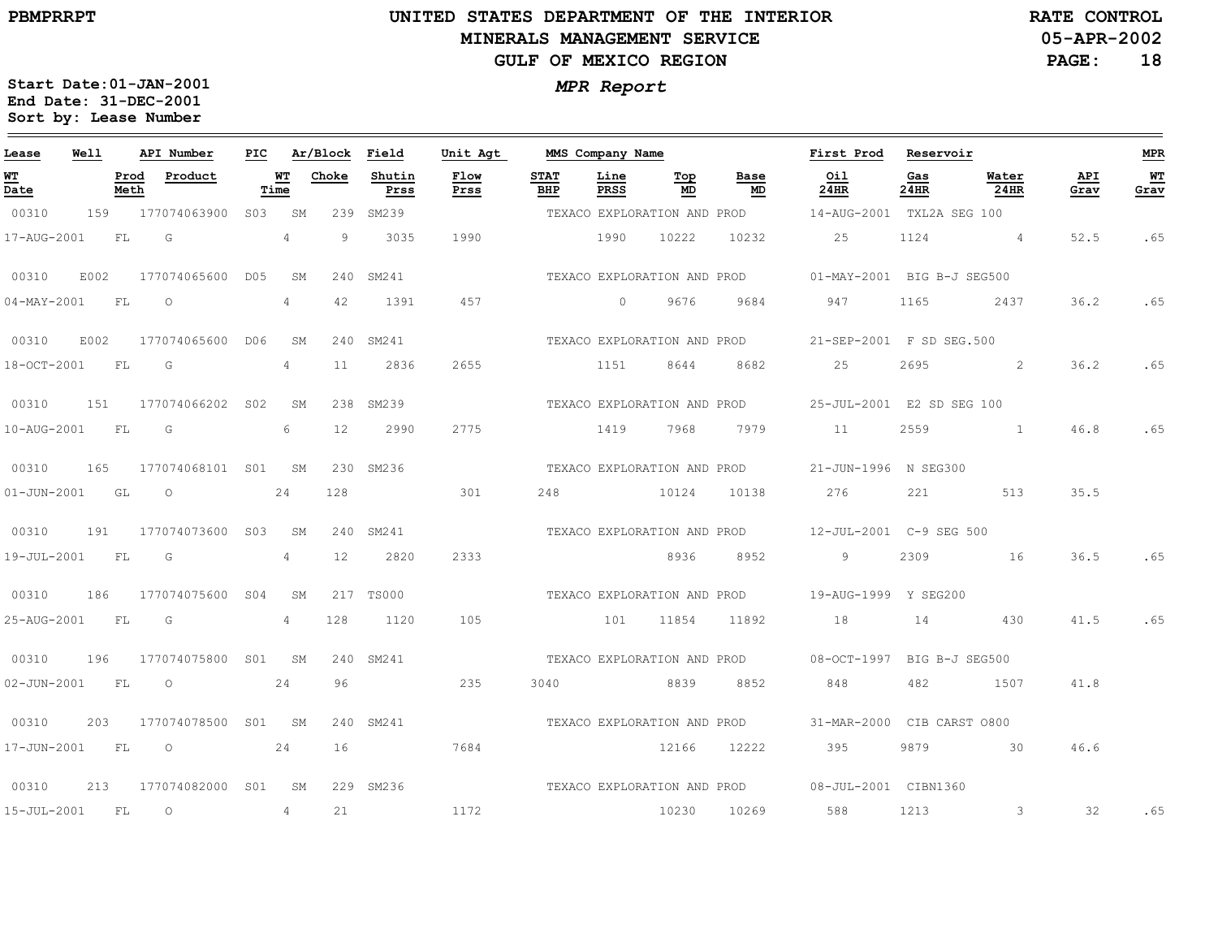# UNITED STATES DEPARTMENT OF THE INTERIOR
## MINERALS MANAGEMENT SERVICE
## GULF OF MEXICO REGION

PBMPRRPT

RATE CONTROL
05-APR-2002

*MPR Report*

Start Date:01-JAN-2001
End Date: 31-DEC-2001
Sort by: Lease Number

| Lease | Well | API Number | PIC | Ar/Block | | Field | Unit Agt | MMS Company Name | | | | First Prod | Reservoir | | | MPR |
|---|---|---|---|---|---|---|---|---|---|---|---|---|---|---|---|---|
| **WT Date** | **Prod Meth** | **Product** | **WT Time** | **Choke** | | **Shutin Prss** | **Flow Prss** | **STAT BHP** | **Line PRSS** | **Top MD** | **Base MD** | **Oil 24HR** | **Gas 24HR** | **Water 24HR** | **API Grav** | **WT Grav** |
| 00310 | 159 | 177074063900 | S03 | SM | 239 | SM239 | | TEXACO EXPLORATION AND PROD | | | | 14-AUG-2001 | TXL2A SEG 100 | | | |
| 17-AUG-2001 | FL | G | 4 | 9 | | 3035 | 1990 | | 1990 | 10222 | 10232 | 25 | 1124 | 4 | 52.5 | .65 |
| 00310 | E002 | 177074065600 | D05 | SM | 240 | SM241 | | TEXACO EXPLORATION AND PROD | | | | 01-MAY-2001 | BIG B-J SEG500 | | | |
| 04-MAY-2001 | FL | O | 4 | 42 | | 1391 | 457 | | 0 | 9676 | 9684 | 947 | 1165 | 2437 | 36.2 | .65 |
| 00310 | E002 | 177074065600 | D06 | SM | 240 | SM241 | | TEXACO EXPLORATION AND PROD | | | | 21-SEP-2001 | F SD SEG.500 | | | |
| 18-OCT-2001 | FL | G | 4 | 11 | | 2836 | 2655 | | 1151 | 8644 | 8682 | 25 | 2695 | 2 | 36.2 | .65 |
| 00310 | 151 | 177074066202 | S02 | SM | 238 | SM239 | | TEXACO EXPLORATION AND PROD | | | | 25-JUL-2001 | E2 SD SEG 100 | | | |
| 10-AUG-2001 | FL | G | 6 | 12 | | 2990 | 2775 | | 1419 | 7968 | 7979 | 11 | 2559 | 1 | 46.8 | .65 |
| 00310 | 165 | 177074068101 | S01 | SM | 230 | SM236 | | TEXACO EXPLORATION AND PROD | | | | 21-JUN-1996 | N SEG300 | | | |
| 01-JUN-2001 | GL | O | 24 | 128 | | | 301 | 248 | | 10124 | 10138 | 276 | 221 | 513 | 35.5 | |
| 00310 | 191 | 177074073600 | S03 | SM | 240 | SM241 | | TEXACO EXPLORATION AND PROD | | | | 12-JUL-2001 | C-9 SEG 500 | | | |
| 19-JUL-2001 | FL | G | 4 | 12 | | 2820 | 2333 | | | 8936 | 8952 | 9 | 2309 | 16 | 36.5 | .65 |
| 00310 | 186 | 177074075600 | S04 | SM | 217 | TS000 | | TEXACO EXPLORATION AND PROD | | | | 19-AUG-1999 | Y SEG200 | | | |
| 25-AUG-2001 | FL | G | 4 | 128 | | 1120 | 105 | | 101 | 11854 | 11892 | 18 | 14 | 430 | 41.5 | .65 |
| 00310 | 196 | 177074075800 | S01 | SM | 240 | SM241 | | TEXACO EXPLORATION AND PROD | | | | 08-OCT-1997 | BIG B-J SEG500 | | | |
| 02-JUN-2001 | FL | O | 24 | 96 | | | 235 | 3040 | | 8839 | 8852 | 848 | 482 | 1507 | 41.8 | |
| 00310 | 203 | 177074078500 | S01 | SM | 240 | SM241 | | TEXACO EXPLORATION AND PROD | | | | 31-MAR-2000 | CIB CARST O800 | | | |
| 17-JUN-2001 | FL | O | 24 | 16 | | | 7684 | | | 12166 | 12222 | 395 | 9879 | 30 | 46.6 | |
| 00310 | 213 | 177074082000 | S01 | SM | 229 | SM236 | | TEXACO EXPLORATION AND PROD | | | | 08-JUL-2001 | CIBN1360 | | | |
| 15-JUL-2001 | FL | O | 4 | 21 | | | 1172 | | | 10230 | 10269 | 588 | 1213 | 3 | 32 | .65 |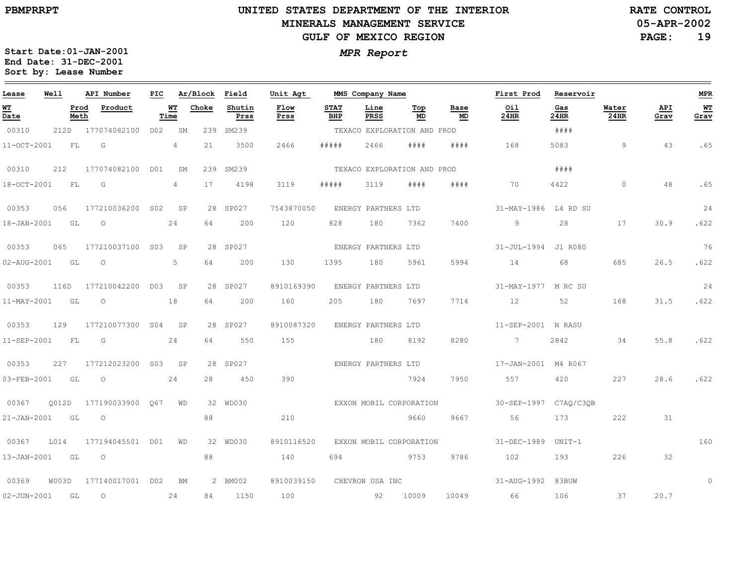# UNITED STATES DEPARTMENT OF THE INTERIOR
## MINERALS MANAGEMENT SERVICE
## GULF OF MEXICO REGION

PBMPRRPT

RATE CONTROL
05-APR-2002

*MPR Report*

**Start Date:01-JAN-2001**
**End Date: 31-DEC-2001**
**Sort by: Lease Number**

| Lease | Well | | API Number | PIC | Ar/Block | | Field | Unit Agt | MMS Company Name | | | | | First Prod | Reservoir | | | MPR |
|---|---|---|---|---|---|---|---|---|---|---|---|---|---|---|---|---|---|---|
| WT Date | | Prod Meth | Product | | WT Time | Choke | Shutin Prss | Flow Prss | STAT BHP | Line PRSS | Top MD | Base MD | | Oil 24HR | Gas 24HR | Water 24HR | API Grav | WT Grav |
| 00310 | 212D | | 177074082100 | D02 | SM | 239 | SM239 | | TEXACO EXPLORATION AND PROD | | | | | | #### | | | |
| 11-OCT-2001 | | FL | G | | 4 | 21 | 3500 | 2466 | ##### | 2466 | #### | #### | | 168 | 5083 | 9 | 43 | .65 |
| 00310 | 212 | | 177074082100 | D01 | SM | 239 | SM239 | | TEXACO EXPLORATION AND PROD | | | | | | #### | | | |
| 18-OCT-2001 | | FL | G | | 4 | 17 | 4198 | 3119 | ##### | 3119 | #### | #### | | 70 | 4422 | 0 | 48 | .65 |
| 00353 | 056 | | 177210036200 | S02 | SP | 28 | SP027 | 7543870050 | ENERGY PARTNERS LTD | | | | | 31-MAY-1986 | L4 RD SU | | | 24 |
| 18-JAN-2001 | | GL | O | | 24 | 64 | 200 | 120 | 828 | 180 | 7362 | 7400 | | 9 | 28 | 17 | 30.9 | .622 |
| 00353 | 065 | | 177210037100 | S03 | SP | 28 | SP027 | | ENERGY PARTNERS LTD | | | | | 31-JUL-1994 | J1 R080 | | | 76 |
| 02-AUG-2001 | | GL | O | | 5 | 64 | 200 | 130 | 1395 | 180 | 5961 | 5994 | | 14 | 68 | 685 | 26.5 | .622 |
| 00353 | 116D | | 177210042200 | D03 | SP | 28 | SP027 | 8910169390 | ENERGY PARTNERS LTD | | | | | 31-MAY-1977 | M RC SU | | | 24 |
| 11-MAY-2001 | | GL | O | | 18 | 64 | 200 | 160 | 205 | 180 | 7697 | 7714 | | 12 | 52 | 168 | 31.5 | .622 |
| 00353 | 129 | | 177210077300 | S04 | SP | 28 | SP027 | 8910087320 | ENERGY PARTNERS LTD | | | | | 11-SEP-2001 | N RASU | | | |
| 11-SEP-2001 | | FL | G | | 24 | 64 | 550 | 155 | | 180 | 8192 | 8280 | | 7 | 2842 | 34 | 55.8 | .622 |
| 00353 | 227 | | 177212023200 | S03 | SP | 28 | SP027 | | ENERGY PARTNERS LTD | | | | | 17-JAN-2001 | M4 R067 | | | |
| 03-FEB-2001 | | GL | O | | 24 | 28 | 450 | 390 | | | 7924 | 7950 | | 557 | 420 | 227 | 28.6 | .622 |
| 00367 | Q012D | | 177190033900 | Q67 | WD | 32 | WD030 | | EXXON MOBIL CORPORATION | | | | | 30-SEP-1997 | C7AQ/C3QB | | | |
| 21-JAN-2001 | | GL | O | | | 88 | | 210 | | | 9660 | 9667 | | 56 | 173 | 222 | 31 | |
| 00367 | L014 | | 177194045501 | D01 | WD | 32 | WD030 | 8910116520 | EXXON MOBIL CORPORATION | | | | | 31-DEC-1989 | UNIT-1 | | | 160 |
| 13-JAN-2001 | | GL | O | | | 88 | | 140 | 694 | | 9753 | 9786 | | 102 | 193 | 226 | 32 | |
| 00369 | W003D | | 177140017001 | D02 | BM | 2 | BM002 | 8910039150 | CHEVRON USA INC | | | | | 31-AUG-1992 | 83BUW | | | 0 |
| 02-JUN-2001 | | GL | O | | 24 | 84 | 1150 | 100 | | 92 | 10009 | 10049 | | 66 | 106 | 37 | 20.7 | |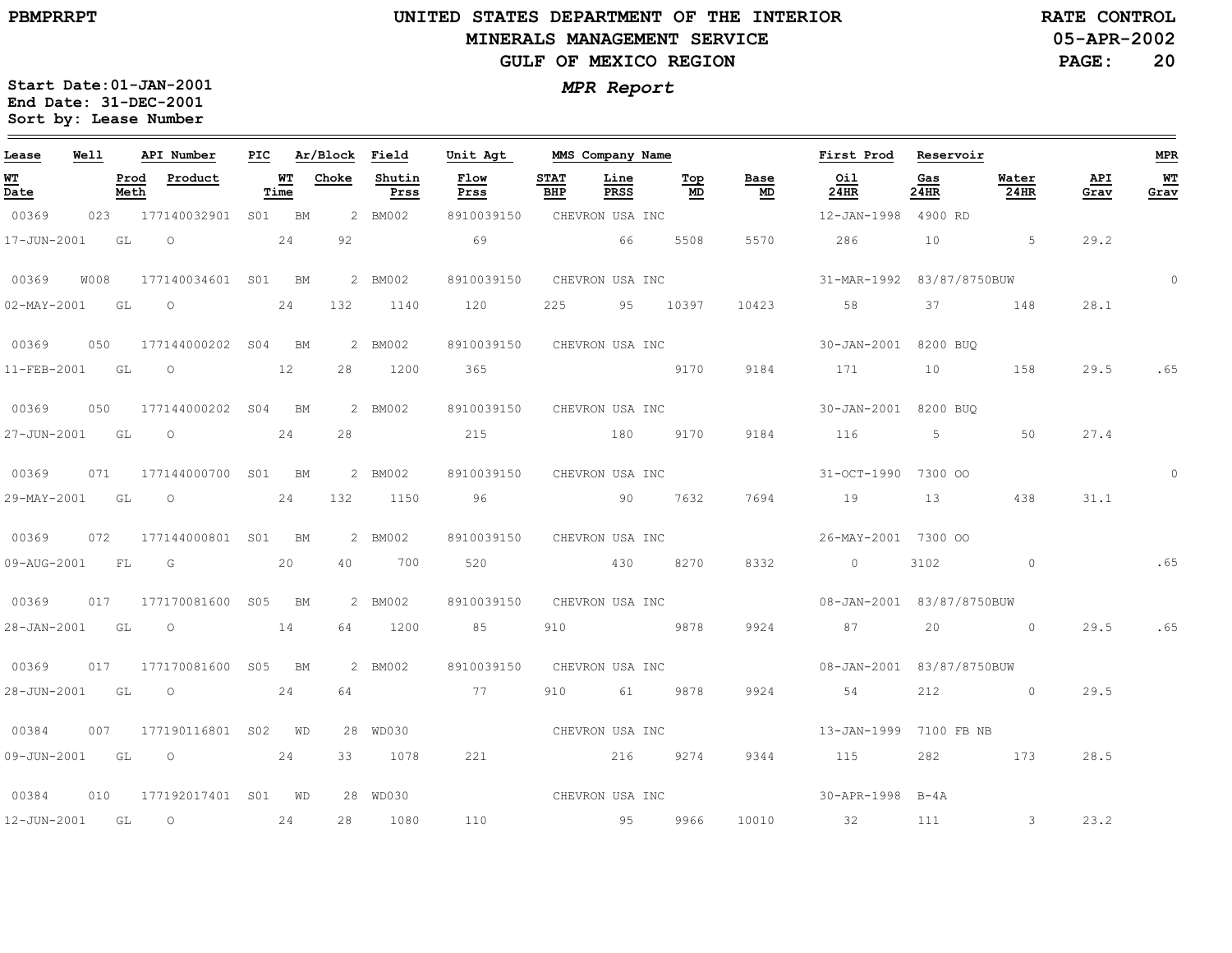**PBMPRRPT**

# UNITED STATES DEPARTMENT OF THE INTERIOR
## MINERALS MANAGEMENT SERVICE
## GULF OF MEXICO REGION

**RATE CONTROL**
**05-APR-2002**

***MPR Report***

**Start Date:01-JAN-2001**
**End Date: 31-DEC-2001**
**Sort by: Lease Number**

| Lease | Well | API Number | PIC | Ar/Block | | Field | Unit Agt | | MMS Company Name | | | | First Prod | Reservoir | | | MPR |
|---|---|---|---|---|---|---|---|---|---|---|---|---|---|---|---|---|---|
| **WT Date** | **Prod Meth** | **Product** | | **WT Time** | **Choke** | **Shutin Prss** | **Flow Prss** | **STAT BHP** | **Line PRSS** | **Top MD** | **Base MD** | | **Oil 24HR** | **Gas 24HR** | **Water 24HR** | **API Grav** | **WT Grav** |
| 00369 | 023 | 177140032901 | S01 | BM | 2 | BM002 | 8910039150 | | CHEVRON USA INC | | | | 12-JAN-1998 | 4900 RD | | | |
| 17-JUN-2001 | GL | O | | 24 | 92 | | 69 | | 66 | 5508 | 5570 | | 286 | 10 | 5 | 29.2 | |
| 00369 | W008 | 177140034601 | S01 | BM | 2 | BM002 | 8910039150 | | CHEVRON USA INC | | | | 31-MAR-1992 | 83/87/8750BUW | | | 0 |
| 02-MAY-2001 | GL | O | | 24 | 132 | 1140 | 120 | 225 | 95 | 10397 | 10423 | | 58 | 37 | 148 | 28.1 | |
| 00369 | 050 | 177144000202 | S04 | BM | 2 | BM002 | 8910039150 | | CHEVRON USA INC | | | | 30-JAN-2001 | 8200 BUQ | | | |
| 11-FEB-2001 | GL | O | | 12 | 28 | 1200 | 365 | | | 9170 | 9184 | | 171 | 10 | 158 | 29.5 | .65 |
| 00369 | 050 | 177144000202 | S04 | BM | 2 | BM002 | 8910039150 | | CHEVRON USA INC | | | | 30-JAN-2001 | 8200 BUQ | | | |
| 27-JUN-2001 | GL | O | | 24 | 28 | | 215 | | 180 | 9170 | 9184 | | 116 | 5 | 50 | 27.4 | |
| 00369 | 071 | 177144000700 | S01 | BM | 2 | BM002 | 8910039150 | | CHEVRON USA INC | | | | 31-OCT-1990 | 7300 OO | | | 0 |
| 29-MAY-2001 | GL | O | | 24 | 132 | 1150 | 96 | | 90 | 7632 | 7694 | | 19 | 13 | 438 | 31.1 | |
| 00369 | 072 | 177144000801 | S01 | BM | 2 | BM002 | 8910039150 | | CHEVRON USA INC | | | | 26-MAY-2001 | 7300 OO | | | |
| 09-AUG-2001 | FL | G | | 20 | 40 | 700 | 520 | | 430 | 8270 | 8332 | | 0 | 3102 | 0 | | .65 |
| 00369 | 017 | 177170081600 | S05 | BM | 2 | BM002 | 8910039150 | | CHEVRON USA INC | | | | 08-JAN-2001 | 83/87/8750BUW | | | |
| 28-JAN-2001 | GL | O | | 14 | 64 | 1200 | 85 | 910 | | 9878 | 9924 | | 87 | 20 | 0 | 29.5 | .65 |
| 00369 | 017 | 177170081600 | S05 | BM | 2 | BM002 | 8910039150 | | CHEVRON USA INC | | | | 08-JAN-2001 | 83/87/8750BUW | | | |
| 28-JUN-2001 | GL | O | | 24 | 64 | | 77 | 910 | 61 | 9878 | 9924 | | 54 | 212 | 0 | 29.5 | |
| 00384 | 007 | 177190116801 | S02 | WD | 28 | WD030 | | | CHEVRON USA INC | | | | 13-JAN-1999 | 7100 FB NB | | | |
| 09-JUN-2001 | GL | O | | 24 | 33 | 1078 | 221 | | 216 | 9274 | 9344 | | 115 | 282 | 173 | 28.5 | |
| 00384 | 010 | 177192017401 | S01 | WD | 28 | WD030 | | | CHEVRON USA INC | | | | 30-APR-1998 | B-4A | | | |
| 12-JUN-2001 | GL | O | | 24 | 28 | 1080 | 110 | | 95 | 9966 | 10010 | | 32 | 111 | 3 | 23.2 | |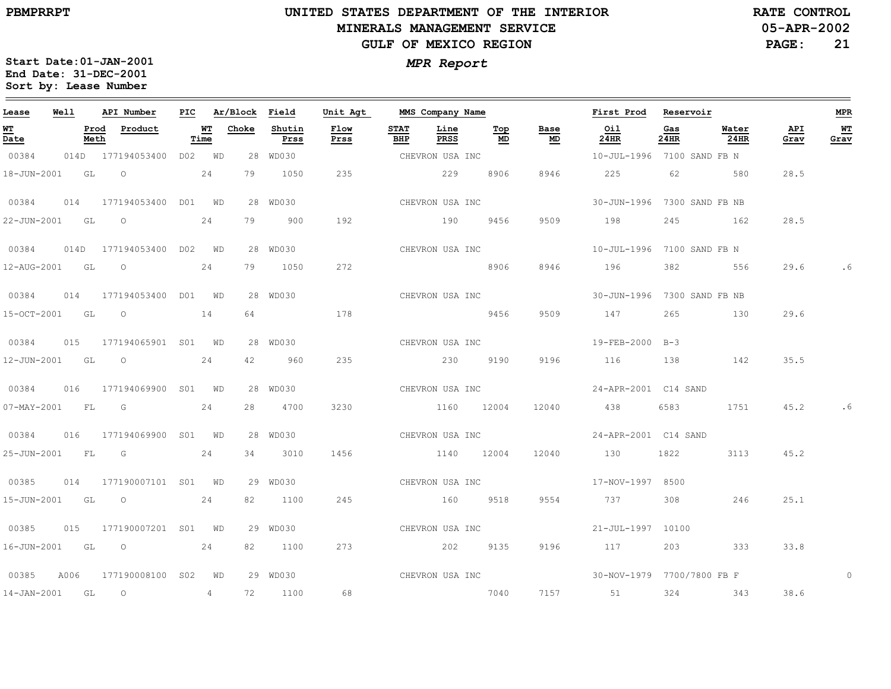# UNITED STATES DEPARTMENT OF THE INTERIOR
## MINERALS MANAGEMENT SERVICE
## GULF OF MEXICO REGION

PBMPRRPT — RATE CONTROL 05-APR-2002

*MPR Report*

Start Date:01-JAN-2001
End Date: 31-DEC-2001
Sort by: Lease Number

| Lease | Well | API Number | PIC | Ar/Block | | Field | Unit Agt | MMS Company Name | | | | First Prod | Reservoir | | | MPR |
|---|---|---|---|---|---|---|---|---|---|---|---|---|---|---|---|---|
| WT Date | Prod Meth | Product | WT Time | Choke | | Shutin Prss | Flow Prss | STAT BHP | Line PRSS | Top MD | Base MD | Oil 24HR | Gas 24HR | Water 24HR | API Grav | WT Grav |
| 00384 | 014D | 177194053400 | D02 | WD | 28 | WD030 | | CHEVRON USA INC | | | | 10-JUL-1996 | 7100 SAND FB N | | | |
| 18-JUN-2001 | GL | O | 24 | 79 | | 1050 | 235 | | 229 | 8906 | 8946 | 225 | 62 | 580 | 28.5 | |
| 00384 | 014 | 177194053400 | D01 | WD | 28 | WD030 | | CHEVRON USA INC | | | | 30-JUN-1996 | 7300 SAND FB NB | | | |
| 22-JUN-2001 | GL | O | 24 | 79 | | 900 | 192 | | 190 | 9456 | 9509 | 198 | 245 | 162 | 28.5 | |
| 00384 | 014D | 177194053400 | D02 | WD | 28 | WD030 | | CHEVRON USA INC | | | | 10-JUL-1996 | 7100 SAND FB N | | | |
| 12-AUG-2001 | GL | O | 24 | 79 | | 1050 | 272 | | | 8906 | 8946 | 196 | 382 | 556 | 29.6 | .6 |
| 00384 | 014 | 177194053400 | D01 | WD | 28 | WD030 | | CHEVRON USA INC | | | | 30-JUN-1996 | 7300 SAND FB NB | | | |
| 15-OCT-2001 | GL | O | 14 | 64 | | | 178 | | | 9456 | 9509 | 147 | 265 | 130 | 29.6 | |
| 00384 | 015 | 177194065901 | S01 | WD | 28 | WD030 | | CHEVRON USA INC | | | | 19-FEB-2000 | B-3 | | | |
| 12-JUN-2001 | GL | O | 24 | 42 | | 960 | 235 | | 230 | 9190 | 9196 | 116 | 138 | 142 | 35.5 | |
| 00384 | 016 | 177194069900 | S01 | WD | 28 | WD030 | | CHEVRON USA INC | | | | 24-APR-2001 | C14 SAND | | | |
| 07-MAY-2001 | FL | G | 24 | 28 | | 4700 | 3230 | | 1160 | 12004 | 12040 | 438 | 6583 | 1751 | 45.2 | .6 |
| 00384 | 016 | 177194069900 | S01 | WD | 28 | WD030 | | CHEVRON USA INC | | | | 24-APR-2001 | C14 SAND | | | |
| 25-JUN-2001 | FL | G | 24 | 34 | | 3010 | 1456 | | 1140 | 12004 | 12040 | 130 | 1822 | 3113 | 45.2 | |
| 00385 | 014 | 177190007101 | S01 | WD | 29 | WD030 | | CHEVRON USA INC | | | | 17-NOV-1997 | 8500 | | | |
| 15-JUN-2001 | GL | O | 24 | 82 | | 1100 | 245 | | 160 | 9518 | 9554 | 737 | 308 | 246 | 25.1 | |
| 00385 | 015 | 177190007201 | S01 | WD | 29 | WD030 | | CHEVRON USA INC | | | | 21-JUL-1997 | 10100 | | | |
| 16-JUN-2001 | GL | O | 24 | 82 | | 1100 | 273 | | 202 | 9135 | 9196 | 117 | 203 | 333 | 33.8 | |
| 00385 | A006 | 177190008100 | S02 | WD | 29 | WD030 | | CHEVRON USA INC | | | | 30-NOV-1979 | 7700/7800 FB F | | | 0 |
| 14-JAN-2001 | GL | O | 4 | 72 | | 1100 | 68 | | | 7040 | 7157 | 51 | 324 | 343 | 38.6 | |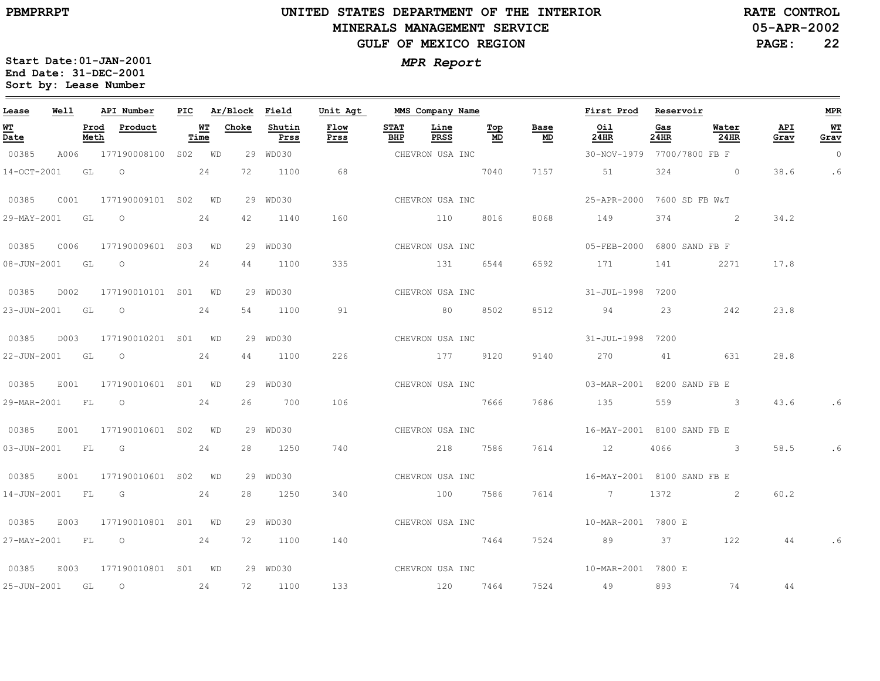PBMPRRPT

# UNITED STATES DEPARTMENT OF THE INTERIOR
## MINERALS MANAGEMENT SERVICE
## GULF OF MEXICO REGION

RATE CONTROL
05-APR-2002

Start Date:01-JAN-2001
End Date: 31-DEC-2001
Sort by: Lease Number

*MPR Report*

| Lease | Well | API Number | PIC | Ar/Block | | Field | Unit Agt | MMS Company Name | | | | First Prod | Reservoir | | | MPR |
|---|---|---|---|---|---|---|---|---|---|---|---|---|---|---|---|---|
| WT Date | Prod Meth | Product | WT Time | Choke | Shutin Prss | Flow Prss | STAT BHP | Line PRSS | Top MD | Base MD | Oil 24HR | Gas 24HR | Water 24HR | API Grav | | WT Grav |
| 00385 | A006 | 177190008100 | S02 | WD | 29 | WD030 | | CHEVRON USA INC | | | | 30-NOV-1979 | 7700/7800 FB F | | | 0 |
| 14-OCT-2001 | GL | O | 24 | 72 | 1100 | 68 | | | 7040 | 7157 | 51 | 324 | 0 | 38.6 | | .6 |
| 00385 | C001 | 177190009101 | S02 | WD | 29 | WD030 | | CHEVRON USA INC | | | | 25-APR-2000 | 7600 SD FB W&T | | | |
| 29-MAY-2001 | GL | O | 24 | 42 | 1140 | 160 | | 110 | 8016 | 8068 | 149 | 374 | 2 | 34.2 | | |
| 00385 | C006 | 177190009601 | S03 | WD | 29 | WD030 | | CHEVRON USA INC | | | | 05-FEB-2000 | 6800 SAND FB F | | | |
| 08-JUN-2001 | GL | O | 24 | 44 | 1100 | 335 | | 131 | 6544 | 6592 | 171 | 141 | 2271 | 17.8 | | |
| 00385 | D002 | 177190010101 | S01 | WD | 29 | WD030 | | CHEVRON USA INC | | | | 31-JUL-1998 | 7200 | | | |
| 23-JUN-2001 | GL | O | 24 | 54 | 1100 | 91 | | 80 | 8502 | 8512 | 94 | 23 | 242 | 23.8 | | |
| 00385 | D003 | 177190010201 | S01 | WD | 29 | WD030 | | CHEVRON USA INC | | | | 31-JUL-1998 | 7200 | | | |
| 22-JUN-2001 | GL | O | 24 | 44 | 1100 | 226 | | 177 | 9120 | 9140 | 270 | 41 | 631 | 28.8 | | |
| 00385 | E001 | 177190010601 | S01 | WD | 29 | WD030 | | CHEVRON USA INC | | | | 03-MAR-2001 | 8200 SAND FB E | | | |
| 29-MAR-2001 | FL | O | 24 | 26 | 700 | 106 | | | 7666 | 7686 | 135 | 559 | 3 | 43.6 | | .6 |
| 00385 | E001 | 177190010601 | S02 | WD | 29 | WD030 | | CHEVRON USA INC | | | | 16-MAY-2001 | 8100 SAND FB E | | | |
| 03-JUN-2001 | FL | G | 24 | 28 | 1250 | 740 | | 218 | 7586 | 7614 | 12 | 4066 | 3 | 58.5 | | .6 |
| 00385 | E001 | 177190010601 | S02 | WD | 29 | WD030 | | CHEVRON USA INC | | | | 16-MAY-2001 | 8100 SAND FB E | | | |
| 14-JUN-2001 | FL | G | 24 | 28 | 1250 | 340 | | 100 | 7586 | 7614 | 7 | 1372 | 2 | 60.2 | | |
| 00385 | E003 | 177190010801 | S01 | WD | 29 | WD030 | | CHEVRON USA INC | | | | 10-MAR-2001 | 7800 E | | | |
| 27-MAY-2001 | FL | O | 24 | 72 | 1100 | 140 | | | 7464 | 7524 | 89 | 37 | 122 | 44 | | .6 |
| 00385 | E003 | 177190010801 | S01 | WD | 29 | WD030 | | CHEVRON USA INC | | | | 10-MAR-2001 | 7800 E | | | |
| 25-JUN-2001 | GL | O | 24 | 72 | 1100 | 133 | | 120 | 7464 | 7524 | 49 | 893 | 74 | 44 | | |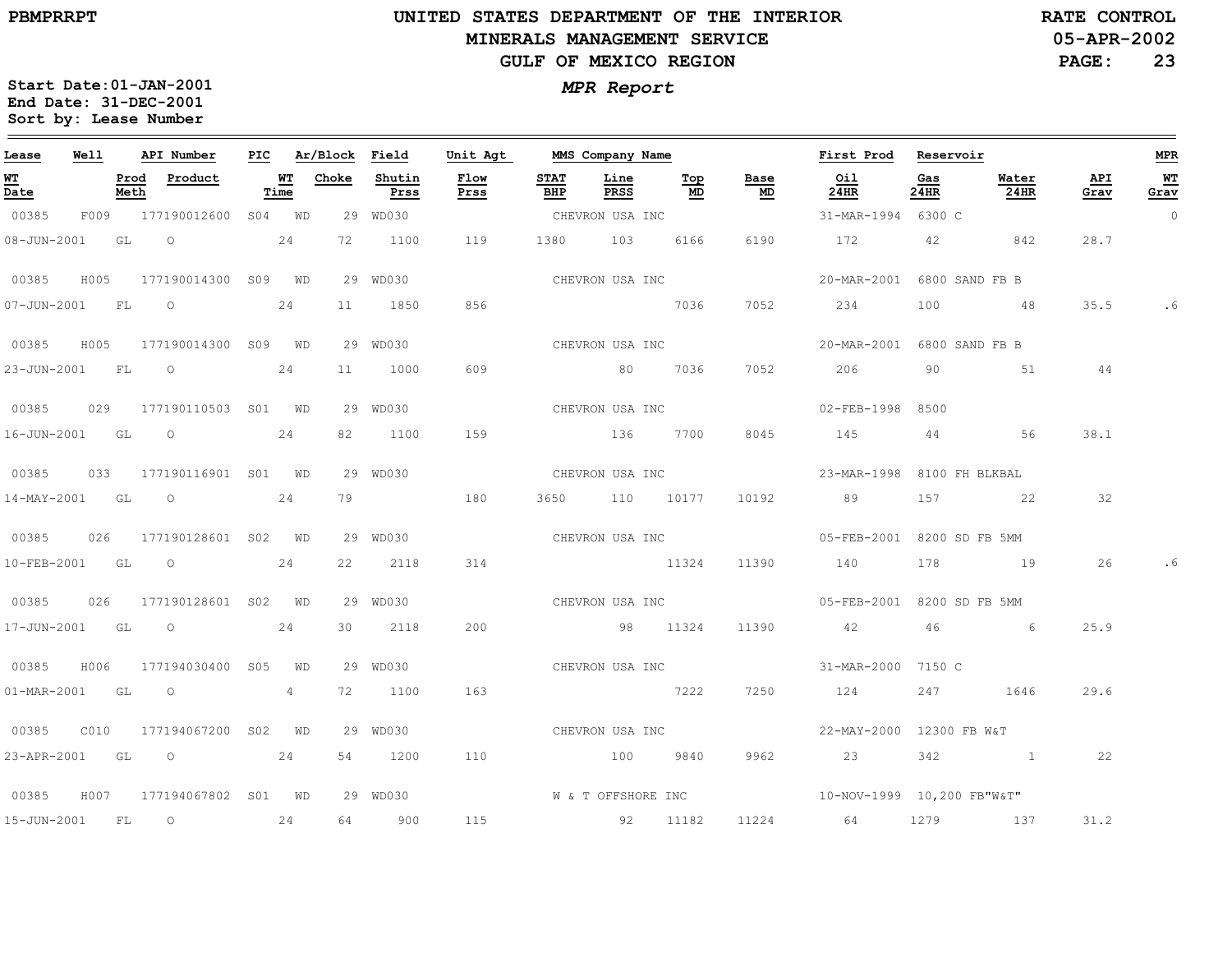PBMPRRPT

# UNITED STATES DEPARTMENT OF THE INTERIOR
## MINERALS MANAGEMENT SERVICE
## GULF OF MEXICO REGION

RATE CONTROL
05-APR-2002

*MPR Report*

**Start Date:01-JAN-2001**
**End Date: 31-DEC-2001**
**Sort by: Lease Number**

| Lease | Well | API Number | PIC | Ar/Block | | Field | Unit Agt | MMS Company Name | | | | First Prod | Reservoir | | | MPR |
|---|---|---|---|---|---|---|---|---|---|---|---|---|---|---|---|---|
| **WT Date** | **Prod Meth** | **Product** | **WT Time** | **Choke** | | **Shutin Prss** | **Flow Prss** | **STAT BHP** | **Line PRSS** | **Top MD** | **Base MD** | **Oil 24HR** | **Gas 24HR** | **Water 24HR** | **API Grav** | **WT Grav** |
| 00385 | F009 | 177190012600 | S04 | WD | 29 | WD030 | | CHEVRON USA INC | | | | 31-MAR-1994 | 6300 C | | | 0 |
| 08-JUN-2001 | GL | O | 24 | 72 | | 1100 | 119 | 1380 | 103 | 6166 | 6190 | 172 | 42 | 842 | 28.7 | |
| 00385 | H005 | 177190014300 | S09 | WD | 29 | WD030 | | CHEVRON USA INC | | | | 20-MAR-2001 | 6800 SAND FB B | | | |
| 07-JUN-2001 | FL | O | 24 | 11 | | 1850 | 856 | | | 7036 | 7052 | 234 | 100 | 48 | 35.5 | .6 |
| 00385 | H005 | 177190014300 | S09 | WD | 29 | WD030 | | CHEVRON USA INC | | | | 20-MAR-2001 | 6800 SAND FB B | | | |
| 23-JUN-2001 | FL | O | 24 | 11 | | 1000 | 609 | | 80 | 7036 | 7052 | 206 | 90 | 51 | 44 | |
| 00385 | 029 | 177190110503 | S01 | WD | 29 | WD030 | | CHEVRON USA INC | | | | 02-FEB-1998 | 8500 | | | |
| 16-JUN-2001 | GL | O | 24 | 82 | | 1100 | 159 | | 136 | 7700 | 8045 | 145 | 44 | 56 | 38.1 | |
| 00385 | 033 | 177190116901 | S01 | WD | 29 | WD030 | | CHEVRON USA INC | | | | 23-MAR-1998 | 8100 FH BLKBAL | | | |
| 14-MAY-2001 | GL | O | 24 | 79 | | | 180 | 3650 | 110 | 10177 | 10192 | 89 | 157 | 22 | 32 | |
| 00385 | 026 | 177190128601 | S02 | WD | 29 | WD030 | | CHEVRON USA INC | | | | 05-FEB-2001 | 8200 SD FB 5MM | | | |
| 10-FEB-2001 | GL | O | 24 | 22 | | 2118 | 314 | | | 11324 | 11390 | 140 | 178 | 19 | 26 | .6 |
| 00385 | 026 | 177190128601 | S02 | WD | 29 | WD030 | | CHEVRON USA INC | | | | 05-FEB-2001 | 8200 SD FB 5MM | | | |
| 17-JUN-2001 | GL | O | 24 | 30 | | 2118 | 200 | | 98 | 11324 | 11390 | 42 | 46 | 6 | 25.9 | |
| 00385 | H006 | 177194030400 | S05 | WD | 29 | WD030 | | CHEVRON USA INC | | | | 31-MAR-2000 | 7150 C | | | |
| 01-MAR-2001 | GL | O | 4 | 72 | | 1100 | 163 | | | 7222 | 7250 | 124 | 247 | 1646 | 29.6 | |
| 00385 | C010 | 177194067200 | S02 | WD | 29 | WD030 | | CHEVRON USA INC | | | | 22-MAY-2000 | 12300 FB W&T | | | |
| 23-APR-2001 | GL | O | 24 | 54 | | 1200 | 110 | | 100 | 9840 | 9962 | 23 | 342 | 1 | 22 | |
| 00385 | H007 | 177194067802 | S01 | WD | 29 | WD030 | | W & T OFFSHORE INC | | | | 10-NOV-1999 | 10,200 FB"W&T" | | | |
| 15-JUN-2001 | FL | O | 24 | 64 | | 900 | 115 | | 92 | 11182 | 11224 | 64 | 1279 | 137 | 31.2 | |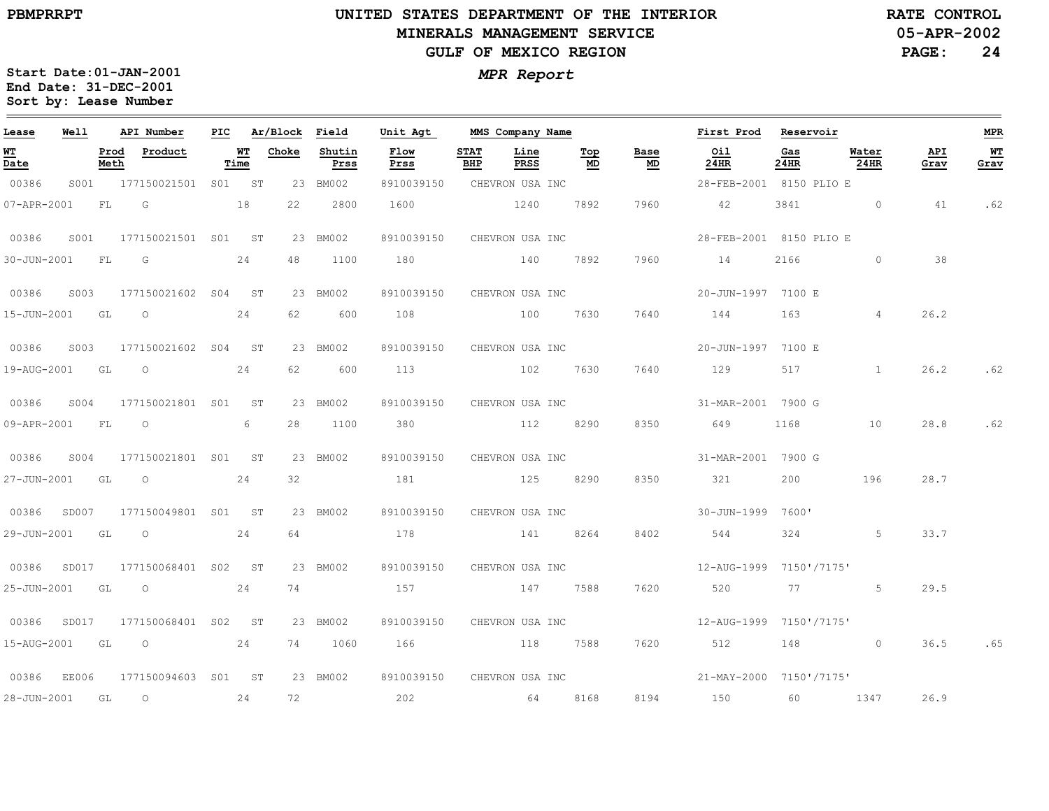PBMPRRPT

# UNITED STATES DEPARTMENT OF THE INTERIOR
## MINERALS MANAGEMENT SERVICE
## GULF OF MEXICO REGION

RATE CONTROL
05-APR-2002

*MPR Report*

Start Date:01-JAN-2001
End Date: 31-DEC-2001
Sort by: Lease Number

| Lease | Well | API Number | PIC | Ar/Block | Field | Unit Agt | MMS Company Name | | | | First Prod | Reservoir | | | MPR |
|---|---|---|---|---|---|---|---|---|---|---|---|---|---|---|---|
| WT Date | Prod Meth | Product | WT Time | Choke | Shutin Prss | Flow Prss | STAT BHP | Line PRSS | Top MD | Base MD | Oil 24HR | Gas 24HR | Water 24HR | API Grav | WT Grav |
| 00386 | S001 | 177150021501 | S01 | ST 23 | BM002 | 8910039150 | CHEVRON USA INC | | | | 28-FEB-2001 | 8150 PLIO E | | | |
| 07-APR-2001 | FL | G | 18 | 22 | 2800 | 1600 | | 1240 | 7892 | 7960 | 42 | 3841 | 0 | 41 | .62 |
| 00386 | S001 | 177150021501 | S01 | ST 23 | BM002 | 8910039150 | CHEVRON USA INC | | | | 28-FEB-2001 | 8150 PLIO E | | | |
| 30-JUN-2001 | FL | G | 24 | 48 | 1100 | 180 | | 140 | 7892 | 7960 | 14 | 2166 | 0 | 38 | |
| 00386 | S003 | 177150021602 | S04 | ST 23 | BM002 | 8910039150 | CHEVRON USA INC | | | | 20-JUN-1997 | 7100 E | | | |
| 15-JUN-2001 | GL | O | 24 | 62 | 600 | 108 | | 100 | 7630 | 7640 | 144 | 163 | 4 | 26.2 | |
| 00386 | S003 | 177150021602 | S04 | ST 23 | BM002 | 8910039150 | CHEVRON USA INC | | | | 20-JUN-1997 | 7100 E | | | |
| 19-AUG-2001 | GL | O | 24 | 62 | 600 | 113 | | 102 | 7630 | 7640 | 129 | 517 | 1 | 26.2 | .62 |
| 00386 | S004 | 177150021801 | S01 | ST 23 | BM002 | 8910039150 | CHEVRON USA INC | | | | 31-MAR-2001 | 7900 G | | | |
| 09-APR-2001 | FL | O | 6 | 28 | 1100 | 380 | | 112 | 8290 | 8350 | 649 | 1168 | 10 | 28.8 | .62 |
| 00386 | S004 | 177150021801 | S01 | ST 23 | BM002 | 8910039150 | CHEVRON USA INC | | | | 31-MAR-2001 | 7900 G | | | |
| 27-JUN-2001 | GL | O | 24 | 32 | | 181 | | 125 | 8290 | 8350 | 321 | 200 | 196 | 28.7 | |
| 00386 | SD007 | 177150049801 | S01 | ST 23 | BM002 | 8910039150 | CHEVRON USA INC | | | | 30-JUN-1999 | 7600' | | | |
| 29-JUN-2001 | GL | O | 24 | 64 | | 178 | | 141 | 8264 | 8402 | 544 | 324 | 5 | 33.7 | |
| 00386 | SD017 | 177150068401 | S02 | ST 23 | BM002 | 8910039150 | CHEVRON USA INC | | | | 12-AUG-1999 | 7150'/7175' | | | |
| 25-JUN-2001 | GL | O | 24 | 74 | | 157 | | 147 | 7588 | 7620 | 520 | 77 | 5 | 29.5 | |
| 00386 | SD017 | 177150068401 | S02 | ST 23 | BM002 | 8910039150 | CHEVRON USA INC | | | | 12-AUG-1999 | 7150'/7175' | | | |
| 15-AUG-2001 | GL | O | 24 | 74 | 1060 | 166 | | 118 | 7588 | 7620 | 512 | 148 | 0 | 36.5 | .65 |
| 00386 | EE006 | 177150094603 | S01 | ST 23 | BM002 | 8910039150 | CHEVRON USA INC | | | | 21-MAY-2000 | 7150'/7175' | | | |
| 28-JUN-2001 | GL | O | 24 | 72 | | 202 | | 64 | 8168 | 8194 | 150 | 60 | 1347 | 26.9 | |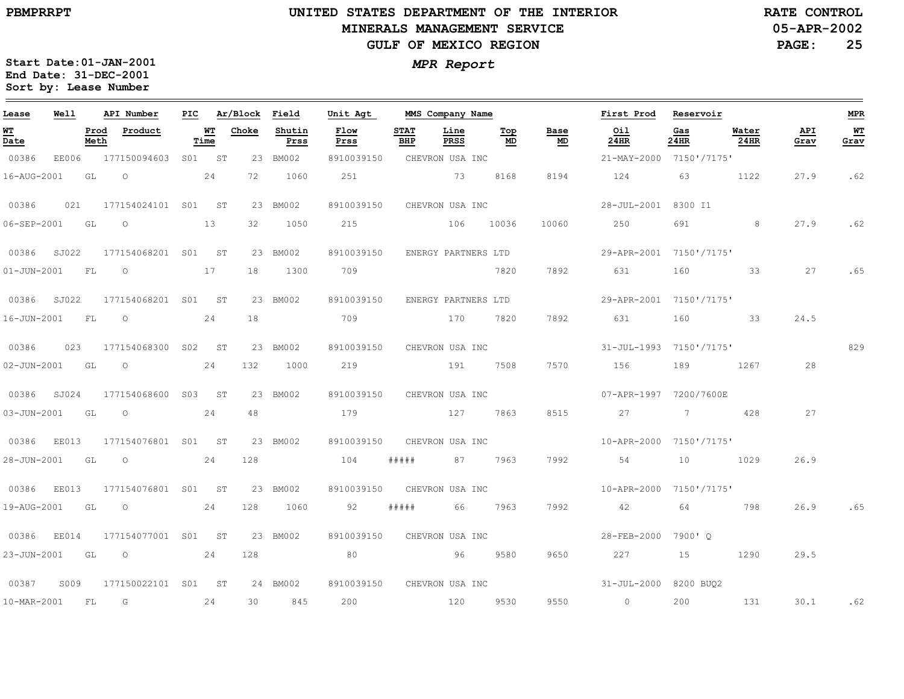# UNITED STATES DEPARTMENT OF THE INTERIOR
## MINERALS MANAGEMENT SERVICE
## GULF OF MEXICO REGION

PBMPRRPT

RATE CONTROL
05-APR-2002

*MPR Report*

**Start Date:01-JAN-2001**
**End Date: 31-DEC-2001**
**Sort by: Lease Number**

| Lease | Well | | API Number | PIC | Ar/Block | | Field | Unit Agt | MMS Company Name | | | | | First Prod | Reservoir | | | MPR |
|---|---|---|---|---|---|---|---|---|---|---|---|---|---|---|---|---|---|---|
| WT Date | | Prod Meth | Product | | WT Time | Choke | Shutin Prss | Flow Prss | STAT BHP | Line PRSS | Top MD | Base MD | | Oil 24HR | Gas 24HR | Water 24HR | API Grav | WT Grav |
| 00386 | EE006 | | 177150094603 | S01 | ST | 23 | BM002 | 8910039150 | CHEVRON USA INC | | | | | 21-MAY-2000 | 7150'/7175' | | | |
| 16-AUG-2001 | | GL | O | | 24 | 72 | 1060 | 251 | | 73 | 8168 | 8194 | | 124 | 63 | 1122 | 27.9 | .62 |
| 00386 | 021 | | 177154024101 | S01 | ST | 23 | BM002 | 8910039150 | CHEVRON USA INC | | | | | 28-JUL-2001 | 8300 I1 | | | |
| 06-SEP-2001 | | GL | O | | 13 | 32 | 1050 | 215 | | 106 | 10036 | 10060 | | 250 | 691 | 8 | 27.9 | .62 |
| 00386 | SJ022 | | 177154068201 | S01 | ST | 23 | BM002 | 8910039150 | ENERGY PARTNERS LTD | | | | | 29-APR-2001 | 7150'/7175' | | | |
| 01-JUN-2001 | | FL | O | | 17 | 18 | 1300 | 709 | | | 7820 | 7892 | | 631 | 160 | 33 | 27 | .65 |
| 00386 | SJ022 | | 177154068201 | S01 | ST | 23 | BM002 | 8910039150 | ENERGY PARTNERS LTD | | | | | 29-APR-2001 | 7150'/7175' | | | |
| 16-JUN-2001 | | FL | O | | 24 | 18 | | 709 | | 170 | 7820 | 7892 | | 631 | 160 | 33 | 24.5 | |
| 00386 | 023 | | 177154068300 | S02 | ST | 23 | BM002 | 8910039150 | CHEVRON USA INC | | | | | 31-JUL-1993 | 7150'/7175' | | | 829 |
| 02-JUN-2001 | | GL | O | | 24 | 132 | 1000 | 219 | | 191 | 7508 | 7570 | | 156 | 189 | 1267 | 28 | |
| 00386 | SJ024 | | 177154068600 | S03 | ST | 23 | BM002 | 8910039150 | CHEVRON USA INC | | | | | 07-APR-1997 | 7200/7600E | | | |
| 03-JUN-2001 | | GL | O | | 24 | 48 | | 179 | | 127 | 7863 | 8515 | | 27 | 7 | 428 | 27 | |
| 00386 | EE013 | | 177154076801 | S01 | ST | 23 | BM002 | 8910039150 | CHEVRON USA INC | | | | | 10-APR-2000 | 7150'/7175' | | | |
| 28-JUN-2001 | | GL | O | | 24 | 128 | | 104 | ##### | 87 | 7963 | 7992 | | 54 | 10 | 1029 | 26.9 | |
| 00386 | EE013 | | 177154076801 | S01 | ST | 23 | BM002 | 8910039150 | CHEVRON USA INC | | | | | 10-APR-2000 | 7150'/7175' | | | |
| 19-AUG-2001 | | GL | O | | 24 | 128 | 1060 | 92 | ##### | 66 | 7963 | 7992 | | 42 | 64 | 798 | 26.9 | .65 |
| 00386 | EE014 | | 177154077001 | S01 | ST | 23 | BM002 | 8910039150 | CHEVRON USA INC | | | | | 28-FEB-2000 | 7900' Q | | | |
| 23-JUN-2001 | | GL | O | | 24 | 128 | | 80 | | 96 | 9580 | 9650 | | 227 | 15 | 1290 | 29.5 | |
| 00387 | S009 | | 177150022101 | S01 | ST | 24 | BM002 | 8910039150 | CHEVRON USA INC | | | | | 31-JUL-2000 | 8200 BUQ2 | | | |
| 10-MAR-2001 | | FL | G | | 24 | 30 | 845 | 200 | | 120 | 9530 | 9550 | | 0 | 200 | 131 | 30.1 | .62 |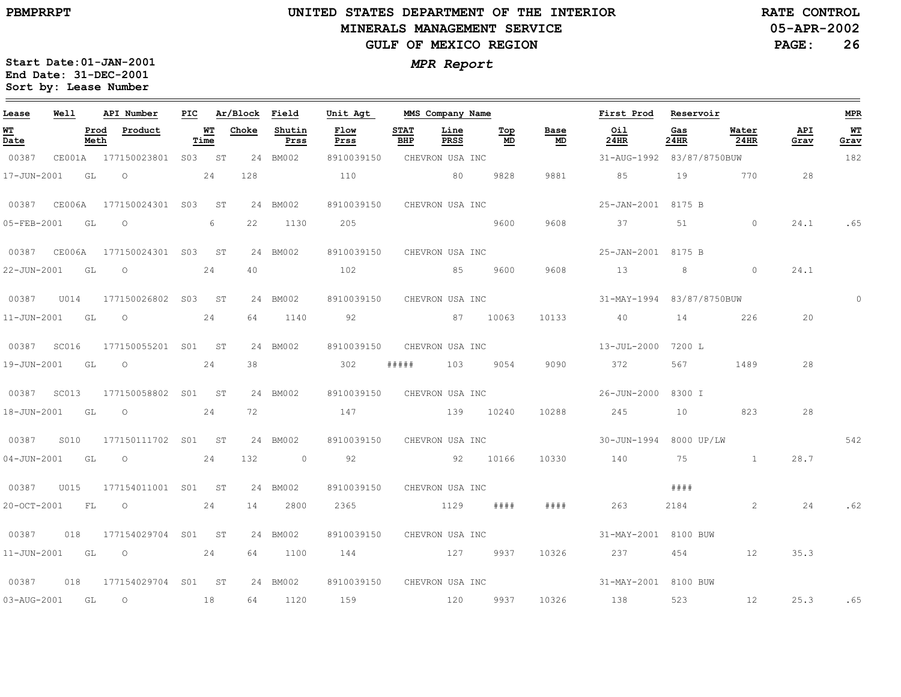# UNITED STATES DEPARTMENT OF THE INTERIOR
## MINERALS MANAGEMENT SERVICE
## GULF OF MEXICO REGION

PBMPRRPT

RATE CONTROL
05-APR-2002

Start Date: 01-JAN-2001
End Date: 31-DEC-2001
Sort by: Lease Number

*MPR Report*

| Lease | Well | API Number | PIC | Ar/Block | Field | Unit Agt | MMS Company Name | | | | First Prod | Reservoir | | | MPR |
|---|---|---|---|---|---|---|---|---|---|---|---|---|---|---|---|
| WT Date | Prod Meth | Product | WT Time | Choke | Shutin Prss | Flow Prss | STAT BHP | Line PRSS | Top MD | Base MD | Oil 24HR | Gas 24HR | Water 24HR | API Grav | WT Grav |
| 00387 | CE001A | 177150023801 | S03 | ST 24 | BM002 | 8910039150 | CHEVRON USA INC | | | | 31-AUG-1992 | 83/87/8750BUW | | | 182 |
| 17-JUN-2001 | GL | O | 24 | 128 | | 110 | | 80 | 9828 | 9881 | 85 | 19 | 770 | 28 | |
| 00387 | CE006A | 177150024301 | S03 | ST 24 | BM002 | 8910039150 | CHEVRON USA INC | | | | 25-JAN-2001 | 8175 B | | | |
| 05-FEB-2001 | GL | O | 6 | 22 | 1130 | 205 | | | 9600 | 9608 | 37 | 51 | 0 | 24.1 | .65 |
| 00387 | CE006A | 177150024301 | S03 | ST 24 | BM002 | 8910039150 | CHEVRON USA INC | | | | 25-JAN-2001 | 8175 B | | | |
| 22-JUN-2001 | GL | O | 24 | 40 | | 102 | | 85 | 9600 | 9608 | 13 | 8 | 0 | 24.1 | |
| 00387 | U014 | 177150026802 | S03 | ST 24 | BM002 | 8910039150 | CHEVRON USA INC | | | | 31-MAY-1994 | 83/87/8750BUW | | | 0 |
| 11-JUN-2001 | GL | O | 24 | 64 | 1140 | 92 | | 87 | 10063 | 10133 | 40 | 14 | 226 | 20 | |
| 00387 | SC016 | 177150055201 | S01 | ST 24 | BM002 | 8910039150 | CHEVRON USA INC | | | | 13-JUL-2000 | 7200 L | | | |
| 19-JUN-2001 | GL | O | 24 | 38 | | 302 | ##### | 103 | 9054 | 9090 | 372 | 567 | 1489 | 28 | |
| 00387 | SC013 | 177150058802 | S01 | ST 24 | BM002 | 8910039150 | CHEVRON USA INC | | | | 26-JUN-2000 | 8300 I | | | |
| 18-JUN-2001 | GL | O | 24 | 72 | | 147 | | 139 | 10240 | 10288 | 245 | 10 | 823 | 28 | |
| 00387 | S010 | 177150111702 | S01 | ST 24 | BM002 | 8910039150 | CHEVRON USA INC | | | | 30-JUN-1994 | 8000 UP/LW | | | 542 |
| 04-JUN-2001 | GL | O | 24 | 132 | 0 | 92 | | 92 | 10166 | 10330 | 140 | 75 | 1 | 28.7 | |
| 00387 | U015 | 177154011001 | S01 | ST 24 | BM002 | 8910039150 | CHEVRON USA INC | | | | | #### | | | |
| 20-OCT-2001 | FL | O | 24 | 14 | 2800 | 2365 | | 1129 | #### | #### | 263 | 2184 | 2 | 24 | .62 |
| 00387 | 018 | 177154029704 | S01 | ST 24 | BM002 | 8910039150 | CHEVRON USA INC | | | | 31-MAY-2001 | 8100 BUW | | | |
| 11-JUN-2001 | GL | O | 24 | 64 | 1100 | 144 | | 127 | 9937 | 10326 | 237 | 454 | 12 | 35.3 | |
| 00387 | 018 | 177154029704 | S01 | ST 24 | BM002 | 8910039150 | CHEVRON USA INC | | | | 31-MAY-2001 | 8100 BUW | | | |
| 03-AUG-2001 | GL | O | 18 | 64 | 1120 | 159 | | 120 | 9937 | 10326 | 138 | 523 | 12 | 25.3 | .65 |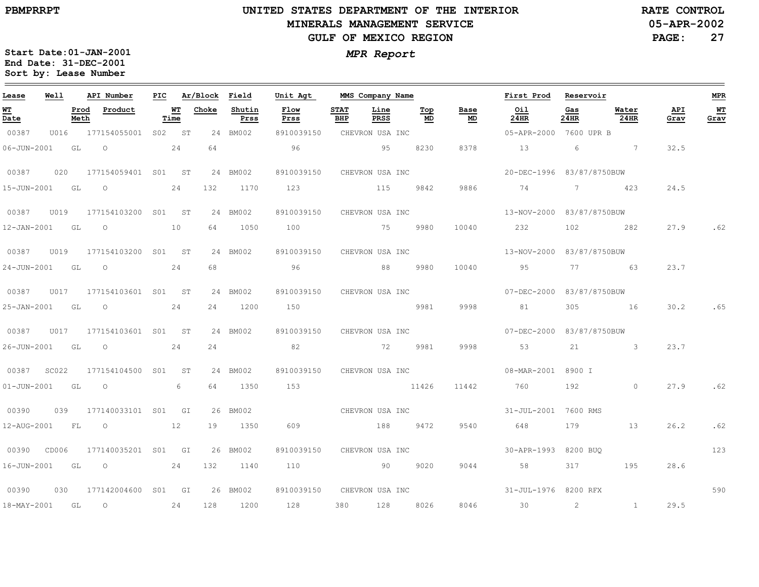**PBMPRRPT**

# UNITED STATES DEPARTMENT OF THE INTERIOR
## MINERALS MANAGEMENT SERVICE
## GULF OF MEXICO REGION

RATE CONTROL
05-APR-2002

*MPR Report*

Start Date:01-JAN-2001
End Date: 31-DEC-2001
Sort by: Lease Number

| Lease | Well | API Number | PIC | Ar/Block | Field | Unit Agt | MMS Company Name | | | | First Prod | Reservoir | | | MPR |
|---|---|---|---|---|---|---|---|---|---|---|---|---|---|---|---|
| WT Date | Prod Meth | Product | WT Time | Choke | Shutin Prss | Flow Prss | STAT BHP | Line PRSS | Top MD | Base MD | Oil 24HR | Gas 24HR | Water 24HR | API Grav | WT Grav |
| 00387 | U016 | 177154055001 | S02 | ST 24 | BM002 | 8910039150 | CHEVRON USA INC | | | | 05-APR-2000 | 7600 UPR B | | | |
| 06-JUN-2001 | GL | O | 24 | 64 | | 96 | | 95 | 8230 | 8378 | 13 | 6 | 7 | 32.5 | |
| 00387 | 020 | 177154059401 | S01 | ST 24 | BM002 | 8910039150 | CHEVRON USA INC | | | | 20-DEC-1996 | 83/87/8750BUW | | | |
| 15-JUN-2001 | GL | O | 24 | 132 | 1170 | 123 | | 115 | 9842 | 9886 | 74 | 7 | 423 | 24.5 | |
| 00387 | U019 | 177154103200 | S01 | ST 24 | BM002 | 8910039150 | CHEVRON USA INC | | | | 13-NOV-2000 | 83/87/8750BUW | | | |
| 12-JAN-2001 | GL | O | 10 | 64 | 1050 | 100 | | 75 | 9980 | 10040 | 232 | 102 | 282 | 27.9 | .62 |
| 00387 | U019 | 177154103200 | S01 | ST 24 | BM002 | 8910039150 | CHEVRON USA INC | | | | 13-NOV-2000 | 83/87/8750BUW | | | |
| 24-JUN-2001 | GL | O | 24 | 68 | | 96 | | 88 | 9980 | 10040 | 95 | 77 | 63 | 23.7 | |
| 00387 | U017 | 177154103601 | S01 | ST 24 | BM002 | 8910039150 | CHEVRON USA INC | | | | 07-DEC-2000 | 83/87/8750BUW | | | |
| 25-JAN-2001 | GL | O | 24 | 24 | 1200 | 150 | | | 9981 | 9998 | 81 | 305 | 16 | 30.2 | .65 |
| 00387 | U017 | 177154103601 | S01 | ST 24 | BM002 | 8910039150 | CHEVRON USA INC | | | | 07-DEC-2000 | 83/87/8750BUW | | | |
| 26-JUN-2001 | GL | O | 24 | 24 | | 82 | | 72 | 9981 | 9998 | 53 | 21 | 3 | 23.7 | |
| 00387 | SC022 | 177154104500 | S01 | ST 24 | BM002 | 8910039150 | CHEVRON USA INC | | | | 08-MAR-2001 | 8900 I | | | |
| 01-JUN-2001 | GL | O | 6 | 64 | 1350 | 153 | | | 11426 | 11442 | 760 | 192 | 0 | 27.9 | .62 |
| 00390 | 039 | 177140033101 | S01 | GI 26 | BM002 | | CHEVRON USA INC | | | | 31-JUL-2001 | 7600 RMS | | | |
| 12-AUG-2001 | FL | O | 12 | 19 | 1350 | 609 | | 188 | 9472 | 9540 | 648 | 179 | 13 | 26.2 | .62 |
| 00390 | CD006 | 177140035201 | S01 | GI 26 | BM002 | 8910039150 | CHEVRON USA INC | | | | 30-APR-1993 | 8200 BUQ | | | 123 |
| 16-JUN-2001 | GL | O | 24 | 132 | 1140 | 110 | | 90 | 9020 | 9044 | 58 | 317 | 195 | 28.6 | |
| 00390 | 030 | 177142004600 | S01 | GI 26 | BM002 | 8910039150 | CHEVRON USA INC | | | | 31-JUL-1976 | 8200 RFX | | | 590 |
| 18-MAY-2001 | GL | O | 24 | 128 | 1200 | 128 | 380 | 128 | 8026 | 8046 | 30 | 2 | 1 | 29.5 | |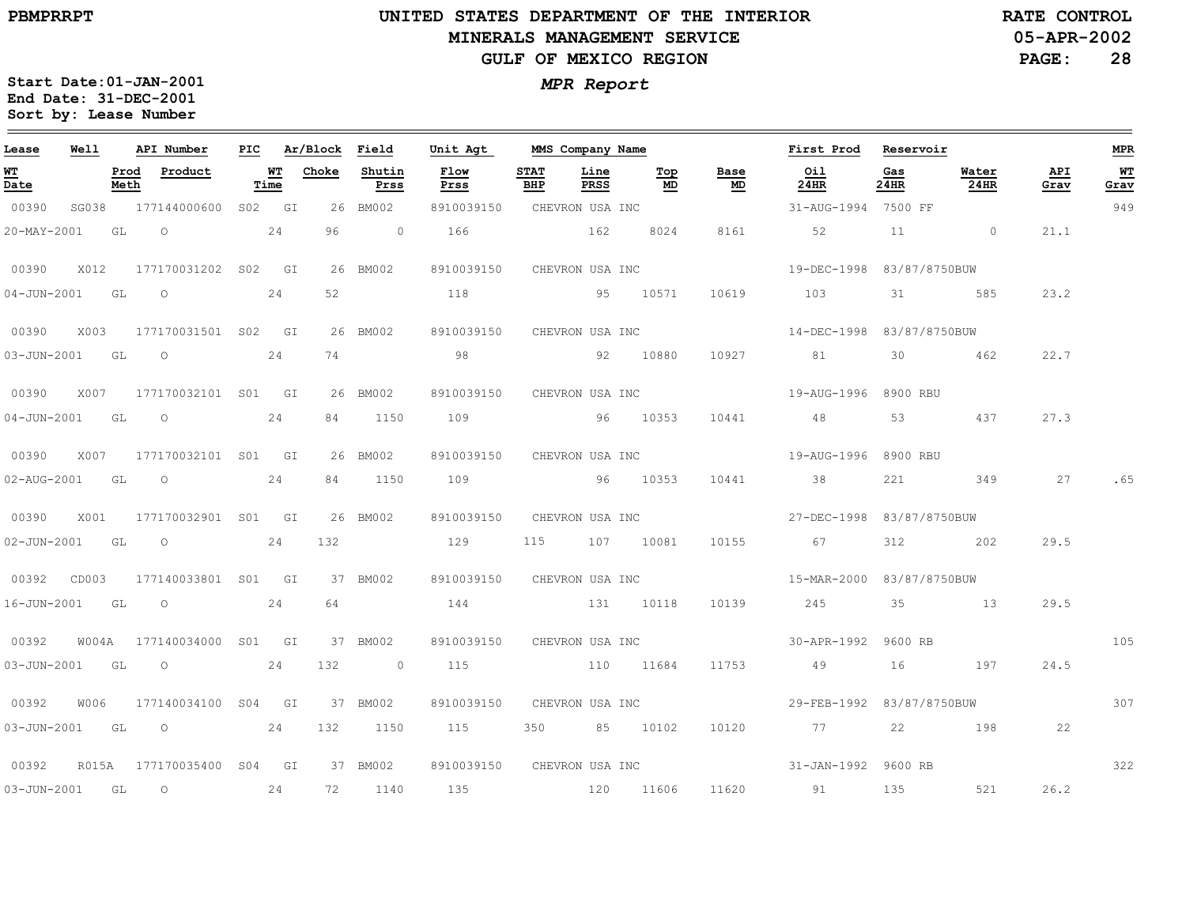# UNITED STATES DEPARTMENT OF THE INTERIOR
## MINERALS MANAGEMENT SERVICE
## GULF OF MEXICO REGION

PBMPRRPT

RATE CONTROL
05-APR-2002

*MPR Report*

**Start Date:01-JAN-2001**
**End Date: 31-DEC-2001**
**Sort by: Lease Number**

| Lease | Well | API Number | PIC | Ar/Block | Field | Unit Agt | MMS Company Name | | | | First Prod | Reservoir | | | MPR |
|---|---|---|---|---|---|---|---|---|---|---|---|---|---|---|---|
| **WT Date** | **Prod Meth** | **Product** | **WT Time** | **Choke** | **Shutin Prss** | **Flow Prss** | **STAT BHP** | **Line PRSS** | **Top MD** | **Base MD** | **Oil 24HR** | **Gas 24HR** | **Water 24HR** | **API Grav** | **WT Grav** |
| 00390 | SG038 | 177144000600 | S02 | GI 26 | BM002 | 8910039150 | CHEVRON USA INC | | | | 31-AUG-1994 | 7500 FF | | | 949 |
| 20-MAY-2001 | GL | O | 24 | 96 | 0 | 166 | | 162 | 8024 | 8161 | 52 | 11 | 0 | 21.1 | |
| 00390 | X012 | 177170031202 | S02 | GI 26 | BM002 | 8910039150 | CHEVRON USA INC | | | | 19-DEC-1998 | 83/87/8750BUW | | | |
| 04-JUN-2001 | GL | O | 24 | 52 | | 118 | | 95 | 10571 | 10619 | 103 | 31 | 585 | 23.2 | |
| 00390 | X003 | 177170031501 | S02 | GI 26 | BM002 | 8910039150 | CHEVRON USA INC | | | | 14-DEC-1998 | 83/87/8750BUW | | | |
| 03-JUN-2001 | GL | O | 24 | 74 | | 98 | | 92 | 10880 | 10927 | 81 | 30 | 462 | 22.7 | |
| 00390 | X007 | 177170032101 | S01 | GI 26 | BM002 | 8910039150 | CHEVRON USA INC | | | | 19-AUG-1996 | 8900 RBU | | | |
| 04-JUN-2001 | GL | O | 24 | 84 | 1150 | 109 | | 96 | 10353 | 10441 | 48 | 53 | 437 | 27.3 | |
| 00390 | X007 | 177170032101 | S01 | GI 26 | BM002 | 8910039150 | CHEVRON USA INC | | | | 19-AUG-1996 | 8900 RBU | | | |
| 02-AUG-2001 | GL | O | 24 | 84 | 1150 | 109 | | 96 | 10353 | 10441 | 38 | 221 | 349 | 27 | .65 |
| 00390 | X001 | 177170032901 | S01 | GI 26 | BM002 | 8910039150 | CHEVRON USA INC | | | | 27-DEC-1998 | 83/87/8750BUW | | | |
| 02-JUN-2001 | GL | O | 24 | 132 | | 129 | 115 | 107 | 10081 | 10155 | 67 | 312 | 202 | 29.5 | |
| 00392 | CD003 | 177140033801 | S01 | GI 37 | BM002 | 8910039150 | CHEVRON USA INC | | | | 15-MAR-2000 | 83/87/8750BUW | | | |
| 16-JUN-2001 | GL | O | 24 | 64 | | 144 | | 131 | 10118 | 10139 | 245 | 35 | 13 | 29.5 | |
| 00392 | W004A | 177140034000 | S01 | GI 37 | BM002 | 8910039150 | CHEVRON USA INC | | | | 30-APR-1992 | 9600 RB | | | 105 |
| 03-JUN-2001 | GL | O | 24 | 132 | 0 | 115 | | 110 | 11684 | 11753 | 49 | 16 | 197 | 24.5 | |
| 00392 | W006 | 177140034100 | S04 | GI 37 | BM002 | 8910039150 | CHEVRON USA INC | | | | 29-FEB-1992 | 83/87/8750BUW | | | 307 |
| 03-JUN-2001 | GL | O | 24 | 132 | 1150 | 115 | 350 | 85 | 10102 | 10120 | 77 | 22 | 198 | 22 | |
| 00392 | R015A | 177170035400 | S04 | GI 37 | BM002 | 8910039150 | CHEVRON USA INC | | | | 31-JAN-1992 | 9600 RB | | | 322 |
| 03-JUN-2001 | GL | O | 24 | 72 | 1140 | 135 | | 120 | 11606 | 11620 | 91 | 135 | 521 | 26.2 | |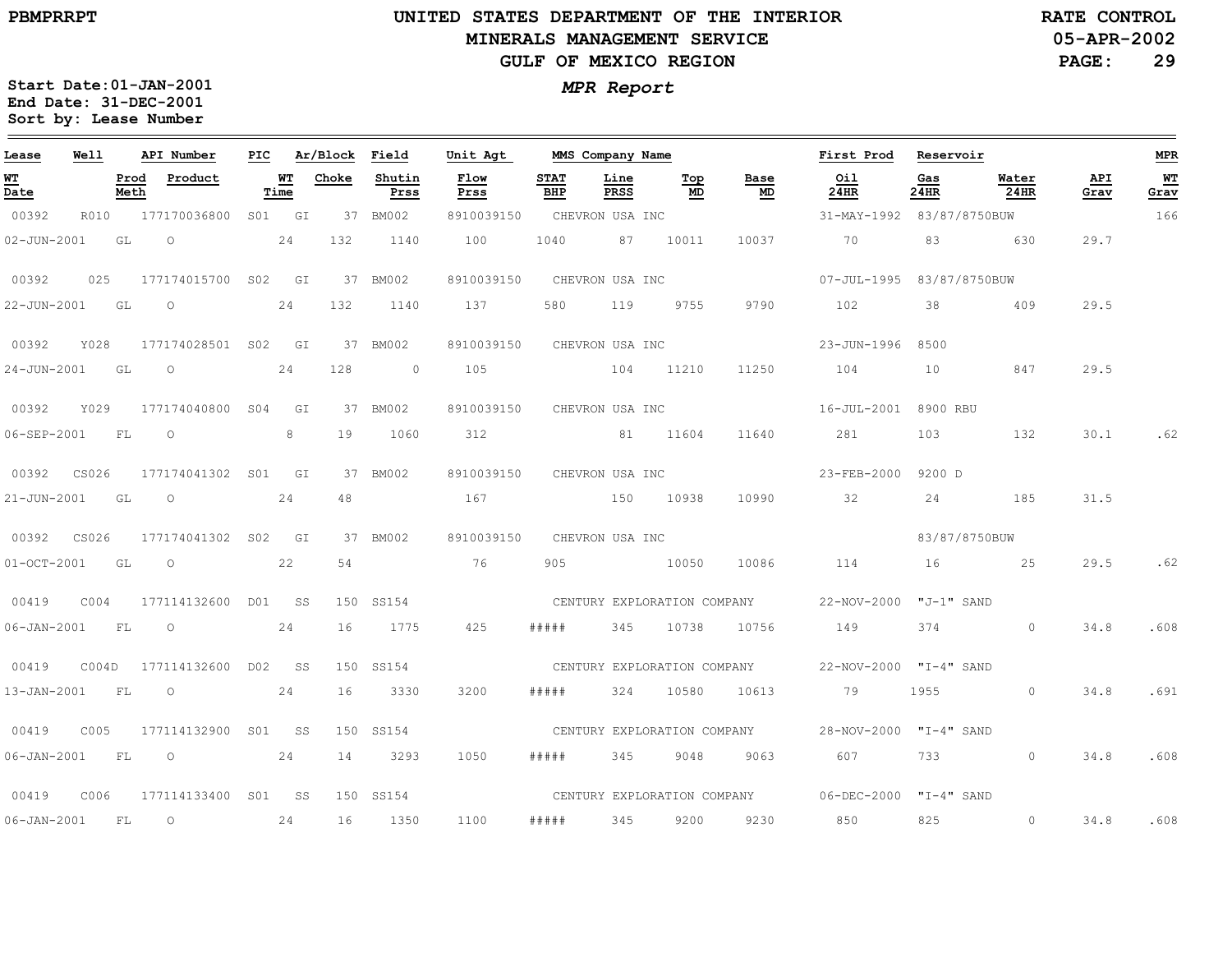PBMPRRPT

# UNITED STATES DEPARTMENT OF THE INTERIOR
## MINERALS MANAGEMENT SERVICE
## GULF OF MEXICO REGION

RATE CONTROL
05-APR-2002

***MPR Report***

**Start Date:01-JAN-2001**
**End Date: 31-DEC-2001**
**Sort by: Lease Number**

| Lease | Well | API Number | PIC | Ar/Block | Field | Unit Agt | MMS Company Name | | | | First Prod | Reservoir | | | MPR |
|---|---|---|---|---|---|---|---|---|---|---|---|---|---|---|---|
| **WT Date** | **Prod Meth** | **Product** | **WT Time** | **Choke** | **Shutin Prss** | **Flow Prss** | **STAT BHP** | **Line PRSS** | **Top MD** | **Base MD** | **Oil 24HR** | **Gas 24HR** | **Water 24HR** | **API Grav** | **WT Grav** |
| 00392 | R010 | 177170036800 | S01 | GI 37 | BM002 | 8910039150 | CHEVRON USA INC | | | | 31-MAY-1992 | 83/87/8750BUW | | | 166 |
| 02-JUN-2001 | GL | O | 24 | 132 | 1140 | 100 | 1040 | 87 | 10011 | 10037 | 70 | 83 | 630 | 29.7 | |
| 00392 | 025 | 177174015700 | S02 | GI 37 | BM002 | 8910039150 | CHEVRON USA INC | | | | 07-JUL-1995 | 83/87/8750BUW | | | |
| 22-JUN-2001 | GL | O | 24 | 132 | 1140 | 137 | 580 | 119 | 9755 | 9790 | 102 | 38 | 409 | 29.5 | |
| 00392 | Y028 | 177174028501 | S02 | GI 37 | BM002 | 8910039150 | CHEVRON USA INC | | | | 23-JUN-1996 | 8500 | | | |
| 24-JUN-2001 | GL | O | 24 | 128 | 0 | 105 | | 104 | 11210 | 11250 | 104 | 10 | 847 | 29.5 | |
| 00392 | Y029 | 177174040800 | S04 | GI 37 | BM002 | 8910039150 | CHEVRON USA INC | | | | 16-JUL-2001 | 8900 RBU | | | |
| 06-SEP-2001 | FL | O | 8 | 19 | 1060 | 312 | | 81 | 11604 | 11640 | 281 | 103 | 132 | 30.1 | .62 |
| 00392 | CS026 | 177174041302 | S01 | GI 37 | BM002 | 8910039150 | CHEVRON USA INC | | | | 23-FEB-2000 | 9200 D | | | |
| 21-JUN-2001 | GL | O | 24 | 48 | | 167 | | 150 | 10938 | 10990 | 32 | 24 | 185 | 31.5 | |
| 00392 | CS026 | 177174041302 | S02 | GI 37 | BM002 | 8910039150 | CHEVRON USA INC | | | | | 83/87/8750BUW | | | |
| 01-OCT-2001 | GL | O | 22 | 54 | | 76 | 905 | | 10050 | 10086 | 114 | 16 | 25 | 29.5 | .62 |
| 00419 | C004 | 177114132600 | D01 | SS 150 | SS154 | | CENTURY EXPLORATION COMPANY | | | | 22-NOV-2000 | "J-1" SAND | | | |
| 06-JAN-2001 | FL | O | 24 | 16 | 1775 | 425 | ##### | 345 | 10738 | 10756 | 149 | 374 | 0 | 34.8 | .608 |
| 00419 | C004D | 177114132600 | D02 | SS 150 | SS154 | | CENTURY EXPLORATION COMPANY | | | | 22-NOV-2000 | "I-4" SAND | | | |
| 13-JAN-2001 | FL | O | 24 | 16 | 3330 | 3200 | ##### | 324 | 10580 | 10613 | 79 | 1955 | 0 | 34.8 | .691 |
| 00419 | C005 | 177114132900 | S01 | SS 150 | SS154 | | CENTURY EXPLORATION COMPANY | | | | 28-NOV-2000 | "I-4" SAND | | | |
| 06-JAN-2001 | FL | O | 24 | 14 | 3293 | 1050 | ##### | 345 | 9048 | 9063 | 607 | 733 | 0 | 34.8 | .608 |
| 00419 | C006 | 177114133400 | S01 | SS 150 | SS154 | | CENTURY EXPLORATION COMPANY | | | | 06-DEC-2000 | "I-4" SAND | | | |
| 06-JAN-2001 | FL | O | 24 | 16 | 1350 | 1100 | ##### | 345 | 9200 | 9230 | 850 | 825 | 0 | 34.8 | .608 |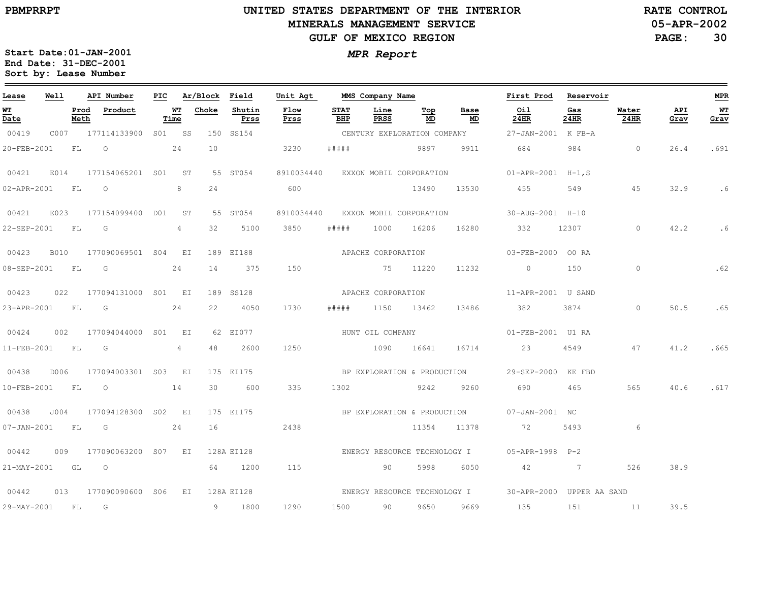# UNITED STATES DEPARTMENT OF THE INTERIOR
## MINERALS MANAGEMENT SERVICE
## GULF OF MEXICO REGION

PBMPRRPT

RATE CONTROL
05-APR-2002

Start Date: 01-JAN-2001
End Date: 31-DEC-2001
Sort by: Lease Number

*MPR Report*

| Lease | Well | API Number | PIC | Ar/Block | Field | Unit Agt | MMS Company Name | | | | First Prod | Reservoir | | | MPR |
|---|---|---|---|---|---|---|---|---|---|---|---|---|---|---|---|
| WT Date | Prod Meth | Product | WT Time | Choke | Shutin Prss | Flow Prss | STAT BHP | Line PRSS | Top MD | Base MD | Oil 24HR | Gas 24HR | Water 24HR | API Grav | WT Grav |
| 00419 | C007 | 177114133900 | S01 | SS 150 | SS154 | | CENTURY EXPLORATION COMPANY | | | | 27-JAN-2001 | K FB-A | | | |
| 20-FEB-2001 | FL | O | 24 | 10 | | 3230 | ##### | | 9897 | 9911 | 684 | 984 | 0 | 26.4 | .691 |
| 00421 | E014 | 177154065201 | S01 | ST 55 | ST054 | 8910034440 | EXXON MOBIL CORPORATION | | | | 01-APR-2001 | H-1,S | | | |
| 02-APR-2001 | FL | O | 8 | 24 | | 600 | | | 13490 | 13530 | 455 | 549 | 45 | 32.9 | .6 |
| 00421 | E023 | 177154099400 | D01 | ST 55 | ST054 | 8910034440 | EXXON MOBIL CORPORATION | | | | 30-AUG-2001 | H-10 | | | |
| 22-SEP-2001 | FL | G | 4 | 32 | 5100 | 3850 | ##### | 1000 | 16206 | 16280 | 332 | 12307 | 0 | 42.2 | .6 |
| 00423 | B010 | 177090069501 | S04 | EI 189 | EI188 | | APACHE CORPORATION | | | | 03-FEB-2000 | O0 RA | | | |
| 08-SEP-2001 | FL | G | 24 | 14 | 375 | 150 | | 75 | 11220 | 11232 | 0 | 150 | 0 | | .62 |
| 00423 | 022 | 177094131000 | S01 | EI 189 | SS128 | | APACHE CORPORATION | | | | 11-APR-2001 | U SAND | | | |
| 23-APR-2001 | FL | G | 24 | 22 | 4050 | 1730 | ##### | 1150 | 13462 | 13486 | 382 | 3874 | 0 | 50.5 | .65 |
| 00424 | 002 | 177094044000 | S01 | EI 62 | EI077 | | HUNT OIL COMPANY | | | | 01-FEB-2001 | U1 RA | | | |
| 11-FEB-2001 | FL | G | 4 | 48 | 2600 | 1250 | | 1090 | 16641 | 16714 | 23 | 4549 | 47 | 41.2 | .665 |
| 00438 | D006 | 177094003301 | S03 | EI 175 | EI175 | | BP EXPLORATION & PRODUCTION | | | | 29-SEP-2000 | KE FBD | | | |
| 10-FEB-2001 | FL | O | 14 | 30 | 600 | 335 | 1302 | | 9242 | 9260 | 690 | 465 | 565 | 40.6 | .617 |
| 00438 | J004 | 177094128300 | S02 | EI 175 | EI175 | | BP EXPLORATION & PRODUCTION | | | | 07-JAN-2001 | NC | | | |
| 07-JAN-2001 | FL | G | 24 | 16 | | 2438 | | | 11354 | 11378 | 72 | 5493 | 6 | | |
| 00442 | 009 | 177090063200 | S07 | EI 128A | EI128 | | ENERGY RESOURCE TECHNOLOGY I | | | | 05-APR-1998 | P-2 | | | |
| 21-MAY-2001 | GL | O | | 64 | 1200 | 115 | | 90 | 5998 | 6050 | 42 | 7 | 526 | 38.9 | |
| 00442 | 013 | 177090090600 | S06 | EI 128A | EI128 | | ENERGY RESOURCE TECHNOLOGY I | | | | 30-APR-2000 | UPPER AA SAND | | | |
| 29-MAY-2001 | FL | G | | 9 | 1800 | 1290 | 1500 | 90 | 9650 | 9669 | 135 | 151 | 11 | 39.5 | |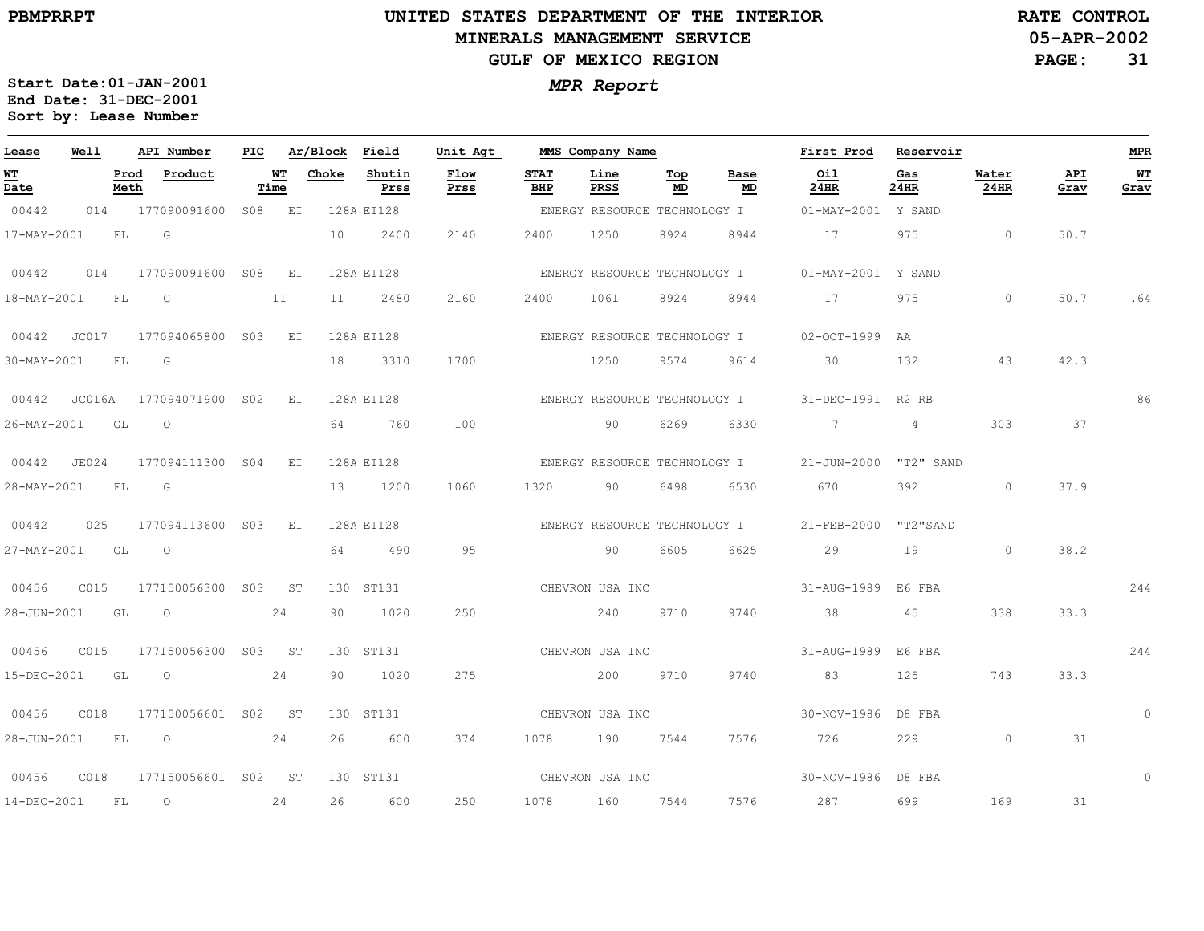PBMPRRPT

# UNITED STATES DEPARTMENT OF THE INTERIOR
## MINERALS MANAGEMENT SERVICE
## GULF OF MEXICO REGION

RATE CONTROL
05-APR-2002

***MPR Report***

**Start Date:01-JAN-2001**
**End Date: 31-DEC-2001**
**Sort by: Lease Number**

| Lease | Well | API Number | PIC | Ar/Block | Field | Unit Agt | MMS Company Name | | | | First Prod | Reservoir | | | MPR |
|---|---|---|---|---|---|---|---|---|---|---|---|---|---|---|---|
| **WT Date** | **Prod Meth** | **Product** | **WT Time** | **Choke** | **Shutin Prss** | **Flow Prss** | **STAT BHP** | **Line PRSS** | **Top MD** | **Base MD** | **Oil 24HR** | **Gas 24HR** | **Water 24HR** | **API Grav** | **WT Grav** |
| 00442 | 014 | 177090091600 | S08 | EI 128A | EI128 | | ENERGY RESOURCE TECHNOLOGY I | | | | 01-MAY-2001 | Y SAND | | | |
| 17-MAY-2001 | FL | G | | 10 | 2400 | 2140 | 2400 | 1250 | 8924 | 8944 | 17 | 975 | 0 | 50.7 | |
| 00442 | 014 | 177090091600 | S08 | EI 128A | EI128 | | ENERGY RESOURCE TECHNOLOGY I | | | | 01-MAY-2001 | Y SAND | | | |
| 18-MAY-2001 | FL | G | 11 | 11 | 2480 | 2160 | 2400 | 1061 | 8924 | 8944 | 17 | 975 | 0 | 50.7 | .64 |
| 00442 | JC017 | 177094065800 | S03 | EI 128A | EI128 | | ENERGY RESOURCE TECHNOLOGY I | | | | 02-OCT-1999 | AA | | | |
| 30-MAY-2001 | FL | G | | 18 | 3310 | 1700 | | 1250 | 9574 | 9614 | 30 | 132 | 43 | 42.3 | |
| 00442 | JC016A | 177094071900 | S02 | EI 128A | EI128 | | ENERGY RESOURCE TECHNOLOGY I | | | | 31-DEC-1991 | R2 RB | | | 86 |
| 26-MAY-2001 | GL | O | | 64 | 760 | 100 | | 90 | 6269 | 6330 | 7 | 4 | 303 | 37 | |
| 00442 | JE024 | 177094111300 | S04 | EI 128A | EI128 | | ENERGY RESOURCE TECHNOLOGY I | | | | 21-JUN-2000 | "T2" SAND | | | |
| 28-MAY-2001 | FL | G | | 13 | 1200 | 1060 | 1320 | 90 | 6498 | 6530 | 670 | 392 | 0 | 37.9 | |
| 00442 | 025 | 177094113600 | S03 | EI 128A | EI128 | | ENERGY RESOURCE TECHNOLOGY I | | | | 21-FEB-2000 | "T2"SAND | | | |
| 27-MAY-2001 | GL | O | | 64 | 490 | 95 | | 90 | 6605 | 6625 | 29 | 19 | 0 | 38.2 | |
| 00456 | C015 | 177150056300 | S03 | ST 130 | ST131 | | CHEVRON USA INC | | | | 31-AUG-1989 | E6 FBA | | | 244 |
| 28-JUN-2001 | GL | O | 24 | 90 | 1020 | 250 | | 240 | 9710 | 9740 | 38 | 45 | 338 | 33.3 | |
| 00456 | C015 | 177150056300 | S03 | ST 130 | ST131 | | CHEVRON USA INC | | | | 31-AUG-1989 | E6 FBA | | | 244 |
| 15-DEC-2001 | GL | O | 24 | 90 | 1020 | 275 | | 200 | 9710 | 9740 | 83 | 125 | 743 | 33.3 | |
| 00456 | C018 | 177150056601 | S02 | ST 130 | ST131 | | CHEVRON USA INC | | | | 30-NOV-1986 | D8 FBA | | | 0 |
| 28-JUN-2001 | FL | O | 24 | 26 | 600 | 374 | 1078 | 190 | 7544 | 7576 | 726 | 229 | 0 | 31 | |
| 00456 | C018 | 177150056601 | S02 | ST 130 | ST131 | | CHEVRON USA INC | | | | 30-NOV-1986 | D8 FBA | | | 0 |
| 14-DEC-2001 | FL | O | 24 | 26 | 600 | 250 | 1078 | 160 | 7544 | 7576 | 287 | 699 | 169 | 31 | |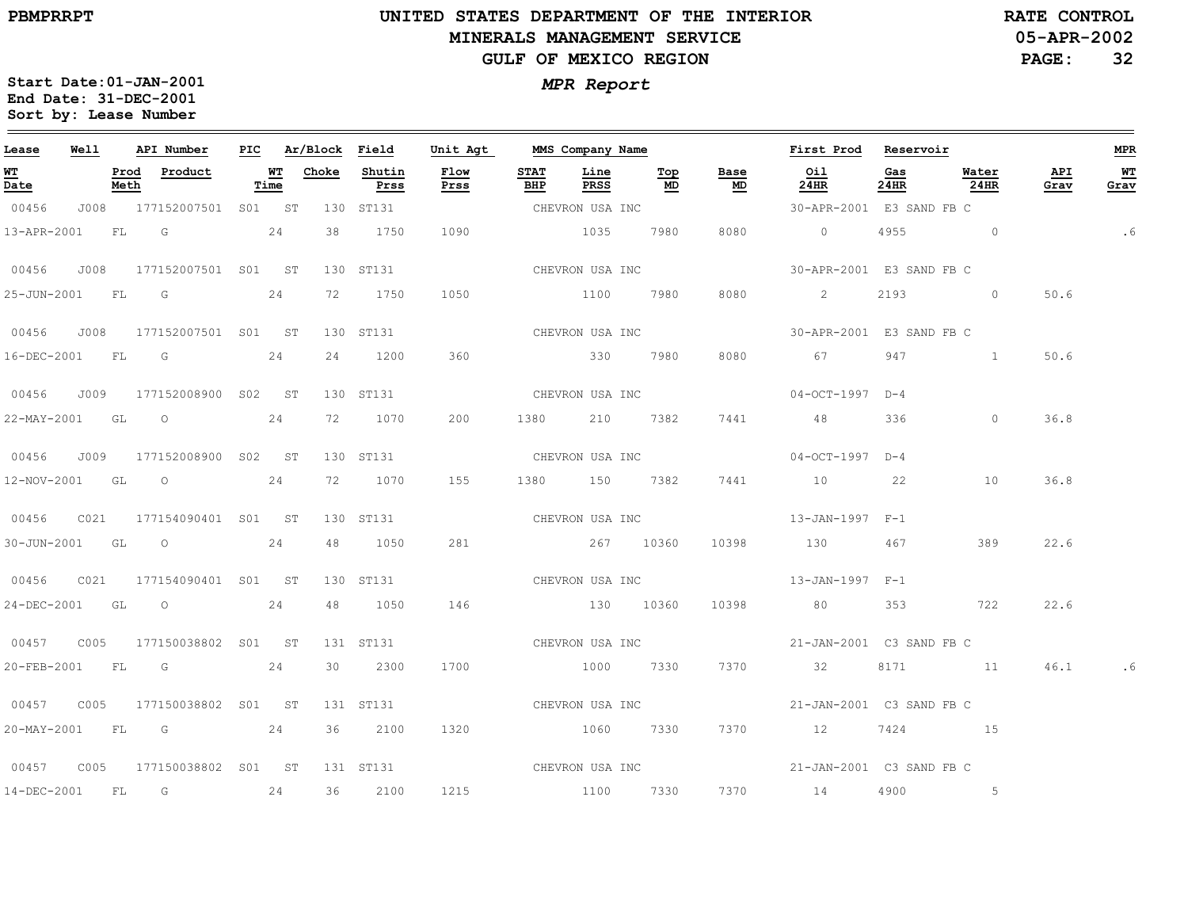PBMPRRPT

# UNITED STATES DEPARTMENT OF THE INTERIOR
## MINERALS MANAGEMENT SERVICE
## GULF OF MEXICO REGION

RATE CONTROL
05-APR-2002

***MPR Report***

Start Date:01-JAN-2001
End Date: 31-DEC-2001
Sort by: Lease Number

| Lease | Well | API Number | PIC | Ar/Block | | Field | Unit Agt | MMS Company Name | | | | First Prod | Reservoir | | | MPR |
|---|---|---|---|---|---|---|---|---|---|---|---|---|---|---|---|---|
| **WT Date** | **Prod Meth** | **Product** | **WT Time** | **Choke** | | **Shutin Prss** | **Flow Prss** | **STAT BHP** | **Line PRSS** | **Top MD** | **Base MD** | **Oil 24HR** | **Gas 24HR** | **Water 24HR** | **API Grav** | **WT Grav** |
| 00456 | J008 | 177152007501 | S01 | ST | 130 | ST131 | | CHEVRON USA INC | | | | 30-APR-2001 | E3 SAND FB C | | | |
| 13-APR-2001 | FL | G | 24 | 38 | | 1750 | 1090 | | 1035 | 7980 | 8080 | 0 | 4955 | 0 | | .6 |
| 00456 | J008 | 177152007501 | S01 | ST | 130 | ST131 | | CHEVRON USA INC | | | | 30-APR-2001 | E3 SAND FB C | | | |
| 25-JUN-2001 | FL | G | 24 | 72 | | 1750 | 1050 | | 1100 | 7980 | 8080 | 2 | 2193 | 0 | 50.6 | |
| 00456 | J008 | 177152007501 | S01 | ST | 130 | ST131 | | CHEVRON USA INC | | | | 30-APR-2001 | E3 SAND FB C | | | |
| 16-DEC-2001 | FL | G | 24 | 24 | | 1200 | 360 | | 330 | 7980 | 8080 | 67 | 947 | 1 | 50.6 | |
| 00456 | J009 | 177152008900 | S02 | ST | 130 | ST131 | | CHEVRON USA INC | | | | 04-OCT-1997 | D-4 | | | |
| 22-MAY-2001 | GL | O | 24 | 72 | | 1070 | 200 | 1380 | 210 | 7382 | 7441 | 48 | 336 | 0 | 36.8 | |
| 00456 | J009 | 177152008900 | S02 | ST | 130 | ST131 | | CHEVRON USA INC | | | | 04-OCT-1997 | D-4 | | | |
| 12-NOV-2001 | GL | O | 24 | 72 | | 1070 | 155 | 1380 | 150 | 7382 | 7441 | 10 | 22 | 10 | 36.8 | |
| 00456 | C021 | 177154090401 | S01 | ST | 130 | ST131 | | CHEVRON USA INC | | | | 13-JAN-1997 | F-1 | | | |
| 30-JUN-2001 | GL | O | 24 | 48 | | 1050 | 281 | | 267 | 10360 | 10398 | 130 | 467 | 389 | 22.6 | |
| 00456 | C021 | 177154090401 | S01 | ST | 130 | ST131 | | CHEVRON USA INC | | | | 13-JAN-1997 | F-1 | | | |
| 24-DEC-2001 | GL | O | 24 | 48 | | 1050 | 146 | | 130 | 10360 | 10398 | 80 | 353 | 722 | 22.6 | |
| 00457 | C005 | 177150038802 | S01 | ST | 131 | ST131 | | CHEVRON USA INC | | | | 21-JAN-2001 | C3 SAND FB C | | | |
| 20-FEB-2001 | FL | G | 24 | 30 | | 2300 | 1700 | | 1000 | 7330 | 7370 | 32 | 8171 | 11 | 46.1 | .6 |
| 00457 | C005 | 177150038802 | S01 | ST | 131 | ST131 | | CHEVRON USA INC | | | | 21-JAN-2001 | C3 SAND FB C | | | |
| 20-MAY-2001 | FL | G | 24 | 36 | | 2100 | 1320 | | 1060 | 7330 | 7370 | 12 | 7424 | 15 | | |
| 00457 | C005 | 177150038802 | S01 | ST | 131 | ST131 | | CHEVRON USA INC | | | | 21-JAN-2001 | C3 SAND FB C | | | |
| 14-DEC-2001 | FL | G | 24 | 36 | | 2100 | 1215 | | 1100 | 7330 | 7370 | 14 | 4900 | 5 | | |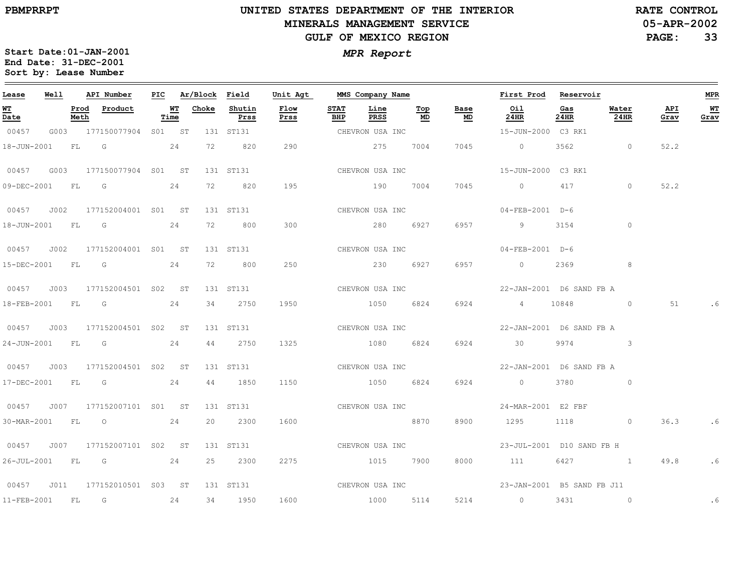# UNITED STATES DEPARTMENT OF THE INTERIOR
## MINERALS MANAGEMENT SERVICE
## GULF OF MEXICO REGION

PBMPRRPT

RATE CONTROL
05-APR-2002

**MPR Report**

Start Date:01-JAN-2001
End Date: 31-DEC-2001
Sort by: Lease Number

| Lease | Well | API Number | PIC | Ar/Block | Field | Unit Agt | MMS Company Name | | | | First Prod | Reservoir | | | MPR |
|---|---|---|---|---|---|---|---|---|---|---|---|---|---|---|---|
| **WT Date** | **Prod Meth** | **Product** | **WT Time** | **Choke** | **Shutin Prss** | **Flow Prss** | **STAT BHP** | **Line PRSS** | **Top MD** | **Base MD** | **Oil 24HR** | **Gas 24HR** | **Water 24HR** | **API Grav** | **WT Grav** |
| 00457 | G003 | 177150077904 | S01 | ST 131 | ST131 | | CHEVRON USA INC | | | | 15-JUN-2000 | C3 RK1 | | | |
| 18-JUN-2001 | FL | G | 24 | 72 | 820 | 290 | | 275 | 7004 | 7045 | 0 | 3562 | 0 | 52.2 | |
| 00457 | G003 | 177150077904 | S01 | ST 131 | ST131 | | CHEVRON USA INC | | | | 15-JUN-2000 | C3 RK1 | | | |
| 09-DEC-2001 | FL | G | 24 | 72 | 820 | 195 | | 190 | 7004 | 7045 | 0 | 417 | 0 | 52.2 | |
| 00457 | J002 | 177152004001 | S01 | ST 131 | ST131 | | CHEVRON USA INC | | | | 04-FEB-2001 | D-6 | | | |
| 18-JUN-2001 | FL | G | 24 | 72 | 800 | 300 | | 280 | 6927 | 6957 | 9 | 3154 | 0 | | |
| 00457 | J002 | 177152004001 | S01 | ST 131 | ST131 | | CHEVRON USA INC | | | | 04-FEB-2001 | D-6 | | | |
| 15-DEC-2001 | FL | G | 24 | 72 | 800 | 250 | | 230 | 6927 | 6957 | 0 | 2369 | 8 | | |
| 00457 | J003 | 177152004501 | S02 | ST 131 | ST131 | | CHEVRON USA INC | | | | 22-JAN-2001 | D6 SAND FB A | | | |
| 18-FEB-2001 | FL | G | 24 | 34 | 2750 | 1950 | | 1050 | 6824 | 6924 | 4 | 10848 | 0 | 51 | .6 |
| 00457 | J003 | 177152004501 | S02 | ST 131 | ST131 | | CHEVRON USA INC | | | | 22-JAN-2001 | D6 SAND FB A | | | |
| 24-JUN-2001 | FL | G | 24 | 44 | 2750 | 1325 | | 1080 | 6824 | 6924 | 30 | 9974 | 3 | | |
| 00457 | J003 | 177152004501 | S02 | ST 131 | ST131 | | CHEVRON USA INC | | | | 22-JAN-2001 | D6 SAND FB A | | | |
| 17-DEC-2001 | FL | G | 24 | 44 | 1850 | 1150 | | 1050 | 6824 | 6924 | 0 | 3780 | 0 | | |
| 00457 | J007 | 177152007101 | S01 | ST 131 | ST131 | | CHEVRON USA INC | | | | 24-MAR-2001 | E2 FBF | | | |
| 30-MAR-2001 | FL | O | 24 | 20 | 2300 | 1600 | | | 8870 | 8900 | 1295 | 1118 | 0 | 36.3 | .6 |
| 00457 | J007 | 177152007101 | S02 | ST 131 | ST131 | | CHEVRON USA INC | | | | 23-JUL-2001 | D10 SAND FB H | | | |
| 26-JUL-2001 | FL | G | 24 | 25 | 2300 | 2275 | | 1015 | 7900 | 8000 | 111 | 6427 | 1 | 49.8 | .6 |
| 00457 | J011 | 177152010501 | S03 | ST 131 | ST131 | | CHEVRON USA INC | | | | 23-JAN-2001 | B5 SAND FB J11 | | | |
| 11-FEB-2001 | FL | G | 24 | 34 | 1950 | 1600 | | 1000 | 5114 | 5214 | 0 | 3431 | 0 | | .6 |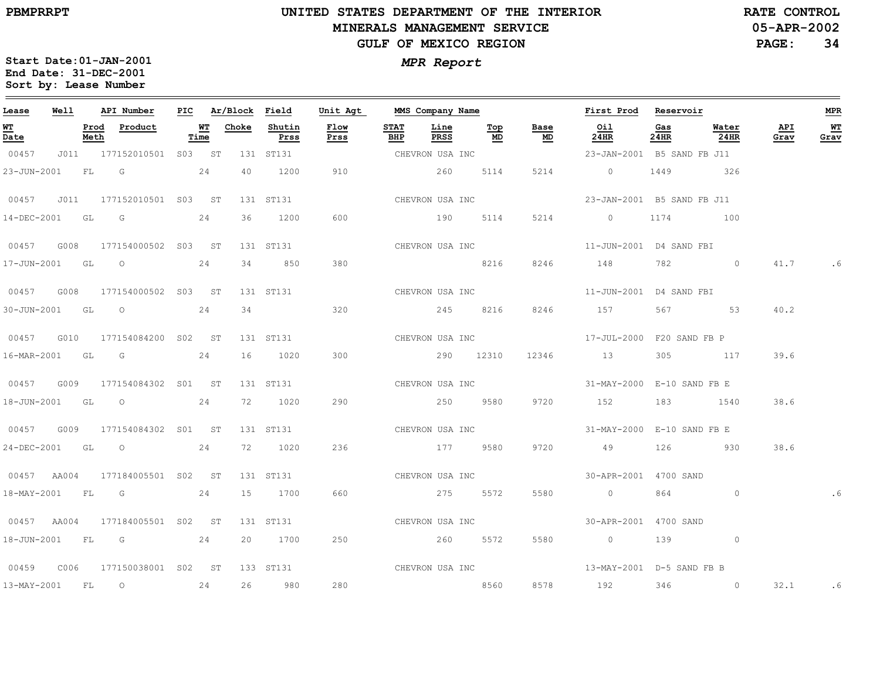# UNITED STATES DEPARTMENT OF THE INTERIOR
## MINERALS MANAGEMENT SERVICE
## GULF OF MEXICO REGION

PBMPRRPT

RATE CONTROL
05-APR-2002
PAGE: 34

*MPR Report*

Start Date:01-JAN-2001
End Date: 31-DEC-2001
Sort by: Lease Number

| Lease | Well | API Number | PIC | Ar/Block | Field | Unit Agt | MMS Company Name | | | | First Prod | Reservoir | | | MPR |
|---|---|---|---|---|---|---|---|---|---|---|---|---|---|---|---|
| **WT Date** | **Prod Meth** | **Product** | **WT Time** | **Choke** | **Shutin Prss** | **Flow Prss** | **STAT BHP** | **Line PRSS** | **Top MD** | **Base MD** | **Oil 24HR** | **Gas 24HR** | **Water 24HR** | **API Grav** | **WT Grav** |
| 00457 | J011 | 177152010501 | S03 | ST 131 | ST131 | | CHEVRON USA INC | | | | 23-JAN-2001 | B5 SAND FB J11 | | | |
| 23-JUN-2001 | FL | G | 24 | 40 | 1200 | 910 | | 260 | 5114 | 5214 | 0 | 1449 | 326 | | |
| 00457 | J011 | 177152010501 | S03 | ST 131 | ST131 | | CHEVRON USA INC | | | | 23-JAN-2001 | B5 SAND FB J11 | | | |
| 14-DEC-2001 | GL | G | 24 | 36 | 1200 | 600 | | 190 | 5114 | 5214 | 0 | 1174 | 100 | | |
| 00457 | G008 | 177154000502 | S03 | ST 131 | ST131 | | CHEVRON USA INC | | | | 11-JUN-2001 | D4 SAND FBI | | | |
| 17-JUN-2001 | GL | O | 24 | 34 | 850 | 380 | | | 8216 | 8246 | 148 | 782 | 0 | 41.7 | .6 |
| 00457 | G008 | 177154000502 | S03 | ST 131 | ST131 | | CHEVRON USA INC | | | | 11-JUN-2001 | D4 SAND FBI | | | |
| 30-JUN-2001 | GL | O | 24 | 34 | | 320 | | 245 | 8216 | 8246 | 157 | 567 | 53 | 40.2 | |
| 00457 | G010 | 177154084200 | S02 | ST 131 | ST131 | | CHEVRON USA INC | | | | 17-JUL-2000 | F20 SAND FB P | | | |
| 16-MAR-2001 | GL | G | 24 | 16 | 1020 | 300 | | 290 | 12310 | 12346 | 13 | 305 | 117 | 39.6 | |
| 00457 | G009 | 177154084302 | S01 | ST 131 | ST131 | | CHEVRON USA INC | | | | 31-MAY-2000 | E-10 SAND FB E | | | |
| 18-JUN-2001 | GL | O | 24 | 72 | 1020 | 290 | | 250 | 9580 | 9720 | 152 | 183 | 1540 | 38.6 | |
| 00457 | G009 | 177154084302 | S01 | ST 131 | ST131 | | CHEVRON USA INC | | | | 31-MAY-2000 | E-10 SAND FB E | | | |
| 24-DEC-2001 | GL | O | 24 | 72 | 1020 | 236 | | 177 | 9580 | 9720 | 49 | 126 | 930 | 38.6 | |
| 00457 | AA004 | 177184005501 | S02 | ST 131 | ST131 | | CHEVRON USA INC | | | | 30-APR-2001 | 4700 SAND | | | |
| 18-MAY-2001 | FL | G | 24 | 15 | 1700 | 660 | | 275 | 5572 | 5580 | 0 | 864 | 0 | | .6 |
| 00457 | AA004 | 177184005501 | S02 | ST 131 | ST131 | | CHEVRON USA INC | | | | 30-APR-2001 | 4700 SAND | | | |
| 18-JUN-2001 | FL | G | 24 | 20 | 1700 | 250 | | 260 | 5572 | 5580 | 0 | 139 | 0 | | |
| 00459 | C006 | 177150038001 | S02 | ST 133 | ST131 | | CHEVRON USA INC | | | | 13-MAY-2001 | D-5 SAND FB B | | | |
| 13-MAY-2001 | FL | O | 24 | 26 | 980 | 280 | | | 8560 | 8578 | 192 | 346 | 0 | 32.1 | .6 |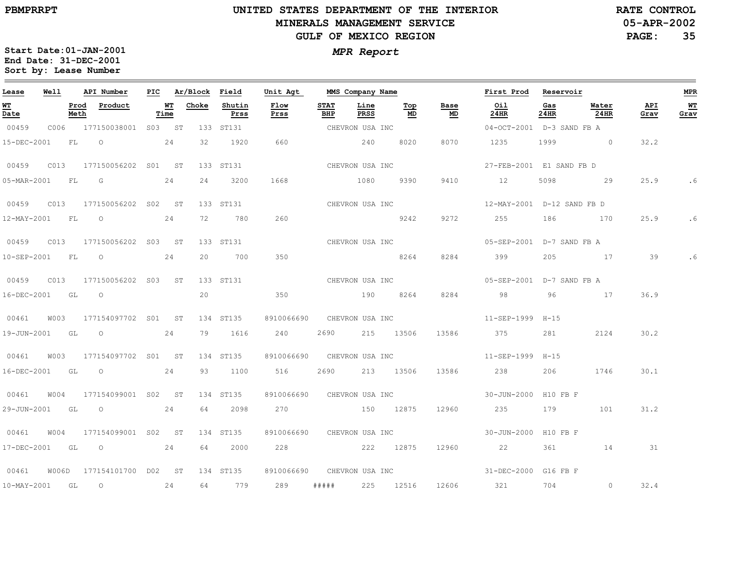# UNITED STATES DEPARTMENT OF THE INTERIOR
## MINERALS MANAGEMENT SERVICE
## GULF OF MEXICO REGION

PBMPRRPT

RATE CONTROL
05-APR-2002

**MPR Report**

Start Date:01-JAN-2001
End Date: 31-DEC-2001
Sort by: Lease Number

| Lease | Well | API Number | PIC | Ar/Block | | Field | Unit Agt | MMS Company Name | | | | First Prod | Reservoir | | | MPR |
|---|---|---|---|---|---|---|---|---|---|---|---|---|---|---|---|---|
| WT Date | Prod Meth | Product | WT Time | Choke | | Shutin Prss | Flow Prss | STAT BHP | Line PRSS | Top MD | Base MD | Oil 24HR | Gas 24HR | Water 24HR | API Grav | WT Grav |
| 00459 | C006 | 177150038001 | S03 | ST | 133 | ST131 | | CHEVRON USA INC | | | | 04-OCT-2001 | D-3 SAND FB A | | | |
| 15-DEC-2001 | FL | O | 24 | 32 | | 1920 | 660 | | 240 | 8020 | 8070 | 1235 | 1999 | 0 | 32.2 | |
| 00459 | C013 | 177150056202 | S01 | ST | 133 | ST131 | | CHEVRON USA INC | | | | 27-FEB-2001 | E1 SAND FB D | | | |
| 05-MAR-2001 | FL | G | 24 | 24 | | 3200 | 1668 | | 1080 | 9390 | 9410 | 12 | 5098 | 29 | 25.9 | .6 |
| 00459 | C013 | 177150056202 | S02 | ST | 133 | ST131 | | CHEVRON USA INC | | | | 12-MAY-2001 | D-12 SAND FB D | | | |
| 12-MAY-2001 | FL | O | 24 | 72 | | 780 | 260 | | | 9242 | 9272 | 255 | 186 | 170 | 25.9 | .6 |
| 00459 | C013 | 177150056202 | S03 | ST | 133 | ST131 | | CHEVRON USA INC | | | | 05-SEP-2001 | D-7 SAND FB A | | | |
| 10-SEP-2001 | FL | O | 24 | 20 | | 700 | 350 | | | 8264 | 8284 | 399 | 205 | 17 | 39 | .6 |
| 00459 | C013 | 177150056202 | S03 | ST | 133 | ST131 | | CHEVRON USA INC | | | | 05-SEP-2001 | D-7 SAND FB A | | | |
| 16-DEC-2001 | GL | O | | 20 | | | 350 | | 190 | 8264 | 8284 | 98 | 96 | 17 | 36.9 | |
| 00461 | W003 | 177154097702 | S01 | ST | 134 | ST135 | 8910066690 | CHEVRON USA INC | | | | 11-SEP-1999 | H-15 | | | |
| 19-JUN-2001 | GL | O | 24 | 79 | | 1616 | 240 | 2690 | 215 | 13506 | 13586 | 375 | 281 | 2124 | 30.2 | |
| 00461 | W003 | 177154097702 | S01 | ST | 134 | ST135 | 8910066690 | CHEVRON USA INC | | | | 11-SEP-1999 | H-15 | | | |
| 16-DEC-2001 | GL | O | 24 | 93 | | 1100 | 516 | 2690 | 213 | 13506 | 13586 | 238 | 206 | 1746 | 30.1 | |
| 00461 | W004 | 177154099001 | S02 | ST | 134 | ST135 | 8910066690 | CHEVRON USA INC | | | | 30-JUN-2000 | H10 FB F | | | |
| 29-JUN-2001 | GL | O | 24 | 64 | | 2098 | 270 | | 150 | 12875 | 12960 | 235 | 179 | 101 | 31.2 | |
| 00461 | W004 | 177154099001 | S02 | ST | 134 | ST135 | 8910066690 | CHEVRON USA INC | | | | 30-JUN-2000 | H10 FB F | | | |
| 17-DEC-2001 | GL | O | 24 | 64 | | 2000 | 228 | | 222 | 12875 | 12960 | 22 | 361 | 14 | 31 | |
| 00461 | W006D | 177154101700 | D02 | ST | 134 | ST135 | 8910066690 | CHEVRON USA INC | | | | 31-DEC-2000 | G16 FB F | | | |
| 10-MAY-2001 | GL | O | 24 | 64 | | 779 | 289 | ##### | 225 | 12516 | 12606 | 321 | 704 | 0 | 32.4 | |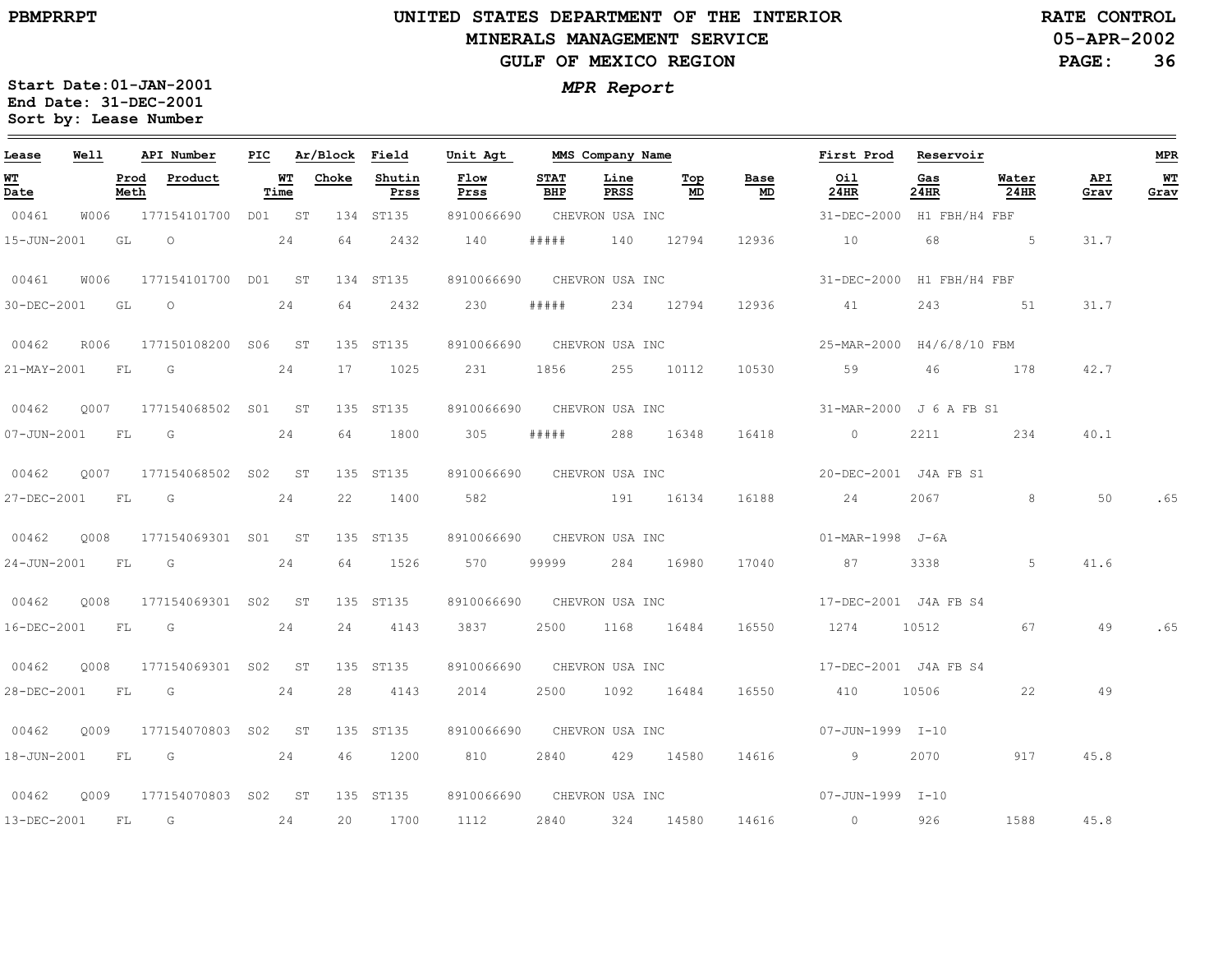PBMPRRPT

# UNITED STATES DEPARTMENT OF THE INTERIOR
## MINERALS MANAGEMENT SERVICE
## GULF OF MEXICO REGION

RATE CONTROL
05-APR-2002

*MPR Report*

**Start Date:01-JAN-2001**
**End Date: 31-DEC-2001**
**Sort by: Lease Number**

| Lease | Well | API Number | PIC | Ar/Block | | Field | Unit Agt | MMS Company Name | | | | First Prod | Reservoir | | | MPR |
|---|---|---|---|---|---|---|---|---|---|---|---|---|---|---|---|---|
| **WT Date** | **Prod Meth** | **Product** | | **WT Time** | **Choke** | **Shutin Prss** | **Flow Prss** | **STAT BHP** | **Line PRSS** | **Top MD** | **Base MD** | **Oil 24HR** | **Gas 24HR** | **Water 24HR** | **API Grav** | **WT Grav** |
| 00461 | W006 | 177154101700 | D01 | ST | 134 | ST135 | 8910066690 | CHEVRON USA INC | | | | 31-DEC-2000 | H1 FBH/H4 FBF | | | |
| 15-JUN-2001 | GL | O | | 24 | 64 | 2432 | 140 | ##### | 140 | 12794 | 12936 | 10 | 68 | 5 | 31.7 | |
| 00461 | W006 | 177154101700 | D01 | ST | 134 | ST135 | 8910066690 | CHEVRON USA INC | | | | 31-DEC-2000 | H1 FBH/H4 FBF | | | |
| 30-DEC-2001 | GL | O | | 24 | 64 | 2432 | 230 | ##### | 234 | 12794 | 12936 | 41 | 243 | 51 | 31.7 | |
| 00462 | R006 | 177150108200 | S06 | ST | 135 | ST135 | 8910066690 | CHEVRON USA INC | | | | 25-MAR-2000 | H4/6/8/10 FBM | | | |
| 21-MAY-2001 | FL | G | | 24 | 17 | 1025 | 231 | 1856 | 255 | 10112 | 10530 | 59 | 46 | 178 | 42.7 | |
| 00462 | Q007 | 177154068502 | S01 | ST | 135 | ST135 | 8910066690 | CHEVRON USA INC | | | | 31-MAR-2000 | J 6 A FB S1 | | | |
| 07-JUN-2001 | FL | G | | 24 | 64 | 1800 | 305 | ##### | 288 | 16348 | 16418 | 0 | 2211 | 234 | 40.1 | |
| 00462 | Q007 | 177154068502 | S02 | ST | 135 | ST135 | 8910066690 | CHEVRON USA INC | | | | 20-DEC-2001 | J4A FB S1 | | | |
| 27-DEC-2001 | FL | G | | 24 | 22 | 1400 | 582 | | 191 | 16134 | 16188 | 24 | 2067 | 8 | 50 | .65 |
| 00462 | Q008 | 177154069301 | S01 | ST | 135 | ST135 | 8910066690 | CHEVRON USA INC | | | | 01-MAR-1998 | J-6A | | | |
| 24-JUN-2001 | FL | G | | 24 | 64 | 1526 | 570 | 99999 | 284 | 16980 | 17040 | 87 | 3338 | 5 | 41.6 | |
| 00462 | Q008 | 177154069301 | S02 | ST | 135 | ST135 | 8910066690 | CHEVRON USA INC | | | | 17-DEC-2001 | J4A FB S4 | | | |
| 16-DEC-2001 | FL | G | | 24 | 24 | 4143 | 3837 | 2500 | 1168 | 16484 | 16550 | 1274 | 10512 | 67 | 49 | .65 |
| 00462 | Q008 | 177154069301 | S02 | ST | 135 | ST135 | 8910066690 | CHEVRON USA INC | | | | 17-DEC-2001 | J4A FB S4 | | | |
| 28-DEC-2001 | FL | G | | 24 | 28 | 4143 | 2014 | 2500 | 1092 | 16484 | 16550 | 410 | 10506 | 22 | 49 | |
| 00462 | Q009 | 177154070803 | S02 | ST | 135 | ST135 | 8910066690 | CHEVRON USA INC | | | | 07-JUN-1999 | I-10 | | | |
| 18-JUN-2001 | FL | G | | 24 | 46 | 1200 | 810 | 2840 | 429 | 14580 | 14616 | 9 | 2070 | 917 | 45.8 | |
| 00462 | Q009 | 177154070803 | S02 | ST | 135 | ST135 | 8910066690 | CHEVRON USA INC | | | | 07-JUN-1999 | I-10 | | | |
| 13-DEC-2001 | FL | G | | 24 | 20 | 1700 | 1112 | 2840 | 324 | 14580 | 14616 | 0 | 926 | 1588 | 45.8 | |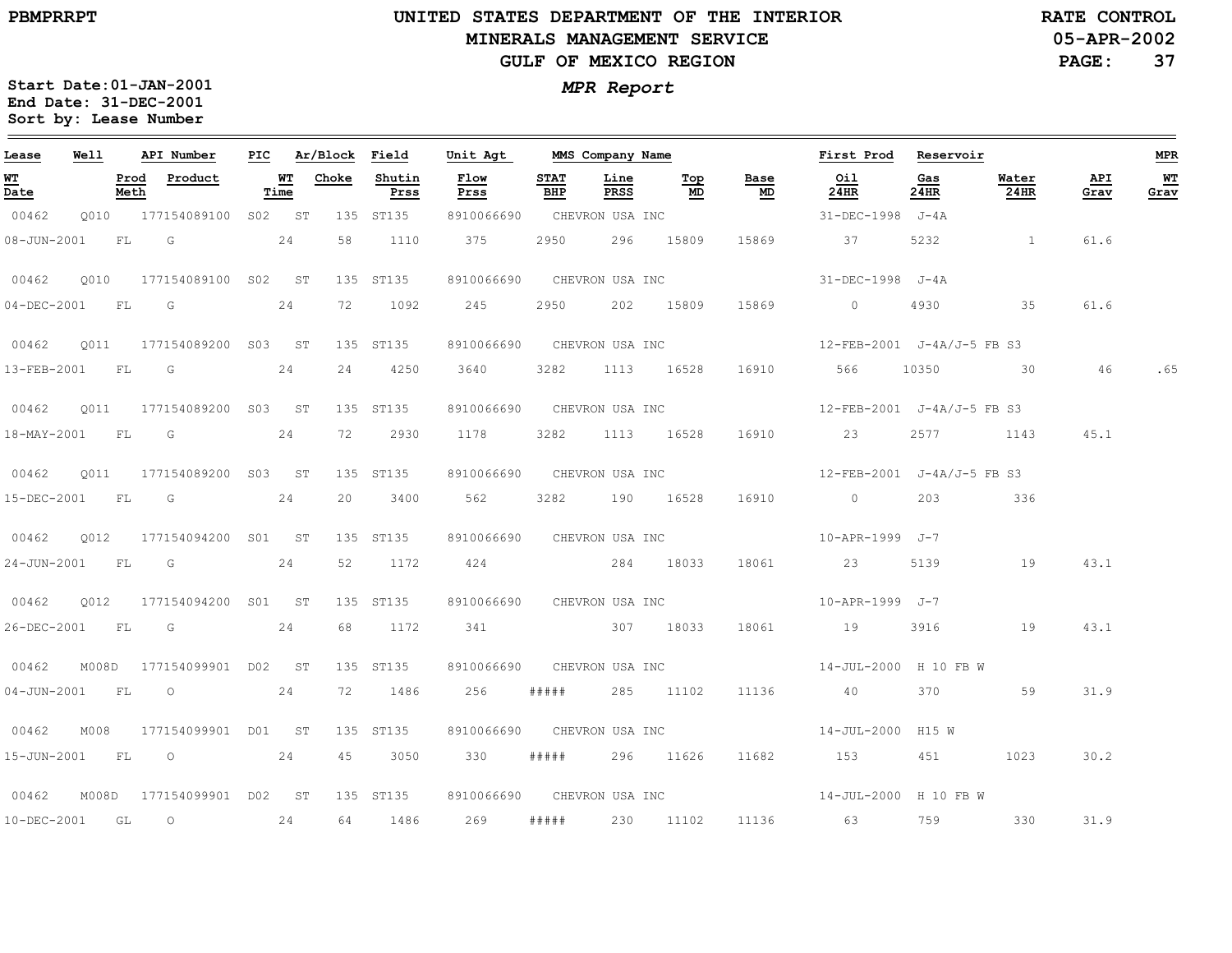PBMPRRPT

# UNITED STATES DEPARTMENT OF THE INTERIOR
## MINERALS MANAGEMENT SERVICE
## GULF OF MEXICO REGION

RATE CONTROL
05-APR-2002

*MPR Report*

Start Date: 01-JAN-2001
End Date: 31-DEC-2001
Sort by: Lease Number

| Lease | Well | | API Number | PIC | Ar/Block | | Field | Unit Agt | MMS Company Name | | | | | First Prod | Reservoir | | | MPR |
|---|---|---|---|---|---|---|---|---|---|---|---|---|---|---|---|---|---|---|
| WT Date | | Prod Meth | Product | | WT Time | Choke | Shutin Prss | Flow Prss | STAT BHP | Line PRSS | Top MD | Base MD | | Oil 24HR | Gas 24HR | Water 24HR | API Grav | WT Grav |
| 00462 | Q010 | | 177154089100 | S02 | ST | 135 | ST135 | 8910066690 | CHEVRON USA INC | | | | | 31-DEC-1998 | J-4A | | | |
| 08-JUN-2001 | | FL | G | | 24 | 58 | 1110 | 375 | 2950 | 296 | 15809 | 15869 | | 37 | 5232 | 1 | 61.6 | |
| 00462 | Q010 | | 177154089100 | S02 | ST | 135 | ST135 | 8910066690 | CHEVRON USA INC | | | | | 31-DEC-1998 | J-4A | | | |
| 04-DEC-2001 | | FL | G | | 24 | 72 | 1092 | 245 | 2950 | 202 | 15809 | 15869 | | 0 | 4930 | 35 | 61.6 | |
| 00462 | Q011 | | 177154089200 | S03 | ST | 135 | ST135 | 8910066690 | CHEVRON USA INC | | | | | 12-FEB-2001 | J-4A/J-5 FB S3 | | | |
| 13-FEB-2001 | | FL | G | | 24 | 24 | 4250 | 3640 | 3282 | 1113 | 16528 | 16910 | | 566 | 10350 | 30 | 46 | .65 |
| 00462 | Q011 | | 177154089200 | S03 | ST | 135 | ST135 | 8910066690 | CHEVRON USA INC | | | | | 12-FEB-2001 | J-4A/J-5 FB S3 | | | |
| 18-MAY-2001 | | FL | G | | 24 | 72 | 2930 | 1178 | 3282 | 1113 | 16528 | 16910 | | 23 | 2577 | 1143 | 45.1 | |
| 00462 | Q011 | | 177154089200 | S03 | ST | 135 | ST135 | 8910066690 | CHEVRON USA INC | | | | | 12-FEB-2001 | J-4A/J-5 FB S3 | | | |
| 15-DEC-2001 | | FL | G | | 24 | 20 | 3400 | 562 | 3282 | 190 | 16528 | 16910 | | 0 | 203 | 336 | | |
| 00462 | Q012 | | 177154094200 | S01 | ST | 135 | ST135 | 8910066690 | CHEVRON USA INC | | | | | 10-APR-1999 | J-7 | | | |
| 24-JUN-2001 | | FL | G | | 24 | 52 | 1172 | 424 | | 284 | 18033 | 18061 | | 23 | 5139 | 19 | 43.1 | |
| 00462 | Q012 | | 177154094200 | S01 | ST | 135 | ST135 | 8910066690 | CHEVRON USA INC | | | | | 10-APR-1999 | J-7 | | | |
| 26-DEC-2001 | | FL | G | | 24 | 68 | 1172 | 341 | | 307 | 18033 | 18061 | | 19 | 3916 | 19 | 43.1 | |
| 00462 | M008D | | 177154099901 | D02 | ST | 135 | ST135 | 8910066690 | CHEVRON USA INC | | | | | 14-JUL-2000 | H 10 FB W | | | |
| 04-JUN-2001 | | FL | O | | 24 | 72 | 1486 | 256 | ##### | 285 | 11102 | 11136 | | 40 | 370 | 59 | 31.9 | |
| 00462 | M008 | | 177154099901 | D01 | ST | 135 | ST135 | 8910066690 | CHEVRON USA INC | | | | | 14-JUL-2000 | H15 W | | | |
| 15-JUN-2001 | | FL | O | | 24 | 45 | 3050 | 330 | ##### | 296 | 11626 | 11682 | | 153 | 451 | 1023 | 30.2 | |
| 00462 | M008D | | 177154099901 | D02 | ST | 135 | ST135 | 8910066690 | CHEVRON USA INC | | | | | 14-JUL-2000 | H 10 FB W | | | |
| 10-DEC-2001 | | GL | O | | 24 | 64 | 1486 | 269 | ##### | 230 | 11102 | 11136 | | 63 | 759 | 330 | 31.9 | |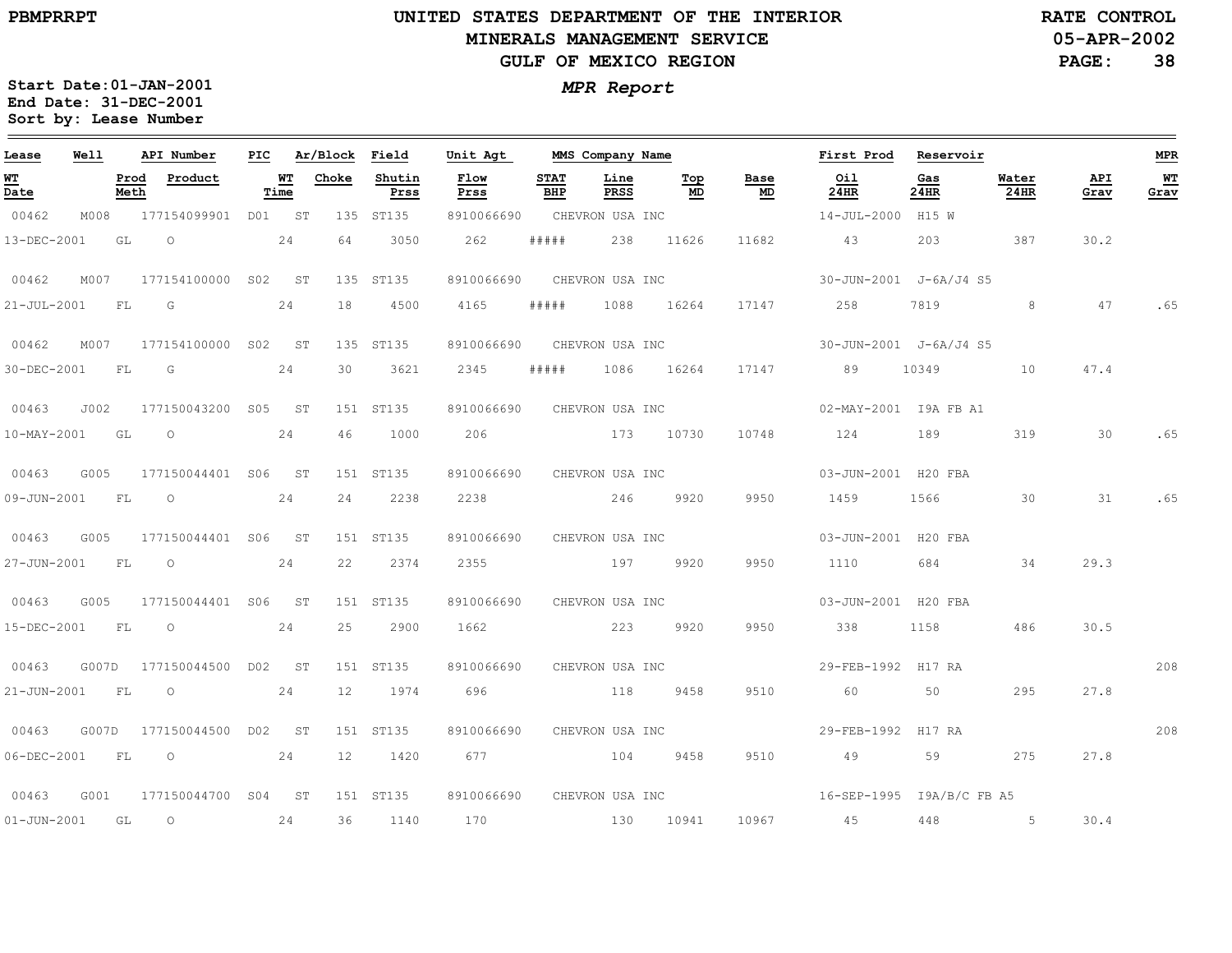UNITED STATES DEPARTMENT OF THE INTERIOR
MINERALS MANAGEMENT SERVICE
GULF OF MEXICO REGION

RATE CONTROL
05-APR-2002

Start Date:01-JAN-2001
End Date: 31-DEC-2001
Sort by: Lease Number

*MPR Report*

| Lease | Well | | API Number | PIC | Ar/Block | | Field | Unit Agt | MMS Company Name | | | | | First Prod | Reservoir | | | MPR |
|---|---|---|---|---|---|---|---|---|---|---|---|---|---|---|---|---|---|---|
| WT Date | | Prod Meth | Product | | WT Time | Choke | Shutin Prss | Flow Prss | STAT BHP | Line PRSS | Top MD | Base MD | | Oil 24HR | Gas 24HR | Water 24HR | API Grav | WT Grav |
| 00462 | M008 | | 177154099901 | D01 | ST | 135 | ST135 | 8910066690 | CHEVRON USA INC | | | | | 14-JUL-2000 | H15 W | | | |
| 13-DEC-2001 | | GL | O | | 24 | 64 | 3050 | 262 | ##### | 238 | 11626 | 11682 | | 43 | 203 | 387 | 30.2 | |
| 00462 | M007 | | 177154100000 | S02 | ST | 135 | ST135 | 8910066690 | CHEVRON USA INC | | | | | 30-JUN-2001 | J-6A/J4 S5 | | | |
| 21-JUL-2001 | | FL | G | | 24 | 18 | 4500 | 4165 | ##### | 1088 | 16264 | 17147 | | 258 | 7819 | 8 | 47 | .65 |
| 00462 | M007 | | 177154100000 | S02 | ST | 135 | ST135 | 8910066690 | CHEVRON USA INC | | | | | 30-JUN-2001 | J-6A/J4 S5 | | | |
| 30-DEC-2001 | | FL | G | | 24 | 30 | 3621 | 2345 | ##### | 1086 | 16264 | 17147 | | 89 | 10349 | 10 | 47.4 | |
| 00463 | J002 | | 177150043200 | S05 | ST | 151 | ST135 | 8910066690 | CHEVRON USA INC | | | | | 02-MAY-2001 | I9A FB A1 | | | |
| 10-MAY-2001 | | GL | O | | 24 | 46 | 1000 | 206 | | 173 | 10730 | 10748 | | 124 | 189 | 319 | 30 | .65 |
| 00463 | G005 | | 177150044401 | S06 | ST | 151 | ST135 | 8910066690 | CHEVRON USA INC | | | | | 03-JUN-2001 | H20 FBA | | | |
| 09-JUN-2001 | | FL | O | | 24 | 24 | 2238 | 2238 | | 246 | 9920 | 9950 | | 1459 | 1566 | 30 | 31 | .65 |
| 00463 | G005 | | 177150044401 | S06 | ST | 151 | ST135 | 8910066690 | CHEVRON USA INC | | | | | 03-JUN-2001 | H20 FBA | | | |
| 27-JUN-2001 | | FL | O | | 24 | 22 | 2374 | 2355 | | 197 | 9920 | 9950 | | 1110 | 684 | 34 | 29.3 | |
| 00463 | G005 | | 177150044401 | S06 | ST | 151 | ST135 | 8910066690 | CHEVRON USA INC | | | | | 03-JUN-2001 | H20 FBA | | | |
| 15-DEC-2001 | | FL | O | | 24 | 25 | 2900 | 1662 | | 223 | 9920 | 9950 | | 338 | 1158 | 486 | 30.5 | |
| 00463 | G007D | | 177150044500 | D02 | ST | 151 | ST135 | 8910066690 | CHEVRON USA INC | | | | | 29-FEB-1992 | H17 RA | | | 208 |
| 21-JUN-2001 | | FL | O | | 24 | 12 | 1974 | 696 | | 118 | 9458 | 9510 | | 60 | 50 | 295 | 27.8 | |
| 00463 | G007D | | 177150044500 | D02 | ST | 151 | ST135 | 8910066690 | CHEVRON USA INC | | | | | 29-FEB-1992 | H17 RA | | | 208 |
| 06-DEC-2001 | | FL | O | | 24 | 12 | 1420 | 677 | | 104 | 9458 | 9510 | | 49 | 59 | 275 | 27.8 | |
| 00463 | G001 | | 177150044700 | S04 | ST | 151 | ST135 | 8910066690 | CHEVRON USA INC | | | | | 16-SEP-1995 | I9A/B/C FB A5 | | | |
| 01-JUN-2001 | | GL | O | | 24 | 36 | 1140 | 170 | | 130 | 10941 | 10967 | | 45 | 448 | 5 | 30.4 | |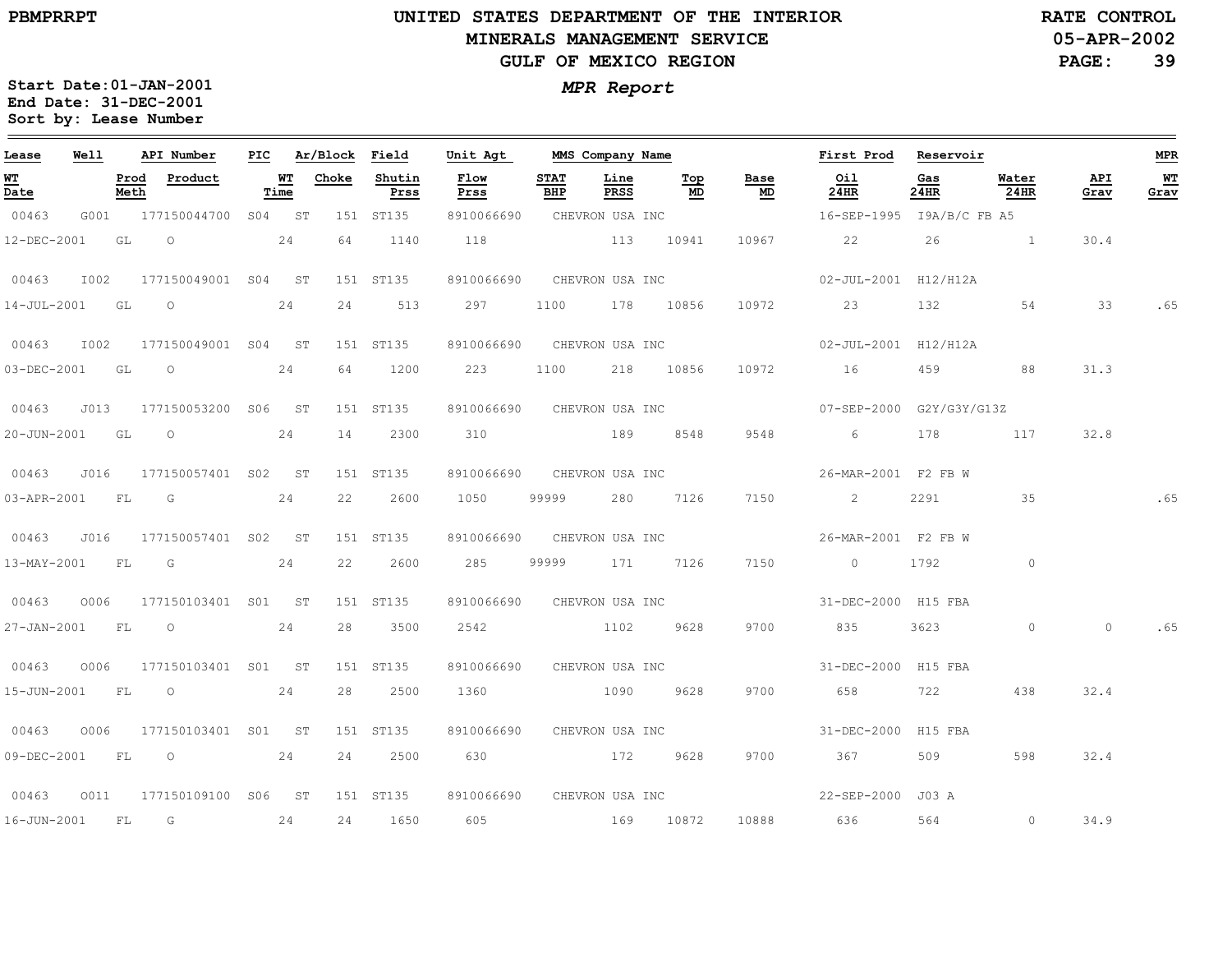PBMPRRPT

# UNITED STATES DEPARTMENT OF THE INTERIOR
## MINERALS MANAGEMENT SERVICE
## GULF OF MEXICO REGION

RATE CONTROL
05-APR-2002

*MPR Report*

**Start Date:01-JAN-2001**
**End Date: 31-DEC-2001**
**Sort by: Lease Number**

| Lease | Well | API Number | PIC | Ar/Block | | Field | Unit Agt | MMS Company Name | | | | First Prod | Reservoir | | | MPR |
|---|---|---|---|---|---|---|---|---|---|---|---|---|---|---|---|---|
| WT Date | Prod Meth | Product | WT Time | Choke | | Shutin Prss | Flow Prss | STAT BHP | Line PRSS | Top MD | Base MD | Oil 24HR | Gas 24HR | Water 24HR | API Grav | WT Grav |
| 00463 | G001 | 177150044700 | S04 | ST | 151 | ST135 | 8910066690 | CHEVRON USA INC | | | | 16-SEP-1995 | I9A/B/C FB A5 | | | |
| 12-DEC-2001 | GL | O | 24 | 64 | | 1140 | 118 | | 113 | 10941 | 10967 | 22 | 26 | 1 | 30.4 | |
| 00463 | I002 | 177150049001 | S04 | ST | 151 | ST135 | 8910066690 | CHEVRON USA INC | | | | 02-JUL-2001 | H12/H12A | | | |
| 14-JUL-2001 | GL | O | 24 | 24 | | 513 | 297 | 1100 | 178 | 10856 | 10972 | 23 | 132 | 54 | 33 | .65 |
| 00463 | I002 | 177150049001 | S04 | ST | 151 | ST135 | 8910066690 | CHEVRON USA INC | | | | 02-JUL-2001 | H12/H12A | | | |
| 03-DEC-2001 | GL | O | 24 | 64 | | 1200 | 223 | 1100 | 218 | 10856 | 10972 | 16 | 459 | 88 | 31.3 | |
| 00463 | J013 | 177150053200 | S06 | ST | 151 | ST135 | 8910066690 | CHEVRON USA INC | | | | 07-SEP-2000 | G2Y/G3Y/G13Z | | | |
| 20-JUN-2001 | GL | O | 24 | 14 | | 2300 | 310 | | 189 | 8548 | 9548 | 6 | 178 | 117 | 32.8 | |
| 00463 | J016 | 177150057401 | S02 | ST | 151 | ST135 | 8910066690 | CHEVRON USA INC | | | | 26-MAR-2001 | F2 FB W | | | |
| 03-APR-2001 | FL | G | 24 | 22 | | 2600 | 1050 | 99999 | 280 | 7126 | 7150 | 2 | 2291 | 35 | | .65 |
| 00463 | J016 | 177150057401 | S02 | ST | 151 | ST135 | 8910066690 | CHEVRON USA INC | | | | 26-MAR-2001 | F2 FB W | | | |
| 13-MAY-2001 | FL | G | 24 | 22 | | 2600 | 285 | 99999 | 171 | 7126 | 7150 | 0 | 1792 | 0 | | |
| 00463 | O006 | 177150103401 | S01 | ST | 151 | ST135 | 8910066690 | CHEVRON USA INC | | | | 31-DEC-2000 | H15 FBA | | | |
| 27-JAN-2001 | FL | O | 24 | 28 | | 3500 | 2542 | | 1102 | 9628 | 9700 | 835 | 3623 | 0 | 0 | .65 |
| 00463 | O006 | 177150103401 | S01 | ST | 151 | ST135 | 8910066690 | CHEVRON USA INC | | | | 31-DEC-2000 | H15 FBA | | | |
| 15-JUN-2001 | FL | O | 24 | 28 | | 2500 | 1360 | | 1090 | 9628 | 9700 | 658 | 722 | 438 | 32.4 | |
| 00463 | O006 | 177150103401 | S01 | ST | 151 | ST135 | 8910066690 | CHEVRON USA INC | | | | 31-DEC-2000 | H15 FBA | | | |
| 09-DEC-2001 | FL | O | 24 | 24 | | 2500 | 630 | | 172 | 9628 | 9700 | 367 | 509 | 598 | 32.4 | |
| 00463 | O011 | 177150109100 | S06 | ST | 151 | ST135 | 8910066690 | CHEVRON USA INC | | | | 22-SEP-2000 | J03 A | | | |
| 16-JUN-2001 | FL | G | 24 | 24 | | 1650 | 605 | | 169 | 10872 | 10888 | 636 | 564 | 0 | 34.9 | |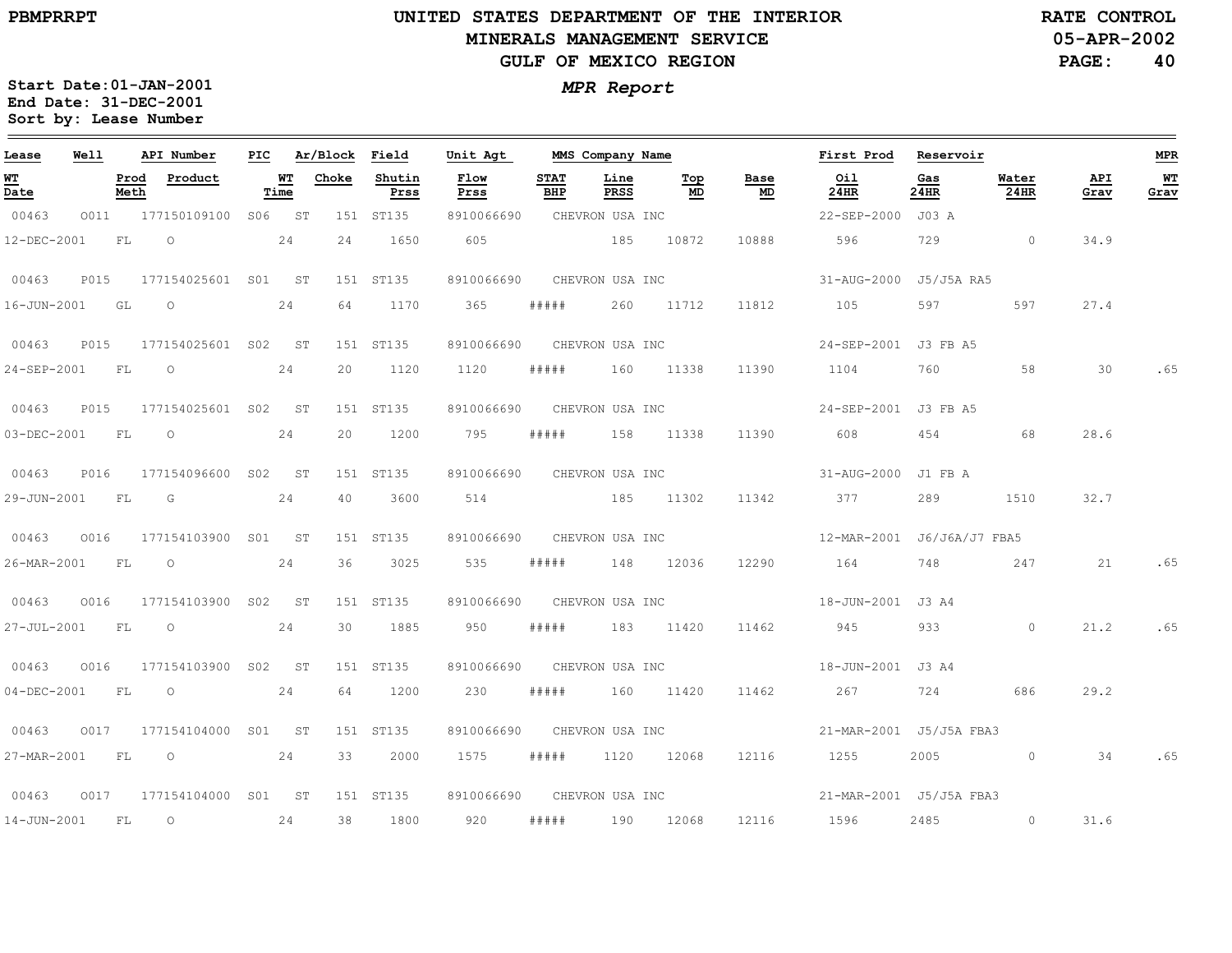# UNITED STATES DEPARTMENT OF THE INTERIOR
## MINERALS MANAGEMENT SERVICE
## GULF OF MEXICO REGION

PBMPRRPT

RATE CONTROL
05-APR-2002

Start Date: 01-JAN-2001
End Date: 31-DEC-2001
Sort by: Lease Number

***MPR Report***

| Lease | Well | API Number | PIC | Ar/Block | | Field | Unit Agt | MMS Company Name | | | | | First Prod | Reservoir | | | MPR |
|---|---|---|---|---|---|---|---|---|---|---|---|---|---|---|---|---|---|
| **WT Date** | **Prod Meth** | **Product** | | **WT Time** | **Choke** | **Shutin Prss** | **Flow Prss** | **STAT BHP** | **Line PRSS** | **Top MD** | **Base MD** | | **Oil 24HR** | **Gas 24HR** | **Water 24HR** | **API Grav** | **WT Grav** |
| 00463 | O011 | 177150109100 | S06 | ST | 151 | ST135 | 8910066690 | CHEVRON USA INC | | | | | 22-SEP-2000 | J03 A | | | |
| 12-DEC-2001 | FL | O | | 24 | 24 | 1650 | 605 | | 185 | 10872 | 10888 | | 596 | 729 | 0 | 34.9 | |
| 00463 | P015 | 177154025601 | S01 | ST | 151 | ST135 | 8910066690 | CHEVRON USA INC | | | | | 31-AUG-2000 | J5/J5A RA5 | | | |
| 16-JUN-2001 | GL | O | | 24 | 64 | 1170 | 365 | ##### | 260 | 11712 | 11812 | | 105 | 597 | 597 | 27.4 | |
| 00463 | P015 | 177154025601 | S02 | ST | 151 | ST135 | 8910066690 | CHEVRON USA INC | | | | | 24-SEP-2001 | J3 FB A5 | | | |
| 24-SEP-2001 | FL | O | | 24 | 20 | 1120 | 1120 | ##### | 160 | 11338 | 11390 | | 1104 | 760 | 58 | 30 | .65 |
| 00463 | P015 | 177154025601 | S02 | ST | 151 | ST135 | 8910066690 | CHEVRON USA INC | | | | | 24-SEP-2001 | J3 FB A5 | | | |
| 03-DEC-2001 | FL | O | | 24 | 20 | 1200 | 795 | ##### | 158 | 11338 | 11390 | | 608 | 454 | 68 | 28.6 | |
| 00463 | P016 | 177154096600 | S02 | ST | 151 | ST135 | 8910066690 | CHEVRON USA INC | | | | | 31-AUG-2000 | J1 FB A | | | |
| 29-JUN-2001 | FL | G | | 24 | 40 | 3600 | 514 | | 185 | 11302 | 11342 | | 377 | 289 | 1510 | 32.7 | |
| 00463 | O016 | 177154103900 | S01 | ST | 151 | ST135 | 8910066690 | CHEVRON USA INC | | | | | 12-MAR-2001 | J6/J6A/J7 FBA5 | | | |
| 26-MAR-2001 | FL | O | | 24 | 36 | 3025 | 535 | ##### | 148 | 12036 | 12290 | | 164 | 748 | 247 | 21 | .65 |
| 00463 | O016 | 177154103900 | S02 | ST | 151 | ST135 | 8910066690 | CHEVRON USA INC | | | | | 18-JUN-2001 | J3 A4 | | | |
| 27-JUL-2001 | FL | O | | 24 | 30 | 1885 | 950 | ##### | 183 | 11420 | 11462 | | 945 | 933 | 0 | 21.2 | .65 |
| 00463 | O016 | 177154103900 | S02 | ST | 151 | ST135 | 8910066690 | CHEVRON USA INC | | | | | 18-JUN-2001 | J3 A4 | | | |
| 04-DEC-2001 | FL | O | | 24 | 64 | 1200 | 230 | ##### | 160 | 11420 | 11462 | | 267 | 724 | 686 | 29.2 | |
| 00463 | O017 | 177154104000 | S01 | ST | 151 | ST135 | 8910066690 | CHEVRON USA INC | | | | | 21-MAR-2001 | J5/J5A FBA3 | | | |
| 27-MAR-2001 | FL | O | | 24 | 33 | 2000 | 1575 | ##### | 1120 | 12068 | 12116 | | 1255 | 2005 | 0 | 34 | .65 |
| 00463 | O017 | 177154104000 | S01 | ST | 151 | ST135 | 8910066690 | CHEVRON USA INC | | | | | 21-MAR-2001 | J5/J5A FBA3 | | | |
| 14-JUN-2001 | FL | O | | 24 | 38 | 1800 | 920 | ##### | 190 | 12068 | 12116 | | 1596 | 2485 | 0 | 31.6 | |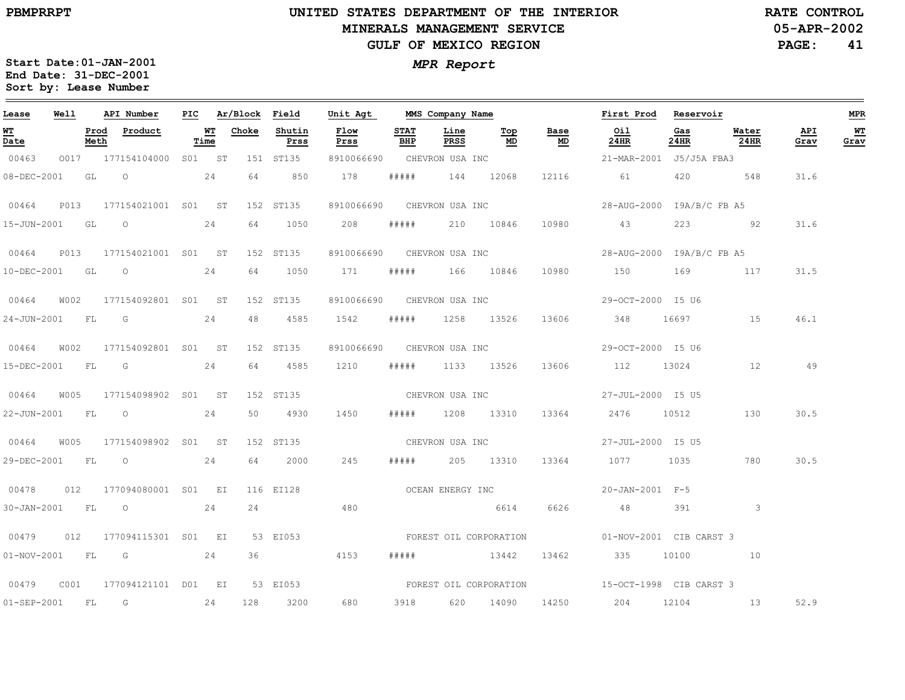# UNITED STATES DEPARTMENT OF THE INTERIOR
## MINERALS MANAGEMENT SERVICE
## GULF OF MEXICO REGION

PBMPRRPT

RATE CONTROL
05-APR-2002

*MPR Report*

**Start Date:01-JAN-2001**
**End Date: 31-DEC-2001**
**Sort by: Lease Number**

| Lease | Well | API Number | PIC | Ar/Block | Field | Unit Agt | MMS Company Name | | | | First Prod | Reservoir | | | MPR |
|---|---|---|---|---|---|---|---|---|---|---|---|---|---|---|---|
| WT Date | Prod Meth | Product | WT Time | Choke | Shutin Prss | Flow Prss | STAT BHP | Line PRSS | Top MD | Base MD | Oil 24HR | Gas 24HR | Water 24HR | API Grav | WT Grav |
| 00463 | O017 | 177154104000 | S01 | ST 151 | ST135 | 8910066690 | CHEVRON USA INC | | | | 21-MAR-2001 | J5/J5A FBA3 | | | |
| 08-DEC-2001 | GL | O | 24 | 64 | 850 | 178 | ##### | 144 | 12068 | 12116 | 61 | 420 | 548 | 31.6 | |
| 00464 | P013 | 177154021001 | S01 | ST 152 | ST135 | 8910066690 | CHEVRON USA INC | | | | 28-AUG-2000 | I9A/B/C FB A5 | | | |
| 15-JUN-2001 | GL | O | 24 | 64 | 1050 | 208 | ##### | 210 | 10846 | 10980 | 43 | 223 | 92 | 31.6 | |
| 00464 | P013 | 177154021001 | S01 | ST 152 | ST135 | 8910066690 | CHEVRON USA INC | | | | 28-AUG-2000 | I9A/B/C FB A5 | | | |
| 10-DEC-2001 | GL | O | 24 | 64 | 1050 | 171 | ##### | 166 | 10846 | 10980 | 150 | 169 | 117 | 31.5 | |
| 00464 | W002 | 177154092801 | S01 | ST 152 | ST135 | 8910066690 | CHEVRON USA INC | | | | 29-OCT-2000 | I5 U6 | | | |
| 24-JUN-2001 | FL | G | 24 | 48 | 4585 | 1542 | ##### | 1258 | 13526 | 13606 | 348 | 16697 | 15 | 46.1 | |
| 00464 | W002 | 177154092801 | S01 | ST 152 | ST135 | 8910066690 | CHEVRON USA INC | | | | 29-OCT-2000 | I5 U6 | | | |
| 15-DEC-2001 | FL | G | 24 | 64 | 4585 | 1210 | ##### | 1133 | 13526 | 13606 | 112 | 13024 | 12 | 49 | |
| 00464 | W005 | 177154098902 | S01 | ST 152 | ST135 | | CHEVRON USA INC | | | | 27-JUL-2000 | I5 U5 | | | |
| 22-JUN-2001 | FL | O | 24 | 50 | 4930 | 1450 | ##### | 1208 | 13310 | 13364 | 2476 | 10512 | 130 | 30.5 | |
| 00464 | W005 | 177154098902 | S01 | ST 152 | ST135 | | CHEVRON USA INC | | | | 27-JUL-2000 | I5 U5 | | | |
| 29-DEC-2001 | FL | O | 24 | 64 | 2000 | 245 | ##### | 205 | 13310 | 13364 | 1077 | 1035 | 780 | 30.5 | |
| 00478 | 012 | 177094080001 | S01 | EI 116 | EI128 | | OCEAN ENERGY INC | | | | 20-JAN-2001 | F-5 | | | |
| 30-JAN-2001 | FL | O | 24 | 24 | | 480 | | | 6614 | 6626 | 48 | 391 | 3 | | |
| 00479 | 012 | 177094115301 | S01 | EI 53 | EI053 | | FOREST OIL CORPORATION | | | | 01-NOV-2001 | CIB CARST 3 | | | |
| 01-NOV-2001 | FL | G | 24 | 36 | | 4153 | ##### | | 13442 | 13462 | 335 | 10100 | 10 | | |
| 00479 | C001 | 177094121101 | D01 | EI 53 | EI053 | | FOREST OIL CORPORATION | | | | 15-OCT-1998 | CIB CARST 3 | | | |
| 01-SEP-2001 | FL | G | 24 | 128 | 3200 | 680 | 3918 | 620 | 14090 | 14250 | 204 | 12104 | 13 | 52.9 | |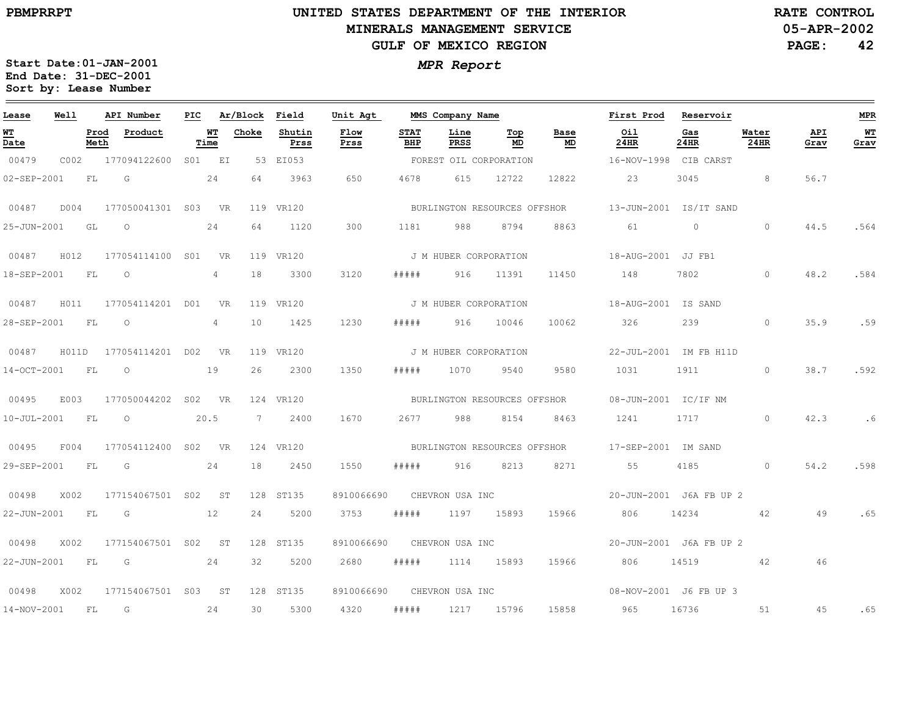# UNITED STATES DEPARTMENT OF THE INTERIOR
## MINERALS MANAGEMENT SERVICE
## GULF OF MEXICO REGION

PBMPRRPT

RATE CONTROL
05-APR-2002

*MPR Report*

**Start Date:** 01-JAN-2001
**End Date:** 31-DEC-2001
**Sort by:** Lease Number

| Lease | Well | API Number | PIC | Ar/Block | Field | Unit Agt | MMS Company Name | | | | First Prod | Reservoir | | | MPR |
|---|---|---|---|---|---|---|---|---|---|---|---|---|---|---|---|
| **WT Date** | **Prod Meth** | **Product** | **WT Time** | **Choke** | **Shutin Prss** | **Flow Prss** | **STAT BHP** | **Line PRSS** | **Top MD** | **Base MD** | **Oil 24HR** | **Gas 24HR** | **Water 24HR** | **API Grav** | **WT Grav** |
| 00479 | C002 | 177094122600 | S01 | EI 53 | EI053 | | FOREST OIL CORPORATION | | | | 16-NOV-1998 | CIB CARST | | | |
| 02-SEP-2001 | FL | G | 24 | 64 | 3963 | 650 | 4678 | 615 | 12722 | 12822 | 23 | 3045 | 8 | 56.7 | |
| 00487 | D004 | 177050041301 | S03 | VR 119 | VR120 | | BURLINGTON RESOURCES OFFSHOR | | | | 13-JUN-2001 | IS/IT SAND | | | |
| 25-JUN-2001 | GL | O | 24 | 64 | 1120 | 300 | 1181 | 988 | 8794 | 8863 | 61 | 0 | 0 | 44.5 | .564 |
| 00487 | H012 | 177054114100 | S01 | VR 119 | VR120 | | J M HUBER CORPORATION | | | | 18-AUG-2001 | JJ FB1 | | | |
| 18-SEP-2001 | FL | O | 4 | 18 | 3300 | 3120 | ##### | 916 | 11391 | 11450 | 148 | 7802 | 0 | 48.2 | .584 |
| 00487 | H011 | 177054114201 | D01 | VR 119 | VR120 | | J M HUBER CORPORATION | | | | 18-AUG-2001 | IS SAND | | | |
| 28-SEP-2001 | FL | O | 4 | 10 | 1425 | 1230 | ##### | 916 | 10046 | 10062 | 326 | 239 | 0 | 35.9 | .59 |
| 00487 | H011D | 177054114201 | D02 | VR 119 | VR120 | | J M HUBER CORPORATION | | | | 22-JUL-2001 | IM FB H11D | | | |
| 14-OCT-2001 | FL | O | 19 | 26 | 2300 | 1350 | ##### | 1070 | 9540 | 9580 | 1031 | 1911 | 0 | 38.7 | .592 |
| 00495 | E003 | 177050044202 | S02 | VR 124 | VR120 | | BURLINGTON RESOURCES OFFSHOR | | | | 08-JUN-2001 | IC/IF NM | | | |
| 10-JUL-2001 | FL | O | 20.5 | 7 | 2400 | 1670 | 2677 | 988 | 8154 | 8463 | 1241 | 1717 | 0 | 42.3 | .6 |
| 00495 | F004 | 177054112400 | S02 | VR 124 | VR120 | | BURLINGTON RESOURCES OFFSHOR | | | | 17-SEP-2001 | IM SAND | | | |
| 29-SEP-2001 | FL | G | 24 | 18 | 2450 | 1550 | ##### | 916 | 8213 | 8271 | 55 | 4185 | 0 | 54.2 | .598 |
| 00498 | X002 | 177154067501 | S02 | ST 128 | ST135 | 8910066690 | CHEVRON USA INC | | | | 20-JUN-2001 | J6A FB UP 2 | | | |
| 22-JUN-2001 | FL | G | 12 | 24 | 5200 | 3753 | ##### | 1197 | 15893 | 15966 | 806 | 14234 | 42 | 49 | .65 |
| 00498 | X002 | 177154067501 | S02 | ST 128 | ST135 | 8910066690 | CHEVRON USA INC | | | | 20-JUN-2001 | J6A FB UP 2 | | | |
| 22-JUN-2001 | FL | G | 24 | 32 | 5200 | 2680 | ##### | 1114 | 15893 | 15966 | 806 | 14519 | 42 | 46 | |
| 00498 | X002 | 177154067501 | S03 | ST 128 | ST135 | 8910066690 | CHEVRON USA INC | | | | 08-NOV-2001 | J6 FB UP 3 | | | |
| 14-NOV-2001 | FL | G | 24 | 30 | 5300 | 4320 | ##### | 1217 | 15796 | 15858 | 965 | 16736 | 51 | 45 | .65 |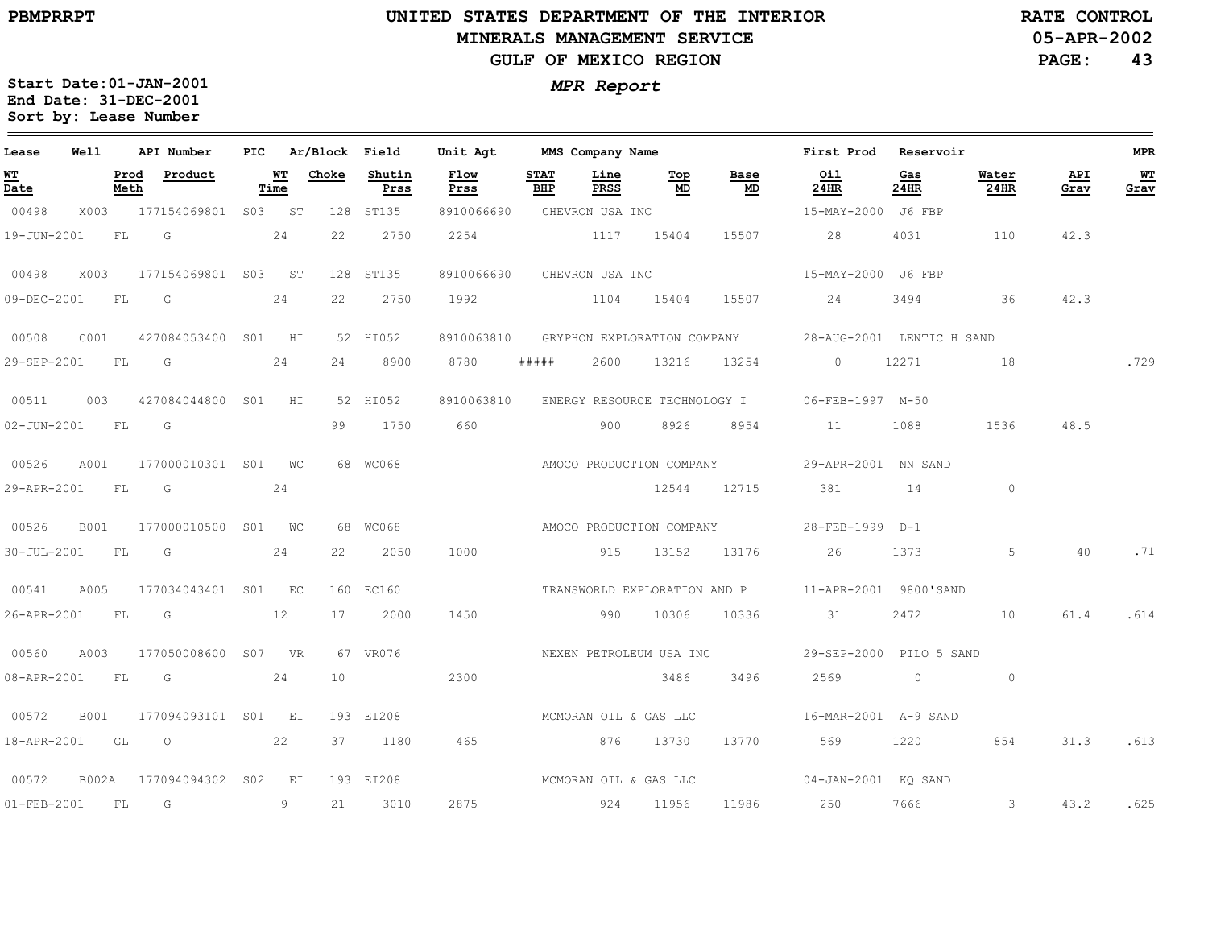# UNITED STATES DEPARTMENT OF THE INTERIOR
## MINERALS MANAGEMENT SERVICE
## GULF OF MEXICO REGION

PBMPRRPT

RATE CONTROL
05-APR-2002

**Start Date:** 01-JAN-2001
**End Date:** 31-DEC-2001
**Sort by:** Lease Number

***MPR Report***

| Lease | Well | API Number | PIC | Ar/Block | Field | Unit Agt | MMS Company Name | | | | First Prod | Reservoir | | | MPR |
|---|---|---|---|---|---|---|---|---|---|---|---|---|---|---|---|
| **WT Date** | **Prod Meth** | **Product** | **WT Time** | **Choke** | **Shutin Prss** | **Flow Prss** | **STAT BHP** | **Line PRSS** | **Top MD** | **Base MD** | **Oil 24HR** | **Gas 24HR** | **Water 24HR** | **API Grav** | **WT Grav** |
| 00498 | X003 | 177154069801 | S03 | ST 128 | ST135 | 8910066690 | CHEVRON USA INC | | | | 15-MAY-2000 | J6 FBP | | | |
| 19-JUN-2001 | FL | G | 24 | 22 | 2750 | 2254 | | 1117 | 15404 | 15507 | 28 | 4031 | 110 | 42.3 | |
| 00498 | X003 | 177154069801 | S03 | ST 128 | ST135 | 8910066690 | CHEVRON USA INC | | | | 15-MAY-2000 | J6 FBP | | | |
| 09-DEC-2001 | FL | G | 24 | 22 | 2750 | 1992 | | 1104 | 15404 | 15507 | 24 | 3494 | 36 | 42.3 | |
| 00508 | C001 | 427084053400 | S01 | HI 52 | HI052 | 8910063810 | GRYPHON EXPLORATION COMPANY | | | | 28-AUG-2001 | LENTIC H SAND | | | |
| 29-SEP-2001 | FL | G | 24 | 24 | 8900 | 8780 | ##### | 2600 | 13216 | 13254 | 0 | 12271 | 18 | | .729 |
| 00511 | 003 | 427084044800 | S01 | HI 52 | HI052 | 8910063810 | ENERGY RESOURCE TECHNOLOGY I | | | | 06-FEB-1997 | M-50 | | | |
| 02-JUN-2001 | FL | G | | 99 | 1750 | 660 | | 900 | 8926 | 8954 | 11 | 1088 | 1536 | 48.5 | |
| 00526 | A001 | 177000010301 | S01 | WC 68 | WC068 | | AMOCO PRODUCTION COMPANY | | | | 29-APR-2001 | NN SAND | | | |
| 29-APR-2001 | FL | G | 24 | | | | | | 12544 | 12715 | 381 | 14 | 0 | | |
| 00526 | B001 | 177000010500 | S01 | WC 68 | WC068 | | AMOCO PRODUCTION COMPANY | | | | 28-FEB-1999 | D-1 | | | |
| 30-JUL-2001 | FL | G | 24 | 22 | 2050 | 1000 | | 915 | 13152 | 13176 | 26 | 1373 | 5 | 40 | .71 |
| 00541 | A005 | 177034043401 | S01 | EC 160 | EC160 | | TRANSWORLD EXPLORATION AND P | | | | 11-APR-2001 | 9800'SAND | | | |
| 26-APR-2001 | FL | G | 12 | 17 | 2000 | 1450 | | 990 | 10306 | 10336 | 31 | 2472 | 10 | 61.4 | .614 |
| 00560 | A003 | 177050008600 | S07 | VR 67 | VR076 | | NEXEN PETROLEUM USA INC | | | | 29-SEP-2000 | PILO 5 SAND | | | |
| 08-APR-2001 | FL | G | 24 | 10 | | 2300 | | | 3486 | 3496 | 2569 | 0 | 0 | | |
| 00572 | B001 | 177094093101 | S01 | EI 193 | EI208 | | MCMORAN OIL & GAS LLC | | | | 16-MAR-2001 | A-9 SAND | | | |
| 18-APR-2001 | GL | O | 22 | 37 | 1180 | 465 | | 876 | 13730 | 13770 | 569 | 1220 | 854 | 31.3 | .613 |
| 00572 | B002A | 177094094302 | S02 | EI 193 | EI208 | | MCMORAN OIL & GAS LLC | | | | 04-JAN-2001 | KQ SAND | | | |
| 01-FEB-2001 | FL | G | 9 | 21 | 3010 | 2875 | | 924 | 11956 | 11986 | 250 | 7666 | 3 | 43.2 | .625 |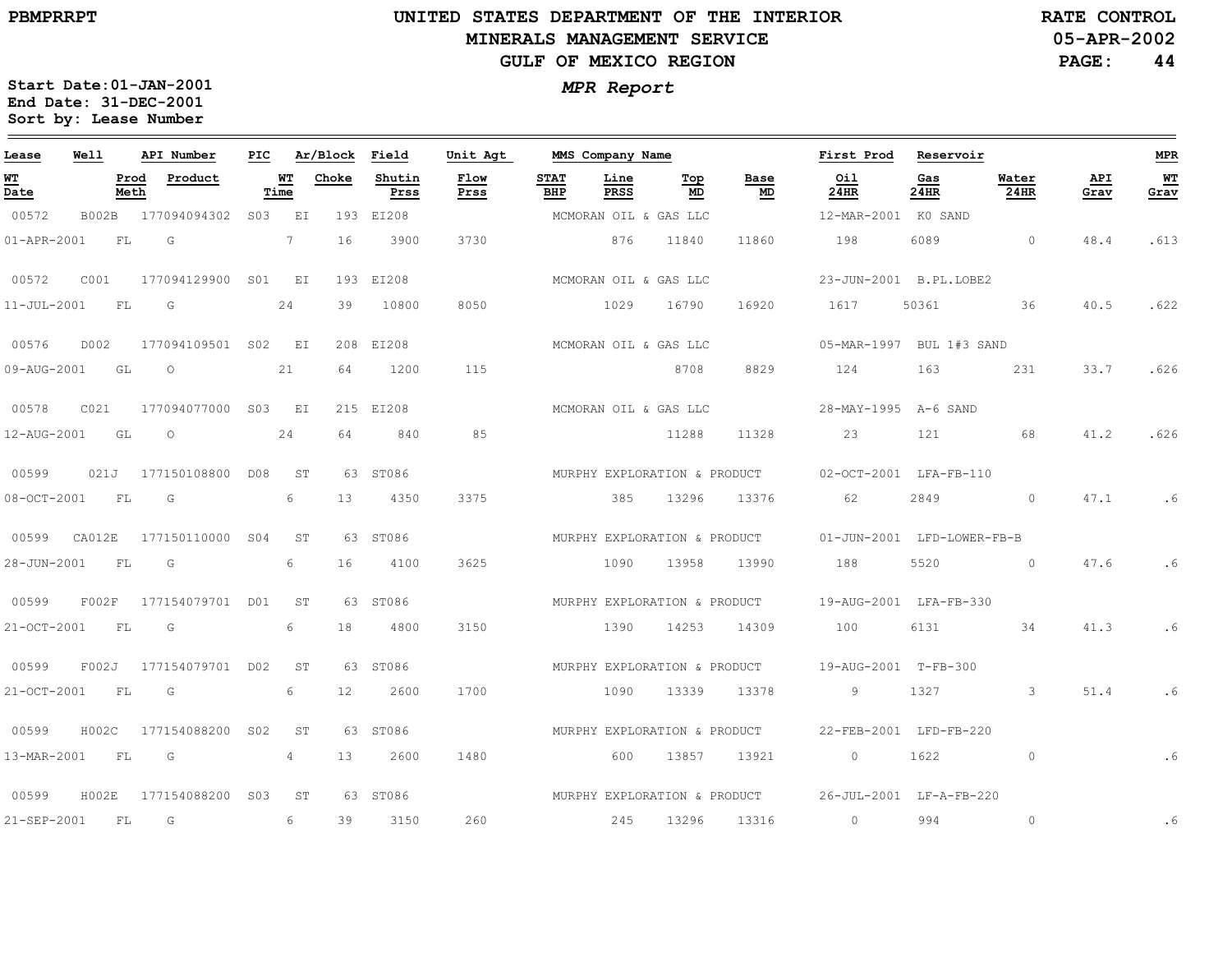# UNITED STATES DEPARTMENT OF THE INTERIOR
## MINERALS MANAGEMENT SERVICE
## GULF OF MEXICO REGION

PBMPRRPT

RATE CONTROL
05-APR-2002

**Start Date:** 01-JAN-2001
**End Date:** 31-DEC-2001
**Sort by:** Lease Number

*MPR Report*

| Lease | Well | API Number | PIC | Ar/Block | | Field | Unit Agt | MMS Company Name | | | | First Prod | Reservoir | | | MPR |
|---|---|---|---|---|---|---|---|---|---|---|---|---|---|---|---|---|
| WT Date | Prod Meth | Product | | WT Time | Choke | Shutin Prss | Flow Prss | STAT BHP | Line PRSS | Top MD | Base MD | Oil 24HR | Gas 24HR | Water 24HR | API Grav | WT Grav |
| 00572 | B002B | 177094094302 | S03 | EI | 193 | EI208 | | MCMORAN OIL & GAS LLC | | | | 12-MAR-2001 | K0 SAND | | | |
| 01-APR-2001 | FL | G | | 7 | 16 | 3900 | 3730 | | 876 | 11840 | 11860 | 198 | 6089 | 0 | 48.4 | .613 |
| 00572 | C001 | 177094129900 | S01 | EI | 193 | EI208 | | MCMORAN OIL & GAS LLC | | | | 23-JUN-2001 | B.PL.LOBE2 | | | |
| 11-JUL-2001 | FL | G | | 24 | 39 | 10800 | 8050 | | 1029 | 16790 | 16920 | 1617 | 50361 | 36 | 40.5 | .622 |
| 00576 | D002 | 177094109501 | S02 | EI | 208 | EI208 | | MCMORAN OIL & GAS LLC | | | | 05-MAR-1997 | BUL 1#3 SAND | | | |
| 09-AUG-2001 | GL | O | | 21 | 64 | 1200 | 115 | | | 8708 | 8829 | 124 | 163 | 231 | 33.7 | .626 |
| 00578 | C021 | 177094077000 | S03 | EI | 215 | EI208 | | MCMORAN OIL & GAS LLC | | | | 28-MAY-1995 | A-6 SAND | | | |
| 12-AUG-2001 | GL | O | | 24 | 64 | 840 | 85 | | | 11288 | 11328 | 23 | 121 | 68 | 41.2 | .626 |
| 00599 | 021J | 177150108800 | D08 | ST | 63 | ST086 | | MURPHY EXPLORATION & PRODUCT | | | | 02-OCT-2001 | LFA-FB-110 | | | |
| 08-OCT-2001 | FL | G | | 6 | 13 | 4350 | 3375 | | 385 | 13296 | 13376 | 62 | 2849 | 0 | 47.1 | .6 |
| 00599 | CA012E | 177150110000 | S04 | ST | 63 | ST086 | | MURPHY EXPLORATION & PRODUCT | | | | 01-JUN-2001 | LFD-LOWER-FB-B | | | |
| 28-JUN-2001 | FL | G | | 6 | 16 | 4100 | 3625 | | 1090 | 13958 | 13990 | 188 | 5520 | 0 | 47.6 | .6 |
| 00599 | F002F | 177154079701 | D01 | ST | 63 | ST086 | | MURPHY EXPLORATION & PRODUCT | | | | 19-AUG-2001 | LFA-FB-330 | | | |
| 21-OCT-2001 | FL | G | | 6 | 18 | 4800 | 3150 | | 1390 | 14253 | 14309 | 100 | 6131 | 34 | 41.3 | .6 |
| 00599 | F002J | 177154079701 | D02 | ST | 63 | ST086 | | MURPHY EXPLORATION & PRODUCT | | | | 19-AUG-2001 | T-FB-300 | | | |
| 21-OCT-2001 | FL | G | | 6 | 12 | 2600 | 1700 | | 1090 | 13339 | 13378 | 9 | 1327 | 3 | 51.4 | .6 |
| 00599 | H002C | 177154088200 | S02 | ST | 63 | ST086 | | MURPHY EXPLORATION & PRODUCT | | | | 22-FEB-2001 | LFD-FB-220 | | | |
| 13-MAR-2001 | FL | G | | 4 | 13 | 2600 | 1480 | | 600 | 13857 | 13921 | 0 | 1622 | 0 | | .6 |
| 00599 | H002E | 177154088200 | S03 | ST | 63 | ST086 | | MURPHY EXPLORATION & PRODUCT | | | | 26-JUL-2001 | LF-A-FB-220 | | | |
| 21-SEP-2001 | FL | G | | 6 | 39 | 3150 | 260 | | 245 | 13296 | 13316 | 0 | 994 | 0 | | .6 |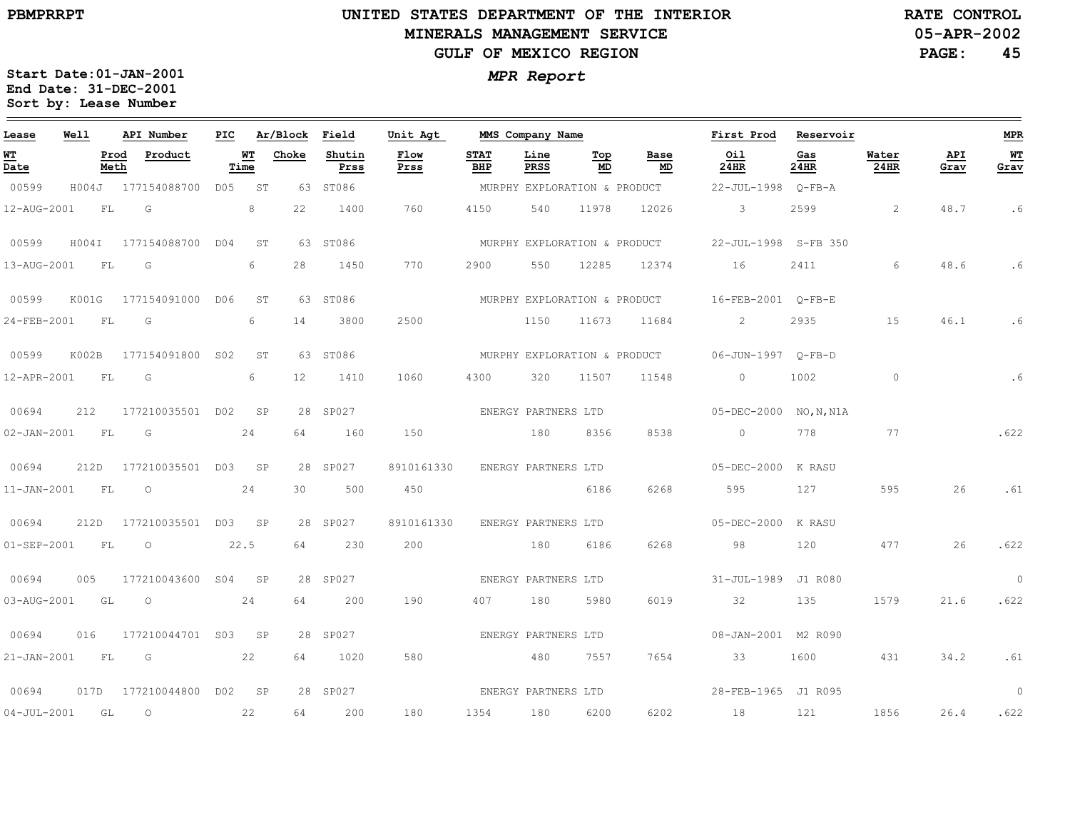PBMPRRPT

# UNITED STATES DEPARTMENT OF THE INTERIOR
## MINERALS MANAGEMENT SERVICE
## GULF OF MEXICO REGION

RATE CONTROL
05-APR-2002

**MPR Report**

Start Date:01-JAN-2001
End Date: 31-DEC-2001
Sort by: Lease Number

| Lease | Well | API Number | PIC | Ar/Block | Field | Unit Agt | MMS Company Name | | | First Prod | Reservoir | | | MPR |
|---|---|---|---|---|---|---|---|---|---|---|---|---|---|---|
| **WT Date** | **Prod Meth** | **Product** | **WT Time** | **Choke** | **Shutin Prss** | **Flow Prss** | **STAT BHP** | **Line PRSS** | **Top MD** | **Base MD** | **Oil 24HR** | **Gas 24HR** | **Water 24HR** | **API Grav** | **WT Grav** |
| 00599 | H004J | 177154088700 | D05 | ST 63 | ST086 | | MURPHY EXPLORATION & PRODUCT | | | 22-JUL-1998 | Q-FB-A | | | |
| 12-AUG-2001 | FL | G | 8 | 22 | 1400 | 760 | 4150 | 540 | 11978 | 12026 | 3 | 2599 | 2 | 48.7 | .6 |
| 00599 | H004I | 177154088700 | D04 | ST 63 | ST086 | | MURPHY EXPLORATION & PRODUCT | | | 22-JUL-1998 | S-FB 350 | | | |
| 13-AUG-2001 | FL | G | 6 | 28 | 1450 | 770 | 2900 | 550 | 12285 | 12374 | 16 | 2411 | 6 | 48.6 | .6 |
| 00599 | K001G | 177154091000 | D06 | ST 63 | ST086 | | MURPHY EXPLORATION & PRODUCT | | | 16-FEB-2001 | Q-FB-E | | | |
| 24-FEB-2001 | FL | G | 6 | 14 | 3800 | 2500 | | 1150 | 11673 | 11684 | 2 | 2935 | 15 | 46.1 | .6 |
| 00599 | K002B | 177154091800 | S02 | ST 63 | ST086 | | MURPHY EXPLORATION & PRODUCT | | | 06-JUN-1997 | Q-FB-D | | | |
| 12-APR-2001 | FL | G | 6 | 12 | 1410 | 1060 | 4300 | 320 | 11507 | 11548 | 0 | 1002 | 0 | | .6 |
| 00694 | 212 | 177210035501 | D02 | SP 28 | SP027 | | ENERGY PARTNERS LTD | | | 05-DEC-2000 | NO,N,N1A | | | |
| 02-JAN-2001 | FL | G | 24 | 64 | 160 | 150 | | 180 | 8356 | 8538 | 0 | 778 | 77 | | .622 |
| 00694 | 212D | 177210035501 | D03 | SP 28 | SP027 | 8910161330 | ENERGY PARTNERS LTD | | | 05-DEC-2000 | K RASU | | | |
| 11-JAN-2001 | FL | O | 24 | 30 | 500 | 450 | | | 6186 | 6268 | 595 | 127 | 595 | 26 | .61 |
| 00694 | 212D | 177210035501 | D03 | SP 28 | SP027 | 8910161330 | ENERGY PARTNERS LTD | | | 05-DEC-2000 | K RASU | | | |
| 01-SEP-2001 | FL | O | 22.5 | 64 | 230 | 200 | | 180 | 6186 | 6268 | 98 | 120 | 477 | 26 | .622 |
| 00694 | 005 | 177210043600 | S04 | SP 28 | SP027 | | ENERGY PARTNERS LTD | | | 31-JUL-1989 | J1 R080 | | | 0 |
| 03-AUG-2001 | GL | O | 24 | 64 | 200 | 190 | 407 | 180 | 5980 | 6019 | 32 | 135 | 1579 | 21.6 | .622 |
| 00694 | 016 | 177210044701 | S03 | SP 28 | SP027 | | ENERGY PARTNERS LTD | | | 08-JAN-2001 | M2 R090 | | | |
| 21-JAN-2001 | FL | G | 22 | 64 | 1020 | 580 | | 480 | 7557 | 7654 | 33 | 1600 | 431 | 34.2 | .61 |
| 00694 | 017D | 177210044800 | D02 | SP 28 | SP027 | | ENERGY PARTNERS LTD | | | 28-FEB-1965 | J1 R095 | | | 0 |
| 04-JUL-2001 | GL | O | 22 | 64 | 200 | 180 | 1354 | 180 | 6200 | 6202 | 18 | 121 | 1856 | 26.4 | .622 |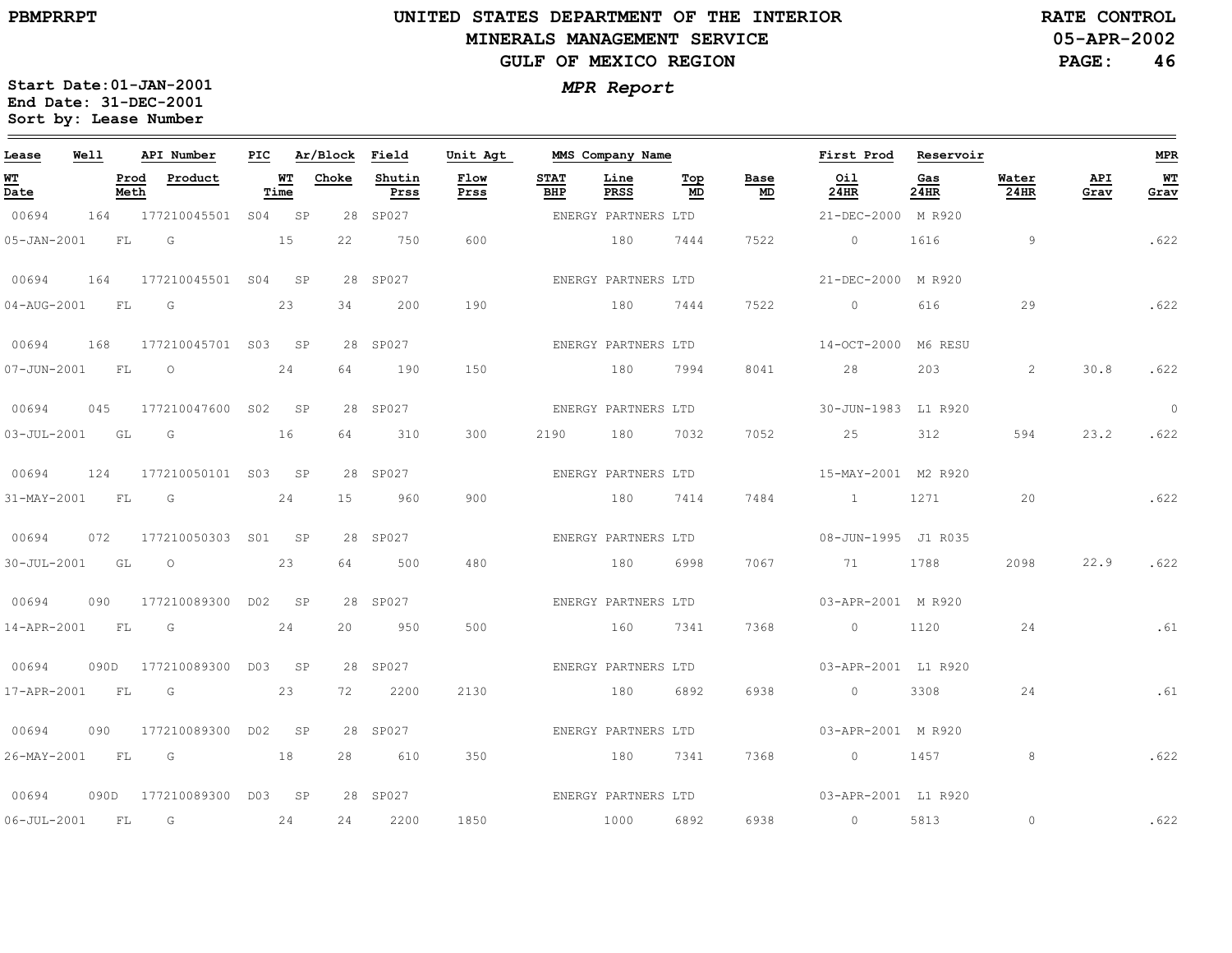PBMPRRPT

# UNITED STATES DEPARTMENT OF THE INTERIOR
## MINERALS MANAGEMENT SERVICE
## GULF OF MEXICO REGION

RATE CONTROL
05-APR-2002

Start Date: 01-JAN-2001
End Date: 31-DEC-2001
Sort by: Lease Number

*MPR Report*

| Lease | Well | API Number | PIC | Ar/Block | | Field | Unit Agt | MMS Company Name | | | | First Prod | Reservoir | | | MPR |
|---|---|---|---|---|---|---|---|---|---|---|---|---|---|---|---|---|
| WT Date | Prod Meth | Product | WT Time | Choke | | Shutin Prss | Flow Prss | STAT BHP | Line PRSS | Top MD | Base MD | Oil 24HR | Gas 24HR | Water 24HR | API Grav | WT Grav |
| 00694 | 164 | 177210045501 | S04 | SP | 28 | SP027 | | ENERGY PARTNERS LTD | | | | 21-DEC-2000 | M R920 | | | |
| 05-JAN-2001 | FL | G | 15 | 22 | | 750 | 600 | | 180 | 7444 | 7522 | 0 | 1616 | 9 | | .622 |
| 00694 | 164 | 177210045501 | S04 | SP | 28 | SP027 | | ENERGY PARTNERS LTD | | | | 21-DEC-2000 | M R920 | | | |
| 04-AUG-2001 | FL | G | 23 | 34 | | 200 | 190 | | 180 | 7444 | 7522 | 0 | 616 | 29 | | .622 |
| 00694 | 168 | 177210045701 | S03 | SP | 28 | SP027 | | ENERGY PARTNERS LTD | | | | 14-OCT-2000 | M6 RESU | | | |
| 07-JUN-2001 | FL | O | 24 | 64 | | 190 | 150 | | 180 | 7994 | 8041 | 28 | 203 | 2 | 30.8 | .622 |
| 00694 | 045 | 177210047600 | S02 | SP | 28 | SP027 | | ENERGY PARTNERS LTD | | | | 30-JUN-1983 | L1 R920 | | | 0 |
| 03-JUL-2001 | GL | G | 16 | 64 | | 310 | 300 | 2190 | 180 | 7032 | 7052 | 25 | 312 | 594 | 23.2 | .622 |
| 00694 | 124 | 177210050101 | S03 | SP | 28 | SP027 | | ENERGY PARTNERS LTD | | | | 15-MAY-2001 | M2 R920 | | | |
| 31-MAY-2001 | FL | G | 24 | 15 | | 960 | 900 | | 180 | 7414 | 7484 | 1 | 1271 | 20 | | .622 |
| 00694 | 072 | 177210050303 | S01 | SP | 28 | SP027 | | ENERGY PARTNERS LTD | | | | 08-JUN-1995 | J1 R035 | | | |
| 30-JUL-2001 | GL | O | 23 | 64 | | 500 | 480 | | 180 | 6998 | 7067 | 71 | 1788 | 2098 | 22.9 | .622 |
| 00694 | 090 | 177210089300 | D02 | SP | 28 | SP027 | | ENERGY PARTNERS LTD | | | | 03-APR-2001 | M R920 | | | |
| 14-APR-2001 | FL | G | 24 | 20 | | 950 | 500 | | 160 | 7341 | 7368 | 0 | 1120 | 24 | | .61 |
| 00694 | 090D | 177210089300 | D03 | SP | 28 | SP027 | | ENERGY PARTNERS LTD | | | | 03-APR-2001 | L1 R920 | | | |
| 17-APR-2001 | FL | G | 23 | 72 | | 2200 | 2130 | | 180 | 6892 | 6938 | 0 | 3308 | 24 | | .61 |
| 00694 | 090 | 177210089300 | D02 | SP | 28 | SP027 | | ENERGY PARTNERS LTD | | | | 03-APR-2001 | M R920 | | | |
| 26-MAY-2001 | FL | G | 18 | 28 | | 610 | 350 | | 180 | 7341 | 7368 | 0 | 1457 | 8 | | .622 |
| 00694 | 090D | 177210089300 | D03 | SP | 28 | SP027 | | ENERGY PARTNERS LTD | | | | 03-APR-2001 | L1 R920 | | | |
| 06-JUL-2001 | FL | G | 24 | 24 | | 2200 | 1850 | | 1000 | 6892 | 6938 | 0 | 5813 | 0 | | .622 |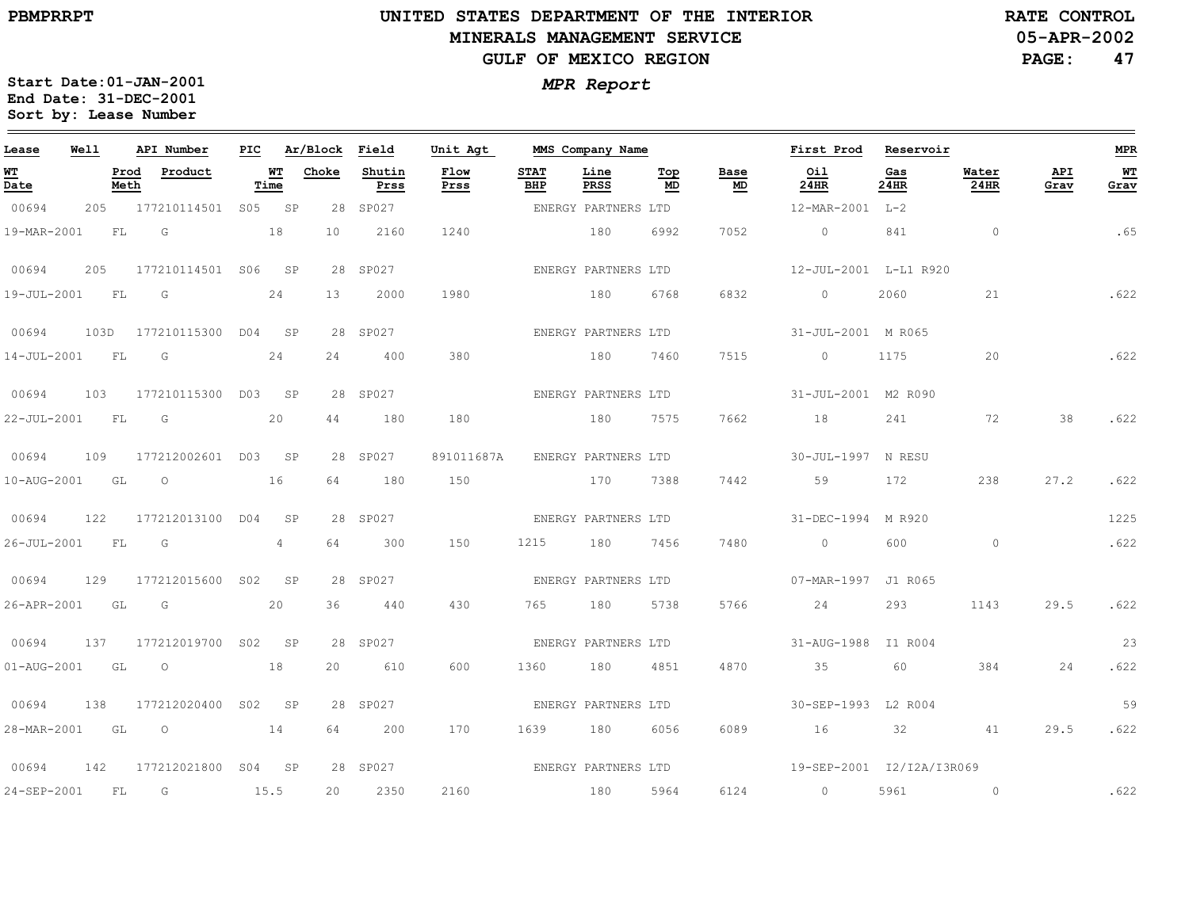# UNITED STATES DEPARTMENT OF THE INTERIOR
## MINERALS MANAGEMENT SERVICE
## GULF OF MEXICO REGION

PBMPRRPT

RATE CONTROL
05-APR-2002

**Start Date:** 01-JAN-2001
**End Date:** 31-DEC-2001
**Sort by:** Lease Number

### *MPR Report*

| Lease | Well | | API Number | PIC | Ar/Block | | Field | Unit Agt | | MMS Company Name | | | | First Prod | Reservoir | | | MPR |
|---|---|---|---|---|---|---|---|---|---|---|---|---|---|---|---|---|---|---|
| WT Date | | Prod Meth | Product | WT Time | | Choke | Shutin Prss | Flow Prss | STAT BHP | Line PRSS | Top MD | Base MD | | Oil 24HR | Gas 24HR | Water 24HR | API Grav | WT Grav |
| 00694 | 205 | | 177210114501 | S05 | SP | 28 | SP027 | | | ENERGY PARTNERS LTD | | | | 12-MAR-2001 | L-2 | | | |
| 19-MAR-2001 | | FL | G | 18 | | 10 | 2160 | 1240 | | 180 | 6992 | 7052 | | 0 | 841 | 0 | | .65 |
| 00694 | 205 | | 177210114501 | S06 | SP | 28 | SP027 | | | ENERGY PARTNERS LTD | | | | 12-JUL-2001 | L-L1 R920 | | | |
| 19-JUL-2001 | | FL | G | 24 | | 13 | 2000 | 1980 | | 180 | 6768 | 6832 | | 0 | 2060 | 21 | | .622 |
| 00694 | 103D | | 177210115300 | D04 | SP | 28 | SP027 | | | ENERGY PARTNERS LTD | | | | 31-JUL-2001 | M R065 | | | |
| 14-JUL-2001 | | FL | G | 24 | | 24 | 400 | 380 | | 180 | 7460 | 7515 | | 0 | 1175 | 20 | | .622 |
| 00694 | 103 | | 177210115300 | D03 | SP | 28 | SP027 | | | ENERGY PARTNERS LTD | | | | 31-JUL-2001 | M2 R090 | | | |
| 22-JUL-2001 | | FL | G | 20 | | 44 | 180 | 180 | | 180 | 7575 | 7662 | | 18 | 241 | 72 | 38 | .622 |
| 00694 | 109 | | 177212002601 | D03 | SP | 28 | SP027 | 891011687A | | ENERGY PARTNERS LTD | | | | 30-JUL-1997 | N RESU | | | |
| 10-AUG-2001 | | GL | O | 16 | | 64 | 180 | 150 | | 170 | 7388 | 7442 | | 59 | 172 | 238 | 27.2 | .622 |
| 00694 | 122 | | 177212013100 | D04 | SP | 28 | SP027 | | | ENERGY PARTNERS LTD | | | | 31-DEC-1994 | M R920 | | | 1225 |
| 26-JUL-2001 | | FL | G | 4 | | 64 | 300 | 150 | 1215 | 180 | 7456 | 7480 | | 0 | 600 | 0 | | .622 |
| 00694 | 129 | | 177212015600 | S02 | SP | 28 | SP027 | | | ENERGY PARTNERS LTD | | | | 07-MAR-1997 | J1 R065 | | | |
| 26-APR-2001 | | GL | G | 20 | | 36 | 440 | 430 | 765 | 180 | 5738 | 5766 | | 24 | 293 | 1143 | 29.5 | .622 |
| 00694 | 137 | | 177212019700 | S02 | SP | 28 | SP027 | | | ENERGY PARTNERS LTD | | | | 31-AUG-1988 | I1 R004 | | | 23 |
| 01-AUG-2001 | | GL | O | 18 | | 20 | 610 | 600 | 1360 | 180 | 4851 | 4870 | | 35 | 60 | 384 | 24 | .622 |
| 00694 | 138 | | 177212020400 | S02 | SP | 28 | SP027 | | | ENERGY PARTNERS LTD | | | | 30-SEP-1993 | L2 R004 | | | 59 |
| 28-MAR-2001 | | GL | O | 14 | | 64 | 200 | 170 | 1639 | 180 | 6056 | 6089 | | 16 | 32 | 41 | 29.5 | .622 |
| 00694 | 142 | | 177212021800 | S04 | SP | 28 | SP027 | | | ENERGY PARTNERS LTD | | | | 19-SEP-2001 | I2/I2A/I3R069 | | | |
| 24-SEP-2001 | | FL | G | 15.5 | | 20 | 2350 | 2160 | | 180 | 5964 | 6124 | | 0 | 5961 | 0 | | .622 |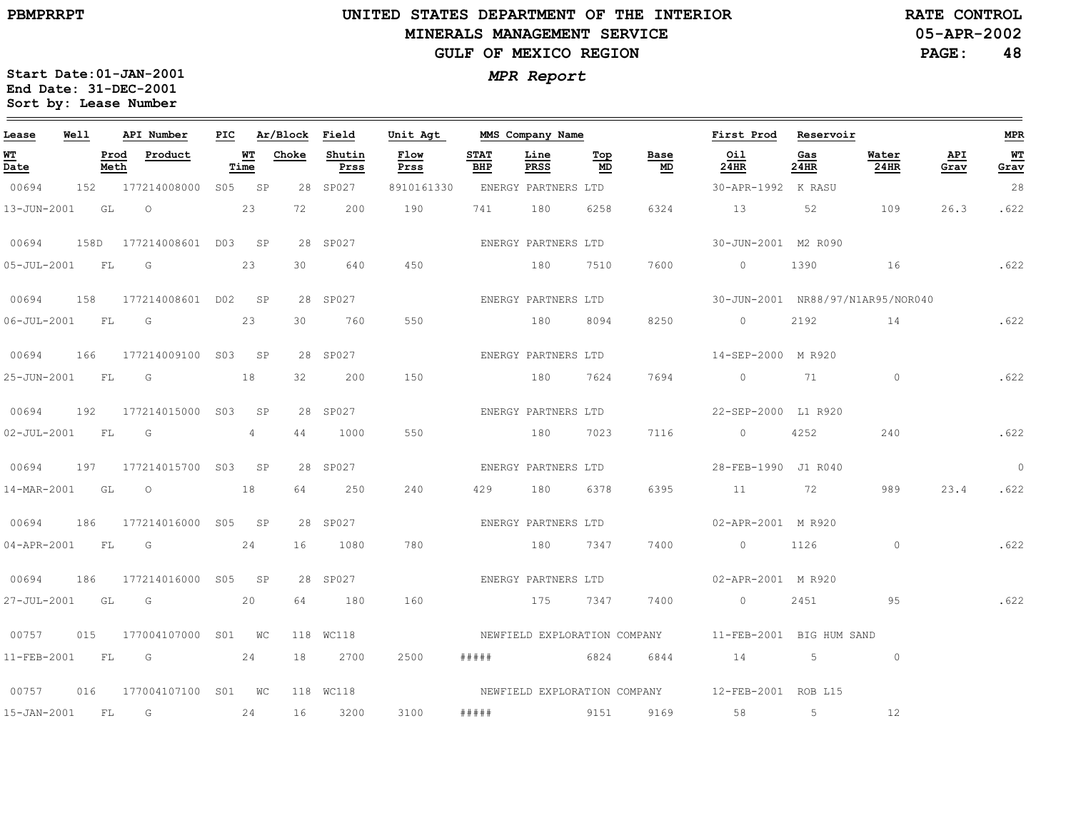# UNITED STATES DEPARTMENT OF THE INTERIOR
## MINERALS MANAGEMENT SERVICE
## GULF OF MEXICO REGION

PBMPRRPT

RATE CONTROL
05-APR-2002

Start Date: 01-JAN-2001
End Date: 31-DEC-2001
Sort by: Lease Number

*MPR Report*

| Lease | Well | API Number | PIC | Ar/Block | | Field | Unit Agt | MMS Company Name | | | | | First Prod | Reservoir | | | MPR |
|---|---|---|---|---|---|---|---|---|---|---|---|---|---|---|---|---|---|
| **WT Date** | **Prod Meth** | **Product** | **WT Time** | **Choke** | | **Shutin Prss** | **Flow Prss** | **STAT BHP** | **Line PRSS** | **Top MD** | **Base MD** | | **Oil 24HR** | **Gas 24HR** | **Water 24HR** | **API Grav** | **WT Grav** |
| 00694 | 152 | 177214008000 | S05 | SP | 28 | SP027 | 8910161330 | ENERGY PARTNERS LTD | | | | | 30-APR-1992 | K RASU | | | 28 |
| 13-JUN-2001 | GL | O | 23 | 72 | | 200 | 190 | 741 | 180 | 6258 | 6324 | | 13 | 52 | 109 | 26.3 | .622 |
| 00694 | 158D | 177214008601 | D03 | SP | 28 | SP027 | | ENERGY PARTNERS LTD | | | | | 30-JUN-2001 | M2 R090 | | | |
| 05-JUL-2001 | FL | G | 23 | 30 | | 640 | 450 | | 180 | 7510 | 7600 | | 0 | 1390 | 16 | | .622 |
| 00694 | 158 | 177214008601 | D02 | SP | 28 | SP027 | | ENERGY PARTNERS LTD | | | | | 30-JUN-2001 | NR88/97/N1AR95/NOR040 | | | |
| 06-JUL-2001 | FL | G | 23 | 30 | | 760 | 550 | | 180 | 8094 | 8250 | | 0 | 2192 | 14 | | .622 |
| 00694 | 166 | 177214009100 | S03 | SP | 28 | SP027 | | ENERGY PARTNERS LTD | | | | | 14-SEP-2000 | M R920 | | | |
| 25-JUN-2001 | FL | G | 18 | 32 | | 200 | 150 | | 180 | 7624 | 7694 | | 0 | 71 | 0 | | .622 |
| 00694 | 192 | 177214015000 | S03 | SP | 28 | SP027 | | ENERGY PARTNERS LTD | | | | | 22-SEP-2000 | L1 R920 | | | |
| 02-JUL-2001 | FL | G | 4 | 44 | | 1000 | 550 | | 180 | 7023 | 7116 | | 0 | 4252 | 240 | | .622 |
| 00694 | 197 | 177214015700 | S03 | SP | 28 | SP027 | | ENERGY PARTNERS LTD | | | | | 28-FEB-1990 | J1 R040 | | | 0 |
| 14-MAR-2001 | GL | O | 18 | 64 | | 250 | 240 | 429 | 180 | 6378 | 6395 | | 11 | 72 | 989 | 23.4 | .622 |
| 00694 | 186 | 177214016000 | S05 | SP | 28 | SP027 | | ENERGY PARTNERS LTD | | | | | 02-APR-2001 | M R920 | | | |
| 04-APR-2001 | FL | G | 24 | 16 | | 1080 | 780 | | 180 | 7347 | 7400 | | 0 | 1126 | 0 | | .622 |
| 00694 | 186 | 177214016000 | S05 | SP | 28 | SP027 | | ENERGY PARTNERS LTD | | | | | 02-APR-2001 | M R920 | | | |
| 27-JUL-2001 | GL | G | 20 | 64 | | 180 | 160 | | 175 | 7347 | 7400 | | 0 | 2451 | 95 | | .622 |
| 00757 | 015 | 177004107000 | S01 | WC | 118 | WC118 | | NEWFIELD EXPLORATION COMPANY | | | | | 11-FEB-2001 | BIG HUM SAND | | | |
| 11-FEB-2001 | FL | G | 24 | 18 | | 2700 | 2500 | ##### | | 6824 | 6844 | | 14 | 5 | 0 | | |
| 00757 | 016 | 177004107100 | S01 | WC | 118 | WC118 | | NEWFIELD EXPLORATION COMPANY | | | | | 12-FEB-2001 | ROB L15 | | | |
| 15-JAN-2001 | FL | G | 24 | 16 | | 3200 | 3100 | ##### | | 9151 | 9169 | | 58 | 5 | 12 | | |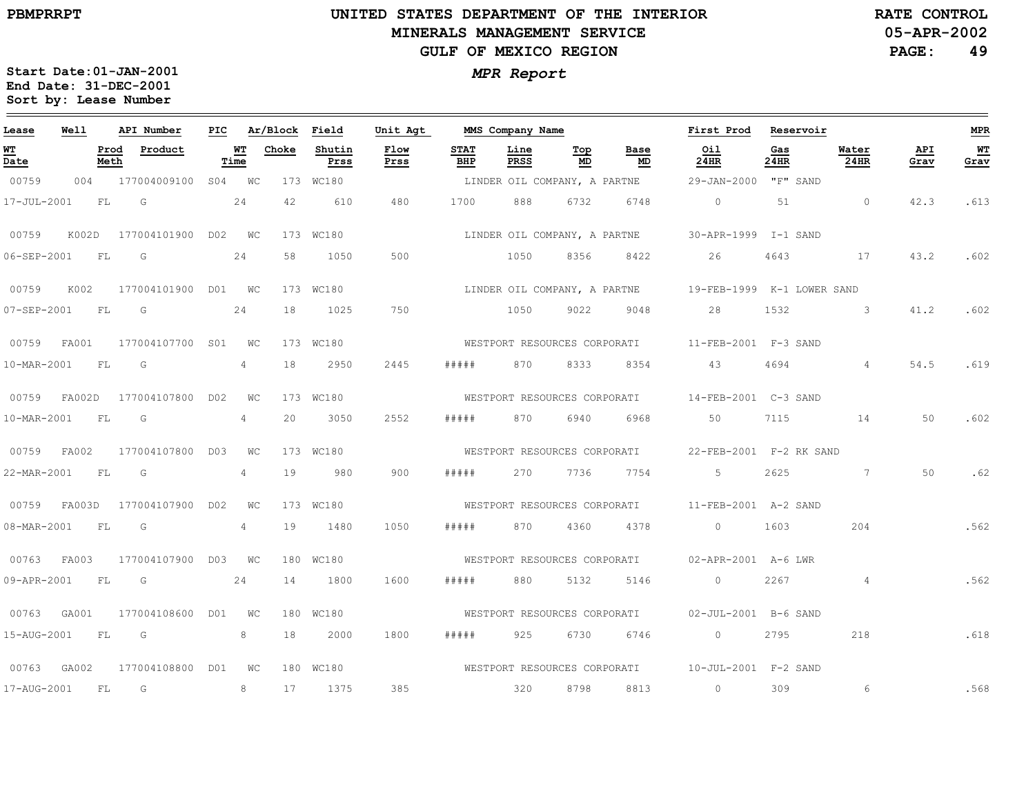PBMPRRPT

# UNITED STATES DEPARTMENT OF THE INTERIOR
## MINERALS MANAGEMENT SERVICE
## GULF OF MEXICO REGION

RATE CONTROL
05-APR-2002

*MPR Report*

Start Date:01-JAN-2001
End Date: 31-DEC-2001
Sort by: Lease Number

| Lease | Well | API Number | PIC | Ar/Block | Field | Unit Agt | MMS Company Name | | | | First Prod | Reservoir | | | MPR |
|---|---|---|---|---|---|---|---|---|---|---|---|---|---|---|---|
| WT Date | Prod Meth | Product | WT Time | Choke | Shutin Prss | Flow Prss | STAT BHP | Line PRSS | Top MD | Base MD | Oil 24HR | Gas 24HR | Water 24HR | API Grav | WT Grav |
| 00759 | 004 | 177004009100 | S04 | WC 173 | WC180 | | LINDER OIL COMPANY, A PARTNE | | | | 29-JAN-2000 | "F" SAND | | | |
| 17-JUL-2001 | FL | G | 24 | 42 | 610 | 480 | 1700 | 888 | 6732 | 6748 | 0 | 51 | 0 | 42.3 | .613 |
| 00759 | K002D | 177004101900 | D02 | WC 173 | WC180 | | LINDER OIL COMPANY, A PARTNE | | | | 30-APR-1999 | I-1 SAND | | | |
| 06-SEP-2001 | FL | G | 24 | 58 | 1050 | 500 | | 1050 | 8356 | 8422 | 26 | 4643 | 17 | 43.2 | .602 |
| 00759 | K002 | 177004101900 | D01 | WC 173 | WC180 | | LINDER OIL COMPANY, A PARTNE | | | | 19-FEB-1999 | K-1 LOWER SAND | | | |
| 07-SEP-2001 | FL | G | 24 | 18 | 1025 | 750 | | 1050 | 9022 | 9048 | 28 | 1532 | 3 | 41.2 | .602 |
| 00759 | FA001 | 177004107700 | S01 | WC 173 | WC180 | | WESTPORT RESOURCES CORPORATI | | | | 11-FEB-2001 | F-3 SAND | | | |
| 10-MAR-2001 | FL | G | 4 | 18 | 2950 | 2445 | ##### | 870 | 8333 | 8354 | 43 | 4694 | 4 | 54.5 | .619 |
| 00759 | FA002D | 177004107800 | D02 | WC 173 | WC180 | | WESTPORT RESOURCES CORPORATI | | | | 14-FEB-2001 | C-3 SAND | | | |
| 10-MAR-2001 | FL | G | 4 | 20 | 3050 | 2552 | ##### | 870 | 6940 | 6968 | 50 | 7115 | 14 | 50 | .602 |
| 00759 | FA002 | 177004107800 | D03 | WC 173 | WC180 | | WESTPORT RESOURCES CORPORATI | | | | 22-FEB-2001 | F-2 RK SAND | | | |
| 22-MAR-2001 | FL | G | 4 | 19 | 980 | 900 | ##### | 270 | 7736 | 7754 | 5 | 2625 | 7 | 50 | .62 |
| 00759 | FA003D | 177004107900 | D02 | WC 173 | WC180 | | WESTPORT RESOURCES CORPORATI | | | | 11-FEB-2001 | A-2 SAND | | | |
| 08-MAR-2001 | FL | G | 4 | 19 | 1480 | 1050 | ##### | 870 | 4360 | 4378 | 0 | 1603 | 204 | | .562 |
| 00763 | FA003 | 177004107900 | D03 | WC 180 | WC180 | | WESTPORT RESOURCES CORPORATI | | | | 02-APR-2001 | A-6 LWR | | | |
| 09-APR-2001 | FL | G | 24 | 14 | 1800 | 1600 | ##### | 880 | 5132 | 5146 | 0 | 2267 | 4 | | .562 |
| 00763 | GA001 | 177004108600 | D01 | WC 180 | WC180 | | WESTPORT RESOURCES CORPORATI | | | | 02-JUL-2001 | B-6 SAND | | | |
| 15-AUG-2001 | FL | G | 8 | 18 | 2000 | 1800 | ##### | 925 | 6730 | 6746 | 0 | 2795 | 218 | | .618 |
| 00763 | GA002 | 177004108800 | D01 | WC 180 | WC180 | | WESTPORT RESOURCES CORPORATI | | | | 10-JUL-2001 | F-2 SAND | | | |
| 17-AUG-2001 | FL | G | 8 | 17 | 1375 | 385 | | 320 | 8798 | 8813 | 0 | 309 | 6 | | .568 |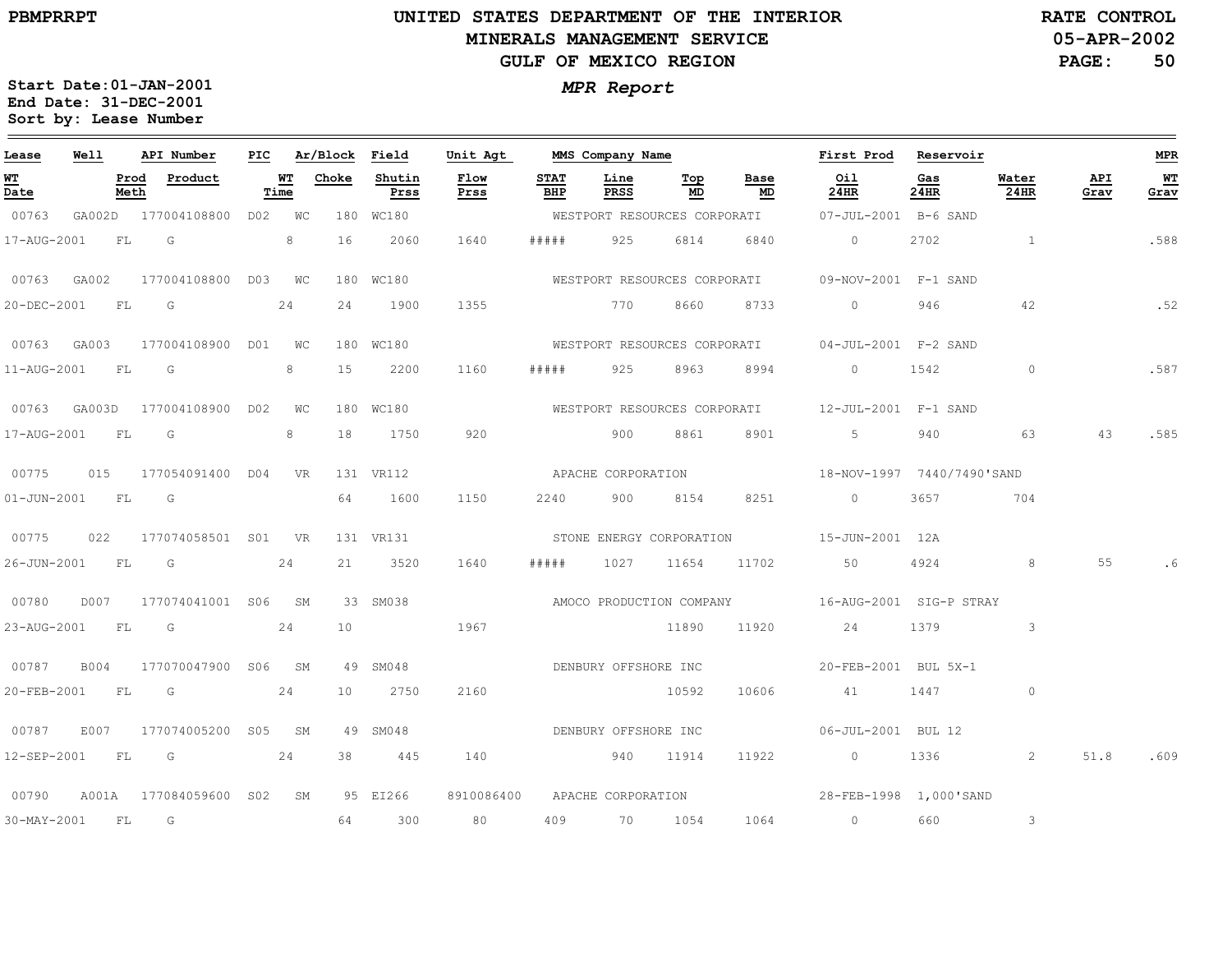PBMPRRPT

# UNITED STATES DEPARTMENT OF THE INTERIOR
## MINERALS MANAGEMENT SERVICE
## GULF OF MEXICO REGION

RATE CONTROL
05-APR-2002

**Start Date:** 01-JAN-2001
**End Date:** 31-DEC-2001
**Sort by:** Lease Number

*MPR Report*

| Lease | Well | API Number | PIC | Ar/Block | | Field | Unit Agt | MMS Company Name | | | | | First Prod | Reservoir | | | MPR |
|---|---|---|---|---|---|---|---|---|---|---|---|---|---|---|---|---|---|
| **WT Date** | **Prod Meth** | **Product** | **WT Time** | **Choke** | | **Shutin Prss** | **Flow Prss** | **STAT BHP** | **Line PRSS** | **Top MD** | **Base MD** | | **Oil 24HR** | **Gas 24HR** | **Water 24HR** | **API Grav** | **WT Grav** |
| 00763 | GA002D | 177004108800 | D02 | WC | 180 | WC180 | | WESTPORT RESOURCES CORPORATI | | | | | 07-JUL-2001 | B-6 SAND | | | |
| 17-AUG-2001 | FL | G | 8 | 16 | | 2060 | 1640 | ##### | 925 | 6814 | 6840 | | 0 | 2702 | 1 | | .588 |
| 00763 | GA002 | 177004108800 | D03 | WC | 180 | WC180 | | WESTPORT RESOURCES CORPORATI | | | | | 09-NOV-2001 | F-1 SAND | | | |
| 20-DEC-2001 | FL | G | 24 | 24 | | 1900 | 1355 | | 770 | 8660 | 8733 | | 0 | 946 | 42 | | .52 |
| 00763 | GA003 | 177004108900 | D01 | WC | 180 | WC180 | | WESTPORT RESOURCES CORPORATI | | | | | 04-JUL-2001 | F-2 SAND | | | |
| 11-AUG-2001 | FL | G | 8 | 15 | | 2200 | 1160 | ##### | 925 | 8963 | 8994 | | 0 | 1542 | 0 | | .587 |
| 00763 | GA003D | 177004108900 | D02 | WC | 180 | WC180 | | WESTPORT RESOURCES CORPORATI | | | | | 12-JUL-2001 | F-1 SAND | | | |
| 17-AUG-2001 | FL | G | 8 | 18 | | 1750 | 920 | | 900 | 8861 | 8901 | | 5 | 940 | 63 | 43 | .585 |
| 00775 | 015 | 177054091400 | D04 | VR | 131 | VR112 | | APACHE CORPORATION | | | | | 18-NOV-1997 | 7440/7490'SAND | | | |
| 01-JUN-2001 | FL | G | | 64 | | 1600 | 1150 | 2240 | 900 | 8154 | 8251 | | 0 | 3657 | 704 | | |
| 00775 | 022 | 177074058501 | S01 | VR | 131 | VR131 | | STONE ENERGY CORPORATION | | | | | 15-JUN-2001 | 12A | | | |
| 26-JUN-2001 | FL | G | 24 | 21 | | 3520 | 1640 | ##### | 1027 | 11654 | 11702 | | 50 | 4924 | 8 | 55 | .6 |
| 00780 | D007 | 177074041001 | S06 | SM | 33 | SM038 | | AMOCO PRODUCTION COMPANY | | | | | 16-AUG-2001 | SIG-P STRAY | | | |
| 23-AUG-2001 | FL | G | 24 | 10 | | | 1967 | | | 11890 | 11920 | | 24 | 1379 | 3 | | |
| 00787 | B004 | 177070047900 | S06 | SM | 49 | SM048 | | DENBURY OFFSHORE INC | | | | | 20-FEB-2001 | BUL 5X-1 | | | |
| 20-FEB-2001 | FL | G | 24 | 10 | | 2750 | 2160 | | | 10592 | 10606 | | 41 | 1447 | 0 | | |
| 00787 | E007 | 177074005200 | S05 | SM | 49 | SM048 | | DENBURY OFFSHORE INC | | | | | 06-JUL-2001 | BUL 12 | | | |
| 12-SEP-2001 | FL | G | 24 | 38 | | 445 | 140 | | 940 | 11914 | 11922 | | 0 | 1336 | 2 | 51.8 | .609 |
| 00790 | A001A | 177084059600 | S02 | SM | 95 | EI266 | 8910086400 | APACHE CORPORATION | | | | | 28-FEB-1998 | 1,000'SAND | | | |
| 30-MAY-2001 | FL | G | | 64 | | 300 | 80 | 409 | 70 | 1054 | 1064 | | 0 | 660 | 3 | | |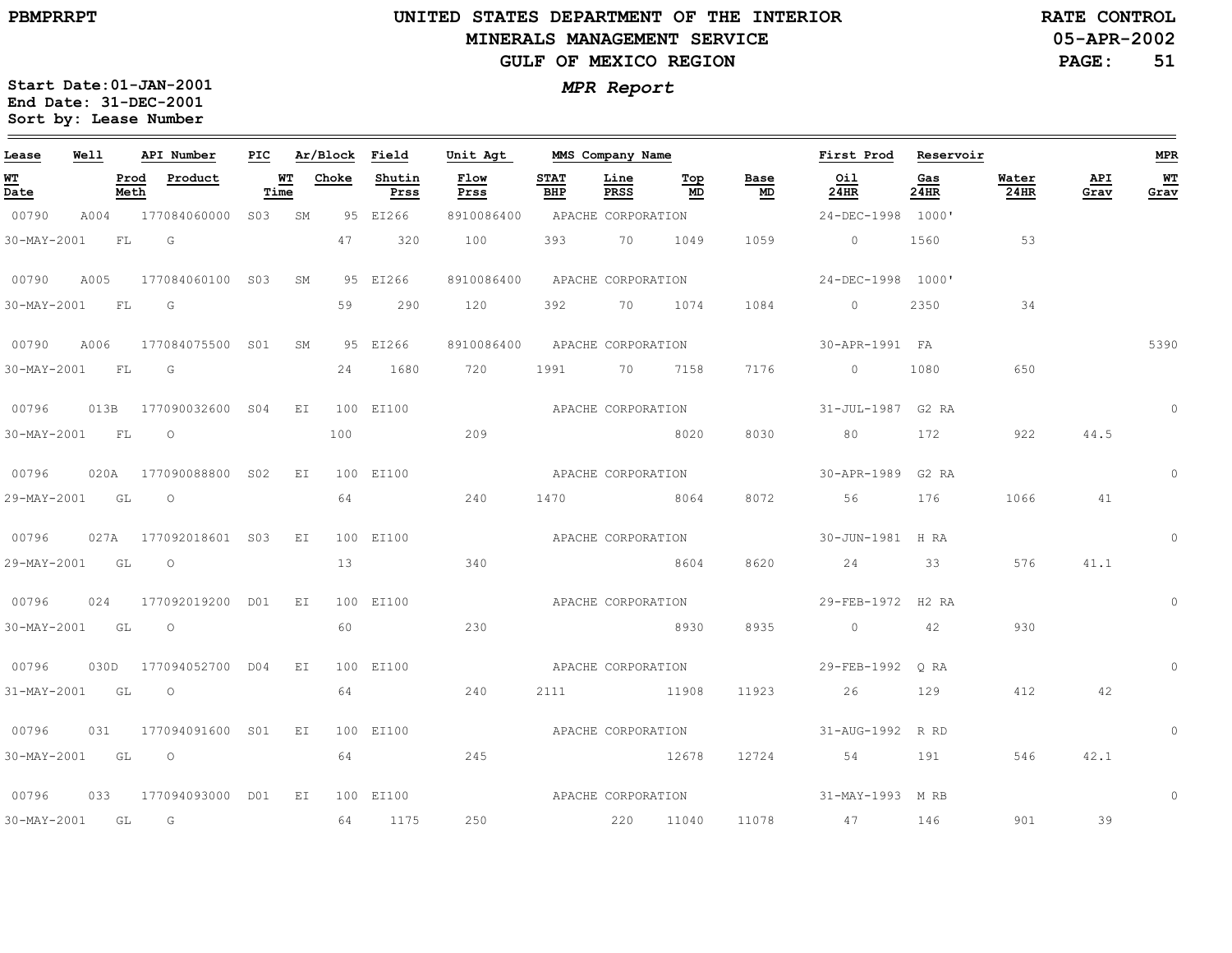**PBMPRRPT**

# UNITED STATES DEPARTMENT OF THE INTERIOR
## MINERALS MANAGEMENT SERVICE
## GULF OF MEXICO REGION

**RATE CONTROL**
**05-APR-2002**

**Start Date:01-JAN-2001**
**End Date: 31-DEC-2001**
**Sort by: Lease Number**

***MPR Report***

| Lease | Well | API Number | PIC | Ar/Block | | Field | Unit Agt | MMS Company Name | | | | First Prod | Reservoir | | | MPR |
|---|---|---|---|---|---|---|---|---|---|---|---|---|---|---|---|---|
| WT Date | Prod Meth | Product | WT Time | | Choke | Shutin Prss | Flow Prss | STAT BHP | Line PRSS | Top MD | Base MD | Oil 24HR | Gas 24HR | Water 24HR | API Grav | WT Grav |
| 00790 | A004 | 177084060000 | S03 | SM | 95 | EI266 | 8910086400 | APACHE CORPORATION | | | | 24-DEC-1998 | 1000' | | | |
| 30-MAY-2001 | FL | G | | | 47 | 320 | 100 | 393 | 70 | 1049 | 1059 | 0 | 1560 | 53 | | |
| 00790 | A005 | 177084060100 | S03 | SM | 95 | EI266 | 8910086400 | APACHE CORPORATION | | | | 24-DEC-1998 | 1000' | | | |
| 30-MAY-2001 | FL | G | | | 59 | 290 | 120 | 392 | 70 | 1074 | 1084 | 0 | 2350 | 34 | | |
| 00790 | A006 | 177084075500 | S01 | SM | 95 | EI266 | 8910086400 | APACHE CORPORATION | | | | 30-APR-1991 | FA | | | 5390 |
| 30-MAY-2001 | FL | G | | | 24 | 1680 | 720 | 1991 | 70 | 7158 | 7176 | 0 | 1080 | 650 | | |
| 00796 | 013B | 177090032600 | S04 | EI | 100 | EI100 | | APACHE CORPORATION | | | | 31-JUL-1987 | G2 RA | | | 0 |
| 30-MAY-2001 | FL | O | | | 100 | | 209 | | | 8020 | 8030 | 80 | 172 | 922 | 44.5 | |
| 00796 | 020A | 177090088800 | S02 | EI | 100 | EI100 | | APACHE CORPORATION | | | | 30-APR-1989 | G2 RA | | | 0 |
| 29-MAY-2001 | GL | O | | | 64 | | 240 | 1470 | | 8064 | 8072 | 56 | 176 | 1066 | 41 | |
| 00796 | 027A | 177092018601 | S03 | EI | 100 | EI100 | | APACHE CORPORATION | | | | 30-JUN-1981 | H RA | | | 0 |
| 29-MAY-2001 | GL | O | | | 13 | | 340 | | | 8604 | 8620 | 24 | 33 | 576 | 41.1 | |
| 00796 | 024 | 177092019200 | D01 | EI | 100 | EI100 | | APACHE CORPORATION | | | | 29-FEB-1972 | H2 RA | | | 0 |
| 30-MAY-2001 | GL | O | | | 60 | | 230 | | | 8930 | 8935 | 0 | 42 | 930 | | |
| 00796 | 030D | 177094052700 | D04 | EI | 100 | EI100 | | APACHE CORPORATION | | | | 29-FEB-1992 | Q RA | | | 0 |
| 31-MAY-2001 | GL | O | | | 64 | | 240 | 2111 | | 11908 | 11923 | 26 | 129 | 412 | 42 | |
| 00796 | 031 | 177094091600 | S01 | EI | 100 | EI100 | | APACHE CORPORATION | | | | 31-AUG-1992 | R RD | | | 0 |
| 30-MAY-2001 | GL | O | | | 64 | | 245 | | | 12678 | 12724 | 54 | 191 | 546 | 42.1 | |
| 00796 | 033 | 177094093000 | D01 | EI | 100 | EI100 | | APACHE CORPORATION | | | | 31-MAY-1993 | M RB | | | 0 |
| 30-MAY-2001 | GL | G | | | 64 | 1175 | 250 | | 220 | 11040 | 11078 | 47 | 146 | 901 | 39 | |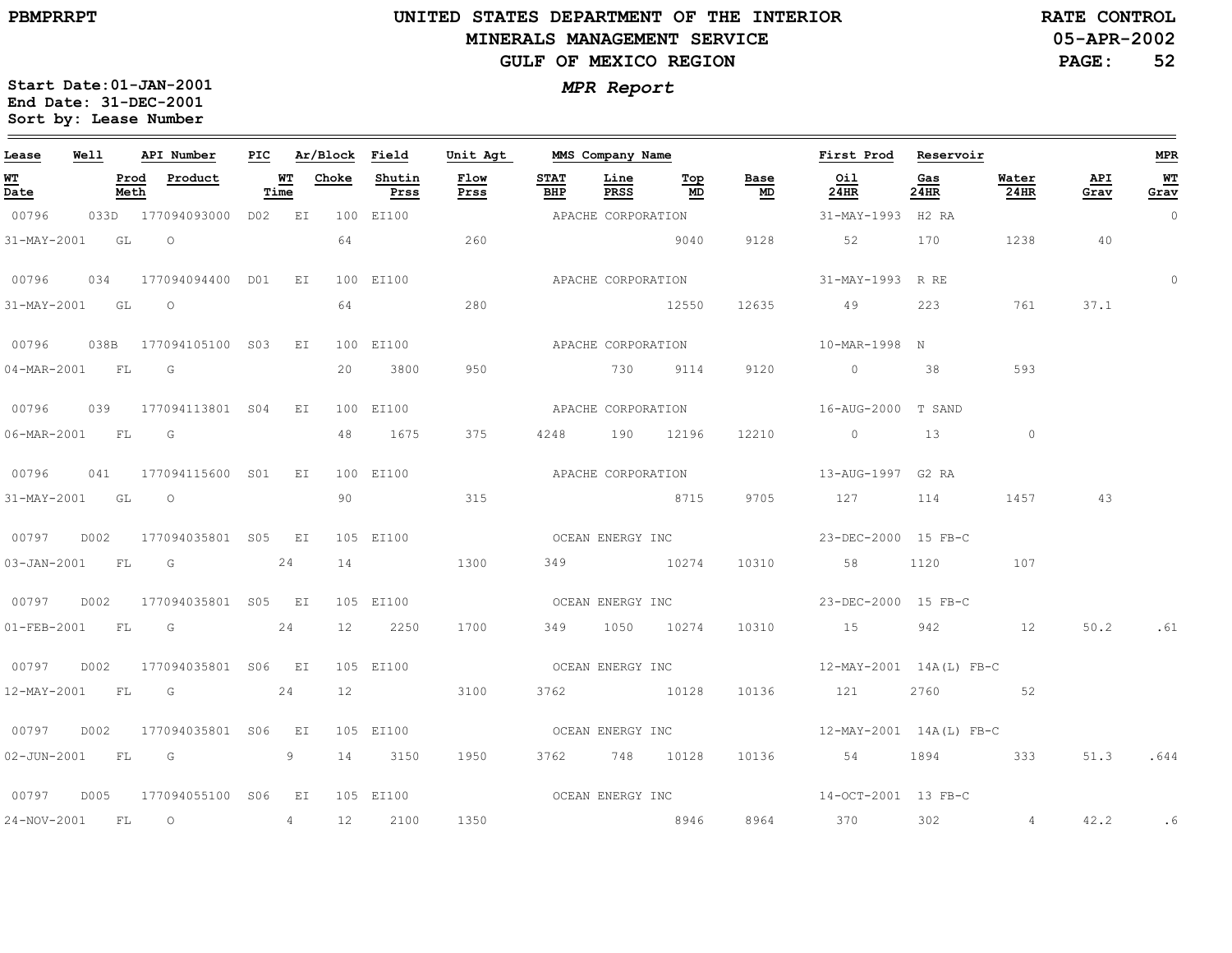**PBMPRRPT**

# UNITED STATES DEPARTMENT OF THE INTERIOR
## MINERALS MANAGEMENT SERVICE
## GULF OF MEXICO REGION

**RATE CONTROL**
**05-APR-2002**

**Start Date:01-JAN-2001**
**End Date: 31-DEC-2001**
**Sort by: Lease Number**

***MPR Report***

| Lease | Well | API Number | PIC | Ar/Block | | Field | Unit Agt | MMS Company Name | | | | First Prod | Reservoir | | | MPR |
|---|---|---|---|---|---|---|---|---|---|---|---|---|---|---|---|---|
| WT Date | Prod Meth | Product | | WT Time | Choke | Shutin Prss | Flow Prss | STAT BHP | Line PRSS | Top MD | Base MD | Oil 24HR | Gas 24HR | Water 24HR | API Grav | WT Grav |
| 00796 | 033D | 177094093000 | D02 | EI | 100 | EI100 | | APACHE CORPORATION | | | | 31-MAY-1993 | H2 RA | | | 0 |
| 31-MAY-2001 | GL | O | | | 64 | | 260 | | | 9040 | 9128 | 52 | 170 | 1238 | 40 | |
| 00796 | 034 | 177094094400 | D01 | EI | 100 | EI100 | | APACHE CORPORATION | | | | 31-MAY-1993 | R RE | | | 0 |
| 31-MAY-2001 | GL | O | | | 64 | | 280 | | | 12550 | 12635 | 49 | 223 | 761 | 37.1 | |
| 00796 | 038B | 177094105100 | S03 | EI | 100 | EI100 | | APACHE CORPORATION | | | | 10-MAR-1998 | N | | | |
| 04-MAR-2001 | FL | G | | | 20 | 3800 | 950 | | 730 | 9114 | 9120 | 0 | 38 | 593 | | |
| 00796 | 039 | 177094113801 | S04 | EI | 100 | EI100 | | APACHE CORPORATION | | | | 16-AUG-2000 | T SAND | | | |
| 06-MAR-2001 | FL | G | | | 48 | 1675 | 375 | 4248 | 190 | 12196 | 12210 | 0 | 13 | 0 | | |
| 00796 | 041 | 177094115600 | S01 | EI | 100 | EI100 | | APACHE CORPORATION | | | | 13-AUG-1997 | G2 RA | | | |
| 31-MAY-2001 | GL | O | | | 90 | | 315 | | | 8715 | 9705 | 127 | 114 | 1457 | 43 | |
| 00797 | D002 | 177094035801 | S05 | EI | 105 | EI100 | | OCEAN ENERGY INC | | | | 23-DEC-2000 | 15 FB-C | | | |
| 03-JAN-2001 | FL | G | | 24 | 14 | | 1300 | 349 | | 10274 | 10310 | 58 | 1120 | 107 | | |
| 00797 | D002 | 177094035801 | S05 | EI | 105 | EI100 | | OCEAN ENERGY INC | | | | 23-DEC-2000 | 15 FB-C | | | |
| 01-FEB-2001 | FL | G | | 24 | 12 | 2250 | 1700 | 349 | 1050 | 10274 | 10310 | 15 | 942 | 12 | 50.2 | .61 |
| 00797 | D002 | 177094035801 | S06 | EI | 105 | EI100 | | OCEAN ENERGY INC | | | | 12-MAY-2001 | 14A(L) FB-C | | | |
| 12-MAY-2001 | FL | G | | 24 | 12 | | 3100 | 3762 | | 10128 | 10136 | 121 | 2760 | 52 | | |
| 00797 | D002 | 177094035801 | S06 | EI | 105 | EI100 | | OCEAN ENERGY INC | | | | 12-MAY-2001 | 14A(L) FB-C | | | |
| 02-JUN-2001 | FL | G | | 9 | 14 | 3150 | 1950 | 3762 | 748 | 10128 | 10136 | 54 | 1894 | 333 | 51.3 | .644 |
| 00797 | D005 | 177094055100 | S06 | EI | 105 | EI100 | | OCEAN ENERGY INC | | | | 14-OCT-2001 | 13 FB-C | | | |
| 24-NOV-2001 | FL | O | | 4 | 12 | 2100 | 1350 | | | 8946 | 8964 | 370 | 302 | 4 | 42.2 | .6 |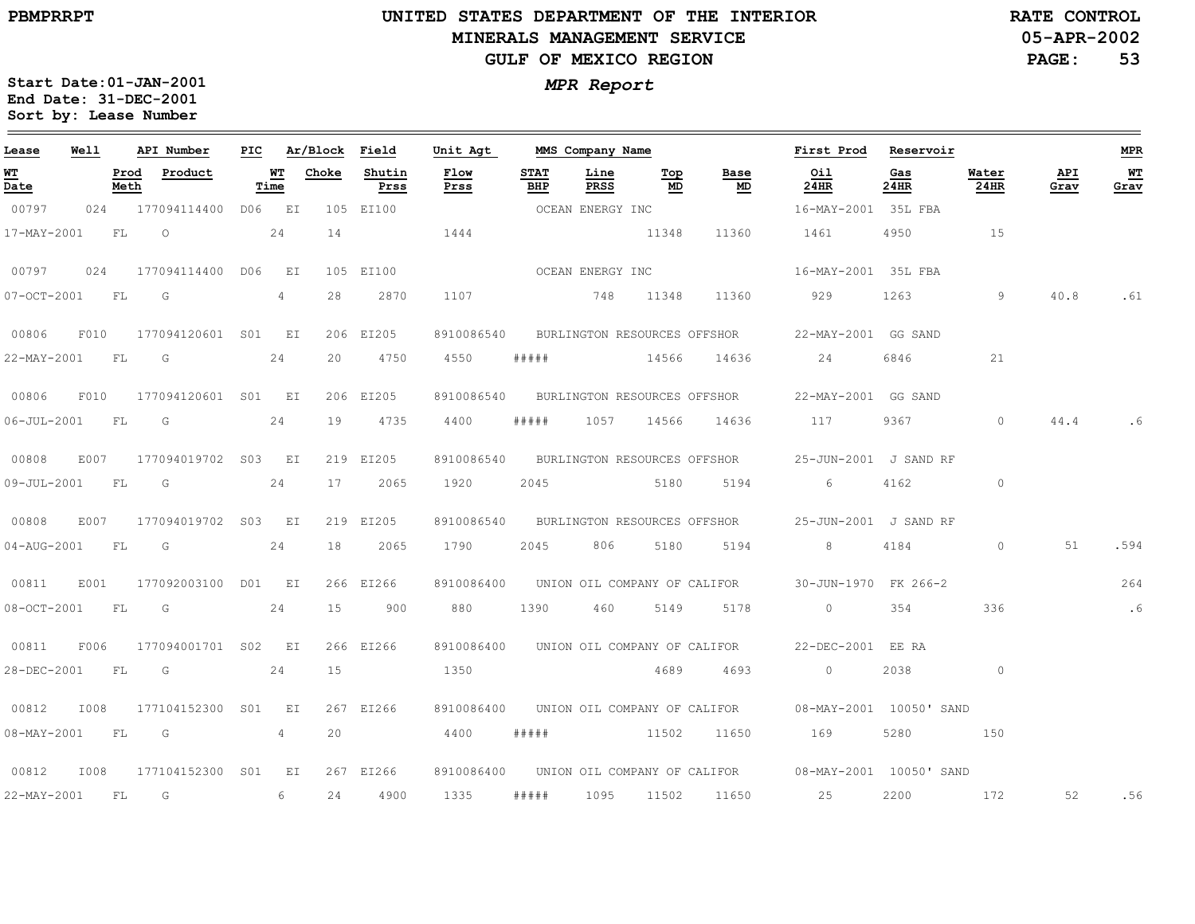# UNITED STATES DEPARTMENT OF THE INTERIOR
## MINERALS MANAGEMENT SERVICE
## GULF OF MEXICO REGION

PBMPRRPT

RATE CONTROL
05-APR-2002

Start Date:01-JAN-2001
End Date: 31-DEC-2001
Sort by: Lease Number

*MPR Report*

| Lease | Well | API Number | PIC | Ar/Block | | Field | Unit Agt | MMS Company Name | | | | First Prod | Reservoir | | | MPR |
|---|---|---|---|---|---|---|---|---|---|---|---|---|---|---|---|---|
| WT Date | Prod Meth | Product | WT Time | | Choke | Shutin Prss | Flow Prss | STAT BHP | Line PRSS | Top MD | Base MD | Oil 24HR | Gas 24HR | Water 24HR | API Grav | WT Grav |
| 00797 | 024 | 177094114400 | D06 | EI | 105 | EI100 | | OCEAN ENERGY INC | | | | 16-MAY-2001 | 35L FBA | | | |
| 17-MAY-2001 | FL | O | 24 | | 14 | | 1444 | | | 11348 | 11360 | 1461 | 4950 | 15 | | |
| 00797 | 024 | 177094114400 | D06 | EI | 105 | EI100 | | OCEAN ENERGY INC | | | | 16-MAY-2001 | 35L FBA | | | |
| 07-OCT-2001 | FL | G | 4 | | 28 | 2870 | 1107 | | 748 | 11348 | 11360 | 929 | 1263 | 9 | 40.8 | .61 |
| 00806 | F010 | 177094120601 | S01 | EI | 206 | EI205 | 8910086540 | BURLINGTON RESOURCES OFFSHOR | | | | 22-MAY-2001 | GG SAND | | | |
| 22-MAY-2001 | FL | G | 24 | | 20 | 4750 | 4550 | ##### | | 14566 | 14636 | 24 | 6846 | 21 | | |
| 00806 | F010 | 177094120601 | S01 | EI | 206 | EI205 | 8910086540 | BURLINGTON RESOURCES OFFSHOR | | | | 22-MAY-2001 | GG SAND | | | |
| 06-JUL-2001 | FL | G | 24 | | 19 | 4735 | 4400 | ##### | 1057 | 14566 | 14636 | 117 | 9367 | 0 | 44.4 | .6 |
| 00808 | E007 | 177094019702 | S03 | EI | 219 | EI205 | 8910086540 | BURLINGTON RESOURCES OFFSHOR | | | | 25-JUN-2001 | J SAND RF | | | |
| 09-JUL-2001 | FL | G | 24 | | 17 | 2065 | 1920 | 2045 | | 5180 | 5194 | 6 | 4162 | 0 | | |
| 00808 | E007 | 177094019702 | S03 | EI | 219 | EI205 | 8910086540 | BURLINGTON RESOURCES OFFSHOR | | | | 25-JUN-2001 | J SAND RF | | | |
| 04-AUG-2001 | FL | G | 24 | | 18 | 2065 | 1790 | 2045 | 806 | 5180 | 5194 | 8 | 4184 | 0 | 51 | .594 |
| 00811 | E001 | 177092003100 | D01 | EI | 266 | EI266 | 8910086400 | UNION OIL COMPANY OF CALIFOR | | | | 30-JUN-1970 | FK 266-2 | | | 264 |
| 08-OCT-2001 | FL | G | 24 | | 15 | 900 | 880 | 1390 | 460 | 5149 | 5178 | 0 | 354 | 336 | | .6 |
| 00811 | F006 | 177094001701 | S02 | EI | 266 | EI266 | 8910086400 | UNION OIL COMPANY OF CALIFOR | | | | 22-DEC-2001 | EE RA | | | |
| 28-DEC-2001 | FL | G | 24 | | 15 | | 1350 | | | 4689 | 4693 | 0 | 2038 | 0 | | |
| 00812 | I008 | 177104152300 | S01 | EI | 267 | EI266 | 8910086400 | UNION OIL COMPANY OF CALIFOR | | | | 08-MAY-2001 | 10050' SAND | | | |
| 08-MAY-2001 | FL | G | 4 | | 20 | | 4400 | ##### | | 11502 | 11650 | 169 | 5280 | 150 | | |
| 00812 | I008 | 177104152300 | S01 | EI | 267 | EI266 | 8910086400 | UNION OIL COMPANY OF CALIFOR | | | | 08-MAY-2001 | 10050' SAND | | | |
| 22-MAY-2001 | FL | G | 6 | | 24 | 4900 | 1335 | ##### | 1095 | 11502 | 11650 | 25 | 2200 | 172 | 52 | .56 |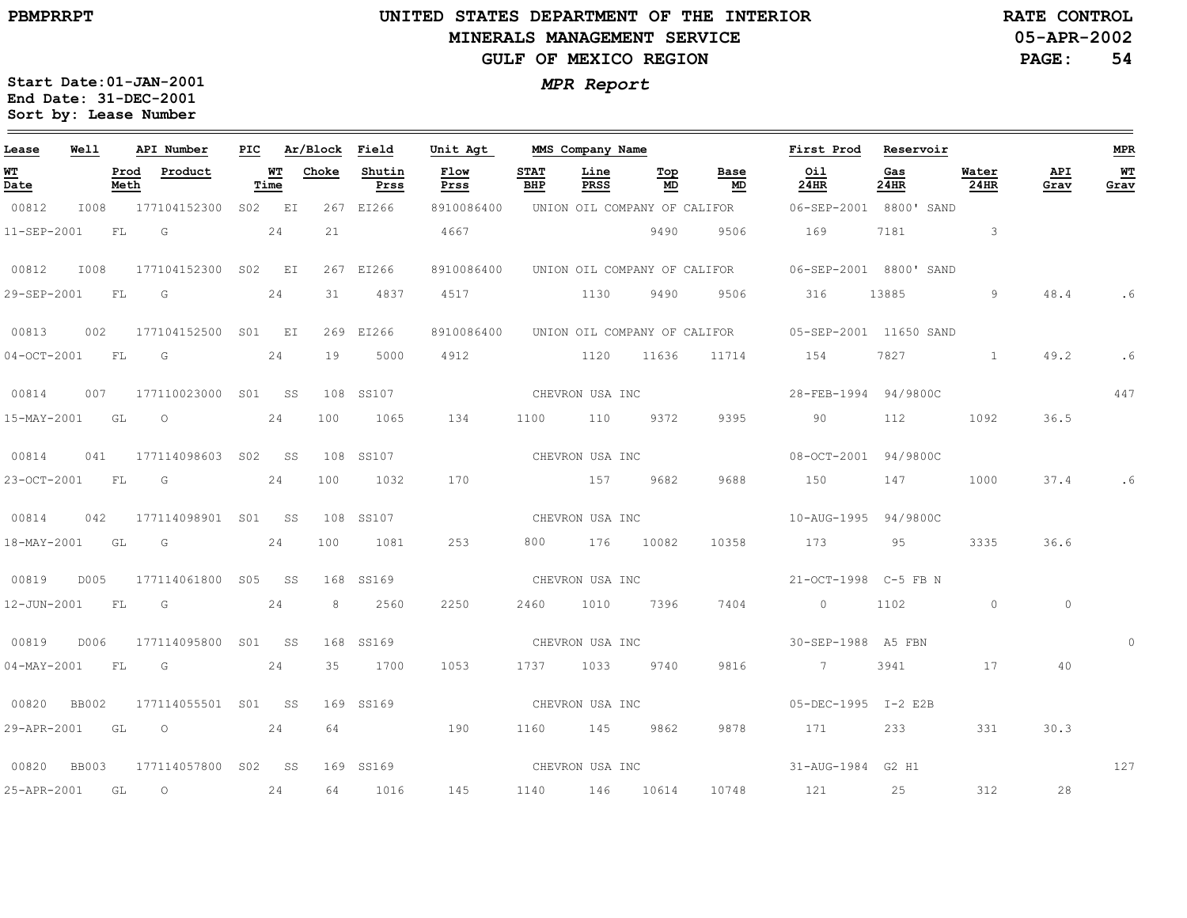# UNITED STATES DEPARTMENT OF THE INTERIOR
## MINERALS MANAGEMENT SERVICE
## GULF OF MEXICO REGION

PBMPRRPT

RATE CONTROL
05-APR-2002
PAGE: 54

Start Date:01-JAN-2001
End Date: 31-DEC-2001
Sort by: Lease Number

*MPR Report*

| Lease | Well | API Number | PIC | Ar/Block | Field | Unit Agt | MMS Company Name | | | | First Prod | Reservoir | | | MPR |
|---|---|---|---|---|---|---|---|---|---|---|---|---|---|---|---|
| WT Date | Prod Meth | Product | WT Time | Choke | Shutin Prss | Flow Prss | STAT BHP | Line PRSS | Top MD | Base MD | Oil 24HR | Gas 24HR | Water 24HR | API Grav | WT Grav |
| 00812 | I008 | 177104152300 | S02 | EI 267 | EI266 | 8910086400 | UNION OIL COMPANY OF CALIFOR | | | | 06-SEP-2001 | 8800' SAND | | | |
| 11-SEP-2001 | FL | G | 24 | 21 | | 4667 | | | 9490 | 9506 | 169 | 7181 | 3 | | |
| 00812 | I008 | 177104152300 | S02 | EI 267 | EI266 | 8910086400 | UNION OIL COMPANY OF CALIFOR | | | | 06-SEP-2001 | 8800' SAND | | | |
| 29-SEP-2001 | FL | G | 24 | 31 | 4837 | 4517 | | 1130 | 9490 | 9506 | 316 | 13885 | 9 | 48.4 | .6 |
| 00813 | 002 | 177104152500 | S01 | EI 269 | EI266 | 8910086400 | UNION OIL COMPANY OF CALIFOR | | | | 05-SEP-2001 | 11650 SAND | | | |
| 04-OCT-2001 | FL | G | 24 | 19 | 5000 | 4912 | | 1120 | 11636 | 11714 | 154 | 7827 | 1 | 49.2 | .6 |
| 00814 | 007 | 177110023000 | S01 | SS 108 | SS107 | | CHEVRON USA INC | | | | 28-FEB-1994 | 94/9800C | | | 447 |
| 15-MAY-2001 | GL | O | 24 | 100 | 1065 | 134 | 1100 | 110 | 9372 | 9395 | 90 | 112 | 1092 | 36.5 | |
| 00814 | 041 | 177114098603 | S02 | SS 108 | SS107 | | CHEVRON USA INC | | | | 08-OCT-2001 | 94/9800C | | | |
| 23-OCT-2001 | FL | G | 24 | 100 | 1032 | 170 | | 157 | 9682 | 9688 | 150 | 147 | 1000 | 37.4 | .6 |
| 00814 | 042 | 177114098901 | S01 | SS 108 | SS107 | | CHEVRON USA INC | | | | 10-AUG-1995 | 94/9800C | | | |
| 18-MAY-2001 | GL | G | 24 | 100 | 1081 | 253 | 800 | 176 | 10082 | 10358 | 173 | 95 | 3335 | 36.6 | |
| 00819 | D005 | 177114061800 | S05 | SS 168 | SS169 | | CHEVRON USA INC | | | | 21-OCT-1998 | C-5 FB N | | | |
| 12-JUN-2001 | FL | G | 24 | 8 | 2560 | 2250 | 2460 | 1010 | 7396 | 7404 | 0 | 1102 | 0 | 0 | |
| 00819 | D006 | 177114095800 | S01 | SS 168 | SS169 | | CHEVRON USA INC | | | | 30-SEP-1988 | A5 FBN | | | 0 |
| 04-MAY-2001 | FL | G | 24 | 35 | 1700 | 1053 | 1737 | 1033 | 9740 | 9816 | 7 | 3941 | 17 | 40 | |
| 00820 | BB002 | 177114055501 | S01 | SS 169 | SS169 | | CHEVRON USA INC | | | | 05-DEC-1995 | I-2 E2B | | | |
| 29-APR-2001 | GL | O | 24 | 64 | | 190 | 1160 | 145 | 9862 | 9878 | 171 | 233 | 331 | 30.3 | |
| 00820 | BB003 | 177114057800 | S02 | SS 169 | SS169 | | CHEVRON USA INC | | | | 31-AUG-1984 | G2 H1 | | | 127 |
| 25-APR-2001 | GL | O | 24 | 64 | 1016 | 145 | 1140 | 146 | 10614 | 10748 | 121 | 25 | 312 | 28 | |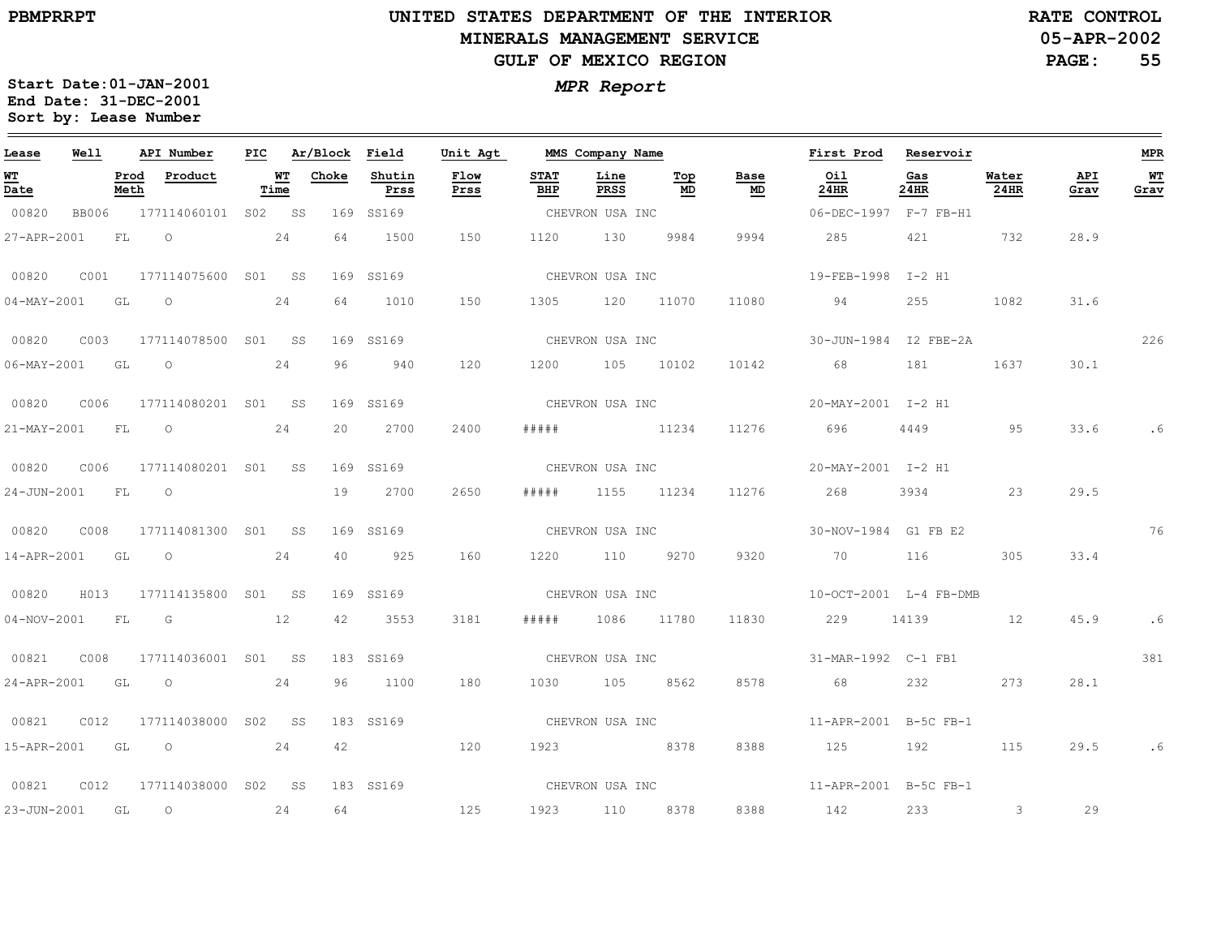PBMPRRPT

# UNITED STATES DEPARTMENT OF THE INTERIOR
## MINERALS MANAGEMENT SERVICE
## GULF OF MEXICO REGION

RATE CONTROL
05-APR-2002

*MPR Report*

Start Date:01-JAN-2001
End Date: 31-DEC-2001
Sort by: Lease Number

| Lease | Well | API Number | PIC | Ar/Block | Field | Unit Agt | MMS Company Name | | | | First Prod | Reservoir | | | MPR |
|---|---|---|---|---|---|---|---|---|---|---|---|---|---|---|---|
| **WT Date** | **Prod Meth** | **Product** | **WT Time** | **Choke** | **Shutin Prss** | **Flow Prss** | **STAT BHP** | **Line PRSS** | **Top MD** | **Base MD** | **Oil 24HR** | **Gas 24HR** | **Water 24HR** | **API Grav** | **WT Grav** |
| 00820 | BB006 | 177114060101 | S02 | SS 169 | SS169 | | CHEVRON USA INC | | | | 06-DEC-1997 | F-7 FB-H1 | | | |
| 27-APR-2001 | FL | O | 24 | 64 | 1500 | 150 | 1120 | 130 | 9984 | 9994 | 285 | 421 | 732 | 28.9 | |
| 00820 | C001 | 177114075600 | S01 | SS 169 | SS169 | | CHEVRON USA INC | | | | 19-FEB-1998 | I-2 H1 | | | |
| 04-MAY-2001 | GL | O | 24 | 64 | 1010 | 150 | 1305 | 120 | 11070 | 11080 | 94 | 255 | 1082 | 31.6 | |
| 00820 | C003 | 177114078500 | S01 | SS 169 | SS169 | | CHEVRON USA INC | | | | 30-JUN-1984 | I2 FBE-2A | | | 226 |
| 06-MAY-2001 | GL | O | 24 | 96 | 940 | 120 | 1200 | 105 | 10102 | 10142 | 68 | 181 | 1637 | 30.1 | |
| 00820 | C006 | 177114080201 | S01 | SS 169 | SS169 | | CHEVRON USA INC | | | | 20-MAY-2001 | I-2 H1 | | | |
| 21-MAY-2001 | FL | O | 24 | 20 | 2700 | 2400 | ##### | | 11234 | 11276 | 696 | 4449 | 95 | 33.6 | .6 |
| 00820 | C006 | 177114080201 | S01 | SS 169 | SS169 | | CHEVRON USA INC | | | | 20-MAY-2001 | I-2 H1 | | | |
| 24-JUN-2001 | FL | O | | 19 | 2700 | 2650 | ##### | 1155 | 11234 | 11276 | 268 | 3934 | 23 | 29.5 | |
| 00820 | C008 | 177114081300 | S01 | SS 169 | SS169 | | CHEVRON USA INC | | | | 30-NOV-1984 | G1 FB E2 | | | 76 |
| 14-APR-2001 | GL | O | 24 | 40 | 925 | 160 | 1220 | 110 | 9270 | 9320 | 70 | 116 | 305 | 33.4 | |
| 00820 | H013 | 177114135800 | S01 | SS 169 | SS169 | | CHEVRON USA INC | | | | 10-OCT-2001 | L-4 FB-DMB | | | |
| 04-NOV-2001 | FL | G | 12 | 42 | 3553 | 3181 | ##### | 1086 | 11780 | 11830 | 229 | 14139 | 12 | 45.9 | .6 |
| 00821 | C008 | 177114036001 | S01 | SS 183 | SS169 | | CHEVRON USA INC | | | | 31-MAR-1992 | C-1 FB1 | | | 381 |
| 24-APR-2001 | GL | O | 24 | 96 | 1100 | 180 | 1030 | 105 | 8562 | 8578 | 68 | 232 | 273 | 28.1 | |
| 00821 | C012 | 177114038000 | S02 | SS 183 | SS169 | | CHEVRON USA INC | | | | 11-APR-2001 | B-5C FB-1 | | | |
| 15-APR-2001 | GL | O | 24 | 42 | | 120 | 1923 | | 8378 | 8388 | 125 | 192 | 115 | 29.5 | .6 |
| 00821 | C012 | 177114038000 | S02 | SS 183 | SS169 | | CHEVRON USA INC | | | | 11-APR-2001 | B-5C FB-1 | | | |
| 23-JUN-2001 | GL | O | 24 | 64 | | 125 | 1923 | 110 | 8378 | 8388 | 142 | 233 | 3 | 29 | |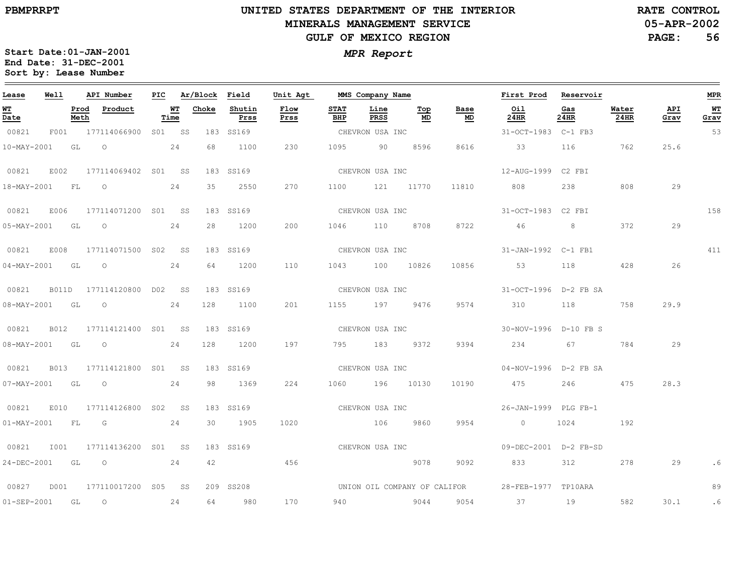# UNITED STATES DEPARTMENT OF THE INTERIOR
## MINERALS MANAGEMENT SERVICE
## GULF OF MEXICO REGION

PBMPRRPT

RATE CONTROL
05-APR-2002

Start Date:01-JAN-2001
End Date: 31-DEC-2001
Sort by: Lease Number

***MPR Report***

| Lease | Well | API Number | PIC | Ar/Block | | Field | Unit Agt | MMS Company Name | | | | First Prod | Reservoir | | | MPR |
|---|---|---|---|---|---|---|---|---|---|---|---|---|---|---|---|---|
| **WT Date** | **Prod Meth** | **Product** | **WT Time** | **Choke** | | **Shutin Prss** | **Flow Prss** | **STAT BHP** | **Line PRSS** | **Top MD** | **Base MD** | **Oil 24HR** | **Gas 24HR** | **Water 24HR** | **API Grav** | **WT Grav** |
| 00821 | F001 | 177114066900 | S01 | SS | 183 | SS169 | | CHEVRON USA INC | | | | 31-OCT-1983 | C-1 FB3 | | | 53 |
| 10-MAY-2001 | GL | O | 24 | 68 | | 1100 | 230 | 1095 | 90 | 8596 | 8616 | 33 | 116 | 762 | 25.6 | |
| 00821 | E002 | 177114069402 | S01 | SS | 183 | SS169 | | CHEVRON USA INC | | | | 12-AUG-1999 | C2 FBI | | | |
| 18-MAY-2001 | FL | O | 24 | 35 | | 2550 | 270 | 1100 | 121 | 11770 | 11810 | 808 | 238 | 808 | 29 | |
| 00821 | E006 | 177114071200 | S01 | SS | 183 | SS169 | | CHEVRON USA INC | | | | 31-OCT-1983 | C2 FBI | | | 158 |
| 05-MAY-2001 | GL | O | 24 | 28 | | 1200 | 200 | 1046 | 110 | 8708 | 8722 | 46 | 8 | 372 | 29 | |
| 00821 | E008 | 177114071500 | S02 | SS | 183 | SS169 | | CHEVRON USA INC | | | | 31-JAN-1992 | C-1 FB1 | | | 411 |
| 04-MAY-2001 | GL | O | 24 | 64 | | 1200 | 110 | 1043 | 100 | 10826 | 10856 | 53 | 118 | 428 | 26 | |
| 00821 | B011D | 177114120800 | D02 | SS | 183 | SS169 | | CHEVRON USA INC | | | | 31-OCT-1996 | D-2 FB SA | | | |
| 08-MAY-2001 | GL | O | 24 | 128 | | 1100 | 201 | 1155 | 197 | 9476 | 9574 | 310 | 118 | 758 | 29.9 | |
| 00821 | B012 | 177114121400 | S01 | SS | 183 | SS169 | | CHEVRON USA INC | | | | 30-NOV-1996 | D-10 FB S | | | |
| 08-MAY-2001 | GL | O | 24 | 128 | | 1200 | 197 | 795 | 183 | 9372 | 9394 | 234 | 67 | 784 | 29 | |
| 00821 | B013 | 177114121800 | S01 | SS | 183 | SS169 | | CHEVRON USA INC | | | | 04-NOV-1996 | D-2 FB SA | | | |
| 07-MAY-2001 | GL | O | 24 | 98 | | 1369 | 224 | 1060 | 196 | 10130 | 10190 | 475 | 246 | 475 | 28.3 | |
| 00821 | E010 | 177114126800 | S02 | SS | 183 | SS169 | | CHEVRON USA INC | | | | 26-JAN-1999 | PLG FB-1 | | | |
| 01-MAY-2001 | FL | G | 24 | 30 | | 1905 | 1020 | | 106 | 9860 | 9954 | 0 | 1024 | 192 | | |
| 00821 | I001 | 177114136200 | S01 | SS | 183 | SS169 | | CHEVRON USA INC | | | | 09-DEC-2001 | D-2 FB-SD | | | |
| 24-DEC-2001 | GL | O | 24 | 42 | | | 456 | | | 9078 | 9092 | 833 | 312 | 278 | 29 | .6 |
| 00827 | D001 | 177110017200 | S05 | SS | 209 | SS208 | | UNION OIL COMPANY OF CALIFOR | | | | 28-FEB-1977 | TP10ARA | | | 89 |
| 01-SEP-2001 | GL | O | 24 | 64 | | 980 | 170 | 940 | | 9044 | 9054 | 37 | 19 | 582 | 30.1 | .6 |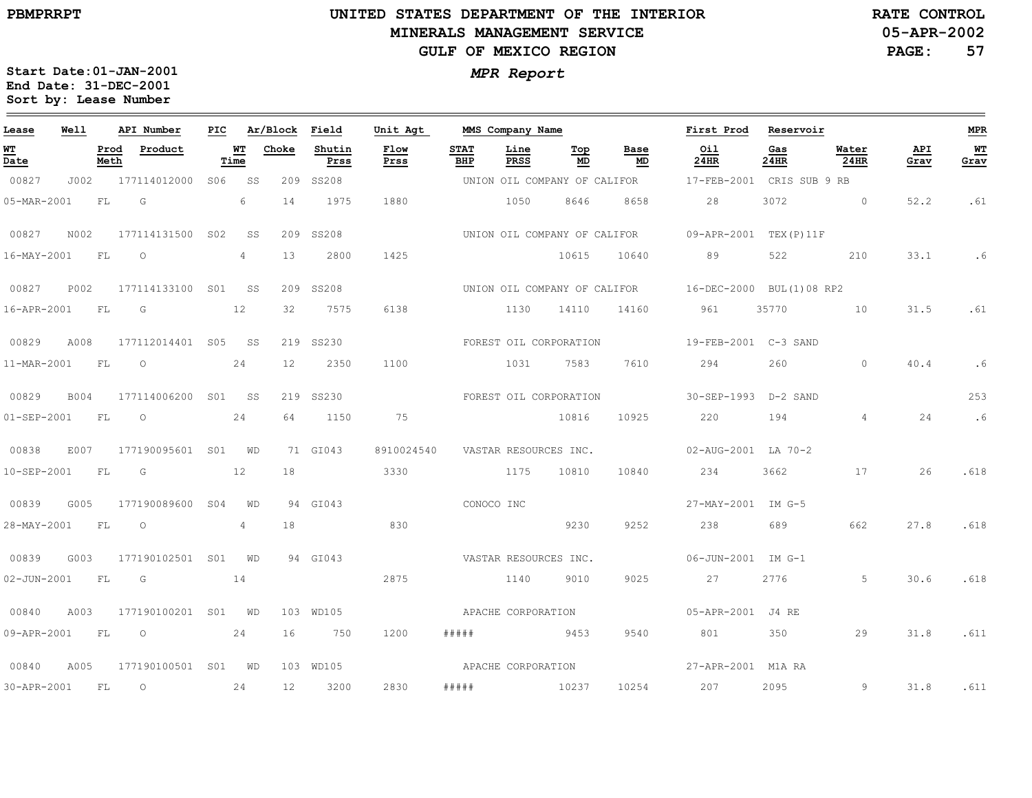# UNITED STATES DEPARTMENT OF THE INTERIOR
## MINERALS MANAGEMENT SERVICE
## GULF OF MEXICO REGION

PBMPRRPT

RATE CONTROL
05-APR-2002

Start Date:01-JAN-2001
End Date: 31-DEC-2001
Sort by: Lease Number

*MPR Report*

| Lease | Well | API Number | PIC | Ar/Block | | Field | Unit Agt | MMS Company Name | | | | First Prod | Reservoir | | | MPR |
|---|---|---|---|---|---|---|---|---|---|---|---|---|---|---|---|---|
| **WT Date** | | **Prod Meth** | **Product** | **WT Time** | **Choke** | **Shutin Prss** | **Flow Prss** | **STAT BHP** | **Line PRSS** | **Top MD** | **Base MD** | **Oil 24HR** | **Gas 24HR** | **Water 24HR** | **API Grav** | **WT Grav** |
| 00827 | J002 | 177114012000 | S06 | SS | 209 | SS208 | | UNION OIL COMPANY OF CALIFOR | | | | 17-FEB-2001 | CRIS SUB 9 RB | | | |
| 05-MAR-2001 | | FL | G | 6 | 14 | 1975 | 1880 | | 1050 | 8646 | 8658 | 28 | 3072 | 0 | 52.2 | .61 |
| 00827 | N002 | 177114131500 | S02 | SS | 209 | SS208 | | UNION OIL COMPANY OF CALIFOR | | | | 09-APR-2001 | TEX(P)11F | | | |
| 16-MAY-2001 | | FL | O | 4 | 13 | 2800 | 1425 | | | 10615 | 10640 | 89 | 522 | 210 | 33.1 | .6 |
| 00827 | P002 | 177114133100 | S01 | SS | 209 | SS208 | | UNION OIL COMPANY OF CALIFOR | | | | 16-DEC-2000 | BUL(1)08 RP2 | | | |
| 16-APR-2001 | | FL | G | 12 | 32 | 7575 | 6138 | | 1130 | 14110 | 14160 | 961 | 35770 | 10 | 31.5 | .61 |
| 00829 | A008 | 177112014401 | S05 | SS | 219 | SS230 | | FOREST OIL CORPORATION | | | | 19-FEB-2001 | C-3 SAND | | | |
| 11-MAR-2001 | | FL | O | 24 | 12 | 2350 | 1100 | | 1031 | 7583 | 7610 | 294 | 260 | 0 | 40.4 | .6 |
| 00829 | B004 | 177114006200 | S01 | SS | 219 | SS230 | | FOREST OIL CORPORATION | | | | 30-SEP-1993 | D-2 SAND | | | 253 |
| 01-SEP-2001 | | FL | O | 24 | 64 | 1150 | 75 | | | 10816 | 10925 | 220 | 194 | 4 | 24 | .6 |
| 00838 | E007 | 177190095601 | S01 | WD | 71 | GI043 | 8910024540 | VASTAR RESOURCES INC. | | | | 02-AUG-2001 | LA 70-2 | | | |
| 10-SEP-2001 | | FL | G | 12 | 18 | | 3330 | | 1175 | 10810 | 10840 | 234 | 3662 | 17 | 26 | .618 |
| 00839 | G005 | 177190089600 | S04 | WD | 94 | GI043 | | CONOCO INC | | | | 27-MAY-2001 | IM G-5 | | | |
| 28-MAY-2001 | | FL | O | 4 | 18 | | 830 | | | 9230 | 9252 | 238 | 689 | 662 | 27.8 | .618 |
| 00839 | G003 | 177190102501 | S01 | WD | 94 | GI043 | | VASTAR RESOURCES INC. | | | | 06-JUN-2001 | IM G-1 | | | |
| 02-JUN-2001 | | FL | G | 14 | | | 2875 | | 1140 | 9010 | 9025 | 27 | 2776 | 5 | 30.6 | .618 |
| 00840 | A003 | 177190100201 | S01 | WD | 103 | WD105 | | APACHE CORPORATION | | | | 05-APR-2001 | J4 RE | | | |
| 09-APR-2001 | | FL | O | 24 | 16 | 750 | 1200 | ##### | | 9453 | 9540 | 801 | 350 | 29 | 31.8 | .611 |
| 00840 | A005 | 177190100501 | S01 | WD | 103 | WD105 | | APACHE CORPORATION | | | | 27-APR-2001 | M1A RA | | | |
| 30-APR-2001 | | FL | O | 24 | 12 | 3200 | 2830 | ##### | | 10237 | 10254 | 207 | 2095 | 9 | 31.8 | .611 |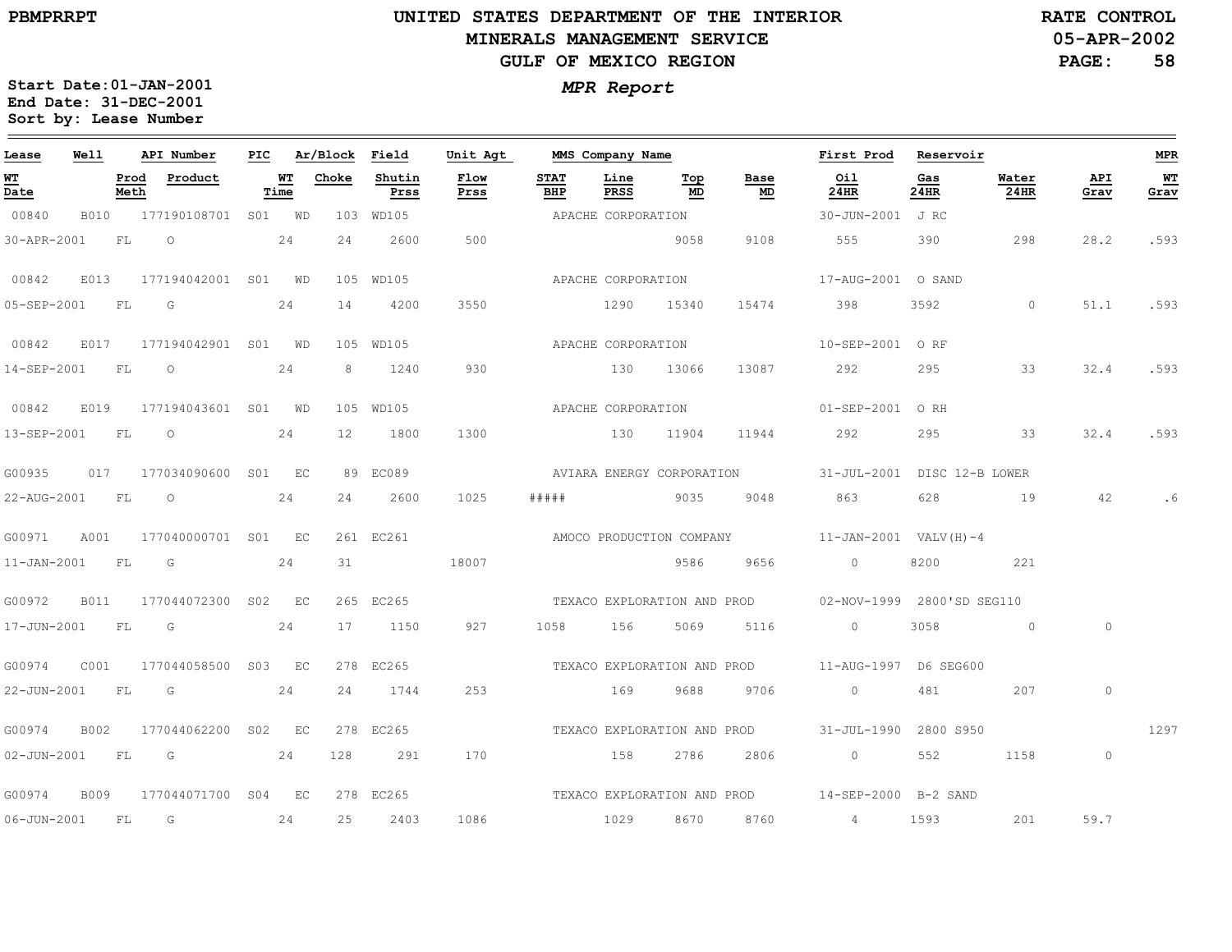# UNITED STATES DEPARTMENT OF THE INTERIOR
## MINERALS MANAGEMENT SERVICE
## GULF OF MEXICO REGION

PBMPRRPT

RATE CONTROL
05-APR-2002

**MPR Report**

Start Date: 01-JAN-2001
End Date: 31-DEC-2001
Sort by: Lease Number

| Lease | Well | API Number | PIC | Ar/Block | | Field | Unit Agt | MMS Company Name | | | | First Prod | Reservoir | | | MPR |
|---|---|---|---|---|---|---|---|---|---|---|---|---|---|---|---|---|
| WT Date | Prod Meth | Product | WT Time | Choke | | Shutin Prss | Flow Prss | STAT BHP | Line PRSS | Top MD | Base MD | Oil 24HR | Gas 24HR | Water 24HR | API Grav | WT Grav |
| 00840 | B010 | 177190108701 | S01 | WD | 103 | WD105 | | APACHE CORPORATION | | | | 30-JUN-2001 | J RC | | | |
| 30-APR-2001 | FL | O | 24 | 24 | | 2600 | 500 | | | 9058 | 9108 | 555 | 390 | 298 | 28.2 | .593 |
| 00842 | E013 | 177194042001 | S01 | WD | 105 | WD105 | | APACHE CORPORATION | | | | 17-AUG-2001 | O SAND | | | |
| 05-SEP-2001 | FL | G | 24 | 14 | | 4200 | 3550 | | 1290 | 15340 | 15474 | 398 | 3592 | 0 | 51.1 | .593 |
| 00842 | E017 | 177194042901 | S01 | WD | 105 | WD105 | | APACHE CORPORATION | | | | 10-SEP-2001 | O RF | | | |
| 14-SEP-2001 | FL | O | 24 | 8 | | 1240 | 930 | | 130 | 13066 | 13087 | 292 | 295 | 33 | 32.4 | .593 |
| 00842 | E019 | 177194043601 | S01 | WD | 105 | WD105 | | APACHE CORPORATION | | | | 01-SEP-2001 | O RH | | | |
| 13-SEP-2001 | FL | O | 24 | 12 | | 1800 | 1300 | | 130 | 11904 | 11944 | 292 | 295 | 33 | 32.4 | .593 |
| G00935 | 017 | 177034090600 | S01 | EC | 89 | EC089 | | AVIARA ENERGY CORPORATION | | | | 31-JUL-2001 | DISC 12-B LOWER | | | |
| 22-AUG-2001 | FL | O | 24 | 24 | | 2600 | 1025 | ##### | | 9035 | 9048 | 863 | 628 | 19 | 42 | .6 |
| G00971 | A001 | 177040000701 | S01 | EC | 261 | EC261 | | AMOCO PRODUCTION COMPANY | | | | 11-JAN-2001 | VALV(H)-4 | | | |
| 11-JAN-2001 | FL | G | 24 | 31 | | | 18007 | | | 9586 | 9656 | 0 | 8200 | 221 | | |
| G00972 | B011 | 177044072300 | S02 | EC | 265 | EC265 | | TEXACO EXPLORATION AND PROD | | | | 02-NOV-1999 | 2800'SD SEG110 | | | |
| 17-JUN-2001 | FL | G | 24 | 17 | | 1150 | 927 | 1058 | 156 | 5069 | 5116 | 0 | 3058 | 0 | 0 | |
| G00974 | C001 | 177044058500 | S03 | EC | 278 | EC265 | | TEXACO EXPLORATION AND PROD | | | | 11-AUG-1997 | D6 SEG600 | | | |
| 22-JUN-2001 | FL | G | 24 | 24 | | 1744 | 253 | | 169 | 9688 | 9706 | 0 | 481 | 207 | 0 | |
| G00974 | B002 | 177044062200 | S02 | EC | 278 | EC265 | | TEXACO EXPLORATION AND PROD | | | | 31-JUL-1990 | 2800 S950 | | | 1297 |
| 02-JUN-2001 | FL | G | 24 | 128 | | 291 | 170 | | 158 | 2786 | 2806 | 0 | 552 | 1158 | 0 | |
| G00974 | B009 | 177044071700 | S04 | EC | 278 | EC265 | | TEXACO EXPLORATION AND PROD | | | | 14-SEP-2000 | B-2 SAND | | | |
| 06-JUN-2001 | FL | G | 24 | 25 | | 2403 | 1086 | | 1029 | 8670 | 8760 | 4 | 1593 | 201 | 59.7 | |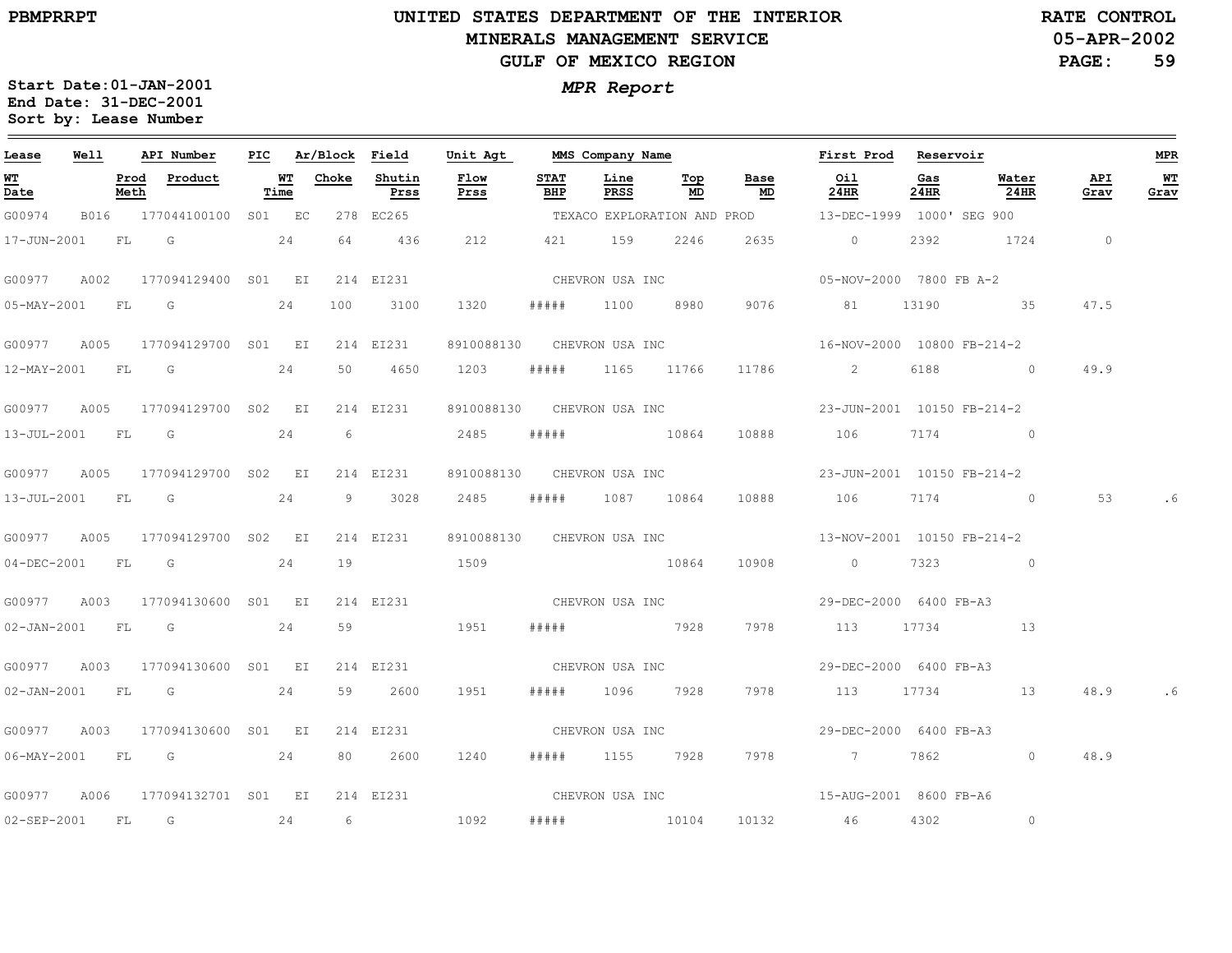Start Date:01-JAN-2001
End Date: 31-DEC-2001
Sort by: Lease Number

# UNITED STATES DEPARTMENT OF THE INTERIOR
## MINERALS MANAGEMENT SERVICE
## GULF OF MEXICO REGION

*MPR Report*

RATE CONTROL
05-APR-2002

| Lease | Well | API Number | PIC | Ar/Block | Field | Unit Agt | MMS Company Name | | | | First Prod | Reservoir | | | MPR |
|---|---|---|---|---|---|---|---|---|---|---|---|---|---|---|---|
| WT Date | Prod Meth | Product | WT Time | Choke | Shutin Prss | Flow Prss | STAT BHP | Line PRSS | Top MD | Base MD | Oil 24HR | Gas 24HR | Water 24HR | API Grav | WT Grav |
| G00974 | B016 | 177044100100 | S01 | EC 278 | EC265 | | TEXACO EXPLORATION AND PROD | | | | 13-DEC-1999 | 1000' SEG 900 | | | |
| 17-JUN-2001 | FL | G | 24 | 64 | 436 | 212 | 421 | 159 | 2246 | 2635 | 0 | 2392 | 1724 | 0 | |
| G00977 | A002 | 177094129400 | S01 | EI 214 | EI231 | | CHEVRON USA INC | | | | 05-NOV-2000 | 7800 FB A-2 | | | |
| 05-MAY-2001 | FL | G | 24 | 100 | 3100 | 1320 | ##### | 1100 | 8980 | 9076 | 81 | 13190 | 35 | 47.5 | |
| G00977 | A005 | 177094129700 | S01 | EI 214 | EI231 | 8910088130 | CHEVRON USA INC | | | | 16-NOV-2000 | 10800 FB-214-2 | | | |
| 12-MAY-2001 | FL | G | 24 | 50 | 4650 | 1203 | ##### | 1165 | 11766 | 11786 | 2 | 6188 | 0 | 49.9 | |
| G00977 | A005 | 177094129700 | S02 | EI 214 | EI231 | 8910088130 | CHEVRON USA INC | | | | 23-JUN-2001 | 10150 FB-214-2 | | | |
| 13-JUL-2001 | FL | G | 24 | 6 | | 2485 | ##### | | 10864 | 10888 | 106 | 7174 | 0 | | |
| G00977 | A005 | 177094129700 | S02 | EI 214 | EI231 | 8910088130 | CHEVRON USA INC | | | | 23-JUN-2001 | 10150 FB-214-2 | | | |
| 13-JUL-2001 | FL | G | 24 | 9 | 3028 | 2485 | ##### | 1087 | 10864 | 10888 | 106 | 7174 | 0 | 53 | .6 |
| G00977 | A005 | 177094129700 | S02 | EI 214 | EI231 | 8910088130 | CHEVRON USA INC | | | | 13-NOV-2001 | 10150 FB-214-2 | | | |
| 04-DEC-2001 | FL | G | 24 | 19 | | 1509 | | | 10864 | 10908 | 0 | 7323 | 0 | | |
| G00977 | A003 | 177094130600 | S01 | EI 214 | EI231 | | CHEVRON USA INC | | | | 29-DEC-2000 | 6400 FB-A3 | | | |
| 02-JAN-2001 | FL | G | 24 | 59 | | 1951 | ##### | | 7928 | 7978 | 113 | 17734 | 13 | | |
| G00977 | A003 | 177094130600 | S01 | EI 214 | EI231 | | CHEVRON USA INC | | | | 29-DEC-2000 | 6400 FB-A3 | | | |
| 02-JAN-2001 | FL | G | 24 | 59 | 2600 | 1951 | ##### | 1096 | 7928 | 7978 | 113 | 17734 | 13 | 48.9 | .6 |
| G00977 | A003 | 177094130600 | S01 | EI 214 | EI231 | | CHEVRON USA INC | | | | 29-DEC-2000 | 6400 FB-A3 | | | |
| 06-MAY-2001 | FL | G | 24 | 80 | 2600 | 1240 | ##### | 1155 | 7928 | 7978 | 7 | 7862 | 0 | 48.9 | |
| G00977 | A006 | 177094132701 | S01 | EI 214 | EI231 | | CHEVRON USA INC | | | | 15-AUG-2001 | 8600 FB-A6 | | | |
| 02-SEP-2001 | FL | G | 24 | 6 | | 1092 | ##### | | 10104 | 10132 | 46 | 4302 | 0 | | |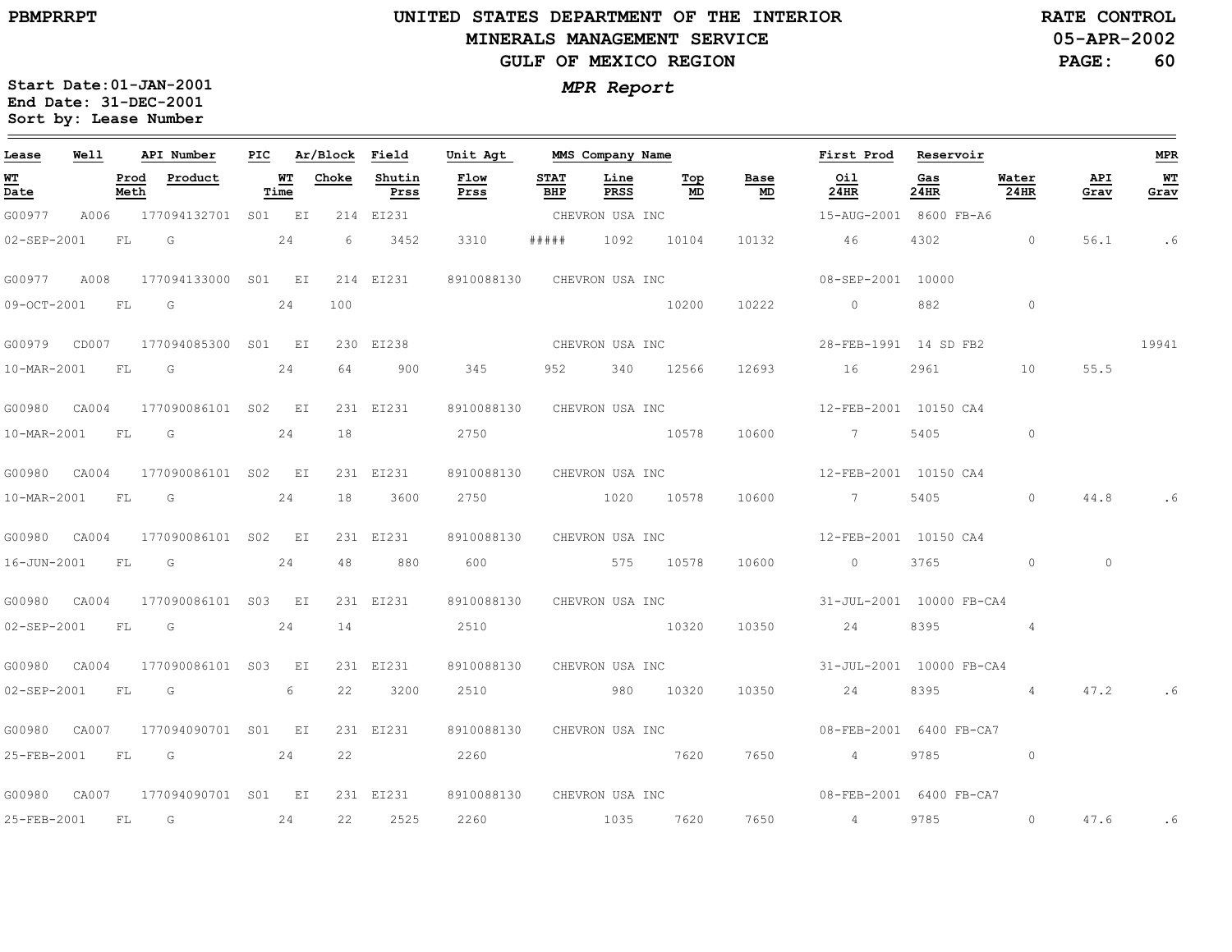# UNITED STATES DEPARTMENT OF THE INTERIOR
## MINERALS MANAGEMENT SERVICE
## GULF OF MEXICO REGION

PBMPRRPT

RATE CONTROL
05-APR-2002

Start Date: 01-JAN-2001
End Date: 31-DEC-2001
Sort by: Lease Number

***MPR Report***

| Lease | Well | API Number | PIC | Ar/Block | Field | Unit Agt | MMS Company Name | | | | First Prod | Reservoir | | | MPR |
|---|---|---|---|---|---|---|---|---|---|---|---|---|---|---|---|
| **WT Date** | **Prod Meth** | **Product** | **WT Time** | **Choke** | **Shutin Prss** | **Flow Prss** | **STAT BHP** | **Line PRSS** | **Top MD** | **Base MD** | **Oil 24HR** | **Gas 24HR** | **Water 24HR** | **API Grav** | **WT Grav** |
| G00977 | A006 | 177094132701 | S01 | EI 214 | EI231 | | CHEVRON USA INC | | | | 15-AUG-2001 | 8600 FB-A6 | | | |
| 02-SEP-2001 | FL | G | 24 | 6 | 3452 | 3310 | ##### | 1092 | 10104 | 10132 | 46 | 4302 | 0 | 56.1 | .6 |
| G00977 | A008 | 177094133000 | S01 | EI 214 | EI231 | 8910088130 | CHEVRON USA INC | | | | 08-SEP-2001 | 10000 | | | |
| 09-OCT-2001 | FL | G | 24 | 100 | | | | | 10200 | 10222 | 0 | 882 | 0 | | |
| G00979 | CD007 | 177094085300 | S01 | EI 230 | EI238 | | CHEVRON USA INC | | | | 28-FEB-1991 | 14 SD FB2 | | | 19941 |
| 10-MAR-2001 | FL | G | 24 | 64 | 900 | 345 | 952 | 340 | 12566 | 12693 | 16 | 2961 | 10 | 55.5 | |
| G00980 | CA004 | 177090086101 | S02 | EI 231 | EI231 | 8910088130 | CHEVRON USA INC | | | | 12-FEB-2001 | 10150 CA4 | | | |
| 10-MAR-2001 | FL | G | 24 | 18 | | 2750 | | | 10578 | 10600 | 7 | 5405 | 0 | | |
| G00980 | CA004 | 177090086101 | S02 | EI 231 | EI231 | 8910088130 | CHEVRON USA INC | | | | 12-FEB-2001 | 10150 CA4 | | | |
| 10-MAR-2001 | FL | G | 24 | 18 | 3600 | 2750 | | 1020 | 10578 | 10600 | 7 | 5405 | 0 | 44.8 | .6 |
| G00980 | CA004 | 177090086101 | S02 | EI 231 | EI231 | 8910088130 | CHEVRON USA INC | | | | 12-FEB-2001 | 10150 CA4 | | | |
| 16-JUN-2001 | FL | G | 24 | 48 | 880 | 600 | | 575 | 10578 | 10600 | 0 | 3765 | 0 | 0 | |
| G00980 | CA004 | 177090086101 | S03 | EI 231 | EI231 | 8910088130 | CHEVRON USA INC | | | | 31-JUL-2001 | 10000 FB-CA4 | | | |
| 02-SEP-2001 | FL | G | 24 | 14 | | 2510 | | | 10320 | 10350 | 24 | 8395 | 4 | | |
| G00980 | CA004 | 177090086101 | S03 | EI 231 | EI231 | 8910088130 | CHEVRON USA INC | | | | 31-JUL-2001 | 10000 FB-CA4 | | | |
| 02-SEP-2001 | FL | G | 6 | 22 | 3200 | 2510 | | 980 | 10320 | 10350 | 24 | 8395 | 4 | 47.2 | .6 |
| G00980 | CA007 | 177094090701 | S01 | EI 231 | EI231 | 8910088130 | CHEVRON USA INC | | | | 08-FEB-2001 | 6400 FB-CA7 | | | |
| 25-FEB-2001 | FL | G | 24 | 22 | | 2260 | | | 7620 | 7650 | 4 | 9785 | 0 | | |
| G00980 | CA007 | 177094090701 | S01 | EI 231 | EI231 | 8910088130 | CHEVRON USA INC | | | | 08-FEB-2001 | 6400 FB-CA7 | | | |
| 25-FEB-2001 | FL | G | 24 | 22 | 2525 | 2260 | | 1035 | 7620 | 7650 | 4 | 9785 | 0 | 47.6 | .6 |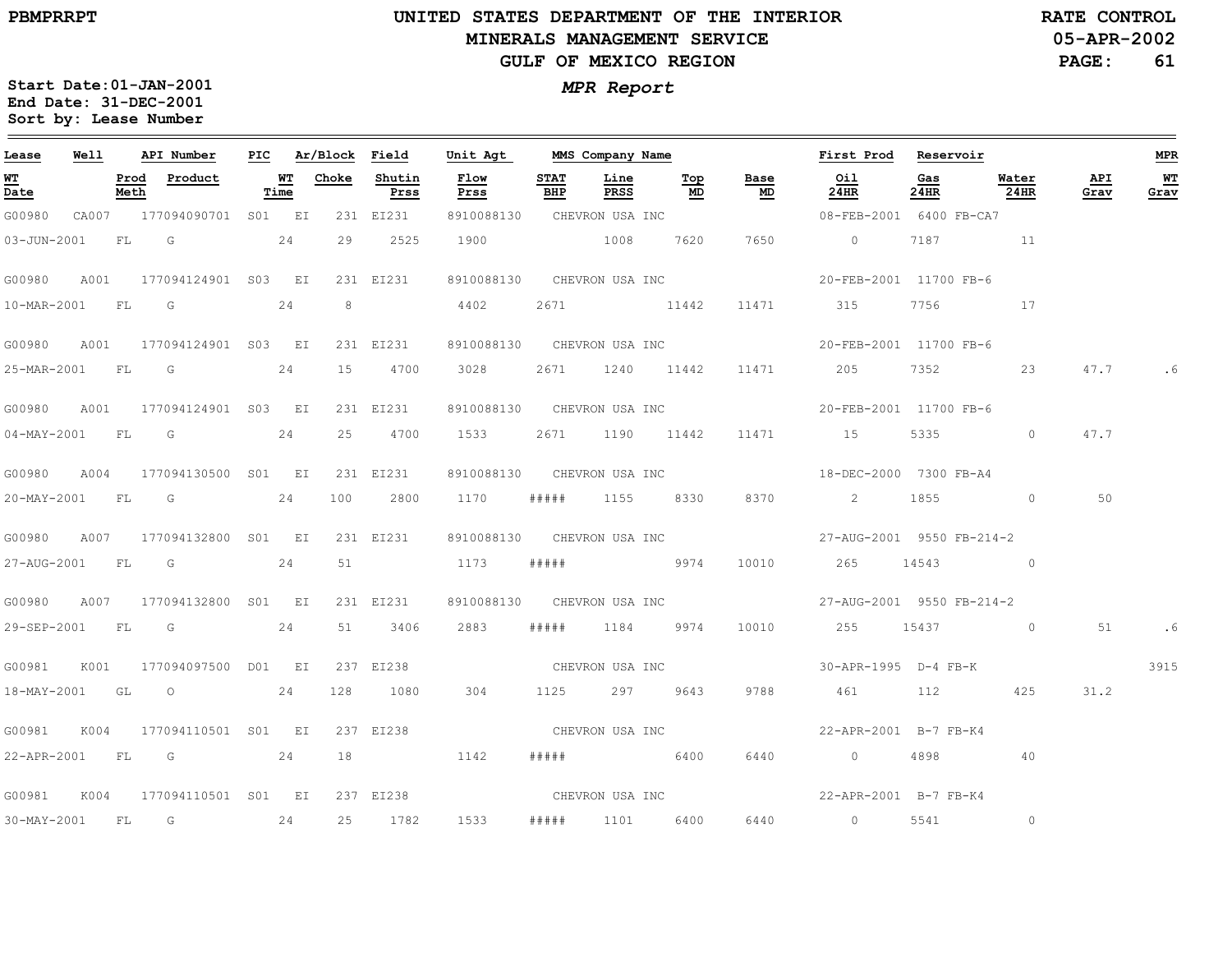# UNITED STATES DEPARTMENT OF THE INTERIOR
## MINERALS MANAGEMENT SERVICE
## GULF OF MEXICO REGION

PBMPRRPT

RATE CONTROL
05-APR-2002
PAGE: 61

*MPR Report*

**Start Date:** 01-JAN-2001
**End Date:** 31-DEC-2001
**Sort by:** Lease Number

| Lease | Well | API Number | PIC | Ar/Block | Field | Unit Agt | MMS Company Name | | | | First Prod | Reservoir | | | MPR |
|---|---|---|---|---|---|---|---|---|---|---|---|---|---|---|---|
| **WT Date** | **Prod Meth** | **Product** | **WT Time** | **Choke** | **Shutin Prss** | **Flow Prss** | **STAT BHP** | **Line PRSS** | **Top MD** | **Base MD** | **Oil 24HR** | **Gas 24HR** | **Water 24HR** | **API Grav** | **WT Grav** |
| G00980 | CA007 | 177094090701 | S01 | EI 231 | EI231 | 8910088130 | CHEVRON USA INC | | | | 08-FEB-2001 | 6400 FB-CA7 | | | |
| 03-JUN-2001 | FL | G | 24 | 29 | 2525 | 1900 | | 1008 | 7620 | 7650 | 0 | 7187 | 11 | | |
| G00980 | A001 | 177094124901 | S03 | EI 231 | EI231 | 8910088130 | CHEVRON USA INC | | | | 20-FEB-2001 | 11700 FB-6 | | | |
| 10-MAR-2001 | FL | G | 24 | 8 | | 4402 | 2671 | | 11442 | 11471 | 315 | 7756 | 17 | | |
| G00980 | A001 | 177094124901 | S03 | EI 231 | EI231 | 8910088130 | CHEVRON USA INC | | | | 20-FEB-2001 | 11700 FB-6 | | | |
| 25-MAR-2001 | FL | G | 24 | 15 | 4700 | 3028 | 2671 | 1240 | 11442 | 11471 | 205 | 7352 | 23 | 47.7 | .6 |
| G00980 | A001 | 177094124901 | S03 | EI 231 | EI231 | 8910088130 | CHEVRON USA INC | | | | 20-FEB-2001 | 11700 FB-6 | | | |
| 04-MAY-2001 | FL | G | 24 | 25 | 4700 | 1533 | 2671 | 1190 | 11442 | 11471 | 15 | 5335 | 0 | 47.7 | |
| G00980 | A004 | 177094130500 | S01 | EI 231 | EI231 | 8910088130 | CHEVRON USA INC | | | | 18-DEC-2000 | 7300 FB-A4 | | | |
| 20-MAY-2001 | FL | G | 24 | 100 | 2800 | 1170 | ##### | 1155 | 8330 | 8370 | 2 | 1855 | 0 | 50 | |
| G00980 | A007 | 177094132800 | S01 | EI 231 | EI231 | 8910088130 | CHEVRON USA INC | | | | 27-AUG-2001 | 9550 FB-214-2 | | | |
| 27-AUG-2001 | FL | G | 24 | 51 | | 1173 | ##### | | 9974 | 10010 | 265 | 14543 | 0 | | |
| G00980 | A007 | 177094132800 | S01 | EI 231 | EI231 | 8910088130 | CHEVRON USA INC | | | | 27-AUG-2001 | 9550 FB-214-2 | | | |
| 29-SEP-2001 | FL | G | 24 | 51 | 3406 | 2883 | ##### | 1184 | 9974 | 10010 | 255 | 15437 | 0 | 51 | .6 |
| G00981 | K001 | 177094097500 | D01 | EI 237 | EI238 | | CHEVRON USA INC | | | | 30-APR-1995 | D-4 FB-K | | | 3915 |
| 18-MAY-2001 | GL | O | 24 | 128 | 1080 | 304 | 1125 | 297 | 9643 | 9788 | 461 | 112 | 425 | 31.2 | |
| G00981 | K004 | 177094110501 | S01 | EI 237 | EI238 | | CHEVRON USA INC | | | | 22-APR-2001 | B-7 FB-K4 | | | |
| 22-APR-2001 | FL | G | 24 | 18 | | 1142 | ##### | | 6400 | 6440 | 0 | 4898 | 40 | | |
| G00981 | K004 | 177094110501 | S01 | EI 237 | EI238 | | CHEVRON USA INC | | | | 22-APR-2001 | B-7 FB-K4 | | | |
| 30-MAY-2001 | FL | G | 24 | 25 | 1782 | 1533 | ##### | 1101 | 6400 | 6440 | 0 | 5541 | 0 | | |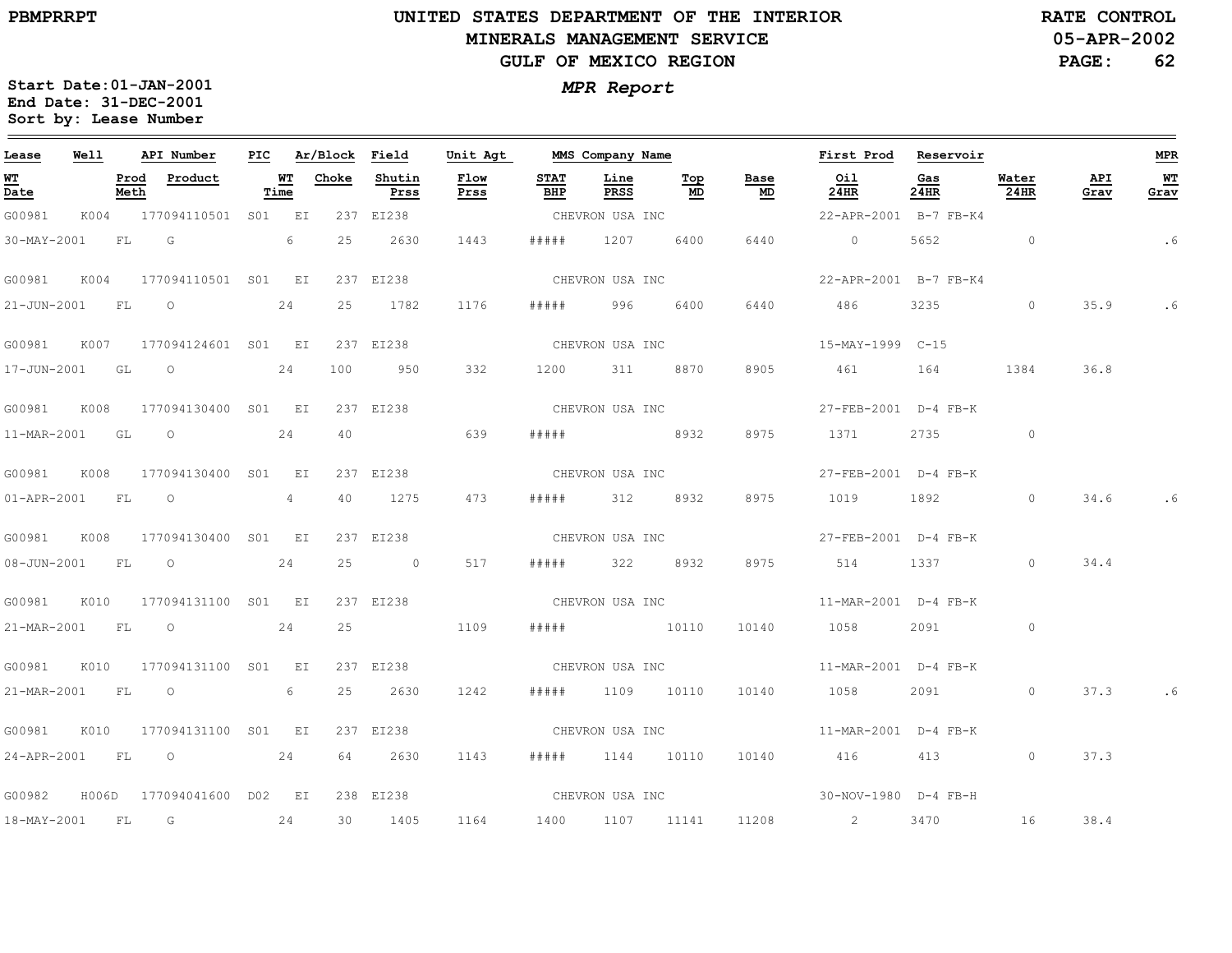PBMPRRPT

# UNITED STATES DEPARTMENT OF THE INTERIOR
## MINERALS MANAGEMENT SERVICE
## GULF OF MEXICO REGION

RATE CONTROL
05-APR-2002

Start Date:01-JAN-2001
End Date: 31-DEC-2001
Sort by: Lease Number

*MPR Report*

| Lease | Well | API Number | PIC | Ar/Block | Field | Unit Agt | MMS Company Name | | | | First Prod | Reservoir | | | MPR |
|---|---|---|---|---|---|---|---|---|---|---|---|---|---|---|---|
| WT Date | Prod Meth | Product | WT Time | Choke | Shutin Prss | Flow Prss | STAT BHP | Line PRSS | Top MD | Base MD | Oil 24HR | Gas 24HR | Water 24HR | API Grav | WT Grav |
| G00981 | K004 | 177094110501 | S01 | EI 237 | EI238 | | CHEVRON USA INC | | | | 22-APR-2001 | B-7 FB-K4 | | | |
| 30-MAY-2001 | FL | G | 6 | 25 | 2630 | 1443 | ##### | 1207 | 6400 | 6440 | 0 | 5652 | 0 | | .6 |
| G00981 | K004 | 177094110501 | S01 | EI 237 | EI238 | | CHEVRON USA INC | | | | 22-APR-2001 | B-7 FB-K4 | | | |
| 21-JUN-2001 | FL | O | 24 | 25 | 1782 | 1176 | ##### | 996 | 6400 | 6440 | 486 | 3235 | 0 | 35.9 | .6 |
| G00981 | K007 | 177094124601 | S01 | EI 237 | EI238 | | CHEVRON USA INC | | | | 15-MAY-1999 | C-15 | | | |
| 17-JUN-2001 | GL | O | 24 | 100 | 950 | 332 | 1200 | 311 | 8870 | 8905 | 461 | 164 | 1384 | 36.8 | |
| G00981 | K008 | 177094130400 | S01 | EI 237 | EI238 | | CHEVRON USA INC | | | | 27-FEB-2001 | D-4 FB-K | | | |
| 11-MAR-2001 | GL | O | 24 | 40 | | 639 | ##### | | 8932 | 8975 | 1371 | 2735 | 0 | | |
| G00981 | K008 | 177094130400 | S01 | EI 237 | EI238 | | CHEVRON USA INC | | | | 27-FEB-2001 | D-4 FB-K | | | |
| 01-APR-2001 | FL | O | 4 | 40 | 1275 | 473 | ##### | 312 | 8932 | 8975 | 1019 | 1892 | 0 | 34.6 | .6 |
| G00981 | K008 | 177094130400 | S01 | EI 237 | EI238 | | CHEVRON USA INC | | | | 27-FEB-2001 | D-4 FB-K | | | |
| 08-JUN-2001 | FL | O | 24 | 25 | 0 | 517 | ##### | 322 | 8932 | 8975 | 514 | 1337 | 0 | 34.4 | |
| G00981 | K010 | 177094131100 | S01 | EI 237 | EI238 | | CHEVRON USA INC | | | | 11-MAR-2001 | D-4 FB-K | | | |
| 21-MAR-2001 | FL | O | 24 | 25 | | 1109 | ##### | | 10110 | 10140 | 1058 | 2091 | 0 | | |
| G00981 | K010 | 177094131100 | S01 | EI 237 | EI238 | | CHEVRON USA INC | | | | 11-MAR-2001 | D-4 FB-K | | | |
| 21-MAR-2001 | FL | O | 6 | 25 | 2630 | 1242 | ##### | 1109 | 10110 | 10140 | 1058 | 2091 | 0 | 37.3 | .6 |
| G00981 | K010 | 177094131100 | S01 | EI 237 | EI238 | | CHEVRON USA INC | | | | 11-MAR-2001 | D-4 FB-K | | | |
| 24-APR-2001 | FL | O | 24 | 64 | 2630 | 1143 | ##### | 1144 | 10110 | 10140 | 416 | 413 | 0 | 37.3 | |
| G00982 | H006D | 177094041600 | D02 | EI 238 | EI238 | | CHEVRON USA INC | | | | 30-NOV-1980 | D-4 FB-H | | | |
| 18-MAY-2001 | FL | G | 24 | 30 | 1405 | 1164 | 1400 | 1107 | 11141 | 11208 | 2 | 3470 | 16 | 38.4 | |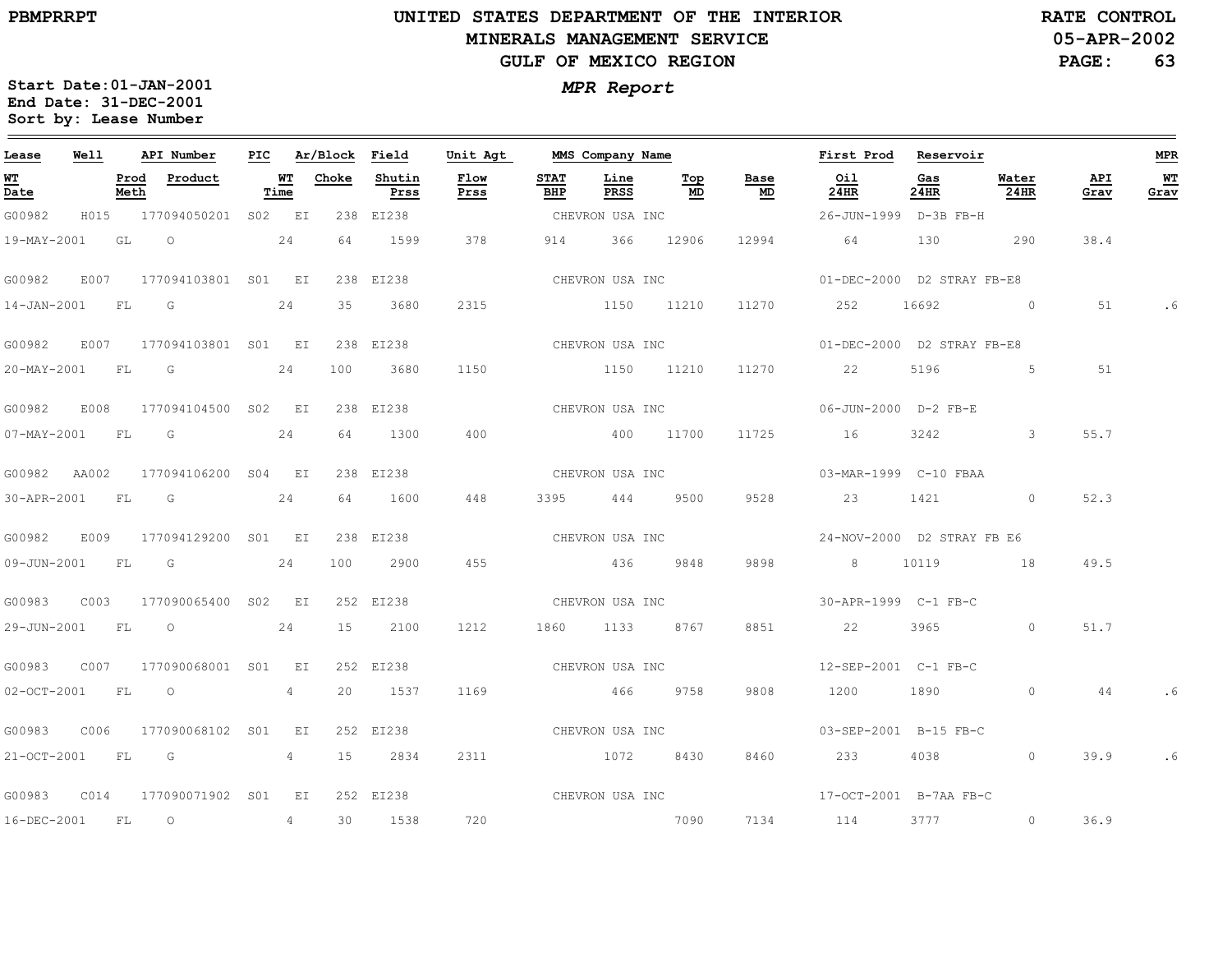PBMPRRPT

# UNITED STATES DEPARTMENT OF THE INTERIOR
## MINERALS MANAGEMENT SERVICE
## GULF OF MEXICO REGION

RATE CONTROL
05-APR-2002

**MPR Report**

Start Date: 01-JAN-2001
End Date: 31-DEC-2001
Sort by: Lease Number

| Lease | Well | API Number | PIC | Ar/Block | Field | Unit Agt | MMS Company Name | | | | First Prod | Reservoir | | | MPR |
|---|---|---|---|---|---|---|---|---|---|---|---|---|---|---|---|
| WT Date | Prod Meth | Product | WT Time | Choke | Shutin Prss | Flow Prss | STAT BHP | Line PRSS | Top MD | Base MD | Oil 24HR | Gas 24HR | Water 24HR | API Grav | WT Grav |
| G00982 | H015 | 177094050201 | S02 | EI 238 | EI238 | | CHEVRON USA INC | | | | 26-JUN-1999 | D-3B FB-H | | | |
| 19-MAY-2001 | GL | O | 24 | 64 | 1599 | 378 | 914 | 366 | 12906 | 12994 | 64 | 130 | 290 | 38.4 | |
| G00982 | E007 | 177094103801 | S01 | EI 238 | EI238 | | CHEVRON USA INC | | | | 01-DEC-2000 | D2 STRAY FB-E8 | | | |
| 14-JAN-2001 | FL | G | 24 | 35 | 3680 | 2315 | | 1150 | 11210 | 11270 | 252 | 16692 | 0 | 51 | .6 |
| G00982 | E007 | 177094103801 | S01 | EI 238 | EI238 | | CHEVRON USA INC | | | | 01-DEC-2000 | D2 STRAY FB-E8 | | | |
| 20-MAY-2001 | FL | G | 24 | 100 | 3680 | 1150 | | 1150 | 11210 | 11270 | 22 | 5196 | 5 | 51 | |
| G00982 | E008 | 177094104500 | S02 | EI 238 | EI238 | | CHEVRON USA INC | | | | 06-JUN-2000 | D-2 FB-E | | | |
| 07-MAY-2001 | FL | G | 24 | 64 | 1300 | 400 | | 400 | 11700 | 11725 | 16 | 3242 | 3 | 55.7 | |
| G00982 | AA002 | 177094106200 | S04 | EI 238 | EI238 | | CHEVRON USA INC | | | | 03-MAR-1999 | C-10 FBAA | | | |
| 30-APR-2001 | FL | G | 24 | 64 | 1600 | 448 | 3395 | 444 | 9500 | 9528 | 23 | 1421 | 0 | 52.3 | |
| G00982 | E009 | 177094129200 | S01 | EI 238 | EI238 | | CHEVRON USA INC | | | | 24-NOV-2000 | D2 STRAY FB E6 | | | |
| 09-JUN-2001 | FL | G | 24 | 100 | 2900 | 455 | | 436 | 9848 | 9898 | 8 | 10119 | 18 | 49.5 | |
| G00983 | C003 | 177090065400 | S02 | EI 252 | EI238 | | CHEVRON USA INC | | | | 30-APR-1999 | C-1 FB-C | | | |
| 29-JUN-2001 | FL | O | 24 | 15 | 2100 | 1212 | 1860 | 1133 | 8767 | 8851 | 22 | 3965 | 0 | 51.7 | |
| G00983 | C007 | 177090068001 | S01 | EI 252 | EI238 | | CHEVRON USA INC | | | | 12-SEP-2001 | C-1 FB-C | | | |
| 02-OCT-2001 | FL | O | 4 | 20 | 1537 | 1169 | | 466 | 9758 | 9808 | 1200 | 1890 | 0 | 44 | .6 |
| G00983 | C006 | 177090068102 | S01 | EI 252 | EI238 | | CHEVRON USA INC | | | | 03-SEP-2001 | B-15 FB-C | | | |
| 21-OCT-2001 | FL | G | 4 | 15 | 2834 | 2311 | | 1072 | 8430 | 8460 | 233 | 4038 | 0 | 39.9 | .6 |
| G00983 | C014 | 177090071902 | S01 | EI 252 | EI238 | | CHEVRON USA INC | | | | 17-OCT-2001 | B-7AA FB-C | | | |
| 16-DEC-2001 | FL | O | 4 | 30 | 1538 | 720 | | | 7090 | 7134 | 114 | 3777 | 0 | 36.9 | |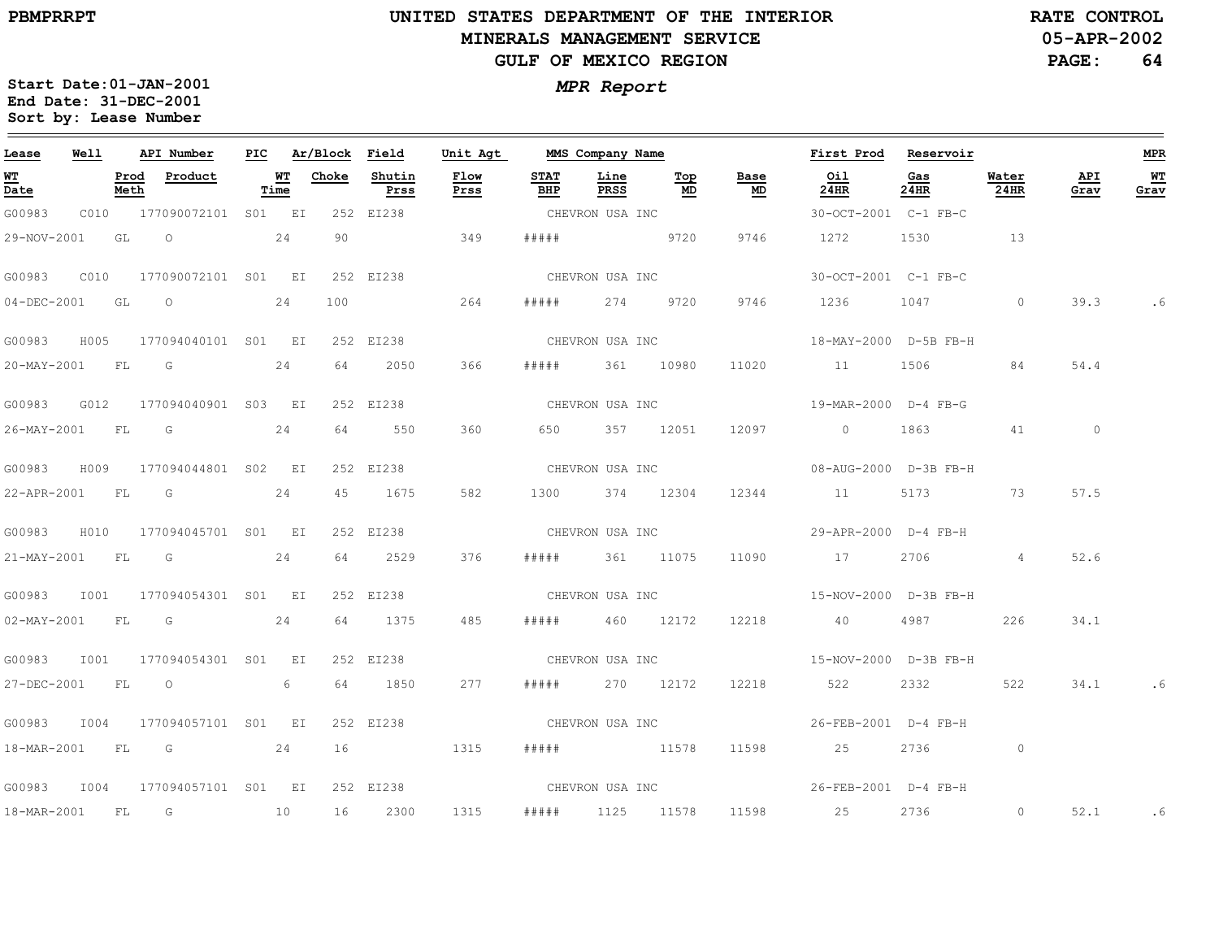UNITED STATES DEPARTMENT OF THE INTERIOR
MINERALS MANAGEMENT SERVICE
GULF OF MEXICO REGION

PBMPRRPT

RATE CONTROL
05-APR-2002

*MPR Report*

Start Date:01-JAN-2001
End Date: 31-DEC-2001
Sort by: Lease Number

| Lease | Well | API Number | PIC | Ar/Block | | Field | Unit Agt | MMS Company Name | | | | | First Prod | Reservoir | | | MPR |
|---|---|---|---|---|---|---|---|---|---|---|---|---|---|---|---|---|---|
| WT Date | | Prod Meth | Product | WT Time | Choke | Shutin Prss | Flow Prss | STAT BHP | Line PRSS | Top MD | Base MD | | Oil 24HR | Gas 24HR | Water 24HR | API Grav | WT Grav |
| G00983 | C010 | 177090072101 | S01 | EI | 252 | EI238 | | CHEVRON USA INC | | | | | 30-OCT-2001 | C-1 FB-C | | | |
| 29-NOV-2001 | | GL | O | 24 | 90 | | 349 | ##### | | 9720 | 9746 | | 1272 | 1530 | 13 | | |
| G00983 | C010 | 177090072101 | S01 | EI | 252 | EI238 | | CHEVRON USA INC | | | | | 30-OCT-2001 | C-1 FB-C | | | |
| 04-DEC-2001 | | GL | O | 24 | 100 | | 264 | ##### | 274 | 9720 | 9746 | | 1236 | 1047 | 0 | 39.3 | .6 |
| G00983 | H005 | 177094040101 | S01 | EI | 252 | EI238 | | CHEVRON USA INC | | | | | 18-MAY-2000 | D-5B FB-H | | | |
| 20-MAY-2001 | | FL | G | 24 | 64 | 2050 | 366 | ##### | 361 | 10980 | 11020 | | 11 | 1506 | 84 | 54.4 | |
| G00983 | G012 | 177094040901 | S03 | EI | 252 | EI238 | | CHEVRON USA INC | | | | | 19-MAR-2000 | D-4 FB-G | | | |
| 26-MAY-2001 | | FL | G | 24 | 64 | 550 | 360 | 650 | 357 | 12051 | 12097 | | 0 | 1863 | 41 | 0 | |
| G00983 | H009 | 177094044801 | S02 | EI | 252 | EI238 | | CHEVRON USA INC | | | | | 08-AUG-2000 | D-3B FB-H | | | |
| 22-APR-2001 | | FL | G | 24 | 45 | 1675 | 582 | 1300 | 374 | 12304 | 12344 | | 11 | 5173 | 73 | 57.5 | |
| G00983 | H010 | 177094045701 | S01 | EI | 252 | EI238 | | CHEVRON USA INC | | | | | 29-APR-2000 | D-4 FB-H | | | |
| 21-MAY-2001 | | FL | G | 24 | 64 | 2529 | 376 | ##### | 361 | 11075 | 11090 | | 17 | 2706 | 4 | 52.6 | |
| G00983 | I001 | 177094054301 | S01 | EI | 252 | EI238 | | CHEVRON USA INC | | | | | 15-NOV-2000 | D-3B FB-H | | | |
| 02-MAY-2001 | | FL | G | 24 | 64 | 1375 | 485 | ##### | 460 | 12172 | 12218 | | 40 | 4987 | 226 | 34.1 | |
| G00983 | I001 | 177094054301 | S01 | EI | 252 | EI238 | | CHEVRON USA INC | | | | | 15-NOV-2000 | D-3B FB-H | | | |
| 27-DEC-2001 | | FL | O | 6 | 64 | 1850 | 277 | ##### | 270 | 12172 | 12218 | | 522 | 2332 | 522 | 34.1 | .6 |
| G00983 | I004 | 177094057101 | S01 | EI | 252 | EI238 | | CHEVRON USA INC | | | | | 26-FEB-2001 | D-4 FB-H | | | |
| 18-MAR-2001 | | FL | G | 24 | 16 | | 1315 | ##### | | 11578 | 11598 | | 25 | 2736 | 0 | | |
| G00983 | I004 | 177094057101 | S01 | EI | 252 | EI238 | | CHEVRON USA INC | | | | | 26-FEB-2001 | D-4 FB-H | | | |
| 18-MAR-2001 | | FL | G | 10 | 16 | 2300 | 1315 | ##### | 1125 | 11578 | 11598 | | 25 | 2736 | 0 | 52.1 | .6 |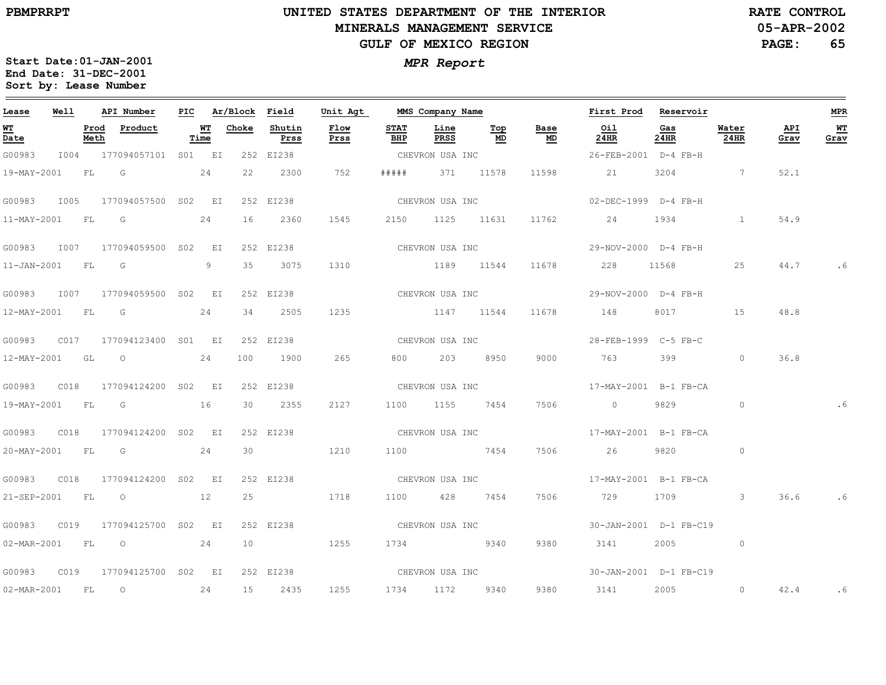PBMPRRPT

# UNITED STATES DEPARTMENT OF THE INTERIOR
## MINERALS MANAGEMENT SERVICE
## GULF OF MEXICO REGION

RATE CONTROL
05-APR-2002

***MPR Report***

**Start Date:01-JAN-2001**
**End Date: 31-DEC-2001**
**Sort by: Lease Number**

| Lease / WT Date | Well / Prod Meth | API Number / Product | PIC / WT Time | Ar/Block / Choke | Field / Shutin Prss | Unit Agt / Flow Prss | STAT BHP | MMS Company Name / Line PRSS | Top MD | Base MD | First Prod / Oil 24HR | Reservoir / Gas 24HR | Water 24HR | API Grav | MPR / WT Grav |
|---|---|---|---|---|---|---|---|---|---|---|---|---|---|---|---|
| G00983 | I004 | 177094057101 | S01 | EI 252 | EI238 | | | CHEVRON USA INC | | | 26-FEB-2001 | D-4 FB-H | | | |
| 19-MAY-2001 | FL | G | 24 | 22 | 2300 | 752 | ##### | 371 | 11578 | 11598 | 21 | 3204 | 7 | 52.1 | |
| G00983 | I005 | 177094057500 | S02 | EI 252 | EI238 | | | CHEVRON USA INC | | | 02-DEC-1999 | D-4 FB-H | | | |
| 11-MAY-2001 | FL | G | 24 | 16 | 2360 | 1545 | 2150 | 1125 | 11631 | 11762 | 24 | 1934 | 1 | 54.9 | |
| G00983 | I007 | 177094059500 | S02 | EI 252 | EI238 | | | CHEVRON USA INC | | | 29-NOV-2000 | D-4 FB-H | | | |
| 11-JAN-2001 | FL | G | 9 | 35 | 3075 | 1310 | | 1189 | 11544 | 11678 | 228 | 11568 | 25 | 44.7 | .6 |
| G00983 | I007 | 177094059500 | S02 | EI 252 | EI238 | | | CHEVRON USA INC | | | 29-NOV-2000 | D-4 FB-H | | | |
| 12-MAY-2001 | FL | G | 24 | 34 | 2505 | 1235 | | 1147 | 11544 | 11678 | 148 | 8017 | 15 | 48.8 | |
| G00983 | C017 | 177094123400 | S01 | EI 252 | EI238 | | | CHEVRON USA INC | | | 28-FEB-1999 | C-5 FB-C | | | |
| 12-MAY-2001 | GL | O | 24 | 100 | 1900 | 265 | 800 | 203 | 8950 | 9000 | 763 | 399 | 0 | 36.8 | |
| G00983 | C018 | 177094124200 | S02 | EI 252 | EI238 | | | CHEVRON USA INC | | | 17-MAY-2001 | B-1 FB-CA | | | |
| 19-MAY-2001 | FL | G | 16 | 30 | 2355 | 2127 | 1100 | 1155 | 7454 | 7506 | 0 | 9829 | 0 | | .6 |
| G00983 | C018 | 177094124200 | S02 | EI 252 | EI238 | | | CHEVRON USA INC | | | 17-MAY-2001 | B-1 FB-CA | | | |
| 20-MAY-2001 | FL | G | 24 | 30 | | 1210 | 1100 | | 7454 | 7506 | 26 | 9820 | 0 | | |
| G00983 | C018 | 177094124200 | S02 | EI 252 | EI238 | | | CHEVRON USA INC | | | 17-MAY-2001 | B-1 FB-CA | | | |
| 21-SEP-2001 | FL | O | 12 | 25 | | 1718 | 1100 | 428 | 7454 | 7506 | 729 | 1709 | 3 | 36.6 | .6 |
| G00983 | C019 | 177094125700 | S02 | EI 252 | EI238 | | | CHEVRON USA INC | | | 30-JAN-2001 | D-1 FB-C19 | | | |
| 02-MAR-2001 | FL | O | 24 | 10 | | 1255 | 1734 | | 9340 | 9380 | 3141 | 2005 | 0 | | |
| G00983 | C019 | 177094125700 | S02 | EI 252 | EI238 | | | CHEVRON USA INC | | | 30-JAN-2001 | D-1 FB-C19 | | | |
| 02-MAR-2001 | FL | O | 24 | 15 | 2435 | 1255 | 1734 | 1172 | 9340 | 9380 | 3141 | 2005 | 0 | 42.4 | .6 |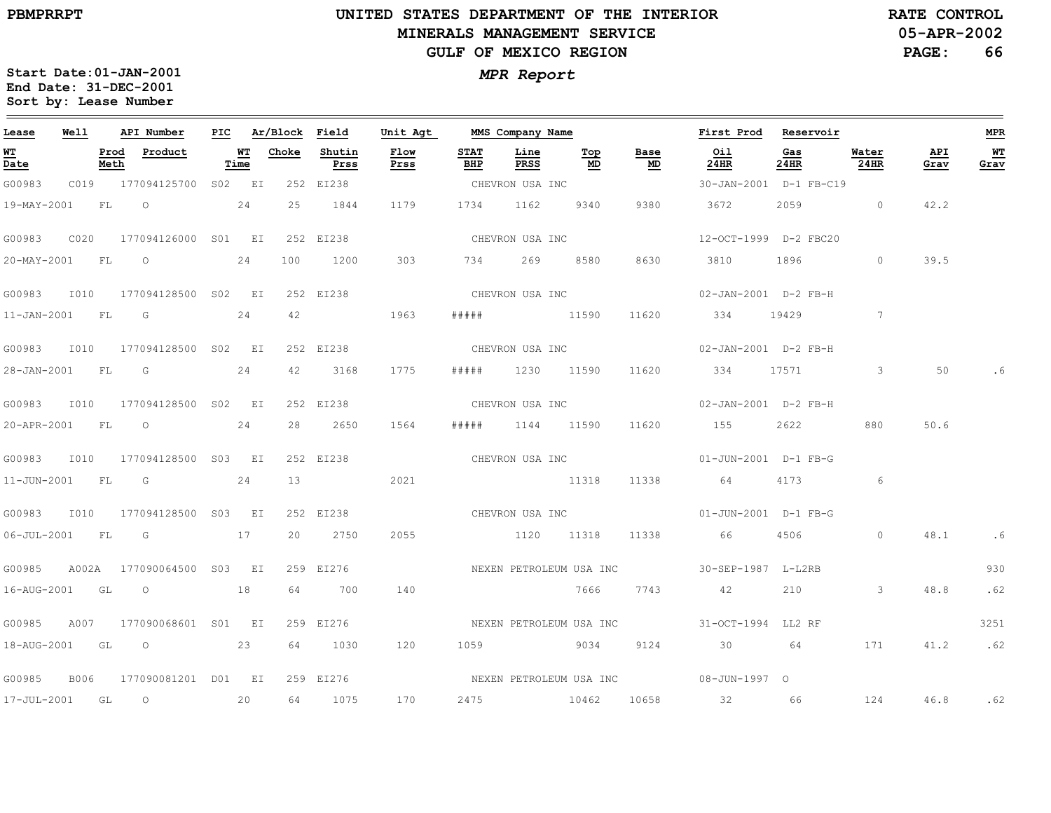UNITED STATES DEPARTMENT OF THE INTERIOR
MINERALS MANAGEMENT SERVICE
GULF OF MEXICO REGION

PBMPRRPT

RATE CONTROL
05-APR-2002

Start Date:01-JAN-2001
End Date: 31-DEC-2001
Sort by: Lease Number

*MPR Report*

| Lease | Well | | API Number | PIC | Ar/Block | | Field | Unit Agt | MMS Company Name | | | | First Prod | Reservoir | | | MPR |
|---|---|---|---|---|---|---|---|---|---|---|---|---|---|---|---|---|---|
| WT Date | | Prod Meth | Product | WT Time | Choke | | Shutin Prss | Flow Prss | STAT BHP | Line PRSS | Top MD | Base MD | Oil 24HR | Gas 24HR | Water 24HR | API Grav | WT Grav |
| G00983 | C019 | | 177094125700 | S02 | EI | 252 | EI238 | | CHEVRON USA INC | | | | 30-JAN-2001 | D-1 FB-C19 | | | |
| 19-MAY-2001 | | FL | O | 24 | 25 | | 1844 | 1179 | 1734 | 1162 | 9340 | 9380 | 3672 | 2059 | 0 | 42.2 | |
| G00983 | C020 | | 177094126000 | S01 | EI | 252 | EI238 | | CHEVRON USA INC | | | | 12-OCT-1999 | D-2 FBC20 | | | |
| 20-MAY-2001 | | FL | O | 24 | 100 | | 1200 | 303 | 734 | 269 | 8580 | 8630 | 3810 | 1896 | 0 | 39.5 | |
| G00983 | I010 | | 177094128500 | S02 | EI | 252 | EI238 | | CHEVRON USA INC | | | | 02-JAN-2001 | D-2 FB-H | | | |
| 11-JAN-2001 | | FL | G | 24 | 42 | | | 1963 | ##### | | 11590 | 11620 | 334 | 19429 | 7 | | |
| G00983 | I010 | | 177094128500 | S02 | EI | 252 | EI238 | | CHEVRON USA INC | | | | 02-JAN-2001 | D-2 FB-H | | | |
| 28-JAN-2001 | | FL | G | 24 | 42 | | 3168 | 1775 | ##### | 1230 | 11590 | 11620 | 334 | 17571 | 3 | 50 | .6 |
| G00983 | I010 | | 177094128500 | S02 | EI | 252 | EI238 | | CHEVRON USA INC | | | | 02-JAN-2001 | D-2 FB-H | | | |
| 20-APR-2001 | | FL | O | 24 | 28 | | 2650 | 1564 | ##### | 1144 | 11590 | 11620 | 155 | 2622 | 880 | 50.6 | |
| G00983 | I010 | | 177094128500 | S03 | EI | 252 | EI238 | | CHEVRON USA INC | | | | 01-JUN-2001 | D-1 FB-G | | | |
| 11-JUN-2001 | | FL | G | 24 | 13 | | | 2021 | | | 11318 | 11338 | 64 | 4173 | 6 | | |
| G00983 | I010 | | 177094128500 | S03 | EI | 252 | EI238 | | CHEVRON USA INC | | | | 01-JUN-2001 | D-1 FB-G | | | |
| 06-JUL-2001 | | FL | G | 17 | 20 | | 2750 | 2055 | | 1120 | 11318 | 11338 | 66 | 4506 | 0 | 48.1 | .6 |
| G00985 | A002A | | 177090064500 | S03 | EI | 259 | EI276 | | NEXEN PETROLEUM USA INC | | | | 30-SEP-1987 | L-L2RB | | | 930 |
| 16-AUG-2001 | | GL | O | 18 | 64 | | 700 | 140 | | | 7666 | 7743 | 42 | 210 | 3 | 48.8 | .62 |
| G00985 | A007 | | 177090068601 | S01 | EI | 259 | EI276 | | NEXEN PETROLEUM USA INC | | | | 31-OCT-1994 | LL2 RF | | | 3251 |
| 18-AUG-2001 | | GL | O | 23 | 64 | | 1030 | 120 | 1059 | | 9034 | 9124 | 30 | 64 | 171 | 41.2 | .62 |
| G00985 | B006 | | 177090081201 | D01 | EI | 259 | EI276 | | NEXEN PETROLEUM USA INC | | | | 08-JUN-1997 | O | | | |
| 17-JUL-2001 | | GL | O | 20 | 64 | | 1075 | 170 | 2475 | | 10462 | 10658 | 32 | 66 | 124 | 46.8 | .62 |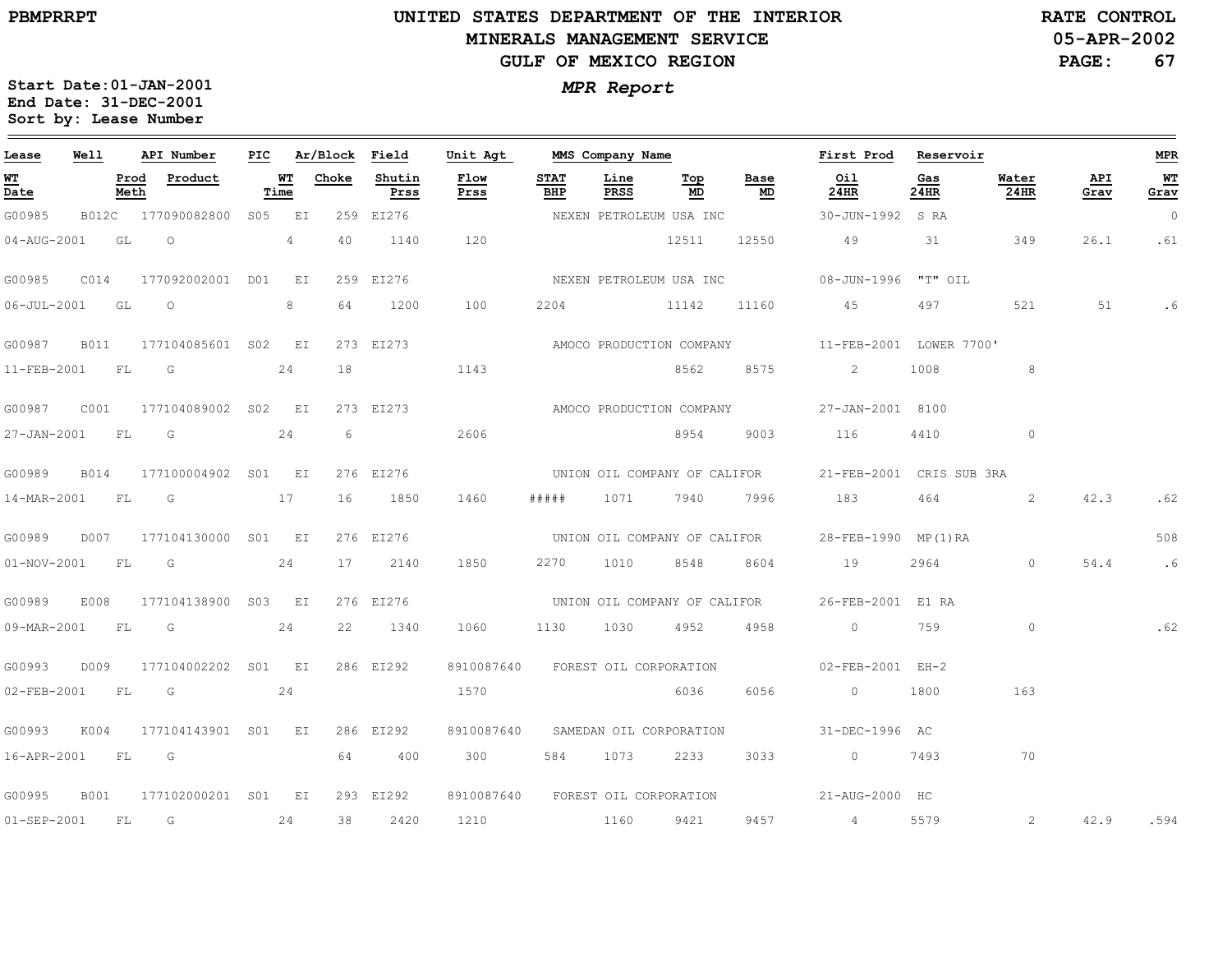PBMPRRPT

# UNITED STATES DEPARTMENT OF THE INTERIOR
## MINERALS MANAGEMENT SERVICE
## GULF OF MEXICO REGION

RATE CONTROL
05-APR-2002

Start Date:01-JAN-2001
End Date: 31-DEC-2001
Sort by: Lease Number

*MPR Report*

| Lease | Well | API Number | PIC | Ar/Block | | Field | Unit Agt | MMS Company Name | | | | First Prod | Reservoir | | | MPR |
|---|---|---|---|---|---|---|---|---|---|---|---|---|---|---|---|---|
| WT Date | Prod Meth | Product | WT Time | Choke | | Shutin Prss | Flow Prss | STAT BHP | Line PRSS | Top MD | Base MD | Oil 24HR | Gas 24HR | Water 24HR | API Grav | WT Grav |
| G00985 | B012C | 177090082800 | S05 | EI | 259 | EI276 | | NEXEN PETROLEUM USA INC | | | | 30-JUN-1992 | S RA | | | 0 |
| 04-AUG-2001 | GL | O | 4 | 40 | | 1140 | 120 | | | 12511 | 12550 | 49 | 31 | 349 | 26.1 | .61 |
| G00985 | C014 | 177092002001 | D01 | EI | 259 | EI276 | | NEXEN PETROLEUM USA INC | | | | 08-JUN-1996 | "T" OIL | | | |
| 06-JUL-2001 | GL | O | 8 | 64 | | 1200 | 100 | 2204 | | 11142 | 11160 | 45 | 497 | 521 | 51 | .6 |
| G00987 | B011 | 177104085601 | S02 | EI | 273 | EI273 | | AMOCO PRODUCTION COMPANY | | | | 11-FEB-2001 | LOWER 7700' | | | |
| 11-FEB-2001 | FL | G | 24 | 18 | | | 1143 | | | 8562 | 8575 | 2 | 1008 | 8 | | |
| G00987 | C001 | 177104089002 | S02 | EI | 273 | EI273 | | AMOCO PRODUCTION COMPANY | | | | 27-JAN-2001 | 8100 | | | |
| 27-JAN-2001 | FL | G | 24 | 6 | | | 2606 | | | 8954 | 9003 | 116 | 4410 | 0 | | |
| G00989 | B014 | 177100004902 | S01 | EI | 276 | EI276 | | UNION OIL COMPANY OF CALIFOR | | | | 21-FEB-2001 | CRIS SUB 3RA | | | |
| 14-MAR-2001 | FL | G | 17 | 16 | | 1850 | 1460 | ##### | 1071 | 7940 | 7996 | 183 | 464 | 2 | 42.3 | .62 |
| G00989 | D007 | 177104130000 | S01 | EI | 276 | EI276 | | UNION OIL COMPANY OF CALIFOR | | | | 28-FEB-1990 | MP(1)RA | | | 508 |
| 01-NOV-2001 | FL | G | 24 | 17 | | 2140 | 1850 | 2270 | 1010 | 8548 | 8604 | 19 | 2964 | 0 | 54.4 | .6 |
| G00989 | E008 | 177104138900 | S03 | EI | 276 | EI276 | | UNION OIL COMPANY OF CALIFOR | | | | 26-FEB-2001 | E1 RA | | | |
| 09-MAR-2001 | FL | G | 24 | 22 | | 1340 | 1060 | 1130 | 1030 | 4952 | 4958 | 0 | 759 | 0 | | .62 |
| G00993 | D009 | 177104002202 | S01 | EI | 286 | EI292 | 8910087640 | FOREST OIL CORPORATION | | | | 02-FEB-2001 | EH-2 | | | |
| 02-FEB-2001 | FL | G | 24 | | | | 1570 | | | 6036 | 6056 | 0 | 1800 | 163 | | |
| G00993 | K004 | 177104143901 | S01 | EI | 286 | EI292 | 8910087640 | SAMEDAN OIL CORPORATION | | | | 31-DEC-1996 | AC | | | |
| 16-APR-2001 | FL | G | | 64 | | 400 | 300 | 584 | 1073 | 2233 | 3033 | 0 | 7493 | 70 | | |
| G00995 | B001 | 177102000201 | S01 | EI | 293 | EI292 | 8910087640 | FOREST OIL CORPORATION | | | | 21-AUG-2000 | HC | | | |
| 01-SEP-2001 | FL | G | 24 | 38 | | 2420 | 1210 | | 1160 | 9421 | 9457 | 4 | 5579 | 2 | 42.9 | .594 |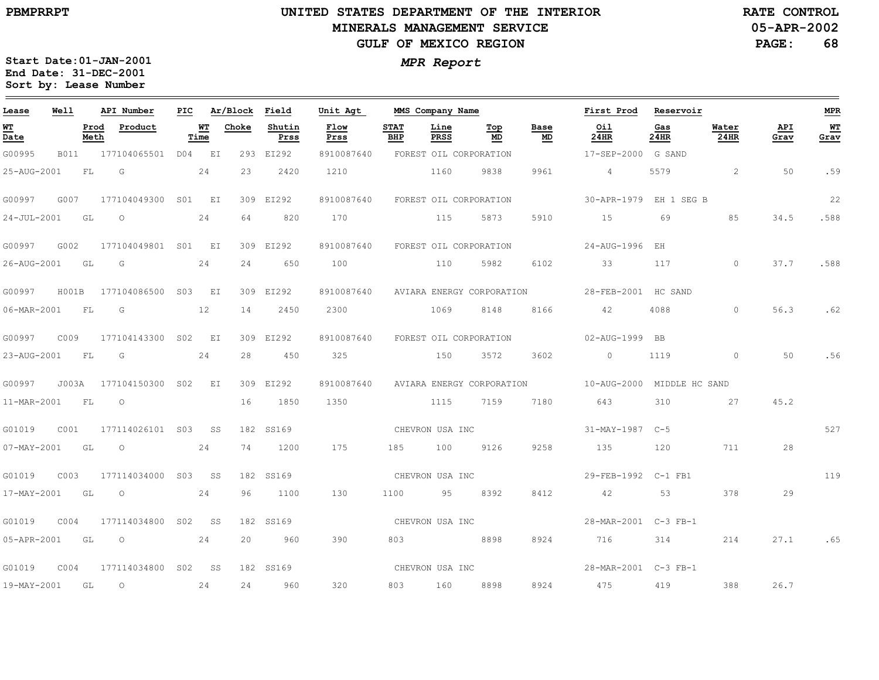PBMPRRPT

# UNITED STATES DEPARTMENT OF THE INTERIOR
## MINERALS MANAGEMENT SERVICE
## GULF OF MEXICO REGION

RATE CONTROL
05-APR-2002

***MPR Report***

**Start Date:01-JAN-2001**
**End Date: 31-DEC-2001**
**Sort by: Lease Number**

| Lease | Well | API Number | PIC | Ar/Block | Field | Unit Agt | MMS Company Name | | | | First Prod | Reservoir | | | MPR |
|---|---|---|---|---|---|---|---|---|---|---|---|---|---|---|---|
| **WT Date** | **Prod Meth** | **Product** | **WT Time** | **Choke** | **Shutin Prss** | **Flow Prss** | **STAT BHP** | **Line PRSS** | **Top MD** | **Base MD** | **Oil 24HR** | **Gas 24HR** | **Water 24HR** | **API Grav** | **WT Grav** |
| G00995 | B011 | 177104065501 | D04 | EI 293 | EI292 | 8910087640 | FOREST OIL CORPORATION | | | | 17-SEP-2000 | G SAND | | | |
| 25-AUG-2001 | FL | G | 24 | 23 | 2420 | 1210 | | 1160 | 9838 | 9961 | 4 | 5579 | 2 | 50 | .59 |
| G00997 | G007 | 177104049300 | S01 | EI 309 | EI292 | 8910087640 | FOREST OIL CORPORATION | | | | 30-APR-1979 | EH 1 SEG B | | | 22 |
| 24-JUL-2001 | GL | O | 24 | 64 | 820 | 170 | | 115 | 5873 | 5910 | 15 | 69 | 85 | 34.5 | .588 |
| G00997 | G002 | 177104049801 | S01 | EI 309 | EI292 | 8910087640 | FOREST OIL CORPORATION | | | | 24-AUG-1996 | EH | | | |
| 26-AUG-2001 | GL | G | 24 | 24 | 650 | 100 | | 110 | 5982 | 6102 | 33 | 117 | 0 | 37.7 | .588 |
| G00997 | H001B | 177104086500 | S03 | EI 309 | EI292 | 8910087640 | AVIARA ENERGY CORPORATION | | | | 28-FEB-2001 | HC SAND | | | |
| 06-MAR-2001 | FL | G | 12 | 14 | 2450 | 2300 | | 1069 | 8148 | 8166 | 42 | 4088 | 0 | 56.3 | .62 |
| G00997 | C009 | 177104143300 | S02 | EI 309 | EI292 | 8910087640 | FOREST OIL CORPORATION | | | | 02-AUG-1999 | BB | | | |
| 23-AUG-2001 | FL | G | 24 | 28 | 450 | 325 | | 150 | 3572 | 3602 | 0 | 1119 | 0 | 50 | .56 |
| G00997 | J003A | 177104150300 | S02 | EI 309 | EI292 | 8910087640 | AVIARA ENERGY CORPORATION | | | | 10-AUG-2000 | MIDDLE HC SAND | | | |
| 11-MAR-2001 | FL | O | | 16 | 1850 | 1350 | | 1115 | 7159 | 7180 | 643 | 310 | 27 | 45.2 | |
| G01019 | C001 | 177114026101 | S03 | SS 182 | SS169 | | CHEVRON USA INC | | | | 31-MAY-1987 | C-5 | | | 527 |
| 07-MAY-2001 | GL | O | 24 | 74 | 1200 | 175 | 185 | 100 | 9126 | 9258 | 135 | 120 | 711 | 28 | |
| G01019 | C003 | 177114034000 | S03 | SS 182 | SS169 | | CHEVRON USA INC | | | | 29-FEB-1992 | C-1 FB1 | | | 119 |
| 17-MAY-2001 | GL | O | 24 | 96 | 1100 | 130 | 1100 | 95 | 8392 | 8412 | 42 | 53 | 378 | 29 | |
| G01019 | C004 | 177114034800 | S02 | SS 182 | SS169 | | CHEVRON USA INC | | | | 28-MAR-2001 | C-3 FB-1 | | | |
| 05-APR-2001 | GL | O | 24 | 20 | 960 | 390 | 803 | | 8898 | 8924 | 716 | 314 | 214 | 27.1 | .65 |
| G01019 | C004 | 177114034800 | S02 | SS 182 | SS169 | | CHEVRON USA INC | | | | 28-MAR-2001 | C-3 FB-1 | | | |
| 19-MAY-2001 | GL | O | 24 | 24 | 960 | 320 | 803 | 160 | 8898 | 8924 | 475 | 419 | 388 | 26.7 | |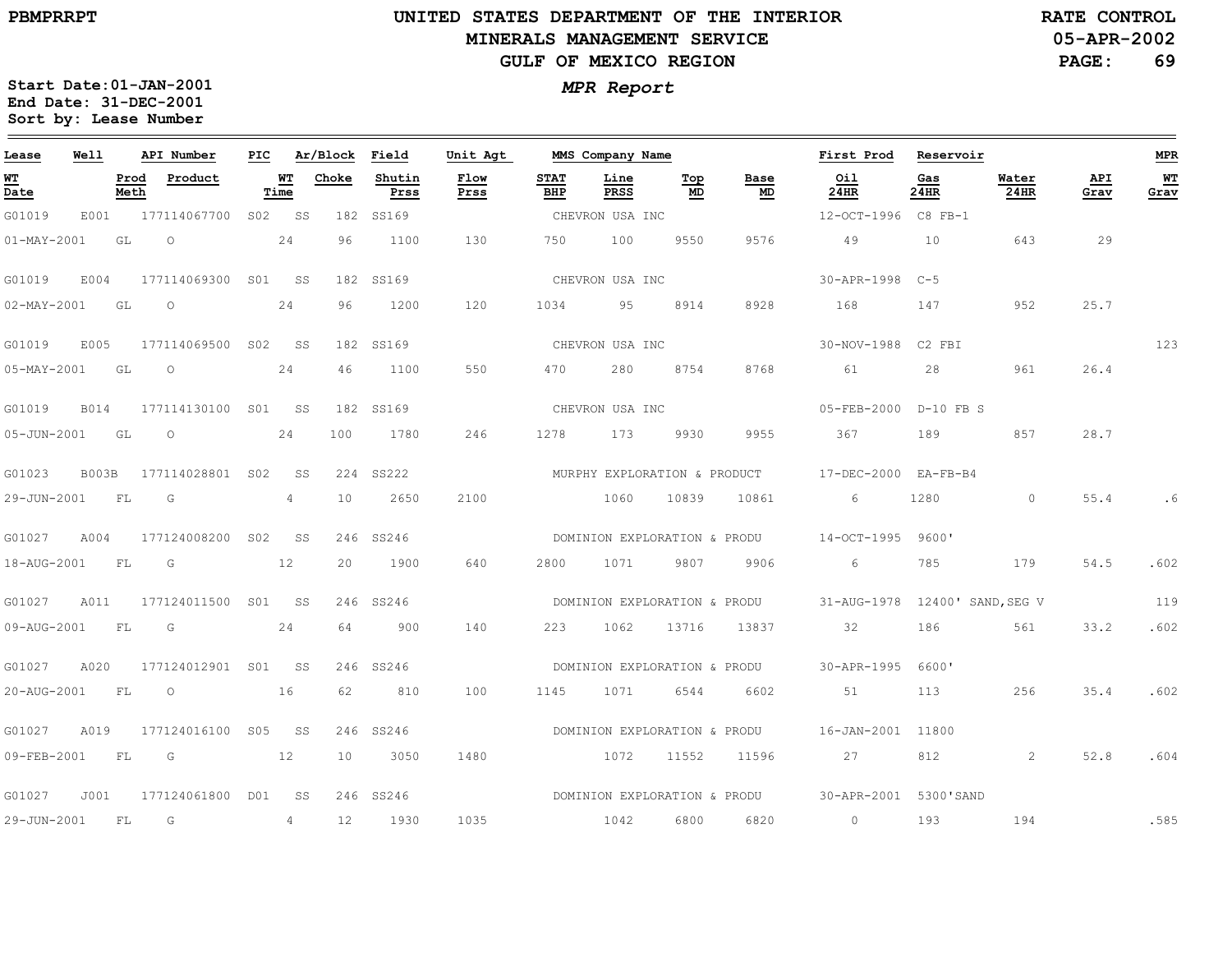PBMPRRPT

# UNITED STATES DEPARTMENT OF THE INTERIOR
## MINERALS MANAGEMENT SERVICE
## GULF OF MEXICO REGION

RATE CONTROL
05-APR-2002

**Start Date:01-JAN-2001**
**End Date: 31-DEC-2001**
**Sort by: Lease Number**

***MPR Report***

| Lease | Well | API Number | PIC | Ar/Block | | Field | Unit Agt | MMS Company Name | | | | First Prod | Reservoir | | | MPR |
|---|---|---|---|---|---|---|---|---|---|---|---|---|---|---|---|---|
| WT Date | Prod Meth | Product | WT Time | Choke | | Shutin Prss | Flow Prss | STAT BHP | Line PRSS | Top MD | Base MD | Oil 24HR | Gas 24HR | Water 24HR | API Grav | WT Grav |
| G01019 | E001 | 177114067700 | S02 | SS | 182 | SS169 | | CHEVRON USA INC | | | | 12-OCT-1996 | C8 FB-1 | | | |
| 01-MAY-2001 | GL | O | 24 | 96 | | 1100 | 130 | 750 | 100 | 9550 | 9576 | 49 | 10 | 643 | 29 | |
| G01019 | E004 | 177114069300 | S01 | SS | 182 | SS169 | | CHEVRON USA INC | | | | 30-APR-1998 | C-5 | | | |
| 02-MAY-2001 | GL | O | 24 | 96 | | 1200 | 120 | 1034 | 95 | 8914 | 8928 | 168 | 147 | 952 | 25.7 | |
| G01019 | E005 | 177114069500 | S02 | SS | 182 | SS169 | | CHEVRON USA INC | | | | 30-NOV-1988 | C2 FBI | | | 123 |
| 05-MAY-2001 | GL | O | 24 | 46 | | 1100 | 550 | 470 | 280 | 8754 | 8768 | 61 | 28 | 961 | 26.4 | |
| G01019 | B014 | 177114130100 | S01 | SS | 182 | SS169 | | CHEVRON USA INC | | | | 05-FEB-2000 | D-10 FB S | | | |
| 05-JUN-2001 | GL | O | 24 | 100 | | 1780 | 246 | 1278 | 173 | 9930 | 9955 | 367 | 189 | 857 | 28.7 | |
| G01023 | B003B | 177114028801 | S02 | SS | 224 | SS222 | | MURPHY EXPLORATION & PRODUCT | | | | 17-DEC-2000 | EA-FB-B4 | | | |
| 29-JUN-2001 | FL | G | 4 | 10 | | 2650 | 2100 | | 1060 | 10839 | 10861 | 6 | 1280 | 0 | 55.4 | .6 |
| G01027 | A004 | 177124008200 | S02 | SS | 246 | SS246 | | DOMINION EXPLORATION & PRODU | | | | 14-OCT-1995 | 9600' | | | |
| 18-AUG-2001 | FL | G | 12 | 20 | | 1900 | 640 | 2800 | 1071 | 9807 | 9906 | 6 | 785 | 179 | 54.5 | .602 |
| G01027 | A011 | 177124011500 | S01 | SS | 246 | SS246 | | DOMINION EXPLORATION & PRODU | | | | 31-AUG-1978 | 12400' SAND,SEG V | | | 119 |
| 09-AUG-2001 | FL | G | 24 | 64 | | 900 | 140 | 223 | 1062 | 13716 | 13837 | 32 | 186 | 561 | 33.2 | .602 |
| G01027 | A020 | 177124012901 | S01 | SS | 246 | SS246 | | DOMINION EXPLORATION & PRODU | | | | 30-APR-1995 | 6600' | | | |
| 20-AUG-2001 | FL | O | 16 | 62 | | 810 | 100 | 1145 | 1071 | 6544 | 6602 | 51 | 113 | 256 | 35.4 | .602 |
| G01027 | A019 | 177124016100 | S05 | SS | 246 | SS246 | | DOMINION EXPLORATION & PRODU | | | | 16-JAN-2001 | 11800 | | | |
| 09-FEB-2001 | FL | G | 12 | 10 | | 3050 | 1480 | | 1072 | 11552 | 11596 | 27 | 812 | 2 | 52.8 | .604 |
| G01027 | J001 | 177124061800 | D01 | SS | 246 | SS246 | | DOMINION EXPLORATION & PRODU | | | | 30-APR-2001 | 5300'SAND | | | |
| 29-JUN-2001 | FL | G | 4 | 12 | | 1930 | 1035 | | 1042 | 6800 | 6820 | 0 | 193 | 194 | | .585 |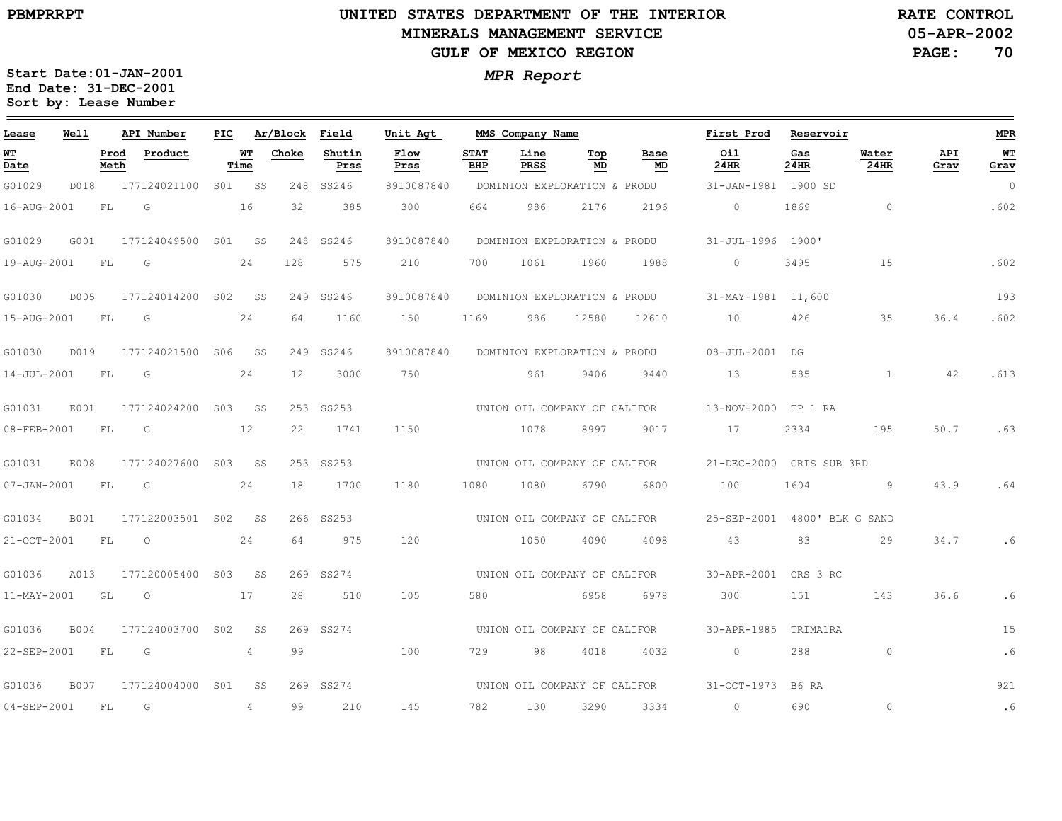PBMPRRPT

# UNITED STATES DEPARTMENT OF THE INTERIOR
## MINERALS MANAGEMENT SERVICE
## GULF OF MEXICO REGION

RATE CONTROL
05-APR-2002

*MPR Report*

Start Date: 01-JAN-2001
End Date: 31-DEC-2001
Sort by: Lease Number

| Lease | Well | API Number | PIC | Ar/Block | | Field | Unit Agt | MMS Company Name | | | | First Prod | Reservoir | | | MPR |
|---|---|---|---|---|---|---|---|---|---|---|---|---|---|---|---|---|
| WT Date | Prod Meth | Product | WT Time | Choke | | Shutin Prss | Flow Prss | STAT BHP | Line PRSS | Top MD | Base MD | Oil 24HR | Gas 24HR | Water 24HR | API Grav | WT Grav |
| G01029 | D018 | 177124021100 | S01 | SS | 248 | SS246 | 8910087840 | DOMINION EXPLORATION & PRODU | | | | 31-JAN-1981 | 1900 SD | | | 0 |
| 16-AUG-2001 | FL | G | 16 | 32 | | 385 | 300 | 664 | 986 | 2176 | 2196 | 0 | 1869 | 0 | | .602 |
| G01029 | G001 | 177124049500 | S01 | SS | 248 | SS246 | 8910087840 | DOMINION EXPLORATION & PRODU | | | | 31-JUL-1996 | 1900' | | | |
| 19-AUG-2001 | FL | G | 24 | 128 | | 575 | 210 | 700 | 1061 | 1960 | 1988 | 0 | 3495 | 15 | | .602 |
| G01030 | D005 | 177124014200 | S02 | SS | 249 | SS246 | 8910087840 | DOMINION EXPLORATION & PRODU | | | | 31-MAY-1981 | 11,600 | | | 193 |
| 15-AUG-2001 | FL | G | 24 | 64 | | 1160 | 150 | 1169 | 986 | 12580 | 12610 | 10 | 426 | 35 | 36.4 | .602 |
| G01030 | D019 | 177124021500 | S06 | SS | 249 | SS246 | 8910087840 | DOMINION EXPLORATION & PRODU | | | | 08-JUL-2001 | DG | | | |
| 14-JUL-2001 | FL | G | 24 | 12 | | 3000 | 750 | | 961 | 9406 | 9440 | 13 | 585 | 1 | 42 | .613 |
| G01031 | E001 | 177124024200 | S03 | SS | 253 | SS253 | | UNION OIL COMPANY OF CALIFOR | | | | 13-NOV-2000 | TP 1 RA | | | |
| 08-FEB-2001 | FL | G | 12 | 22 | | 1741 | 1150 | | 1078 | 8997 | 9017 | 17 | 2334 | 195 | 50.7 | .63 |
| G01031 | E008 | 177124027600 | S03 | SS | 253 | SS253 | | UNION OIL COMPANY OF CALIFOR | | | | 21-DEC-2000 | CRIS SUB 3RD | | | |
| 07-JAN-2001 | FL | G | 24 | 18 | | 1700 | 1180 | 1080 | 1080 | 6790 | 6800 | 100 | 1604 | 9 | 43.9 | .64 |
| G01034 | B001 | 177122003501 | S02 | SS | 266 | SS253 | | UNION OIL COMPANY OF CALIFOR | | | | 25-SEP-2001 | 4800' BLK G SAND | | | |
| 21-OCT-2001 | FL | O | 24 | 64 | | 975 | 120 | | 1050 | 4090 | 4098 | 43 | 83 | 29 | 34.7 | .6 |
| G01036 | A013 | 177120005400 | S03 | SS | 269 | SS274 | | UNION OIL COMPANY OF CALIFOR | | | | 30-APR-2001 | CRS 3 RC | | | |
| 11-MAY-2001 | GL | O | 17 | 28 | | 510 | 105 | 580 | | 6958 | 6978 | 300 | 151 | 143 | 36.6 | .6 |
| G01036 | B004 | 177124003700 | S02 | SS | 269 | SS274 | | UNION OIL COMPANY OF CALIFOR | | | | 30-APR-1985 | TRIMA1RA | | | 15 |
| 22-SEP-2001 | FL | G | 4 | 99 | | | 100 | 729 | 98 | 4018 | 4032 | 0 | 288 | 0 | | .6 |
| G01036 | B007 | 177124004000 | S01 | SS | 269 | SS274 | | UNION OIL COMPANY OF CALIFOR | | | | 31-OCT-1973 | B6 RA | | | 921 |
| 04-SEP-2001 | FL | G | 4 | 99 | | 210 | 145 | 782 | 130 | 3290 | 3334 | 0 | 690 | 0 | | .6 |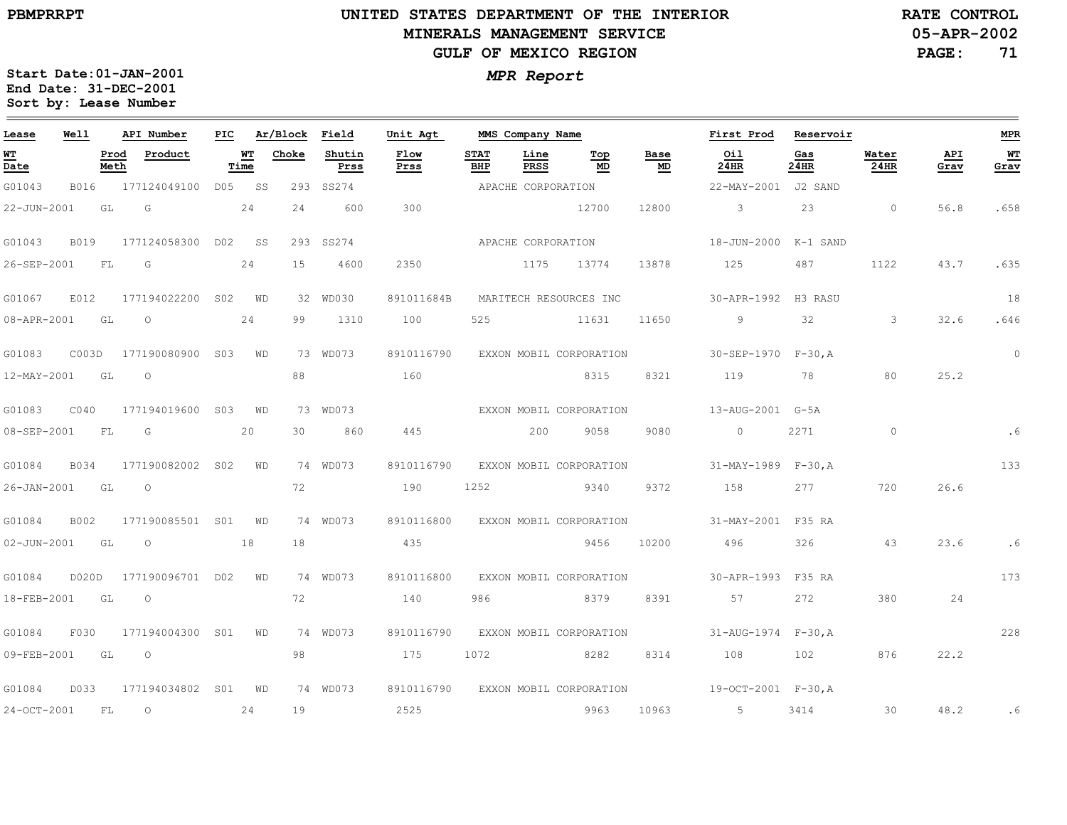# UNITED STATES DEPARTMENT OF THE INTERIOR
## MINERALS MANAGEMENT SERVICE
## GULF OF MEXICO REGION

PBMPRRPT

RATE CONTROL
05-APR-2002

**MPR Report**

Start Date: 01-JAN-2001
End Date: 31-DEC-2001
Sort by: Lease Number

| Lease | Well | API Number | PIC | Ar/Block | | Field | Unit Agt | MMS Company Name | | | | | First Prod | Reservoir | | | MPR |
|---|---|---|---|---|---|---|---|---|---|---|---|---|---|---|---|---|---|
| WT Date | Prod Meth | Product | WT Time | Choke | | Shutin Prss | Flow Prss | STAT BHP | Line PRSS | Top MD | Base MD | | Oil 24HR | Gas 24HR | Water 24HR | API Grav | WT Grav |
| G01043 | B016 | 177124049100 | D05 | SS | 293 | SS274 | | APACHE CORPORATION | | | | | 22-MAY-2001 | J2 SAND | | | |
| 22-JUN-2001 | GL | G | 24 | 24 | | 600 | 300 | | | 12700 | 12800 | | 3 | 23 | 0 | 56.8 | .658 |
| G01043 | B019 | 177124058300 | D02 | SS | 293 | SS274 | | APACHE CORPORATION | | | | | 18-JUN-2000 | K-1 SAND | | | |
| 26-SEP-2001 | FL | G | 24 | 15 | | 4600 | 2350 | | 1175 | 13774 | 13878 | | 125 | 487 | 1122 | 43.7 | .635 |
| G01067 | E012 | 177194022200 | S02 | WD | 32 | WD030 | 891011684B | MARITECH RESOURCES INC | | | | | 30-APR-1992 | H3 RASU | | | 18 |
| 08-APR-2001 | GL | O | 24 | 99 | | 1310 | 100 | 525 | | 11631 | 11650 | | 9 | 32 | 3 | 32.6 | .646 |
| G01083 | C003D | 177190080900 | S03 | WD | 73 | WD073 | 8910116790 | EXXON MOBIL CORPORATION | | | | | 30-SEP-1970 | F-30,A | | | 0 |
| 12-MAY-2001 | GL | O | | 88 | | | 160 | | | 8315 | 8321 | | 119 | 78 | 80 | 25.2 | |
| G01083 | C040 | 177194019600 | S03 | WD | 73 | WD073 | | EXXON MOBIL CORPORATION | | | | | 13-AUG-2001 | G-5A | | | |
| 08-SEP-2001 | FL | G | 20 | 30 | | 860 | 445 | | 200 | 9058 | 9080 | | 0 | 2271 | 0 | | .6 |
| G01084 | B034 | 177190082002 | S02 | WD | 74 | WD073 | 8910116790 | EXXON MOBIL CORPORATION | | | | | 31-MAY-1989 | F-30,A | | | 133 |
| 26-JAN-2001 | GL | O | | 72 | | | 190 | 1252 | | 9340 | 9372 | | 158 | 277 | 720 | 26.6 | |
| G01084 | B002 | 177190085501 | S01 | WD | 74 | WD073 | 8910116800 | EXXON MOBIL CORPORATION | | | | | 31-MAY-2001 | F35 RA | | | |
| 02-JUN-2001 | GL | O | 18 | 18 | | | 435 | | | 9456 | 10200 | | 496 | 326 | 43 | 23.6 | .6 |
| G01084 | D020D | 177190096701 | D02 | WD | 74 | WD073 | 8910116800 | EXXON MOBIL CORPORATION | | | | | 30-APR-1993 | F35 RA | | | 173 |
| 18-FEB-2001 | GL | O | | 72 | | | 140 | 986 | | 8379 | 8391 | | 57 | 272 | 380 | 24 | |
| G01084 | F030 | 177194004300 | S01 | WD | 74 | WD073 | 8910116790 | EXXON MOBIL CORPORATION | | | | | 31-AUG-1974 | F-30,A | | | 228 |
| 09-FEB-2001 | GL | O | | 98 | | | 175 | 1072 | | 8282 | 8314 | | 108 | 102 | 876 | 22.2 | |
| G01084 | D033 | 177194034802 | S01 | WD | 74 | WD073 | 8910116790 | EXXON MOBIL CORPORATION | | | | | 19-OCT-2001 | F-30,A | | | |
| 24-OCT-2001 | FL | O | 24 | 19 | | | 2525 | | | 9963 | 10963 | | 5 | 3414 | 30 | 48.2 | .6 |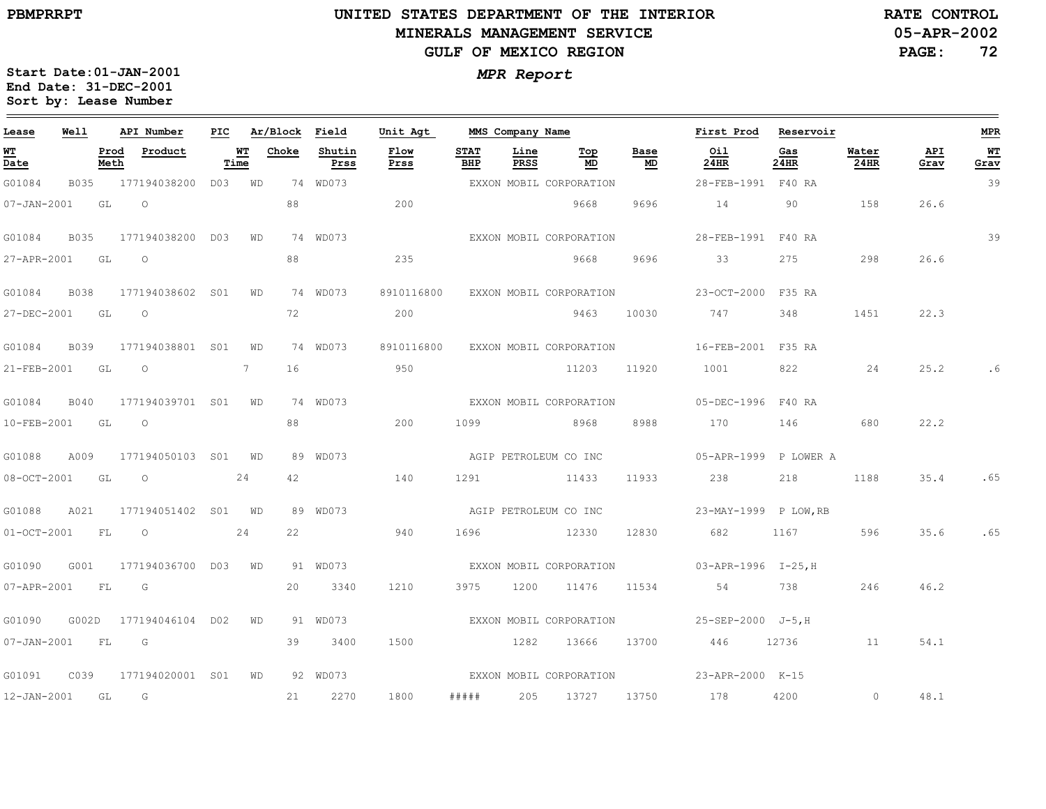# UNITED STATES DEPARTMENT OF THE INTERIOR
## MINERALS MANAGEMENT SERVICE
## GULF OF MEXICO REGION

PBMPRRPT

RATE CONTROL
05-APR-2002

*MPR Report*

**Start Date:01-JAN-2001**
**End Date: 31-DEC-2001**
**Sort by: Lease Number**

| Lease | Well | API Number | PIC | Ar/Block | Field | Unit Agt | MMS Company Name | | | | First Prod | Reservoir | | | MPR |
|---|---|---|---|---|---|---|---|---|---|---|---|---|---|---|---|
| WT Date | Prod Meth | Product | WT Time | Choke | Shutin Prss | Flow Prss | STAT BHP | Line PRSS | Top MD | Base MD | Oil 24HR | Gas 24HR | Water 24HR | API Grav | WT Grav |
| G01084 | B035 | 177194038200 | D03 | WD 74 | WD073 | | EXXON MOBIL CORPORATION | | | | 28-FEB-1991 | F40 RA | | | 39 |
| 07-JAN-2001 | GL | O | | 88 | | 200 | | | 9668 | 9696 | 14 | 90 | 158 | 26.6 | |
| G01084 | B035 | 177194038200 | D03 | WD 74 | WD073 | | EXXON MOBIL CORPORATION | | | | 28-FEB-1991 | F40 RA | | | 39 |
| 27-APR-2001 | GL | O | | 88 | | 235 | | | 9668 | 9696 | 33 | 275 | 298 | 26.6 | |
| G01084 | B038 | 177194038602 | S01 | WD 74 | WD073 | 8910116800 | EXXON MOBIL CORPORATION | | | | 23-OCT-2000 | F35 RA | | | |
| 27-DEC-2001 | GL | O | | 72 | | 200 | | | 9463 | 10030 | 747 | 348 | 1451 | 22.3 | |
| G01084 | B039 | 177194038801 | S01 | WD 74 | WD073 | 8910116800 | EXXON MOBIL CORPORATION | | | | 16-FEB-2001 | F35 RA | | | |
| 21-FEB-2001 | GL | O | 7 | 16 | | 950 | | | 11203 | 11920 | 1001 | 822 | 24 | 25.2 | .6 |
| G01084 | B040 | 177194039701 | S01 | WD 74 | WD073 | | EXXON MOBIL CORPORATION | | | | 05-DEC-1996 | F40 RA | | | |
| 10-FEB-2001 | GL | O | | 88 | | 200 | 1099 | | 8968 | 8988 | 170 | 146 | 680 | 22.2 | |
| G01088 | A009 | 177194050103 | S01 | WD 89 | WD073 | | AGIP PETROLEUM CO INC | | | | 05-APR-1999 | P LOWER A | | | |
| 08-OCT-2001 | GL | O | 24 | 42 | | 140 | 1291 | | 11433 | 11933 | 238 | 218 | 1188 | 35.4 | .65 |
| G01088 | A021 | 177194051402 | S01 | WD 89 | WD073 | | AGIP PETROLEUM CO INC | | | | 23-MAY-1999 | P LOW,RB | | | |
| 01-OCT-2001 | FL | O | 24 | 22 | | 940 | 1696 | | 12330 | 12830 | 682 | 1167 | 596 | 35.6 | .65 |
| G01090 | G001 | 177194036700 | D03 | WD 91 | WD073 | | EXXON MOBIL CORPORATION | | | | 03-APR-1996 | I-25,H | | | |
| 07-APR-2001 | FL | G | | 20 | 3340 | 1210 | 3975 | 1200 | 11476 | 11534 | 54 | 738 | 246 | 46.2 | |
| G01090 | G002D | 177194046104 | D02 | WD 91 | WD073 | | EXXON MOBIL CORPORATION | | | | 25-SEP-2000 | J-5,H | | | |
| 07-JAN-2001 | FL | G | | 39 | 3400 | 1500 | | 1282 | 13666 | 13700 | 446 | 12736 | 11 | 54.1 | |
| G01091 | C039 | 177194020001 | S01 | WD 92 | WD073 | | EXXON MOBIL CORPORATION | | | | 23-APR-2000 | K-15 | | | |
| 12-JAN-2001 | GL | G | | 21 | 2270 | 1800 | ##### | 205 | 13727 | 13750 | 178 | 4200 | 0 | 48.1 | |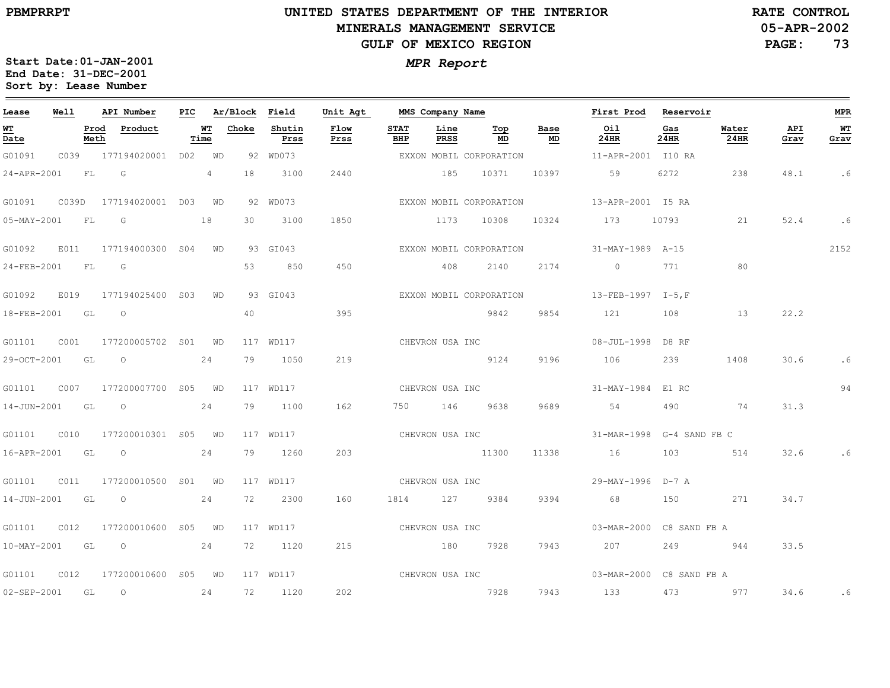**UNITED STATES DEPARTMENT OF THE INTERIOR**
**MINERALS MANAGEMENT SERVICE**
**GULF OF MEXICO REGION**

PBMPRRPT

RATE CONTROL
05-APR-2002

***MPR Report***

**Start Date:01-JAN-2001**
**End Date: 31-DEC-2001**
**Sort by: Lease Number**

| Lease | Well | API Number | PIC | Ar/Block | | Field | Unit Agt | MMS Company Name | | | | | First Prod | Reservoir | | | MPR |
|---|---|---|---|---|---|---|---|---|---|---|---|---|---|---|---|---|---|
| WT Date | Prod Meth | Product | WT Time | Choke | | Shutin Prss | Flow Prss | STAT BHP | Line PRSS | Top MD | Base MD | | Oil 24HR | Gas 24HR | Water 24HR | API Grav | WT Grav |
| G01091 | C039 | 177194020001 | D02 | WD | 92 | WD073 | | EXXON MOBIL CORPORATION | | | | | 11-APR-2001 | I10 RA | | | |
| 24-APR-2001 | FL | G | 4 | 18 | | 3100 | 2440 | | 185 | 10371 | 10397 | | 59 | 6272 | 238 | 48.1 | .6 |
| G01091 | C039D | 177194020001 | D03 | WD | 92 | WD073 | | EXXON MOBIL CORPORATION | | | | | 13-APR-2001 | I5 RA | | | |
| 05-MAY-2001 | FL | G | 18 | 30 | | 3100 | 1850 | | 1173 | 10308 | 10324 | | 173 | 10793 | 21 | 52.4 | .6 |
| G01092 | E011 | 177194000300 | S04 | WD | 93 | GI043 | | EXXON MOBIL CORPORATION | | | | | 31-MAY-1989 | A-15 | | | 2152 |
| 24-FEB-2001 | FL | G | | 53 | | 850 | 450 | | 408 | 2140 | 2174 | | 0 | 771 | 80 | | |
| G01092 | E019 | 177194025400 | S03 | WD | 93 | GI043 | | EXXON MOBIL CORPORATION | | | | | 13-FEB-1997 | I-5,F | | | |
| 18-FEB-2001 | GL | O | | 40 | | | 395 | | | 9842 | 9854 | | 121 | 108 | 13 | 22.2 | |
| G01101 | C001 | 177200005702 | S01 | WD | 117 | WD117 | | CHEVRON USA INC | | | | | 08-JUL-1998 | D8 RF | | | |
| 29-OCT-2001 | GL | O | 24 | 79 | | 1050 | 219 | | | 9124 | 9196 | | 106 | 239 | 1408 | 30.6 | .6 |
| G01101 | C007 | 177200007700 | S05 | WD | 117 | WD117 | | CHEVRON USA INC | | | | | 31-MAY-1984 | E1 RC | | | 94 |
| 14-JUN-2001 | GL | O | 24 | 79 | | 1100 | 162 | 750 | 146 | 9638 | 9689 | | 54 | 490 | 74 | 31.3 | |
| G01101 | C010 | 177200010301 | S05 | WD | 117 | WD117 | | CHEVRON USA INC | | | | | 31-MAR-1998 | G-4 SAND FB C | | | |
| 16-APR-2001 | GL | O | 24 | 79 | | 1260 | 203 | | | 11300 | 11338 | | 16 | 103 | 514 | 32.6 | .6 |
| G01101 | C011 | 177200010500 | S01 | WD | 117 | WD117 | | CHEVRON USA INC | | | | | 29-MAY-1996 | D-7 A | | | |
| 14-JUN-2001 | GL | O | 24 | 72 | | 2300 | 160 | 1814 | 127 | 9384 | 9394 | | 68 | 150 | 271 | 34.7 | |
| G01101 | C012 | 177200010600 | S05 | WD | 117 | WD117 | | CHEVRON USA INC | | | | | 03-MAR-2000 | C8 SAND FB A | | | |
| 10-MAY-2001 | GL | O | 24 | 72 | | 1120 | 215 | | 180 | 7928 | 7943 | | 207 | 249 | 944 | 33.5 | |
| G01101 | C012 | 177200010600 | S05 | WD | 117 | WD117 | | CHEVRON USA INC | | | | | 03-MAR-2000 | C8 SAND FB A | | | |
| 02-SEP-2001 | GL | O | 24 | 72 | | 1120 | 202 | | | 7928 | 7943 | | 133 | 473 | 977 | 34.6 | .6 |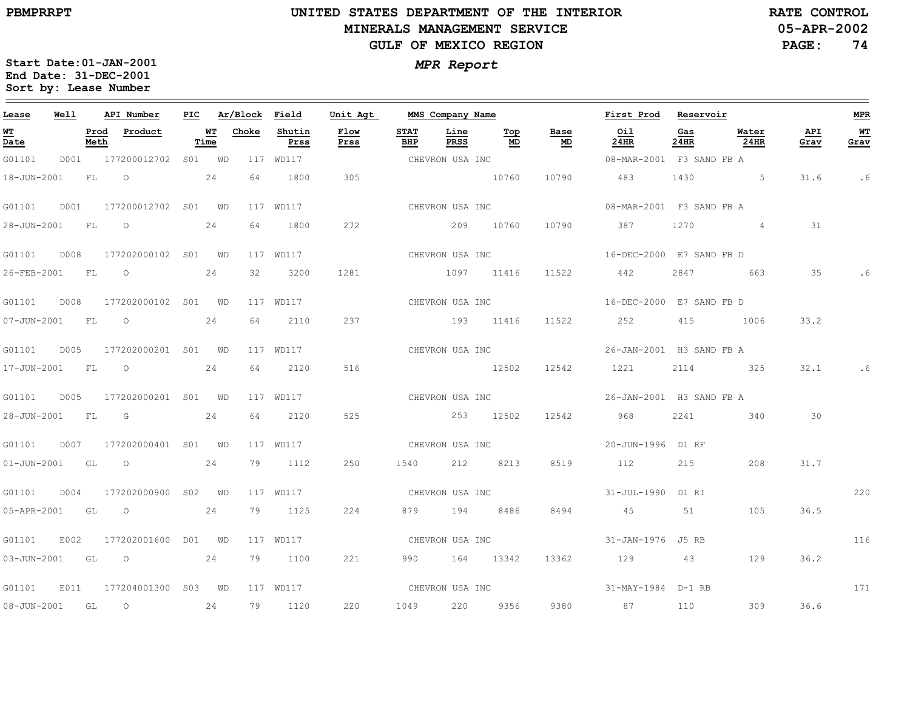# UNITED STATES DEPARTMENT OF THE INTERIOR
## MINERALS MANAGEMENT SERVICE
## GULF OF MEXICO REGION

PBMPRRPT

RATE CONTROL
05-APR-2002

Start Date:01-JAN-2001
End Date: 31-DEC-2001
Sort by: Lease Number

*MPR Report*

| Lease | Well | API Number | PIC | Ar/Block | Field | Unit Agt | MMS Company Name | | | | First Prod | Reservoir | | | MPR |
|---|---|---|---|---|---|---|---|---|---|---|---|---|---|---|---|
| **WT Date** | **Prod Meth** | **Product** | **WT Time** | **Choke** | **Shutin Prss** | **Flow Prss** | **STAT BHP** | **Line PRSS** | **Top MD** | **Base MD** | **Oil 24HR** | **Gas 24HR** | **Water 24HR** | **API Grav** | **WT Grav** |
| G01101 | D001 | 177200012702 | S01 | WD 117 | WD117 | | CHEVRON USA INC | | | | 08-MAR-2001 | F3 SAND FB A | | | |
| 18-JUN-2001 | FL | O | 24 | 64 | 1800 | 305 | | | 10760 | 10790 | 483 | 1430 | 5 | 31.6 | .6 |
| G01101 | D001 | 177200012702 | S01 | WD 117 | WD117 | | CHEVRON USA INC | | | | 08-MAR-2001 | F3 SAND FB A | | | |
| 28-JUN-2001 | FL | O | 24 | 64 | 1800 | 272 | | 209 | 10760 | 10790 | 387 | 1270 | 4 | 31 | |
| G01101 | D008 | 177202000102 | S01 | WD 117 | WD117 | | CHEVRON USA INC | | | | 16-DEC-2000 | E7 SAND FB D | | | |
| 26-FEB-2001 | FL | O | 24 | 32 | 3200 | 1281 | | 1097 | 11416 | 11522 | 442 | 2847 | 663 | 35 | .6 |
| G01101 | D008 | 177202000102 | S01 | WD 117 | WD117 | | CHEVRON USA INC | | | | 16-DEC-2000 | E7 SAND FB D | | | |
| 07-JUN-2001 | FL | O | 24 | 64 | 2110 | 237 | | 193 | 11416 | 11522 | 252 | 415 | 1006 | 33.2 | |
| G01101 | D005 | 177202000201 | S01 | WD 117 | WD117 | | CHEVRON USA INC | | | | 26-JAN-2001 | H3 SAND FB A | | | |
| 17-JUN-2001 | FL | O | 24 | 64 | 2120 | 516 | | | 12502 | 12542 | 1221 | 2114 | 325 | 32.1 | .6 |
| G01101 | D005 | 177202000201 | S01 | WD 117 | WD117 | | CHEVRON USA INC | | | | 26-JAN-2001 | H3 SAND FB A | | | |
| 28-JUN-2001 | FL | G | 24 | 64 | 2120 | 525 | | 253 | 12502 | 12542 | 968 | 2241 | 340 | 30 | |
| G01101 | D007 | 177202000401 | S01 | WD 117 | WD117 | | CHEVRON USA INC | | | | 20-JUN-1996 | D1 RF | | | |
| 01-JUN-2001 | GL | O | 24 | 79 | 1112 | 250 | 1540 | 212 | 8213 | 8519 | 112 | 215 | 208 | 31.7 | |
| G01101 | D004 | 177202000900 | S02 | WD 117 | WD117 | | CHEVRON USA INC | | | | 31-JUL-1990 | D1 RI | | | 220 |
| 05-APR-2001 | GL | O | 24 | 79 | 1125 | 224 | 879 | 194 | 8486 | 8494 | 45 | 51 | 105 | 36.5 | |
| G01101 | E002 | 177202001600 | D01 | WD 117 | WD117 | | CHEVRON USA INC | | | | 31-JAN-1976 | J5 RB | | | 116 |
| 03-JUN-2001 | GL | O | 24 | 79 | 1100 | 221 | 990 | 164 | 13342 | 13362 | 129 | 43 | 129 | 36.2 | |
| G01101 | E011 | 177204001300 | S03 | WD 117 | WD117 | | CHEVRON USA INC | | | | 31-MAY-1984 | D-1 RB | | | 171 |
| 08-JUN-2001 | GL | O | 24 | 79 | 1120 | 220 | 1049 | 220 | 9356 | 9380 | 87 | 110 | 309 | 36.6 | |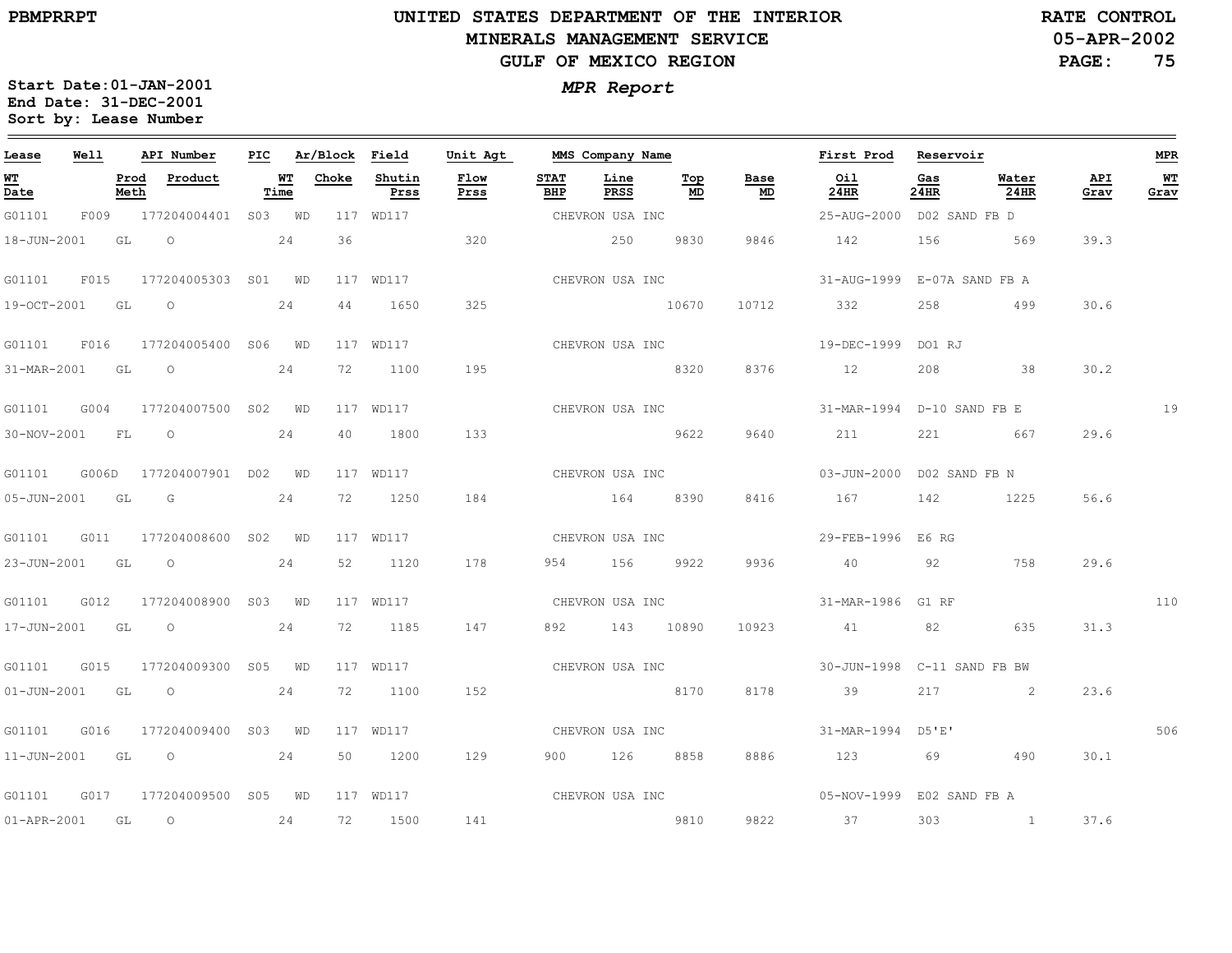UNITED STATES DEPARTMENT OF THE INTERIOR
MINERALS MANAGEMENT SERVICE
GULF OF MEXICO REGION

PBMPRRPT

RATE CONTROL
05-APR-2002

*MPR Report*

Start Date: 01-JAN-2001
End Date: 31-DEC-2001
Sort by: Lease Number

| Lease | Well | API Number | PIC | Ar/Block | Field | Unit Agt | MMS Company Name | | | | First Prod | Reservoir | | | MPR |
|---|---|---|---|---|---|---|---|---|---|---|---|---|---|---|---|
| WT Date | Prod Meth | Product | WT Time | Choke | Shutin Prss | Flow Prss | STAT BHP | Line PRSS | Top MD | Base MD | Oil 24HR | Gas 24HR | Water 24HR | API Grav | WT Grav |
| G01101 | F009 | 177204004401 | S03 | WD 117 | WD117 | | CHEVRON USA INC | | | | 25-AUG-2000 | D02 SAND FB D | | | |
| 18-JUN-2001 | GL | O | 24 | 36 | | 320 | | 250 | 9830 | 9846 | 142 | 156 | 569 | 39.3 | |
| G01101 | F015 | 177204005303 | S01 | WD 117 | WD117 | | CHEVRON USA INC | | | | 31-AUG-1999 | E-07A SAND FB A | | | |
| 19-OCT-2001 | GL | O | 24 | 44 | 1650 | 325 | | | 10670 | 10712 | 332 | 258 | 499 | 30.6 | |
| G01101 | F016 | 177204005400 | S06 | WD 117 | WD117 | | CHEVRON USA INC | | | | 19-DEC-1999 | DO1 RJ | | | |
| 31-MAR-2001 | GL | O | 24 | 72 | 1100 | 195 | | | 8320 | 8376 | 12 | 208 | 38 | 30.2 | |
| G01101 | G004 | 177204007500 | S02 | WD 117 | WD117 | | CHEVRON USA INC | | | | 31-MAR-1994 | D-10 SAND FB E | | | 19 |
| 30-NOV-2001 | FL | O | 24 | 40 | 1800 | 133 | | | 9622 | 9640 | 211 | 221 | 667 | 29.6 | |
| G01101 | G006D | 177204007901 | D02 | WD 117 | WD117 | | CHEVRON USA INC | | | | 03-JUN-2000 | D02 SAND FB N | | | |
| 05-JUN-2001 | GL | G | 24 | 72 | 1250 | 184 | | 164 | 8390 | 8416 | 167 | 142 | 1225 | 56.6 | |
| G01101 | G011 | 177204008600 | S02 | WD 117 | WD117 | | CHEVRON USA INC | | | | 29-FEB-1996 | E6 RG | | | |
| 23-JUN-2001 | GL | O | 24 | 52 | 1120 | 178 | 954 | 156 | 9922 | 9936 | 40 | 92 | 758 | 29.6 | |
| G01101 | G012 | 177204008900 | S03 | WD 117 | WD117 | | CHEVRON USA INC | | | | 31-MAR-1986 | G1 RF | | | 110 |
| 17-JUN-2001 | GL | O | 24 | 72 | 1185 | 147 | 892 | 143 | 10890 | 10923 | 41 | 82 | 635 | 31.3 | |
| G01101 | G015 | 177204009300 | S05 | WD 117 | WD117 | | CHEVRON USA INC | | | | 30-JUN-1998 | C-11 SAND FB BW | | | |
| 01-JUN-2001 | GL | O | 24 | 72 | 1100 | 152 | | | 8170 | 8178 | 39 | 217 | 2 | 23.6 | |
| G01101 | G016 | 177204009400 | S03 | WD 117 | WD117 | | CHEVRON USA INC | | | | 31-MAR-1994 | D5'E' | | | 506 |
| 11-JUN-2001 | GL | O | 24 | 50 | 1200 | 129 | 900 | 126 | 8858 | 8886 | 123 | 69 | 490 | 30.1 | |
| G01101 | G017 | 177204009500 | S05 | WD 117 | WD117 | | CHEVRON USA INC | | | | 05-NOV-1999 | E02 SAND FB A | | | |
| 01-APR-2001 | GL | O | 24 | 72 | 1500 | 141 | | | 9810 | 9822 | 37 | 303 | 1 | 37.6 | |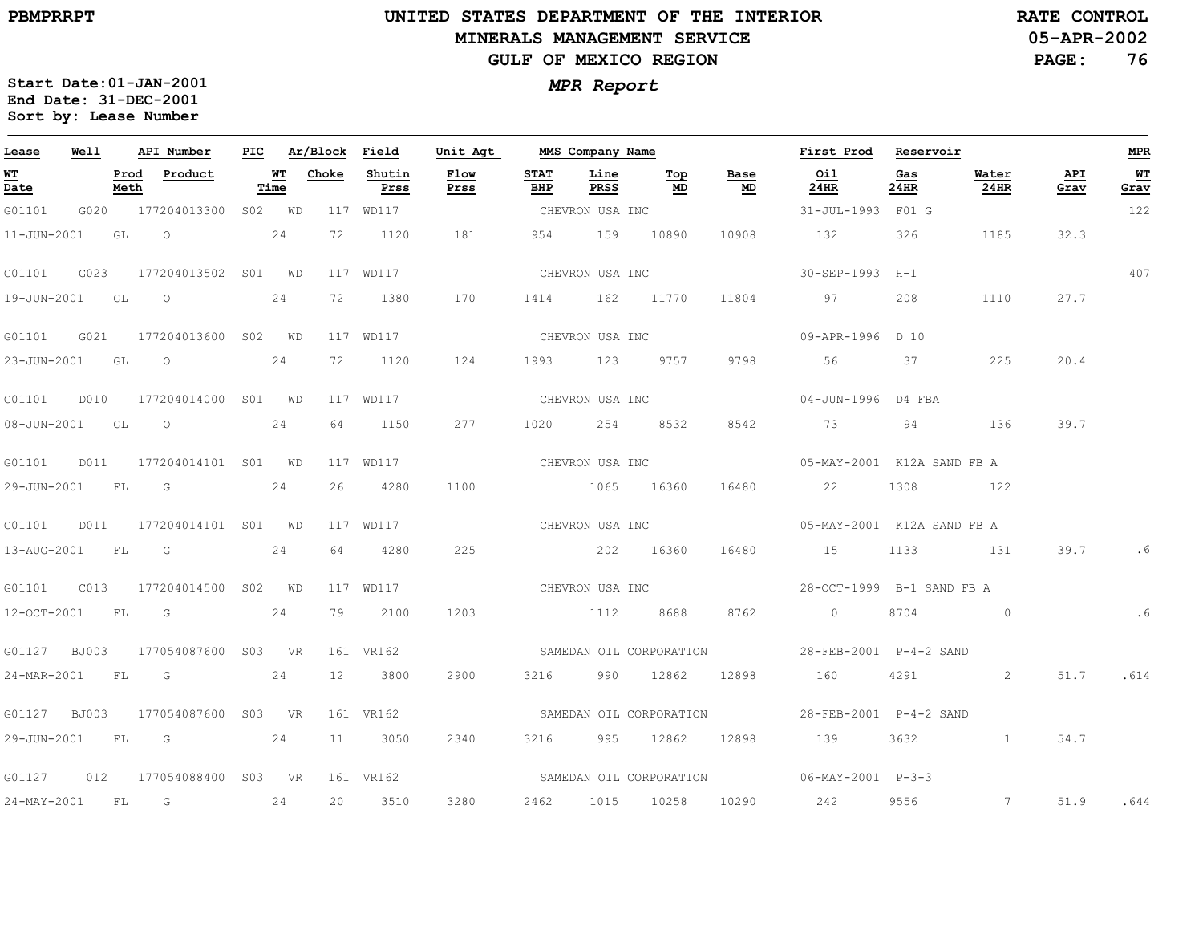PBMPRRPT

# UNITED STATES DEPARTMENT OF THE INTERIOR
## MINERALS MANAGEMENT SERVICE
## GULF OF MEXICO REGION

RATE CONTROL
05-APR-2002

### *MPR Report*

**Start Date:01-JAN-2001**
**End Date: 31-DEC-2001**
**Sort by: Lease Number**

| Lease | Well | API Number | PIC | Ar/Block | Field | Unit Agt | MMS Company Name | | | | First Prod | Reservoir | | | MPR |
|---|---|---|---|---|---|---|---|---|---|---|---|---|---|---|---|
| **WT Date** | **Prod Meth** | **Product** | **WT Time** | **Choke** | **Shutin Prss** | **Flow Prss** | **STAT BHP** | **Line PRSS** | **Top MD** | **Base MD** | **Oil 24HR** | **Gas 24HR** | **Water 24HR** | **API Grav** | **WT Grav** |
| G01101 | G020 | 177204013300 | S02 | WD 117 | WD117 | | CHEVRON USA INC | | | | 31-JUL-1993 | F01 G | | | 122 |
| 11-JUN-2001 | GL | O | 24 | 72 | 1120 | 181 | 954 | 159 | 10890 | 10908 | 132 | 326 | 1185 | 32.3 | |
| G01101 | G023 | 177204013502 | S01 | WD 117 | WD117 | | CHEVRON USA INC | | | | 30-SEP-1993 | H-1 | | | 407 |
| 19-JUN-2001 | GL | O | 24 | 72 | 1380 | 170 | 1414 | 162 | 11770 | 11804 | 97 | 208 | 1110 | 27.7 | |
| G01101 | G021 | 177204013600 | S02 | WD 117 | WD117 | | CHEVRON USA INC | | | | 09-APR-1996 | D 10 | | | |
| 23-JUN-2001 | GL | O | 24 | 72 | 1120 | 124 | 1993 | 123 | 9757 | 9798 | 56 | 37 | 225 | 20.4 | |
| G01101 | D010 | 177204014000 | S01 | WD 117 | WD117 | | CHEVRON USA INC | | | | 04-JUN-1996 | D4 FBA | | | |
| 08-JUN-2001 | GL | O | 24 | 64 | 1150 | 277 | 1020 | 254 | 8532 | 8542 | 73 | 94 | 136 | 39.7 | |
| G01101 | D011 | 177204014101 | S01 | WD 117 | WD117 | | CHEVRON USA INC | | | | 05-MAY-2001 | K12A SAND FB A | | | |
| 29-JUN-2001 | FL | G | 24 | 26 | 4280 | 1100 | | 1065 | 16360 | 16480 | 22 | 1308 | 122 | | |
| G01101 | D011 | 177204014101 | S01 | WD 117 | WD117 | | CHEVRON USA INC | | | | 05-MAY-2001 | K12A SAND FB A | | | |
| 13-AUG-2001 | FL | G | 24 | 64 | 4280 | 225 | | 202 | 16360 | 16480 | 15 | 1133 | 131 | 39.7 | .6 |
| G01101 | C013 | 177204014500 | S02 | WD 117 | WD117 | | CHEVRON USA INC | | | | 28-OCT-1999 | B-1 SAND FB A | | | |
| 12-OCT-2001 | FL | G | 24 | 79 | 2100 | 1203 | | 1112 | 8688 | 8762 | 0 | 8704 | 0 | | .6 |
| G01127 | BJ003 | 177054087600 | S03 | VR 161 | VR162 | | SAMEDAN OIL CORPORATION | | | | 28-FEB-2001 | P-4-2 SAND | | | |
| 24-MAR-2001 | FL | G | 24 | 12 | 3800 | 2900 | 3216 | 990 | 12862 | 12898 | 160 | 4291 | 2 | 51.7 | .614 |
| G01127 | BJ003 | 177054087600 | S03 | VR 161 | VR162 | | SAMEDAN OIL CORPORATION | | | | 28-FEB-2001 | P-4-2 SAND | | | |
| 29-JUN-2001 | FL | G | 24 | 11 | 3050 | 2340 | 3216 | 995 | 12862 | 12898 | 139 | 3632 | 1 | 54.7 | |
| G01127 | 012 | 177054088400 | S03 | VR 161 | VR162 | | SAMEDAN OIL CORPORATION | | | | 06-MAY-2001 | P-3-3 | | | |
| 24-MAY-2001 | FL | G | 24 | 20 | 3510 | 3280 | 2462 | 1015 | 10258 | 10290 | 242 | 9556 | 7 | 51.9 | .644 |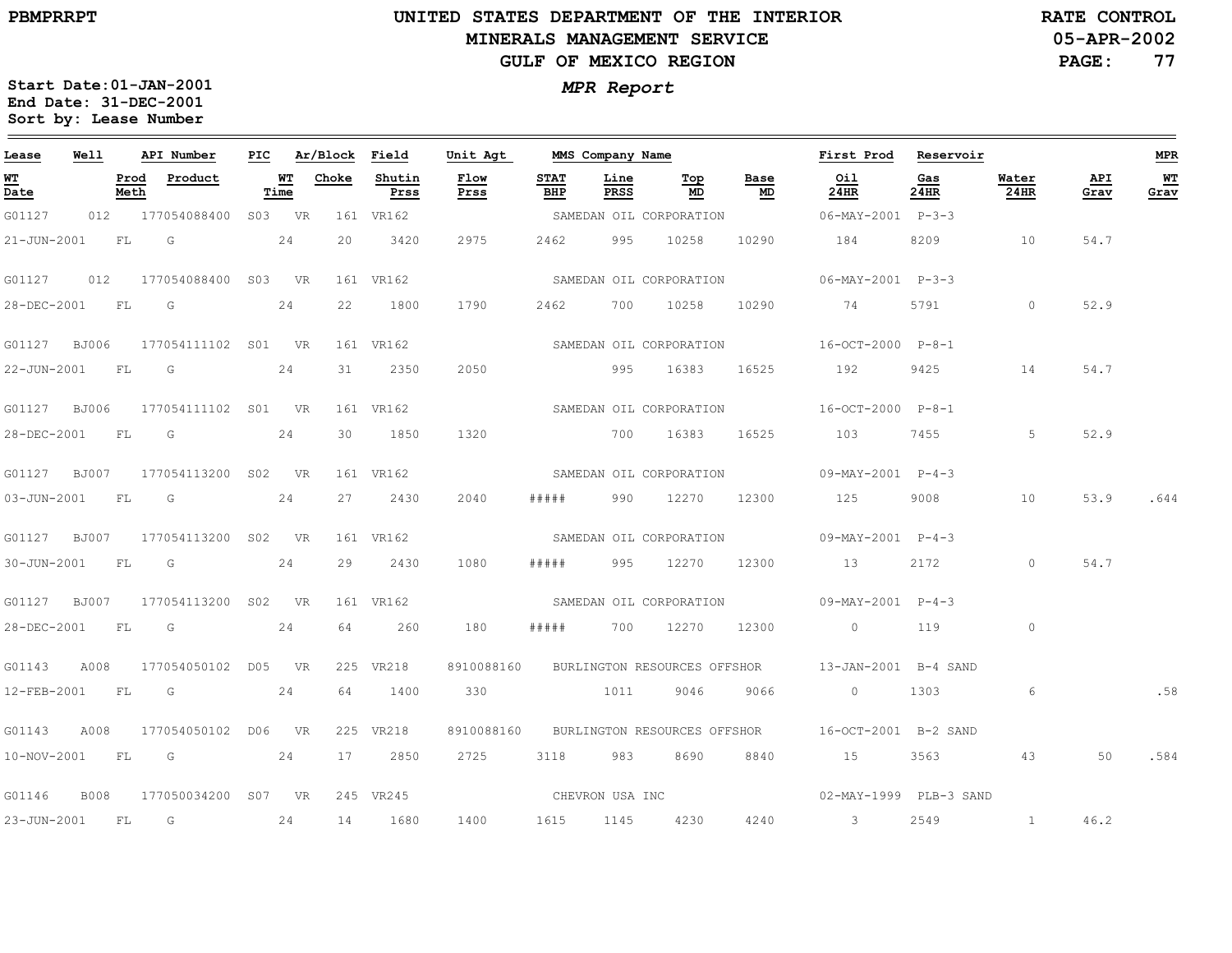PBMPRRPT

# UNITED STATES DEPARTMENT OF THE INTERIOR
## MINERALS MANAGEMENT SERVICE
## GULF OF MEXICO REGION

RATE CONTROL
05-APR-2002

**Start Date:01-JAN-2001**
**End Date: 31-DEC-2001**
**Sort by: Lease Number**

***MPR Report***

| Lease | Well | API Number | PIC | Ar/Block | | Field | Unit Agt | MMS Company Name | | | | | First Prod | Reservoir | | | MPR |
|---|---|---|---|---|---|---|---|---|---|---|---|---|---|---|---|---|---|
| WT Date | Prod Meth | Product | | WT Time | Choke | Shutin Prss | Flow Prss | STAT BHP | Line PRSS | Top MD | Base MD | | Oil 24HR | Gas 24HR | Water 24HR | API Grav | WT Grav |
| G01127 | 012 | 177054088400 | S03 | VR | 161 | VR162 | | SAMEDAN OIL CORPORATION | | | | | 06-MAY-2001 | P-3-3 | | | |
| 21-JUN-2001 | FL | G | | 24 | 20 | 3420 | 2975 | 2462 | 995 | 10258 | 10290 | | 184 | 8209 | 10 | 54.7 | |
| G01127 | 012 | 177054088400 | S03 | VR | 161 | VR162 | | SAMEDAN OIL CORPORATION | | | | | 06-MAY-2001 | P-3-3 | | | |
| 28-DEC-2001 | FL | G | | 24 | 22 | 1800 | 1790 | 2462 | 700 | 10258 | 10290 | | 74 | 5791 | 0 | 52.9 | |
| G01127 | BJ006 | 177054111102 | S01 | VR | 161 | VR162 | | SAMEDAN OIL CORPORATION | | | | | 16-OCT-2000 | P-8-1 | | | |
| 22-JUN-2001 | FL | G | | 24 | 31 | 2350 | 2050 | | 995 | 16383 | 16525 | | 192 | 9425 | 14 | 54.7 | |
| G01127 | BJ006 | 177054111102 | S01 | VR | 161 | VR162 | | SAMEDAN OIL CORPORATION | | | | | 16-OCT-2000 | P-8-1 | | | |
| 28-DEC-2001 | FL | G | | 24 | 30 | 1850 | 1320 | | 700 | 16383 | 16525 | | 103 | 7455 | 5 | 52.9 | |
| G01127 | BJ007 | 177054113200 | S02 | VR | 161 | VR162 | | SAMEDAN OIL CORPORATION | | | | | 09-MAY-2001 | P-4-3 | | | |
| 03-JUN-2001 | FL | G | | 24 | 27 | 2430 | 2040 | ##### | 990 | 12270 | 12300 | | 125 | 9008 | 10 | 53.9 | .644 |
| G01127 | BJ007 | 177054113200 | S02 | VR | 161 | VR162 | | SAMEDAN OIL CORPORATION | | | | | 09-MAY-2001 | P-4-3 | | | |
| 30-JUN-2001 | FL | G | | 24 | 29 | 2430 | 1080 | ##### | 995 | 12270 | 12300 | | 13 | 2172 | 0 | 54.7 | |
| G01127 | BJ007 | 177054113200 | S02 | VR | 161 | VR162 | | SAMEDAN OIL CORPORATION | | | | | 09-MAY-2001 | P-4-3 | | | |
| 28-DEC-2001 | FL | G | | 24 | 64 | 260 | 180 | ##### | 700 | 12270 | 12300 | | 0 | 119 | 0 | | |
| G01143 | A008 | 177054050102 | D05 | VR | 225 | VR218 | 8910088160 | BURLINGTON RESOURCES OFFSHOR | | | | | 13-JAN-2001 | B-4 SAND | | | |
| 12-FEB-2001 | FL | G | | 24 | 64 | 1400 | 330 | | 1011 | 9046 | 9066 | | 0 | 1303 | 6 | | .58 |
| G01143 | A008 | 177054050102 | D06 | VR | 225 | VR218 | 8910088160 | BURLINGTON RESOURCES OFFSHOR | | | | | 16-OCT-2001 | B-2 SAND | | | |
| 10-NOV-2001 | FL | G | | 24 | 17 | 2850 | 2725 | 3118 | 983 | 8690 | 8840 | | 15 | 3563 | 43 | 50 | .584 |
| G01146 | B008 | 177050034200 | S07 | VR | 245 | VR245 | | CHEVRON USA INC | | | | | 02-MAY-1999 | PLB-3 SAND | | | |
| 23-JUN-2001 | FL | G | | 24 | 14 | 1680 | 1400 | 1615 | 1145 | 4230 | 4240 | | 3 | 2549 | 1 | 46.2 | |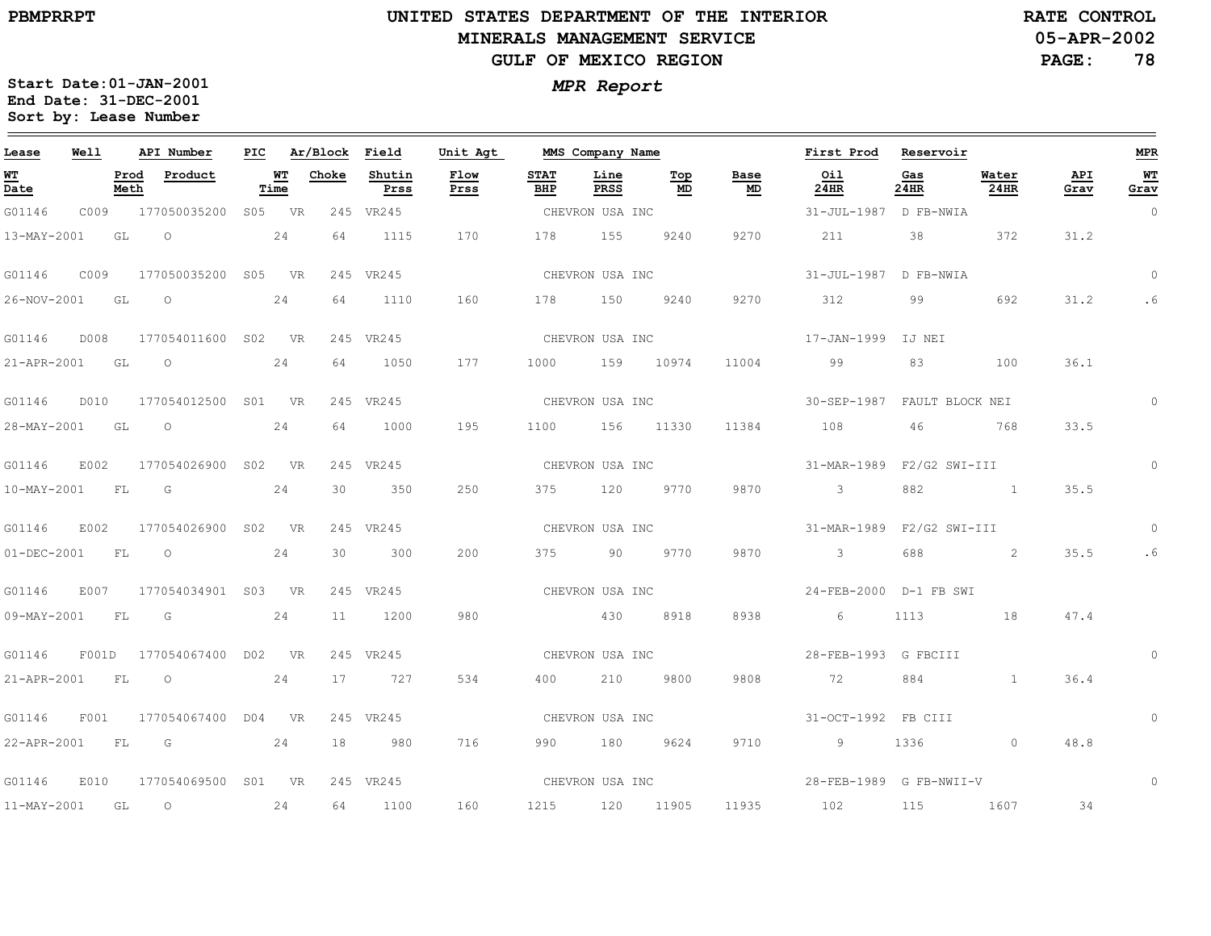UNITED STATES DEPARTMENT OF THE INTERIOR
MINERALS MANAGEMENT SERVICE
GULF OF MEXICO REGION

PBMPRRPT

RATE CONTROL
05-APR-2002

Start Date:01-JAN-2001
End Date: 31-DEC-2001
Sort by: Lease Number

*MPR Report*

| Lease | Well | API Number | PIC | Ar/Block | Field | Unit Agt | MMS Company Name | | | First Prod | Reservoir | | | MPR |
|---|---|---|---|---|---|---|---|---|---|---|---|---|---|---|
| WT Date | Prod Meth | Product | WT Time | Choke | Shutin Prss | Flow Prss | STAT BHP | Line PRSS | Top MD | Base MD | Oil 24HR | Gas 24HR | Water 24HR | API Grav | WT Grav |
| G01146 | C009 | 177050035200 | S05 | VR 245 | VR245 | | CHEVRON USA INC | | | 31-JUL-1987 | D FB-NWIA | | | 0 |
| 13-MAY-2001 | GL | O | 24 | 64 | 1115 | 170 | 178 | 155 | 9240 | 9270 | 211 | 38 | 372 | 31.2 | |
| G01146 | C009 | 177050035200 | S05 | VR 245 | VR245 | | CHEVRON USA INC | | | 31-JUL-1987 | D FB-NWIA | | | 0 |
| 26-NOV-2001 | GL | O | 24 | 64 | 1110 | 160 | 178 | 150 | 9240 | 9270 | 312 | 99 | 692 | 31.2 | .6 |
| G01146 | D008 | 177054011600 | S02 | VR 245 | VR245 | | CHEVRON USA INC | | | 17-JAN-1999 | IJ NEI | | | |
| 21-APR-2001 | GL | O | 24 | 64 | 1050 | 177 | 1000 | 159 | 10974 | 11004 | 99 | 83 | 100 | 36.1 | |
| G01146 | D010 | 177054012500 | S01 | VR 245 | VR245 | | CHEVRON USA INC | | | 30-SEP-1987 | FAULT BLOCK NEI | | | 0 |
| 28-MAY-2001 | GL | O | 24 | 64 | 1000 | 195 | 1100 | 156 | 11330 | 11384 | 108 | 46 | 768 | 33.5 | |
| G01146 | E002 | 177054026900 | S02 | VR 245 | VR245 | | CHEVRON USA INC | | | 31-MAR-1989 | F2/G2 SWI-III | | | 0 |
| 10-MAY-2001 | FL | G | 24 | 30 | 350 | 250 | 375 | 120 | 9770 | 9870 | 3 | 882 | 1 | 35.5 | |
| G01146 | E002 | 177054026900 | S02 | VR 245 | VR245 | | CHEVRON USA INC | | | 31-MAR-1989 | F2/G2 SWI-III | | | 0 |
| 01-DEC-2001 | FL | O | 24 | 30 | 300 | 200 | 375 | 90 | 9770 | 9870 | 3 | 688 | 2 | 35.5 | .6 |
| G01146 | E007 | 177054034901 | S03 | VR 245 | VR245 | | CHEVRON USA INC | | | 24-FEB-2000 | D-1 FB SWI | | | |
| 09-MAY-2001 | FL | G | 24 | 11 | 1200 | 980 | | 430 | 8918 | 8938 | 6 | 1113 | 18 | 47.4 | |
| G01146 | F001D | 177054067400 | D02 | VR 245 | VR245 | | CHEVRON USA INC | | | 28-FEB-1993 | G FBCIII | | | 0 |
| 21-APR-2001 | FL | O | 24 | 17 | 727 | 534 | 400 | 210 | 9800 | 9808 | 72 | 884 | 1 | 36.4 | |
| G01146 | F001 | 177054067400 | D04 | VR 245 | VR245 | | CHEVRON USA INC | | | 31-OCT-1992 | FB CIII | | | 0 |
| 22-APR-2001 | FL | G | 24 | 18 | 980 | 716 | 990 | 180 | 9624 | 9710 | 9 | 1336 | 0 | 48.8 | |
| G01146 | E010 | 177054069500 | S01 | VR 245 | VR245 | | CHEVRON USA INC | | | 28-FEB-1989 | G FB-NWII-V | | | 0 |
| 11-MAY-2001 | GL | O | 24 | 64 | 1100 | 160 | 1215 | 120 | 11905 | 11935 | 102 | 115 | 1607 | 34 | |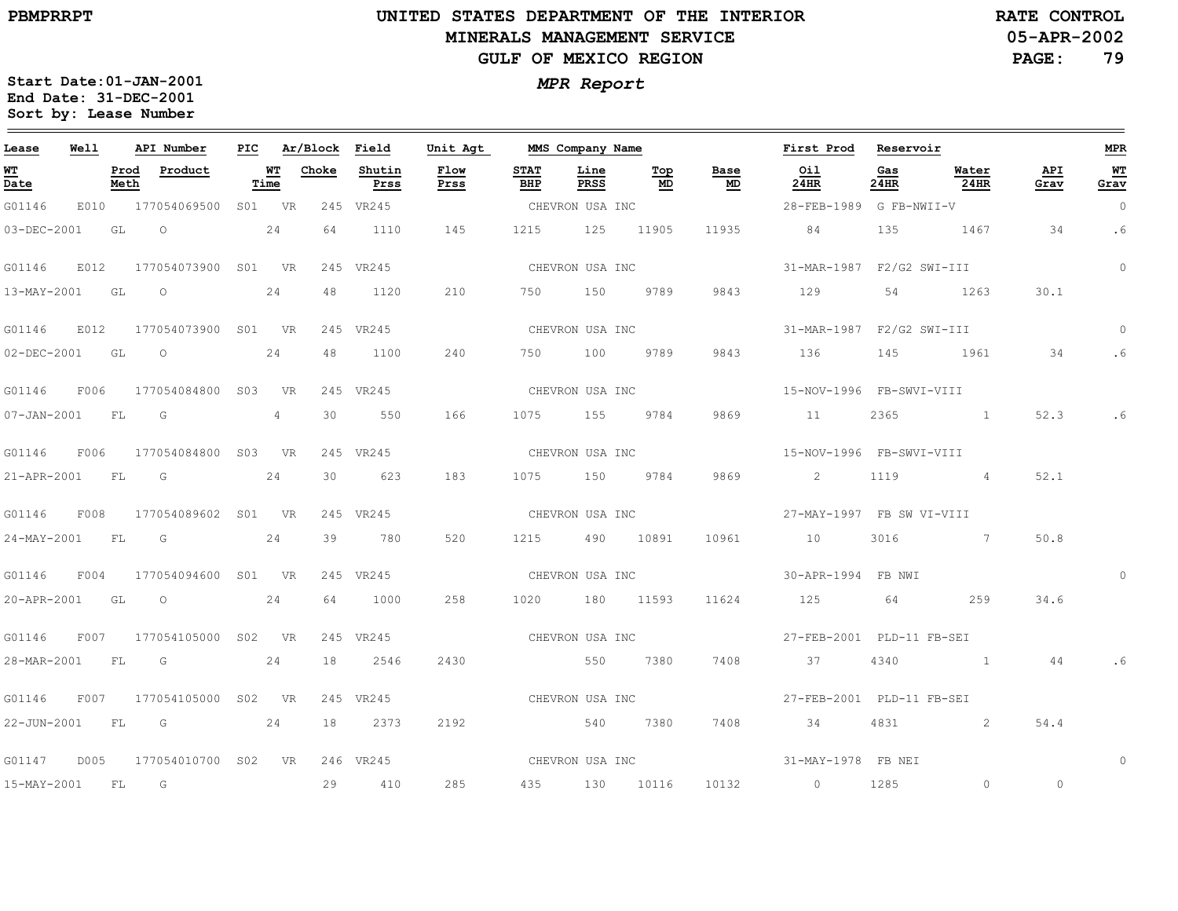UNITED STATES DEPARTMENT OF THE INTERIOR
MINERALS MANAGEMENT SERVICE
GULF OF MEXICO REGION

PBMPRRPT

RATE CONTROL
05-APR-2002

Start Date:01-JAN-2001
End Date: 31-DEC-2001
Sort by: Lease Number

*MPR Report*

| Lease | Well | API Number | PIC | Ar/Block | Field | Unit Agt | MMS Company Name | | | First Prod | Reservoir | | | MPR |
|---|---|---|---|---|---|---|---|---|---|---|---|---|---|---|
| WT Date | Prod Meth | Product | WT Time | Choke | Shutin Prss | Flow Prss | STAT BHP | Line PRSS | Top MD | Base MD | Oil 24HR | Gas 24HR | Water 24HR | API Grav | WT Grav |
| G01146 | E010 | 177054069500 | S01 | VR 245 | VR245 | | CHEVRON USA INC | | | 28-FEB-1989 | G FB-NWII-V | | | 0 |
| 03-DEC-2001 | GL | O | 24 | 64 | 1110 | 145 | 1215 | 125 | 11905 | 11935 | 84 | 135 | 1467 | 34 | .6 |
| G01146 | E012 | 177054073900 | S01 | VR 245 | VR245 | | CHEVRON USA INC | | | 31-MAR-1987 | F2/G2 SWI-III | | | 0 |
| 13-MAY-2001 | GL | O | 24 | 48 | 1120 | 210 | 750 | 150 | 9789 | 9843 | 129 | 54 | 1263 | 30.1 | |
| G01146 | E012 | 177054073900 | S01 | VR 245 | VR245 | | CHEVRON USA INC | | | 31-MAR-1987 | F2/G2 SWI-III | | | 0 |
| 02-DEC-2001 | GL | O | 24 | 48 | 1100 | 240 | 750 | 100 | 9789 | 9843 | 136 | 145 | 1961 | 34 | .6 |
| G01146 | F006 | 177054084800 | S03 | VR 245 | VR245 | | CHEVRON USA INC | | | 15-NOV-1996 | FB-SWVI-VIII | | | |
| 07-JAN-2001 | FL | G | 4 | 30 | 550 | 166 | 1075 | 155 | 9784 | 9869 | 11 | 2365 | 1 | 52.3 | .6 |
| G01146 | F006 | 177054084800 | S03 | VR 245 | VR245 | | CHEVRON USA INC | | | 15-NOV-1996 | FB-SWVI-VIII | | | |
| 21-APR-2001 | FL | G | 24 | 30 | 623 | 183 | 1075 | 150 | 9784 | 9869 | 2 | 1119 | 4 | 52.1 | |
| G01146 | F008 | 177054089602 | S01 | VR 245 | VR245 | | CHEVRON USA INC | | | 27-MAY-1997 | FB SW VI-VIII | | | |
| 24-MAY-2001 | FL | G | 24 | 39 | 780 | 520 | 1215 | 490 | 10891 | 10961 | 10 | 3016 | 7 | 50.8 | |
| G01146 | F004 | 177054094600 | S01 | VR 245 | VR245 | | CHEVRON USA INC | | | 30-APR-1994 | FB NWI | | | 0 |
| 20-APR-2001 | GL | O | 24 | 64 | 1000 | 258 | 1020 | 180 | 11593 | 11624 | 125 | 64 | 259 | 34.6 | |
| G01146 | F007 | 177054105000 | S02 | VR 245 | VR245 | | CHEVRON USA INC | | | 27-FEB-2001 | PLD-11 FB-SEI | | | |
| 28-MAR-2001 | FL | G | 24 | 18 | 2546 | 2430 | | 550 | 7380 | 7408 | 37 | 4340 | 1 | 44 | .6 |
| G01146 | F007 | 177054105000 | S02 | VR 245 | VR245 | | CHEVRON USA INC | | | 27-FEB-2001 | PLD-11 FB-SEI | | | |
| 22-JUN-2001 | FL | G | 24 | 18 | 2373 | 2192 | | 540 | 7380 | 7408 | 34 | 4831 | 2 | 54.4 | |
| G01147 | D005 | 177054010700 | S02 | VR 246 | VR245 | | CHEVRON USA INC | | | 31-MAY-1978 | FB NEI | | | 0 |
| 15-MAY-2001 | FL | G | | 29 | 410 | 285 | 435 | 130 | 10116 | 10132 | 0 | 1285 | 0 | 0 | |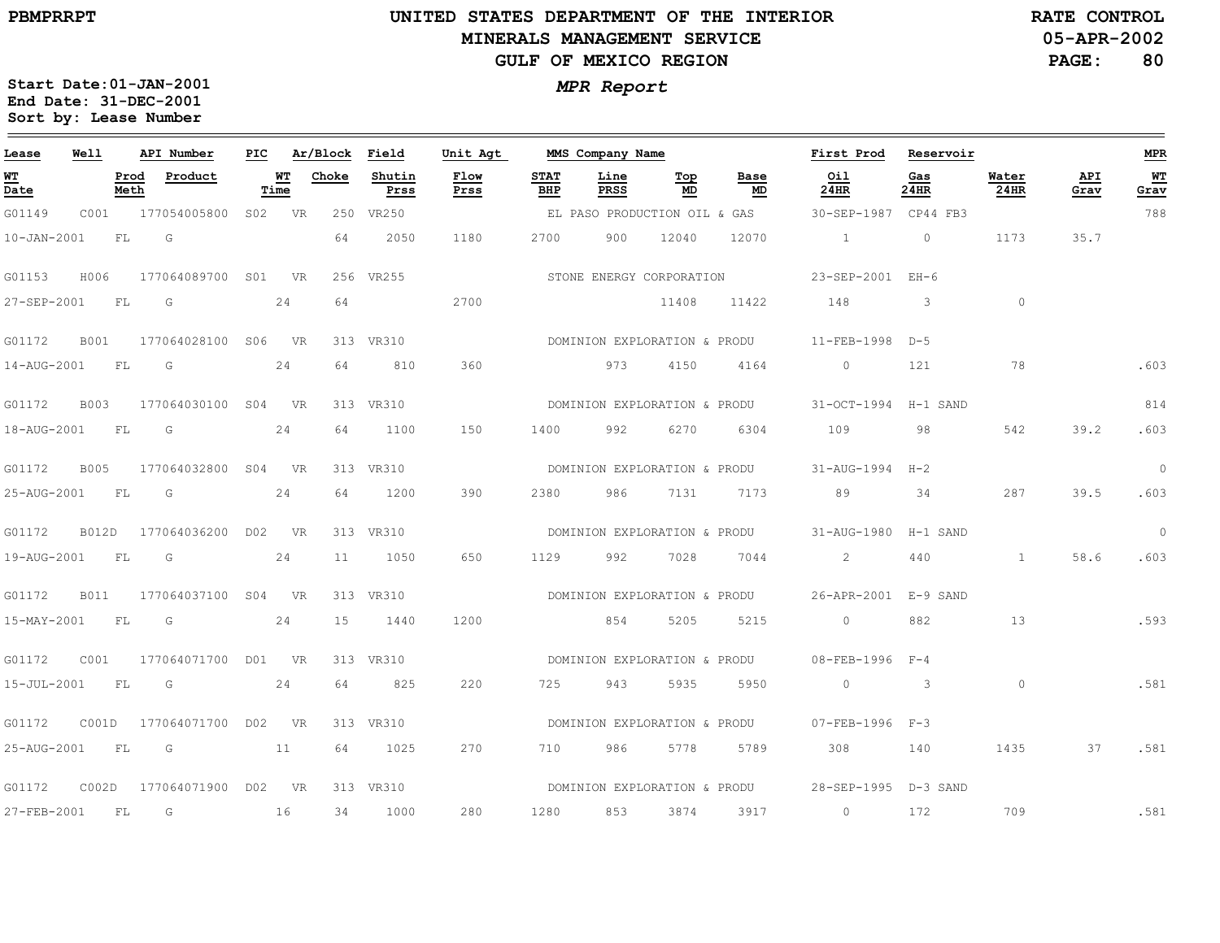PBMPRRPT

# UNITED STATES DEPARTMENT OF THE INTERIOR
## MINERALS MANAGEMENT SERVICE
## GULF OF MEXICO REGION

RATE CONTROL
05-APR-2002

**Start Date:01-JAN-2001**
**End Date: 31-DEC-2001**
**Sort by: Lease Number**

***MPR Report***

| Lease | Well | API Number | PIC | Ar/Block | Field | Unit Agt | MMS Company Name | | | First Prod | Reservoir | | | MPR |
|---|---|---|---|---|---|---|---|---|---|---|---|---|---|---|
| **WT Date** | **Prod Meth** | **Product** | **WT Time** | **Choke** | **Shutin Prss** | **Flow Prss** | **STAT BHP** | **Line PRSS** | **Top MD** | **Base MD** | **Oil 24HR** | **Gas 24HR** | **Water 24HR** | **API Grav** | **WT Grav** |
| G01149 | C001 | 177054005800 | S02 | VR 250 | VR250 | | EL PASO PRODUCTION OIL & GAS | | | 30-SEP-1987 | CP44 FB3 | | | 788 |
| 10-JAN-2001 | FL | G | | 64 | 2050 | 1180 | 2700 | 900 | 12040 | 12070 | 1 | 0 | 1173 | 35.7 | |
| G01153 | H006 | 177064089700 | S01 | VR 256 | VR255 | | STONE ENERGY CORPORATION | | | 23-SEP-2001 | EH-6 | | | |
| 27-SEP-2001 | FL | G | 24 | 64 | | 2700 | | | 11408 | 11422 | 148 | 3 | 0 | | |
| G01172 | B001 | 177064028100 | S06 | VR 313 | VR310 | | DOMINION EXPLORATION & PRODU | | | 11-FEB-1998 | D-5 | | | |
| 14-AUG-2001 | FL | G | 24 | 64 | 810 | 360 | | 973 | 4150 | 4164 | 0 | 121 | 78 | | .603 |
| G01172 | B003 | 177064030100 | S04 | VR 313 | VR310 | | DOMINION EXPLORATION & PRODU | | | 31-OCT-1994 | H-1 SAND | | | 814 |
| 18-AUG-2001 | FL | G | 24 | 64 | 1100 | 150 | 1400 | 992 | 6270 | 6304 | 109 | 98 | 542 | 39.2 | .603 |
| G01172 | B005 | 177064032800 | S04 | VR 313 | VR310 | | DOMINION EXPLORATION & PRODU | | | 31-AUG-1994 | H-2 | | | 0 |
| 25-AUG-2001 | FL | G | 24 | 64 | 1200 | 390 | 2380 | 986 | 7131 | 7173 | 89 | 34 | 287 | 39.5 | .603 |
| G01172 | B012D | 177064036200 | D02 | VR 313 | VR310 | | DOMINION EXPLORATION & PRODU | | | 31-AUG-1980 | H-1 SAND | | | 0 |
| 19-AUG-2001 | FL | G | 24 | 11 | 1050 | 650 | 1129 | 992 | 7028 | 7044 | 2 | 440 | 1 | 58.6 | .603 |
| G01172 | B011 | 177064037100 | S04 | VR 313 | VR310 | | DOMINION EXPLORATION & PRODU | | | 26-APR-2001 | E-9 SAND | | | |
| 15-MAY-2001 | FL | G | 24 | 15 | 1440 | 1200 | | 854 | 5205 | 5215 | 0 | 882 | 13 | | .593 |
| G01172 | C001 | 177064071700 | D01 | VR 313 | VR310 | | DOMINION EXPLORATION & PRODU | | | 08-FEB-1996 | F-4 | | | |
| 15-JUL-2001 | FL | G | 24 | 64 | 825 | 220 | 725 | 943 | 5935 | 5950 | 0 | 3 | 0 | | .581 |
| G01172 | C001D | 177064071700 | D02 | VR 313 | VR310 | | DOMINION EXPLORATION & PRODU | | | 07-FEB-1996 | F-3 | | | |
| 25-AUG-2001 | FL | G | 11 | 64 | 1025 | 270 | 710 | 986 | 5778 | 5789 | 308 | 140 | 1435 | 37 | .581 |
| G01172 | C002D | 177064071900 | D02 | VR 313 | VR310 | | DOMINION EXPLORATION & PRODU | | | 28-SEP-1995 | D-3 SAND | | | |
| 27-FEB-2001 | FL | G | 16 | 34 | 1000 | 280 | 1280 | 853 | 3874 | 3917 | 0 | 172 | 709 | | .581 |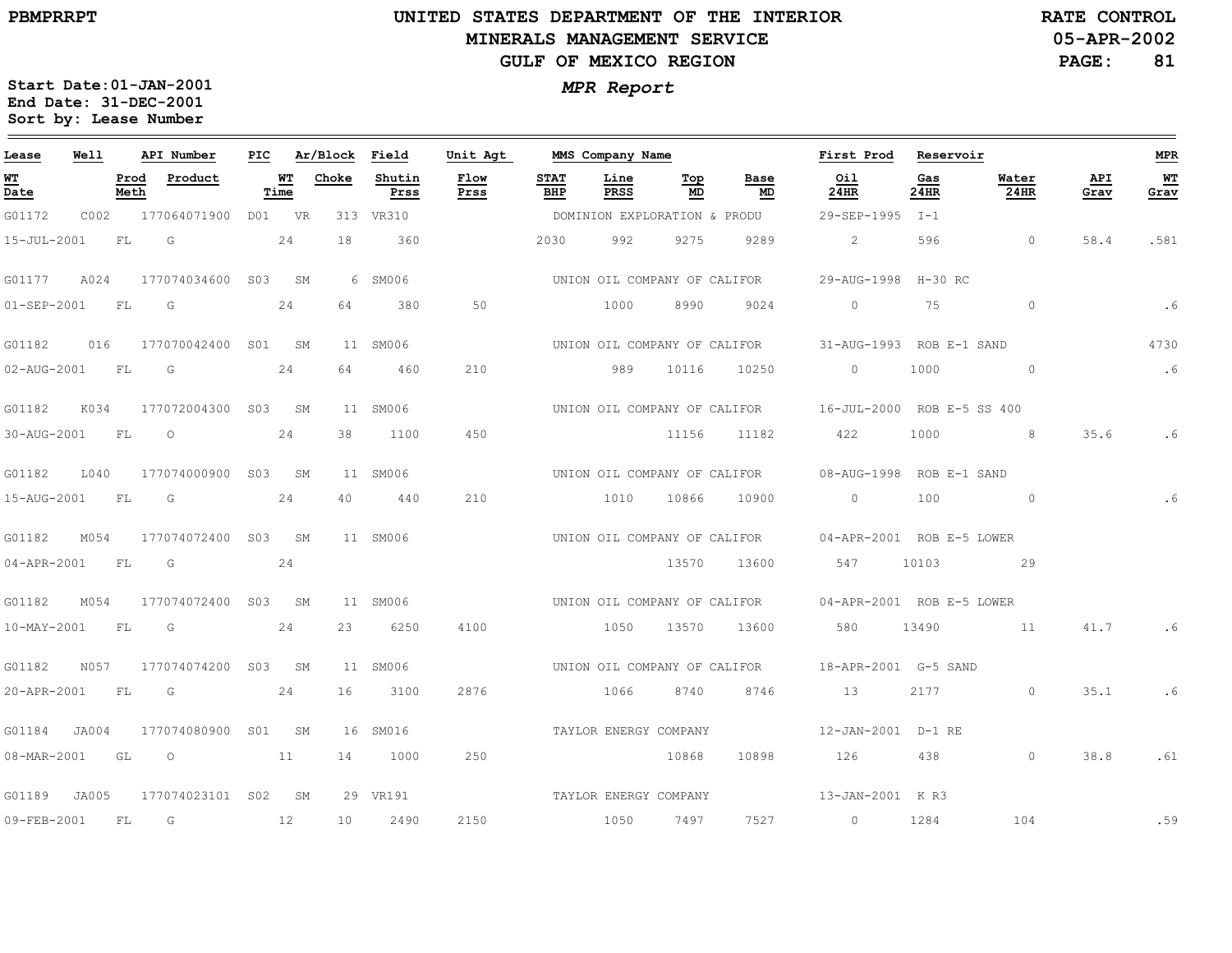PBMPRRPT

# UNITED STATES DEPARTMENT OF THE INTERIOR
## MINERALS MANAGEMENT SERVICE
## GULF OF MEXICO REGION

RATE CONTROL
05-APR-2002

### *MPR Report*

**Start Date:01-JAN-2001**
**End Date: 31-DEC-2001**
**Sort by: Lease Number**

| Lease | Well | API Number | PIC | Ar/Block | Field | Unit Agt | MMS Company Name | | | First Prod | Reservoir | | | MPR |
|---|---|---|---|---|---|---|---|---|---|---|---|---|---|---|
| **WT Date** | **Prod Meth** | **Product** | **WT Time** | **Choke** | **Shutin Prss** | **Flow Prss** | **STAT BHP** | **Line PRSS** | **Top MD** | **Base MD** | **Oil 24HR** | **Gas 24HR** | **Water 24HR** | **API Grav** | **WT Grav** |

| Lease / WT Date | Well / Prod Meth | API Number / Product | PIC / WT Time | Ar/Block / Choke | Field / Shutin Prss | Unit Agt / Flow Prss | STAT BHP | Line PRSS | Top MD | Base MD | First Prod / Oil 24HR | Reservoir / Gas 24HR | Water 24HR | API Grav | MPR / WT Grav |
|---|---|---|---|---|---|---|---|---|---|---|---|---|---|---|---|
| G01172 | C002 | 177064071900 | D01 | VR 313 | VR310 | | DOMINION EXPLORATION & PRODU | | | | 29-SEP-1995 | I-1 | | | |
| 15-JUL-2001 | FL | G | 24 | 18 | 360 | | 2030 | 992 | 9275 | 9289 | 2 | 596 | 0 | 58.4 | .581 |
| G01177 | A024 | 177074034600 | S03 | SM 6 | SM006 | | UNION OIL COMPANY OF CALIFOR | | | | 29-AUG-1998 | H-30 RC | | | |
| 01-SEP-2001 | FL | G | 24 | 64 | 380 | 50 | | 1000 | 8990 | 9024 | 0 | 75 | 0 | | .6 |
| G01182 | 016 | 177070042400 | S01 | SM 11 | SM006 | | UNION OIL COMPANY OF CALIFOR | | | | 31-AUG-1993 | ROB E-1 SAND | | | 4730 |
| 02-AUG-2001 | FL | G | 24 | 64 | 460 | 210 | | 989 | 10116 | 10250 | 0 | 1000 | 0 | | .6 |
| G01182 | K034 | 177072004300 | S03 | SM 11 | SM006 | | UNION OIL COMPANY OF CALIFOR | | | | 16-JUL-2000 | ROB E-5 SS 400 | | | |
| 30-AUG-2001 | FL | O | 24 | 38 | 1100 | 450 | | | 11156 | 11182 | 422 | 1000 | 8 | 35.6 | .6 |
| G01182 | L040 | 177074000900 | S03 | SM 11 | SM006 | | UNION OIL COMPANY OF CALIFOR | | | | 08-AUG-1998 | ROB E-1 SAND | | | |
| 15-AUG-2001 | FL | G | 24 | 40 | 440 | 210 | | 1010 | 10866 | 10900 | 0 | 100 | 0 | | .6 |
| G01182 | M054 | 177074072400 | S03 | SM 11 | SM006 | | UNION OIL COMPANY OF CALIFOR | | | | 04-APR-2001 | ROB E-5 LOWER | | | |
| 04-APR-2001 | FL | G | 24 | | | | | | 13570 | 13600 | 547 | 10103 | 29 | | |
| G01182 | M054 | 177074072400 | S03 | SM 11 | SM006 | | UNION OIL COMPANY OF CALIFOR | | | | 04-APR-2001 | ROB E-5 LOWER | | | |
| 10-MAY-2001 | FL | G | 24 | 23 | 6250 | 4100 | | 1050 | 13570 | 13600 | 580 | 13490 | 11 | 41.7 | .6 |
| G01182 | N057 | 177074074200 | S03 | SM 11 | SM006 | | UNION OIL COMPANY OF CALIFOR | | | | 18-APR-2001 | G-5 SAND | | | |
| 20-APR-2001 | FL | G | 24 | 16 | 3100 | 2876 | | 1066 | 8740 | 8746 | 13 | 2177 | 0 | 35.1 | .6 |
| G01184 | JA004 | 177074080900 | S01 | SM 16 | SM016 | | TAYLOR ENERGY COMPANY | | | | 12-JAN-2001 | D-1 RE | | | |
| 08-MAR-2001 | GL | O | 11 | 14 | 1000 | 250 | | | 10868 | 10898 | 126 | 438 | 0 | 38.8 | .61 |
| G01189 | JA005 | 177074023101 | S02 | SM 29 | VR191 | | TAYLOR ENERGY COMPANY | | | | 13-JAN-2001 | K R3 | | | |
| 09-FEB-2001 | FL | G | 12 | 10 | 2490 | 2150 | | 1050 | 7497 | 7527 | 0 | 1284 | 104 | | .59 |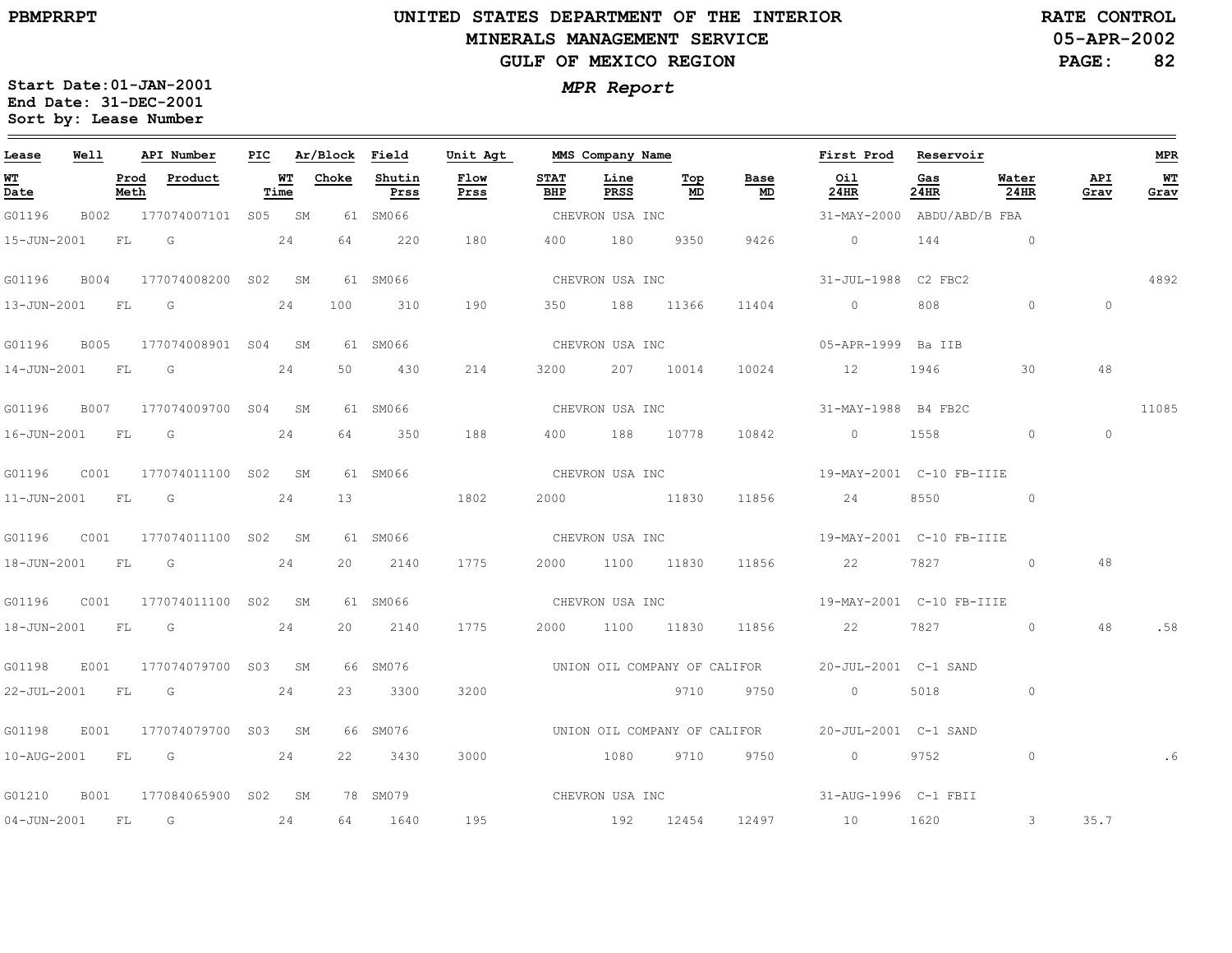# UNITED STATES DEPARTMENT OF THE INTERIOR
## MINERALS MANAGEMENT SERVICE
## GULF OF MEXICO REGION

PBMPRRPT

RATE CONTROL
05-APR-2002

Start Date:01-JAN-2001
End Date: 31-DEC-2001
Sort by: Lease Number

*MPR Report*

| Lease | Well | API Number | PIC | Ar/Block | Field | Unit Agt | MMS Company Name | | | First Prod | Reservoir | | | MPR |
|---|---|---|---|---|---|---|---|---|---|---|---|---|---|---|
| WT Date | Prod Meth | Product | WT Time | Choke | Shutin Prss | Flow Prss | STAT BHP | Line PRSS | Top MD | Base MD | Oil 24HR | Gas 24HR | Water 24HR | API Grav | WT Grav |
| G01196 | B002 | 177074007101 | S05 | SM 61 | SM066 | | CHEVRON USA INC | | | 31-MAY-2000 | ABDU/ABD/B FBA | | | |
| 15-JUN-2001 | FL | G | 24 | 64 | 220 | 180 | 400 | 180 | 9350 | 9426 | 0 | 144 | 0 | | |
| G01196 | B004 | 177074008200 | S02 | SM 61 | SM066 | | CHEVRON USA INC | | | 31-JUL-1988 | C2 FBC2 | | | 4892 |
| 13-JUN-2001 | FL | G | 24 | 100 | 310 | 190 | 350 | 188 | 11366 | 11404 | 0 | 808 | 0 | 0 | |
| G01196 | B005 | 177074008901 | S04 | SM 61 | SM066 | | CHEVRON USA INC | | | 05-APR-1999 | Ba IIB | | | |
| 14-JUN-2001 | FL | G | 24 | 50 | 430 | 214 | 3200 | 207 | 10014 | 10024 | 12 | 1946 | 30 | 48 | |
| G01196 | B007 | 177074009700 | S04 | SM 61 | SM066 | | CHEVRON USA INC | | | 31-MAY-1988 | B4 FB2C | | | 11085 |
| 16-JUN-2001 | FL | G | 24 | 64 | 350 | 188 | 400 | 188 | 10778 | 10842 | 0 | 1558 | 0 | 0 | |
| G01196 | C001 | 177074011100 | S02 | SM 61 | SM066 | | CHEVRON USA INC | | | 19-MAY-2001 | C-10 FB-IIIE | | | |
| 11-JUN-2001 | FL | G | 24 | 13 | | 1802 | 2000 | | 11830 | 11856 | 24 | 8550 | 0 | | |
| G01196 | C001 | 177074011100 | S02 | SM 61 | SM066 | | CHEVRON USA INC | | | 19-MAY-2001 | C-10 FB-IIIE | | | |
| 18-JUN-2001 | FL | G | 24 | 20 | 2140 | 1775 | 2000 | 1100 | 11830 | 11856 | 22 | 7827 | 0 | 48 | |
| G01196 | C001 | 177074011100 | S02 | SM 61 | SM066 | | CHEVRON USA INC | | | 19-MAY-2001 | C-10 FB-IIIE | | | |
| 18-JUN-2001 | FL | G | 24 | 20 | 2140 | 1775 | 2000 | 1100 | 11830 | 11856 | 22 | 7827 | 0 | 48 | .58 |
| G01198 | E001 | 177074079700 | S03 | SM 66 | SM076 | | UNION OIL COMPANY OF CALIFOR | | | 20-JUL-2001 | C-1 SAND | | | |
| 22-JUL-2001 | FL | G | 24 | 23 | 3300 | 3200 | | | 9710 | 9750 | 0 | 5018 | 0 | | |
| G01198 | E001 | 177074079700 | S03 | SM 66 | SM076 | | UNION OIL COMPANY OF CALIFOR | | | 20-JUL-2001 | C-1 SAND | | | |
| 10-AUG-2001 | FL | G | 24 | 22 | 3430 | 3000 | | 1080 | 9710 | 9750 | 0 | 9752 | 0 | | .6 |
| G01210 | B001 | 177084065900 | S02 | SM 78 | SM079 | | CHEVRON USA INC | | | 31-AUG-1996 | C-1 FBII | | | |
| 04-JUN-2001 | FL | G | 24 | 64 | 1640 | 195 | | 192 | 12454 | 12497 | 10 | 1620 | 3 | 35.7 | |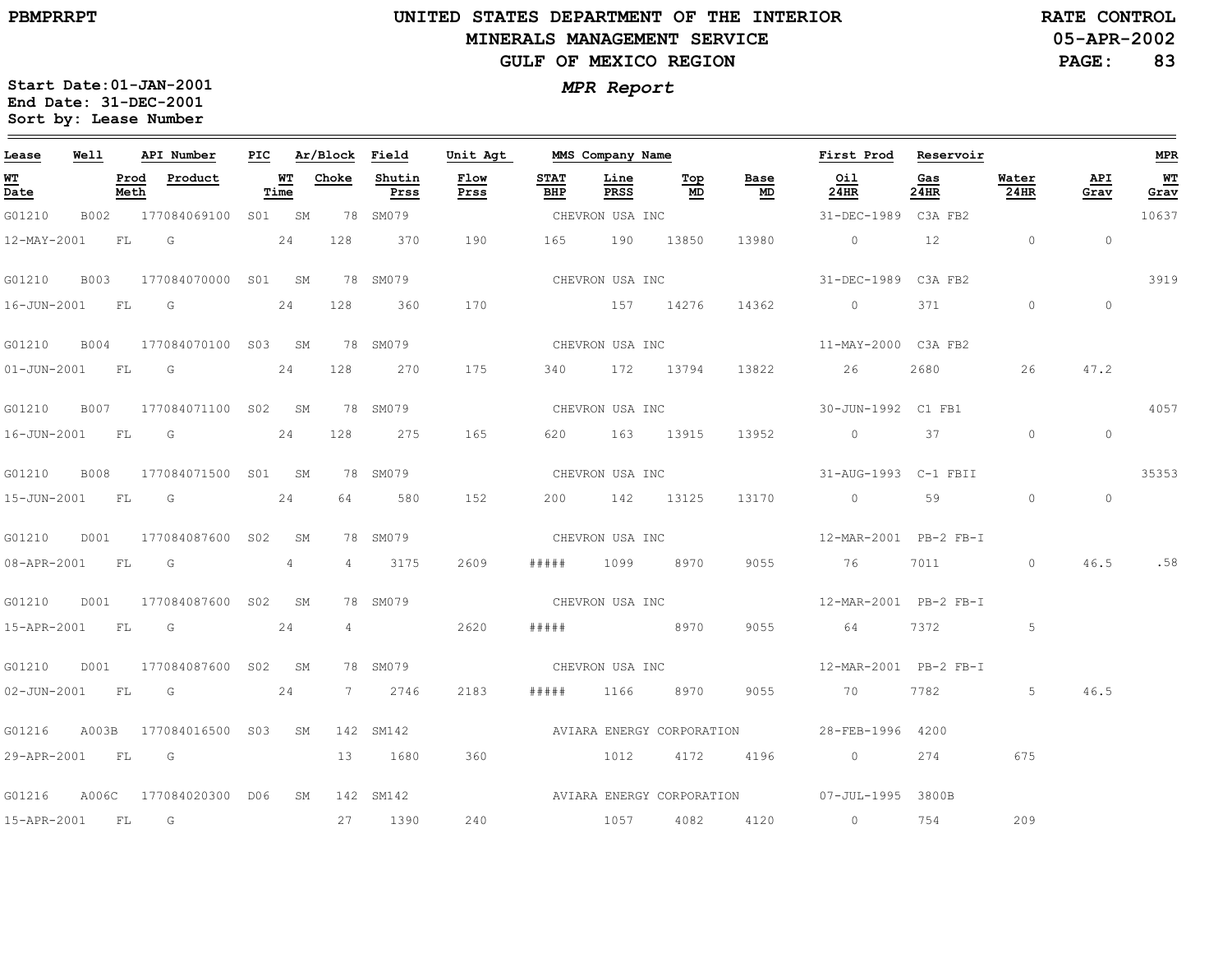PBMPRRPT

# UNITED STATES DEPARTMENT OF THE INTERIOR
## MINERALS MANAGEMENT SERVICE
## GULF OF MEXICO REGION

RATE CONTROL
05-APR-2002

*MPR Report*

Start Date: 01-JAN-2001
End Date: 31-DEC-2001
Sort by: Lease Number

| Lease | Well | API Number | PIC | Ar/Block | Field | Unit Agt | MMS Company Name | | | | First Prod | Reservoir | | | MPR |
|---|---|---|---|---|---|---|---|---|---|---|---|---|---|---|---|
| WT Date | Prod Meth | Product | WT Time | Choke | Shutin Prss | Flow Prss | STAT BHP | Line PRSS | Top MD | Base MD | Oil 24HR | Gas 24HR | Water 24HR | API Grav | WT Grav |
| G01210 | B002 | 177084069100 | S01 | SM 78 | SM079 | | CHEVRON USA INC | | | | 31-DEC-1989 | C3A FB2 | | | 10637 |
| 12-MAY-2001 | FL | G | 24 | 128 | 370 | 190 | 165 | 190 | 13850 | 13980 | 0 | 12 | 0 | 0 | |
| G01210 | B003 | 177084070000 | S01 | SM 78 | SM079 | | CHEVRON USA INC | | | | 31-DEC-1989 | C3A FB2 | | | 3919 |
| 16-JUN-2001 | FL | G | 24 | 128 | 360 | 170 | | 157 | 14276 | 14362 | 0 | 371 | 0 | 0 | |
| G01210 | B004 | 177084070100 | S03 | SM 78 | SM079 | | CHEVRON USA INC | | | | 11-MAY-2000 | C3A FB2 | | | |
| 01-JUN-2001 | FL | G | 24 | 128 | 270 | 175 | 340 | 172 | 13794 | 13822 | 26 | 2680 | 26 | 47.2 | |
| G01210 | B007 | 177084071100 | S02 | SM 78 | SM079 | | CHEVRON USA INC | | | | 30-JUN-1992 | C1 FB1 | | | 4057 |
| 16-JUN-2001 | FL | G | 24 | 128 | 275 | 165 | 620 | 163 | 13915 | 13952 | 0 | 37 | 0 | 0 | |
| G01210 | B008 | 177084071500 | S01 | SM 78 | SM079 | | CHEVRON USA INC | | | | 31-AUG-1993 | C-1 FBII | | | 35353 |
| 15-JUN-2001 | FL | G | 24 | 64 | 580 | 152 | 200 | 142 | 13125 | 13170 | 0 | 59 | 0 | 0 | |
| G01210 | D001 | 177084087600 | S02 | SM 78 | SM079 | | CHEVRON USA INC | | | | 12-MAR-2001 | PB-2 FB-I | | | |
| 08-APR-2001 | FL | G | 4 | 4 | 3175 | 2609 | ##### | 1099 | 8970 | 9055 | 76 | 7011 | 0 | 46.5 | .58 |
| G01210 | D001 | 177084087600 | S02 | SM 78 | SM079 | | CHEVRON USA INC | | | | 12-MAR-2001 | PB-2 FB-I | | | |
| 15-APR-2001 | FL | G | 24 | 4 | | 2620 | ##### | | 8970 | 9055 | 64 | 7372 | 5 | | |
| G01210 | D001 | 177084087600 | S02 | SM 78 | SM079 | | CHEVRON USA INC | | | | 12-MAR-2001 | PB-2 FB-I | | | |
| 02-JUN-2001 | FL | G | 24 | 7 | 2746 | 2183 | ##### | 1166 | 8970 | 9055 | 70 | 7782 | 5 | 46.5 | |
| G01216 | A003B | 177084016500 | S03 | SM 142 | SM142 | | AVIARA ENERGY CORPORATION | | | | 28-FEB-1996 | 4200 | | | |
| 29-APR-2001 | FL | G | | 13 | 1680 | 360 | | 1012 | 4172 | 4196 | 0 | 274 | 675 | | |
| G01216 | A006C | 177084020300 | D06 | SM 142 | SM142 | | AVIARA ENERGY CORPORATION | | | | 07-JUL-1995 | 3800B | | | |
| 15-APR-2001 | FL | G | | 27 | 1390 | 240 | | 1057 | 4082 | 4120 | 0 | 754 | 209 | | |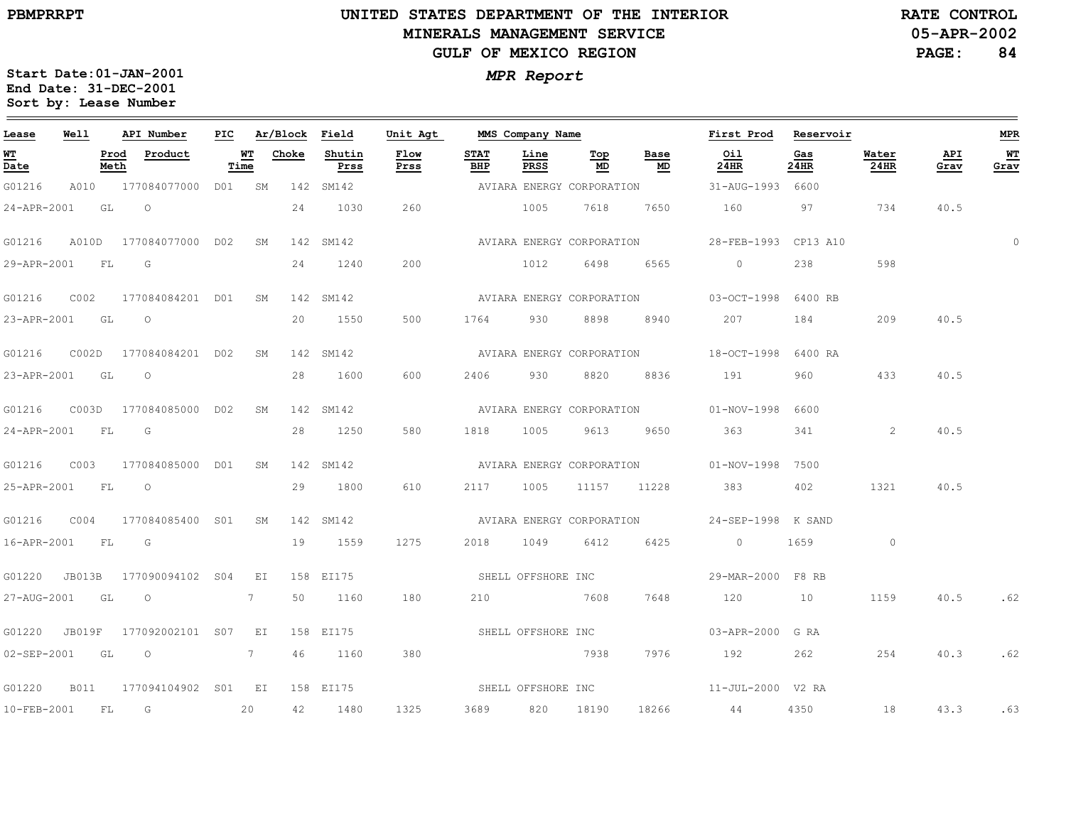# UNITED STATES DEPARTMENT OF THE INTERIOR
## MINERALS MANAGEMENT SERVICE
## GULF OF MEXICO REGION

PBMPRRPT

RATE CONTROL
05-APR-2002
PAGE: 84

**MPR Report**

Start Date:01-JAN-2001
End Date: 31-DEC-2001
Sort by: Lease Number

| Lease | Well | API Number | PIC | Ar/Block | | Field | Unit Agt | MMS Company Name | | | | First Prod | Reservoir | | | MPR |
|---|---|---|---|---|---|---|---|---|---|---|---|---|---|---|---|---|
| WT Date | Prod Meth | Product | WT Time | Choke | | Shutin Prss | Flow Prss | STAT BHP | Line PRSS | Top MD | Base MD | Oil 24HR | Gas 24HR | Water 24HR | API Grav | WT Grav |
| G01216 | A010 | 177084077000 | D01 | SM | 142 | SM142 | | AVIARA ENERGY CORPORATION | | | | 31-AUG-1993 | 6600 | | | |
| 24-APR-2001 | GL | O | | 24 | | 1030 | 260 | | 1005 | 7618 | 7650 | 160 | 97 | 734 | 40.5 | |
| G01216 | A010D | 177084077000 | D02 | SM | 142 | SM142 | | AVIARA ENERGY CORPORATION | | | | 28-FEB-1993 | CP13 A10 | | | 0 |
| 29-APR-2001 | FL | G | | 24 | | 1240 | 200 | | 1012 | 6498 | 6565 | 0 | 238 | 598 | | |
| G01216 | C002 | 177084084201 | D01 | SM | 142 | SM142 | | AVIARA ENERGY CORPORATION | | | | 03-OCT-1998 | 6400 RB | | | |
| 23-APR-2001 | GL | O | | 20 | | 1550 | 500 | 1764 | 930 | 8898 | 8940 | 207 | 184 | 209 | 40.5 | |
| G01216 | C002D | 177084084201 | D02 | SM | 142 | SM142 | | AVIARA ENERGY CORPORATION | | | | 18-OCT-1998 | 6400 RA | | | |
| 23-APR-2001 | GL | O | | 28 | | 1600 | 600 | 2406 | 930 | 8820 | 8836 | 191 | 960 | 433 | 40.5 | |
| G01216 | C003D | 177084085000 | D02 | SM | 142 | SM142 | | AVIARA ENERGY CORPORATION | | | | 01-NOV-1998 | 6600 | | | |
| 24-APR-2001 | FL | G | | 28 | | 1250 | 580 | 1818 | 1005 | 9613 | 9650 | 363 | 341 | 2 | 40.5 | |
| G01216 | C003 | 177084085000 | D01 | SM | 142 | SM142 | | AVIARA ENERGY CORPORATION | | | | 01-NOV-1998 | 7500 | | | |
| 25-APR-2001 | FL | O | | 29 | | 1800 | 610 | 2117 | 1005 | 11157 | 11228 | 383 | 402 | 1321 | 40.5 | |
| G01216 | C004 | 177084085400 | S01 | SM | 142 | SM142 | | AVIARA ENERGY CORPORATION | | | | 24-SEP-1998 | K SAND | | | |
| 16-APR-2001 | FL | G | | 19 | | 1559 | 1275 | 2018 | 1049 | 6412 | 6425 | 0 | 1659 | 0 | | |
| G01220 | JB013B | 177090094102 | S04 | EI | 158 | EI175 | | SHELL OFFSHORE INC | | | | 29-MAR-2000 | F8 RB | | | |
| 27-AUG-2001 | GL | O | 7 | 50 | | 1160 | 180 | 210 | | 7608 | 7648 | 120 | 10 | 1159 | 40.5 | .62 |
| G01220 | JB019F | 177092002101 | S07 | EI | 158 | EI175 | | SHELL OFFSHORE INC | | | | 03-APR-2000 | G RA | | | |
| 02-SEP-2001 | GL | O | 7 | 46 | | 1160 | 380 | | | 7938 | 7976 | 192 | 262 | 254 | 40.3 | .62 |
| G01220 | B011 | 177094104902 | S01 | EI | 158 | EI175 | | SHELL OFFSHORE INC | | | | 11-JUL-2000 | V2 RA | | | |
| 10-FEB-2001 | FL | G | 20 | 42 | | 1480 | 1325 | 3689 | 820 | 18190 | 18266 | 44 | 4350 | 18 | 43.3 | .63 |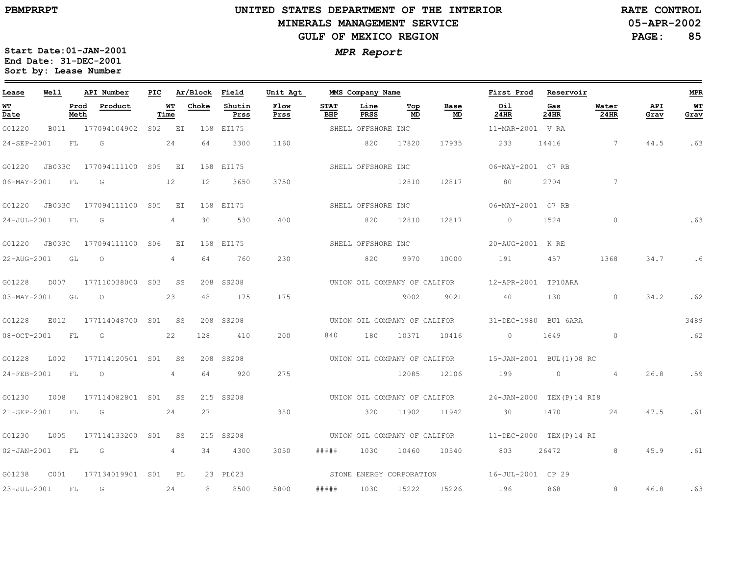**PBMPRRPT**

# UNITED STATES DEPARTMENT OF THE INTERIOR
## MINERALS MANAGEMENT SERVICE
## GULF OF MEXICO REGION

RATE CONTROL
05-APR-2002

*MPR Report*

Start Date: 01-JAN-2001
End Date: 31-DEC-2001
Sort by: Lease Number

| Lease | Well | API Number | PIC | Ar/Block | | Field | Unit Agt | MMS Company Name | | | | | First Prod | Reservoir | | | MPR |
|---|---|---|---|---|---|---|---|---|---|---|---|---|---|---|---|---|---|
| WT Date | Prod Meth | Product | | WT Time | Choke | Shutin Prss | Flow Prss | STAT BHP | Line PRSS | Top MD | Base MD | | Oil 24HR | Gas 24HR | Water 24HR | API Grav | WT Grav |
| G01220 | B011 | 177094104902 | S02 | EI | 158 | EI175 | | SHELL OFFSHORE INC | | | | | 11-MAR-2001 | V RA | | | |
| 24-SEP-2001 | FL | G | | 24 | 64 | 3300 | 1160 | | 820 | 17820 | 17935 | | 233 | 14416 | 7 | 44.5 | .63 |
| G01220 | JB033C | 177094111100 | S05 | EI | 158 | EI175 | | SHELL OFFSHORE INC | | | | | 06-MAY-2001 | O7 RB | | | |
| 06-MAY-2001 | FL | G | | 12 | 12 | 3650 | 3750 | | | 12810 | 12817 | | 80 | 2704 | 7 | | |
| G01220 | JB033C | 177094111100 | S05 | EI | 158 | EI175 | | SHELL OFFSHORE INC | | | | | 06-MAY-2001 | O7 RB | | | |
| 24-JUL-2001 | FL | G | | 4 | 30 | 530 | 400 | | 820 | 12810 | 12817 | | 0 | 1524 | 0 | | .63 |
| G01220 | JB033C | 177094111100 | S06 | EI | 158 | EI175 | | SHELL OFFSHORE INC | | | | | 20-AUG-2001 | K RE | | | |
| 22-AUG-2001 | GL | O | | 4 | 64 | 760 | 230 | | 820 | 9970 | 10000 | | 191 | 457 | 1368 | 34.7 | .6 |
| G01228 | D007 | 177110038000 | S03 | SS | 208 | SS208 | | UNION OIL COMPANY OF CALIFOR | | | | | 12-APR-2001 | TP10ARA | | | |
| 03-MAY-2001 | GL | O | | 23 | 48 | 175 | 175 | | | 9002 | 9021 | | 40 | 130 | 0 | 34.2 | .62 |
| G01228 | E012 | 177114048700 | S01 | SS | 208 | SS208 | | UNION OIL COMPANY OF CALIFOR | | | | | 31-DEC-1980 | BU1 6ARA | | | 3489 |
| 08-OCT-2001 | FL | G | | 22 | 128 | 410 | 200 | 840 | 180 | 10371 | 10416 | | 0 | 1649 | 0 | | .62 |
| G01228 | L002 | 177114120501 | S01 | SS | 208 | SS208 | | UNION OIL COMPANY OF CALIFOR | | | | | 15-JAN-2001 | BUL(1)08 RC | | | |
| 24-FEB-2001 | FL | O | | 4 | 64 | 920 | 275 | | | 12085 | 12106 | | 199 | 0 | 4 | 26.8 | .59 |
| G01230 | I008 | 177114082801 | S01 | SS | 215 | SS208 | | UNION OIL COMPANY OF CALIFOR | | | | | 24-JAN-2000 | TEX(P)14 RI8 | | | |
| 21-SEP-2001 | FL | G | | 24 | 27 | | 380 | | 320 | 11902 | 11942 | | 30 | 1470 | 24 | 47.5 | .61 |
| G01230 | L005 | 177114133200 | S01 | SS | 215 | SS208 | | UNION OIL COMPANY OF CALIFOR | | | | | 11-DEC-2000 | TEX(P)14 RI | | | |
| 02-JAN-2001 | FL | G | | 4 | 34 | 4300 | 3050 | ##### | 1030 | 10460 | 10540 | | 803 | 26472 | 8 | 45.9 | .61 |
| G01238 | C001 | 177134019901 | S01 | PL | 23 | PL023 | | STONE ENERGY CORPORATION | | | | | 16-JUL-2001 | CP 29 | | | |
| 23-JUL-2001 | FL | G | | 24 | 8 | 8500 | 5800 | ##### | 1030 | 15222 | 15226 | | 196 | 868 | 8 | 46.8 | .63 |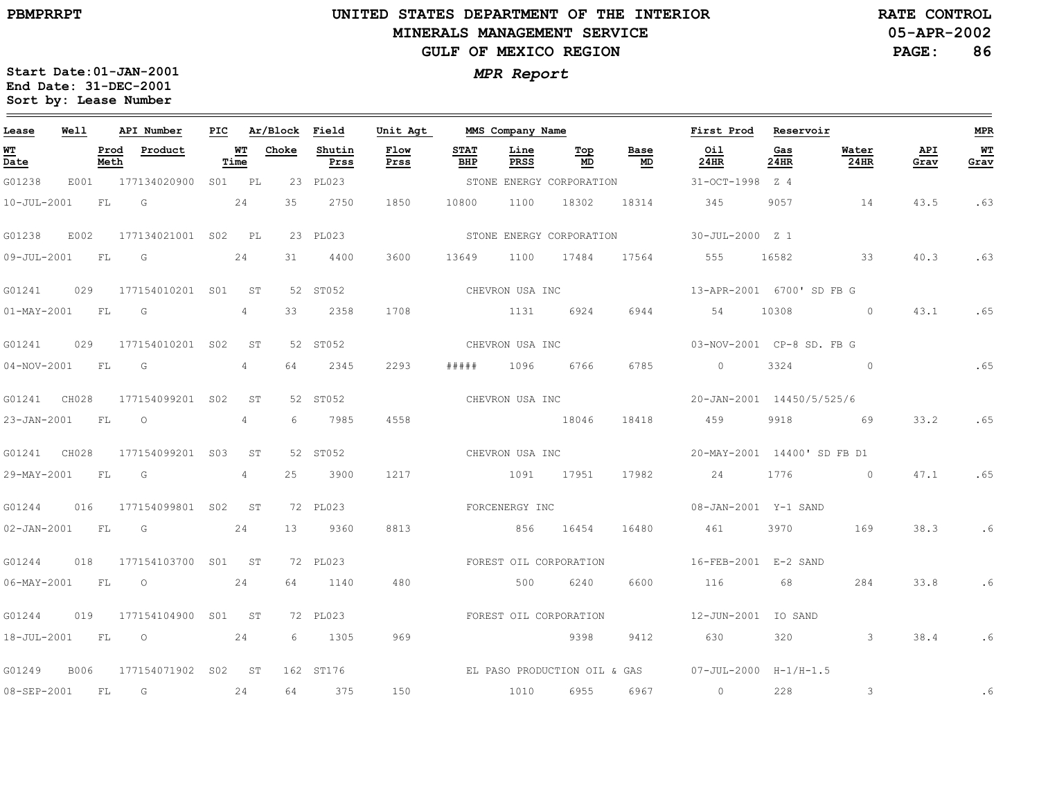# UNITED STATES DEPARTMENT OF THE INTERIOR
## MINERALS MANAGEMENT SERVICE
## GULF OF MEXICO REGION

PBMPRRPT

RATE CONTROL
05-APR-2002

*MPR Report*

**Start Date:01-JAN-2001**
**End Date: 31-DEC-2001**
**Sort by: Lease Number**

| Lease | Well | API Number | PIC | Ar/Block | Field | Unit Agt | MMS Company Name | | | | First Prod | Reservoir | | | MPR |
|---|---|---|---|---|---|---|---|---|---|---|---|---|---|---|---|
| WT Date | Prod Meth | Product | WT Time | Choke | Shutin Prss | Flow Prss | STAT BHP | Line PRSS | Top MD | Base MD | Oil 24HR | Gas 24HR | Water 24HR | API Grav | WT Grav |
| G01238 | E001 | 177134020900 | S01 | PL 23 | PL023 | | STONE ENERGY CORPORATION | | | | 31-OCT-1998 | Z 4 | | | |
| 10-JUL-2001 | FL | G | 24 | 35 | 2750 | 1850 | 10800 | 1100 | 18302 | 18314 | 345 | 9057 | 14 | 43.5 | .63 |
| G01238 | E002 | 177134021001 | S02 | PL 23 | PL023 | | STONE ENERGY CORPORATION | | | | 30-JUL-2000 | Z 1 | | | |
| 09-JUL-2001 | FL | G | 24 | 31 | 4400 | 3600 | 13649 | 1100 | 17484 | 17564 | 555 | 16582 | 33 | 40.3 | .63 |
| G01241 | 029 | 177154010201 | S01 | ST 52 | ST052 | | CHEVRON USA INC | | | | 13-APR-2001 | 6700' SD FB G | | | |
| 01-MAY-2001 | FL | G | 4 | 33 | 2358 | 1708 | | 1131 | 6924 | 6944 | 54 | 10308 | 0 | 43.1 | .65 |
| G01241 | 029 | 177154010201 | S02 | ST 52 | ST052 | | CHEVRON USA INC | | | | 03-NOV-2001 | CP-8 SD. FB G | | | |
| 04-NOV-2001 | FL | G | 4 | 64 | 2345 | 2293 | ##### | 1096 | 6766 | 6785 | 0 | 3324 | 0 | | .65 |
| G01241 | CH028 | 177154099201 | S02 | ST 52 | ST052 | | CHEVRON USA INC | | | | 20-JAN-2001 | 14450/5/525/6 | | | |
| 23-JAN-2001 | FL | O | 4 | 6 | 7985 | 4558 | | | 18046 | 18418 | 459 | 9918 | 69 | 33.2 | .65 |
| G01241 | CH028 | 177154099201 | S03 | ST 52 | ST052 | | CHEVRON USA INC | | | | 20-MAY-2001 | 14400' SD FB D1 | | | |
| 29-MAY-2001 | FL | G | 4 | 25 | 3900 | 1217 | | 1091 | 17951 | 17982 | 24 | 1776 | 0 | 47.1 | .65 |
| G01244 | 016 | 177154099801 | S02 | ST 72 | PL023 | | FORCENERGY INC | | | | 08-JAN-2001 | Y-1 SAND | | | |
| 02-JAN-2001 | FL | G | 24 | 13 | 9360 | 8813 | | 856 | 16454 | 16480 | 461 | 3970 | 169 | 38.3 | .6 |
| G01244 | 018 | 177154103700 | S01 | ST 72 | PL023 | | FOREST OIL CORPORATION | | | | 16-FEB-2001 | E-2 SAND | | | |
| 06-MAY-2001 | FL | O | 24 | 64 | 1140 | 480 | | 500 | 6240 | 6600 | 116 | 68 | 284 | 33.8 | .6 |
| G01244 | 019 | 177154104900 | S01 | ST 72 | PL023 | | FOREST OIL CORPORATION | | | | 12-JUN-2001 | IO SAND | | | |
| 18-JUL-2001 | FL | O | 24 | 6 | 1305 | 969 | | | 9398 | 9412 | 630 | 320 | 3 | 38.4 | .6 |
| G01249 | B006 | 177154071902 | S02 | ST 162 | ST176 | | EL PASO PRODUCTION OIL & GAS | | | | 07-JUL-2000 | H-1/H-1.5 | | | |
| 08-SEP-2001 | FL | G | 24 | 64 | 375 | 150 | | 1010 | 6955 | 6967 | 0 | 228 | 3 | | .6 |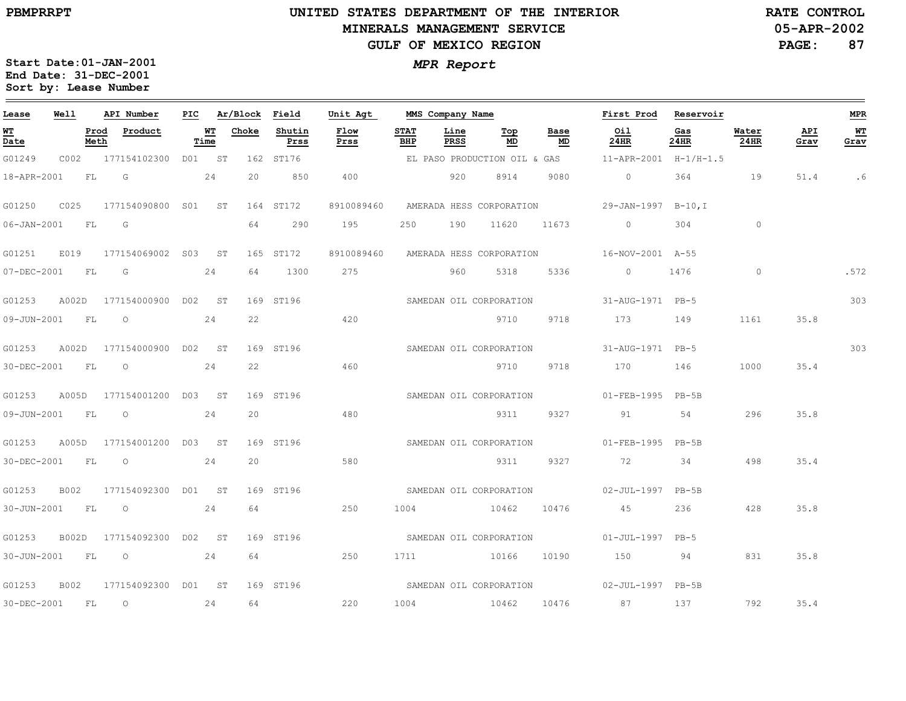# UNITED STATES DEPARTMENT OF THE INTERIOR
## MINERALS MANAGEMENT SERVICE
## GULF OF MEXICO REGION

PBMPRRPT

RATE CONTROL
05-APR-2002

*MPR Report*

Start Date:01-JAN-2001
End Date: 31-DEC-2001
Sort by: Lease Number

| Lease | Well | API Number | PIC | Ar/Block | | Field | Unit Agt | MMS Company Name | | | | First Prod | Reservoir | | | MPR |
|---|---|---|---|---|---|---|---|---|---|---|---|---|---|---|---|---|
| WT Date | Prod Meth | Product | WT Time | Choke | | Shutin Prss | Flow Prss | STAT BHP | Line PRSS | Top MD | Base MD | Oil 24HR | Gas 24HR | Water 24HR | API Grav | WT Grav |
| G01249 | C002 | 177154102300 | D01 | ST | 162 | ST176 | | EL PASO PRODUCTION OIL & GAS | | | | 11-APR-2001 | H-1/H-1.5 | | | |
| 18-APR-2001 | FL | G | 24 | 20 | | 850 | 400 | | 920 | 8914 | 9080 | 0 | 364 | 19 | 51.4 | .6 |
| G01250 | C025 | 177154090800 | S01 | ST | 164 | ST172 | 8910089460 | AMERADA HESS CORPORATION | | | | 29-JAN-1997 | B-10,I | | | |
| 06-JAN-2001 | FL | G | | 64 | | 290 | 195 | 250 | 190 | 11620 | 11673 | 0 | 304 | 0 | | |
| G01251 | E019 | 177154069002 | S03 | ST | 165 | ST172 | 8910089460 | AMERADA HESS CORPORATION | | | | 16-NOV-2001 | A-55 | | | |
| 07-DEC-2001 | FL | G | 24 | 64 | | 1300 | 275 | | 960 | 5318 | 5336 | 0 | 1476 | 0 | | .572 |
| G01253 | A002D | 177154000900 | D02 | ST | 169 | ST196 | | SAMEDAN OIL CORPORATION | | | | 31-AUG-1971 | PB-5 | | | 303 |
| 09-JUN-2001 | FL | O | 24 | 22 | | | 420 | | | 9710 | 9718 | 173 | 149 | 1161 | 35.8 | |
| G01253 | A002D | 177154000900 | D02 | ST | 169 | ST196 | | SAMEDAN OIL CORPORATION | | | | 31-AUG-1971 | PB-5 | | | 303 |
| 30-DEC-2001 | FL | O | 24 | 22 | | | 460 | | | 9710 | 9718 | 170 | 146 | 1000 | 35.4 | |
| G01253 | A005D | 177154001200 | D03 | ST | 169 | ST196 | | SAMEDAN OIL CORPORATION | | | | 01-FEB-1995 | PB-5B | | | |
| 09-JUN-2001 | FL | O | 24 | 20 | | | 480 | | | 9311 | 9327 | 91 | 54 | 296 | 35.8 | |
| G01253 | A005D | 177154001200 | D03 | ST | 169 | ST196 | | SAMEDAN OIL CORPORATION | | | | 01-FEB-1995 | PB-5B | | | |
| 30-DEC-2001 | FL | O | 24 | 20 | | | 580 | | | 9311 | 9327 | 72 | 34 | 498 | 35.4 | |
| G01253 | B002 | 177154092300 | D01 | ST | 169 | ST196 | | SAMEDAN OIL CORPORATION | | | | 02-JUL-1997 | PB-5B | | | |
| 30-JUN-2001 | FL | O | 24 | 64 | | | 250 | 1004 | | 10462 | 10476 | 45 | 236 | 428 | 35.8 | |
| G01253 | B002D | 177154092300 | D02 | ST | 169 | ST196 | | SAMEDAN OIL CORPORATION | | | | 01-JUL-1997 | PB-5 | | | |
| 30-JUN-2001 | FL | O | 24 | 64 | | | 250 | 1711 | | 10166 | 10190 | 150 | 94 | 831 | 35.8 | |
| G01253 | B002 | 177154092300 | D01 | ST | 169 | ST196 | | SAMEDAN OIL CORPORATION | | | | 02-JUL-1997 | PB-5B | | | |
| 30-DEC-2001 | FL | O | 24 | 64 | | | 220 | 1004 | | 10462 | 10476 | 87 | 137 | 792 | 35.4 | |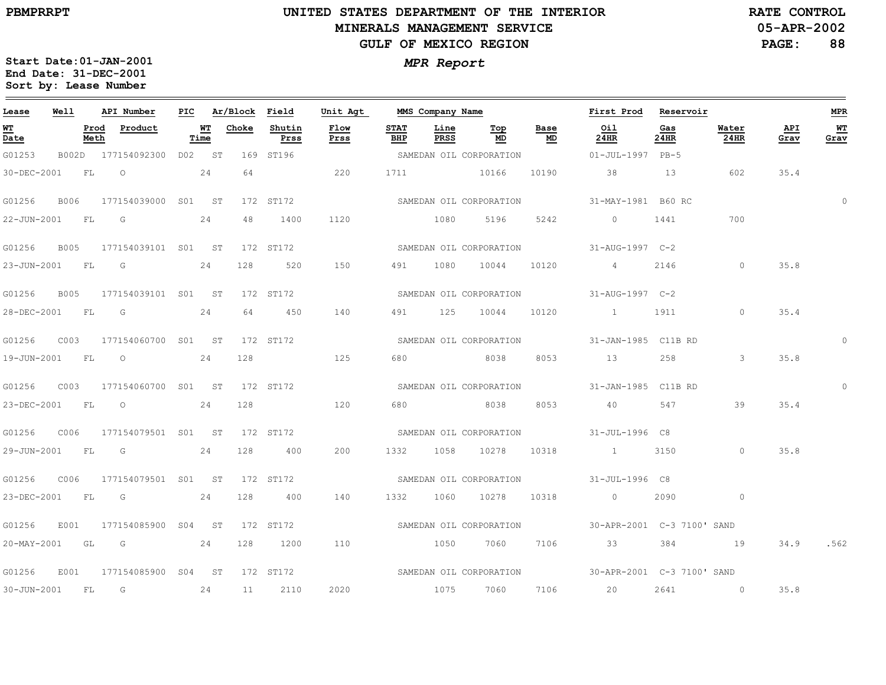# UNITED STATES DEPARTMENT OF THE INTERIOR
## MINERALS MANAGEMENT SERVICE
## GULF OF MEXICO REGION

PBMPRRPT

RATE CONTROL
05-APR-2002

**Start Date:** 01-JAN-2001
**End Date:** 31-DEC-2001
**Sort by:** Lease Number

*MPR Report*

| Lease | Well | API Number | PIC | Ar/Block | Field | Unit Agt | MMS Company Name | | | | First Prod | Reservoir | | | MPR |
|---|---|---|---|---|---|---|---|---|---|---|---|---|---|---|---|
| **WT Date** | **Prod Meth** | **Product** | **WT Time** | **Choke** | **Shutin Prss** | **Flow Prss** | **STAT BHP** | **Line PRSS** | **Top MD** | **Base MD** | **Oil 24HR** | **Gas 24HR** | **Water 24HR** | **API Grav** | **WT Grav** |
| G01253 | B002D | 177154092300 | D02 | ST 169 | ST196 | | SAMEDAN OIL CORPORATION | | | | 01-JUL-1997 | PB-5 | | | |
| 30-DEC-2001 | FL | O | 24 | 64 | | 220 | 1711 | | 10166 | 10190 | 38 | 13 | 602 | 35.4 | |
| G01256 | B006 | 177154039000 | S01 | ST 172 | ST172 | | SAMEDAN OIL CORPORATION | | | | 31-MAY-1981 | B60 RC | | | 0 |
| 22-JUN-2001 | FL | G | 24 | 48 | 1400 | 1120 | | 1080 | 5196 | 5242 | 0 | 1441 | 700 | | |
| G01256 | B005 | 177154039101 | S01 | ST 172 | ST172 | | SAMEDAN OIL CORPORATION | | | | 31-AUG-1997 | C-2 | | | |
| 23-JUN-2001 | FL | G | 24 | 128 | 520 | 150 | 491 | 1080 | 10044 | 10120 | 4 | 2146 | 0 | 35.8 | |
| G01256 | B005 | 177154039101 | S01 | ST 172 | ST172 | | SAMEDAN OIL CORPORATION | | | | 31-AUG-1997 | C-2 | | | |
| 28-DEC-2001 | FL | G | 24 | 64 | 450 | 140 | 491 | 125 | 10044 | 10120 | 1 | 1911 | 0 | 35.4 | |
| G01256 | C003 | 177154060700 | S01 | ST 172 | ST172 | | SAMEDAN OIL CORPORATION | | | | 31-JAN-1985 | C11B RD | | | 0 |
| 19-JUN-2001 | FL | O | 24 | 128 | | 125 | 680 | | 8038 | 8053 | 13 | 258 | 3 | 35.8 | |
| G01256 | C003 | 177154060700 | S01 | ST 172 | ST172 | | SAMEDAN OIL CORPORATION | | | | 31-JAN-1985 | C11B RD | | | 0 |
| 23-DEC-2001 | FL | O | 24 | 128 | | 120 | 680 | | 8038 | 8053 | 40 | 547 | 39 | 35.4 | |
| G01256 | C006 | 177154079501 | S01 | ST 172 | ST172 | | SAMEDAN OIL CORPORATION | | | | 31-JUL-1996 | C8 | | | |
| 29-JUN-2001 | FL | G | 24 | 128 | 400 | 200 | 1332 | 1058 | 10278 | 10318 | 1 | 3150 | 0 | 35.8 | |
| G01256 | C006 | 177154079501 | S01 | ST 172 | ST172 | | SAMEDAN OIL CORPORATION | | | | 31-JUL-1996 | C8 | | | |
| 23-DEC-2001 | FL | G | 24 | 128 | 400 | 140 | 1332 | 1060 | 10278 | 10318 | 0 | 2090 | 0 | | |
| G01256 | E001 | 177154085900 | S04 | ST 172 | ST172 | | SAMEDAN OIL CORPORATION | | | | 30-APR-2001 | C-3 7100' SAND | | | |
| 20-MAY-2001 | GL | G | 24 | 128 | 1200 | 110 | | 1050 | 7060 | 7106 | 33 | 384 | 19 | 34.9 | .562 |
| G01256 | E001 | 177154085900 | S04 | ST 172 | ST172 | | SAMEDAN OIL CORPORATION | | | | 30-APR-2001 | C-3 7100' SAND | | | |
| 30-JUN-2001 | FL | G | 24 | 11 | 2110 | 2020 | | 1075 | 7060 | 7106 | 20 | 2641 | 0 | 35.8 | |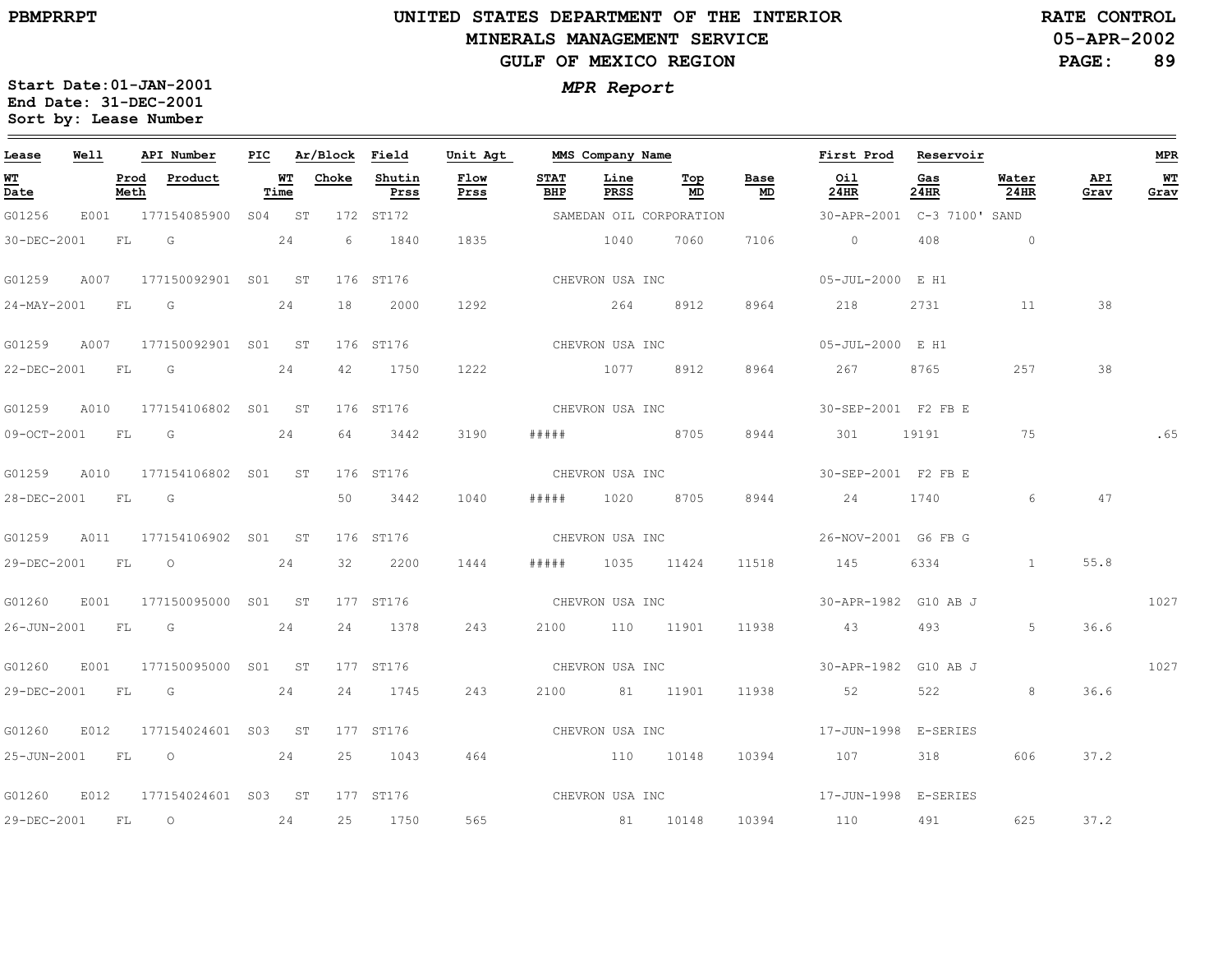**Start Date:01-JAN-2001**
**End Date: 31-DEC-2001**
**Sort by: Lease Number**

# UNITED STATES DEPARTMENT OF THE INTERIOR
## MINERALS MANAGEMENT SERVICE
## GULF OF MEXICO REGION

***MPR Report***

RATE CONTROL
05-APR-2002

| Lease | Well | API Number | PIC | Ar/Block | | Field | Unit Agt | MMS Company Name | | | | First Prod | Reservoir | | | MPR |
|---|---|---|---|---|---|---|---|---|---|---|---|---|---|---|---|---|
| WT Date | Prod Meth | Product | WT Time | Choke | | Shutin Prss | Flow Prss | STAT BHP | Line PRSS | Top MD | Base MD | Oil 24HR | Gas 24HR | Water 24HR | API Grav | WT Grav |
| G01256 | E001 | 177154085900 | S04 | ST | 172 | ST172 | | SAMEDAN OIL CORPORATION | | | | 30-APR-2001 | C-3 7100' SAND | | | |
| 30-DEC-2001 | FL | G | 24 | 6 | | 1840 | 1835 | | 1040 | 7060 | 7106 | 0 | 408 | 0 | | |
| G01259 | A007 | 177150092901 | S01 | ST | 176 | ST176 | | CHEVRON USA INC | | | | 05-JUL-2000 | E H1 | | | |
| 24-MAY-2001 | FL | G | 24 | 18 | | 2000 | 1292 | | 264 | 8912 | 8964 | 218 | 2731 | 11 | 38 | |
| G01259 | A007 | 177150092901 | S01 | ST | 176 | ST176 | | CHEVRON USA INC | | | | 05-JUL-2000 | E H1 | | | |
| 22-DEC-2001 | FL | G | 24 | 42 | | 1750 | 1222 | | 1077 | 8912 | 8964 | 267 | 8765 | 257 | 38 | |
| G01259 | A010 | 177154106802 | S01 | ST | 176 | ST176 | | CHEVRON USA INC | | | | 30-SEP-2001 | F2 FB E | | | |
| 09-OCT-2001 | FL | G | 24 | 64 | | 3442 | 3190 | ##### | | 8705 | 8944 | 301 | 19191 | 75 | | .65 |
| G01259 | A010 | 177154106802 | S01 | ST | 176 | ST176 | | CHEVRON USA INC | | | | 30-SEP-2001 | F2 FB E | | | |
| 28-DEC-2001 | FL | G | | 50 | | 3442 | 1040 | ##### | 1020 | 8705 | 8944 | 24 | 1740 | 6 | 47 | |
| G01259 | A011 | 177154106902 | S01 | ST | 176 | ST176 | | CHEVRON USA INC | | | | 26-NOV-2001 | G6 FB G | | | |
| 29-DEC-2001 | FL | O | 24 | 32 | | 2200 | 1444 | ##### | 1035 | 11424 | 11518 | 145 | 6334 | 1 | 55.8 | |
| G01260 | E001 | 177150095000 | S01 | ST | 177 | ST176 | | CHEVRON USA INC | | | | 30-APR-1982 | G10 AB J | | | 1027 |
| 26-JUN-2001 | FL | G | 24 | 24 | | 1378 | 243 | 2100 | 110 | 11901 | 11938 | 43 | 493 | 5 | 36.6 | |
| G01260 | E001 | 177150095000 | S01 | ST | 177 | ST176 | | CHEVRON USA INC | | | | 30-APR-1982 | G10 AB J | | | 1027 |
| 29-DEC-2001 | FL | G | 24 | 24 | | 1745 | 243 | 2100 | 81 | 11901 | 11938 | 52 | 522 | 8 | 36.6 | |
| G01260 | E012 | 177154024601 | S03 | ST | 177 | ST176 | | CHEVRON USA INC | | | | 17-JUN-1998 | E-SERIES | | | |
| 25-JUN-2001 | FL | O | 24 | 25 | | 1043 | 464 | | 110 | 10148 | 10394 | 107 | 318 | 606 | 37.2 | |
| G01260 | E012 | 177154024601 | S03 | ST | 177 | ST176 | | CHEVRON USA INC | | | | 17-JUN-1998 | E-SERIES | | | |
| 29-DEC-2001 | FL | O | 24 | 25 | | 1750 | 565 | | 81 | 10148 | 10394 | 110 | 491 | 625 | 37.2 | |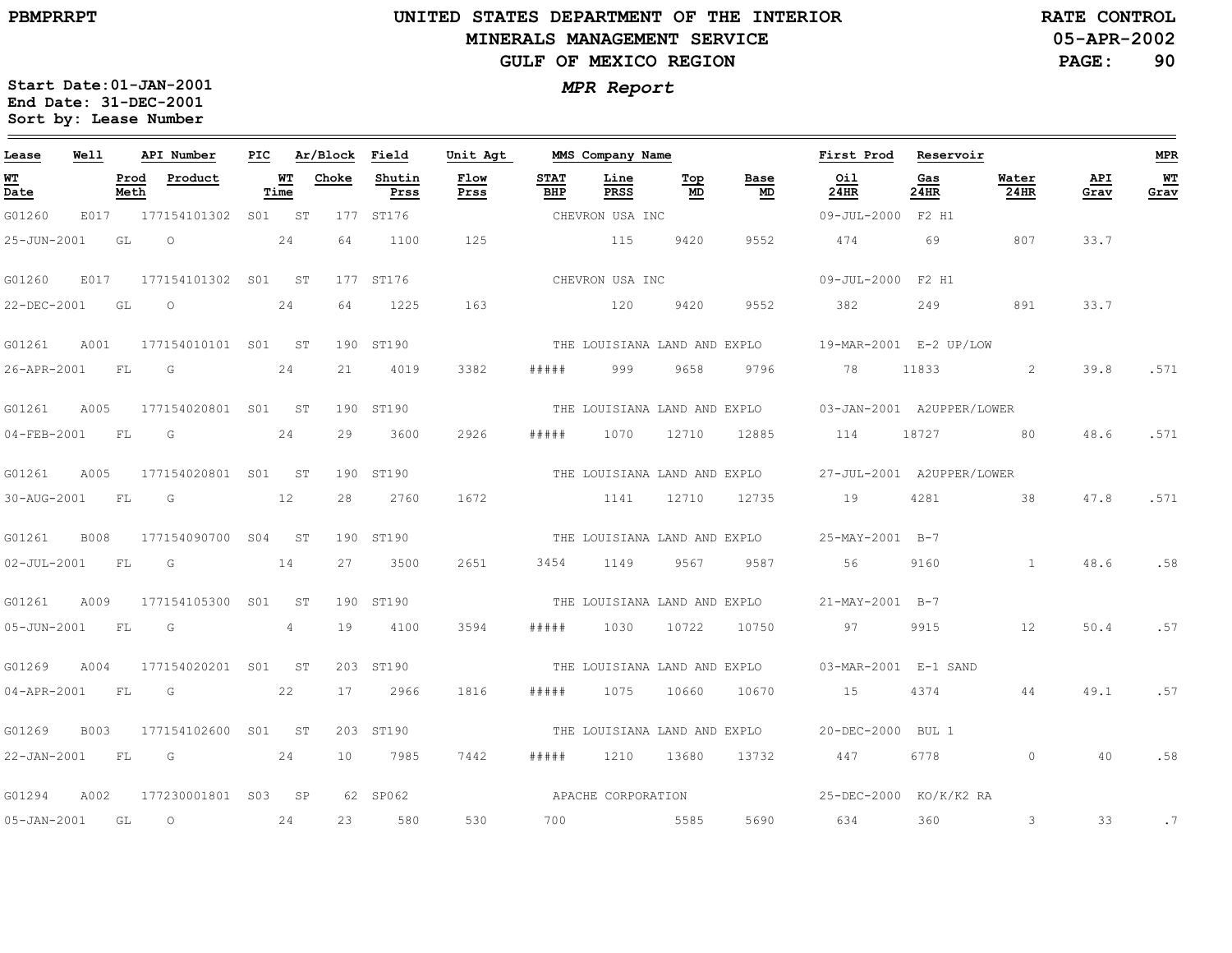# UNITED STATES DEPARTMENT OF THE INTERIOR
## MINERALS MANAGEMENT SERVICE
## GULF OF MEXICO REGION

PBMPRRPT

RATE CONTROL
05-APR-2002

**MPR Report**

Start Date:01-JAN-2001
End Date: 31-DEC-2001
Sort by: Lease Number

| Lease | Well | API Number | PIC | Ar/Block | | Field | Unit Agt | MMS Company Name | | | | First Prod | Reservoir | | | MPR |
|---|---|---|---|---|---|---|---|---|---|---|---|---|---|---|---|---|
| WT Date | Prod Meth | Product | WT Time | Choke | | Shutin Prss | Flow Prss | STAT BHP | Line PRSS | Top MD | Base MD | Oil 24HR | Gas 24HR | Water 24HR | API Grav | WT Grav |
| G01260 | E017 | 177154101302 | S01 | ST | 177 | ST176 | | CHEVRON USA INC | | | | 09-JUL-2000 | F2 H1 | | | |
| 25-JUN-2001 | GL | O | 24 | 64 | | 1100 | 125 | | 115 | 9420 | 9552 | 474 | 69 | 807 | 33.7 | |
| G01260 | E017 | 177154101302 | S01 | ST | 177 | ST176 | | CHEVRON USA INC | | | | 09-JUL-2000 | F2 H1 | | | |
| 22-DEC-2001 | GL | O | 24 | 64 | | 1225 | 163 | | 120 | 9420 | 9552 | 382 | 249 | 891 | 33.7 | |
| G01261 | A001 | 177154010101 | S01 | ST | 190 | ST190 | | THE LOUISIANA LAND AND EXPLO | | | | 19-MAR-2001 | E-2 UP/LOW | | | |
| 26-APR-2001 | FL | G | 24 | 21 | | 4019 | 3382 | ##### | 999 | 9658 | 9796 | 78 | 11833 | 2 | 39.8 | .571 |
| G01261 | A005 | 177154020801 | S01 | ST | 190 | ST190 | | THE LOUISIANA LAND AND EXPLO | | | | 03-JAN-2001 | A2UPPER/LOWER | | | |
| 04-FEB-2001 | FL | G | 24 | 29 | | 3600 | 2926 | ##### | 1070 | 12710 | 12885 | 114 | 18727 | 80 | 48.6 | .571 |
| G01261 | A005 | 177154020801 | S01 | ST | 190 | ST190 | | THE LOUISIANA LAND AND EXPLO | | | | 27-JUL-2001 | A2UPPER/LOWER | | | |
| 30-AUG-2001 | FL | G | 12 | 28 | | 2760 | 1672 | | 1141 | 12710 | 12735 | 19 | 4281 | 38 | 47.8 | .571 |
| G01261 | B008 | 177154090700 | S04 | ST | 190 | ST190 | | THE LOUISIANA LAND AND EXPLO | | | | 25-MAY-2001 | B-7 | | | |
| 02-JUL-2001 | FL | G | 14 | 27 | | 3500 | 2651 | 3454 | 1149 | 9567 | 9587 | 56 | 9160 | 1 | 48.6 | .58 |
| G01261 | A009 | 177154105300 | S01 | ST | 190 | ST190 | | THE LOUISIANA LAND AND EXPLO | | | | 21-MAY-2001 | B-7 | | | |
| 05-JUN-2001 | FL | G | 4 | 19 | | 4100 | 3594 | ##### | 1030 | 10722 | 10750 | 97 | 9915 | 12 | 50.4 | .57 |
| G01269 | A004 | 177154020201 | S01 | ST | 203 | ST190 | | THE LOUISIANA LAND AND EXPLO | | | | 03-MAR-2001 | E-1 SAND | | | |
| 04-APR-2001 | FL | G | 22 | 17 | | 2966 | 1816 | ##### | 1075 | 10660 | 10670 | 15 | 4374 | 44 | 49.1 | .57 |
| G01269 | B003 | 177154102600 | S01 | ST | 203 | ST190 | | THE LOUISIANA LAND AND EXPLO | | | | 20-DEC-2000 | BUL 1 | | | |
| 22-JAN-2001 | FL | G | 24 | 10 | | 7985 | 7442 | ##### | 1210 | 13680 | 13732 | 447 | 6778 | 0 | 40 | .58 |
| G01294 | A002 | 177230001801 | S03 | SP | 62 | SP062 | | APACHE CORPORATION | | | | 25-DEC-2000 | KO/K/K2 RA | | | |
| 05-JAN-2001 | GL | O | 24 | 23 | | 580 | 530 | 700 | | 5585 | 5690 | 634 | 360 | 3 | 33 | .7 |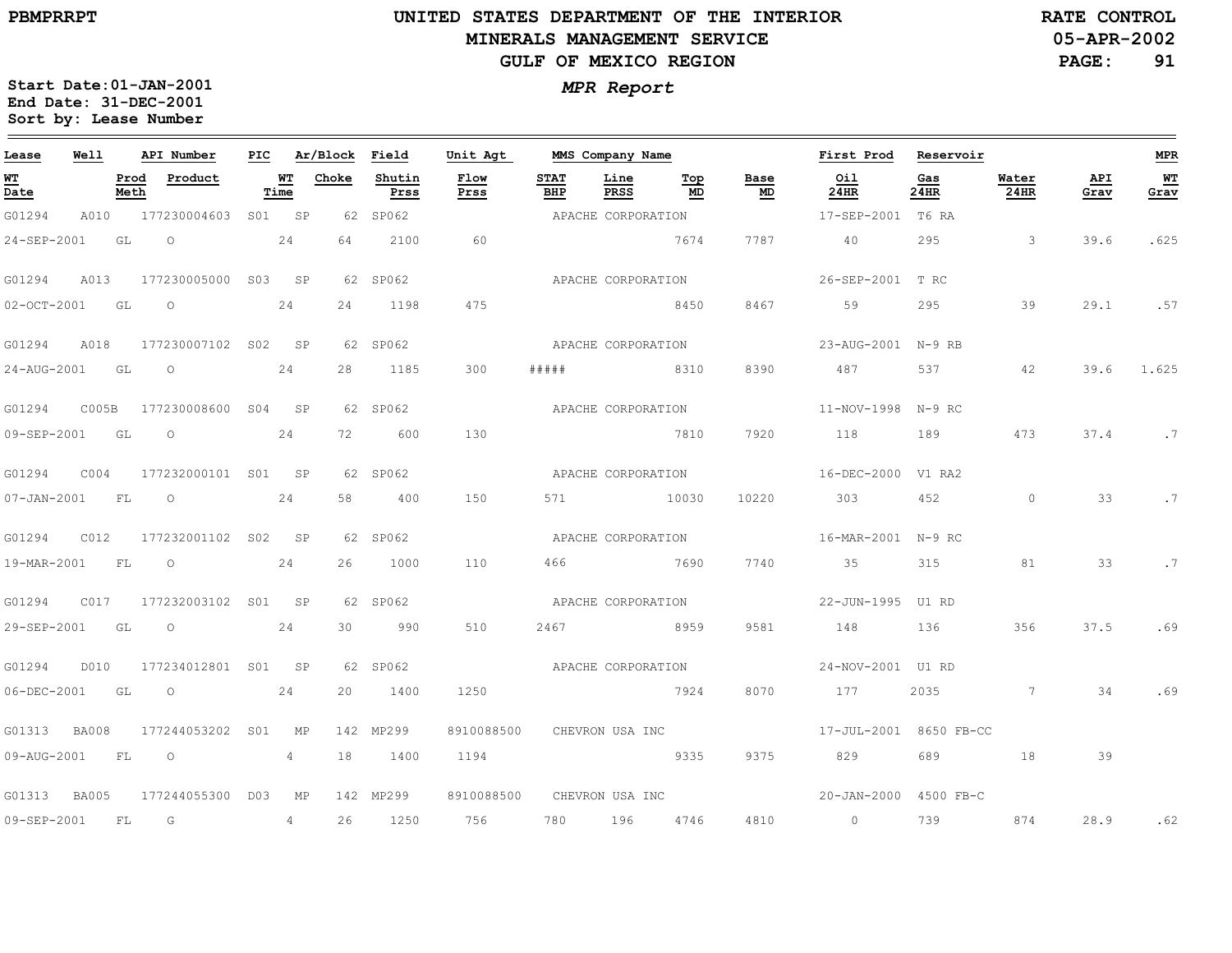PBMPRRPT

# UNITED STATES DEPARTMENT OF THE INTERIOR
## MINERALS MANAGEMENT SERVICE
## GULF OF MEXICO REGION

RATE CONTROL
05-APR-2002

**MPR Report**

Start Date:01-JAN-2001
End Date: 31-DEC-2001
Sort by: Lease Number

| Lease | Well | | API Number | PIC | Ar/Block | | Field | Unit Agt | MMS Company Name | | | | | First Prod | Reservoir | | | MPR |
|---|---|---|---|---|---|---|---|---|---|---|---|---|---|---|---|---|---|---|
| WT Date | | Prod Meth | Product | | WT Time | Choke | Shutin Prss | Flow Prss | STAT BHP | Line PRSS | Top MD | | Base MD | Oil 24HR | Gas 24HR | Water 24HR | API Grav | WT Grav |
| G01294 | A010 | | 177230004603 | S01 | SP | 62 | SP062 | | APACHE CORPORATION | | | | | 17-SEP-2001 | T6 RA | | | |
| 24-SEP-2001 | | GL | O | | 24 | 64 | 2100 | 60 | | | 7674 | | 7787 | 40 | 295 | 3 | 39.6 | .625 |
| G01294 | A013 | | 177230005000 | S03 | SP | 62 | SP062 | | APACHE CORPORATION | | | | | 26-SEP-2001 | T RC | | | |
| 02-OCT-2001 | | GL | O | | 24 | 24 | 1198 | 475 | | | 8450 | | 8467 | 59 | 295 | 39 | 29.1 | .57 |
| G01294 | A018 | | 177230007102 | S02 | SP | 62 | SP062 | | APACHE CORPORATION | | | | | 23-AUG-2001 | N-9 RB | | | |
| 24-AUG-2001 | | GL | O | | 24 | 28 | 1185 | 300 | ##### | | 8310 | | 8390 | 487 | 537 | 42 | 39.6 | 1.625 |
| G01294 | C005B | | 177230008600 | S04 | SP | 62 | SP062 | | APACHE CORPORATION | | | | | 11-NOV-1998 | N-9 RC | | | |
| 09-SEP-2001 | | GL | O | | 24 | 72 | 600 | 130 | | | 7810 | | 7920 | 118 | 189 | 473 | 37.4 | .7 |
| G01294 | C004 | | 177232000101 | S01 | SP | 62 | SP062 | | APACHE CORPORATION | | | | | 16-DEC-2000 | V1 RA2 | | | |
| 07-JAN-2001 | | FL | O | | 24 | 58 | 400 | 150 | 571 | | 10030 | | 10220 | 303 | 452 | 0 | 33 | .7 |
| G01294 | C012 | | 177232001102 | S02 | SP | 62 | SP062 | | APACHE CORPORATION | | | | | 16-MAR-2001 | N-9 RC | | | |
| 19-MAR-2001 | | FL | O | | 24 | 26 | 1000 | 110 | 466 | | 7690 | | 7740 | 35 | 315 | 81 | 33 | .7 |
| G01294 | C017 | | 177232003102 | S01 | SP | 62 | SP062 | | APACHE CORPORATION | | | | | 22-JUN-1995 | U1 RD | | | |
| 29-SEP-2001 | | GL | O | | 24 | 30 | 990 | 510 | 2467 | | 8959 | | 9581 | 148 | 136 | 356 | 37.5 | .69 |
| G01294 | D010 | | 177234012801 | S01 | SP | 62 | SP062 | | APACHE CORPORATION | | | | | 24-NOV-2001 | U1 RD | | | |
| 06-DEC-2001 | | GL | O | | 24 | 20 | 1400 | 1250 | | | 7924 | | 8070 | 177 | 2035 | 7 | 34 | .69 |
| G01313 | BA008 | | 177244053202 | S01 | MP | 142 | MP299 | 8910088500 | CHEVRON USA INC | | | | | 17-JUL-2001 | 8650 FB-CC | | | |
| 09-AUG-2001 | | FL | O | | 4 | 18 | 1400 | 1194 | | | 9335 | | 9375 | 829 | 689 | 18 | 39 | |
| G01313 | BA005 | | 177244055300 | D03 | MP | 142 | MP299 | 8910088500 | CHEVRON USA INC | | | | | 20-JAN-2000 | 4500 FB-C | | | |
| 09-SEP-2001 | | FL | G | | 4 | 26 | 1250 | 756 | 780 | 196 | 4746 | | 4810 | 0 | 739 | 874 | 28.9 | .62 |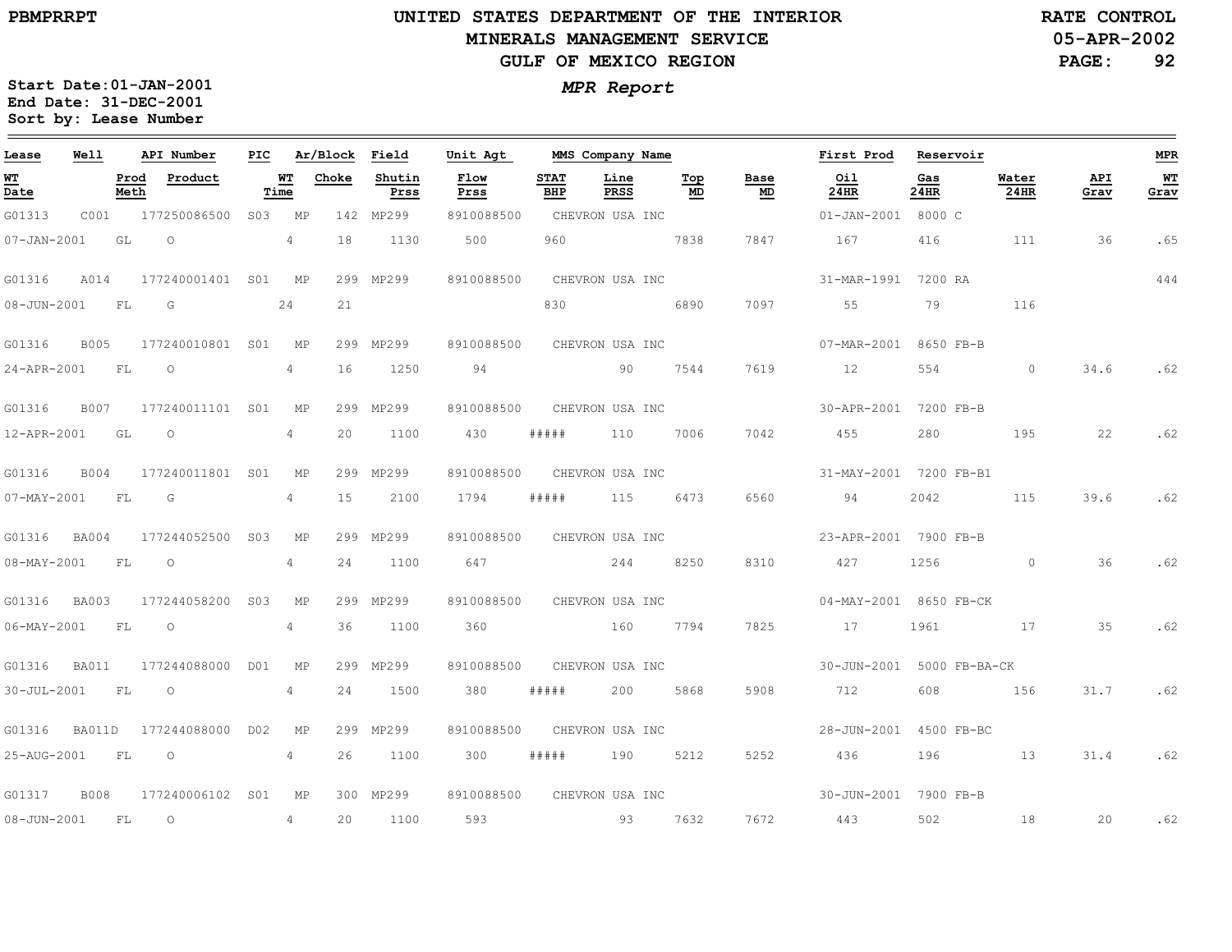PBMPRRPT

# UNITED STATES DEPARTMENT OF THE INTERIOR
## MINERALS MANAGEMENT SERVICE
## GULF OF MEXICO REGION

RATE CONTROL
05-APR-2002
PAGE: 92

*MPR Report*

**Start Date:01-JAN-2001**
**End Date: 31-DEC-2001**
**Sort by: Lease Number**

| Lease | Well | API Number | PIC | Ar/Block | | Field | Unit Agt | MMS Company Name | | | | First Prod | Reservoir | | | MPR |
|---|---|---|---|---|---|---|---|---|---|---|---|---|---|---|---|---|
| WT Date | Prod Meth | Product | | WT Time | Choke | Shutin Prss | Flow Prss | STAT BHP | Line PRSS | Top MD | Base MD | Oil 24HR | Gas 24HR | Water 24HR | API Grav | WT Grav |
| G01313 | C001 | 177250086500 | S03 | MP | 142 | MP299 | 8910088500 | CHEVRON USA INC | | | | 01-JAN-2001 | 8000 C | | | |
| 07-JAN-2001 | GL | O | | 4 | 18 | 1130 | 500 | 960 | | 7838 | 7847 | 167 | 416 | 111 | 36 | .65 |
| G01316 | A014 | 177240001401 | S01 | MP | 299 | MP299 | 8910088500 | CHEVRON USA INC | | | | 31-MAR-1991 | 7200 RA | | | 444 |
| 08-JUN-2001 | FL | G | | 24 | 21 | | | 830 | | 6890 | 7097 | 55 | 79 | 116 | | |
| G01316 | B005 | 177240010801 | S01 | MP | 299 | MP299 | 8910088500 | CHEVRON USA INC | | | | 07-MAR-2001 | 8650 FB-B | | | |
| 24-APR-2001 | FL | O | | 4 | 16 | 1250 | 94 | | 90 | 7544 | 7619 | 12 | 554 | 0 | 34.6 | .62 |
| G01316 | B007 | 177240011101 | S01 | MP | 299 | MP299 | 8910088500 | CHEVRON USA INC | | | | 30-APR-2001 | 7200 FB-B | | | |
| 12-APR-2001 | GL | O | | 4 | 20 | 1100 | 430 | ##### | 110 | 7006 | 7042 | 455 | 280 | 195 | 22 | .62 |
| G01316 | B004 | 177240011801 | S01 | MP | 299 | MP299 | 8910088500 | CHEVRON USA INC | | | | 31-MAY-2001 | 7200 FB-B1 | | | |
| 07-MAY-2001 | FL | G | | 4 | 15 | 2100 | 1794 | ##### | 115 | 6473 | 6560 | 94 | 2042 | 115 | 39.6 | .62 |
| G01316 | BA004 | 177244052500 | S03 | MP | 299 | MP299 | 8910088500 | CHEVRON USA INC | | | | 23-APR-2001 | 7900 FB-B | | | |
| 08-MAY-2001 | FL | O | | 4 | 24 | 1100 | 647 | | 244 | 8250 | 8310 | 427 | 1256 | 0 | 36 | .62 |
| G01316 | BA003 | 177244058200 | S03 | MP | 299 | MP299 | 8910088500 | CHEVRON USA INC | | | | 04-MAY-2001 | 8650 FB-CK | | | |
| 06-MAY-2001 | FL | O | | 4 | 36 | 1100 | 360 | | 160 | 7794 | 7825 | 17 | 1961 | 17 | 35 | .62 |
| G01316 | BA011 | 177244088000 | D01 | MP | 299 | MP299 | 8910088500 | CHEVRON USA INC | | | | 30-JUN-2001 | 5000 FB-BA-CK | | | |
| 30-JUL-2001 | FL | O | | 4 | 24 | 1500 | 380 | ##### | 200 | 5868 | 5908 | 712 | 608 | 156 | 31.7 | .62 |
| G01316 | BA011D | 177244088000 | D02 | MP | 299 | MP299 | 8910088500 | CHEVRON USA INC | | | | 28-JUN-2001 | 4500 FB-BC | | | |
| 25-AUG-2001 | FL | O | | 4 | 26 | 1100 | 300 | ##### | 190 | 5212 | 5252 | 436 | 196 | 13 | 31.4 | .62 |
| G01317 | B008 | 177240006102 | S01 | MP | 300 | MP299 | 8910088500 | CHEVRON USA INC | | | | 30-JUN-2001 | 7900 FB-B | | | |
| 08-JUN-2001 | FL | O | | 4 | 20 | 1100 | 593 | | 93 | 7632 | 7672 | 443 | 502 | 18 | 20 | .62 |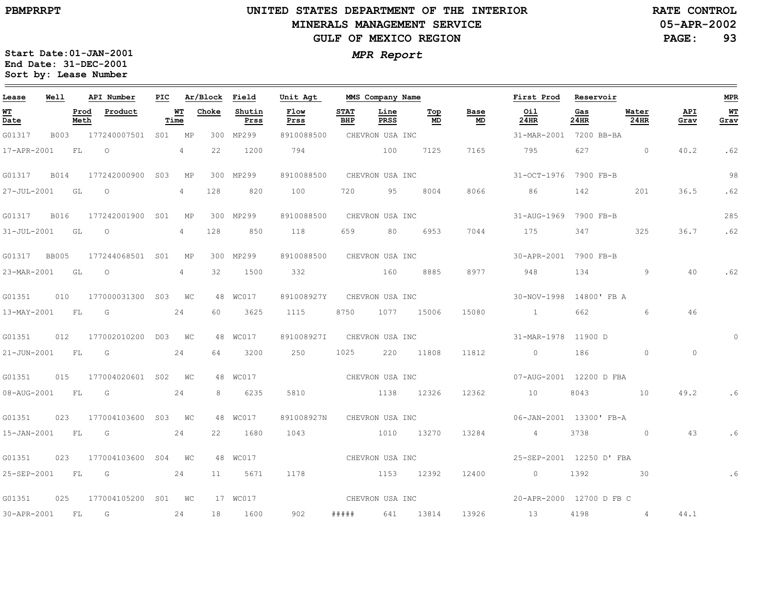PBMPRRPT

# UNITED STATES DEPARTMENT OF THE INTERIOR
## MINERALS MANAGEMENT SERVICE
## GULF OF MEXICO REGION

RATE CONTROL
05-APR-2002

*MPR Report*

**Start Date:01-JAN-2001**
**End Date: 31-DEC-2001**
**Sort by: Lease Number**

| Lease | Well | | API Number | PIC | Ar/Block | | Field | Unit Agt | MMS Company Name | | | | | First Prod | Reservoir | | | MPR |
|---|---|---|---|---|---|---|---|---|---|---|---|---|---|---|---|---|---|---|
| WT Date | | Prod Meth | Product | | WT Time | Choke | Shutin Prss | Flow Prss | STAT BHP | Line PRSS | Top MD | Base MD | | Oil 24HR | Gas 24HR | Water 24HR | API Grav | WT Grav |
| G01317 | B003 | | 177240007501 | S01 | MP | 300 | MP299 | 8910088500 | CHEVRON USA INC | | | | | 31-MAR-2001 | 7200 BB-BA | | | |
| 17-APR-2001 | | FL | O | | 4 | 22 | 1200 | 794 | | 100 | 7125 | 7165 | | 795 | 627 | 0 | 40.2 | .62 |
| G01317 | B014 | | 177242000900 | S03 | MP | 300 | MP299 | 8910088500 | CHEVRON USA INC | | | | | 31-OCT-1976 | 7900 FB-B | | | 98 |
| 27-JUL-2001 | | GL | O | | 4 | 128 | 820 | 100 | 720 | 95 | 8004 | 8066 | | 86 | 142 | 201 | 36.5 | .62 |
| G01317 | B016 | | 177242001900 | S01 | MP | 300 | MP299 | 8910088500 | CHEVRON USA INC | | | | | 31-AUG-1969 | 7900 FB-B | | | 285 |
| 31-JUL-2001 | | GL | O | | 4 | 128 | 850 | 118 | 659 | 80 | 6953 | 7044 | | 175 | 347 | 325 | 36.7 | .62 |
| G01317 | BB005 | | 177244068501 | S01 | MP | 300 | MP299 | 8910088500 | CHEVRON USA INC | | | | | 30-APR-2001 | 7900 FB-B | | | |
| 23-MAR-2001 | | GL | O | | 4 | 32 | 1500 | 332 | | 160 | 8885 | 8977 | | 948 | 134 | 9 | 40 | .62 |
| G01351 | 010 | | 177000031300 | S03 | WC | 48 | WC017 | 891008927Y | CHEVRON USA INC | | | | | 30-NOV-1998 | 14800' FB A | | | |
| 13-MAY-2001 | | FL | G | | 24 | 60 | 3625 | 1115 | 8750 | 1077 | 15006 | 15080 | | 1 | 662 | 6 | 46 | |
| G01351 | 012 | | 177002010200 | D03 | WC | 48 | WC017 | 891008927I | CHEVRON USA INC | | | | | 31-MAR-1978 | 11900 D | | | 0 |
| 21-JUN-2001 | | FL | G | | 24 | 64 | 3200 | 250 | 1025 | 220 | 11808 | 11812 | | 0 | 186 | 0 | 0 | |
| G01351 | 015 | | 177004020601 | S02 | WC | 48 | WC017 | | CHEVRON USA INC | | | | | 07-AUG-2001 | 12200 D FBA | | | |
| 08-AUG-2001 | | FL | G | | 24 | 8 | 6235 | 5810 | | 1138 | 12326 | 12362 | | 10 | 8043 | 10 | 49.2 | .6 |
| G01351 | 023 | | 177004103600 | S03 | WC | 48 | WC017 | 891008927N | CHEVRON USA INC | | | | | 06-JAN-2001 | 13300' FB-A | | | |
| 15-JAN-2001 | | FL | G | | 24 | 22 | 1680 | 1043 | | 1010 | 13270 | 13284 | | 4 | 3738 | 0 | 43 | .6 |
| G01351 | 023 | | 177004103600 | S04 | WC | 48 | WC017 | | CHEVRON USA INC | | | | | 25-SEP-2001 | 12250 D' FBA | | | |
| 25-SEP-2001 | | FL | G | | 24 | 11 | 5671 | 1178 | | 1153 | 12392 | 12400 | | 0 | 1392 | 30 | | .6 |
| G01351 | 025 | | 177004105200 | S01 | WC | 17 | WC017 | | CHEVRON USA INC | | | | | 20-APR-2000 | 12700 D FB C | | | |
| 30-APR-2001 | | FL | G | | 24 | 18 | 1600 | 902 | ##### | 641 | 13814 | 13926 | | 13 | 4198 | 4 | 44.1 | |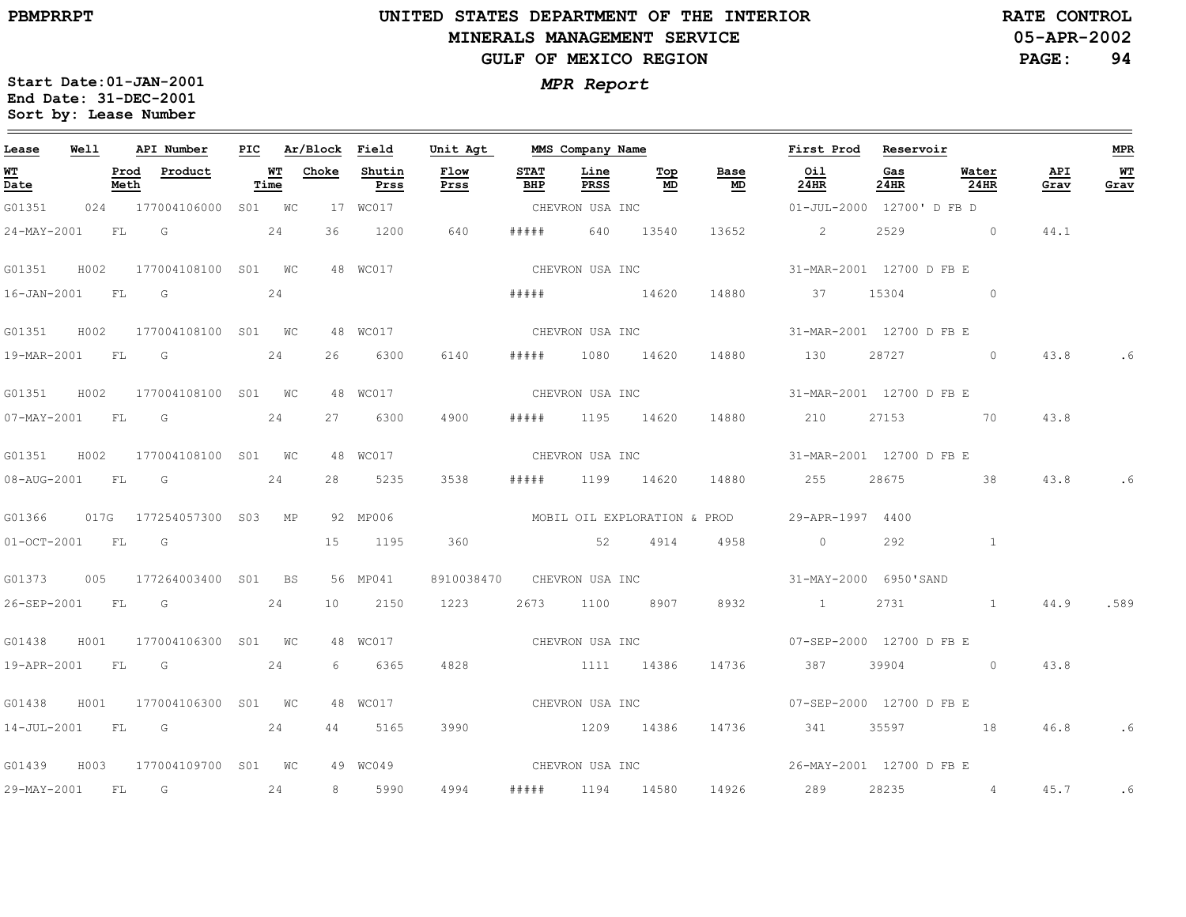# UNITED STATES DEPARTMENT OF THE INTERIOR
## MINERALS MANAGEMENT SERVICE
## GULF OF MEXICO REGION

PBMPRRPT

RATE CONTROL
05-APR-2002

**Start Date:01-JAN-2001**
**End Date: 31-DEC-2001**
**Sort by: Lease Number**

***MPR Report***

| Lease | Well | API Number | PIC | Ar/Block | | Field | Unit Agt | MMS Company Name | | | | First Prod | Reservoir | | | MPR |
|---|---|---|---|---|---|---|---|---|---|---|---|---|---|---|---|---|
| WT Date | Prod Meth | Product | WT Time | Choke | | Shutin Prss | Flow Prss | STAT BHP | Line PRSS | Top MD | Base MD | Oil 24HR | Gas 24HR | Water 24HR | API Grav | WT Grav |
| G01351 | 024 | 177004106000 | S01 | WC | 17 | WC017 | | CHEVRON USA INC | | | | 01-JUL-2000 | 12700' D FB D | | | |
| 24-MAY-2001 | FL | G | 24 | 36 | | 1200 | 640 | ##### | 640 | 13540 | 13652 | 2 | 2529 | 0 | 44.1 | |
| G01351 | H002 | 177004108100 | S01 | WC | 48 | WC017 | | CHEVRON USA INC | | | | 31-MAR-2001 | 12700 D FB E | | | |
| 16-JAN-2001 | FL | G | 24 | | | | | ##### | | 14620 | 14880 | 37 | 15304 | 0 | | |
| G01351 | H002 | 177004108100 | S01 | WC | 48 | WC017 | | CHEVRON USA INC | | | | 31-MAR-2001 | 12700 D FB E | | | |
| 19-MAR-2001 | FL | G | 24 | 26 | | 6300 | 6140 | ##### | 1080 | 14620 | 14880 | 130 | 28727 | 0 | 43.8 | .6 |
| G01351 | H002 | 177004108100 | S01 | WC | 48 | WC017 | | CHEVRON USA INC | | | | 31-MAR-2001 | 12700 D FB E | | | |
| 07-MAY-2001 | FL | G | 24 | 27 | | 6300 | 4900 | ##### | 1195 | 14620 | 14880 | 210 | 27153 | 70 | 43.8 | |
| G01351 | H002 | 177004108100 | S01 | WC | 48 | WC017 | | CHEVRON USA INC | | | | 31-MAR-2001 | 12700 D FB E | | | |
| 08-AUG-2001 | FL | G | 24 | 28 | | 5235 | 3538 | ##### | 1199 | 14620 | 14880 | 255 | 28675 | 38 | 43.8 | .6 |
| G01366 | 017G | 177254057300 | S03 | MP | 92 | MP006 | | MOBIL OIL EXPLORATION & PROD | | | | 29-APR-1997 | 4400 | | | |
| 01-OCT-2001 | FL | G | | 15 | | 1195 | 360 | | 52 | 4914 | 4958 | 0 | 292 | 1 | | |
| G01373 | 005 | 177264003400 | S01 | BS | 56 | MP041 | 8910038470 | CHEVRON USA INC | | | | 31-MAY-2000 | 6950'SAND | | | |
| 26-SEP-2001 | FL | G | 24 | 10 | | 2150 | 1223 | 2673 | 1100 | 8907 | 8932 | 1 | 2731 | 1 | 44.9 | .589 |
| G01438 | H001 | 177004106300 | S01 | WC | 48 | WC017 | | CHEVRON USA INC | | | | 07-SEP-2000 | 12700 D FB E | | | |
| 19-APR-2001 | FL | G | 24 | 6 | | 6365 | 4828 | | 1111 | 14386 | 14736 | 387 | 39904 | 0 | 43.8 | |
| G01438 | H001 | 177004106300 | S01 | WC | 48 | WC017 | | CHEVRON USA INC | | | | 07-SEP-2000 | 12700 D FB E | | | |
| 14-JUL-2001 | FL | G | 24 | 44 | | 5165 | 3990 | | 1209 | 14386 | 14736 | 341 | 35597 | 18 | 46.8 | .6 |
| G01439 | H003 | 177004109700 | S01 | WC | 49 | WC049 | | CHEVRON USA INC | | | | 26-MAY-2001 | 12700 D FB E | | | |
| 29-MAY-2001 | FL | G | 24 | 8 | | 5990 | 4994 | ##### | 1194 | 14580 | 14926 | 289 | 28235 | 4 | 45.7 | .6 |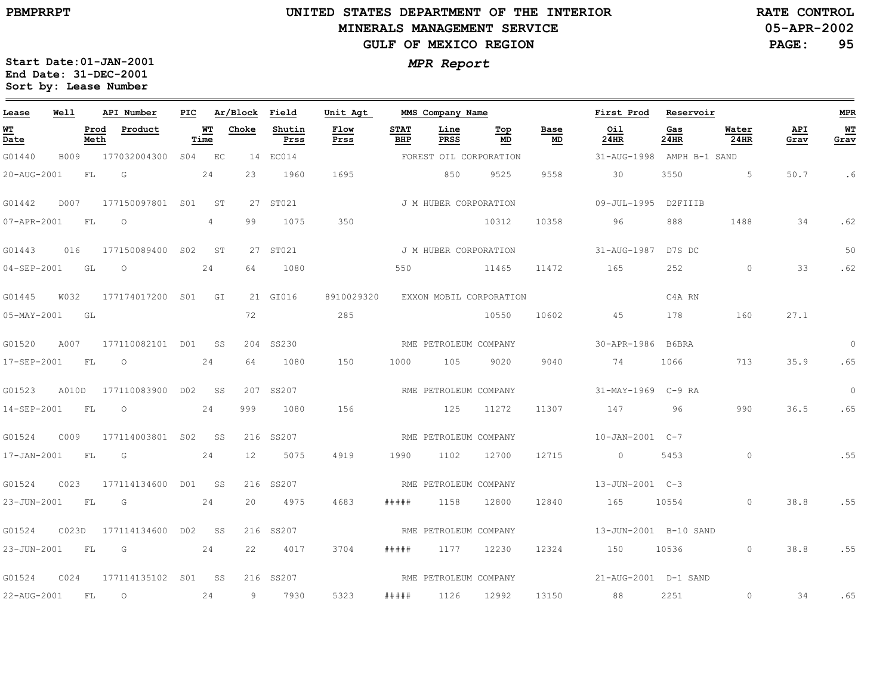UNITED STATES DEPARTMENT OF THE INTERIOR
MINERALS MANAGEMENT SERVICE
GULF OF MEXICO REGION

PBMPRRPT

RATE CONTROL
05-APR-2002

*MPR Report*

Start Date:01-JAN-2001
End Date: 31-DEC-2001
Sort by: Lease Number

| Lease | Well | API Number | PIC | Ar/Block | | Field | Unit Agt | MMS Company Name | | | | | First Prod | Reservoir | | | MPR |
|---|---|---|---|---|---|---|---|---|---|---|---|---|---|---|---|---|---|
| WT Date | Prod Meth | Product | | WT Time | Choke | Shutin Prss | Flow Prss | STAT BHP | Line PRSS | Top MD | Base MD | | Oil 24HR | Gas 24HR | Water 24HR | API Grav | WT Grav |
| G01440 | B009 | 177032004300 | S04 | EC | 14 | EC014 | | FOREST OIL CORPORATION | | | | | 31-AUG-1998 | AMPH B-1 SAND | | | |
| 20-AUG-2001 | FL | G | | 24 | 23 | 1960 | 1695 | | 850 | 9525 | 9558 | | 30 | 3550 | 5 | 50.7 | .6 |
| G01442 | D007 | 177150097801 | S01 | ST | 27 | ST021 | | J M HUBER CORPORATION | | | | | 09-JUL-1995 | D2FIIIB | | | |
| 07-APR-2001 | FL | O | | 4 | 99 | 1075 | 350 | | | 10312 | 10358 | | 96 | 888 | 1488 | 34 | .62 |
| G01443 | 016 | 177150089400 | S02 | ST | 27 | ST021 | | J M HUBER CORPORATION | | | | | 31-AUG-1987 | D7S DC | | | 50 |
| 04-SEP-2001 | GL | O | | 24 | 64 | 1080 | | 550 | | 11465 | 11472 | | 165 | 252 | 0 | 33 | .62 |
| G01445 | W032 | 177174017200 | S01 | GI | 21 | GI016 | 8910029320 | EXXON MOBIL CORPORATION | | | | | | C4A RN | | | |
| 05-MAY-2001 | GL | | | | 72 | | 285 | | | 10550 | 10602 | | 45 | 178 | 160 | 27.1 | |
| G01520 | A007 | 177110082101 | D01 | SS | 204 | SS230 | | RME PETROLEUM COMPANY | | | | | 30-APR-1986 | B6BRA | | | 0 |
| 17-SEP-2001 | FL | O | | 24 | 64 | 1080 | 150 | 1000 | 105 | 9020 | 9040 | | 74 | 1066 | 713 | 35.9 | .65 |
| G01523 | A010D | 177110083900 | D02 | SS | 207 | SS207 | | RME PETROLEUM COMPANY | | | | | 31-MAY-1969 | C-9 RA | | | 0 |
| 14-SEP-2001 | FL | O | | 24 | 999 | 1080 | 156 | | 125 | 11272 | 11307 | | 147 | 96 | 990 | 36.5 | .65 |
| G01524 | C009 | 177114003801 | S02 | SS | 216 | SS207 | | RME PETROLEUM COMPANY | | | | | 10-JAN-2001 | C-7 | | | |
| 17-JAN-2001 | FL | G | | 24 | 12 | 5075 | 4919 | 1990 | 1102 | 12700 | 12715 | | 0 | 5453 | 0 | | .55 |
| G01524 | C023 | 177114134600 | D01 | SS | 216 | SS207 | | RME PETROLEUM COMPANY | | | | | 13-JUN-2001 | C-3 | | | |
| 23-JUN-2001 | FL | G | | 24 | 20 | 4975 | 4683 | ##### | 1158 | 12800 | 12840 | | 165 | 10554 | 0 | 38.8 | .55 |
| G01524 | C023D | 177114134600 | D02 | SS | 216 | SS207 | | RME PETROLEUM COMPANY | | | | | 13-JUN-2001 | B-10 SAND | | | |
| 23-JUN-2001 | FL | G | | 24 | 22 | 4017 | 3704 | ##### | 1177 | 12230 | 12324 | | 150 | 10536 | 0 | 38.8 | .55 |
| G01524 | C024 | 177114135102 | S01 | SS | 216 | SS207 | | RME PETROLEUM COMPANY | | | | | 21-AUG-2001 | D-1 SAND | | | |
| 22-AUG-2001 | FL | O | | 24 | 9 | 7930 | 5323 | ##### | 1126 | 12992 | 13150 | | 88 | 2251 | 0 | 34 | .65 |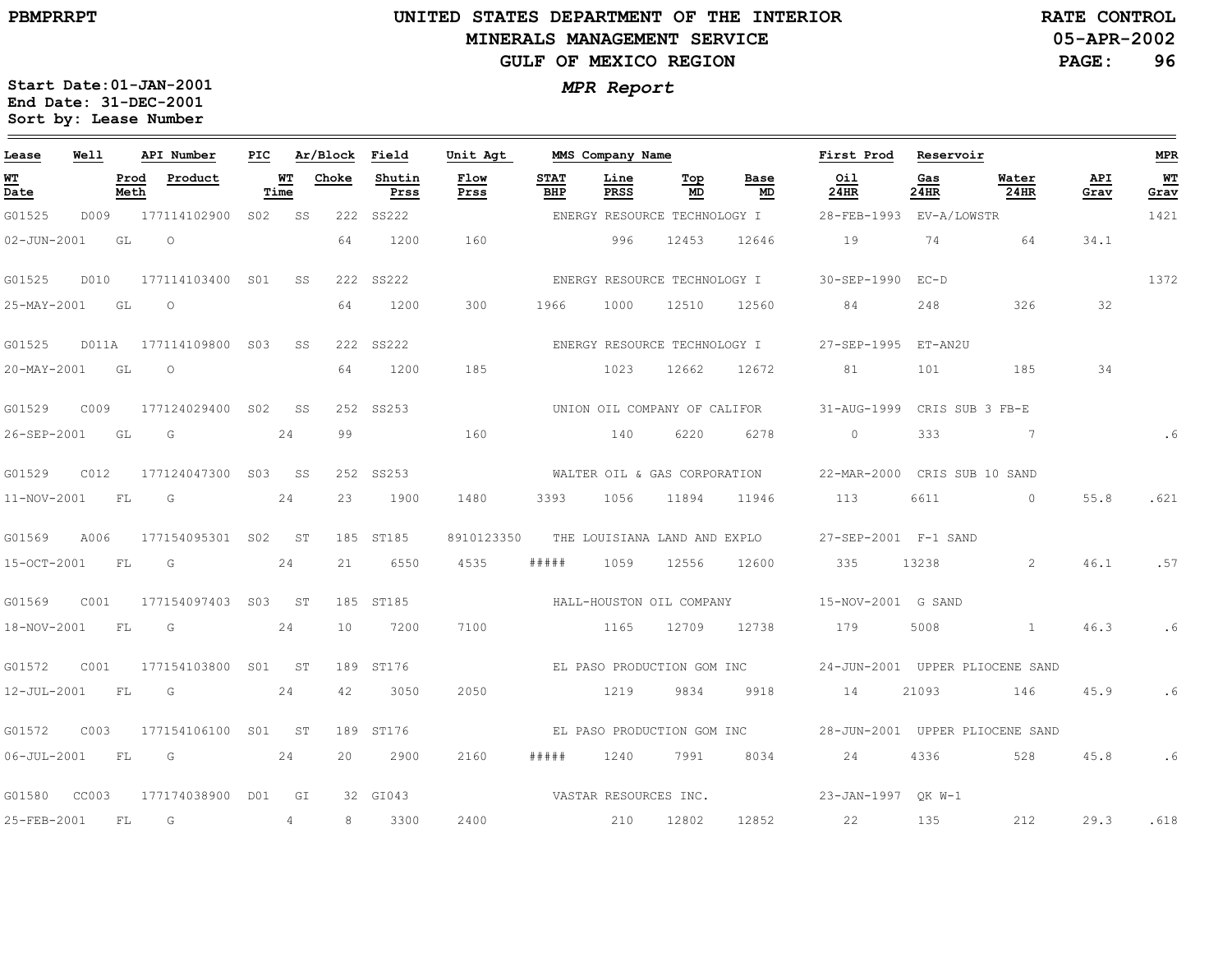UNITED STATES DEPARTMENT OF THE INTERIOR
MINERALS MANAGEMENT SERVICE
GULF OF MEXICO REGION

PBMPRRPT — RATE CONTROL — 05-APR-2002

*MPR Report*

**Start Date:01-JAN-2001**
**End Date: 31-DEC-2001**
**Sort by: Lease Number**

| Lease | Well | API Number | PIC | Ar/Block | Field | Unit Agt | MMS Company Name | | | | First Prod | Reservoir | | | MPR |
|---|---|---|---|---|---|---|---|---|---|---|---|---|---|---|---|
| WT Date | Prod Meth | Product | WT Time | Choke | Shutin Prss | Flow Prss | STAT BHP | Line PRSS | Top MD | Base MD | Oil 24HR | Gas 24HR | Water 24HR | API Grav | WT Grav |
| G01525 | D009 | 177114102900 | S02 | SS 222 | SS222 | | ENERGY RESOURCE TECHNOLOGY I | | | | 28-FEB-1993 | EV-A/LOWSTR | | | 1421 |
| 02-JUN-2001 | GL | O | | 64 | 1200 | 160 | | 996 | 12453 | 12646 | 19 | 74 | 64 | 34.1 | |
| G01525 | D010 | 177114103400 | S01 | SS 222 | SS222 | | ENERGY RESOURCE TECHNOLOGY I | | | | 30-SEP-1990 | EC-D | | | 1372 |
| 25-MAY-2001 | GL | O | | 64 | 1200 | 300 | 1966 | 1000 | 12510 | 12560 | 84 | 248 | 326 | 32 | |
| G01525 | D011A | 177114109800 | S03 | SS 222 | SS222 | | ENERGY RESOURCE TECHNOLOGY I | | | | 27-SEP-1995 | ET-AN2U | | | |
| 20-MAY-2001 | GL | O | | 64 | 1200 | 185 | | 1023 | 12662 | 12672 | 81 | 101 | 185 | 34 | |
| G01529 | C009 | 177124029400 | S02 | SS 252 | SS253 | | UNION OIL COMPANY OF CALIFOR | | | | 31-AUG-1999 | CRIS SUB 3 FB-E | | | |
| 26-SEP-2001 | GL | G | 24 | 99 | | 160 | | 140 | 6220 | 6278 | 0 | 333 | 7 | | .6 |
| G01529 | C012 | 177124047300 | S03 | SS 252 | SS253 | | WALTER OIL & GAS CORPORATION | | | | 22-MAR-2000 | CRIS SUB 10 SAND | | | |
| 11-NOV-2001 | FL | G | 24 | 23 | 1900 | 1480 | 3393 | 1056 | 11894 | 11946 | 113 | 6611 | 0 | 55.8 | .621 |
| G01569 | A006 | 177154095301 | S02 | ST 185 | ST185 | 8910123350 | THE LOUISIANA LAND AND EXPLO | | | | 27-SEP-2001 | F-1 SAND | | | |
| 15-OCT-2001 | FL | G | 24 | 21 | 6550 | 4535 | ##### | 1059 | 12556 | 12600 | 335 | 13238 | 2 | 46.1 | .57 |
| G01569 | C001 | 177154097403 | S03 | ST 185 | ST185 | | HALL-HOUSTON OIL COMPANY | | | | 15-NOV-2001 | G SAND | | | |
| 18-NOV-2001 | FL | G | 24 | 10 | 7200 | 7100 | | 1165 | 12709 | 12738 | 179 | 5008 | 1 | 46.3 | .6 |
| G01572 | C001 | 177154103800 | S01 | ST 189 | ST176 | | EL PASO PRODUCTION GOM INC | | | | 24-JUN-2001 | UPPER PLIOCENE SAND | | | |
| 12-JUL-2001 | FL | G | 24 | 42 | 3050 | 2050 | | 1219 | 9834 | 9918 | 14 | 21093 | 146 | 45.9 | .6 |
| G01572 | C003 | 177154106100 | S01 | ST 189 | ST176 | | EL PASO PRODUCTION GOM INC | | | | 28-JUN-2001 | UPPER PLIOCENE SAND | | | |
| 06-JUL-2001 | FL | G | 24 | 20 | 2900 | 2160 | ##### | 1240 | 7991 | 8034 | 24 | 4336 | 528 | 45.8 | .6 |
| G01580 | CC003 | 177174038900 | D01 | GI 32 | GI043 | | VASTAR RESOURCES INC. | | | | 23-JAN-1997 | QK W-1 | | | |
| 25-FEB-2001 | FL | G | 4 | 8 | 3300 | 2400 | | 210 | 12802 | 12852 | 22 | 135 | 212 | 29.3 | .618 |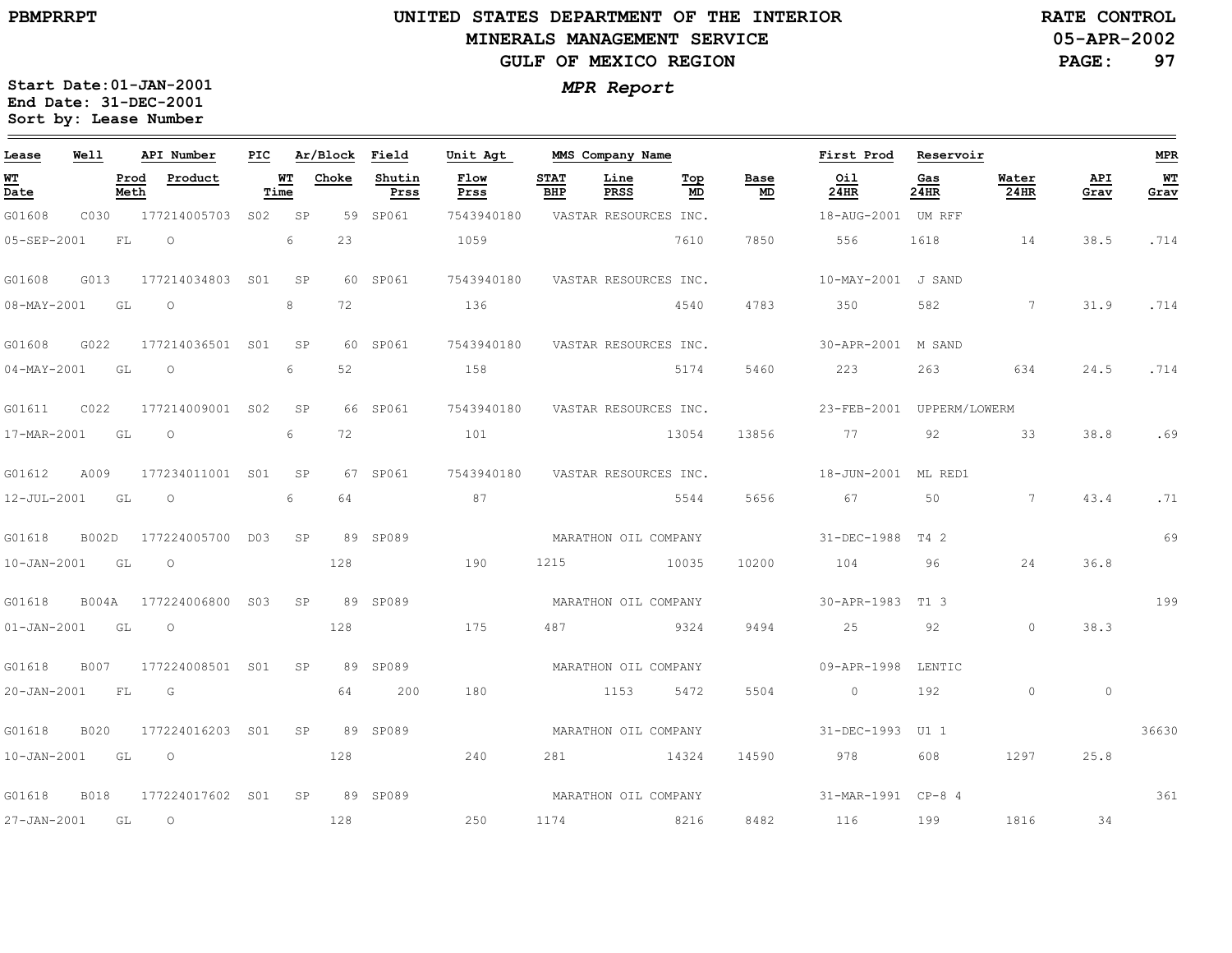PBMPRRPT

# UNITED STATES DEPARTMENT OF THE INTERIOR
## MINERALS MANAGEMENT SERVICE
## GULF OF MEXICO REGION

RATE CONTROL
05-APR-2002

*MPR Report*

**Start Date:01-JAN-2001**
**End Date: 31-DEC-2001**
**Sort by: Lease Number**

| Lease | Well | API Number | PIC | Ar/Block | Field | Unit Agt | MMS Company Name | | | | First Prod | Reservoir | | | MPR |
|---|---|---|---|---|---|---|---|---|---|---|---|---|---|---|---|
| **WT Date** | **Prod Meth** | **Product** | **WT Time** | **Choke** | **Shutin Prss** | **Flow Prss** | **STAT BHP** | **Line PRSS** | **Top MD** | **Base MD** | **Oil 24HR** | **Gas 24HR** | **Water 24HR** | **API Grav** | **WT Grav** |
| G01608 | C030 | 177214005703 | S02 | SP 59 | SP061 | 7543940180 | VASTAR RESOURCES INC. | | | | 18-AUG-2001 | UM RFF | | | |
| 05-SEP-2001 | FL | O | 6 | 23 | | 1059 | | | 7610 | 7850 | 556 | 1618 | 14 | 38.5 | .714 |
| G01608 | G013 | 177214034803 | S01 | SP 60 | SP061 | 7543940180 | VASTAR RESOURCES INC. | | | | 10-MAY-2001 | J SAND | | | |
| 08-MAY-2001 | GL | O | 8 | 72 | | 136 | | | 4540 | 4783 | 350 | 582 | 7 | 31.9 | .714 |
| G01608 | G022 | 177214036501 | S01 | SP 60 | SP061 | 7543940180 | VASTAR RESOURCES INC. | | | | 30-APR-2001 | M SAND | | | |
| 04-MAY-2001 | GL | O | 6 | 52 | | 158 | | | 5174 | 5460 | 223 | 263 | 634 | 24.5 | .714 |
| G01611 | C022 | 177214009001 | S02 | SP 66 | SP061 | 7543940180 | VASTAR RESOURCES INC. | | | | 23-FEB-2001 | UPPERM/LOWERM | | | |
| 17-MAR-2001 | GL | O | 6 | 72 | | 101 | | | 13054 | 13856 | 77 | 92 | 33 | 38.8 | .69 |
| G01612 | A009 | 177234011001 | S01 | SP 67 | SP061 | 7543940180 | VASTAR RESOURCES INC. | | | | 18-JUN-2001 | ML RED1 | | | |
| 12-JUL-2001 | GL | O | 6 | 64 | | 87 | | | 5544 | 5656 | 67 | 50 | 7 | 43.4 | .71 |
| G01618 | B002D | 177224005700 | D03 | SP 89 | SP089 | | MARATHON OIL COMPANY | | | | 31-DEC-1988 | T4 2 | | | 69 |
| 10-JAN-2001 | GL | O | | 128 | | 190 | 1215 | | 10035 | 10200 | 104 | 96 | 24 | 36.8 | |
| G01618 | B004A | 177224006800 | S03 | SP 89 | SP089 | | MARATHON OIL COMPANY | | | | 30-APR-1983 | T1 3 | | | 199 |
| 01-JAN-2001 | GL | O | | 128 | | 175 | 487 | | 9324 | 9494 | 25 | 92 | 0 | 38.3 | |
| G01618 | B007 | 177224008501 | S01 | SP 89 | SP089 | | MARATHON OIL COMPANY | | | | 09-APR-1998 | LENTIC | | | |
| 20-JAN-2001 | FL | G | | 64 | 200 | 180 | | 1153 | 5472 | 5504 | 0 | 192 | 0 | 0 | |
| G01618 | B020 | 177224016203 | S01 | SP 89 | SP089 | | MARATHON OIL COMPANY | | | | 31-DEC-1993 | U1 1 | | | 36630 |
| 10-JAN-2001 | GL | O | | 128 | | 240 | 281 | | 14324 | 14590 | 978 | 608 | 1297 | 25.8 | |
| G01618 | B018 | 177224017602 | S01 | SP 89 | SP089 | | MARATHON OIL COMPANY | | | | 31-MAR-1991 | CP-8 4 | | | 361 |
| 27-JAN-2001 | GL | O | | 128 | | 250 | 1174 | | 8216 | 8482 | 116 | 199 | 1816 | 34 | |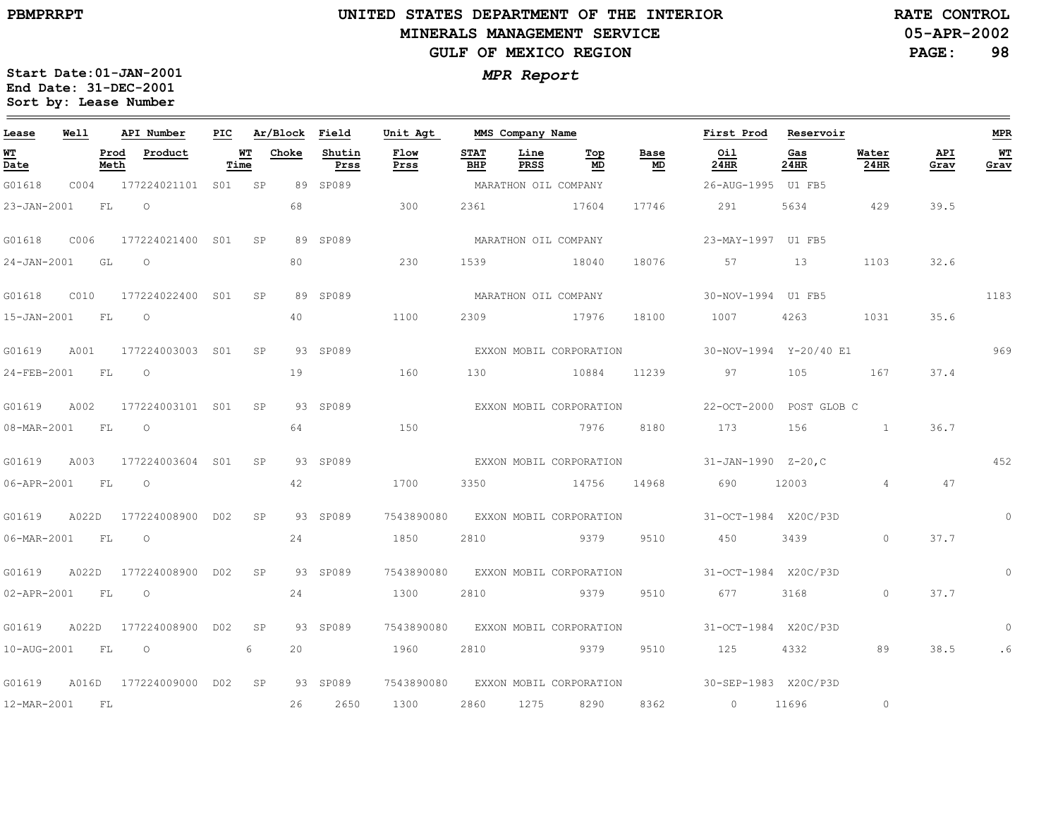**PBMPRRPT**

# UNITED STATES DEPARTMENT OF THE INTERIOR
## MINERALS MANAGEMENT SERVICE
## GULF OF MEXICO REGION

**RATE CONTROL**
**05-APR-2002**

***MPR Report***

**Start Date:01-JAN-2001**
**End Date: 31-DEC-2001**
**Sort by: Lease Number**

| Lease | Well | API Number | PIC | Ar/Block | Field | Unit Agt | MMS Company Name | | | | First Prod | Reservoir | | | MPR |
|---|---|---|---|---|---|---|---|---|---|---|---|---|---|---|---|
| WT Date | Prod Meth | Product | WT Time | Choke | Shutin Prss | Flow Prss | STAT BHP | Line PRSS | Top MD | Base MD | Oil 24HR | Gas 24HR | Water 24HR | API Grav | WT Grav |
| G01618 | C004 | 177224021101 | S01 | SP 89 | SP089 | | MARATHON OIL COMPANY | | | | 26-AUG-1995 | U1 FB5 | | | |
| 23-JAN-2001 | FL | O | | 68 | | 300 | 2361 | | 17604 | 17746 | 291 | 5634 | 429 | 39.5 | |
| G01618 | C006 | 177224021400 | S01 | SP 89 | SP089 | | MARATHON OIL COMPANY | | | | 23-MAY-1997 | U1 FB5 | | | |
| 24-JAN-2001 | GL | O | | 80 | | 230 | 1539 | | 18040 | 18076 | 57 | 13 | 1103 | 32.6 | |
| G01618 | C010 | 177224022400 | S01 | SP 89 | SP089 | | MARATHON OIL COMPANY | | | | 30-NOV-1994 | U1 FB5 | | | 1183 |
| 15-JAN-2001 | FL | O | | 40 | | 1100 | 2309 | | 17976 | 18100 | 1007 | 4263 | 1031 | 35.6 | |
| G01619 | A001 | 177224003003 | S01 | SP 93 | SP089 | | EXXON MOBIL CORPORATION | | | | 30-NOV-1994 | Y-20/40 E1 | | | 969 |
| 24-FEB-2001 | FL | O | | 19 | | 160 | 130 | | 10884 | 11239 | 97 | 105 | 167 | 37.4 | |
| G01619 | A002 | 177224003101 | S01 | SP 93 | SP089 | | EXXON MOBIL CORPORATION | | | | 22-OCT-2000 | POST GLOB C | | | |
| 08-MAR-2001 | FL | O | | 64 | | 150 | | | 7976 | 8180 | 173 | 156 | 1 | 36.7 | |
| G01619 | A003 | 177224003604 | S01 | SP 93 | SP089 | | EXXON MOBIL CORPORATION | | | | 31-JAN-1990 | Z-20,C | | | 452 |
| 06-APR-2001 | FL | O | | 42 | | 1700 | 3350 | | 14756 | 14968 | 690 | 12003 | 4 | 47 | |
| G01619 | A022D | 177224008900 | D02 | SP 93 | SP089 | 7543890080 | EXXON MOBIL CORPORATION | | | | 31-OCT-1984 | X20C/P3D | | | 0 |
| 06-MAR-2001 | FL | O | | 24 | | 1850 | 2810 | | 9379 | 9510 | 450 | 3439 | 0 | 37.7 | |
| G01619 | A022D | 177224008900 | D02 | SP 93 | SP089 | 7543890080 | EXXON MOBIL CORPORATION | | | | 31-OCT-1984 | X20C/P3D | | | 0 |
| 02-APR-2001 | FL | O | | 24 | | 1300 | 2810 | | 9379 | 9510 | 677 | 3168 | 0 | 37.7 | |
| G01619 | A022D | 177224008900 | D02 | SP 93 | SP089 | 7543890080 | EXXON MOBIL CORPORATION | | | | 31-OCT-1984 | X20C/P3D | | | 0 |
| 10-AUG-2001 | FL | O | 6 | 20 | | 1960 | 2810 | | 9379 | 9510 | 125 | 4332 | 89 | 38.5 | .6 |
| G01619 | A016D | 177224009000 | D02 | SP 93 | SP089 | 7543890080 | EXXON MOBIL CORPORATION | | | | 30-SEP-1983 | X20C/P3D | | | |
| 12-MAR-2001 | FL | | | 26 | 2650 | 1300 | 2860 | 1275 | 8290 | 8362 | 0 | 11696 | 0 | | |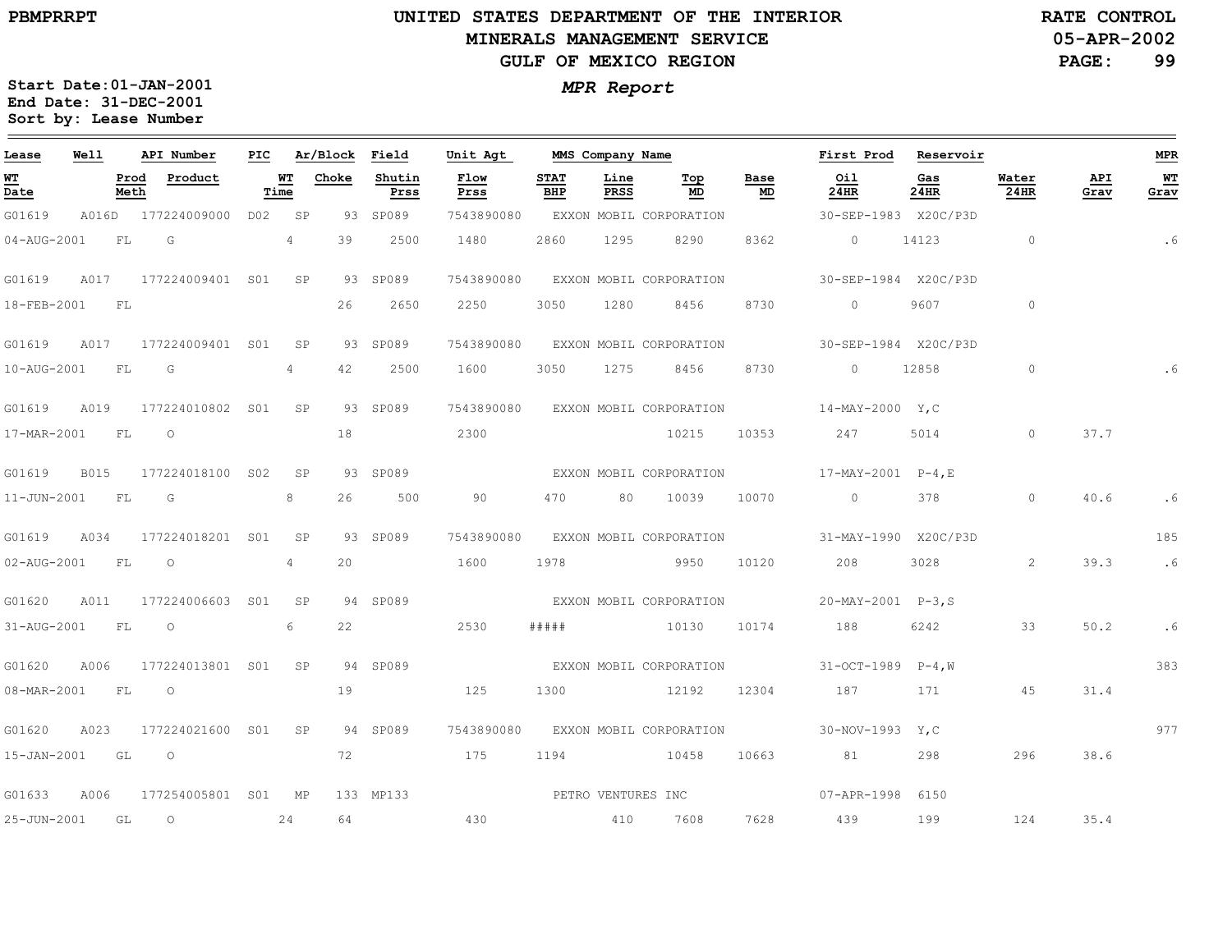# UNITED STATES DEPARTMENT OF THE INTERIOR
## MINERALS MANAGEMENT SERVICE
## GULF OF MEXICO REGION

PBMPRRPT

RATE CONTROL
05-APR-2002

**MPR Report**

Start Date: 01-JAN-2001
End Date: 31-DEC-2001
Sort by: Lease Number

| Lease | Well | API Number | PIC | Ar/Block | | Field | Unit Agt | MMS Company Name | | | | | First Prod | Reservoir | | | MPR |
|---|---|---|---|---|---|---|---|---|---|---|---|---|---|---|---|---|---|
| WT Date | Prod Meth | Product | | WT Time | Choke | Shutin Prss | Flow Prss | STAT BHP | Line PRSS | Top MD | Base MD | | Oil 24HR | Gas 24HR | Water 24HR | API Grav | WT Grav |
| G01619 | A016D | 177224009000 | D02 | SP | 93 | SP089 | 7543890080 | EXXON MOBIL CORPORATION | | | | | 30-SEP-1983 | X20C/P3D | | | |
| 04-AUG-2001 | FL | G | | 4 | 39 | 2500 | 1480 | 2860 | 1295 | 8290 | 8362 | | 0 | 14123 | 0 | | .6 |
| G01619 | A017 | 177224009401 | S01 | SP | 93 | SP089 | 7543890080 | EXXON MOBIL CORPORATION | | | | | 30-SEP-1984 | X20C/P3D | | | |
| 18-FEB-2001 | FL | | | | 26 | 2650 | 2250 | 3050 | 1280 | 8456 | 8730 | | 0 | 9607 | 0 | | |
| G01619 | A017 | 177224009401 | S01 | SP | 93 | SP089 | 7543890080 | EXXON MOBIL CORPORATION | | | | | 30-SEP-1984 | X20C/P3D | | | |
| 10-AUG-2001 | FL | G | | 4 | 42 | 2500 | 1600 | 3050 | 1275 | 8456 | 8730 | | 0 | 12858 | 0 | | .6 |
| G01619 | A019 | 177224010802 | S01 | SP | 93 | SP089 | 7543890080 | EXXON MOBIL CORPORATION | | | | | 14-MAY-2000 | Y,C | | | |
| 17-MAR-2001 | FL | O | | | 18 | | 2300 | | | 10215 | 10353 | | 247 | 5014 | 0 | 37.7 | |
| G01619 | B015 | 177224018100 | S02 | SP | 93 | SP089 | | EXXON MOBIL CORPORATION | | | | | 17-MAY-2001 | P-4,E | | | |
| 11-JUN-2001 | FL | G | | 8 | 26 | 500 | 90 | 470 | 80 | 10039 | 10070 | | 0 | 378 | 0 | 40.6 | .6 |
| G01619 | A034 | 177224018201 | S01 | SP | 93 | SP089 | 7543890080 | EXXON MOBIL CORPORATION | | | | | 31-MAY-1990 | X20C/P3D | | | 185 |
| 02-AUG-2001 | FL | O | | 4 | 20 | | 1600 | 1978 | | 9950 | 10120 | | 208 | 3028 | 2 | 39.3 | .6 |
| G01620 | A011 | 177224006603 | S01 | SP | 94 | SP089 | | EXXON MOBIL CORPORATION | | | | | 20-MAY-2001 | P-3,S | | | |
| 31-AUG-2001 | FL | O | | 6 | 22 | | 2530 | ##### | | 10130 | 10174 | | 188 | 6242 | 33 | 50.2 | .6 |
| G01620 | A006 | 177224013801 | S01 | SP | 94 | SP089 | | EXXON MOBIL CORPORATION | | | | | 31-OCT-1989 | P-4,W | | | 383 |
| 08-MAR-2001 | FL | O | | | 19 | | 125 | 1300 | | 12192 | 12304 | | 187 | 171 | 45 | 31.4 | |
| G01620 | A023 | 177224021600 | S01 | SP | 94 | SP089 | 7543890080 | EXXON MOBIL CORPORATION | | | | | 30-NOV-1993 | Y,C | | | 977 |
| 15-JAN-2001 | GL | O | | | 72 | | 175 | 1194 | | 10458 | 10663 | | 81 | 298 | 296 | 38.6 | |
| G01633 | A006 | 177254005801 | S01 | MP | 133 | MP133 | | PETRO VENTURES INC | | | | | 07-APR-1998 | 6150 | | | |
| 25-JUN-2001 | GL | O | | 24 | 64 | | 430 | | 410 | 7608 | 7628 | | 439 | 199 | 124 | 35.4 | |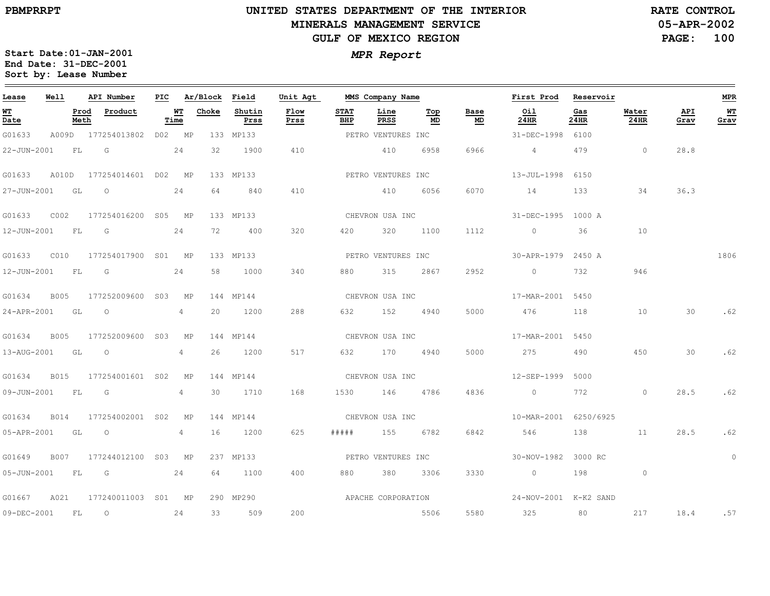PBMPRRPT

# UNITED STATES DEPARTMENT OF THE INTERIOR
## MINERALS MANAGEMENT SERVICE
## GULF OF MEXICO REGION

RATE CONTROL
05-APR-2002

*MPR Report*

**Start Date:01-JAN-2001**
**End Date: 31-DEC-2001**
**Sort by: Lease Number**

| Lease | Well | API Number | PIC | Ar/Block | | Field | Unit Agt | | MMS Company Name | | | | First Prod | Reservoir | | | MPR |
|---|---|---|---|---|---|---|---|---|---|---|---|---|---|---|---|---|---|
| WT Date | Prod Meth | Product | | WT Time | Choke | Shutin Prss | Flow Prss | STAT BHP | Line PRSS | Top MD | Base MD | | Oil 24HR | Gas 24HR | Water 24HR | API Grav | WT Grav |
| G01633 | A009D | 177254013802 | D02 | MP | 133 | MP133 | | | PETRO VENTURES INC | | | | 31-DEC-1998 | 6100 | | | |
| 22-JUN-2001 | FL | G | | 24 | 32 | 1900 | 410 | | 410 | 6958 | 6966 | | 4 | 479 | 0 | 28.8 | |
| G01633 | A010D | 177254014601 | D02 | MP | 133 | MP133 | | | PETRO VENTURES INC | | | | 13-JUL-1998 | 6150 | | | |
| 27-JUN-2001 | GL | O | | 24 | 64 | 840 | 410 | | 410 | 6056 | 6070 | | 14 | 133 | 34 | 36.3 | |
| G01633 | C002 | 177254016200 | S05 | MP | 133 | MP133 | | | CHEVRON USA INC | | | | 31-DEC-1995 | 1000 A | | | |
| 12-JUN-2001 | FL | G | | 24 | 72 | 400 | 320 | 420 | 320 | 1100 | 1112 | | 0 | 36 | 10 | | |
| G01633 | C010 | 177254017900 | S01 | MP | 133 | MP133 | | | PETRO VENTURES INC | | | | 30-APR-1979 | 2450 A | | | 1806 |
| 12-JUN-2001 | FL | G | | 24 | 58 | 1000 | 340 | 880 | 315 | 2867 | 2952 | | 0 | 732 | 946 | | |
| G01634 | B005 | 177252009600 | S03 | MP | 144 | MP144 | | | CHEVRON USA INC | | | | 17-MAR-2001 | 5450 | | | |
| 24-APR-2001 | GL | O | | 4 | 20 | 1200 | 288 | 632 | 152 | 4940 | 5000 | | 476 | 118 | 10 | 30 | .62 |
| G01634 | B005 | 177252009600 | S03 | MP | 144 | MP144 | | | CHEVRON USA INC | | | | 17-MAR-2001 | 5450 | | | |
| 13-AUG-2001 | GL | O | | 4 | 26 | 1200 | 517 | 632 | 170 | 4940 | 5000 | | 275 | 490 | 450 | 30 | .62 |
| G01634 | B015 | 177254001601 | S02 | MP | 144 | MP144 | | | CHEVRON USA INC | | | | 12-SEP-1999 | 5000 | | | |
| 09-JUN-2001 | FL | G | | 4 | 30 | 1710 | 168 | 1530 | 146 | 4786 | 4836 | | 0 | 772 | 0 | 28.5 | .62 |
| G01634 | B014 | 177254002001 | S02 | MP | 144 | MP144 | | | CHEVRON USA INC | | | | 10-MAR-2001 | 6250/6925 | | | |
| 05-APR-2001 | GL | O | | 4 | 16 | 1200 | 625 | ##### | 155 | 6782 | 6842 | | 546 | 138 | 11 | 28.5 | .62 |
| G01649 | B007 | 177244012100 | S03 | MP | 237 | MP133 | | | PETRO VENTURES INC | | | | 30-NOV-1982 | 3000 RC | | | 0 |
| 05-JUN-2001 | FL | G | | 24 | 64 | 1100 | 400 | 880 | 380 | 3306 | 3330 | | 0 | 198 | 0 | | |
| G01667 | A021 | 177240011003 | S01 | MP | 290 | MP290 | | | APACHE CORPORATION | | | | 24-NOV-2001 | K-K2 SAND | | | |
| 09-DEC-2001 | FL | O | | 24 | 33 | 509 | 200 | | | 5506 | 5580 | | 325 | 80 | 217 | 18.4 | .57 |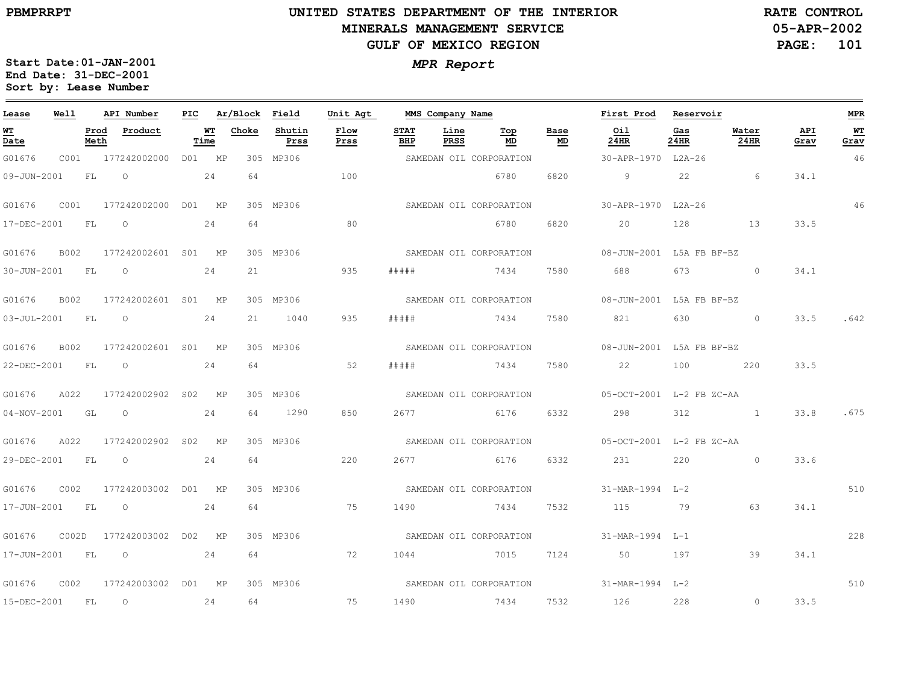PBMPRRPT

# UNITED STATES DEPARTMENT OF THE INTERIOR
## MINERALS MANAGEMENT SERVICE
## GULF OF MEXICO REGION

RATE CONTROL
05-APR-2002

**Start Date:01-JAN-2001**
**End Date: 31-DEC-2001**
**Sort by: Lease Number**

***MPR Report***

| Lease | Well | API Number | PIC | Ar/Block | Field | Unit Agt | MMS Company Name | | | | First Prod | Reservoir | | | MPR |
|---|---|---|---|---|---|---|---|---|---|---|---|---|---|---|---|
| WT Date | Prod Meth | Product | WT Time | Choke | Shutin Prss | Flow Prss | STAT BHP | Line PRSS | Top MD | Base MD | Oil 24HR | Gas 24HR | Water 24HR | API Grav | WT Grav |
| G01676 | C001 | 177242002000 | D01 | MP 305 | MP306 | | SAMEDAN OIL CORPORATION | | | | 30-APR-1970 | L2A-26 | | | 46 |
| 09-JUN-2001 | FL | O | 24 | 64 | | 100 | | | 6780 | 6820 | 9 | 22 | 6 | 34.1 | |
| G01676 | C001 | 177242002000 | D01 | MP 305 | MP306 | | SAMEDAN OIL CORPORATION | | | | 30-APR-1970 | L2A-26 | | | 46 |
| 17-DEC-2001 | FL | O | 24 | 64 | | 80 | | | 6780 | 6820 | 20 | 128 | 13 | 33.5 | |
| G01676 | B002 | 177242002601 | S01 | MP 305 | MP306 | | SAMEDAN OIL CORPORATION | | | | 08-JUN-2001 | L5A FB BF-BZ | | | |
| 30-JUN-2001 | FL | O | 24 | 21 | | 935 | ##### | | 7434 | 7580 | 688 | 673 | 0 | 34.1 | |
| G01676 | B002 | 177242002601 | S01 | MP 305 | MP306 | | SAMEDAN OIL CORPORATION | | | | 08-JUN-2001 | L5A FB BF-BZ | | | |
| 03-JUL-2001 | FL | O | 24 | 21 | 1040 | 935 | ##### | | 7434 | 7580 | 821 | 630 | 0 | 33.5 | .642 |
| G01676 | B002 | 177242002601 | S01 | MP 305 | MP306 | | SAMEDAN OIL CORPORATION | | | | 08-JUN-2001 | L5A FB BF-BZ | | | |
| 22-DEC-2001 | FL | O | 24 | 64 | | 52 | ##### | | 7434 | 7580 | 22 | 100 | 220 | 33.5 | |
| G01676 | A022 | 177242002902 | S02 | MP 305 | MP306 | | SAMEDAN OIL CORPORATION | | | | 05-OCT-2001 | L-2 FB ZC-AA | | | |
| 04-NOV-2001 | GL | O | 24 | 64 | 1290 | 850 | 2677 | | 6176 | 6332 | 298 | 312 | 1 | 33.8 | .675 |
| G01676 | A022 | 177242002902 | S02 | MP 305 | MP306 | | SAMEDAN OIL CORPORATION | | | | 05-OCT-2001 | L-2 FB ZC-AA | | | |
| 29-DEC-2001 | FL | O | 24 | 64 | | 220 | 2677 | | 6176 | 6332 | 231 | 220 | 0 | 33.6 | |
| G01676 | C002 | 177242003002 | D01 | MP 305 | MP306 | | SAMEDAN OIL CORPORATION | | | | 31-MAR-1994 | L-2 | | | 510 |
| 17-JUN-2001 | FL | O | 24 | 64 | | 75 | 1490 | | 7434 | 7532 | 115 | 79 | 63 | 34.1 | |
| G01676 | C002D | 177242003002 | D02 | MP 305 | MP306 | | SAMEDAN OIL CORPORATION | | | | 31-MAR-1994 | L-1 | | | 228 |
| 17-JUN-2001 | FL | O | 24 | 64 | | 72 | 1044 | | 7015 | 7124 | 50 | 197 | 39 | 34.1 | |
| G01676 | C002 | 177242003002 | D01 | MP 305 | MP306 | | SAMEDAN OIL CORPORATION | | | | 31-MAR-1994 | L-2 | | | 510 |
| 15-DEC-2001 | FL | O | 24 | 64 | | 75 | 1490 | | 7434 | 7532 | 126 | 228 | 0 | 33.5 | |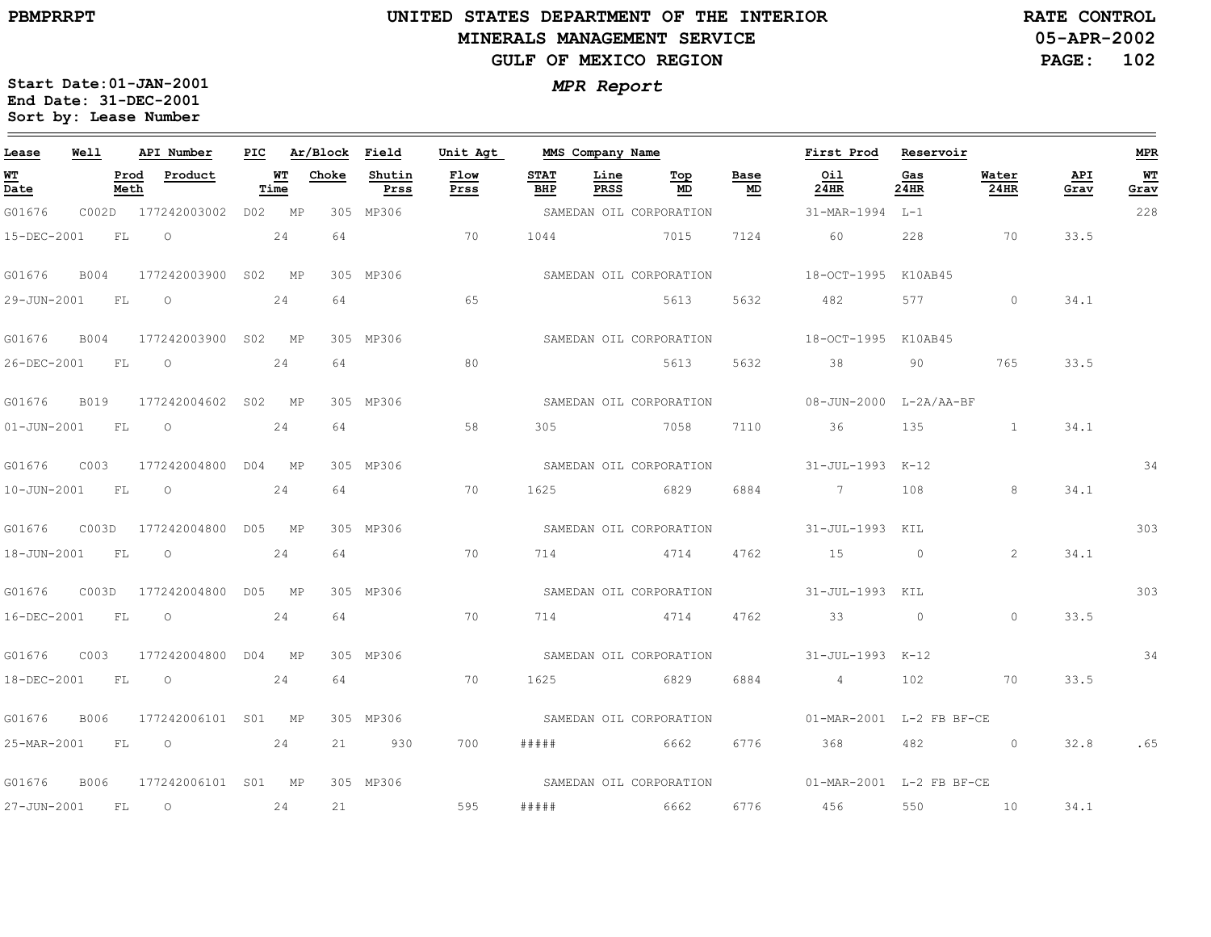**PBMPRRPT**

# UNITED STATES DEPARTMENT OF THE INTERIOR
## MINERALS MANAGEMENT SERVICE
## GULF OF MEXICO REGION

**RATE CONTROL**
**05-APR-2002**

**Start Date:01-JAN-2001**
**End Date: 31-DEC-2001**
**Sort by: Lease Number**

***MPR Report***

| Lease | Well | API Number | PIC | Ar/Block | | Field | Unit Agt | MMS Company Name | | | | First Prod | Reservoir | | | MPR |
|---|---|---|---|---|---|---|---|---|---|---|---|---|---|---|---|---|
| WT Date | Prod Meth | Product | WT Time | Choke | | Shutin Prss | Flow Prss | STAT BHP | Line PRSS | Top MD | Base MD | Oil 24HR | Gas 24HR | Water 24HR | API Grav | WT Grav |
| G01676 | C002D | 177242003002 | D02 | MP | 305 | MP306 | | SAMEDAN OIL CORPORATION | | | | 31-MAR-1994 | L-1 | | | 228 |
| 15-DEC-2001 | FL | O | 24 | 64 | | | 70 | 1044 | | 7015 | 7124 | 60 | 228 | 70 | 33.5 | |
| G01676 | B004 | 177242003900 | S02 | MP | 305 | MP306 | | SAMEDAN OIL CORPORATION | | | | 18-OCT-1995 | K10AB45 | | | |
| 29-JUN-2001 | FL | O | 24 | 64 | | | 65 | | | 5613 | 5632 | 482 | 577 | 0 | 34.1 | |
| G01676 | B004 | 177242003900 | S02 | MP | 305 | MP306 | | SAMEDAN OIL CORPORATION | | | | 18-OCT-1995 | K10AB45 | | | |
| 26-DEC-2001 | FL | O | 24 | 64 | | | 80 | | | 5613 | 5632 | 38 | 90 | 765 | 33.5 | |
| G01676 | B019 | 177242004602 | S02 | MP | 305 | MP306 | | SAMEDAN OIL CORPORATION | | | | 08-JUN-2000 | L-2A/AA-BF | | | |
| 01-JUN-2001 | FL | O | 24 | 64 | | | 58 | 305 | | 7058 | 7110 | 36 | 135 | 1 | 34.1 | |
| G01676 | C003 | 177242004800 | D04 | MP | 305 | MP306 | | SAMEDAN OIL CORPORATION | | | | 31-JUL-1993 | K-12 | | | 34 |
| 10-JUN-2001 | FL | O | 24 | 64 | | | 70 | 1625 | | 6829 | 6884 | 7 | 108 | 8 | 34.1 | |
| G01676 | C003D | 177242004800 | D05 | MP | 305 | MP306 | | SAMEDAN OIL CORPORATION | | | | 31-JUL-1993 | KIL | | | 303 |
| 18-JUN-2001 | FL | O | 24 | 64 | | | 70 | 714 | | 4714 | 4762 | 15 | 0 | 2 | 34.1 | |
| G01676 | C003D | 177242004800 | D05 | MP | 305 | MP306 | | SAMEDAN OIL CORPORATION | | | | 31-JUL-1993 | KIL | | | 303 |
| 16-DEC-2001 | FL | O | 24 | 64 | | | 70 | 714 | | 4714 | 4762 | 33 | 0 | 0 | 33.5 | |
| G01676 | C003 | 177242004800 | D04 | MP | 305 | MP306 | | SAMEDAN OIL CORPORATION | | | | 31-JUL-1993 | K-12 | | | 34 |
| 18-DEC-2001 | FL | O | 24 | 64 | | | 70 | 1625 | | 6829 | 6884 | 4 | 102 | 70 | 33.5 | |
| G01676 | B006 | 177242006101 | S01 | MP | 305 | MP306 | | SAMEDAN OIL CORPORATION | | | | 01-MAR-2001 | L-2 FB BF-CE | | | |
| 25-MAR-2001 | FL | O | 24 | 21 | | 930 | 700 | ##### | | 6662 | 6776 | 368 | 482 | 0 | 32.8 | .65 |
| G01676 | B006 | 177242006101 | S01 | MP | 305 | MP306 | | SAMEDAN OIL CORPORATION | | | | 01-MAR-2001 | L-2 FB BF-CE | | | |
| 27-JUN-2001 | FL | O | 24 | 21 | | | 595 | ##### | | 6662 | 6776 | 456 | 550 | 10 | 34.1 | |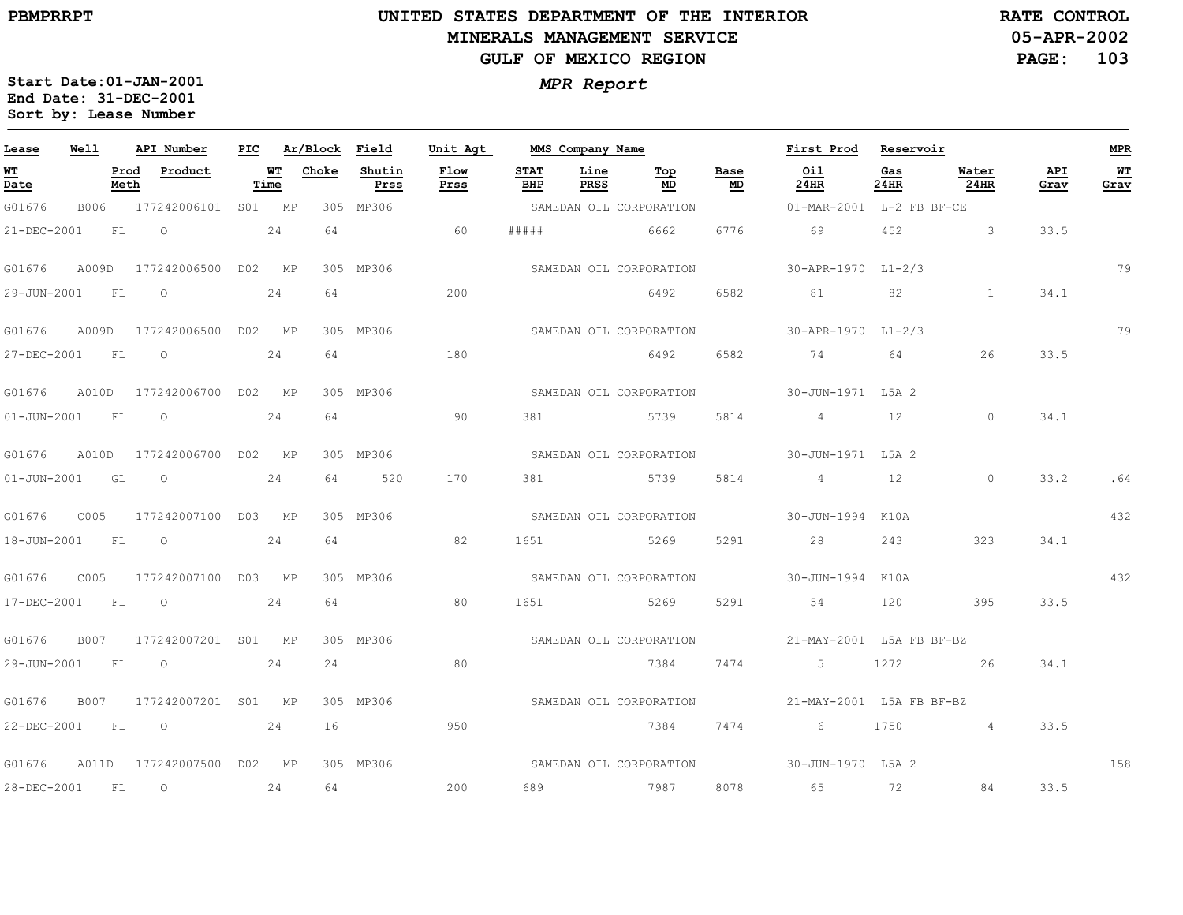# UNITED STATES DEPARTMENT OF THE INTERIOR
## MINERALS MANAGEMENT SERVICE
## GULF OF MEXICO REGION

PBMPRRPT

RATE CONTROL
05-APR-2002

*MPR Report*

**Start Date:01-JAN-2001**
**End Date: 31-DEC-2001**
**Sort by: Lease Number**

| Lease | Well | API Number | PIC | Ar/Block | Field | Unit Agt | MMS Company Name | | | | First Prod | Reservoir | | | MPR |
|---|---|---|---|---|---|---|---|---|---|---|---|---|---|---|---|
| WT Date | Prod Meth | Product | WT Time | Choke | Shutin Prss | Flow Prss | STAT BHP | Line PRSS | Top MD | Base MD | Oil 24HR | Gas 24HR | Water 24HR | API Grav | WT Grav |
| G01676 | B006 | 177242006101 | S01 | MP 305 | MP306 | | SAMEDAN OIL CORPORATION | | | | 01-MAR-2001 | L-2 FB BF-CE | | | |
| 21-DEC-2001 | FL | O | 24 | 64 | | 60 | ##### | | 6662 | 6776 | 69 | 452 | 3 | 33.5 | |
| G01676 | A009D | 177242006500 | D02 | MP 305 | MP306 | | SAMEDAN OIL CORPORATION | | | | 30-APR-1970 | L1-2/3 | | | 79 |
| 29-JUN-2001 | FL | O | 24 | 64 | | 200 | | | 6492 | 6582 | 81 | 82 | 1 | 34.1 | |
| G01676 | A009D | 177242006500 | D02 | MP 305 | MP306 | | SAMEDAN OIL CORPORATION | | | | 30-APR-1970 | L1-2/3 | | | 79 |
| 27-DEC-2001 | FL | O | 24 | 64 | | 180 | | | 6492 | 6582 | 74 | 64 | 26 | 33.5 | |
| G01676 | A010D | 177242006700 | D02 | MP 305 | MP306 | | SAMEDAN OIL CORPORATION | | | | 30-JUN-1971 | L5A 2 | | | |
| 01-JUN-2001 | FL | O | 24 | 64 | | 90 | 381 | | 5739 | 5814 | 4 | 12 | 0 | 34.1 | |
| G01676 | A010D | 177242006700 | D02 | MP 305 | MP306 | | SAMEDAN OIL CORPORATION | | | | 30-JUN-1971 | L5A 2 | | | |
| 01-JUN-2001 | GL | O | 24 | 64 | 520 | 170 | 381 | | 5739 | 5814 | 4 | 12 | 0 | 33.2 | .64 |
| G01676 | C005 | 177242007100 | D03 | MP 305 | MP306 | | SAMEDAN OIL CORPORATION | | | | 30-JUN-1994 | K10A | | | 432 |
| 18-JUN-2001 | FL | O | 24 | 64 | | 82 | 1651 | | 5269 | 5291 | 28 | 243 | 323 | 34.1 | |
| G01676 | C005 | 177242007100 | D03 | MP 305 | MP306 | | SAMEDAN OIL CORPORATION | | | | 30-JUN-1994 | K10A | | | 432 |
| 17-DEC-2001 | FL | O | 24 | 64 | | 80 | 1651 | | 5269 | 5291 | 54 | 120 | 395 | 33.5 | |
| G01676 | B007 | 177242007201 | S01 | MP 305 | MP306 | | SAMEDAN OIL CORPORATION | | | | 21-MAY-2001 | L5A FB BF-BZ | | | |
| 29-JUN-2001 | FL | O | 24 | 24 | | 80 | | | 7384 | 7474 | 5 | 1272 | 26 | 34.1 | |
| G01676 | B007 | 177242007201 | S01 | MP 305 | MP306 | | SAMEDAN OIL CORPORATION | | | | 21-MAY-2001 | L5A FB BF-BZ | | | |
| 22-DEC-2001 | FL | O | 24 | 16 | | 950 | | | 7384 | 7474 | 6 | 1750 | 4 | 33.5 | |
| G01676 | A011D | 177242007500 | D02 | MP 305 | MP306 | | SAMEDAN OIL CORPORATION | | | | 30-JUN-1970 | L5A 2 | | | 158 |
| 28-DEC-2001 | FL | O | 24 | 64 | | 200 | 689 | | 7987 | 8078 | 65 | 72 | 84 | 33.5 | |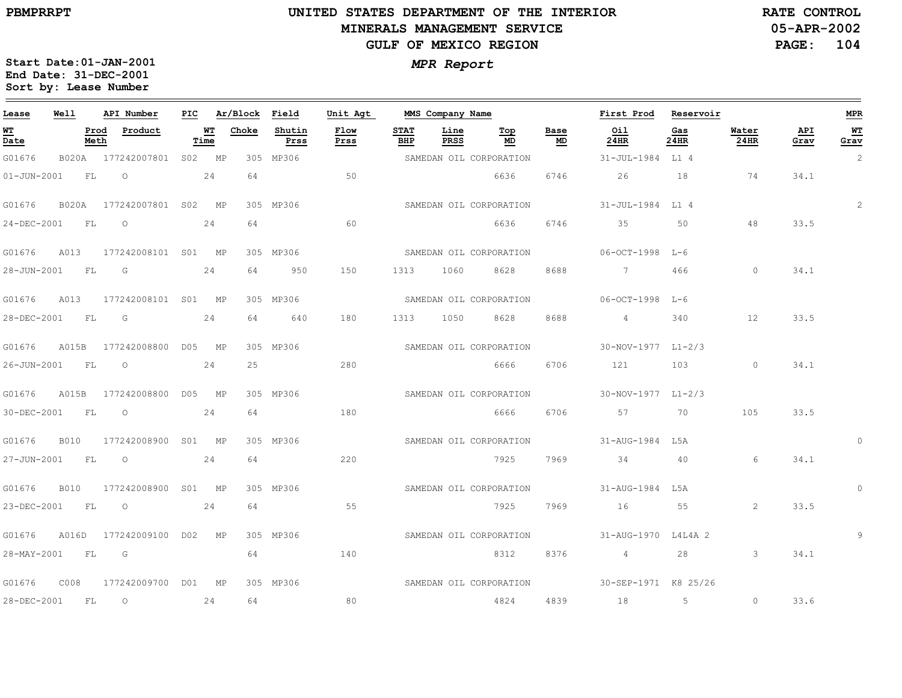# UNITED STATES DEPARTMENT OF THE INTERIOR
## MINERALS MANAGEMENT SERVICE
## GULF OF MEXICO REGION

PBMPRRPT

RATE CONTROL
05-APR-2002

*MPR Report*

**Start Date:** 01-JAN-2001
**End Date:** 31-DEC-2001
**Sort by:** Lease Number

| Lease | Well | API Number | PIC | Ar/Block | | Field | Unit Agt | MMS Company Name | | | | First Prod | Reservoir | | | MPR |
|---|---|---|---|---|---|---|---|---|---|---|---|---|---|---|---|---|
| WT Date | Prod Meth | Product | WT Time | Choke | | Shutin Prss | Flow Prss | STAT BHP | Line PRSS | Top MD | Base MD | Oil 24HR | Gas 24HR | Water 24HR | API Grav | WT Grav |
| G01676 | B020A | 177242007801 | S02 | MP | 305 | MP306 | | SAMEDAN OIL CORPORATION | | | | 31-JUL-1984 | L1 4 | | | 2 |
| 01-JUN-2001 | FL | O | 24 | 64 | | | 50 | | | 6636 | 6746 | 26 | 18 | 74 | 34.1 | |
| G01676 | B020A | 177242007801 | S02 | MP | 305 | MP306 | | SAMEDAN OIL CORPORATION | | | | 31-JUL-1984 | L1 4 | | | 2 |
| 24-DEC-2001 | FL | O | 24 | 64 | | | 60 | | | 6636 | 6746 | 35 | 50 | 48 | 33.5 | |
| G01676 | A013 | 177242008101 | S01 | MP | 305 | MP306 | | SAMEDAN OIL CORPORATION | | | | 06-OCT-1998 | L-6 | | | |
| 28-JUN-2001 | FL | G | 24 | 64 | | 950 | 150 | 1313 | 1060 | 8628 | 8688 | 7 | 466 | 0 | 34.1 | |
| G01676 | A013 | 177242008101 | S01 | MP | 305 | MP306 | | SAMEDAN OIL CORPORATION | | | | 06-OCT-1998 | L-6 | | | |
| 28-DEC-2001 | FL | G | 24 | 64 | | 640 | 180 | 1313 | 1050 | 8628 | 8688 | 4 | 340 | 12 | 33.5 | |
| G01676 | A015B | 177242008800 | D05 | MP | 305 | MP306 | | SAMEDAN OIL CORPORATION | | | | 30-NOV-1977 | L1-2/3 | | | |
| 26-JUN-2001 | FL | O | 24 | 25 | | | 280 | | | 6666 | 6706 | 121 | 103 | 0 | 34.1 | |
| G01676 | A015B | 177242008800 | D05 | MP | 305 | MP306 | | SAMEDAN OIL CORPORATION | | | | 30-NOV-1977 | L1-2/3 | | | |
| 30-DEC-2001 | FL | O | 24 | 64 | | | 180 | | | 6666 | 6706 | 57 | 70 | 105 | 33.5 | |
| G01676 | B010 | 177242008900 | S01 | MP | 305 | MP306 | | SAMEDAN OIL CORPORATION | | | | 31-AUG-1984 | L5A | | | 0 |
| 27-JUN-2001 | FL | O | 24 | 64 | | | 220 | | | 7925 | 7969 | 34 | 40 | 6 | 34.1 | |
| G01676 | B010 | 177242008900 | S01 | MP | 305 | MP306 | | SAMEDAN OIL CORPORATION | | | | 31-AUG-1984 | L5A | | | 0 |
| 23-DEC-2001 | FL | O | 24 | 64 | | | 55 | | | 7925 | 7969 | 16 | 55 | 2 | 33.5 | |
| G01676 | A016D | 177242009100 | D02 | MP | 305 | MP306 | | SAMEDAN OIL CORPORATION | | | | 31-AUG-1970 | L4L4A 2 | | | 9 |
| 28-MAY-2001 | FL | G | | 64 | | | 140 | | | 8312 | 8376 | 4 | 28 | 3 | 34.1 | |
| G01676 | C008 | 177242009700 | D01 | MP | 305 | MP306 | | SAMEDAN OIL CORPORATION | | | | 30-SEP-1971 | K8 25/26 | | | |
| 28-DEC-2001 | FL | O | 24 | 64 | | | 80 | | | 4824 | 4839 | 18 | 5 | 0 | 33.6 | |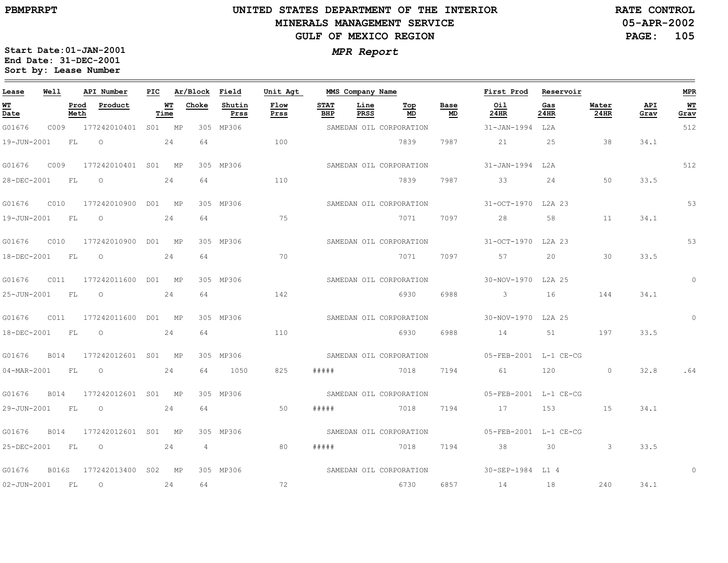# UNITED STATES DEPARTMENT OF THE INTERIOR
## MINERALS MANAGEMENT SERVICE
## GULF OF MEXICO REGION

PBMPRRPT

RATE CONTROL
05-APR-2002

***MPR Report***

**Start Date:01-JAN-2001**
**End Date: 31-DEC-2001**
**Sort by: Lease Number**

| Lease | Well | API Number | PIC | Ar/Block | | Field | Unit Agt | MMS Company Name | | | | First Prod | Reservoir | | | MPR |
|---|---|---|---|---|---|---|---|---|---|---|---|---|---|---|---|---|
| **WT Date** | **Prod Meth** | **Product** | **WT Time** | **Choke** | | **Shutin Prss** | **Flow Prss** | **STAT BHP** | **Line PRSS** | **Top MD** | **Base MD** | **Oil 24HR** | **Gas 24HR** | **Water 24HR** | **API Grav** | **WT Grav** |
| G01676 | C009 | 177242010401 | S01 | MP | 305 | MP306 | | SAMEDAN OIL CORPORATION | | | | 31-JAN-1994 | L2A | | | 512 |
| 19-JUN-2001 | FL | O | 24 | 64 | | | 100 | | | 7839 | 7987 | 21 | 25 | 38 | 34.1 | |
| G01676 | C009 | 177242010401 | S01 | MP | 305 | MP306 | | SAMEDAN OIL CORPORATION | | | | 31-JAN-1994 | L2A | | | 512 |
| 28-DEC-2001 | FL | O | 24 | 64 | | | 110 | | | 7839 | 7987 | 33 | 24 | 50 | 33.5 | |
| G01676 | C010 | 177242010900 | D01 | MP | 305 | MP306 | | SAMEDAN OIL CORPORATION | | | | 31-OCT-1970 | L2A 23 | | | 53 |
| 19-JUN-2001 | FL | O | 24 | 64 | | | 75 | | | 7071 | 7097 | 28 | 58 | 11 | 34.1 | |
| G01676 | C010 | 177242010900 | D01 | MP | 305 | MP306 | | SAMEDAN OIL CORPORATION | | | | 31-OCT-1970 | L2A 23 | | | 53 |
| 18-DEC-2001 | FL | O | 24 | 64 | | | 70 | | | 7071 | 7097 | 57 | 20 | 30 | 33.5 | |
| G01676 | C011 | 177242011600 | D01 | MP | 305 | MP306 | | SAMEDAN OIL CORPORATION | | | | 30-NOV-1970 | L2A 25 | | | 0 |
| 25-JUN-2001 | FL | O | 24 | 64 | | | 142 | | | 6930 | 6988 | 3 | 16 | 144 | 34.1 | |
| G01676 | C011 | 177242011600 | D01 | MP | 305 | MP306 | | SAMEDAN OIL CORPORATION | | | | 30-NOV-1970 | L2A 25 | | | 0 |
| 18-DEC-2001 | FL | O | 24 | 64 | | | 110 | | | 6930 | 6988 | 14 | 51 | 197 | 33.5 | |
| G01676 | B014 | 177242012601 | S01 | MP | 305 | MP306 | | SAMEDAN OIL CORPORATION | | | | 05-FEB-2001 | L-1 CE-CG | | | |
| 04-MAR-2001 | FL | O | 24 | 64 | | 1050 | 825 | ##### | | 7018 | 7194 | 61 | 120 | 0 | 32.8 | .64 |
| G01676 | B014 | 177242012601 | S01 | MP | 305 | MP306 | | SAMEDAN OIL CORPORATION | | | | 05-FEB-2001 | L-1 CE-CG | | | |
| 29-JUN-2001 | FL | O | 24 | 64 | | | 50 | ##### | | 7018 | 7194 | 17 | 153 | 15 | 34.1 | |
| G01676 | B014 | 177242012601 | S01 | MP | 305 | MP306 | | SAMEDAN OIL CORPORATION | | | | 05-FEB-2001 | L-1 CE-CG | | | |
| 25-DEC-2001 | FL | O | 24 | 4 | | | 80 | ##### | | 7018 | 7194 | 38 | 30 | 3 | 33.5 | |
| G01676 | B016S | 177242013400 | S02 | MP | 305 | MP306 | | SAMEDAN OIL CORPORATION | | | | 30-SEP-1984 | L1 4 | | | 0 |
| 02-JUN-2001 | FL | O | 24 | 64 | | | 72 | | | 6730 | 6857 | 14 | 18 | 240 | 34.1 | |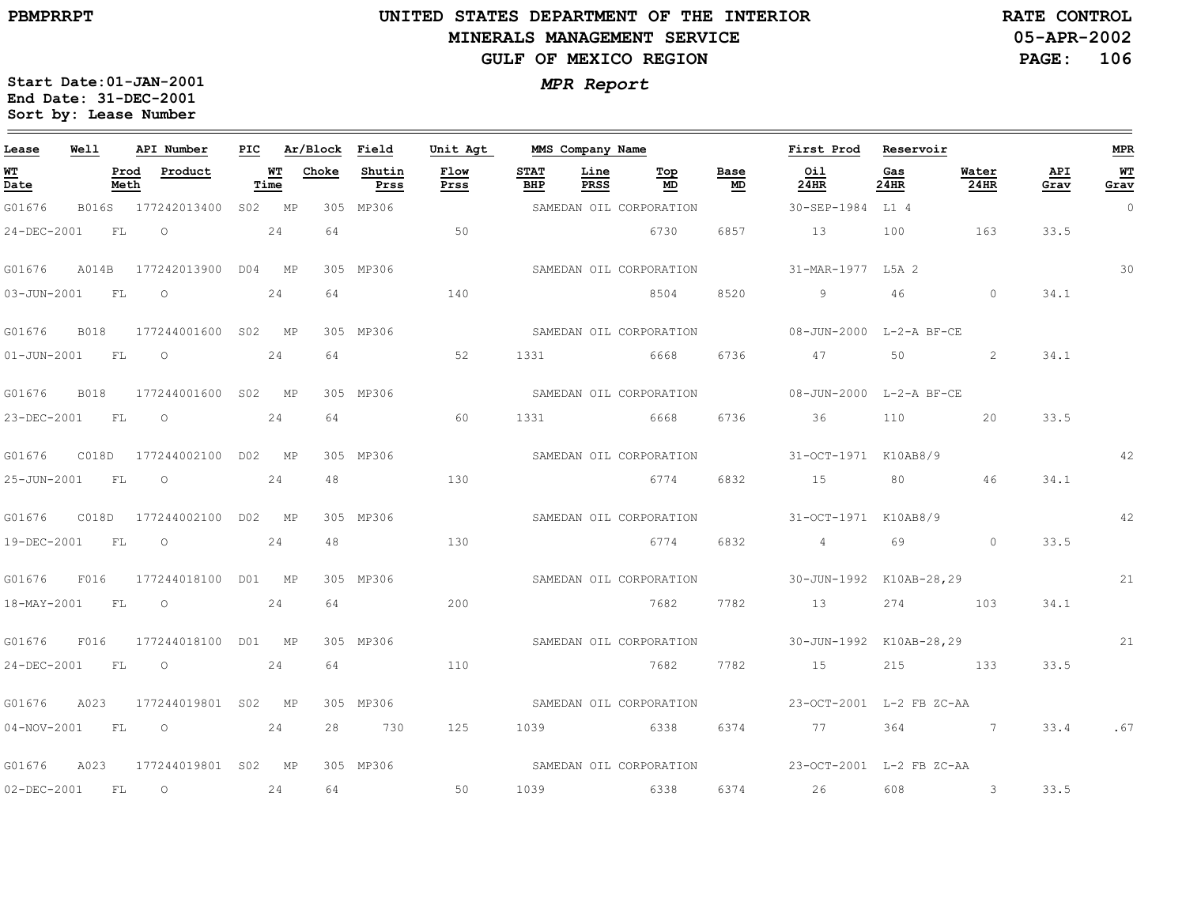PBMPRRPT

# UNITED STATES DEPARTMENT OF THE INTERIOR
## MINERALS MANAGEMENT SERVICE
## GULF OF MEXICO REGION

RATE CONTROL
05-APR-2002

*MPR Report*

Start Date:01-JAN-2001
End Date: 31-DEC-2001
Sort by: Lease Number

| Lease | Well | API Number | PIC | Ar/Block | | Field | Unit Agt | MMS Company Name | | | | First Prod | Reservoir | | | MPR |
|---|---|---|---|---|---|---|---|---|---|---|---|---|---|---|---|---|
| WT Date | Prod Meth | Product | WT Time | Choke | | Shutin Prss | Flow Prss | STAT BHP | Line PRSS | Top MD | Base MD | Oil 24HR | Gas 24HR | Water 24HR | API Grav | WT Grav |
| G01676 | B016S | 177242013400 | S02 | MP | 305 | MP306 | | SAMEDAN OIL CORPORATION | | | | 30-SEP-1984 | L1 4 | | | 0 |
| 24-DEC-2001 | FL | O | 24 | 64 | | | 50 | | | 6730 | 6857 | 13 | 100 | 163 | 33.5 | |
| G01676 | A014B | 177242013900 | D04 | MP | 305 | MP306 | | SAMEDAN OIL CORPORATION | | | | 31-MAR-1977 | L5A 2 | | | 30 |
| 03-JUN-2001 | FL | O | 24 | 64 | | | 140 | | | 8504 | 8520 | 9 | 46 | 0 | 34.1 | |
| G01676 | B018 | 177244001600 | S02 | MP | 305 | MP306 | | SAMEDAN OIL CORPORATION | | | | 08-JUN-2000 | L-2-A BF-CE | | | |
| 01-JUN-2001 | FL | O | 24 | 64 | | | 52 | 1331 | | 6668 | 6736 | 47 | 50 | 2 | 34.1 | |
| G01676 | B018 | 177244001600 | S02 | MP | 305 | MP306 | | SAMEDAN OIL CORPORATION | | | | 08-JUN-2000 | L-2-A BF-CE | | | |
| 23-DEC-2001 | FL | O | 24 | 64 | | | 60 | 1331 | | 6668 | 6736 | 36 | 110 | 20 | 33.5 | |
| G01676 | C018D | 177244002100 | D02 | MP | 305 | MP306 | | SAMEDAN OIL CORPORATION | | | | 31-OCT-1971 | K10AB8/9 | | | 42 |
| 25-JUN-2001 | FL | O | 24 | 48 | | | 130 | | | 6774 | 6832 | 15 | 80 | 46 | 34.1 | |
| G01676 | C018D | 177244002100 | D02 | MP | 305 | MP306 | | SAMEDAN OIL CORPORATION | | | | 31-OCT-1971 | K10AB8/9 | | | 42 |
| 19-DEC-2001 | FL | O | 24 | 48 | | | 130 | | | 6774 | 6832 | 4 | 69 | 0 | 33.5 | |
| G01676 | F016 | 177244018100 | D01 | MP | 305 | MP306 | | SAMEDAN OIL CORPORATION | | | | 30-JUN-1992 | K10AB-28,29 | | | 21 |
| 18-MAY-2001 | FL | O | 24 | 64 | | | 200 | | | 7682 | 7782 | 13 | 274 | 103 | 34.1 | |
| G01676 | F016 | 177244018100 | D01 | MP | 305 | MP306 | | SAMEDAN OIL CORPORATION | | | | 30-JUN-1992 | K10AB-28,29 | | | 21 |
| 24-DEC-2001 | FL | O | 24 | 64 | | | 110 | | | 7682 | 7782 | 15 | 215 | 133 | 33.5 | |
| G01676 | A023 | 177244019801 | S02 | MP | 305 | MP306 | | SAMEDAN OIL CORPORATION | | | | 23-OCT-2001 | L-2 FB ZC-AA | | | |
| 04-NOV-2001 | FL | O | 24 | 28 | | 730 | 125 | 1039 | | 6338 | 6374 | 77 | 364 | 7 | 33.4 | .67 |
| G01676 | A023 | 177244019801 | S02 | MP | 305 | MP306 | | SAMEDAN OIL CORPORATION | | | | 23-OCT-2001 | L-2 FB ZC-AA | | | |
| 02-DEC-2001 | FL | O | 24 | 64 | | | 50 | 1039 | | 6338 | 6374 | 26 | 608 | 3 | 33.5 | |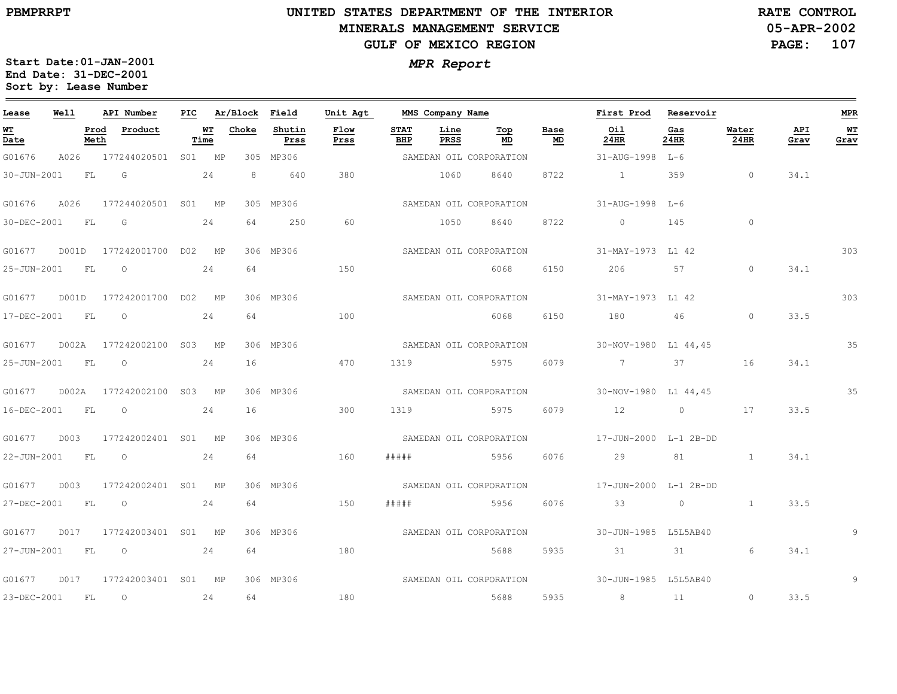# UNITED STATES DEPARTMENT OF THE INTERIOR
## MINERALS MANAGEMENT SERVICE
## GULF OF MEXICO REGION

PBMPRRPT

RATE CONTROL
05-APR-2002

**MPR Report**

Start Date: 01-JAN-2001
End Date: 31-DEC-2001
Sort by: Lease Number

| Lease | Well | API Number | PIC | Ar/Block | | Field | Unit Agt | MMS Company Name | | | | | First Prod | Reservoir | | | MPR |
|---|---|---|---|---|---|---|---|---|---|---|---|---|---|---|---|---|---|
| WT Date | Prod Meth | Product | | WT Time | Choke | Shutin Prss | Flow Prss | STAT BHP | Line PRSS | Top MD | Base MD | | Oil 24HR | Gas 24HR | Water 24HR | API Grav | WT Grav |
| G01676 | A026 | 177244020501 | S01 | MP | 305 | MP306 | | SAMEDAN OIL CORPORATION | | | | | 31-AUG-1998 | L-6 | | | |
| 30-JUN-2001 | FL | G | | 24 | 8 | 640 | 380 | | 1060 | 8640 | 8722 | | 1 | 359 | 0 | 34.1 | |
| G01676 | A026 | 177244020501 | S01 | MP | 305 | MP306 | | SAMEDAN OIL CORPORATION | | | | | 31-AUG-1998 | L-6 | | | |
| 30-DEC-2001 | FL | G | | 24 | 64 | 250 | 60 | | 1050 | 8640 | 8722 | | 0 | 145 | 0 | | |
| G01677 | D001D | 177242001700 | D02 | MP | 306 | MP306 | | SAMEDAN OIL CORPORATION | | | | | 31-MAY-1973 | L1 42 | | | 303 |
| 25-JUN-2001 | FL | O | | 24 | 64 | | 150 | | | 6068 | 6150 | | 206 | 57 | 0 | 34.1 | |
| G01677 | D001D | 177242001700 | D02 | MP | 306 | MP306 | | SAMEDAN OIL CORPORATION | | | | | 31-MAY-1973 | L1 42 | | | 303 |
| 17-DEC-2001 | FL | O | | 24 | 64 | | 100 | | | 6068 | 6150 | | 180 | 46 | 0 | 33.5 | |
| G01677 | D002A | 177242002100 | S03 | MP | 306 | MP306 | | SAMEDAN OIL CORPORATION | | | | | 30-NOV-1980 | L1 44,45 | | | 35 |
| 25-JUN-2001 | FL | O | | 24 | 16 | | 470 | 1319 | | 5975 | 6079 | | 7 | 37 | 16 | 34.1 | |
| G01677 | D002A | 177242002100 | S03 | MP | 306 | MP306 | | SAMEDAN OIL CORPORATION | | | | | 30-NOV-1980 | L1 44,45 | | | 35 |
| 16-DEC-2001 | FL | O | | 24 | 16 | | 300 | 1319 | | 5975 | 6079 | | 12 | 0 | 17 | 33.5 | |
| G01677 | D003 | 177242002401 | S01 | MP | 306 | MP306 | | SAMEDAN OIL CORPORATION | | | | | 17-JUN-2000 | L-1 2B-DD | | | |
| 22-JUN-2001 | FL | O | | 24 | 64 | | 160 | ##### | | 5956 | 6076 | | 29 | 81 | 1 | 34.1 | |
| G01677 | D003 | 177242002401 | S01 | MP | 306 | MP306 | | SAMEDAN OIL CORPORATION | | | | | 17-JUN-2000 | L-1 2B-DD | | | |
| 27-DEC-2001 | FL | O | | 24 | 64 | | 150 | ##### | | 5956 | 6076 | | 33 | 0 | 1 | 33.5 | |
| G01677 | D017 | 177242003401 | S01 | MP | 306 | MP306 | | SAMEDAN OIL CORPORATION | | | | | 30-JUN-1985 | L5L5AB40 | | | 9 |
| 27-JUN-2001 | FL | O | | 24 | 64 | | 180 | | | 5688 | 5935 | | 31 | 31 | 6 | 34.1 | |
| G01677 | D017 | 177242003401 | S01 | MP | 306 | MP306 | | SAMEDAN OIL CORPORATION | | | | | 30-JUN-1985 | L5L5AB40 | | | 9 |
| 23-DEC-2001 | FL | O | | 24 | 64 | | 180 | | | 5688 | 5935 | | 8 | 11 | 0 | 33.5 | |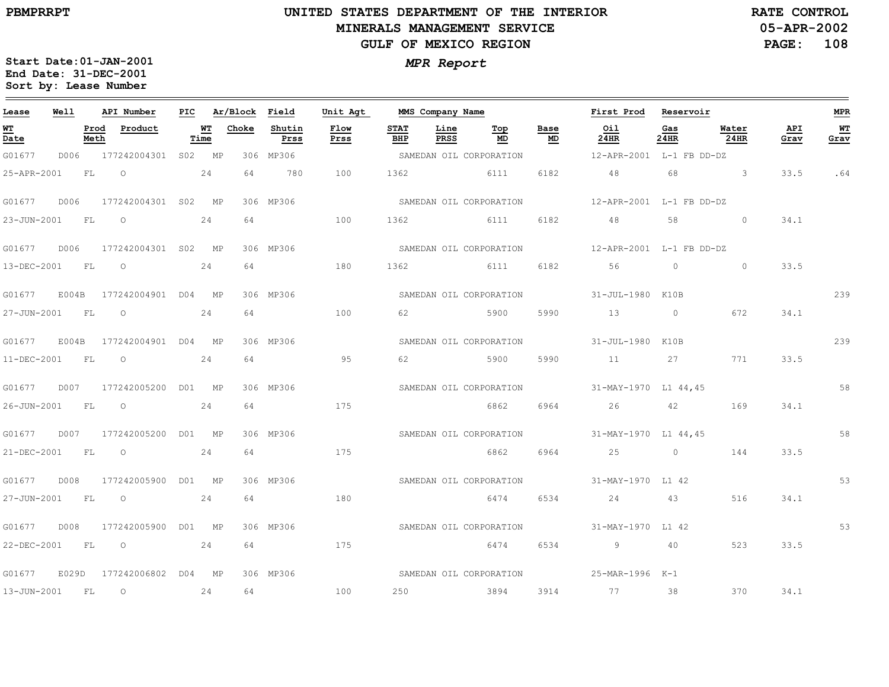PBMPRRPT

# UNITED STATES DEPARTMENT OF THE INTERIOR
## MINERALS MANAGEMENT SERVICE
## GULF OF MEXICO REGION

RATE CONTROL
05-APR-2002

***MPR Report***

**Start Date:01-JAN-2001**
**End Date: 31-DEC-2001**
**Sort by: Lease Number**

| Lease | Well | API Number | PIC | Ar/Block | Field | Unit Agt | MMS Company Name | | | | First Prod | Reservoir | | | MPR |
|---|---|---|---|---|---|---|---|---|---|---|---|---|---|---|---|
| **WT Date** | **Prod Meth** | **Product** | **WT Time** | **Choke** | **Shutin Prss** | **Flow Prss** | **STAT BHP** | **Line PRSS** | **Top MD** | **Base MD** | **Oil 24HR** | **Gas 24HR** | **Water 24HR** | **API Grav** | **WT Grav** |
| G01677 | D006 | 177242004301 | S02 | MP 306 | MP306 | | SAMEDAN OIL CORPORATION | | | | 12-APR-2001 | L-1 FB DD-DZ | | | |
| 25-APR-2001 | FL | O | 24 | 64 | 780 | 100 | 1362 | | 6111 | 6182 | 48 | 68 | 3 | 33.5 | .64 |
| G01677 | D006 | 177242004301 | S02 | MP 306 | MP306 | | SAMEDAN OIL CORPORATION | | | | 12-APR-2001 | L-1 FB DD-DZ | | | |
| 23-JUN-2001 | FL | O | 24 | 64 | | 100 | 1362 | | 6111 | 6182 | 48 | 58 | 0 | 34.1 | |
| G01677 | D006 | 177242004301 | S02 | MP 306 | MP306 | | SAMEDAN OIL CORPORATION | | | | 12-APR-2001 | L-1 FB DD-DZ | | | |
| 13-DEC-2001 | FL | O | 24 | 64 | | 180 | 1362 | | 6111 | 6182 | 56 | 0 | 0 | 33.5 | |
| G01677 | E004B | 177242004901 | D04 | MP 306 | MP306 | | SAMEDAN OIL CORPORATION | | | | 31-JUL-1980 | K10B | | | 239 |
| 27-JUN-2001 | FL | O | 24 | 64 | | 100 | 62 | | 5900 | 5990 | 13 | 0 | 672 | 34.1 | |
| G01677 | E004B | 177242004901 | D04 | MP 306 | MP306 | | SAMEDAN OIL CORPORATION | | | | 31-JUL-1980 | K10B | | | 239 |
| 11-DEC-2001 | FL | O | 24 | 64 | | 95 | 62 | | 5900 | 5990 | 11 | 27 | 771 | 33.5 | |
| G01677 | D007 | 177242005200 | D01 | MP 306 | MP306 | | SAMEDAN OIL CORPORATION | | | | 31-MAY-1970 | L1 44,45 | | | 58 |
| 26-JUN-2001 | FL | O | 24 | 64 | | 175 | | | 6862 | 6964 | 26 | 42 | 169 | 34.1 | |
| G01677 | D007 | 177242005200 | D01 | MP 306 | MP306 | | SAMEDAN OIL CORPORATION | | | | 31-MAY-1970 | L1 44,45 | | | 58 |
| 21-DEC-2001 | FL | O | 24 | 64 | | 175 | | | 6862 | 6964 | 25 | 0 | 144 | 33.5 | |
| G01677 | D008 | 177242005900 | D01 | MP 306 | MP306 | | SAMEDAN OIL CORPORATION | | | | 31-MAY-1970 | L1 42 | | | 53 |
| 27-JUN-2001 | FL | O | 24 | 64 | | 180 | | | 6474 | 6534 | 24 | 43 | 516 | 34.1 | |
| G01677 | D008 | 177242005900 | D01 | MP 306 | MP306 | | SAMEDAN OIL CORPORATION | | | | 31-MAY-1970 | L1 42 | | | 53 |
| 22-DEC-2001 | FL | O | 24 | 64 | | 175 | | | 6474 | 6534 | 9 | 40 | 523 | 33.5 | |
| G01677 | E029D | 177242006802 | D04 | MP 306 | MP306 | | SAMEDAN OIL CORPORATION | | | | 25-MAR-1996 | K-1 | | | |
| 13-JUN-2001 | FL | O | 24 | 64 | | 100 | 250 | | 3894 | 3914 | 77 | 38 | 370 | 34.1 | |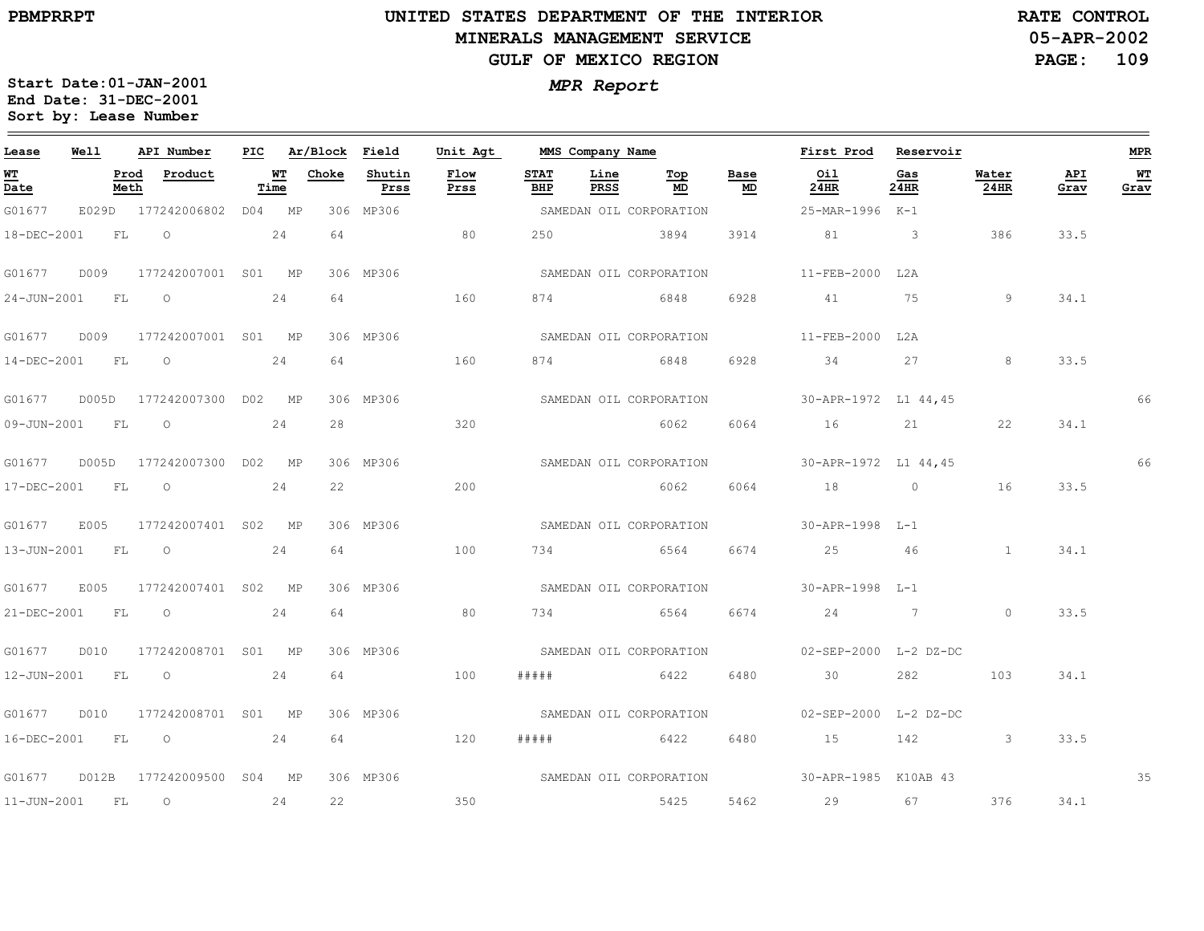# UNITED STATES DEPARTMENT OF THE INTERIOR
## MINERALS MANAGEMENT SERVICE
## GULF OF MEXICO REGION

PBMPRRPT

RATE CONTROL
05-APR-2002

**MPR Report**

Start Date:01-JAN-2001
End Date: 31-DEC-2001
Sort by: Lease Number

| Lease | Well | API Number | PIC | Ar/Block | | Field | Unit Agt | MMS Company Name | | | | First Prod | Reservoir | | | MPR |
|---|---|---|---|---|---|---|---|---|---|---|---|---|---|---|---|---|
| WT Date | Prod Meth | Product | WT Time | Choke | | Shutin Prss | Flow Prss | STAT BHP | Line PRSS | Top MD | Base MD | Oil 24HR | Gas 24HR | Water 24HR | API Grav | WT Grav |
| G01677 | E029D | 177242006802 | D04 | MP | 306 | MP306 | | SAMEDAN OIL CORPORATION | | | | 25-MAR-1996 | K-1 | | | |
| 18-DEC-2001 | FL | O | 24 | 64 | | | 80 | 250 | | 3894 | 3914 | 81 | 3 | 386 | 33.5 | |
| G01677 | D009 | 177242007001 | S01 | MP | 306 | MP306 | | SAMEDAN OIL CORPORATION | | | | 11-FEB-2000 | L2A | | | |
| 24-JUN-2001 | FL | O | 24 | 64 | | | 160 | 874 | | 6848 | 6928 | 41 | 75 | 9 | 34.1 | |
| G01677 | D009 | 177242007001 | S01 | MP | 306 | MP306 | | SAMEDAN OIL CORPORATION | | | | 11-FEB-2000 | L2A | | | |
| 14-DEC-2001 | FL | O | 24 | 64 | | | 160 | 874 | | 6848 | 6928 | 34 | 27 | 8 | 33.5 | |
| G01677 | D005D | 177242007300 | D02 | MP | 306 | MP306 | | SAMEDAN OIL CORPORATION | | | | 30-APR-1972 | L1 44,45 | | | 66 |
| 09-JUN-2001 | FL | O | 24 | 28 | | | 320 | | | 6062 | 6064 | 16 | 21 | 22 | 34.1 | |
| G01677 | D005D | 177242007300 | D02 | MP | 306 | MP306 | | SAMEDAN OIL CORPORATION | | | | 30-APR-1972 | L1 44,45 | | | 66 |
| 17-DEC-2001 | FL | O | 24 | 22 | | | 200 | | | 6062 | 6064 | 18 | 0 | 16 | 33.5 | |
| G01677 | E005 | 177242007401 | S02 | MP | 306 | MP306 | | SAMEDAN OIL CORPORATION | | | | 30-APR-1998 | L-1 | | | |
| 13-JUN-2001 | FL | O | 24 | 64 | | | 100 | 734 | | 6564 | 6674 | 25 | 46 | 1 | 34.1 | |
| G01677 | E005 | 177242007401 | S02 | MP | 306 | MP306 | | SAMEDAN OIL CORPORATION | | | | 30-APR-1998 | L-1 | | | |
| 21-DEC-2001 | FL | O | 24 | 64 | | | 80 | 734 | | 6564 | 6674 | 24 | 7 | 0 | 33.5 | |
| G01677 | D010 | 177242008701 | S01 | MP | 306 | MP306 | | SAMEDAN OIL CORPORATION | | | | 02-SEP-2000 | L-2 DZ-DC | | | |
| 12-JUN-2001 | FL | O | 24 | 64 | | | 100 | ##### | | 6422 | 6480 | 30 | 282 | 103 | 34.1 | |
| G01677 | D010 | 177242008701 | S01 | MP | 306 | MP306 | | SAMEDAN OIL CORPORATION | | | | 02-SEP-2000 | L-2 DZ-DC | | | |
| 16-DEC-2001 | FL | O | 24 | 64 | | | 120 | ##### | | 6422 | 6480 | 15 | 142 | 3 | 33.5 | |
| G01677 | D012B | 177242009500 | S04 | MP | 306 | MP306 | | SAMEDAN OIL CORPORATION | | | | 30-APR-1985 | K10AB 43 | | | 35 |
| 11-JUN-2001 | FL | O | 24 | 22 | | | 350 | | | 5425 | 5462 | 29 | 67 | 376 | 34.1 | |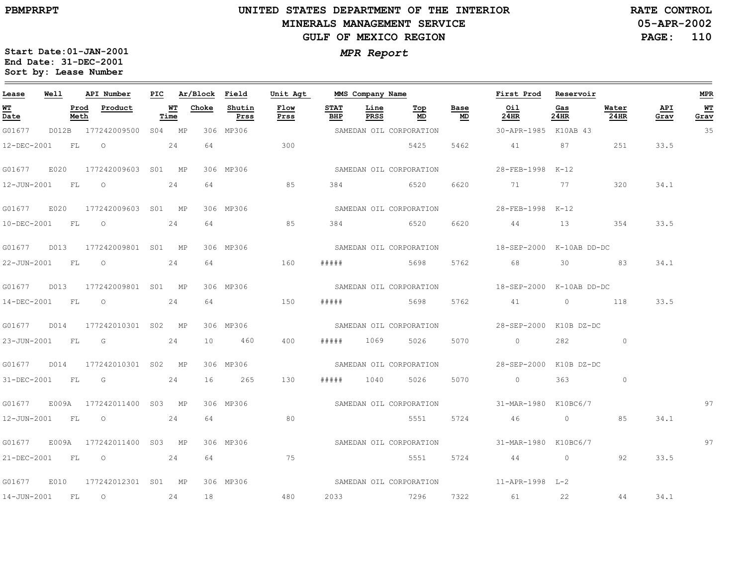PBMPRRPT

# UNITED STATES DEPARTMENT OF THE INTERIOR
## MINERALS MANAGEMENT SERVICE
## GULF OF MEXICO REGION

RATE CONTROL
05-APR-2002

*MPR Report*

Start Date:01-JAN-2001
End Date: 31-DEC-2001
Sort by: Lease Number

| Lease | Well | API Number | PIC | Ar/Block | Field | Unit Agt | MMS Company Name | | | | First Prod | Reservoir | | | MPR |
|---|---|---|---|---|---|---|---|---|---|---|---|---|---|---|---|
| WT Date | Prod Meth | Product | WT Time | Choke | Shutin Prss | Flow Prss | STAT BHP | Line PRSS | Top MD | Base MD | Oil 24HR | Gas 24HR | Water 24HR | API Grav | WT Grav |
| G01677 | D012B | 177242009500 | S04 | MP 306 | MP306 | | SAMEDAN OIL CORPORATION | | | | 30-APR-1985 | K10AB 43 | | | 35 |
| 12-DEC-2001 | FL | O | 24 | 64 | | 300 | | | 5425 | 5462 | 41 | 87 | 251 | 33.5 | |
| G01677 | E020 | 177242009603 | S01 | MP 306 | MP306 | | SAMEDAN OIL CORPORATION | | | | 28-FEB-1998 | K-12 | | | |
| 12-JUN-2001 | FL | O | 24 | 64 | | 85 | 384 | | 6520 | 6620 | 71 | 77 | 320 | 34.1 | |
| G01677 | E020 | 177242009603 | S01 | MP 306 | MP306 | | SAMEDAN OIL CORPORATION | | | | 28-FEB-1998 | K-12 | | | |
| 10-DEC-2001 | FL | O | 24 | 64 | | 85 | 384 | | 6520 | 6620 | 44 | 13 | 354 | 33.5 | |
| G01677 | D013 | 177242009801 | S01 | MP 306 | MP306 | | SAMEDAN OIL CORPORATION | | | | 18-SEP-2000 | K-10AB DD-DC | | | |
| 22-JUN-2001 | FL | O | 24 | 64 | | 160 | ##### | | 5698 | 5762 | 68 | 30 | 83 | 34.1 | |
| G01677 | D013 | 177242009801 | S01 | MP 306 | MP306 | | SAMEDAN OIL CORPORATION | | | | 18-SEP-2000 | K-10AB DD-DC | | | |
| 14-DEC-2001 | FL | O | 24 | 64 | | 150 | ##### | | 5698 | 5762 | 41 | 0 | 118 | 33.5 | |
| G01677 | D014 | 177242010301 | S02 | MP 306 | MP306 | | SAMEDAN OIL CORPORATION | | | | 28-SEP-2000 | K10B DZ-DC | | | |
| 23-JUN-2001 | FL | G | 24 | 10 | 460 | 400 | ##### | 1069 | 5026 | 5070 | 0 | 282 | 0 | | |
| G01677 | D014 | 177242010301 | S02 | MP 306 | MP306 | | SAMEDAN OIL CORPORATION | | | | 28-SEP-2000 | K10B DZ-DC | | | |
| 31-DEC-2001 | FL | G | 24 | 16 | 265 | 130 | ##### | 1040 | 5026 | 5070 | 0 | 363 | 0 | | |
| G01677 | E009A | 177242011400 | S03 | MP 306 | MP306 | | SAMEDAN OIL CORPORATION | | | | 31-MAR-1980 | K10BC6/7 | | | 97 |
| 12-JUN-2001 | FL | O | 24 | 64 | | 80 | | | 5551 | 5724 | 46 | 0 | 85 | 34.1 | |
| G01677 | E009A | 177242011400 | S03 | MP 306 | MP306 | | SAMEDAN OIL CORPORATION | | | | 31-MAR-1980 | K10BC6/7 | | | 97 |
| 21-DEC-2001 | FL | O | 24 | 64 | | 75 | | | 5551 | 5724 | 44 | 0 | 92 | 33.5 | |
| G01677 | E010 | 177242012301 | S01 | MP 306 | MP306 | | SAMEDAN OIL CORPORATION | | | | 11-APR-1998 | L-2 | | | |
| 14-JUN-2001 | FL | O | 24 | 18 | | 480 | 2033 | | 7296 | 7322 | 61 | 22 | 44 | 34.1 | |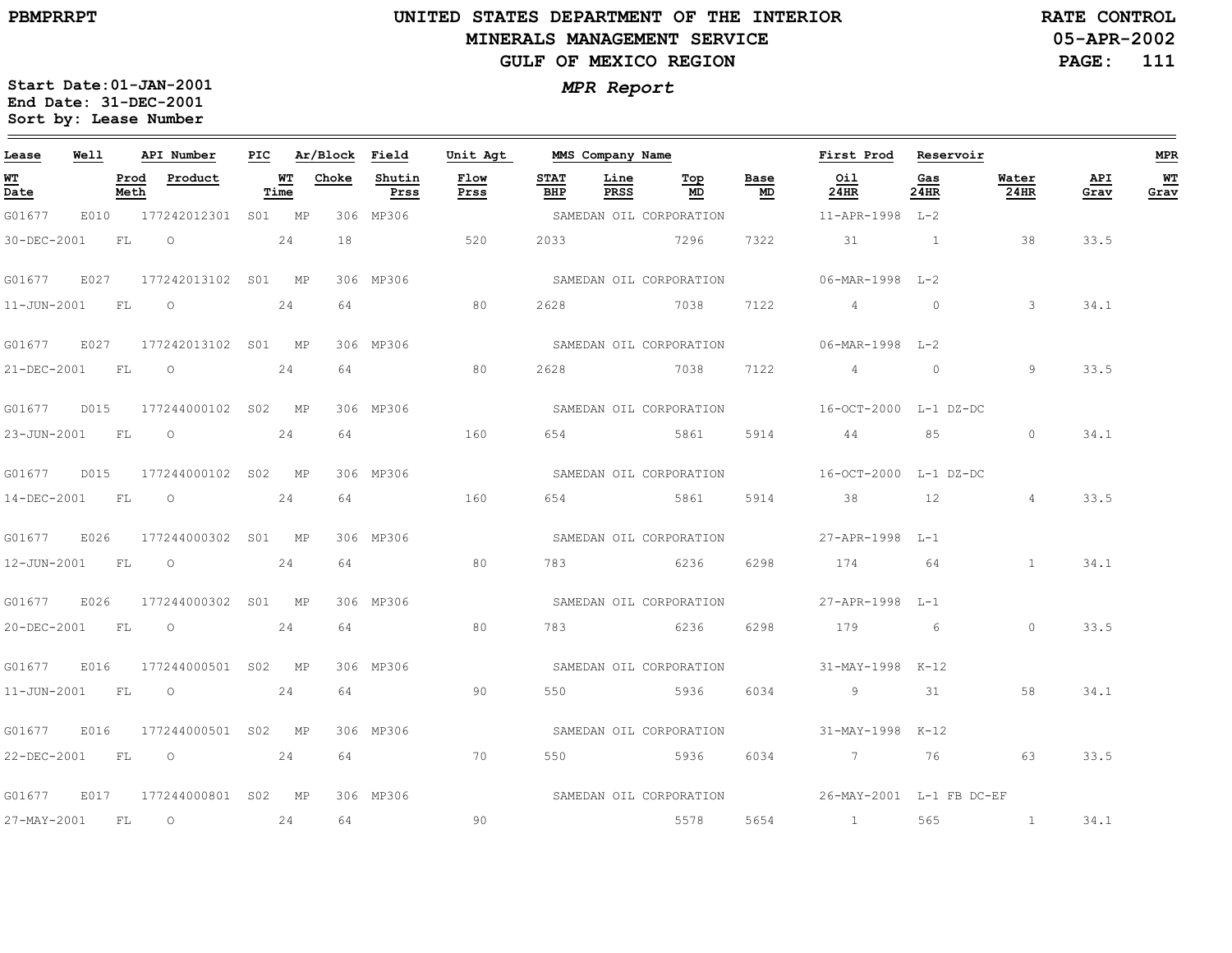PBMPRRPT

# UNITED STATES DEPARTMENT OF THE INTERIOR
## MINERALS MANAGEMENT SERVICE
## GULF OF MEXICO REGION

RATE CONTROL
05-APR-2002

Start Date:01-JAN-2001
End Date: 31-DEC-2001
Sort by: Lease Number

*MPR Report*

| Lease | Well | API Number | PIC | Ar/Block | Field | Unit Agt | MMS Company Name | | | | First Prod | Reservoir | | | MPR |
|---|---|---|---|---|---|---|---|---|---|---|---|---|---|---|---|
| **WT Date** | **Prod Meth** | **Product** | **WT Time** | **Choke** | **Shutin Prss** | **Flow Prss** | **STAT BHP** | **Line PRSS** | **Top MD** | **Base MD** | **Oil 24HR** | **Gas 24HR** | **Water 24HR** | **API Grav** | **WT Grav** |
| G01677 | E010 | 177242012301 | S01 | MP 306 | MP306 | | SAMEDAN OIL CORPORATION | | | | 11-APR-1998 | L-2 | | | |
| 30-DEC-2001 | FL | O | 24 | 18 | | 520 | 2033 | | 7296 | 7322 | 31 | 1 | 38 | 33.5 | |
| G01677 | E027 | 177242013102 | S01 | MP 306 | MP306 | | SAMEDAN OIL CORPORATION | | | | 06-MAR-1998 | L-2 | | | |
| 11-JUN-2001 | FL | O | 24 | 64 | | 80 | 2628 | | 7038 | 7122 | 4 | 0 | 3 | 34.1 | |
| G01677 | E027 | 177242013102 | S01 | MP 306 | MP306 | | SAMEDAN OIL CORPORATION | | | | 06-MAR-1998 | L-2 | | | |
| 21-DEC-2001 | FL | O | 24 | 64 | | 80 | 2628 | | 7038 | 7122 | 4 | 0 | 9 | 33.5 | |
| G01677 | D015 | 177244000102 | S02 | MP 306 | MP306 | | SAMEDAN OIL CORPORATION | | | | 16-OCT-2000 | L-1 DZ-DC | | | |
| 23-JUN-2001 | FL | O | 24 | 64 | | 160 | 654 | | 5861 | 5914 | 44 | 85 | 0 | 34.1 | |
| G01677 | D015 | 177244000102 | S02 | MP 306 | MP306 | | SAMEDAN OIL CORPORATION | | | | 16-OCT-2000 | L-1 DZ-DC | | | |
| 14-DEC-2001 | FL | O | 24 | 64 | | 160 | 654 | | 5861 | 5914 | 38 | 12 | 4 | 33.5 | |
| G01677 | E026 | 177244000302 | S01 | MP 306 | MP306 | | SAMEDAN OIL CORPORATION | | | | 27-APR-1998 | L-1 | | | |
| 12-JUN-2001 | FL | O | 24 | 64 | | 80 | 783 | | 6236 | 6298 | 174 | 64 | 1 | 34.1 | |
| G01677 | E026 | 177244000302 | S01 | MP 306 | MP306 | | SAMEDAN OIL CORPORATION | | | | 27-APR-1998 | L-1 | | | |
| 20-DEC-2001 | FL | O | 24 | 64 | | 80 | 783 | | 6236 | 6298 | 179 | 6 | 0 | 33.5 | |
| G01677 | E016 | 177244000501 | S02 | MP 306 | MP306 | | SAMEDAN OIL CORPORATION | | | | 31-MAY-1998 | K-12 | | | |
| 11-JUN-2001 | FL | O | 24 | 64 | | 90 | 550 | | 5936 | 6034 | 9 | 31 | 58 | 34.1 | |
| G01677 | E016 | 177244000501 | S02 | MP 306 | MP306 | | SAMEDAN OIL CORPORATION | | | | 31-MAY-1998 | K-12 | | | |
| 22-DEC-2001 | FL | O | 24 | 64 | | 70 | 550 | | 5936 | 6034 | 7 | 76 | 63 | 33.5 | |
| G01677 | E017 | 177244000801 | S02 | MP 306 | MP306 | | SAMEDAN OIL CORPORATION | | | | 26-MAY-2001 | L-1 FB DC-EF | | | |
| 27-MAY-2001 | FL | O | 24 | 64 | | 90 | | | 5578 | 5654 | 1 | 565 | 1 | 34.1 | |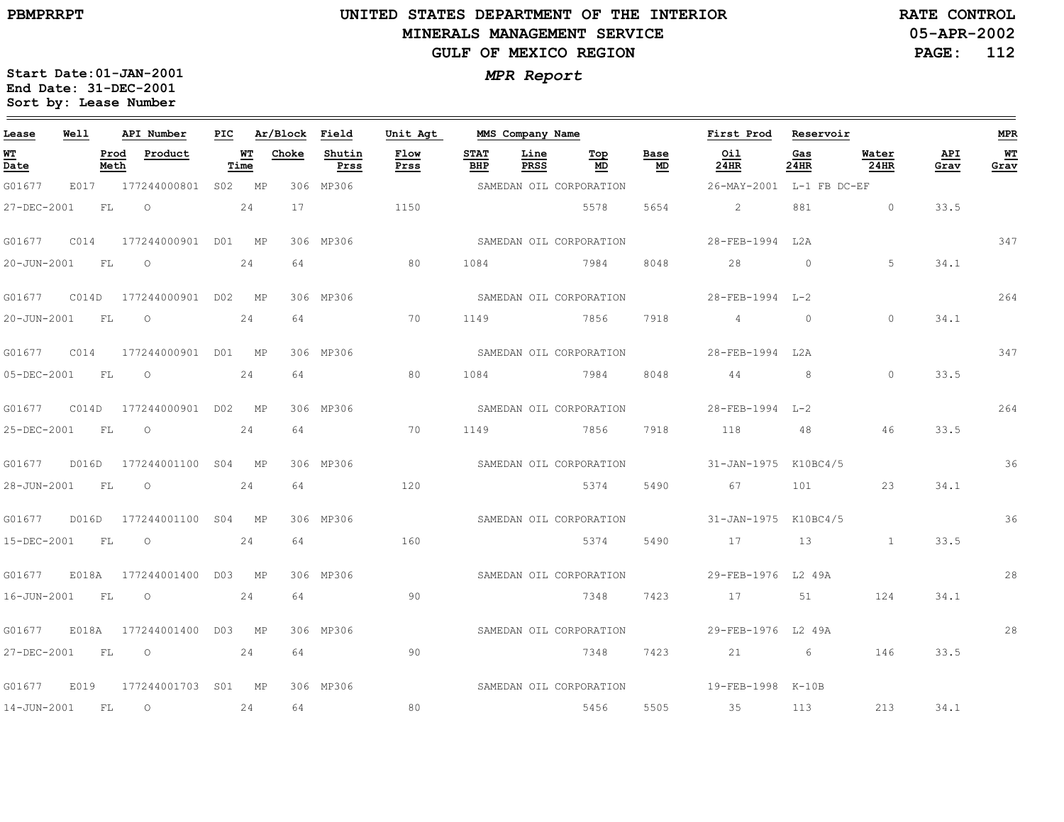**UNITED STATES DEPARTMENT OF THE INTERIOR**
**MINERALS MANAGEMENT SERVICE**
**GULF OF MEXICO REGION**

PBMPRRPT

RATE CONTROL
05-APR-2002

*MPR Report*

Start Date: 01-JAN-2001
End Date: 31-DEC-2001
Sort by: Lease Number

| Lease | Well | API Number | PIC | Ar/Block | Field | Unit Agt | MMS Company Name | | | | First Prod | Reservoir | | | MPR |
|---|---|---|---|---|---|---|---|---|---|---|---|---|---|---|---|
| WT Date | Prod Meth | Product | WT Time | Choke | Shutin Prss | Flow Prss | STAT BHP | Line PRSS | Top MD | Base MD | Oil 24HR | Gas 24HR | Water 24HR | API Grav | WT Grav |
| G01677 | E017 | 177244000801 | S02 | MP 306 | MP306 | | SAMEDAN OIL CORPORATION | | | | 26-MAY-2001 | L-1 FB DC-EF | | | |
| 27-DEC-2001 | FL | O | 24 | 17 | | 1150 | | | 5578 | 5654 | 2 | 881 | 0 | 33.5 | |
| G01677 | C014 | 177244000901 | D01 | MP 306 | MP306 | | SAMEDAN OIL CORPORATION | | | | 28-FEB-1994 | L2A | | | 347 |
| 20-JUN-2001 | FL | O | 24 | 64 | | 80 | 1084 | | 7984 | 8048 | 28 | 0 | 5 | 34.1 | |
| G01677 | C014D | 177244000901 | D02 | MP 306 | MP306 | | SAMEDAN OIL CORPORATION | | | | 28-FEB-1994 | L-2 | | | 264 |
| 20-JUN-2001 | FL | O | 24 | 64 | | 70 | 1149 | | 7856 | 7918 | 4 | 0 | 0 | 34.1 | |
| G01677 | C014 | 177244000901 | D01 | MP 306 | MP306 | | SAMEDAN OIL CORPORATION | | | | 28-FEB-1994 | L2A | | | 347 |
| 05-DEC-2001 | FL | O | 24 | 64 | | 80 | 1084 | | 7984 | 8048 | 44 | 8 | 0 | 33.5 | |
| G01677 | C014D | 177244000901 | D02 | MP 306 | MP306 | | SAMEDAN OIL CORPORATION | | | | 28-FEB-1994 | L-2 | | | 264 |
| 25-DEC-2001 | FL | O | 24 | 64 | | 70 | 1149 | | 7856 | 7918 | 118 | 48 | 46 | 33.5 | |
| G01677 | D016D | 177244001100 | S04 | MP 306 | MP306 | | SAMEDAN OIL CORPORATION | | | | 31-JAN-1975 | K10BC4/5 | | | 36 |
| 28-JUN-2001 | FL | O | 24 | 64 | | 120 | | | 5374 | 5490 | 67 | 101 | 23 | 34.1 | |
| G01677 | D016D | 177244001100 | S04 | MP 306 | MP306 | | SAMEDAN OIL CORPORATION | | | | 31-JAN-1975 | K10BC4/5 | | | 36 |
| 15-DEC-2001 | FL | O | 24 | 64 | | 160 | | | 5374 | 5490 | 17 | 13 | 1 | 33.5 | |
| G01677 | E018A | 177244001400 | D03 | MP 306 | MP306 | | SAMEDAN OIL CORPORATION | | | | 29-FEB-1976 | L2 49A | | | 28 |
| 16-JUN-2001 | FL | O | 24 | 64 | | 90 | | | 7348 | 7423 | 17 | 51 | 124 | 34.1 | |
| G01677 | E018A | 177244001400 | D03 | MP 306 | MP306 | | SAMEDAN OIL CORPORATION | | | | 29-FEB-1976 | L2 49A | | | 28 |
| 27-DEC-2001 | FL | O | 24 | 64 | | 90 | | | 7348 | 7423 | 21 | 6 | 146 | 33.5 | |
| G01677 | E019 | 177244001703 | S01 | MP 306 | MP306 | | SAMEDAN OIL CORPORATION | | | | 19-FEB-1998 | K-10B | | | |
| 14-JUN-2001 | FL | O | 24 | 64 | | 80 | | | 5456 | 5505 | 35 | 113 | 213 | 34.1 | |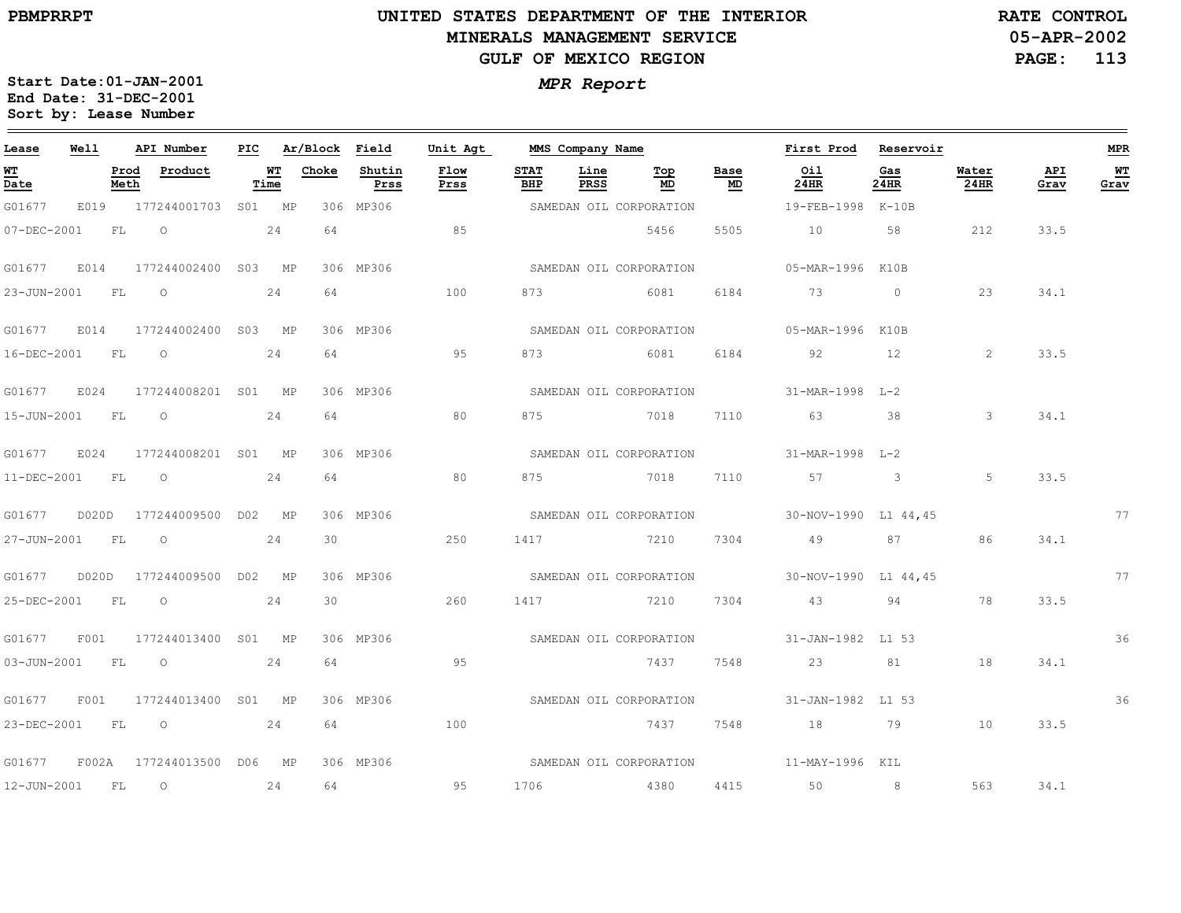# UNITED STATES DEPARTMENT OF THE INTERIOR
## MINERALS MANAGEMENT SERVICE
## GULF OF MEXICO REGION

PBMPRRPT

RATE CONTROL
05-APR-2002

***MPR Report***

**Start Date:** 01-JAN-2001
**End Date:** 31-DEC-2001
**Sort by:** Lease Number

| Lease | Well | API Number | PIC | Ar/Block | Field | Unit Agt | MMS Company Name | | | | First Prod | Reservoir | | | MPR |
|---|---|---|---|---|---|---|---|---|---|---|---|---|---|---|---|
| WT Date | Prod Meth | Product | WT Time | Choke | Shutin Prss | Flow Prss | STAT BHP | Line PRSS | Top MD | Base MD | Oil 24HR | Gas 24HR | Water 24HR | API Grav | WT Grav |
| G01677 | E019 | 177244001703 | S01 | MP 306 | MP306 | | SAMEDAN OIL CORPORATION | | | | 19-FEB-1998 | K-10B | | | |
| 07-DEC-2001 | FL | O | 24 | 64 | | 85 | | | 5456 | 5505 | 10 | 58 | 212 | 33.5 | |
| G01677 | E014 | 177244002400 | S03 | MP 306 | MP306 | | SAMEDAN OIL CORPORATION | | | | 05-MAR-1996 | K10B | | | |
| 23-JUN-2001 | FL | O | 24 | 64 | | 100 | 873 | | 6081 | 6184 | 73 | 0 | 23 | 34.1 | |
| G01677 | E014 | 177244002400 | S03 | MP 306 | MP306 | | SAMEDAN OIL CORPORATION | | | | 05-MAR-1996 | K10B | | | |
| 16-DEC-2001 | FL | O | 24 | 64 | | 95 | 873 | | 6081 | 6184 | 92 | 12 | 2 | 33.5 | |
| G01677 | E024 | 177244008201 | S01 | MP 306 | MP306 | | SAMEDAN OIL CORPORATION | | | | 31-MAR-1998 | L-2 | | | |
| 15-JUN-2001 | FL | O | 24 | 64 | | 80 | 875 | | 7018 | 7110 | 63 | 38 | 3 | 34.1 | |
| G01677 | E024 | 177244008201 | S01 | MP 306 | MP306 | | SAMEDAN OIL CORPORATION | | | | 31-MAR-1998 | L-2 | | | |
| 11-DEC-2001 | FL | O | 24 | 64 | | 80 | 875 | | 7018 | 7110 | 57 | 3 | 5 | 33.5 | |
| G01677 | D020D | 177244009500 | D02 | MP 306 | MP306 | | SAMEDAN OIL CORPORATION | | | | 30-NOV-1990 | L1 44,45 | | | 77 |
| 27-JUN-2001 | FL | O | 24 | 30 | | 250 | 1417 | | 7210 | 7304 | 49 | 87 | 86 | 34.1 | |
| G01677 | D020D | 177244009500 | D02 | MP 306 | MP306 | | SAMEDAN OIL CORPORATION | | | | 30-NOV-1990 | L1 44,45 | | | 77 |
| 25-DEC-2001 | FL | O | 24 | 30 | | 260 | 1417 | | 7210 | 7304 | 43 | 94 | 78 | 33.5 | |
| G01677 | F001 | 177244013400 | S01 | MP 306 | MP306 | | SAMEDAN OIL CORPORATION | | | | 31-JAN-1982 | L1 53 | | | 36 |
| 03-JUN-2001 | FL | O | 24 | 64 | | 95 | | | 7437 | 7548 | 23 | 81 | 18 | 34.1 | |
| G01677 | F001 | 177244013400 | S01 | MP 306 | MP306 | | SAMEDAN OIL CORPORATION | | | | 31-JAN-1982 | L1 53 | | | 36 |
| 23-DEC-2001 | FL | O | 24 | 64 | | 100 | | | 7437 | 7548 | 18 | 79 | 10 | 33.5 | |
| G01677 | F002A | 177244013500 | D06 | MP 306 | MP306 | | SAMEDAN OIL CORPORATION | | | | 11-MAY-1996 | KIL | | | |
| 12-JUN-2001 | FL | O | 24 | 64 | | 95 | 1706 | | 4380 | 4415 | 50 | 8 | 563 | 34.1 | |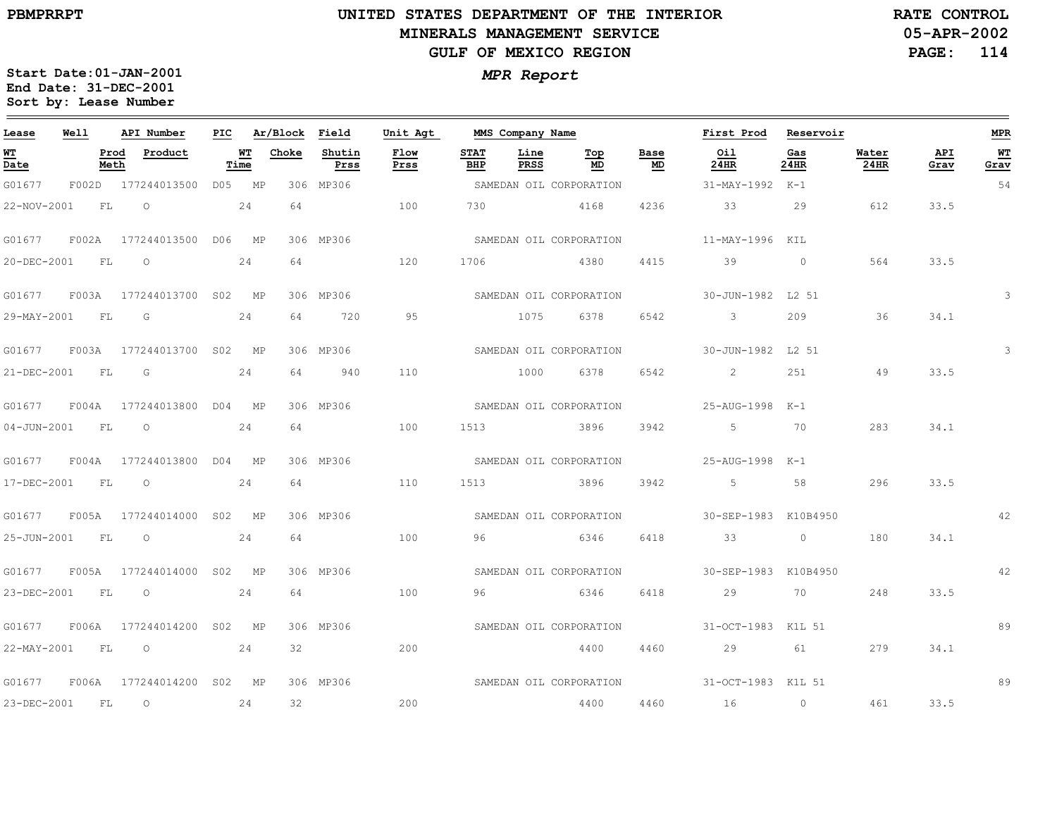Start Date:01-JAN-2001
End Date: 31-DEC-2001
Sort by: Lease Number

# UNITED STATES DEPARTMENT OF THE INTERIOR
## MINERALS MANAGEMENT SERVICE
## GULF OF MEXICO REGION

RATE CONTROL
05-APR-2002

*MPR Report*

| Lease | Well | API Number | PIC | Ar/Block | Field | Unit Agt | MMS Company Name | | | | First Prod | Reservoir | | | MPR |
|---|---|---|---|---|---|---|---|---|---|---|---|---|---|---|---|
| **WT Date** | **Prod Meth** | **Product** | **WT Time** | **Choke** | **Shutin Prss** | **Flow Prss** | **STAT BHP** | **Line PRSS** | **Top MD** | **Base MD** | **Oil 24HR** | **Gas 24HR** | **Water 24HR** | **API Grav** | **WT Grav** |
| G01677 | F002D | 177244013500 | D05 | MP 306 | MP306 | | SAMEDAN OIL CORPORATION | | | | 31-MAY-1992 | K-1 | | | 54 |
| 22-NOV-2001 | FL | O | 24 | 64 | | 100 | 730 | | 4168 | 4236 | 33 | 29 | 612 | 33.5 | |
| G01677 | F002A | 177244013500 | D06 | MP 306 | MP306 | | SAMEDAN OIL CORPORATION | | | | 11-MAY-1996 | KIL | | | |
| 20-DEC-2001 | FL | O | 24 | 64 | | 120 | 1706 | | 4380 | 4415 | 39 | 0 | 564 | 33.5 | |
| G01677 | F003A | 177244013700 | S02 | MP 306 | MP306 | | SAMEDAN OIL CORPORATION | | | | 30-JUN-1982 | L2 51 | | | 3 |
| 29-MAY-2001 | FL | G | 24 | 64 | 720 | 95 | | 1075 | 6378 | 6542 | 3 | 209 | 36 | 34.1 | |
| G01677 | F003A | 177244013700 | S02 | MP 306 | MP306 | | SAMEDAN OIL CORPORATION | | | | 30-JUN-1982 | L2 51 | | | 3 |
| 21-DEC-2001 | FL | G | 24 | 64 | 940 | 110 | | 1000 | 6378 | 6542 | 2 | 251 | 49 | 33.5 | |
| G01677 | F004A | 177244013800 | D04 | MP 306 | MP306 | | SAMEDAN OIL CORPORATION | | | | 25-AUG-1998 | K-1 | | | |
| 04-JUN-2001 | FL | O | 24 | 64 | | 100 | 1513 | | 3896 | 3942 | 5 | 70 | 283 | 34.1 | |
| G01677 | F004A | 177244013800 | D04 | MP 306 | MP306 | | SAMEDAN OIL CORPORATION | | | | 25-AUG-1998 | K-1 | | | |
| 17-DEC-2001 | FL | O | 24 | 64 | | 110 | 1513 | | 3896 | 3942 | 5 | 58 | 296 | 33.5 | |
| G01677 | F005A | 177244014000 | S02 | MP 306 | MP306 | | SAMEDAN OIL CORPORATION | | | | 30-SEP-1983 | K10B4950 | | | 42 |
| 25-JUN-2001 | FL | O | 24 | 64 | | 100 | 96 | | 6346 | 6418 | 33 | 0 | 180 | 34.1 | |
| G01677 | F005A | 177244014000 | S02 | MP 306 | MP306 | | SAMEDAN OIL CORPORATION | | | | 30-SEP-1983 | K10B4950 | | | 42 |
| 23-DEC-2001 | FL | O | 24 | 64 | | 100 | 96 | | 6346 | 6418 | 29 | 70 | 248 | 33.5 | |
| G01677 | F006A | 177244014200 | S02 | MP 306 | MP306 | | SAMEDAN OIL CORPORATION | | | | 31-OCT-1983 | K1L 51 | | | 89 |
| 22-MAY-2001 | FL | O | 24 | 32 | | 200 | | | 4400 | 4460 | 29 | 61 | 279 | 34.1 | |
| G01677 | F006A | 177244014200 | S02 | MP 306 | MP306 | | SAMEDAN OIL CORPORATION | | | | 31-OCT-1983 | K1L 51 | | | 89 |
| 23-DEC-2001 | FL | O | 24 | 32 | | 200 | | | 4400 | 4460 | 16 | 0 | 461 | 33.5 | |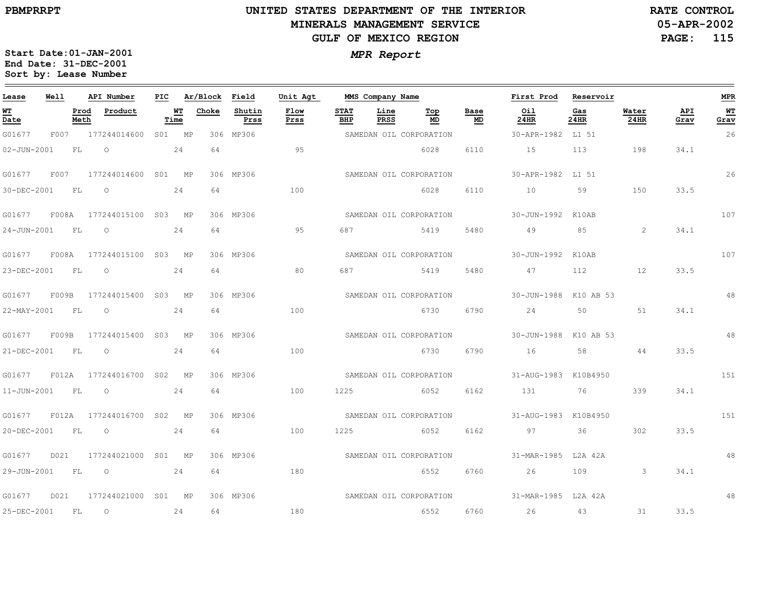# UNITED STATES DEPARTMENT OF THE INTERIOR
## MINERALS MANAGEMENT SERVICE
## GULF OF MEXICO REGION

**PBMPRRPT**

**RATE CONTROL**
**05-APR-2002**

**Start Date:01-JAN-2001**
**End Date: 31-DEC-2001**
**Sort by: Lease Number**

***MPR Report***

| Lease | Well | API Number | PIC | Ar/Block | Field | Unit Agt | MMS Company Name | | | | First Prod | Reservoir | | | MPR |
|---|---|---|---|---|---|---|---|---|---|---|---|---|---|---|---|
| WT Date | Prod Meth | Product | WT Time | Choke | Shutin Prss | Flow Prss | STAT BHP | Line PRSS | Top MD | Base MD | Oil 24HR | Gas 24HR | Water 24HR | API Grav | WT Grav |
| G01677 | F007 | 177244014600 | S01 | MP 306 | MP306 | | SAMEDAN OIL CORPORATION | | | | 30-APR-1982 | L1 51 | | | 26 |
| 02-JUN-2001 | FL | O | 24 | 64 | | 95 | | | 6028 | 6110 | 15 | 113 | 198 | 34.1 | |
| G01677 | F007 | 177244014600 | S01 | MP 306 | MP306 | | SAMEDAN OIL CORPORATION | | | | 30-APR-1982 | L1 51 | | | 26 |
| 30-DEC-2001 | FL | O | 24 | 64 | | 100 | | | 6028 | 6110 | 10 | 59 | 150 | 33.5 | |
| G01677 | F008A | 177244015100 | S03 | MP 306 | MP306 | | SAMEDAN OIL CORPORATION | | | | 30-JUN-1992 | K10AB | | | 107 |
| 24-JUN-2001 | FL | O | 24 | 64 | | 95 | 687 | | 5419 | 5480 | 49 | 85 | 2 | 34.1 | |
| G01677 | F008A | 177244015100 | S03 | MP 306 | MP306 | | SAMEDAN OIL CORPORATION | | | | 30-JUN-1992 | K10AB | | | 107 |
| 23-DEC-2001 | FL | O | 24 | 64 | | 80 | 687 | | 5419 | 5480 | 47 | 112 | 12 | 33.5 | |
| G01677 | F009B | 177244015400 | S03 | MP 306 | MP306 | | SAMEDAN OIL CORPORATION | | | | 30-JUN-1988 | K10 AB 53 | | | 48 |
| 22-MAY-2001 | FL | O | 24 | 64 | | 100 | | | 6730 | 6790 | 24 | 50 | 51 | 34.1 | |
| G01677 | F009B | 177244015400 | S03 | MP 306 | MP306 | | SAMEDAN OIL CORPORATION | | | | 30-JUN-1988 | K10 AB 53 | | | 48 |
| 21-DEC-2001 | FL | O | 24 | 64 | | 100 | | | 6730 | 6790 | 16 | 58 | 44 | 33.5 | |
| G01677 | F012A | 177244016700 | S02 | MP 306 | MP306 | | SAMEDAN OIL CORPORATION | | | | 31-AUG-1983 | K10B4950 | | | 151 |
| 11-JUN-2001 | FL | O | 24 | 64 | | 100 | 1225 | | 6052 | 6162 | 131 | 76 | 339 | 34.1 | |
| G01677 | F012A | 177244016700 | S02 | MP 306 | MP306 | | SAMEDAN OIL CORPORATION | | | | 31-AUG-1983 | K10B4950 | | | 151 |
| 20-DEC-2001 | FL | O | 24 | 64 | | 100 | 1225 | | 6052 | 6162 | 97 | 36 | 302 | 33.5 | |
| G01677 | D021 | 177244021000 | S01 | MP 306 | MP306 | | SAMEDAN OIL CORPORATION | | | | 31-MAR-1985 | L2A 42A | | | 48 |
| 29-JUN-2001 | FL | O | 24 | 64 | | 180 | | | 6552 | 6760 | 26 | 109 | 3 | 34.1 | |
| G01677 | D021 | 177244021000 | S01 | MP 306 | MP306 | | SAMEDAN OIL CORPORATION | | | | 31-MAR-1985 | L2A 42A | | | 48 |
| 25-DEC-2001 | FL | O | 24 | 64 | | 180 | | | 6552 | 6760 | 26 | 43 | 31 | 33.5 | |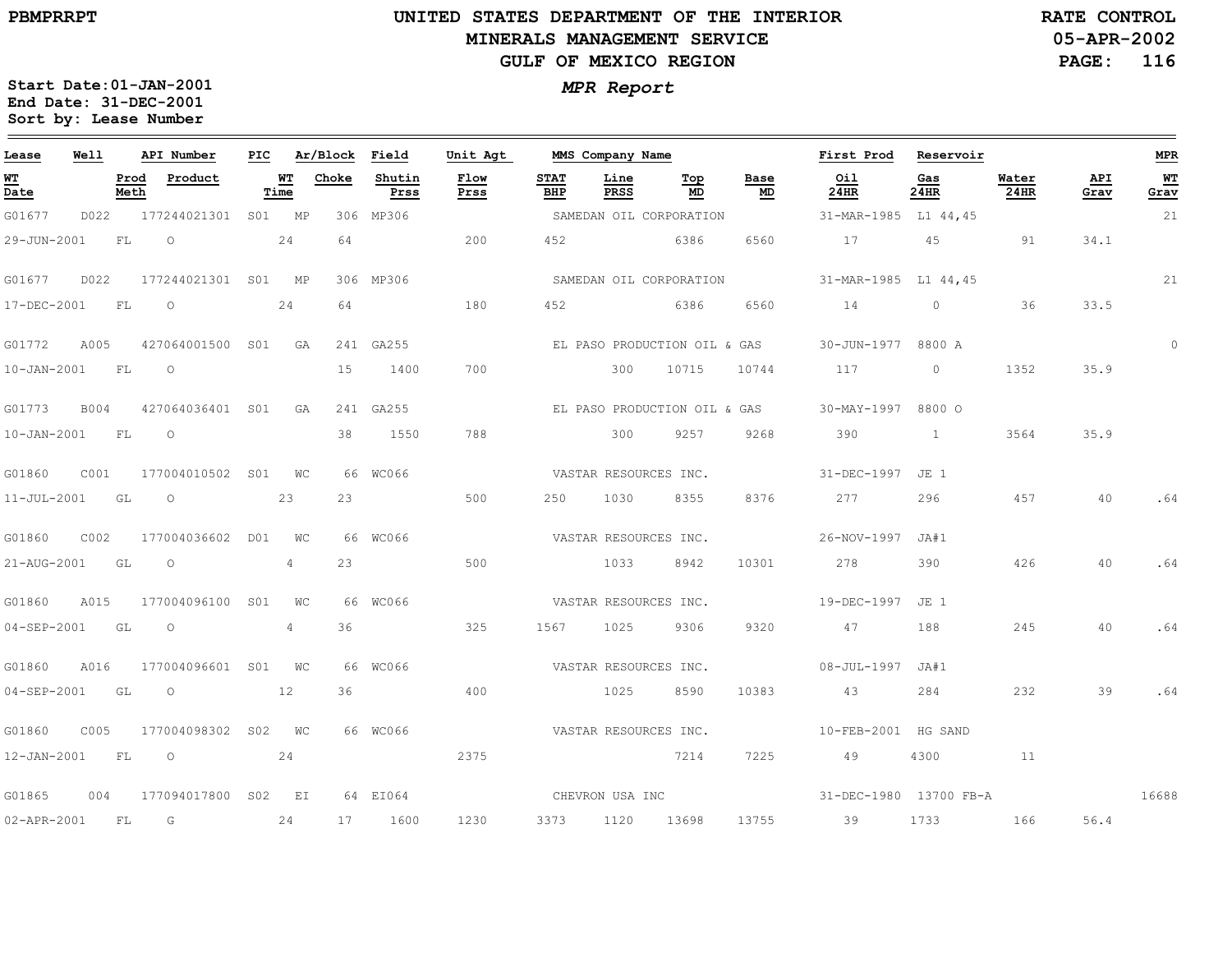PBMPRRPT

# UNITED STATES DEPARTMENT OF THE INTERIOR
## MINERALS MANAGEMENT SERVICE
## GULF OF MEXICO REGION

RATE CONTROL
05-APR-2002

***MPR Report***

**Start Date:01-JAN-2001**
**End Date: 31-DEC-2001**
**Sort by: Lease Number**

| Lease | Well | API Number | PIC | Ar/Block | | Field | Unit Agt | MMS Company Name | | | | First Prod | Reservoir | | | MPR |
|---|---|---|---|---|---|---|---|---|---|---|---|---|---|---|---|---|
| **WT Date** | **Prod Meth** | **Product** | | **WT Time** | **Choke** | **Shutin Prss** | **Flow Prss** | **STAT BHP** | **Line PRSS** | **Top MD** | **Base MD** | **Oil 24HR** | **Gas 24HR** | **Water 24HR** | **API Grav** | **WT Grav** |
| G01677 | D022 | 177244021301 | S01 | MP | 306 | MP306 | | SAMEDAN OIL CORPORATION | | | | 31-MAR-1985 | L1 44,45 | | | 21 |
| 29-JUN-2001 | FL | O | | 24 | 64 | | 200 | 452 | | 6386 | 6560 | 17 | 45 | 91 | 34.1 | |
| G01677 | D022 | 177244021301 | S01 | MP | 306 | MP306 | | SAMEDAN OIL CORPORATION | | | | 31-MAR-1985 | L1 44,45 | | | 21 |
| 17-DEC-2001 | FL | O | | 24 | 64 | | 180 | 452 | | 6386 | 6560 | 14 | 0 | 36 | 33.5 | |
| G01772 | A005 | 427064001500 | S01 | GA | 241 | GA255 | | EL PASO PRODUCTION OIL & GAS | | | | 30-JUN-1977 | 8800 A | | | 0 |
| 10-JAN-2001 | FL | O | | | 15 | 1400 | 700 | | 300 | 10715 | 10744 | 117 | 0 | 1352 | 35.9 | |
| G01773 | B004 | 427064036401 | S01 | GA | 241 | GA255 | | EL PASO PRODUCTION OIL & GAS | | | | 30-MAY-1997 | 8800 O | | | |
| 10-JAN-2001 | FL | O | | | 38 | 1550 | 788 | | 300 | 9257 | 9268 | 390 | 1 | 3564 | 35.9 | |
| G01860 | C001 | 177004010502 | S01 | WC | 66 | WC066 | | VASTAR RESOURCES INC. | | | | 31-DEC-1997 | JE 1 | | | |
| 11-JUL-2001 | GL | O | | 23 | 23 | | 500 | 250 | 1030 | 8355 | 8376 | 277 | 296 | 457 | 40 | .64 |
| G01860 | C002 | 177004036602 | D01 | WC | 66 | WC066 | | VASTAR RESOURCES INC. | | | | 26-NOV-1997 | JA#1 | | | |
| 21-AUG-2001 | GL | O | | 4 | 23 | | 500 | | 1033 | 8942 | 10301 | 278 | 390 | 426 | 40 | .64 |
| G01860 | A015 | 177004096100 | S01 | WC | 66 | WC066 | | VASTAR RESOURCES INC. | | | | 19-DEC-1997 | JE 1 | | | |
| 04-SEP-2001 | GL | O | | 4 | 36 | | 325 | 1567 | 1025 | 9306 | 9320 | 47 | 188 | 245 | 40 | .64 |
| G01860 | A016 | 177004096601 | S01 | WC | 66 | WC066 | | VASTAR RESOURCES INC. | | | | 08-JUL-1997 | JA#1 | | | |
| 04-SEP-2001 | GL | O | | 12 | 36 | | 400 | | 1025 | 8590 | 10383 | 43 | 284 | 232 | 39 | .64 |
| G01860 | C005 | 177004098302 | S02 | WC | 66 | WC066 | | VASTAR RESOURCES INC. | | | | 10-FEB-2001 | HG SAND | | | |
| 12-JAN-2001 | FL | O | | 24 | | | 2375 | | | 7214 | 7225 | 49 | 4300 | 11 | | |
| G01865 | 004 | 177094017800 | S02 | EI | 64 | EI064 | | CHEVRON USA INC | | | | 31-DEC-1980 | 13700 FB-A | | | 16688 |
| 02-APR-2001 | FL | G | | 24 | 17 | 1600 | 1230 | 3373 | 1120 | 13698 | 13755 | 39 | 1733 | 166 | 56.4 | |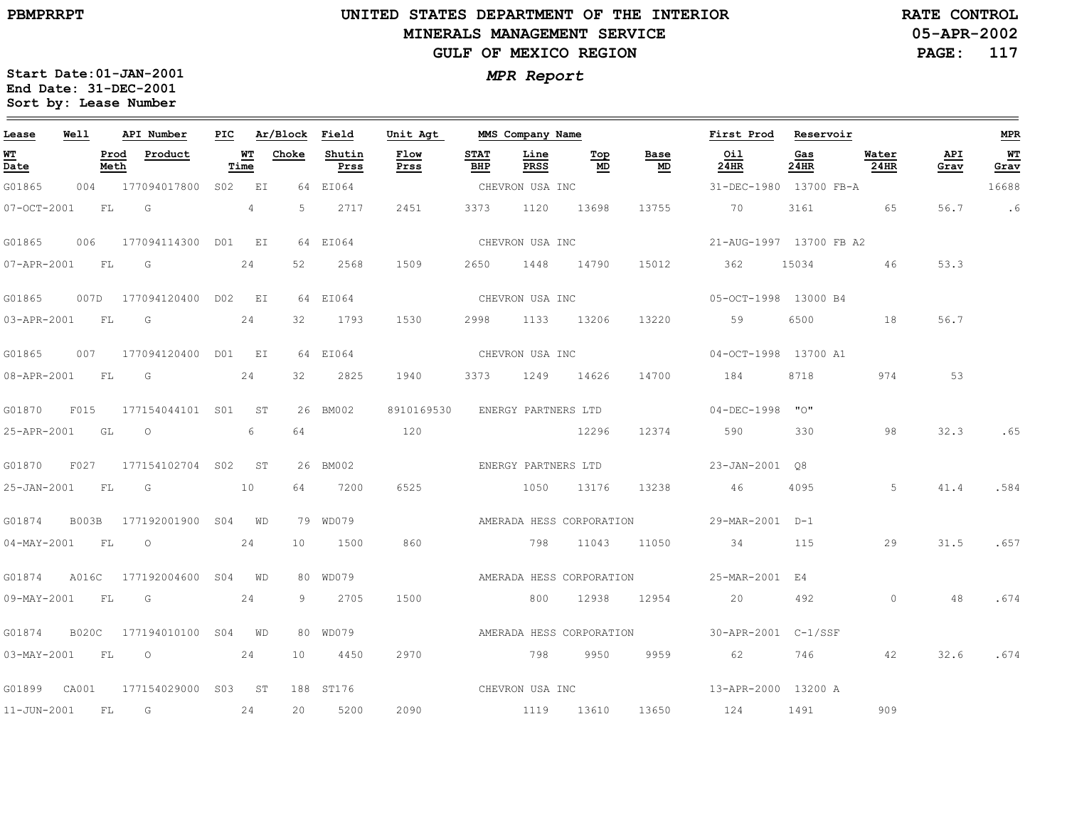PBMPRRPT

# UNITED STATES DEPARTMENT OF THE INTERIOR
## MINERALS MANAGEMENT SERVICE
## GULF OF MEXICO REGION

RATE CONTROL
05-APR-2002

*MPR Report*

Start Date:01-JAN-2001
End Date: 31-DEC-2001
Sort by: Lease Number

| Lease | Well | API Number | PIC | Ar/Block | | Field | Unit Agt | MMS Company Name | | | | First Prod | Reservoir | | | MPR |
|---|---|---|---|---|---|---|---|---|---|---|---|---|---|---|---|---|
| WT Date | Prod Meth | Product | | WT Time | Choke | Shutin Prss | Flow Prss | STAT BHP | Line PRSS | Top MD | Base MD | Oil 24HR | Gas 24HR | Water 24HR | API Grav | WT Grav |
| G01865 | 004 | 177094017800 | S02 | EI | 64 | EI064 | | CHEVRON USA INC | | | | 31-DEC-1980 | 13700 FB-A | | | 16688 |
| 07-OCT-2001 | FL | G | | 4 | 5 | 2717 | 2451 | 3373 | 1120 | 13698 | 13755 | 70 | 3161 | 65 | 56.7 | .6 |
| G01865 | 006 | 177094114300 | D01 | EI | 64 | EI064 | | CHEVRON USA INC | | | | 21-AUG-1997 | 13700 FB A2 | | | |
| 07-APR-2001 | FL | G | | 24 | 52 | 2568 | 1509 | 2650 | 1448 | 14790 | 15012 | 362 | 15034 | 46 | 53.3 | |
| G01865 | 007D | 177094120400 | D02 | EI | 64 | EI064 | | CHEVRON USA INC | | | | 05-OCT-1998 | 13000 B4 | | | |
| 03-APR-2001 | FL | G | | 24 | 32 | 1793 | 1530 | 2998 | 1133 | 13206 | 13220 | 59 | 6500 | 18 | 56.7 | |
| G01865 | 007 | 177094120400 | D01 | EI | 64 | EI064 | | CHEVRON USA INC | | | | 04-OCT-1998 | 13700 A1 | | | |
| 08-APR-2001 | FL | G | | 24 | 32 | 2825 | 1940 | 3373 | 1249 | 14626 | 14700 | 184 | 8718 | 974 | 53 | |
| G01870 | F015 | 177154044101 | S01 | ST | 26 | BM002 | 8910169530 | ENERGY PARTNERS LTD | | | | 04-DEC-1998 | "O" | | | |
| 25-APR-2001 | GL | O | | 6 | 64 | | 120 | | | 12296 | 12374 | 590 | 330 | 98 | 32.3 | .65 |
| G01870 | F027 | 177154102704 | S02 | ST | 26 | BM002 | | ENERGY PARTNERS LTD | | | | 23-JAN-2001 | Q8 | | | |
| 25-JAN-2001 | FL | G | | 10 | 64 | 7200 | 6525 | | 1050 | 13176 | 13238 | 46 | 4095 | 5 | 41.4 | .584 |
| G01874 | B003B | 177192001900 | S04 | WD | 79 | WD079 | | AMERADA HESS CORPORATION | | | | 29-MAR-2001 | D-1 | | | |
| 04-MAY-2001 | FL | O | | 24 | 10 | 1500 | 860 | | 798 | 11043 | 11050 | 34 | 115 | 29 | 31.5 | .657 |
| G01874 | A016C | 177192004600 | S04 | WD | 80 | WD079 | | AMERADA HESS CORPORATION | | | | 25-MAR-2001 | E4 | | | |
| 09-MAY-2001 | FL | G | | 24 | 9 | 2705 | 1500 | | 800 | 12938 | 12954 | 20 | 492 | 0 | 48 | .674 |
| G01874 | B020C | 177194010100 | S04 | WD | 80 | WD079 | | AMERADA HESS CORPORATION | | | | 30-APR-2001 | C-1/SSF | | | |
| 03-MAY-2001 | FL | O | | 24 | 10 | 4450 | 2970 | | 798 | 9950 | 9959 | 62 | 746 | 42 | 32.6 | .674 |
| G01899 | CA001 | 177154029000 | S03 | ST | 188 | ST176 | | CHEVRON USA INC | | | | 13-APR-2000 | 13200 A | | | |
| 11-JUN-2001 | FL | G | | 24 | 20 | 5200 | 2090 | | 1119 | 13610 | 13650 | 124 | 1491 | 909 | | |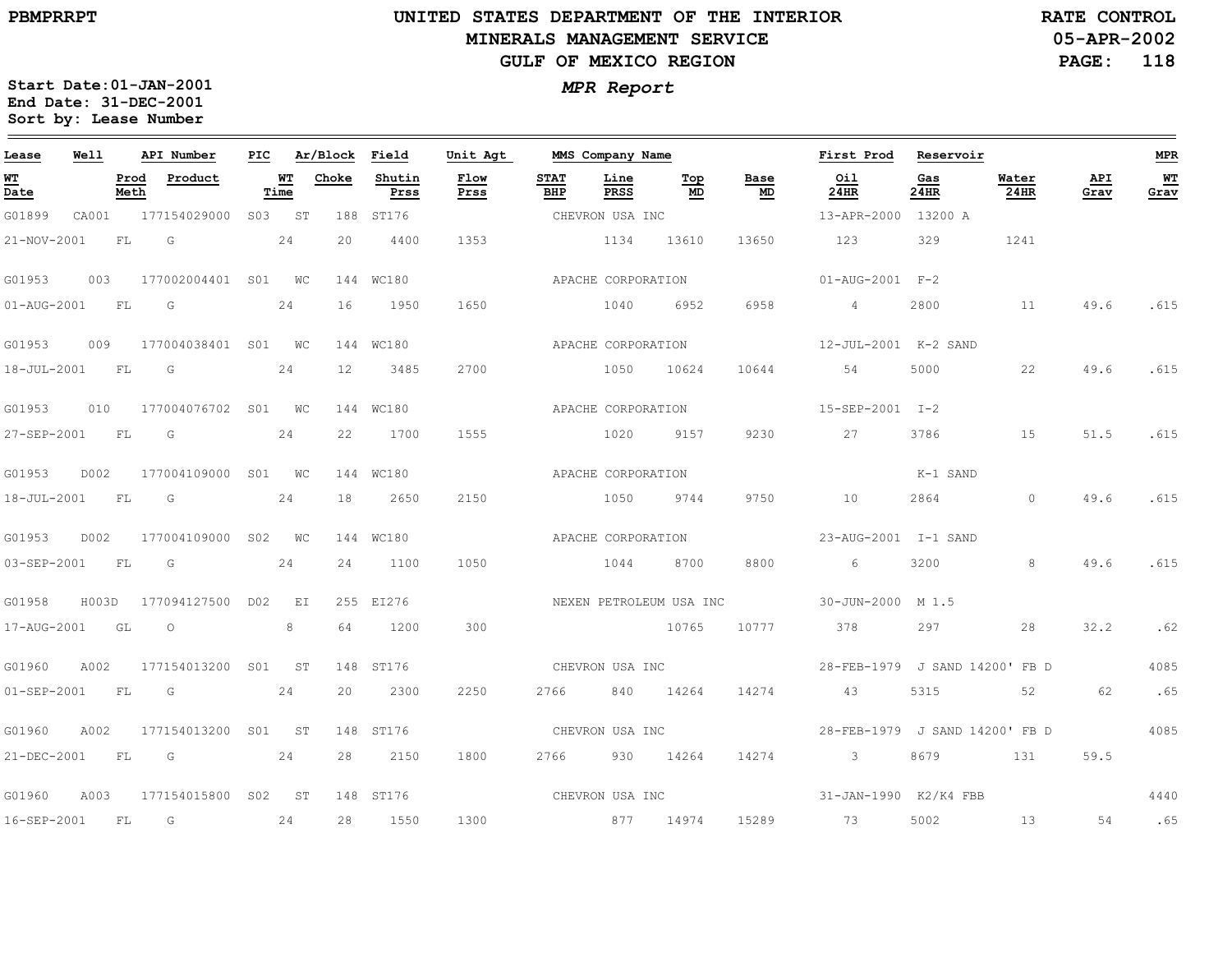**PBMPRRPT**

# UNITED STATES DEPARTMENT OF THE INTERIOR
## MINERALS MANAGEMENT SERVICE
## GULF OF MEXICO REGION

**RATE CONTROL**
**05-APR-2002**

***MPR Report***

**Start Date:01-JAN-2001**
**End Date: 31-DEC-2001**
**Sort by: Lease Number**

| Lease | Well | | API Number | PIC | Ar/Block | | Field | Unit Agt | MMS Company Name | | | | First Prod | Reservoir | | | MPR |
|---|---|---|---|---|---|---|---|---|---|---|---|---|---|---|---|---|---|
| WT Date | | Prod Meth | Product | | WT Time | Choke | Shutin Prss | Flow Prss | STAT BHP | Line PRSS | Top MD | Base MD | Oil 24HR | Gas 24HR | Water 24HR | API Grav | WT Grav |
| G01899 | CA001 | | 177154029000 | S03 | ST | 188 | ST176 | | CHEVRON USA INC | | | | 13-APR-2000 | 13200 A | | | |
| 21-NOV-2001 | | FL | G | | 24 | 20 | 4400 | 1353 | | 1134 | 13610 | 13650 | 123 | 329 | 1241 | | |
| G01953 | 003 | | 177002004401 | S01 | WC | 144 | WC180 | | APACHE CORPORATION | | | | 01-AUG-2001 | F-2 | | | |
| 01-AUG-2001 | | FL | G | | 24 | 16 | 1950 | 1650 | | 1040 | 6952 | 6958 | 4 | 2800 | 11 | 49.6 | .615 |
| G01953 | 009 | | 177004038401 | S01 | WC | 144 | WC180 | | APACHE CORPORATION | | | | 12-JUL-2001 | K-2 SAND | | | |
| 18-JUL-2001 | | FL | G | | 24 | 12 | 3485 | 2700 | | 1050 | 10624 | 10644 | 54 | 5000 | 22 | 49.6 | .615 |
| G01953 | 010 | | 177004076702 | S01 | WC | 144 | WC180 | | APACHE CORPORATION | | | | 15-SEP-2001 | I-2 | | | |
| 27-SEP-2001 | | FL | G | | 24 | 22 | 1700 | 1555 | | 1020 | 9157 | 9230 | 27 | 3786 | 15 | 51.5 | .615 |
| G01953 | D002 | | 177004109000 | S01 | WC | 144 | WC180 | | APACHE CORPORATION | | | | | K-1 SAND | | | |
| 18-JUL-2001 | | FL | G | | 24 | 18 | 2650 | 2150 | | 1050 | 9744 | 9750 | 10 | 2864 | 0 | 49.6 | .615 |
| G01953 | D002 | | 177004109000 | S02 | WC | 144 | WC180 | | APACHE CORPORATION | | | | 23-AUG-2001 | I-1 SAND | | | |
| 03-SEP-2001 | | FL | G | | 24 | 24 | 1100 | 1050 | | 1044 | 8700 | 8800 | 6 | 3200 | 8 | 49.6 | .615 |
| G01958 | H003D | | 177094127500 | D02 | EI | 255 | EI276 | | NEXEN PETROLEUM USA INC | | | | 30-JUN-2000 | M 1.5 | | | |
| 17-AUG-2001 | | GL | O | | 8 | 64 | 1200 | 300 | | | 10765 | 10777 | 378 | 297 | 28 | 32.2 | .62 |
| G01960 | A002 | | 177154013200 | S01 | ST | 148 | ST176 | | CHEVRON USA INC | | | | 28-FEB-1979 | J SAND 14200' FB D | | | 4085 |
| 01-SEP-2001 | | FL | G | | 24 | 20 | 2300 | 2250 | 2766 | 840 | 14264 | 14274 | 43 | 5315 | 52 | 62 | .65 |
| G01960 | A002 | | 177154013200 | S01 | ST | 148 | ST176 | | CHEVRON USA INC | | | | 28-FEB-1979 | J SAND 14200' FB D | | | 4085 |
| 21-DEC-2001 | | FL | G | | 24 | 28 | 2150 | 1800 | 2766 | 930 | 14264 | 14274 | 3 | 8679 | 131 | 59.5 | |
| G01960 | A003 | | 177154015800 | S02 | ST | 148 | ST176 | | CHEVRON USA INC | | | | 31-JAN-1990 | K2/K4 FBB | | | 4440 |
| 16-SEP-2001 | | FL | G | | 24 | 28 | 1550 | 1300 | | 877 | 14974 | 15289 | 73 | 5002 | 13 | 54 | .65 |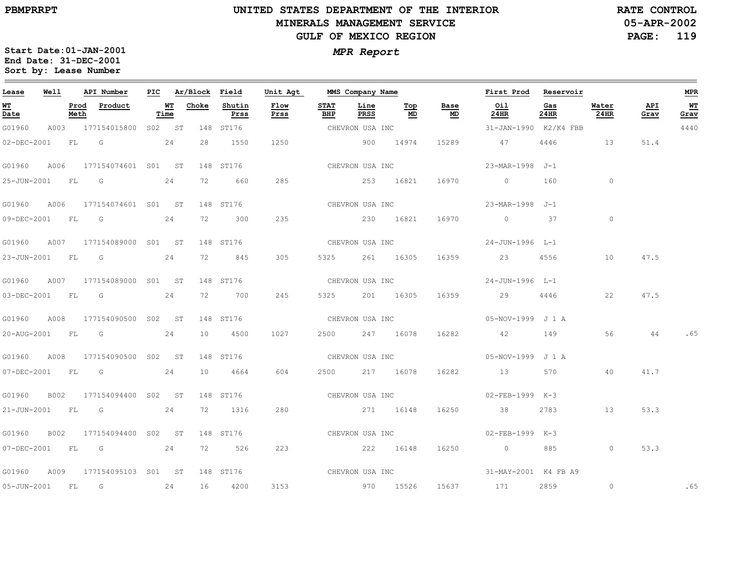UNITED STATES DEPARTMENT OF THE INTERIOR
MINERALS MANAGEMENT SERVICE
GULF OF MEXICO REGION

PBMPRRPT

RATE CONTROL
05-APR-2002

*MPR Report*

Start Date:01-JAN-2001
End Date: 31-DEC-2001
Sort by: Lease Number

| Lease | Well | API Number | PIC | Ar/Block | Field | Unit Agt | MMS Company Name | | | | First Prod | Reservoir | | | MPR |
|---|---|---|---|---|---|---|---|---|---|---|---|---|---|---|---|
| WT Date | Prod Meth | Product | WT Time | Choke | Shutin Prss | Flow Prss | STAT BHP | Line PRSS | Top MD | Base MD | Oil 24HR | Gas 24HR | Water 24HR | API Grav | WT Grav |
| G01960 | A003 | 177154015800 | S02 | ST 148 | ST176 | | CHEVRON USA INC | | | | 31-JAN-1990 | K2/K4 FBB | | | 4440 |
| 02-DEC-2001 | FL | G | 24 | 28 | 1550 | 1250 | | 900 | 14974 | 15289 | 47 | 4446 | 13 | 51.4 | |
| G01960 | A006 | 177154074601 | S01 | ST 148 | ST176 | | CHEVRON USA INC | | | | 23-MAR-1998 | J-1 | | | |
| 25-JUN-2001 | FL | G | 24 | 72 | 660 | 285 | | 253 | 16821 | 16970 | 0 | 160 | 0 | | |
| G01960 | A006 | 177154074601 | S01 | ST 148 | ST176 | | CHEVRON USA INC | | | | 23-MAR-1998 | J-1 | | | |
| 09-DEC-2001 | FL | G | 24 | 72 | 300 | 235 | | 230 | 16821 | 16970 | 0 | 37 | 0 | | |
| G01960 | A007 | 177154089000 | S01 | ST 148 | ST176 | | CHEVRON USA INC | | | | 24-JUN-1996 | L-1 | | | |
| 23-JUN-2001 | FL | G | 24 | 72 | 845 | 305 | 5325 | 261 | 16305 | 16359 | 23 | 4556 | 10 | 47.5 | |
| G01960 | A007 | 177154089000 | S01 | ST 148 | ST176 | | CHEVRON USA INC | | | | 24-JUN-1996 | L-1 | | | |
| 03-DEC-2001 | FL | G | 24 | 72 | 700 | 245 | 5325 | 201 | 16305 | 16359 | 29 | 4446 | 22 | 47.5 | |
| G01960 | A008 | 177154090500 | S02 | ST 148 | ST176 | | CHEVRON USA INC | | | | 05-NOV-1999 | J 1 A | | | |
| 20-AUG-2001 | FL | G | 24 | 10 | 4500 | 1027 | 2500 | 247 | 16078 | 16282 | 42 | 149 | 56 | 44 | .65 |
| G01960 | A008 | 177154090500 | S02 | ST 148 | ST176 | | CHEVRON USA INC | | | | 05-NOV-1999 | J 1 A | | | |
| 07-DEC-2001 | FL | G | 24 | 10 | 4664 | 604 | 2500 | 217 | 16078 | 16282 | 13 | 570 | 40 | 41.7 | |
| G01960 | B002 | 177154094400 | S02 | ST 148 | ST176 | | CHEVRON USA INC | | | | 02-FEB-1999 | K-3 | | | |
| 21-JUN-2001 | FL | G | 24 | 72 | 1316 | 280 | | 271 | 16148 | 16250 | 38 | 2783 | 13 | 53.3 | |
| G01960 | B002 | 177154094400 | S02 | ST 148 | ST176 | | CHEVRON USA INC | | | | 02-FEB-1999 | K-3 | | | |
| 07-DEC-2001 | FL | G | 24 | 72 | 526 | 223 | | 222 | 16148 | 16250 | 0 | 885 | 0 | 53.3 | |
| G01960 | A009 | 177154095103 | S01 | ST 148 | ST176 | | CHEVRON USA INC | | | | 31-MAY-2001 | K4 FB A9 | | | |
| 05-JUN-2001 | FL | G | 24 | 16 | 4200 | 3153 | | 970 | 15526 | 15637 | 171 | 2859 | 0 | | .65 |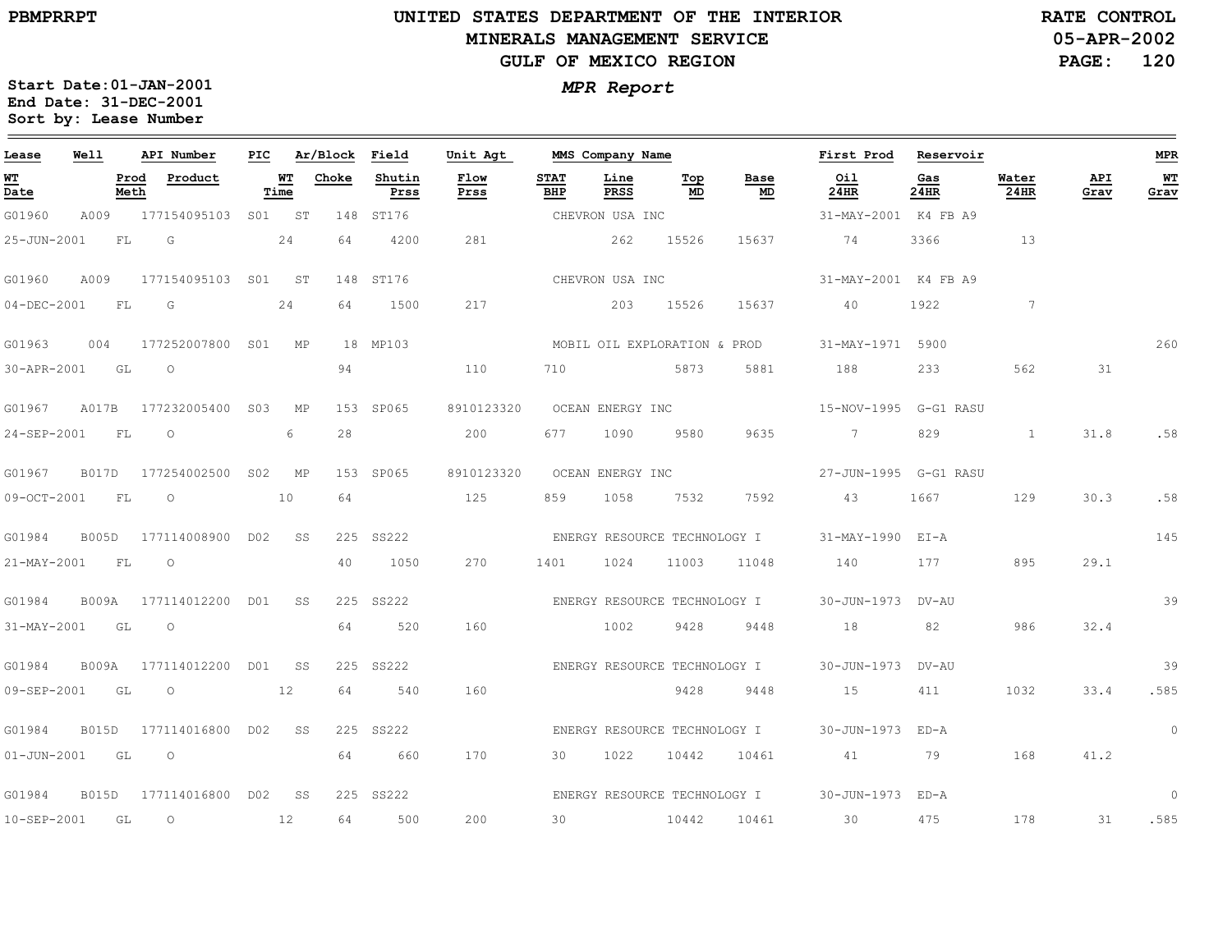# UNITED STATES DEPARTMENT OF THE INTERIOR
## MINERALS MANAGEMENT SERVICE
## GULF OF MEXICO REGION

PBMPRRPT

RATE CONTROL
05-APR-2002

**Start Date:** 01-JAN-2001
**End Date:** 31-DEC-2001
**Sort by:** Lease Number

***MPR Report***

| Lease | Well | API Number | PIC | Ar/Block | | Field | Unit Agt | MMS Company Name | | | | | First Prod | Reservoir | | | MPR |
|---|---|---|---|---|---|---|---|---|---|---|---|---|---|---|---|---|---|
| **WT Date** | **Prod Meth** | **Product** | **WT Time** | **Choke** | | **Shutin Prss** | **Flow Prss** | **STAT BHP** | **Line PRSS** | **Top MD** | **Base MD** | | **Oil 24HR** | **Gas 24HR** | **Water 24HR** | **API Grav** | **WT Grav** |
| G01960 | A009 | 177154095103 | S01 | ST | 148 | ST176 | | CHEVRON USA INC | | | | | 31-MAY-2001 | K4 FB A9 | | | |
| 25-JUN-2001 | FL | G | 24 | 64 | | 4200 | 281 | | 262 | 15526 | 15637 | | 74 | 3366 | 13 | | |
| G01960 | A009 | 177154095103 | S01 | ST | 148 | ST176 | | CHEVRON USA INC | | | | | 31-MAY-2001 | K4 FB A9 | | | |
| 04-DEC-2001 | FL | G | 24 | 64 | | 1500 | 217 | | 203 | 15526 | 15637 | | 40 | 1922 | 7 | | |
| G01963 | 004 | 177252007800 | S01 | MP | 18 | MP103 | | MOBIL OIL EXPLORATION & PROD | | | | | 31-MAY-1971 | 5900 | | | 260 |
| 30-APR-2001 | GL | O | | 94 | | | 110 | 710 | | 5873 | 5881 | | 188 | 233 | 562 | 31 | |
| G01967 | A017B | 177232005400 | S03 | MP | 153 | SP065 | 8910123320 | OCEAN ENERGY INC | | | | | 15-NOV-1995 | G-G1 RASU | | | |
| 24-SEP-2001 | FL | O | 6 | 28 | | | 200 | 677 | 1090 | 9580 | 9635 | | 7 | 829 | 1 | 31.8 | .58 |
| G01967 | B017D | 177254002500 | S02 | MP | 153 | SP065 | 8910123320 | OCEAN ENERGY INC | | | | | 27-JUN-1995 | G-G1 RASU | | | |
| 09-OCT-2001 | FL | O | 10 | 64 | | | 125 | 859 | 1058 | 7532 | 7592 | | 43 | 1667 | 129 | 30.3 | .58 |
| G01984 | B005D | 177114008900 | D02 | SS | 225 | SS222 | | ENERGY RESOURCE TECHNOLOGY I | | | | | 31-MAY-1990 | EI-A | | | 145 |
| 21-MAY-2001 | FL | O | | 40 | | 1050 | 270 | 1401 | 1024 | 11003 | 11048 | | 140 | 177 | 895 | 29.1 | |
| G01984 | B009A | 177114012200 | D01 | SS | 225 | SS222 | | ENERGY RESOURCE TECHNOLOGY I | | | | | 30-JUN-1973 | DV-AU | | | 39 |
| 31-MAY-2001 | GL | O | | 64 | | 520 | 160 | | 1002 | 9428 | 9448 | | 18 | 82 | 986 | 32.4 | |
| G01984 | B009A | 177114012200 | D01 | SS | 225 | SS222 | | ENERGY RESOURCE TECHNOLOGY I | | | | | 30-JUN-1973 | DV-AU | | | 39 |
| 09-SEP-2001 | GL | O | 12 | 64 | | 540 | 160 | | | 9428 | 9448 | | 15 | 411 | 1032 | 33.4 | .585 |
| G01984 | B015D | 177114016800 | D02 | SS | 225 | SS222 | | ENERGY RESOURCE TECHNOLOGY I | | | | | 30-JUN-1973 | ED-A | | | 0 |
| 01-JUN-2001 | GL | O | | 64 | | 660 | 170 | 30 | 1022 | 10442 | 10461 | | 41 | 79 | 168 | 41.2 | |
| G01984 | B015D | 177114016800 | D02 | SS | 225 | SS222 | | ENERGY RESOURCE TECHNOLOGY I | | | | | 30-JUN-1973 | ED-A | | | 0 |
| 10-SEP-2001 | GL | O | 12 | 64 | | 500 | 200 | 30 | | 10442 | 10461 | | 30 | 475 | 178 | 31 | .585 |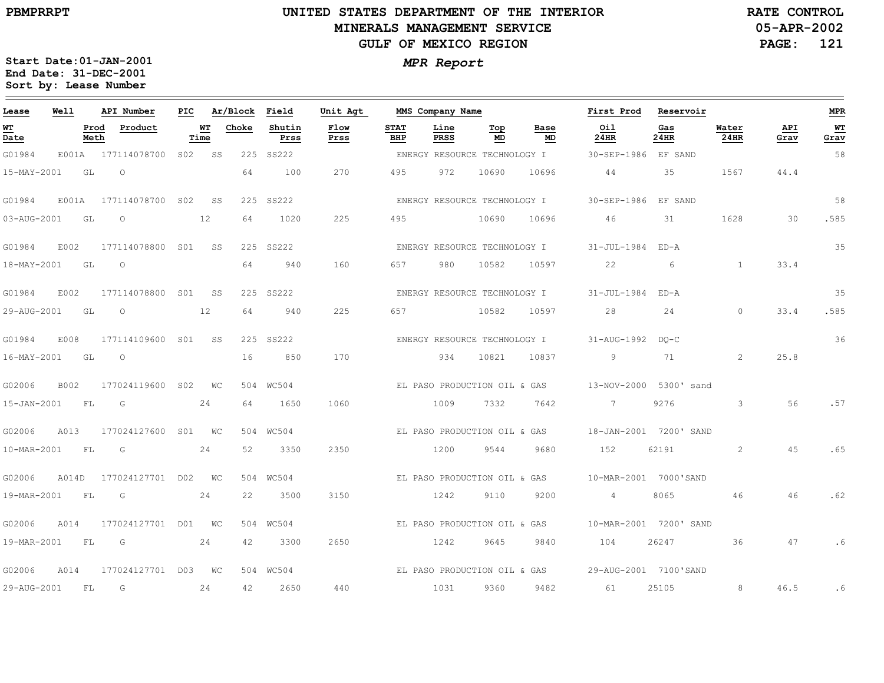PBMPRRPT

# UNITED STATES DEPARTMENT OF THE INTERIOR
## MINERALS MANAGEMENT SERVICE
## GULF OF MEXICO REGION

RATE CONTROL
05-APR-2002

*MPR Report*

Start Date:01-JAN-2001
End Date: 31-DEC-2001
Sort by: Lease Number

| Lease | Well | API Number | PIC | Ar/Block | | Field | Unit Agt | MMS Company Name | | | | First Prod | Reservoir | | | MPR |
|---|---|---|---|---|---|---|---|---|---|---|---|---|---|---|---|---|
| WT Date | Prod Meth | Product | WT Time | Choke | | Shutin Prss | Flow Prss | STAT BHP | Line PRSS | Top MD | Base MD | Oil 24HR | Gas 24HR | Water 24HR | API Grav | WT Grav |
| G01984 | E001A | 177114078700 | S02 | SS | 225 | SS222 | | ENERGY RESOURCE TECHNOLOGY I | | | | 30-SEP-1986 | EF SAND | | | 58 |
| 15-MAY-2001 | GL | O | | 64 | | 100 | 270 | 495 | 972 | 10690 | 10696 | 44 | 35 | 1567 | 44.4 | |
| G01984 | E001A | 177114078700 | S02 | SS | 225 | SS222 | | ENERGY RESOURCE TECHNOLOGY I | | | | 30-SEP-1986 | EF SAND | | | 58 |
| 03-AUG-2001 | GL | O | 12 | 64 | | 1020 | 225 | 495 | | 10690 | 10696 | 46 | 31 | 1628 | 30 | .585 |
| G01984 | E002 | 177114078800 | S01 | SS | 225 | SS222 | | ENERGY RESOURCE TECHNOLOGY I | | | | 31-JUL-1984 | ED-A | | | 35 |
| 18-MAY-2001 | GL | O | | 64 | | 940 | 160 | 657 | 980 | 10582 | 10597 | 22 | 6 | 1 | 33.4 | |
| G01984 | E002 | 177114078800 | S01 | SS | 225 | SS222 | | ENERGY RESOURCE TECHNOLOGY I | | | | 31-JUL-1984 | ED-A | | | 35 |
| 29-AUG-2001 | GL | O | 12 | 64 | | 940 | 225 | 657 | | 10582 | 10597 | 28 | 24 | 0 | 33.4 | .585 |
| G01984 | E008 | 177114109600 | S01 | SS | 225 | SS222 | | ENERGY RESOURCE TECHNOLOGY I | | | | 31-AUG-1992 | DQ-C | | | 36 |
| 16-MAY-2001 | GL | O | | 16 | | 850 | 170 | | 934 | 10821 | 10837 | 9 | 71 | 2 | 25.8 | |
| G02006 | B002 | 177024119600 | S02 | WC | 504 | WC504 | | EL PASO PRODUCTION OIL & GAS | | | | 13-NOV-2000 | 5300' sand | | | |
| 15-JAN-2001 | FL | G | 24 | 64 | | 1650 | 1060 | | 1009 | 7332 | 7642 | 7 | 9276 | 3 | 56 | .57 |
| G02006 | A013 | 177024127600 | S01 | WC | 504 | WC504 | | EL PASO PRODUCTION OIL & GAS | | | | 18-JAN-2001 | 7200' SAND | | | |
| 10-MAR-2001 | FL | G | 24 | 52 | | 3350 | 2350 | | 1200 | 9544 | 9680 | 152 | 62191 | 2 | 45 | .65 |
| G02006 | A014D | 177024127701 | D02 | WC | 504 | WC504 | | EL PASO PRODUCTION OIL & GAS | | | | 10-MAR-2001 | 7000'SAND | | | |
| 19-MAR-2001 | FL | G | 24 | 22 | | 3500 | 3150 | | 1242 | 9110 | 9200 | 4 | 8065 | 46 | 46 | .62 |
| G02006 | A014 | 177024127701 | D01 | WC | 504 | WC504 | | EL PASO PRODUCTION OIL & GAS | | | | 10-MAR-2001 | 7200' SAND | | | |
| 19-MAR-2001 | FL | G | 24 | 42 | | 3300 | 2650 | | 1242 | 9645 | 9840 | 104 | 26247 | 36 | 47 | .6 |
| G02006 | A014 | 177024127701 | D03 | WC | 504 | WC504 | | EL PASO PRODUCTION OIL & GAS | | | | 29-AUG-2001 | 7100'SAND | | | |
| 29-AUG-2001 | FL | G | 24 | 42 | | 2650 | 440 | | 1031 | 9360 | 9482 | 61 | 25105 | 8 | 46.5 | .6 |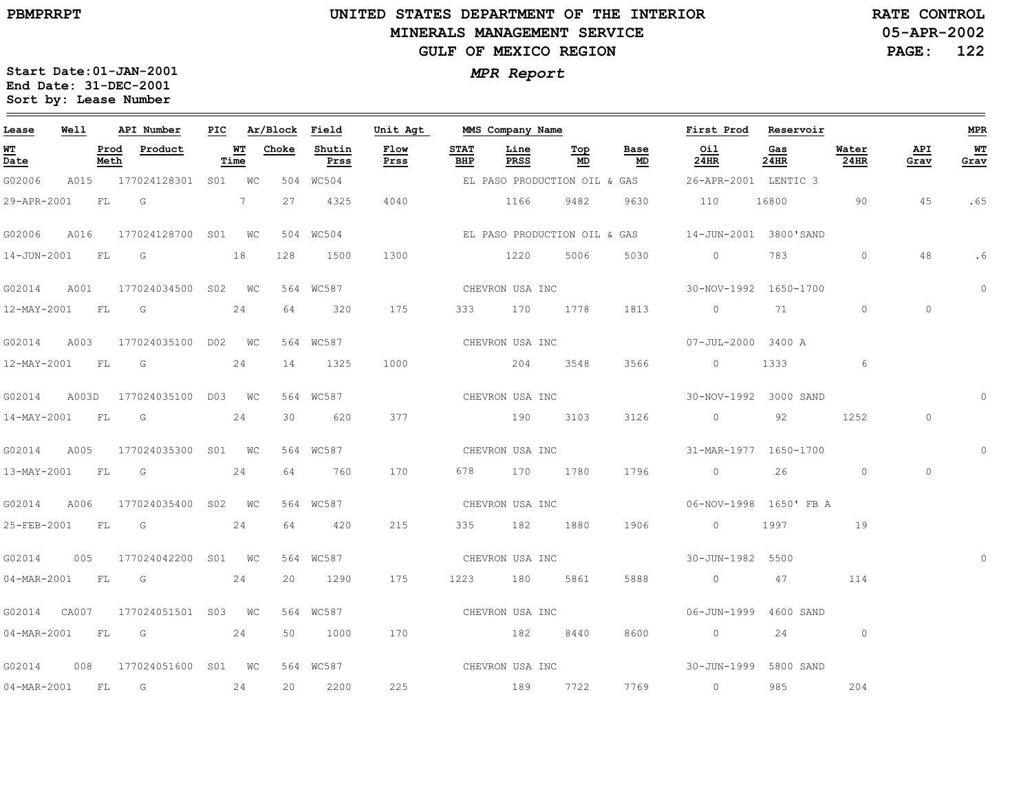PBMPRRPT

# UNITED STATES DEPARTMENT OF THE INTERIOR
## MINERALS MANAGEMENT SERVICE
## GULF OF MEXICO REGION

RATE CONTROL
05-APR-2002

Start Date:01-JAN-2001
End Date: 31-DEC-2001
Sort by: Lease Number

***MPR Report***

| Lease | Well | API Number | PIC | Ar/Block | Field | Unit Agt | MMS Company Name | | | First Prod | Reservoir | | | MPR |
|---|---|---|---|---|---|---|---|---|---|---|---|---|---|---|
| **WT Date** | **Prod Meth** | **Product** | **WT Time** | **Choke** | **Shutin Prss** | **Flow Prss** | **STAT BHP** | **Line PRSS** | **Top MD** | **Base MD** | **Oil 24HR** | **Gas 24HR** | **Water 24HR** | **API Grav** | **WT Grav** |
| G02006 | A015 | 177024128301 | S01 | WC 504 | WC504 | | EL PASO PRODUCTION OIL & GAS | | | 26-APR-2001 | LENTIC 3 | | | |
| 29-APR-2001 | FL | G | 7 | 27 | 4325 | 4040 | | 1166 | 9482 | 9630 | 110 | 16800 | 90 | 45 | .65 |
| G02006 | A016 | 177024128700 | S01 | WC 504 | WC504 | | EL PASO PRODUCTION OIL & GAS | | | 14-JUN-2001 | 3800'SAND | | | |
| 14-JUN-2001 | FL | G | 18 | 128 | 1500 | 1300 | | 1220 | 5006 | 5030 | 0 | 783 | 0 | 48 | .6 |
| G02014 | A001 | 177024034500 | S02 | WC 564 | WC587 | | CHEVRON USA INC | | | 30-NOV-1992 | 1650-1700 | | | 0 |
| 12-MAY-2001 | FL | G | 24 | 64 | 320 | 175 | 333 | 170 | 1778 | 1813 | 0 | 71 | 0 | 0 | |
| G02014 | A003 | 177024035100 | D02 | WC 564 | WC587 | | CHEVRON USA INC | | | 07-JUL-2000 | 3400 A | | | |
| 12-MAY-2001 | FL | G | 24 | 14 | 1325 | 1000 | | 204 | 3548 | 3566 | 0 | 1333 | 6 | | |
| G02014 | A003D | 177024035100 | D03 | WC 564 | WC587 | | CHEVRON USA INC | | | 30-NOV-1992 | 3000 SAND | | | 0 |
| 14-MAY-2001 | FL | G | 24 | 30 | 620 | 377 | | 190 | 3103 | 3126 | 0 | 92 | 1252 | 0 | |
| G02014 | A005 | 177024035300 | S01 | WC 564 | WC587 | | CHEVRON USA INC | | | 31-MAR-1977 | 1650-1700 | | | 0 |
| 13-MAY-2001 | FL | G | 24 | 64 | 760 | 170 | 678 | 170 | 1780 | 1796 | 0 | 26 | 0 | 0 | |
| G02014 | A006 | 177024035400 | S02 | WC 564 | WC587 | | CHEVRON USA INC | | | 06-NOV-1998 | 1650' FB A | | | |
| 25-FEB-2001 | FL | G | 24 | 64 | 420 | 215 | 335 | 182 | 1880 | 1906 | 0 | 1997 | 19 | | |
| G02014 | 005 | 177024042200 | S01 | WC 564 | WC587 | | CHEVRON USA INC | | | 30-JUN-1982 | 5500 | | | 0 |
| 04-MAR-2001 | FL | G | 24 | 20 | 1290 | 175 | 1223 | 180 | 5861 | 5888 | 0 | 47 | 114 | | |
| G02014 | CA007 | 177024051501 | S03 | WC 564 | WC587 | | CHEVRON USA INC | | | 06-JUN-1999 | 4600 SAND | | | |
| 04-MAR-2001 | FL | G | 24 | 50 | 1000 | 170 | | 182 | 8440 | 8600 | 0 | 24 | 0 | | |
| G02014 | 008 | 177024051600 | S01 | WC 564 | WC587 | | CHEVRON USA INC | | | 30-JUN-1999 | 5800 SAND | | | |
| 04-MAR-2001 | FL | G | 24 | 20 | 2200 | 225 | | 189 | 7722 | 7769 | 0 | 985 | 204 | | |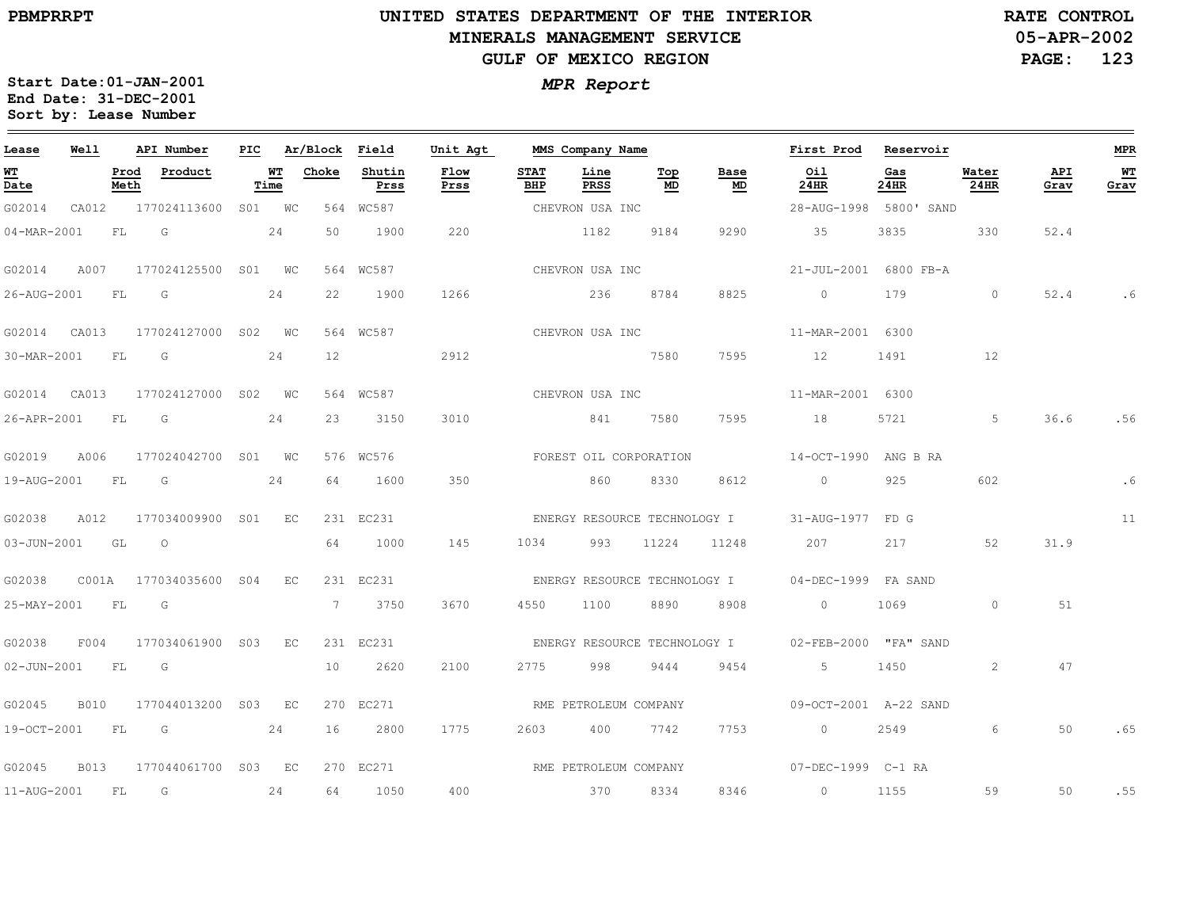PBMPRRPT

# UNITED STATES DEPARTMENT OF THE INTERIOR
## MINERALS MANAGEMENT SERVICE
## GULF OF MEXICO REGION

RATE CONTROL
05-APR-2002

*MPR Report*

Start Date: 01-JAN-2001
End Date: 31-DEC-2001
Sort by: Lease Number

| Lease | Well | API Number | PIC | Ar/Block | Field | Unit Agt | MMS Company Name | | | | First Prod | Reservoir | | | MPR |
|---|---|---|---|---|---|---|---|---|---|---|---|---|---|---|---|
| **WT Date** | **Prod Meth** | **Product** | **WT Time** | **Choke** | **Shutin Prss** | **Flow Prss** | **STAT BHP** | **Line PRSS** | **Top MD** | **Base MD** | **Oil 24HR** | **Gas 24HR** | **Water 24HR** | **API Grav** | **WT Grav** |
| G02014 | CA012 | 177024113600 | S01 | WC 564 | WC587 | | CHEVRON USA INC | | | | 28-AUG-1998 | 5800' SAND | | | |
| 04-MAR-2001 | FL | G | 24 | 50 | 1900 | 220 | | 1182 | 9184 | 9290 | 35 | 3835 | 330 | 52.4 | |
| G02014 | A007 | 177024125500 | S01 | WC 564 | WC587 | | CHEVRON USA INC | | | | 21-JUL-2001 | 6800 FB-A | | | |
| 26-AUG-2001 | FL | G | 24 | 22 | 1900 | 1266 | | 236 | 8784 | 8825 | 0 | 179 | 0 | 52.4 | .6 |
| G02014 | CA013 | 177024127000 | S02 | WC 564 | WC587 | | CHEVRON USA INC | | | | 11-MAR-2001 | 6300 | | | |
| 30-MAR-2001 | FL | G | 24 | 12 | | 2912 | | | 7580 | 7595 | 12 | 1491 | 12 | | |
| G02014 | CA013 | 177024127000 | S02 | WC 564 | WC587 | | CHEVRON USA INC | | | | 11-MAR-2001 | 6300 | | | |
| 26-APR-2001 | FL | G | 24 | 23 | 3150 | 3010 | | 841 | 7580 | 7595 | 18 | 5721 | 5 | 36.6 | .56 |
| G02019 | A006 | 177024042700 | S01 | WC 576 | WC576 | | FOREST OIL CORPORATION | | | | 14-OCT-1990 | ANG B RA | | | |
| 19-AUG-2001 | FL | G | 24 | 64 | 1600 | 350 | | 860 | 8330 | 8612 | 0 | 925 | 602 | | .6 |
| G02038 | A012 | 177034009900 | S01 | EC 231 | EC231 | | ENERGY RESOURCE TECHNOLOGY I | | | | 31-AUG-1977 | FD G | | | 11 |
| 03-JUN-2001 | GL | O | | 64 | 1000 | 145 | 1034 | 993 | 11224 | 11248 | 207 | 217 | 52 | 31.9 | |
| G02038 | C001A | 177034035600 | S04 | EC 231 | EC231 | | ENERGY RESOURCE TECHNOLOGY I | | | | 04-DEC-1999 | FA SAND | | | |
| 25-MAY-2001 | FL | G | | 7 | 3750 | 3670 | 4550 | 1100 | 8890 | 8908 | 0 | 1069 | 0 | 51 | |
| G02038 | F004 | 177034061900 | S03 | EC 231 | EC231 | | ENERGY RESOURCE TECHNOLOGY I | | | | 02-FEB-2000 | "FA" SAND | | | |
| 02-JUN-2001 | FL | G | | 10 | 2620 | 2100 | 2775 | 998 | 9444 | 9454 | 5 | 1450 | 2 | 47 | |
| G02045 | B010 | 177044013200 | S03 | EC 270 | EC271 | | RME PETROLEUM COMPANY | | | | 09-OCT-2001 | A-22 SAND | | | |
| 19-OCT-2001 | FL | G | 24 | 16 | 2800 | 1775 | 2603 | 400 | 7742 | 7753 | 0 | 2549 | 6 | 50 | .65 |
| G02045 | B013 | 177044061700 | S03 | EC 270 | EC271 | | RME PETROLEUM COMPANY | | | | 07-DEC-1999 | C-1 RA | | | |
| 11-AUG-2001 | FL | G | 24 | 64 | 1050 | 400 | | 370 | 8334 | 8346 | 0 | 1155 | 59 | 50 | .55 |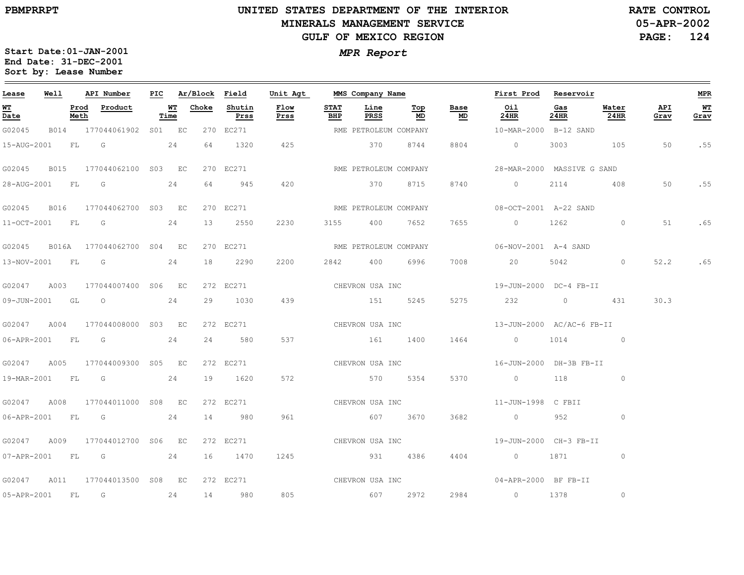# UNITED STATES DEPARTMENT OF THE INTERIOR
## MINERALS MANAGEMENT SERVICE
## GULF OF MEXICO REGION

PBMPRRPT

RATE CONTROL
05-APR-2002

***MPR Report***

**Start Date:01-JAN-2001**
**End Date: 31-DEC-2001**
**Sort by: Lease Number**

| Lease | Well | API Number | PIC | Ar/Block | Field | Unit Agt | MMS Company Name | | | | First Prod | Reservoir | | | MPR |
|---|---|---|---|---|---|---|---|---|---|---|---|---|---|---|---|
| WT Date | Prod Meth | Product | WT Time | Choke | Shutin Prss | Flow Prss | STAT BHP | Line PRSS | Top MD | Base MD | Oil 24HR | Gas 24HR | Water 24HR | API Grav | WT Grav |
| G02045 | B014 | 177044061902 | S01 | EC 270 | EC271 | | RME PETROLEUM COMPANY | | | | 10-MAR-2000 | B-12 SAND | | | |
| 15-AUG-2001 | FL | G | 24 | 64 | 1320 | 425 | | 370 | 8744 | 8804 | 0 | 3003 | 105 | 50 | .55 |
| G02045 | B015 | 177044062100 | S03 | EC 270 | EC271 | | RME PETROLEUM COMPANY | | | | 28-MAR-2000 | MASSIVE G SAND | | | |
| 28-AUG-2001 | FL | G | 24 | 64 | 945 | 420 | | 370 | 8715 | 8740 | 0 | 2114 | 408 | 50 | .55 |
| G02045 | B016 | 177044062700 | S03 | EC 270 | EC271 | | RME PETROLEUM COMPANY | | | | 08-OCT-2001 | A-22 SAND | | | |
| 11-OCT-2001 | FL | G | 24 | 13 | 2550 | 2230 | 3155 | 400 | 7652 | 7655 | 0 | 1262 | 0 | 51 | .65 |
| G02045 | B016A | 177044062700 | S04 | EC 270 | EC271 | | RME PETROLEUM COMPANY | | | | 06-NOV-2001 | A-4 SAND | | | |
| 13-NOV-2001 | FL | G | 24 | 18 | 2290 | 2200 | 2842 | 400 | 6996 | 7008 | 20 | 5042 | 0 | 52.2 | .65 |
| G02047 | A003 | 177044007400 | S06 | EC 272 | EC271 | | CHEVRON USA INC | | | | 19-JUN-2000 | DC-4 FB-II | | | |
| 09-JUN-2001 | GL | O | 24 | 29 | 1030 | 439 | | 151 | 5245 | 5275 | 232 | 0 | 431 | 30.3 | |
| G02047 | A004 | 177044008000 | S03 | EC 272 | EC271 | | CHEVRON USA INC | | | | 13-JUN-2000 | AC/AC-6 FB-II | | | |
| 06-APR-2001 | FL | G | 24 | 24 | 580 | 537 | | 161 | 1400 | 1464 | 0 | 1014 | 0 | | |
| G02047 | A005 | 177044009300 | S05 | EC 272 | EC271 | | CHEVRON USA INC | | | | 16-JUN-2000 | DH-3B FB-II | | | |
| 19-MAR-2001 | FL | G | 24 | 19 | 1620 | 572 | | 570 | 5354 | 5370 | 0 | 118 | 0 | | |
| G02047 | A008 | 177044011000 | S08 | EC 272 | EC271 | | CHEVRON USA INC | | | | 11-JUN-1998 | C FBII | | | |
| 06-APR-2001 | FL | G | 24 | 14 | 980 | 961 | | 607 | 3670 | 3682 | 0 | 952 | 0 | | |
| G02047 | A009 | 177044012700 | S06 | EC 272 | EC271 | | CHEVRON USA INC | | | | 19-JUN-2000 | CH-3 FB-II | | | |
| 07-APR-2001 | FL | G | 24 | 16 | 1470 | 1245 | | 931 | 4386 | 4404 | 0 | 1871 | 0 | | |
| G02047 | A011 | 177044013500 | S08 | EC 272 | EC271 | | CHEVRON USA INC | | | | 04-APR-2000 | BF FB-II | | | |
| 05-APR-2001 | FL | G | 24 | 14 | 980 | 805 | | 607 | 2972 | 2984 | 0 | 1378 | 0 | | |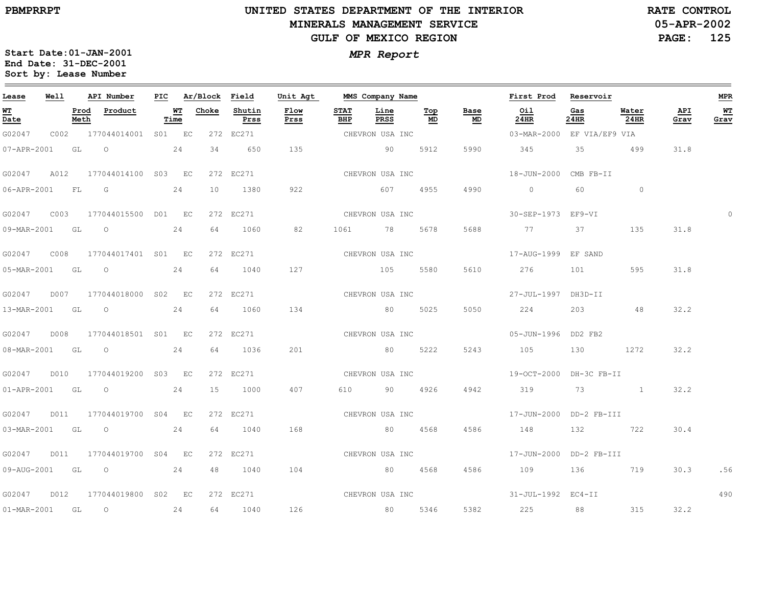PBMPRRPT

# UNITED STATES DEPARTMENT OF THE INTERIOR
## MINERALS MANAGEMENT SERVICE
## GULF OF MEXICO REGION

RATE CONTROL
05-APR-2002

*MPR Report*

**Start Date:01-JAN-2001**
**End Date: 31-DEC-2001**
**Sort by: Lease Number**

| Lease / WT Date | Well / Prod Meth | API Number / Product | PIC / WT Time | Ar/Block / Choke | Field / Shutin Prss | Unit Agt / Flow Prss | STAT BHP | MMS Company Name / Line PRSS | Top MD | Base MD | First Prod / Oil 24HR | Reservoir / Gas 24HR | Water 24HR | API Grav | MPR / WT Grav |
|---|---|---|---|---|---|---|---|---|---|---|---|---|---|---|---|
| G02047 | C002 | 177044014001 | S01 | EC 272 | EC271 | | | CHEVRON USA INC | | | 03-MAR-2000 | EF VIA/EF9 VIA | | | |
| 07-APR-2001 | GL | O | 24 | 34 | 650 | 135 | | 90 | 5912 | 5990 | 345 | 35 | 499 | 31.8 | |
| G02047 | A012 | 177044014100 | S03 | EC 272 | EC271 | | | CHEVRON USA INC | | | 18-JUN-2000 | CMB FB-II | | | |
| 06-APR-2001 | FL | G | 24 | 10 | 1380 | 922 | | 607 | 4955 | 4990 | 0 | 60 | 0 | | |
| G02047 | C003 | 177044015500 | D01 | EC 272 | EC271 | | | CHEVRON USA INC | | | 30-SEP-1973 | EF9-VI | | | 0 |
| 09-MAR-2001 | GL | O | 24 | 64 | 1060 | 82 | 1061 | 78 | 5678 | 5688 | 77 | 37 | 135 | 31.8 | |
| G02047 | C008 | 177044017401 | S01 | EC 272 | EC271 | | | CHEVRON USA INC | | | 17-AUG-1999 | EF SAND | | | |
| 05-MAR-2001 | GL | O | 24 | 64 | 1040 | 127 | | 105 | 5580 | 5610 | 276 | 101 | 595 | 31.8 | |
| G02047 | D007 | 177044018000 | S02 | EC 272 | EC271 | | | CHEVRON USA INC | | | 27-JUL-1997 | DH3D-II | | | |
| 13-MAR-2001 | GL | O | 24 | 64 | 1060 | 134 | | 80 | 5025 | 5050 | 224 | 203 | 48 | 32.2 | |
| G02047 | D008 | 177044018501 | S01 | EC 272 | EC271 | | | CHEVRON USA INC | | | 05-JUN-1996 | DD2 FB2 | | | |
| 08-MAR-2001 | GL | O | 24 | 64 | 1036 | 201 | | 80 | 5222 | 5243 | 105 | 130 | 1272 | 32.2 | |
| G02047 | D010 | 177044019200 | S03 | EC 272 | EC271 | | | CHEVRON USA INC | | | 19-OCT-2000 | DH-3C FB-II | | | |
| 01-APR-2001 | GL | O | 24 | 15 | 1000 | 407 | 610 | 90 | 4926 | 4942 | 319 | 73 | 1 | 32.2 | |
| G02047 | D011 | 177044019700 | S04 | EC 272 | EC271 | | | CHEVRON USA INC | | | 17-JUN-2000 | DD-2 FB-III | | | |
| 03-MAR-2001 | GL | O | 24 | 64 | 1040 | 168 | | 80 | 4568 | 4586 | 148 | 132 | 722 | 30.4 | |
| G02047 | D011 | 177044019700 | S04 | EC 272 | EC271 | | | CHEVRON USA INC | | | 17-JUN-2000 | DD-2 FB-III | | | |
| 09-AUG-2001 | GL | O | 24 | 48 | 1040 | 104 | | 80 | 4568 | 4586 | 109 | 136 | 719 | 30.3 | .56 |
| G02047 | D012 | 177044019800 | S02 | EC 272 | EC271 | | | CHEVRON USA INC | | | 31-JUL-1992 | EC4-II | | | 490 |
| 01-MAR-2001 | GL | O | 24 | 64 | 1040 | 126 | | 80 | 5346 | 5382 | 225 | 88 | 315 | 32.2 | |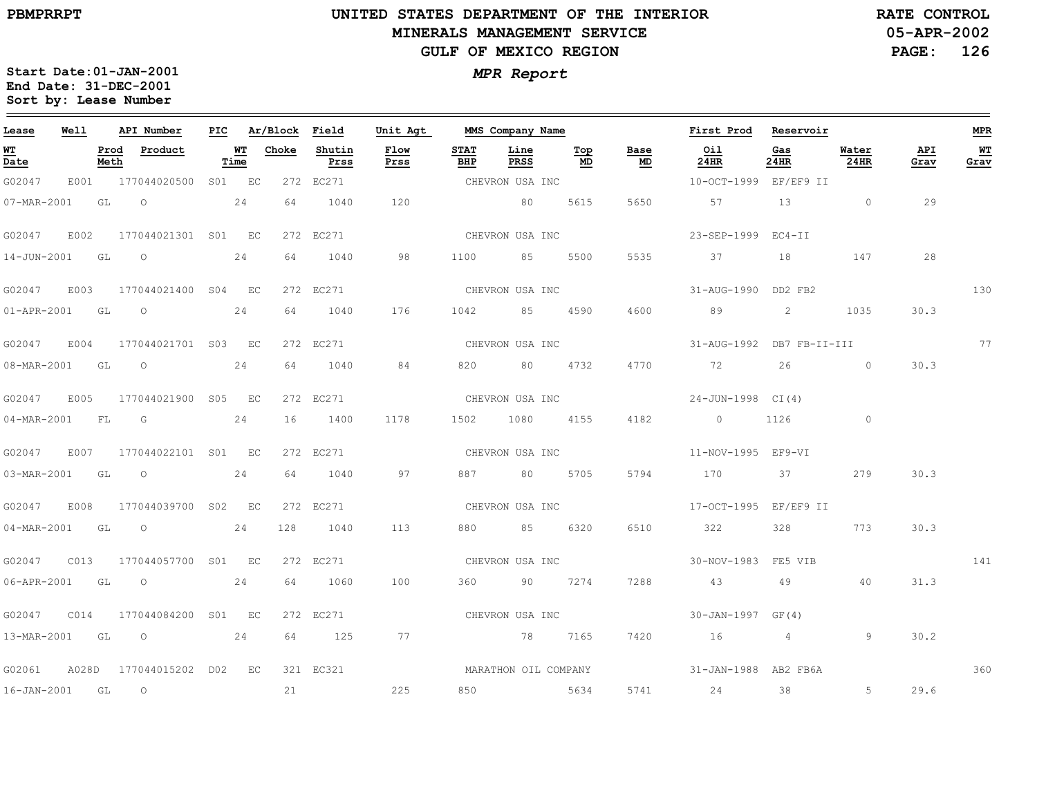PBMPRRPT

# UNITED STATES DEPARTMENT OF THE INTERIOR
## MINERALS MANAGEMENT SERVICE
## GULF OF MEXICO REGION

RATE CONTROL
05-APR-2002

**Start Date:01-JAN-2001**
**End Date: 31-DEC-2001**
**Sort by: Lease Number**

***MPR Report***

| Lease | Well | API Number | PIC | Ar/Block | Field | Unit Agt | MMS Company Name | | | | First Prod | Reservoir | | | MPR |
|---|---|---|---|---|---|---|---|---|---|---|---|---|---|---|---|
| WT Date | Prod Meth | Product | WT Time | Choke | Shutin Prss | Flow Prss | STAT BHP | Line PRSS | Top MD | Base MD | Oil 24HR | Gas 24HR | Water 24HR | API Grav | WT Grav |
| G02047 | E001 | 177044020500 | S01 | EC 272 | EC271 | | CHEVRON USA INC | | | | 10-OCT-1999 | EF/EF9 II | | | |
| 07-MAR-2001 | GL | O | 24 | 64 | 1040 | 120 | | 80 | 5615 | 5650 | 57 | 13 | 0 | 29 | |
| G02047 | E002 | 177044021301 | S01 | EC 272 | EC271 | | CHEVRON USA INC | | | | 23-SEP-1999 | EC4-II | | | |
| 14-JUN-2001 | GL | O | 24 | 64 | 1040 | 98 | 1100 | 85 | 5500 | 5535 | 37 | 18 | 147 | 28 | |
| G02047 | E003 | 177044021400 | S04 | EC 272 | EC271 | | CHEVRON USA INC | | | | 31-AUG-1990 | DD2 FB2 | | | 130 |
| 01-APR-2001 | GL | O | 24 | 64 | 1040 | 176 | 1042 | 85 | 4590 | 4600 | 89 | 2 | 1035 | 30.3 | |
| G02047 | E004 | 177044021701 | S03 | EC 272 | EC271 | | CHEVRON USA INC | | | | 31-AUG-1992 | DB7 FB-II-III | | | 77 |
| 08-MAR-2001 | GL | O | 24 | 64 | 1040 | 84 | 820 | 80 | 4732 | 4770 | 72 | 26 | 0 | 30.3 | |
| G02047 | E005 | 177044021900 | S05 | EC 272 | EC271 | | CHEVRON USA INC | | | | 24-JUN-1998 | CI(4) | | | |
| 04-MAR-2001 | FL | G | 24 | 16 | 1400 | 1178 | 1502 | 1080 | 4155 | 4182 | 0 | 1126 | 0 | | |
| G02047 | E007 | 177044022101 | S01 | EC 272 | EC271 | | CHEVRON USA INC | | | | 11-NOV-1995 | EF9-VI | | | |
| 03-MAR-2001 | GL | O | 24 | 64 | 1040 | 97 | 887 | 80 | 5705 | 5794 | 170 | 37 | 279 | 30.3 | |
| G02047 | E008 | 177044039700 | S02 | EC 272 | EC271 | | CHEVRON USA INC | | | | 17-OCT-1995 | EF/EF9 II | | | |
| 04-MAR-2001 | GL | O | 24 | 128 | 1040 | 113 | 880 | 85 | 6320 | 6510 | 322 | 328 | 773 | 30.3 | |
| G02047 | C013 | 177044057700 | S01 | EC 272 | EC271 | | CHEVRON USA INC | | | | 30-NOV-1983 | FE5 VIB | | | 141 |
| 06-APR-2001 | GL | O | 24 | 64 | 1060 | 100 | 360 | 90 | 7274 | 7288 | 43 | 49 | 40 | 31.3 | |
| G02047 | C014 | 177044084200 | S01 | EC 272 | EC271 | | CHEVRON USA INC | | | | 30-JAN-1997 | GF(4) | | | |
| 13-MAR-2001 | GL | O | 24 | 64 | 125 | 77 | | 78 | 7165 | 7420 | 16 | 4 | 9 | 30.2 | |
| G02061 | A028D | 177044015202 | D02 | EC 321 | EC321 | | MARATHON OIL COMPANY | | | | 31-JAN-1988 | AB2 FB6A | | | 360 |
| 16-JAN-2001 | GL | O | | 21 | | 225 | 850 | | 5634 | 5741 | 24 | 38 | 5 | 29.6 | |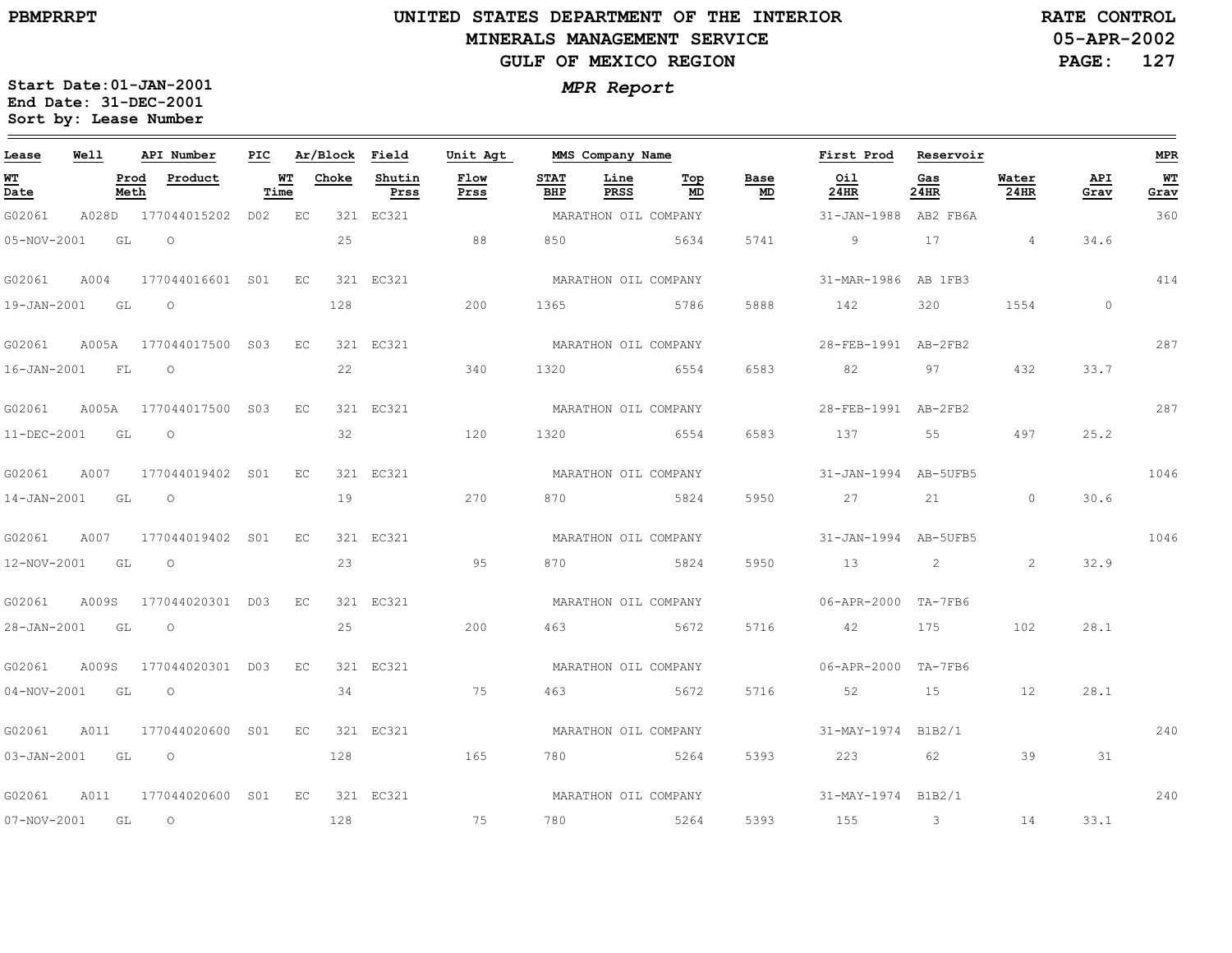UNITED STATES DEPARTMENT OF THE INTERIOR
MINERALS MANAGEMENT SERVICE
GULF OF MEXICO REGION

PBMPRRPT

RATE CONTROL
05-APR-2002

Start Date: 01-JAN-2001
End Date: 31-DEC-2001
Sort by: Lease Number

*MPR Report*

| Lease | Well | API Number | PIC | Ar/Block | Field | Unit Agt | MMS Company Name | | | | First Prod | Reservoir | | | MPR |
|---|---|---|---|---|---|---|---|---|---|---|---|---|---|---|---|
| WT Date | Prod Meth | Product | WT Time | Choke | Shutin Prss | Flow Prss | STAT BHP | Line PRSS | Top MD | Base MD | Oil 24HR | Gas 24HR | Water 24HR | API Grav | WT Grav |
| G02061 | A028D | 177044015202 | D02 | EC 321 | EC321 | | MARATHON OIL COMPANY | | | | 31-JAN-1988 | AB2 FB6A | | | 360 |
| 05-NOV-2001 | GL | O | | 25 | | 88 | 850 | | 5634 | 5741 | 9 | 17 | 4 | 34.6 | |
| G02061 | A004 | 177044016601 | S01 | EC 321 | EC321 | | MARATHON OIL COMPANY | | | | 31-MAR-1986 | AB 1FB3 | | | 414 |
| 19-JAN-2001 | GL | O | | 128 | | 200 | 1365 | | 5786 | 5888 | 142 | 320 | 1554 | 0 | |
| G02061 | A005A | 177044017500 | S03 | EC 321 | EC321 | | MARATHON OIL COMPANY | | | | 28-FEB-1991 | AB-2FB2 | | | 287 |
| 16-JAN-2001 | FL | O | | 22 | | 340 | 1320 | | 6554 | 6583 | 82 | 97 | 432 | 33.7 | |
| G02061 | A005A | 177044017500 | S03 | EC 321 | EC321 | | MARATHON OIL COMPANY | | | | 28-FEB-1991 | AB-2FB2 | | | 287 |
| 11-DEC-2001 | GL | O | | 32 | | 120 | 1320 | | 6554 | 6583 | 137 | 55 | 497 | 25.2 | |
| G02061 | A007 | 177044019402 | S01 | EC 321 | EC321 | | MARATHON OIL COMPANY | | | | 31-JAN-1994 | AB-5UFB5 | | | 1046 |
| 14-JAN-2001 | GL | O | | 19 | | 270 | 870 | | 5824 | 5950 | 27 | 21 | 0 | 30.6 | |
| G02061 | A007 | 177044019402 | S01 | EC 321 | EC321 | | MARATHON OIL COMPANY | | | | 31-JAN-1994 | AB-5UFB5 | | | 1046 |
| 12-NOV-2001 | GL | O | | 23 | | 95 | 870 | | 5824 | 5950 | 13 | 2 | 2 | 32.9 | |
| G02061 | A009S | 177044020301 | D03 | EC 321 | EC321 | | MARATHON OIL COMPANY | | | | 06-APR-2000 | TA-7FB6 | | | |
| 28-JAN-2001 | GL | O | | 25 | | 200 | 463 | | 5672 | 5716 | 42 | 175 | 102 | 28.1 | |
| G02061 | A009S | 177044020301 | D03 | EC 321 | EC321 | | MARATHON OIL COMPANY | | | | 06-APR-2000 | TA-7FB6 | | | |
| 04-NOV-2001 | GL | O | | 34 | | 75 | 463 | | 5672 | 5716 | 52 | 15 | 12 | 28.1 | |
| G02061 | A011 | 177044020600 | S01 | EC 321 | EC321 | | MARATHON OIL COMPANY | | | | 31-MAY-1974 | B1B2/1 | | | 240 |
| 03-JAN-2001 | GL | O | | 128 | | 165 | 780 | | 5264 | 5393 | 223 | 62 | 39 | 31 | |
| G02061 | A011 | 177044020600 | S01 | EC 321 | EC321 | | MARATHON OIL COMPANY | | | | 31-MAY-1974 | B1B2/1 | | | 240 |
| 07-NOV-2001 | GL | O | | 128 | | 75 | 780 | | 5264 | 5393 | 155 | 3 | 14 | 33.1 | |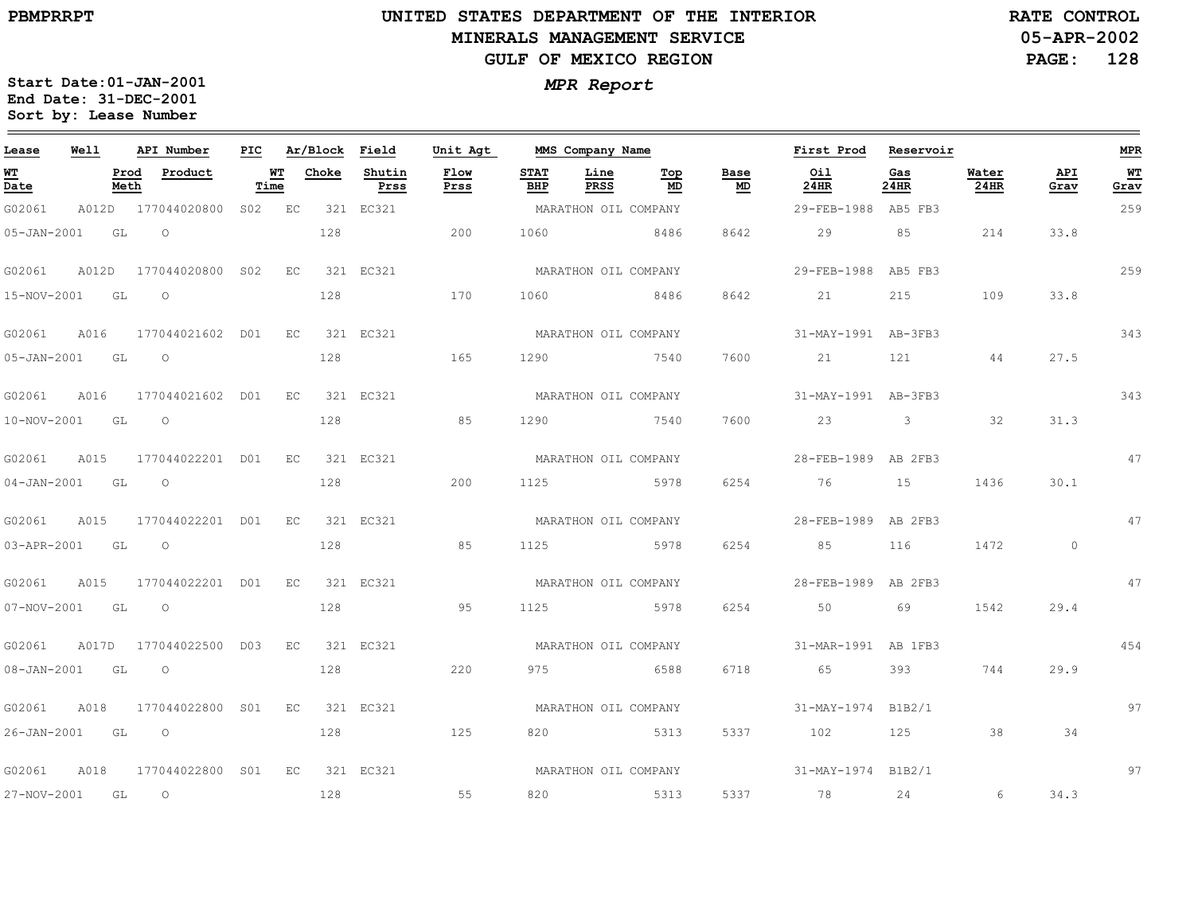PBMPRRPT

# UNITED STATES DEPARTMENT OF THE INTERIOR
## MINERALS MANAGEMENT SERVICE
## GULF OF MEXICO REGION

RATE CONTROL
05-APR-2002

**Start Date:01-JAN-2001**
**End Date: 31-DEC-2001**
**Sort by: Lease Number**

***MPR Report***

| Lease | Well | API Number | PIC | Ar/Block | | Field | Unit Agt | MMS Company Name | | | | First Prod | Reservoir | | | MPR |
|---|---|---|---|---|---|---|---|---|---|---|---|---|---|---|---|---|
| WT Date | Prod Meth | Product | WT Time | Choke | | Shutin Prss | Flow Prss | STAT BHP | Line PRSS | Top MD | Base MD | Oil 24HR | Gas 24HR | Water 24HR | API Grav | WT Grav |
| G02061 | A012D | 177044020800 | S02 | EC | 321 | EC321 | | MARATHON OIL COMPANY | | | | 29-FEB-1988 | AB5 FB3 | | | 259 |
| 05-JAN-2001 | GL | O | | 128 | | | 200 | 1060 | | 8486 | 8642 | 29 | 85 | 214 | 33.8 | |
| G02061 | A012D | 177044020800 | S02 | EC | 321 | EC321 | | MARATHON OIL COMPANY | | | | 29-FEB-1988 | AB5 FB3 | | | 259 |
| 15-NOV-2001 | GL | O | | 128 | | | 170 | 1060 | | 8486 | 8642 | 21 | 215 | 109 | 33.8 | |
| G02061 | A016 | 177044021602 | D01 | EC | 321 | EC321 | | MARATHON OIL COMPANY | | | | 31-MAY-1991 | AB-3FB3 | | | 343 |
| 05-JAN-2001 | GL | O | | 128 | | | 165 | 1290 | | 7540 | 7600 | 21 | 121 | 44 | 27.5 | |
| G02061 | A016 | 177044021602 | D01 | EC | 321 | EC321 | | MARATHON OIL COMPANY | | | | 31-MAY-1991 | AB-3FB3 | | | 343 |
| 10-NOV-2001 | GL | O | | 128 | | | 85 | 1290 | | 7540 | 7600 | 23 | 3 | 32 | 31.3 | |
| G02061 | A015 | 177044022201 | D01 | EC | 321 | EC321 | | MARATHON OIL COMPANY | | | | 28-FEB-1989 | AB 2FB3 | | | 47 |
| 04-JAN-2001 | GL | O | | 128 | | | 200 | 1125 | | 5978 | 6254 | 76 | 15 | 1436 | 30.1 | |
| G02061 | A015 | 177044022201 | D01 | EC | 321 | EC321 | | MARATHON OIL COMPANY | | | | 28-FEB-1989 | AB 2FB3 | | | 47 |
| 03-APR-2001 | GL | O | | 128 | | | 85 | 1125 | | 5978 | 6254 | 85 | 116 | 1472 | 0 | |
| G02061 | A015 | 177044022201 | D01 | EC | 321 | EC321 | | MARATHON OIL COMPANY | | | | 28-FEB-1989 | AB 2FB3 | | | 47 |
| 07-NOV-2001 | GL | O | | 128 | | | 95 | 1125 | | 5978 | 6254 | 50 | 69 | 1542 | 29.4 | |
| G02061 | A017D | 177044022500 | D03 | EC | 321 | EC321 | | MARATHON OIL COMPANY | | | | 31-MAR-1991 | AB 1FB3 | | | 454 |
| 08-JAN-2001 | GL | O | | 128 | | | 220 | 975 | | 6588 | 6718 | 65 | 393 | 744 | 29.9 | |
| G02061 | A018 | 177044022800 | S01 | EC | 321 | EC321 | | MARATHON OIL COMPANY | | | | 31-MAY-1974 | B1B2/1 | | | 97 |
| 26-JAN-2001 | GL | O | | 128 | | | 125 | 820 | | 5313 | 5337 | 102 | 125 | 38 | 34 | |
| G02061 | A018 | 177044022800 | S01 | EC | 321 | EC321 | | MARATHON OIL COMPANY | | | | 31-MAY-1974 | B1B2/1 | | | 97 |
| 27-NOV-2001 | GL | O | | 128 | | | 55 | 820 | | 5313 | 5337 | 78 | 24 | 6 | 34.3 | |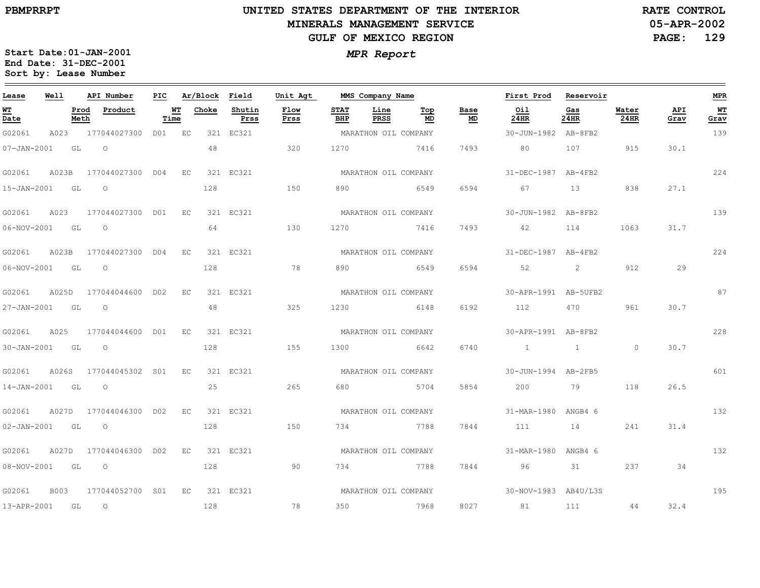PBMPRRPT

# UNITED STATES DEPARTMENT OF THE INTERIOR
## MINERALS MANAGEMENT SERVICE
## GULF OF MEXICO REGION

RATE CONTROL
05-APR-2002

**MPR Report**

Start Date:01-JAN-2001
End Date: 31-DEC-2001
Sort by: Lease Number

| Lease | Well | API Number | PIC | Ar/Block | | Field | Unit Agt | MMS Company Name | | | | First Prod | Reservoir | | | MPR |
|---|---|---|---|---|---|---|---|---|---|---|---|---|---|---|---|---|
| WT Date | Prod Meth | Product | | WT Time | Choke | Shutin Prss | Flow Prss | STAT BHP | Line PRSS | Top MD | Base MD | Oil 24HR | Gas 24HR | Water 24HR | API Grav | WT Grav |
| G02061 | A023 | 177044027300 | D01 | EC | 321 | EC321 | | MARATHON OIL COMPANY | | | | 30-JUN-1982 | AB-8FB2 | | | 139 |
| 07-JAN-2001 | GL | O | | | 48 | | 320 | 1270 | | 7416 | 7493 | 80 | 107 | 915 | 30.1 | |
| G02061 | A023B | 177044027300 | D04 | EC | 321 | EC321 | | MARATHON OIL COMPANY | | | | 31-DEC-1987 | AB-4FB2 | | | 224 |
| 15-JAN-2001 | GL | O | | | 128 | | 150 | 890 | | 6549 | 6594 | 67 | 13 | 838 | 27.1 | |
| G02061 | A023 | 177044027300 | D01 | EC | 321 | EC321 | | MARATHON OIL COMPANY | | | | 30-JUN-1982 | AB-8FB2 | | | 139 |
| 06-NOV-2001 | GL | O | | | 64 | | 130 | 1270 | | 7416 | 7493 | 42 | 114 | 1063 | 31.7 | |
| G02061 | A023B | 177044027300 | D04 | EC | 321 | EC321 | | MARATHON OIL COMPANY | | | | 31-DEC-1987 | AB-4FB2 | | | 224 |
| 06-NOV-2001 | GL | O | | | 128 | | 78 | 890 | | 6549 | 6594 | 52 | 2 | 912 | 29 | |
| G02061 | A025D | 177044044600 | D02 | EC | 321 | EC321 | | MARATHON OIL COMPANY | | | | 30-APR-1991 | AB-5UFB2 | | | 87 |
| 27-JAN-2001 | GL | O | | | 48 | | 325 | 1230 | | 6148 | 6192 | 112 | 470 | 961 | 30.7 | |
| G02061 | A025 | 177044044600 | D01 | EC | 321 | EC321 | | MARATHON OIL COMPANY | | | | 30-APR-1991 | AB-8FB2 | | | 228 |
| 30-JAN-2001 | GL | O | | | 128 | | 155 | 1300 | | 6642 | 6740 | 1 | 1 | 0 | 30.7 | |
| G02061 | A026S | 177044045302 | S01 | EC | 321 | EC321 | | MARATHON OIL COMPANY | | | | 30-JUN-1994 | AB-2FB5 | | | 601 |
| 14-JAN-2001 | GL | O | | | 25 | | 265 | 680 | | 5704 | 5854 | 200 | 79 | 118 | 26.5 | |
| G02061 | A027D | 177044046300 | D02 | EC | 321 | EC321 | | MARATHON OIL COMPANY | | | | 31-MAR-1980 | ANGB4 6 | | | 132 |
| 02-JAN-2001 | GL | O | | | 128 | | 150 | 734 | | 7788 | 7844 | 111 | 14 | 241 | 31.4 | |
| G02061 | A027D | 177044046300 | D02 | EC | 321 | EC321 | | MARATHON OIL COMPANY | | | | 31-MAR-1980 | ANGB4 6 | | | 132 |
| 08-NOV-2001 | GL | O | | | 128 | | 90 | 734 | | 7788 | 7844 | 96 | 31 | 237 | 34 | |
| G02061 | B003 | 177044052700 | S01 | EC | 321 | EC321 | | MARATHON OIL COMPANY | | | | 30-NOV-1983 | AB4U/L3S | | | 195 |
| 13-APR-2001 | GL | O | | | 128 | | 78 | 350 | | 7968 | 8027 | 81 | 111 | 44 | 32.4 | |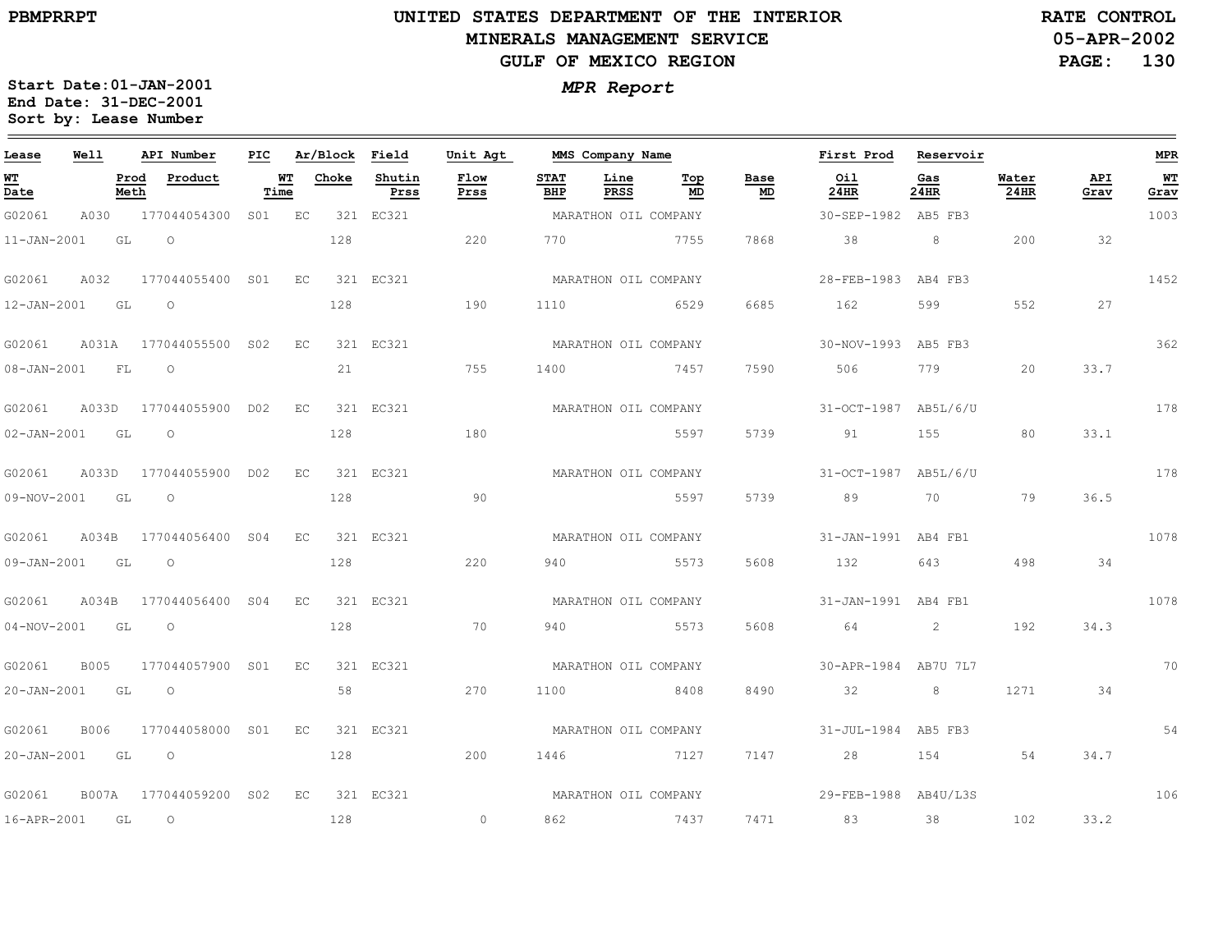**PBMPRRPT**

# UNITED STATES DEPARTMENT OF THE INTERIOR
## MINERALS MANAGEMENT SERVICE
## GULF OF MEXICO REGION

**RATE CONTROL**
**05-APR-2002**

**Start Date:01-JAN-2001**
**End Date: 31-DEC-2001**
**Sort by: Lease Number**

***MPR Report***

| Lease | Well | API Number | PIC | Ar/Block | Field | Unit Agt | MMS Company Name | | | | First Prod | Reservoir | | | MPR |
|---|---|---|---|---|---|---|---|---|---|---|---|---|---|---|---|
| **WT Date** | **Prod Meth** | **Product** | **WT Time** | **Choke** | **Shutin Prss** | **Flow Prss** | **STAT BHP** | **Line PRSS** | **Top MD** | **Base MD** | **Oil 24HR** | **Gas 24HR** | **Water 24HR** | **API Grav** | **WT Grav** |
| G02061 | A030 | 177044054300 | S01 | EC 321 | EC321 | | MARATHON OIL COMPANY | | | | 30-SEP-1982 | AB5 FB3 | | | 1003 |
| 11-JAN-2001 | GL | O | | 128 | | 220 | 770 | | 7755 | 7868 | 38 | 8 | 200 | 32 | |
| G02061 | A032 | 177044055400 | S01 | EC 321 | EC321 | | MARATHON OIL COMPANY | | | | 28-FEB-1983 | AB4 FB3 | | | 1452 |
| 12-JAN-2001 | GL | O | | 128 | | 190 | 1110 | | 6529 | 6685 | 162 | 599 | 552 | 27 | |
| G02061 | A031A | 177044055500 | S02 | EC 321 | EC321 | | MARATHON OIL COMPANY | | | | 30-NOV-1993 | AB5 FB3 | | | 362 |
| 08-JAN-2001 | FL | O | | 21 | | 755 | 1400 | | 7457 | 7590 | 506 | 779 | 20 | 33.7 | |
| G02061 | A033D | 177044055900 | D02 | EC 321 | EC321 | | MARATHON OIL COMPANY | | | | 31-OCT-1987 | AB5L/6/U | | | 178 |
| 02-JAN-2001 | GL | O | | 128 | | 180 | | | 5597 | 5739 | 91 | 155 | 80 | 33.1 | |
| G02061 | A033D | 177044055900 | D02 | EC 321 | EC321 | | MARATHON OIL COMPANY | | | | 31-OCT-1987 | AB5L/6/U | | | 178 |
| 09-NOV-2001 | GL | O | | 128 | | 90 | | | 5597 | 5739 | 89 | 70 | 79 | 36.5 | |
| G02061 | A034B | 177044056400 | S04 | EC 321 | EC321 | | MARATHON OIL COMPANY | | | | 31-JAN-1991 | AB4 FB1 | | | 1078 |
| 09-JAN-2001 | GL | O | | 128 | | 220 | 940 | | 5573 | 5608 | 132 | 643 | 498 | 34 | |
| G02061 | A034B | 177044056400 | S04 | EC 321 | EC321 | | MARATHON OIL COMPANY | | | | 31-JAN-1991 | AB4 FB1 | | | 1078 |
| 04-NOV-2001 | GL | O | | 128 | | 70 | 940 | | 5573 | 5608 | 64 | 2 | 192 | 34.3 | |
| G02061 | B005 | 177044057900 | S01 | EC 321 | EC321 | | MARATHON OIL COMPANY | | | | 30-APR-1984 | AB7U 7L7 | | | 70 |
| 20-JAN-2001 | GL | O | | 58 | | 270 | 1100 | | 8408 | 8490 | 32 | 8 | 1271 | 34 | |
| G02061 | B006 | 177044058000 | S01 | EC 321 | EC321 | | MARATHON OIL COMPANY | | | | 31-JUL-1984 | AB5 FB3 | | | 54 |
| 20-JAN-2001 | GL | O | | 128 | | 200 | 1446 | | 7127 | 7147 | 28 | 154 | 54 | 34.7 | |
| G02061 | B007A | 177044059200 | S02 | EC 321 | EC321 | | MARATHON OIL COMPANY | | | | 29-FEB-1988 | AB4U/L3S | | | 106 |
| 16-APR-2001 | GL | O | | 128 | | 0 | 862 | | 7437 | 7471 | 83 | 38 | 102 | 33.2 | |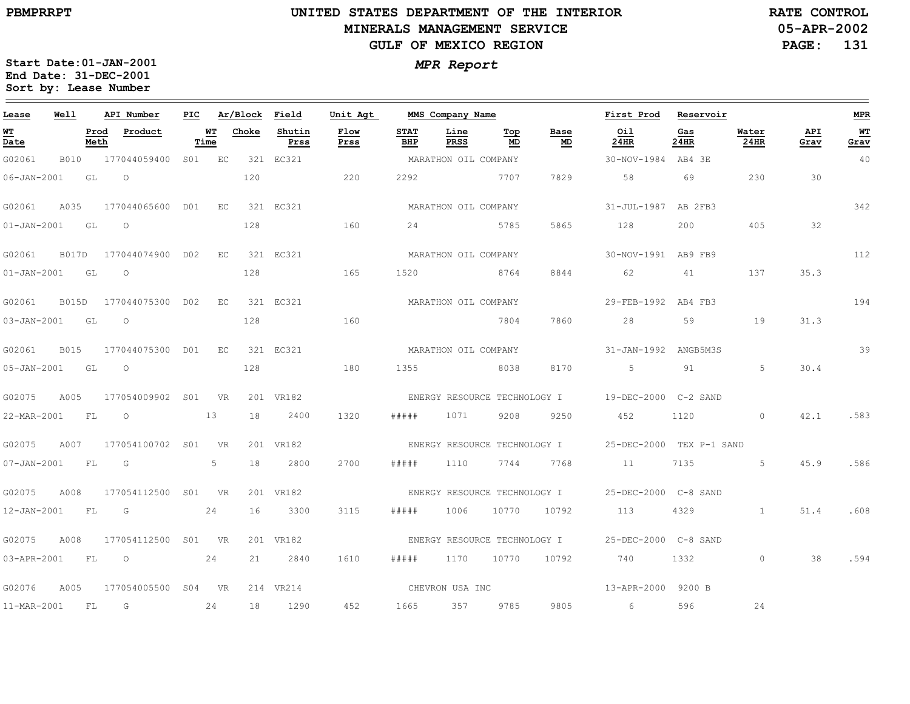# UNITED STATES DEPARTMENT OF THE INTERIOR
## MINERALS MANAGEMENT SERVICE
## GULF OF MEXICO REGION

PBMPRRPT

RATE CONTROL
05-APR-2002

**MPR Report**

Start Date: 01-JAN-2001
End Date: 31-DEC-2001
Sort by: Lease Number

| Lease | Well | API Number | PIC | Ar/Block | | Field | Unit Agt | MMS Company Name | | | | First Prod | Reservoir | | | MPR |
|---|---|---|---|---|---|---|---|---|---|---|---|---|---|---|---|---|
| WT Date | Prod Meth | Product | WT Time | Choke | | Shutin Prss | Flow Prss | STAT BHP | Line PRSS | Top MD | Base MD | Oil 24HR | Gas 24HR | Water 24HR | API Grav | WT Grav |
| G02061 | B010 | 177044059400 | S01 | EC | 321 | EC321 | | MARATHON OIL COMPANY | | | | 30-NOV-1984 | AB4 3E | | | 40 |
| 06-JAN-2001 | GL | O | | 120 | | | 220 | 2292 | | 7707 | 7829 | 58 | 69 | 230 | 30 | |
| G02061 | A035 | 177044065600 | D01 | EC | 321 | EC321 | | MARATHON OIL COMPANY | | | | 31-JUL-1987 | AB 2FB3 | | | 342 |
| 01-JAN-2001 | GL | O | | 128 | | | 160 | 24 | | 5785 | 5865 | 128 | 200 | 405 | 32 | |
| G02061 | B017D | 177044074900 | D02 | EC | 321 | EC321 | | MARATHON OIL COMPANY | | | | 30-NOV-1991 | AB9 FB9 | | | 112 |
| 01-JAN-2001 | GL | O | | 128 | | | 165 | 1520 | | 8764 | 8844 | 62 | 41 | 137 | 35.3 | |
| G02061 | B015D | 177044075300 | D02 | EC | 321 | EC321 | | MARATHON OIL COMPANY | | | | 29-FEB-1992 | AB4 FB3 | | | 194 |
| 03-JAN-2001 | GL | O | | 128 | | | 160 | | | 7804 | 7860 | 28 | 59 | 19 | 31.3 | |
| G02061 | B015 | 177044075300 | D01 | EC | 321 | EC321 | | MARATHON OIL COMPANY | | | | 31-JAN-1992 | ANGB5M3S | | | 39 |
| 05-JAN-2001 | GL | O | | 128 | | | 180 | 1355 | | 8038 | 8170 | 5 | 91 | 5 | 30.4 | |
| G02075 | A005 | 177054009902 | S01 | VR | 201 | VR182 | | ENERGY RESOURCE TECHNOLOGY I | | | | 19-DEC-2000 | C-2 SAND | | | |
| 22-MAR-2001 | FL | O | 13 | 18 | | 2400 | 1320 | ##### | 1071 | 9208 | 9250 | 452 | 1120 | 0 | 42.1 | .583 |
| G02075 | A007 | 177054100702 | S01 | VR | 201 | VR182 | | ENERGY RESOURCE TECHNOLOGY I | | | | 25-DEC-2000 | TEX P-1 SAND | | | |
| 07-JAN-2001 | FL | G | 5 | 18 | | 2800 | 2700 | ##### | 1110 | 7744 | 7768 | 11 | 7135 | 5 | 45.9 | .586 |
| G02075 | A008 | 177054112500 | S01 | VR | 201 | VR182 | | ENERGY RESOURCE TECHNOLOGY I | | | | 25-DEC-2000 | C-8 SAND | | | |
| 12-JAN-2001 | FL | G | 24 | 16 | | 3300 | 3115 | ##### | 1006 | 10770 | 10792 | 113 | 4329 | 1 | 51.4 | .608 |
| G02075 | A008 | 177054112500 | S01 | VR | 201 | VR182 | | ENERGY RESOURCE TECHNOLOGY I | | | | 25-DEC-2000 | C-8 SAND | | | |
| 03-APR-2001 | FL | O | 24 | 21 | | 2840 | 1610 | ##### | 1170 | 10770 | 10792 | 740 | 1332 | 0 | 38 | .594 |
| G02076 | A005 | 177054005500 | S04 | VR | 214 | VR214 | | CHEVRON USA INC | | | | 13-APR-2000 | 9200 B | | | |
| 11-MAR-2001 | FL | G | 24 | 18 | | 1290 | 452 | 1665 | 357 | 9785 | 9805 | 6 | 596 | 24 | | |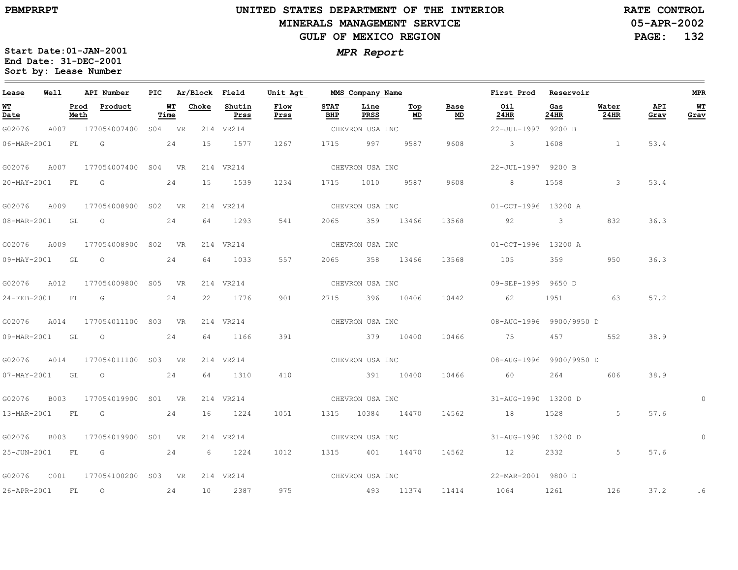PBMPRRPT

# UNITED STATES DEPARTMENT OF THE INTERIOR
## MINERALS MANAGEMENT SERVICE
## GULF OF MEXICO REGION

RATE CONTROL
05-APR-2002

**Start Date:** 01-JAN-2001
**End Date:** 31-DEC-2001
**Sort by:** Lease Number

### *MPR Report*

| Lease | Well | API Number | PIC | Ar/Block | Field | Unit Agt | MMS Company Name | | | | First Prod | Reservoir | | | MPR |
|---|---|---|---|---|---|---|---|---|---|---|---|---|---|---|---|
| **WT Date** | **Prod Meth** | **Product** | **WT Time** | **Choke** | **Shutin Prss** | **Flow Prss** | **STAT BHP** | **Line PRSS** | **Top MD** | **Base MD** | **Oil 24HR** | **Gas 24HR** | **Water 24HR** | **API Grav** | **WT Grav** |
| G02076 | A007 | 177054007400 | S04 | VR 214 | VR214 | | CHEVRON USA INC | | | | 22-JUL-1997 | 9200 B | | | |
| 06-MAR-2001 | FL | G | 24 | 15 | 1577 | 1267 | 1715 | 997 | 9587 | 9608 | 3 | 1608 | 1 | 53.4 | |
| G02076 | A007 | 177054007400 | S04 | VR 214 | VR214 | | CHEVRON USA INC | | | | 22-JUL-1997 | 9200 B | | | |
| 20-MAY-2001 | FL | G | 24 | 15 | 1539 | 1234 | 1715 | 1010 | 9587 | 9608 | 8 | 1558 | 3 | 53.4 | |
| G02076 | A009 | 177054008900 | S02 | VR 214 | VR214 | | CHEVRON USA INC | | | | 01-OCT-1996 | 13200 A | | | |
| 08-MAR-2001 | GL | O | 24 | 64 | 1293 | 541 | 2065 | 359 | 13466 | 13568 | 92 | 3 | 832 | 36.3 | |
| G02076 | A009 | 177054008900 | S02 | VR 214 | VR214 | | CHEVRON USA INC | | | | 01-OCT-1996 | 13200 A | | | |
| 09-MAY-2001 | GL | O | 24 | 64 | 1033 | 557 | 2065 | 358 | 13466 | 13568 | 105 | 359 | 950 | 36.3 | |
| G02076 | A012 | 177054009800 | S05 | VR 214 | VR214 | | CHEVRON USA INC | | | | 09-SEP-1999 | 9650 D | | | |
| 24-FEB-2001 | FL | G | 24 | 22 | 1776 | 901 | 2715 | 396 | 10406 | 10442 | 62 | 1951 | 63 | 57.2 | |
| G02076 | A014 | 177054011100 | S03 | VR 214 | VR214 | | CHEVRON USA INC | | | | 08-AUG-1996 | 9900/9950 D | | | |
| 09-MAR-2001 | GL | O | 24 | 64 | 1166 | 391 | | 379 | 10400 | 10466 | 75 | 457 | 552 | 38.9 | |
| G02076 | A014 | 177054011100 | S03 | VR 214 | VR214 | | CHEVRON USA INC | | | | 08-AUG-1996 | 9900/9950 D | | | |
| 07-MAY-2001 | GL | O | 24 | 64 | 1310 | 410 | | 391 | 10400 | 10466 | 60 | 264 | 606 | 38.9 | |
| G02076 | B003 | 177054019900 | S01 | VR 214 | VR214 | | CHEVRON USA INC | | | | 31-AUG-1990 | 13200 D | | | 0 |
| 13-MAR-2001 | FL | G | 24 | 16 | 1224 | 1051 | 1315 | 10384 | 14470 | 14562 | 18 | 1528 | 5 | 57.6 | |
| G02076 | B003 | 177054019900 | S01 | VR 214 | VR214 | | CHEVRON USA INC | | | | 31-AUG-1990 | 13200 D | | | 0 |
| 25-JUN-2001 | FL | G | 24 | 6 | 1224 | 1012 | 1315 | 401 | 14470 | 14562 | 12 | 2332 | 5 | 57.6 | |
| G02076 | C001 | 177054100200 | S03 | VR 214 | VR214 | | CHEVRON USA INC | | | | 22-MAR-2001 | 9800 D | | | |
| 26-APR-2001 | FL | O | 24 | 10 | 2387 | 975 | | 493 | 11374 | 11414 | 1064 | 1261 | 126 | 37.2 | .6 |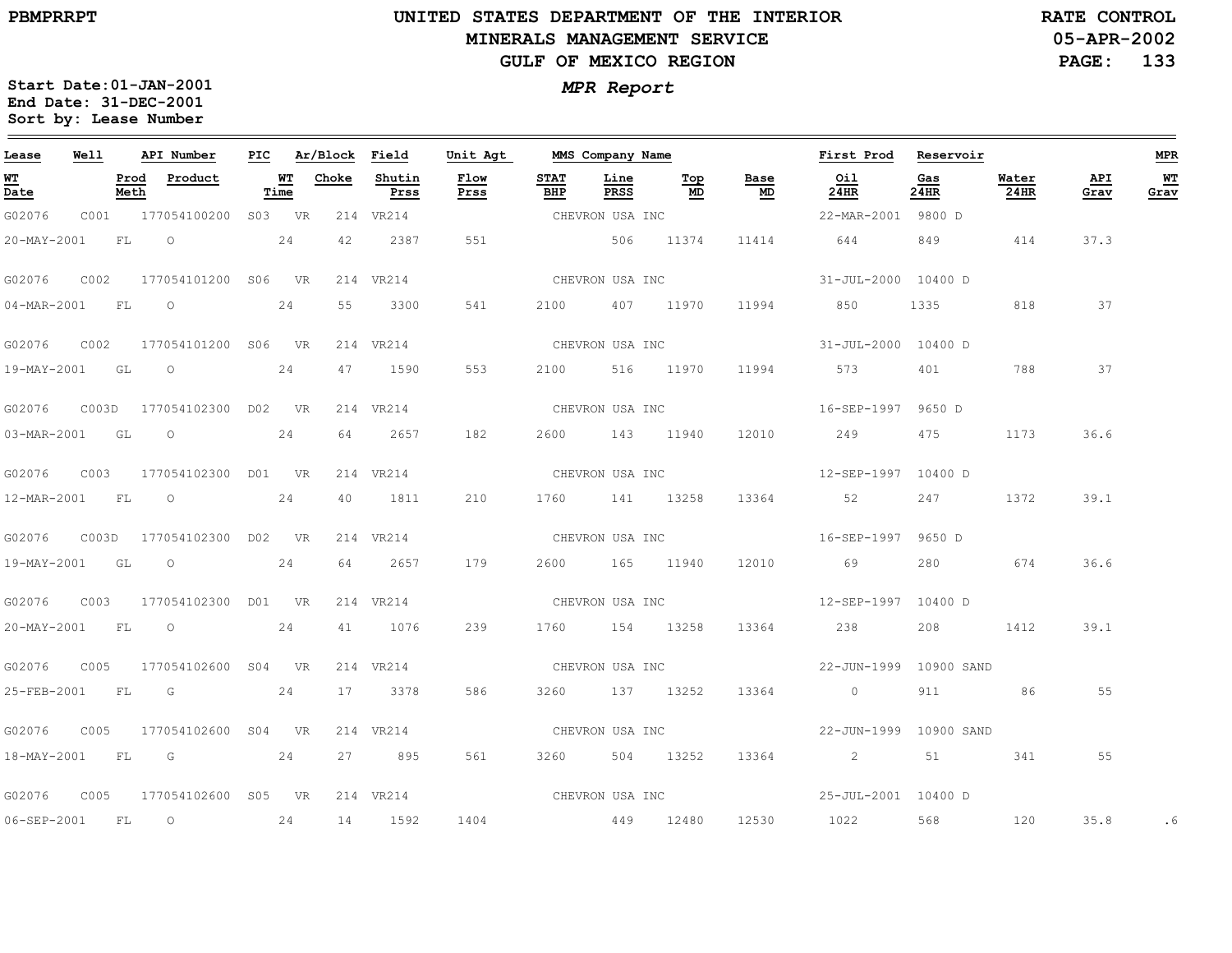# UNITED STATES DEPARTMENT OF THE INTERIOR
## MINERALS MANAGEMENT SERVICE
## GULF OF MEXICO REGION

PBMPRRPT

RATE CONTROL
05-APR-2002

**MPR Report**

Start Date: 01-JAN-2001
End Date: 31-DEC-2001
Sort by: Lease Number

| Lease | Well | API Number | PIC | Ar/Block | Field | Unit Agt | MMS Company Name | | | | First Prod | Reservoir | | | MPR |
|---|---|---|---|---|---|---|---|---|---|---|---|---|---|---|---|
| WT Date | Prod Meth | Product | WT Time | Choke | Shutin Prss | Flow Prss | STAT BHP | Line PRSS | Top MD | Base MD | Oil 24HR | Gas 24HR | Water 24HR | API Grav | WT Grav |
| G02076 | C001 | 177054100200 | S03 | VR 214 | VR214 | | CHEVRON USA INC | | | | 22-MAR-2001 | 9800 D | | | |
| 20-MAY-2001 | FL | O | 24 | 42 | 2387 | 551 | | 506 | 11374 | 11414 | 644 | 849 | 414 | 37.3 | |
| G02076 | C002 | 177054101200 | S06 | VR 214 | VR214 | | CHEVRON USA INC | | | | 31-JUL-2000 | 10400 D | | | |
| 04-MAR-2001 | FL | O | 24 | 55 | 3300 | 541 | 2100 | 407 | 11970 | 11994 | 850 | 1335 | 818 | 37 | |
| G02076 | C002 | 177054101200 | S06 | VR 214 | VR214 | | CHEVRON USA INC | | | | 31-JUL-2000 | 10400 D | | | |
| 19-MAY-2001 | GL | O | 24 | 47 | 1590 | 553 | 2100 | 516 | 11970 | 11994 | 573 | 401 | 788 | 37 | |
| G02076 | C003D | 177054102300 | D02 | VR 214 | VR214 | | CHEVRON USA INC | | | | 16-SEP-1997 | 9650 D | | | |
| 03-MAR-2001 | GL | O | 24 | 64 | 2657 | 182 | 2600 | 143 | 11940 | 12010 | 249 | 475 | 1173 | 36.6 | |
| G02076 | C003 | 177054102300 | D01 | VR 214 | VR214 | | CHEVRON USA INC | | | | 12-SEP-1997 | 10400 D | | | |
| 12-MAR-2001 | FL | O | 24 | 40 | 1811 | 210 | 1760 | 141 | 13258 | 13364 | 52 | 247 | 1372 | 39.1 | |
| G02076 | C003D | 177054102300 | D02 | VR 214 | VR214 | | CHEVRON USA INC | | | | 16-SEP-1997 | 9650 D | | | |
| 19-MAY-2001 | GL | O | 24 | 64 | 2657 | 179 | 2600 | 165 | 11940 | 12010 | 69 | 280 | 674 | 36.6 | |
| G02076 | C003 | 177054102300 | D01 | VR 214 | VR214 | | CHEVRON USA INC | | | | 12-SEP-1997 | 10400 D | | | |
| 20-MAY-2001 | FL | O | 24 | 41 | 1076 | 239 | 1760 | 154 | 13258 | 13364 | 238 | 208 | 1412 | 39.1 | |
| G02076 | C005 | 177054102600 | S04 | VR 214 | VR214 | | CHEVRON USA INC | | | | 22-JUN-1999 | 10900 SAND | | | |
| 25-FEB-2001 | FL | G | 24 | 17 | 3378 | 586 | 3260 | 137 | 13252 | 13364 | 0 | 911 | 86 | 55 | |
| G02076 | C005 | 177054102600 | S04 | VR 214 | VR214 | | CHEVRON USA INC | | | | 22-JUN-1999 | 10900 SAND | | | |
| 18-MAY-2001 | FL | G | 24 | 27 | 895 | 561 | 3260 | 504 | 13252 | 13364 | 2 | 51 | 341 | 55 | |
| G02076 | C005 | 177054102600 | S05 | VR 214 | VR214 | | CHEVRON USA INC | | | | 25-JUL-2001 | 10400 D | | | |
| 06-SEP-2001 | FL | O | 24 | 14 | 1592 | 1404 | | 449 | 12480 | 12530 | 1022 | 568 | 120 | 35.8 | .6 |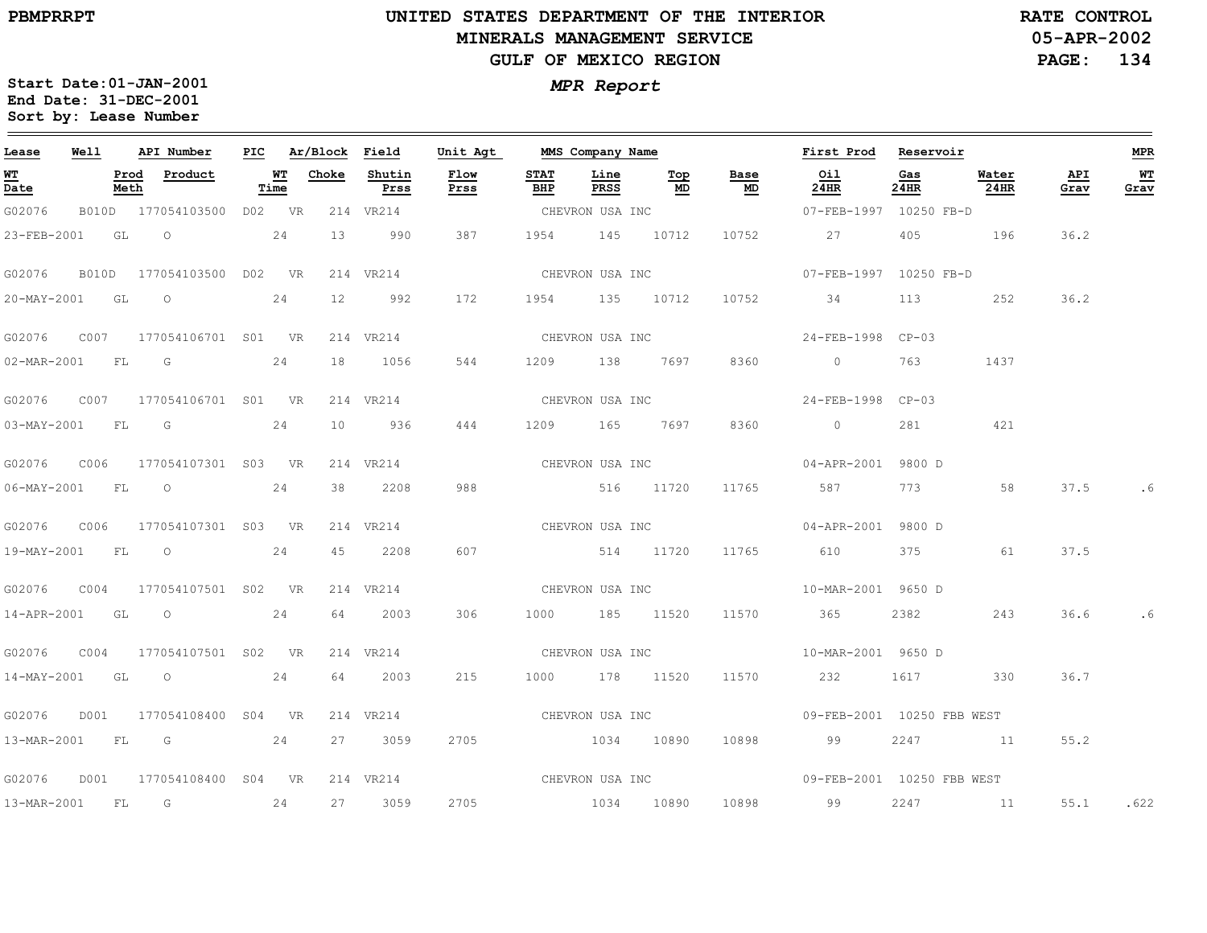PBMPRRPT

# UNITED STATES DEPARTMENT OF THE INTERIOR
## MINERALS MANAGEMENT SERVICE
## GULF OF MEXICO REGION

RATE CONTROL
05-APR-2002

**MPR Report**

Start Date:01-JAN-2001
End Date: 31-DEC-2001
Sort by: Lease Number

| Lease | Well | API Number | PIC | Ar/Block | Field | Unit Agt | MMS Company Name | | | | First Prod | Reservoir | | | MPR |
|---|---|---|---|---|---|---|---|---|---|---|---|---|---|---|---|
| WT Date | Prod Meth | Product | WT Time | Choke | Shutin Prss | Flow Prss | STAT BHP | Line PRSS | Top MD | Base MD | Oil 24HR | Gas 24HR | Water 24HR | API Grav | WT Grav |
| G02076 | B010D | 177054103500 | D02 | VR 214 | VR214 | | CHEVRON USA INC | | | | 07-FEB-1997 | 10250 FB-D | | | |
| 23-FEB-2001 | GL | O | 24 | 13 | 990 | 387 | 1954 | 145 | 10712 | 10752 | 27 | 405 | 196 | 36.2 | |
| G02076 | B010D | 177054103500 | D02 | VR 214 | VR214 | | CHEVRON USA INC | | | | 07-FEB-1997 | 10250 FB-D | | | |
| 20-MAY-2001 | GL | O | 24 | 12 | 992 | 172 | 1954 | 135 | 10712 | 10752 | 34 | 113 | 252 | 36.2 | |
| G02076 | C007 | 177054106701 | S01 | VR 214 | VR214 | | CHEVRON USA INC | | | | 24-FEB-1998 | CP-03 | | | |
| 02-MAR-2001 | FL | G | 24 | 18 | 1056 | 544 | 1209 | 138 | 7697 | 8360 | 0 | 763 | 1437 | | |
| G02076 | C007 | 177054106701 | S01 | VR 214 | VR214 | | CHEVRON USA INC | | | | 24-FEB-1998 | CP-03 | | | |
| 03-MAY-2001 | FL | G | 24 | 10 | 936 | 444 | 1209 | 165 | 7697 | 8360 | 0 | 281 | 421 | | |
| G02076 | C006 | 177054107301 | S03 | VR 214 | VR214 | | CHEVRON USA INC | | | | 04-APR-2001 | 9800 D | | | |
| 06-MAY-2001 | FL | O | 24 | 38 | 2208 | 988 | | 516 | 11720 | 11765 | 587 | 773 | 58 | 37.5 | .6 |
| G02076 | C006 | 177054107301 | S03 | VR 214 | VR214 | | CHEVRON USA INC | | | | 04-APR-2001 | 9800 D | | | |
| 19-MAY-2001 | FL | O | 24 | 45 | 2208 | 607 | | 514 | 11720 | 11765 | 610 | 375 | 61 | 37.5 | |
| G02076 | C004 | 177054107501 | S02 | VR 214 | VR214 | | CHEVRON USA INC | | | | 10-MAR-2001 | 9650 D | | | |
| 14-APR-2001 | GL | O | 24 | 64 | 2003 | 306 | 1000 | 185 | 11520 | 11570 | 365 | 2382 | 243 | 36.6 | .6 |
| G02076 | C004 | 177054107501 | S02 | VR 214 | VR214 | | CHEVRON USA INC | | | | 10-MAR-2001 | 9650 D | | | |
| 14-MAY-2001 | GL | O | 24 | 64 | 2003 | 215 | 1000 | 178 | 11520 | 11570 | 232 | 1617 | 330 | 36.7 | |
| G02076 | D001 | 177054108400 | S04 | VR 214 | VR214 | | CHEVRON USA INC | | | | 09-FEB-2001 | 10250 FBB WEST | | | |
| 13-MAR-2001 | FL | G | 24 | 27 | 3059 | 2705 | | 1034 | 10890 | 10898 | 99 | 2247 | 11 | 55.2 | |
| G02076 | D001 | 177054108400 | S04 | VR 214 | VR214 | | CHEVRON USA INC | | | | 09-FEB-2001 | 10250 FBB WEST | | | |
| 13-MAR-2001 | FL | G | 24 | 27 | 3059 | 2705 | | 1034 | 10890 | 10898 | 99 | 2247 | 11 | 55.1 | .622 |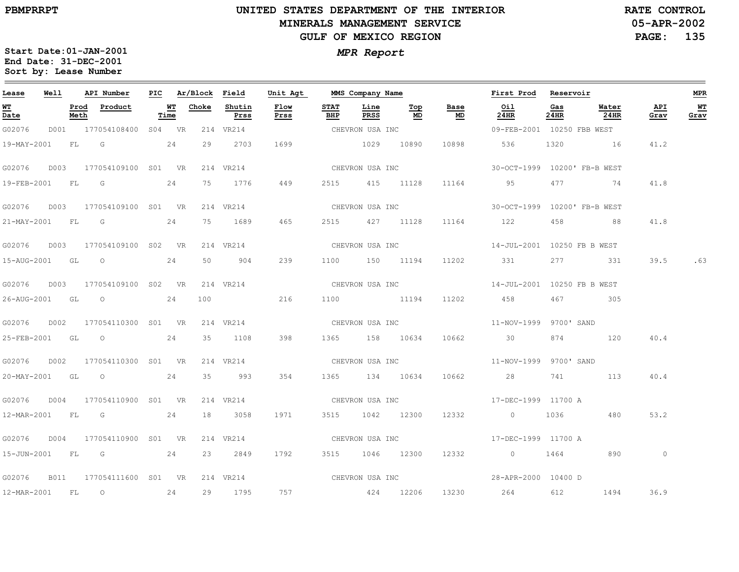PBMPRRPT

# UNITED STATES DEPARTMENT OF THE INTERIOR
## MINERALS MANAGEMENT SERVICE
## GULF OF MEXICO REGION

RATE CONTROL
05-APR-2002

*MPR Report*

Start Date:01-JAN-2001
End Date: 31-DEC-2001
Sort by: Lease Number

| Lease | Well | API Number | PIC | Ar/Block | Field | Unit Agt | MMS Company Name | | | First Prod | Reservoir | | | MPR |
|---|---|---|---|---|---|---|---|---|---|---|---|---|---|---|
| WT Date | Prod Meth | Product | WT Time | Choke | Shutin Prss | Flow Prss | STAT BHP | Line PRSS | Top MD | Base MD | Oil 24HR | Gas 24HR | Water 24HR | API Grav | WT Grav |
| G02076 | D001 | 177054108400 | S04 | VR 214 | VR214 | | CHEVRON USA INC | | | 09-FEB-2001 | 10250 FBB WEST | | | |
| 19-MAY-2001 | FL | G | 24 | 29 | 2703 | 1699 | | 1029 | 10890 | 10898 | 536 | 1320 | 16 | 41.2 | |
| G02076 | D003 | 177054109100 | S01 | VR 214 | VR214 | | CHEVRON USA INC | | | 30-OCT-1999 | 10200' FB-B WEST | | | |
| 19-FEB-2001 | FL | G | 24 | 75 | 1776 | 449 | 2515 | 415 | 11128 | 11164 | 95 | 477 | 74 | 41.8 | |
| G02076 | D003 | 177054109100 | S01 | VR 214 | VR214 | | CHEVRON USA INC | | | 30-OCT-1999 | 10200' FB-B WEST | | | |
| 21-MAY-2001 | FL | G | 24 | 75 | 1689 | 465 | 2515 | 427 | 11128 | 11164 | 122 | 458 | 88 | 41.8 | |
| G02076 | D003 | 177054109100 | S02 | VR 214 | VR214 | | CHEVRON USA INC | | | 14-JUL-2001 | 10250 FB B WEST | | | |
| 15-AUG-2001 | GL | O | 24 | 50 | 904 | 239 | 1100 | 150 | 11194 | 11202 | 331 | 277 | 331 | 39.5 | .63 |
| G02076 | D003 | 177054109100 | S02 | VR 214 | VR214 | | CHEVRON USA INC | | | 14-JUL-2001 | 10250 FB B WEST | | | |
| 26-AUG-2001 | GL | O | 24 | 100 | | 216 | 1100 | | 11194 | 11202 | 458 | 467 | 305 | | |
| G02076 | D002 | 177054110300 | S01 | VR 214 | VR214 | | CHEVRON USA INC | | | 11-NOV-1999 | 9700' SAND | | | |
| 25-FEB-2001 | GL | O | 24 | 35 | 1108 | 398 | 1365 | 158 | 10634 | 10662 | 30 | 874 | 120 | 40.4 | |
| G02076 | D002 | 177054110300 | S01 | VR 214 | VR214 | | CHEVRON USA INC | | | 11-NOV-1999 | 9700' SAND | | | |
| 20-MAY-2001 | GL | O | 24 | 35 | 993 | 354 | 1365 | 134 | 10634 | 10662 | 28 | 741 | 113 | 40.4 | |
| G02076 | D004 | 177054110900 | S01 | VR 214 | VR214 | | CHEVRON USA INC | | | 17-DEC-1999 | 11700 A | | | |
| 12-MAR-2001 | FL | G | 24 | 18 | 3058 | 1971 | 3515 | 1042 | 12300 | 12332 | 0 | 1036 | 480 | 53.2 | |
| G02076 | D004 | 177054110900 | S01 | VR 214 | VR214 | | CHEVRON USA INC | | | 17-DEC-1999 | 11700 A | | | |
| 15-JUN-2001 | FL | G | 24 | 23 | 2849 | 1792 | 3515 | 1046 | 12300 | 12332 | 0 | 1464 | 890 | 0 | |
| G02076 | B011 | 177054111600 | S01 | VR 214 | VR214 | | CHEVRON USA INC | | | 28-APR-2000 | 10400 D | | | |
| 12-MAR-2001 | FL | O | 24 | 29 | 1795 | 757 | | 424 | 12206 | 13230 | 264 | 612 | 1494 | 36.9 | |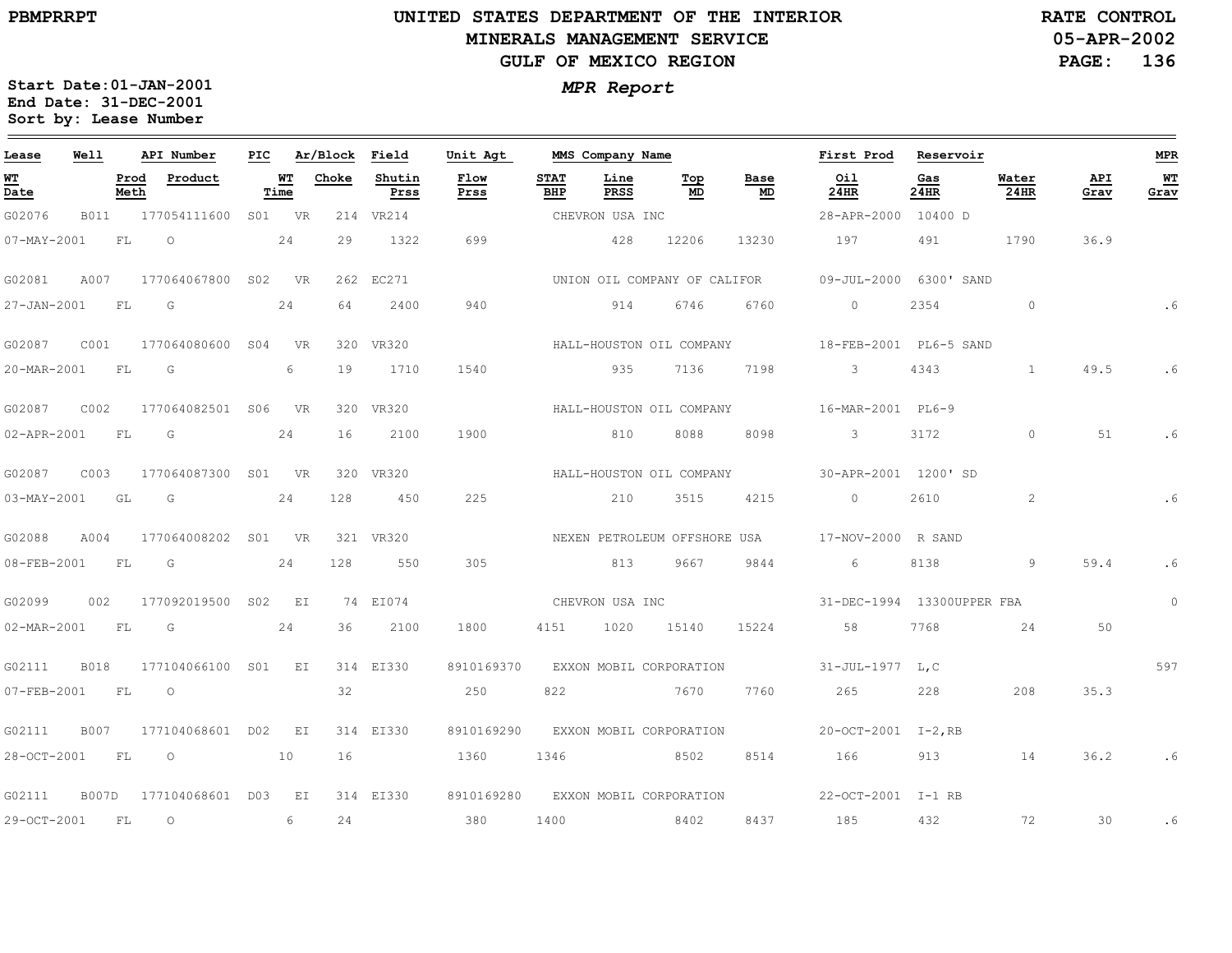Start Date:01-JAN-2001
End Date: 31-DEC-2001
Sort by: Lease Number

# UNITED STATES DEPARTMENT OF THE INTERIOR
## MINERALS MANAGEMENT SERVICE
## GULF OF MEXICO REGION

*MPR Report*

RATE CONTROL
05-APR-2002

| Lease | Well | API Number | PIC | Ar/Block | Field | Unit Agt | MMS Company Name | | | | First Prod | Reservoir | | | MPR |
|---|---|---|---|---|---|---|---|---|---|---|---|---|---|---|---|
| WT Date | Prod Meth | Product | WT Time | Choke | Shutin Prss | Flow Prss | STAT BHP | Line PRSS | Top MD | Base MD | Oil 24HR | Gas 24HR | Water 24HR | API Grav | WT Grav |
| G02076 | B011 | 177054111600 | S01 | VR 214 | VR214 | | CHEVRON USA INC | | | | 28-APR-2000 | 10400 D | | | |
| 07-MAY-2001 | FL | O | 24 | 29 | 1322 | 699 | | 428 | 12206 | 13230 | 197 | 491 | 1790 | 36.9 | |
| G02081 | A007 | 177064067800 | S02 | VR 262 | EC271 | | UNION OIL COMPANY OF CALIFOR | | | | 09-JUL-2000 | 6300' SAND | | | |
| 27-JAN-2001 | FL | G | 24 | 64 | 2400 | 940 | | 914 | 6746 | 6760 | 0 | 2354 | 0 | | .6 |
| G02087 | C001 | 177064080600 | S04 | VR 320 | VR320 | | HALL-HOUSTON OIL COMPANY | | | | 18-FEB-2001 | PL6-5 SAND | | | |
| 20-MAR-2001 | FL | G | 6 | 19 | 1710 | 1540 | | 935 | 7136 | 7198 | 3 | 4343 | 1 | 49.5 | .6 |
| G02087 | C002 | 177064082501 | S06 | VR 320 | VR320 | | HALL-HOUSTON OIL COMPANY | | | | 16-MAR-2001 | PL6-9 | | | |
| 02-APR-2001 | FL | G | 24 | 16 | 2100 | 1900 | | 810 | 8088 | 8098 | 3 | 3172 | 0 | 51 | .6 |
| G02087 | C003 | 177064087300 | S01 | VR 320 | VR320 | | HALL-HOUSTON OIL COMPANY | | | | 30-APR-2001 | 1200' SD | | | |
| 03-MAY-2001 | GL | G | 24 | 128 | 450 | 225 | | 210 | 3515 | 4215 | 0 | 2610 | 2 | | .6 |
| G02088 | A004 | 177064008202 | S01 | VR 321 | VR320 | | NEXEN PETROLEUM OFFSHORE USA | | | | 17-NOV-2000 | R SAND | | | |
| 08-FEB-2001 | FL | G | 24 | 128 | 550 | 305 | | 813 | 9667 | 9844 | 6 | 8138 | 9 | 59.4 | .6 |
| G02099 | 002 | 177092019500 | S02 | EI 74 | EI074 | | CHEVRON USA INC | | | | 31-DEC-1994 | 13300UPPER FBA | | | 0 |
| 02-MAR-2001 | FL | G | 24 | 36 | 2100 | 1800 | 4151 | 1020 | 15140 | 15224 | 58 | 7768 | 24 | 50 | |
| G02111 | B018 | 177104066100 | S01 | EI 314 | EI330 | 8910169370 | EXXON MOBIL CORPORATION | | | | 31-JUL-1977 | L,C | | | 597 |
| 07-FEB-2001 | FL | O | | 32 | | 250 | 822 | | 7670 | 7760 | 265 | 228 | 208 | 35.3 | |
| G02111 | B007 | 177104068601 | D02 | EI 314 | EI330 | 8910169290 | EXXON MOBIL CORPORATION | | | | 20-OCT-2001 | I-2,RB | | | |
| 28-OCT-2001 | FL | O | 10 | 16 | | 1360 | 1346 | | 8502 | 8514 | 166 | 913 | 14 | 36.2 | .6 |
| G02111 | B007D | 177104068601 | D03 | EI 314 | EI330 | 8910169280 | EXXON MOBIL CORPORATION | | | | 22-OCT-2001 | I-1 RB | | | |
| 29-OCT-2001 | FL | O | 6 | 24 | | 380 | 1400 | | 8402 | 8437 | 185 | 432 | 72 | 30 | .6 |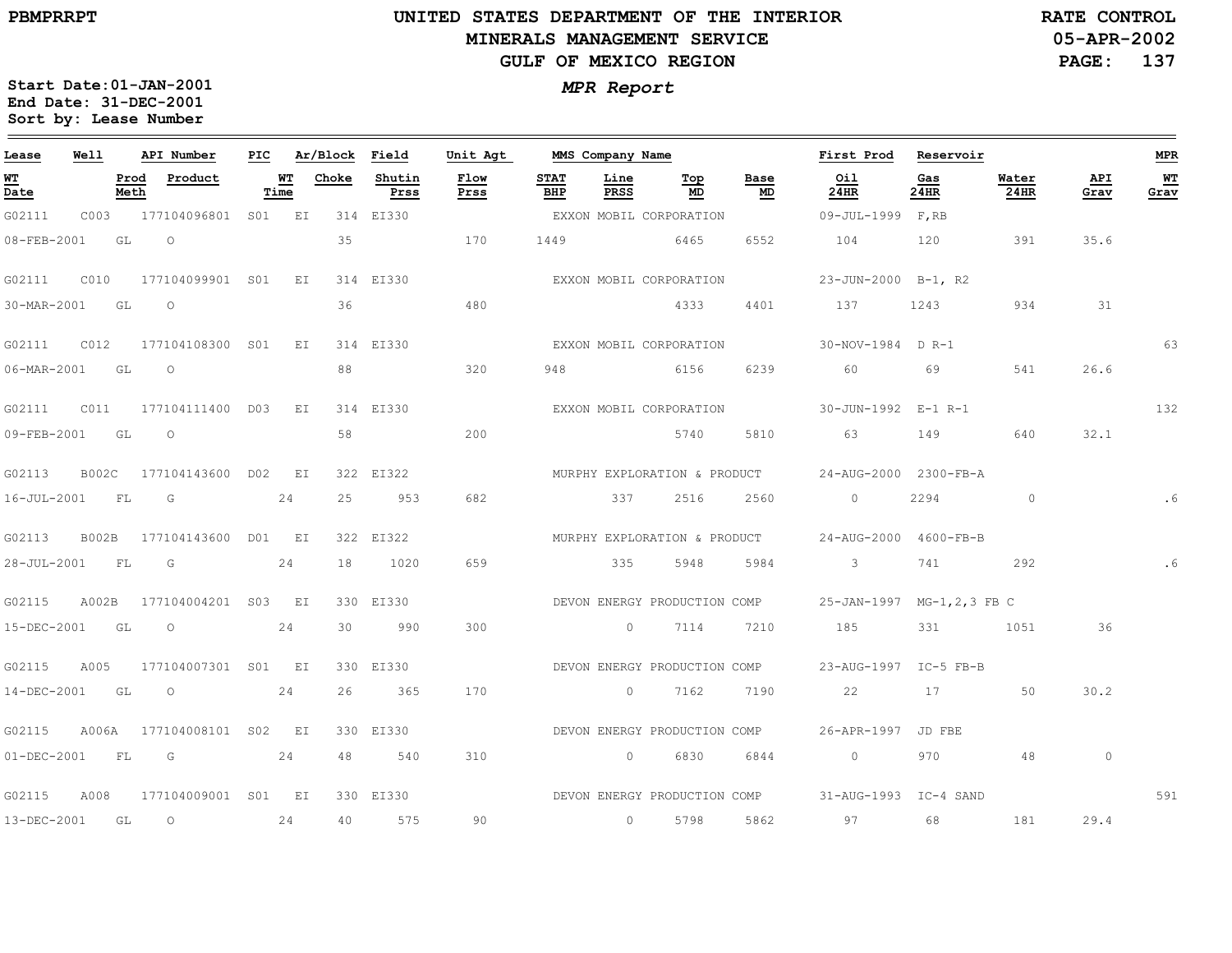UNITED STATES DEPARTMENT OF THE INTERIOR
MINERALS MANAGEMENT SERVICE
GULF OF MEXICO REGION

PBMPRRPT

RATE CONTROL
05-APR-2002

*MPR Report*

**Start Date:01-JAN-2001**
**End Date: 31-DEC-2001**
**Sort by: Lease Number**

| Lease | Well | API Number | PIC | Ar/Block | Field | Unit Agt | MMS Company Name | | | | First Prod | Reservoir | | | MPR |
|---|---|---|---|---|---|---|---|---|---|---|---|---|---|---|---|
| WT Date | Prod Meth | Product | WT Time | Choke | Shutin Prss | Flow Prss | STAT BHP | Line PRSS | Top MD | Base MD | Oil 24HR | Gas 24HR | Water 24HR | API Grav | WT Grav |
| G02111 | C003 | 177104096801 | S01 | EI 314 | EI330 | | EXXON MOBIL CORPORATION | | | | 09-JUL-1999 | F,RB | | | |
| 08-FEB-2001 | GL | O | | 35 | | 170 | 1449 | | 6465 | 6552 | 104 | 120 | 391 | 35.6 | |
| G02111 | C010 | 177104099901 | S01 | EI 314 | EI330 | | EXXON MOBIL CORPORATION | | | | 23-JUN-2000 | B-1, R2 | | | |
| 30-MAR-2001 | GL | O | | 36 | | 480 | | | 4333 | 4401 | 137 | 1243 | 934 | 31 | |
| G02111 | C012 | 177104108300 | S01 | EI 314 | EI330 | | EXXON MOBIL CORPORATION | | | | 30-NOV-1984 | D R-1 | | | 63 |
| 06-MAR-2001 | GL | O | | 88 | | 320 | 948 | | 6156 | 6239 | 60 | 69 | 541 | 26.6 | |
| G02111 | C011 | 177104111400 | D03 | EI 314 | EI330 | | EXXON MOBIL CORPORATION | | | | 30-JUN-1992 | E-1 R-1 | | | 132 |
| 09-FEB-2001 | GL | O | | 58 | | 200 | | | 5740 | 5810 | 63 | 149 | 640 | 32.1 | |
| G02113 | B002C | 177104143600 | D02 | EI 322 | EI322 | | MURPHY EXPLORATION & PRODUCT | | | | 24-AUG-2000 | 2300-FB-A | | | |
| 16-JUL-2001 | FL | G | 24 | 25 | 953 | 682 | | 337 | 2516 | 2560 | 0 | 2294 | 0 | | .6 |
| G02113 | B002B | 177104143600 | D01 | EI 322 | EI322 | | MURPHY EXPLORATION & PRODUCT | | | | 24-AUG-2000 | 4600-FB-B | | | |
| 28-JUL-2001 | FL | G | 24 | 18 | 1020 | 659 | | 335 | 5948 | 5984 | 3 | 741 | 292 | | .6 |
| G02115 | A002B | 177104004201 | S03 | EI 330 | EI330 | | DEVON ENERGY PRODUCTION COMP | | | | 25-JAN-1997 | MG-1,2,3 FB C | | | |
| 15-DEC-2001 | GL | O | 24 | 30 | 990 | 300 | | 0 | 7114 | 7210 | 185 | 331 | 1051 | 36 | |
| G02115 | A005 | 177104007301 | S01 | EI 330 | EI330 | | DEVON ENERGY PRODUCTION COMP | | | | 23-AUG-1997 | IC-5 FB-B | | | |
| 14-DEC-2001 | GL | O | 24 | 26 | 365 | 170 | | 0 | 7162 | 7190 | 22 | 17 | 50 | 30.2 | |
| G02115 | A006A | 177104008101 | S02 | EI 330 | EI330 | | DEVON ENERGY PRODUCTION COMP | | | | 26-APR-1997 | JD FBE | | | |
| 01-DEC-2001 | FL | G | 24 | 48 | 540 | 310 | | 0 | 6830 | 6844 | 0 | 970 | 48 | 0 | |
| G02115 | A008 | 177104009001 | S01 | EI 330 | EI330 | | DEVON ENERGY PRODUCTION COMP | | | | 31-AUG-1993 | IC-4 SAND | | | 591 |
| 13-DEC-2001 | GL | O | 24 | 40 | 575 | 90 | | 0 | 5798 | 5862 | 97 | 68 | 181 | 29.4 | |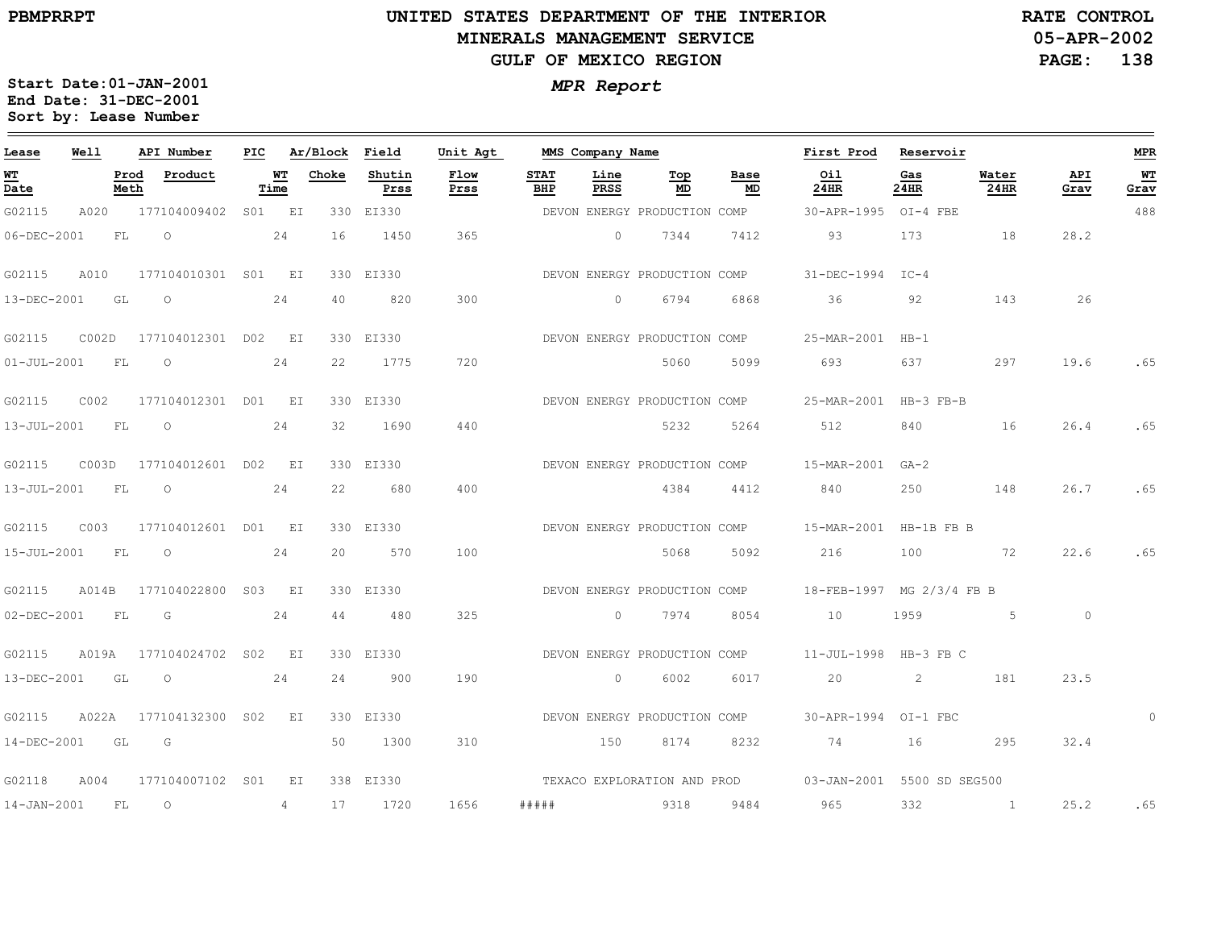# UNITED STATES DEPARTMENT OF THE INTERIOR
## MINERALS MANAGEMENT SERVICE
## GULF OF MEXICO REGION

PBMPRRPT

RATE CONTROL
05-APR-2002

*MPR Report*

Start Date: 01-JAN-2001
End Date: 31-DEC-2001
Sort by: Lease Number

| Lease | Well | API Number | PIC | Ar/Block | | Field | Unit Agt | MMS Company Name | | | | First Prod | Reservoir | | | MPR |
|---|---|---|---|---|---|---|---|---|---|---|---|---|---|---|---|---|
| WT Date | Prod Meth | Product | WT Time | | Choke | Shutin Prss | Flow Prss | STAT BHP | Line PRSS | Top MD | Base MD | Oil 24HR | Gas 24HR | Water 24HR | API Grav | WT Grav |
| G02115 | A020 | 177104009402 | S01 | EI | 330 | EI330 | | DEVON ENERGY PRODUCTION COMP | | | | 30-APR-1995 | OI-4 FBE | | | 488 |
| 06-DEC-2001 | FL | O | 24 | | 16 | 1450 | 365 | | 0 | 7344 | 7412 | 93 | 173 | 18 | 28.2 | |
| G02115 | A010 | 177104010301 | S01 | EI | 330 | EI330 | | DEVON ENERGY PRODUCTION COMP | | | | 31-DEC-1994 | IC-4 | | | |
| 13-DEC-2001 | GL | O | 24 | | 40 | 820 | 300 | | 0 | 6794 | 6868 | 36 | 92 | 143 | 26 | |
| G02115 | C002D | 177104012301 | D02 | EI | 330 | EI330 | | DEVON ENERGY PRODUCTION COMP | | | | 25-MAR-2001 | HB-1 | | | |
| 01-JUL-2001 | FL | O | 24 | | 22 | 1775 | 720 | | | 5060 | 5099 | 693 | 637 | 297 | 19.6 | .65 |
| G02115 | C002 | 177104012301 | D01 | EI | 330 | EI330 | | DEVON ENERGY PRODUCTION COMP | | | | 25-MAR-2001 | HB-3 FB-B | | | |
| 13-JUL-2001 | FL | O | 24 | | 32 | 1690 | 440 | | | 5232 | 5264 | 512 | 840 | 16 | 26.4 | .65 |
| G02115 | C003D | 177104012601 | D02 | EI | 330 | EI330 | | DEVON ENERGY PRODUCTION COMP | | | | 15-MAR-2001 | GA-2 | | | |
| 13-JUL-2001 | FL | O | 24 | | 22 | 680 | 400 | | | 4384 | 4412 | 840 | 250 | 148 | 26.7 | .65 |
| G02115 | C003 | 177104012601 | D01 | EI | 330 | EI330 | | DEVON ENERGY PRODUCTION COMP | | | | 15-MAR-2001 | HB-1B FB B | | | |
| 15-JUL-2001 | FL | O | 24 | | 20 | 570 | 100 | | | 5068 | 5092 | 216 | 100 | 72 | 22.6 | .65 |
| G02115 | A014B | 177104022800 | S03 | EI | 330 | EI330 | | DEVON ENERGY PRODUCTION COMP | | | | 18-FEB-1997 | MG 2/3/4 FB B | | | |
| 02-DEC-2001 | FL | G | 24 | | 44 | 480 | 325 | | 0 | 7974 | 8054 | 10 | 1959 | 5 | 0 | |
| G02115 | A019A | 177104024702 | S02 | EI | 330 | EI330 | | DEVON ENERGY PRODUCTION COMP | | | | 11-JUL-1998 | HB-3 FB C | | | |
| 13-DEC-2001 | GL | O | 24 | | 24 | 900 | 190 | | 0 | 6002 | 6017 | 20 | 2 | 181 | 23.5 | |
| G02115 | A022A | 177104132300 | S02 | EI | 330 | EI330 | | DEVON ENERGY PRODUCTION COMP | | | | 30-APR-1994 | OI-1 FBC | | | 0 |
| 14-DEC-2001 | GL | G | | | 50 | 1300 | 310 | | 150 | 8174 | 8232 | 74 | 16 | 295 | 32.4 | |
| G02118 | A004 | 177104007102 | S01 | EI | 338 | EI330 | | TEXACO EXPLORATION AND PROD | | | | 03-JAN-2001 | 5500 SD SEG500 | | | |
| 14-JAN-2001 | FL | O | 4 | | 17 | 1720 | 1656 | ##### | | 9318 | 9484 | 965 | 332 | 1 | 25.2 | .65 |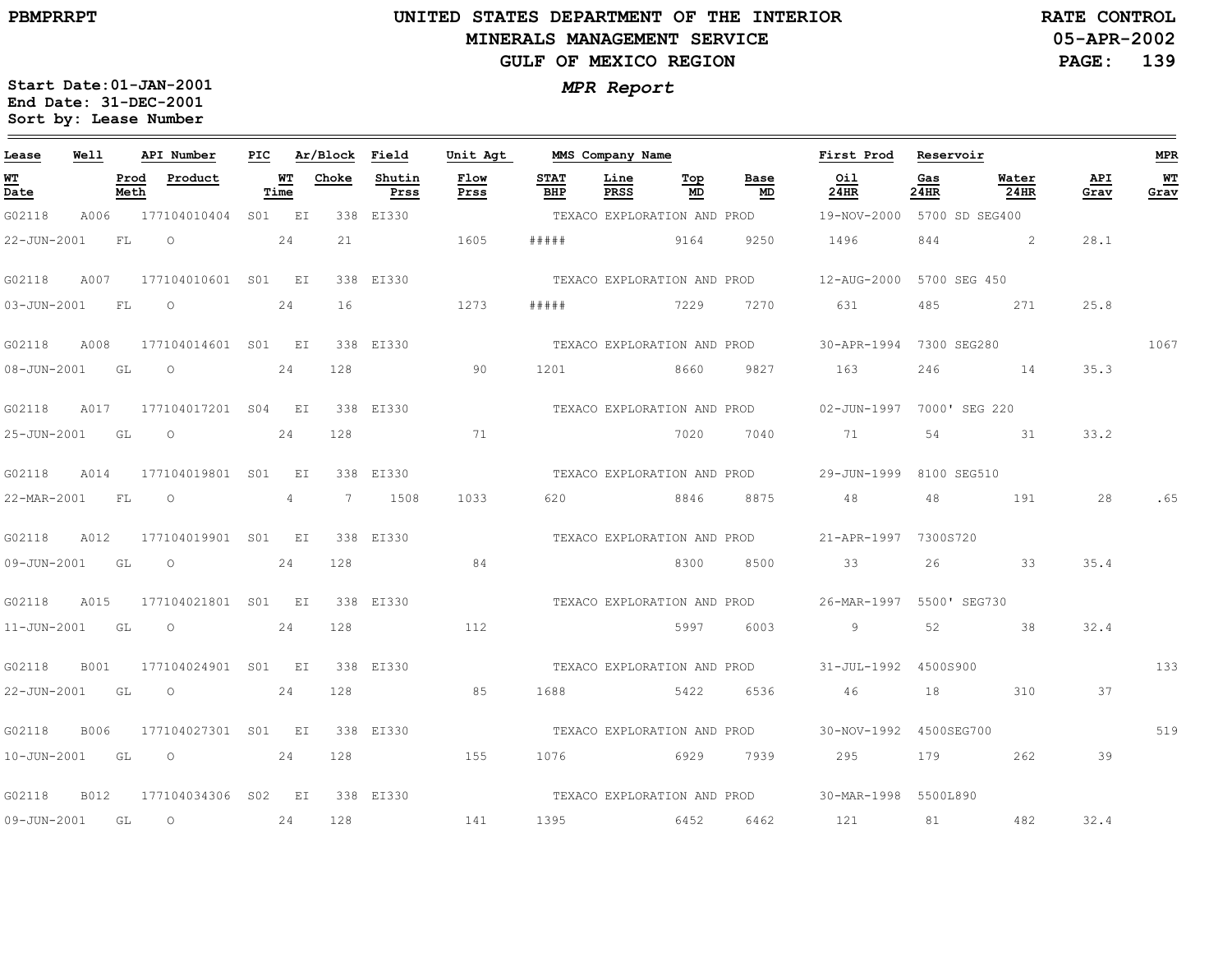PBMPRRPT

# UNITED STATES DEPARTMENT OF THE INTERIOR
## MINERALS MANAGEMENT SERVICE
## GULF OF MEXICO REGION

RATE CONTROL
05-APR-2002

*MPR Report*

**Start Date:01-JAN-2001**
**End Date: 31-DEC-2001**
**Sort by: Lease Number**

| Lease | Well | API Number | PIC | Ar/Block | Field | Unit Agt | MMS Company Name | | | | First Prod | Reservoir | | | MPR |
|---|---|---|---|---|---|---|---|---|---|---|---|---|---|---|---|
| **WT Date** | **Prod Meth** | **Product** | **WT Time** | **Choke** | **Shutin Prss** | **Flow Prss** | **STAT BHP** | **Line PRSS** | **Top MD** | **Base MD** | **Oil 24HR** | **Gas 24HR** | **Water 24HR** | **API Grav** | **WT Grav** |
| G02118 | A006 | 177104010404 | S01 | EI 338 | EI330 | | TEXACO EXPLORATION AND PROD | | | | 19-NOV-2000 | 5700 SD SEG400 | | | |
| 22-JUN-2001 | FL | O | 24 | 21 | | 1605 | ##### | | 9164 | 9250 | 1496 | 844 | 2 | 28.1 | |
| G02118 | A007 | 177104010601 | S01 | EI 338 | EI330 | | TEXACO EXPLORATION AND PROD | | | | 12-AUG-2000 | 5700 SEG 450 | | | |
| 03-JUN-2001 | FL | O | 24 | 16 | | 1273 | ##### | | 7229 | 7270 | 631 | 485 | 271 | 25.8 | |
| G02118 | A008 | 177104014601 | S01 | EI 338 | EI330 | | TEXACO EXPLORATION AND PROD | | | | 30-APR-1994 | 7300 SEG280 | | | 1067 |
| 08-JUN-2001 | GL | O | 24 | 128 | | 90 | 1201 | | 8660 | 9827 | 163 | 246 | 14 | 35.3 | |
| G02118 | A017 | 177104017201 | S04 | EI 338 | EI330 | | TEXACO EXPLORATION AND PROD | | | | 02-JUN-1997 | 7000' SEG 220 | | | |
| 25-JUN-2001 | GL | O | 24 | 128 | | 71 | | | 7020 | 7040 | 71 | 54 | 31 | 33.2 | |
| G02118 | A014 | 177104019801 | S01 | EI 338 | EI330 | | TEXACO EXPLORATION AND PROD | | | | 29-JUN-1999 | 8100 SEG510 | | | |
| 22-MAR-2001 | FL | O | 4 | 7 | 1508 | 1033 | 620 | | 8846 | 8875 | 48 | 48 | 191 | 28 | .65 |
| G02118 | A012 | 177104019901 | S01 | EI 338 | EI330 | | TEXACO EXPLORATION AND PROD | | | | 21-APR-1997 | 7300S720 | | | |
| 09-JUN-2001 | GL | O | 24 | 128 | | 84 | | | 8300 | 8500 | 33 | 26 | 33 | 35.4 | |
| G02118 | A015 | 177104021801 | S01 | EI 338 | EI330 | | TEXACO EXPLORATION AND PROD | | | | 26-MAR-1997 | 5500' SEG730 | | | |
| 11-JUN-2001 | GL | O | 24 | 128 | | 112 | | | 5997 | 6003 | 9 | 52 | 38 | 32.4 | |
| G02118 | B001 | 177104024901 | S01 | EI 338 | EI330 | | TEXACO EXPLORATION AND PROD | | | | 31-JUL-1992 | 4500S900 | | | 133 |
| 22-JUN-2001 | GL | O | 24 | 128 | | 85 | 1688 | | 5422 | 6536 | 46 | 18 | 310 | 37 | |
| G02118 | B006 | 177104027301 | S01 | EI 338 | EI330 | | TEXACO EXPLORATION AND PROD | | | | 30-NOV-1992 | 4500SEG700 | | | 519 |
| 10-JUN-2001 | GL | O | 24 | 128 | | 155 | 1076 | | 6929 | 7939 | 295 | 179 | 262 | 39 | |
| G02118 | B012 | 177104034306 | S02 | EI 338 | EI330 | | TEXACO EXPLORATION AND PROD | | | | 30-MAR-1998 | 5500L890 | | | |
| 09-JUN-2001 | GL | O | 24 | 128 | | 141 | 1395 | | 6452 | 6462 | 121 | 81 | 482 | 32.4 | |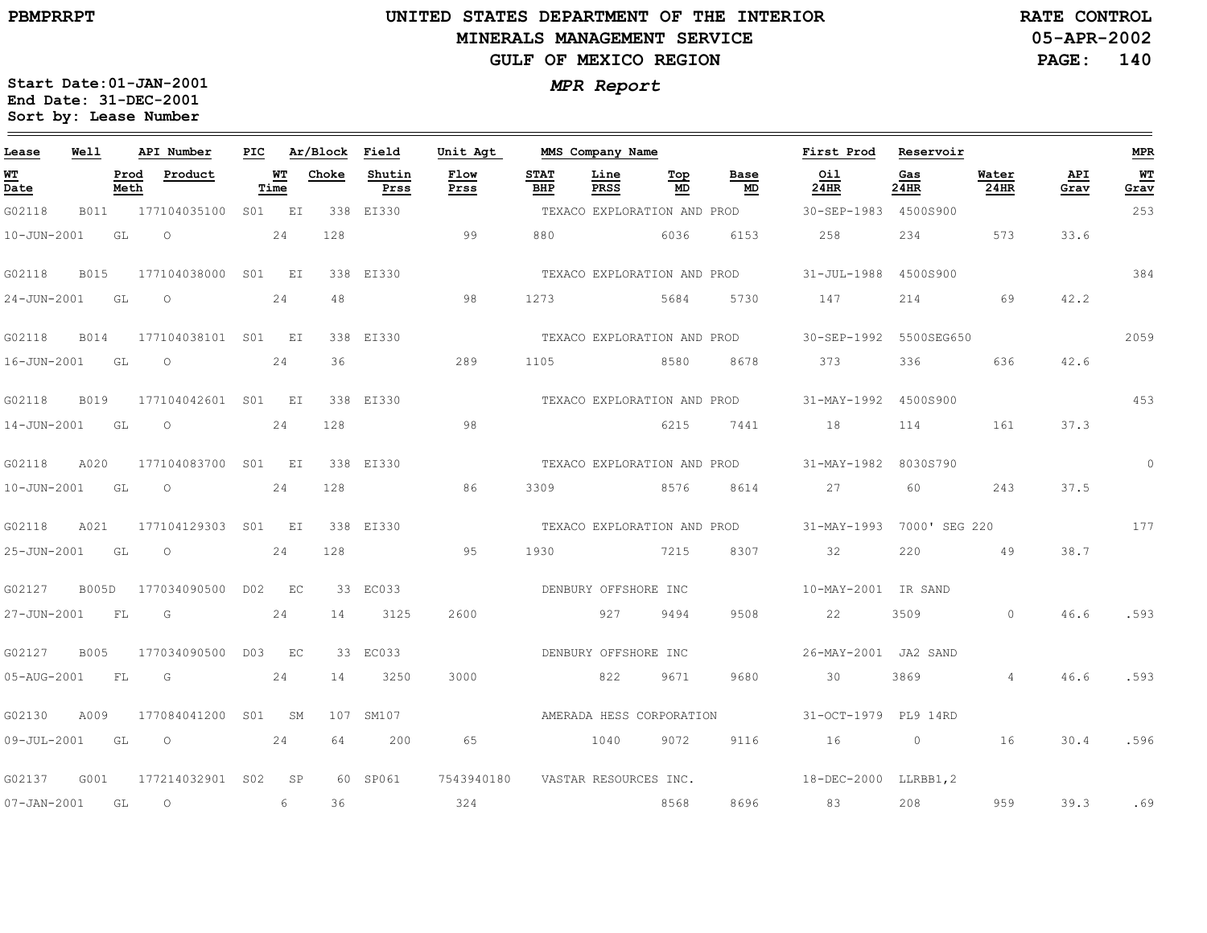# UNITED STATES DEPARTMENT OF THE INTERIOR
## MINERALS MANAGEMENT SERVICE
## GULF OF MEXICO REGION

PBMPRRPT

RATE CONTROL
05-APR-2002

*MPR Report*

**Start Date:** 01-JAN-2001
**End Date:** 31-DEC-2001
**Sort by:** Lease Number

| Lease | Well | API Number | PIC | Ar/Block | | Field | Unit Agt | MMS Company Name | | | | | First Prod | Reservoir | | | MPR |
|---|---|---|---|---|---|---|---|---|---|---|---|---|---|---|---|---|---|
| WT Date | | Prod Meth | Product | WT Time | Choke | Shutin Prss | Flow Prss | STAT BHP | Line PRSS | Top MD | Base MD | | Oil 24HR | Gas 24HR | Water 24HR | API Grav | WT Grav |
| G02118 | B011 | 177104035100 | S01 | EI | 338 | EI330 | | TEXACO EXPLORATION AND PROD | | | | | 30-SEP-1983 | 4500S900 | | | 253 |
| 10-JUN-2001 | | GL | O | 24 | 128 | | 99 | 880 | | 6036 | 6153 | | 258 | 234 | 573 | 33.6 | |
| G02118 | B015 | 177104038000 | S01 | EI | 338 | EI330 | | TEXACO EXPLORATION AND PROD | | | | | 31-JUL-1988 | 4500S900 | | | 384 |
| 24-JUN-2001 | | GL | O | 24 | 48 | | 98 | 1273 | | 5684 | 5730 | | 147 | 214 | 69 | 42.2 | |
| G02118 | B014 | 177104038101 | S01 | EI | 338 | EI330 | | TEXACO EXPLORATION AND PROD | | | | | 30-SEP-1992 | 5500SEG650 | | | 2059 |
| 16-JUN-2001 | | GL | O | 24 | 36 | | 289 | 1105 | | 8580 | 8678 | | 373 | 336 | 636 | 42.6 | |
| G02118 | B019 | 177104042601 | S01 | EI | 338 | EI330 | | TEXACO EXPLORATION AND PROD | | | | | 31-MAY-1992 | 4500S900 | | | 453 |
| 14-JUN-2001 | | GL | O | 24 | 128 | | 98 | | | 6215 | 7441 | | 18 | 114 | 161 | 37.3 | |
| G02118 | A020 | 177104083700 | S01 | EI | 338 | EI330 | | TEXACO EXPLORATION AND PROD | | | | | 31-MAY-1982 | 8030S790 | | | 0 |
| 10-JUN-2001 | | GL | O | 24 | 128 | | 86 | 3309 | | 8576 | 8614 | | 27 | 60 | 243 | 37.5 | |
| G02118 | A021 | 177104129303 | S01 | EI | 338 | EI330 | | TEXACO EXPLORATION AND PROD | | | | | 31-MAY-1993 | 7000' SEG 220 | | | 177 |
| 25-JUN-2001 | | GL | O | 24 | 128 | | 95 | 1930 | | 7215 | 8307 | | 32 | 220 | 49 | 38.7 | |
| G02127 | B005D | 177034090500 | D02 | EC | 33 | EC033 | | DENBURY OFFSHORE INC | | | | | 10-MAY-2001 | IR SAND | | | |
| 27-JUN-2001 | | FL | G | 24 | 14 | 3125 | 2600 | | 927 | 9494 | 9508 | | 22 | 3509 | 0 | 46.6 | .593 |
| G02127 | B005 | 177034090500 | D03 | EC | 33 | EC033 | | DENBURY OFFSHORE INC | | | | | 26-MAY-2001 | JA2 SAND | | | |
| 05-AUG-2001 | | FL | G | 24 | 14 | 3250 | 3000 | | 822 | 9671 | 9680 | | 30 | 3869 | 4 | 46.6 | .593 |
| G02130 | A009 | 177084041200 | S01 | SM | 107 | SM107 | | AMERADA HESS CORPORATION | | | | | 31-OCT-1979 | PL9 14RD | | | |
| 09-JUL-2001 | | GL | O | 24 | 64 | 200 | 65 | | 1040 | 9072 | 9116 | | 16 | 0 | 16 | 30.4 | .596 |
| G02137 | G001 | 177214032901 | S02 | SP | 60 | SP061 | 7543940180 | VASTAR RESOURCES INC. | | | | | 18-DEC-2000 | LLRBB1,2 | | | |
| 07-JAN-2001 | | GL | O | 6 | 36 | | 324 | | | 8568 | 8696 | | 83 | 208 | 959 | 39.3 | .69 |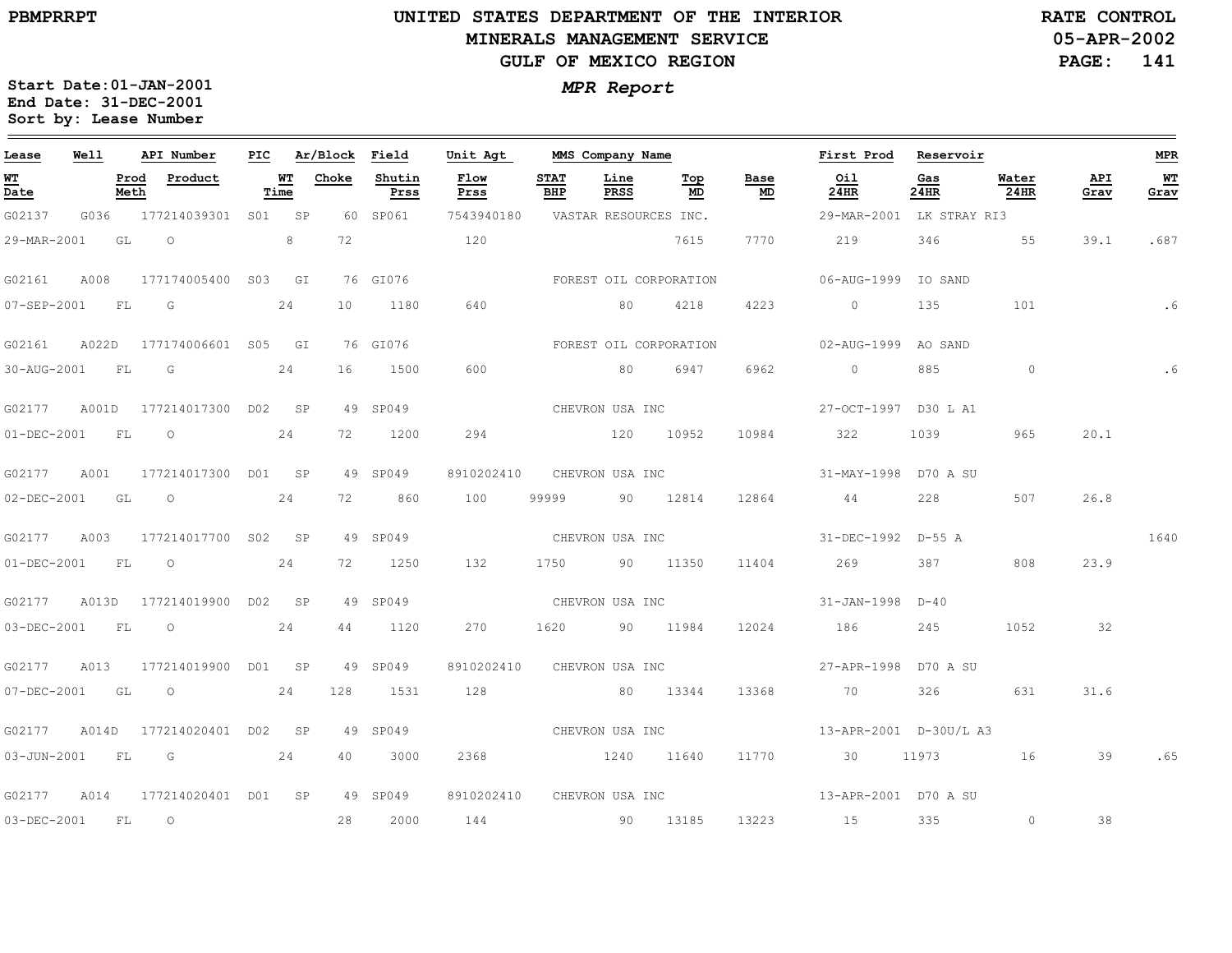# UNITED STATES DEPARTMENT OF THE INTERIOR
## MINERALS MANAGEMENT SERVICE
## GULF OF MEXICO REGION

PBMPRRPT

RATE CONTROL
05-APR-2002
PAGE: 141

*MPR Report*

**Start Date: 01-JAN-2001**
**End Date: 31-DEC-2001**
**Sort by: Lease Number**

| Lease | Well | API Number | PIC | Ar/Block | | Field | Unit Agt | MMS Company Name | | | | First Prod | Reservoir | | | MPR |
|---|---|---|---|---|---|---|---|---|---|---|---|---|---|---|---|---|
| **WT Date** | **Prod Meth** | **Product** | **WT Time** | **Choke** | | **Shutin Prss** | **Flow Prss** | **STAT BHP** | **Line PRSS** | **Top MD** | **Base MD** | **Oil 24HR** | **Gas 24HR** | **Water 24HR** | **API Grav** | **WT Grav** |
| G02137 | G036 | 177214039301 | S01 | SP | 60 | SP061 | 7543940180 | VASTAR RESOURCES INC. | | | | 29-MAR-2001 | LK STRAY RI3 | | | |
| 29-MAR-2001 | GL | O | 8 | 72 | | | 120 | | | 7615 | 7770 | 219 | 346 | 55 | 39.1 | .687 |
| G02161 | A008 | 177174005400 | S03 | GI | 76 | GI076 | | FOREST OIL CORPORATION | | | | 06-AUG-1999 | IO SAND | | | |
| 07-SEP-2001 | FL | G | 24 | 10 | | 1180 | 640 | | 80 | 4218 | 4223 | 0 | 135 | 101 | | .6 |
| G02161 | A022D | 177174006601 | S05 | GI | 76 | GI076 | | FOREST OIL CORPORATION | | | | 02-AUG-1999 | AO SAND | | | |
| 30-AUG-2001 | FL | G | 24 | 16 | | 1500 | 600 | | 80 | 6947 | 6962 | 0 | 885 | 0 | | .6 |
| G02177 | A001D | 177214017300 | D02 | SP | 49 | SP049 | | CHEVRON USA INC | | | | 27-OCT-1997 | D30 L A1 | | | |
| 01-DEC-2001 | FL | O | 24 | 72 | | 1200 | 294 | | 120 | 10952 | 10984 | 322 | 1039 | 965 | 20.1 | |
| G02177 | A001 | 177214017300 | D01 | SP | 49 | SP049 | 8910202410 | CHEVRON USA INC | | | | 31-MAY-1998 | D70 A SU | | | |
| 02-DEC-2001 | GL | O | 24 | 72 | | 860 | 100 | 99999 | 90 | 12814 | 12864 | 44 | 228 | 507 | 26.8 | |
| G02177 | A003 | 177214017700 | S02 | SP | 49 | SP049 | | CHEVRON USA INC | | | | 31-DEC-1992 | D-55 A | | | 1640 |
| 01-DEC-2001 | FL | O | 24 | 72 | | 1250 | 132 | 1750 | 90 | 11350 | 11404 | 269 | 387 | 808 | 23.9 | |
| G02177 | A013D | 177214019900 | D02 | SP | 49 | SP049 | | CHEVRON USA INC | | | | 31-JAN-1998 | D-40 | | | |
| 03-DEC-2001 | FL | O | 24 | 44 | | 1120 | 270 | 1620 | 90 | 11984 | 12024 | 186 | 245 | 1052 | 32 | |
| G02177 | A013 | 177214019900 | D01 | SP | 49 | SP049 | 8910202410 | CHEVRON USA INC | | | | 27-APR-1998 | D70 A SU | | | |
| 07-DEC-2001 | GL | O | 24 | 128 | | 1531 | 128 | | 80 | 13344 | 13368 | 70 | 326 | 631 | 31.6 | |
| G02177 | A014D | 177214020401 | D02 | SP | 49 | SP049 | | CHEVRON USA INC | | | | 13-APR-2001 | D-30U/L A3 | | | |
| 03-JUN-2001 | FL | G | 24 | 40 | | 3000 | 2368 | | 1240 | 11640 | 11770 | 30 | 11973 | 16 | 39 | .65 |
| G02177 | A014 | 177214020401 | D01 | SP | 49 | SP049 | 8910202410 | CHEVRON USA INC | | | | 13-APR-2001 | D70 A SU | | | |
| 03-DEC-2001 | FL | O | | 28 | | 2000 | 144 | | 90 | 13185 | 13223 | 15 | 335 | 0 | 38 | |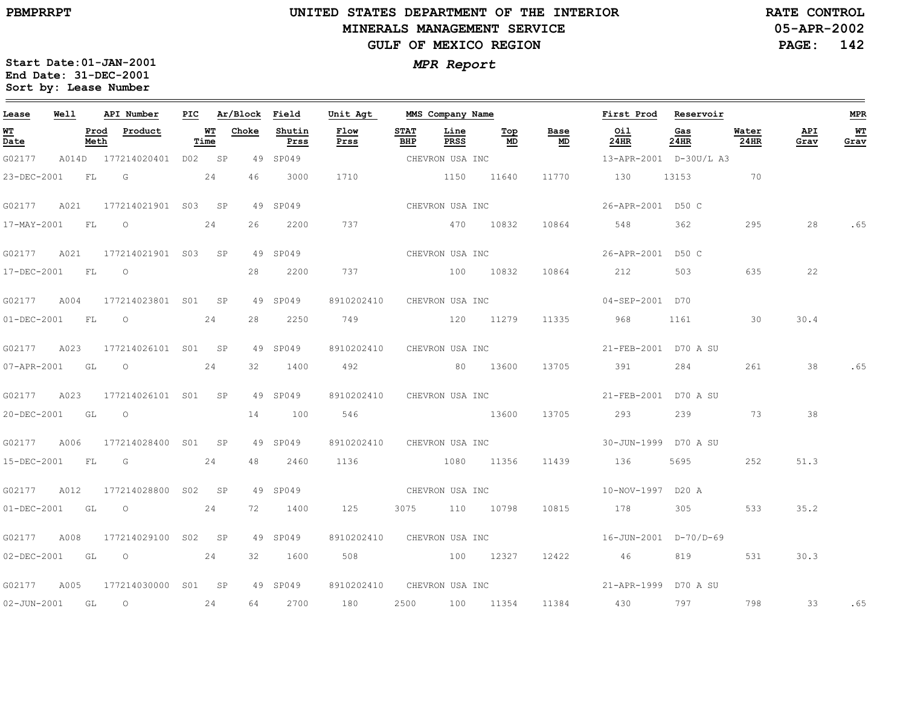PBMPRRPT

# UNITED STATES DEPARTMENT OF THE INTERIOR
## MINERALS MANAGEMENT SERVICE
## GULF OF MEXICO REGION

RATE CONTROL
05-APR-2002

*MPR Report*

Start Date:01-JAN-2001
End Date: 31-DEC-2001
Sort by: Lease Number

| Lease | Well | API Number | PIC | Ar/Block | Field | Unit Agt | MMS Company Name | | | | First Prod | Reservoir | | | MPR |
|---|---|---|---|---|---|---|---|---|---|---|---|---|---|---|---|
| WT Date | Prod Meth | Product | WT Time | Choke | Shutin Prss | Flow Prss | STAT BHP | Line PRSS | Top MD | Base MD | Oil 24HR | Gas 24HR | Water 24HR | API Grav | WT Grav |
| G02177 | A014D | 177214020401 | D02 | SP 49 | SP049 | | CHEVRON USA INC | | | | 13-APR-2001 | D-30U/L A3 | | | |
| 23-DEC-2001 | FL | G | 24 | 46 | 3000 | 1710 | | 1150 | 11640 | 11770 | 130 | 13153 | 70 | | |
| G02177 | A021 | 177214021901 | S03 | SP 49 | SP049 | | CHEVRON USA INC | | | | 26-APR-2001 | D50 C | | | |
| 17-MAY-2001 | FL | O | 24 | 26 | 2200 | 737 | | 470 | 10832 | 10864 | 548 | 362 | 295 | 28 | .65 |
| G02177 | A021 | 177214021901 | S03 | SP 49 | SP049 | | CHEVRON USA INC | | | | 26-APR-2001 | D50 C | | | |
| 17-DEC-2001 | FL | O | | 28 | 2200 | 737 | | 100 | 10832 | 10864 | 212 | 503 | 635 | 22 | |
| G02177 | A004 | 177214023801 | S01 | SP 49 | SP049 | 8910202410 | CHEVRON USA INC | | | | 04-SEP-2001 | D70 | | | |
| 01-DEC-2001 | FL | O | 24 | 28 | 2250 | 749 | | 120 | 11279 | 11335 | 968 | 1161 | 30 | 30.4 | |
| G02177 | A023 | 177214026101 | S01 | SP 49 | SP049 | 8910202410 | CHEVRON USA INC | | | | 21-FEB-2001 | D70 A SU | | | |
| 07-APR-2001 | GL | O | 24 | 32 | 1400 | 492 | | 80 | 13600 | 13705 | 391 | 284 | 261 | 38 | .65 |
| G02177 | A023 | 177214026101 | S01 | SP 49 | SP049 | 8910202410 | CHEVRON USA INC | | | | 21-FEB-2001 | D70 A SU | | | |
| 20-DEC-2001 | GL | O | | 14 | 100 | 546 | | | 13600 | 13705 | 293 | 239 | 73 | 38 | |
| G02177 | A006 | 177214028400 | S01 | SP 49 | SP049 | 8910202410 | CHEVRON USA INC | | | | 30-JUN-1999 | D70 A SU | | | |
| 15-DEC-2001 | FL | G | 24 | 48 | 2460 | 1136 | | 1080 | 11356 | 11439 | 136 | 5695 | 252 | 51.3 | |
| G02177 | A012 | 177214028800 | S02 | SP 49 | SP049 | | CHEVRON USA INC | | | | 10-NOV-1997 | D20 A | | | |
| 01-DEC-2001 | GL | O | 24 | 72 | 1400 | 125 | 3075 | 110 | 10798 | 10815 | 178 | 305 | 533 | 35.2 | |
| G02177 | A008 | 177214029100 | S02 | SP 49 | SP049 | 8910202410 | CHEVRON USA INC | | | | 16-JUN-2001 | D-70/D-69 | | | |
| 02-DEC-2001 | GL | O | 24 | 32 | 1600 | 508 | | 100 | 12327 | 12422 | 46 | 819 | 531 | 30.3 | |
| G02177 | A005 | 177214030000 | S01 | SP 49 | SP049 | 8910202410 | CHEVRON USA INC | | | | 21-APR-1999 | D70 A SU | | | |
| 02-JUN-2001 | GL | O | 24 | 64 | 2700 | 180 | 2500 | 100 | 11354 | 11384 | 430 | 797 | 798 | 33 | .65 |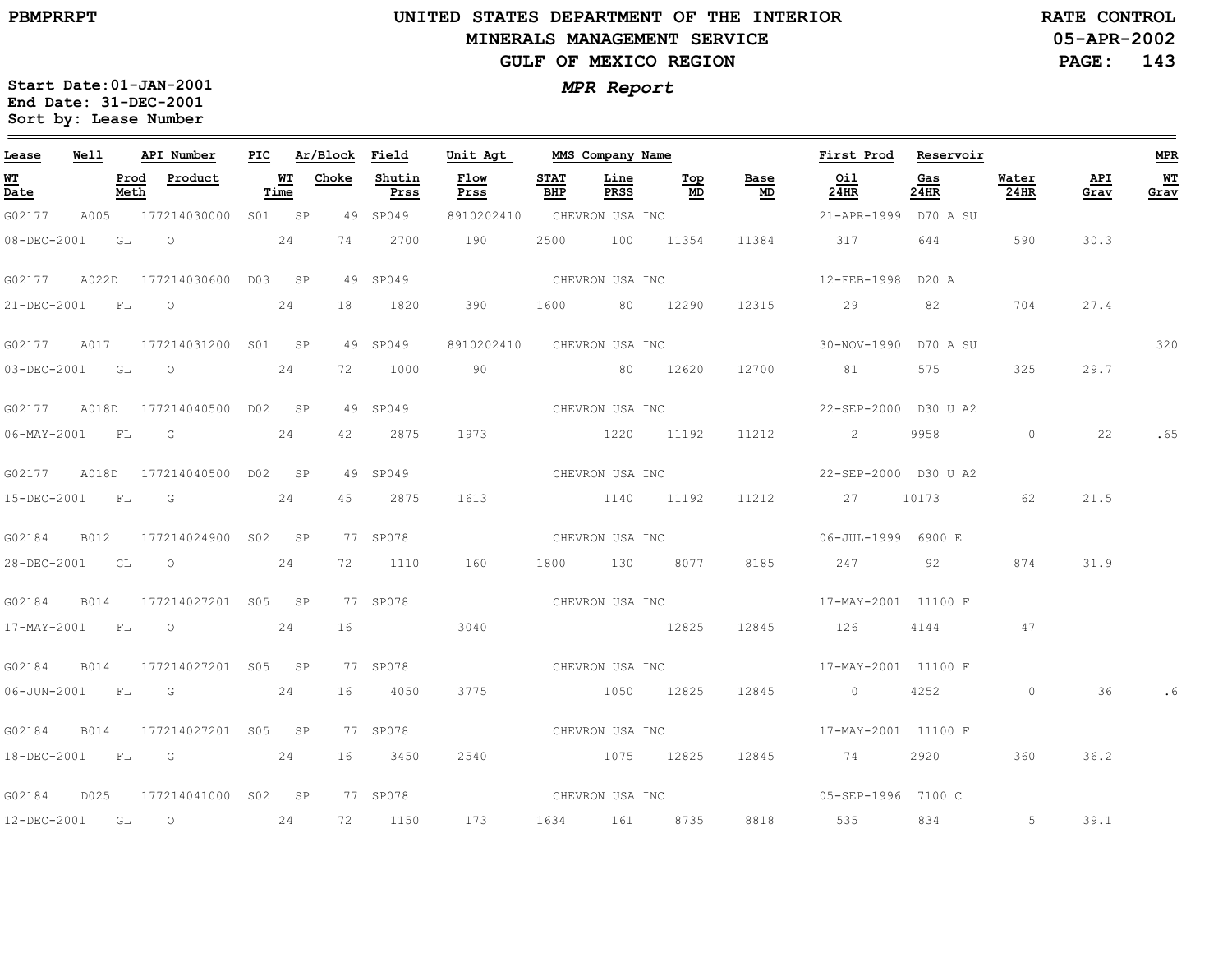PBMPRRPT

# UNITED STATES DEPARTMENT OF THE INTERIOR
## MINERALS MANAGEMENT SERVICE
## GULF OF MEXICO REGION

RATE CONTROL
05-APR-2002

Start Date:01-JAN-2001
End Date: 31-DEC-2001
Sort by: Lease Number

***MPR Report***

| Lease | Well | API Number | PIC | Ar/Block | Field | Unit Agt | MMS Company Name | | | | First Prod | Reservoir | | | MPR |
|---|---|---|---|---|---|---|---|---|---|---|---|---|---|---|---|
| WT Date | Prod Meth | Product | WT Time | Choke | Shutin Prss | Flow Prss | STAT BHP | Line PRSS | Top MD | Base MD | Oil 24HR | Gas 24HR | Water 24HR | API Grav | WT Grav |
| G02177 | A005 | 177214030000 | S01 | SP 49 | SP049 | 8910202410 | CHEVRON USA INC | | | | 21-APR-1999 | D70 A SU | | | |
| 08-DEC-2001 | GL | O | 24 | 74 | 2700 | 190 | 2500 | 100 | 11354 | 11384 | 317 | 644 | 590 | 30.3 | |
| G02177 | A022D | 177214030600 | D03 | SP 49 | SP049 | | CHEVRON USA INC | | | | 12-FEB-1998 | D20 A | | | |
| 21-DEC-2001 | FL | O | 24 | 18 | 1820 | 390 | 1600 | 80 | 12290 | 12315 | 29 | 82 | 704 | 27.4 | |
| G02177 | A017 | 177214031200 | S01 | SP 49 | SP049 | 8910202410 | CHEVRON USA INC | | | | 30-NOV-1990 | D70 A SU | | | 320 |
| 03-DEC-2001 | GL | O | 24 | 72 | 1000 | 90 | | 80 | 12620 | 12700 | 81 | 575 | 325 | 29.7 | |
| G02177 | A018D | 177214040500 | D02 | SP 49 | SP049 | | CHEVRON USA INC | | | | 22-SEP-2000 | D30 U A2 | | | |
| 06-MAY-2001 | FL | G | 24 | 42 | 2875 | 1973 | | 1220 | 11192 | 11212 | 2 | 9958 | 0 | 22 | .65 |
| G02177 | A018D | 177214040500 | D02 | SP 49 | SP049 | | CHEVRON USA INC | | | | 22-SEP-2000 | D30 U A2 | | | |
| 15-DEC-2001 | FL | G | 24 | 45 | 2875 | 1613 | | 1140 | 11192 | 11212 | 27 | 10173 | 62 | 21.5 | |
| G02184 | B012 | 177214024900 | S02 | SP 77 | SP078 | | CHEVRON USA INC | | | | 06-JUL-1999 | 6900 E | | | |
| 28-DEC-2001 | GL | O | 24 | 72 | 1110 | 160 | 1800 | 130 | 8077 | 8185 | 247 | 92 | 874 | 31.9 | |
| G02184 | B014 | 177214027201 | S05 | SP 77 | SP078 | | CHEVRON USA INC | | | | 17-MAY-2001 | 11100 F | | | |
| 17-MAY-2001 | FL | O | 24 | 16 | | 3040 | | | 12825 | 12845 | 126 | 4144 | 47 | | |
| G02184 | B014 | 177214027201 | S05 | SP 77 | SP078 | | CHEVRON USA INC | | | | 17-MAY-2001 | 11100 F | | | |
| 06-JUN-2001 | FL | G | 24 | 16 | 4050 | 3775 | | 1050 | 12825 | 12845 | 0 | 4252 | 0 | 36 | .6 |
| G02184 | B014 | 177214027201 | S05 | SP 77 | SP078 | | CHEVRON USA INC | | | | 17-MAY-2001 | 11100 F | | | |
| 18-DEC-2001 | FL | G | 24 | 16 | 3450 | 2540 | | 1075 | 12825 | 12845 | 74 | 2920 | 360 | 36.2 | |
| G02184 | D025 | 177214041000 | S02 | SP 77 | SP078 | | CHEVRON USA INC | | | | 05-SEP-1996 | 7100 C | | | |
| 12-DEC-2001 | GL | O | 24 | 72 | 1150 | 173 | 1634 | 161 | 8735 | 8818 | 535 | 834 | 5 | 39.1 | |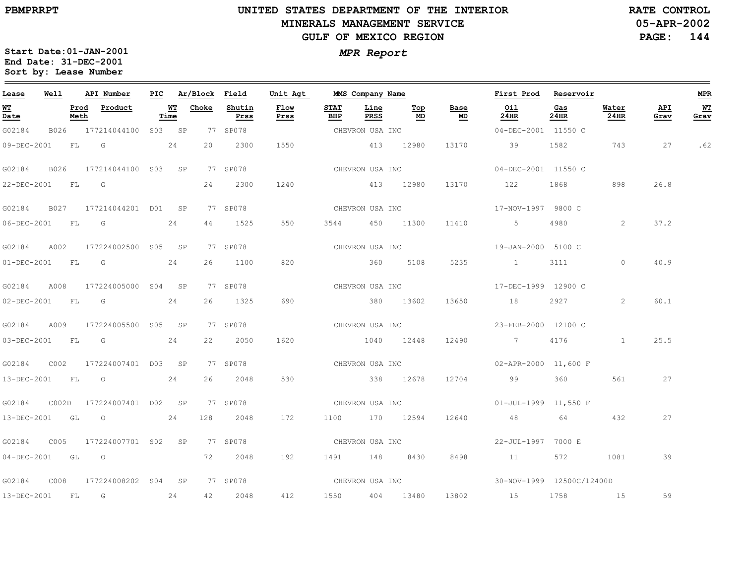PBMPRRPT

# UNITED STATES DEPARTMENT OF THE INTERIOR
## MINERALS MANAGEMENT SERVICE
## GULF OF MEXICO REGION

RATE CONTROL
05-APR-2002

*MPR Report*

Start Date: 01-JAN-2001
End Date: 31-DEC-2001
Sort by: Lease Number

| Lease | Well | API Number | PIC | Ar/Block | | Field | Unit Agt | MMS Company Name | | | | First Prod | Reservoir | | | MPR |
|---|---|---|---|---|---|---|---|---|---|---|---|---|---|---|---|---|
| WT Date | | Prod Meth | Product | WT Time | Choke | Shutin Prss | Flow Prss | STAT BHP | Line PRSS | Top MD | Base MD | Oil 24HR | Gas 24HR | Water 24HR | API Grav | WT Grav |
| G02184 | B026 | 177214044100 | S03 | SP | 77 | SP078 | | CHEVRON USA INC | | | | 04-DEC-2001 | 11550 C | | | |
| 09-DEC-2001 | | FL | G | 24 | 20 | 2300 | 1550 | | 413 | 12980 | 13170 | 39 | 1582 | 743 | 27 | .62 |
| G02184 | B026 | 177214044100 | S03 | SP | 77 | SP078 | | CHEVRON USA INC | | | | 04-DEC-2001 | 11550 C | | | |
| 22-DEC-2001 | | FL | G | | 24 | 2300 | 1240 | | 413 | 12980 | 13170 | 122 | 1868 | 898 | 26.8 | |
| G02184 | B027 | 177214044201 | D01 | SP | 77 | SP078 | | CHEVRON USA INC | | | | 17-NOV-1997 | 9800 C | | | |
| 06-DEC-2001 | | FL | G | 24 | 44 | 1525 | 550 | 3544 | 450 | 11300 | 11410 | 5 | 4980 | 2 | 37.2 | |
| G02184 | A002 | 177224002500 | S05 | SP | 77 | SP078 | | CHEVRON USA INC | | | | 19-JAN-2000 | 5100 C | | | |
| 01-DEC-2001 | | FL | G | 24 | 26 | 1100 | 820 | | 360 | 5108 | 5235 | 1 | 3111 | 0 | 40.9 | |
| G02184 | A008 | 177224005000 | S04 | SP | 77 | SP078 | | CHEVRON USA INC | | | | 17-DEC-1999 | 12900 C | | | |
| 02-DEC-2001 | | FL | G | 24 | 26 | 1325 | 690 | | 380 | 13602 | 13650 | 18 | 2927 | 2 | 60.1 | |
| G02184 | A009 | 177224005500 | S05 | SP | 77 | SP078 | | CHEVRON USA INC | | | | 23-FEB-2000 | 12100 C | | | |
| 03-DEC-2001 | | FL | G | 24 | 22 | 2050 | 1620 | | 1040 | 12448 | 12490 | 7 | 4176 | 1 | 25.5 | |
| G02184 | C002 | 177224007401 | D03 | SP | 77 | SP078 | | CHEVRON USA INC | | | | 02-APR-2000 | 11,600 F | | | |
| 13-DEC-2001 | | FL | O | 24 | 26 | 2048 | 530 | | 338 | 12678 | 12704 | 99 | 360 | 561 | 27 | |
| G02184 | C002D | 177224007401 | D02 | SP | 77 | SP078 | | CHEVRON USA INC | | | | 01-JUL-1999 | 11,550 F | | | |
| 13-DEC-2001 | | GL | O | 24 | 128 | 2048 | 172 | 1100 | 170 | 12594 | 12640 | 48 | 64 | 432 | 27 | |
| G02184 | C005 | 177224007701 | S02 | SP | 77 | SP078 | | CHEVRON USA INC | | | | 22-JUL-1997 | 7000 E | | | |
| 04-DEC-2001 | | GL | O | | 72 | 2048 | 192 | 1491 | 148 | 8430 | 8498 | 11 | 572 | 1081 | 39 | |
| G02184 | C008 | 177224008202 | S04 | SP | 77 | SP078 | | CHEVRON USA INC | | | | 30-NOV-1999 | 12500C/12400D | | | |
| 13-DEC-2001 | | FL | G | 24 | 42 | 2048 | 412 | 1550 | 404 | 13480 | 13802 | 15 | 1758 | 15 | 59 | |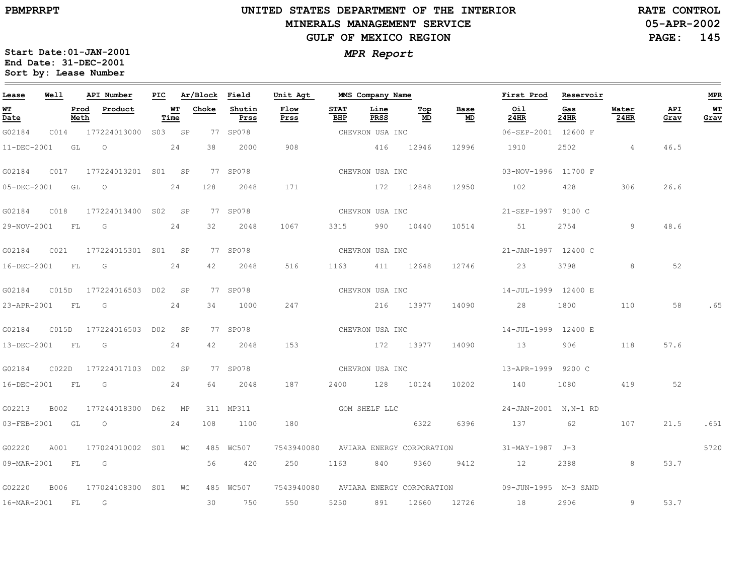# UNITED STATES DEPARTMENT OF THE INTERIOR
## MINERALS MANAGEMENT SERVICE
## GULF OF MEXICO REGION

PBMPRRPT

RATE CONTROL
05-APR-2002

*MPR Report*

Start Date:01-JAN-2001
End Date: 31-DEC-2001
Sort by: Lease Number

| Lease | Well | API Number | PIC | Ar/Block | | Field | Unit Agt | MMS Company Name | | | | | First Prod | Reservoir | | | MPR |
|---|---|---|---|---|---|---|---|---|---|---|---|---|---|---|---|---|---|
| WT Date | Prod Meth | Product | WT Time | Choke | | Shutin Prss | Flow Prss | STAT BHP | Line PRSS | Top MD | Base MD | | Oil 24HR | Gas 24HR | Water 24HR | API Grav | WT Grav |
| G02184 | C014 | 177224013000 | S03 | SP | 77 | SP078 | | CHEVRON USA INC | | | | | 06-SEP-2001 | 12600 F | | | |
| 11-DEC-2001 | GL | O | 24 | 38 | | 2000 | 908 | | 416 | 12946 | 12996 | | 1910 | 2502 | 4 | 46.5 | |
| G02184 | C017 | 177224013201 | S01 | SP | 77 | SP078 | | CHEVRON USA INC | | | | | 03-NOV-1996 | 11700 F | | | |
| 05-DEC-2001 | GL | O | 24 | 128 | | 2048 | 171 | | 172 | 12848 | 12950 | | 102 | 428 | 306 | 26.6 | |
| G02184 | C018 | 177224013400 | S02 | SP | 77 | SP078 | | CHEVRON USA INC | | | | | 21-SEP-1997 | 9100 C | | | |
| 29-NOV-2001 | FL | G | 24 | 32 | | 2048 | 1067 | 3315 | 990 | 10440 | 10514 | | 51 | 2754 | 9 | 48.6 | |
| G02184 | C021 | 177224015301 | S01 | SP | 77 | SP078 | | CHEVRON USA INC | | | | | 21-JAN-1997 | 12400 C | | | |
| 16-DEC-2001 | FL | G | 24 | 42 | | 2048 | 516 | 1163 | 411 | 12648 | 12746 | | 23 | 3798 | 8 | 52 | |
| G02184 | C015D | 177224016503 | D02 | SP | 77 | SP078 | | CHEVRON USA INC | | | | | 14-JUL-1999 | 12400 E | | | |
| 23-APR-2001 | FL | G | 24 | 34 | | 1000 | 247 | | 216 | 13977 | 14090 | | 28 | 1800 | 110 | 58 | .65 |
| G02184 | C015D | 177224016503 | D02 | SP | 77 | SP078 | | CHEVRON USA INC | | | | | 14-JUL-1999 | 12400 E | | | |
| 13-DEC-2001 | FL | G | 24 | 42 | | 2048 | 153 | | 172 | 13977 | 14090 | | 13 | 906 | 118 | 57.6 | |
| G02184 | C022D | 177224017103 | D02 | SP | 77 | SP078 | | CHEVRON USA INC | | | | | 13-APR-1999 | 9200 C | | | |
| 16-DEC-2001 | FL | G | 24 | 64 | | 2048 | 187 | 2400 | 128 | 10124 | 10202 | | 140 | 1080 | 419 | 52 | |
| G02213 | B002 | 177244018300 | D62 | MP | 311 | MP311 | | GOM SHELF LLC | | | | | 24-JAN-2001 | N,N-1 RD | | | |
| 03-FEB-2001 | GL | O | 24 | 108 | | 1100 | 180 | | | 6322 | 6396 | | 137 | 62 | 107 | 21.5 | .651 |
| G02220 | A001 | 177024010002 | S01 | WC | 485 | WC507 | 7543940080 | AVIARA ENERGY CORPORATION | | | | | 31-MAY-1987 | J-3 | | | 5720 |
| 09-MAR-2001 | FL | G | | 56 | | 420 | 250 | 1163 | 840 | 9360 | 9412 | | 12 | 2388 | 8 | 53.7 | |
| G02220 | B006 | 177024108300 | S01 | WC | 485 | WC507 | 7543940080 | AVIARA ENERGY CORPORATION | | | | | 09-JUN-1995 | M-3 SAND | | | |
| 16-MAR-2001 | FL | G | | 30 | | 750 | 550 | 5250 | 891 | 12660 | 12726 | | 18 | 2906 | 9 | 53.7 | |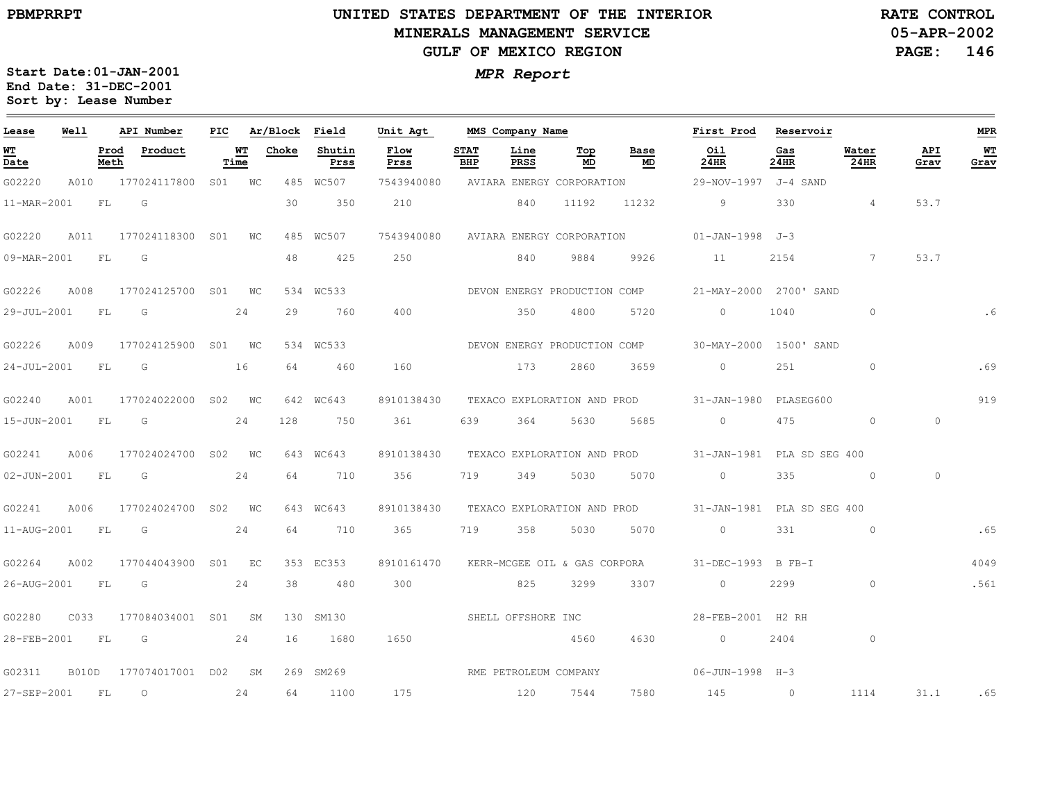PBMPRRPT

# UNITED STATES DEPARTMENT OF THE INTERIOR
## MINERALS MANAGEMENT SERVICE
## GULF OF MEXICO REGION

RATE CONTROL
05-APR-2002

***MPR Report***

**Start Date:01-JAN-2001**
**End Date: 31-DEC-2001**
**Sort by: Lease Number**

| Lease | Well | | API Number | PIC | Ar/Block | | Field | Unit Agt | MMS Company Name | | | | | First Prod | Reservoir | | | MPR |
|---|---|---|---|---|---|---|---|---|---|---|---|---|---|---|---|---|---|---|
| WT Date | | Prod Meth | Product | | WT Time | Choke | Shutin Prss | Flow Prss | STAT BHP | Line PRSS | Top MD | Base MD | | Oil 24HR | Gas 24HR | Water 24HR | API Grav | WT Grav |
| G02220 | A010 | | 177024117800 | S01 | WC | 485 | WC507 | 7543940080 | AVIARA ENERGY CORPORATION | | | | | 29-NOV-1997 | J-4 SAND | | | |
| 11-MAR-2001 | | FL | G | | | 30 | 350 | 210 | | 840 | 11192 | 11232 | | 9 | 330 | 4 | 53.7 | |
| G02220 | A011 | | 177024118300 | S01 | WC | 485 | WC507 | 7543940080 | AVIARA ENERGY CORPORATION | | | | | 01-JAN-1998 | J-3 | | | |
| 09-MAR-2001 | | FL | G | | | 48 | 425 | 250 | | 840 | 9884 | 9926 | | 11 | 2154 | 7 | 53.7 | |
| G02226 | A008 | | 177024125700 | S01 | WC | 534 | WC533 | | DEVON ENERGY PRODUCTION COMP | | | | | 21-MAY-2000 | 2700' SAND | | | |
| 29-JUL-2001 | | FL | G | | 24 | 29 | 760 | 400 | | 350 | 4800 | 5720 | | 0 | 1040 | 0 | | .6 |
| G02226 | A009 | | 177024125900 | S01 | WC | 534 | WC533 | | DEVON ENERGY PRODUCTION COMP | | | | | 30-MAY-2000 | 1500' SAND | | | |
| 24-JUL-2001 | | FL | G | | 16 | 64 | 460 | 160 | | 173 | 2860 | 3659 | | 0 | 251 | 0 | | .69 |
| G02240 | A001 | | 177024022000 | S02 | WC | 642 | WC643 | 8910138430 | TEXACO EXPLORATION AND PROD | | | | | 31-JAN-1980 | PLASEG600 | | | 919 |
| 15-JUN-2001 | | FL | G | | 24 | 128 | 750 | 361 | 639 | 364 | 5630 | 5685 | | 0 | 475 | 0 | 0 | |
| G02241 | A006 | | 177024024700 | S02 | WC | 643 | WC643 | 8910138430 | TEXACO EXPLORATION AND PROD | | | | | 31-JAN-1981 | PLA SD SEG 400 | | | |
| 02-JUN-2001 | | FL | G | | 24 | 64 | 710 | 356 | 719 | 349 | 5030 | 5070 | | 0 | 335 | 0 | 0 | |
| G02241 | A006 | | 177024024700 | S02 | WC | 643 | WC643 | 8910138430 | TEXACO EXPLORATION AND PROD | | | | | 31-JAN-1981 | PLA SD SEG 400 | | | |
| 11-AUG-2001 | | FL | G | | 24 | 64 | 710 | 365 | 719 | 358 | 5030 | 5070 | | 0 | 331 | 0 | | .65 |
| G02264 | A002 | | 177044043900 | S01 | EC | 353 | EC353 | 8910161470 | KERR-MCGEE OIL & GAS CORPORA | | | | | 31-DEC-1993 | B FB-I | | | 4049 |
| 26-AUG-2001 | | FL | G | | 24 | 38 | 480 | 300 | | 825 | 3299 | 3307 | | 0 | 2299 | 0 | | .561 |
| G02280 | C033 | | 177084034001 | S01 | SM | 130 | SM130 | | SHELL OFFSHORE INC | | | | | 28-FEB-2001 | H2 RH | | | |
| 28-FEB-2001 | | FL | G | | 24 | 16 | 1680 | 1650 | | | 4560 | 4630 | | 0 | 2404 | 0 | | |
| G02311 | B010D | | 177074017001 | D02 | SM | 269 | SM269 | | RME PETROLEUM COMPANY | | | | | 06-JUN-1998 | H-3 | | | |
| 27-SEP-2001 | | FL | O | | 24 | 64 | 1100 | 175 | | 120 | 7544 | 7580 | | 145 | 0 | 1114 | 31.1 | .65 |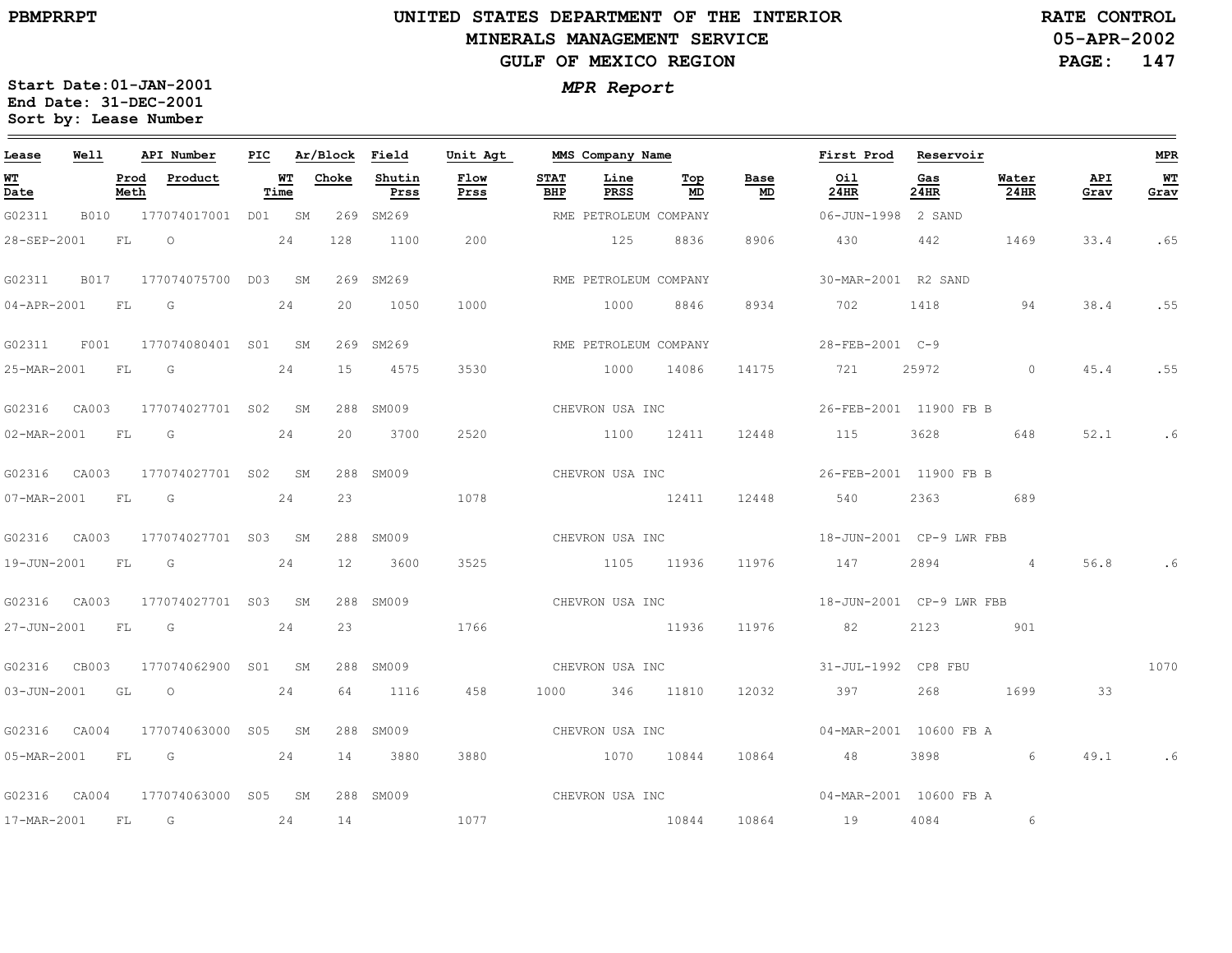**UNITED STATES DEPARTMENT OF THE INTERIOR**
**MINERALS MANAGEMENT SERVICE**
**GULF OF MEXICO REGION**

PBMPRRPT

RATE CONTROL
05-APR-2002

Start Date:01-JAN-2001
End Date: 31-DEC-2001
Sort by: Lease Number

## *MPR Report*

| Lease | Well | API Number | PIC | Ar/Block | | Field | Unit Agt | MMS Company Name | | | | First Prod | Reservoir | | | MPR |
|---|---|---|---|---|---|---|---|---|---|---|---|---|---|---|---|---|
| WT Date | Prod Meth | Product | WT Time | Choke | | Shutin Prss | Flow Prss | STAT BHP | Line PRSS | Top MD | Base MD | Oil 24HR | Gas 24HR | Water 24HR | API Grav | WT Grav |
| G02311 | B010 | 177074017001 | D01 | SM | 269 | SM269 | | RME PETROLEUM COMPANY | | | | 06-JUN-1998 | 2 SAND | | | |
| 28-SEP-2001 | FL | O | 24 | 128 | | 1100 | 200 | | 125 | 8836 | 8906 | 430 | 442 | 1469 | 33.4 | .65 |
| G02311 | B017 | 177074075700 | D03 | SM | 269 | SM269 | | RME PETROLEUM COMPANY | | | | 30-MAR-2001 | R2 SAND | | | |
| 04-APR-2001 | FL | G | 24 | 20 | | 1050 | 1000 | | 1000 | 8846 | 8934 | 702 | 1418 | 94 | 38.4 | .55 |
| G02311 | F001 | 177074080401 | S01 | SM | 269 | SM269 | | RME PETROLEUM COMPANY | | | | 28-FEB-2001 | C-9 | | | |
| 25-MAR-2001 | FL | G | 24 | 15 | | 4575 | 3530 | | 1000 | 14086 | 14175 | 721 | 25972 | 0 | 45.4 | .55 |
| G02316 | CA003 | 177074027701 | S02 | SM | 288 | SM009 | | CHEVRON USA INC | | | | 26-FEB-2001 | 11900 FB B | | | |
| 02-MAR-2001 | FL | G | 24 | 20 | | 3700 | 2520 | | 1100 | 12411 | 12448 | 115 | 3628 | 648 | 52.1 | .6 |
| G02316 | CA003 | 177074027701 | S02 | SM | 288 | SM009 | | CHEVRON USA INC | | | | 26-FEB-2001 | 11900 FB B | | | |
| 07-MAR-2001 | FL | G | 24 | 23 | | | 1078 | | | 12411 | 12448 | 540 | 2363 | 689 | | |
| G02316 | CA003 | 177074027701 | S03 | SM | 288 | SM009 | | CHEVRON USA INC | | | | 18-JUN-2001 | CP-9 LWR FBB | | | |
| 19-JUN-2001 | FL | G | 24 | 12 | | 3600 | 3525 | | 1105 | 11936 | 11976 | 147 | 2894 | 4 | 56.8 | .6 |
| G02316 | CA003 | 177074027701 | S03 | SM | 288 | SM009 | | CHEVRON USA INC | | | | 18-JUN-2001 | CP-9 LWR FBB | | | |
| 27-JUN-2001 | FL | G | 24 | 23 | | | 1766 | | | 11936 | 11976 | 82 | 2123 | 901 | | |
| G02316 | CB003 | 177074062900 | S01 | SM | 288 | SM009 | | CHEVRON USA INC | | | | 31-JUL-1992 | CP8 FBU | | | 1070 |
| 03-JUN-2001 | GL | O | 24 | 64 | | 1116 | 458 | 1000 | 346 | 11810 | 12032 | 397 | 268 | 1699 | 33 | |
| G02316 | CA004 | 177074063000 | S05 | SM | 288 | SM009 | | CHEVRON USA INC | | | | 04-MAR-2001 | 10600 FB A | | | |
| 05-MAR-2001 | FL | G | 24 | 14 | | 3880 | 3880 | | 1070 | 10844 | 10864 | 48 | 3898 | 6 | 49.1 | .6 |
| G02316 | CA004 | 177074063000 | S05 | SM | 288 | SM009 | | CHEVRON USA INC | | | | 04-MAR-2001 | 10600 FB A | | | |
| 17-MAR-2001 | FL | G | 24 | 14 | | | 1077 | | | 10844 | 10864 | 19 | 4084 | 6 | | |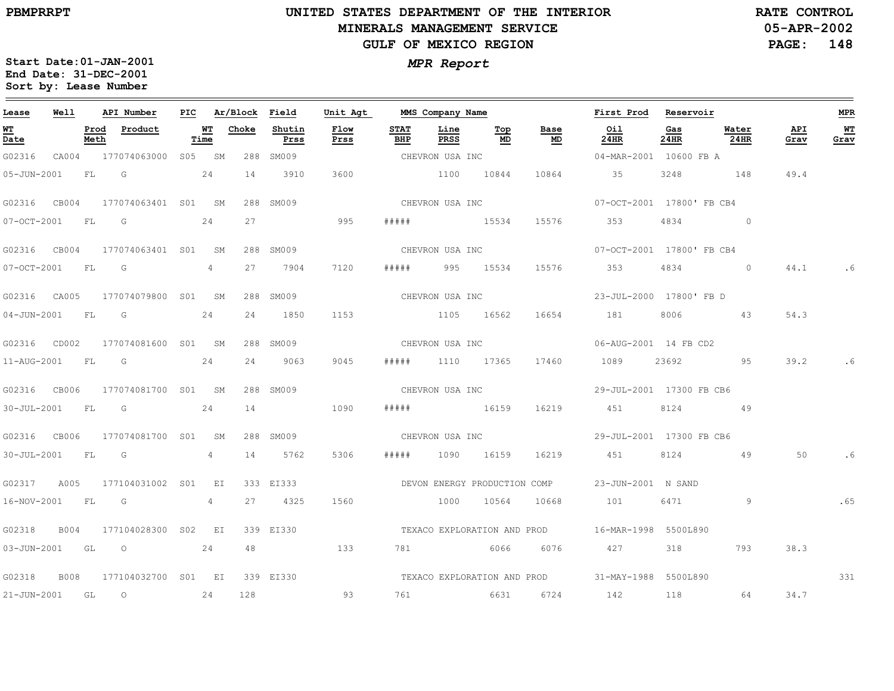PBMPRRPT

# UNITED STATES DEPARTMENT OF THE INTERIOR
## MINERALS MANAGEMENT SERVICE
## GULF OF MEXICO REGION

RATE CONTROL
05-APR-2002

Start Date: 01-JAN-2001
End Date: 31-DEC-2001
Sort by: Lease Number

***MPR Report***

| Lease | Well | API Number | PIC | Ar/Block | | Field | Unit Agt | MMS Company Name | | | | First Prod | Reservoir | | | MPR |
|---|---|---|---|---|---|---|---|---|---|---|---|---|---|---|---|---|
| WT Date | Prod Meth | Product | WT Time | Choke | | Shutin Prss | Flow Prss | STAT BHP | Line PRSS | Top MD | Base MD | Oil 24HR | Gas 24HR | Water 24HR | API Grav | WT Grav |
| G02316 | CA004 | 177074063000 | S05 | SM | 288 | SM009 | | CHEVRON USA INC | | | | 04-MAR-2001 | 10600 FB A | | | |
| 05-JUN-2001 | FL | G | 24 | 14 | | 3910 | 3600 | | 1100 | 10844 | 10864 | 35 | 3248 | 148 | 49.4 | |
| G02316 | CB004 | 177074063401 | S01 | SM | 288 | SM009 | | CHEVRON USA INC | | | | 07-OCT-2001 | 17800' FB CB4 | | | |
| 07-OCT-2001 | FL | G | 24 | 27 | | | 995 | ##### | | 15534 | 15576 | 353 | 4834 | 0 | | |
| G02316 | CB004 | 177074063401 | S01 | SM | 288 | SM009 | | CHEVRON USA INC | | | | 07-OCT-2001 | 17800' FB CB4 | | | |
| 07-OCT-2001 | FL | G | 4 | 27 | | 7904 | 7120 | ##### | 995 | 15534 | 15576 | 353 | 4834 | 0 | 44.1 | .6 |
| G02316 | CA005 | 177074079800 | S01 | SM | 288 | SM009 | | CHEVRON USA INC | | | | 23-JUL-2000 | 17800' FB D | | | |
| 04-JUN-2001 | FL | G | 24 | 24 | | 1850 | 1153 | | 1105 | 16562 | 16654 | 181 | 8006 | 43 | 54.3 | |
| G02316 | CD002 | 177074081600 | S01 | SM | 288 | SM009 | | CHEVRON USA INC | | | | 06-AUG-2001 | 14 FB CD2 | | | |
| 11-AUG-2001 | FL | G | 24 | 24 | | 9063 | 9045 | ##### | 1110 | 17365 | 17460 | 1089 | 23692 | 95 | 39.2 | .6 |
| G02316 | CB006 | 177074081700 | S01 | SM | 288 | SM009 | | CHEVRON USA INC | | | | 29-JUL-2001 | 17300 FB CB6 | | | |
| 30-JUL-2001 | FL | G | 24 | 14 | | | 1090 | ##### | | 16159 | 16219 | 451 | 8124 | 49 | | |
| G02316 | CB006 | 177074081700 | S01 | SM | 288 | SM009 | | CHEVRON USA INC | | | | 29-JUL-2001 | 17300 FB CB6 | | | |
| 30-JUL-2001 | FL | G | 4 | 14 | | 5762 | 5306 | ##### | 1090 | 16159 | 16219 | 451 | 8124 | 49 | 50 | .6 |
| G02317 | A005 | 177104031002 | S01 | EI | 333 | EI333 | | DEVON ENERGY PRODUCTION COMP | | | | 23-JUN-2001 | N SAND | | | |
| 16-NOV-2001 | FL | G | 4 | 27 | | 4325 | 1560 | | 1000 | 10564 | 10668 | 101 | 6471 | 9 | | .65 |
| G02318 | B004 | 177104028300 | S02 | EI | 339 | EI330 | | TEXACO EXPLORATION AND PROD | | | | 16-MAR-1998 | 5500L890 | | | |
| 03-JUN-2001 | GL | O | 24 | 48 | | | 133 | 781 | | 6066 | 6076 | 427 | 318 | 793 | 38.3 | |
| G02318 | B008 | 177104032700 | S01 | EI | 339 | EI330 | | TEXACO EXPLORATION AND PROD | | | | 31-MAY-1988 | 5500L890 | | | 331 |
| 21-JUN-2001 | GL | O | 24 | 128 | | | 93 | 761 | | 6631 | 6724 | 142 | 118 | 64 | 34.7 | |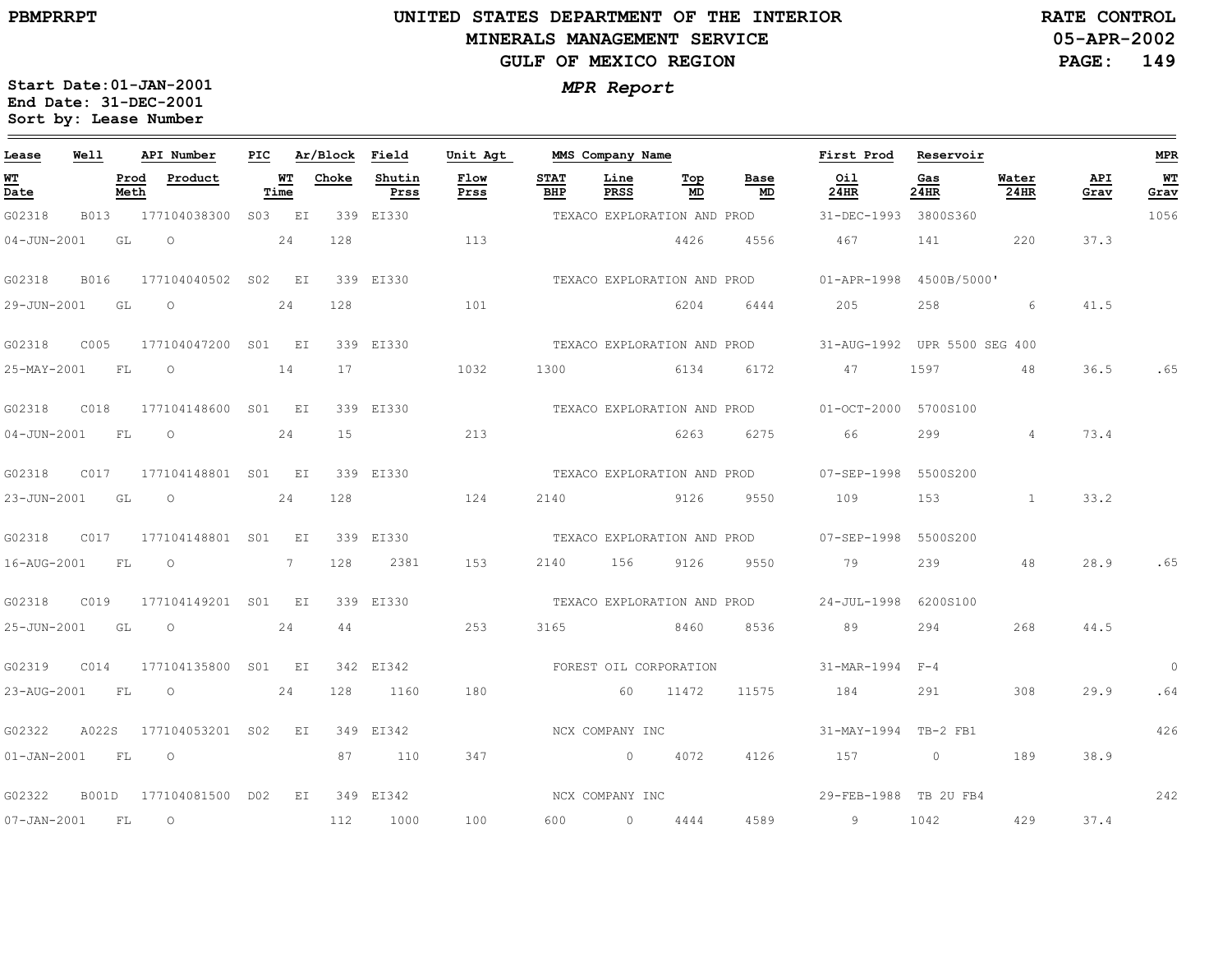Start Date:01-JAN-2001
End Date: 31-DEC-2001
Sort by: Lease Number

# UNITED STATES DEPARTMENT OF THE INTERIOR
## MINERALS MANAGEMENT SERVICE
## GULF OF MEXICO REGION

RATE CONTROL
05-APR-2002

*MPR Report*

| Lease | Well | API Number | PIC | Ar/Block | Field | Unit Agt | MMS Company Name | | | | First Prod | Reservoir | | | MPR |
|---|---|---|---|---|---|---|---|---|---|---|---|---|---|---|---|
| WT Date | Prod Meth | Product | WT Time | Choke | Shutin Prss | Flow Prss | STAT BHP | Line PRSS | Top MD | Base MD | Oil 24HR | Gas 24HR | Water 24HR | API Grav | WT Grav |
| G02318 | B013 | 177104038300 | S03 | EI 339 | EI330 | | TEXACO EXPLORATION AND PROD | | | | 31-DEC-1993 | 3800S360 | | | 1056 |
| 04-JUN-2001 | GL | O | 24 | 128 | | 113 | | | 4426 | 4556 | 467 | 141 | 220 | 37.3 | |
| G02318 | B016 | 177104040502 | S02 | EI 339 | EI330 | | TEXACO EXPLORATION AND PROD | | | | 01-APR-1998 | 4500B/5000' | | | |
| 29-JUN-2001 | GL | O | 24 | 128 | | 101 | | | 6204 | 6444 | 205 | 258 | 6 | 41.5 | |
| G02318 | C005 | 177104047200 | S01 | EI 339 | EI330 | | TEXACO EXPLORATION AND PROD | | | | 31-AUG-1992 | UPR 5500 SEG 400 | | | |
| 25-MAY-2001 | FL | O | 14 | 17 | | 1032 | 1300 | | 6134 | 6172 | 47 | 1597 | 48 | 36.5 | .65 |
| G02318 | C018 | 177104148600 | S01 | EI 339 | EI330 | | TEXACO EXPLORATION AND PROD | | | | 01-OCT-2000 | 5700S100 | | | |
| 04-JUN-2001 | FL | O | 24 | 15 | | 213 | | | 6263 | 6275 | 66 | 299 | 4 | 73.4 | |
| G02318 | C017 | 177104148801 | S01 | EI 339 | EI330 | | TEXACO EXPLORATION AND PROD | | | | 07-SEP-1998 | 5500S200 | | | |
| 23-JUN-2001 | GL | O | 24 | 128 | | 124 | 2140 | | 9126 | 9550 | 109 | 153 | 1 | 33.2 | |
| G02318 | C017 | 177104148801 | S01 | EI 339 | EI330 | | TEXACO EXPLORATION AND PROD | | | | 07-SEP-1998 | 5500S200 | | | |
| 16-AUG-2001 | FL | O | 7 | 128 | 2381 | 153 | 2140 | 156 | 9126 | 9550 | 79 | 239 | 48 | 28.9 | .65 |
| G02318 | C019 | 177104149201 | S01 | EI 339 | EI330 | | TEXACO EXPLORATION AND PROD | | | | 24-JUL-1998 | 6200S100 | | | |
| 25-JUN-2001 | GL | O | 24 | 44 | | 253 | 3165 | | 8460 | 8536 | 89 | 294 | 268 | 44.5 | |
| G02319 | C014 | 177104135800 | S01 | EI 342 | EI342 | | FOREST OIL CORPORATION | | | | 31-MAR-1994 | F-4 | | | 0 |
| 23-AUG-2001 | FL | O | 24 | 128 | 1160 | 180 | | 60 | 11472 | 11575 | 184 | 291 | 308 | 29.9 | .64 |
| G02322 | A022S | 177104053201 | S02 | EI 349 | EI342 | | NCX COMPANY INC | | | | 31-MAY-1994 | TB-2 FB1 | | | 426 |
| 01-JAN-2001 | FL | O | | 87 | 110 | 347 | | 0 | 4072 | 4126 | 157 | 0 | 189 | 38.9 | |
| G02322 | B001D | 177104081500 | D02 | EI 349 | EI342 | | NCX COMPANY INC | | | | 29-FEB-1988 | TB 2U FB4 | | | 242 |
| 07-JAN-2001 | FL | O | | 112 | 1000 | 100 | 600 | 0 | 4444 | 4589 | 9 | 1042 | 429 | 37.4 | |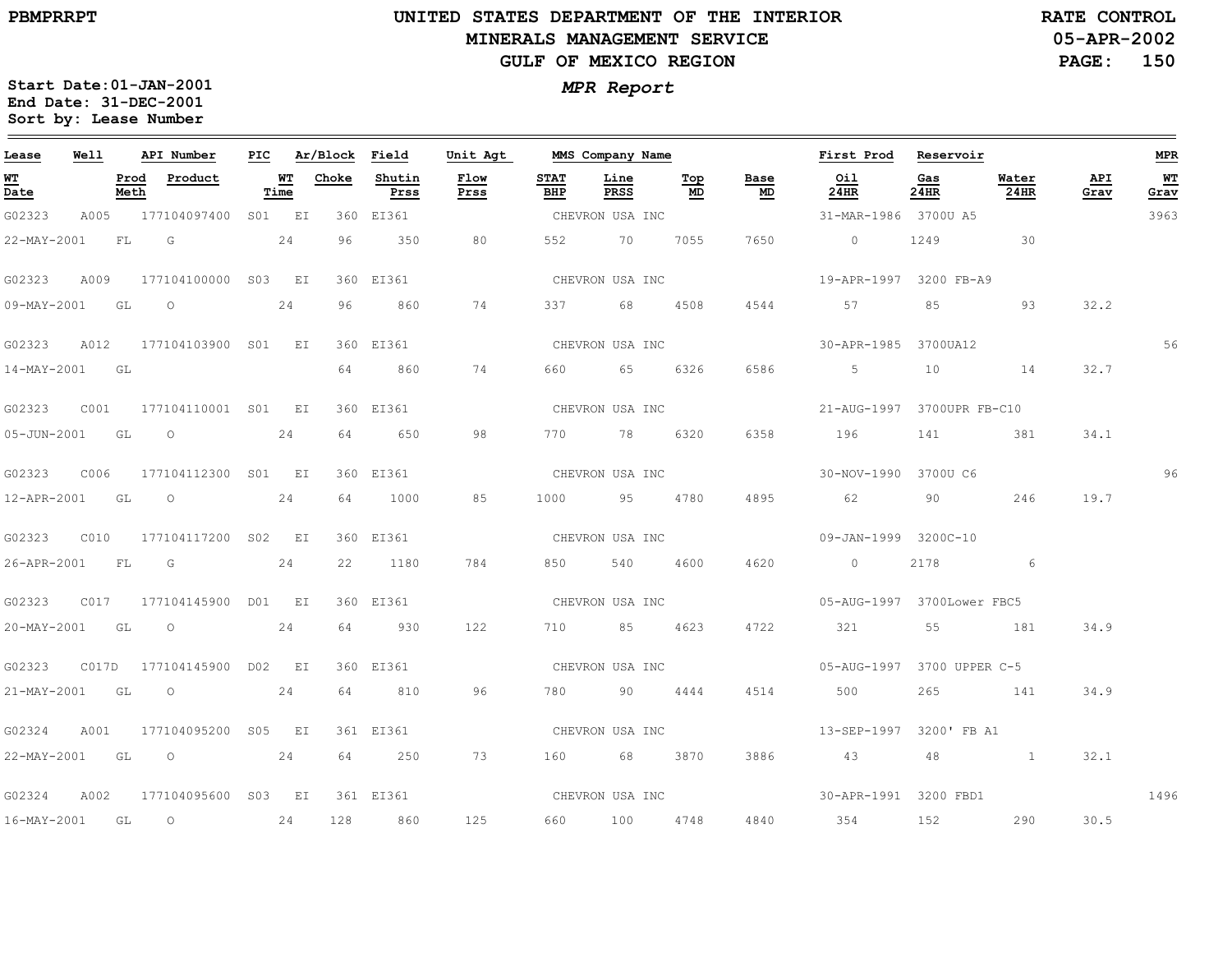UNITED STATES DEPARTMENT OF THE INTERIOR
MINERALS MANAGEMENT SERVICE
GULF OF MEXICO REGION

RATE CONTROL
05-APR-2002

*MPR Report*

Start Date: 01-JAN-2001
End Date: 31-DEC-2001
Sort by: Lease Number

| Lease | Well | API Number | PIC | Ar/Block | | Field | Unit Agt | MMS Company Name | | | | First Prod | Reservoir | | | MPR |
|---|---|---|---|---|---|---|---|---|---|---|---|---|---|---|---|---|
| WT Date | Prod Meth | Product | WT Time | Choke | | Shutin Prss | Flow Prss | STAT BHP | Line PRSS | Top MD | Base MD | Oil 24HR | Gas 24HR | Water 24HR | API Grav | WT Grav |
| G02323 | A005 | 177104097400 | S01 | EI | 360 | EI361 | | CHEVRON USA INC | | | | 31-MAR-1986 | 3700U A5 | | | 3963 |
| 22-MAY-2001 | FL | G | 24 | 96 | | 350 | 80 | 552 | 70 | 7055 | 7650 | 0 | 1249 | 30 | | |
| G02323 | A009 | 177104100000 | S03 | EI | 360 | EI361 | | CHEVRON USA INC | | | | 19-APR-1997 | 3200 FB-A9 | | | |
| 09-MAY-2001 | GL | O | 24 | 96 | | 860 | 74 | 337 | 68 | 4508 | 4544 | 57 | 85 | 93 | 32.2 | |
| G02323 | A012 | 177104103900 | S01 | EI | 360 | EI361 | | CHEVRON USA INC | | | | 30-APR-1985 | 3700UA12 | | | 56 |
| 14-MAY-2001 | GL | | | 64 | | 860 | 74 | 660 | 65 | 6326 | 6586 | 5 | 10 | 14 | 32.7 | |
| G02323 | C001 | 177104110001 | S01 | EI | 360 | EI361 | | CHEVRON USA INC | | | | 21-AUG-1997 | 3700UPR FB-C10 | | | |
| 05-JUN-2001 | GL | O | 24 | 64 | | 650 | 98 | 770 | 78 | 6320 | 6358 | 196 | 141 | 381 | 34.1 | |
| G02323 | C006 | 177104112300 | S01 | EI | 360 | EI361 | | CHEVRON USA INC | | | | 30-NOV-1990 | 3700U C6 | | | 96 |
| 12-APR-2001 | GL | O | 24 | 64 | | 1000 | 85 | 1000 | 95 | 4780 | 4895 | 62 | 90 | 246 | 19.7 | |
| G02323 | C010 | 177104117200 | S02 | EI | 360 | EI361 | | CHEVRON USA INC | | | | 09-JAN-1999 | 3200C-10 | | | |
| 26-APR-2001 | FL | G | 24 | 22 | | 1180 | 784 | 850 | 540 | 4600 | 4620 | 0 | 2178 | 6 | | |
| G02323 | C017 | 177104145900 | D01 | EI | 360 | EI361 | | CHEVRON USA INC | | | | 05-AUG-1997 | 3700Lower FBC5 | | | |
| 20-MAY-2001 | GL | O | 24 | 64 | | 930 | 122 | 710 | 85 | 4623 | 4722 | 321 | 55 | 181 | 34.9 | |
| G02323 | C017D | 177104145900 | D02 | EI | 360 | EI361 | | CHEVRON USA INC | | | | 05-AUG-1997 | 3700 UPPER C-5 | | | |
| 21-MAY-2001 | GL | O | 24 | 64 | | 810 | 96 | 780 | 90 | 4444 | 4514 | 500 | 265 | 141 | 34.9 | |
| G02324 | A001 | 177104095200 | S05 | EI | 361 | EI361 | | CHEVRON USA INC | | | | 13-SEP-1997 | 3200' FB A1 | | | |
| 22-MAY-2001 | GL | O | 24 | 64 | | 250 | 73 | 160 | 68 | 3870 | 3886 | 43 | 48 | 1 | 32.1 | |
| G02324 | A002 | 177104095600 | S03 | EI | 361 | EI361 | | CHEVRON USA INC | | | | 30-APR-1991 | 3200 FBD1 | | | 1496 |
| 16-MAY-2001 | GL | O | 24 | 128 | | 860 | 125 | 660 | 100 | 4748 | 4840 | 354 | 152 | 290 | 30.5 | |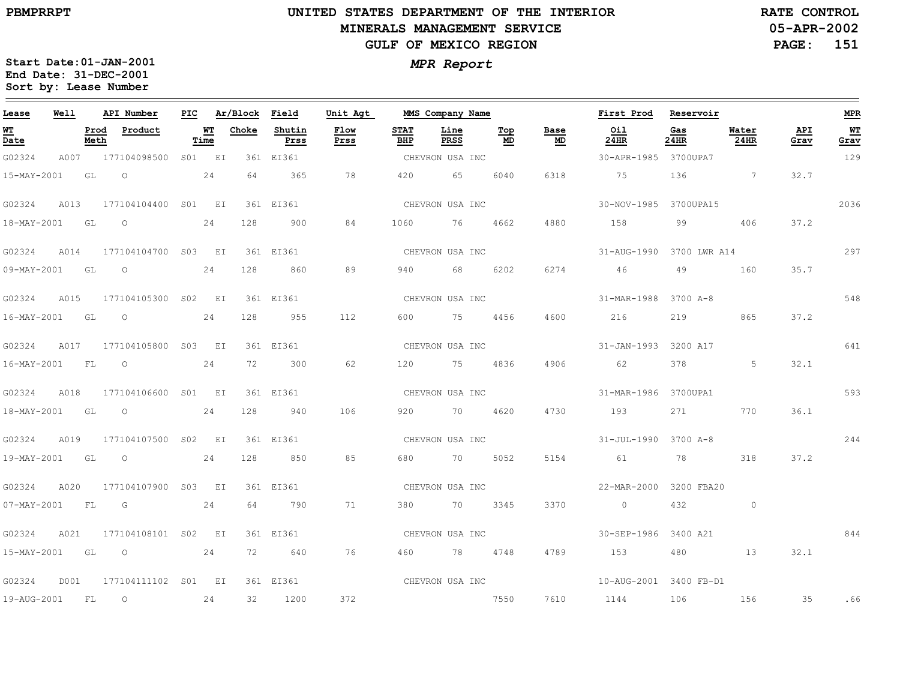UNITED STATES DEPARTMENT OF THE INTERIOR
MINERALS MANAGEMENT SERVICE
GULF OF MEXICO REGION

PBMPRRPT

RATE CONTROL
05-APR-2002

Start Date:01-JAN-2001
End Date: 31-DEC-2001
Sort by: Lease Number

*MPR Report*

| Lease | Well | API Number | PIC | Ar/Block | Field | Unit Agt | MMS Company Name | | | | First Prod | Reservoir | | | MPR |
|---|---|---|---|---|---|---|---|---|---|---|---|---|---|---|---|
| WT Date | Prod Meth | Product | WT Time | Choke | Shutin Prss | Flow Prss | STAT BHP | Line PRSS | Top MD | Base MD | Oil 24HR | Gas 24HR | Water 24HR | API Grav | WT Grav |
| G02324 | A007 | 177104098500 | S01 | EI 361 | EI361 | | CHEVRON USA INC | | | | 30-APR-1985 | 3700UPA7 | | | 129 |
| 15-MAY-2001 | GL | O | 24 | 64 | 365 | 78 | 420 | 65 | 6040 | 6318 | 75 | 136 | 7 | 32.7 | |
| G02324 | A013 | 177104104400 | S01 | EI 361 | EI361 | | CHEVRON USA INC | | | | 30-NOV-1985 | 3700UPA15 | | | 2036 |
| 18-MAY-2001 | GL | O | 24 | 128 | 900 | 84 | 1060 | 76 | 4662 | 4880 | 158 | 99 | 406 | 37.2 | |
| G02324 | A014 | 177104104700 | S03 | EI 361 | EI361 | | CHEVRON USA INC | | | | 31-AUG-1990 | 3700 LWR A14 | | | 297 |
| 09-MAY-2001 | GL | O | 24 | 128 | 860 | 89 | 940 | 68 | 6202 | 6274 | 46 | 49 | 160 | 35.7 | |
| G02324 | A015 | 177104105300 | S02 | EI 361 | EI361 | | CHEVRON USA INC | | | | 31-MAR-1988 | 3700 A-8 | | | 548 |
| 16-MAY-2001 | GL | O | 24 | 128 | 955 | 112 | 600 | 75 | 4456 | 4600 | 216 | 219 | 865 | 37.2 | |
| G02324 | A017 | 177104105800 | S03 | EI 361 | EI361 | | CHEVRON USA INC | | | | 31-JAN-1993 | 3200 A17 | | | 641 |
| 16-MAY-2001 | FL | O | 24 | 72 | 300 | 62 | 120 | 75 | 4836 | 4906 | 62 | 378 | 5 | 32.1 | |
| G02324 | A018 | 177104106600 | S01 | EI 361 | EI361 | | CHEVRON USA INC | | | | 31-MAR-1986 | 3700UPA1 | | | 593 |
| 18-MAY-2001 | GL | O | 24 | 128 | 940 | 106 | 920 | 70 | 4620 | 4730 | 193 | 271 | 770 | 36.1 | |
| G02324 | A019 | 177104107500 | S02 | EI 361 | EI361 | | CHEVRON USA INC | | | | 31-JUL-1990 | 3700 A-8 | | | 244 |
| 19-MAY-2001 | GL | O | 24 | 128 | 850 | 85 | 680 | 70 | 5052 | 5154 | 61 | 78 | 318 | 37.2 | |
| G02324 | A020 | 177104107900 | S03 | EI 361 | EI361 | | CHEVRON USA INC | | | | 22-MAR-2000 | 3200 FBA20 | | | |
| 07-MAY-2001 | FL | G | 24 | 64 | 790 | 71 | 380 | 70 | 3345 | 3370 | 0 | 432 | 0 | | |
| G02324 | A021 | 177104108101 | S02 | EI 361 | EI361 | | CHEVRON USA INC | | | | 30-SEP-1986 | 3400 A21 | | | 844 |
| 15-MAY-2001 | GL | O | 24 | 72 | 640 | 76 | 460 | 78 | 4748 | 4789 | 153 | 480 | 13 | 32.1 | |
| G02324 | D001 | 177104111102 | S01 | EI 361 | EI361 | | CHEVRON USA INC | | | | 10-AUG-2001 | 3400 FB-D1 | | | |
| 19-AUG-2001 | FL | O | 24 | 32 | 1200 | 372 | | | 7550 | 7610 | 1144 | 106 | 156 | 35 | .66 |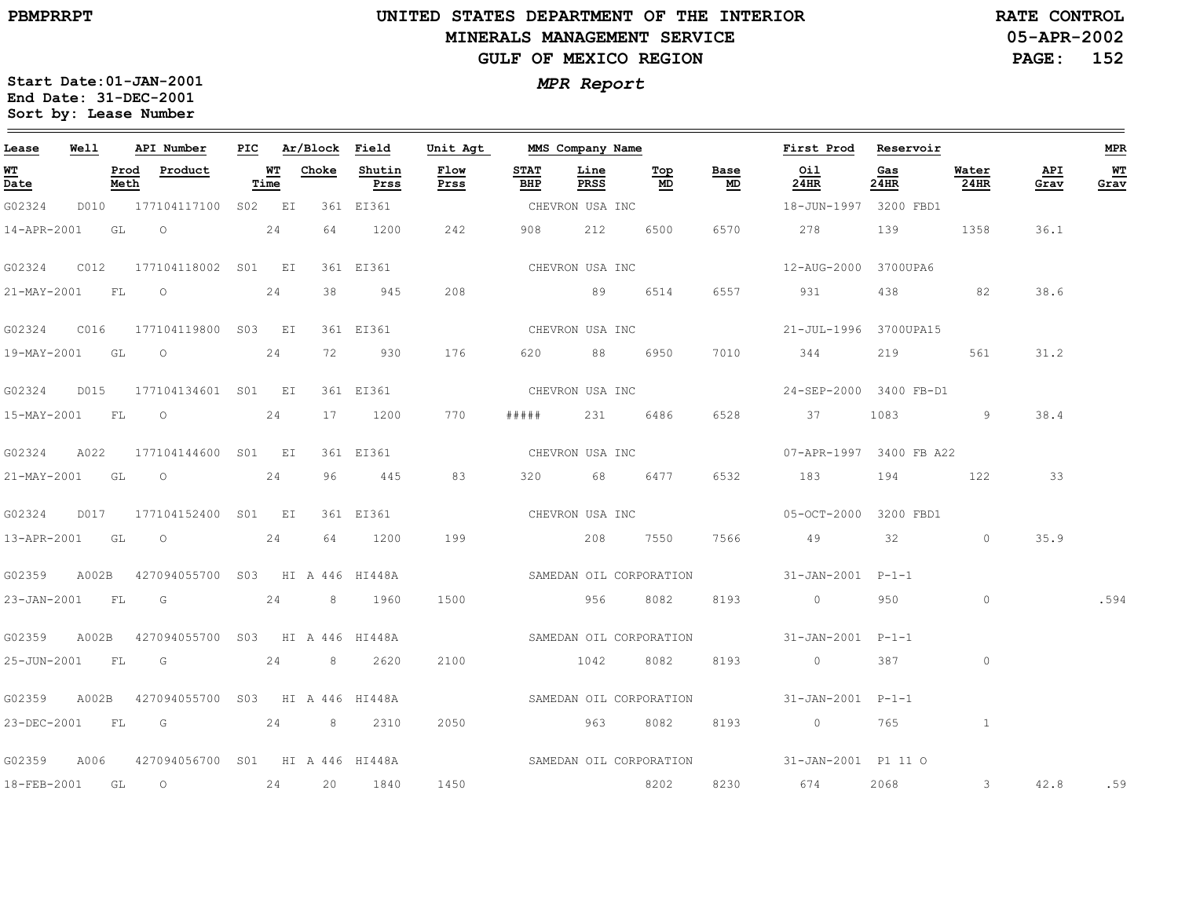PBMPRRPT

# UNITED STATES DEPARTMENT OF THE INTERIOR
## MINERALS MANAGEMENT SERVICE
## GULF OF MEXICO REGION

RATE CONTROL
05-APR-2002

**MPR Report**

Start Date:01-JAN-2001
End Date: 31-DEC-2001
Sort by: Lease Number

| Lease | Well | API Number | PIC | Ar/Block | Field | Unit Agt | MMS Company Name | | | | First Prod | Reservoir | | | MPR |
|---|---|---|---|---|---|---|---|---|---|---|---|---|---|---|---|
| WT Date | Prod Meth | Product | WT Time | Choke | Shutin Prss | Flow Prss | STAT BHP | Line PRSS | Top MD | Base MD | Oil 24HR | Gas 24HR | Water 24HR | API Grav | WT Grav |
| G02324 | D010 | 177104117100 | S02 | EI 361 | EI361 | | CHEVRON USA INC | | | | 18-JUN-1997 | 3200 FBD1 | | | |
| 14-APR-2001 | GL | O | 24 | 64 | 1200 | 242 | 908 | 212 | 6500 | 6570 | 278 | 139 | 1358 | 36.1 | |
| G02324 | C012 | 177104118002 | S01 | EI 361 | EI361 | | CHEVRON USA INC | | | | 12-AUG-2000 | 3700UPA6 | | | |
| 21-MAY-2001 | FL | O | 24 | 38 | 945 | 208 | | 89 | 6514 | 6557 | 931 | 438 | 82 | 38.6 | |
| G02324 | C016 | 177104119800 | S03 | EI 361 | EI361 | | CHEVRON USA INC | | | | 21-JUL-1996 | 3700UPA15 | | | |
| 19-MAY-2001 | GL | O | 24 | 72 | 930 | 176 | 620 | 88 | 6950 | 7010 | 344 | 219 | 561 | 31.2 | |
| G02324 | D015 | 177104134601 | S01 | EI 361 | EI361 | | CHEVRON USA INC | | | | 24-SEP-2000 | 3400 FB-D1 | | | |
| 15-MAY-2001 | FL | O | 24 | 17 | 1200 | 770 | ##### | 231 | 6486 | 6528 | 37 | 1083 | 9 | 38.4 | |
| G02324 | A022 | 177104144600 | S01 | EI 361 | EI361 | | CHEVRON USA INC | | | | 07-APR-1997 | 3400 FB A22 | | | |
| 21-MAY-2001 | GL | O | 24 | 96 | 445 | 83 | 320 | 68 | 6477 | 6532 | 183 | 194 | 122 | 33 | |
| G02324 | D017 | 177104152400 | S01 | EI 361 | EI361 | | CHEVRON USA INC | | | | 05-OCT-2000 | 3200 FBD1 | | | |
| 13-APR-2001 | GL | O | 24 | 64 | 1200 | 199 | | 208 | 7550 | 7566 | 49 | 32 | 0 | 35.9 | |
| G02359 | A002B | 427094055700 | S03 | HI A 446 | HI448A | | SAMEDAN OIL CORPORATION | | | | 31-JAN-2001 | P-1-1 | | | |
| 23-JAN-2001 | FL | G | 24 | 8 | 1960 | 1500 | | 956 | 8082 | 8193 | 0 | 950 | 0 | | .594 |
| G02359 | A002B | 427094055700 | S03 | HI A 446 | HI448A | | SAMEDAN OIL CORPORATION | | | | 31-JAN-2001 | P-1-1 | | | |
| 25-JUN-2001 | FL | G | 24 | 8 | 2620 | 2100 | | 1042 | 8082 | 8193 | 0 | 387 | 0 | | |
| G02359 | A002B | 427094055700 | S03 | HI A 446 | HI448A | | SAMEDAN OIL CORPORATION | | | | 31-JAN-2001 | P-1-1 | | | |
| 23-DEC-2001 | FL | G | 24 | 8 | 2310 | 2050 | | 963 | 8082 | 8193 | 0 | 765 | 1 | | |
| G02359 | A006 | 427094056700 | S01 | HI A 446 | HI448A | | SAMEDAN OIL CORPORATION | | | | 31-JAN-2001 | P1 11 O | | | |
| 18-FEB-2001 | GL | O | 24 | 20 | 1840 | 1450 | | | 8202 | 8230 | 674 | 2068 | 3 | 42.8 | .59 |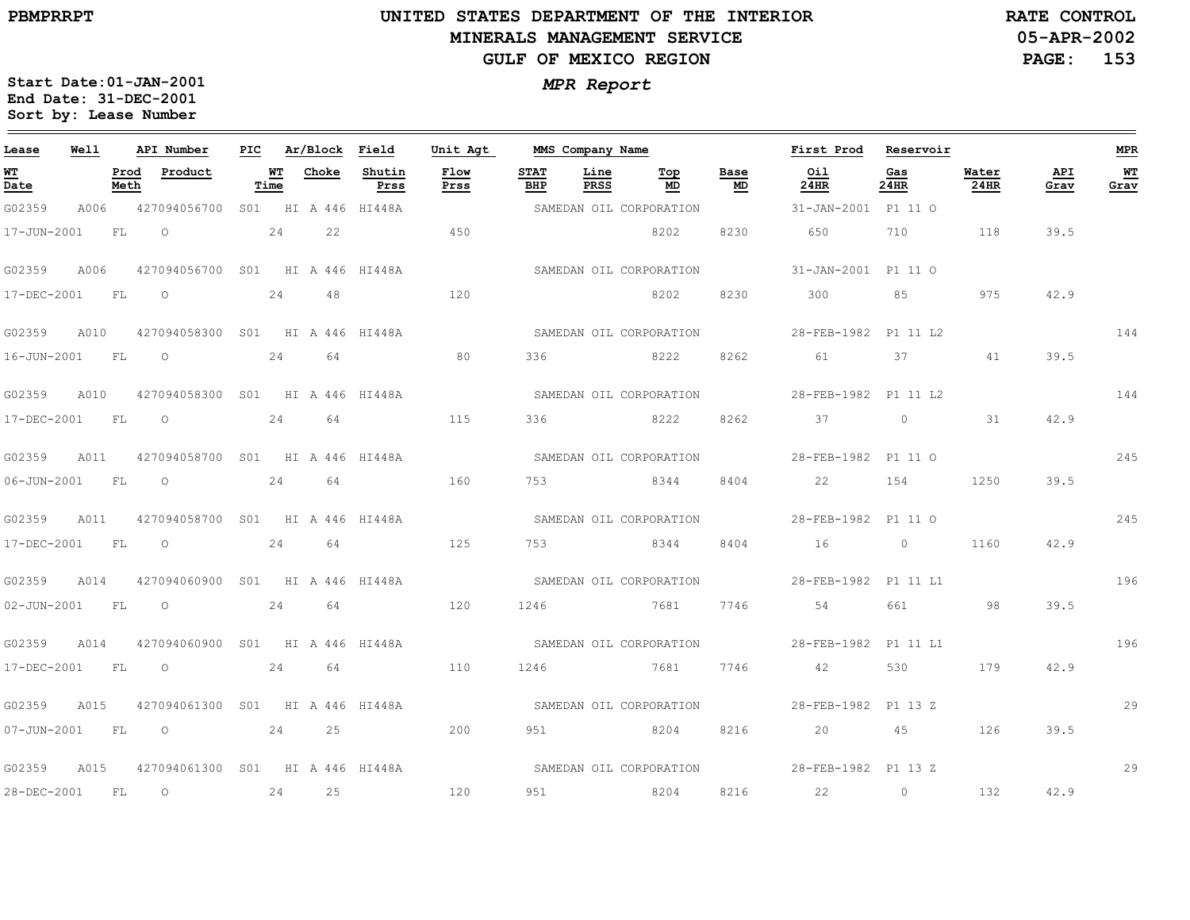# UNITED STATES DEPARTMENT OF THE INTERIOR
## MINERALS MANAGEMENT SERVICE
## GULF OF MEXICO REGION

PBMPRRPT

RATE CONTROL
05-APR-2002

**MPR Report**

Start Date: 01-JAN-2001
End Date: 31-DEC-2001
Sort by: Lease Number

| Lease | Well | API Number | PIC | Ar/Block | Field | Unit Agt | MMS Company Name | | | | First Prod | Reservoir | | | MPR |
|---|---|---|---|---|---|---|---|---|---|---|---|---|---|---|---|
| **WT Date** | **Prod Meth** | **Product** | **WT Time** | **Choke** | **Shutin Prss** | **Flow Prss** | **STAT BHP** | **Line PRSS** | **Top MD** | **Base MD** | **Oil 24HR** | **Gas 24HR** | **Water 24HR** | **API Grav** | **WT Grav** |
| G02359 | A006 | 427094056700 | S01 | HI A 446 | HI448A | | SAMEDAN OIL CORPORATION | | | | 31-JAN-2001 | P1 11 O | | | |
| 17-JUN-2001 | FL | O | 24 | 22 | | 450 | | | 8202 | 8230 | 650 | 710 | 118 | 39.5 | |
| G02359 | A006 | 427094056700 | S01 | HI A 446 | HI448A | | SAMEDAN OIL CORPORATION | | | | 31-JAN-2001 | P1 11 O | | | |
| 17-DEC-2001 | FL | O | 24 | 48 | | 120 | | | 8202 | 8230 | 300 | 85 | 975 | 42.9 | |
| G02359 | A010 | 427094058300 | S01 | HI A 446 | HI448A | | SAMEDAN OIL CORPORATION | | | | 28-FEB-1982 | P1 11 L2 | | | 144 |
| 16-JUN-2001 | FL | O | 24 | 64 | | 80 | 336 | | 8222 | 8262 | 61 | 37 | 41 | 39.5 | |
| G02359 | A010 | 427094058300 | S01 | HI A 446 | HI448A | | SAMEDAN OIL CORPORATION | | | | 28-FEB-1982 | P1 11 L2 | | | 144 |
| 17-DEC-2001 | FL | O | 24 | 64 | | 115 | 336 | | 8222 | 8262 | 37 | 0 | 31 | 42.9 | |
| G02359 | A011 | 427094058700 | S01 | HI A 446 | HI448A | | SAMEDAN OIL CORPORATION | | | | 28-FEB-1982 | P1 11 O | | | 245 |
| 06-JUN-2001 | FL | O | 24 | 64 | | 160 | 753 | | 8344 | 8404 | 22 | 154 | 1250 | 39.5 | |
| G02359 | A011 | 427094058700 | S01 | HI A 446 | HI448A | | SAMEDAN OIL CORPORATION | | | | 28-FEB-1982 | P1 11 O | | | 245 |
| 17-DEC-2001 | FL | O | 24 | 64 | | 125 | 753 | | 8344 | 8404 | 16 | 0 | 1160 | 42.9 | |
| G02359 | A014 | 427094060900 | S01 | HI A 446 | HI448A | | SAMEDAN OIL CORPORATION | | | | 28-FEB-1982 | P1 11 L1 | | | 196 |
| 02-JUN-2001 | FL | O | 24 | 64 | | 120 | 1246 | | 7681 | 7746 | 54 | 661 | 98 | 39.5 | |
| G02359 | A014 | 427094060900 | S01 | HI A 446 | HI448A | | SAMEDAN OIL CORPORATION | | | | 28-FEB-1982 | P1 11 L1 | | | 196 |
| 17-DEC-2001 | FL | O | 24 | 64 | | 110 | 1246 | | 7681 | 7746 | 42 | 530 | 179 | 42.9 | |
| G02359 | A015 | 427094061300 | S01 | HI A 446 | HI448A | | SAMEDAN OIL CORPORATION | | | | 28-FEB-1982 | P1 13 Z | | | 29 |
| 07-JUN-2001 | FL | O | 24 | 25 | | 200 | 951 | | 8204 | 8216 | 20 | 45 | 126 | 39.5 | |
| G02359 | A015 | 427094061300 | S01 | HI A 446 | HI448A | | SAMEDAN OIL CORPORATION | | | | 28-FEB-1982 | P1 13 Z | | | 29 |
| 28-DEC-2001 | FL | O | 24 | 25 | | 120 | 951 | | 8204 | 8216 | 22 | 0 | 132 | 42.9 | |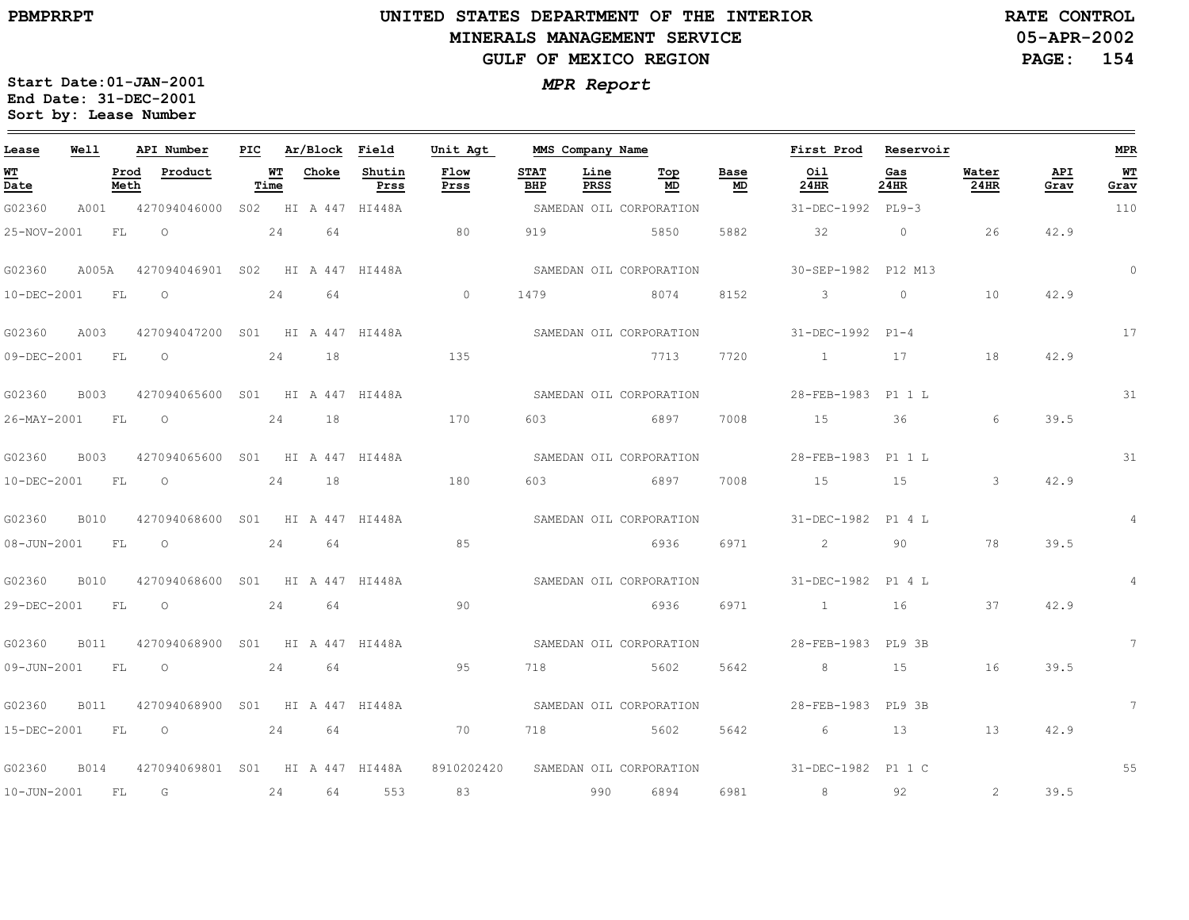UNITED STATES DEPARTMENT OF THE INTERIOR
MINERALS MANAGEMENT SERVICE
GULF OF MEXICO REGION

PBMPRRPT

RATE CONTROL
05-APR-2002

*MPR Report*

**Start Date:01-JAN-2001**
**End Date: 31-DEC-2001**
**Sort by: Lease Number**

| Lease | Well | API Number | PIC | Ar/Block | Field | Unit Agt | MMS Company Name | | | | First Prod | Reservoir | | | MPR |
|---|---|---|---|---|---|---|---|---|---|---|---|---|---|---|---|
| WT Date | Prod Meth | Product | WT Time | Choke | Shutin Prss | Flow Prss | STAT BHP | Line PRSS | Top MD | Base MD | Oil 24HR | Gas 24HR | Water 24HR | API Grav | WT Grav |
| G02360 | A001 | 427094046000 | S02 | HI A 447 | HI448A | | SAMEDAN OIL CORPORATION | | | | 31-DEC-1992 | PL9-3 | | | 110 |
| 25-NOV-2001 | FL | O | 24 | 64 | | 80 | 919 | | 5850 | 5882 | 32 | 0 | 26 | 42.9 | |
| G02360 | A005A | 427094046901 | S02 | HI A 447 | HI448A | | SAMEDAN OIL CORPORATION | | | | 30-SEP-1982 | P12 M13 | | | 0 |
| 10-DEC-2001 | FL | O | 24 | 64 | | 0 | 1479 | | 8074 | 8152 | 3 | 0 | 10 | 42.9 | |
| G02360 | A003 | 427094047200 | S01 | HI A 447 | HI448A | | SAMEDAN OIL CORPORATION | | | | 31-DEC-1992 | P1-4 | | | 17 |
| 09-DEC-2001 | FL | O | 24 | 18 | | 135 | | | 7713 | 7720 | 1 | 17 | 18 | 42.9 | |
| G02360 | B003 | 427094065600 | S01 | HI A 447 | HI448A | | SAMEDAN OIL CORPORATION | | | | 28-FEB-1983 | P1 1 L | | | 31 |
| 26-MAY-2001 | FL | O | 24 | 18 | | 170 | 603 | | 6897 | 7008 | 15 | 36 | 6 | 39.5 | |
| G02360 | B003 | 427094065600 | S01 | HI A 447 | HI448A | | SAMEDAN OIL CORPORATION | | | | 28-FEB-1983 | P1 1 L | | | 31 |
| 10-DEC-2001 | FL | O | 24 | 18 | | 180 | 603 | | 6897 | 7008 | 15 | 15 | 3 | 42.9 | |
| G02360 | B010 | 427094068600 | S01 | HI A 447 | HI448A | | SAMEDAN OIL CORPORATION | | | | 31-DEC-1982 | P1 4 L | | | 4 |
| 08-JUN-2001 | FL | O | 24 | 64 | | 85 | | | 6936 | 6971 | 2 | 90 | 78 | 39.5 | |
| G02360 | B010 | 427094068600 | S01 | HI A 447 | HI448A | | SAMEDAN OIL CORPORATION | | | | 31-DEC-1982 | P1 4 L | | | 4 |
| 29-DEC-2001 | FL | O | 24 | 64 | | 90 | | | 6936 | 6971 | 1 | 16 | 37 | 42.9 | |
| G02360 | B011 | 427094068900 | S01 | HI A 447 | HI448A | | SAMEDAN OIL CORPORATION | | | | 28-FEB-1983 | PL9 3B | | | 7 |
| 09-JUN-2001 | FL | O | 24 | 64 | | 95 | 718 | | 5602 | 5642 | 8 | 15 | 16 | 39.5 | |
| G02360 | B011 | 427094068900 | S01 | HI A 447 | HI448A | | SAMEDAN OIL CORPORATION | | | | 28-FEB-1983 | PL9 3B | | | 7 |
| 15-DEC-2001 | FL | O | 24 | 64 | | 70 | 718 | | 5602 | 5642 | 6 | 13 | 13 | 42.9 | |
| G02360 | B014 | 427094069801 | S01 | HI A 447 | HI448A | 8910202420 | SAMEDAN OIL CORPORATION | | | | 31-DEC-1982 | P1 1 C | | | 55 |
| 10-JUN-2001 | FL | G | 24 | 64 | 553 | 83 | | 990 | 6894 | 6981 | 8 | 92 | 2 | 39.5 | |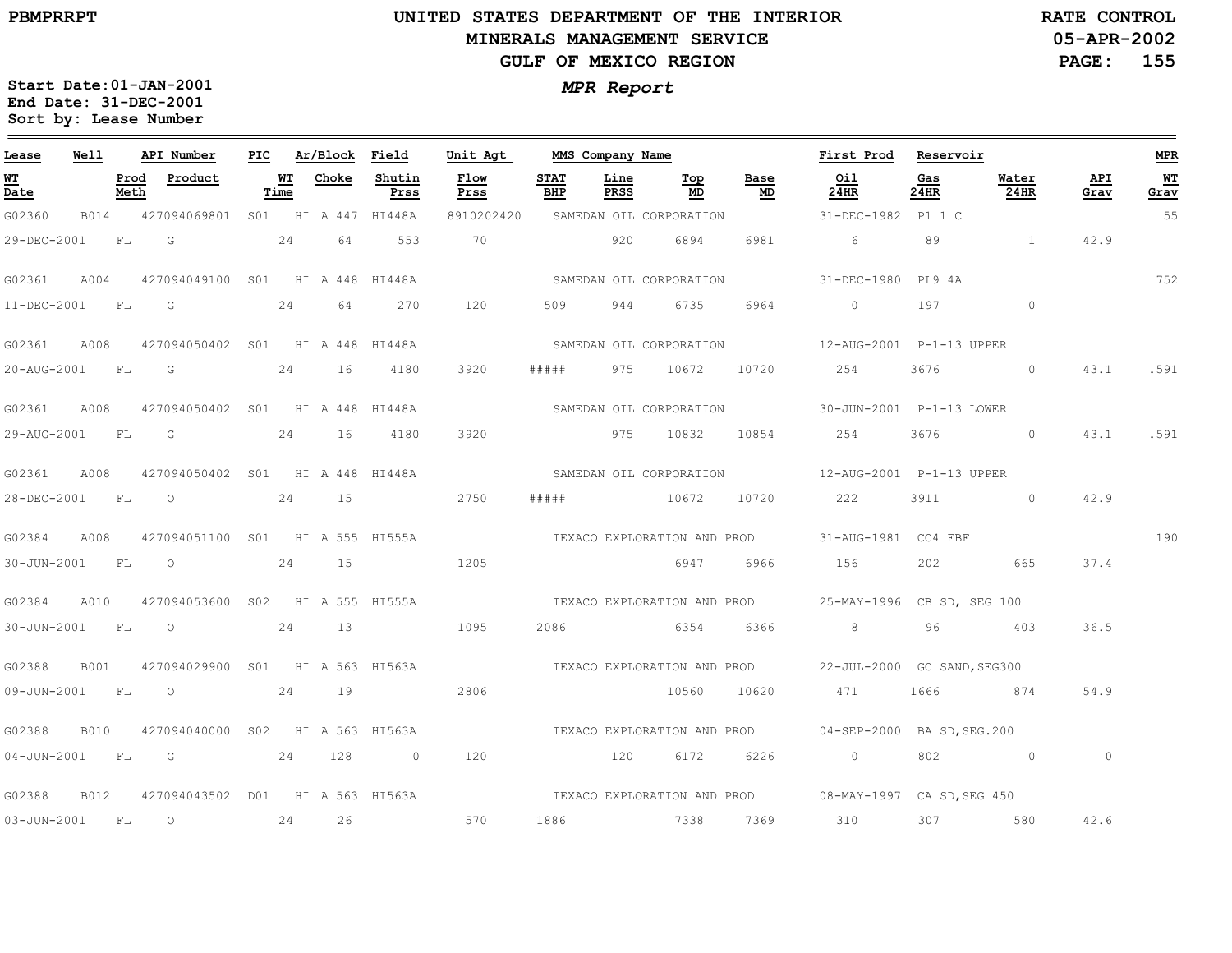UNITED STATES DEPARTMENT OF THE INTERIOR
MINERALS MANAGEMENT SERVICE
GULF OF MEXICO REGION

PBMPRRPT

RATE CONTROL
05-APR-2002

Start Date:01-JAN-2001
End Date: 31-DEC-2001
Sort by: Lease Number

*MPR Report*

| Lease | Well | API Number | PIC | Ar/Block | Field | Unit Agt | MMS Company Name | | | | First Prod | Reservoir | | | MPR |
|---|---|---|---|---|---|---|---|---|---|---|---|---|---|---|---|
| WT Date | Prod Meth | Product | WT Time | Choke | Shutin Prss | Flow Prss | STAT BHP | Line PRSS | Top MD | Base MD | Oil 24HR | Gas 24HR | Water 24HR | API Grav | WT Grav |
| G02360 | B014 | 427094069801 | S01 | HI A 447 | HI448A | 8910202420 | SAMEDAN OIL CORPORATION | | | | 31-DEC-1982 | P1 1 C | | | 55 |
| 29-DEC-2001 | FL | G | 24 | 64 | 553 | 70 | | 920 | 6894 | 6981 | 6 | 89 | 1 | 42.9 | |
| G02361 | A004 | 427094049100 | S01 | HI A 448 | HI448A | | SAMEDAN OIL CORPORATION | | | | 31-DEC-1980 | PL9 4A | | | 752 |
| 11-DEC-2001 | FL | G | 24 | 64 | 270 | 120 | 509 | 944 | 6735 | 6964 | 0 | 197 | 0 | | |
| G02361 | A008 | 427094050402 | S01 | HI A 448 | HI448A | | SAMEDAN OIL CORPORATION | | | | 12-AUG-2001 | P-1-13 UPPER | | | |
| 20-AUG-2001 | FL | G | 24 | 16 | 4180 | 3920 | ##### | 975 | 10672 | 10720 | 254 | 3676 | 0 | 43.1 | .591 |
| G02361 | A008 | 427094050402 | S01 | HI A 448 | HI448A | | SAMEDAN OIL CORPORATION | | | | 30-JUN-2001 | P-1-13 LOWER | | | |
| 29-AUG-2001 | FL | G | 24 | 16 | 4180 | 3920 | | 975 | 10832 | 10854 | 254 | 3676 | 0 | 43.1 | .591 |
| G02361 | A008 | 427094050402 | S01 | HI A 448 | HI448A | | SAMEDAN OIL CORPORATION | | | | 12-AUG-2001 | P-1-13 UPPER | | | |
| 28-DEC-2001 | FL | O | 24 | 15 | | 2750 | ##### | | 10672 | 10720 | 222 | 3911 | 0 | 42.9 | |
| G02384 | A008 | 427094051100 | S01 | HI A 555 | HI555A | | TEXACO EXPLORATION AND PROD | | | | 31-AUG-1981 | CC4 FBF | | | 190 |
| 30-JUN-2001 | FL | O | 24 | 15 | | 1205 | | | 6947 | 6966 | 156 | 202 | 665 | 37.4 | |
| G02384 | A010 | 427094053600 | S02 | HI A 555 | HI555A | | TEXACO EXPLORATION AND PROD | | | | 25-MAY-1996 | CB SD, SEG 100 | | | |
| 30-JUN-2001 | FL | O | 24 | 13 | | 1095 | 2086 | | 6354 | 6366 | 8 | 96 | 403 | 36.5 | |
| G02388 | B001 | 427094029900 | S01 | HI A 563 | HI563A | | TEXACO EXPLORATION AND PROD | | | | 22-JUL-2000 | GC SAND,SEG300 | | | |
| 09-JUN-2001 | FL | O | 24 | 19 | | 2806 | | | 10560 | 10620 | 471 | 1666 | 874 | 54.9 | |
| G02388 | B010 | 427094040000 | S02 | HI A 563 | HI563A | | TEXACO EXPLORATION AND PROD | | | | 04-SEP-2000 | BA SD,SEG.200 | | | |
| 04-JUN-2001 | FL | G | 24 | 128 | 0 | 120 | | 120 | 6172 | 6226 | 0 | 802 | 0 | 0 | |
| G02388 | B012 | 427094043502 | D01 | HI A 563 | HI563A | | TEXACO EXPLORATION AND PROD | | | | 08-MAY-1997 | CA SD,SEG 450 | | | |
| 03-JUN-2001 | FL | O | 24 | 26 | | 570 | 1886 | | 7338 | 7369 | 310 | 307 | 580 | 42.6 | |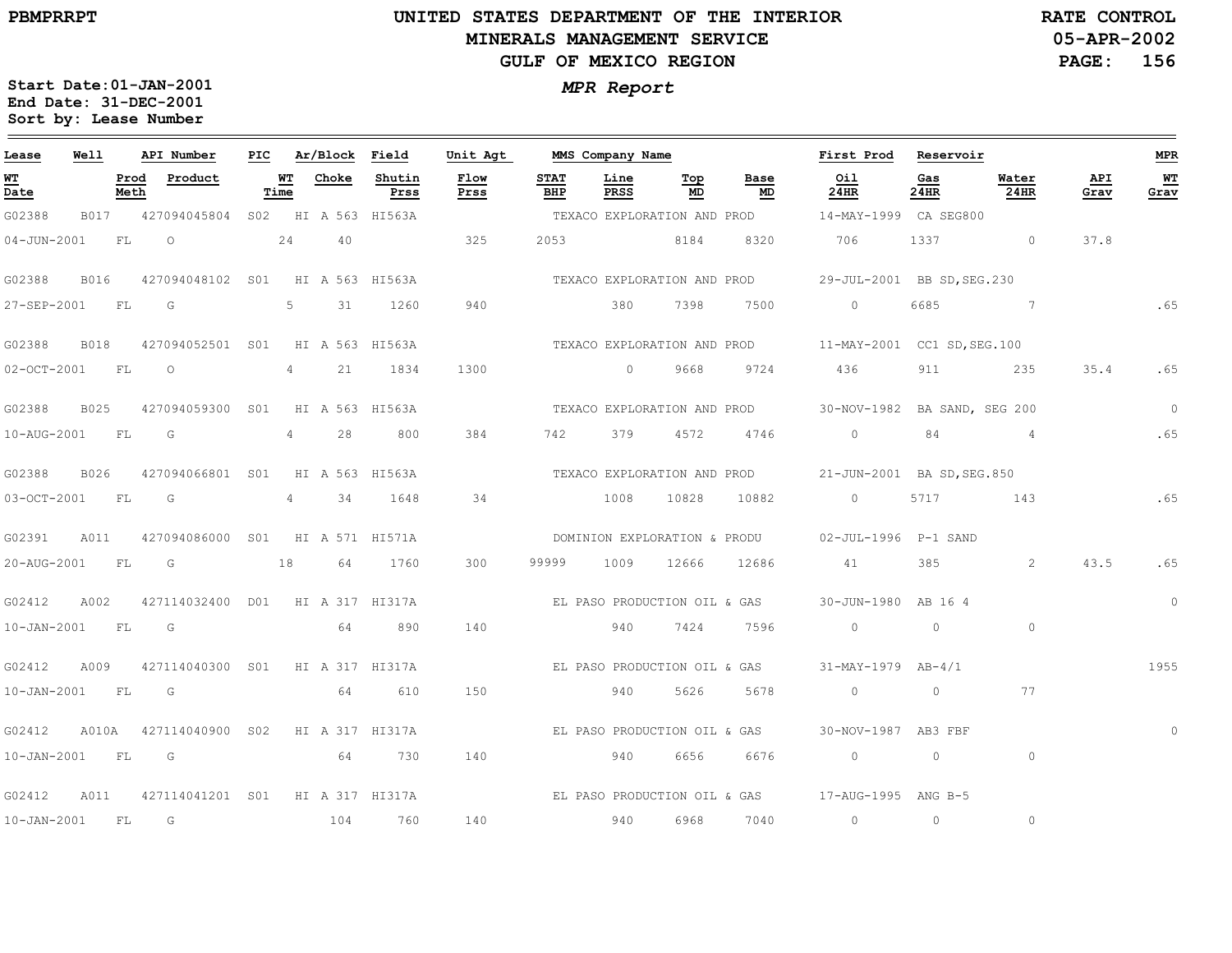PBMPRRPT

# UNITED STATES DEPARTMENT OF THE INTERIOR
## MINERALS MANAGEMENT SERVICE
## GULF OF MEXICO REGION

RATE CONTROL
05-APR-2002

***MPR Report***

**Start Date:01-JAN-2001**
**End Date: 31-DEC-2001**
**Sort by: Lease Number**

| Lease | Well | API Number | PIC | Ar/Block | Field | Unit Agt | MMS Company Name | | | | First Prod | Reservoir | | | MPR |
|---|---|---|---|---|---|---|---|---|---|---|---|---|---|---|---|
| WT Date | Prod Meth | Product | WT Time | Choke | Shutin Prss | Flow Prss | STAT BHP | Line PRSS | Top MD | Base MD | Oil 24HR | Gas 24HR | Water 24HR | API Grav | WT Grav |
| G02388 | B017 | 427094045804 | S02 | HI A 563 | HI563A | | TEXACO EXPLORATION AND PROD | | | | 14-MAY-1999 | CA SEG800 | | | |
| 04-JUN-2001 | FL | O | 24 | 40 | | 325 | 2053 | | 8184 | 8320 | 706 | 1337 | 0 | 37.8 | |
| G02388 | B016 | 427094048102 | S01 | HI A 563 | HI563A | | TEXACO EXPLORATION AND PROD | | | | 29-JUL-2001 | BB SD,SEG.230 | | | |
| 27-SEP-2001 | FL | G | 5 | 31 | 1260 | 940 | | 380 | 7398 | 7500 | 0 | 6685 | 7 | | .65 |
| G02388 | B018 | 427094052501 | S01 | HI A 563 | HI563A | | TEXACO EXPLORATION AND PROD | | | | 11-MAY-2001 | CC1 SD,SEG.100 | | | |
| 02-OCT-2001 | FL | O | 4 | 21 | 1834 | 1300 | | 0 | 9668 | 9724 | 436 | 911 | 235 | 35.4 | .65 |
| G02388 | B025 | 427094059300 | S01 | HI A 563 | HI563A | | TEXACO EXPLORATION AND PROD | | | | 30-NOV-1982 | BA SAND, SEG 200 | | | 0 |
| 10-AUG-2001 | FL | G | 4 | 28 | 800 | 384 | 742 | 379 | 4572 | 4746 | 0 | 84 | 4 | | .65 |
| G02388 | B026 | 427094066801 | S01 | HI A 563 | HI563A | | TEXACO EXPLORATION AND PROD | | | | 21-JUN-2001 | BA SD,SEG.850 | | | |
| 03-OCT-2001 | FL | G | 4 | 34 | 1648 | 34 | | 1008 | 10828 | 10882 | 0 | 5717 | 143 | | .65 |
| G02391 | A011 | 427094086000 | S01 | HI A 571 | HI571A | | DOMINION EXPLORATION & PRODU | | | | 02-JUL-1996 | P-1 SAND | | | |
| 20-AUG-2001 | FL | G | 18 | 64 | 1760 | 300 | 99999 | 1009 | 12666 | 12686 | 41 | 385 | 2 | 43.5 | .65 |
| G02412 | A002 | 427114032400 | D01 | HI A 317 | HI317A | | EL PASO PRODUCTION OIL & GAS | | | | 30-JUN-1980 | AB 16 4 | | | 0 |
| 10-JAN-2001 | FL | G | | 64 | 890 | 140 | | 940 | 7424 | 7596 | 0 | 0 | 0 | | |
| G02412 | A009 | 427114040300 | S01 | HI A 317 | HI317A | | EL PASO PRODUCTION OIL & GAS | | | | 31-MAY-1979 | AB-4/1 | | | 1955 |
| 10-JAN-2001 | FL | G | | 64 | 610 | 150 | | 940 | 5626 | 5678 | 0 | 0 | 77 | | |
| G02412 | A010A | 427114040900 | S02 | HI A 317 | HI317A | | EL PASO PRODUCTION OIL & GAS | | | | 30-NOV-1987 | AB3 FBF | | | 0 |
| 10-JAN-2001 | FL | G | | 64 | 730 | 140 | | 940 | 6656 | 6676 | 0 | 0 | 0 | | |
| G02412 | A011 | 427114041201 | S01 | HI A 317 | HI317A | | EL PASO PRODUCTION OIL & GAS | | | | 17-AUG-1995 | ANG B-5 | | | |
| 10-JAN-2001 | FL | G | | 104 | 760 | 140 | | 940 | 6968 | 7040 | 0 | 0 | 0 | | |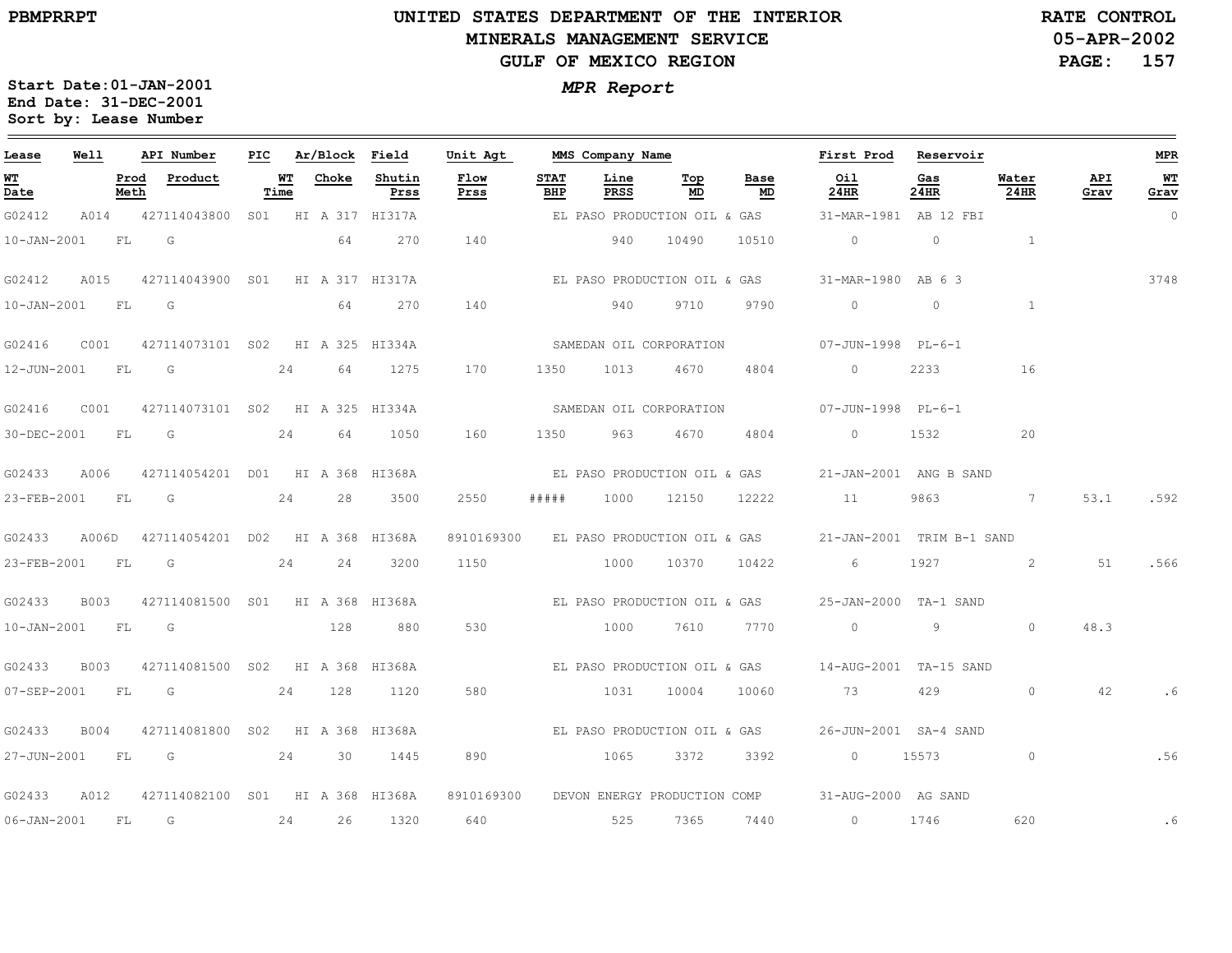# UNITED STATES DEPARTMENT OF THE INTERIOR
## MINERALS MANAGEMENT SERVICE
## GULF OF MEXICO REGION

PBMPRRPT

RATE CONTROL
05-APR-2002

*MPR Report*

Start Date:01-JAN-2001
End Date: 31-DEC-2001
Sort by: Lease Number

| Lease | Well | API Number | PIC | Ar/Block | Field | Unit Agt | MMS Company Name | | | First Prod | Reservoir | | | MPR |
|---|---|---|---|---|---|---|---|---|---|---|---|---|---|---|
| WT Date | Prod Meth | Product | WT Time | Choke | Shutin Prss | Flow Prss | STAT BHP | Line PRSS | Top MD | Base MD | Oil 24HR | Gas 24HR | Water 24HR | API Grav | WT Grav |
| G02412 | A014 | 427114043800 | S01 | HI A 317 | HI317A | | EL PASO PRODUCTION OIL & GAS | | | 31-MAR-1981 | AB 12 FBI | | | 0 |
| 10-JAN-2001 | FL | G | | 64 | 270 | 140 | | 940 | 10490 | 10510 | 0 | 0 | 1 | | |
| G02412 | A015 | 427114043900 | S01 | HI A 317 | HI317A | | EL PASO PRODUCTION OIL & GAS | | | 31-MAR-1980 | AB 6 3 | | | 3748 |
| 10-JAN-2001 | FL | G | | 64 | 270 | 140 | | 940 | 9710 | 9790 | 0 | 0 | 1 | | |
| G02416 | C001 | 427114073101 | S02 | HI A 325 | HI334A | | SAMEDAN OIL CORPORATION | | | 07-JUN-1998 | PL-6-1 | | | |
| 12-JUN-2001 | FL | G | 24 | 64 | 1275 | 170 | 1350 | 1013 | 4670 | 4804 | 0 | 2233 | 16 | | |
| G02416 | C001 | 427114073101 | S02 | HI A 325 | HI334A | | SAMEDAN OIL CORPORATION | | | 07-JUN-1998 | PL-6-1 | | | |
| 30-DEC-2001 | FL | G | 24 | 64 | 1050 | 160 | 1350 | 963 | 4670 | 4804 | 0 | 1532 | 20 | | |
| G02433 | A006 | 427114054201 | D01 | HI A 368 | HI368A | | EL PASO PRODUCTION OIL & GAS | | | 21-JAN-2001 | ANG B SAND | | | |
| 23-FEB-2001 | FL | G | 24 | 28 | 3500 | 2550 | ##### | 1000 | 12150 | 12222 | 11 | 9863 | 7 | 53.1 | .592 |
| G02433 | A006D | 427114054201 | D02 | HI A 368 | HI368A | 8910169300 | EL PASO PRODUCTION OIL & GAS | | | 21-JAN-2001 | TRIM B-1 SAND | | | |
| 23-FEB-2001 | FL | G | 24 | 24 | 3200 | 1150 | | 1000 | 10370 | 10422 | 6 | 1927 | 2 | 51 | .566 |
| G02433 | B003 | 427114081500 | S01 | HI A 368 | HI368A | | EL PASO PRODUCTION OIL & GAS | | | 25-JAN-2000 | TA-1 SAND | | | |
| 10-JAN-2001 | FL | G | | 128 | 880 | 530 | | 1000 | 7610 | 7770 | 0 | 9 | 0 | 48.3 | |
| G02433 | B003 | 427114081500 | S02 | HI A 368 | HI368A | | EL PASO PRODUCTION OIL & GAS | | | 14-AUG-2001 | TA-15 SAND | | | |
| 07-SEP-2001 | FL | G | 24 | 128 | 1120 | 580 | | 1031 | 10004 | 10060 | 73 | 429 | 0 | 42 | .6 |
| G02433 | B004 | 427114081800 | S02 | HI A 368 | HI368A | | EL PASO PRODUCTION OIL & GAS | | | 26-JUN-2001 | SA-4 SAND | | | |
| 27-JUN-2001 | FL | G | 24 | 30 | 1445 | 890 | | 1065 | 3372 | 3392 | 0 | 15573 | 0 | | .56 |
| G02433 | A012 | 427114082100 | S01 | HI A 368 | HI368A | 8910169300 | DEVON ENERGY PRODUCTION COMP | | | 31-AUG-2000 | AG SAND | | | |
| 06-JAN-2001 | FL | G | 24 | 26 | 1320 | 640 | | 525 | 7365 | 7440 | 0 | 1746 | 620 | | .6 |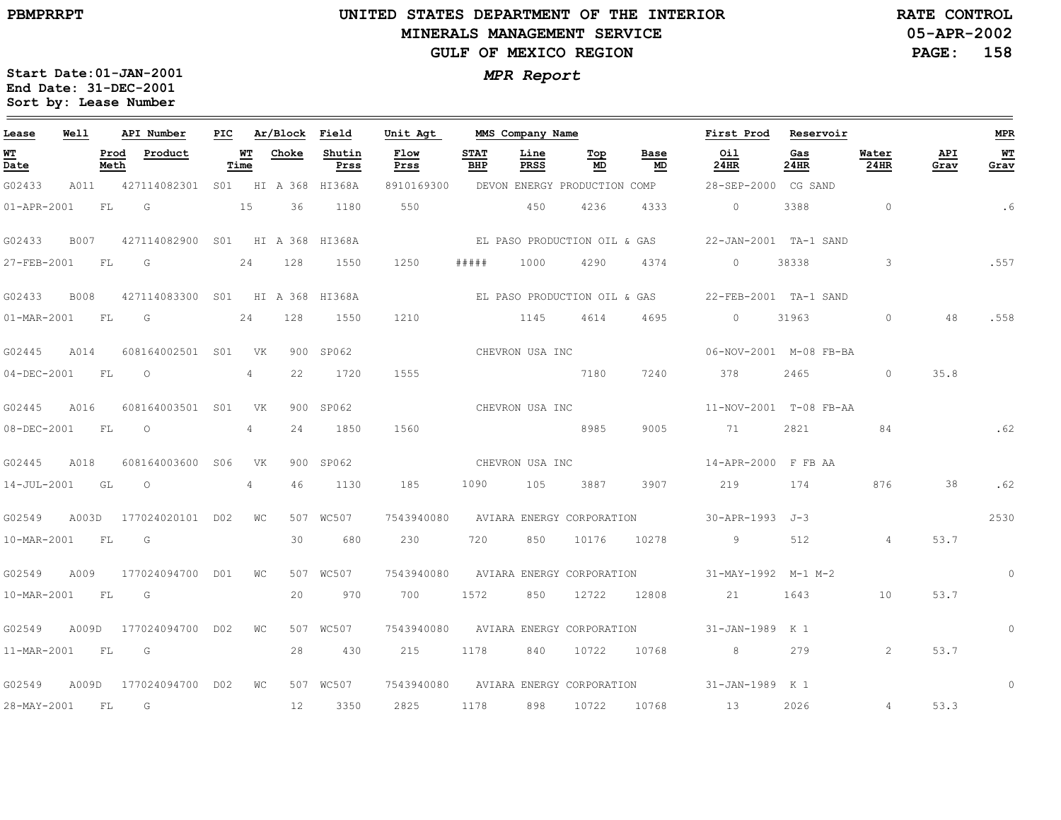# UNITED STATES DEPARTMENT OF THE INTERIOR
## MINERALS MANAGEMENT SERVICE
## GULF OF MEXICO REGION

PBMPRRPT

RATE CONTROL
05-APR-2002

*MPR Report*

Start Date:01-JAN-2001
End Date: 31-DEC-2001
Sort by: Lease Number

| Lease | Well | | API Number | PIC | Ar/Block | Field | Unit Agt | MMS Company Name | | | | | First Prod | Reservoir | | | MPR |
|---|---|---|---|---|---|---|---|---|---|---|---|---|---|---|---|---|---|
| WT Date | | Prod Meth | Product | WT Time | Choke | Shutin Prss | Flow Prss | STAT BHP | Line PRSS | Top MD | Base MD | | Oil 24HR | Gas 24HR | Water 24HR | API Grav | WT Grav |
| G02433 | A011 | | 427114082301 | S01 | HI A 368 | HI368A | 8910169300 | DEVON ENERGY PRODUCTION COMP | | | | | 28-SEP-2000 | CG SAND | | | |
| 01-APR-2001 | | FL | G | 15 | 36 | 1180 | 550 | | 450 | 4236 | 4333 | | 0 | 3388 | 0 | | .6 |
| G02433 | B007 | | 427114082900 | S01 | HI A 368 | HI368A | | EL PASO PRODUCTION OIL & GAS | | | | | 22-JAN-2001 | TA-1 SAND | | | |
| 27-FEB-2001 | | FL | G | 24 | 128 | 1550 | 1250 | ##### | 1000 | 4290 | 4374 | | 0 | 38338 | 3 | | .557 |
| G02433 | B008 | | 427114083300 | S01 | HI A 368 | HI368A | | EL PASO PRODUCTION OIL & GAS | | | | | 22-FEB-2001 | TA-1 SAND | | | |
| 01-MAR-2001 | | FL | G | 24 | 128 | 1550 | 1210 | | 1145 | 4614 | 4695 | | 0 | 31963 | 0 | 48 | .558 |
| G02445 | A014 | | 608164002501 | S01 | VK 900 | SP062 | | CHEVRON USA INC | | | | | 06-NOV-2001 | M-08 FB-BA | | | |
| 04-DEC-2001 | | FL | O | 4 | 22 | 1720 | 1555 | | | 7180 | 7240 | | 378 | 2465 | 0 | 35.8 | |
| G02445 | A016 | | 608164003501 | S01 | VK 900 | SP062 | | CHEVRON USA INC | | | | | 11-NOV-2001 | T-08 FB-AA | | | |
| 08-DEC-2001 | | FL | O | 4 | 24 | 1850 | 1560 | | | 8985 | 9005 | | 71 | 2821 | 84 | | .62 |
| G02445 | A018 | | 608164003600 | S06 | VK 900 | SP062 | | CHEVRON USA INC | | | | | 14-APR-2000 | F FB AA | | | |
| 14-JUL-2001 | | GL | O | 4 | 46 | 1130 | 185 | 1090 | 105 | 3887 | 3907 | | 219 | 174 | 876 | 38 | .62 |
| G02549 | A003D | | 177024020101 | D02 | WC 507 | WC507 | 7543940080 | AVIARA ENERGY CORPORATION | | | | | 30-APR-1993 | J-3 | | | 2530 |
| 10-MAR-2001 | | FL | G | | 30 | 680 | 230 | 720 | 850 | 10176 | 10278 | | 9 | 512 | 4 | 53.7 | |
| G02549 | A009 | | 177024094700 | D01 | WC 507 | WC507 | 7543940080 | AVIARA ENERGY CORPORATION | | | | | 31-MAY-1992 | M-1 M-2 | | | 0 |
| 10-MAR-2001 | | FL | G | | 20 | 970 | 700 | 1572 | 850 | 12722 | 12808 | | 21 | 1643 | 10 | 53.7 | |
| G02549 | A009D | | 177024094700 | D02 | WC 507 | WC507 | 7543940080 | AVIARA ENERGY CORPORATION | | | | | 31-JAN-1989 | K 1 | | | 0 |
| 11-MAR-2001 | | FL | G | | 28 | 430 | 215 | 1178 | 840 | 10722 | 10768 | | 8 | 279 | 2 | 53.7 | |
| G02549 | A009D | | 177024094700 | D02 | WC 507 | WC507 | 7543940080 | AVIARA ENERGY CORPORATION | | | | | 31-JAN-1989 | K 1 | | | 0 |
| 28-MAY-2001 | | FL | G | | 12 | 3350 | 2825 | 1178 | 898 | 10722 | 10768 | | 13 | 2026 | 4 | 53.3 | |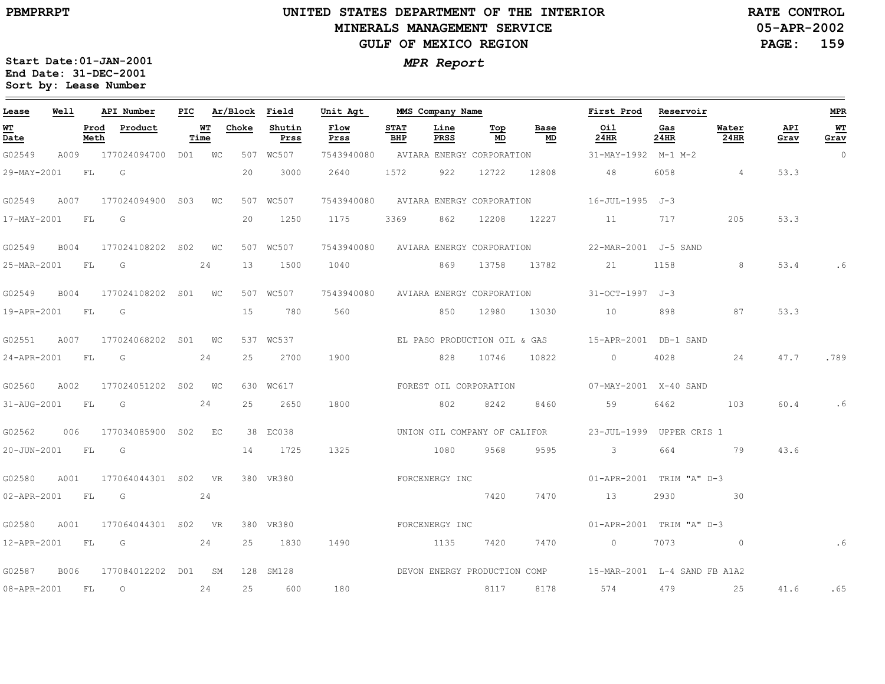# UNITED STATES DEPARTMENT OF THE INTERIOR
## MINERALS MANAGEMENT SERVICE
## GULF OF MEXICO REGION

PBMPRRPT

RATE CONTROL
05-APR-2002

***MPR Report***

**Start Date:01-JAN-2001**
**End Date: 31-DEC-2001**
**Sort by: Lease Number**

| Lease | Well | | API Number | PIC | Ar/Block | | Field | Unit Agt | MMS Company Name | | | | | First Prod | Reservoir | | | MPR |
|---|---|---|---|---|---|---|---|---|---|---|---|---|---|---|---|---|---|---|
| WT Date | | Prod Meth | Product | | WT Time | Choke | Shutin Prss | Flow Prss | STAT BHP | Line PRSS | Top MD | Base MD | | Oil 24HR | Gas 24HR | Water 24HR | API Grav | WT Grav |
| G02549 | A009 | | 177024094700 | D01 | WC | 507 | WC507 | 7543940080 | AVIARA ENERGY CORPORATION | | | | | 31-MAY-1992 | M-1 M-2 | | | 0 |
| 29-MAY-2001 | | FL | G | | | 20 | 3000 | 2640 | 1572 | 922 | 12722 | 12808 | | 48 | 6058 | 4 | 53.3 | |
| G02549 | A007 | | 177024094900 | S03 | WC | 507 | WC507 | 7543940080 | AVIARA ENERGY CORPORATION | | | | | 16-JUL-1995 | J-3 | | | |
| 17-MAY-2001 | | FL | G | | | 20 | 1250 | 1175 | 3369 | 862 | 12208 | 12227 | | 11 | 717 | 205 | 53.3 | |
| G02549 | B004 | | 177024108202 | S02 | WC | 507 | WC507 | 7543940080 | AVIARA ENERGY CORPORATION | | | | | 22-MAR-2001 | J-5 SAND | | | |
| 25-MAR-2001 | | FL | G | | 24 | 13 | 1500 | 1040 | | 869 | 13758 | 13782 | | 21 | 1158 | 8 | 53.4 | .6 |
| G02549 | B004 | | 177024108202 | S01 | WC | 507 | WC507 | 7543940080 | AVIARA ENERGY CORPORATION | | | | | 31-OCT-1997 | J-3 | | | |
| 19-APR-2001 | | FL | G | | | 15 | 780 | 560 | | 850 | 12980 | 13030 | | 10 | 898 | 87 | 53.3 | |
| G02551 | A007 | | 177024068202 | S01 | WC | 537 | WC537 | | EL PASO PRODUCTION OIL & GAS | | | | | 15-APR-2001 | DB-1 SAND | | | |
| 24-APR-2001 | | FL | G | | 24 | 25 | 2700 | 1900 | | 828 | 10746 | 10822 | | 0 | 4028 | 24 | 47.7 | .789 |
| G02560 | A002 | | 177024051202 | S02 | WC | 630 | WC617 | | FOREST OIL CORPORATION | | | | | 07-MAY-2001 | X-40 SAND | | | |
| 31-AUG-2001 | | FL | G | | 24 | 25 | 2650 | 1800 | | 802 | 8242 | 8460 | | 59 | 6462 | 103 | 60.4 | .6 |
| G02562 | 006 | | 177034085900 | S02 | EC | 38 | EC038 | | UNION OIL COMPANY OF CALIFOR | | | | | 23-JUL-1999 | UPPER CRIS 1 | | | |
| 20-JUN-2001 | | FL | G | | | 14 | 1725 | 1325 | | 1080 | 9568 | 9595 | | 3 | 664 | 79 | 43.6 | |
| G02580 | A001 | | 177064044301 | S02 | VR | 380 | VR380 | | FORCENERGY INC | | | | | 01-APR-2001 | TRIM "A" D-3 | | | |
| 02-APR-2001 | | FL | G | | 24 | | | | | | 7420 | 7470 | | 13 | 2930 | 30 | | |
| G02580 | A001 | | 177064044301 | S02 | VR | 380 | VR380 | | FORCENERGY INC | | | | | 01-APR-2001 | TRIM "A" D-3 | | | |
| 12-APR-2001 | | FL | G | | 24 | 25 | 1830 | 1490 | | 1135 | 7420 | 7470 | | 0 | 7073 | 0 | | .6 |
| G02587 | B006 | | 177084012202 | D01 | SM | 128 | SM128 | | DEVON ENERGY PRODUCTION COMP | | | | | 15-MAR-2001 | L-4 SAND FB A1A2 | | | |
| 08-APR-2001 | | FL | O | | 24 | 25 | 600 | 180 | | | 8117 | 8178 | | 574 | 479 | 25 | 41.6 | .65 |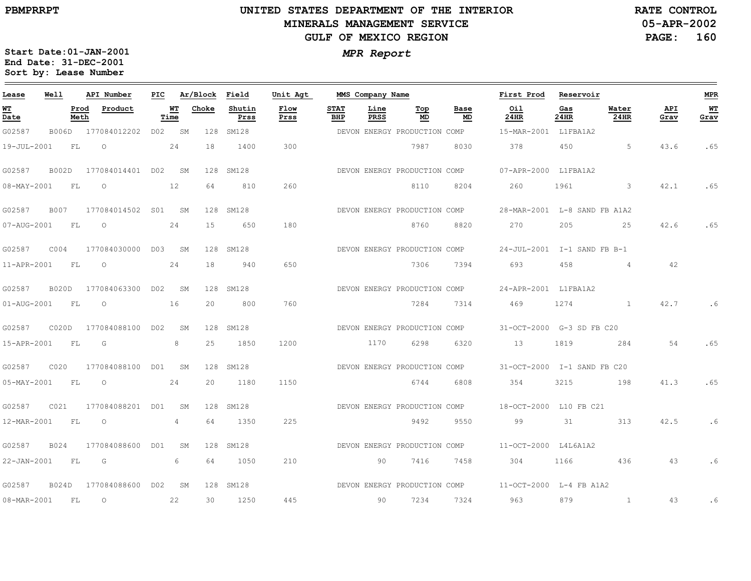PBMPRRPT

# UNITED STATES DEPARTMENT OF THE INTERIOR
## MINERALS MANAGEMENT SERVICE
## GULF OF MEXICO REGION

RATE CONTROL
05-APR-2002

*MPR Report*

**Start Date:01-JAN-2001**
**End Date: 31-DEC-2001**
**Sort by: Lease Number**

| Lease | Well | API Number | PIC | Ar/Block | Field | Unit Agt | MMS Company Name | | | | First Prod | Reservoir | | | MPR |
|---|---|---|---|---|---|---|---|---|---|---|---|---|---|---|---|
| **WT Date** | **Prod Meth** | **Product** | **WT Time** | **Choke** | **Shutin Prss** | **Flow Prss** | **STAT BHP** | **Line PRSS** | **Top MD** | **Base MD** | **Oil 24HR** | **Gas 24HR** | **Water 24HR** | **API Grav** | **WT Grav** |
| G02587 | B006D | 177084012202 | D02 | SM 128 | SM128 | | DEVON ENERGY PRODUCTION COMP | | | | 15-MAR-2001 | L1FBA1A2 | | | |
| 19-JUL-2001 | FL | O | 24 | 18 | 1400 | 300 | | | 7987 | 8030 | 378 | 450 | 5 | 43.6 | .65 |
| G02587 | B002D | 177084014401 | D02 | SM 128 | SM128 | | DEVON ENERGY PRODUCTION COMP | | | | 07-APR-2000 | L1FBA1A2 | | | |
| 08-MAY-2001 | FL | O | 12 | 64 | 810 | 260 | | | 8110 | 8204 | 260 | 1961 | 3 | 42.1 | .65 |
| G02587 | B007 | 177084014502 | S01 | SM 128 | SM128 | | DEVON ENERGY PRODUCTION COMP | | | | 28-MAR-2001 | L-8 SAND FB A1A2 | | | |
| 07-AUG-2001 | FL | O | 24 | 15 | 650 | 180 | | | 8760 | 8820 | 270 | 205 | 25 | 42.6 | .65 |
| G02587 | C004 | 177084030000 | D03 | SM 128 | SM128 | | DEVON ENERGY PRODUCTION COMP | | | | 24-JUL-2001 | I-1 SAND FB B-1 | | | |
| 11-APR-2001 | FL | O | 24 | 18 | 940 | 650 | | | 7306 | 7394 | 693 | 458 | 4 | 42 | |
| G02587 | B020D | 177084063300 | D02 | SM 128 | SM128 | | DEVON ENERGY PRODUCTION COMP | | | | 24-APR-2001 | L1FBA1A2 | | | |
| 01-AUG-2001 | FL | O | 16 | 20 | 800 | 760 | | | 7284 | 7314 | 469 | 1274 | 1 | 42.7 | .6 |
| G02587 | C020D | 177084088100 | D02 | SM 128 | SM128 | | DEVON ENERGY PRODUCTION COMP | | | | 31-OCT-2000 | G-3 SD FB C20 | | | |
| 15-APR-2001 | FL | G | 8 | 25 | 1850 | 1200 | | 1170 | 6298 | 6320 | 13 | 1819 | 284 | 54 | .65 |
| G02587 | C020 | 177084088100 | D01 | SM 128 | SM128 | | DEVON ENERGY PRODUCTION COMP | | | | 31-OCT-2000 | I-1 SAND FB C20 | | | |
| 05-MAY-2001 | FL | O | 24 | 20 | 1180 | 1150 | | | 6744 | 6808 | 354 | 3215 | 198 | 41.3 | .65 |
| G02587 | C021 | 177084088201 | D01 | SM 128 | SM128 | | DEVON ENERGY PRODUCTION COMP | | | | 18-OCT-2000 | L10 FB C21 | | | |
| 12-MAR-2001 | FL | O | 4 | 64 | 1350 | 225 | | | 9492 | 9550 | 99 | 31 | 313 | 42.5 | .6 |
| G02587 | B024 | 177084088600 | D01 | SM 128 | SM128 | | DEVON ENERGY PRODUCTION COMP | | | | 11-OCT-2000 | L4L6A1A2 | | | |
| 22-JAN-2001 | FL | G | 6 | 64 | 1050 | 210 | | 90 | 7416 | 7458 | 304 | 1166 | 436 | 43 | .6 |
| G02587 | B024D | 177084088600 | D02 | SM 128 | SM128 | | DEVON ENERGY PRODUCTION COMP | | | | 11-OCT-2000 | L-4 FB A1A2 | | | |
| 08-MAR-2001 | FL | O | 22 | 30 | 1250 | 445 | | 90 | 7234 | 7324 | 963 | 879 | 1 | 43 | .6 |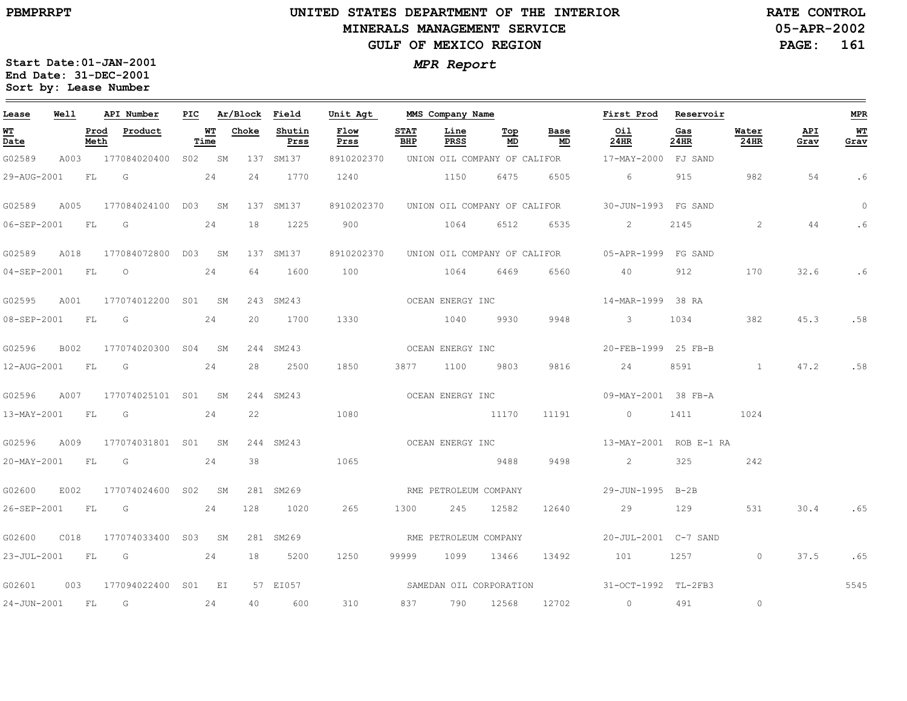PBMPRRPT

# UNITED STATES DEPARTMENT OF THE INTERIOR
## MINERALS MANAGEMENT SERVICE
## GULF OF MEXICO REGION

RATE CONTROL
05-APR-2002
PAGE: 161

*MPR Report*

**Start Date:01-JAN-2001**
**End Date: 31-DEC-2001**
**Sort by: Lease Number**

| Lease | Well | API Number | PIC | Ar/Block | | Field | Unit Agt | MMS Company Name | | | | | First Prod | Reservoir | | | MPR |
|---|---|---|---|---|---|---|---|---|---|---|---|---|---|---|---|---|---|
| WT Date | Prod Meth | Product | | WT Time | Choke | Shutin Prss | Flow Prss | STAT BHP | Line PRSS | Top MD | Base MD | | Oil 24HR | Gas 24HR | Water 24HR | API Grav | WT Grav |
| G02589 | A003 | 177084020400 | S02 | SM | 137 | SM137 | 8910202370 | UNION OIL COMPANY OF CALIFOR | | | | | 17-MAY-2000 | FJ SAND | | | |
| 29-AUG-2001 | FL | G | | 24 | 24 | 1770 | 1240 | | 1150 | 6475 | 6505 | | 6 | 915 | 982 | 54 | .6 |
| G02589 | A005 | 177084024100 | D03 | SM | 137 | SM137 | 8910202370 | UNION OIL COMPANY OF CALIFOR | | | | | 30-JUN-1993 | FG SAND | | | 0 |
| 06-SEP-2001 | FL | G | | 24 | 18 | 1225 | 900 | | 1064 | 6512 | 6535 | | 2 | 2145 | 2 | 44 | .6 |
| G02589 | A018 | 177084072800 | D03 | SM | 137 | SM137 | 8910202370 | UNION OIL COMPANY OF CALIFOR | | | | | 05-APR-1999 | FG SAND | | | |
| 04-SEP-2001 | FL | O | | 24 | 64 | 1600 | 100 | | 1064 | 6469 | 6560 | | 40 | 912 | 170 | 32.6 | .6 |
| G02595 | A001 | 177074012200 | S01 | SM | 243 | SM243 | | OCEAN ENERGY INC | | | | | 14-MAR-1999 | 38 RA | | | |
| 08-SEP-2001 | FL | G | | 24 | 20 | 1700 | 1330 | | 1040 | 9930 | 9948 | | 3 | 1034 | 382 | 45.3 | .58 |
| G02596 | B002 | 177074020300 | S04 | SM | 244 | SM243 | | OCEAN ENERGY INC | | | | | 20-FEB-1999 | 25 FB-B | | | |
| 12-AUG-2001 | FL | G | | 24 | 28 | 2500 | 1850 | 3877 | 1100 | 9803 | 9816 | | 24 | 8591 | 1 | 47.2 | .58 |
| G02596 | A007 | 177074025101 | S01 | SM | 244 | SM243 | | OCEAN ENERGY INC | | | | | 09-MAY-2001 | 38 FB-A | | | |
| 13-MAY-2001 | FL | G | | 24 | 22 | | 1080 | | | 11170 | 11191 | | 0 | 1411 | 1024 | | |
| G02596 | A009 | 177074031801 | S01 | SM | 244 | SM243 | | OCEAN ENERGY INC | | | | | 13-MAY-2001 | ROB E-1 RA | | | |
| 20-MAY-2001 | FL | G | | 24 | 38 | | 1065 | | | 9488 | 9498 | | 2 | 325 | 242 | | |
| G02600 | E002 | 177074024600 | S02 | SM | 281 | SM269 | | RME PETROLEUM COMPANY | | | | | 29-JUN-1995 | B-2B | | | |
| 26-SEP-2001 | FL | G | | 24 | 128 | 1020 | 265 | 1300 | 245 | 12582 | 12640 | | 29 | 129 | 531 | 30.4 | .65 |
| G02600 | C018 | 177074033400 | S03 | SM | 281 | SM269 | | RME PETROLEUM COMPANY | | | | | 20-JUL-2001 | C-7 SAND | | | |
| 23-JUL-2001 | FL | G | | 24 | 18 | 5200 | 1250 | 99999 | 1099 | 13466 | 13492 | | 101 | 1257 | 0 | 37.5 | .65 |
| G02601 | 003 | 177094022400 | S01 | EI | 57 | EI057 | | SAMEDAN OIL CORPORATION | | | | | 31-OCT-1992 | TL-2FB3 | | | 5545 |
| 24-JUN-2001 | FL | G | | 24 | 40 | 600 | 310 | 837 | 790 | 12568 | 12702 | | 0 | 491 | 0 | | |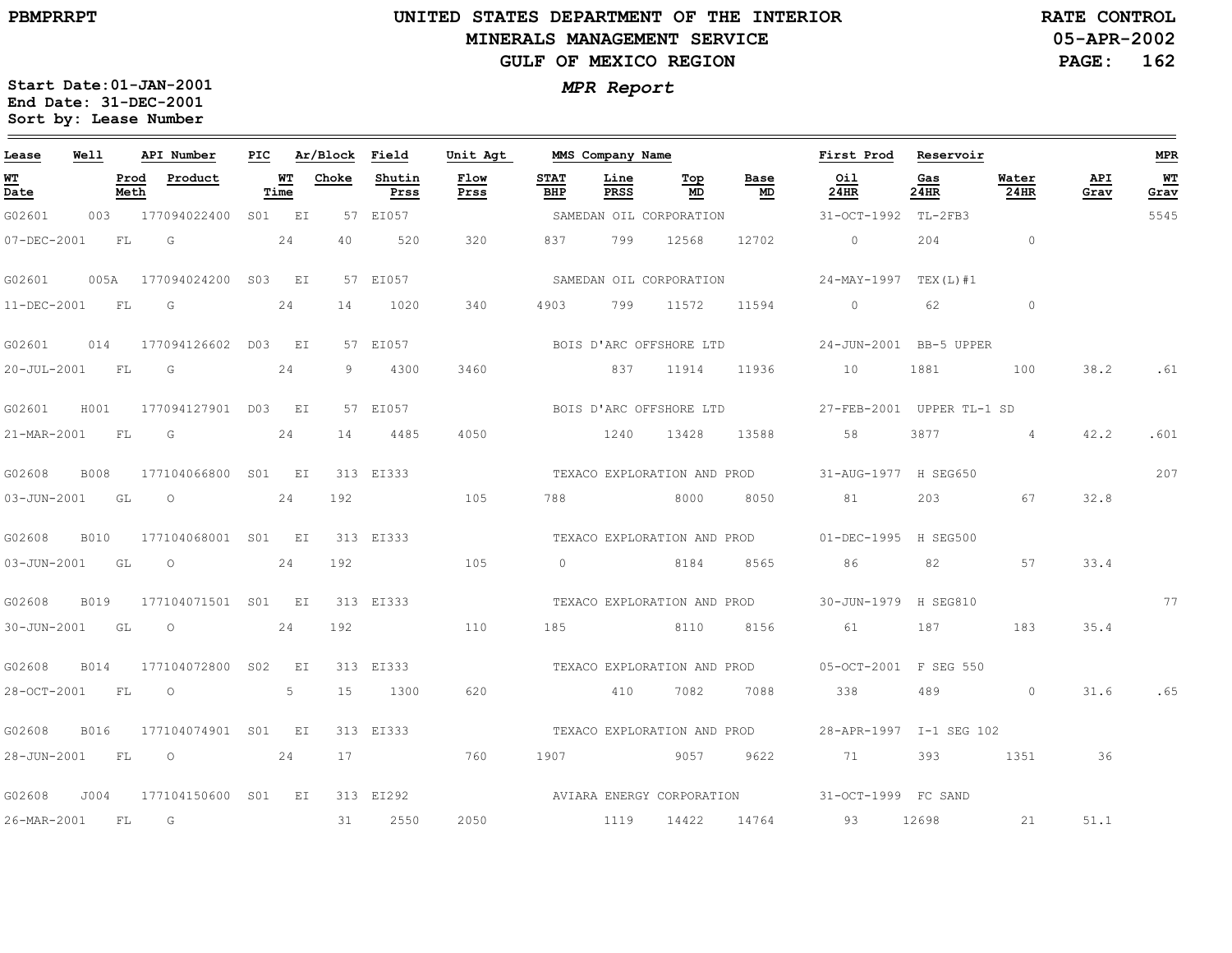# UNITED STATES DEPARTMENT OF THE INTERIOR
## MINERALS MANAGEMENT SERVICE
## GULF OF MEXICO REGION

PBMPRRPT

RATE CONTROL
05-APR-2002
PAGE: 162

**MPR Report**

Start Date: 01-JAN-2001
End Date: 31-DEC-2001
Sort by: Lease Number

| Lease | Well | API Number | PIC | Ar/Block | | Field | Unit Agt | MMS Company Name | | | | First Prod | Reservoir | | | MPR |
|---|---|---|---|---|---|---|---|---|---|---|---|---|---|---|---|---|
| WT Date | Prod Meth | Product | WT Time | Choke | | Shutin Prss | Flow Prss | STAT BHP | Line PRSS | Top MD | Base MD | Oil 24HR | Gas 24HR | Water 24HR | API Grav | WT Grav |
| G02601 | 003 | 177094022400 | S01 | EI | 57 | EI057 | | SAMEDAN OIL CORPORATION | | | | 31-OCT-1992 | TL-2FB3 | | | 5545 |
| 07-DEC-2001 | FL | G | 24 | 40 | | 520 | 320 | 837 | 799 | 12568 | 12702 | 0 | 204 | 0 | | |
| G02601 | 005A | 177094024200 | S03 | EI | 57 | EI057 | | SAMEDAN OIL CORPORATION | | | | 24-MAY-1997 | TEX(L)#1 | | | |
| 11-DEC-2001 | FL | G | 24 | 14 | | 1020 | 340 | 4903 | 799 | 11572 | 11594 | 0 | 62 | 0 | | |
| G02601 | 014 | 177094126602 | D03 | EI | 57 | EI057 | | BOIS D'ARC OFFSHORE LTD | | | | 24-JUN-2001 | BB-5 UPPER | | | |
| 20-JUL-2001 | FL | G | 24 | 9 | | 4300 | 3460 | | 837 | 11914 | 11936 | 10 | 1881 | 100 | 38.2 | .61 |
| G02601 | H001 | 177094127901 | D03 | EI | 57 | EI057 | | BOIS D'ARC OFFSHORE LTD | | | | 27-FEB-2001 | UPPER TL-1 SD | | | |
| 21-MAR-2001 | FL | G | 24 | 14 | | 4485 | 4050 | | 1240 | 13428 | 13588 | 58 | 3877 | 4 | 42.2 | .601 |
| G02608 | B008 | 177104066800 | S01 | EI | 313 | EI333 | | TEXACO EXPLORATION AND PROD | | | | 31-AUG-1977 | H SEG650 | | | 207 |
| 03-JUN-2001 | GL | O | 24 | 192 | | | 105 | 788 | | 8000 | 8050 | 81 | 203 | 67 | 32.8 | |
| G02608 | B010 | 177104068001 | S01 | EI | 313 | EI333 | | TEXACO EXPLORATION AND PROD | | | | 01-DEC-1995 | H SEG500 | | | |
| 03-JUN-2001 | GL | O | 24 | 192 | | | 105 | 0 | | 8184 | 8565 | 86 | 82 | 57 | 33.4 | |
| G02608 | B019 | 177104071501 | S01 | EI | 313 | EI333 | | TEXACO EXPLORATION AND PROD | | | | 30-JUN-1979 | H SEG810 | | | 77 |
| 30-JUN-2001 | GL | O | 24 | 192 | | | 110 | 185 | | 8110 | 8156 | 61 | 187 | 183 | 35.4 | |
| G02608 | B014 | 177104072800 | S02 | EI | 313 | EI333 | | TEXACO EXPLORATION AND PROD | | | | 05-OCT-2001 | F SEG 550 | | | |
| 28-OCT-2001 | FL | O | 5 | 15 | | 1300 | 620 | | 410 | 7082 | 7088 | 338 | 489 | 0 | 31.6 | .65 |
| G02608 | B016 | 177104074901 | S01 | EI | 313 | EI333 | | TEXACO EXPLORATION AND PROD | | | | 28-APR-1997 | I-1 SEG 102 | | | |
| 28-JUN-2001 | FL | O | 24 | 17 | | | 760 | 1907 | | 9057 | 9622 | 71 | 393 | 1351 | 36 | |
| G02608 | J004 | 177104150600 | S01 | EI | 313 | EI292 | | AVIARA ENERGY CORPORATION | | | | 31-OCT-1999 | FC SAND | | | |
| 26-MAR-2001 | FL | G | | 31 | | 2550 | 2050 | | 1119 | 14422 | 14764 | 93 | 12698 | 21 | 51.1 | |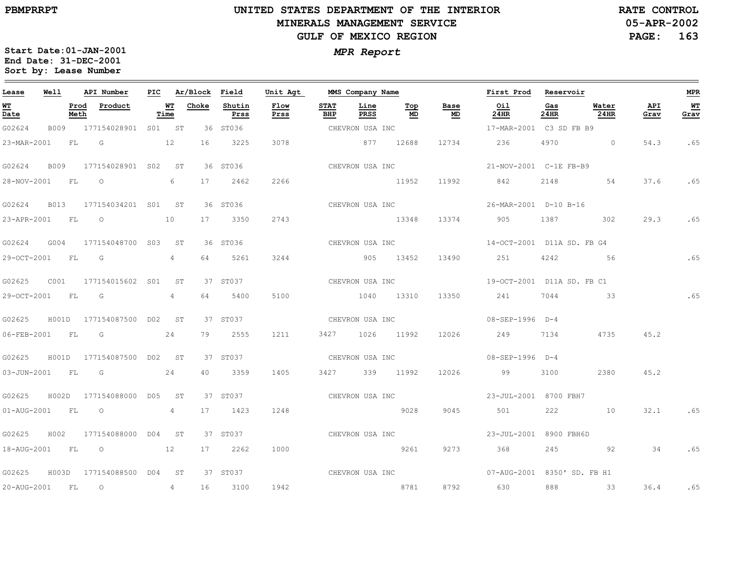UNITED STATES DEPARTMENT OF THE INTERIOR
MINERALS MANAGEMENT SERVICE
GULF OF MEXICO REGION

PBMPRRPT

RATE CONTROL
05-APR-2002
PAGE: 163

*MPR Report*

Start Date: 01-JAN-2001
End Date: 31-DEC-2001
Sort by: Lease Number

| Lease | Well | API Number | PIC | Ar/Block | Field | Unit Agt | MMS Company Name | | | | First Prod | Reservoir | | | MPR |
|---|---|---|---|---|---|---|---|---|---|---|---|---|---|---|---|
| WT Date | Prod Meth | Product | WT Time | Choke | Shutin Prss | Flow Prss | STAT BHP | Line PRSS | Top MD | Base MD | Oil 24HR | Gas 24HR | Water 24HR | API Grav | WT Grav |
| G02624 | B009 | 177154028901 | S01 | ST 36 | ST036 | | CHEVRON USA INC | | | | 17-MAR-2001 | C3 SD FB B9 | | | |
| 23-MAR-2001 | FL | G | 12 | 16 | 3225 | 3078 | | 877 | 12688 | 12734 | 236 | 4970 | 0 | 54.3 | .65 |
| G02624 | B009 | 177154028901 | S02 | ST 36 | ST036 | | CHEVRON USA INC | | | | 21-NOV-2001 | C-1E FB-B9 | | | |
| 28-NOV-2001 | FL | O | 6 | 17 | 2462 | 2266 | | | 11952 | 11992 | 842 | 2148 | 54 | 37.6 | .65 |
| G02624 | B013 | 177154034201 | S01 | ST 36 | ST036 | | CHEVRON USA INC | | | | 26-MAR-2001 | D-10 B-16 | | | |
| 23-APR-2001 | FL | O | 10 | 17 | 3350 | 2743 | | | 13348 | 13374 | 905 | 1387 | 302 | 29.3 | .65 |
| G02624 | G004 | 177154048700 | S03 | ST 36 | ST036 | | CHEVRON USA INC | | | | 14-OCT-2001 | D11A SD. FB G4 | | | |
| 29-OCT-2001 | FL | G | 4 | 64 | 5261 | 3244 | | 905 | 13452 | 13490 | 251 | 4242 | 56 | | .65 |
| G02625 | C001 | 177154015602 | S01 | ST 37 | ST037 | | CHEVRON USA INC | | | | 19-OCT-2001 | D11A SD. FB C1 | | | |
| 29-OCT-2001 | FL | G | 4 | 64 | 5400 | 5100 | | 1040 | 13310 | 13350 | 241 | 7044 | 33 | | .65 |
| G02625 | H001D | 177154087500 | D02 | ST 37 | ST037 | | CHEVRON USA INC | | | | 08-SEP-1996 | D-4 | | | |
| 06-FEB-2001 | FL | G | 24 | 79 | 2555 | 1211 | 3427 | 1026 | 11992 | 12026 | 249 | 7134 | 4735 | 45.2 | |
| G02625 | H001D | 177154087500 | D02 | ST 37 | ST037 | | CHEVRON USA INC | | | | 08-SEP-1996 | D-4 | | | |
| 03-JUN-2001 | FL | G | 24 | 40 | 3359 | 1405 | 3427 | 339 | 11992 | 12026 | 99 | 3100 | 2380 | 45.2 | |
| G02625 | H002D | 177154088000 | D05 | ST 37 | ST037 | | CHEVRON USA INC | | | | 23-JUL-2001 | 8700 FBH7 | | | |
| 01-AUG-2001 | FL | O | 4 | 17 | 1423 | 1248 | | | 9028 | 9045 | 501 | 222 | 10 | 32.1 | .65 |
| G02625 | H002 | 177154088000 | D04 | ST 37 | ST037 | | CHEVRON USA INC | | | | 23-JUL-2001 | 8900 FBH6D | | | |
| 18-AUG-2001 | FL | O | 12 | 17 | 2262 | 1000 | | | 9261 | 9273 | 368 | 245 | 92 | 34 | .65 |
| G02625 | H003D | 177154088500 | D04 | ST 37 | ST037 | | CHEVRON USA INC | | | | 07-AUG-2001 | 8350' SD. FB H1 | | | |
| 20-AUG-2001 | FL | O | 4 | 16 | 3100 | 1942 | | | 8781 | 8792 | 630 | 888 | 33 | 36.4 | .65 |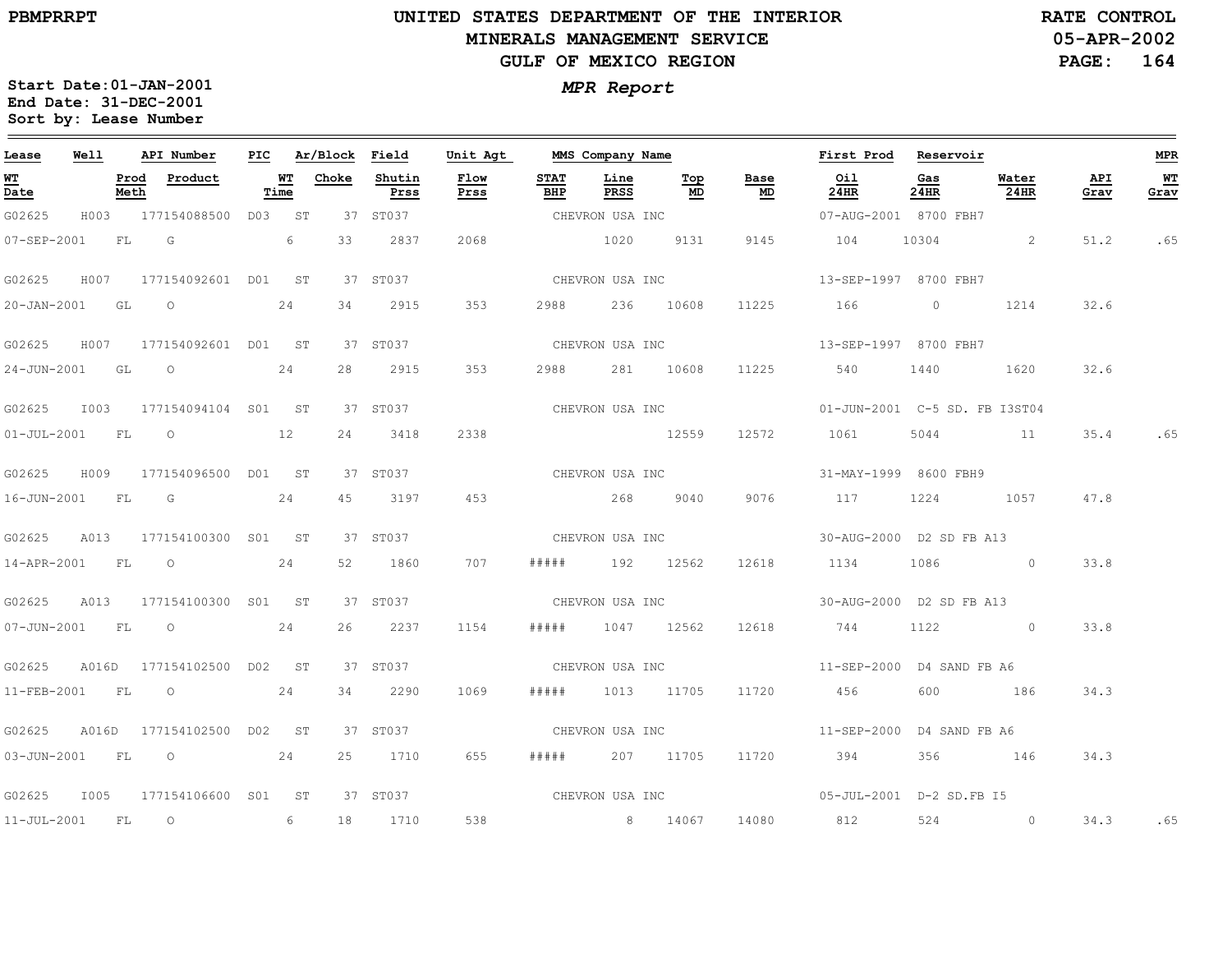PBMPRRPT

# UNITED STATES DEPARTMENT OF THE INTERIOR
## MINERALS MANAGEMENT SERVICE
## GULF OF MEXICO REGION

RATE CONTROL
05-APR-2002

**MPR Report**

Start Date:01-JAN-2001
End Date: 31-DEC-2001
Sort by: Lease Number

| Lease | Well | API Number | PIC | Ar/Block | Field | Unit Agt | MMS Company Name | | | | First Prod | Reservoir | | | MPR |
|---|---|---|---|---|---|---|---|---|---|---|---|---|---|---|---|
| WT Date | Prod Meth | Product | WT Time | Choke | Shutin Prss | Flow Prss | STAT BHP | Line PRSS | Top MD | Base MD | Oil 24HR | Gas 24HR | Water 24HR | API Grav | WT Grav |
| G02625 | H003 | 177154088500 | D03 | ST 37 | ST037 | | CHEVRON USA INC | | | | 07-AUG-2001 | 8700 FBH7 | | | |
| 07-SEP-2001 | FL | G | 6 | 33 | 2837 | 2068 | | 1020 | 9131 | 9145 | 104 | 10304 | 2 | 51.2 | .65 |
| G02625 | H007 | 177154092601 | D01 | ST 37 | ST037 | | CHEVRON USA INC | | | | 13-SEP-1997 | 8700 FBH7 | | | |
| 20-JAN-2001 | GL | O | 24 | 34 | 2915 | 353 | 2988 | 236 | 10608 | 11225 | 166 | 0 | 1214 | 32.6 | |
| G02625 | H007 | 177154092601 | D01 | ST 37 | ST037 | | CHEVRON USA INC | | | | 13-SEP-1997 | 8700 FBH7 | | | |
| 24-JUN-2001 | GL | O | 24 | 28 | 2915 | 353 | 2988 | 281 | 10608 | 11225 | 540 | 1440 | 1620 | 32.6 | |
| G02625 | I003 | 177154094104 | S01 | ST 37 | ST037 | | CHEVRON USA INC | | | | 01-JUN-2001 | C-5 SD. FB I3ST04 | | | |
| 01-JUL-2001 | FL | O | 12 | 24 | 3418 | 2338 | | | 12559 | 12572 | 1061 | 5044 | 11 | 35.4 | .65 |
| G02625 | H009 | 177154096500 | D01 | ST 37 | ST037 | | CHEVRON USA INC | | | | 31-MAY-1999 | 8600 FBH9 | | | |
| 16-JUN-2001 | FL | G | 24 | 45 | 3197 | 453 | | 268 | 9040 | 9076 | 117 | 1224 | 1057 | 47.8 | |
| G02625 | A013 | 177154100300 | S01 | ST 37 | ST037 | | CHEVRON USA INC | | | | 30-AUG-2000 | D2 SD FB A13 | | | |
| 14-APR-2001 | FL | O | 24 | 52 | 1860 | 707 | ##### | 192 | 12562 | 12618 | 1134 | 1086 | 0 | 33.8 | |
| G02625 | A013 | 177154100300 | S01 | ST 37 | ST037 | | CHEVRON USA INC | | | | 30-AUG-2000 | D2 SD FB A13 | | | |
| 07-JUN-2001 | FL | O | 24 | 26 | 2237 | 1154 | ##### | 1047 | 12562 | 12618 | 744 | 1122 | 0 | 33.8 | |
| G02625 | A016D | 177154102500 | D02 | ST 37 | ST037 | | CHEVRON USA INC | | | | 11-SEP-2000 | D4 SAND FB A6 | | | |
| 11-FEB-2001 | FL | O | 24 | 34 | 2290 | 1069 | ##### | 1013 | 11705 | 11720 | 456 | 600 | 186 | 34.3 | |
| G02625 | A016D | 177154102500 | D02 | ST 37 | ST037 | | CHEVRON USA INC | | | | 11-SEP-2000 | D4 SAND FB A6 | | | |
| 03-JUN-2001 | FL | O | 24 | 25 | 1710 | 655 | ##### | 207 | 11705 | 11720 | 394 | 356 | 146 | 34.3 | |
| G02625 | I005 | 177154106600 | S01 | ST 37 | ST037 | | CHEVRON USA INC | | | | 05-JUL-2001 | D-2 SD.FB I5 | | | |
| 11-JUL-2001 | FL | O | 6 | 18 | 1710 | 538 | | 8 | 14067 | 14080 | 812 | 524 | 0 | 34.3 | .65 |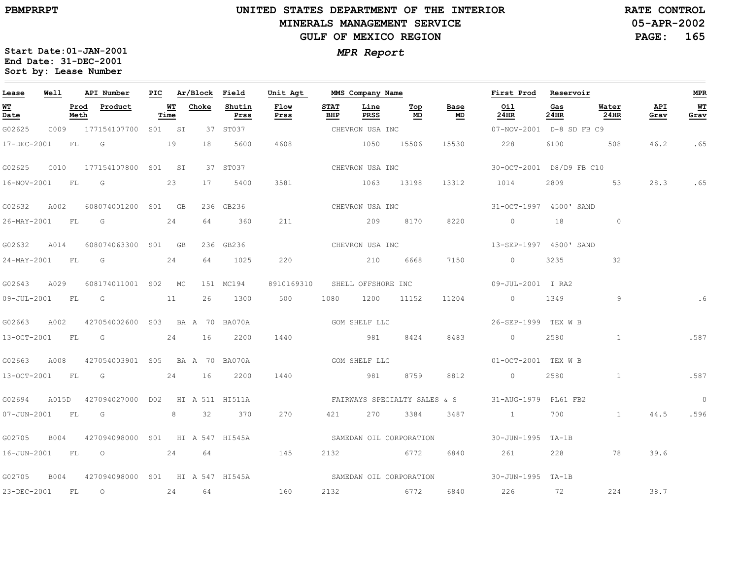# UNITED STATES DEPARTMENT OF THE INTERIOR
## MINERALS MANAGEMENT SERVICE
## GULF OF MEXICO REGION

PBMPRRPT

RATE CONTROL
05-APR-2002

*MPR Report*

Start Date:01-JAN-2001
End Date: 31-DEC-2001
Sort by: Lease Number

| Lease | Well | API Number | PIC | Ar/Block | Field | Unit Agt | MMS Company Name | | | | First Prod | Reservoir | | | MPR |
|---|---|---|---|---|---|---|---|---|---|---|---|---|---|---|---|
| **WT Date** | **Prod Meth** | **Product** | **WT Time** | **Choke** | **Shutin Prss** | **Flow Prss** | **STAT BHP** | **Line PRSS** | **Top MD** | **Base MD** | **Oil 24HR** | **Gas 24HR** | **Water 24HR** | **API Grav** | **WT Grav** |
| G02625 | C009 | 177154107700 | S01 | ST 37 | ST037 | | CHEVRON USA INC | | | | 07-NOV-2001 | D-8 SD FB C9 | | | |
| 17-DEC-2001 | FL | G | 19 | 18 | 5600 | 4608 | | 1050 | 15506 | 15530 | 228 | 6100 | 508 | 46.2 | .65 |
| G02625 | C010 | 177154107800 | S01 | ST 37 | ST037 | | CHEVRON USA INC | | | | 30-OCT-2001 | D8/D9 FB C10 | | | |
| 16-NOV-2001 | FL | G | 23 | 17 | 5400 | 3581 | | 1063 | 13198 | 13312 | 1014 | 2809 | 53 | 28.3 | .65 |
| G02632 | A002 | 608074001200 | S01 | GB 236 | GB236 | | CHEVRON USA INC | | | | 31-OCT-1997 | 4500' SAND | | | |
| 26-MAY-2001 | FL | G | 24 | 64 | 360 | 211 | | 209 | 8170 | 8220 | 0 | 18 | 0 | | |
| G02632 | A014 | 608074063300 | S01 | GB 236 | GB236 | | CHEVRON USA INC | | | | 13-SEP-1997 | 4500' SAND | | | |
| 24-MAY-2001 | FL | G | 24 | 64 | 1025 | 220 | | 210 | 6668 | 7150 | 0 | 3235 | 32 | | |
| G02643 | A029 | 608174011001 | S02 | MC 151 | MC194 | 8910169310 | SHELL OFFSHORE INC | | | | 09-JUL-2001 | I RA2 | | | |
| 09-JUL-2001 | FL | G | 11 | 26 | 1300 | 500 | 1080 | 1200 | 11152 | 11204 | 0 | 1349 | 9 | | .6 |
| G02663 | A002 | 427054002600 | S03 | BA A 70 | BA070A | | GOM SHELF LLC | | | | 26-SEP-1999 | TEX W B | | | |
| 13-OCT-2001 | FL | G | 24 | 16 | 2200 | 1440 | | 981 | 8424 | 8483 | 0 | 2580 | 1 | | .587 |
| G02663 | A008 | 427054003901 | S05 | BA A 70 | BA070A | | GOM SHELF LLC | | | | 01-OCT-2001 | TEX W B | | | |
| 13-OCT-2001 | FL | G | 24 | 16 | 2200 | 1440 | | 981 | 8759 | 8812 | 0 | 2580 | 1 | | .587 |
| G02694 | A015D | 427094027000 | D02 | HI A 511 | HI511A | | FAIRWAYS SPECIALTY SALES & S | | | | 31-AUG-1979 | PL61 FB2 | | | 0 |
| 07-JUN-2001 | FL | G | 8 | 32 | 370 | 270 | 421 | 270 | 3384 | 3487 | 1 | 700 | 1 | 44.5 | .596 |
| G02705 | B004 | 427094098000 | S01 | HI A 547 | HI545A | | SAMEDAN OIL CORPORATION | | | | 30-JUN-1995 | TA-1B | | | |
| 16-JUN-2001 | FL | O | 24 | 64 | | 145 | 2132 | | 6772 | 6840 | 261 | 228 | 78 | 39.6 | |
| G02705 | B004 | 427094098000 | S01 | HI A 547 | HI545A | | SAMEDAN OIL CORPORATION | | | | 30-JUN-1995 | TA-1B | | | |
| 23-DEC-2001 | FL | O | 24 | 64 | | 160 | 2132 | | 6772 | 6840 | 226 | 72 | 224 | 38.7 | |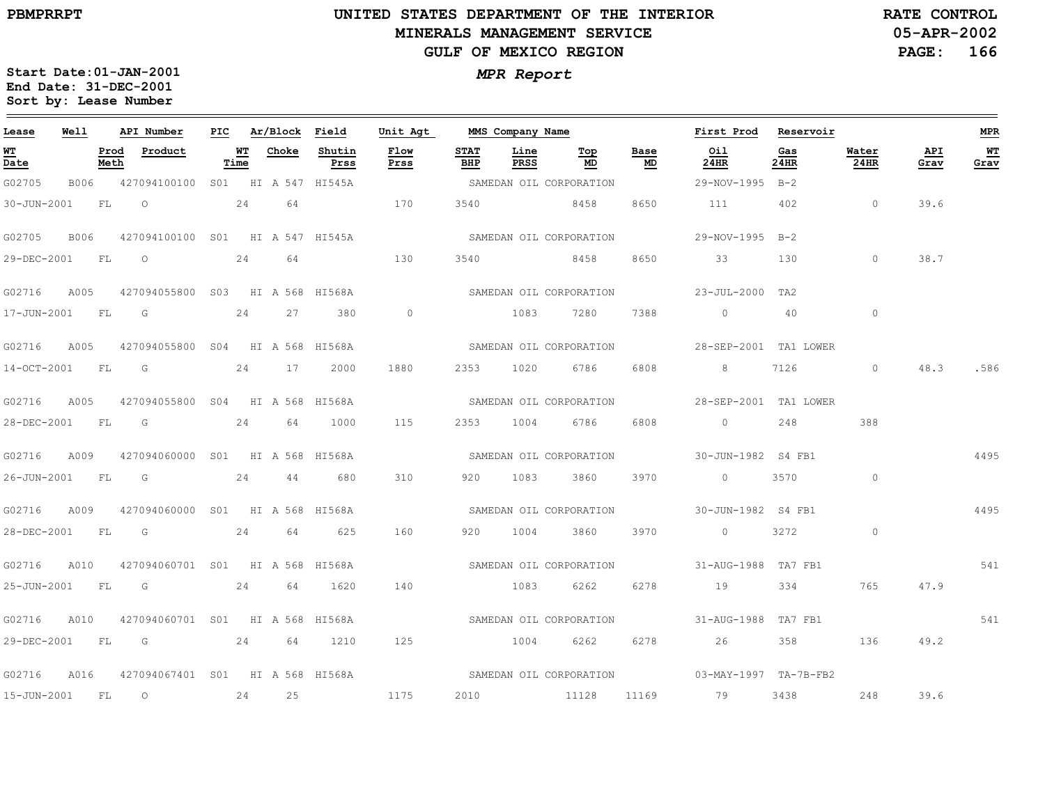# UNITED STATES DEPARTMENT OF THE INTERIOR
## MINERALS MANAGEMENT SERVICE
## GULF OF MEXICO REGION

PBMPRRPT

RATE CONTROL
05-APR-2002

*MPR Report*

Start Date: 01-JAN-2001
End Date: 31-DEC-2001
Sort by: Lease Number

| Lease | Well | API Number | PIC | Ar/Block | Field | Unit Agt | MMS Company Name | | | | First Prod | Reservoir | | | MPR |
|---|---|---|---|---|---|---|---|---|---|---|---|---|---|---|---|
| **WT Date** | **Prod Meth** | **Product** | **WT Time** | **Choke** | **Shutin Prss** | **Flow Prss** | **STAT BHP** | **Line PRSS** | **Top MD** | **Base MD** | **Oil 24HR** | **Gas 24HR** | **Water 24HR** | **API Grav** | **WT Grav** |
| G02705 | B006 | 427094100100 | S01 | HI A 547 | HI545A | | SAMEDAN OIL CORPORATION | | | | 29-NOV-1995 | B-2 | | | |
| 30-JUN-2001 | FL | O | 24 | 64 | | 170 | 3540 | | 8458 | 8650 | 111 | 402 | 0 | 39.6 | |
| G02705 | B006 | 427094100100 | S01 | HI A 547 | HI545A | | SAMEDAN OIL CORPORATION | | | | 29-NOV-1995 | B-2 | | | |
| 29-DEC-2001 | FL | O | 24 | 64 | | 130 | 3540 | | 8458 | 8650 | 33 | 130 | 0 | 38.7 | |
| G02716 | A005 | 427094055800 | S03 | HI A 568 | HI568A | | SAMEDAN OIL CORPORATION | | | | 23-JUL-2000 | TA2 | | | |
| 17-JUN-2001 | FL | G | 24 | 27 | 380 | 0 | | 1083 | 7280 | 7388 | 0 | 40 | 0 | | |
| G02716 | A005 | 427094055800 | S04 | HI A 568 | HI568A | | SAMEDAN OIL CORPORATION | | | | 28-SEP-2001 | TA1 LOWER | | | |
| 14-OCT-2001 | FL | G | 24 | 17 | 2000 | 1880 | 2353 | 1020 | 6786 | 6808 | 8 | 7126 | 0 | 48.3 | .586 |
| G02716 | A005 | 427094055800 | S04 | HI A 568 | HI568A | | SAMEDAN OIL CORPORATION | | | | 28-SEP-2001 | TA1 LOWER | | | |
| 28-DEC-2001 | FL | G | 24 | 64 | 1000 | 115 | 2353 | 1004 | 6786 | 6808 | 0 | 248 | 388 | | |
| G02716 | A009 | 427094060000 | S01 | HI A 568 | HI568A | | SAMEDAN OIL CORPORATION | | | | 30-JUN-1982 | S4 FB1 | | | 4495 |
| 26-JUN-2001 | FL | G | 24 | 44 | 680 | 310 | 920 | 1083 | 3860 | 3970 | 0 | 3570 | 0 | | |
| G02716 | A009 | 427094060000 | S01 | HI A 568 | HI568A | | SAMEDAN OIL CORPORATION | | | | 30-JUN-1982 | S4 FB1 | | | 4495 |
| 28-DEC-2001 | FL | G | 24 | 64 | 625 | 160 | 920 | 1004 | 3860 | 3970 | 0 | 3272 | 0 | | |
| G02716 | A010 | 427094060701 | S01 | HI A 568 | HI568A | | SAMEDAN OIL CORPORATION | | | | 31-AUG-1988 | TA7 FB1 | | | 541 |
| 25-JUN-2001 | FL | G | 24 | 64 | 1620 | 140 | | 1083 | 6262 | 6278 | 19 | 334 | 765 | 47.9 | |
| G02716 | A010 | 427094060701 | S01 | HI A 568 | HI568A | | SAMEDAN OIL CORPORATION | | | | 31-AUG-1988 | TA7 FB1 | | | 541 |
| 29-DEC-2001 | FL | G | 24 | 64 | 1210 | 125 | | 1004 | 6262 | 6278 | 26 | 358 | 136 | 49.2 | |
| G02716 | A016 | 427094067401 | S01 | HI A 568 | HI568A | | SAMEDAN OIL CORPORATION | | | | 03-MAY-1997 | TA-7B-FB2 | | | |
| 15-JUN-2001 | FL | O | 24 | 25 | | 1175 | 2010 | | 11128 | 11169 | 79 | 3438 | 248 | 39.6 | |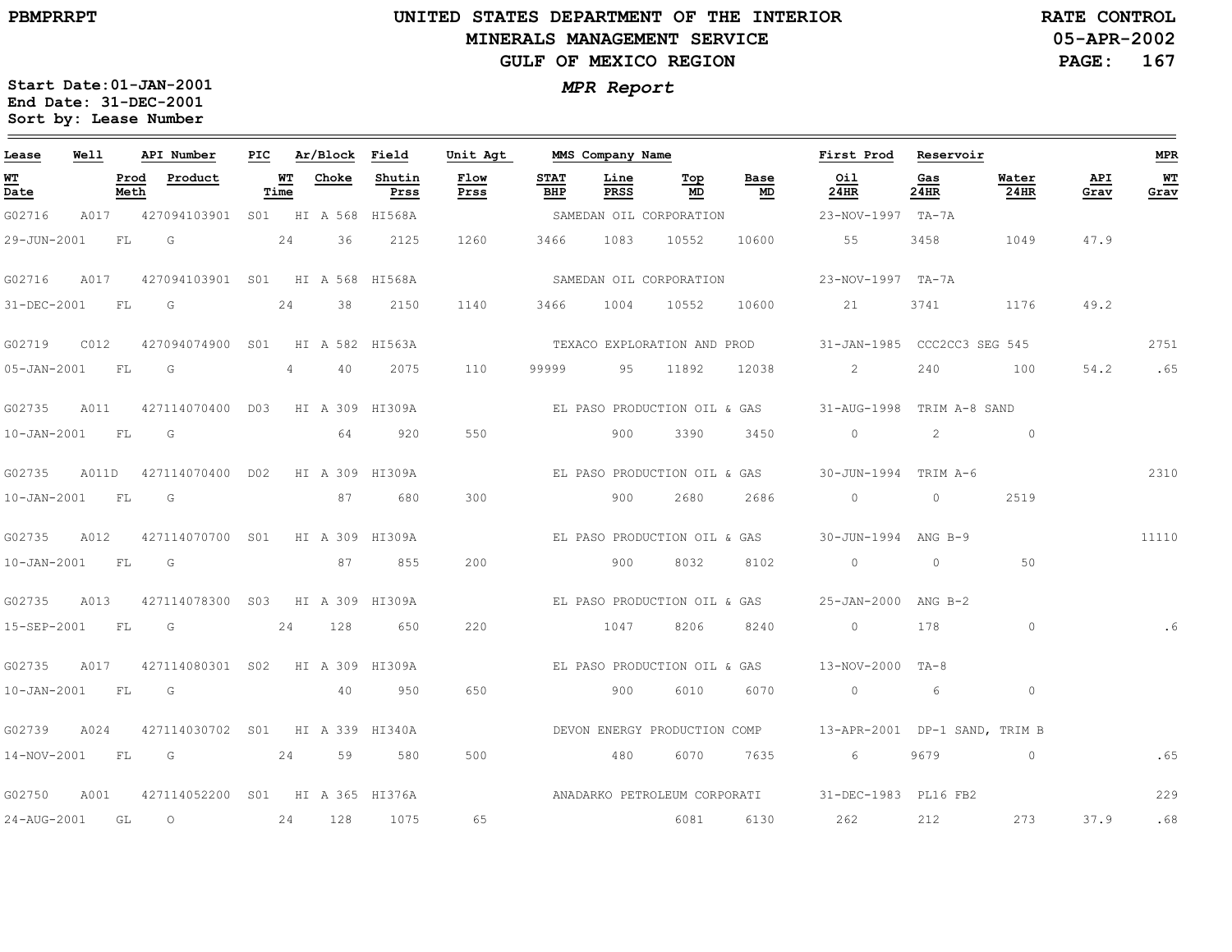# UNITED STATES DEPARTMENT OF THE INTERIOR
## MINERALS MANAGEMENT SERVICE
## GULF OF MEXICO REGION

PBMPRRPT

RATE CONTROL
05-APR-2002

***MPR Report***

**Start Date:01-JAN-2001**
**End Date: 31-DEC-2001**
**Sort by: Lease Number**

| Lease | Well | API Number | PIC | Ar/Block | Field | Unit Agt | MMS Company Name | | | | First Prod | Reservoir | | | MPR |
|---|---|---|---|---|---|---|---|---|---|---|---|---|---|---|---|
| WT Date | Prod Meth | Product | WT Time | Choke | Shutin Prss | Flow Prss | STAT BHP | Line PRSS | Top MD | Base MD | Oil 24HR | Gas 24HR | Water 24HR | API Grav | WT Grav |
| G02716 | A017 | 427094103901 | S01 | HI A 568 | HI568A | | SAMEDAN OIL CORPORATION | | | | 23-NOV-1997 | TA-7A | | | |
| 29-JUN-2001 | FL | G | 24 | 36 | 2125 | 1260 | 3466 | 1083 | 10552 | 10600 | 55 | 3458 | 1049 | 47.9 | |
| G02716 | A017 | 427094103901 | S01 | HI A 568 | HI568A | | SAMEDAN OIL CORPORATION | | | | 23-NOV-1997 | TA-7A | | | |
| 31-DEC-2001 | FL | G | 24 | 38 | 2150 | 1140 | 3466 | 1004 | 10552 | 10600 | 21 | 3741 | 1176 | 49.2 | |
| G02719 | C012 | 427094074900 | S01 | HI A 582 | HI563A | | TEXACO EXPLORATION AND PROD | | | | 31-JAN-1985 | CCC2CC3 SEG 545 | | | 2751 |
| 05-JAN-2001 | FL | G | 4 | 40 | 2075 | 110 | 99999 | 95 | 11892 | 12038 | 2 | 240 | 100 | 54.2 | .65 |
| G02735 | A011 | 427114070400 | D03 | HI A 309 | HI309A | | EL PASO PRODUCTION OIL & GAS | | | | 31-AUG-1998 | TRIM A-8 SAND | | | |
| 10-JAN-2001 | FL | G | | 64 | 920 | 550 | | 900 | 3390 | 3450 | 0 | 2 | 0 | | |
| G02735 | A011D | 427114070400 | D02 | HI A 309 | HI309A | | EL PASO PRODUCTION OIL & GAS | | | | 30-JUN-1994 | TRIM A-6 | | | 2310 |
| 10-JAN-2001 | FL | G | | 87 | 680 | 300 | | 900 | 2680 | 2686 | 0 | 0 | 2519 | | |
| G02735 | A012 | 427114070700 | S01 | HI A 309 | HI309A | | EL PASO PRODUCTION OIL & GAS | | | | 30-JUN-1994 | ANG B-9 | | | 11110 |
| 10-JAN-2001 | FL | G | | 87 | 855 | 200 | | 900 | 8032 | 8102 | 0 | 0 | 50 | | |
| G02735 | A013 | 427114078300 | S03 | HI A 309 | HI309A | | EL PASO PRODUCTION OIL & GAS | | | | 25-JAN-2000 | ANG B-2 | | | |
| 15-SEP-2001 | FL | G | 24 | 128 | 650 | 220 | | 1047 | 8206 | 8240 | 0 | 178 | 0 | | .6 |
| G02735 | A017 | 427114080301 | S02 | HI A 309 | HI309A | | EL PASO PRODUCTION OIL & GAS | | | | 13-NOV-2000 | TA-8 | | | |
| 10-JAN-2001 | FL | G | | 40 | 950 | 650 | | 900 | 6010 | 6070 | 0 | 6 | 0 | | |
| G02739 | A024 | 427114030702 | S01 | HI A 339 | HI340A | | DEVON ENERGY PRODUCTION COMP | | | | 13-APR-2001 | DP-1 SAND, TRIM B | | | |
| 14-NOV-2001 | FL | G | 24 | 59 | 580 | 500 | | 480 | 6070 | 7635 | 6 | 9679 | 0 | | .65 |
| G02750 | A001 | 427114052200 | S01 | HI A 365 | HI376A | | ANADARKO PETROLEUM CORPORATI | | | | 31-DEC-1983 | PL16 FB2 | | | 229 |
| 24-AUG-2001 | GL | O | 24 | 128 | 1075 | 65 | | | 6081 | 6130 | 262 | 212 | 273 | 37.9 | .68 |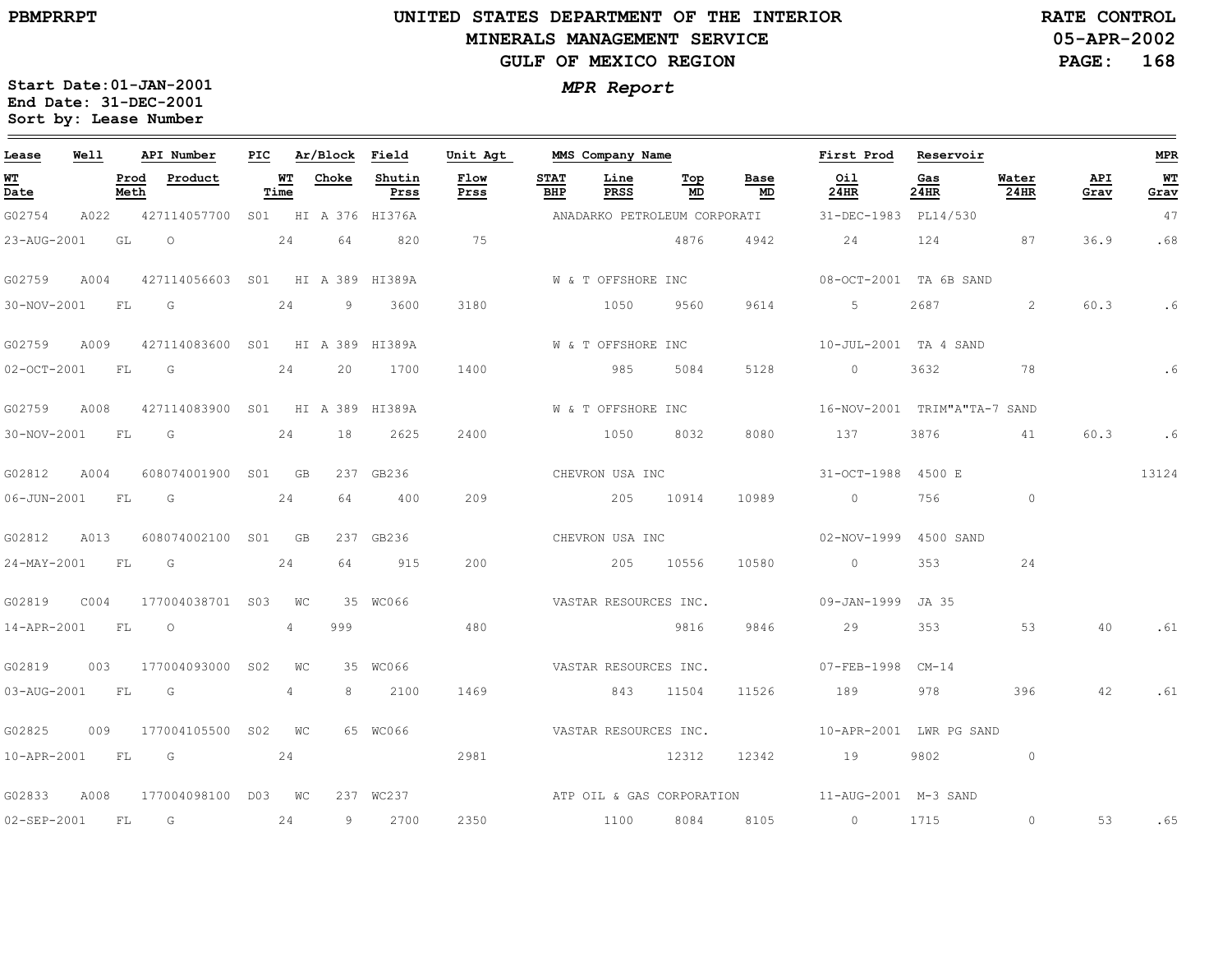# UNITED STATES DEPARTMENT OF THE INTERIOR
## MINERALS MANAGEMENT SERVICE
## GULF OF MEXICO REGION

PBMPRRPT

RATE CONTROL
05-APR-2002

Start Date:01-JAN-2001
End Date: 31-DEC-2001
Sort by: Lease Number

*MPR Report*

| Lease | Well | API Number | PIC | Ar/Block | Field | Unit Agt | MMS Company Name | | | | First Prod | Reservoir | | | MPR |
|---|---|---|---|---|---|---|---|---|---|---|---|---|---|---|---|
| WT Date | Prod Meth | Product | WT Time | Choke | Shutin Prss | Flow Prss | STAT BHP | Line PRSS | Top MD | Base MD | Oil 24HR | Gas 24HR | Water 24HR | API Grav | WT Grav |
| G02754 | A022 | 427114057700 | S01 | HI A 376 | HI376A | | ANADARKO PETROLEUM CORPORATI | | | | 31-DEC-1983 | PL14/530 | | | 47 |
| 23-AUG-2001 | GL | O | 24 | 64 | 820 | 75 | | | 4876 | 4942 | 24 | 124 | 87 | 36.9 | .68 |
| G02759 | A004 | 427114056603 | S01 | HI A 389 | HI389A | | W & T OFFSHORE INC | | | | 08-OCT-2001 | TA 6B SAND | | | |
| 30-NOV-2001 | FL | G | 24 | 9 | 3600 | 3180 | | 1050 | 9560 | 9614 | 5 | 2687 | 2 | 60.3 | .6 |
| G02759 | A009 | 427114083600 | S01 | HI A 389 | HI389A | | W & T OFFSHORE INC | | | | 10-JUL-2001 | TA 4 SAND | | | |
| 02-OCT-2001 | FL | G | 24 | 20 | 1700 | 1400 | | 985 | 5084 | 5128 | 0 | 3632 | 78 | | .6 |
| G02759 | A008 | 427114083900 | S01 | HI A 389 | HI389A | | W & T OFFSHORE INC | | | | 16-NOV-2001 | TRIM"A"TA-7 SAND | | | |
| 30-NOV-2001 | FL | G | 24 | 18 | 2625 | 2400 | | 1050 | 8032 | 8080 | 137 | 3876 | 41 | 60.3 | .6 |
| G02812 | A004 | 608074001900 | S01 | GB 237 | GB236 | | CHEVRON USA INC | | | | 31-OCT-1988 | 4500 E | | | 13124 |
| 06-JUN-2001 | FL | G | 24 | 64 | 400 | 209 | | 205 | 10914 | 10989 | 0 | 756 | 0 | | |
| G02812 | A013 | 608074002100 | S01 | GB 237 | GB236 | | CHEVRON USA INC | | | | 02-NOV-1999 | 4500 SAND | | | |
| 24-MAY-2001 | FL | G | 24 | 64 | 915 | 200 | | 205 | 10556 | 10580 | 0 | 353 | 24 | | |
| G02819 | C004 | 177004038701 | S03 | WC 35 | WC066 | | VASTAR RESOURCES INC. | | | | 09-JAN-1999 | JA 35 | | | |
| 14-APR-2001 | FL | O | 4 | 999 | | 480 | | | 9816 | 9846 | 29 | 353 | 53 | 40 | .61 |
| G02819 | 003 | 177004093000 | S02 | WC 35 | WC066 | | VASTAR RESOURCES INC. | | | | 07-FEB-1998 | CM-14 | | | |
| 03-AUG-2001 | FL | G | 4 | 8 | 2100 | 1469 | | 843 | 11504 | 11526 | 189 | 978 | 396 | 42 | .61 |
| G02825 | 009 | 177004105500 | S02 | WC 65 | WC066 | | VASTAR RESOURCES INC. | | | | 10-APR-2001 | LWR PG SAND | | | |
| 10-APR-2001 | FL | G | 24 | | | 2981 | | | 12312 | 12342 | 19 | 9802 | 0 | | |
| G02833 | A008 | 177004098100 | D03 | WC 237 | WC237 | | ATP OIL & GAS CORPORATION | | | | 11-AUG-2001 | M-3 SAND | | | |
| 02-SEP-2001 | FL | G | 24 | 9 | 2700 | 2350 | | 1100 | 8084 | 8105 | 0 | 1715 | 0 | 53 | .65 |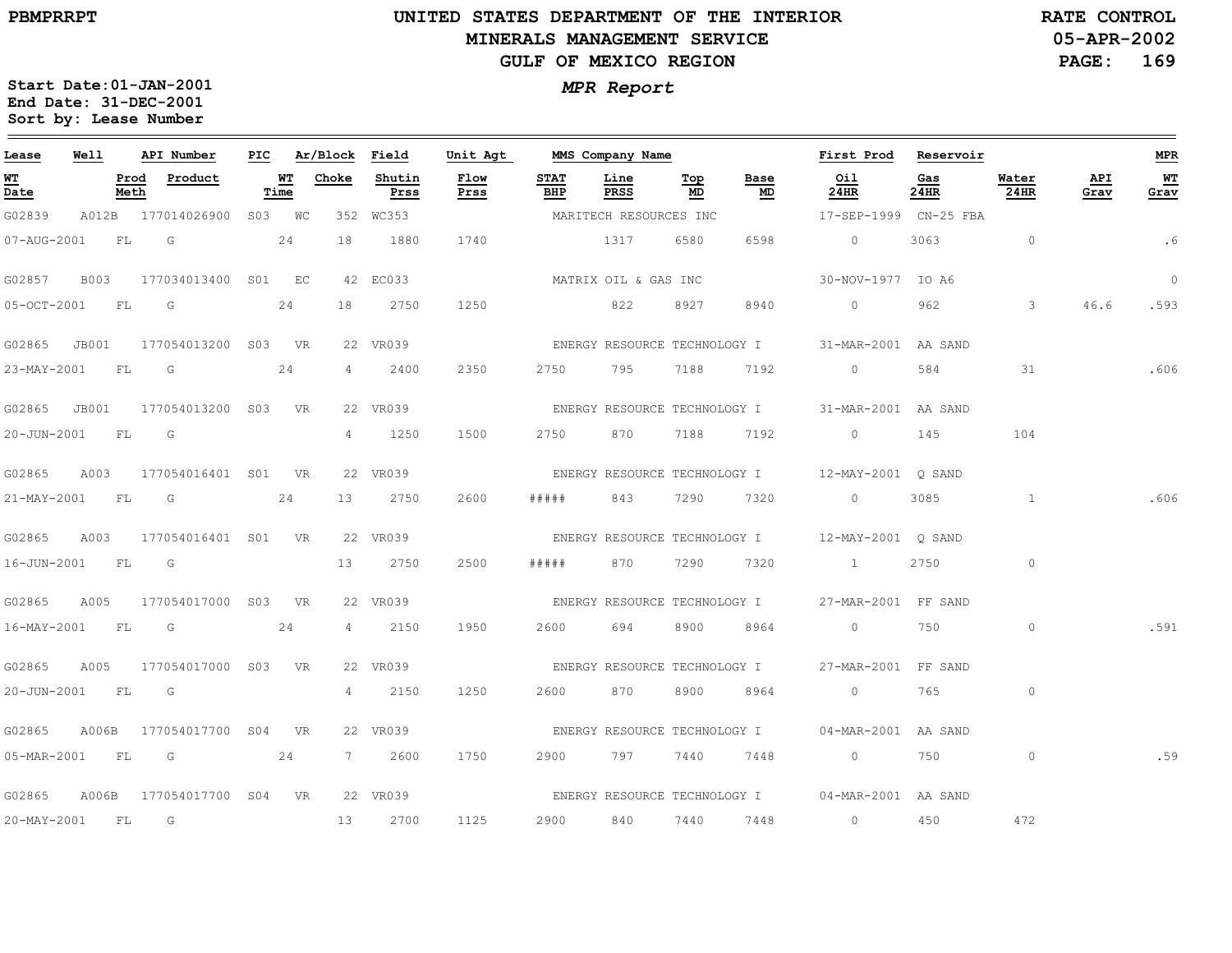# UNITED STATES DEPARTMENT OF THE INTERIOR
## MINERALS MANAGEMENT SERVICE
## GULF OF MEXICO REGION

PBMPRRPT

RATE CONTROL
05-APR-2002
PAGE: 169

### *MPR Report*

**Start Date:01-JAN-2001**
**End Date: 31-DEC-2001**
**Sort by: Lease Number**

| Lease | Well | | API Number | PIC | Ar/Block | | Field | Unit Agt | MMS Company Name | | | | | First Prod | Reservoir | | | MPR |
|---|---|---|---|---|---|---|---|---|---|---|---|---|---|---|---|---|---|---|
| WT Date | | Prod Meth | Product | | WT Time | Choke | Shutin Prss | Flow Prss | STAT BHP | Line PRSS | Top MD | Base MD | | Oil 24HR | Gas 24HR | Water 24HR | API Grav | WT Grav |
| G02839 | A012B | | 177014026900 | S03 | WC | 352 | WC353 | | MARITECH RESOURCES INC | | | | | 17-SEP-1999 | CN-25 FBA | | | |
| 07-AUG-2001 | | FL | G | | 24 | 18 | 1880 | 1740 | | 1317 | 6580 | 6598 | | 0 | 3063 | 0 | | .6 |
| G02857 | B003 | | 177034013400 | S01 | EC | 42 | EC033 | | MATRIX OIL & GAS INC | | | | | 30-NOV-1977 | IO A6 | | | 0 |
| 05-OCT-2001 | | FL | G | | 24 | 18 | 2750 | 1250 | | 822 | 8927 | 8940 | | 0 | 962 | 3 | 46.6 | .593 |
| G02865 | JB001 | | 177054013200 | S03 | VR | 22 | VR039 | | ENERGY RESOURCE TECHNOLOGY I | | | | | 31-MAR-2001 | AA SAND | | | |
| 23-MAY-2001 | | FL | G | | 24 | 4 | 2400 | 2350 | 2750 | 795 | 7188 | 7192 | | 0 | 584 | 31 | | .606 |
| G02865 | JB001 | | 177054013200 | S03 | VR | 22 | VR039 | | ENERGY RESOURCE TECHNOLOGY I | | | | | 31-MAR-2001 | AA SAND | | | |
| 20-JUN-2001 | | FL | G | | | 4 | 1250 | 1500 | 2750 | 870 | 7188 | 7192 | | 0 | 145 | 104 | | |
| G02865 | A003 | | 177054016401 | S01 | VR | 22 | VR039 | | ENERGY RESOURCE TECHNOLOGY I | | | | | 12-MAY-2001 | Q SAND | | | |
| 21-MAY-2001 | | FL | G | | 24 | 13 | 2750 | 2600 | ##### | 843 | 7290 | 7320 | | 0 | 3085 | 1 | | .606 |
| G02865 | A003 | | 177054016401 | S01 | VR | 22 | VR039 | | ENERGY RESOURCE TECHNOLOGY I | | | | | 12-MAY-2001 | Q SAND | | | |
| 16-JUN-2001 | | FL | G | | | 13 | 2750 | 2500 | ##### | 870 | 7290 | 7320 | | 1 | 2750 | 0 | | |
| G02865 | A005 | | 177054017000 | S03 | VR | 22 | VR039 | | ENERGY RESOURCE TECHNOLOGY I | | | | | 27-MAR-2001 | FF SAND | | | |
| 16-MAY-2001 | | FL | G | | 24 | 4 | 2150 | 1950 | 2600 | 694 | 8900 | 8964 | | 0 | 750 | 0 | | .591 |
| G02865 | A005 | | 177054017000 | S03 | VR | 22 | VR039 | | ENERGY RESOURCE TECHNOLOGY I | | | | | 27-MAR-2001 | FF SAND | | | |
| 20-JUN-2001 | | FL | G | | | 4 | 2150 | 1250 | 2600 | 870 | 8900 | 8964 | | 0 | 765 | 0 | | |
| G02865 | A006B | | 177054017700 | S04 | VR | 22 | VR039 | | ENERGY RESOURCE TECHNOLOGY I | | | | | 04-MAR-2001 | AA SAND | | | |
| 05-MAR-2001 | | FL | G | | 24 | 7 | 2600 | 1750 | 2900 | 797 | 7440 | 7448 | | 0 | 750 | 0 | | .59 |
| G02865 | A006B | | 177054017700 | S04 | VR | 22 | VR039 | | ENERGY RESOURCE TECHNOLOGY I | | | | | 04-MAR-2001 | AA SAND | | | |
| 20-MAY-2001 | | FL | G | | | 13 | 2700 | 1125 | 2900 | 840 | 7440 | 7448 | | 0 | 450 | 472 | | |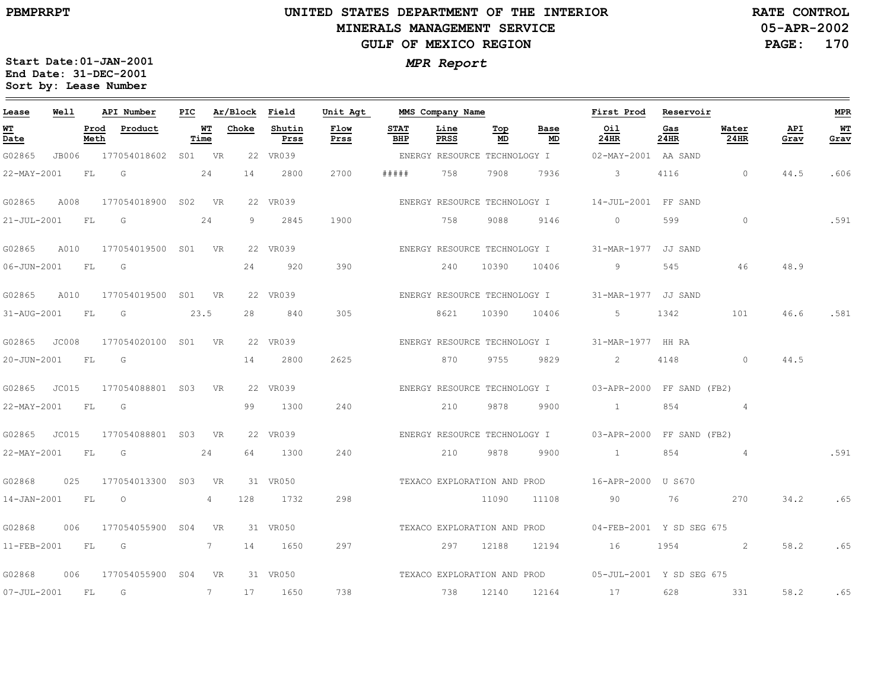# UNITED STATES DEPARTMENT OF THE INTERIOR
## MINERALS MANAGEMENT SERVICE
## GULF OF MEXICO REGION

PBMPRRPT

RATE CONTROL
05-APR-2002

**MPR Report**

Start Date:01-JAN-2001
End Date: 31-DEC-2001
Sort by: Lease Number

| Lease | Well | API Number | PIC | Ar/Block | Field | Unit Agt | MMS Company Name | | | First Prod | Reservoir | | | MPR |
|---|---|---|---|---|---|---|---|---|---|---|---|---|---|---|
| **WT Date** | **Prod Meth** | **Product** | **WT Time** | **Choke** | **Shutin Prss** | **Flow Prss** | **STAT BHP** | **Line PRSS** | **Top MD** | **Base MD** | **Oil 24HR** | **Gas 24HR** | **Water 24HR** | **API Grav** | **WT Grav** |
| G02865 | JB006 | 177054018602 | S01 | VR 22 | VR039 | | ENERGY RESOURCE TECHNOLOGY I | | | 02-MAY-2001 | AA SAND | | | | |
| 22-MAY-2001 | FL | G | 24 | 14 | 2800 | 2700 | ##### | 758 | 7908 | 7936 | 3 | 4116 | 0 | 44.5 | .606 |
| G02865 | A008 | 177054018900 | S02 | VR 22 | VR039 | | ENERGY RESOURCE TECHNOLOGY I | | | 14-JUL-2001 | FF SAND | | | | |
| 21-JUL-2001 | FL | G | 24 | 9 | 2845 | 1900 | | 758 | 9088 | 9146 | 0 | 599 | 0 | | .591 |
| G02865 | A010 | 177054019500 | S01 | VR 22 | VR039 | | ENERGY RESOURCE TECHNOLOGY I | | | 31-MAR-1977 | JJ SAND | | | | |
| 06-JUN-2001 | FL | G | | 24 | 920 | 390 | | 240 | 10390 | 10406 | 9 | 545 | 46 | 48.9 | |
| G02865 | A010 | 177054019500 | S01 | VR 22 | VR039 | | ENERGY RESOURCE TECHNOLOGY I | | | 31-MAR-1977 | JJ SAND | | | | |
| 31-AUG-2001 | FL | G | 23.5 | 28 | 840 | 305 | | 8621 | 10390 | 10406 | 5 | 1342 | 101 | 46.6 | .581 |
| G02865 | JC008 | 177054020100 | S01 | VR 22 | VR039 | | ENERGY RESOURCE TECHNOLOGY I | | | 31-MAR-1977 | HH RA | | | | |
| 20-JUN-2001 | FL | G | | 14 | 2800 | 2625 | | 870 | 9755 | 9829 | 2 | 4148 | 0 | 44.5 | |
| G02865 | JC015 | 177054088801 | S03 | VR 22 | VR039 | | ENERGY RESOURCE TECHNOLOGY I | | | 03-APR-2000 | FF SAND (FB2) | | | | |
| 22-MAY-2001 | FL | G | | 99 | 1300 | 240 | | 210 | 9878 | 9900 | 1 | 854 | 4 | | |
| G02865 | JC015 | 177054088801 | S03 | VR 22 | VR039 | | ENERGY RESOURCE TECHNOLOGY I | | | 03-APR-2000 | FF SAND (FB2) | | | | |
| 22-MAY-2001 | FL | G | 24 | 64 | 1300 | 240 | | 210 | 9878 | 9900 | 1 | 854 | 4 | | .591 |
| G02868 | 025 | 177054013300 | S03 | VR 31 | VR050 | | TEXACO EXPLORATION AND PROD | | | 16-APR-2000 | U S670 | | | | |
| 14-JAN-2001 | FL | O | 4 | 128 | 1732 | 298 | | | 11090 | 11108 | 90 | 76 | 270 | 34.2 | .65 |
| G02868 | 006 | 177054055900 | S04 | VR 31 | VR050 | | TEXACO EXPLORATION AND PROD | | | 04-FEB-2001 | Y SD SEG 675 | | | | |
| 11-FEB-2001 | FL | G | 7 | 14 | 1650 | 297 | | 297 | 12188 | 12194 | 16 | 1954 | 2 | 58.2 | .65 |
| G02868 | 006 | 177054055900 | S04 | VR 31 | VR050 | | TEXACO EXPLORATION AND PROD | | | 05-JUL-2001 | Y SD SEG 675 | | | | |
| 07-JUL-2001 | FL | G | 7 | 17 | 1650 | 738 | | 738 | 12140 | 12164 | 17 | 628 | 331 | 58.2 | .65 |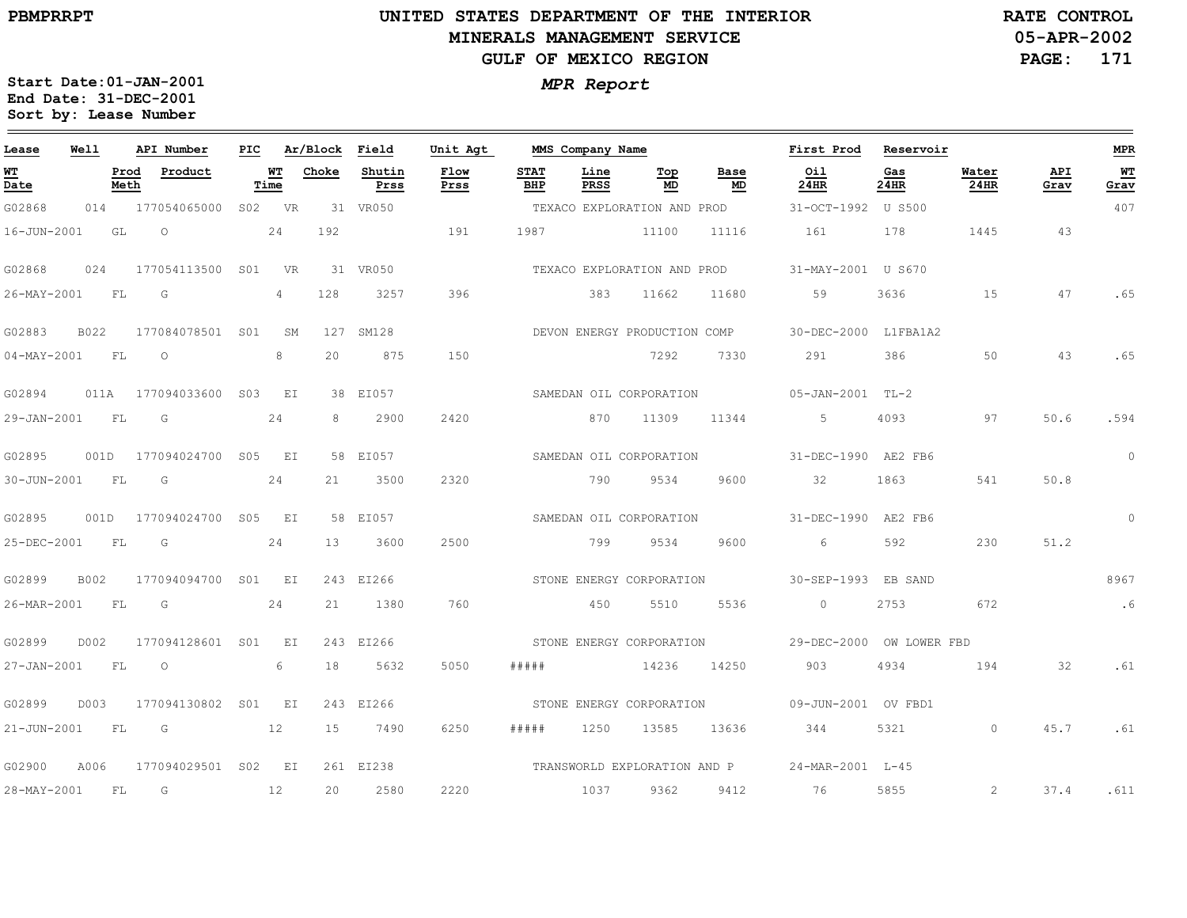**UNITED STATES DEPARTMENT OF THE INTERIOR**
**MINERALS MANAGEMENT SERVICE**
**GULF OF MEXICO REGION**

PBMPRRPT

RATE CONTROL
05-APR-2002

Start Date:01-JAN-2001
End Date: 31-DEC-2001
Sort by: Lease Number

*MPR Report*

| Lease | Well | API Number | PIC | Ar/Block | Field | Unit Agt | MMS Company Name | | | | First Prod | Reservoir | | | MPR |
|---|---|---|---|---|---|---|---|---|---|---|---|---|---|---|---|
| WT Date | Prod Meth | Product | WT Time | Choke | Shutin Prss | Flow Prss | STAT BHP | Line PRSS | Top MD | Base MD | Oil 24HR | Gas 24HR | Water 24HR | API Grav | WT Grav |
| G02868 | 014 | 177054065000 | S02 | VR 31 | VR050 | | TEXACO EXPLORATION AND PROD | | | | 31-OCT-1992 | U S500 | | | 407 |
| 16-JUN-2001 | GL | O | 24 | 192 | | 191 | 1987 | | 11100 | 11116 | 161 | 178 | 1445 | 43 | |
| G02868 | 024 | 177054113500 | S01 | VR 31 | VR050 | | TEXACO EXPLORATION AND PROD | | | | 31-MAY-2001 | U S670 | | | |
| 26-MAY-2001 | FL | G | 4 | 128 | 3257 | 396 | | 383 | 11662 | 11680 | 59 | 3636 | 15 | 47 | .65 |
| G02883 | B022 | 177084078501 | S01 | SM 127 | SM128 | | DEVON ENERGY PRODUCTION COMP | | | | 30-DEC-2000 | L1FBA1A2 | | | |
| 04-MAY-2001 | FL | O | 8 | 20 | 875 | 150 | | | 7292 | 7330 | 291 | 386 | 50 | 43 | .65 |
| G02894 | 011A | 177094033600 | S03 | EI 38 | EI057 | | SAMEDAN OIL CORPORATION | | | | 05-JAN-2001 | TL-2 | | | |
| 29-JAN-2001 | FL | G | 24 | 8 | 2900 | 2420 | | 870 | 11309 | 11344 | 5 | 4093 | 97 | 50.6 | .594 |
| G02895 | 001D | 177094024700 | S05 | EI 58 | EI057 | | SAMEDAN OIL CORPORATION | | | | 31-DEC-1990 | AE2 FB6 | | | 0 |
| 30-JUN-2001 | FL | G | 24 | 21 | 3500 | 2320 | | 790 | 9534 | 9600 | 32 | 1863 | 541 | 50.8 | |
| G02895 | 001D | 177094024700 | S05 | EI 58 | EI057 | | SAMEDAN OIL CORPORATION | | | | 31-DEC-1990 | AE2 FB6 | | | 0 |
| 25-DEC-2001 | FL | G | 24 | 13 | 3600 | 2500 | | 799 | 9534 | 9600 | 6 | 592 | 230 | 51.2 | |
| G02899 | B002 | 177094094700 | S01 | EI 243 | EI266 | | STONE ENERGY CORPORATION | | | | 30-SEP-1993 | EB SAND | | | 8967 |
| 26-MAR-2001 | FL | G | 24 | 21 | 1380 | 760 | | 450 | 5510 | 5536 | 0 | 2753 | 672 | | .6 |
| G02899 | D002 | 177094128601 | S01 | EI 243 | EI266 | | STONE ENERGY CORPORATION | | | | 29-DEC-2000 | OW LOWER FBD | | | |
| 27-JAN-2001 | FL | O | 6 | 18 | 5632 | 5050 | ##### | | 14236 | 14250 | 903 | 4934 | 194 | 32 | .61 |
| G02899 | D003 | 177094130802 | S01 | EI 243 | EI266 | | STONE ENERGY CORPORATION | | | | 09-JUN-2001 | OV FBD1 | | | |
| 21-JUN-2001 | FL | G | 12 | 15 | 7490 | 6250 | ##### | 1250 | 13585 | 13636 | 344 | 5321 | 0 | 45.7 | .61 |
| G02900 | A006 | 177094029501 | S02 | EI 261 | EI238 | | TRANSWORLD EXPLORATION AND P | | | | 24-MAR-2001 | L-45 | | | |
| 28-MAY-2001 | FL | G | 12 | 20 | 2580 | 2220 | | 1037 | 9362 | 9412 | 76 | 5855 | 2 | 37.4 | .611 |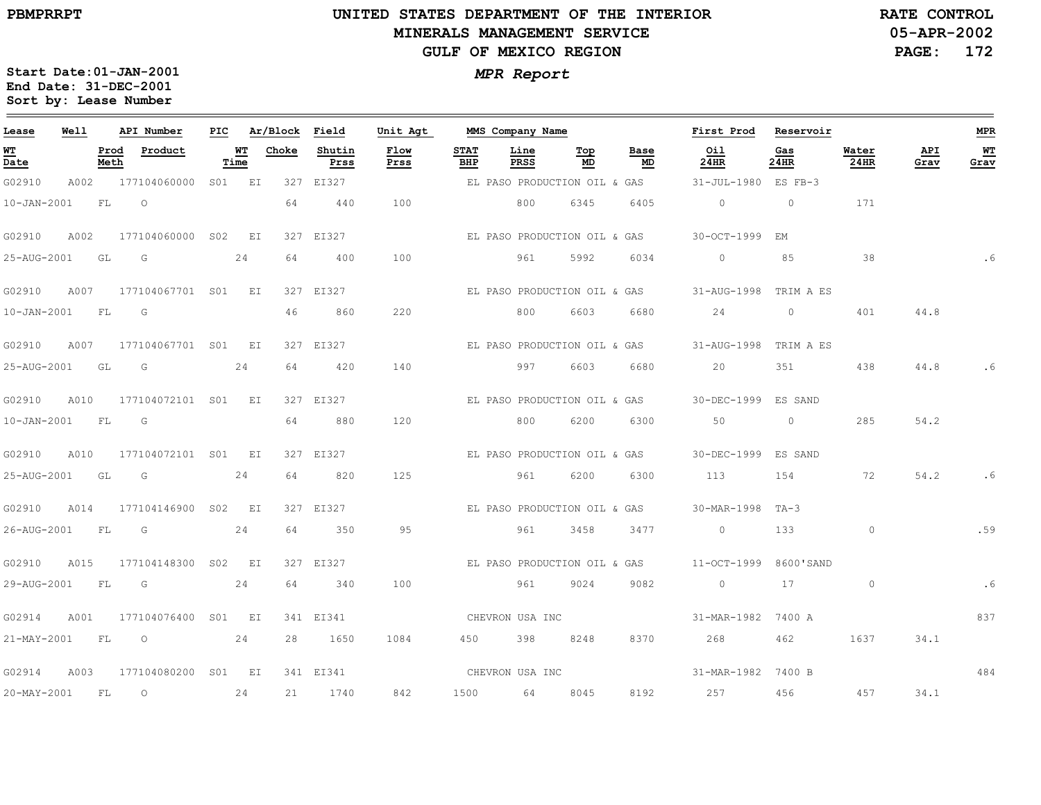# UNITED STATES DEPARTMENT OF THE INTERIOR
## MINERALS MANAGEMENT SERVICE
## GULF OF MEXICO REGION

PBMPRRPT

RATE CONTROL
05-APR-2002

**MPR Report**

Start Date: 01-JAN-2001
End Date: 31-DEC-2001
Sort by: Lease Number

| Lease | Well | API Number | PIC | Ar/Block | Field | Unit Agt | MMS Company Name | | | | First Prod | Reservoir | | | MPR |
|---|---|---|---|---|---|---|---|---|---|---|---|---|---|---|---|
| WT Date | Prod Meth | Product | WT Time | Choke | Shutin Prss | Flow Prss | STAT BHP | Line PRSS | Top MD | Base MD | Oil 24HR | Gas 24HR | Water 24HR | API Grav | WT Grav |
| G02910 | A002 | 177104060000 | S01 | EI 327 | EI327 | | EL PASO PRODUCTION OIL & GAS | | | | 31-JUL-1980 | ES FB-3 | | | |
| 10-JAN-2001 | FL | O | | 64 | 440 | 100 | | 800 | 6345 | 6405 | 0 | 0 | 171 | | |
| G02910 | A002 | 177104060000 | S02 | EI 327 | EI327 | | EL PASO PRODUCTION OIL & GAS | | | | 30-OCT-1999 | EM | | | |
| 25-AUG-2001 | GL | G | 24 | 64 | 400 | 100 | | 961 | 5992 | 6034 | 0 | 85 | 38 | | .6 |
| G02910 | A007 | 177104067701 | S01 | EI 327 | EI327 | | EL PASO PRODUCTION OIL & GAS | | | | 31-AUG-1998 | TRIM A ES | | | |
| 10-JAN-2001 | FL | G | | 46 | 860 | 220 | | 800 | 6603 | 6680 | 24 | 0 | 401 | 44.8 | |
| G02910 | A007 | 177104067701 | S01 | EI 327 | EI327 | | EL PASO PRODUCTION OIL & GAS | | | | 31-AUG-1998 | TRIM A ES | | | |
| 25-AUG-2001 | GL | G | 24 | 64 | 420 | 140 | | 997 | 6603 | 6680 | 20 | 351 | 438 | 44.8 | .6 |
| G02910 | A010 | 177104072101 | S01 | EI 327 | EI327 | | EL PASO PRODUCTION OIL & GAS | | | | 30-DEC-1999 | ES SAND | | | |
| 10-JAN-2001 | FL | G | | 64 | 880 | 120 | | 800 | 6200 | 6300 | 50 | 0 | 285 | 54.2 | |
| G02910 | A010 | 177104072101 | S01 | EI 327 | EI327 | | EL PASO PRODUCTION OIL & GAS | | | | 30-DEC-1999 | ES SAND | | | |
| 25-AUG-2001 | GL | G | 24 | 64 | 820 | 125 | | 961 | 6200 | 6300 | 113 | 154 | 72 | 54.2 | .6 |
| G02910 | A014 | 177104146900 | S02 | EI 327 | EI327 | | EL PASO PRODUCTION OIL & GAS | | | | 30-MAR-1998 | TA-3 | | | |
| 26-AUG-2001 | FL | G | 24 | 64 | 350 | 95 | | 961 | 3458 | 3477 | 0 | 133 | 0 | | .59 |
| G02910 | A015 | 177104148300 | S02 | EI 327 | EI327 | | EL PASO PRODUCTION OIL & GAS | | | | 11-OCT-1999 | 8600'SAND | | | |
| 29-AUG-2001 | FL | G | 24 | 64 | 340 | 100 | | 961 | 9024 | 9082 | 0 | 17 | 0 | | .6 |
| G02914 | A001 | 177104076400 | S01 | EI 341 | EI341 | | CHEVRON USA INC | | | | 31-MAR-1982 | 7400 A | | | 837 |
| 21-MAY-2001 | FL | O | 24 | 28 | 1650 | 1084 | 450 | 398 | 8248 | 8370 | 268 | 462 | 1637 | 34.1 | |
| G02914 | A003 | 177104080200 | S01 | EI 341 | EI341 | | CHEVRON USA INC | | | | 31-MAR-1982 | 7400 B | | | 484 |
| 20-MAY-2001 | FL | O | 24 | 21 | 1740 | 842 | 1500 | 64 | 8045 | 8192 | 257 | 456 | 457 | 34.1 | |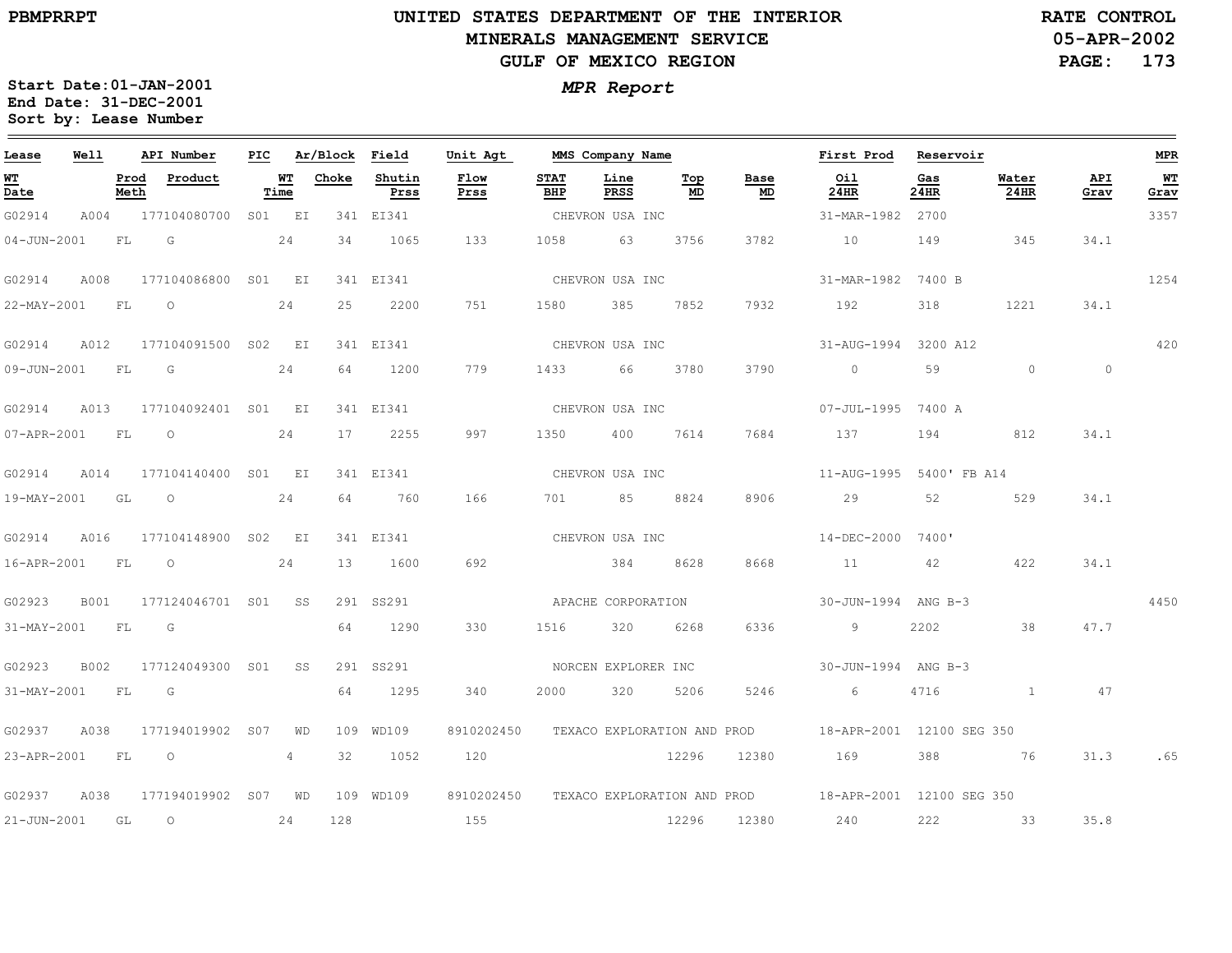PBMPRRPT

# UNITED STATES DEPARTMENT OF THE INTERIOR
## MINERALS MANAGEMENT SERVICE
## GULF OF MEXICO REGION

RATE CONTROL
05-APR-2002

Start Date:01-JAN-2001
End Date: 31-DEC-2001
Sort by: Lease Number

***MPR Report***

| Lease | Well | API Number | PIC | Ar/Block | Field | Unit Agt | MMS Company Name | | | | First Prod | Reservoir | | | MPR |
|---|---|---|---|---|---|---|---|---|---|---|---|---|---|---|---|
| WT Date | Prod Meth | Product | WT Time | Choke | Shutin Prss | Flow Prss | STAT BHP | Line PRSS | Top MD | Base MD | Oil 24HR | Gas 24HR | Water 24HR | API Grav | WT Grav |
| G02914 | A004 | 177104080700 | S01 | EI 341 | EI341 | | CHEVRON USA INC | | | | 31-MAR-1982 | 2700 | | | 3357 |
| 04-JUN-2001 | FL | G | 24 | 34 | 1065 | 133 | 1058 | 63 | 3756 | 3782 | 10 | 149 | 345 | 34.1 | |
| G02914 | A008 | 177104086800 | S01 | EI 341 | EI341 | | CHEVRON USA INC | | | | 31-MAR-1982 | 7400 B | | | 1254 |
| 22-MAY-2001 | FL | O | 24 | 25 | 2200 | 751 | 1580 | 385 | 7852 | 7932 | 192 | 318 | 1221 | 34.1 | |
| G02914 | A012 | 177104091500 | S02 | EI 341 | EI341 | | CHEVRON USA INC | | | | 31-AUG-1994 | 3200 A12 | | | 420 |
| 09-JUN-2001 | FL | G | 24 | 64 | 1200 | 779 | 1433 | 66 | 3780 | 3790 | 0 | 59 | 0 | 0 | |
| G02914 | A013 | 177104092401 | S01 | EI 341 | EI341 | | CHEVRON USA INC | | | | 07-JUL-1995 | 7400 A | | | |
| 07-APR-2001 | FL | O | 24 | 17 | 2255 | 997 | 1350 | 400 | 7614 | 7684 | 137 | 194 | 812 | 34.1 | |
| G02914 | A014 | 177104140400 | S01 | EI 341 | EI341 | | CHEVRON USA INC | | | | 11-AUG-1995 | 5400' FB A14 | | | |
| 19-MAY-2001 | GL | O | 24 | 64 | 760 | 166 | 701 | 85 | 8824 | 8906 | 29 | 52 | 529 | 34.1 | |
| G02914 | A016 | 177104148900 | S02 | EI 341 | EI341 | | CHEVRON USA INC | | | | 14-DEC-2000 | 7400' | | | |
| 16-APR-2001 | FL | O | 24 | 13 | 1600 | 692 | | 384 | 8628 | 8668 | 11 | 42 | 422 | 34.1 | |
| G02923 | B001 | 177124046701 | S01 | SS 291 | SS291 | | APACHE CORPORATION | | | | 30-JUN-1994 | ANG B-3 | | | 4450 |
| 31-MAY-2001 | FL | G | | 64 | 1290 | 330 | 1516 | 320 | 6268 | 6336 | 9 | 2202 | 38 | 47.7 | |
| G02923 | B002 | 177124049300 | S01 | SS 291 | SS291 | | NORCEN EXPLORER INC | | | | 30-JUN-1994 | ANG B-3 | | | |
| 31-MAY-2001 | FL | G | | 64 | 1295 | 340 | 2000 | 320 | 5206 | 5246 | 6 | 4716 | 1 | 47 | |
| G02937 | A038 | 177194019902 | S07 | WD 109 | WD109 | 8910202450 | TEXACO EXPLORATION AND PROD | | | | 18-APR-2001 | 12100 SEG 350 | | | |
| 23-APR-2001 | FL | O | 4 | 32 | 1052 | 120 | | | 12296 | 12380 | 169 | 388 | 76 | 31.3 | .65 |
| G02937 | A038 | 177194019902 | S07 | WD 109 | WD109 | 8910202450 | TEXACO EXPLORATION AND PROD | | | | 18-APR-2001 | 12100 SEG 350 | | | |
| 21-JUN-2001 | GL | O | 24 | 128 | | 155 | | | 12296 | 12380 | 240 | 222 | 33 | 35.8 | |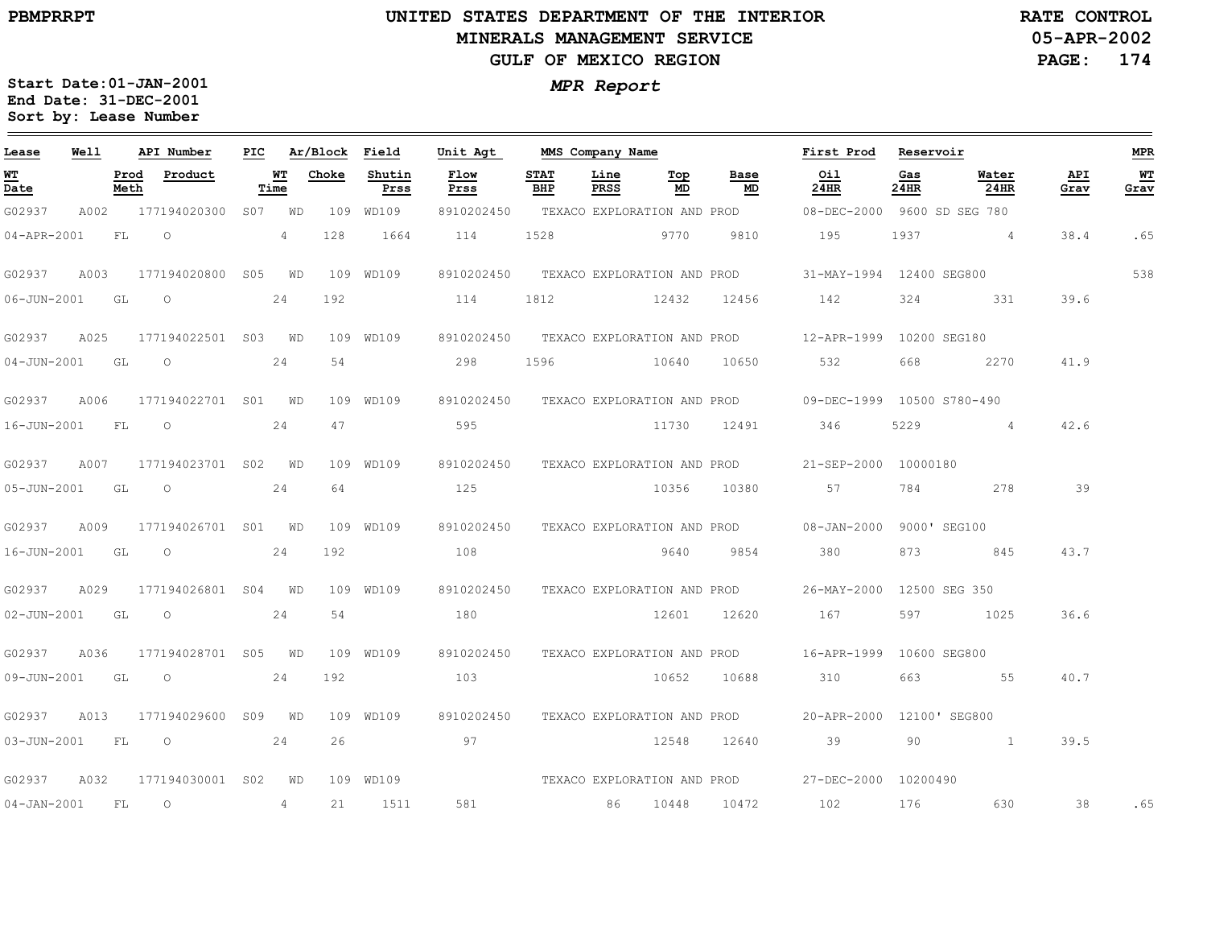PBMPRRPT

# UNITED STATES DEPARTMENT OF THE INTERIOR
## MINERALS MANAGEMENT SERVICE
## GULF OF MEXICO REGION

RATE CONTROL
05-APR-2002

***MPR Report***

Start Date:01-JAN-2001
End Date: 31-DEC-2001
Sort by: Lease Number

| Lease | Well | API Number | PIC | Ar/Block | Field | Unit Agt | MMS Company Name | | | | First Prod | Reservoir | | | MPR |
|---|---|---|---|---|---|---|---|---|---|---|---|---|---|---|---|
| WT Date | Prod Meth | Product | WT Time | Choke | Shutin Prss | Flow Prss | STAT BHP | Line PRSS | Top MD | Base MD | Oil 24HR | Gas 24HR | Water 24HR | API Grav | WT Grav |
| G02937 | A002 | 177194020300 | S07 | WD 109 | WD109 | 8910202450 | TEXACO EXPLORATION AND PROD | | | | 08-DEC-2000 | 9600 SD SEG 780 | | | |
| 04-APR-2001 | FL | O | 4 | 128 | 1664 | 114 | 1528 | | 9770 | 9810 | 195 | 1937 | 4 | 38.4 | .65 |
| G02937 | A003 | 177194020800 | S05 | WD 109 | WD109 | 8910202450 | TEXACO EXPLORATION AND PROD | | | | 31-MAY-1994 | 12400 SEG800 | | | 538 |
| 06-JUN-2001 | GL | O | 24 | 192 | | 114 | 1812 | | 12432 | 12456 | 142 | 324 | 331 | 39.6 | |
| G02937 | A025 | 177194022501 | S03 | WD 109 | WD109 | 8910202450 | TEXACO EXPLORATION AND PROD | | | | 12-APR-1999 | 10200 SEG180 | | | |
| 04-JUN-2001 | GL | O | 24 | 54 | | 298 | 1596 | | 10640 | 10650 | 532 | 668 | 2270 | 41.9 | |
| G02937 | A006 | 177194022701 | S01 | WD 109 | WD109 | 8910202450 | TEXACO EXPLORATION AND PROD | | | | 09-DEC-1999 | 10500 S780-490 | | | |
| 16-JUN-2001 | FL | O | 24 | 47 | | 595 | | | 11730 | 12491 | 346 | 5229 | 4 | 42.6 | |
| G02937 | A007 | 177194023701 | S02 | WD 109 | WD109 | 8910202450 | TEXACO EXPLORATION AND PROD | | | | 21-SEP-2000 | 10000180 | | | |
| 05-JUN-2001 | GL | O | 24 | 64 | | 125 | | | 10356 | 10380 | 57 | 784 | 278 | 39 | |
| G02937 | A009 | 177194026701 | S01 | WD 109 | WD109 | 8910202450 | TEXACO EXPLORATION AND PROD | | | | 08-JAN-2000 | 9000' SEG100 | | | |
| 16-JUN-2001 | GL | O | 24 | 192 | | 108 | | | 9640 | 9854 | 380 | 873 | 845 | 43.7 | |
| G02937 | A029 | 177194026801 | S04 | WD 109 | WD109 | 8910202450 | TEXACO EXPLORATION AND PROD | | | | 26-MAY-2000 | 12500 SEG 350 | | | |
| 02-JUN-2001 | GL | O | 24 | 54 | | 180 | | | 12601 | 12620 | 167 | 597 | 1025 | 36.6 | |
| G02937 | A036 | 177194028701 | S05 | WD 109 | WD109 | 8910202450 | TEXACO EXPLORATION AND PROD | | | | 16-APR-1999 | 10600 SEG800 | | | |
| 09-JUN-2001 | GL | O | 24 | 192 | | 103 | | | 10652 | 10688 | 310 | 663 | 55 | 40.7 | |
| G02937 | A013 | 177194029600 | S09 | WD 109 | WD109 | 8910202450 | TEXACO EXPLORATION AND PROD | | | | 20-APR-2000 | 12100' SEG800 | | | |
| 03-JUN-2001 | FL | O | 24 | 26 | | 97 | | | 12548 | 12640 | 39 | 90 | 1 | 39.5 | |
| G02937 | A032 | 177194030001 | S02 | WD 109 | WD109 | | TEXACO EXPLORATION AND PROD | | | | 27-DEC-2000 | 10200490 | | | |
| 04-JAN-2001 | FL | O | 4 | 21 | 1511 | 581 | | 86 | 10448 | 10472 | 102 | 176 | 630 | 38 | .65 |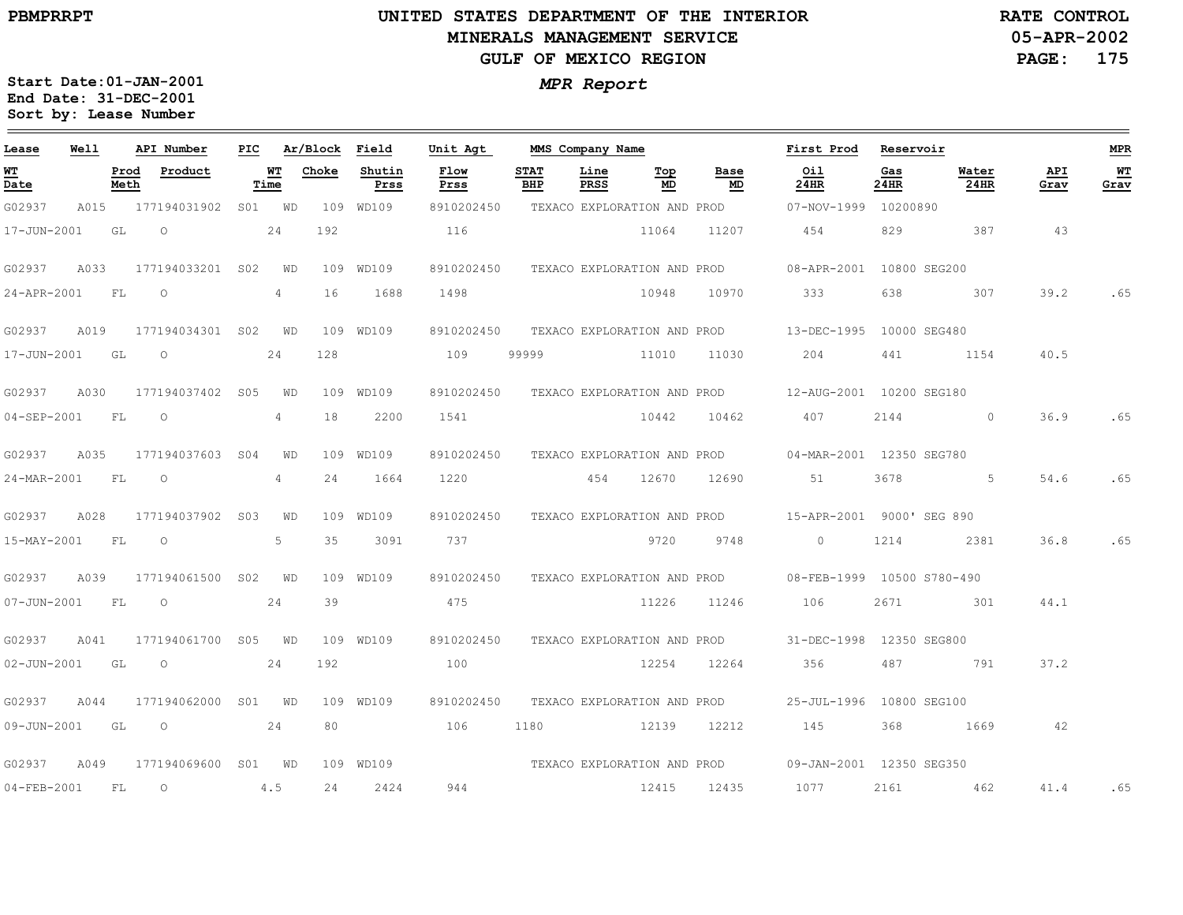UNITED STATES DEPARTMENT OF THE INTERIOR
MINERALS MANAGEMENT SERVICE
GULF OF MEXICO REGION

PBMPRRPT

RATE CONTROL
05-APR-2002

*MPR Report*

Start Date:01-JAN-2001
End Date: 31-DEC-2001
Sort by: Lease Number

| Lease | Well | API Number | PIC | Ar/Block | Field | Unit Agt | MMS Company Name | | | | First Prod | Reservoir | | | MPR |
|---|---|---|---|---|---|---|---|---|---|---|---|---|---|---|---|
| **WT Date** | **Prod Meth** | **Product** | **WT Time** | **Choke** | **Shutin Prss** | **Flow Prss** | **STAT BHP** | **Line PRSS** | **Top MD** | **Base MD** | **Oil 24HR** | **Gas 24HR** | **Water 24HR** | **API Grav** | **WT Grav** |
| G02937 | A015 | 177194031902 | S01 | WD 109 | WD109 | 8910202450 | TEXACO EXPLORATION AND PROD | | | | 07-NOV-1999 | 10200890 | | | |
| 17-JUN-2001 | GL | O | 24 | 192 | | 116 | | | 11064 | 11207 | 454 | 829 | 387 | 43 | |
| G02937 | A033 | 177194033201 | S02 | WD 109 | WD109 | 8910202450 | TEXACO EXPLORATION AND PROD | | | | 08-APR-2001 | 10800 SEG200 | | | |
| 24-APR-2001 | FL | O | 4 | 16 | 1688 | 1498 | | | 10948 | 10970 | 333 | 638 | 307 | 39.2 | .65 |
| G02937 | A019 | 177194034301 | S02 | WD 109 | WD109 | 8910202450 | TEXACO EXPLORATION AND PROD | | | | 13-DEC-1995 | 10000 SEG480 | | | |
| 17-JUN-2001 | GL | O | 24 | 128 | | 109 | 99999 | | 11010 | 11030 | 204 | 441 | 1154 | 40.5 | |
| G02937 | A030 | 177194037402 | S05 | WD 109 | WD109 | 8910202450 | TEXACO EXPLORATION AND PROD | | | | 12-AUG-2001 | 10200 SEG180 | | | |
| 04-SEP-2001 | FL | O | 4 | 18 | 2200 | 1541 | | | 10442 | 10462 | 407 | 2144 | 0 | 36.9 | .65 |
| G02937 | A035 | 177194037603 | S04 | WD 109 | WD109 | 8910202450 | TEXACO EXPLORATION AND PROD | | | | 04-MAR-2001 | 12350 SEG780 | | | |
| 24-MAR-2001 | FL | O | 4 | 24 | 1664 | 1220 | | 454 | 12670 | 12690 | 51 | 3678 | 5 | 54.6 | .65 |
| G02937 | A028 | 177194037902 | S03 | WD 109 | WD109 | 8910202450 | TEXACO EXPLORATION AND PROD | | | | 15-APR-2001 | 9000' SEG 890 | | | |
| 15-MAY-2001 | FL | O | 5 | 35 | 3091 | 737 | | | 9720 | 9748 | 0 | 1214 | 2381 | 36.8 | .65 |
| G02937 | A039 | 177194061500 | S02 | WD 109 | WD109 | 8910202450 | TEXACO EXPLORATION AND PROD | | | | 08-FEB-1999 | 10500 S780-490 | | | |
| 07-JUN-2001 | FL | O | 24 | 39 | | 475 | | | 11226 | 11246 | 106 | 2671 | 301 | 44.1 | |
| G02937 | A041 | 177194061700 | S05 | WD 109 | WD109 | 8910202450 | TEXACO EXPLORATION AND PROD | | | | 31-DEC-1998 | 12350 SEG800 | | | |
| 02-JUN-2001 | GL | O | 24 | 192 | | 100 | | | 12254 | 12264 | 356 | 487 | 791 | 37.2 | |
| G02937 | A044 | 177194062000 | S01 | WD 109 | WD109 | 8910202450 | TEXACO EXPLORATION AND PROD | | | | 25-JUL-1996 | 10800 SEG100 | | | |
| 09-JUN-2001 | GL | O | 24 | 80 | | 106 | 1180 | | 12139 | 12212 | 145 | 368 | 1669 | 42 | |
| G02937 | A049 | 177194069600 | S01 | WD 109 | WD109 | | TEXACO EXPLORATION AND PROD | | | | 09-JAN-2001 | 12350 SEG350 | | | |
| 04-FEB-2001 | FL | O | 4.5 | 24 | 2424 | 944 | | | 12415 | 12435 | 1077 | 2161 | 462 | 41.4 | .65 |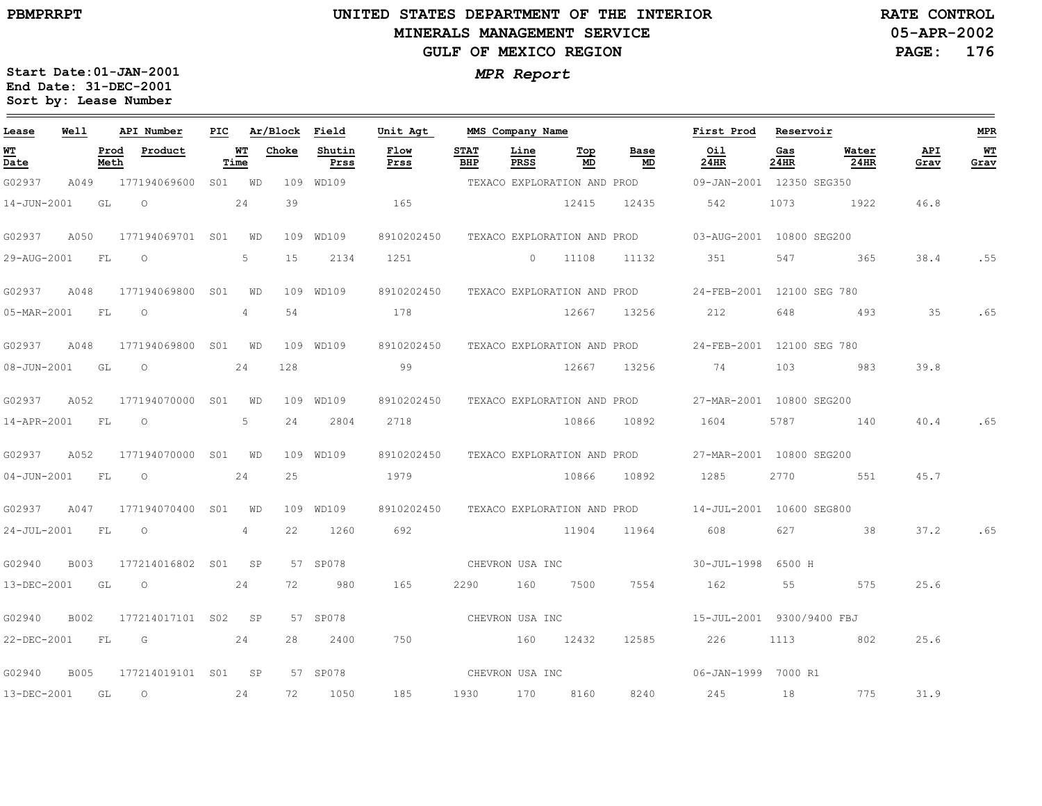# UNITED STATES DEPARTMENT OF THE INTERIOR
## MINERALS MANAGEMENT SERVICE
## GULF OF MEXICO REGION

PBMPRRPT

RATE CONTROL
05-APR-2002

*MPR Report*

Start Date:01-JAN-2001
End Date: 31-DEC-2001
Sort by: Lease Number

| Lease | Well | API Number | PIC | Ar/Block | | Field | Unit Agt | MMS Company Name | | | | First Prod | Reservoir | | | MPR |
|---|---|---|---|---|---|---|---|---|---|---|---|---|---|---|---|---|
| WT Date | Prod Meth | Product | | WT Time | Choke | Shutin Prss | Flow Prss | STAT BHP | Line PRSS | Top MD | Base MD | Oil 24HR | Gas 24HR | Water 24HR | API Grav | WT Grav |
| G02937 | A049 | 177194069600 | S01 | WD | 109 | WD109 | | TEXACO EXPLORATION AND PROD | | | | 09-JAN-2001 | 12350 SEG350 | | | |
| 14-JUN-2001 | GL | O | | 24 | 39 | | 165 | | | 12415 | 12435 | 542 | 1073 | 1922 | 46.8 | |
| G02937 | A050 | 177194069701 | S01 | WD | 109 | WD109 | 8910202450 | TEXACO EXPLORATION AND PROD | | | | 03-AUG-2001 | 10800 SEG200 | | | |
| 29-AUG-2001 | FL | O | | 5 | 15 | 2134 | 1251 | | 0 | 11108 | 11132 | 351 | 547 | 365 | 38.4 | .55 |
| G02937 | A048 | 177194069800 | S01 | WD | 109 | WD109 | 8910202450 | TEXACO EXPLORATION AND PROD | | | | 24-FEB-2001 | 12100 SEG 780 | | | |
| 05-MAR-2001 | FL | O | | 4 | 54 | | 178 | | | 12667 | 13256 | 212 | 648 | 493 | 35 | .65 |
| G02937 | A048 | 177194069800 | S01 | WD | 109 | WD109 | 8910202450 | TEXACO EXPLORATION AND PROD | | | | 24-FEB-2001 | 12100 SEG 780 | | | |
| 08-JUN-2001 | GL | O | | 24 | 128 | | 99 | | | 12667 | 13256 | 74 | 103 | 983 | 39.8 | |
| G02937 | A052 | 177194070000 | S01 | WD | 109 | WD109 | 8910202450 | TEXACO EXPLORATION AND PROD | | | | 27-MAR-2001 | 10800 SEG200 | | | |
| 14-APR-2001 | FL | O | | 5 | 24 | 2804 | 2718 | | | 10866 | 10892 | 1604 | 5787 | 140 | 40.4 | .65 |
| G02937 | A052 | 177194070000 | S01 | WD | 109 | WD109 | 8910202450 | TEXACO EXPLORATION AND PROD | | | | 27-MAR-2001 | 10800 SEG200 | | | |
| 04-JUN-2001 | FL | O | | 24 | 25 | | 1979 | | | 10866 | 10892 | 1285 | 2770 | 551 | 45.7 | |
| G02937 | A047 | 177194070400 | S01 | WD | 109 | WD109 | 8910202450 | TEXACO EXPLORATION AND PROD | | | | 14-JUL-2001 | 10600 SEG800 | | | |
| 24-JUL-2001 | FL | O | | 4 | 22 | 1260 | 692 | | | 11904 | 11964 | 608 | 627 | 38 | 37.2 | .65 |
| G02940 | B003 | 177214016802 | S01 | SP | 57 | SP078 | | CHEVRON USA INC | | | | 30-JUL-1998 | 6500 H | | | |
| 13-DEC-2001 | GL | O | | 24 | 72 | 980 | 165 | 2290 | 160 | 7500 | 7554 | 162 | 55 | 575 | 25.6 | |
| G02940 | B002 | 177214017101 | S02 | SP | 57 | SP078 | | CHEVRON USA INC | | | | 15-JUL-2001 | 9300/9400 FBJ | | | |
| 22-DEC-2001 | FL | G | | 24 | 28 | 2400 | 750 | | 160 | 12432 | 12585 | 226 | 1113 | 802 | 25.6 | |
| G02940 | B005 | 177214019101 | S01 | SP | 57 | SP078 | | CHEVRON USA INC | | | | 06-JAN-1999 | 7000 R1 | | | |
| 13-DEC-2001 | GL | O | | 24 | 72 | 1050 | 185 | 1930 | 170 | 8160 | 8240 | 245 | 18 | 775 | 31.9 | |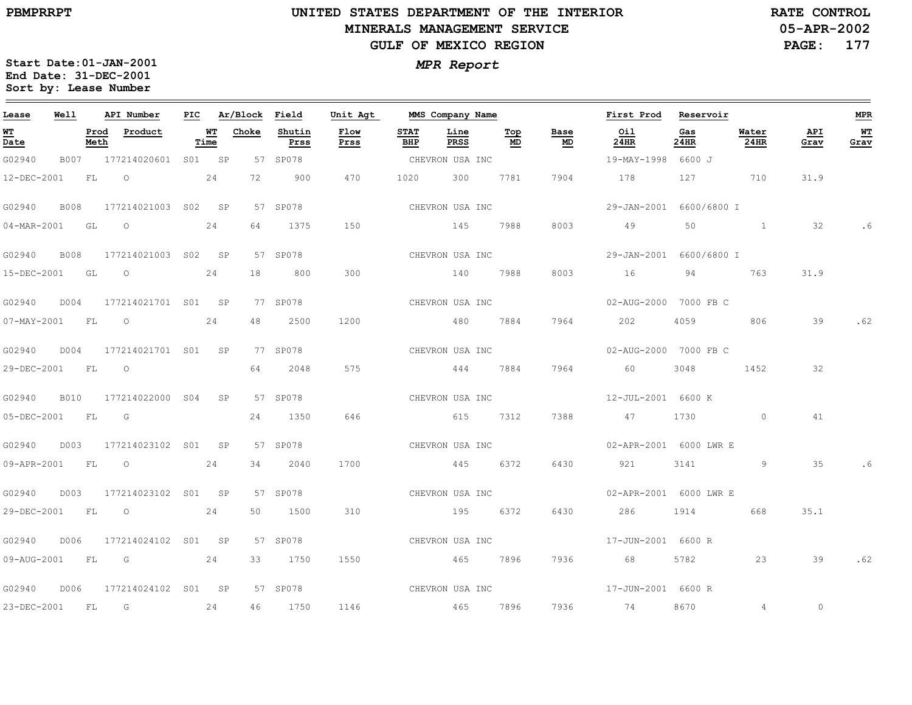PBMPRRPT

# UNITED STATES DEPARTMENT OF THE INTERIOR
## MINERALS MANAGEMENT SERVICE
## GULF OF MEXICO REGION

RATE CONTROL
05-APR-2002

**Start Date:** 01-JAN-2001
**End Date:** 31-DEC-2001
**Sort by:** Lease Number

*MPR Report*

| Lease | Well | API Number | PIC | Ar/Block | Field | Unit Agt | MMS Company Name | | | | | First Prod | Reservoir | | | MPR |
|---|---|---|---|---|---|---|---|---|---|---|---|---|---|---|---|---|
| WT Date | Prod Meth | Product | WT Time | Choke | Shutin Prss | Flow Prss | STAT BHP | Line PRSS | Top MD | Base MD | | Oil 24HR | Gas 24HR | Water 24HR | API Grav | WT Grav |
| G02940 | B007 | 177214020601 | S01 | SP 57 | SP078 | | CHEVRON USA INC | | | | | 19-MAY-1998 | 6600 J | | | |
| 12-DEC-2001 | FL | O | 24 | 72 | 900 | 470 | 1020 | 300 | 7781 | 7904 | | 178 | 127 | 710 | 31.9 | |
| G02940 | B008 | 177214021003 | S02 | SP 57 | SP078 | | CHEVRON USA INC | | | | | 29-JAN-2001 | 6600/6800 I | | | |
| 04-MAR-2001 | GL | O | 24 | 64 | 1375 | 150 | | 145 | 7988 | 8003 | | 49 | 50 | 1 | 32 | .6 |
| G02940 | B008 | 177214021003 | S02 | SP 57 | SP078 | | CHEVRON USA INC | | | | | 29-JAN-2001 | 6600/6800 I | | | |
| 15-DEC-2001 | GL | O | 24 | 18 | 800 | 300 | | 140 | 7988 | 8003 | | 16 | 94 | 763 | 31.9 | |
| G02940 | D004 | 177214021701 | S01 | SP 77 | SP078 | | CHEVRON USA INC | | | | | 02-AUG-2000 | 7000 FB C | | | |
| 07-MAY-2001 | FL | O | 24 | 48 | 2500 | 1200 | | 480 | 7884 | 7964 | | 202 | 4059 | 806 | 39 | .62 |
| G02940 | D004 | 177214021701 | S01 | SP 77 | SP078 | | CHEVRON USA INC | | | | | 02-AUG-2000 | 7000 FB C | | | |
| 29-DEC-2001 | FL | O | | 64 | 2048 | 575 | | 444 | 7884 | 7964 | | 60 | 3048 | 1452 | 32 | |
| G02940 | B010 | 177214022000 | S04 | SP 57 | SP078 | | CHEVRON USA INC | | | | | 12-JUL-2001 | 6600 K | | | |
| 05-DEC-2001 | FL | G | | 24 | 1350 | 646 | | 615 | 7312 | 7388 | | 47 | 1730 | 0 | 41 | |
| G02940 | D003 | 177214023102 | S01 | SP 57 | SP078 | | CHEVRON USA INC | | | | | 02-APR-2001 | 6000 LWR E | | | |
| 09-APR-2001 | FL | O | 24 | 34 | 2040 | 1700 | | 445 | 6372 | 6430 | | 921 | 3141 | 9 | 35 | .6 |
| G02940 | D003 | 177214023102 | S01 | SP 57 | SP078 | | CHEVRON USA INC | | | | | 02-APR-2001 | 6000 LWR E | | | |
| 29-DEC-2001 | FL | O | 24 | 50 | 1500 | 310 | | 195 | 6372 | 6430 | | 286 | 1914 | 668 | 35.1 | |
| G02940 | D006 | 177214024102 | S01 | SP 57 | SP078 | | CHEVRON USA INC | | | | | 17-JUN-2001 | 6600 R | | | |
| 09-AUG-2001 | FL | G | 24 | 33 | 1750 | 1550 | | 465 | 7896 | 7936 | | 68 | 5782 | 23 | 39 | .62 |
| G02940 | D006 | 177214024102 | S01 | SP 57 | SP078 | | CHEVRON USA INC | | | | | 17-JUN-2001 | 6600 R | | | |
| 23-DEC-2001 | FL | G | 24 | 46 | 1750 | 1146 | | 465 | 7896 | 7936 | | 74 | 8670 | 4 | 0 | |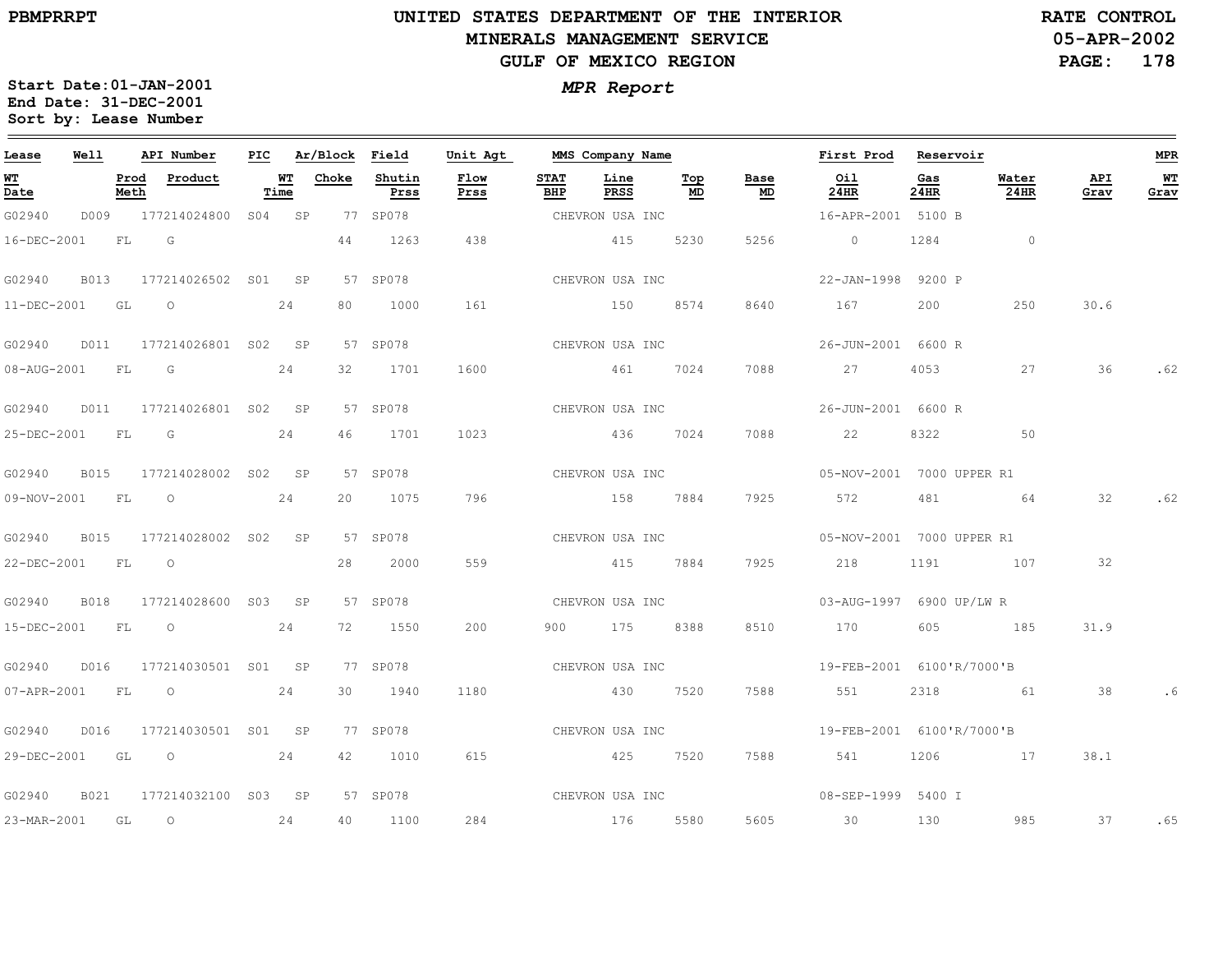# UNITED STATES DEPARTMENT OF THE INTERIOR
## MINERALS MANAGEMENT SERVICE
## GULF OF MEXICO REGION

PBMPRRPT

RATE CONTROL
05-APR-2002

Start Date:01-JAN-2001
End Date: 31-DEC-2001
Sort by: Lease Number

*MPR Report*

| Lease | Well | API Number | PIC | Ar/Block | | Field | Unit Agt | | MMS Company Name | | | | First Prod | Reservoir | | | MPR |
|---|---|---|---|---|---|---|---|---|---|---|---|---|---|---|---|---|---|
| WT Date | | Prod Meth | Product | WT Time | Choke | Shutin Prss | Flow Prss | STAT BHP | Line PRSS | Top MD | Base MD | | Oil 24HR | Gas 24HR | Water 24HR | API Grav | WT Grav |
| G02940 | D009 | 177214024800 | S04 | SP | 77 | SP078 | | | CHEVRON USA INC | | | | 16-APR-2001 | 5100 B | | | |
| 16-DEC-2001 | | FL | G | | 44 | 1263 | 438 | | 415 | 5230 | 5256 | | 0 | 1284 | 0 | | |
| G02940 | B013 | 177214026502 | S01 | SP | 57 | SP078 | | | CHEVRON USA INC | | | | 22-JAN-1998 | 9200 P | | | |
| 11-DEC-2001 | | GL | O | 24 | 80 | 1000 | 161 | | 150 | 8574 | 8640 | | 167 | 200 | 250 | 30.6 | |
| G02940 | D011 | 177214026801 | S02 | SP | 57 | SP078 | | | CHEVRON USA INC | | | | 26-JUN-2001 | 6600 R | | | |
| 08-AUG-2001 | | FL | G | 24 | 32 | 1701 | 1600 | | 461 | 7024 | 7088 | | 27 | 4053 | 27 | 36 | .62 |
| G02940 | D011 | 177214026801 | S02 | SP | 57 | SP078 | | | CHEVRON USA INC | | | | 26-JUN-2001 | 6600 R | | | |
| 25-DEC-2001 | | FL | G | 24 | 46 | 1701 | 1023 | | 436 | 7024 | 7088 | | 22 | 8322 | 50 | | |
| G02940 | B015 | 177214028002 | S02 | SP | 57 | SP078 | | | CHEVRON USA INC | | | | 05-NOV-2001 | 7000 UPPER R1 | | | |
| 09-NOV-2001 | | FL | O | 24 | 20 | 1075 | 796 | | 158 | 7884 | 7925 | | 572 | 481 | 64 | 32 | .62 |
| G02940 | B015 | 177214028002 | S02 | SP | 57 | SP078 | | | CHEVRON USA INC | | | | 05-NOV-2001 | 7000 UPPER R1 | | | |
| 22-DEC-2001 | | FL | O | | 28 | 2000 | 559 | | 415 | 7884 | 7925 | | 218 | 1191 | 107 | 32 | |
| G02940 | B018 | 177214028600 | S03 | SP | 57 | SP078 | | | CHEVRON USA INC | | | | 03-AUG-1997 | 6900 UP/LW R | | | |
| 15-DEC-2001 | | FL | O | 24 | 72 | 1550 | 200 | 900 | 175 | 8388 | 8510 | | 170 | 605 | 185 | 31.9 | |
| G02940 | D016 | 177214030501 | S01 | SP | 77 | SP078 | | | CHEVRON USA INC | | | | 19-FEB-2001 | 6100'R/7000'B | | | |
| 07-APR-2001 | | FL | O | 24 | 30 | 1940 | 1180 | | 430 | 7520 | 7588 | | 551 | 2318 | 61 | 38 | .6 |
| G02940 | D016 | 177214030501 | S01 | SP | 77 | SP078 | | | CHEVRON USA INC | | | | 19-FEB-2001 | 6100'R/7000'B | | | |
| 29-DEC-2001 | | GL | O | 24 | 42 | 1010 | 615 | | 425 | 7520 | 7588 | | 541 | 1206 | 17 | 38.1 | |
| G02940 | B021 | 177214032100 | S03 | SP | 57 | SP078 | | | CHEVRON USA INC | | | | 08-SEP-1999 | 5400 I | | | |
| 23-MAR-2001 | | GL | O | 24 | 40 | 1100 | 284 | | 176 | 5580 | 5605 | | 30 | 130 | 985 | 37 | .65 |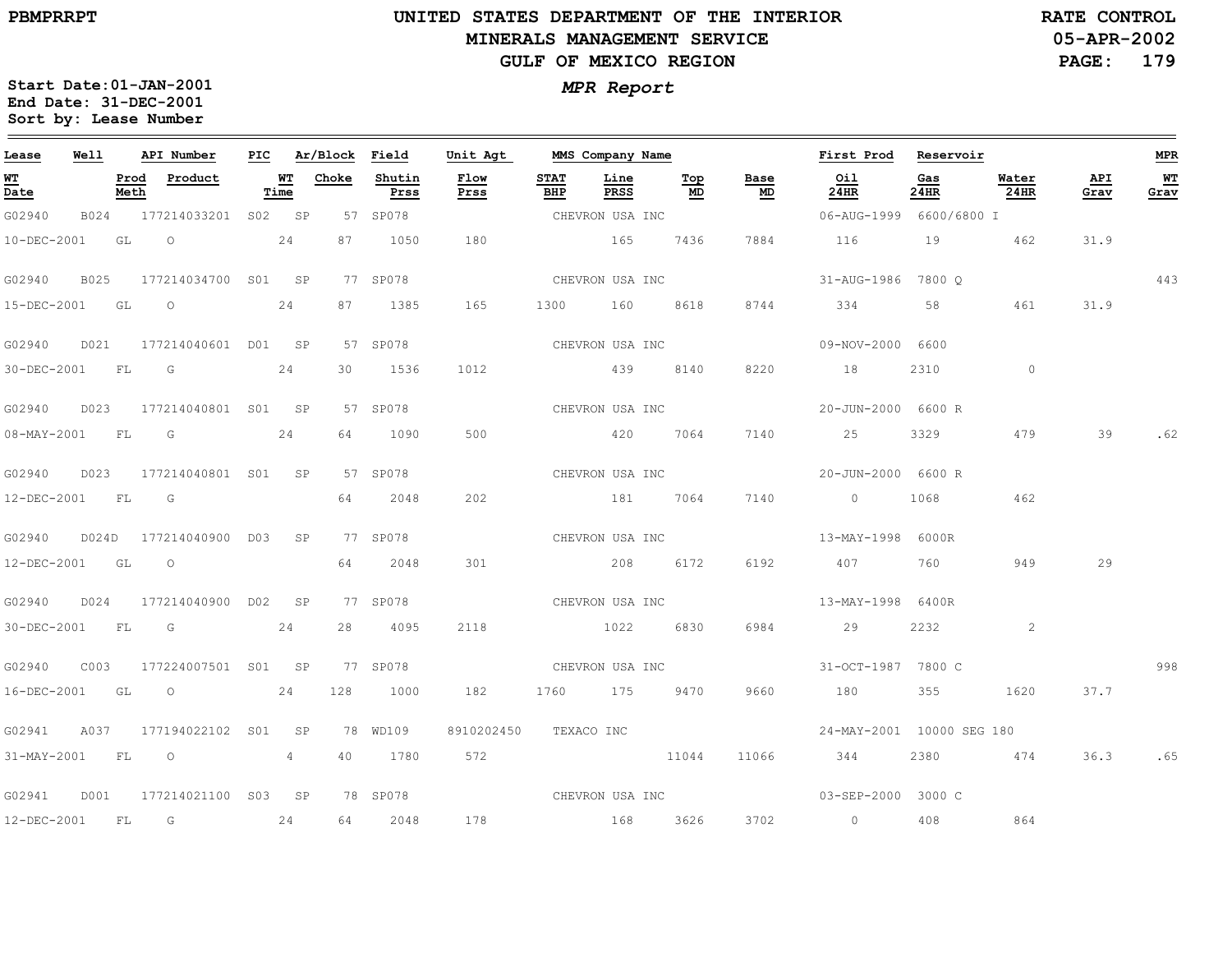**UNITED STATES DEPARTMENT OF THE INTERIOR**
**MINERALS MANAGEMENT SERVICE**
**GULF OF MEXICO REGION**

PBMPRRPT

RATE CONTROL
05-APR-2002

Start Date:01-JAN-2001
End Date: 31-DEC-2001
Sort by: Lease Number

*MPR Report*

| Lease | Well | API Number | PIC | Ar/Block | | Field | Unit Agt | MMS Company Name | | | | First Prod | Reservoir | | | MPR |
|---|---|---|---|---|---|---|---|---|---|---|---|---|---|---|---|---|
| WT Date | Prod Meth | Product | WT Time | | Choke | Shutin Prss | Flow Prss | STAT BHP | Line PRSS | Top MD | Base MD | Oil 24HR | Gas 24HR | Water 24HR | API Grav | WT Grav |
| G02940 | B024 | 177214033201 | S02 | SP | 57 | SP078 | | CHEVRON USA INC | | | | 06-AUG-1999 | 6600/6800 I | | | |
| 10-DEC-2001 | GL | O | 24 | | 87 | 1050 | 180 | | 165 | 7436 | 7884 | 116 | 19 | 462 | 31.9 | |
| G02940 | B025 | 177214034700 | S01 | SP | 77 | SP078 | | CHEVRON USA INC | | | | 31-AUG-1986 | 7800 Q | | | 443 |
| 15-DEC-2001 | GL | O | 24 | | 87 | 1385 | 165 | 1300 | 160 | 8618 | 8744 | 334 | 58 | 461 | 31.9 | |
| G02940 | D021 | 177214040601 | D01 | SP | 57 | SP078 | | CHEVRON USA INC | | | | 09-NOV-2000 | 6600 | | | |
| 30-DEC-2001 | FL | G | 24 | | 30 | 1536 | 1012 | | 439 | 8140 | 8220 | 18 | 2310 | 0 | | |
| G02940 | D023 | 177214040801 | S01 | SP | 57 | SP078 | | CHEVRON USA INC | | | | 20-JUN-2000 | 6600 R | | | |
| 08-MAY-2001 | FL | G | 24 | | 64 | 1090 | 500 | | 420 | 7064 | 7140 | 25 | 3329 | 479 | 39 | .62 |
| G02940 | D023 | 177214040801 | S01 | SP | 57 | SP078 | | CHEVRON USA INC | | | | 20-JUN-2000 | 6600 R | | | |
| 12-DEC-2001 | FL | G | | | 64 | 2048 | 202 | | 181 | 7064 | 7140 | 0 | 1068 | 462 | | |
| G02940 | D024D | 177214040900 | D03 | SP | 77 | SP078 | | CHEVRON USA INC | | | | 13-MAY-1998 | 6000R | | | |
| 12-DEC-2001 | GL | O | | | 64 | 2048 | 301 | | 208 | 6172 | 6192 | 407 | 760 | 949 | 29 | |
| G02940 | D024 | 177214040900 | D02 | SP | 77 | SP078 | | CHEVRON USA INC | | | | 13-MAY-1998 | 6400R | | | |
| 30-DEC-2001 | FL | G | 24 | | 28 | 4095 | 2118 | | 1022 | 6830 | 6984 | 29 | 2232 | 2 | | |
| G02940 | C003 | 177224007501 | S01 | SP | 77 | SP078 | | CHEVRON USA INC | | | | 31-OCT-1987 | 7800 C | | | 998 |
| 16-DEC-2001 | GL | O | 24 | | 128 | 1000 | 182 | 1760 | 175 | 9470 | 9660 | 180 | 355 | 1620 | 37.7 | |
| G02941 | A037 | 177194022102 | S01 | SP | 78 | WD109 | 8910202450 | TEXACO INC | | | | 24-MAY-2001 | 10000 SEG 180 | | | |
| 31-MAY-2001 | FL | O | 4 | | 40 | 1780 | 572 | | | 11044 | 11066 | 344 | 2380 | 474 | 36.3 | .65 |
| G02941 | D001 | 177214021100 | S03 | SP | 78 | SP078 | | CHEVRON USA INC | | | | 03-SEP-2000 | 3000 C | | | |
| 12-DEC-2001 | FL | G | 24 | | 64 | 2048 | 178 | | 168 | 3626 | 3702 | 0 | 408 | 864 | | |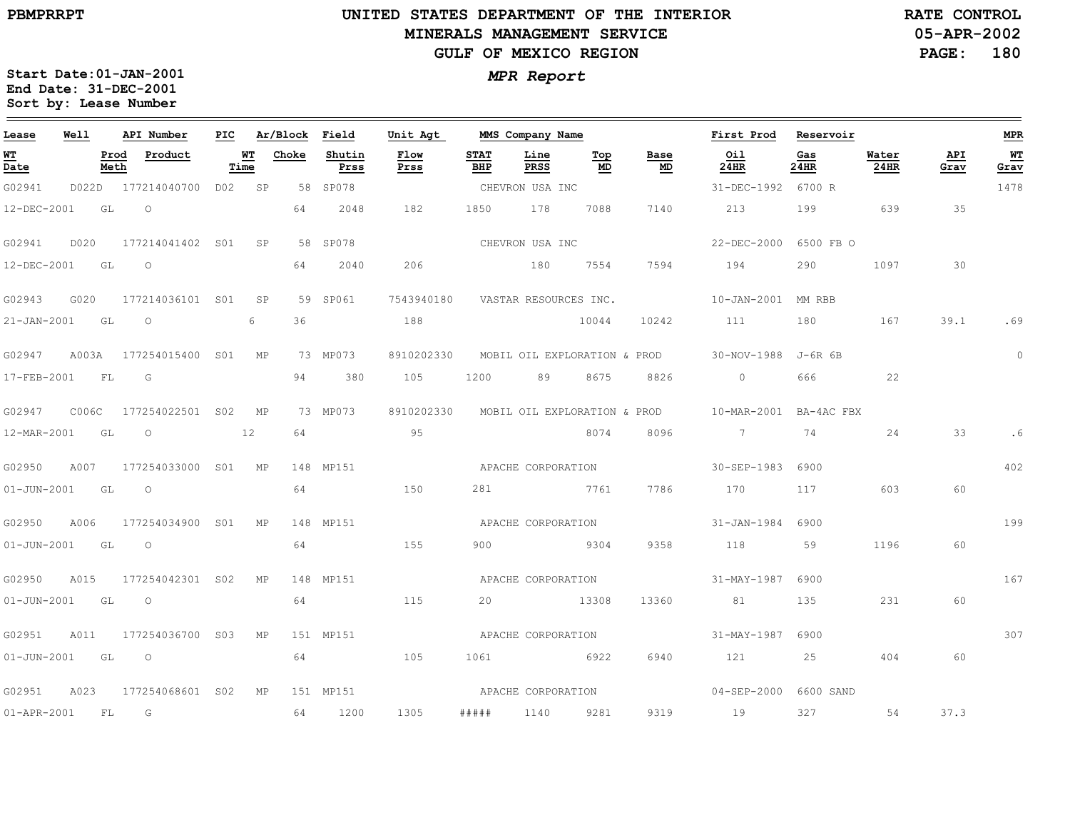PBMPRRPT

# UNITED STATES DEPARTMENT OF THE INTERIOR
## MINERALS MANAGEMENT SERVICE
## GULF OF MEXICO REGION

RATE CONTROL
05-APR-2002

**MPR Report**

Start Date:01-JAN-2001
End Date: 31-DEC-2001
Sort by: Lease Number

| Lease | Well | | API Number | PIC | | Ar/Block | Field | Unit Agt | MMS Company Name | | | | | First Prod | Reservoir | | | MPR |
|---|---|---|---|---|---|---|---|---|---|---|---|---|---|---|---|---|---|---|
| WT Date | | Prod Meth | Product | | WT Time | Choke | Shutin Prss | Flow Prss | STAT BHP | Line PRSS | Top MD | Base MD | | Oil 24HR | Gas 24HR | Water 24HR | API Grav | WT Grav |
| G02941 | D022D | | 177214040700 | D02 | SP | 58 | SP078 | | CHEVRON USA INC | | | | | 31-DEC-1992 | 6700 R | | | 1478 |
| 12-DEC-2001 | | GL | O | | | 64 | 2048 | 182 | 1850 | 178 | 7088 | 7140 | | 213 | 199 | 639 | 35 | |
| G02941 | D020 | | 177214041402 | S01 | SP | 58 | SP078 | | CHEVRON USA INC | | | | | 22-DEC-2000 | 6500 FB O | | | |
| 12-DEC-2001 | | GL | O | | | 64 | 2040 | 206 | | 180 | 7554 | 7594 | | 194 | 290 | 1097 | 30 | |
| G02943 | G020 | | 177214036101 | S01 | SP | 59 | SP061 | 7543940180 | VASTAR RESOURCES INC. | | | | | 10-JAN-2001 | MM RBB | | | |
| 21-JAN-2001 | | GL | O | | 6 | 36 | | 188 | | | 10044 | 10242 | | 111 | 180 | 167 | 39.1 | .69 |
| G02947 | A003A | | 177254015400 | S01 | MP | 73 | MP073 | 8910202330 | MOBIL OIL EXPLORATION & PROD | | | | | 30-NOV-1988 | J-6R 6B | | | 0 |
| 17-FEB-2001 | | FL | G | | | 94 | 380 | 105 | 1200 | 89 | 8675 | 8826 | | 0 | 666 | 22 | | |
| G02947 | C006C | | 177254022501 | S02 | MP | 73 | MP073 | 8910202330 | MOBIL OIL EXPLORATION & PROD | | | | | 10-MAR-2001 | BA-4AC FBX | | | |
| 12-MAR-2001 | | GL | O | | 12 | 64 | | 95 | | | 8074 | 8096 | | 7 | 74 | 24 | 33 | .6 |
| G02950 | A007 | | 177254033000 | S01 | MP | 148 | MP151 | | APACHE CORPORATION | | | | | 30-SEP-1983 | 6900 | | | 402 |
| 01-JUN-2001 | | GL | O | | | 64 | | 150 | 281 | | 7761 | 7786 | | 170 | 117 | 603 | 60 | |
| G02950 | A006 | | 177254034900 | S01 | MP | 148 | MP151 | | APACHE CORPORATION | | | | | 31-JAN-1984 | 6900 | | | 199 |
| 01-JUN-2001 | | GL | O | | | 64 | | 155 | 900 | | 9304 | 9358 | | 118 | 59 | 1196 | 60 | |
| G02950 | A015 | | 177254042301 | S02 | MP | 148 | MP151 | | APACHE CORPORATION | | | | | 31-MAY-1987 | 6900 | | | 167 |
| 01-JUN-2001 | | GL | O | | | 64 | | 115 | 20 | | 13308 | 13360 | | 81 | 135 | 231 | 60 | |
| G02951 | A011 | | 177254036700 | S03 | MP | 151 | MP151 | | APACHE CORPORATION | | | | | 31-MAY-1987 | 6900 | | | 307 |
| 01-JUN-2001 | | GL | O | | | 64 | | 105 | 1061 | | 6922 | 6940 | | 121 | 25 | 404 | 60 | |
| G02951 | A023 | | 177254068601 | S02 | MP | 151 | MP151 | | APACHE CORPORATION | | | | | 04-SEP-2000 | 6600 SAND | | | |
| 01-APR-2001 | | FL | G | | | 64 | 1200 | 1305 | ##### | 1140 | 9281 | 9319 | | 19 | 327 | 54 | 37.3 | |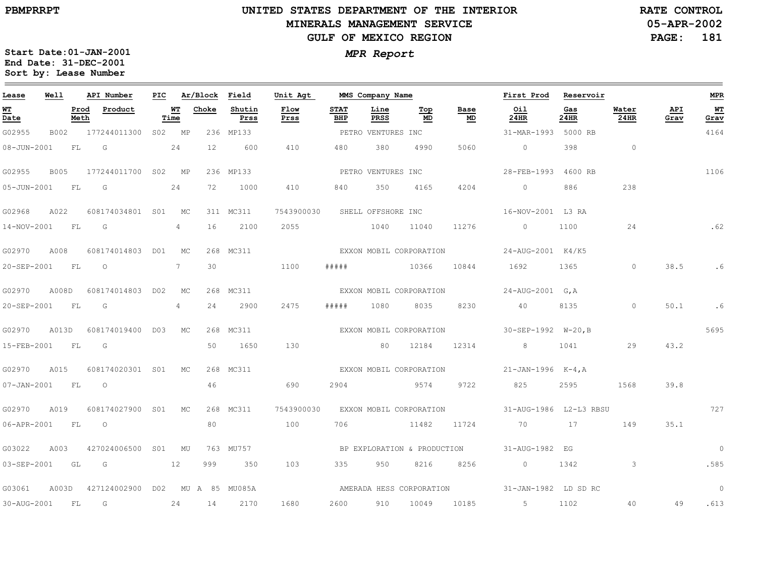# UNITED STATES DEPARTMENT OF THE INTERIOR
## MINERALS MANAGEMENT SERVICE
## GULF OF MEXICO REGION

PBMPRRPT

RATE CONTROL
05-APR-2002

*MPR Report*

**Start Date:01-JAN-2001**
**End Date: 31-DEC-2001**
**Sort by: Lease Number**

| Lease | Well | API Number | PIC | Ar/Block | Field | Unit Agt | MMS Company Name | | | | First Prod | Reservoir | | | MPR |
|---|---|---|---|---|---|---|---|---|---|---|---|---|---|---|---|
| WT Date | Prod Meth | Product | WT Time | Choke | Shutin Prss | Flow Prss | STAT BHP | Line PRSS | Top MD | Base MD | Oil 24HR | Gas 24HR | Water 24HR | API Grav | WT Grav |
| G02955 | B002 | 177244011300 | S02 | MP 236 | MP133 | | PETRO VENTURES INC | | | | 31-MAR-1993 | 5000 RB | | | 4164 |
| 08-JUN-2001 | FL | G | 24 | 12 | 600 | 410 | 480 | 380 | 4990 | 5060 | 0 | 398 | 0 | | |
| G02955 | B005 | 177244011700 | S02 | MP 236 | MP133 | | PETRO VENTURES INC | | | | 28-FEB-1993 | 4600 RB | | | 1106 |
| 05-JUN-2001 | FL | G | 24 | 72 | 1000 | 410 | 840 | 350 | 4165 | 4204 | 0 | 886 | 238 | | |
| G02968 | A022 | 608174034801 | S01 | MC 311 | MC311 | 7543900030 | SHELL OFFSHORE INC | | | | 16-NOV-2001 | L3 RA | | | |
| 14-NOV-2001 | FL | G | 4 | 16 | 2100 | 2055 | | 1040 | 11040 | 11276 | 0 | 1100 | 24 | | .62 |
| G02970 | A008 | 608174014803 | D01 | MC 268 | MC311 | | EXXON MOBIL CORPORATION | | | | 24-AUG-2001 | K4/K5 | | | |
| 20-SEP-2001 | FL | O | 7 | 30 | | 1100 | ##### | | 10366 | 10844 | 1692 | 1365 | 0 | 38.5 | .6 |
| G02970 | A008D | 608174014803 | D02 | MC 268 | MC311 | | EXXON MOBIL CORPORATION | | | | 24-AUG-2001 | G,A | | | |
| 20-SEP-2001 | FL | G | 4 | 24 | 2900 | 2475 | ##### | 1080 | 8035 | 8230 | 40 | 8135 | 0 | 50.1 | .6 |
| G02970 | A013D | 608174019400 | D03 | MC 268 | MC311 | | EXXON MOBIL CORPORATION | | | | 30-SEP-1992 | W-20,B | | | 5695 |
| 15-FEB-2001 | FL | G | | 50 | 1650 | 130 | | 80 | 12184 | 12314 | 8 | 1041 | 29 | 43.2 | |
| G02970 | A015 | 608174020301 | S01 | MC 268 | MC311 | | EXXON MOBIL CORPORATION | | | | 21-JAN-1996 | K-4,A | | | |
| 07-JAN-2001 | FL | O | | 46 | | 690 | 2904 | | 9574 | 9722 | 825 | 2595 | 1568 | 39.8 | |
| G02970 | A019 | 608174027900 | S01 | MC 268 | MC311 | 7543900030 | EXXON MOBIL CORPORATION | | | | 31-AUG-1986 | L2-L3 RBSU | | | 727 |
| 06-APR-2001 | FL | O | | 80 | | 100 | 706 | | 11482 | 11724 | 70 | 17 | 149 | 35.1 | |
| G03022 | A003 | 427024006500 | S01 | MU 763 | MU757 | | BP EXPLORATION & PRODUCTION | | | | 31-AUG-1982 | EG | | | 0 |
| 03-SEP-2001 | GL | G | 12 | 999 | 350 | 103 | 335 | 950 | 8216 | 8256 | 0 | 1342 | 3 | | .585 |
| G03061 | A003D | 427124002900 | D02 | MU A 85 | MU085A | | AMERADA HESS CORPORATION | | | | 31-JAN-1982 | LD SD RC | | | 0 |
| 30-AUG-2001 | FL | G | 24 | 14 | 2170 | 1680 | 2600 | 910 | 10049 | 10185 | 5 | 1102 | 40 | 49 | .613 |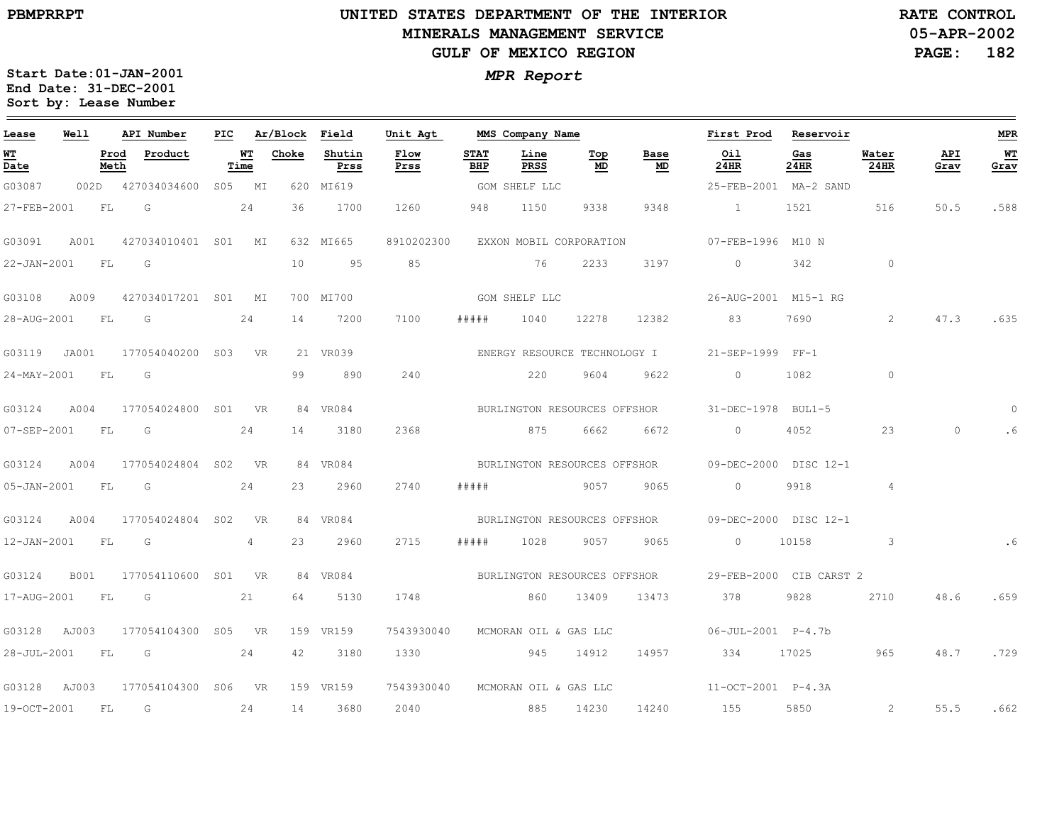# UNITED STATES DEPARTMENT OF THE INTERIOR
## MINERALS MANAGEMENT SERVICE
## GULF OF MEXICO REGION

**MPR Report**

PBMPRRPT

RATE CONTROL
05-APR-2002

Start Date:01-JAN-2001
End Date: 31-DEC-2001
Sort by: Lease Number

| Lease | Well | API Number | PIC | Ar/Block | | Field | Unit Agt | MMS Company Name | | | | First Prod | Reservoir | | | MPR |
|---|---|---|---|---|---|---|---|---|---|---|---|---|---|---|---|---|
| WT Date | Prod Meth | Product | | WT Time | Choke | Shutin Prss | Flow Prss | STAT BHP | Line PRSS | Top MD | Base MD | Oil 24HR | Gas 24HR | Water 24HR | API Grav | WT Grav |
| G03087 | 002D | 427034034600 | S05 | MI | 620 | MI619 | | GOM SHELF LLC | | | | 25-FEB-2001 | MA-2 SAND | | | |
| 27-FEB-2001 | FL | G | | 24 | 36 | 1700 | 1260 | 948 | 1150 | 9338 | 9348 | 1 | 1521 | 516 | 50.5 | .588 |
| G03091 | A001 | 427034010401 | S01 | MI | 632 | MI665 | 8910202300 | EXXON MOBIL CORPORATION | | | | 07-FEB-1996 | M10 N | | | |
| 22-JAN-2001 | FL | G | | | 10 | 95 | 85 | | 76 | 2233 | 3197 | 0 | 342 | 0 | | |
| G03108 | A009 | 427034017201 | S01 | MI | 700 | MI700 | | GOM SHELF LLC | | | | 26-AUG-2001 | M15-1 RG | | | |
| 28-AUG-2001 | FL | G | | 24 | 14 | 7200 | 7100 | ##### | 1040 | 12278 | 12382 | 83 | 7690 | 2 | 47.3 | .635 |
| G03119 | JA001 | 177054040200 | S03 | VR | 21 | VR039 | | ENERGY RESOURCE TECHNOLOGY I | | | | 21-SEP-1999 | FF-1 | | | |
| 24-MAY-2001 | FL | G | | | 99 | 890 | 240 | | 220 | 9604 | 9622 | 0 | 1082 | 0 | | |
| G03124 | A004 | 177054024800 | S01 | VR | 84 | VR084 | | BURLINGTON RESOURCES OFFSHOR | | | | 31-DEC-1978 | BUL1-5 | | | 0 |
| 07-SEP-2001 | FL | G | | 24 | 14 | 3180 | 2368 | | 875 | 6662 | 6672 | 0 | 4052 | 23 | 0 | .6 |
| G03124 | A004 | 177054024804 | S02 | VR | 84 | VR084 | | BURLINGTON RESOURCES OFFSHOR | | | | 09-DEC-2000 | DISC 12-1 | | | |
| 05-JAN-2001 | FL | G | | 24 | 23 | 2960 | 2740 | ##### | | 9057 | 9065 | 0 | 9918 | 4 | | |
| G03124 | A004 | 177054024804 | S02 | VR | 84 | VR084 | | BURLINGTON RESOURCES OFFSHOR | | | | 09-DEC-2000 | DISC 12-1 | | | |
| 12-JAN-2001 | FL | G | | 4 | 23 | 2960 | 2715 | ##### | 1028 | 9057 | 9065 | 0 | 10158 | 3 | | .6 |
| G03124 | B001 | 177054110600 | S01 | VR | 84 | VR084 | | BURLINGTON RESOURCES OFFSHOR | | | | 29-FEB-2000 | CIB CARST 2 | | | |
| 17-AUG-2001 | FL | G | | 21 | 64 | 5130 | 1748 | | 860 | 13409 | 13473 | 378 | 9828 | 2710 | 48.6 | .659 |
| G03128 | AJ003 | 177054104300 | S05 | VR | 159 | VR159 | 7543930040 | MCMORAN OIL & GAS LLC | | | | 06-JUL-2001 | P-4.7b | | | |
| 28-JUL-2001 | FL | G | | 24 | 42 | 3180 | 1330 | | 945 | 14912 | 14957 | 334 | 17025 | 965 | 48.7 | .729 |
| G03128 | AJ003 | 177054104300 | S06 | VR | 159 | VR159 | 7543930040 | MCMORAN OIL & GAS LLC | | | | 11-OCT-2001 | P-4.3A | | | |
| 19-OCT-2001 | FL | G | | 24 | 14 | 3680 | 2040 | | 885 | 14230 | 14240 | 155 | 5850 | 2 | 55.5 | .662 |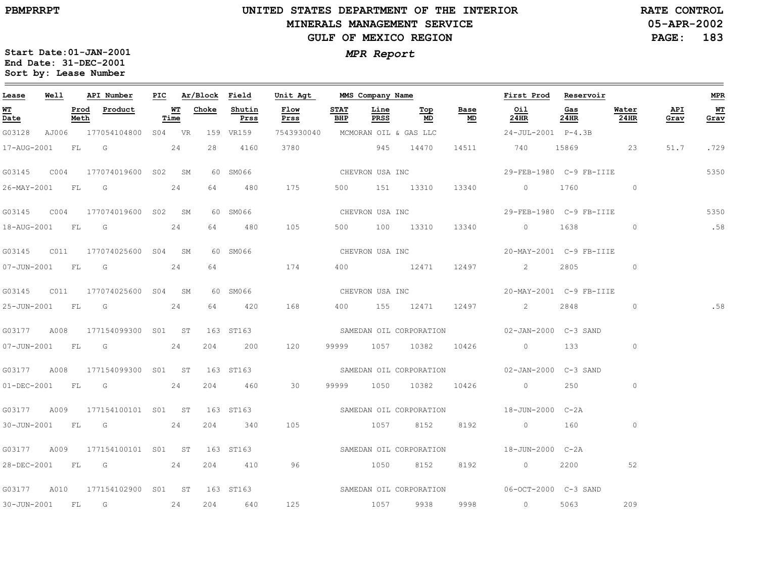**PBMPRRPT**

# UNITED STATES DEPARTMENT OF THE INTERIOR
## MINERALS MANAGEMENT SERVICE
## GULF OF MEXICO REGION

**RATE CONTROL**
**05-APR-2002**

***MPR Report***

**Start Date:01-JAN-2001**
**End Date: 31-DEC-2001**
**Sort by: Lease Number**

| Lease | Well | API Number | PIC | Ar/Block | Field | Unit Agt | MMS Company Name | | | | First Prod | Reservoir | | | MPR |
|---|---|---|---|---|---|---|---|---|---|---|---|---|---|---|---|
| WT Date | Prod Meth | Product | WT Time | Choke | Shutin Prss | Flow Prss | STAT BHP | Line PRSS | Top MD | Base MD | Oil 24HR | Gas 24HR | Water 24HR | API Grav | WT Grav |
| G03128 | AJ006 | 177054104800 | S04 | VR 159 | VR159 | 7543930040 | MCMORAN OIL & GAS LLC | | | | 24-JUL-2001 | P-4.3B | | | |
| 17-AUG-2001 | FL | G | 24 | 28 | 4160 | 3780 | | 945 | 14470 | 14511 | 740 | 15869 | 23 | 51.7 | .729 |
| G03145 | C004 | 177074019600 | S02 | SM 60 | SM066 | | CHEVRON USA INC | | | | 29-FEB-1980 | C-9 FB-IIIE | | | 5350 |
| 26-MAY-2001 | FL | G | 24 | 64 | 480 | 175 | 500 | 151 | 13310 | 13340 | 0 | 1760 | 0 | | |
| G03145 | C004 | 177074019600 | S02 | SM 60 | SM066 | | CHEVRON USA INC | | | | 29-FEB-1980 | C-9 FB-IIIE | | | 5350 |
| 18-AUG-2001 | FL | G | 24 | 64 | 480 | 105 | 500 | 100 | 13310 | 13340 | 0 | 1638 | 0 | | .58 |
| G03145 | C011 | 177074025600 | S04 | SM 60 | SM066 | | CHEVRON USA INC | | | | 20-MAY-2001 | C-9 FB-IIIE | | | |
| 07-JUN-2001 | FL | G | 24 | 64 | | 174 | 400 | | 12471 | 12497 | 2 | 2805 | 0 | | |
| G03145 | C011 | 177074025600 | S04 | SM 60 | SM066 | | CHEVRON USA INC | | | | 20-MAY-2001 | C-9 FB-IIIE | | | |
| 25-JUN-2001 | FL | G | 24 | 64 | 420 | 168 | 400 | 155 | 12471 | 12497 | 2 | 2848 | 0 | | .58 |
| G03177 | A008 | 177154099300 | S01 | ST 163 | ST163 | | SAMEDAN OIL CORPORATION | | | | 02-JAN-2000 | C-3 SAND | | | |
| 07-JUN-2001 | FL | G | 24 | 204 | 200 | 120 | 99999 | 1057 | 10382 | 10426 | 0 | 133 | 0 | | |
| G03177 | A008 | 177154099300 | S01 | ST 163 | ST163 | | SAMEDAN OIL CORPORATION | | | | 02-JAN-2000 | C-3 SAND | | | |
| 01-DEC-2001 | FL | G | 24 | 204 | 460 | 30 | 99999 | 1050 | 10382 | 10426 | 0 | 250 | 0 | | |
| G03177 | A009 | 177154100101 | S01 | ST 163 | ST163 | | SAMEDAN OIL CORPORATION | | | | 18-JUN-2000 | C-2A | | | |
| 30-JUN-2001 | FL | G | 24 | 204 | 340 | 105 | | 1057 | 8152 | 8192 | 0 | 160 | 0 | | |
| G03177 | A009 | 177154100101 | S01 | ST 163 | ST163 | | SAMEDAN OIL CORPORATION | | | | 18-JUN-2000 | C-2A | | | |
| 28-DEC-2001 | FL | G | 24 | 204 | 410 | 96 | | 1050 | 8152 | 8192 | 0 | 2200 | 52 | | |
| G03177 | A010 | 177154102900 | S01 | ST 163 | ST163 | | SAMEDAN OIL CORPORATION | | | | 06-OCT-2000 | C-3 SAND | | | |
| 30-JUN-2001 | FL | G | 24 | 204 | 640 | 125 | | 1057 | 9938 | 9998 | 0 | 5063 | 209 | | |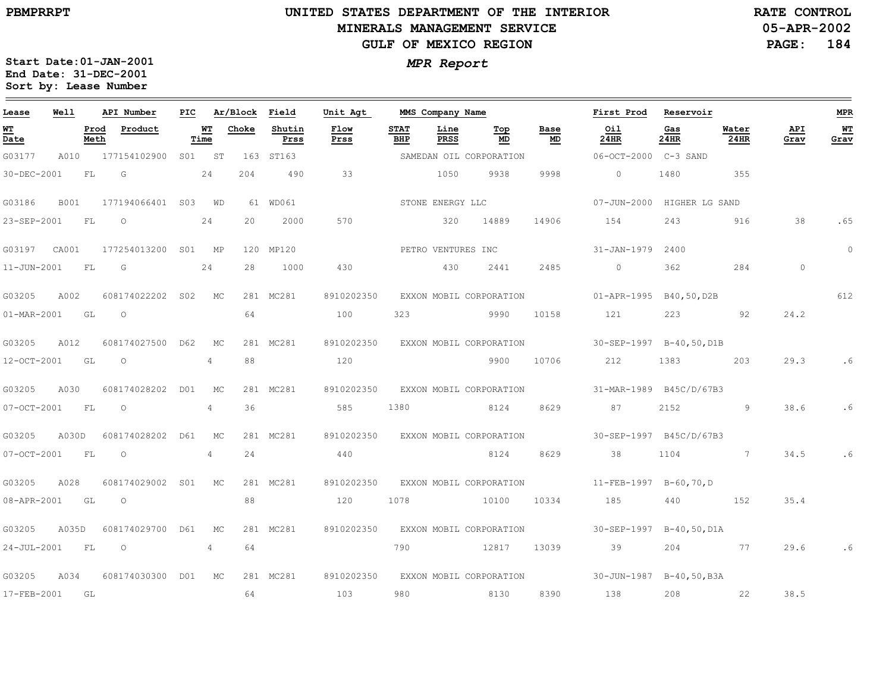PBMPRRPT

# UNITED STATES DEPARTMENT OF THE INTERIOR
## MINERALS MANAGEMENT SERVICE
## GULF OF MEXICO REGION

RATE CONTROL
05-APR-2002

**Start Date:** 01-JAN-2001
**End Date:** 31-DEC-2001
**Sort by:** Lease Number

***MPR Report***

| Lease | Well | API Number | PIC | Ar/Block | | Field | Unit Agt | MMS Company Name | | | | First Prod | Reservoir | | | MPR |
|---|---|---|---|---|---|---|---|---|---|---|---|---|---|---|---|---|
| WT Date | Prod Meth | Product | WT Time | Choke | | Shutin Prss | Flow Prss | STAT BHP | Line PRSS | Top MD | Base MD | Oil 24HR | Gas 24HR | Water 24HR | API Grav | WT Grav |
| G03177 | A010 | 177154102900 | S01 | ST | 163 | ST163 | | SAMEDAN OIL CORPORATION | | | | 06-OCT-2000 | C-3 SAND | | | |
| 30-DEC-2001 | FL | G | 24 | 204 | | 490 | 33 | | 1050 | 9938 | 9998 | 0 | 1480 | 355 | | |
| G03186 | B001 | 177194066401 | S03 | WD | 61 | WD061 | | STONE ENERGY LLC | | | | 07-JUN-2000 | HIGHER LG SAND | | | |
| 23-SEP-2001 | FL | O | 24 | 20 | | 2000 | 570 | | 320 | 14889 | 14906 | 154 | 243 | 916 | 38 | .65 |
| G03197 | CA001 | 177254013200 | S01 | MP | 120 | MP120 | | PETRO VENTURES INC | | | | 31-JAN-1979 | 2400 | | | 0 |
| 11-JUN-2001 | FL | G | 24 | 28 | | 1000 | 430 | | 430 | 2441 | 2485 | 0 | 362 | 284 | 0 | |
| G03205 | A002 | 608174022202 | S02 | MC | 281 | MC281 | 8910202350 | EXXON MOBIL CORPORATION | | | | 01-APR-1995 | B40,50,D2B | | | 612 |
| 01-MAR-2001 | GL | O | | 64 | | | 100 | 323 | | 9990 | 10158 | 121 | 223 | 92 | 24.2 | |
| G03205 | A012 | 608174027500 | D62 | MC | 281 | MC281 | 8910202350 | EXXON MOBIL CORPORATION | | | | 30-SEP-1997 | B-40,50,D1B | | | |
| 12-OCT-2001 | GL | O | 4 | 88 | | | 120 | | | 9900 | 10706 | 212 | 1383 | 203 | 29.3 | .6 |
| G03205 | A030 | 608174028202 | D01 | MC | 281 | MC281 | 8910202350 | EXXON MOBIL CORPORATION | | | | 31-MAR-1989 | B45C/D/67B3 | | | |
| 07-OCT-2001 | FL | O | 4 | 36 | | | 585 | 1380 | | 8124 | 8629 | 87 | 2152 | 9 | 38.6 | .6 |
| G03205 | A030D | 608174028202 | D61 | MC | 281 | MC281 | 8910202350 | EXXON MOBIL CORPORATION | | | | 30-SEP-1997 | B45C/D/67B3 | | | |
| 07-OCT-2001 | FL | O | 4 | 24 | | | 440 | | | 8124 | 8629 | 38 | 1104 | 7 | 34.5 | .6 |
| G03205 | A028 | 608174029002 | S01 | MC | 281 | MC281 | 8910202350 | EXXON MOBIL CORPORATION | | | | 11-FEB-1997 | B-60,70,D | | | |
| 08-APR-2001 | GL | O | | 88 | | | 120 | 1078 | | 10100 | 10334 | 185 | 440 | 152 | 35.4 | |
| G03205 | A035D | 608174029700 | D61 | MC | 281 | MC281 | 8910202350 | EXXON MOBIL CORPORATION | | | | 30-SEP-1997 | B-40,50,D1A | | | |
| 24-JUL-2001 | FL | O | 4 | 64 | | | | 790 | | 12817 | 13039 | 39 | 204 | 77 | 29.6 | .6 |
| G03205 | A034 | 608174030300 | D01 | MC | 281 | MC281 | 8910202350 | EXXON MOBIL CORPORATION | | | | 30-JUN-1987 | B-40,50,B3A | | | |
| 17-FEB-2001 | GL | | | 64 | | | 103 | 980 | | 8130 | 8390 | 138 | 208 | 22 | 38.5 | |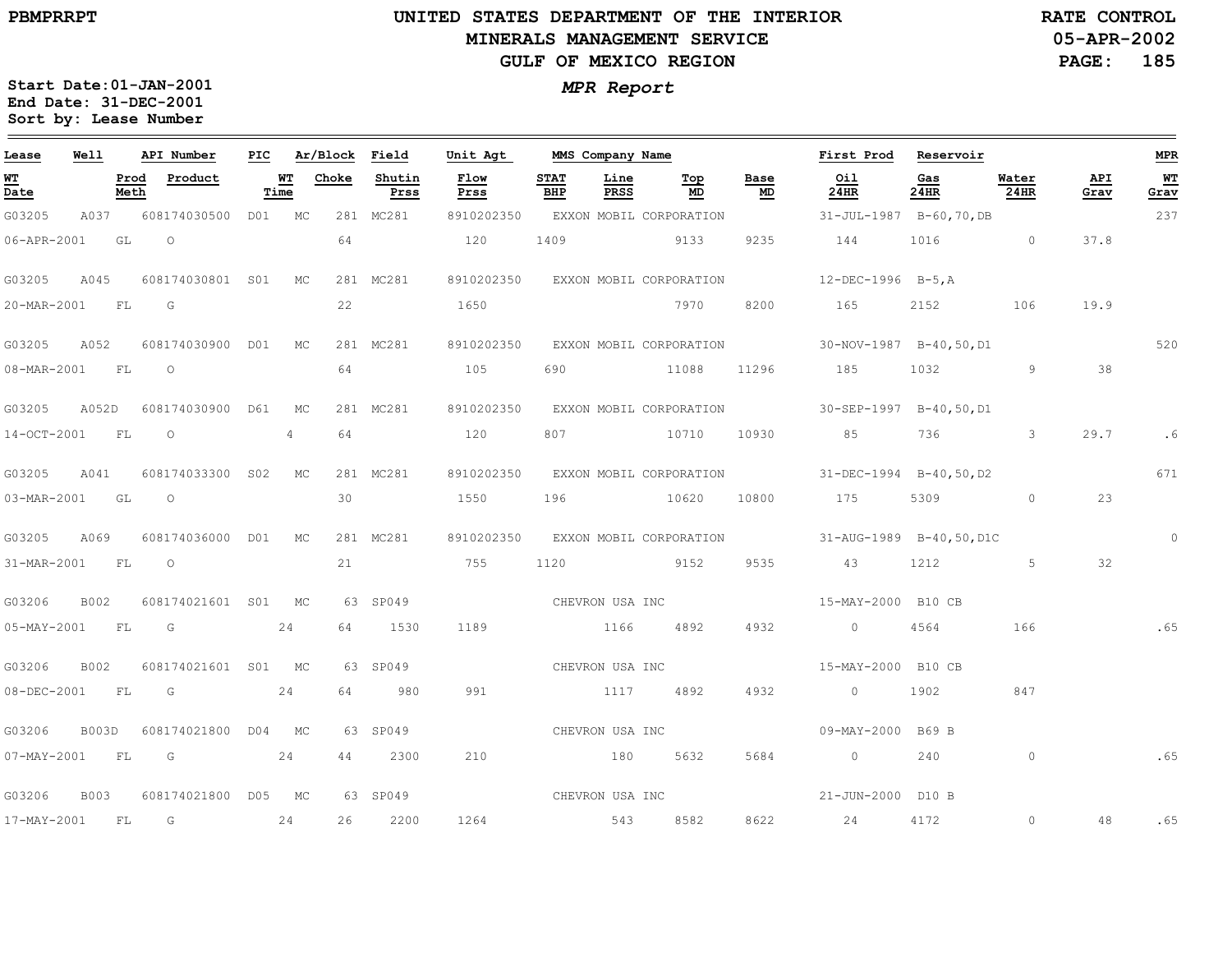UNITED STATES DEPARTMENT OF THE INTERIOR
MINERALS MANAGEMENT SERVICE
GULF OF MEXICO REGION

PBMPRRPT

RATE CONTROL
05-APR-2002

**MPR Report**

Start Date:01-JAN-2001
End Date: 31-DEC-2001
Sort by: Lease Number

| Lease | Well | API Number | PIC | Ar/Block | Field | Unit Agt | MMS Company Name | | | | First Prod | Reservoir | | | MPR |
|---|---|---|---|---|---|---|---|---|---|---|---|---|---|---|---|
| WT Date | Prod Meth | Product | WT Time | Choke | Shutin Prss | Flow Prss | STAT BHP | Line PRSS | Top MD | Base MD | Oil 24HR | Gas 24HR | Water 24HR | API Grav | WT Grav |
| G03205 | A037 | 608174030500 | D01 | MC 281 | MC281 | 8910202350 | EXXON MOBIL CORPORATION | | | | 31-JUL-1987 | B-60,70,DB | | | 237 |
| 06-APR-2001 | GL | O | | 64 | | 120 | 1409 | | 9133 | 9235 | 144 | 1016 | 0 | 37.8 | |
| G03205 | A045 | 608174030801 | S01 | MC 281 | MC281 | 8910202350 | EXXON MOBIL CORPORATION | | | | 12-DEC-1996 | B-5,A | | | |
| 20-MAR-2001 | FL | G | | 22 | | 1650 | | | 7970 | 8200 | 165 | 2152 | 106 | 19.9 | |
| G03205 | A052 | 608174030900 | D01 | MC 281 | MC281 | 8910202350 | EXXON MOBIL CORPORATION | | | | 30-NOV-1987 | B-40,50,D1 | | | 520 |
| 08-MAR-2001 | FL | O | | 64 | | 105 | 690 | | 11088 | 11296 | 185 | 1032 | 9 | 38 | |
| G03205 | A052D | 608174030900 | D61 | MC 281 | MC281 | 8910202350 | EXXON MOBIL CORPORATION | | | | 30-SEP-1997 | B-40,50,D1 | | | |
| 14-OCT-2001 | FL | O | 4 | 64 | | 120 | 807 | | 10710 | 10930 | 85 | 736 | 3 | 29.7 | .6 |
| G03205 | A041 | 608174033300 | S02 | MC 281 | MC281 | 8910202350 | EXXON MOBIL CORPORATION | | | | 31-DEC-1994 | B-40,50,D2 | | | 671 |
| 03-MAR-2001 | GL | O | | 30 | | 1550 | 196 | | 10620 | 10800 | 175 | 5309 | 0 | 23 | |
| G03205 | A069 | 608174036000 | D01 | MC 281 | MC281 | 8910202350 | EXXON MOBIL CORPORATION | | | | 31-AUG-1989 | B-40,50,D1C | | | 0 |
| 31-MAR-2001 | FL | O | | 21 | | 755 | 1120 | | 9152 | 9535 | 43 | 1212 | 5 | 32 | |
| G03206 | B002 | 608174021601 | S01 | MC 63 | SP049 | | CHEVRON USA INC | | | | 15-MAY-2000 | B10 CB | | | |
| 05-MAY-2001 | FL | G | 24 | 64 | 1530 | 1189 | | 1166 | 4892 | 4932 | 0 | 4564 | 166 | | .65 |
| G03206 | B002 | 608174021601 | S01 | MC 63 | SP049 | | CHEVRON USA INC | | | | 15-MAY-2000 | B10 CB | | | |
| 08-DEC-2001 | FL | G | 24 | 64 | 980 | 991 | | 1117 | 4892 | 4932 | 0 | 1902 | 847 | | |
| G03206 | B003D | 608174021800 | D04 | MC 63 | SP049 | | CHEVRON USA INC | | | | 09-MAY-2000 | B69 B | | | |
| 07-MAY-2001 | FL | G | 24 | 44 | 2300 | 210 | | 180 | 5632 | 5684 | 0 | 240 | 0 | | .65 |
| G03206 | B003 | 608174021800 | D05 | MC 63 | SP049 | | CHEVRON USA INC | | | | 21-JUN-2000 | D10 B | | | |
| 17-MAY-2001 | FL | G | 24 | 26 | 2200 | 1264 | | 543 | 8582 | 8622 | 24 | 4172 | 0 | 48 | .65 |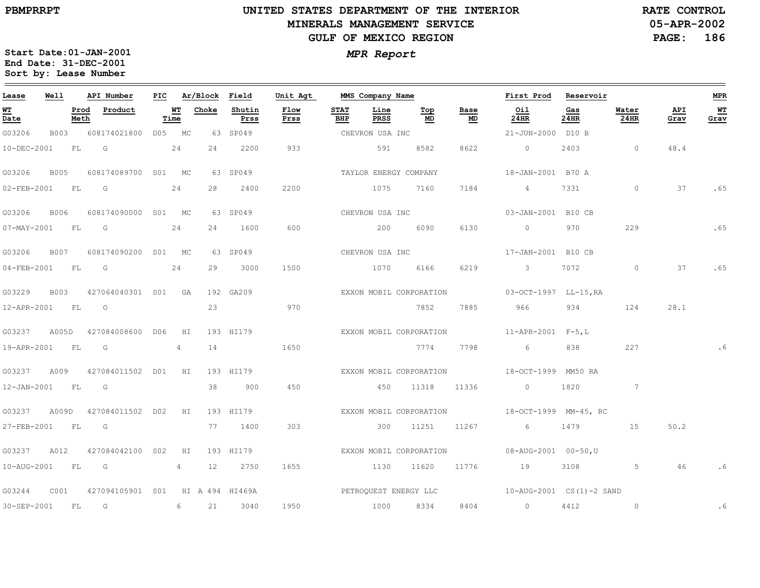**UNITED STATES DEPARTMENT OF THE INTERIOR**
**MINERALS MANAGEMENT SERVICE**
**GULF OF MEXICO REGION**

PBMPRRPT

RATE CONTROL
05-APR-2002

Start Date: 01-JAN-2001
End Date: 31-DEC-2001
Sort by: Lease Number

***MPR Report***

| Lease | Well | API Number | PIC | Ar/Block | Field | Unit Agt | MMS Company Name | | | | First Prod | Reservoir | | | MPR |
|---|---|---|---|---|---|---|---|---|---|---|---|---|---|---|---|
| **WT Date** | **Prod Meth** | **Product** | **WT Time** | **Choke** | **Shutin Prss** | **Flow Prss** | **STAT BHP** | **Line PRSS** | **Top MD** | **Base MD** | **Oil 24HR** | **Gas 24HR** | **Water 24HR** | **API Grav** | **WT Grav** |
| G03206 | B003 | 608174021800 | D05 | MC 63 | SP049 | | CHEVRON USA INC | | | | 21-JUN-2000 | D10 B | | | |
| 10-DEC-2001 | FL | G | 24 | 24 | 2200 | 933 | | 591 | 8582 | 8622 | 0 | 2403 | 0 | 48.4 | |
| G03206 | B005 | 608174089700 | S01 | MC 63 | SP049 | | TAYLOR ENERGY COMPANY | | | | 18-JAN-2001 | B70 A | | | |
| 02-FEB-2001 | FL | G | 24 | 28 | 2400 | 2200 | | 1075 | 7160 | 7184 | 4 | 7331 | 0 | 37 | .65 |
| G03206 | B006 | 608174090000 | S01 | MC 63 | SP049 | | CHEVRON USA INC | | | | 03-JAN-2001 | B10 CB | | | |
| 07-MAY-2001 | FL | G | 24 | 24 | 1600 | 600 | | 200 | 6090 | 6130 | 0 | 970 | 229 | | .65 |
| G03206 | B007 | 608174090200 | S01 | MC 63 | SP049 | | CHEVRON USA INC | | | | 17-JAN-2001 | B10 CB | | | |
| 04-FEB-2001 | FL | G | 24 | 29 | 3000 | 1500 | | 1070 | 6166 | 6219 | 3 | 7072 | 0 | 37 | .65 |
| G03229 | B003 | 427064040301 | S01 | GA 192 | GA209 | | EXXON MOBIL CORPORATION | | | | 03-OCT-1997 | LL-15,RA | | | |
| 12-APR-2001 | FL | O | | 23 | | 970 | | | 7852 | 7885 | 966 | 934 | 124 | 28.1 | |
| G03237 | A005D | 427084008600 | D06 | HI 193 | HI179 | | EXXON MOBIL CORPORATION | | | | 11-APR-2001 | F-5,L | | | |
| 19-APR-2001 | FL | G | 4 | 14 | | 1650 | | | 7774 | 7798 | 6 | 838 | 227 | | .6 |
| G03237 | A009 | 427084011502 | D01 | HI 193 | HI179 | | EXXON MOBIL CORPORATION | | | | 18-OCT-1999 | MM50 RA | | | |
| 12-JAN-2001 | FL | G | | 38 | 900 | 450 | | 450 | 11318 | 11336 | 0 | 1820 | 7 | | |
| G03237 | A009D | 427084011502 | D02 | HI 193 | HI179 | | EXXON MOBIL CORPORATION | | | | 18-OCT-1999 | MM-45, RC | | | |
| 27-FEB-2001 | FL | G | | 77 | 1400 | 303 | | 300 | 11251 | 11267 | 6 | 1479 | 15 | 50.2 | |
| G03237 | A012 | 427084042100 | S02 | HI 193 | HI179 | | EXXON MOBIL CORPORATION | | | | 08-AUG-2001 | 00-50,U | | | |
| 10-AUG-2001 | FL | G | 4 | 12 | 2750 | 1655 | | 1130 | 11620 | 11776 | 19 | 3108 | 5 | 46 | .6 |
| G03244 | C001 | 427094105901 | S01 | HI A 494 | HI469A | | PETROQUEST ENERGY LLC | | | | 10-AUG-2001 | CS(1)-2 SAND | | | |
| 30-SEP-2001 | FL | G | 6 | 21 | 3040 | 1950 | | 1000 | 8334 | 8404 | 0 | 4412 | 0 | | .6 |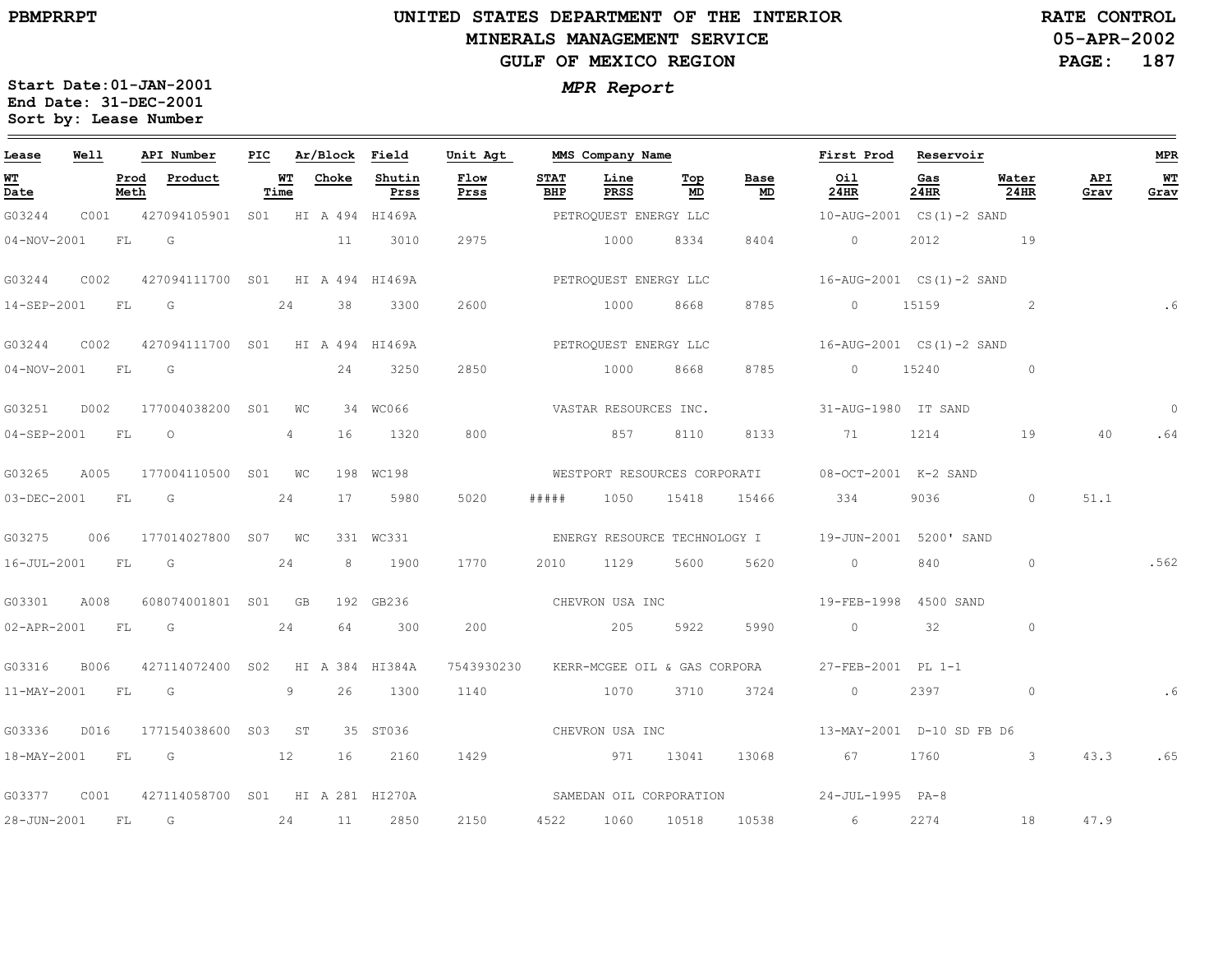PBMPRRPT

# UNITED STATES DEPARTMENT OF THE INTERIOR
## MINERALS MANAGEMENT SERVICE
## GULF OF MEXICO REGION

RATE CONTROL
05-APR-2002

**Start Date:** 01-JAN-2001
**End Date:** 31-DEC-2001
**Sort by:** Lease Number

***MPR Report***

| Lease | Well | API Number | PIC | Ar/Block | Field | Unit Agt | MMS Company Name | | | | First Prod | Reservoir | | | MPR |
|---|---|---|---|---|---|---|---|---|---|---|---|---|---|---|---|
| WT Date | Prod Meth | Product | WT Time | Choke | Shutin Prss | Flow Prss | STAT BHP | Line PRSS | Top MD | Base MD | Oil 24HR | Gas 24HR | Water 24HR | API Grav | WT Grav |
| G03244 | C001 | 427094105901 | S01 | HI A 494 | HI469A | | PETROQUEST ENERGY LLC | | | | 10-AUG-2001 | CS(1)-2 SAND | | | |
| 04-NOV-2001 | FL | G | | 11 | 3010 | 2975 | | 1000 | 8334 | 8404 | 0 | 2012 | 19 | | |
| G03244 | C002 | 427094111700 | S01 | HI A 494 | HI469A | | PETROQUEST ENERGY LLC | | | | 16-AUG-2001 | CS(1)-2 SAND | | | |
| 14-SEP-2001 | FL | G | 24 | 38 | 3300 | 2600 | | 1000 | 8668 | 8785 | 0 | 15159 | 2 | | .6 |
| G03244 | C002 | 427094111700 | S01 | HI A 494 | HI469A | | PETROQUEST ENERGY LLC | | | | 16-AUG-2001 | CS(1)-2 SAND | | | |
| 04-NOV-2001 | FL | G | | 24 | 3250 | 2850 | | 1000 | 8668 | 8785 | 0 | 15240 | 0 | | |
| G03251 | D002 | 177004038200 | S01 | WC 34 | WC066 | | VASTAR RESOURCES INC. | | | | 31-AUG-1980 | IT SAND | | | 0 |
| 04-SEP-2001 | FL | O | 4 | 16 | 1320 | 800 | | 857 | 8110 | 8133 | 71 | 1214 | 19 | 40 | .64 |
| G03265 | A005 | 177004110500 | S01 | WC 198 | WC198 | | WESTPORT RESOURCES CORPORATI | | | | 08-OCT-2001 | K-2 SAND | | | |
| 03-DEC-2001 | FL | G | 24 | 17 | 5980 | 5020 | ##### | 1050 | 15418 | 15466 | 334 | 9036 | 0 | 51.1 | |
| G03275 | 006 | 177014027800 | S07 | WC 331 | WC331 | | ENERGY RESOURCE TECHNOLOGY I | | | | 19-JUN-2001 | 5200' SAND | | | |
| 16-JUL-2001 | FL | G | 24 | 8 | 1900 | 1770 | 2010 | 1129 | 5600 | 5620 | 0 | 840 | 0 | | .562 |
| G03301 | A008 | 608074001801 | S01 | GB 192 | GB236 | | CHEVRON USA INC | | | | 19-FEB-1998 | 4500 SAND | | | |
| 02-APR-2001 | FL | G | 24 | 64 | 300 | 200 | | 205 | 5922 | 5990 | 0 | 32 | 0 | | |
| G03316 | B006 | 427114072400 | S02 | HI A 384 | HI384A | 7543930230 | KERR-MCGEE OIL & GAS CORPORA | | | | 27-FEB-2001 | PL 1-1 | | | |
| 11-MAY-2001 | FL | G | 9 | 26 | 1300 | 1140 | | 1070 | 3710 | 3724 | 0 | 2397 | 0 | | .6 |
| G03336 | D016 | 177154038600 | S03 | ST 35 | ST036 | | CHEVRON USA INC | | | | 13-MAY-2001 | D-10 SD FB D6 | | | |
| 18-MAY-2001 | FL | G | 12 | 16 | 2160 | 1429 | | 971 | 13041 | 13068 | 67 | 1760 | 3 | 43.3 | .65 |
| G03377 | C001 | 427114058700 | S01 | HI A 281 | HI270A | | SAMEDAN OIL CORPORATION | | | | 24-JUL-1995 | PA-8 | | | |
| 28-JUN-2001 | FL | G | 24 | 11 | 2850 | 2150 | 4522 | 1060 | 10518 | 10538 | 6 | 2274 | 18 | 47.9 | |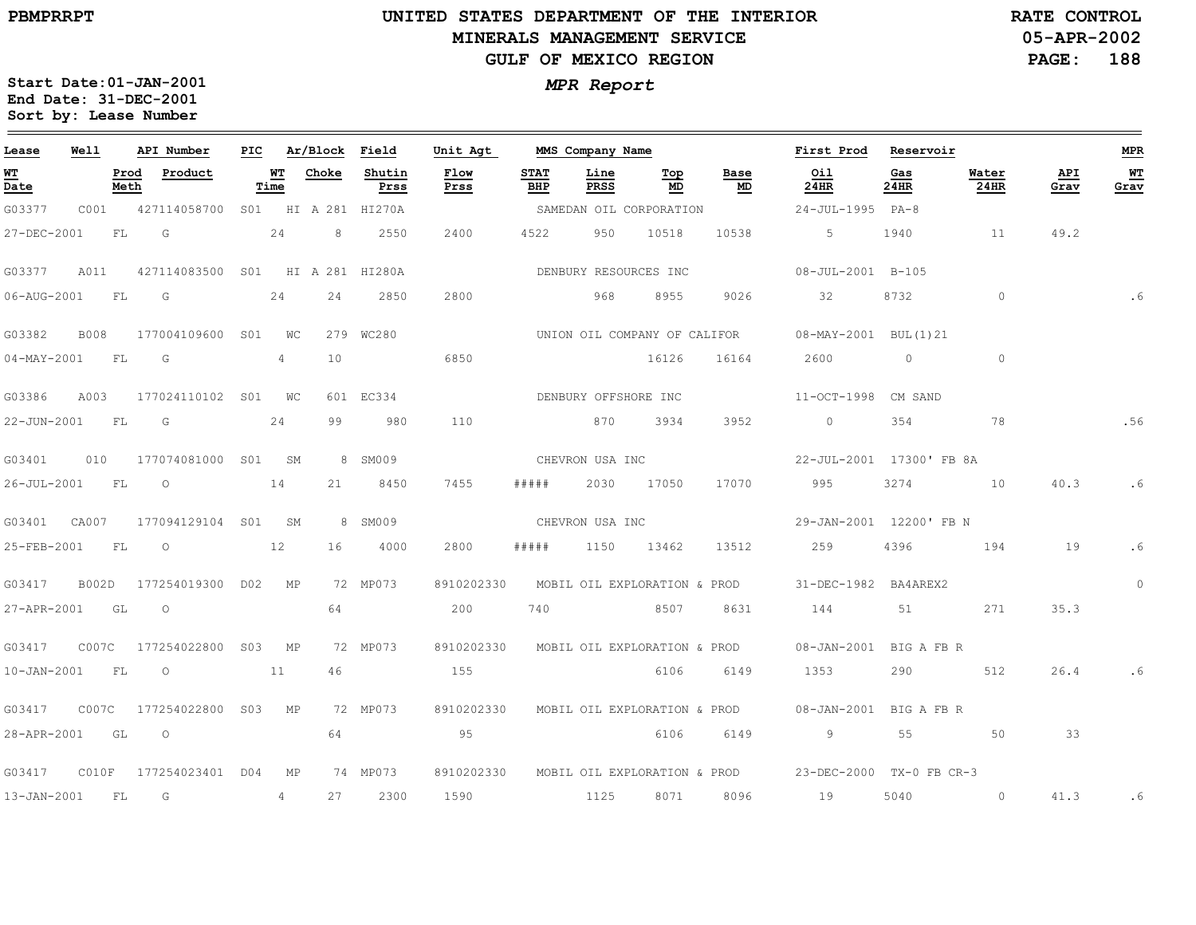**PBMPRRPT**

# UNITED STATES DEPARTMENT OF THE INTERIOR
## MINERALS MANAGEMENT SERVICE
## GULF OF MEXICO REGION

RATE CONTROL
05-APR-2002

***MPR Report***

**Start Date:01-JAN-2001**
**End Date: 31-DEC-2001**
**Sort by: Lease Number**

| Lease | Well | API Number | PIC | Ar/Block | Field | Unit Agt | MMS Company Name | | | | First Prod | Reservoir | | | MPR |
|---|---|---|---|---|---|---|---|---|---|---|---|---|---|---|---|
| WT Date | Prod Meth | Product | WT Time | Choke | Shutin Prss | Flow Prss | STAT BHP | Line PRSS | Top MD | Base MD | Oil 24HR | Gas 24HR | Water 24HR | API Grav | WT Grav |
| G03377 | C001 | 427114058700 | S01 | HI A 281 | HI270A | | SAMEDAN OIL CORPORATION | | | | 24-JUL-1995 | PA-8 | | | |
| 27-DEC-2001 | FL | G | 24 | 8 | 2550 | 2400 | 4522 | 950 | 10518 | 10538 | 5 | 1940 | 11 | 49.2 | |
| G03377 | A011 | 427114083500 | S01 | HI A 281 | HI280A | | DENBURY RESOURCES INC | | | | 08-JUL-2001 | B-105 | | | |
| 06-AUG-2001 | FL | G | 24 | 24 | 2850 | 2800 | | 968 | 8955 | 9026 | 32 | 8732 | 0 | | .6 |
| G03382 | B008 | 177004109600 | S01 | WC 279 | WC280 | | UNION OIL COMPANY OF CALIFOR | | | | 08-MAY-2001 | BUL(1)21 | | | |
| 04-MAY-2001 | FL | G | 4 | 10 | | 6850 | | | 16126 | 16164 | 2600 | 0 | 0 | | |
| G03386 | A003 | 177024110102 | S01 | WC 601 | EC334 | | DENBURY OFFSHORE INC | | | | 11-OCT-1998 | CM SAND | | | |
| 22-JUN-2001 | FL | G | 24 | 99 | 980 | 110 | | 870 | 3934 | 3952 | 0 | 354 | 78 | | .56 |
| G03401 | 010 | 177074081000 | S01 | SM 8 | SM009 | | CHEVRON USA INC | | | | 22-JUL-2001 | 17300' FB 8A | | | |
| 26-JUL-2001 | FL | O | 14 | 21 | 8450 | 7455 | ##### | 2030 | 17050 | 17070 | 995 | 3274 | 10 | 40.3 | .6 |
| G03401 | CA007 | 177094129104 | S01 | SM 8 | SM009 | | CHEVRON USA INC | | | | 29-JAN-2001 | 12200' FB N | | | |
| 25-FEB-2001 | FL | O | 12 | 16 | 4000 | 2800 | ##### | 1150 | 13462 | 13512 | 259 | 4396 | 194 | 19 | .6 |
| G03417 | B002D | 177254019300 | D02 | MP 72 | MP073 | 8910202330 | MOBIL OIL EXPLORATION & PROD | | | | 31-DEC-1982 | BA4AREX2 | | | 0 |
| 27-APR-2001 | GL | O | | 64 | | 200 | 740 | | 8507 | 8631 | 144 | 51 | 271 | 35.3 | |
| G03417 | C007C | 177254022800 | S03 | MP 72 | MP073 | 8910202330 | MOBIL OIL EXPLORATION & PROD | | | | 08-JAN-2001 | BIG A FB R | | | |
| 10-JAN-2001 | FL | O | 11 | 46 | | 155 | | | 6106 | 6149 | 1353 | 290 | 512 | 26.4 | .6 |
| G03417 | C007C | 177254022800 | S03 | MP 72 | MP073 | 8910202330 | MOBIL OIL EXPLORATION & PROD | | | | 08-JAN-2001 | BIG A FB R | | | |
| 28-APR-2001 | GL | O | | 64 | | 95 | | | 6106 | 6149 | 9 | 55 | 50 | 33 | |
| G03417 | C010F | 177254023401 | D04 | MP 74 | MP073 | 8910202330 | MOBIL OIL EXPLORATION & PROD | | | | 23-DEC-2000 | TX-0 FB CR-3 | | | |
| 13-JAN-2001 | FL | G | 4 | 27 | 2300 | 1590 | | 1125 | 8071 | 8096 | 19 | 5040 | 0 | 41.3 | .6 |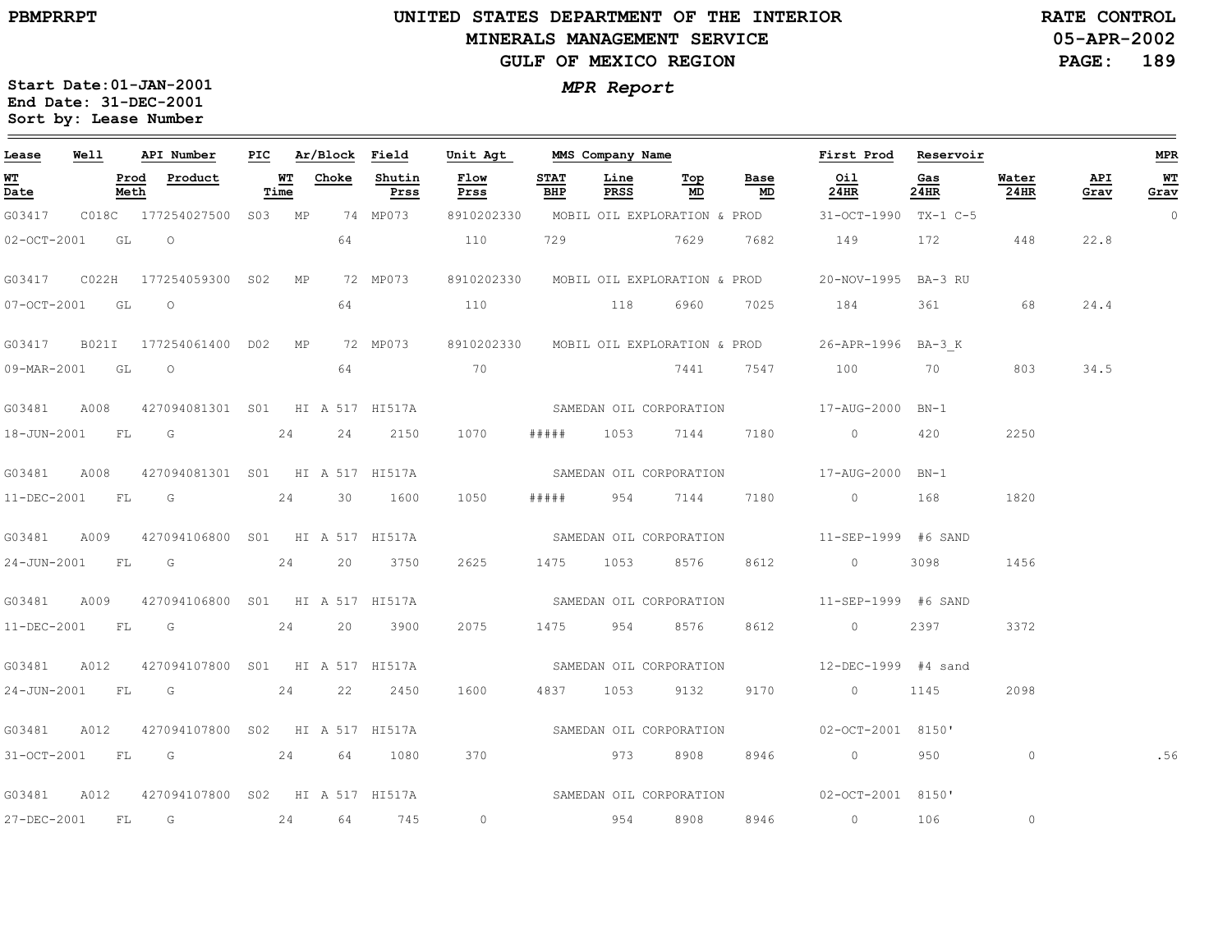# UNITED STATES DEPARTMENT OF THE INTERIOR
## MINERALS MANAGEMENT SERVICE
## GULF OF MEXICO REGION

PBMPRRPT

RATE CONTROL
05-APR-2002

***MPR Report***

**Start Date:01-JAN-2001**
**End Date: 31-DEC-2001**
**Sort by: Lease Number**

| Lease | Well | API Number | PIC | Ar/Block | Field | Unit Agt | MMS Company Name | | | | First Prod | Reservoir | | | MPR |
|---|---|---|---|---|---|---|---|---|---|---|---|---|---|---|---|
| WT Date | Prod Meth | Product | WT Time | Choke | Shutin Prss | Flow Prss | STAT BHP | Line PRSS | Top MD | Base MD | Oil 24HR | Gas 24HR | Water 24HR | API Grav | WT Grav |
| G03417 | C018C | 177254027500 | S03 | MP 74 | MP073 | 8910202330 | MOBIL OIL EXPLORATION & PROD | | | | 31-OCT-1990 | TX-1 C-5 | | | 0 |
| 02-OCT-2001 | GL | O | | 64 | | 110 | 729 | | 7629 | 7682 | 149 | 172 | 448 | 22.8 | |
| G03417 | C022H | 177254059300 | S02 | MP 72 | MP073 | 8910202330 | MOBIL OIL EXPLORATION & PROD | | | | 20-NOV-1995 | BA-3 RU | | | |
| 07-OCT-2001 | GL | O | | 64 | | 110 | | 118 | 6960 | 7025 | 184 | 361 | 68 | 24.4 | |
| G03417 | B021I | 177254061400 | D02 | MP 72 | MP073 | 8910202330 | MOBIL OIL EXPLORATION & PROD | | | | 26-APR-1996 | BA-3_K | | | |
| 09-MAR-2001 | GL | O | | 64 | | 70 | | | 7441 | 7547 | 100 | 70 | 803 | 34.5 | |
| G03481 | A008 | 427094081301 | S01 | HI A 517 | HI517A | | SAMEDAN OIL CORPORATION | | | | 17-AUG-2000 | BN-1 | | | |
| 18-JUN-2001 | FL | G | 24 | 24 | 2150 | 1070 | ##### | 1053 | 7144 | 7180 | 0 | 420 | 2250 | | |
| G03481 | A008 | 427094081301 | S01 | HI A 517 | HI517A | | SAMEDAN OIL CORPORATION | | | | 17-AUG-2000 | BN-1 | | | |
| 11-DEC-2001 | FL | G | 24 | 30 | 1600 | 1050 | ##### | 954 | 7144 | 7180 | 0 | 168 | 1820 | | |
| G03481 | A009 | 427094106800 | S01 | HI A 517 | HI517A | | SAMEDAN OIL CORPORATION | | | | 11-SEP-1999 | #6 SAND | | | |
| 24-JUN-2001 | FL | G | 24 | 20 | 3750 | 2625 | 1475 | 1053 | 8576 | 8612 | 0 | 3098 | 1456 | | |
| G03481 | A009 | 427094106800 | S01 | HI A 517 | HI517A | | SAMEDAN OIL CORPORATION | | | | 11-SEP-1999 | #6 SAND | | | |
| 11-DEC-2001 | FL | G | 24 | 20 | 3900 | 2075 | 1475 | 954 | 8576 | 8612 | 0 | 2397 | 3372 | | |
| G03481 | A012 | 427094107800 | S01 | HI A 517 | HI517A | | SAMEDAN OIL CORPORATION | | | | 12-DEC-1999 | #4 sand | | | |
| 24-JUN-2001 | FL | G | 24 | 22 | 2450 | 1600 | 4837 | 1053 | 9132 | 9170 | 0 | 1145 | 2098 | | |
| G03481 | A012 | 427094107800 | S02 | HI A 517 | HI517A | | SAMEDAN OIL CORPORATION | | | | 02-OCT-2001 | 8150' | | | |
| 31-OCT-2001 | FL | G | 24 | 64 | 1080 | 370 | | 973 | 8908 | 8946 | 0 | 950 | 0 | | .56 |
| G03481 | A012 | 427094107800 | S02 | HI A 517 | HI517A | | SAMEDAN OIL CORPORATION | | | | 02-OCT-2001 | 8150' | | | |
| 27-DEC-2001 | FL | G | 24 | 64 | 745 | 0 | | 954 | 8908 | 8946 | 0 | 106 | 0 | | |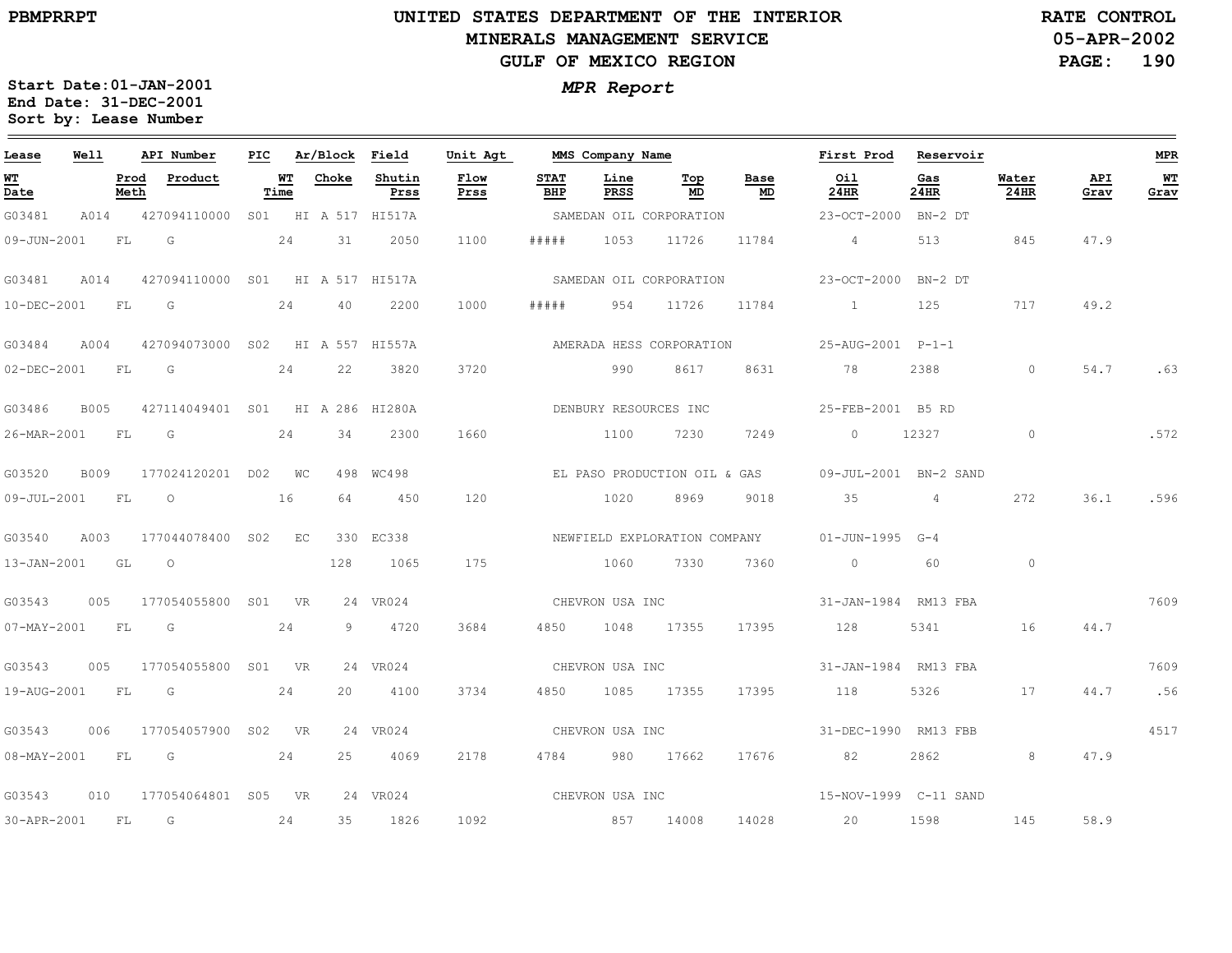# UNITED STATES DEPARTMENT OF THE INTERIOR
## MINERALS MANAGEMENT SERVICE
## GULF OF MEXICO REGION

PBMPRRPT

RATE CONTROL
05-APR-2002

**MPR Report**

Start Date:01-JAN-2001
End Date: 31-DEC-2001
Sort by: Lease Number

| Lease | Well | API Number | PIC | Ar/Block | Field | Unit Agt | MMS Company Name | | | | First Prod | Reservoir | | | MPR |
|---|---|---|---|---|---|---|---|---|---|---|---|---|---|---|---|
| WT Date | Prod Meth | Product | WT Time | Choke | Shutin Prss | Flow Prss | STAT BHP | Line PRSS | Top MD | Base MD | Oil 24HR | Gas 24HR | Water 24HR | API Grav | WT Grav |
| G03481 | A014 | 427094110000 | S01 | HI A 517 | HI517A | | SAMEDAN OIL CORPORATION | | | | 23-OCT-2000 | BN-2 DT | | | |
| 09-JUN-2001 | FL | G | 24 | 31 | 2050 | 1100 | ##### | 1053 | 11726 | 11784 | 4 | 513 | 845 | 47.9 | |
| G03481 | A014 | 427094110000 | S01 | HI A 517 | HI517A | | SAMEDAN OIL CORPORATION | | | | 23-OCT-2000 | BN-2 DT | | | |
| 10-DEC-2001 | FL | G | 24 | 40 | 2200 | 1000 | ##### | 954 | 11726 | 11784 | 1 | 125 | 717 | 49.2 | |
| G03484 | A004 | 427094073000 | S02 | HI A 557 | HI557A | | AMERADA HESS CORPORATION | | | | 25-AUG-2001 | P-1-1 | | | |
| 02-DEC-2001 | FL | G | 24 | 22 | 3820 | 3720 | | 990 | 8617 | 8631 | 78 | 2388 | 0 | 54.7 | .63 |
| G03486 | B005 | 427114049401 | S01 | HI A 286 | HI280A | | DENBURY RESOURCES INC | | | | 25-FEB-2001 | B5 RD | | | |
| 26-MAR-2001 | FL | G | 24 | 34 | 2300 | 1660 | | 1100 | 7230 | 7249 | 0 | 12327 | 0 | | .572 |
| G03520 | B009 | 177024120201 | D02 | WC 498 | WC498 | | EL PASO PRODUCTION OIL & GAS | | | | 09-JUL-2001 | BN-2 SAND | | | |
| 09-JUL-2001 | FL | O | 16 | 64 | 450 | 120 | | 1020 | 8969 | 9018 | 35 | 4 | 272 | 36.1 | .596 |
| G03540 | A003 | 177044078400 | S02 | EC 330 | EC338 | | NEWFIELD EXPLORATION COMPANY | | | | 01-JUN-1995 | G-4 | | | |
| 13-JAN-2001 | GL | O | | 128 | 1065 | 175 | | 1060 | 7330 | 7360 | 0 | 60 | 0 | | |
| G03543 | 005 | 177054055800 | S01 | VR 24 | VR024 | | CHEVRON USA INC | | | | 31-JAN-1984 | RM13 FBA | | | 7609 |
| 07-MAY-2001 | FL | G | 24 | 9 | 4720 | 3684 | 4850 | 1048 | 17355 | 17395 | 128 | 5341 | 16 | 44.7 | |
| G03543 | 005 | 177054055800 | S01 | VR 24 | VR024 | | CHEVRON USA INC | | | | 31-JAN-1984 | RM13 FBA | | | 7609 |
| 19-AUG-2001 | FL | G | 24 | 20 | 4100 | 3734 | 4850 | 1085 | 17355 | 17395 | 118 | 5326 | 17 | 44.7 | .56 |
| G03543 | 006 | 177054057900 | S02 | VR 24 | VR024 | | CHEVRON USA INC | | | | 31-DEC-1990 | RM13 FBB | | | 4517 |
| 08-MAY-2001 | FL | G | 24 | 25 | 4069 | 2178 | 4784 | 980 | 17662 | 17676 | 82 | 2862 | 8 | 47.9 | |
| G03543 | 010 | 177054064801 | S05 | VR 24 | VR024 | | CHEVRON USA INC | | | | 15-NOV-1999 | C-11 SAND | | | |
| 30-APR-2001 | FL | G | 24 | 35 | 1826 | 1092 | | 857 | 14008 | 14028 | 20 | 1598 | 145 | 58.9 | |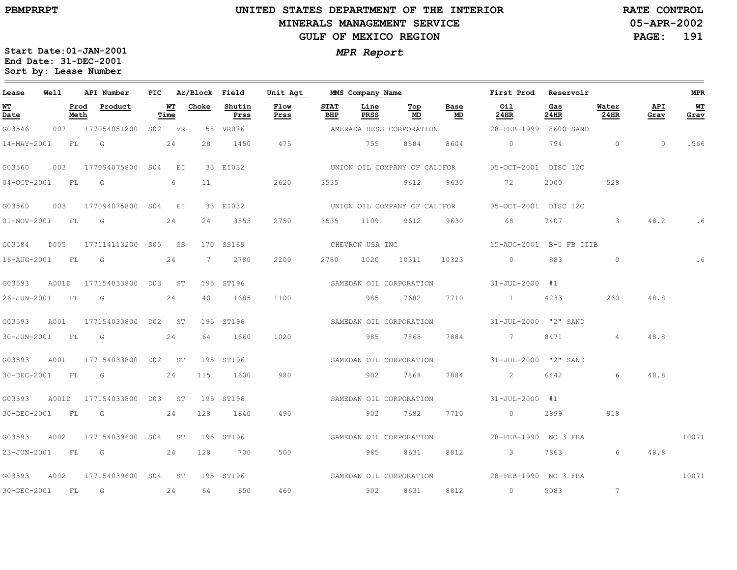PBMPRRPT

# UNITED STATES DEPARTMENT OF THE INTERIOR
## MINERALS MANAGEMENT SERVICE
## GULF OF MEXICO REGION

RATE CONTROL
05-APR-2002

Start Date:01-JAN-2001
End Date: 31-DEC-2001
Sort by: Lease Number

*MPR Report*

| Lease | Well | API Number | PIC | Ar/Block | | Field | Unit Agt | MMS Company Name | | | | First Prod | Reservoir | | | MPR |
|---|---|---|---|---|---|---|---|---|---|---|---|---|---|---|---|---|
| WT Date | Prod Meth | Product | | WT Time | Choke | Shutin Prss | Flow Prss | STAT BHP | Line PRSS | Top MD | Base MD | Oil 24HR | Gas 24HR | Water 24HR | API Grav | WT Grav |
| G03546 | 007 | 177054051200 | S02 | VR | 58 | VR076 | | AMERADA HESS CORPORATION | | | | 28-FEB-1999 | 8600 SAND | | | |
| 14-MAY-2001 | FL | G | | 24 | 28 | 1450 | 475 | | 755 | 8584 | 8604 | 0 | 794 | 0 | 0 | .566 |
| G03560 | 003 | 177094075800 | S04 | EI | 33 | EI032 | | UNION OIL COMPANY OF CALIFOR | | | | 05-OCT-2001 | DISC 12C | | | |
| 04-OCT-2001 | FL | G | | 6 | 11 | | 2620 | 3535 | | 9612 | 9630 | 72 | 2000 | 528 | | |
| G03560 | 003 | 177094075800 | S04 | EI | 33 | EI032 | | UNION OIL COMPANY OF CALIFOR | | | | 05-OCT-2001 | DISC 12C | | | |
| 01-NOV-2001 | FL | G | | 24 | 24 | 3555 | 2750 | 3535 | 1109 | 9612 | 9630 | 68 | 7407 | 3 | 48.2 | .6 |
| G03584 | D005 | 177114113200 | S05 | SS | 170 | SS169 | | CHEVRON USA INC | | | | 15-AUG-2001 | B-5 FB IIIB | | | |
| 16-AUG-2001 | FL | G | | 24 | 7 | 2780 | 2200 | 2780 | 1020 | 10311 | 10323 | 0 | 883 | 0 | | .6 |
| G03593 | A001D | 177154033800 | D03 | ST | 195 | ST196 | | SAMEDAN OIL CORPORATION | | | | 31-JUL-2000 | #1 | | | |
| 26-JUN-2001 | FL | G | | 24 | 40 | 1685 | 1100 | | 985 | 7682 | 7710 | 1 | 4233 | 260 | 48.8 | |
| G03593 | A001 | 177154033800 | D02 | ST | 195 | ST196 | | SAMEDAN OIL CORPORATION | | | | 31-JUL-2000 | "2" SAND | | | |
| 30-JUN-2001 | FL | G | | 24 | 64 | 1660 | 1020 | | 985 | 7868 | 7884 | 7 | 8471 | 4 | 48.8 | |
| G03593 | A001 | 177154033800 | D02 | ST | 195 | ST196 | | SAMEDAN OIL CORPORATION | | | | 31-JUL-2000 | "2" SAND | | | |
| 30-DEC-2001 | FL | G | | 24 | 115 | 1600 | 980 | | 902 | 7868 | 7884 | 2 | 6442 | 6 | 48.8 | |
| G03593 | A001D | 177154033800 | D03 | ST | 195 | ST196 | | SAMEDAN OIL CORPORATION | | | | 31-JUL-2000 | #1 | | | |
| 30-DEC-2001 | FL | G | | 24 | 128 | 1640 | 490 | | 902 | 7682 | 7710 | 0 | 2899 | 918 | | |
| G03593 | A002 | 177154039600 | S04 | ST | 195 | ST196 | | SAMEDAN OIL CORPORATION | | | | 28-FEB-1990 | NO 3 FBA | | | 10071 |
| 23-JUN-2001 | FL | G | | 24 | 128 | 700 | 500 | | 985 | 8631 | 8812 | 3 | 7863 | 6 | 48.8 | |
| G03593 | A002 | 177154039600 | S04 | ST | 195 | ST196 | | SAMEDAN OIL CORPORATION | | | | 28-FEB-1990 | NO 3 FBA | | | 10071 |
| 30-DEC-2001 | FL | G | | 24 | 64 | 650 | 460 | | 902 | 8631 | 8812 | 0 | 5083 | 7 | | |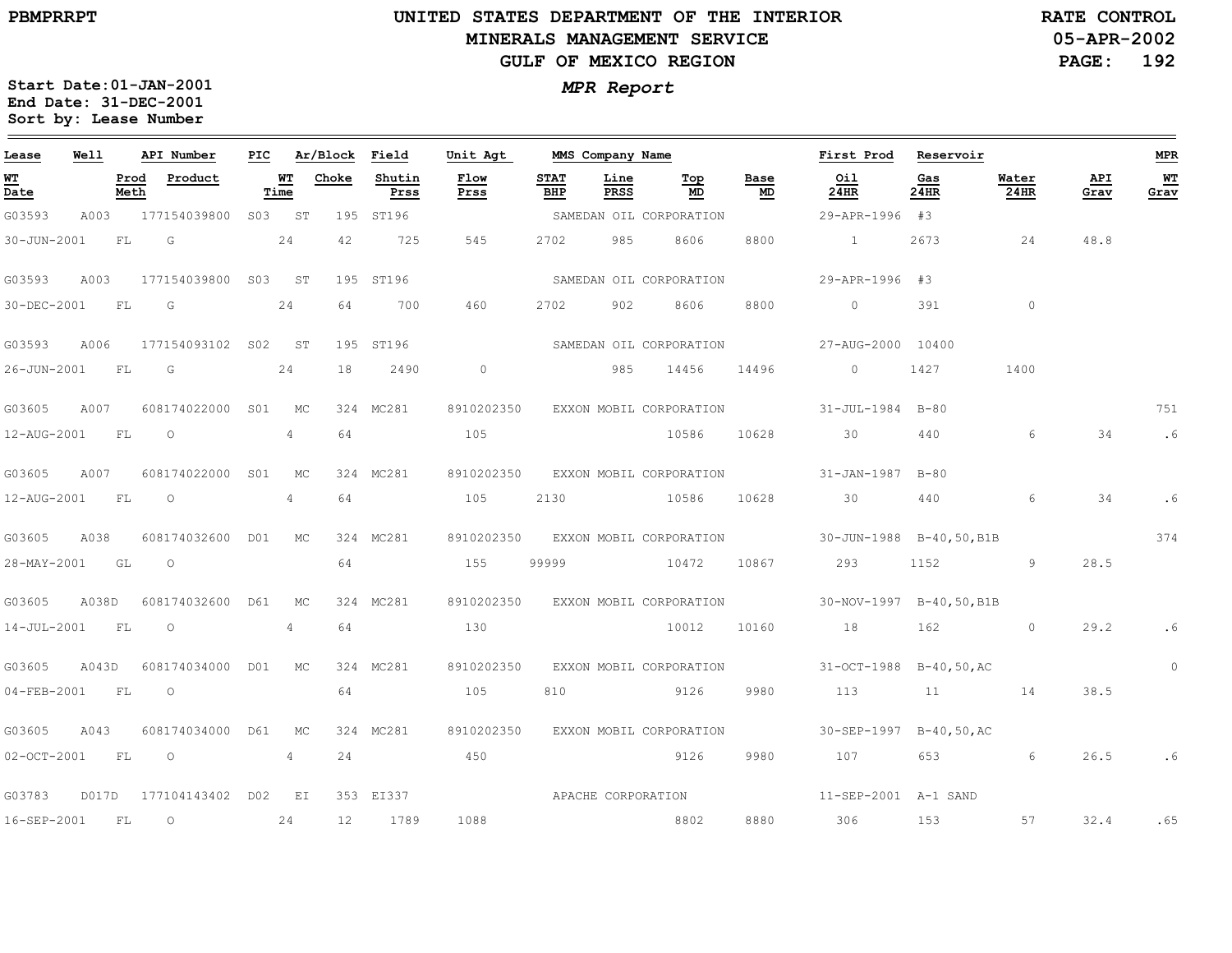PBMPRRPT

# UNITED STATES DEPARTMENT OF THE INTERIOR
## MINERALS MANAGEMENT SERVICE
## GULF OF MEXICO REGION

RATE CONTROL
05-APR-2002

**Start Date:01-JAN-2001**
**End Date: 31-DEC-2001**
**Sort by: Lease Number**

***MPR Report***

| Lease | Well | API Number | PIC | Ar/Block | | Field | Unit Agt | MMS Company Name | | | | | First Prod | Reservoir | | | MPR |
|---|---|---|---|---|---|---|---|---|---|---|---|---|---|---|---|---|---|
| WT Date | Prod Meth | Product | | WT Time | Choke | Shutin Prss | Flow Prss | STAT BHP | Line PRSS | Top MD | Base MD | | Oil 24HR | Gas 24HR | Water 24HR | API Grav | WT Grav |
| G03593 | A003 | 177154039800 | S03 | ST | 195 | ST196 | | SAMEDAN OIL CORPORATION | | | | | 29-APR-1996 | #3 | | | |
| 30-JUN-2001 | FL | G | | 24 | 42 | 725 | 545 | 2702 | 985 | 8606 | 8800 | | 1 | 2673 | 24 | 48.8 | |
| G03593 | A003 | 177154039800 | S03 | ST | 195 | ST196 | | SAMEDAN OIL CORPORATION | | | | | 29-APR-1996 | #3 | | | |
| 30-DEC-2001 | FL | G | | 24 | 64 | 700 | 460 | 2702 | 902 | 8606 | 8800 | | 0 | 391 | 0 | | |
| G03593 | A006 | 177154093102 | S02 | ST | 195 | ST196 | | SAMEDAN OIL CORPORATION | | | | | 27-AUG-2000 | 10400 | | | |
| 26-JUN-2001 | FL | G | | 24 | 18 | 2490 | 0 | | 985 | 14456 | 14496 | | 0 | 1427 | 1400 | | |
| G03605 | A007 | 608174022000 | S01 | MC | 324 | MC281 | 8910202350 | EXXON MOBIL CORPORATION | | | | | 31-JUL-1984 | B-80 | | | 751 |
| 12-AUG-2001 | FL | O | | 4 | 64 | | 105 | | | 10586 | 10628 | | 30 | 440 | 6 | 34 | .6 |
| G03605 | A007 | 608174022000 | S01 | MC | 324 | MC281 | 8910202350 | EXXON MOBIL CORPORATION | | | | | 31-JAN-1987 | B-80 | | | |
| 12-AUG-2001 | FL | O | | 4 | 64 | | 105 | 2130 | | 10586 | 10628 | | 30 | 440 | 6 | 34 | .6 |
| G03605 | A038 | 608174032600 | D01 | MC | 324 | MC281 | 8910202350 | EXXON MOBIL CORPORATION | | | | | 30-JUN-1988 | B-40,50,B1B | | | 374 |
| 28-MAY-2001 | GL | O | | | 64 | | 155 | 99999 | | 10472 | 10867 | | 293 | 1152 | 9 | 28.5 | |
| G03605 | A038D | 608174032600 | D61 | MC | 324 | MC281 | 8910202350 | EXXON MOBIL CORPORATION | | | | | 30-NOV-1997 | B-40,50,B1B | | | |
| 14-JUL-2001 | FL | O | | 4 | 64 | | 130 | | | 10012 | 10160 | | 18 | 162 | 0 | 29.2 | .6 |
| G03605 | A043D | 608174034000 | D01 | MC | 324 | MC281 | 8910202350 | EXXON MOBIL CORPORATION | | | | | 31-OCT-1988 | B-40,50,AC | | | 0 |
| 04-FEB-2001 | FL | O | | | 64 | | 105 | 810 | | 9126 | 9980 | | 113 | 11 | 14 | 38.5 | |
| G03605 | A043 | 608174034000 | D61 | MC | 324 | MC281 | 8910202350 | EXXON MOBIL CORPORATION | | | | | 30-SEP-1997 | B-40,50,AC | | | |
| 02-OCT-2001 | FL | O | | 4 | 24 | | 450 | | | 9126 | 9980 | | 107 | 653 | 6 | 26.5 | .6 |
| G03783 | D017D | 177104143402 | D02 | EI | 353 | EI337 | | APACHE CORPORATION | | | | | 11-SEP-2001 | A-1 SAND | | | |
| 16-SEP-2001 | FL | O | | 24 | 12 | 1789 | 1088 | | | 8802 | 8880 | | 306 | 153 | 57 | 32.4 | .65 |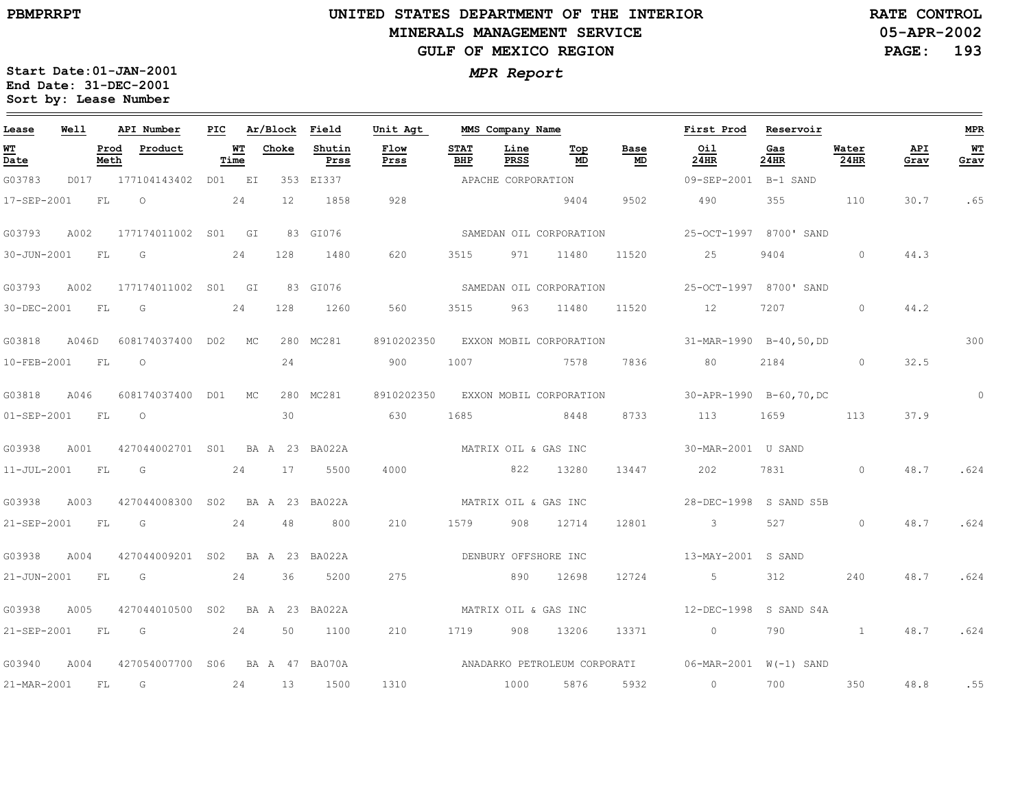# UNITED STATES DEPARTMENT OF THE INTERIOR
## MINERALS MANAGEMENT SERVICE
## GULF OF MEXICO REGION

PBMPRRPT

RATE CONTROL
05-APR-2002

**MPR Report**

Start Date: 01-JAN-2001
End Date: 31-DEC-2001
Sort by: Lease Number

| Lease | Well | API Number | PIC | Ar/Block | Field | Unit Agt | MMS Company Name | | | | First Prod | Reservoir | | | MPR |
|---|---|---|---|---|---|---|---|---|---|---|---|---|---|---|---|
| **WT Date** | **Prod Meth** | **Product** | **WT Time** | **Choke** | **Shutin Prss** | **Flow Prss** | **STAT BHP** | **Line PRSS** | **Top MD** | **Base MD** | **Oil 24HR** | **Gas 24HR** | **Water 24HR** | **API Grav** | **WT Grav** |
| G03783 | D017 | 177104143402 | D01 | EI 353 | EI337 | | APACHE CORPORATION | | | | 09-SEP-2001 | B-1 SAND | | | |
| 17-SEP-2001 | FL | O | 24 | 12 | 1858 | 928 | | | 9404 | 9502 | 490 | 355 | 110 | 30.7 | .65 |
| G03793 | A002 | 177174011002 | S01 | GI 83 | GI076 | | SAMEDAN OIL CORPORATION | | | | 25-OCT-1997 | 8700' SAND | | | |
| 30-JUN-2001 | FL | G | 24 | 128 | 1480 | 620 | 3515 | 971 | 11480 | 11520 | 25 | 9404 | 0 | 44.3 | |
| G03793 | A002 | 177174011002 | S01 | GI 83 | GI076 | | SAMEDAN OIL CORPORATION | | | | 25-OCT-1997 | 8700' SAND | | | |
| 30-DEC-2001 | FL | G | 24 | 128 | 1260 | 560 | 3515 | 963 | 11480 | 11520 | 12 | 7207 | 0 | 44.2 | |
| G03818 | A046D | 608174037400 | D02 | MC 280 | MC281 | 8910202350 | EXXON MOBIL CORPORATION | | | | 31-MAR-1990 | B-40,50,DD | | | 300 |
| 10-FEB-2001 | FL | O | | 24 | | 900 | 1007 | | 7578 | 7836 | 80 | 2184 | 0 | 32.5 | |
| G03818 | A046 | 608174037400 | D01 | MC 280 | MC281 | 8910202350 | EXXON MOBIL CORPORATION | | | | 30-APR-1990 | B-60,70,DC | | | 0 |
| 01-SEP-2001 | FL | O | | 30 | | 630 | 1685 | | 8448 | 8733 | 113 | 1659 | 113 | 37.9 | |
| G03938 | A001 | 427044002701 | S01 | BA A 23 | BA022A | | MATRIX OIL & GAS INC | | | | 30-MAR-2001 | U SAND | | | |
| 11-JUL-2001 | FL | G | 24 | 17 | 5500 | 4000 | | 822 | 13280 | 13447 | 202 | 7831 | 0 | 48.7 | .624 |
| G03938 | A003 | 427044008300 | S02 | BA A 23 | BA022A | | MATRIX OIL & GAS INC | | | | 28-DEC-1998 | S SAND S5B | | | |
| 21-SEP-2001 | FL | G | 24 | 48 | 800 | 210 | 1579 | 908 | 12714 | 12801 | 3 | 527 | 0 | 48.7 | .624 |
| G03938 | A004 | 427044009201 | S02 | BA A 23 | BA022A | | DENBURY OFFSHORE INC | | | | 13-MAY-2001 | S SAND | | | |
| 21-JUN-2001 | FL | G | 24 | 36 | 5200 | 275 | | 890 | 12698 | 12724 | 5 | 312 | 240 | 48.7 | .624 |
| G03938 | A005 | 427044010500 | S02 | BA A 23 | BA022A | | MATRIX OIL & GAS INC | | | | 12-DEC-1998 | S SAND S4A | | | |
| 21-SEP-2001 | FL | G | 24 | 50 | 1100 | 210 | 1719 | 908 | 13206 | 13371 | 0 | 790 | 1 | 48.7 | .624 |
| G03940 | A004 | 427054007700 | S06 | BA A 47 | BA070A | | ANADARKO PETROLEUM CORPORATI | | | | 06-MAR-2001 | W(-1) SAND | | | |
| 21-MAR-2001 | FL | G | 24 | 13 | 1500 | 1310 | | 1000 | 5876 | 5932 | 0 | 700 | 350 | 48.8 | .55 |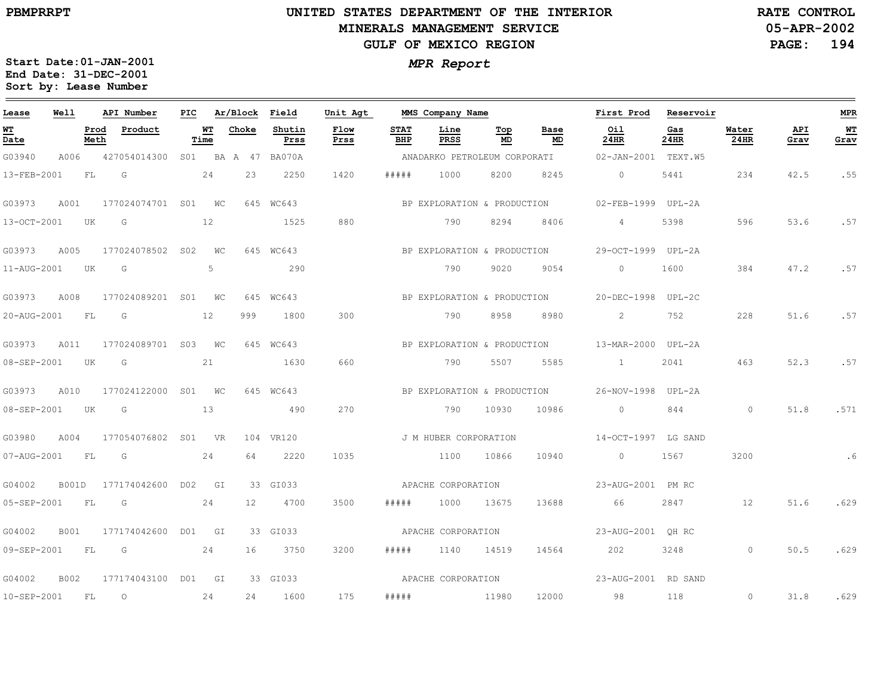PBMPRRPT

# UNITED STATES DEPARTMENT OF THE INTERIOR
## MINERALS MANAGEMENT SERVICE
## GULF OF MEXICO REGION

RATE CONTROL
05-APR-2002

*MPR Report*

Start Date:01-JAN-2001
End Date: 31-DEC-2001
Sort by: Lease Number

| Lease | Well | API Number | PIC | Ar/Block | Field | Unit Agt | MMS Company Name | | | | First Prod | Reservoir | | | MPR |
|---|---|---|---|---|---|---|---|---|---|---|---|---|---|---|---|
| WT Date | Prod Meth | Product | WT Time | Choke | Shutin Prss | Flow Prss | STAT BHP | Line PRSS | Top MD | Base MD | Oil 24HR | Gas 24HR | Water 24HR | API Grav | WT Grav |
| G03940 | A006 | 427054014300 | S01 | BA A 47 | BA070A | | ANADARKO PETROLEUM CORPORATI | | | | 02-JAN-2001 | TEXT.W5 | | | |
| 13-FEB-2001 | FL | G | 24 | 23 | 2250 | 1420 | ##### | 1000 | 8200 | 8245 | 0 | 5441 | 234 | 42.5 | .55 |
| G03973 | A001 | 177024074701 | S01 | WC 645 | WC643 | | BP EXPLORATION & PRODUCTION | | | | 02-FEB-1999 | UPL-2A | | | |
| 13-OCT-2001 | UK | G | 12 | | 1525 | 880 | | 790 | 8294 | 8406 | 4 | 5398 | 596 | 53.6 | .57 |
| G03973 | A005 | 177024078502 | S02 | WC 645 | WC643 | | BP EXPLORATION & PRODUCTION | | | | 29-OCT-1999 | UPL-2A | | | |
| 11-AUG-2001 | UK | G | 5 | | 290 | | | 790 | 9020 | 9054 | 0 | 1600 | 384 | 47.2 | .57 |
| G03973 | A008 | 177024089201 | S01 | WC 645 | WC643 | | BP EXPLORATION & PRODUCTION | | | | 20-DEC-1998 | UPL-2C | | | |
| 20-AUG-2001 | FL | G | 12 | 999 | 1800 | 300 | | 790 | 8958 | 8980 | 2 | 752 | 228 | 51.6 | .57 |
| G03973 | A011 | 177024089701 | S03 | WC 645 | WC643 | | BP EXPLORATION & PRODUCTION | | | | 13-MAR-2000 | UPL-2A | | | |
| 08-SEP-2001 | UK | G | 21 | | 1630 | 660 | | 790 | 5507 | 5585 | 1 | 2041 | 463 | 52.3 | .57 |
| G03973 | A010 | 177024122000 | S01 | WC 645 | WC643 | | BP EXPLORATION & PRODUCTION | | | | 26-NOV-1998 | UPL-2A | | | |
| 08-SEP-2001 | UK | G | 13 | | 490 | 270 | | 790 | 10930 | 10986 | 0 | 844 | 0 | 51.8 | .571 |
| G03980 | A004 | 177054076802 | S01 | VR 104 | VR120 | | J M HUBER CORPORATION | | | | 14-OCT-1997 | LG SAND | | | |
| 07-AUG-2001 | FL | G | 24 | 64 | 2220 | 1035 | | 1100 | 10866 | 10940 | 0 | 1567 | 3200 | | .6 |
| G04002 | B001D | 177174042600 | D02 | GI 33 | GI033 | | APACHE CORPORATION | | | | 23-AUG-2001 | PM RC | | | |
| 05-SEP-2001 | FL | G | 24 | 12 | 4700 | 3500 | ##### | 1000 | 13675 | 13688 | 66 | 2847 | 12 | 51.6 | .629 |
| G04002 | B001 | 177174042600 | D01 | GI 33 | GI033 | | APACHE CORPORATION | | | | 23-AUG-2001 | QH RC | | | |
| 09-SEP-2001 | FL | G | 24 | 16 | 3750 | 3200 | ##### | 1140 | 14519 | 14564 | 202 | 3248 | 0 | 50.5 | .629 |
| G04002 | B002 | 177174043100 | D01 | GI 33 | GI033 | | APACHE CORPORATION | | | | 23-AUG-2001 | RD SAND | | | |
| 10-SEP-2001 | FL | O | 24 | 24 | 1600 | 175 | ##### | | 11980 | 12000 | 98 | 118 | 0 | 31.8 | .629 |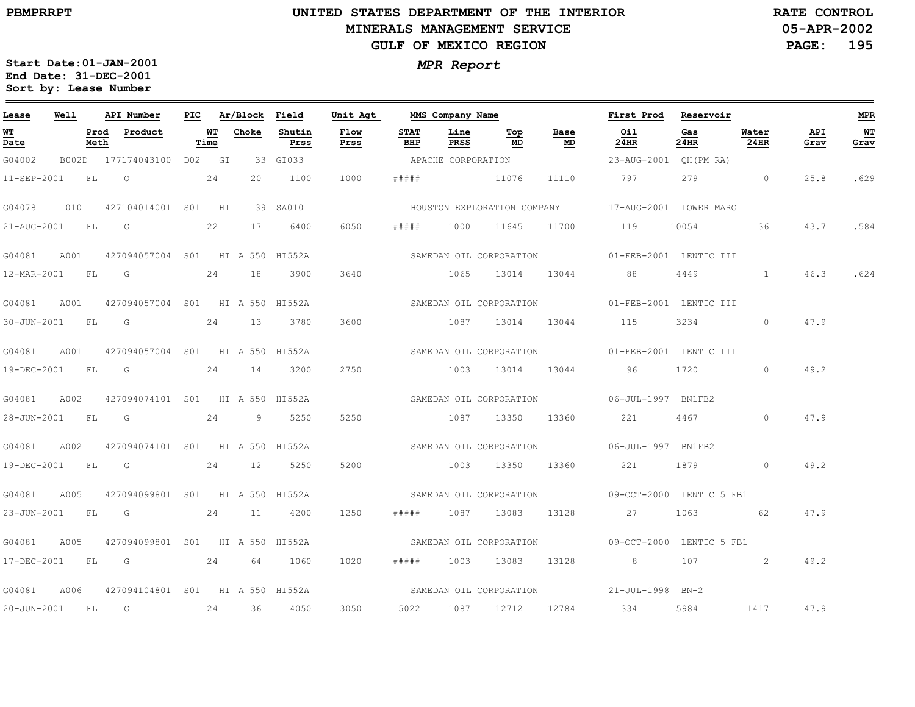PBMPRRPT

# UNITED STATES DEPARTMENT OF THE INTERIOR
## MINERALS MANAGEMENT SERVICE
## GULF OF MEXICO REGION

RATE CONTROL
05-APR-2002

*MPR Report*

**Start Date:01-JAN-2001**
**End Date: 31-DEC-2001**
**Sort by: Lease Number**

| Lease | Well | API Number | PIC | Ar/Block | Field | Unit Agt | MMS Company Name | | | | First Prod | Reservoir | | | MPR |
|---|---|---|---|---|---|---|---|---|---|---|---|---|---|---|---|
| WT Date | Prod Meth | Product | WT Time | Choke | Shutin Prss | Flow Prss | STAT BHP | Line PRSS | Top MD | Base MD | Oil 24HR | Gas 24HR | Water 24HR | API Grav | WT Grav |
| G04002 | B002D | 177174043100 | D02 | GI 33 | GI033 | | APACHE CORPORATION | | | | 23-AUG-2001 | QH(PM RA) | | | |
| 11-SEP-2001 | FL | O | 24 | 20 | 1100 | 1000 | ##### | | 11076 | 11110 | 797 | 279 | 0 | 25.8 | .629 |
| G04078 | 010 | 427104014001 | S01 | HI 39 | SA010 | | HOUSTON EXPLORATION COMPANY | | | | 17-AUG-2001 | LOWER MARG | | | |
| 21-AUG-2001 | FL | G | 22 | 17 | 6400 | 6050 | ##### | 1000 | 11645 | 11700 | 119 | 10054 | 36 | 43.7 | .584 |
| G04081 | A001 | 427094057004 | S01 | HI A 550 | HI552A | | SAMEDAN OIL CORPORATION | | | | 01-FEB-2001 | LENTIC III | | | |
| 12-MAR-2001 | FL | G | 24 | 18 | 3900 | 3640 | | 1065 | 13014 | 13044 | 88 | 4449 | 1 | 46.3 | .624 |
| G04081 | A001 | 427094057004 | S01 | HI A 550 | HI552A | | SAMEDAN OIL CORPORATION | | | | 01-FEB-2001 | LENTIC III | | | |
| 30-JUN-2001 | FL | G | 24 | 13 | 3780 | 3600 | | 1087 | 13014 | 13044 | 115 | 3234 | 0 | 47.9 | |
| G04081 | A001 | 427094057004 | S01 | HI A 550 | HI552A | | SAMEDAN OIL CORPORATION | | | | 01-FEB-2001 | LENTIC III | | | |
| 19-DEC-2001 | FL | G | 24 | 14 | 3200 | 2750 | | 1003 | 13014 | 13044 | 96 | 1720 | 0 | 49.2 | |
| G04081 | A002 | 427094074101 | S01 | HI A 550 | HI552A | | SAMEDAN OIL CORPORATION | | | | 06-JUL-1997 | BN1FB2 | | | |
| 28-JUN-2001 | FL | G | 24 | 9 | 5250 | 5250 | | 1087 | 13350 | 13360 | 221 | 4467 | 0 | 47.9 | |
| G04081 | A002 | 427094074101 | S01 | HI A 550 | HI552A | | SAMEDAN OIL CORPORATION | | | | 06-JUL-1997 | BN1FB2 | | | |
| 19-DEC-2001 | FL | G | 24 | 12 | 5250 | 5200 | | 1003 | 13350 | 13360 | 221 | 1879 | 0 | 49.2 | |
| G04081 | A005 | 427094099801 | S01 | HI A 550 | HI552A | | SAMEDAN OIL CORPORATION | | | | 09-OCT-2000 | LENTIC 5 FB1 | | | |
| 23-JUN-2001 | FL | G | 24 | 11 | 4200 | 1250 | ##### | 1087 | 13083 | 13128 | 27 | 1063 | 62 | 47.9 | |
| G04081 | A005 | 427094099801 | S01 | HI A 550 | HI552A | | SAMEDAN OIL CORPORATION | | | | 09-OCT-2000 | LENTIC 5 FB1 | | | |
| 17-DEC-2001 | FL | G | 24 | 64 | 1060 | 1020 | ##### | 1003 | 13083 | 13128 | 8 | 107 | 2 | 49.2 | |
| G04081 | A006 | 427094104801 | S01 | HI A 550 | HI552A | | SAMEDAN OIL CORPORATION | | | | 21-JUL-1998 | BN-2 | | | |
| 20-JUN-2001 | FL | G | 24 | 36 | 4050 | 3050 | 5022 | 1087 | 12712 | 12784 | 334 | 5984 | 1417 | 47.9 | |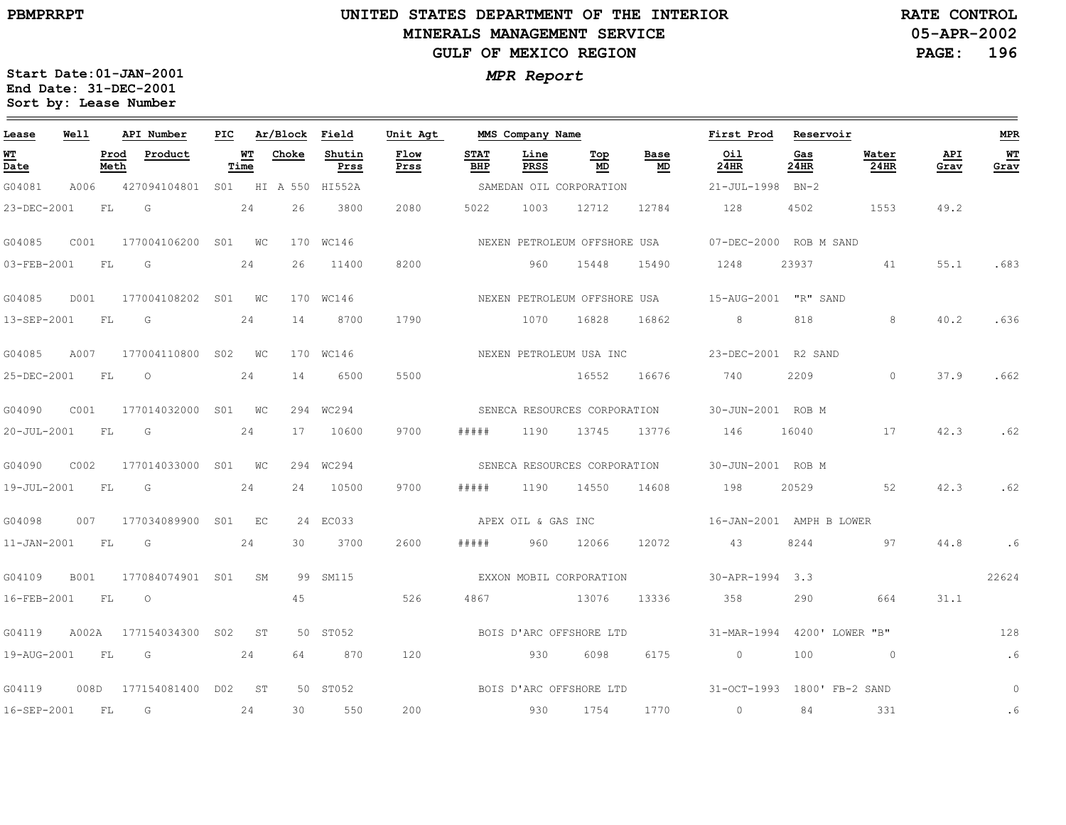PBMPRRPT

# UNITED STATES DEPARTMENT OF THE INTERIOR
## MINERALS MANAGEMENT SERVICE
## GULF OF MEXICO REGION

RATE CONTROL
05-APR-2002

**MPR Report**

Start Date:01-JAN-2001
End Date: 31-DEC-2001
Sort by: Lease Number

| Lease | Well | | API Number | PIC | Ar/Block | | Field | Unit Agt | MMS Company Name | | | | First Prod | Reservoir | | | MPR |
|---|---|---|---|---|---|---|---|---|---|---|---|---|---|---|---|---|---|
| WT Date | | Prod Meth | Product | WT Time | | Choke | Shutin Prss | Flow Prss | STAT BHP | Line PRSS | Top MD | Base MD | Oil 24HR | Gas 24HR | Water 24HR | API Grav | WT Grav |
| G04081 | A006 | | 427094104801 | S01 | HI A | 550 | HI552A | | SAMEDAN OIL CORPORATION | | | | 21-JUL-1998 | BN-2 | | | |
| 23-DEC-2001 | | FL | G | 24 | | 26 | 3800 | 2080 | 5022 | 1003 | 12712 | 12784 | 128 | 4502 | 1553 | 49.2 | |
| G04085 | C001 | | 177004106200 | S01 | WC | 170 | WC146 | | NEXEN PETROLEUM OFFSHORE USA | | | | 07-DEC-2000 | ROB M SAND | | | |
| 03-FEB-2001 | | FL | G | 24 | | 26 | 11400 | 8200 | | 960 | 15448 | 15490 | 1248 | 23937 | 41 | 55.1 | .683 |
| G04085 | D001 | | 177004108202 | S01 | WC | 170 | WC146 | | NEXEN PETROLEUM OFFSHORE USA | | | | 15-AUG-2001 | "R" SAND | | | |
| 13-SEP-2001 | | FL | G | 24 | | 14 | 8700 | 1790 | | 1070 | 16828 | 16862 | 8 | 818 | 8 | 40.2 | .636 |
| G04085 | A007 | | 177004110800 | S02 | WC | 170 | WC146 | | NEXEN PETROLEUM USA INC | | | | 23-DEC-2001 | R2 SAND | | | |
| 25-DEC-2001 | | FL | O | 24 | | 14 | 6500 | 5500 | | | 16552 | 16676 | 740 | 2209 | 0 | 37.9 | .662 |
| G04090 | C001 | | 177014032000 | S01 | WC | 294 | WC294 | | SENECA RESOURCES CORPORATION | | | | 30-JUN-2001 | ROB M | | | |
| 20-JUL-2001 | | FL | G | 24 | | 17 | 10600 | 9700 | ##### | 1190 | 13745 | 13776 | 146 | 16040 | 17 | 42.3 | .62 |
| G04090 | C002 | | 177014033000 | S01 | WC | 294 | WC294 | | SENECA RESOURCES CORPORATION | | | | 30-JUN-2001 | ROB M | | | |
| 19-JUL-2001 | | FL | G | 24 | | 24 | 10500 | 9700 | ##### | 1190 | 14550 | 14608 | 198 | 20529 | 52 | 42.3 | .62 |
| G04098 | 007 | | 177034089900 | S01 | EC | 24 | EC033 | | APEX OIL & GAS INC | | | | 16-JAN-2001 | AMPH B LOWER | | | |
| 11-JAN-2001 | | FL | G | 24 | | 30 | 3700 | 2600 | ##### | 960 | 12066 | 12072 | 43 | 8244 | 97 | 44.8 | .6 |
| G04109 | B001 | | 177084074901 | S01 | SM | 99 | SM115 | | EXXON MOBIL CORPORATION | | | | 30-APR-1994 | 3.3 | | | 22624 |
| 16-FEB-2001 | | FL | O | | | 45 | | 526 | 4867 | | 13076 | 13336 | 358 | 290 | 664 | 31.1 | |
| G04119 | A002A | | 177154034300 | S02 | ST | 50 | ST052 | | BOIS D'ARC OFFSHORE LTD | | | | 31-MAR-1994 | 4200' LOWER "B" | | | 128 |
| 19-AUG-2001 | | FL | G | 24 | | 64 | 870 | 120 | | 930 | 6098 | 6175 | 0 | 100 | 0 | | .6 |
| G04119 | 008D | | 177154081400 | D02 | ST | 50 | ST052 | | BOIS D'ARC OFFSHORE LTD | | | | 31-OCT-1993 | 1800' FB-2 SAND | | | 0 |
| 16-SEP-2001 | | FL | G | 24 | | 30 | 550 | 200 | | 930 | 1754 | 1770 | 0 | 84 | 331 | | .6 |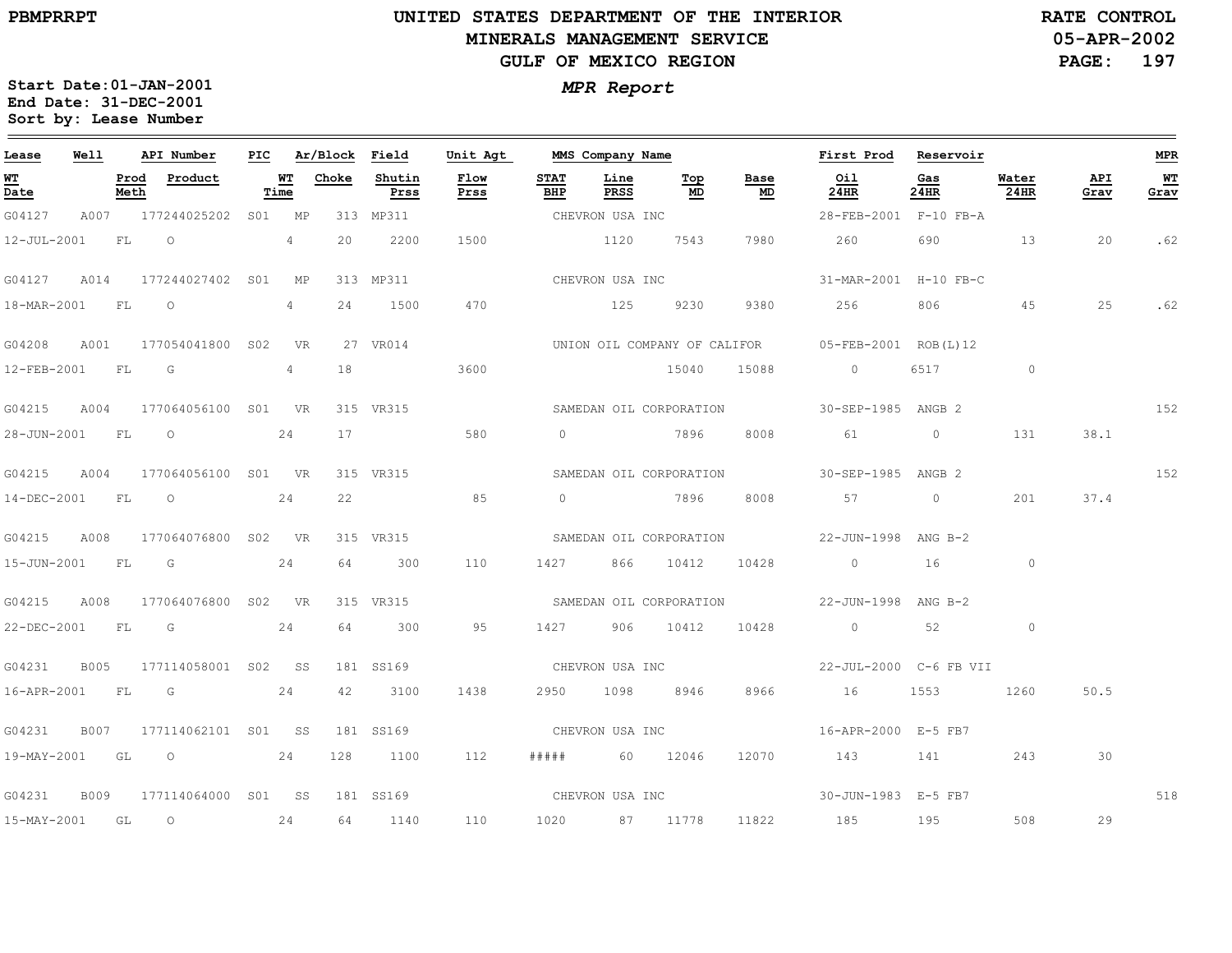UNITED STATES DEPARTMENT OF THE INTERIOR
MINERALS MANAGEMENT SERVICE
GULF OF MEXICO REGION

PBMPRRPT — RATE CONTROL — 05-APR-2002

Start Date: 01-JAN-2001
End Date: 31-DEC-2001
Sort by: Lease Number

# *MPR Report*

| Lease | Well | API Number | PIC | Ar/Block | | Field | Unit Agt | MMS Company Name | | | | First Prod | Reservoir | | | MPR |
|---|---|---|---|---|---|---|---|---|---|---|---|---|---|---|---|---|
| WT Date | Prod Meth | Product | WT Time | Choke | | Shutin Prss | Flow Prss | STAT BHP | Line PRSS | Top MD | Base MD | Oil 24HR | Gas 24HR | Water 24HR | API Grav | WT Grav |
| G04127 | A007 | 177244025202 | S01 | MP | 313 | MP311 | | CHEVRON USA INC | | | | 28-FEB-2001 | F-10 FB-A | | | |
| 12-JUL-2001 | FL | O | 4 | 20 | | 2200 | 1500 | | 1120 | 7543 | 7980 | 260 | 690 | 13 | 20 | .62 |
| G04127 | A014 | 177244027402 | S01 | MP | 313 | MP311 | | CHEVRON USA INC | | | | 31-MAR-2001 | H-10 FB-C | | | |
| 18-MAR-2001 | FL | O | 4 | 24 | | 1500 | 470 | | 125 | 9230 | 9380 | 256 | 806 | 45 | 25 | .62 |
| G04208 | A001 | 177054041800 | S02 | VR | 27 | VR014 | | UNION OIL COMPANY OF CALIFOR | | | | 05-FEB-2001 | ROB(L)12 | | | |
| 12-FEB-2001 | FL | G | 4 | 18 | | | 3600 | | | 15040 | 15088 | 0 | 6517 | 0 | | |
| G04215 | A004 | 177064056100 | S01 | VR | 315 | VR315 | | SAMEDAN OIL CORPORATION | | | | 30-SEP-1985 | ANGB 2 | | | 152 |
| 28-JUN-2001 | FL | O | 24 | 17 | | | 580 | 0 | | 7896 | 8008 | 61 | 0 | 131 | 38.1 | |
| G04215 | A004 | 177064056100 | S01 | VR | 315 | VR315 | | SAMEDAN OIL CORPORATION | | | | 30-SEP-1985 | ANGB 2 | | | 152 |
| 14-DEC-2001 | FL | O | 24 | 22 | | | 85 | 0 | | 7896 | 8008 | 57 | 0 | 201 | 37.4 | |
| G04215 | A008 | 177064076800 | S02 | VR | 315 | VR315 | | SAMEDAN OIL CORPORATION | | | | 22-JUN-1998 | ANG B-2 | | | |
| 15-JUN-2001 | FL | G | 24 | 64 | | 300 | 110 | 1427 | 866 | 10412 | 10428 | 0 | 16 | 0 | | |
| G04215 | A008 | 177064076800 | S02 | VR | 315 | VR315 | | SAMEDAN OIL CORPORATION | | | | 22-JUN-1998 | ANG B-2 | | | |
| 22-DEC-2001 | FL | G | 24 | 64 | | 300 | 95 | 1427 | 906 | 10412 | 10428 | 0 | 52 | 0 | | |
| G04231 | B005 | 177114058001 | S02 | SS | 181 | SS169 | | CHEVRON USA INC | | | | 22-JUL-2000 | C-6 FB VII | | | |
| 16-APR-2001 | FL | G | 24 | 42 | | 3100 | 1438 | 2950 | 1098 | 8946 | 8966 | 16 | 1553 | 1260 | 50.5 | |
| G04231 | B007 | 177114062101 | S01 | SS | 181 | SS169 | | CHEVRON USA INC | | | | 16-APR-2000 | E-5 FB7 | | | |
| 19-MAY-2001 | GL | O | 24 | 128 | | 1100 | 112 | ##### | 60 | 12046 | 12070 | 143 | 141 | 243 | 30 | |
| G04231 | B009 | 177114064000 | S01 | SS | 181 | SS169 | | CHEVRON USA INC | | | | 30-JUN-1983 | E-5 FB7 | | | 518 |
| 15-MAY-2001 | GL | O | 24 | 64 | | 1140 | 110 | 1020 | 87 | 11778 | 11822 | 185 | 195 | 508 | 29 | |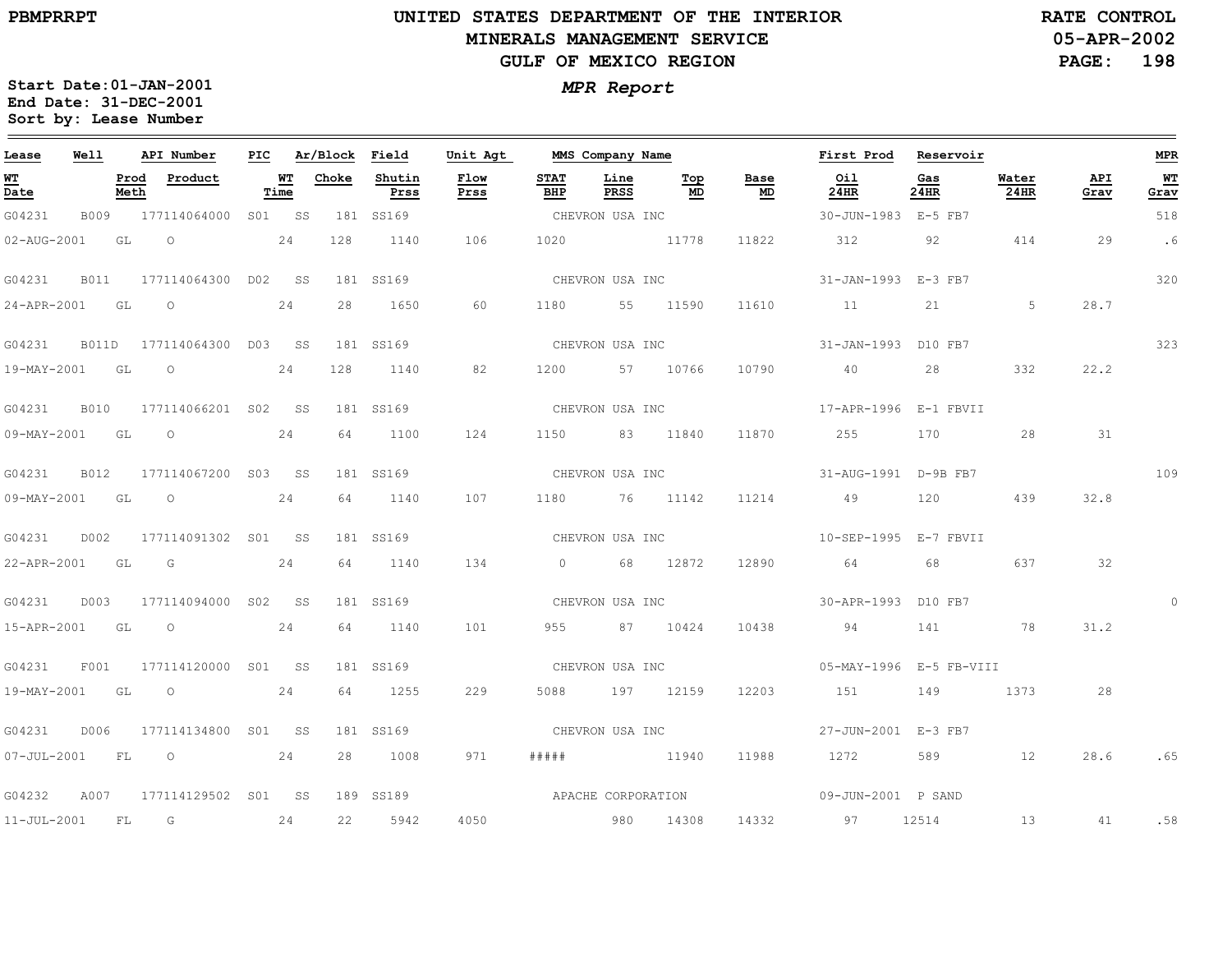**UNITED STATES DEPARTMENT OF THE INTERIOR**
**MINERALS MANAGEMENT SERVICE**
**GULF OF MEXICO REGION**

PBMPRRPT

RATE CONTROL
05-APR-2002

**Start Date:01-JAN-2001**
**End Date: 31-DEC-2001**
**Sort by: Lease Number**

***MPR Report***

| Lease | Well | API Number | PIC | Ar/Block | Field | Unit Agt | MMS Company Name | | | | First Prod | Reservoir | | | MPR |
|---|---|---|---|---|---|---|---|---|---|---|---|---|---|---|---|
| WT Date | Prod Meth | Product | WT Time | Choke | Shutin Prss | Flow Prss | STAT BHP | Line PRSS | Top MD | Base MD | Oil 24HR | Gas 24HR | Water 24HR | API Grav | WT Grav |
| G04231 | B009 | 177114064000 | S01 | SS 181 | SS169 | | CHEVRON USA INC | | | | 30-JUN-1983 | E-5 FB7 | | | 518 |
| 02-AUG-2001 | GL | O | 24 | 128 | 1140 | 106 | 1020 | | 11778 | 11822 | 312 | 92 | 414 | 29 | .6 |
| G04231 | B011 | 177114064300 | D02 | SS 181 | SS169 | | CHEVRON USA INC | | | | 31-JAN-1993 | E-3 FB7 | | | 320 |
| 24-APR-2001 | GL | O | 24 | 28 | 1650 | 60 | 1180 | 55 | 11590 | 11610 | 11 | 21 | 5 | 28.7 | |
| G04231 | B011D | 177114064300 | D03 | SS 181 | SS169 | | CHEVRON USA INC | | | | 31-JAN-1993 | D10 FB7 | | | 323 |
| 19-MAY-2001 | GL | O | 24 | 128 | 1140 | 82 | 1200 | 57 | 10766 | 10790 | 40 | 28 | 332 | 22.2 | |
| G04231 | B010 | 177114066201 | S02 | SS 181 | SS169 | | CHEVRON USA INC | | | | 17-APR-1996 | E-1 FBVII | | | |
| 09-MAY-2001 | GL | O | 24 | 64 | 1100 | 124 | 1150 | 83 | 11840 | 11870 | 255 | 170 | 28 | 31 | |
| G04231 | B012 | 177114067200 | S03 | SS 181 | SS169 | | CHEVRON USA INC | | | | 31-AUG-1991 | D-9B FB7 | | | 109 |
| 09-MAY-2001 | GL | O | 24 | 64 | 1140 | 107 | 1180 | 76 | 11142 | 11214 | 49 | 120 | 439 | 32.8 | |
| G04231 | D002 | 177114091302 | S01 | SS 181 | SS169 | | CHEVRON USA INC | | | | 10-SEP-1995 | E-7 FBVII | | | |
| 22-APR-2001 | GL | G | 24 | 64 | 1140 | 134 | 0 | 68 | 12872 | 12890 | 64 | 68 | 637 | 32 | |
| G04231 | D003 | 177114094000 | S02 | SS 181 | SS169 | | CHEVRON USA INC | | | | 30-APR-1993 | D10 FB7 | | | 0 |
| 15-APR-2001 | GL | O | 24 | 64 | 1140 | 101 | 955 | 87 | 10424 | 10438 | 94 | 141 | 78 | 31.2 | |
| G04231 | F001 | 177114120000 | S01 | SS 181 | SS169 | | CHEVRON USA INC | | | | 05-MAY-1996 | E-5 FB-VIII | | | |
| 19-MAY-2001 | GL | O | 24 | 64 | 1255 | 229 | 5088 | 197 | 12159 | 12203 | 151 | 149 | 1373 | 28 | |
| G04231 | D006 | 177114134800 | S01 | SS 181 | SS169 | | CHEVRON USA INC | | | | 27-JUN-2001 | E-3 FB7 | | | |
| 07-JUL-2001 | FL | O | 24 | 28 | 1008 | 971 | ##### | | 11940 | 11988 | 1272 | 589 | 12 | 28.6 | .65 |
| G04232 | A007 | 177114129502 | S01 | SS 189 | SS189 | | APACHE CORPORATION | | | | 09-JUN-2001 | P SAND | | | |
| 11-JUL-2001 | FL | G | 24 | 22 | 5942 | 4050 | | 980 | 14308 | 14332 | 97 | 12514 | 13 | 41 | .58 |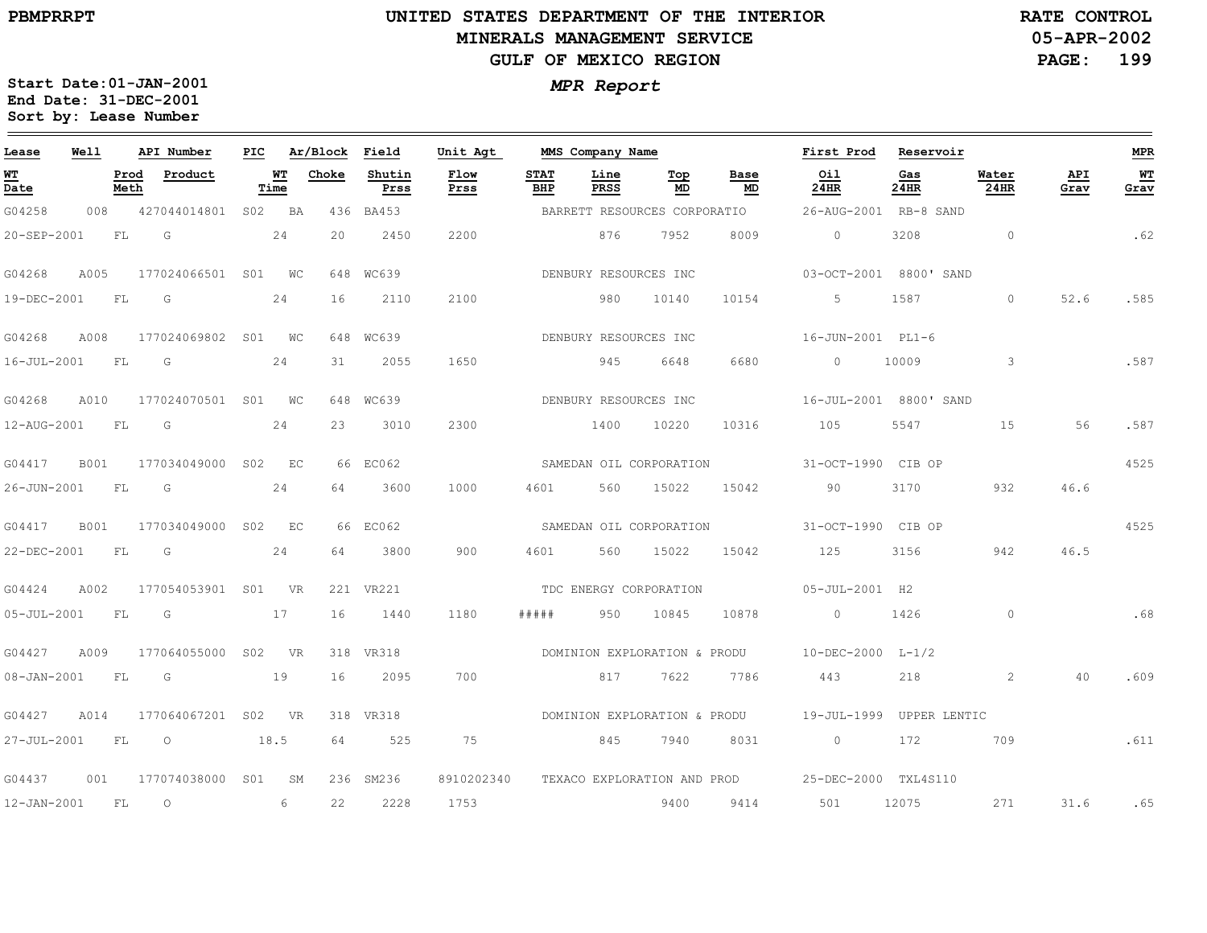# UNITED STATES DEPARTMENT OF THE INTERIOR
## MINERALS MANAGEMENT SERVICE
## GULF OF MEXICO REGION

PBMPRRPT

RATE CONTROL
05-APR-2002
PAGE: 199

*MPR Report*

**Start Date:01-JAN-2001**
**End Date: 31-DEC-2001**
**Sort by: Lease Number**

| Lease | Well | API Number | PIC | Ar/Block | Field | Unit Agt | MMS Company Name | | | | First Prod | Reservoir | | | MPR |
|---|---|---|---|---|---|---|---|---|---|---|---|---|---|---|---|
| WT Date | Prod Meth | Product | WT Time | Choke | Shutin Prss | Flow Prss | STAT BHP | Line PRSS | Top MD | Base MD | Oil 24HR | Gas 24HR | Water 24HR | API Grav | WT Grav |
| G04258 | 008 | 427044014801 | S02 | BA 436 | BA453 | | BARRETT RESOURCES CORPORATIO | | | | 26-AUG-2001 | RB-8 SAND | | | |
| 20-SEP-2001 | FL | G | 24 | 20 | 2450 | 2200 | | 876 | 7952 | 8009 | 0 | 3208 | 0 | | .62 |
| G04268 | A005 | 177024066501 | S01 | WC 648 | WC639 | | DENBURY RESOURCES INC | | | | 03-OCT-2001 | 8800' SAND | | | |
| 19-DEC-2001 | FL | G | 24 | 16 | 2110 | 2100 | | 980 | 10140 | 10154 | 5 | 1587 | 0 | 52.6 | .585 |
| G04268 | A008 | 177024069802 | S01 | WC 648 | WC639 | | DENBURY RESOURCES INC | | | | 16-JUN-2001 | PL1-6 | | | |
| 16-JUL-2001 | FL | G | 24 | 31 | 2055 | 1650 | | 945 | 6648 | 6680 | 0 | 10009 | 3 | | .587 |
| G04268 | A010 | 177024070501 | S01 | WC 648 | WC639 | | DENBURY RESOURCES INC | | | | 16-JUL-2001 | 8800' SAND | | | |
| 12-AUG-2001 | FL | G | 24 | 23 | 3010 | 2300 | | 1400 | 10220 | 10316 | 105 | 5547 | 15 | 56 | .587 |
| G04417 | B001 | 177034049000 | S02 | EC 66 | EC062 | | SAMEDAN OIL CORPORATION | | | | 31-OCT-1990 | CIB OP | | | 4525 |
| 26-JUN-2001 | FL | G | 24 | 64 | 3600 | 1000 | 4601 | 560 | 15022 | 15042 | 90 | 3170 | 932 | 46.6 | |
| G04417 | B001 | 177034049000 | S02 | EC 66 | EC062 | | SAMEDAN OIL CORPORATION | | | | 31-OCT-1990 | CIB OP | | | 4525 |
| 22-DEC-2001 | FL | G | 24 | 64 | 3800 | 900 | 4601 | 560 | 15022 | 15042 | 125 | 3156 | 942 | 46.5 | |
| G04424 | A002 | 177054053901 | S01 | VR 221 | VR221 | | TDC ENERGY CORPORATION | | | | 05-JUL-2001 | H2 | | | |
| 05-JUL-2001 | FL | G | 17 | 16 | 1440 | 1180 | ##### | 950 | 10845 | 10878 | 0 | 1426 | 0 | | .68 |
| G04427 | A009 | 177064055000 | S02 | VR 318 | VR318 | | DOMINION EXPLORATION & PRODU | | | | 10-DEC-2000 | L-1/2 | | | |
| 08-JAN-2001 | FL | G | 19 | 16 | 2095 | 700 | | 817 | 7622 | 7786 | 443 | 218 | 2 | 40 | .609 |
| G04427 | A014 | 177064067201 | S02 | VR 318 | VR318 | | DOMINION EXPLORATION & PRODU | | | | 19-JUL-1999 | UPPER LENTIC | | | |
| 27-JUL-2001 | FL | O | 18.5 | 64 | 525 | 75 | | 845 | 7940 | 8031 | 0 | 172 | 709 | | .611 |
| G04437 | 001 | 177074038000 | S01 | SM 236 | SM236 | 8910202340 | TEXACO EXPLORATION AND PROD | | | | 25-DEC-2000 | TXL4S110 | | | |
| 12-JAN-2001 | FL | O | 6 | 22 | 2228 | 1753 | | | 9400 | 9414 | 501 | 12075 | 271 | 31.6 | .65 |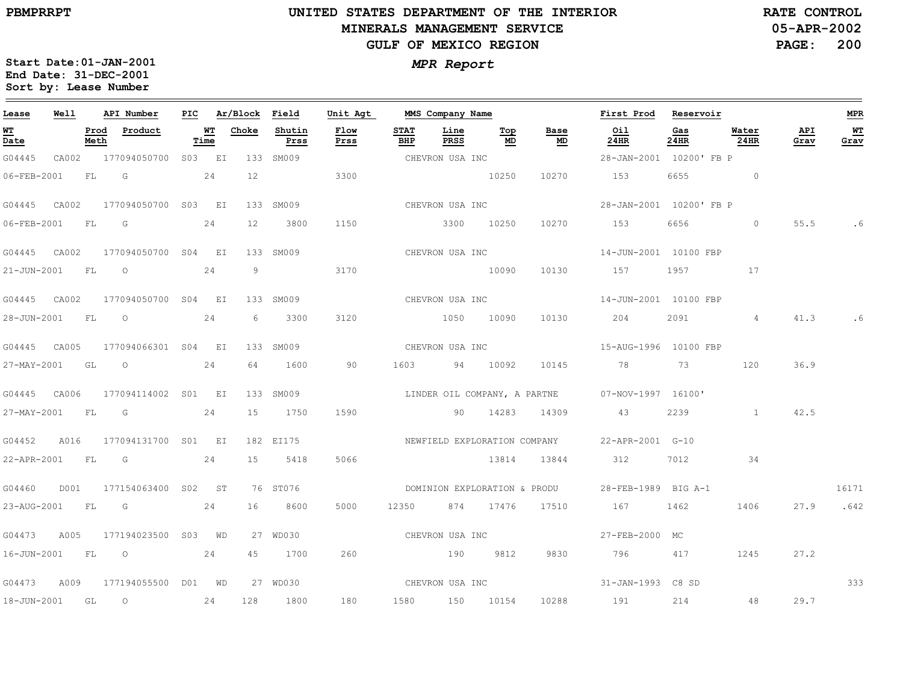UNITED STATES DEPARTMENT OF THE INTERIOR
MINERALS MANAGEMENT SERVICE
GULF OF MEXICO REGION

PBMPRRPT — RATE CONTROL — 05-APR-2002

*MPR Report*

**Start Date:** 01-JAN-2001
**End Date:** 31-DEC-2001
**Sort by:** Lease Number

| Lease | Well | API Number | PIC | Ar/Block | | Field | Unit Agt | MMS Company Name | | | | | First Prod | Reservoir | | | MPR |
|---|---|---|---|---|---|---|---|---|---|---|---|---|---|---|---|---|---|
| WT Date | Prod Meth | Product | | WT Time | Choke | Shutin Prss | Flow Prss | STAT BHP | Line PRSS | Top MD | Base MD | | Oil 24HR | Gas 24HR | Water 24HR | API Grav | WT Grav |
| G04445 | CA002 | 177094050700 | S03 | EI | 133 | SM009 | | CHEVRON USA INC | | | | | 28-JAN-2001 | 10200' FB P | | | |
| 06-FEB-2001 | FL | G | | 24 | 12 | | 3300 | | | 10250 | 10270 | | 153 | 6655 | 0 | | |
| G04445 | CA002 | 177094050700 | S03 | EI | 133 | SM009 | | CHEVRON USA INC | | | | | 28-JAN-2001 | 10200' FB P | | | |
| 06-FEB-2001 | FL | G | | 24 | 12 | 3800 | 1150 | | 3300 | 10250 | 10270 | | 153 | 6656 | 0 | 55.5 | .6 |
| G04445 | CA002 | 177094050700 | S04 | EI | 133 | SM009 | | CHEVRON USA INC | | | | | 14-JUN-2001 | 10100 FBP | | | |
| 21-JUN-2001 | FL | O | | 24 | 9 | | 3170 | | | 10090 | 10130 | | 157 | 1957 | 17 | | |
| G04445 | CA002 | 177094050700 | S04 | EI | 133 | SM009 | | CHEVRON USA INC | | | | | 14-JUN-2001 | 10100 FBP | | | |
| 28-JUN-2001 | FL | O | | 24 | 6 | 3300 | 3120 | | 1050 | 10090 | 10130 | | 204 | 2091 | 4 | 41.3 | .6 |
| G04445 | CA005 | 177094066301 | S04 | EI | 133 | SM009 | | CHEVRON USA INC | | | | | 15-AUG-1996 | 10100 FBP | | | |
| 27-MAY-2001 | GL | O | | 24 | 64 | 1600 | 90 | 1603 | 94 | 10092 | 10145 | | 78 | 73 | 120 | 36.9 | |
| G04445 | CA006 | 177094114002 | S01 | EI | 133 | SM009 | | LINDER OIL COMPANY, A PARTNE | | | | | 07-NOV-1997 | 16100' | | | |
| 27-MAY-2001 | FL | G | | 24 | 15 | 1750 | 1590 | | 90 | 14283 | 14309 | | 43 | 2239 | 1 | 42.5 | |
| G04452 | A016 | 177094131700 | S01 | EI | 182 | EI175 | | NEWFIELD EXPLORATION COMPANY | | | | | 22-APR-2001 | G-10 | | | |
| 22-APR-2001 | FL | G | | 24 | 15 | 5418 | 5066 | | | 13814 | 13844 | | 312 | 7012 | 34 | | |
| G04460 | D001 | 177154063400 | S02 | ST | 76 | ST076 | | DOMINION EXPLORATION & PRODU | | | | | 28-FEB-1989 | BIG A-1 | | | 16171 |
| 23-AUG-2001 | FL | G | | 24 | 16 | 8600 | 5000 | 12350 | 874 | 17476 | 17510 | | 167 | 1462 | 1406 | 27.9 | .642 |
| G04473 | A005 | 177194023500 | S03 | WD | 27 | WD030 | | CHEVRON USA INC | | | | | 27-FEB-2000 | MC | | | |
| 16-JUN-2001 | FL | O | | 24 | 45 | 1700 | 260 | | 190 | 9812 | 9830 | | 796 | 417 | 1245 | 27.2 | |
| G04473 | A009 | 177194055500 | D01 | WD | 27 | WD030 | | CHEVRON USA INC | | | | | 31-JAN-1993 | C8 SD | | | 333 |
| 18-JUN-2001 | GL | O | | 24 | 128 | 1800 | 180 | 1580 | 150 | 10154 | 10288 | | 191 | 214 | 48 | 29.7 | |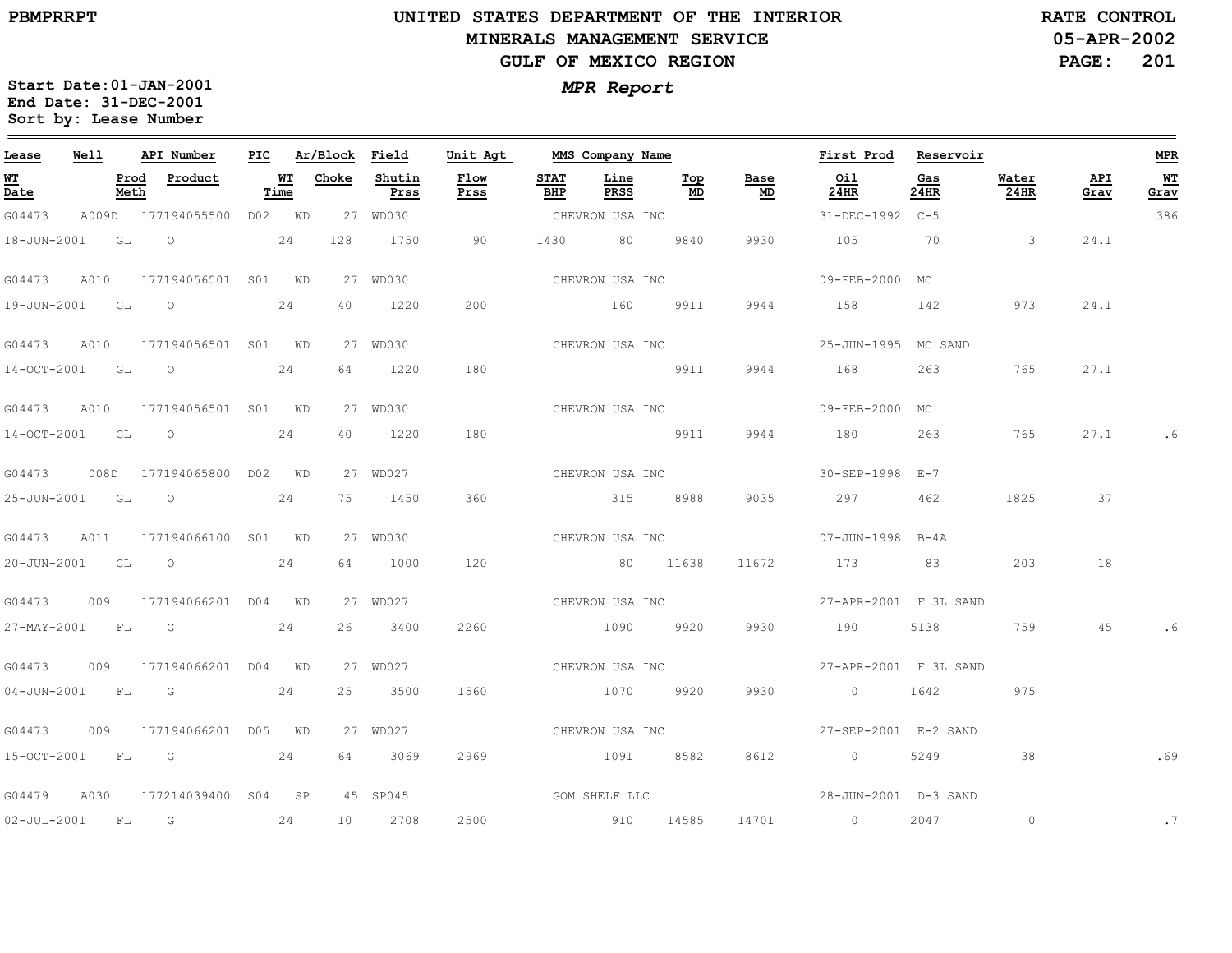UNITED STATES DEPARTMENT OF THE INTERIOR
MINERALS MANAGEMENT SERVICE
GULF OF MEXICO REGION

PBMPRRPT — RATE CONTROL — 05-APR-2002

*MPR Report*

Start Date:01-JAN-2001
End Date: 31-DEC-2001
Sort by: Lease Number

| Lease | Well | API Number | PIC | Ar/Block | Field | Unit Agt | MMS Company Name | | | | First Prod | Reservoir | | | MPR |
|---|---|---|---|---|---|---|---|---|---|---|---|---|---|---|---|
| WT Date | Prod Meth | Product | WT Time | Choke | Shutin Prss | Flow Prss | STAT BHP | Line PRSS | Top MD | Base MD | Oil 24HR | Gas 24HR | Water 24HR | API Grav | WT Grav |
| G04473 | A009D | 177194055500 | D02 | WD 27 | WD030 | | CHEVRON USA INC | | | | 31-DEC-1992 | C-5 | | | 386 |
| 18-JUN-2001 | GL | O | 24 | 128 | 1750 | 90 | 1430 | 80 | 9840 | 9930 | 105 | 70 | 3 | 24.1 | |
| G04473 | A010 | 177194056501 | S01 | WD 27 | WD030 | | CHEVRON USA INC | | | | 09-FEB-2000 | MC | | | |
| 19-JUN-2001 | GL | O | 24 | 40 | 1220 | 200 | | 160 | 9911 | 9944 | 158 | 142 | 973 | 24.1 | |
| G04473 | A010 | 177194056501 | S01 | WD 27 | WD030 | | CHEVRON USA INC | | | | 25-JUN-1995 | MC SAND | | | |
| 14-OCT-2001 | GL | O | 24 | 64 | 1220 | 180 | | | 9911 | 9944 | 168 | 263 | 765 | 27.1 | |
| G04473 | A010 | 177194056501 | S01 | WD 27 | WD030 | | CHEVRON USA INC | | | | 09-FEB-2000 | MC | | | |
| 14-OCT-2001 | GL | O | 24 | 40 | 1220 | 180 | | | 9911 | 9944 | 180 | 263 | 765 | 27.1 | .6 |
| G04473 | 008D | 177194065800 | D02 | WD 27 | WD027 | | CHEVRON USA INC | | | | 30-SEP-1998 | E-7 | | | |
| 25-JUN-2001 | GL | O | 24 | 75 | 1450 | 360 | | 315 | 8988 | 9035 | 297 | 462 | 1825 | 37 | |
| G04473 | A011 | 177194066100 | S01 | WD 27 | WD030 | | CHEVRON USA INC | | | | 07-JUN-1998 | B-4A | | | |
| 20-JUN-2001 | GL | O | 24 | 64 | 1000 | 120 | | 80 | 11638 | 11672 | 173 | 83 | 203 | 18 | |
| G04473 | 009 | 177194066201 | D04 | WD 27 | WD027 | | CHEVRON USA INC | | | | 27-APR-2001 | F 3L SAND | | | |
| 27-MAY-2001 | FL | G | 24 | 26 | 3400 | 2260 | | 1090 | 9920 | 9930 | 190 | 5138 | 759 | 45 | .6 |
| G04473 | 009 | 177194066201 | D04 | WD 27 | WD027 | | CHEVRON USA INC | | | | 27-APR-2001 | F 3L SAND | | | |
| 04-JUN-2001 | FL | G | 24 | 25 | 3500 | 1560 | | 1070 | 9920 | 9930 | 0 | 1642 | 975 | | |
| G04473 | 009 | 177194066201 | D05 | WD 27 | WD027 | | CHEVRON USA INC | | | | 27-SEP-2001 | E-2 SAND | | | |
| 15-OCT-2001 | FL | G | 24 | 64 | 3069 | 2969 | | 1091 | 8582 | 8612 | 0 | 5249 | 38 | | .69 |
| G04479 | A030 | 177214039400 | S04 | SP 45 | SP045 | | GOM SHELF LLC | | | | 28-JUN-2001 | D-3 SAND | | | |
| 02-JUL-2001 | FL | G | 24 | 10 | 2708 | 2500 | | 910 | 14585 | 14701 | 0 | 2047 | 0 | | .7 |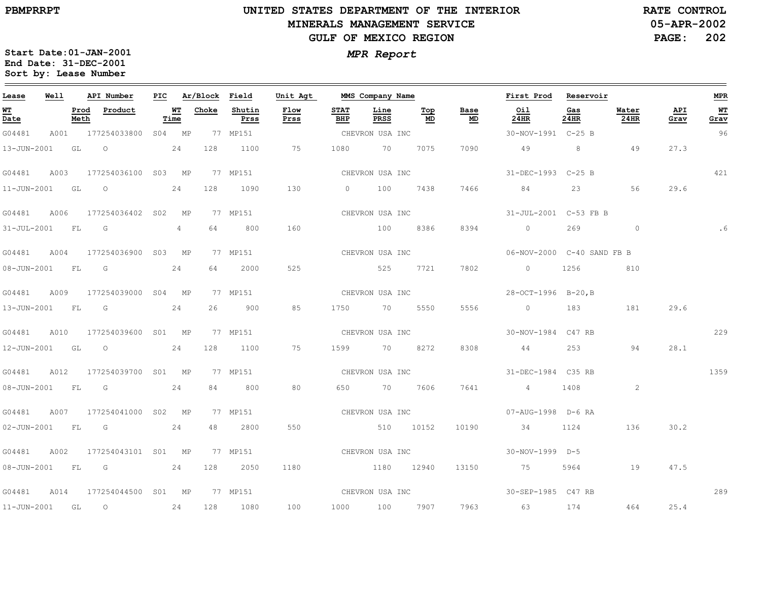# UNITED STATES DEPARTMENT OF THE INTERIOR
## MINERALS MANAGEMENT SERVICE
## GULF OF MEXICO REGION

PBMPRRPT

RATE CONTROL
05-APR-2002

**MPR Report**

Start Date: 01-JAN-2001
End Date: 31-DEC-2001
Sort by: Lease Number

| Lease | Well | API Number | PIC | Ar/Block | | Field | Unit Agt | MMS Company Name | | | | First Prod | Reservoir | | | MPR |
|---|---|---|---|---|---|---|---|---|---|---|---|---|---|---|---|---|
| WT Date | Prod Meth | Product | | WT Time | Choke | Shutin Prss | Flow Prss | STAT BHP | Line PRSS | Top MD | Base MD | Oil 24HR | Gas 24HR | Water 24HR | API Grav | WT Grav |
| G04481 | A001 | 177254033800 | S04 | MP | 77 | MP151 | | CHEVRON USA INC | | | | 30-NOV-1991 | C-25 B | | | 96 |
| 13-JUN-2001 | GL | O | | 24 | 128 | 1100 | 75 | 1080 | 70 | 7075 | 7090 | 49 | 8 | 49 | 27.3 | |
| G04481 | A003 | 177254036100 | S03 | MP | 77 | MP151 | | CHEVRON USA INC | | | | 31-DEC-1993 | C-25 B | | | 421 |
| 11-JUN-2001 | GL | O | | 24 | 128 | 1090 | 130 | 0 | 100 | 7438 | 7466 | 84 | 23 | 56 | 29.6 | |
| G04481 | A006 | 177254036402 | S02 | MP | 77 | MP151 | | CHEVRON USA INC | | | | 31-JUL-2001 | C-53 FB B | | | |
| 31-JUL-2001 | FL | G | | 4 | 64 | 800 | 160 | | 100 | 8386 | 8394 | 0 | 269 | 0 | | .6 |
| G04481 | A004 | 177254036900 | S03 | MP | 77 | MP151 | | CHEVRON USA INC | | | | 06-NOV-2000 | C-40 SAND FB B | | | |
| 08-JUN-2001 | FL | G | | 24 | 64 | 2000 | 525 | | 525 | 7721 | 7802 | 0 | 1256 | 810 | | |
| G04481 | A009 | 177254039000 | S04 | MP | 77 | MP151 | | CHEVRON USA INC | | | | 28-OCT-1996 | B-20,B | | | |
| 13-JUN-2001 | FL | G | | 24 | 26 | 900 | 85 | 1750 | 70 | 5550 | 5556 | 0 | 183 | 181 | 29.6 | |
| G04481 | A010 | 177254039600 | S01 | MP | 77 | MP151 | | CHEVRON USA INC | | | | 30-NOV-1984 | C47 RB | | | 229 |
| 12-JUN-2001 | GL | O | | 24 | 128 | 1100 | 75 | 1599 | 70 | 8272 | 8308 | 44 | 253 | 94 | 28.1 | |
| G04481 | A012 | 177254039700 | S01 | MP | 77 | MP151 | | CHEVRON USA INC | | | | 31-DEC-1984 | C35 RB | | | 1359 |
| 08-JUN-2001 | FL | G | | 24 | 84 | 800 | 80 | 650 | 70 | 7606 | 7641 | 4 | 1408 | 2 | | |
| G04481 | A007 | 177254041000 | S02 | MP | 77 | MP151 | | CHEVRON USA INC | | | | 07-AUG-1998 | D-6 RA | | | |
| 02-JUN-2001 | FL | G | | 24 | 48 | 2800 | 550 | | 510 | 10152 | 10190 | 34 | 1124 | 136 | 30.2 | |
| G04481 | A002 | 177254043101 | S01 | MP | 77 | MP151 | | CHEVRON USA INC | | | | 30-NOV-1999 | D-5 | | | |
| 08-JUN-2001 | FL | G | | 24 | 128 | 2050 | 1180 | | 1180 | 12940 | 13150 | 75 | 5964 | 19 | 47.5 | |
| G04481 | A014 | 177254044500 | S01 | MP | 77 | MP151 | | CHEVRON USA INC | | | | 30-SEP-1985 | C47 RB | | | 289 |
| 11-JUN-2001 | GL | O | | 24 | 128 | 1080 | 100 | 1000 | 100 | 7907 | 7963 | 63 | 174 | 464 | 25.4 | |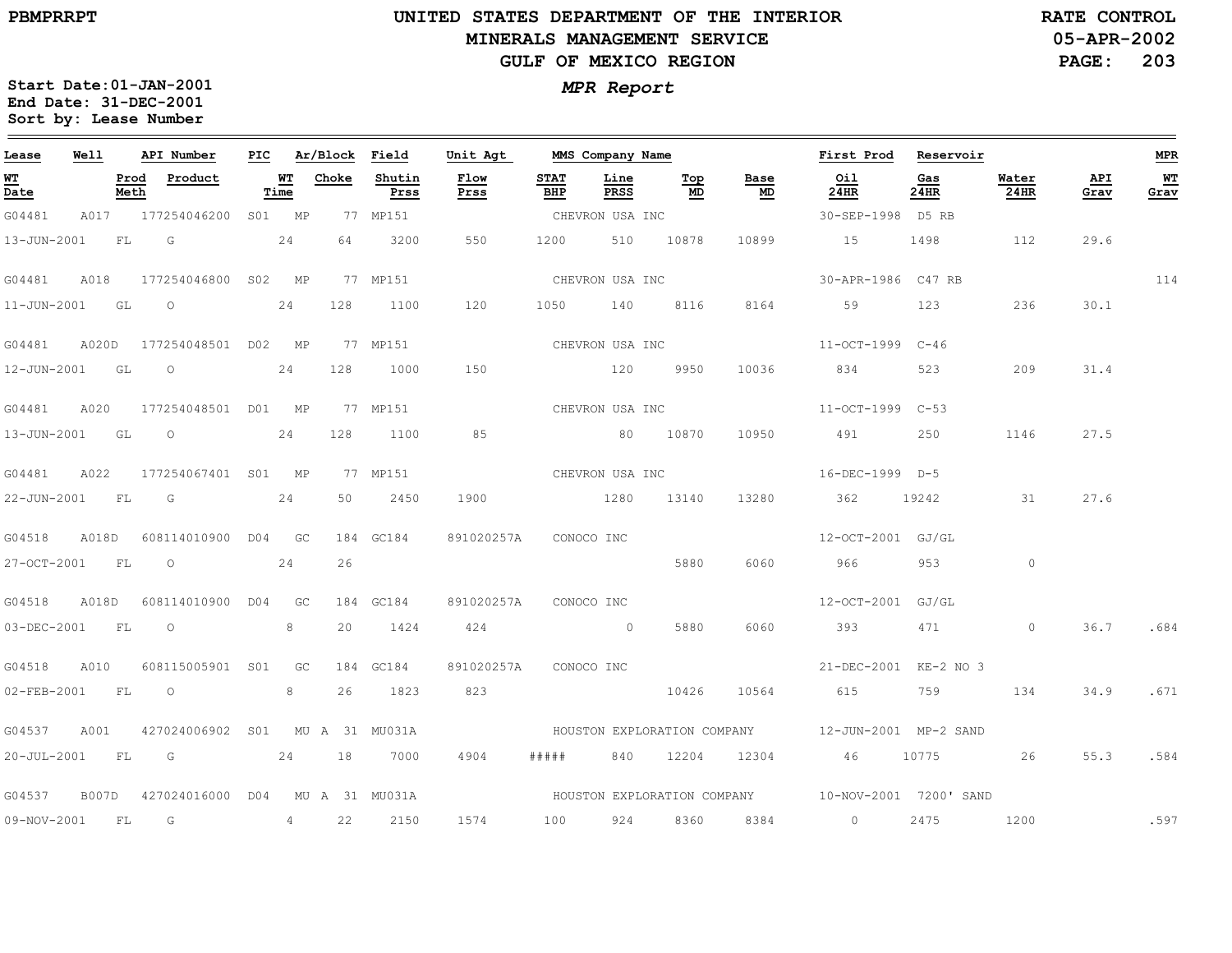# UNITED STATES DEPARTMENT OF THE INTERIOR
## MINERALS MANAGEMENT SERVICE
## GULF OF MEXICO REGION

PBMPRRPT

RATE CONTROL
05-APR-2002

**Start Date:** 01-JAN-2001
**End Date:** 31-DEC-2001
**Sort by:** Lease Number

*MPR Report*

| Lease | Well | API Number | PIC | Ar/Block | Field | Unit Agt | MMS Company Name | | | | First Prod | Reservoir | | | MPR |
|---|---|---|---|---|---|---|---|---|---|---|---|---|---|---|---|
| WT Date | Prod Meth | Product | WT Time | Choke | Shutin Prss | Flow Prss | STAT BHP | Line PRSS | Top MD | Base MD | Oil 24HR | Gas 24HR | Water 24HR | API Grav | WT Grav |
| G04481 | A017 | 177254046200 | S01 | MP 77 | MP151 | | CHEVRON USA INC | | | | 30-SEP-1998 | D5 RB | | | |
| 13-JUN-2001 | FL | G | 24 | 64 | 3200 | 550 | 1200 | 510 | 10878 | 10899 | 15 | 1498 | 112 | 29.6 | |
| G04481 | A018 | 177254046800 | S02 | MP 77 | MP151 | | CHEVRON USA INC | | | | 30-APR-1986 | C47 RB | | | 114 |
| 11-JUN-2001 | GL | O | 24 | 128 | 1100 | 120 | 1050 | 140 | 8116 | 8164 | 59 | 123 | 236 | 30.1 | |
| G04481 | A020D | 177254048501 | D02 | MP 77 | MP151 | | CHEVRON USA INC | | | | 11-OCT-1999 | C-46 | | | |
| 12-JUN-2001 | GL | O | 24 | 128 | 1000 | 150 | | 120 | 9950 | 10036 | 834 | 523 | 209 | 31.4 | |
| G04481 | A020 | 177254048501 | D01 | MP 77 | MP151 | | CHEVRON USA INC | | | | 11-OCT-1999 | C-53 | | | |
| 13-JUN-2001 | GL | O | 24 | 128 | 1100 | 85 | | 80 | 10870 | 10950 | 491 | 250 | 1146 | 27.5 | |
| G04481 | A022 | 177254067401 | S01 | MP 77 | MP151 | | CHEVRON USA INC | | | | 16-DEC-1999 | D-5 | | | |
| 22-JUN-2001 | FL | G | 24 | 50 | 2450 | 1900 | | 1280 | 13140 | 13280 | 362 | 19242 | 31 | 27.6 | |
| G04518 | A018D | 608114010900 | D04 | GC 184 | GC184 | 891020257A | CONOCO INC | | | | 12-OCT-2001 | GJ/GL | | | |
| 27-OCT-2001 | FL | O | 24 | 26 | | | | | 5880 | 6060 | 966 | 953 | 0 | | |
| G04518 | A018D | 608114010900 | D04 | GC 184 | GC184 | 891020257A | CONOCO INC | | | | 12-OCT-2001 | GJ/GL | | | |
| 03-DEC-2001 | FL | O | 8 | 20 | 1424 | 424 | | 0 | 5880 | 6060 | 393 | 471 | 0 | 36.7 | .684 |
| G04518 | A010 | 608115005901 | S01 | GC 184 | GC184 | 891020257A | CONOCO INC | | | | 21-DEC-2001 | KE-2 NO 3 | | | |
| 02-FEB-2001 | FL | O | 8 | 26 | 1823 | 823 | | | 10426 | 10564 | 615 | 759 | 134 | 34.9 | .671 |
| G04537 | A001 | 427024006902 | S01 | MU A 31 | MU031A | | HOUSTON EXPLORATION COMPANY | | | | 12-JUN-2001 | MP-2 SAND | | | |
| 20-JUL-2001 | FL | G | 24 | 18 | 7000 | 4904 | ##### | 840 | 12204 | 12304 | 46 | 10775 | 26 | 55.3 | .584 |
| G04537 | B007D | 427024016000 | D04 | MU A 31 | MU031A | | HOUSTON EXPLORATION COMPANY | | | | 10-NOV-2001 | 7200' SAND | | | |
| 09-NOV-2001 | FL | G | 4 | 22 | 2150 | 1574 | 100 | 924 | 8360 | 8384 | 0 | 2475 | 1200 | | .597 |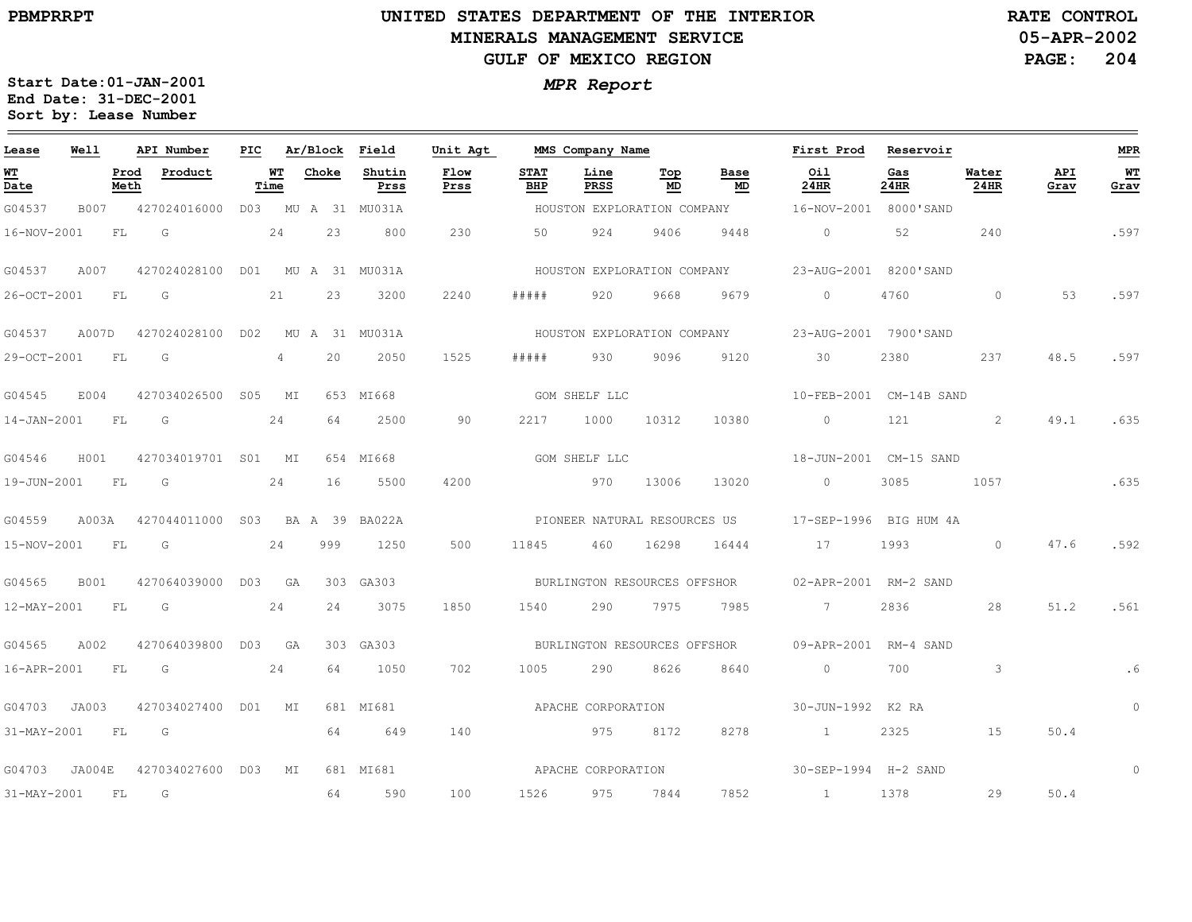PBMPRRPT

# UNITED STATES DEPARTMENT OF THE INTERIOR
## MINERALS MANAGEMENT SERVICE
## GULF OF MEXICO REGION

RATE CONTROL
05-APR-2002

***MPR Report***

**Start Date:01-JAN-2001**
**End Date: 31-DEC-2001**
**Sort by: Lease Number**

| Lease | Well | API Number | PIC | Ar/Block | Field | Unit Agt | MMS Company Name | | | | First Prod | Reservoir | | | MPR |
|---|---|---|---|---|---|---|---|---|---|---|---|---|---|---|---|
| WT Date | Prod Meth | Product | WT Time | Choke | Shutin Prss | Flow Prss | STAT BHP | Line PRSS | Top MD | Base MD | Oil 24HR | Gas 24HR | Water 24HR | API Grav | WT Grav |
| G04537 | B007 | 427024016000 | D03 | MU A 31 | MU031A | | HOUSTON EXPLORATION COMPANY | | | | 16-NOV-2001 | 8000'SAND | | | |
| 16-NOV-2001 | FL | G | 24 | 23 | 800 | 230 | 50 | 924 | 9406 | 9448 | 0 | 52 | 240 | | .597 |
| G04537 | A007 | 427024028100 | D01 | MU A 31 | MU031A | | HOUSTON EXPLORATION COMPANY | | | | 23-AUG-2001 | 8200'SAND | | | |
| 26-OCT-2001 | FL | G | 21 | 23 | 3200 | 2240 | ##### | 920 | 9668 | 9679 | 0 | 4760 | 0 | 53 | .597 |
| G04537 | A007D | 427024028100 | D02 | MU A 31 | MU031A | | HOUSTON EXPLORATION COMPANY | | | | 23-AUG-2001 | 7900'SAND | | | |
| 29-OCT-2001 | FL | G | 4 | 20 | 2050 | 1525 | ##### | 930 | 9096 | 9120 | 30 | 2380 | 237 | 48.5 | .597 |
| G04545 | E004 | 427034026500 | S05 | MI 653 | MI668 | | GOM SHELF LLC | | | | 10-FEB-2001 | CM-14B SAND | | | |
| 14-JAN-2001 | FL | G | 24 | 64 | 2500 | 90 | 2217 | 1000 | 10312 | 10380 | 0 | 121 | 2 | 49.1 | .635 |
| G04546 | H001 | 427034019701 | S01 | MI 654 | MI668 | | GOM SHELF LLC | | | | 18-JUN-2001 | CM-15 SAND | | | |
| 19-JUN-2001 | FL | G | 24 | 16 | 5500 | 4200 | | 970 | 13006 | 13020 | 0 | 3085 | 1057 | | .635 |
| G04559 | A003A | 427044011000 | S03 | BA A 39 | BA022A | | PIONEER NATURAL RESOURCES US | | | | 17-SEP-1996 | BIG HUM 4A | | | |
| 15-NOV-2001 | FL | G | 24 | 999 | 1250 | 500 | 11845 | 460 | 16298 | 16444 | 17 | 1993 | 0 | 47.6 | .592 |
| G04565 | B001 | 427064039000 | D03 | GA 303 | GA303 | | BURLINGTON RESOURCES OFFSHOR | | | | 02-APR-2001 | RM-2 SAND | | | |
| 12-MAY-2001 | FL | G | 24 | 24 | 3075 | 1850 | 1540 | 290 | 7975 | 7985 | 7 | 2836 | 28 | 51.2 | .561 |
| G04565 | A002 | 427064039800 | D03 | GA 303 | GA303 | | BURLINGTON RESOURCES OFFSHOR | | | | 09-APR-2001 | RM-4 SAND | | | |
| 16-APR-2001 | FL | G | 24 | 64 | 1050 | 702 | 1005 | 290 | 8626 | 8640 | 0 | 700 | 3 | | .6 |
| G04703 | JA003 | 427034027400 | D01 | MI 681 | MI681 | | APACHE CORPORATION | | | | 30-JUN-1992 | K2 RA | | | 0 |
| 31-MAY-2001 | FL | G | | 64 | 649 | 140 | | 975 | 8172 | 8278 | 1 | 2325 | 15 | 50.4 | |
| G04703 | JA004E | 427034027600 | D03 | MI 681 | MI681 | | APACHE CORPORATION | | | | 30-SEP-1994 | H-2 SAND | | | 0 |
| 31-MAY-2001 | FL | G | | 64 | 590 | 100 | 1526 | 975 | 7844 | 7852 | 1 | 1378 | 29 | 50.4 | |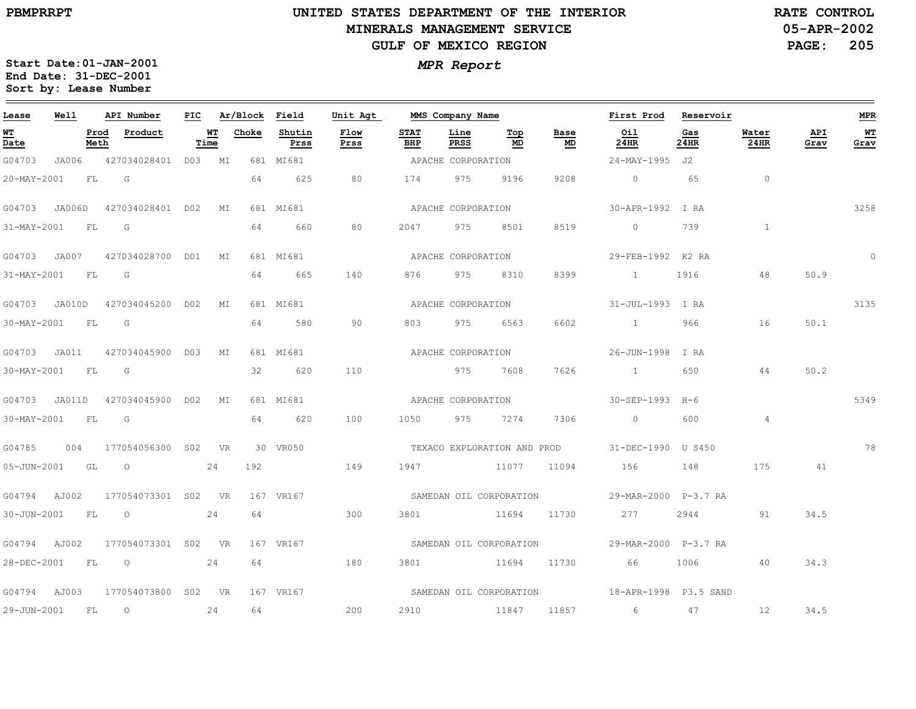**PBMPRRPT**

# UNITED STATES DEPARTMENT OF THE INTERIOR
## MINERALS MANAGEMENT SERVICE
## GULF OF MEXICO REGION

**RATE CONTROL**
**05-APR-2002**

***MPR Report***

**Start Date: 01-JAN-2001**
**End Date: 31-DEC-2001**
**Sort by: Lease Number**

| Lease | Well | API Number | PIC | Ar/Block | Field | Unit Agt | MMS Company Name | | | | First Prod | Reservoir | | | MPR |
|---|---|---|---|---|---|---|---|---|---|---|---|---|---|---|---|
| **WT Date** | **Prod Meth** | **Product** | **WT Time** | **Choke** | **Shutin Prss** | **Flow Prss** | **STAT BHP** | **Line PRSS** | **Top MD** | **Base MD** | **Oil 24HR** | **Gas 24HR** | **Water 24HR** | **API Grav** | **WT Grav** |
| G04703 | JA006 | 427034028401 | D03 | MI 681 | MI681 | | APACHE CORPORATION | | | | 24-MAY-1995 | J2 | | | |
| 20-MAY-2001 | FL | G | | 64 | 625 | 80 | 174 | 975 | 9196 | 9208 | 0 | 65 | 0 | | |
| G04703 | JA006D | 427034028401 | D02 | MI 681 | MI681 | | APACHE CORPORATION | | | | 30-APR-1992 | I RA | | | 3258 |
| 31-MAY-2001 | FL | G | | 64 | 660 | 80 | 2047 | 975 | 8501 | 8519 | 0 | 739 | 1 | | |
| G04703 | JA007 | 427034028700 | D01 | MI 681 | MI681 | | APACHE CORPORATION | | | | 29-FEB-1992 | K2 RA | | | 0 |
| 31-MAY-2001 | FL | G | | 64 | 665 | 140 | 876 | 975 | 8310 | 8399 | 1 | 1916 | 48 | 50.9 | |
| G04703 | JA010D | 427034045200 | D02 | MI 681 | MI681 | | APACHE CORPORATION | | | | 31-JUL-1993 | I RA | | | 3135 |
| 30-MAY-2001 | FL | G | | 64 | 580 | 90 | 803 | 975 | 6563 | 6602 | 1 | 966 | 16 | 50.1 | |
| G04703 | JA011 | 427034045900 | D03 | MI 681 | MI681 | | APACHE CORPORATION | | | | 26-JUN-1998 | I RA | | | |
| 30-MAY-2001 | FL | G | | 32 | 620 | 110 | | 975 | 7608 | 7626 | 1 | 650 | 44 | 50.2 | |
| G04703 | JA011D | 427034045900 | D02 | MI 681 | MI681 | | APACHE CORPORATION | | | | 30-SEP-1993 | H-6 | | | 5349 |
| 30-MAY-2001 | FL | G | | 64 | 620 | 100 | 1050 | 975 | 7274 | 7306 | 0 | 600 | 4 | | |
| G04785 | 004 | 177054056300 | S02 | VR 30 | VR050 | | TEXACO EXPLORATION AND PROD | | | | 31-DEC-1990 | U S450 | | | 78 |
| 05-JUN-2001 | GL | O | 24 | 192 | | 149 | 1947 | | 11077 | 11094 | 156 | 148 | 175 | 41 | |
| G04794 | AJ002 | 177054073301 | S02 | VR 167 | VR167 | | SAMEDAN OIL CORPORATION | | | | 29-MAR-2000 | P-3.7 RA | | | |
| 30-JUN-2001 | FL | O | 24 | 64 | | 300 | 3801 | | 11694 | 11730 | 277 | 2944 | 91 | 34.5 | |
| G04794 | AJ002 | 177054073301 | S02 | VR 167 | VR167 | | SAMEDAN OIL CORPORATION | | | | 29-MAR-2000 | P-3.7 RA | | | |
| 28-DEC-2001 | FL | O | 24 | 64 | | 180 | 3801 | | 11694 | 11730 | 66 | 1006 | 40 | 34.3 | |
| G04794 | AJ003 | 177054073800 | S02 | VR 167 | VR167 | | SAMEDAN OIL CORPORATION | | | | 18-APR-1998 | P3.5 SAND | | | |
| 29-JUN-2001 | FL | O | 24 | 64 | | 200 | 2910 | | 11847 | 11857 | 6 | 47 | 12 | 34.5 | |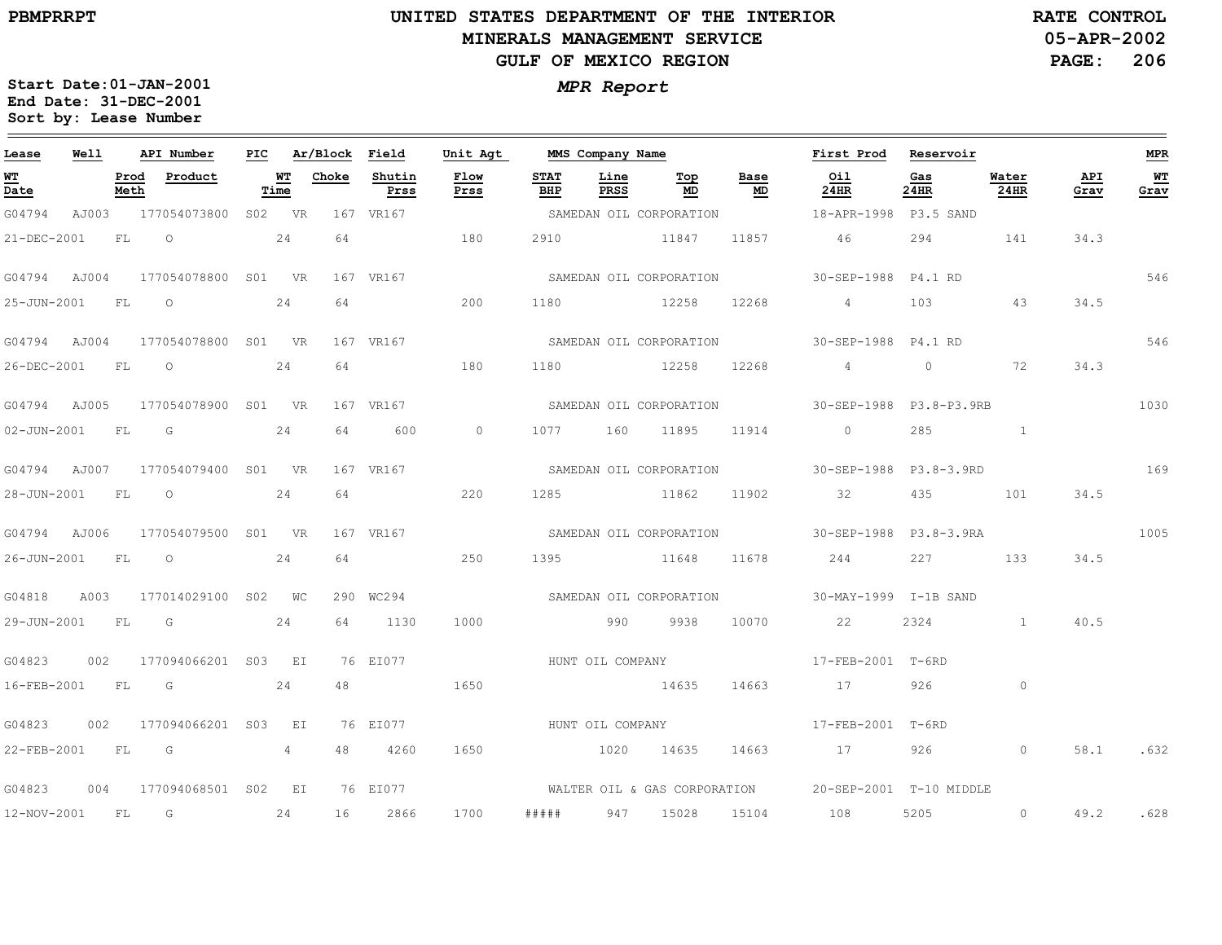PBMPRRPT

# UNITED STATES DEPARTMENT OF THE INTERIOR
## MINERALS MANAGEMENT SERVICE
## GULF OF MEXICO REGION

RATE CONTROL
05-APR-2002

**Start Date:** 01-JAN-2001
**End Date:** 31-DEC-2001
**Sort by:** Lease Number

*MPR Report*

| Lease | Well | API Number | PIC | Ar/Block | Field | Unit Agt | MMS Company Name | | | | First Prod | Reservoir | | | MPR |
|---|---|---|---|---|---|---|---|---|---|---|---|---|---|---|---|
| WT Date | Prod Meth | Product | WT Time | Choke | Shutin Prss | Flow Prss | STAT BHP | Line PRSS | Top MD | Base MD | Oil 24HR | Gas 24HR | Water 24HR | API Grav | WT Grav |
| G04794 | AJ003 | 177054073800 | S02 | VR 167 | VR167 | | SAMEDAN OIL CORPORATION | | | | 18-APR-1998 | P3.5 SAND | | | |
| 21-DEC-2001 | FL | O | 24 | 64 | | 180 | 2910 | | 11847 | 11857 | 46 | 294 | 141 | 34.3 | |
| G04794 | AJ004 | 177054078800 | S01 | VR 167 | VR167 | | SAMEDAN OIL CORPORATION | | | | 30-SEP-1988 | P4.1 RD | | | 546 |
| 25-JUN-2001 | FL | O | 24 | 64 | | 200 | 1180 | | 12258 | 12268 | 4 | 103 | 43 | 34.5 | |
| G04794 | AJ004 | 177054078800 | S01 | VR 167 | VR167 | | SAMEDAN OIL CORPORATION | | | | 30-SEP-1988 | P4.1 RD | | | 546 |
| 26-DEC-2001 | FL | O | 24 | 64 | | 180 | 1180 | | 12258 | 12268 | 4 | 0 | 72 | 34.3 | |
| G04794 | AJ005 | 177054078900 | S01 | VR 167 | VR167 | | SAMEDAN OIL CORPORATION | | | | 30-SEP-1988 | P3.8-P3.9RB | | | 1030 |
| 02-JUN-2001 | FL | G | 24 | 64 | 600 | 0 | 1077 | 160 | 11895 | 11914 | 0 | 285 | 1 | | |
| G04794 | AJ007 | 177054079400 | S01 | VR 167 | VR167 | | SAMEDAN OIL CORPORATION | | | | 30-SEP-1988 | P3.8-3.9RD | | | 169 |
| 28-JUN-2001 | FL | O | 24 | 64 | | 220 | 1285 | | 11862 | 11902 | 32 | 435 | 101 | 34.5 | |
| G04794 | AJ006 | 177054079500 | S01 | VR 167 | VR167 | | SAMEDAN OIL CORPORATION | | | | 30-SEP-1988 | P3.8-3.9RA | | | 1005 |
| 26-JUN-2001 | FL | O | 24 | 64 | | 250 | 1395 | | 11648 | 11678 | 244 | 227 | 133 | 34.5 | |
| G04818 | A003 | 177014029100 | S02 | WC 290 | WC294 | | SAMEDAN OIL CORPORATION | | | | 30-MAY-1999 | I-1B SAND | | | |
| 29-JUN-2001 | FL | G | 24 | 64 | 1130 | 1000 | | 990 | 9938 | 10070 | 22 | 2324 | 1 | 40.5 | |
| G04823 | 002 | 177094066201 | S03 | EI 76 | EI077 | | HUNT OIL COMPANY | | | | 17-FEB-2001 | T-6RD | | | |
| 16-FEB-2001 | FL | G | 24 | 48 | | 1650 | | | 14635 | 14663 | 17 | 926 | 0 | | |
| G04823 | 002 | 177094066201 | S03 | EI 76 | EI077 | | HUNT OIL COMPANY | | | | 17-FEB-2001 | T-6RD | | | |
| 22-FEB-2001 | FL | G | 4 | 48 | 4260 | 1650 | | 1020 | 14635 | 14663 | 17 | 926 | 0 | 58.1 | .632 |
| G04823 | 004 | 177094068501 | S02 | EI 76 | EI077 | | WALTER OIL & GAS CORPORATION | | | | 20-SEP-2001 | T-10 MIDDLE | | | |
| 12-NOV-2001 | FL | G | 24 | 16 | 2866 | 1700 | ##### | 947 | 15028 | 15104 | 108 | 5205 | 0 | 49.2 | .628 |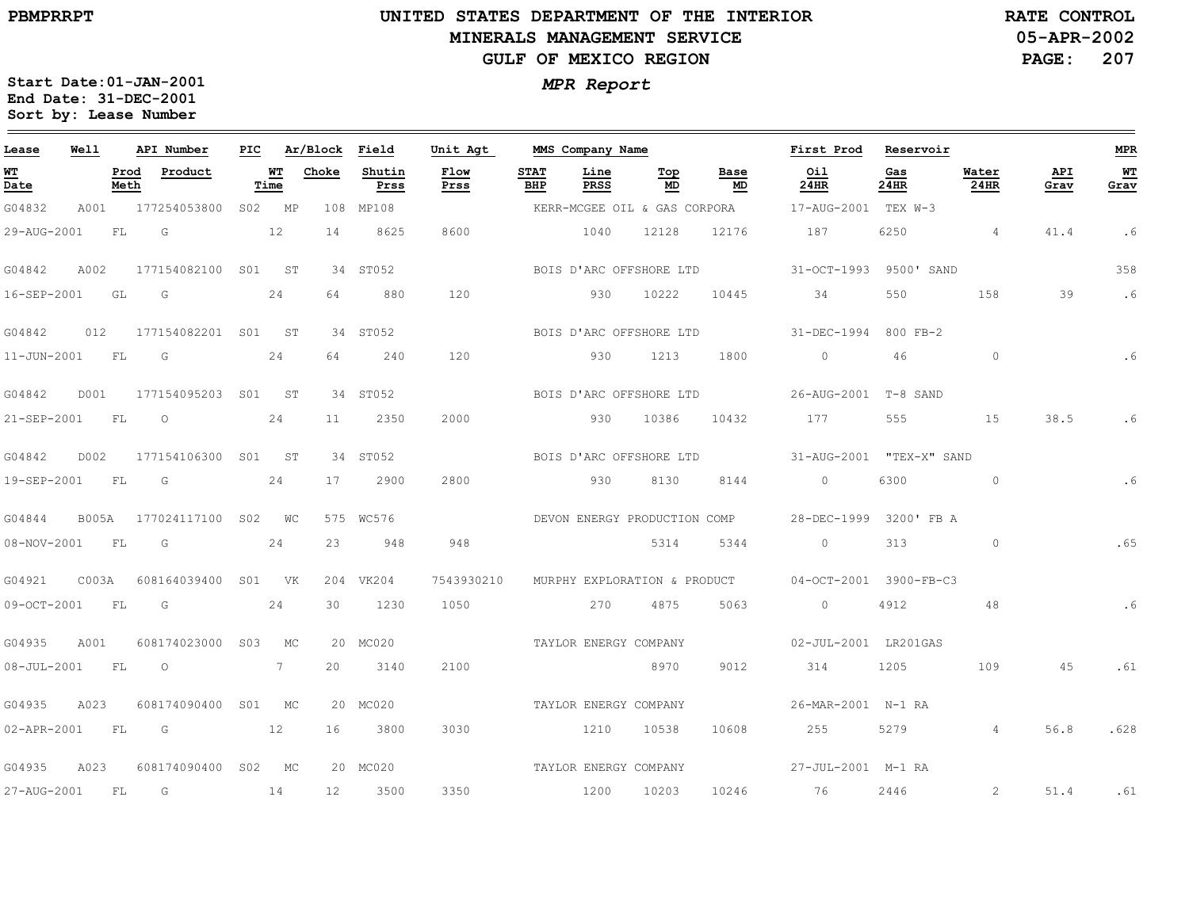PBMPRRPT

# UNITED STATES DEPARTMENT OF THE INTERIOR
## MINERALS MANAGEMENT SERVICE
## GULF OF MEXICO REGION

RATE CONTROL
05-APR-2002

*MPR Report*

**Start Date:01-JAN-2001**
**End Date: 31-DEC-2001**
**Sort by: Lease Number**

| Lease | Well | API Number | PIC | Ar/Block | | Field | Unit Agt | MMS Company Name | | | | First Prod | Reservoir | | | MPR |
|---|---|---|---|---|---|---|---|---|---|---|---|---|---|---|---|---|
| WT Date | Prod Meth | Product | WT Time | Choke | | Shutin Prss | Flow Prss | STAT BHP | Line PRSS | Top MD | Base MD | Oil 24HR | Gas 24HR | Water 24HR | API Grav | WT Grav |
| G04832 | A001 | 177254053800 | S02 | MP | 108 | MP108 | | KERR-MCGEE OIL & GAS CORPORA | | | | 17-AUG-2001 | TEX W-3 | | | |
| 29-AUG-2001 | FL | G | 12 | 14 | | 8625 | 8600 | | 1040 | 12128 | 12176 | 187 | 6250 | 4 | 41.4 | .6 |
| G04842 | A002 | 177154082100 | S01 | ST | 34 | ST052 | | BOIS D'ARC OFFSHORE LTD | | | | 31-OCT-1993 | 9500' SAND | | | 358 |
| 16-SEP-2001 | GL | G | 24 | 64 | | 880 | 120 | | 930 | 10222 | 10445 | 34 | 550 | 158 | 39 | .6 |
| G04842 | 012 | 177154082201 | S01 | ST | 34 | ST052 | | BOIS D'ARC OFFSHORE LTD | | | | 31-DEC-1994 | 800 FB-2 | | | |
| 11-JUN-2001 | FL | G | 24 | 64 | | 240 | 120 | | 930 | 1213 | 1800 | 0 | 46 | 0 | | .6 |
| G04842 | D001 | 177154095203 | S01 | ST | 34 | ST052 | | BOIS D'ARC OFFSHORE LTD | | | | 26-AUG-2001 | T-8 SAND | | | |
| 21-SEP-2001 | FL | O | 24 | 11 | | 2350 | 2000 | | 930 | 10386 | 10432 | 177 | 555 | 15 | 38.5 | .6 |
| G04842 | D002 | 177154106300 | S01 | ST | 34 | ST052 | | BOIS D'ARC OFFSHORE LTD | | | | 31-AUG-2001 | "TEX-X" SAND | | | |
| 19-SEP-2001 | FL | G | 24 | 17 | | 2900 | 2800 | | 930 | 8130 | 8144 | 0 | 6300 | 0 | | .6 |
| G04844 | B005A | 177024117100 | S02 | WC | 575 | WC576 | | DEVON ENERGY PRODUCTION COMP | | | | 28-DEC-1999 | 3200' FB A | | | |
| 08-NOV-2001 | FL | G | 24 | 23 | | 948 | 948 | | | 5314 | 5344 | 0 | 313 | 0 | | .65 |
| G04921 | C003A | 608164039400 | S01 | VK | 204 | VK204 | 7543930210 | MURPHY EXPLORATION & PRODUCT | | | | 04-OCT-2001 | 3900-FB-C3 | | | |
| 09-OCT-2001 | FL | G | 24 | 30 | | 1230 | 1050 | | 270 | 4875 | 5063 | 0 | 4912 | 48 | | .6 |
| G04935 | A001 | 608174023000 | S03 | MC | 20 | MC020 | | TAYLOR ENERGY COMPANY | | | | 02-JUL-2001 | LR201GAS | | | |
| 08-JUL-2001 | FL | O | 7 | 20 | | 3140 | 2100 | | | 8970 | 9012 | 314 | 1205 | 109 | 45 | .61 |
| G04935 | A023 | 608174090400 | S01 | MC | 20 | MC020 | | TAYLOR ENERGY COMPANY | | | | 26-MAR-2001 | N-1 RA | | | |
| 02-APR-2001 | FL | G | 12 | 16 | | 3800 | 3030 | | 1210 | 10538 | 10608 | 255 | 5279 | 4 | 56.8 | .628 |
| G04935 | A023 | 608174090400 | S02 | MC | 20 | MC020 | | TAYLOR ENERGY COMPANY | | | | 27-JUL-2001 | M-1 RA | | | |
| 27-AUG-2001 | FL | G | 14 | 12 | | 3500 | 3350 | | 1200 | 10203 | 10246 | 76 | 2446 | 2 | 51.4 | .61 |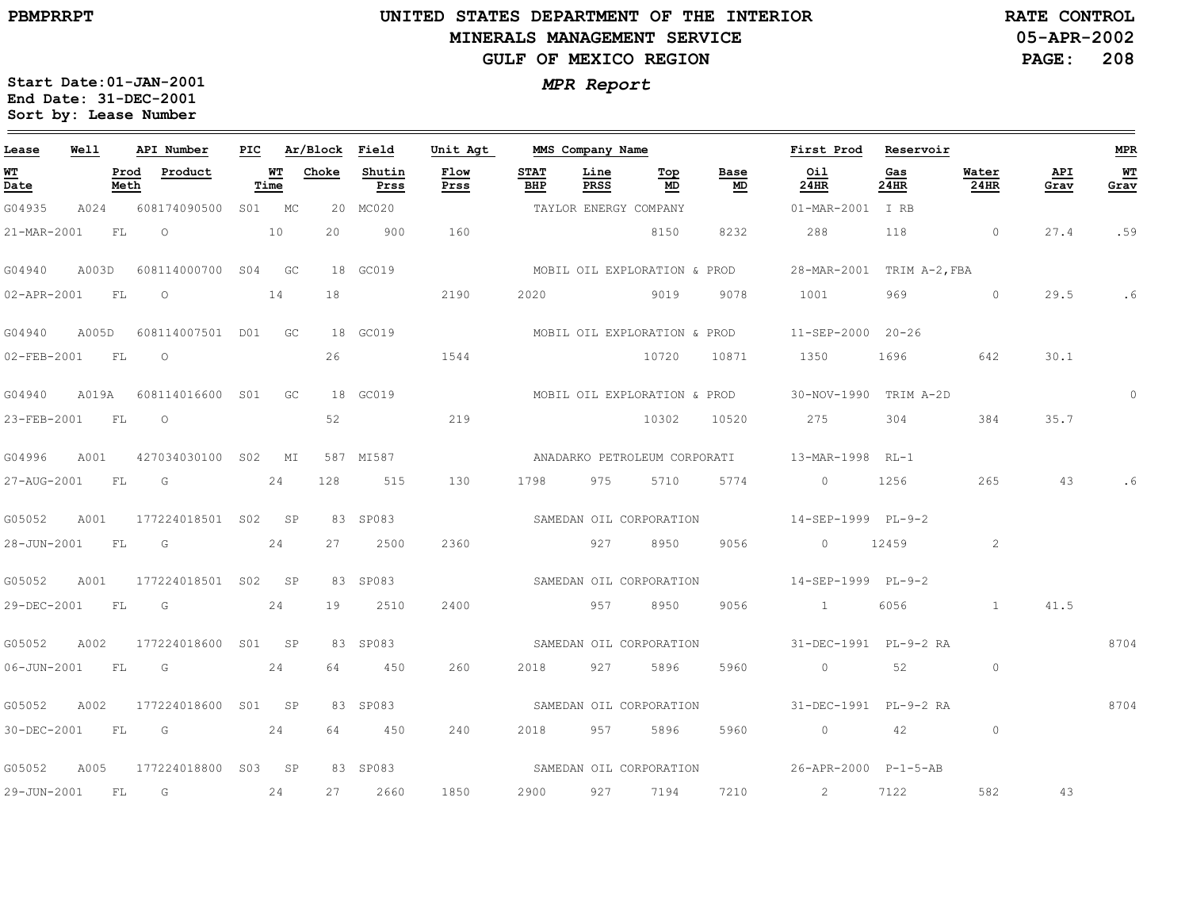PBMPRRPT

# UNITED STATES DEPARTMENT OF THE INTERIOR
## MINERALS MANAGEMENT SERVICE
## GULF OF MEXICO REGION

RATE CONTROL
05-APR-2002

**Start Date:01-JAN-2001**
**End Date: 31-DEC-2001**
**Sort by: Lease Number**

***MPR Report***

| Lease | Well | API Number | PIC | Ar/Block | Field | Unit Agt | MMS Company Name | | | | First Prod | Reservoir | | | MPR |
|---|---|---|---|---|---|---|---|---|---|---|---|---|---|---|---|
| WT Date | Prod Meth | Product | WT Time | Choke | Shutin Prss | Flow Prss | STAT BHP | Line PRSS | Top MD | Base MD | Oil 24HR | Gas 24HR | Water 24HR | API Grav | WT Grav |
| G04935 | A024 | 608174090500 | S01 | MC 20 | MC020 | | TAYLOR ENERGY COMPANY | | | | 01-MAR-2001 | I RB | | | |
| 21-MAR-2001 | FL | O | 10 | 20 | 900 | 160 | | | 8150 | 8232 | 288 | 118 | 0 | 27.4 | .59 |
| G04940 | A003D | 608114000700 | S04 | GC 18 | GC019 | | MOBIL OIL EXPLORATION & PROD | | | | 28-MAR-2001 | TRIM A-2,FBA | | | |
| 02-APR-2001 | FL | O | 14 | 18 | | 2190 | 2020 | | 9019 | 9078 | 1001 | 969 | 0 | 29.5 | .6 |
| G04940 | A005D | 608114007501 | D01 | GC 18 | GC019 | | MOBIL OIL EXPLORATION & PROD | | | | 11-SEP-2000 | 20-26 | | | |
| 02-FEB-2001 | FL | O | | 26 | | 1544 | | | 10720 | 10871 | 1350 | 1696 | 642 | 30.1 | |
| G04940 | A019A | 608114016600 | S01 | GC 18 | GC019 | | MOBIL OIL EXPLORATION & PROD | | | | 30-NOV-1990 | TRIM A-2D | | | 0 |
| 23-FEB-2001 | FL | O | | 52 | | 219 | | | 10302 | 10520 | 275 | 304 | 384 | 35.7 | |
| G04996 | A001 | 427034030100 | S02 | MI 587 | MI587 | | ANADARKO PETROLEUM CORPORATI | | | | 13-MAR-1998 | RL-1 | | | |
| 27-AUG-2001 | FL | G | 24 | 128 | 515 | 130 | 1798 | 975 | 5710 | 5774 | 0 | 1256 | 265 | 43 | .6 |
| G05052 | A001 | 177224018501 | S02 | SP 83 | SP083 | | SAMEDAN OIL CORPORATION | | | | 14-SEP-1999 | PL-9-2 | | | |
| 28-JUN-2001 | FL | G | 24 | 27 | 2500 | 2360 | | 927 | 8950 | 9056 | 0 | 12459 | 2 | | |
| G05052 | A001 | 177224018501 | S02 | SP 83 | SP083 | | SAMEDAN OIL CORPORATION | | | | 14-SEP-1999 | PL-9-2 | | | |
| 29-DEC-2001 | FL | G | 24 | 19 | 2510 | 2400 | | 957 | 8950 | 9056 | 1 | 6056 | 1 | 41.5 | |
| G05052 | A002 | 177224018600 | S01 | SP 83 | SP083 | | SAMEDAN OIL CORPORATION | | | | 31-DEC-1991 | PL-9-2 RA | | | 8704 |
| 06-JUN-2001 | FL | G | 24 | 64 | 450 | 260 | 2018 | 927 | 5896 | 5960 | 0 | 52 | 0 | | |
| G05052 | A002 | 177224018600 | S01 | SP 83 | SP083 | | SAMEDAN OIL CORPORATION | | | | 31-DEC-1991 | PL-9-2 RA | | | 8704 |
| 30-DEC-2001 | FL | G | 24 | 64 | 450 | 240 | 2018 | 957 | 5896 | 5960 | 0 | 42 | 0 | | |
| G05052 | A005 | 177224018800 | S03 | SP 83 | SP083 | | SAMEDAN OIL CORPORATION | | | | 26-APR-2000 | P-1-5-AB | | | |
| 29-JUN-2001 | FL | G | 24 | 27 | 2660 | 1850 | 2900 | 927 | 7194 | 7210 | 2 | 7122 | 582 | 43 | |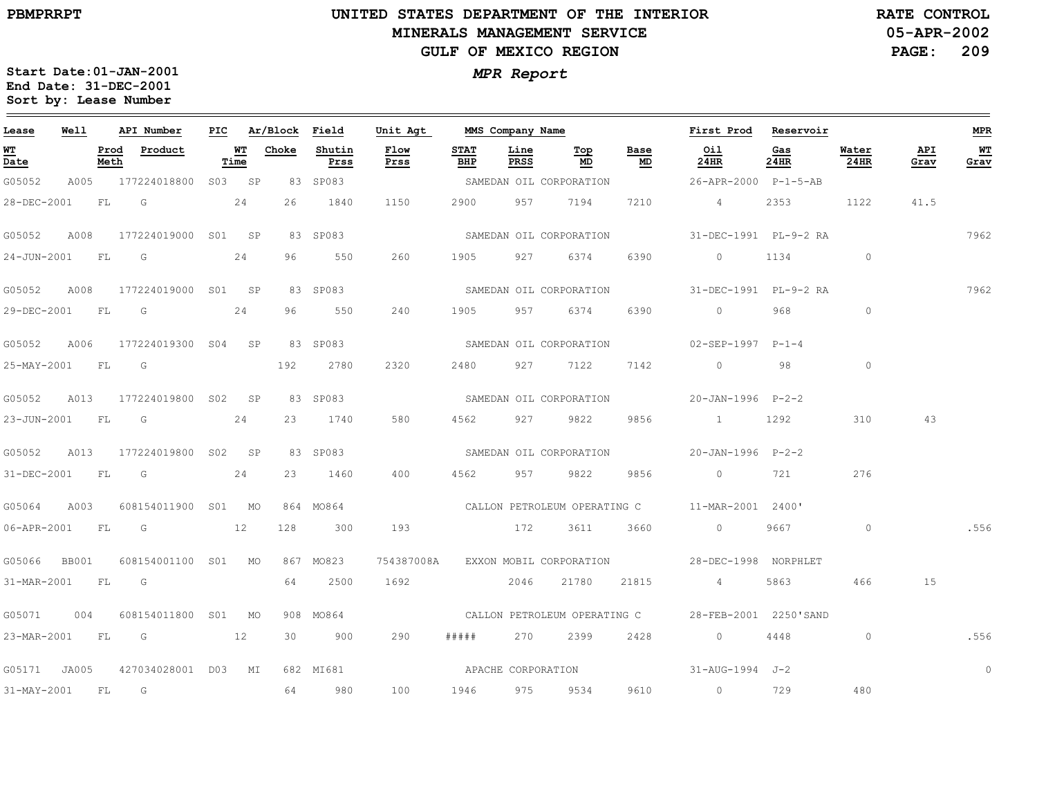# UNITED STATES DEPARTMENT OF THE INTERIOR
## MINERALS MANAGEMENT SERVICE
## GULF OF MEXICO REGION

PBMPRRPT

RATE CONTROL
05-APR-2002

**MPR Report**

Start Date: 01-JAN-2001
End Date: 31-DEC-2001
Sort by: Lease Number

| Lease | Well | API Number | PIC | Ar/Block | | Field | Unit Agt | MMS Company Name | | | | First Prod | Reservoir | | | MPR |
|---|---|---|---|---|---|---|---|---|---|---|---|---|---|---|---|---|
| WT Date | | Prod Meth | Product | WT Time | Choke | Shutin Prss | Flow Prss | STAT BHP | Line PRSS | Top MD | Base MD | Oil 24HR | Gas 24HR | Water 24HR | API Grav | WT Grav |
| G05052 | A005 | 177224018800 | S03 | SP | 83 | SP083 | | SAMEDAN OIL CORPORATION | | | | 26-APR-2000 | P-1-5-AB | | | |
| 28-DEC-2001 | | FL | G | 24 | 26 | 1840 | 1150 | 2900 | 957 | 7194 | 7210 | 4 | 2353 | 1122 | 41.5 | |
| G05052 | A008 | 177224019000 | S01 | SP | 83 | SP083 | | SAMEDAN OIL CORPORATION | | | | 31-DEC-1991 | PL-9-2 RA | | | 7962 |
| 24-JUN-2001 | | FL | G | 24 | 96 | 550 | 260 | 1905 | 927 | 6374 | 6390 | 0 | 1134 | 0 | | |
| G05052 | A008 | 177224019000 | S01 | SP | 83 | SP083 | | SAMEDAN OIL CORPORATION | | | | 31-DEC-1991 | PL-9-2 RA | | | 7962 |
| 29-DEC-2001 | | FL | G | 24 | 96 | 550 | 240 | 1905 | 957 | 6374 | 6390 | 0 | 968 | 0 | | |
| G05052 | A006 | 177224019300 | S04 | SP | 83 | SP083 | | SAMEDAN OIL CORPORATION | | | | 02-SEP-1997 | P-1-4 | | | |
| 25-MAY-2001 | | FL | G | | 192 | 2780 | 2320 | 2480 | 927 | 7122 | 7142 | 0 | 98 | 0 | | |
| G05052 | A013 | 177224019800 | S02 | SP | 83 | SP083 | | SAMEDAN OIL CORPORATION | | | | 20-JAN-1996 | P-2-2 | | | |
| 23-JUN-2001 | | FL | G | 24 | 23 | 1740 | 580 | 4562 | 927 | 9822 | 9856 | 1 | 1292 | 310 | 43 | |
| G05052 | A013 | 177224019800 | S02 | SP | 83 | SP083 | | SAMEDAN OIL CORPORATION | | | | 20-JAN-1996 | P-2-2 | | | |
| 31-DEC-2001 | | FL | G | 24 | 23 | 1460 | 400 | 4562 | 957 | 9822 | 9856 | 0 | 721 | 276 | | |
| G05064 | A003 | 608154011900 | S01 | MO | 864 | MO864 | | CALLON PETROLEUM OPERATING C | | | | 11-MAR-2001 | 2400' | | | |
| 06-APR-2001 | | FL | G | 12 | 128 | 300 | 193 | | 172 | 3611 | 3660 | 0 | 9667 | 0 | | .556 |
| G05066 | BB001 | 608154001100 | S01 | MO | 867 | MO823 | 754387008A | EXXON MOBIL CORPORATION | | | | 28-DEC-1998 | NORPHLET | | | |
| 31-MAR-2001 | | FL | G | | 64 | 2500 | 1692 | | 2046 | 21780 | 21815 | 4 | 5863 | 466 | 15 | |
| G05071 | 004 | 608154011800 | S01 | MO | 908 | MO864 | | CALLON PETROLEUM OPERATING C | | | | 28-FEB-2001 | 2250'SAND | | | |
| 23-MAR-2001 | | FL | G | 12 | 30 | 900 | 290 | ##### | 270 | 2399 | 2428 | 0 | 4448 | 0 | | .556 |
| G05171 | JA005 | 427034028001 | D03 | MI | 682 | MI681 | | APACHE CORPORATION | | | | 31-AUG-1994 | J-2 | | | 0 |
| 31-MAY-2001 | | FL | G | | 64 | 980 | 100 | 1946 | 975 | 9534 | 9610 | 0 | 729 | 480 | | |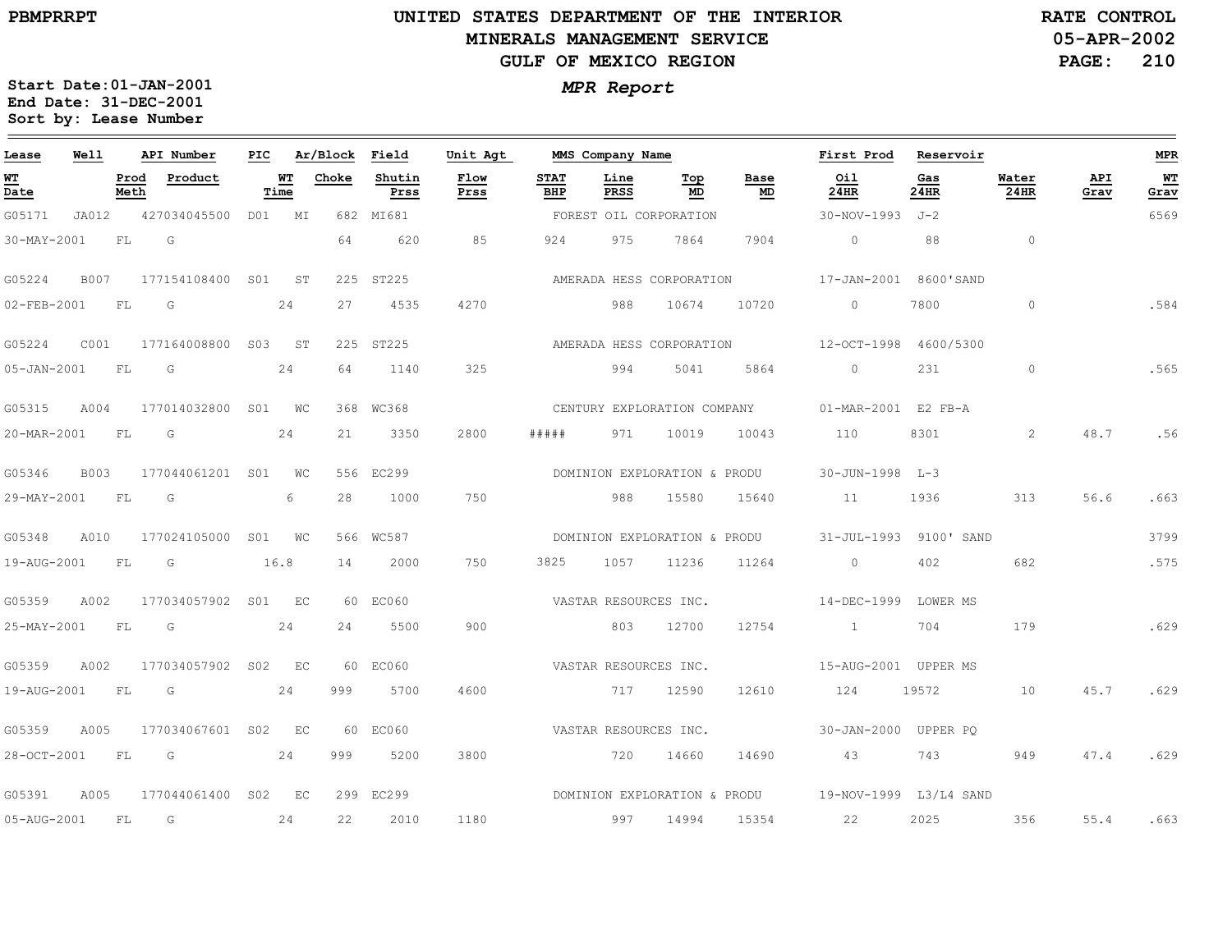# UNITED STATES DEPARTMENT OF THE INTERIOR
## MINERALS MANAGEMENT SERVICE
## GULF OF MEXICO REGION

PBMPRRPT

RATE CONTROL
05-APR-2002

### *MPR Report*

**Start Date:01-JAN-2001**
**End Date: 31-DEC-2001**
**Sort by: Lease Number**

| Lease | Well | API Number | PIC | Ar/Block | Field | Unit Agt | MMS Company Name | | | | First Prod | Reservoir | | | MPR |
|---|---|---|---|---|---|---|---|---|---|---|---|---|---|---|---|
| WT Date | Prod Meth | Product | WT Time | Choke | Shutin Prss | Flow Prss | STAT BHP | Line PRSS | Top MD | Base MD | Oil 24HR | Gas 24HR | Water 24HR | API Grav | WT Grav |
| G05171 | JA012 | 427034045500 | D01 | MI 682 | MI681 | | FOREST OIL CORPORATION | | | | 30-NOV-1993 | J-2 | | | 6569 |
| 30-MAY-2001 | FL | G | | 64 | 620 | 85 | 924 | 975 | 7864 | 7904 | 0 | 88 | 0 | | |
| G05224 | B007 | 177154108400 | S01 | ST 225 | ST225 | | AMERADA HESS CORPORATION | | | | 17-JAN-2001 | 8600'SAND | | | |
| 02-FEB-2001 | FL | G | 24 | 27 | 4535 | 4270 | | 988 | 10674 | 10720 | 0 | 7800 | 0 | | .584 |
| G05224 | C001 | 177164008800 | S03 | ST 225 | ST225 | | AMERADA HESS CORPORATION | | | | 12-OCT-1998 | 4600/5300 | | | |
| 05-JAN-2001 | FL | G | 24 | 64 | 1140 | 325 | | 994 | 5041 | 5864 | 0 | 231 | 0 | | .565 |
| G05315 | A004 | 177014032800 | S01 | WC 368 | WC368 | | CENTURY EXPLORATION COMPANY | | | | 01-MAR-2001 | E2 FB-A | | | |
| 20-MAR-2001 | FL | G | 24 | 21 | 3350 | 2800 | ##### | 971 | 10019 | 10043 | 110 | 8301 | 2 | 48.7 | .56 |
| G05346 | B003 | 177044061201 | S01 | WC 556 | EC299 | | DOMINION EXPLORATION & PRODU | | | | 30-JUN-1998 | L-3 | | | |
| 29-MAY-2001 | FL | G | 6 | 28 | 1000 | 750 | | 988 | 15580 | 15640 | 11 | 1936 | 313 | 56.6 | .663 |
| G05348 | A010 | 177024105000 | S01 | WC 566 | WC587 | | DOMINION EXPLORATION & PRODU | | | | 31-JUL-1993 | 9100' SAND | | | 3799 |
| 19-AUG-2001 | FL | G | 16.8 | 14 | 2000 | 750 | 3825 | 1057 | 11236 | 11264 | 0 | 402 | 682 | | .575 |
| G05359 | A002 | 177034057902 | S01 | EC 60 | EC060 | | VASTAR RESOURCES INC. | | | | 14-DEC-1999 | LOWER MS | | | |
| 25-MAY-2001 | FL | G | 24 | 24 | 5500 | 900 | | 803 | 12700 | 12754 | 1 | 704 | 179 | | .629 |
| G05359 | A002 | 177034057902 | S02 | EC 60 | EC060 | | VASTAR RESOURCES INC. | | | | 15-AUG-2001 | UPPER MS | | | |
| 19-AUG-2001 | FL | G | 24 | 999 | 5700 | 4600 | | 717 | 12590 | 12610 | 124 | 19572 | 10 | 45.7 | .629 |
| G05359 | A005 | 177034067601 | S02 | EC 60 | EC060 | | VASTAR RESOURCES INC. | | | | 30-JAN-2000 | UPPER PQ | | | |
| 28-OCT-2001 | FL | G | 24 | 999 | 5200 | 3800 | | 720 | 14660 | 14690 | 43 | 743 | 949 | 47.4 | .629 |
| G05391 | A005 | 177044061400 | S02 | EC 299 | EC299 | | DOMINION EXPLORATION & PRODU | | | | 19-NOV-1999 | L3/L4 SAND | | | |
| 05-AUG-2001 | FL | G | 24 | 22 | 2010 | 1180 | | 997 | 14994 | 15354 | 22 | 2025 | 356 | 55.4 | .663 |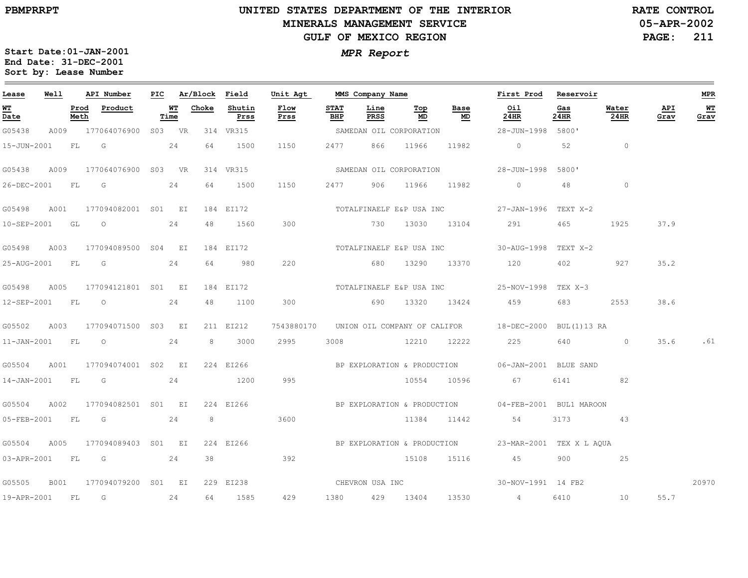PBMPRRPT

# UNITED STATES DEPARTMENT OF THE INTERIOR
## MINERALS MANAGEMENT SERVICE
## GULF OF MEXICO REGION

RATE CONTROL
05-APR-2002

*MPR Report*

Start Date:01-JAN-2001
End Date: 31-DEC-2001
Sort by: Lease Number

| Lease | Well | API Number | PIC | Ar/Block | | Field | Unit Agt | MMS Company Name | | | | First Prod | Reservoir | | | MPR |
|---|---|---|---|---|---|---|---|---|---|---|---|---|---|---|---|---|
| WT Date | Prod Meth | Product | WT Time | | Choke | Shutin Prss | Flow Prss | STAT BHP | Line PRSS | Top MD | Base MD | Oil 24HR | Gas 24HR | Water 24HR | API Grav | WT Grav |
| G05438 | A009 | 177064076900 | S03 | VR | 314 | VR315 | | SAMEDAN OIL CORPORATION | | | | 28-JUN-1998 | 5800' | | | |
| 15-JUN-2001 | FL | G | 24 | | 64 | 1500 | 1150 | 2477 | 866 | 11966 | 11982 | 0 | 52 | 0 | | |
| G05438 | A009 | 177064076900 | S03 | VR | 314 | VR315 | | SAMEDAN OIL CORPORATION | | | | 28-JUN-1998 | 5800' | | | |
| 26-DEC-2001 | FL | G | 24 | | 64 | 1500 | 1150 | 2477 | 906 | 11966 | 11982 | 0 | 48 | 0 | | |
| G05498 | A001 | 177094082001 | S01 | EI | 184 | EI172 | | TOTALFINAELF E&P USA INC | | | | 27-JAN-1996 | TEXT X-2 | | | |
| 10-SEP-2001 | GL | O | 24 | | 48 | 1560 | 300 | | 730 | 13030 | 13104 | 291 | 465 | 1925 | 37.9 | |
| G05498 | A003 | 177094089500 | S04 | EI | 184 | EI172 | | TOTALFINAELF E&P USA INC | | | | 30-AUG-1998 | TEXT X-2 | | | |
| 25-AUG-2001 | FL | G | 24 | | 64 | 980 | 220 | | 680 | 13290 | 13370 | 120 | 402 | 927 | 35.2 | |
| G05498 | A005 | 177094121801 | S01 | EI | 184 | EI172 | | TOTALFINAELF E&P USA INC | | | | 25-NOV-1998 | TEX X-3 | | | |
| 12-SEP-2001 | FL | O | 24 | | 48 | 1100 | 300 | | 690 | 13320 | 13424 | 459 | 683 | 2553 | 38.6 | |
| G05502 | A003 | 177094071500 | S03 | EI | 211 | EI212 | 7543880170 | UNION OIL COMPANY OF CALIFOR | | | | 18-DEC-2000 | BUL(1)13 RA | | | |
| 11-JAN-2001 | FL | O | 24 | | 8 | 3000 | 2995 | 3008 | | 12210 | 12222 | 225 | 640 | 0 | 35.6 | .61 |
| G05504 | A001 | 177094074001 | S02 | EI | 224 | EI266 | | BP EXPLORATION & PRODUCTION | | | | 06-JAN-2001 | BLUE SAND | | | |
| 14-JAN-2001 | FL | G | 24 | | | 1200 | 995 | | | 10554 | 10596 | 67 | 6141 | 82 | | |
| G05504 | A002 | 177094082501 | S01 | EI | 224 | EI266 | | BP EXPLORATION & PRODUCTION | | | | 04-FEB-2001 | BUL1 MAROON | | | |
| 05-FEB-2001 | FL | G | 24 | | 8 | | 3600 | | | 11384 | 11442 | 54 | 3173 | 43 | | |
| G05504 | A005 | 177094089403 | S01 | EI | 224 | EI266 | | BP EXPLORATION & PRODUCTION | | | | 23-MAR-2001 | TEX X L AQUA | | | |
| 03-APR-2001 | FL | G | 24 | | 38 | | 392 | | | 15108 | 15116 | 45 | 900 | 25 | | |
| G05505 | B001 | 177094079200 | S01 | EI | 229 | EI238 | | CHEVRON USA INC | | | | 30-NOV-1991 | 14 FB2 | | | 20970 |
| 19-APR-2001 | FL | G | 24 | | 64 | 1585 | 429 | 1380 | 429 | 13404 | 13530 | 4 | 6410 | 10 | 55.7 | |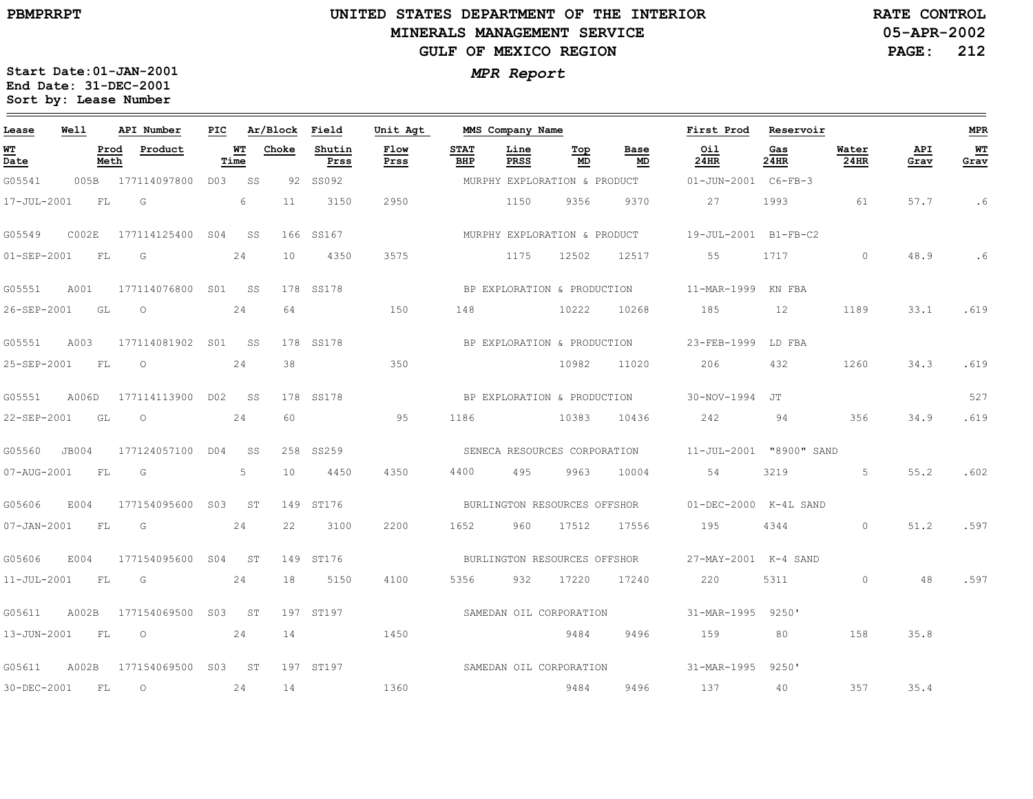PBMPRRPT

# UNITED STATES DEPARTMENT OF THE INTERIOR
## MINERALS MANAGEMENT SERVICE
## GULF OF MEXICO REGION

RATE CONTROL
05-APR-2002

**MPR Report**

Start Date: 01-JAN-2001
End Date: 31-DEC-2001
Sort by: Lease Number

| Lease | Well | API Number | PIC | Ar/Block | | Field | Unit Agt | MMS Company Name | | | | First Prod | Reservoir | | | MPR |
|---|---|---|---|---|---|---|---|---|---|---|---|---|---|---|---|---|
| WT Date | Prod Meth | Product | WT Time | Choke | | Shutin Prss | Flow Prss | STAT BHP | Line PRSS | Top MD | Base MD | Oil 24HR | Gas 24HR | Water 24HR | API Grav | WT Grav |
| G05541 | 005B | 177114097800 | D03 | SS | 92 | SS092 | | MURPHY EXPLORATION & PRODUCT | | | | 01-JUN-2001 | C6-FB-3 | | | |
| 17-JUL-2001 | FL | G | 6 | 11 | | 3150 | 2950 | | 1150 | 9356 | 9370 | 27 | 1993 | 61 | 57.7 | .6 |
| G05549 | C002E | 177114125400 | S04 | SS | 166 | SS167 | | MURPHY EXPLORATION & PRODUCT | | | | 19-JUL-2001 | B1-FB-C2 | | | |
| 01-SEP-2001 | FL | G | 24 | 10 | | 4350 | 3575 | | 1175 | 12502 | 12517 | 55 | 1717 | 0 | 48.9 | .6 |
| G05551 | A001 | 177114076800 | S01 | SS | 178 | SS178 | | BP EXPLORATION & PRODUCTION | | | | 11-MAR-1999 | KN FBA | | | |
| 26-SEP-2001 | GL | O | 24 | 64 | | | 150 | 148 | | 10222 | 10268 | 185 | 12 | 1189 | 33.1 | .619 |
| G05551 | A003 | 177114081902 | S01 | SS | 178 | SS178 | | BP EXPLORATION & PRODUCTION | | | | 23-FEB-1999 | LD FBA | | | |
| 25-SEP-2001 | FL | O | 24 | 38 | | | 350 | | | 10982 | 11020 | 206 | 432 | 1260 | 34.3 | .619 |
| G05551 | A006D | 177114113900 | D02 | SS | 178 | SS178 | | BP EXPLORATION & PRODUCTION | | | | 30-NOV-1994 | JT | | | 527 |
| 22-SEP-2001 | GL | O | 24 | 60 | | | 95 | 1186 | | 10383 | 10436 | 242 | 94 | 356 | 34.9 | .619 |
| G05560 | JB004 | 177124057100 | D04 | SS | 258 | SS259 | | SENECA RESOURCES CORPORATION | | | | 11-JUL-2001 | "8900" SAND | | | |
| 07-AUG-2001 | FL | G | 5 | 10 | | 4450 | 4350 | 4400 | 495 | 9963 | 10004 | 54 | 3219 | 5 | 55.2 | .602 |
| G05606 | E004 | 177154095600 | S03 | ST | 149 | ST176 | | BURLINGTON RESOURCES OFFSHOR | | | | 01-DEC-2000 | K-4L SAND | | | |
| 07-JAN-2001 | FL | G | 24 | 22 | | 3100 | 2200 | 1652 | 960 | 17512 | 17556 | 195 | 4344 | 0 | 51.2 | .597 |
| G05606 | E004 | 177154095600 | S04 | ST | 149 | ST176 | | BURLINGTON RESOURCES OFFSHOR | | | | 27-MAY-2001 | K-4 SAND | | | |
| 11-JUL-2001 | FL | G | 24 | 18 | | 5150 | 4100 | 5356 | 932 | 17220 | 17240 | 220 | 5311 | 0 | 48 | .597 |
| G05611 | A002B | 177154069500 | S03 | ST | 197 | ST197 | | SAMEDAN OIL CORPORATION | | | | 31-MAR-1995 | 9250' | | | |
| 13-JUN-2001 | FL | O | 24 | 14 | | | 1450 | | | 9484 | 9496 | 159 | 80 | 158 | 35.8 | |
| G05611 | A002B | 177154069500 | S03 | ST | 197 | ST197 | | SAMEDAN OIL CORPORATION | | | | 31-MAR-1995 | 9250' | | | |
| 30-DEC-2001 | FL | O | 24 | 14 | | | 1360 | | | 9484 | 9496 | 137 | 40 | 357 | 35.4 | |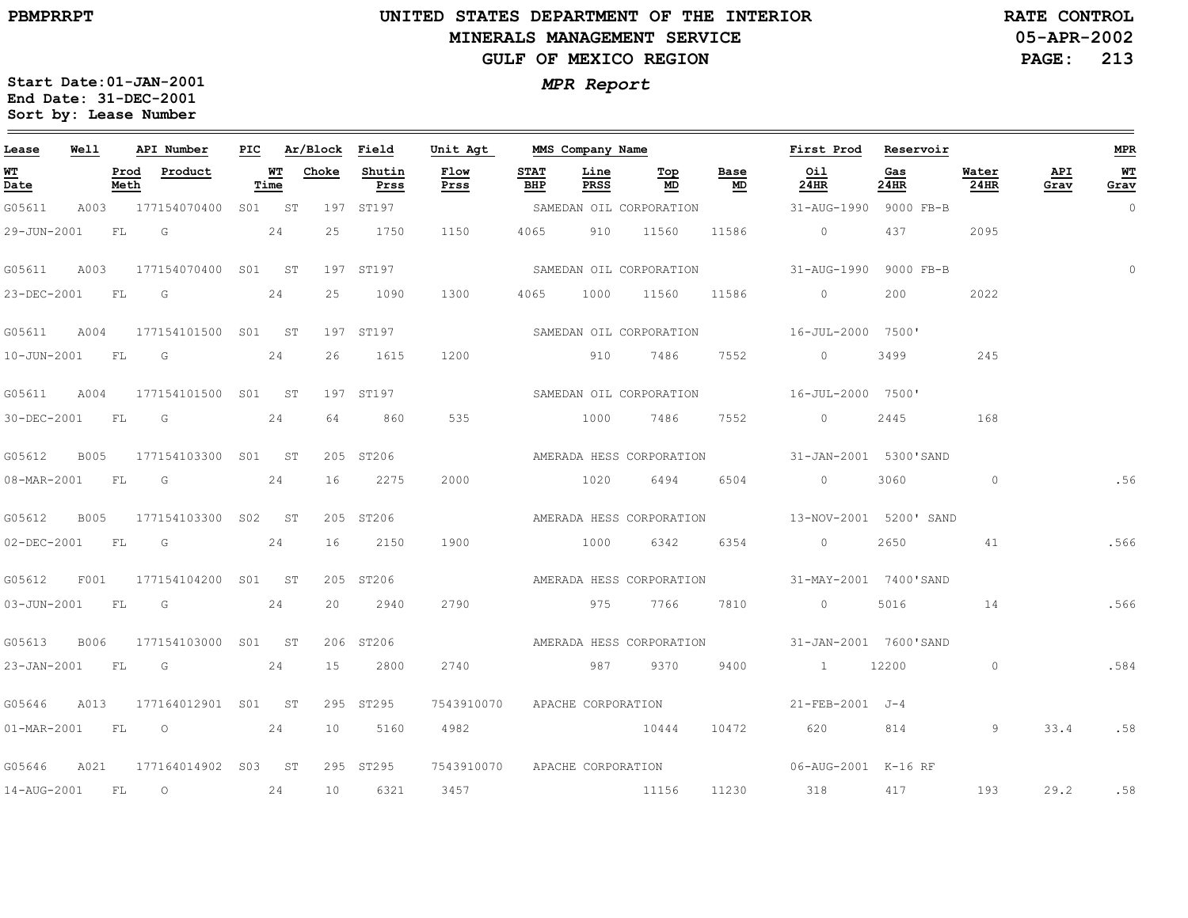PBMPRRPT

# UNITED STATES DEPARTMENT OF THE INTERIOR
## MINERALS MANAGEMENT SERVICE
## GULF OF MEXICO REGION

RATE CONTROL
05-APR-2002

**MPR Report**

Start Date:01-JAN-2001
End Date: 31-DEC-2001
Sort by: Lease Number

| Lease | Well | API Number | PIC | Ar/Block | | Field | Unit Agt | MMS Company Name | | | | First Prod | Reservoir | | | MPR |
|---|---|---|---|---|---|---|---|---|---|---|---|---|---|---|---|---|
| WT Date | Prod Meth | Product | | WT Time | Choke | Shutin Prss | Flow Prss | STAT BHP | Line PRSS | Top MD | Base MD | Oil 24HR | Gas 24HR | Water 24HR | API Grav | WT Grav |
| G05611 | A003 | 177154070400 | S01 | ST | 197 | ST197 | | SAMEDAN OIL CORPORATION | | | | 31-AUG-1990 | 9000 FB-B | | | 0 |
| 29-JUN-2001 | FL | G | | 24 | 25 | 1750 | 1150 | 4065 | 910 | 11560 | 11586 | 0 | 437 | 2095 | | |
| G05611 | A003 | 177154070400 | S01 | ST | 197 | ST197 | | SAMEDAN OIL CORPORATION | | | | 31-AUG-1990 | 9000 FB-B | | | 0 |
| 23-DEC-2001 | FL | G | | 24 | 25 | 1090 | 1300 | 4065 | 1000 | 11560 | 11586 | 0 | 200 | 2022 | | |
| G05611 | A004 | 177154101500 | S01 | ST | 197 | ST197 | | SAMEDAN OIL CORPORATION | | | | 16-JUL-2000 | 7500' | | | |
| 10-JUN-2001 | FL | G | | 24 | 26 | 1615 | 1200 | | 910 | 7486 | 7552 | 0 | 3499 | 245 | | |
| G05611 | A004 | 177154101500 | S01 | ST | 197 | ST197 | | SAMEDAN OIL CORPORATION | | | | 16-JUL-2000 | 7500' | | | |
| 30-DEC-2001 | FL | G | | 24 | 64 | 860 | 535 | | 1000 | 7486 | 7552 | 0 | 2445 | 168 | | |
| G05612 | B005 | 177154103300 | S01 | ST | 205 | ST206 | | AMERADA HESS CORPORATION | | | | 31-JAN-2001 | 5300'SAND | | | |
| 08-MAR-2001 | FL | G | | 24 | 16 | 2275 | 2000 | | 1020 | 6494 | 6504 | 0 | 3060 | 0 | | .56 |
| G05612 | B005 | 177154103300 | S02 | ST | 205 | ST206 | | AMERADA HESS CORPORATION | | | | 13-NOV-2001 | 5200' SAND | | | |
| 02-DEC-2001 | FL | G | | 24 | 16 | 2150 | 1900 | | 1000 | 6342 | 6354 | 0 | 2650 | 41 | | .566 |
| G05612 | F001 | 177154104200 | S01 | ST | 205 | ST206 | | AMERADA HESS CORPORATION | | | | 31-MAY-2001 | 7400'SAND | | | |
| 03-JUN-2001 | FL | G | | 24 | 20 | 2940 | 2790 | | 975 | 7766 | 7810 | 0 | 5016 | 14 | | .566 |
| G05613 | B006 | 177154103000 | S01 | ST | 206 | ST206 | | AMERADA HESS CORPORATION | | | | 31-JAN-2001 | 7600'SAND | | | |
| 23-JAN-2001 | FL | G | | 24 | 15 | 2800 | 2740 | | 987 | 9370 | 9400 | 1 | 12200 | 0 | | .584 |
| G05646 | A013 | 177164012901 | S01 | ST | 295 | ST295 | 7543910070 | APACHE CORPORATION | | | | 21-FEB-2001 | J-4 | | | |
| 01-MAR-2001 | FL | O | | 24 | 10 | 5160 | 4982 | | | 10444 | 10472 | 620 | 814 | 9 | 33.4 | .58 |
| G05646 | A021 | 177164014902 | S03 | ST | 295 | ST295 | 7543910070 | APACHE CORPORATION | | | | 06-AUG-2001 | K-16 RF | | | |
| 14-AUG-2001 | FL | O | | 24 | 10 | 6321 | 3457 | | | 11156 | 11230 | 318 | 417 | 193 | 29.2 | .58 |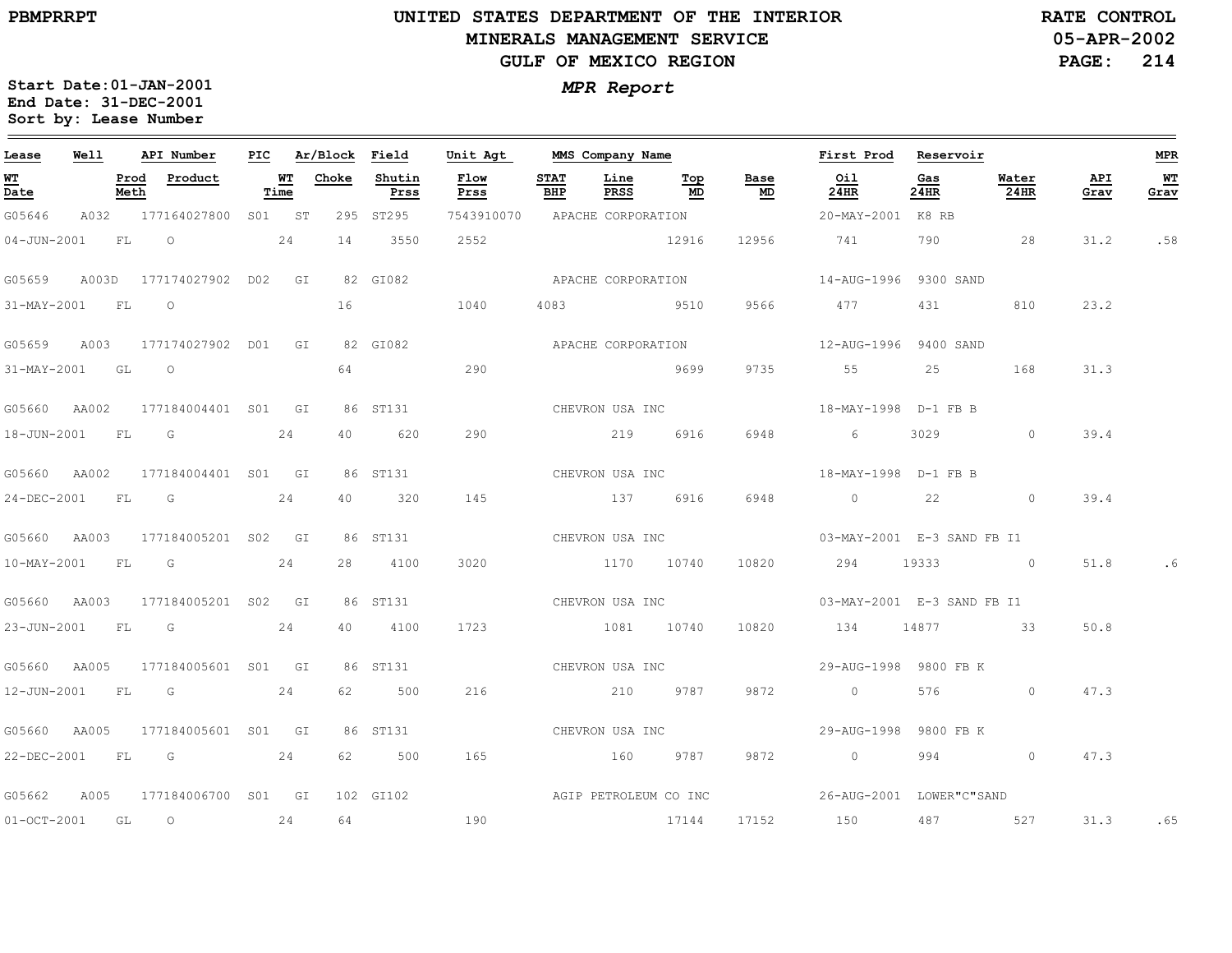# UNITED STATES DEPARTMENT OF THE INTERIOR
## MINERALS MANAGEMENT SERVICE
## GULF OF MEXICO REGION

PBMPRRPT

RATE CONTROL
05-APR-2002

*MPR Report*

**Start Date:01-JAN-2001**
**End Date: 31-DEC-2001**
**Sort by: Lease Number**

| Lease | Well | API Number | PIC | Ar/Block | Field | Unit Agt | MMS Company Name | | | First Prod | Reservoir | | | MPR |
|---|---|---|---|---|---|---|---|---|---|---|---|---|---|---|
| **WT Date** | **Prod Meth** | **Product** | **WT Time** | **Choke** | **Shutin Prss** | **Flow Prss** | **STAT BHP** | **Line PRSS** | **Top MD** | **Base MD** | **Oil 24HR** | **Gas 24HR** | **Water 24HR** | **API Grav** / **WT Grav** |
| G05646 | A032 | 177164027800 | S01 | ST 295 | ST295 | 7543910070 | APACHE CORPORATION | | | 20-MAY-2001 | K8 RB | | | |
| 04-JUN-2001 | FL | O | 24 | 14 | 3550 | 2552 | | | 12916 | 12956 | 741 | 790 | 28 | 31.2 / .58 |
| G05659 | A003D | 177174027902 | D02 | GI 82 | GI082 | | APACHE CORPORATION | | | 14-AUG-1996 | 9300 SAND | | | |
| 31-MAY-2001 | FL | O | | 16 | | 1040 | 4083 | | 9510 | 9566 | 477 | 431 | 810 | 23.2 |
| G05659 | A003 | 177174027902 | D01 | GI 82 | GI082 | | APACHE CORPORATION | | | 12-AUG-1996 | 9400 SAND | | | |
| 31-MAY-2001 | GL | O | | 64 | | 290 | | | 9699 | 9735 | 55 | 25 | 168 | 31.3 |
| G05660 | AA002 | 177184004401 | S01 | GI 86 | ST131 | | CHEVRON USA INC | | | 18-MAY-1998 | D-1 FB B | | | |
| 18-JUN-2001 | FL | G | 24 | 40 | 620 | 290 | | 219 | 6916 | 6948 | 6 | 3029 | 0 | 39.4 |
| G05660 | AA002 | 177184004401 | S01 | GI 86 | ST131 | | CHEVRON USA INC | | | 18-MAY-1998 | D-1 FB B | | | |
| 24-DEC-2001 | FL | G | 24 | 40 | 320 | 145 | | 137 | 6916 | 6948 | 0 | 22 | 0 | 39.4 |
| G05660 | AA003 | 177184005201 | S02 | GI 86 | ST131 | | CHEVRON USA INC | | | 03-MAY-2001 | E-3 SAND FB I1 | | | |
| 10-MAY-2001 | FL | G | 24 | 28 | 4100 | 3020 | | 1170 | 10740 | 10820 | 294 | 19333 | 0 | 51.8 / .6 |
| G05660 | AA003 | 177184005201 | S02 | GI 86 | ST131 | | CHEVRON USA INC | | | 03-MAY-2001 | E-3 SAND FB I1 | | | |
| 23-JUN-2001 | FL | G | 24 | 40 | 4100 | 1723 | | 1081 | 10740 | 10820 | 134 | 14877 | 33 | 50.8 |
| G05660 | AA005 | 177184005601 | S01 | GI 86 | ST131 | | CHEVRON USA INC | | | 29-AUG-1998 | 9800 FB K | | | |
| 12-JUN-2001 | FL | G | 24 | 62 | 500 | 216 | | 210 | 9787 | 9872 | 0 | 576 | 0 | 47.3 |
| G05660 | AA005 | 177184005601 | S01 | GI 86 | ST131 | | CHEVRON USA INC | | | 29-AUG-1998 | 9800 FB K | | | |
| 22-DEC-2001 | FL | G | 24 | 62 | 500 | 165 | | 160 | 9787 | 9872 | 0 | 994 | 0 | 47.3 |
| G05662 | A005 | 177184006700 | S01 | GI 102 | GI102 | | AGIP PETROLEUM CO INC | | | 26-AUG-2001 | LOWER"C"SAND | | | |
| 01-OCT-2001 | GL | O | 24 | 64 | | 190 | | | 17144 | 17152 | 150 | 487 | 527 | 31.3 / .65 |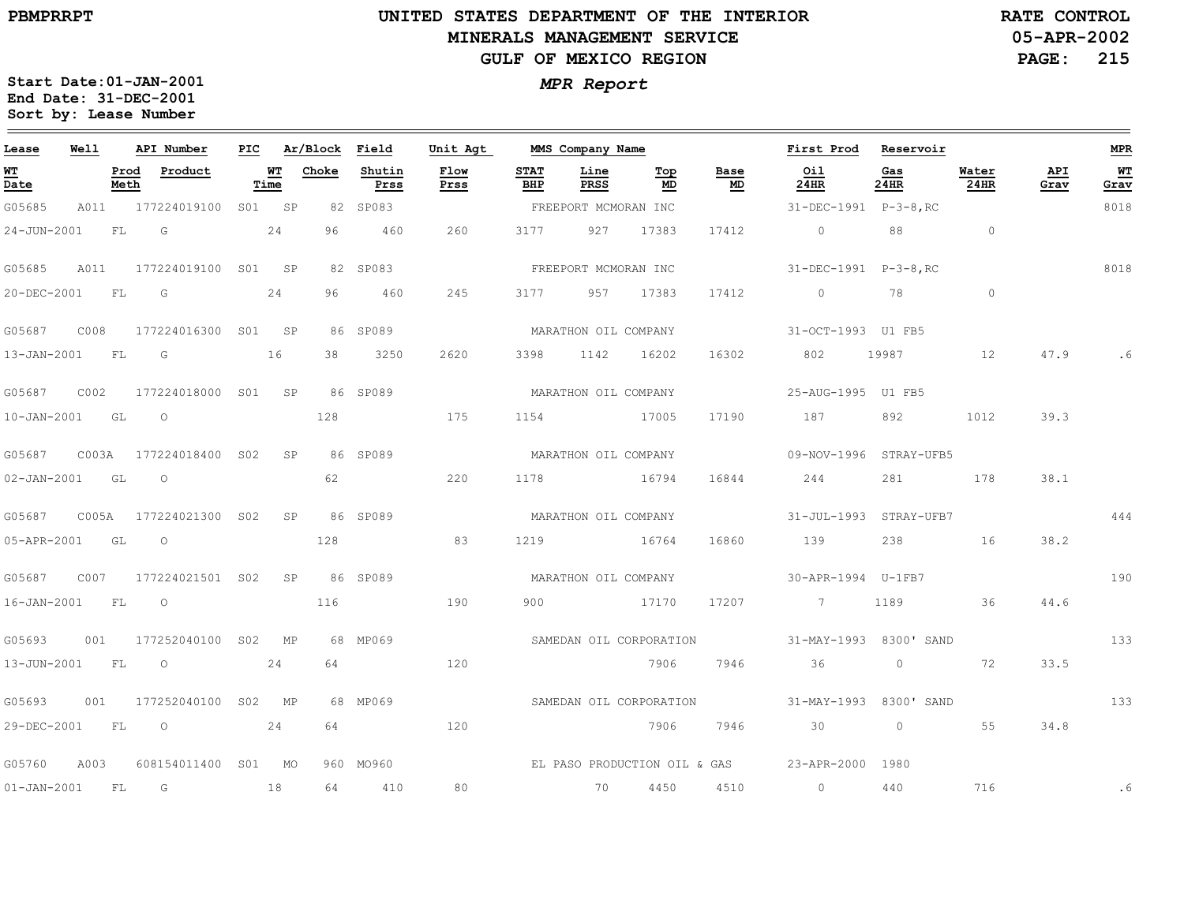PBMPRRPT

# UNITED STATES DEPARTMENT OF THE INTERIOR
## MINERALS MANAGEMENT SERVICE
## GULF OF MEXICO REGION

RATE CONTROL
05-APR-2002

**MPR Report**

Start Date:01-JAN-2001
End Date: 31-DEC-2001
Sort by: Lease Number

| Lease | Well | API Number | PIC | Ar/Block | Field | Unit Agt | MMS Company Name | | | | First Prod | Reservoir | | | MPR |
|---|---|---|---|---|---|---|---|---|---|---|---|---|---|---|---|
| WT Date | Prod Meth | Product | WT Time | Choke | Shutin Prss | Flow Prss | STAT BHP | Line PRSS | Top MD | Base MD | Oil 24HR | Gas 24HR | Water 24HR | API Grav | WT Grav |
| G05685 | A011 | 177224019100 | S01 | SP 82 | SP083 | | FREEPORT MCMORAN INC | | | | 31-DEC-1991 | P-3-8,RC | | | 8018 |
| 24-JUN-2001 | FL | G | 24 | 96 | 460 | 260 | 3177 | 927 | 17383 | 17412 | 0 | 88 | 0 | | |
| G05685 | A011 | 177224019100 | S01 | SP 82 | SP083 | | FREEPORT MCMORAN INC | | | | 31-DEC-1991 | P-3-8,RC | | | 8018 |
| 20-DEC-2001 | FL | G | 24 | 96 | 460 | 245 | 3177 | 957 | 17383 | 17412 | 0 | 78 | 0 | | |
| G05687 | C008 | 177224016300 | S01 | SP 86 | SP089 | | MARATHON OIL COMPANY | | | | 31-OCT-1993 | U1 FB5 | | | |
| 13-JAN-2001 | FL | G | 16 | 38 | 3250 | 2620 | 3398 | 1142 | 16202 | 16302 | 802 | 19987 | 12 | 47.9 | .6 |
| G05687 | C002 | 177224018000 | S01 | SP 86 | SP089 | | MARATHON OIL COMPANY | | | | 25-AUG-1995 | U1 FB5 | | | |
| 10-JAN-2001 | GL | O | | 128 | | 175 | 1154 | | 17005 | 17190 | 187 | 892 | 1012 | 39.3 | |
| G05687 | C003A | 177224018400 | S02 | SP 86 | SP089 | | MARATHON OIL COMPANY | | | | 09-NOV-1996 | STRAY-UFB5 | | | |
| 02-JAN-2001 | GL | O | | 62 | | 220 | 1178 | | 16794 | 16844 | 244 | 281 | 178 | 38.1 | |
| G05687 | C005A | 177224021300 | S02 | SP 86 | SP089 | | MARATHON OIL COMPANY | | | | 31-JUL-1993 | STRAY-UFB7 | | | 444 |
| 05-APR-2001 | GL | O | | 128 | | 83 | 1219 | | 16764 | 16860 | 139 | 238 | 16 | 38.2 | |
| G05687 | C007 | 177224021501 | S02 | SP 86 | SP089 | | MARATHON OIL COMPANY | | | | 30-APR-1994 | U-1FB7 | | | 190 |
| 16-JAN-2001 | FL | O | | 116 | | 190 | 900 | | 17170 | 17207 | 7 | 1189 | 36 | 44.6 | |
| G05693 | 001 | 177252040100 | S02 | MP 68 | MP069 | | SAMEDAN OIL CORPORATION | | | | 31-MAY-1993 | 8300' SAND | | | 133 |
| 13-JUN-2001 | FL | O | 24 | 64 | | 120 | | | 7906 | 7946 | 36 | 0 | 72 | 33.5 | |
| G05693 | 001 | 177252040100 | S02 | MP 68 | MP069 | | SAMEDAN OIL CORPORATION | | | | 31-MAY-1993 | 8300' SAND | | | 133 |
| 29-DEC-2001 | FL | O | 24 | 64 | | 120 | | | 7906 | 7946 | 30 | 0 | 55 | 34.8 | |
| G05760 | A003 | 608154011400 | S01 | MO 960 | MO960 | | EL PASO PRODUCTION OIL & GAS | | | | 23-APR-2000 | 1980 | | | |
| 01-JAN-2001 | FL | G | 18 | 64 | 410 | 80 | | 70 | 4450 | 4510 | 0 | 440 | 716 | | .6 |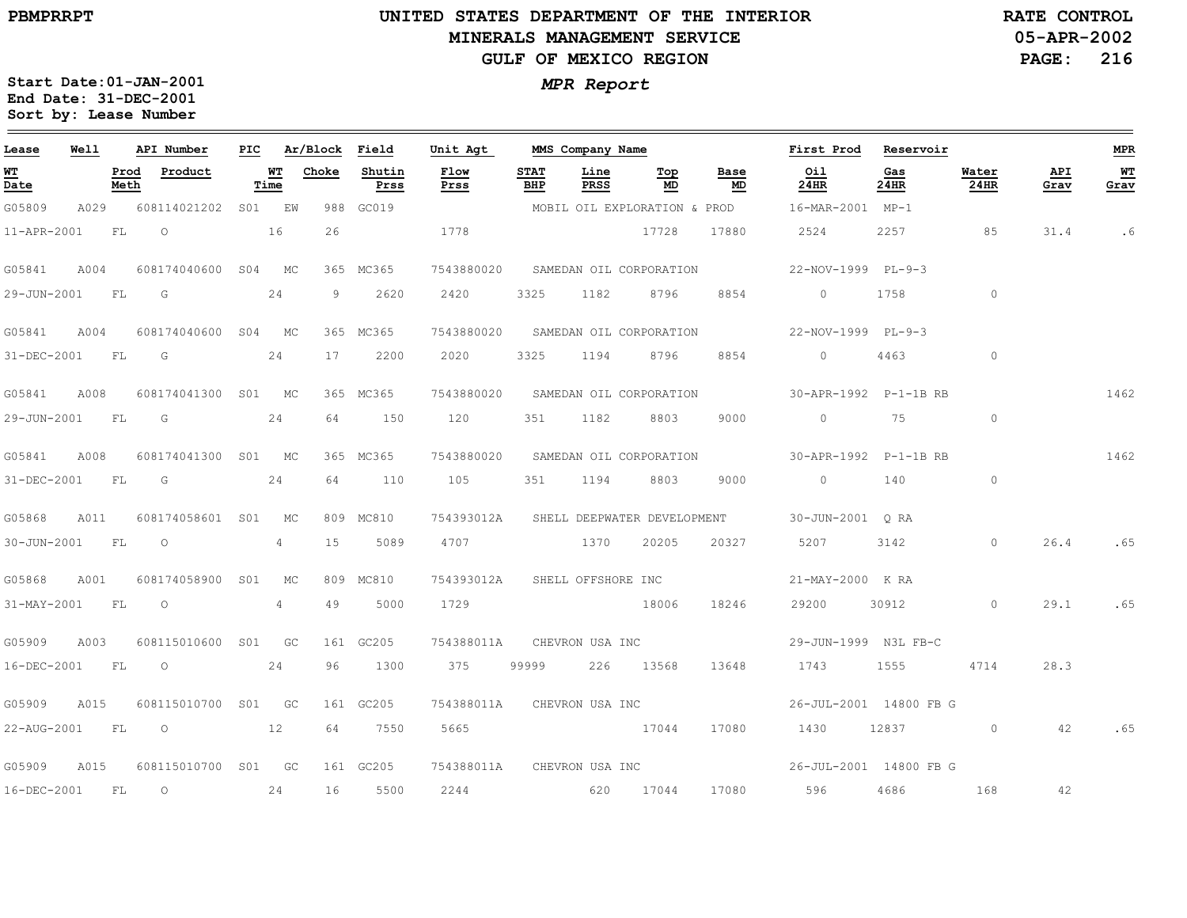# UNITED STATES DEPARTMENT OF THE INTERIOR
## MINERALS MANAGEMENT SERVICE
## GULF OF MEXICO REGION

PBMPRRPT

RATE CONTROL
05-APR-2002

***MPR Report***

**Start Date:01-JAN-2001**
**End Date: 31-DEC-2001**
**Sort by: Lease Number**

| Lease | Well | API Number | PIC | Ar/Block | Field | Unit Agt | MMS Company Name | | | | First Prod | Reservoir | | | MPR |
|---|---|---|---|---|---|---|---|---|---|---|---|---|---|---|---|
| **WT Date** | **Prod Meth** | **Product** | **WT Time** | **Choke** | **Shutin Prss** | **Flow Prss** | **STAT BHP** | **Line PRSS** | **Top MD** | **Base MD** | **Oil 24HR** | **Gas 24HR** | **Water 24HR** | **API Grav** | **WT Grav** |
| G05809 | A029 | 608114021202 | S01 | EW 988 | GC019 | | MOBIL OIL EXPLORATION & PROD | | | | 16-MAR-2001 | MP-1 | | | |
| 11-APR-2001 | FL | O | 16 | 26 | | 1778 | | | 17728 | 17880 | 2524 | 2257 | 85 | 31.4 | .6 |
| G05841 | A004 | 608174040600 | S04 | MC 365 | MC365 | 7543880020 | SAMEDAN OIL CORPORATION | | | | 22-NOV-1999 | PL-9-3 | | | |
| 29-JUN-2001 | FL | G | 24 | 9 | 2620 | 2420 | 3325 | 1182 | 8796 | 8854 | 0 | 1758 | 0 | | |
| G05841 | A004 | 608174040600 | S04 | MC 365 | MC365 | 7543880020 | SAMEDAN OIL CORPORATION | | | | 22-NOV-1999 | PL-9-3 | | | |
| 31-DEC-2001 | FL | G | 24 | 17 | 2200 | 2020 | 3325 | 1194 | 8796 | 8854 | 0 | 4463 | 0 | | |
| G05841 | A008 | 608174041300 | S01 | MC 365 | MC365 | 7543880020 | SAMEDAN OIL CORPORATION | | | | 30-APR-1992 | P-1-1B RB | | | 1462 |
| 29-JUN-2001 | FL | G | 24 | 64 | 150 | 120 | 351 | 1182 | 8803 | 9000 | 0 | 75 | 0 | | |
| G05841 | A008 | 608174041300 | S01 | MC 365 | MC365 | 7543880020 | SAMEDAN OIL CORPORATION | | | | 30-APR-1992 | P-1-1B RB | | | 1462 |
| 31-DEC-2001 | FL | G | 24 | 64 | 110 | 105 | 351 | 1194 | 8803 | 9000 | 0 | 140 | 0 | | |
| G05868 | A011 | 608174058601 | S01 | MC 809 | MC810 | 754393012A | SHELL DEEPWATER DEVELOPMENT | | | | 30-JUN-2001 | Q RA | | | |
| 30-JUN-2001 | FL | O | 4 | 15 | 5089 | 4707 | | 1370 | 20205 | 20327 | 5207 | 3142 | 0 | 26.4 | .65 |
| G05868 | A001 | 608174058900 | S01 | MC 809 | MC810 | 754393012A | SHELL OFFSHORE INC | | | | 21-MAY-2000 | K RA | | | |
| 31-MAY-2001 | FL | O | 4 | 49 | 5000 | 1729 | | | 18006 | 18246 | 29200 | 30912 | 0 | 29.1 | .65 |
| G05909 | A003 | 608115010600 | S01 | GC 161 | GC205 | 754388011A | CHEVRON USA INC | | | | 29-JUN-1999 | N3L FB-C | | | |
| 16-DEC-2001 | FL | O | 24 | 96 | 1300 | 375 | 99999 | 226 | 13568 | 13648 | 1743 | 1555 | 4714 | 28.3 | |
| G05909 | A015 | 608115010700 | S01 | GC 161 | GC205 | 754388011A | CHEVRON USA INC | | | | 26-JUL-2001 | 14800 FB G | | | |
| 22-AUG-2001 | FL | O | 12 | 64 | 7550 | 5665 | | | 17044 | 17080 | 1430 | 12837 | 0 | 42 | .65 |
| G05909 | A015 | 608115010700 | S01 | GC 161 | GC205 | 754388011A | CHEVRON USA INC | | | | 26-JUL-2001 | 14800 FB G | | | |
| 16-DEC-2001 | FL | O | 24 | 16 | 5500 | 2244 | | 620 | 17044 | 17080 | 596 | 4686 | 168 | 42 | |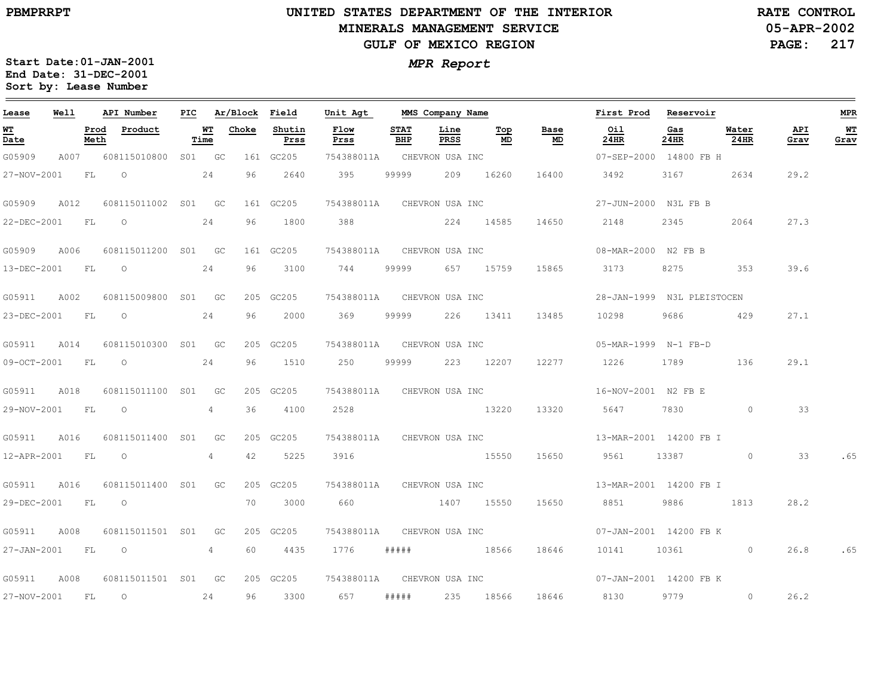PBMPRRPT

# UNITED STATES DEPARTMENT OF THE INTERIOR
## MINERALS MANAGEMENT SERVICE
## GULF OF MEXICO REGION

RATE CONTROL
05-APR-2002

*MPR Report*

Start Date:01-JAN-2001
End Date: 31-DEC-2001
Sort by: Lease Number

| Lease | Well | API Number | PIC | Ar/Block | | Field | Unit Agt | MMS Company Name | | | | First Prod | Reservoir | | | MPR |
|---|---|---|---|---|---|---|---|---|---|---|---|---|---|---|---|---|
| **WT Date** | **Prod Meth** | **Product** | **WT Time** | **Choke** | | **Shutin Prss** | **Flow Prss** | **STAT BHP** | **Line PRSS** | **Top MD** | **Base MD** | **Oil 24HR** | **Gas 24HR** | **Water 24HR** | **API Grav** | **WT Grav** |
| G05909 | A007 | 608115010800 | S01 | GC | 161 | GC205 | 754388011A | CHEVRON USA INC | | | | 07-SEP-2000 | 14800 FB H | | | |
| 27-NOV-2001 | FL | O | 24 | 96 | | 2640 | 395 | 99999 | 209 | 16260 | 16400 | 3492 | 3167 | 2634 | 29.2 | |
| G05909 | A012 | 608115011002 | S01 | GC | 161 | GC205 | 754388011A | CHEVRON USA INC | | | | 27-JUN-2000 | N3L FB B | | | |
| 22-DEC-2001 | FL | O | 24 | 96 | | 1800 | 388 | | 224 | 14585 | 14650 | 2148 | 2345 | 2064 | 27.3 | |
| G05909 | A006 | 608115011200 | S01 | GC | 161 | GC205 | 754388011A | CHEVRON USA INC | | | | 08-MAR-2000 | N2 FB B | | | |
| 13-DEC-2001 | FL | O | 24 | 96 | | 3100 | 744 | 99999 | 657 | 15759 | 15865 | 3173 | 8275 | 353 | 39.6 | |
| G05911 | A002 | 608115009800 | S01 | GC | 205 | GC205 | 754388011A | CHEVRON USA INC | | | | 28-JAN-1999 | N3L PLEISTOCEN | | | |
| 23-DEC-2001 | FL | O | 24 | 96 | | 2000 | 369 | 99999 | 226 | 13411 | 13485 | 10298 | 9686 | 429 | 27.1 | |
| G05911 | A014 | 608115010300 | S01 | GC | 205 | GC205 | 754388011A | CHEVRON USA INC | | | | 05-MAR-1999 | N-1 FB-D | | | |
| 09-OCT-2001 | FL | O | 24 | 96 | | 1510 | 250 | 99999 | 223 | 12207 | 12277 | 1226 | 1789 | 136 | 29.1 | |
| G05911 | A018 | 608115011100 | S01 | GC | 205 | GC205 | 754388011A | CHEVRON USA INC | | | | 16-NOV-2001 | N2 FB E | | | |
| 29-NOV-2001 | FL | O | 4 | 36 | | 4100 | 2528 | | | 13220 | 13320 | 5647 | 7830 | 0 | 33 | |
| G05911 | A016 | 608115011400 | S01 | GC | 205 | GC205 | 754388011A | CHEVRON USA INC | | | | 13-MAR-2001 | 14200 FB I | | | |
| 12-APR-2001 | FL | O | 4 | 42 | | 5225 | 3916 | | | 15550 | 15650 | 9561 | 13387 | 0 | 33 | .65 |
| G05911 | A016 | 608115011400 | S01 | GC | 205 | GC205 | 754388011A | CHEVRON USA INC | | | | 13-MAR-2001 | 14200 FB I | | | |
| 29-DEC-2001 | FL | O | | 70 | | 3000 | 660 | | 1407 | 15550 | 15650 | 8851 | 9886 | 1813 | 28.2 | |
| G05911 | A008 | 608115011501 | S01 | GC | 205 | GC205 | 754388011A | CHEVRON USA INC | | | | 07-JAN-2001 | 14200 FB K | | | |
| 27-JAN-2001 | FL | O | 4 | 60 | | 4435 | 1776 | ##### | | 18566 | 18646 | 10141 | 10361 | 0 | 26.8 | .65 |
| G05911 | A008 | 608115011501 | S01 | GC | 205 | GC205 | 754388011A | CHEVRON USA INC | | | | 07-JAN-2001 | 14200 FB K | | | |
| 27-NOV-2001 | FL | O | 24 | 96 | | 3300 | 657 | ##### | 235 | 18566 | 18646 | 8130 | 9779 | 0 | 26.2 | |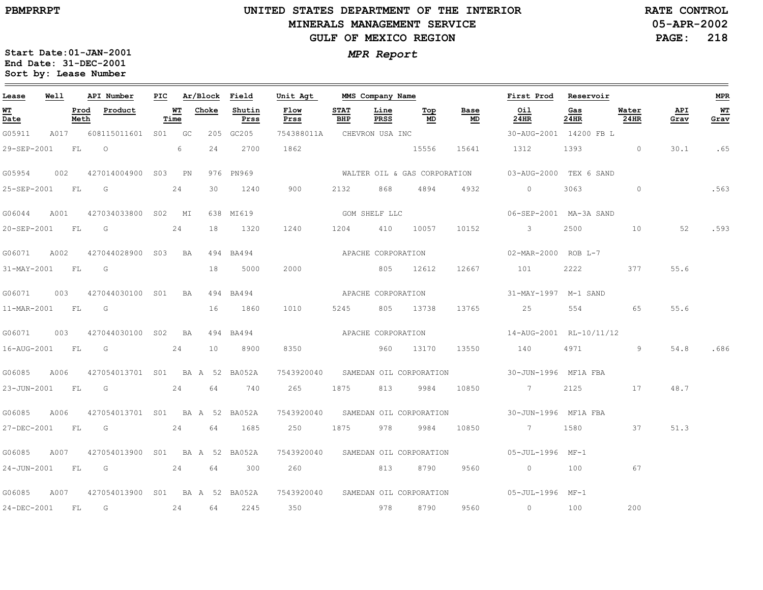# UNITED STATES DEPARTMENT OF THE INTERIOR
## MINERALS MANAGEMENT SERVICE
## GULF OF MEXICO REGION

PBMPRRPT

RATE CONTROL
05-APR-2002

*MPR Report*

Start Date: 01-JAN-2001
End Date: 31-DEC-2001
Sort by: Lease Number

| Lease | Well | API Number | PIC | Ar/Block | Field | Unit Agt | MMS Company Name | | | | First Prod | Reservoir | | | MPR |
|---|---|---|---|---|---|---|---|---|---|---|---|---|---|---|---|
| WT Date | Prod Meth | Product | WT Time | Choke | Shutin Prss | Flow Prss | STAT BHP | Line PRSS | Top MD | Base MD | Oil 24HR | Gas 24HR | Water 24HR | API Grav | WT Grav |
| G05911 | A017 | 608115011601 | S01 | GC 205 | GC205 | 754388011A | CHEVRON USA INC | | | | 30-AUG-2001 | 14200 FB L | | | |
| 29-SEP-2001 | FL | O | 6 | 24 | 2700 | 1862 | | | 15556 | 15641 | 1312 | 1393 | 0 | 30.1 | .65 |
| G05954 | 002 | 427014004900 | S03 | PN 976 | PN969 | | WALTER OIL & GAS CORPORATION | | | | 03-AUG-2000 | TEX 6 SAND | | | |
| 25-SEP-2001 | FL | G | 24 | 30 | 1240 | 900 | 2132 | 868 | 4894 | 4932 | 0 | 3063 | 0 | | .563 |
| G06044 | A001 | 427034033800 | S02 | MI 638 | MI619 | | GOM SHELF LLC | | | | 06-SEP-2001 | MA-3A SAND | | | |
| 20-SEP-2001 | FL | G | 24 | 18 | 1320 | 1240 | 1204 | 410 | 10057 | 10152 | 3 | 2500 | 10 | 52 | .593 |
| G06071 | A002 | 427044028900 | S03 | BA 494 | BA494 | | APACHE CORPORATION | | | | 02-MAR-2000 | ROB L-7 | | | |
| 31-MAY-2001 | FL | G | | 18 | 5000 | 2000 | | 805 | 12612 | 12667 | 101 | 2222 | 377 | 55.6 | |
| G06071 | 003 | 427044030100 | S01 | BA 494 | BA494 | | APACHE CORPORATION | | | | 31-MAY-1997 | M-1 SAND | | | |
| 11-MAR-2001 | FL | G | | 16 | 1860 | 1010 | 5245 | 805 | 13738 | 13765 | 25 | 554 | 65 | 55.6 | |
| G06071 | 003 | 427044030100 | S02 | BA 494 | BA494 | | APACHE CORPORATION | | | | 14-AUG-2001 | RL-10/11/12 | | | |
| 16-AUG-2001 | FL | G | 24 | 10 | 8900 | 8350 | | 960 | 13170 | 13550 | 140 | 4971 | 9 | 54.8 | .686 |
| G06085 | A006 | 427054013701 | S01 | BA A 52 | BA052A | 7543920040 | SAMEDAN OIL CORPORATION | | | | 30-JUN-1996 | MF1A FBA | | | |
| 23-JUN-2001 | FL | G | 24 | 64 | 740 | 265 | 1875 | 813 | 9984 | 10850 | 7 | 2125 | 17 | 48.7 | |
| G06085 | A006 | 427054013701 | S01 | BA A 52 | BA052A | 7543920040 | SAMEDAN OIL CORPORATION | | | | 30-JUN-1996 | MF1A FBA | | | |
| 27-DEC-2001 | FL | G | 24 | 64 | 1685 | 250 | 1875 | 978 | 9984 | 10850 | 7 | 1580 | 37 | 51.3 | |
| G06085 | A007 | 427054013900 | S01 | BA A 52 | BA052A | 7543920040 | SAMEDAN OIL CORPORATION | | | | 05-JUL-1996 | MF-1 | | | |
| 24-JUN-2001 | FL | G | 24 | 64 | 300 | 260 | | 813 | 8790 | 9560 | 0 | 100 | 67 | | |
| G06085 | A007 | 427054013900 | S01 | BA A 52 | BA052A | 7543920040 | SAMEDAN OIL CORPORATION | | | | 05-JUL-1996 | MF-1 | | | |
| 24-DEC-2001 | FL | G | 24 | 64 | 2245 | 350 | | 978 | 8790 | 9560 | 0 | 100 | 200 | | |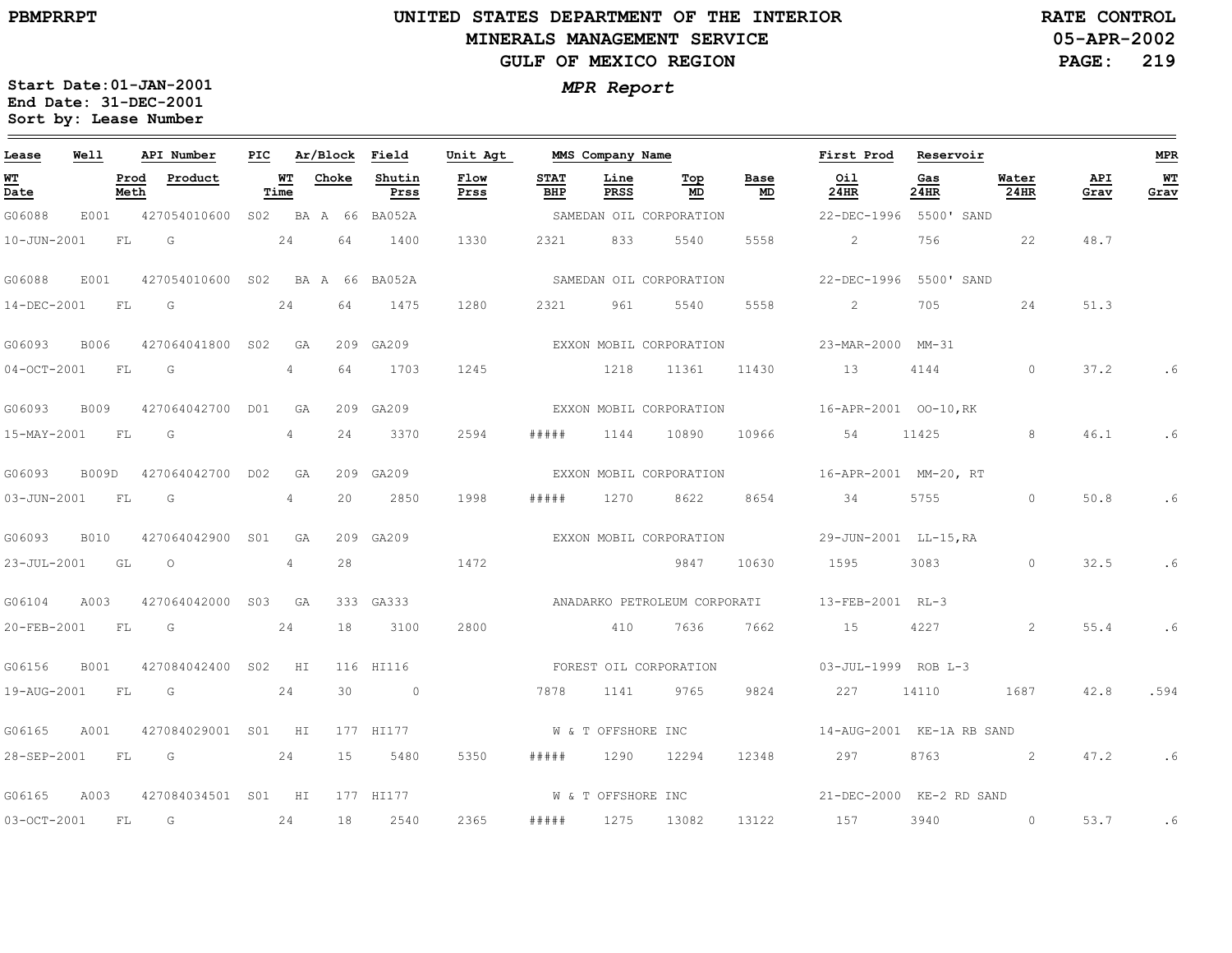PBMPRRPT

# UNITED STATES DEPARTMENT OF THE INTERIOR
## MINERALS MANAGEMENT SERVICE
## GULF OF MEXICO REGION

RATE CONTROL
05-APR-2002

*MPR Report*

**Start Date:01-JAN-2001**
**End Date: 31-DEC-2001**
**Sort by: Lease Number**

| Lease | Well | API Number | PIC | Ar/Block | Field | Unit Agt | MMS Company Name | | | | First Prod | Reservoir | | | MPR |
|---|---|---|---|---|---|---|---|---|---|---|---|---|---|---|---|
| WT Date | Prod Meth | Product | WT Time | Choke | Shutin Prss | Flow Prss | STAT BHP | Line PRSS | Top MD | Base MD | Oil 24HR | Gas 24HR | Water 24HR | API Grav | WT Grav |
| G06088 | E001 | 427054010600 | S02 | BA A 66 | BA052A | | SAMEDAN OIL CORPORATION | | | | 22-DEC-1996 | 5500' SAND | | | |
| 10-JUN-2001 | FL | G | 24 | 64 | 1400 | 1330 | 2321 | 833 | 5540 | 5558 | 2 | 756 | 22 | 48.7 | |
| G06088 | E001 | 427054010600 | S02 | BA A 66 | BA052A | | SAMEDAN OIL CORPORATION | | | | 22-DEC-1996 | 5500' SAND | | | |
| 14-DEC-2001 | FL | G | 24 | 64 | 1475 | 1280 | 2321 | 961 | 5540 | 5558 | 2 | 705 | 24 | 51.3 | |
| G06093 | B006 | 427064041800 | S02 | GA 209 | GA209 | | EXXON MOBIL CORPORATION | | | | 23-MAR-2000 | MM-31 | | | |
| 04-OCT-2001 | FL | G | 4 | 64 | 1703 | 1245 | | 1218 | 11361 | 11430 | 13 | 4144 | 0 | 37.2 | .6 |
| G06093 | B009 | 427064042700 | D01 | GA 209 | GA209 | | EXXON MOBIL CORPORATION | | | | 16-APR-2001 | OO-10,RK | | | |
| 15-MAY-2001 | FL | G | 4 | 24 | 3370 | 2594 | ##### | 1144 | 10890 | 10966 | 54 | 11425 | 8 | 46.1 | .6 |
| G06093 | B009D | 427064042700 | D02 | GA 209 | GA209 | | EXXON MOBIL CORPORATION | | | | 16-APR-2001 | MM-20, RT | | | |
| 03-JUN-2001 | FL | G | 4 | 20 | 2850 | 1998 | ##### | 1270 | 8622 | 8654 | 34 | 5755 | 0 | 50.8 | .6 |
| G06093 | B010 | 427064042900 | S01 | GA 209 | GA209 | | EXXON MOBIL CORPORATION | | | | 29-JUN-2001 | LL-15,RA | | | |
| 23-JUL-2001 | GL | O | 4 | 28 | | 1472 | | | 9847 | 10630 | 1595 | 3083 | 0 | 32.5 | .6 |
| G06104 | A003 | 427064042000 | S03 | GA 333 | GA333 | | ANADARKO PETROLEUM CORPORATI | | | | 13-FEB-2001 | RL-3 | | | |
| 20-FEB-2001 | FL | G | 24 | 18 | 3100 | 2800 | | 410 | 7636 | 7662 | 15 | 4227 | 2 | 55.4 | .6 |
| G06156 | B001 | 427084042400 | S02 | HI 116 | HI116 | | FOREST OIL CORPORATION | | | | 03-JUL-1999 | ROB L-3 | | | |
| 19-AUG-2001 | FL | G | 24 | 30 | 0 | | 7878 | 1141 | 9765 | 9824 | 227 | 14110 | 1687 | 42.8 | .594 |
| G06165 | A001 | 427084029001 | S01 | HI 177 | HI177 | | W & T OFFSHORE INC | | | | 14-AUG-2001 | KE-1A RB SAND | | | |
| 28-SEP-2001 | FL | G | 24 | 15 | 5480 | 5350 | ##### | 1290 | 12294 | 12348 | 297 | 8763 | 2 | 47.2 | .6 |
| G06165 | A003 | 427084034501 | S01 | HI 177 | HI177 | | W & T OFFSHORE INC | | | | 21-DEC-2000 | KE-2 RD SAND | | | |
| 03-OCT-2001 | FL | G | 24 | 18 | 2540 | 2365 | ##### | 1275 | 13082 | 13122 | 157 | 3940 | 0 | 53.7 | .6 |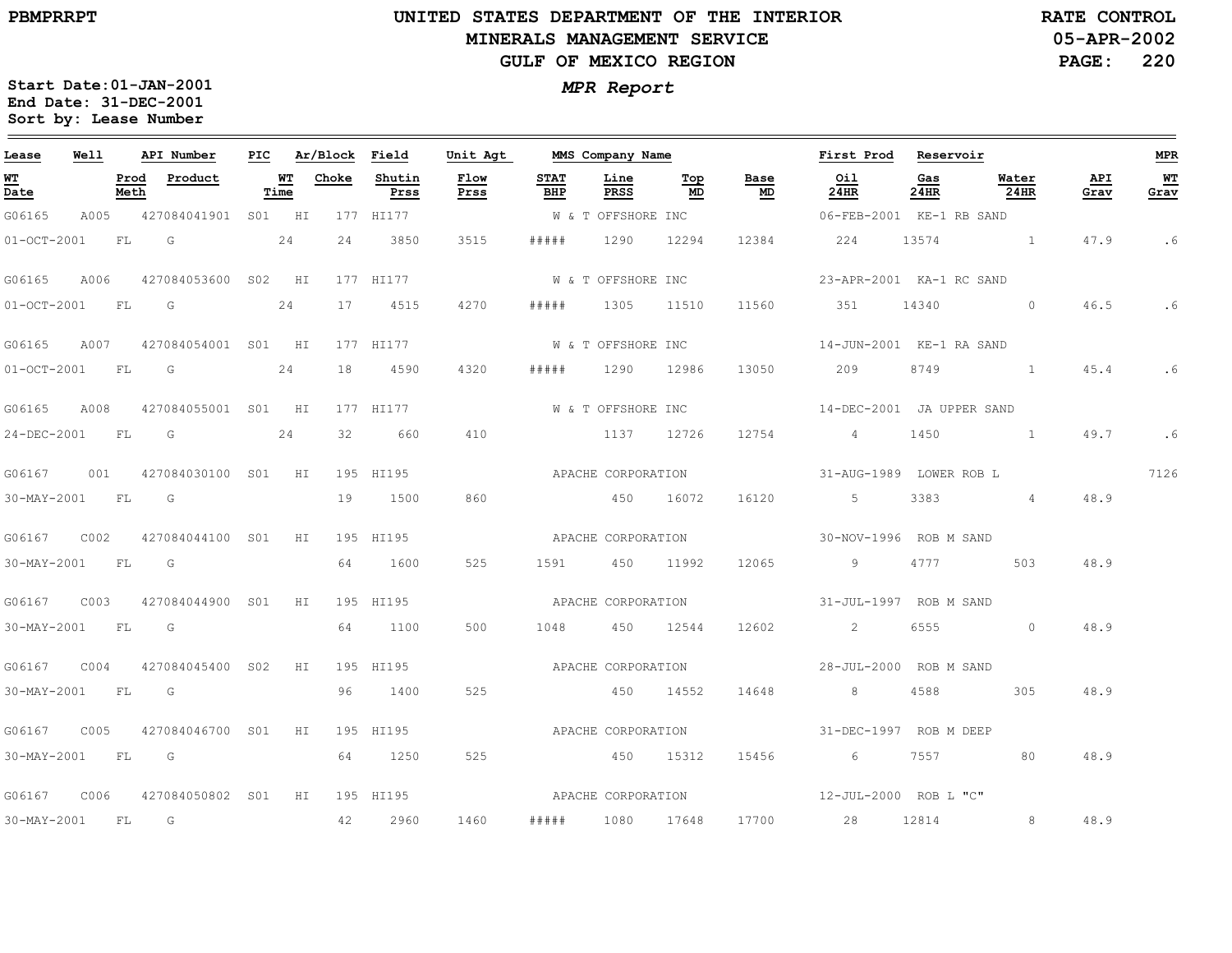# UNITED STATES DEPARTMENT OF THE INTERIOR
## MINERALS MANAGEMENT SERVICE
## GULF OF MEXICO REGION

PBMPRRPT

RATE CONTROL
05-APR-2002

**Start Date:** 01-JAN-2001
**End Date:** 31-DEC-2001
**Sort by:** Lease Number

*MPR Report*

| Lease | Well | API Number | PIC | Ar/Block | Field | Unit Agt | MMS Company Name | | | | First Prod | Reservoir | | | MPR |
|---|---|---|---|---|---|---|---|---|---|---|---|---|---|---|---|
| **WT Date** | **Prod Meth** | **Product** | **WT Time** | **Choke** | **Shutin Prss** | **Flow Prss** | **STAT BHP** | **Line PRSS** | **Top MD** | **Base MD** | **Oil 24HR** | **Gas 24HR** | **Water 24HR** | **API Grav** | **WT Grav** |
| G06165 | A005 | 427084041901 | S01 | HI 177 | HI177 | | W & T OFFSHORE INC | | | | 06-FEB-2001 | KE-1 RB SAND | | | |
| 01-OCT-2001 | FL | G | 24 | 24 | 3850 | 3515 | ##### | 1290 | 12294 | 12384 | 224 | 13574 | 1 | 47.9 | .6 |
| G06165 | A006 | 427084053600 | S02 | HI 177 | HI177 | | W & T OFFSHORE INC | | | | 23-APR-2001 | KA-1 RC SAND | | | |
| 01-OCT-2001 | FL | G | 24 | 17 | 4515 | 4270 | ##### | 1305 | 11510 | 11560 | 351 | 14340 | 0 | 46.5 | .6 |
| G06165 | A007 | 427084054001 | S01 | HI 177 | HI177 | | W & T OFFSHORE INC | | | | 14-JUN-2001 | KE-1 RA SAND | | | |
| 01-OCT-2001 | FL | G | 24 | 18 | 4590 | 4320 | ##### | 1290 | 12986 | 13050 | 209 | 8749 | 1 | 45.4 | .6 |
| G06165 | A008 | 427084055001 | S01 | HI 177 | HI177 | | W & T OFFSHORE INC | | | | 14-DEC-2001 | JA UPPER SAND | | | |
| 24-DEC-2001 | FL | G | 24 | 32 | 660 | 410 | | 1137 | 12726 | 12754 | 4 | 1450 | 1 | 49.7 | .6 |
| G06167 | 001 | 427084030100 | S01 | HI 195 | HI195 | | APACHE CORPORATION | | | | 31-AUG-1989 | LOWER ROB L | | | 7126 |
| 30-MAY-2001 | FL | G | | 19 | 1500 | 860 | | 450 | 16072 | 16120 | 5 | 3383 | 4 | 48.9 | |
| G06167 | C002 | 427084044100 | S01 | HI 195 | HI195 | | APACHE CORPORATION | | | | 30-NOV-1996 | ROB M SAND | | | |
| 30-MAY-2001 | FL | G | | 64 | 1600 | 525 | 1591 | 450 | 11992 | 12065 | 9 | 4777 | 503 | 48.9 | |
| G06167 | C003 | 427084044900 | S01 | HI 195 | HI195 | | APACHE CORPORATION | | | | 31-JUL-1997 | ROB M SAND | | | |
| 30-MAY-2001 | FL | G | | 64 | 1100 | 500 | 1048 | 450 | 12544 | 12602 | 2 | 6555 | 0 | 48.9 | |
| G06167 | C004 | 427084045400 | S02 | HI 195 | HI195 | | APACHE CORPORATION | | | | 28-JUL-2000 | ROB M SAND | | | |
| 30-MAY-2001 | FL | G | | 96 | 1400 | 525 | | 450 | 14552 | 14648 | 8 | 4588 | 305 | 48.9 | |
| G06167 | C005 | 427084046700 | S01 | HI 195 | HI195 | | APACHE CORPORATION | | | | 31-DEC-1997 | ROB M DEEP | | | |
| 30-MAY-2001 | FL | G | | 64 | 1250 | 525 | | 450 | 15312 | 15456 | 6 | 7557 | 80 | 48.9 | |
| G06167 | C006 | 427084050802 | S01 | HI 195 | HI195 | | APACHE CORPORATION | | | | 12-JUL-2000 | ROB L "C" | | | |
| 30-MAY-2001 | FL | G | | 42 | 2960 | 1460 | ##### | 1080 | 17648 | 17700 | 28 | 12814 | 8 | 48.9 | |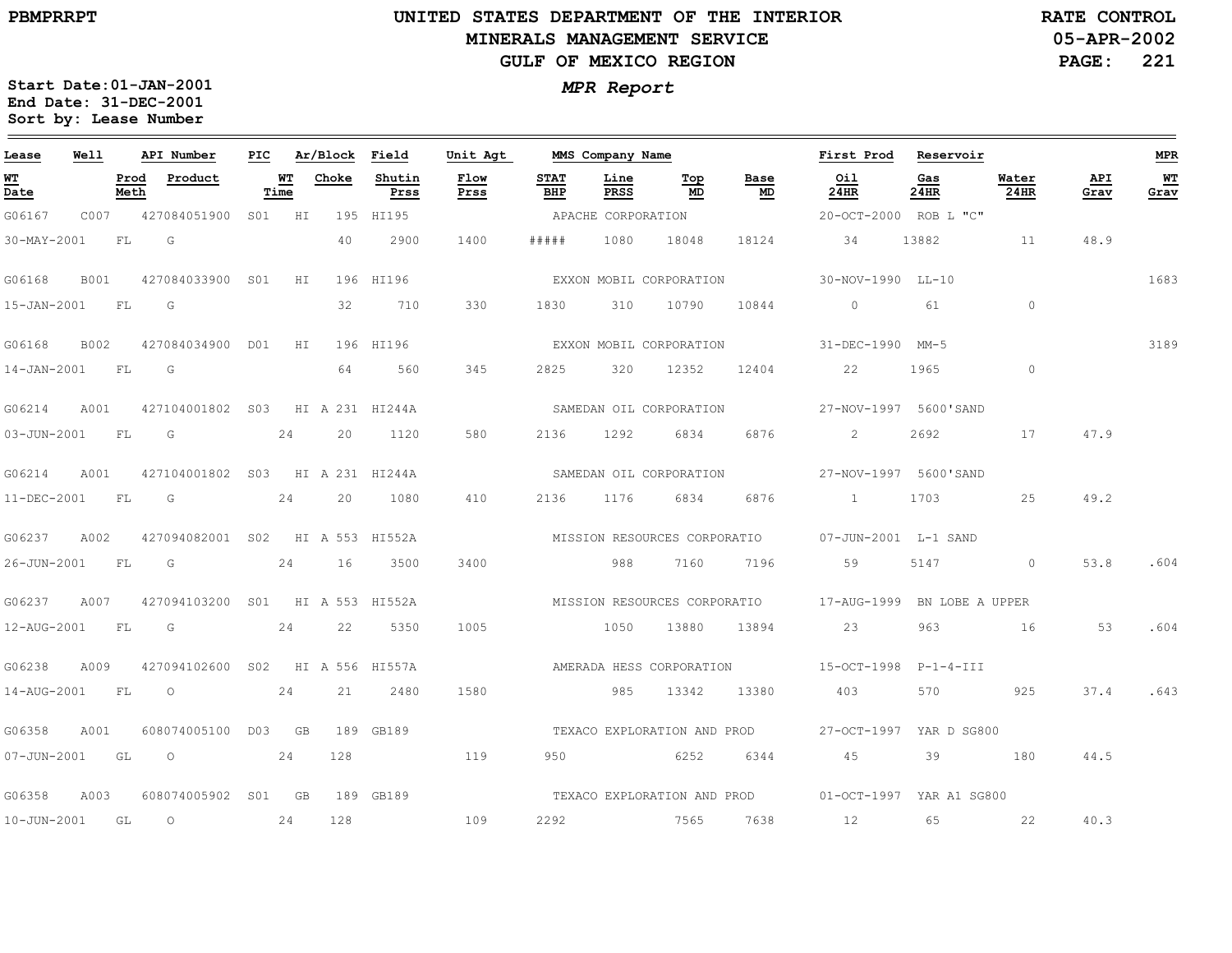PBMPRRPT

# UNITED STATES DEPARTMENT OF THE INTERIOR
## MINERALS MANAGEMENT SERVICE
## GULF OF MEXICO REGION

RATE CONTROL
05-APR-2002

*MPR Report*

Start Date:01-JAN-2001
End Date: 31-DEC-2001
Sort by: Lease Number

| Lease | Well | API Number | PIC | Ar/Block | Field | Unit Agt | MMS Company Name | | | | First Prod | Reservoir | | | MPR |
|---|---|---|---|---|---|---|---|---|---|---|---|---|---|---|---|
| WT Date | Prod Meth | Product | WT Time | Choke | Shutin Prss | Flow Prss | STAT BHP | Line PRSS | Top MD | Base MD | Oil 24HR | Gas 24HR | Water 24HR | API Grav | WT Grav |
| G06167 | C007 | 427084051900 | S01 | HI 195 | HI195 | | APACHE CORPORATION | | | | 20-OCT-2000 | ROB L "C" | | | |
| 30-MAY-2001 | FL | G | | 40 | 2900 | 1400 | ##### | 1080 | 18048 | 18124 | 34 | 13882 | 11 | 48.9 | |
| G06168 | B001 | 427084033900 | S01 | HI 196 | HI196 | | EXXON MOBIL CORPORATION | | | | 30-NOV-1990 | LL-10 | | | 1683 |
| 15-JAN-2001 | FL | G | | 32 | 710 | 330 | 1830 | 310 | 10790 | 10844 | 0 | 61 | 0 | | |
| G06168 | B002 | 427084034900 | D01 | HI 196 | HI196 | | EXXON MOBIL CORPORATION | | | | 31-DEC-1990 | MM-5 | | | 3189 |
| 14-JAN-2001 | FL | G | | 64 | 560 | 345 | 2825 | 320 | 12352 | 12404 | 22 | 1965 | 0 | | |
| G06214 | A001 | 427104001802 | S03 | HI A 231 | HI244A | | SAMEDAN OIL CORPORATION | | | | 27-NOV-1997 | 5600'SAND | | | |
| 03-JUN-2001 | FL | G | 24 | 20 | 1120 | 580 | 2136 | 1292 | 6834 | 6876 | 2 | 2692 | 17 | 47.9 | |
| G06214 | A001 | 427104001802 | S03 | HI A 231 | HI244A | | SAMEDAN OIL CORPORATION | | | | 27-NOV-1997 | 5600'SAND | | | |
| 11-DEC-2001 | FL | G | 24 | 20 | 1080 | 410 | 2136 | 1176 | 6834 | 6876 | 1 | 1703 | 25 | 49.2 | |
| G06237 | A002 | 427094082001 | S02 | HI A 553 | HI552A | | MISSION RESOURCES CORPORATIO | | | | 07-JUN-2001 | L-1 SAND | | | |
| 26-JUN-2001 | FL | G | 24 | 16 | 3500 | 3400 | | 988 | 7160 | 7196 | 59 | 5147 | 0 | 53.8 | .604 |
| G06237 | A007 | 427094103200 | S01 | HI A 553 | HI552A | | MISSION RESOURCES CORPORATIO | | | | 17-AUG-1999 | BN LOBE A UPPER | | | |
| 12-AUG-2001 | FL | G | 24 | 22 | 5350 | 1005 | | 1050 | 13880 | 13894 | 23 | 963 | 16 | 53 | .604 |
| G06238 | A009 | 427094102600 | S02 | HI A 556 | HI557A | | AMERADA HESS CORPORATION | | | | 15-OCT-1998 | P-1-4-III | | | |
| 14-AUG-2001 | FL | O | 24 | 21 | 2480 | 1580 | | 985 | 13342 | 13380 | 403 | 570 | 925 | 37.4 | .643 |
| G06358 | A001 | 608074005100 | D03 | GB 189 | GB189 | | TEXACO EXPLORATION AND PROD | | | | 27-OCT-1997 | YAR D SG800 | | | |
| 07-JUN-2001 | GL | O | 24 | 128 | | 119 | 950 | | 6252 | 6344 | 45 | 39 | 180 | 44.5 | |
| G06358 | A003 | 608074005902 | S01 | GB 189 | GB189 | | TEXACO EXPLORATION AND PROD | | | | 01-OCT-1997 | YAR A1 SG800 | | | |
| 10-JUN-2001 | GL | O | 24 | 128 | | 109 | 2292 | | 7565 | 7638 | 12 | 65 | 22 | 40.3 | |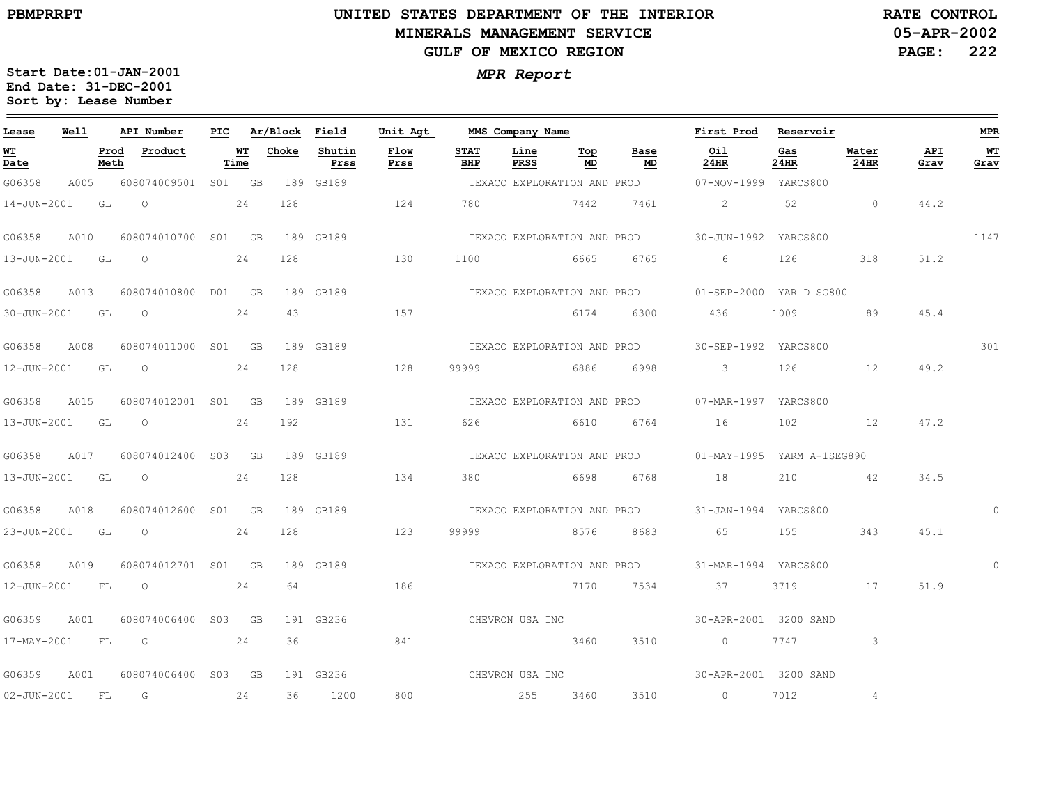# UNITED STATES DEPARTMENT OF THE INTERIOR
## MINERALS MANAGEMENT SERVICE
## GULF OF MEXICO REGION

PBMPRRPT

RATE CONTROL
05-APR-2002

Start Date: 01-JAN-2001
End Date: 31-DEC-2001
Sort by: Lease Number

*MPR Report*

| Lease | Well | API Number | PIC | Ar/Block | | Field | Unit Agt | MMS Company Name | | | | First Prod | Reservoir | | | MPR |
|---|---|---|---|---|---|---|---|---|---|---|---|---|---|---|---|---|
| WT Date | Prod Meth | Product | WT Time | Choke | | Shutin Prss | Flow Prss | STAT BHP | Line PRSS | Top MD | Base MD | Oil 24HR | Gas 24HR | Water 24HR | API Grav | WT Grav |
| G06358 | A005 | 608074009501 | S01 | GB | 189 | GB189 | | TEXACO EXPLORATION AND PROD | | | | 07-NOV-1999 | YARCS800 | | | |
| 14-JUN-2001 | GL | O | 24 | 128 | | | 124 | 780 | | 7442 | 7461 | 2 | 52 | 0 | 44.2 | |
| G06358 | A010 | 608074010700 | S01 | GB | 189 | GB189 | | TEXACO EXPLORATION AND PROD | | | | 30-JUN-1992 | YARCS800 | | | 1147 |
| 13-JUN-2001 | GL | O | 24 | 128 | | | 130 | 1100 | | 6665 | 6765 | 6 | 126 | 318 | 51.2 | |
| G06358 | A013 | 608074010800 | D01 | GB | 189 | GB189 | | TEXACO EXPLORATION AND PROD | | | | 01-SEP-2000 | YAR D SG800 | | | |
| 30-JUN-2001 | GL | O | 24 | 43 | | | 157 | | | 6174 | 6300 | 436 | 1009 | 89 | 45.4 | |
| G06358 | A008 | 608074011000 | S01 | GB | 189 | GB189 | | TEXACO EXPLORATION AND PROD | | | | 30-SEP-1992 | YARCS800 | | | 301 |
| 12-JUN-2001 | GL | O | 24 | 128 | | | 128 | 99999 | | 6886 | 6998 | 3 | 126 | 12 | 49.2 | |
| G06358 | A015 | 608074012001 | S01 | GB | 189 | GB189 | | TEXACO EXPLORATION AND PROD | | | | 07-MAR-1997 | YARCS800 | | | |
| 13-JUN-2001 | GL | O | 24 | 192 | | | 131 | 626 | | 6610 | 6764 | 16 | 102 | 12 | 47.2 | |
| G06358 | A017 | 608074012400 | S03 | GB | 189 | GB189 | | TEXACO EXPLORATION AND PROD | | | | 01-MAY-1995 | YARM A-1SEG890 | | | |
| 13-JUN-2001 | GL | O | 24 | 128 | | | 134 | 380 | | 6698 | 6768 | 18 | 210 | 42 | 34.5 | |
| G06358 | A018 | 608074012600 | S01 | GB | 189 | GB189 | | TEXACO EXPLORATION AND PROD | | | | 31-JAN-1994 | YARCS800 | | | 0 |
| 23-JUN-2001 | GL | O | 24 | 128 | | | 123 | 99999 | | 8576 | 8683 | 65 | 155 | 343 | 45.1 | |
| G06358 | A019 | 608074012701 | S01 | GB | 189 | GB189 | | TEXACO EXPLORATION AND PROD | | | | 31-MAR-1994 | YARCS800 | | | 0 |
| 12-JUN-2001 | FL | O | 24 | 64 | | | 186 | | | 7170 | 7534 | 37 | 3719 | 17 | 51.9 | |
| G06359 | A001 | 608074006400 | S03 | GB | 191 | GB236 | | CHEVRON USA INC | | | | 30-APR-2001 | 3200 SAND | | | |
| 17-MAY-2001 | FL | G | 24 | 36 | | | 841 | | | 3460 | 3510 | 0 | 7747 | 3 | | |
| G06359 | A001 | 608074006400 | S03 | GB | 191 | GB236 | | CHEVRON USA INC | | | | 30-APR-2001 | 3200 SAND | | | |
| 02-JUN-2001 | FL | G | 24 | 36 | | 1200 | 800 | | 255 | 3460 | 3510 | 0 | 7012 | 4 | | |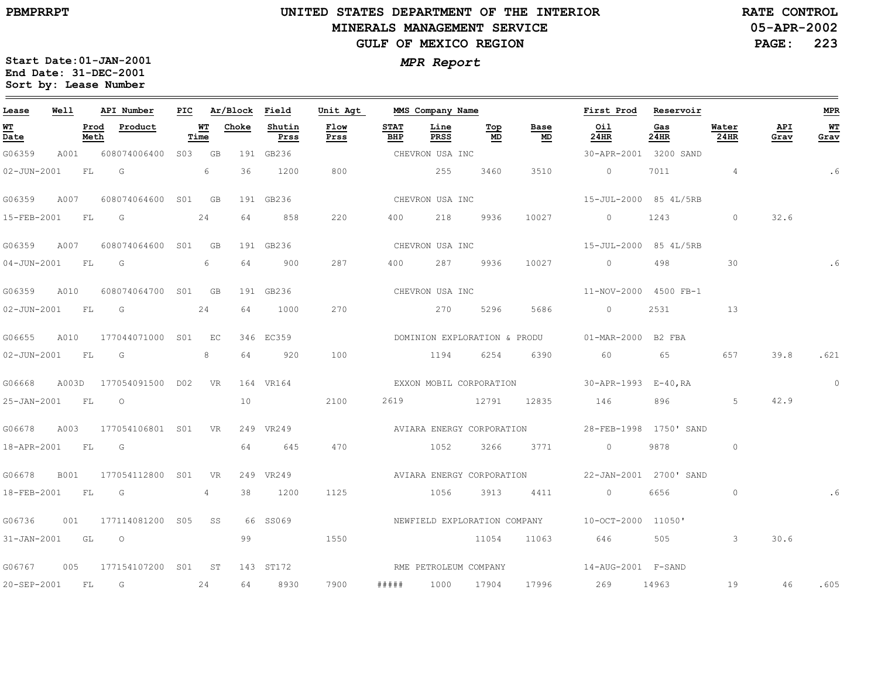# UNITED STATES DEPARTMENT OF THE INTERIOR
## MINERALS MANAGEMENT SERVICE
## GULF OF MEXICO REGION

PBMPRRPT

RATE CONTROL
05-APR-2002

*MPR Report*

**Start Date:01-JAN-2001**
**End Date: 31-DEC-2001**
**Sort by: Lease Number**

| Lease | Well | API Number | PIC | Ar/Block | | Field | Unit Agt | MMS Company Name | | | | First Prod | Reservoir | | | MPR |
|---|---|---|---|---|---|---|---|---|---|---|---|---|---|---|---|---|
| WT Date | | Prod Meth | Product | WT Time | Choke | Shutin Prss | Flow Prss | STAT BHP | Line PRSS | Top MD | Base MD | Oil 24HR | Gas 24HR | Water 24HR | API Grav | WT Grav |
| G06359 | A001 | 608074006400 | S03 | GB | 191 | GB236 | | CHEVRON USA INC | | | | 30-APR-2001 | 3200 SAND | | | |
| 02-JUN-2001 | | FL | G | 6 | 36 | 1200 | 800 | | 255 | 3460 | 3510 | 0 | 7011 | 4 | | .6 |
| G06359 | A007 | 608074064600 | S01 | GB | 191 | GB236 | | CHEVRON USA INC | | | | 15-JUL-2000 | 85 4L/5RB | | | |
| 15-FEB-2001 | | FL | G | 24 | 64 | 858 | 220 | 400 | 218 | 9936 | 10027 | 0 | 1243 | 0 | 32.6 | |
| G06359 | A007 | 608074064600 | S01 | GB | 191 | GB236 | | CHEVRON USA INC | | | | 15-JUL-2000 | 85 4L/5RB | | | |
| 04-JUN-2001 | | FL | G | 6 | 64 | 900 | 287 | 400 | 287 | 9936 | 10027 | 0 | 498 | 30 | | .6 |
| G06359 | A010 | 608074064700 | S01 | GB | 191 | GB236 | | CHEVRON USA INC | | | | 11-NOV-2000 | 4500 FB-1 | | | |
| 02-JUN-2001 | | FL | G | 24 | 64 | 1000 | 270 | | 270 | 5296 | 5686 | 0 | 2531 | 13 | | |
| G06655 | A010 | 177044071000 | S01 | EC | 346 | EC359 | | DOMINION EXPLORATION & PRODU | | | | 01-MAR-2000 | B2 FBA | | | |
| 02-JUN-2001 | | FL | G | 8 | 64 | 920 | 100 | | 1194 | 6254 | 6390 | 60 | 65 | 657 | 39.8 | .621 |
| G06668 | A003D | 177054091500 | D02 | VR | 164 | VR164 | | EXXON MOBIL CORPORATION | | | | 30-APR-1993 | E-40,RA | | | 0 |
| 25-JAN-2001 | | FL | O | | 10 | | 2100 | 2619 | | 12791 | 12835 | 146 | 896 | 5 | 42.9 | |
| G06678 | A003 | 177054106801 | S01 | VR | 249 | VR249 | | AVIARA ENERGY CORPORATION | | | | 28-FEB-1998 | 1750' SAND | | | |
| 18-APR-2001 | | FL | G | | 64 | 645 | 470 | | 1052 | 3266 | 3771 | 0 | 9878 | 0 | | |
| G06678 | B001 | 177054112800 | S01 | VR | 249 | VR249 | | AVIARA ENERGY CORPORATION | | | | 22-JAN-2001 | 2700' SAND | | | |
| 18-FEB-2001 | | FL | G | 4 | 38 | 1200 | 1125 | | 1056 | 3913 | 4411 | 0 | 6656 | 0 | | .6 |
| G06736 | 001 | 177114081200 | S05 | SS | 66 | SS069 | | NEWFIELD EXPLORATION COMPANY | | | | 10-OCT-2000 | 11050' | | | |
| 31-JAN-2001 | | GL | O | | 99 | | 1550 | | | 11054 | 11063 | 646 | 505 | 3 | 30.6 | |
| G06767 | 005 | 177154107200 | S01 | ST | 143 | ST172 | | RME PETROLEUM COMPANY | | | | 14-AUG-2001 | F-SAND | | | |
| 20-SEP-2001 | | FL | G | 24 | 64 | 8930 | 7900 | ##### | 1000 | 17904 | 17996 | 269 | 14963 | 19 | 46 | .605 |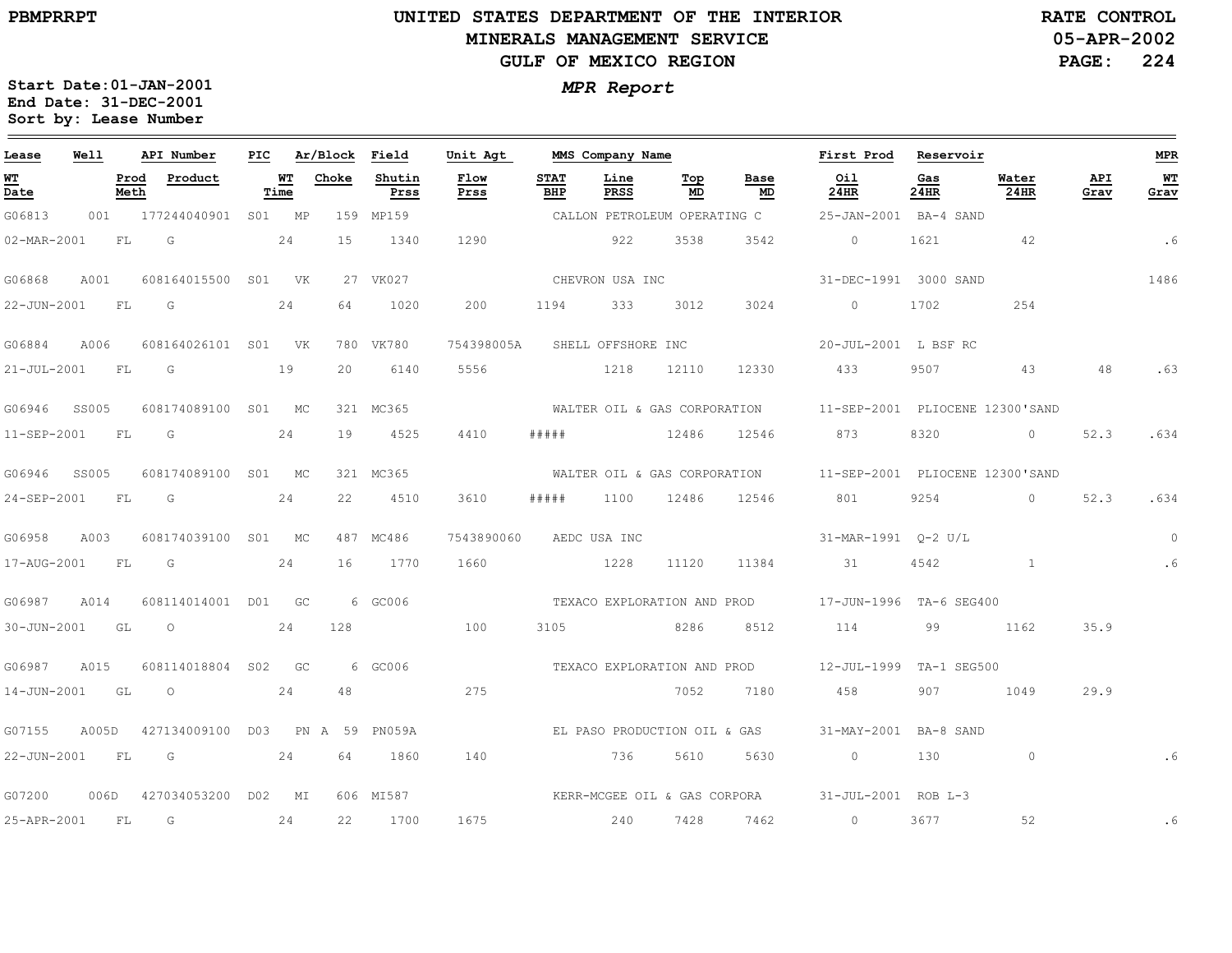# UNITED STATES DEPARTMENT OF THE INTERIOR
## MINERALS MANAGEMENT SERVICE
## GULF OF MEXICO REGION

PBMPRRPT

RATE CONTROL
05-APR-2002
PAGE: 224

***MPR Report***

**Start Date:01-JAN-2001**
**End Date: 31-DEC-2001**
**Sort by: Lease Number**

| Lease | Well | API Number | PIC | Ar/Block | Field | Unit Agt | MMS Company Name | | | | First Prod | Reservoir | | | MPR |
|---|---|---|---|---|---|---|---|---|---|---|---|---|---|---|---|
| WT Date | Prod Meth | Product | WT Time | Choke | Shutin Prss | Flow Prss | STAT BHP | Line PRSS | Top MD | Base MD | Oil 24HR | Gas 24HR | Water 24HR | API Grav | WT Grav |
| G06813 | 001 | 177244040901 | S01 | MP 159 | MP159 | | CALLON PETROLEUM OPERATING C | | | | 25-JAN-2001 | BA-4 SAND | | | |
| 02-MAR-2001 | FL | G | 24 | 15 | 1340 | 1290 | | 922 | 3538 | 3542 | 0 | 1621 | 42 | | .6 |
| G06868 | A001 | 608164015500 | S01 | VK 27 | VK027 | | CHEVRON USA INC | | | | 31-DEC-1991 | 3000 SAND | | | 1486 |
| 22-JUN-2001 | FL | G | 24 | 64 | 1020 | 200 | 1194 | 333 | 3012 | 3024 | 0 | 1702 | 254 | | |
| G06884 | A006 | 608164026101 | S01 | VK 780 | VK780 | 754398005A | SHELL OFFSHORE INC | | | | 20-JUL-2001 | L BSF RC | | | |
| 21-JUL-2001 | FL | G | 19 | 20 | 6140 | 5556 | | 1218 | 12110 | 12330 | 433 | 9507 | 43 | 48 | .63 |
| G06946 | SS005 | 608174089100 | S01 | MC 321 | MC365 | | WALTER OIL & GAS CORPORATION | | | | 11-SEP-2001 | PLIOCENE 12300'SAND | | | |
| 11-SEP-2001 | FL | G | 24 | 19 | 4525 | 4410 | ##### | | 12486 | 12546 | 873 | 8320 | 0 | 52.3 | .634 |
| G06946 | SS005 | 608174089100 | S01 | MC 321 | MC365 | | WALTER OIL & GAS CORPORATION | | | | 11-SEP-2001 | PLIOCENE 12300'SAND | | | |
| 24-SEP-2001 | FL | G | 24 | 22 | 4510 | 3610 | ##### | 1100 | 12486 | 12546 | 801 | 9254 | 0 | 52.3 | .634 |
| G06958 | A003 | 608174039100 | S01 | MC 487 | MC486 | 7543890060 | AEDC USA INC | | | | 31-MAR-1991 | Q-2 U/L | | | 0 |
| 17-AUG-2001 | FL | G | 24 | 16 | 1770 | 1660 | | 1228 | 11120 | 11384 | 31 | 4542 | 1 | | .6 |
| G06987 | A014 | 608114014001 | D01 | GC 6 | GC006 | | TEXACO EXPLORATION AND PROD | | | | 17-JUN-1996 | TA-6 SEG400 | | | |
| 30-JUN-2001 | GL | O | 24 | 128 | | 100 | 3105 | | 8286 | 8512 | 114 | 99 | 1162 | 35.9 | |
| G06987 | A015 | 608114018804 | S02 | GC 6 | GC006 | | TEXACO EXPLORATION AND PROD | | | | 12-JUL-1999 | TA-1 SEG500 | | | |
| 14-JUN-2001 | GL | O | 24 | 48 | | 275 | | | 7052 | 7180 | 458 | 907 | 1049 | 29.9 | |
| G07155 | A005D | 427134009100 | D03 | PN A 59 | PN059A | | EL PASO PRODUCTION OIL & GAS | | | | 31-MAY-2001 | BA-8 SAND | | | |
| 22-JUN-2001 | FL | G | 24 | 64 | 1860 | 140 | | 736 | 5610 | 5630 | 0 | 130 | 0 | | .6 |
| G07200 | 006D | 427034053200 | D02 | MI 606 | MI587 | | KERR-MCGEE OIL & GAS CORPORA | | | | 31-JUL-2001 | ROB L-3 | | | |
| 25-APR-2001 | FL | G | 24 | 22 | 1700 | 1675 | | 240 | 7428 | 7462 | 0 | 3677 | 52 | | .6 |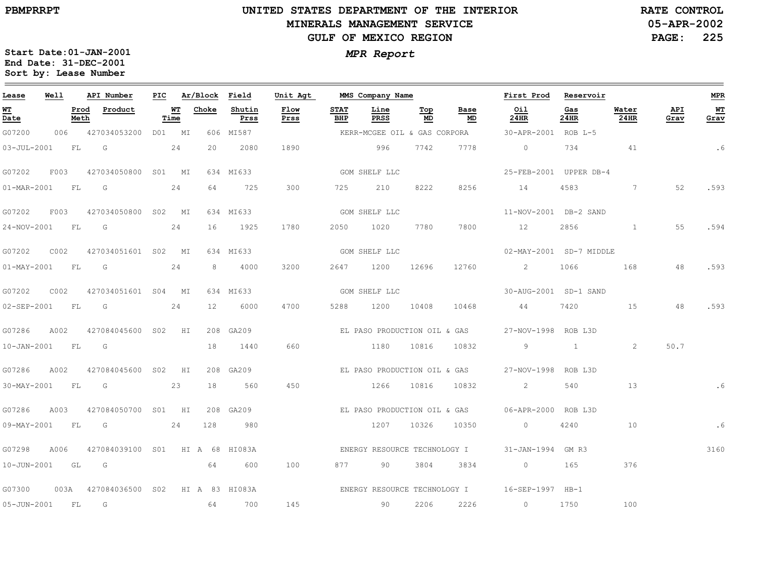PBMPRRPT

# UNITED STATES DEPARTMENT OF THE INTERIOR
## MINERALS MANAGEMENT SERVICE
## GULF OF MEXICO REGION

RATE CONTROL
05-APR-2002
PAGE: 225

Start Date:01-JAN-2001
End Date: 31-DEC-2001
Sort by: Lease Number

***MPR Report***

| Lease | Well | | API Number | PIC | Ar/Block | | Field | Unit Agt | MMS Company Name | | | | First Prod | Reservoir | | | MPR |
|---|---|---|---|---|---|---|---|---|---|---|---|---|---|---|---|---|---|
| WT Date | | Prod Meth | Product | | WT Time | Choke | Shutin Prss | Flow Prss | STAT BHP | Line PRSS | Top MD | Base MD | Oil 24HR | Gas 24HR | Water 24HR | API Grav | WT Grav |
| G07200 | 006 | | 427034053200 | D01 | MI | 606 | MI587 | | KERR-MCGEE OIL & GAS CORPORA | | | | 30-APR-2001 | ROB L-5 | | | |
| 03-JUL-2001 | | FL | G | | 24 | 20 | 2080 | 1890 | | 996 | 7742 | 7778 | 0 | 734 | 41 | | .6 |
| G07202 | F003 | | 427034050800 | S01 | MI | 634 | MI633 | | GOM SHELF LLC | | | | 25-FEB-2001 | UPPER DB-4 | | | |
| 01-MAR-2001 | | FL | G | | 24 | 64 | 725 | 300 | 725 | 210 | 8222 | 8256 | 14 | 4583 | 7 | 52 | .593 |
| G07202 | F003 | | 427034050800 | S02 | MI | 634 | MI633 | | GOM SHELF LLC | | | | 11-NOV-2001 | DB-2 SAND | | | |
| 24-NOV-2001 | | FL | G | | 24 | 16 | 1925 | 1780 | 2050 | 1020 | 7780 | 7800 | 12 | 2856 | 1 | 55 | .594 |
| G07202 | C002 | | 427034051601 | S02 | MI | 634 | MI633 | | GOM SHELF LLC | | | | 02-MAY-2001 | SD-7 MIDDLE | | | |
| 01-MAY-2001 | | FL | G | | 24 | 8 | 4000 | 3200 | 2647 | 1200 | 12696 | 12760 | 2 | 1066 | 168 | 48 | .593 |
| G07202 | C002 | | 427034051601 | S04 | MI | 634 | MI633 | | GOM SHELF LLC | | | | 30-AUG-2001 | SD-1 SAND | | | |
| 02-SEP-2001 | | FL | G | | 24 | 12 | 6000 | 4700 | 5288 | 1200 | 10408 | 10468 | 44 | 7420 | 15 | 48 | .593 |
| G07286 | A002 | | 427084045600 | S02 | HI | 208 | GA209 | | EL PASO PRODUCTION OIL & GAS | | | | 27-NOV-1998 | ROB L3D | | | |
| 10-JAN-2001 | | FL | G | | | 18 | 1440 | 660 | | 1180 | 10816 | 10832 | 9 | 1 | 2 | 50.7 | |
| G07286 | A002 | | 427084045600 | S02 | HI | 208 | GA209 | | EL PASO PRODUCTION OIL & GAS | | | | 27-NOV-1998 | ROB L3D | | | |
| 30-MAY-2001 | | FL | G | | 23 | 18 | 560 | 450 | | 1266 | 10816 | 10832 | 2 | 540 | 13 | | .6 |
| G07286 | A003 | | 427084050700 | S01 | HI | 208 | GA209 | | EL PASO PRODUCTION OIL & GAS | | | | 06-APR-2000 | ROB L3D | | | |
| 09-MAY-2001 | | FL | G | | 24 | 128 | 980 | | | 1207 | 10326 | 10350 | 0 | 4240 | 10 | | .6 |
| G07298 | A006 | | 427084039100 | S01 | HI A | 68 | HI083A | | ENERGY RESOURCE TECHNOLOGY I | | | | 31-JAN-1994 | GM R3 | | | 3160 |
| 10-JUN-2001 | | GL | G | | | 64 | 600 | 100 | 877 | 90 | 3804 | 3834 | 0 | 165 | 376 | | |
| G07300 | 003A | | 427084036500 | S02 | HI A | 83 | HI083A | | ENERGY RESOURCE TECHNOLOGY I | | | | 16-SEP-1997 | HB-1 | | | |
| 05-JUN-2001 | | FL | G | | | 64 | 700 | 145 | | 90 | 2206 | 2226 | 0 | 1750 | 100 | | |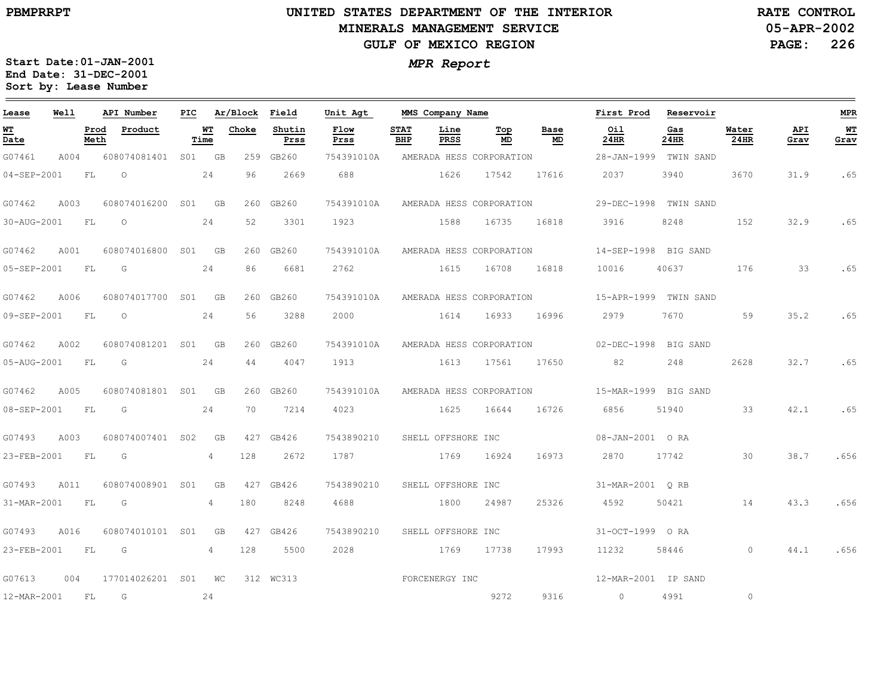PBMPRRPT

# UNITED STATES DEPARTMENT OF THE INTERIOR
## MINERALS MANAGEMENT SERVICE
## GULF OF MEXICO REGION

RATE CONTROL
05-APR-2002

*MPR Report*

Start Date:01-JAN-2001
End Date: 31-DEC-2001
Sort by: Lease Number

| Lease | Well | | API Number | PIC | Ar/Block | | Field | Unit Agt | MMS Company Name | | | | First Prod | Reservoir | | | MPR |
|---|---|---|---|---|---|---|---|---|---|---|---|---|---|---|---|---|---|
| WT Date | | Prod Meth | Product | WT Time | | Choke | Shutin Prss | Flow Prss | STAT BHP | Line PRSS | Top MD | Base MD | Oil 24HR | Gas 24HR | Water 24HR | API Grav | WT Grav |
| G07461 | A004 | | 608074081401 | S01 | GB | 259 | GB260 | 754391010A | AMERADA HESS CORPORATION | | | | 28-JAN-1999 | TWIN SAND | | | |
| 04-SEP-2001 | | FL | O | 24 | | 96 | 2669 | 688 | | 1626 | 17542 | 17616 | 2037 | 3940 | 3670 | 31.9 | .65 |
| G07462 | A003 | | 608074016200 | S01 | GB | 260 | GB260 | 754391010A | AMERADA HESS CORPORATION | | | | 29-DEC-1998 | TWIN SAND | | | |
| 30-AUG-2001 | | FL | O | 24 | | 52 | 3301 | 1923 | | 1588 | 16735 | 16818 | 3916 | 8248 | 152 | 32.9 | .65 |
| G07462 | A001 | | 608074016800 | S01 | GB | 260 | GB260 | 754391010A | AMERADA HESS CORPORATION | | | | 14-SEP-1998 | BIG SAND | | | |
| 05-SEP-2001 | | FL | G | 24 | | 86 | 6681 | 2762 | | 1615 | 16708 | 16818 | 10016 | 40637 | 176 | 33 | .65 |
| G07462 | A006 | | 608074017700 | S01 | GB | 260 | GB260 | 754391010A | AMERADA HESS CORPORATION | | | | 15-APR-1999 | TWIN SAND | | | |
| 09-SEP-2001 | | FL | O | 24 | | 56 | 3288 | 2000 | | 1614 | 16933 | 16996 | 2979 | 7670 | 59 | 35.2 | .65 |
| G07462 | A002 | | 608074081201 | S01 | GB | 260 | GB260 | 754391010A | AMERADA HESS CORPORATION | | | | 02-DEC-1998 | BIG SAND | | | |
| 05-AUG-2001 | | FL | G | 24 | | 44 | 4047 | 1913 | | 1613 | 17561 | 17650 | 82 | 248 | 2628 | 32.7 | .65 |
| G07462 | A005 | | 608074081801 | S01 | GB | 260 | GB260 | 754391010A | AMERADA HESS CORPORATION | | | | 15-MAR-1999 | BIG SAND | | | |
| 08-SEP-2001 | | FL | G | 24 | | 70 | 7214 | 4023 | | 1625 | 16644 | 16726 | 6856 | 51940 | 33 | 42.1 | .65 |
| G07493 | A003 | | 608074007401 | S02 | GB | 427 | GB426 | 7543890210 | SHELL OFFSHORE INC | | | | 08-JAN-2001 | O RA | | | |
| 23-FEB-2001 | | FL | G | 4 | | 128 | 2672 | 1787 | | 1769 | 16924 | 16973 | 2870 | 17742 | 30 | 38.7 | .656 |
| G07493 | A011 | | 608074008901 | S01 | GB | 427 | GB426 | 7543890210 | SHELL OFFSHORE INC | | | | 31-MAR-2001 | Q RB | | | |
| 31-MAR-2001 | | FL | G | 4 | | 180 | 8248 | 4688 | | 1800 | 24987 | 25326 | 4592 | 50421 | 14 | 43.3 | .656 |
| G07493 | A016 | | 608074010101 | S01 | GB | 427 | GB426 | 7543890210 | SHELL OFFSHORE INC | | | | 31-OCT-1999 | O RA | | | |
| 23-FEB-2001 | | FL | G | 4 | | 128 | 5500 | 2028 | | 1769 | 17738 | 17993 | 11232 | 58446 | 0 | 44.1 | .656 |
| G07613 | 004 | | 177014026201 | S01 | WC | 312 | WC313 | | FORCENERGY INC | | | | 12-MAR-2001 | IP SAND | | | |
| 12-MAR-2001 | | FL | G | 24 | | | | | | | 9272 | 9316 | 0 | 4991 | 0 | | |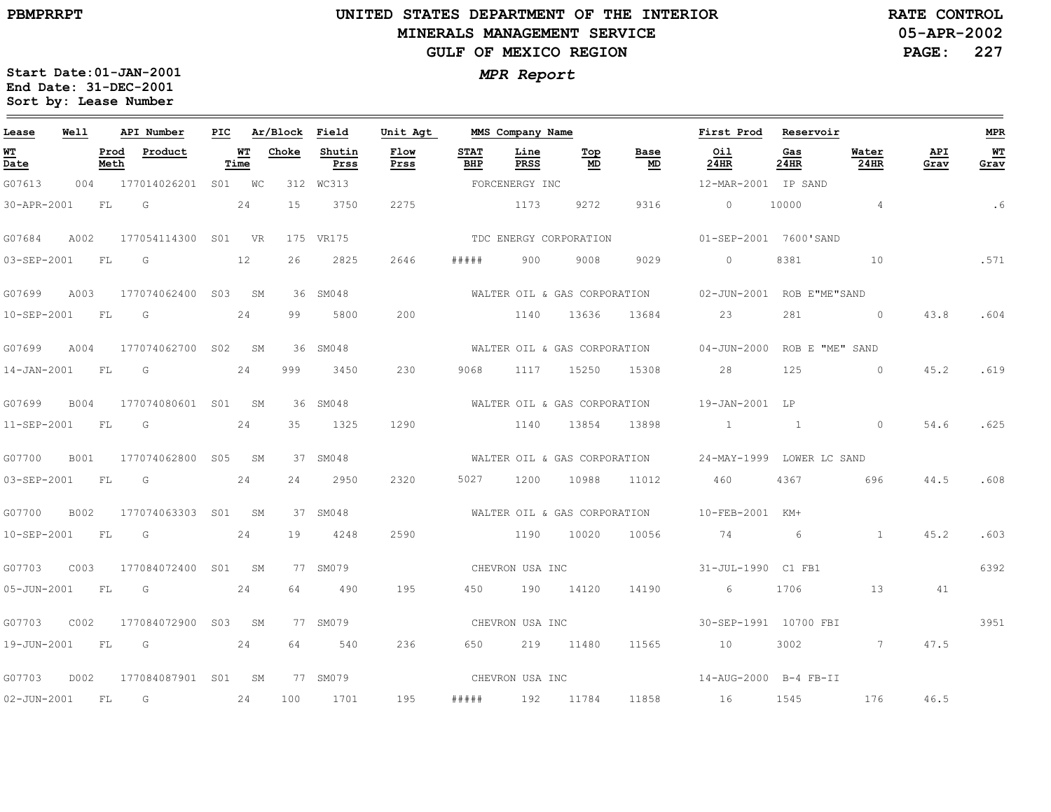# UNITED STATES DEPARTMENT OF THE INTERIOR
## MINERALS MANAGEMENT SERVICE
## GULF OF MEXICO REGION

PBMPRRPT

RATE CONTROL
05-APR-2002

***MPR Report***

**Start Date:01-JAN-2001**
**End Date: 31-DEC-2001**
**Sort by: Lease Number**

| Lease | Well | API Number | PIC | Ar/Block | | Field | Unit Agt | MMS Company Name | | | | First Prod | Reservoir | | | MPR |
|---|---|---|---|---|---|---|---|---|---|---|---|---|---|---|---|---|
| **WT Date** | **Prod Meth** | **Product** | **WT Time** | **Choke** | | **Shutin Prss** | **Flow Prss** | **STAT BHP** | **Line PRSS** | **Top MD** | **Base MD** | **Oil 24HR** | **Gas 24HR** | **Water 24HR** | **API Grav** | **WT Grav** |
| G07613 | 004 | 177014026201 | S01 | WC | 312 | WC313 | | FORCENERGY INC | | | | 12-MAR-2001 | IP SAND | | | |
| 30-APR-2001 | FL | G | 24 | 15 | | 3750 | 2275 | | 1173 | 9272 | 9316 | 0 | 10000 | 4 | | .6 |
| G07684 | A002 | 177054114300 | S01 | VR | 175 | VR175 | | TDC ENERGY CORPORATION | | | | 01-SEP-2001 | 7600'SAND | | | |
| 03-SEP-2001 | FL | G | 12 | 26 | | 2825 | 2646 | ##### | 900 | 9008 | 9029 | 0 | 8381 | 10 | | .571 |
| G07699 | A003 | 177074062400 | S03 | SM | 36 | SM048 | | WALTER OIL & GAS CORPORATION | | | | 02-JUN-2001 | ROB E"ME"SAND | | | |
| 10-SEP-2001 | FL | G | 24 | 99 | | 5800 | 200 | | 1140 | 13636 | 13684 | 23 | 281 | 0 | 43.8 | .604 |
| G07699 | A004 | 177074062700 | S02 | SM | 36 | SM048 | | WALTER OIL & GAS CORPORATION | | | | 04-JUN-2000 | ROB E "ME" SAND | | | |
| 14-JAN-2001 | FL | G | 24 | 999 | | 3450 | 230 | 9068 | 1117 | 15250 | 15308 | 28 | 125 | 0 | 45.2 | .619 |
| G07699 | B004 | 177074080601 | S01 | SM | 36 | SM048 | | WALTER OIL & GAS CORPORATION | | | | 19-JAN-2001 | LP | | | |
| 11-SEP-2001 | FL | G | 24 | 35 | | 1325 | 1290 | | 1140 | 13854 | 13898 | 1 | 1 | 0 | 54.6 | .625 |
| G07700 | B001 | 177074062800 | S05 | SM | 37 | SM048 | | WALTER OIL & GAS CORPORATION | | | | 24-MAY-1999 | LOWER LC SAND | | | |
| 03-SEP-2001 | FL | G | 24 | 24 | | 2950 | 2320 | 5027 | 1200 | 10988 | 11012 | 460 | 4367 | 696 | 44.5 | .608 |
| G07700 | B002 | 177074063303 | S01 | SM | 37 | SM048 | | WALTER OIL & GAS CORPORATION | | | | 10-FEB-2001 | KM+ | | | |
| 10-SEP-2001 | FL | G | 24 | 19 | | 4248 | 2590 | | 1190 | 10020 | 10056 | 74 | 6 | 1 | 45.2 | .603 |
| G07703 | C003 | 177084072400 | S01 | SM | 77 | SM079 | | CHEVRON USA INC | | | | 31-JUL-1990 | C1 FB1 | | | 6392 |
| 05-JUN-2001 | FL | G | 24 | 64 | | 490 | 195 | 450 | 190 | 14120 | 14190 | 6 | 1706 | 13 | 41 | |
| G07703 | C002 | 177084072900 | S03 | SM | 77 | SM079 | | CHEVRON USA INC | | | | 30-SEP-1991 | 10700 FBI | | | 3951 |
| 19-JUN-2001 | FL | G | 24 | 64 | | 540 | 236 | 650 | 219 | 11480 | 11565 | 10 | 3002 | 7 | 47.5 | |
| G07703 | D002 | 177084087901 | S01 | SM | 77 | SM079 | | CHEVRON USA INC | | | | 14-AUG-2000 | B-4 FB-II | | | |
| 02-JUN-2001 | FL | G | 24 | 100 | | 1701 | 195 | ##### | 192 | 11784 | 11858 | 16 | 1545 | 176 | 46.5 | |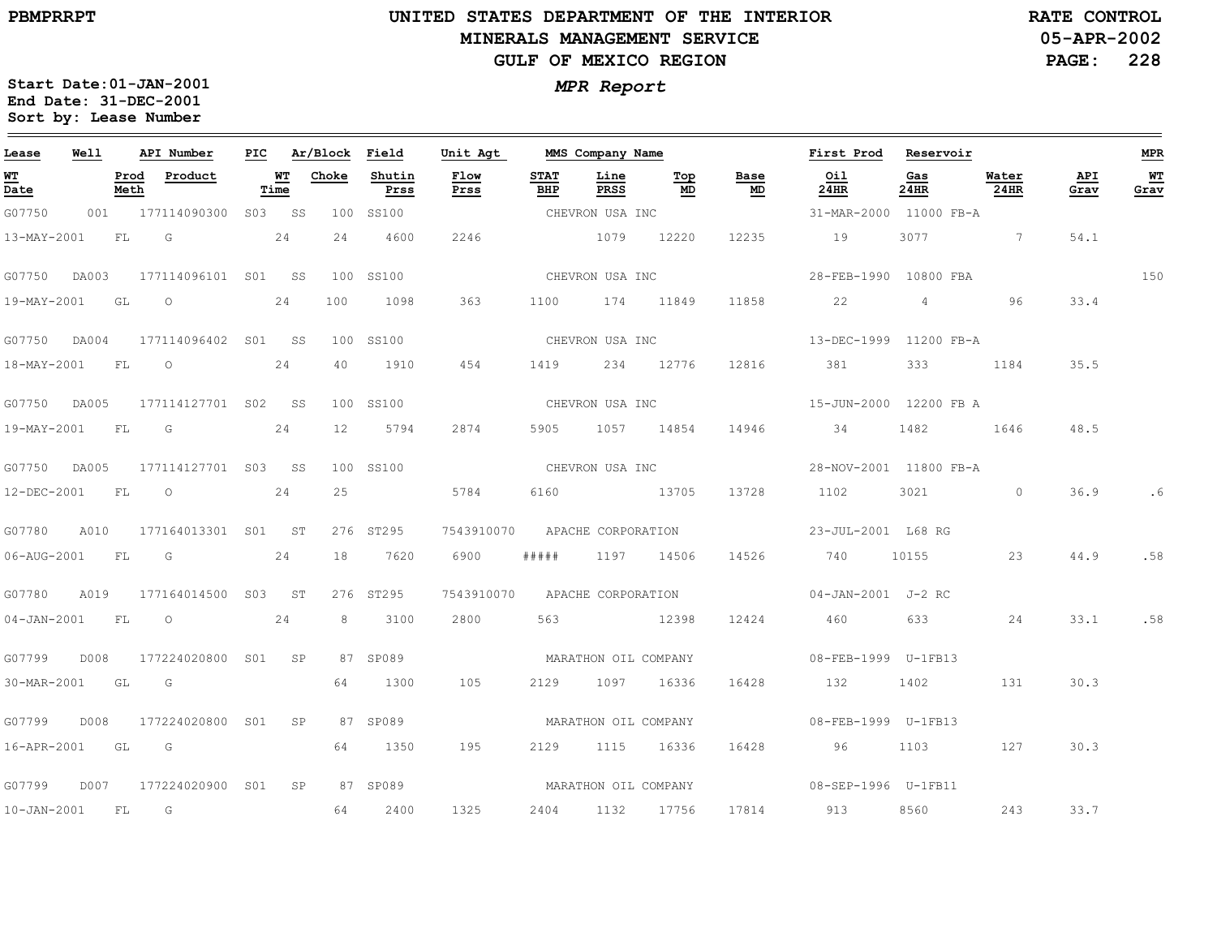# UNITED STATES DEPARTMENT OF THE INTERIOR
## MINERALS MANAGEMENT SERVICE
## GULF OF MEXICO REGION

PBMPRRPT

RATE CONTROL
05-APR-2002

***MPR Report***

**Start Date:01-JAN-2001**
**End Date: 31-DEC-2001**
**Sort by: Lease Number**

| Lease | Well | API Number | PIC | Ar/Block | Field | Unit Agt | MMS Company Name | | | First Prod | Reservoir | | | MPR |
|---|---|---|---|---|---|---|---|---|---|---|---|---|---|---|
| **WT Date** | **Prod Meth** | **Product** | **WT Time** | **Choke** | **Shutin Prss** | **Flow Prss** | **STAT BHP** | **Line PRSS** | **Top MD** | **Base MD** | **Oil 24HR** | **Gas 24HR** | **Water 24HR** | **API Grav** | **WT Grav** |
| G07750 | 001 | 177114090300 | S03 | SS 100 | SS100 | | CHEVRON USA INC | | | 31-MAR-2000 | 11000 FB-A | | | |
| 13-MAY-2001 | FL | G | 24 | 24 | 4600 | 2246 | | 1079 | 12220 | 12235 | 19 | 3077 | 7 | 54.1 | |
| G07750 | DA003 | 177114096101 | S01 | SS 100 | SS100 | | CHEVRON USA INC | | | 28-FEB-1990 | 10800 FBA | | | 150 |
| 19-MAY-2001 | GL | O | 24 | 100 | 1098 | 363 | 1100 | 174 | 11849 | 11858 | 22 | 4 | 96 | 33.4 | |
| G07750 | DA004 | 177114096402 | S01 | SS 100 | SS100 | | CHEVRON USA INC | | | 13-DEC-1999 | 11200 FB-A | | | |
| 18-MAY-2001 | FL | O | 24 | 40 | 1910 | 454 | 1419 | 234 | 12776 | 12816 | 381 | 333 | 1184 | 35.5 | |
| G07750 | DA005 | 177114127701 | S02 | SS 100 | SS100 | | CHEVRON USA INC | | | 15-JUN-2000 | 12200 FB A | | | |
| 19-MAY-2001 | FL | G | 24 | 12 | 5794 | 2874 | 5905 | 1057 | 14854 | 14946 | 34 | 1482 | 1646 | 48.5 | |
| G07750 | DA005 | 177114127701 | S03 | SS 100 | SS100 | | CHEVRON USA INC | | | 28-NOV-2001 | 11800 FB-A | | | |
| 12-DEC-2001 | FL | O | 24 | 25 | | 5784 | 6160 | | 13705 | 13728 | 1102 | 3021 | 0 | 36.9 | .6 |
| G07780 | A010 | 177164013301 | S01 | ST 276 | ST295 | 7543910070 | APACHE CORPORATION | | | 23-JUL-2001 | L68 RG | | | |
| 06-AUG-2001 | FL | G | 24 | 18 | 7620 | 6900 | ##### | 1197 | 14506 | 14526 | 740 | 10155 | 23 | 44.9 | .58 |
| G07780 | A019 | 177164014500 | S03 | ST 276 | ST295 | 7543910070 | APACHE CORPORATION | | | 04-JAN-2001 | J-2 RC | | | |
| 04-JAN-2001 | FL | O | 24 | 8 | 3100 | 2800 | 563 | | 12398 | 12424 | 460 | 633 | 24 | 33.1 | .58 |
| G07799 | D008 | 177224020800 | S01 | SP 87 | SP089 | | MARATHON OIL COMPANY | | | 08-FEB-1999 | U-1FB13 | | | |
| 30-MAR-2001 | GL | G | | 64 | 1300 | 105 | 2129 | 1097 | 16336 | 16428 | 132 | 1402 | 131 | 30.3 | |
| G07799 | D008 | 177224020800 | S01 | SP 87 | SP089 | | MARATHON OIL COMPANY | | | 08-FEB-1999 | U-1FB13 | | | |
| 16-APR-2001 | GL | G | | 64 | 1350 | 195 | 2129 | 1115 | 16336 | 16428 | 96 | 1103 | 127 | 30.3 | |
| G07799 | D007 | 177224020900 | S01 | SP 87 | SP089 | | MARATHON OIL COMPANY | | | 08-SEP-1996 | U-1FB11 | | | |
| 10-JAN-2001 | FL | G | | 64 | 2400 | 1325 | 2404 | 1132 | 17756 | 17814 | 913 | 8560 | 243 | 33.7 | |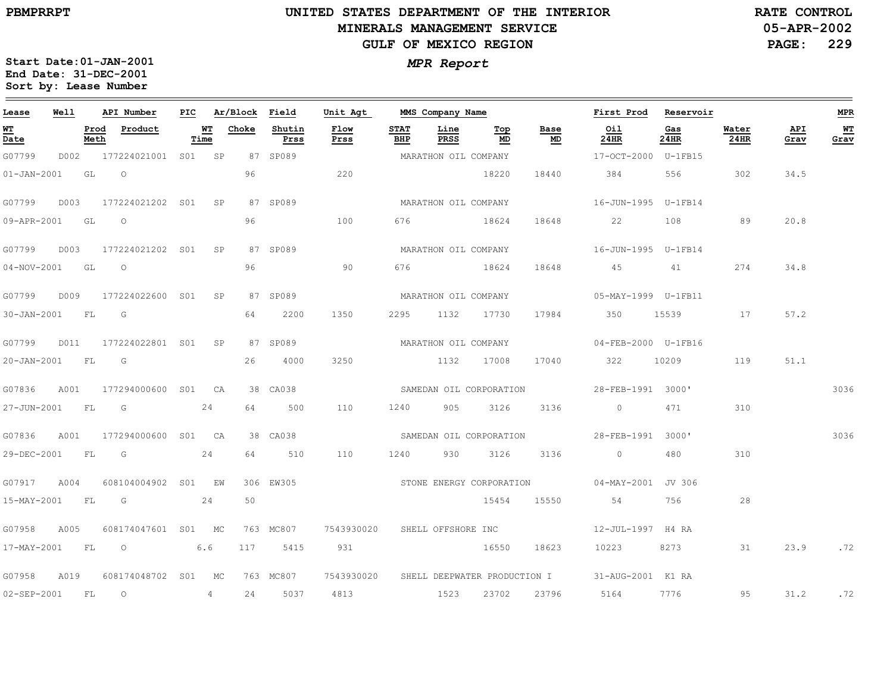PBMPRRPT

# UNITED STATES DEPARTMENT OF THE INTERIOR
## MINERALS MANAGEMENT SERVICE
## GULF OF MEXICO REGION

RATE CONTROL
05-APR-2002

*MPR Report*

**Start Date:01-JAN-2001**
**End Date: 31-DEC-2001**
**Sort by: Lease Number**

| Lease | Well | API Number | PIC | Ar/Block | | Field | Unit Agt | MMS Company Name | | | | | First Prod | Reservoir | | | MPR |
|---|---|---|---|---|---|---|---|---|---|---|---|---|---|---|---|---|---|
| WT Date | | Prod Meth | Product | WT Time | Choke | Shutin Prss | Flow Prss | STAT BHP | Line PRSS | Top MD | Base MD | | Oil 24HR | Gas 24HR | Water 24HR | API Grav | WT Grav |
| G07799 | D002 | 177224021001 | S01 | SP | 87 | SP089 | | MARATHON OIL COMPANY | | | | | 17-OCT-2000 | U-1FB15 | | | |
| 01-JAN-2001 | | GL | O | | 96 | | 220 | | | 18220 | 18440 | | 384 | 556 | 302 | 34.5 | |
| G07799 | D003 | 177224021202 | S01 | SP | 87 | SP089 | | MARATHON OIL COMPANY | | | | | 16-JUN-1995 | U-1FB14 | | | |
| 09-APR-2001 | | GL | O | | 96 | | 100 | 676 | | 18624 | 18648 | | 22 | 108 | 89 | 20.8 | |
| G07799 | D003 | 177224021202 | S01 | SP | 87 | SP089 | | MARATHON OIL COMPANY | | | | | 16-JUN-1995 | U-1FB14 | | | |
| 04-NOV-2001 | | GL | O | | 96 | | 90 | 676 | | 18624 | 18648 | | 45 | 41 | 274 | 34.8 | |
| G07799 | D009 | 177224022600 | S01 | SP | 87 | SP089 | | MARATHON OIL COMPANY | | | | | 05-MAY-1999 | U-1FB11 | | | |
| 30-JAN-2001 | | FL | G | | 64 | 2200 | 1350 | 2295 | 1132 | 17730 | 17984 | | 350 | 15539 | 17 | 57.2 | |
| G07799 | D011 | 177224022801 | S01 | SP | 87 | SP089 | | MARATHON OIL COMPANY | | | | | 04-FEB-2000 | U-1FB16 | | | |
| 20-JAN-2001 | | FL | G | | 26 | 4000 | 3250 | | 1132 | 17008 | 17040 | | 322 | 10209 | 119 | 51.1 | |
| G07836 | A001 | 177294000600 | S01 | CA | 38 | CA038 | | SAMEDAN OIL CORPORATION | | | | | 28-FEB-1991 | 3000' | | | 3036 |
| 27-JUN-2001 | | FL | G | 24 | 64 | 500 | 110 | 1240 | 905 | 3126 | 3136 | | 0 | 471 | 310 | | |
| G07836 | A001 | 177294000600 | S01 | CA | 38 | CA038 | | SAMEDAN OIL CORPORATION | | | | | 28-FEB-1991 | 3000' | | | 3036 |
| 29-DEC-2001 | | FL | G | 24 | 64 | 510 | 110 | 1240 | 930 | 3126 | 3136 | | 0 | 480 | 310 | | |
| G07917 | A004 | 608104004902 | S01 | EW | 306 | EW305 | | STONE ENERGY CORPORATION | | | | | 04-MAY-2001 | JV 306 | | | |
| 15-MAY-2001 | | FL | G | 24 | 50 | | | | | 15454 | 15550 | | 54 | 756 | 28 | | |
| G07958 | A005 | 608174047601 | S01 | MC | 763 | MC807 | 7543930020 | SHELL OFFSHORE INC | | | | | 12-JUL-1997 | H4 RA | | | |
| 17-MAY-2001 | | FL | O | 6.6 | 117 | 5415 | 931 | | | 16550 | 18623 | | 10223 | 8273 | 31 | 23.9 | .72 |
| G07958 | A019 | 608174048702 | S01 | MC | 763 | MC807 | 7543930020 | SHELL DEEPWATER PRODUCTION I | | | | | 31-AUG-2001 | K1 RA | | | |
| 02-SEP-2001 | | FL | O | 4 | 24 | 5037 | 4813 | | 1523 | 23702 | 23796 | | 5164 | 7776 | 95 | 31.2 | .72 |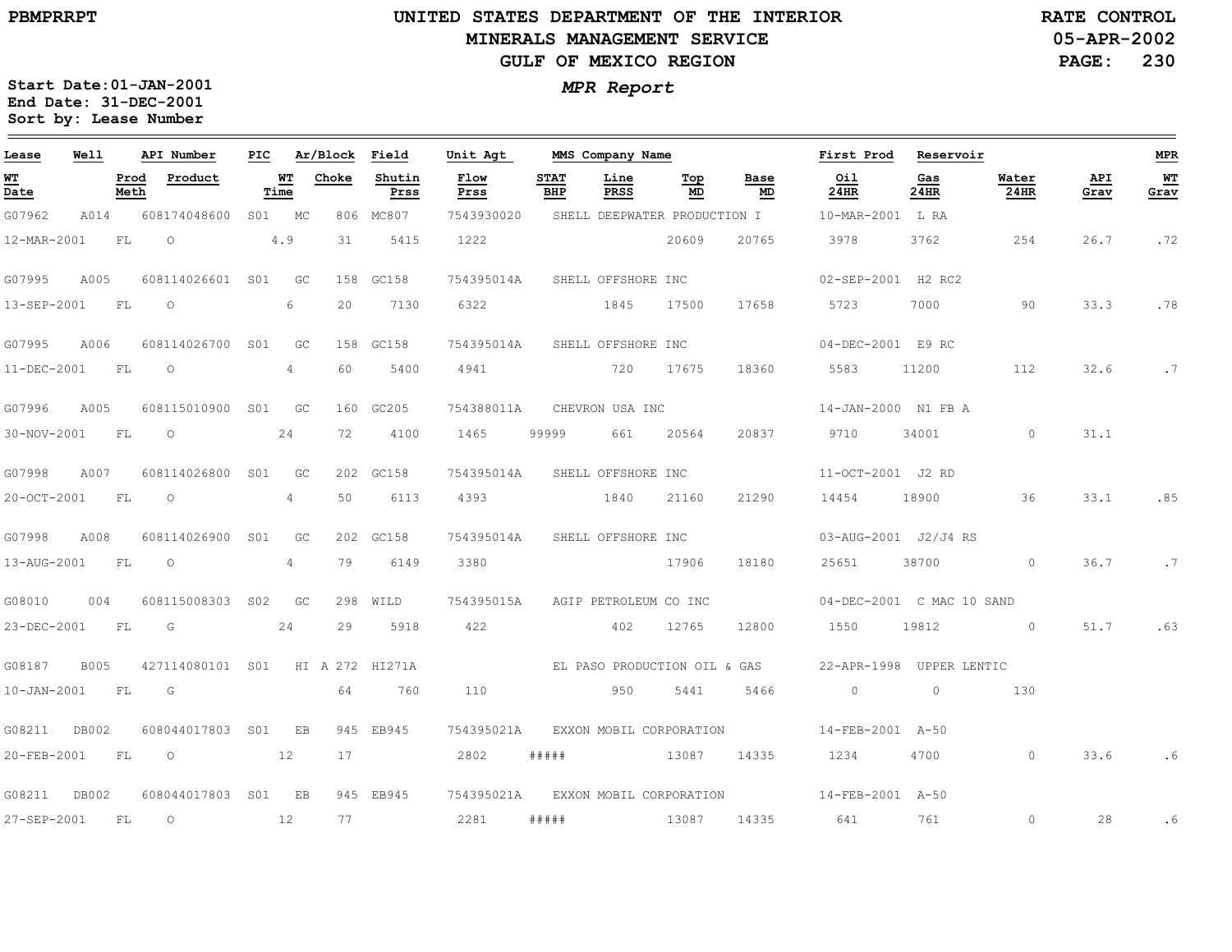PBMPRRPT

# UNITED STATES DEPARTMENT OF THE INTERIOR
## MINERALS MANAGEMENT SERVICE
## GULF OF MEXICO REGION

RATE CONTROL
05-APR-2002

*MPR Report*

**Start Date:01-JAN-2001**
**End Date: 31-DEC-2001**
**Sort by: Lease Number**

| Lease | Well | API Number | PIC | Ar/Block | Field | Unit Agt | MMS Company Name | | | | First Prod | Reservoir | | | MPR |
|---|---|---|---|---|---|---|---|---|---|---|---|---|---|---|---|
| WT Date | Prod Meth | Product | WT Time | Choke | Shutin Prss | Flow Prss | STAT BHP | Line PRSS | Top MD | Base MD | Oil 24HR | Gas 24HR | Water 24HR | API Grav | WT Grav |
| G07962 | A014 | 608174048600 | S01 | MC 806 | MC807 | 7543930020 | SHELL DEEPWATER PRODUCTION I | | | | 10-MAR-2001 | L RA | | | |
| 12-MAR-2001 | FL | O | 4.9 | 31 | 5415 | 1222 | | | 20609 | 20765 | 3978 | 3762 | 254 | 26.7 | .72 |
| G07995 | A005 | 608114026601 | S01 | GC 158 | GC158 | 754395014A | SHELL OFFSHORE INC | | | | 02-SEP-2001 | H2 RC2 | | | |
| 13-SEP-2001 | FL | O | 6 | 20 | 7130 | 6322 | | 1845 | 17500 | 17658 | 5723 | 7000 | 90 | 33.3 | .78 |
| G07995 | A006 | 608114026700 | S01 | GC 158 | GC158 | 754395014A | SHELL OFFSHORE INC | | | | 04-DEC-2001 | E9 RC | | | |
| 11-DEC-2001 | FL | O | 4 | 60 | 5400 | 4941 | | 720 | 17675 | 18360 | 5583 | 11200 | 112 | 32.6 | .7 |
| G07996 | A005 | 608115010900 | S01 | GC 160 | GC205 | 754388011A | CHEVRON USA INC | | | | 14-JAN-2000 | N1 FB A | | | |
| 30-NOV-2001 | FL | O | 24 | 72 | 4100 | 1465 | 99999 | 661 | 20564 | 20837 | 9710 | 34001 | 0 | 31.1 | |
| G07998 | A007 | 608114026800 | S01 | GC 202 | GC158 | 754395014A | SHELL OFFSHORE INC | | | | 11-OCT-2001 | J2 RD | | | |
| 20-OCT-2001 | FL | O | 4 | 50 | 6113 | 4393 | | 1840 | 21160 | 21290 | 14454 | 18900 | 36 | 33.1 | .85 |
| G07998 | A008 | 608114026900 | S01 | GC 202 | GC158 | 754395014A | SHELL OFFSHORE INC | | | | 03-AUG-2001 | J2/J4 RS | | | |
| 13-AUG-2001 | FL | O | 4 | 79 | 6149 | 3380 | | | 17906 | 18180 | 25651 | 38700 | 0 | 36.7 | .7 |
| G08010 | 004 | 608115008303 | S02 | GC 298 | WILD | 754395015A | AGIP PETROLEUM CO INC | | | | 04-DEC-2001 | C MAC 10 SAND | | | |
| 23-DEC-2001 | FL | G | 24 | 29 | 5918 | 422 | | 402 | 12765 | 12800 | 1550 | 19812 | 0 | 51.7 | .63 |
| G08187 | B005 | 427114080101 | S01 | HI A 272 | HI271A | | EL PASO PRODUCTION OIL & GAS | | | | 22-APR-1998 | UPPER LENTIC | | | |
| 10-JAN-2001 | FL | G | | 64 | 760 | 110 | | 950 | 5441 | 5466 | 0 | 0 | 130 | | |
| G08211 | DB002 | 608044017803 | S01 | EB 945 | EB945 | 754395021A | EXXON MOBIL CORPORATION | | | | 14-FEB-2001 | A-50 | | | |
| 20-FEB-2001 | FL | O | 12 | 17 | | 2802 | ##### | | 13087 | 14335 | 1234 | 4700 | 0 | 33.6 | .6 |
| G08211 | DB002 | 608044017803 | S01 | EB 945 | EB945 | 754395021A | EXXON MOBIL CORPORATION | | | | 14-FEB-2001 | A-50 | | | |
| 27-SEP-2001 | FL | O | 12 | 77 | | 2281 | ##### | | 13087 | 14335 | 641 | 761 | 0 | 28 | .6 |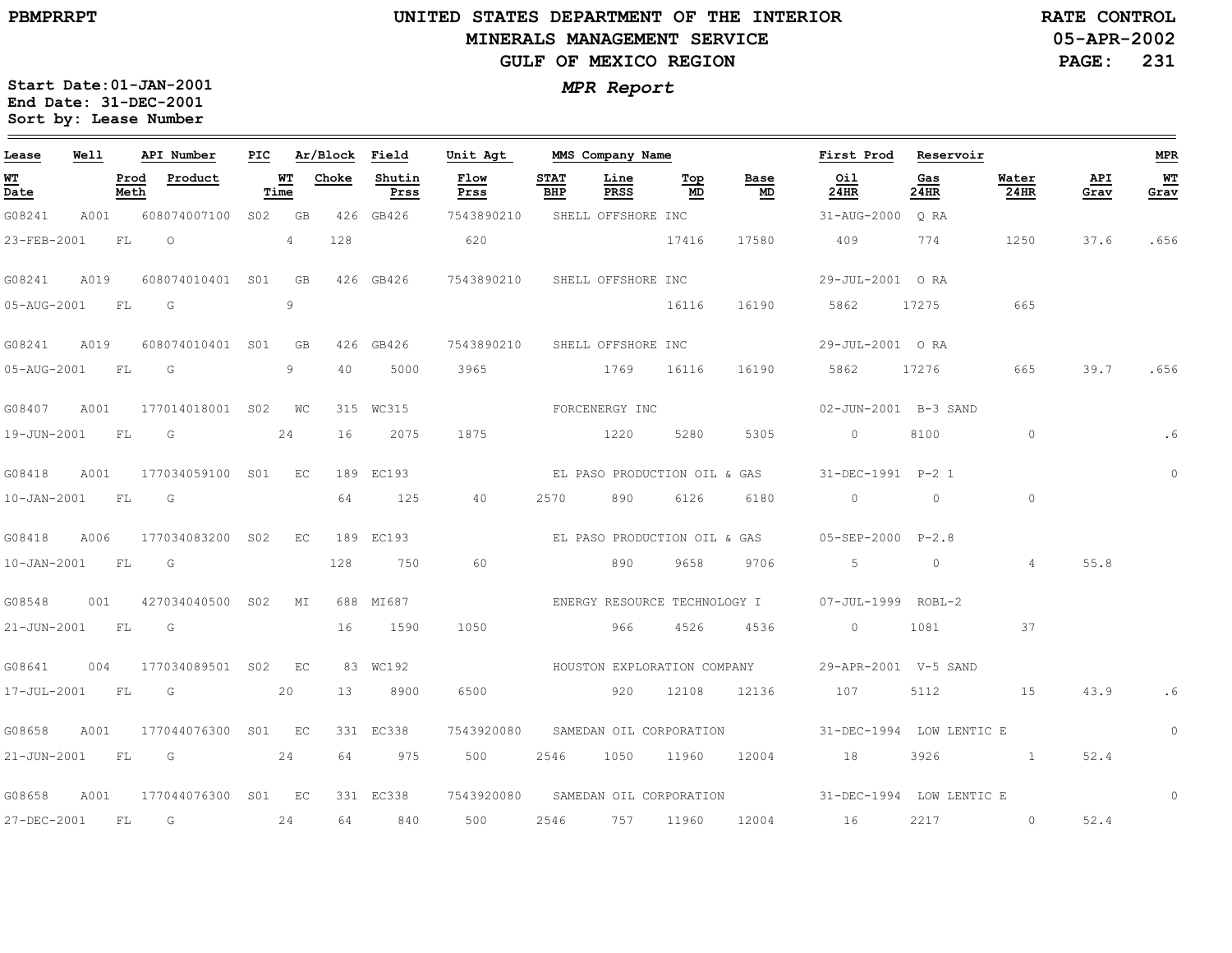PBMPRRPT

# UNITED STATES DEPARTMENT OF THE INTERIOR
## MINERALS MANAGEMENT SERVICE
## GULF OF MEXICO REGION

RATE CONTROL
05-APR-2002

*MPR Report*

Start Date: 01-JAN-2001
End Date: 31-DEC-2001
Sort by: Lease Number

| Lease | Well | API Number | PIC | Ar/Block | | Field | Unit Agt | MMS Company Name | | | | | First Prod | Reservoir | | | MPR |
|---|---|---|---|---|---|---|---|---|---|---|---|---|---|---|---|---|---|
| WT Date | Prod Meth | Product | WT Time | Choke | | Shutin Prss | Flow Prss | STAT BHP | Line PRSS | Top MD | Base MD | | Oil 24HR | Gas 24HR | Water 24HR | API Grav | WT Grav |
| G08241 | A001 | 608074007100 | S02 | GB | 426 | GB426 | 7543890210 | SHELL OFFSHORE INC | | | | | 31-AUG-2000 | Q RA | | | |
| 23-FEB-2001 | FL | O | 4 | 128 | | | 620 | | | 17416 | 17580 | | 409 | 774 | 1250 | 37.6 | .656 |
| G08241 | A019 | 608074010401 | S01 | GB | 426 | GB426 | 7543890210 | SHELL OFFSHORE INC | | | | | 29-JUL-2001 | O RA | | | |
| 05-AUG-2001 | FL | G | 9 | | | | | | | 16116 | 16190 | | 5862 | 17275 | 665 | | |
| G08241 | A019 | 608074010401 | S01 | GB | 426 | GB426 | 7543890210 | SHELL OFFSHORE INC | | | | | 29-JUL-2001 | O RA | | | |
| 05-AUG-2001 | FL | G | 9 | 40 | | 5000 | 3965 | | 1769 | 16116 | 16190 | | 5862 | 17276 | 665 | 39.7 | .656 |
| G08407 | A001 | 177014018001 | S02 | WC | 315 | WC315 | | FORCENERGY INC | | | | | 02-JUN-2001 | B-3 SAND | | | |
| 19-JUN-2001 | FL | G | 24 | 16 | | 2075 | 1875 | | 1220 | 5280 | 5305 | | 0 | 8100 | 0 | | .6 |
| G08418 | A001 | 177034059100 | S01 | EC | 189 | EC193 | | EL PASO PRODUCTION OIL & GAS | | | | | 31-DEC-1991 | P-2 1 | | | 0 |
| 10-JAN-2001 | FL | G | | 64 | | 125 | 40 | 2570 | 890 | 6126 | 6180 | | 0 | 0 | 0 | | |
| G08418 | A006 | 177034083200 | S02 | EC | 189 | EC193 | | EL PASO PRODUCTION OIL & GAS | | | | | 05-SEP-2000 | P-2.8 | | | |
| 10-JAN-2001 | FL | G | | 128 | | 750 | 60 | | 890 | 9658 | 9706 | | 5 | 0 | 4 | 55.8 | |
| G08548 | 001 | 427034040500 | S02 | MI | 688 | MI687 | | ENERGY RESOURCE TECHNOLOGY I | | | | | 07-JUL-1999 | ROBL-2 | | | |
| 21-JUN-2001 | FL | G | | 16 | | 1590 | 1050 | | 966 | 4526 | 4536 | | 0 | 1081 | 37 | | |
| G08641 | 004 | 177034089501 | S02 | EC | 83 | WC192 | | HOUSTON EXPLORATION COMPANY | | | | | 29-APR-2001 | V-5 SAND | | | |
| 17-JUL-2001 | FL | G | 20 | 13 | | 8900 | 6500 | | 920 | 12108 | 12136 | | 107 | 5112 | 15 | 43.9 | .6 |
| G08658 | A001 | 177044076300 | S01 | EC | 331 | EC338 | 7543920080 | SAMEDAN OIL CORPORATION | | | | | 31-DEC-1994 | LOW LENTIC E | | | 0 |
| 21-JUN-2001 | FL | G | 24 | 64 | | 975 | 500 | 2546 | 1050 | 11960 | 12004 | | 18 | 3926 | 1 | 52.4 | |
| G08658 | A001 | 177044076300 | S01 | EC | 331 | EC338 | 7543920080 | SAMEDAN OIL CORPORATION | | | | | 31-DEC-1994 | LOW LENTIC E | | | 0 |
| 27-DEC-2001 | FL | G | 24 | 64 | | 840 | 500 | 2546 | 757 | 11960 | 12004 | | 16 | 2217 | 0 | 52.4 | |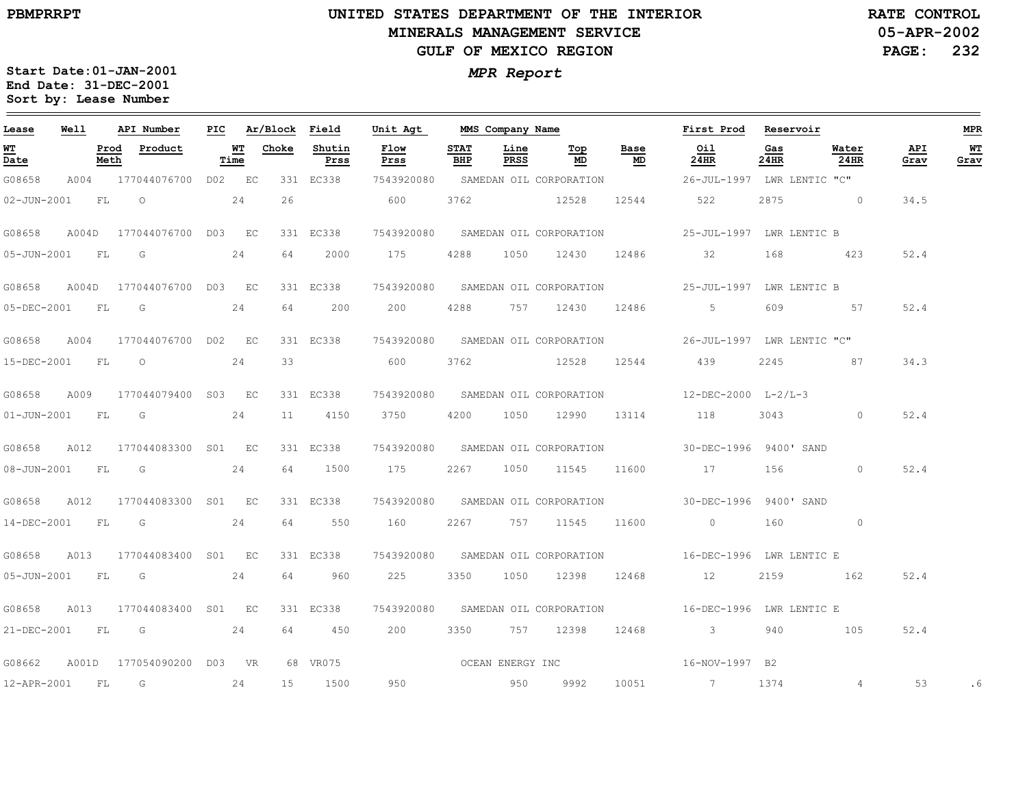**UNITED STATES DEPARTMENT OF THE INTERIOR**
**MINERALS MANAGEMENT SERVICE**
**GULF OF MEXICO REGION**

PBMPRRPT

RATE CONTROL
05-APR-2002

Start Date:01-JAN-2001
End Date: 31-DEC-2001
Sort by: Lease Number

***MPR Report***

| Lease | Well | API Number | PIC | Ar/Block | Field | Unit Agt | MMS Company Name | | | | First Prod | Reservoir | | | MPR |
|---|---|---|---|---|---|---|---|---|---|---|---|---|---|---|---|
| WT Date | Prod Meth | Product | WT Time | Choke | Shutin Prss | Flow Prss | STAT BHP | Line PRSS | Top MD | Base MD | Oil 24HR | Gas 24HR | Water 24HR | API Grav | WT Grav |
| G08658 | A004 | 177044076700 | D02 | EC 331 | EC338 | 7543920080 | SAMEDAN OIL CORPORATION | | | | 26-JUL-1997 | LWR LENTIC "C" | | | |
| 02-JUN-2001 | FL | O | 24 | 26 | | 600 | 3762 | | 12528 | 12544 | 522 | 2875 | 0 | 34.5 | |
| G08658 | A004D | 177044076700 | D03 | EC 331 | EC338 | 7543920080 | SAMEDAN OIL CORPORATION | | | | 25-JUL-1997 | LWR LENTIC B | | | |
| 05-JUN-2001 | FL | G | 24 | 64 | 2000 | 175 | 4288 | 1050 | 12430 | 12486 | 32 | 168 | 423 | 52.4 | |
| G08658 | A004D | 177044076700 | D03 | EC 331 | EC338 | 7543920080 | SAMEDAN OIL CORPORATION | | | | 25-JUL-1997 | LWR LENTIC B | | | |
| 05-DEC-2001 | FL | G | 24 | 64 | 200 | 200 | 4288 | 757 | 12430 | 12486 | 5 | 609 | 57 | 52.4 | |
| G08658 | A004 | 177044076700 | D02 | EC 331 | EC338 | 7543920080 | SAMEDAN OIL CORPORATION | | | | 26-JUL-1997 | LWR LENTIC "C" | | | |
| 15-DEC-2001 | FL | O | 24 | 33 | | 600 | 3762 | | 12528 | 12544 | 439 | 2245 | 87 | 34.3 | |
| G08658 | A009 | 177044079400 | S03 | EC 331 | EC338 | 7543920080 | SAMEDAN OIL CORPORATION | | | | 12-DEC-2000 | L-2/L-3 | | | |
| 01-JUN-2001 | FL | G | 24 | 11 | 4150 | 3750 | 4200 | 1050 | 12990 | 13114 | 118 | 3043 | 0 | 52.4 | |
| G08658 | A012 | 177044083300 | S01 | EC 331 | EC338 | 7543920080 | SAMEDAN OIL CORPORATION | | | | 30-DEC-1996 | 9400' SAND | | | |
| 08-JUN-2001 | FL | G | 24 | 64 | 1500 | 175 | 2267 | 1050 | 11545 | 11600 | 17 | 156 | 0 | 52.4 | |
| G08658 | A012 | 177044083300 | S01 | EC 331 | EC338 | 7543920080 | SAMEDAN OIL CORPORATION | | | | 30-DEC-1996 | 9400' SAND | | | |
| 14-DEC-2001 | FL | G | 24 | 64 | 550 | 160 | 2267 | 757 | 11545 | 11600 | 0 | 160 | 0 | | |
| G08658 | A013 | 177044083400 | S01 | EC 331 | EC338 | 7543920080 | SAMEDAN OIL CORPORATION | | | | 16-DEC-1996 | LWR LENTIC E | | | |
| 05-JUN-2001 | FL | G | 24 | 64 | 960 | 225 | 3350 | 1050 | 12398 | 12468 | 12 | 2159 | 162 | 52.4 | |
| G08658 | A013 | 177044083400 | S01 | EC 331 | EC338 | 7543920080 | SAMEDAN OIL CORPORATION | | | | 16-DEC-1996 | LWR LENTIC E | | | |
| 21-DEC-2001 | FL | G | 24 | 64 | 450 | 200 | 3350 | 757 | 12398 | 12468 | 3 | 940 | 105 | 52.4 | |
| G08662 | A001D | 177054090200 | D03 | VR 68 | VR075 | | OCEAN ENERGY INC | | | | 16-NOV-1997 | B2 | | | |
| 12-APR-2001 | FL | G | 24 | 15 | 1500 | 950 | | 950 | 9992 | 10051 | 7 | 1374 | 4 | 53 | .6 |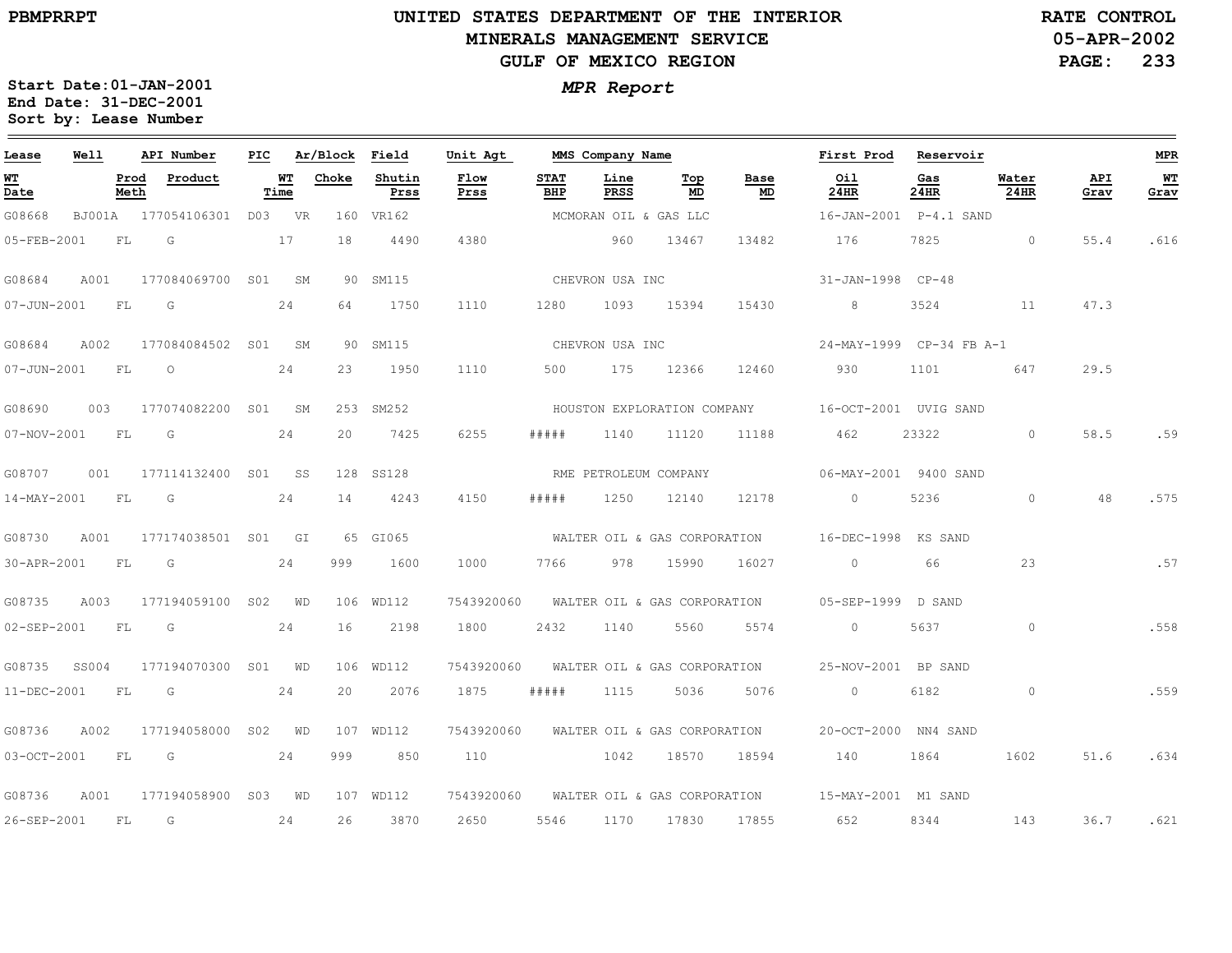UNITED STATES DEPARTMENT OF THE INTERIOR
MINERALS MANAGEMENT SERVICE
GULF OF MEXICO REGION

PBMPRRPT

RATE CONTROL
05-APR-2002

*MPR Report*

Start Date:01-JAN-2001
End Date: 31-DEC-2001
Sort by: Lease Number

| Lease | Well | API Number | PIC | Ar/Block | | Field | Unit Agt | MMS Company Name | | | | First Prod | Reservoir | | | MPR |
|---|---|---|---|---|---|---|---|---|---|---|---|---|---|---|---|---|
| WT Date | Prod Meth | Product | | WT Time | Choke | Shutin Prss | Flow Prss | STAT BHP | Line PRSS | Top MD | Base MD | Oil 24HR | Gas 24HR | Water 24HR | API Grav | WT Grav |
| G08668 | BJ001A | 177054106301 | D03 | VR | 160 | VR162 | | MCMORAN OIL & GAS LLC | | | | 16-JAN-2001 | P-4.1 SAND | | | |
| 05-FEB-2001 | FL | G | | 17 | 18 | 4490 | 4380 | | 960 | 13467 | 13482 | 176 | 7825 | 0 | 55.4 | .616 |
| G08684 | A001 | 177084069700 | S01 | SM | 90 | SM115 | | CHEVRON USA INC | | | | 31-JAN-1998 | CP-48 | | | |
| 07-JUN-2001 | FL | G | | 24 | 64 | 1750 | 1110 | 1280 | 1093 | 15394 | 15430 | 8 | 3524 | 11 | 47.3 | |
| G08684 | A002 | 177084084502 | S01 | SM | 90 | SM115 | | CHEVRON USA INC | | | | 24-MAY-1999 | CP-34 FB A-1 | | | |
| 07-JUN-2001 | FL | O | | 24 | 23 | 1950 | 1110 | 500 | 175 | 12366 | 12460 | 930 | 1101 | 647 | 29.5 | |
| G08690 | 003 | 177074082200 | S01 | SM | 253 | SM252 | | HOUSTON EXPLORATION COMPANY | | | | 16-OCT-2001 | UVIG SAND | | | |
| 07-NOV-2001 | FL | G | | 24 | 20 | 7425 | 6255 | ##### | 1140 | 11120 | 11188 | 462 | 23322 | 0 | 58.5 | .59 |
| G08707 | 001 | 177114132400 | S01 | SS | 128 | SS128 | | RME PETROLEUM COMPANY | | | | 06-MAY-2001 | 9400 SAND | | | |
| 14-MAY-2001 | FL | G | | 24 | 14 | 4243 | 4150 | ##### | 1250 | 12140 | 12178 | 0 | 5236 | 0 | 48 | .575 |
| G08730 | A001 | 177174038501 | S01 | GI | 65 | GI065 | | WALTER OIL & GAS CORPORATION | | | | 16-DEC-1998 | KS SAND | | | |
| 30-APR-2001 | FL | G | | 24 | 999 | 1600 | 1000 | 7766 | 978 | 15990 | 16027 | 0 | 66 | 23 | | .57 |
| G08735 | A003 | 177194059100 | S02 | WD | 106 | WD112 | 7543920060 | WALTER OIL & GAS CORPORATION | | | | 05-SEP-1999 | D SAND | | | |
| 02-SEP-2001 | FL | G | | 24 | 16 | 2198 | 1800 | 2432 | 1140 | 5560 | 5574 | 0 | 5637 | 0 | | .558 |
| G08735 | SS004 | 177194070300 | S01 | WD | 106 | WD112 | 7543920060 | WALTER OIL & GAS CORPORATION | | | | 25-NOV-2001 | BP SAND | | | |
| 11-DEC-2001 | FL | G | | 24 | 20 | 2076 | 1875 | ##### | 1115 | 5036 | 5076 | 0 | 6182 | 0 | | .559 |
| G08736 | A002 | 177194058000 | S02 | WD | 107 | WD112 | 7543920060 | WALTER OIL & GAS CORPORATION | | | | 20-OCT-2000 | NN4 SAND | | | |
| 03-OCT-2001 | FL | G | | 24 | 999 | 850 | 110 | | 1042 | 18570 | 18594 | 140 | 1864 | 1602 | 51.6 | .634 |
| G08736 | A001 | 177194058900 | S03 | WD | 107 | WD112 | 7543920060 | WALTER OIL & GAS CORPORATION | | | | 15-MAY-2001 | M1 SAND | | | |
| 26-SEP-2001 | FL | G | | 24 | 26 | 3870 | 2650 | 5546 | 1170 | 17830 | 17855 | 652 | 8344 | 143 | 36.7 | .621 |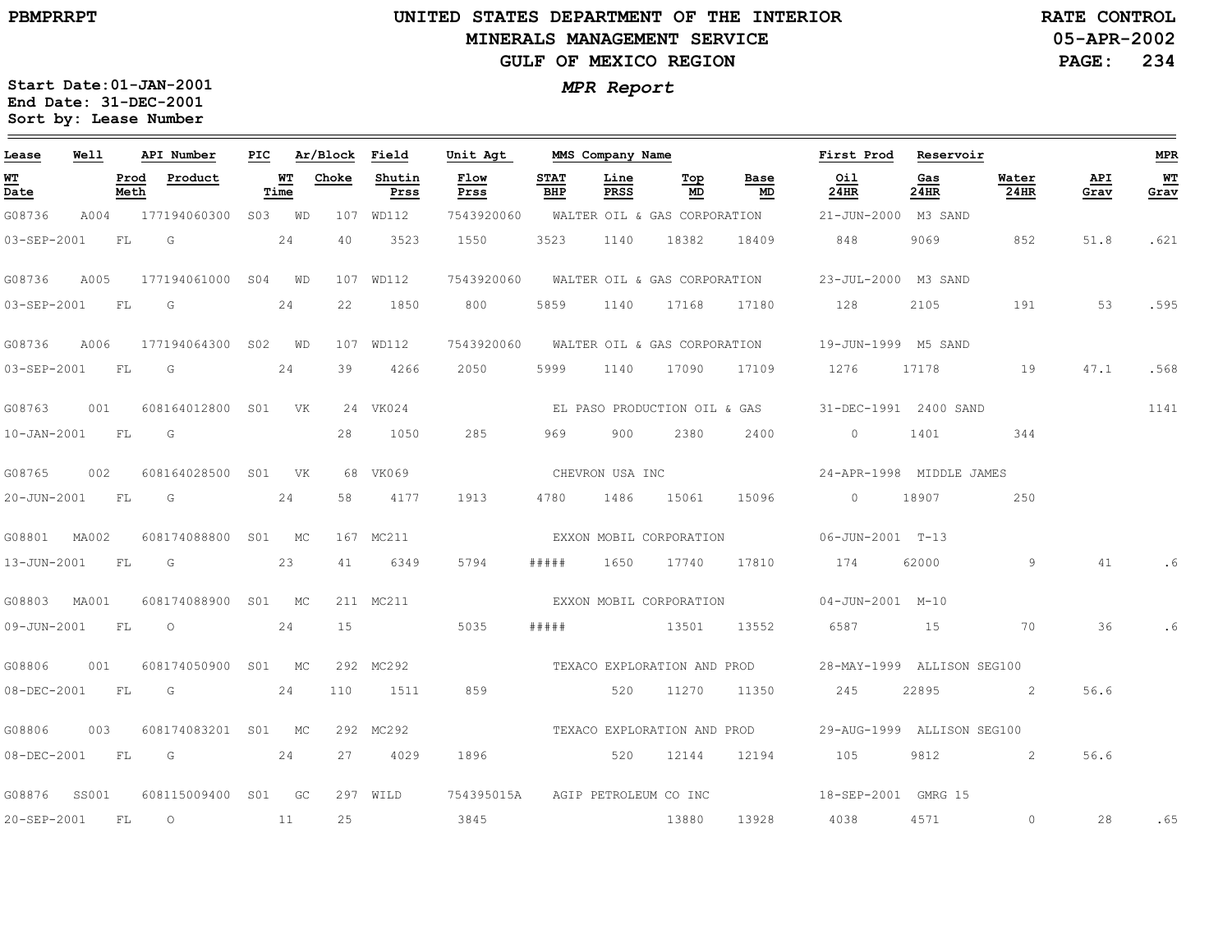UNITED STATES DEPARTMENT OF THE INTERIOR
MINERALS MANAGEMENT SERVICE
GULF OF MEXICO REGION

RATE CONTROL
05-APR-2002

PBMPRRPT

*MPR Report*

Start Date:01-JAN-2001
End Date: 31-DEC-2001
Sort by: Lease Number

| Lease | Well | API Number | PIC | Ar/Block | | Field | Unit Agt | MMS Company Name | | | | | First Prod | Reservoir | | | MPR |
|---|---|---|---|---|---|---|---|---|---|---|---|---|---|---|---|---|---|
| WT Date | Prod Meth | Product | WT Time | | Choke | Shutin Prss | Flow Prss | STAT BHP | Line PRSS | Top MD | Base MD | | Oil 24HR | Gas 24HR | Water 24HR | API Grav | WT Grav |
| G08736 | A004 | 177194060300 | S03 | WD | 107 | WD112 | 7543920060 | WALTER OIL & GAS CORPORATION | | | | | 21-JUN-2000 | M3 SAND | | | |
| 03-SEP-2001 | FL | G | 24 | | 40 | 3523 | 1550 | 3523 | 1140 | 18382 | 18409 | | 848 | 9069 | 852 | 51.8 | .621 |
| G08736 | A005 | 177194061000 | S04 | WD | 107 | WD112 | 7543920060 | WALTER OIL & GAS CORPORATION | | | | | 23-JUL-2000 | M3 SAND | | | |
| 03-SEP-2001 | FL | G | 24 | | 22 | 1850 | 800 | 5859 | 1140 | 17168 | 17180 | | 128 | 2105 | 191 | 53 | .595 |
| G08736 | A006 | 177194064300 | S02 | WD | 107 | WD112 | 7543920060 | WALTER OIL & GAS CORPORATION | | | | | 19-JUN-1999 | M5 SAND | | | |
| 03-SEP-2001 | FL | G | 24 | | 39 | 4266 | 2050 | 5999 | 1140 | 17090 | 17109 | | 1276 | 17178 | 19 | 47.1 | .568 |
| G08763 | 001 | 608164012800 | S01 | VK | 24 | VK024 | | EL PASO PRODUCTION OIL & GAS | | | | | 31-DEC-1991 | 2400 SAND | | | 1141 |
| 10-JAN-2001 | FL | G | | | 28 | 1050 | 285 | 969 | 900 | 2380 | 2400 | | 0 | 1401 | 344 | | |
| G08765 | 002 | 608164028500 | S01 | VK | 68 | VK069 | | CHEVRON USA INC | | | | | 24-APR-1998 | MIDDLE JAMES | | | |
| 20-JUN-2001 | FL | G | 24 | | 58 | 4177 | 1913 | 4780 | 1486 | 15061 | 15096 | | 0 | 18907 | 250 | | |
| G08801 | MA002 | 608174088800 | S01 | MC | 167 | MC211 | | EXXON MOBIL CORPORATION | | | | | 06-JUN-2001 | T-13 | | | |
| 13-JUN-2001 | FL | G | 23 | | 41 | 6349 | 5794 | ##### | 1650 | 17740 | 17810 | | 174 | 62000 | 9 | 41 | .6 |
| G08803 | MA001 | 608174088900 | S01 | MC | 211 | MC211 | | EXXON MOBIL CORPORATION | | | | | 04-JUN-2001 | M-10 | | | |
| 09-JUN-2001 | FL | O | 24 | | 15 | | 5035 | ##### | | 13501 | 13552 | | 6587 | 15 | 70 | 36 | .6 |
| G08806 | 001 | 608174050900 | S01 | MC | 292 | MC292 | | TEXACO EXPLORATION AND PROD | | | | | 28-MAY-1999 | ALLISON SEG100 | | | |
| 08-DEC-2001 | FL | G | 24 | | 110 | 1511 | 859 | | 520 | 11270 | 11350 | | 245 | 22895 | 2 | 56.6 | |
| G08806 | 003 | 608174083201 | S01 | MC | 292 | MC292 | | TEXACO EXPLORATION AND PROD | | | | | 29-AUG-1999 | ALLISON SEG100 | | | |
| 08-DEC-2001 | FL | G | 24 | | 27 | 4029 | 1896 | | 520 | 12144 | 12194 | | 105 | 9812 | 2 | 56.6 | |
| G08876 | SS001 | 608115009400 | S01 | GC | 297 | WILD | 754395015A | AGIP PETROLEUM CO INC | | | | | 18-SEP-2001 | GMRG 15 | | | |
| 20-SEP-2001 | FL | O | 11 | | 25 | | 3845 | | | 13880 | 13928 | | 4038 | 4571 | 0 | 28 | .65 |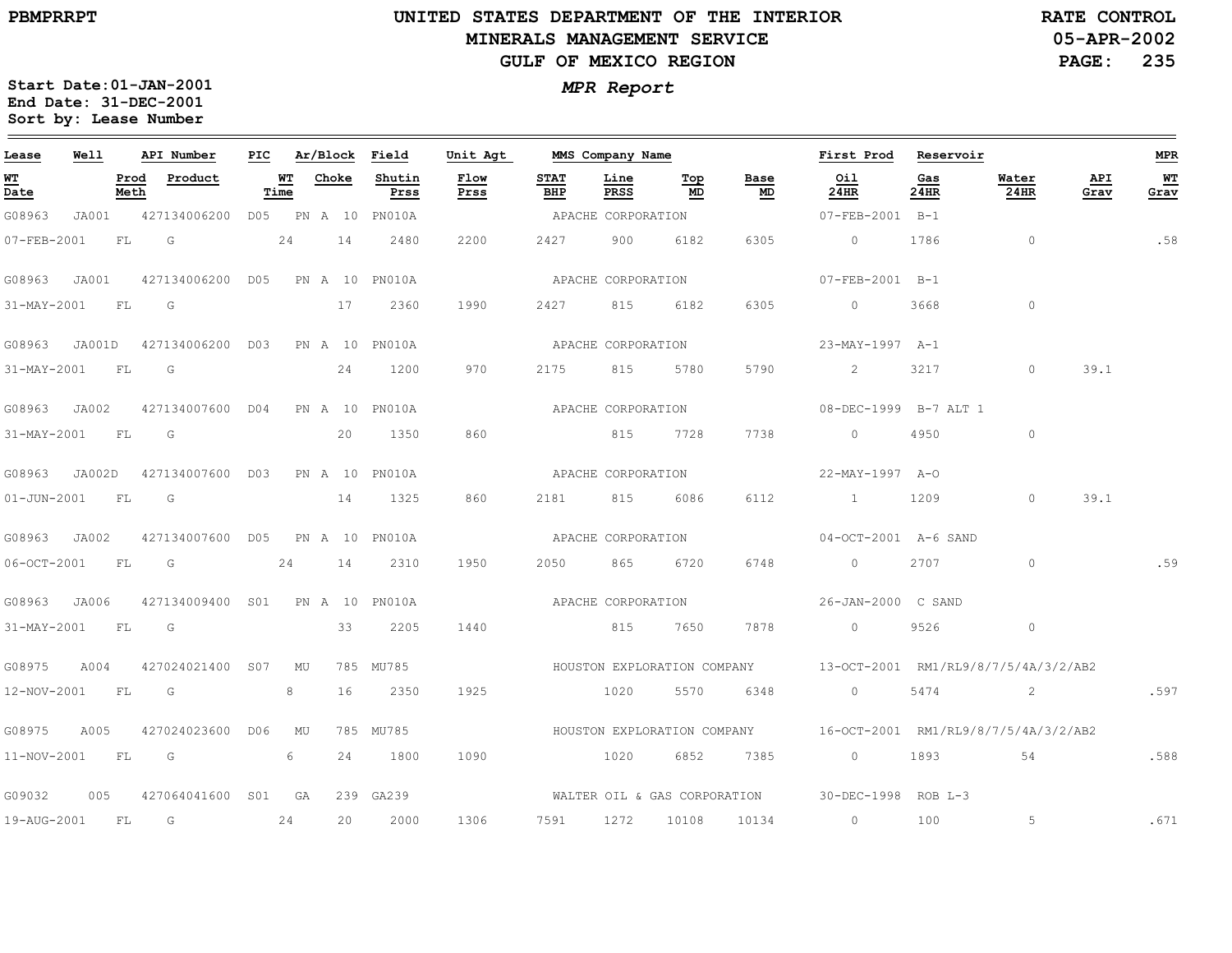UNITED STATES DEPARTMENT OF THE INTERIOR
MINERALS MANAGEMENT SERVICE
GULF OF MEXICO REGION

PBMPRRPT

RATE CONTROL
05-APR-2002

**MPR Report**

Start Date:01-JAN-2001
End Date: 31-DEC-2001
Sort by: Lease Number

| Lease | Well | API Number | PIC | Ar/Block | Field | Unit Agt | MMS Company Name | | | | First Prod | Reservoir | | | MPR |
|---|---|---|---|---|---|---|---|---|---|---|---|---|---|---|---|
| WT Date | Prod Meth | Product | WT Time | Choke | Shutin Prss | Flow Prss | STAT BHP | Line PRSS | Top MD | Base MD | Oil 24HR | Gas 24HR | Water 24HR | API Grav | WT Grav |
| G08963 | JA001 | 427134006200 | D05 | PN A 10 | PN010A | | APACHE CORPORATION | | | | 07-FEB-2001 | B-1 | | | |
| 07-FEB-2001 | FL | G | 24 | 14 | 2480 | 2200 | 2427 | 900 | 6182 | 6305 | 0 | 1786 | 0 | | .58 |
| G08963 | JA001 | 427134006200 | D05 | PN A 10 | PN010A | | APACHE CORPORATION | | | | 07-FEB-2001 | B-1 | | | |
| 31-MAY-2001 | FL | G | | 17 | 2360 | 1990 | 2427 | 815 | 6182 | 6305 | 0 | 3668 | 0 | | |
| G08963 | JA001D | 427134006200 | D03 | PN A 10 | PN010A | | APACHE CORPORATION | | | | 23-MAY-1997 | A-1 | | | |
| 31-MAY-2001 | FL | G | | 24 | 1200 | 970 | 2175 | 815 | 5780 | 5790 | 2 | 3217 | 0 | 39.1 | |
| G08963 | JA002 | 427134007600 | D04 | PN A 10 | PN010A | | APACHE CORPORATION | | | | 08-DEC-1999 | B-7 ALT 1 | | | |
| 31-MAY-2001 | FL | G | | 20 | 1350 | 860 | | 815 | 7728 | 7738 | 0 | 4950 | 0 | | |
| G08963 | JA002D | 427134007600 | D03 | PN A 10 | PN010A | | APACHE CORPORATION | | | | 22-MAY-1997 | A-O | | | |
| 01-JUN-2001 | FL | G | | 14 | 1325 | 860 | 2181 | 815 | 6086 | 6112 | 1 | 1209 | 0 | 39.1 | |
| G08963 | JA002 | 427134007600 | D05 | PN A 10 | PN010A | | APACHE CORPORATION | | | | 04-OCT-2001 | A-6 SAND | | | |
| 06-OCT-2001 | FL | G | 24 | 14 | 2310 | 1950 | 2050 | 865 | 6720 | 6748 | 0 | 2707 | 0 | | .59 |
| G08963 | JA006 | 427134009400 | S01 | PN A 10 | PN010A | | APACHE CORPORATION | | | | 26-JAN-2000 | C SAND | | | |
| 31-MAY-2001 | FL | G | | 33 | 2205 | 1440 | | 815 | 7650 | 7878 | 0 | 9526 | 0 | | |
| G08975 | A004 | 427024021400 | S07 | MU 785 | MU785 | | HOUSTON EXPLORATION COMPANY | | | | 13-OCT-2001 | RM1/RL9/8/7/5/4A/3/2/AB2 | | | |
| 12-NOV-2001 | FL | G | 8 | 16 | 2350 | 1925 | | 1020 | 5570 | 6348 | 0 | 5474 | 2 | | .597 |
| G08975 | A005 | 427024023600 | D06 | MU 785 | MU785 | | HOUSTON EXPLORATION COMPANY | | | | 16-OCT-2001 | RM1/RL9/8/7/5/4A/3/2/AB2 | | | |
| 11-NOV-2001 | FL | G | 6 | 24 | 1800 | 1090 | | 1020 | 6852 | 7385 | 0 | 1893 | 54 | | .588 |
| G09032 | 005 | 427064041600 | S01 | GA 239 | GA239 | | WALTER OIL & GAS CORPORATION | | | | 30-DEC-1998 | ROB L-3 | | | |
| 19-AUG-2001 | FL | G | 24 | 20 | 2000 | 1306 | 7591 | 1272 | 10108 | 10134 | 0 | 100 | 5 | | .671 |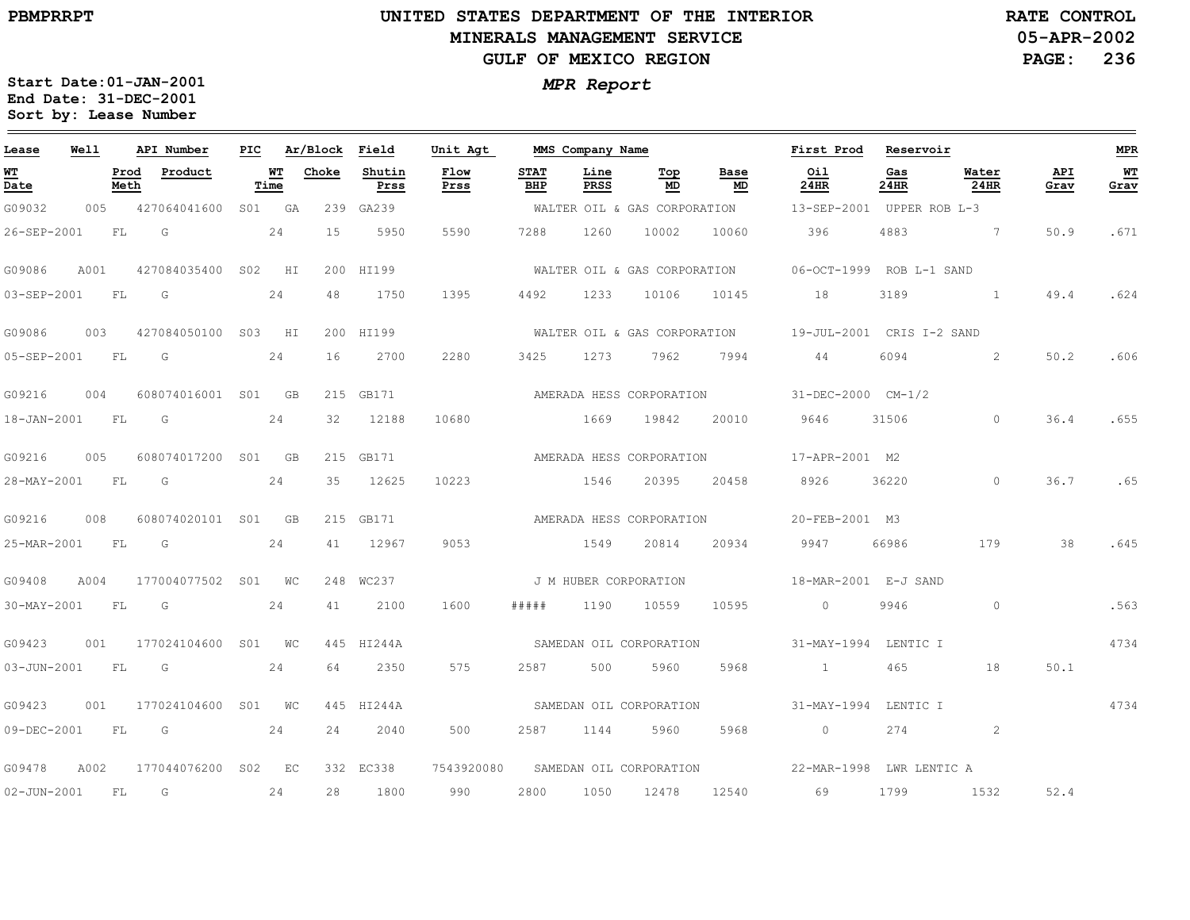# UNITED STATES DEPARTMENT OF THE INTERIOR
## MINERALS MANAGEMENT SERVICE
## GULF OF MEXICO REGION

PBMPRRPT

RATE CONTROL
05-APR-2002

**MPR Report**

Start Date:01-JAN-2001
End Date: 31-DEC-2001
Sort by: Lease Number

| Lease | Well | API Number | PIC | Ar/Block | | Field | Unit Agt | MMS Company Name | | | | First Prod | Reservoir | | | MPR |
|---|---|---|---|---|---|---|---|---|---|---|---|---|---|---|---|---|
| WT Date | Prod Meth | Product | | WT Time | Choke | Shutin Prss | Flow Prss | STAT BHP | Line PRSS | Top MD | Base MD | Oil 24HR | Gas 24HR | Water 24HR | API Grav | WT Grav |
| G09032 | 005 | 427064041600 | S01 | GA | 239 | GA239 | | WALTER OIL & GAS CORPORATION | | | | 13-SEP-2001 | UPPER ROB L-3 | | | |
| 26-SEP-2001 | FL | G | | 24 | 15 | 5950 | 5590 | 7288 | 1260 | 10002 | 10060 | 396 | 4883 | 7 | 50.9 | .671 |
| G09086 | A001 | 427084035400 | S02 | HI | 200 | HI199 | | WALTER OIL & GAS CORPORATION | | | | 06-OCT-1999 | ROB L-1 SAND | | | |
| 03-SEP-2001 | FL | G | | 24 | 48 | 1750 | 1395 | 4492 | 1233 | 10106 | 10145 | 18 | 3189 | 1 | 49.4 | .624 |
| G09086 | 003 | 427084050100 | S03 | HI | 200 | HI199 | | WALTER OIL & GAS CORPORATION | | | | 19-JUL-2001 | CRIS I-2 SAND | | | |
| 05-SEP-2001 | FL | G | | 24 | 16 | 2700 | 2280 | 3425 | 1273 | 7962 | 7994 | 44 | 6094 | 2 | 50.2 | .606 |
| G09216 | 004 | 608074016001 | S01 | GB | 215 | GB171 | | AMERADA HESS CORPORATION | | | | 31-DEC-2000 | CM-1/2 | | | |
| 18-JAN-2001 | FL | G | | 24 | 32 | 12188 | 10680 | | 1669 | 19842 | 20010 | 9646 | 31506 | 0 | 36.4 | .655 |
| G09216 | 005 | 608074017200 | S01 | GB | 215 | GB171 | | AMERADA HESS CORPORATION | | | | 17-APR-2001 | M2 | | | |
| 28-MAY-2001 | FL | G | | 24 | 35 | 12625 | 10223 | | 1546 | 20395 | 20458 | 8926 | 36220 | 0 | 36.7 | .65 |
| G09216 | 008 | 608074020101 | S01 | GB | 215 | GB171 | | AMERADA HESS CORPORATION | | | | 20-FEB-2001 | M3 | | | |
| 25-MAR-2001 | FL | G | | 24 | 41 | 12967 | 9053 | | 1549 | 20814 | 20934 | 9947 | 66986 | 179 | 38 | .645 |
| G09408 | A004 | 177004077502 | S01 | WC | 248 | WC237 | | J M HUBER CORPORATION | | | | 18-MAR-2001 | E-J SAND | | | |
| 30-MAY-2001 | FL | G | | 24 | 41 | 2100 | 1600 | ##### | 1190 | 10559 | 10595 | 0 | 9946 | 0 | | .563 |
| G09423 | 001 | 177024104600 | S01 | WC | 445 | HI244A | | SAMEDAN OIL CORPORATION | | | | 31-MAY-1994 | LENTIC I | | | 4734 |
| 03-JUN-2001 | FL | G | | 24 | 64 | 2350 | 575 | 2587 | 500 | 5960 | 5968 | 1 | 465 | 18 | 50.1 | |
| G09423 | 001 | 177024104600 | S01 | WC | 445 | HI244A | | SAMEDAN OIL CORPORATION | | | | 31-MAY-1994 | LENTIC I | | | 4734 |
| 09-DEC-2001 | FL | G | | 24 | 24 | 2040 | 500 | 2587 | 1144 | 5960 | 5968 | 0 | 274 | 2 | | |
| G09478 | A002 | 177044076200 | S02 | EC | 332 | EC338 | 7543920080 | SAMEDAN OIL CORPORATION | | | | 22-MAR-1998 | LWR LENTIC A | | | |
| 02-JUN-2001 | FL | G | | 24 | 28 | 1800 | 990 | 2800 | 1050 | 12478 | 12540 | 69 | 1799 | 1532 | 52.4 | |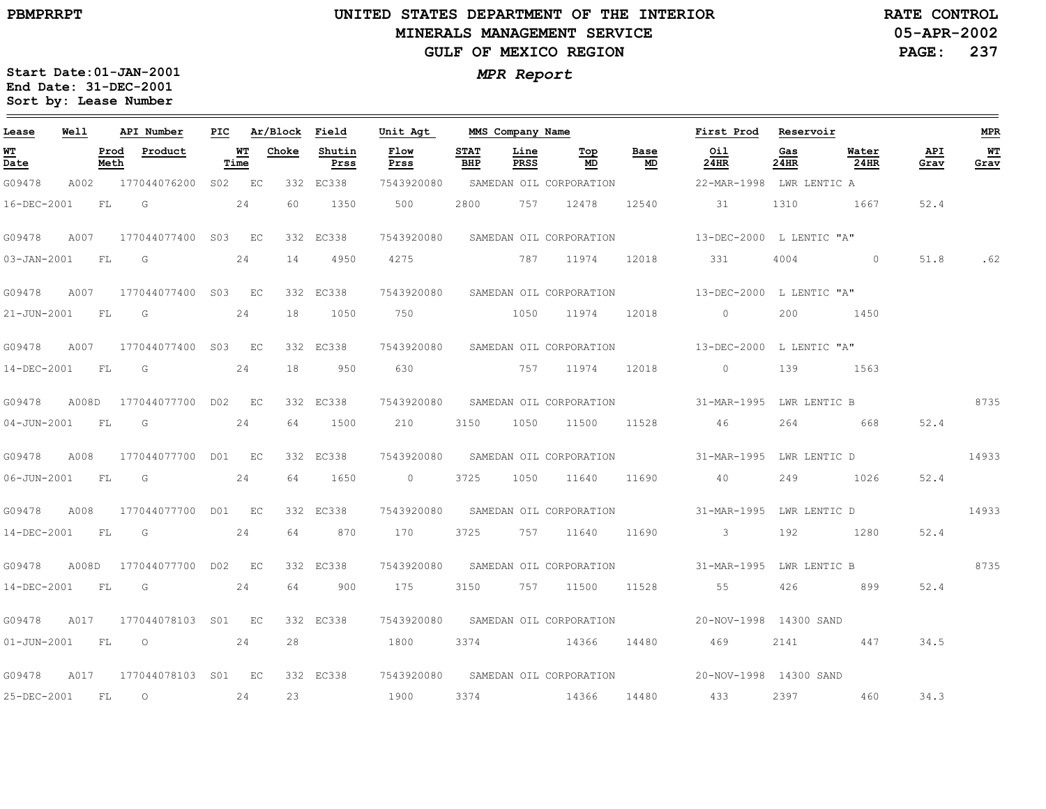PBMPRRPT

# UNITED STATES DEPARTMENT OF THE INTERIOR
## MINERALS MANAGEMENT SERVICE
## GULF OF MEXICO REGION

RATE CONTROL
05-APR-2002

**Start Date:** 01-JAN-2001
**End Date:** 31-DEC-2001
**Sort by:** Lease Number

***MPR Report***

| Lease | Well | API Number | PIC | Ar/Block | | Field | Unit Agt | MMS Company Name | | | | | First Prod | Reservoir | | | MPR |
|---|---|---|---|---|---|---|---|---|---|---|---|---|---|---|---|---|---|
| **WT Date** | **Prod Meth** | **Product** | **WT Time** | **Choke** | | **Shutin Prss** | **Flow Prss** | **STAT BHP** | **Line PRSS** | **Top MD** | **Base MD** | | **Oil 24HR** | **Gas 24HR** | **Water 24HR** | **API Grav** | **WT Grav** |
| G09478 | A002 | 177044076200 | S02 | EC | 332 | EC338 | 7543920080 | SAMEDAN OIL CORPORATION | | | | | 22-MAR-1998 | LWR LENTIC A | | | |
| 16-DEC-2001 | FL | G | 24 | 60 | | 1350 | 500 | 2800 | 757 | 12478 | 12540 | | 31 | 1310 | 1667 | 52.4 | |
| G09478 | A007 | 177044077400 | S03 | EC | 332 | EC338 | 7543920080 | SAMEDAN OIL CORPORATION | | | | | 13-DEC-2000 | L LENTIC "A" | | | |
| 03-JAN-2001 | FL | G | 24 | 14 | | 4950 | 4275 | | 787 | 11974 | 12018 | | 331 | 4004 | 0 | 51.8 | .62 |
| G09478 | A007 | 177044077400 | S03 | EC | 332 | EC338 | 7543920080 | SAMEDAN OIL CORPORATION | | | | | 13-DEC-2000 | L LENTIC "A" | | | |
| 21-JUN-2001 | FL | G | 24 | 18 | | 1050 | 750 | | 1050 | 11974 | 12018 | | 0 | 200 | 1450 | | |
| G09478 | A007 | 177044077400 | S03 | EC | 332 | EC338 | 7543920080 | SAMEDAN OIL CORPORATION | | | | | 13-DEC-2000 | L LENTIC "A" | | | |
| 14-DEC-2001 | FL | G | 24 | 18 | | 950 | 630 | | 757 | 11974 | 12018 | | 0 | 139 | 1563 | | |
| G09478 | A008D | 177044077700 | D02 | EC | 332 | EC338 | 7543920080 | SAMEDAN OIL CORPORATION | | | | | 31-MAR-1995 | LWR LENTIC B | | | 8735 |
| 04-JUN-2001 | FL | G | 24 | 64 | | 1500 | 210 | 3150 | 1050 | 11500 | 11528 | | 46 | 264 | 668 | 52.4 | |
| G09478 | A008 | 177044077700 | D01 | EC | 332 | EC338 | 7543920080 | SAMEDAN OIL CORPORATION | | | | | 31-MAR-1995 | LWR LENTIC D | | | 14933 |
| 06-JUN-2001 | FL | G | 24 | 64 | | 1650 | 0 | 3725 | 1050 | 11640 | 11690 | | 40 | 249 | 1026 | 52.4 | |
| G09478 | A008 | 177044077700 | D01 | EC | 332 | EC338 | 7543920080 | SAMEDAN OIL CORPORATION | | | | | 31-MAR-1995 | LWR LENTIC D | | | 14933 |
| 14-DEC-2001 | FL | G | 24 | 64 | | 870 | 170 | 3725 | 757 | 11640 | 11690 | | 3 | 192 | 1280 | 52.4 | |
| G09478 | A008D | 177044077700 | D02 | EC | 332 | EC338 | 7543920080 | SAMEDAN OIL CORPORATION | | | | | 31-MAR-1995 | LWR LENTIC B | | | 8735 |
| 14-DEC-2001 | FL | G | 24 | 64 | | 900 | 175 | 3150 | 757 | 11500 | 11528 | | 55 | 426 | 899 | 52.4 | |
| G09478 | A017 | 177044078103 | S01 | EC | 332 | EC338 | 7543920080 | SAMEDAN OIL CORPORATION | | | | | 20-NOV-1998 | 14300 SAND | | | |
| 01-JUN-2001 | FL | O | 24 | 28 | | | 1800 | 3374 | | 14366 | 14480 | | 469 | 2141 | 447 | 34.5 | |
| G09478 | A017 | 177044078103 | S01 | EC | 332 | EC338 | 7543920080 | SAMEDAN OIL CORPORATION | | | | | 20-NOV-1998 | 14300 SAND | | | |
| 25-DEC-2001 | FL | O | 24 | 23 | | | 1900 | 3374 | | 14366 | 14480 | | 433 | 2397 | 460 | 34.3 | |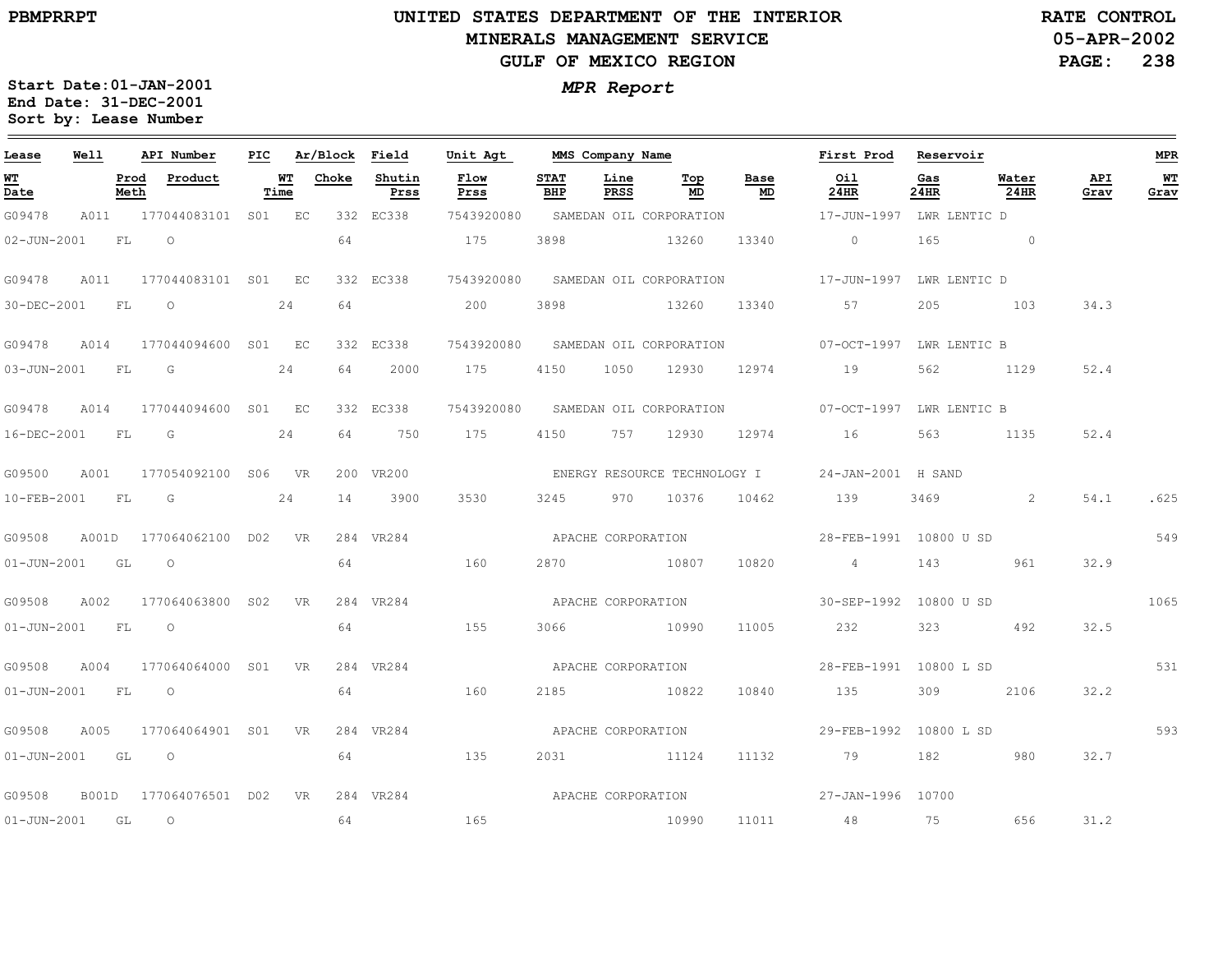PBMPRRPT

# UNITED STATES DEPARTMENT OF THE INTERIOR
## MINERALS MANAGEMENT SERVICE
## GULF OF MEXICO REGION

RATE CONTROL
05-APR-2002

*MPR Report*

**Start Date:** 01-JAN-2001
**End Date:** 31-DEC-2001
**Sort by:** Lease Number

| Lease | Well | API Number | PIC | Ar/Block | | Field | Unit Agt | MMS Company Name | | | | | First Prod | Reservoir | | | MPR |
|---|---|---|---|---|---|---|---|---|---|---|---|---|---|---|---|---|---|
| **WT Date** | **Prod Meth** | **Product** | **WT Time** | **Choke** | | **Shutin Prss** | **Flow Prss** | **STAT BHP** | **Line PRSS** | **Top MD** | **Base MD** | | **Oil 24HR** | **Gas 24HR** | **Water 24HR** | **API Grav** | **WT Grav** |
| G09478 | A011 | 177044083101 | S01 | EC | 332 | EC338 | 7543920080 | SAMEDAN OIL CORPORATION | | | | | 17-JUN-1997 | LWR LENTIC D | | | |
| 02-JUN-2001 | FL | O | | 64 | | | 175 | 3898 | | 13260 | 13340 | | 0 | 165 | 0 | | |
| G09478 | A011 | 177044083101 | S01 | EC | 332 | EC338 | 7543920080 | SAMEDAN OIL CORPORATION | | | | | 17-JUN-1997 | LWR LENTIC D | | | |
| 30-DEC-2001 | FL | O | 24 | 64 | | | 200 | 3898 | | 13260 | 13340 | | 57 | 205 | 103 | 34.3 | |
| G09478 | A014 | 177044094600 | S01 | EC | 332 | EC338 | 7543920080 | SAMEDAN OIL CORPORATION | | | | | 07-OCT-1997 | LWR LENTIC B | | | |
| 03-JUN-2001 | FL | G | 24 | 64 | | 2000 | 175 | 4150 | 1050 | 12930 | 12974 | | 19 | 562 | 1129 | 52.4 | |
| G09478 | A014 | 177044094600 | S01 | EC | 332 | EC338 | 7543920080 | SAMEDAN OIL CORPORATION | | | | | 07-OCT-1997 | LWR LENTIC B | | | |
| 16-DEC-2001 | FL | G | 24 | 64 | | 750 | 175 | 4150 | 757 | 12930 | 12974 | | 16 | 563 | 1135 | 52.4 | |
| G09500 | A001 | 177054092100 | S06 | VR | 200 | VR200 | | ENERGY RESOURCE TECHNOLOGY I | | | | | 24-JAN-2001 | H SAND | | | |
| 10-FEB-2001 | FL | G | 24 | 14 | | 3900 | 3530 | 3245 | 970 | 10376 | 10462 | | 139 | 3469 | 2 | 54.1 | .625 |
| G09508 | A001D | 177064062100 | D02 | VR | 284 | VR284 | | APACHE CORPORATION | | | | | 28-FEB-1991 | 10800 U SD | | | 549 |
| 01-JUN-2001 | GL | O | | 64 | | | 160 | 2870 | | 10807 | 10820 | | 4 | 143 | 961 | 32.9 | |
| G09508 | A002 | 177064063800 | S02 | VR | 284 | VR284 | | APACHE CORPORATION | | | | | 30-SEP-1992 | 10800 U SD | | | 1065 |
| 01-JUN-2001 | FL | O | | 64 | | | 155 | 3066 | | 10990 | 11005 | | 232 | 323 | 492 | 32.5 | |
| G09508 | A004 | 177064064000 | S01 | VR | 284 | VR284 | | APACHE CORPORATION | | | | | 28-FEB-1991 | 10800 L SD | | | 531 |
| 01-JUN-2001 | FL | O | | 64 | | | 160 | 2185 | | 10822 | 10840 | | 135 | 309 | 2106 | 32.2 | |
| G09508 | A005 | 177064064901 | S01 | VR | 284 | VR284 | | APACHE CORPORATION | | | | | 29-FEB-1992 | 10800 L SD | | | 593 |
| 01-JUN-2001 | GL | O | | 64 | | | 135 | 2031 | | 11124 | 11132 | | 79 | 182 | 980 | 32.7 | |
| G09508 | B001D | 177064076501 | D02 | VR | 284 | VR284 | | APACHE CORPORATION | | | | | 27-JAN-1996 | 10700 | | | |
| 01-JUN-2001 | GL | O | | 64 | | | 165 | | | 10990 | 11011 | | 48 | 75 | 656 | 31.2 | |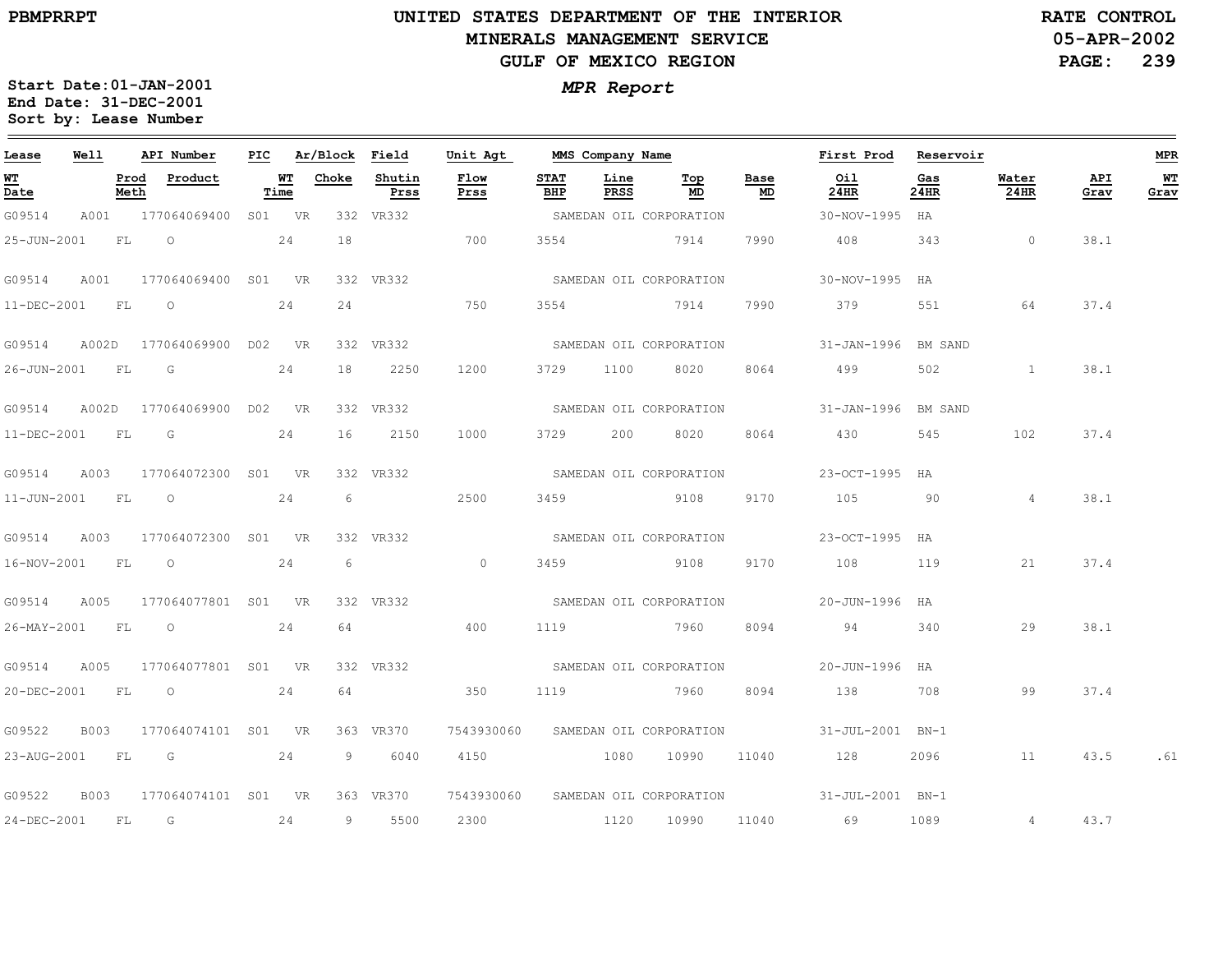# UNITED STATES DEPARTMENT OF THE INTERIOR
## MINERALS MANAGEMENT SERVICE
## GULF OF MEXICO REGION

PBMPRRPT

RATE CONTROL
05-APR-2002

**MPR Report**

Start Date:01-JAN-2001
End Date: 31-DEC-2001
Sort by: Lease Number

| Lease | Well | API Number | PIC | Ar/Block | | Field | Unit Agt | MMS Company Name | | | | | First Prod | Reservoir | | | MPR |
|---|---|---|---|---|---|---|---|---|---|---|---|---|---|---|---|---|---|
| WT Date | Prod Meth | Product | | WT Time | Choke | Shutin Prss | Flow Prss | STAT BHP | Line PRSS | Top MD | Base MD | | Oil 24HR | Gas 24HR | Water 24HR | API Grav | WT Grav |
| G09514 | A001 | 177064069400 | S01 | VR | 332 | VR332 | | SAMEDAN OIL CORPORATION | | | | | 30-NOV-1995 | HA | | | |
| 25-JUN-2001 | FL | O | | 24 | 18 | | 700 | 3554 | | 7914 | 7990 | | 408 | 343 | 0 | 38.1 | |
| G09514 | A001 | 177064069400 | S01 | VR | 332 | VR332 | | SAMEDAN OIL CORPORATION | | | | | 30-NOV-1995 | HA | | | |
| 11-DEC-2001 | FL | O | | 24 | 24 | | 750 | 3554 | | 7914 | 7990 | | 379 | 551 | 64 | 37.4 | |
| G09514 | A002D | 177064069900 | D02 | VR | 332 | VR332 | | SAMEDAN OIL CORPORATION | | | | | 31-JAN-1996 | BM SAND | | | |
| 26-JUN-2001 | FL | G | | 24 | 18 | 2250 | 1200 | 3729 | 1100 | 8020 | 8064 | | 499 | 502 | 1 | 38.1 | |
| G09514 | A002D | 177064069900 | D02 | VR | 332 | VR332 | | SAMEDAN OIL CORPORATION | | | | | 31-JAN-1996 | BM SAND | | | |
| 11-DEC-2001 | FL | G | | 24 | 16 | 2150 | 1000 | 3729 | 200 | 8020 | 8064 | | 430 | 545 | 102 | 37.4 | |
| G09514 | A003 | 177064072300 | S01 | VR | 332 | VR332 | | SAMEDAN OIL CORPORATION | | | | | 23-OCT-1995 | HA | | | |
| 11-JUN-2001 | FL | O | | 24 | 6 | | 2500 | 3459 | | 9108 | 9170 | | 105 | 90 | 4 | 38.1 | |
| G09514 | A003 | 177064072300 | S01 | VR | 332 | VR332 | | SAMEDAN OIL CORPORATION | | | | | 23-OCT-1995 | HA | | | |
| 16-NOV-2001 | FL | O | | 24 | 6 | | 0 | 3459 | | 9108 | 9170 | | 108 | 119 | 21 | 37.4 | |
| G09514 | A005 | 177064077801 | S01 | VR | 332 | VR332 | | SAMEDAN OIL CORPORATION | | | | | 20-JUN-1996 | HA | | | |
| 26-MAY-2001 | FL | O | | 24 | 64 | | 400 | 1119 | | 7960 | 8094 | | 94 | 340 | 29 | 38.1 | |
| G09514 | A005 | 177064077801 | S01 | VR | 332 | VR332 | | SAMEDAN OIL CORPORATION | | | | | 20-JUN-1996 | HA | | | |
| 20-DEC-2001 | FL | O | | 24 | 64 | | 350 | 1119 | | 7960 | 8094 | | 138 | 708 | 99 | 37.4 | |
| G09522 | B003 | 177064074101 | S01 | VR | 363 | VR370 | 7543930060 | SAMEDAN OIL CORPORATION | | | | | 31-JUL-2001 | BN-1 | | | |
| 23-AUG-2001 | FL | G | | 24 | 9 | 6040 | 4150 | | 1080 | 10990 | 11040 | | 128 | 2096 | 11 | 43.5 | .61 |
| G09522 | B003 | 177064074101 | S01 | VR | 363 | VR370 | 7543930060 | SAMEDAN OIL CORPORATION | | | | | 31-JUL-2001 | BN-1 | | | |
| 24-DEC-2001 | FL | G | | 24 | 9 | 5500 | 2300 | | 1120 | 10990 | 11040 | | 69 | 1089 | 4 | 43.7 | |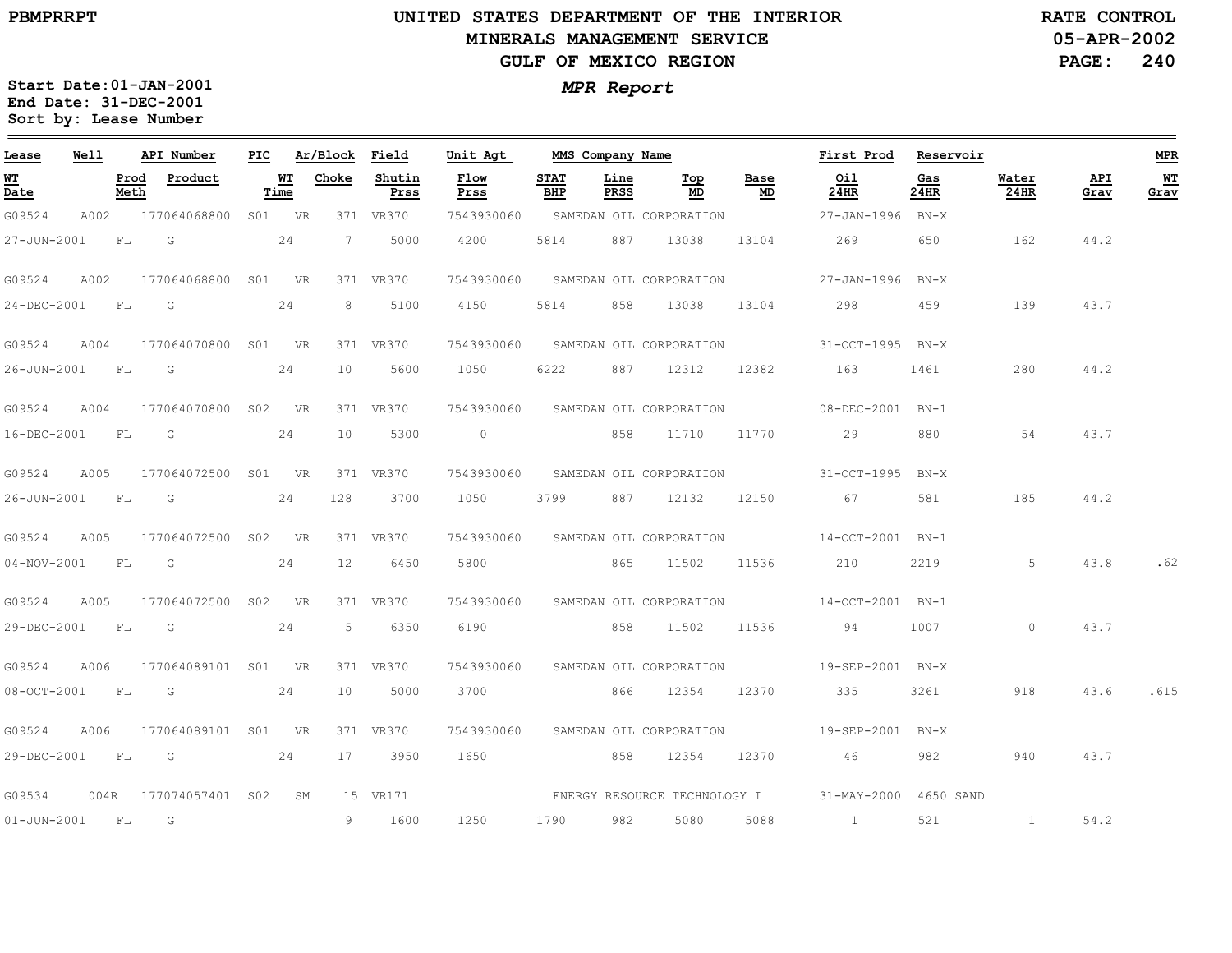UNITED STATES DEPARTMENT OF THE INTERIOR
MINERALS MANAGEMENT SERVICE
GULF OF MEXICO REGION

PBMPRRPT

RATE CONTROL
05-APR-2002

Start Date:01-JAN-2001
End Date: 31-DEC-2001
Sort by: Lease Number

*MPR Report*

| Lease | Well | API Number | PIC | Ar/Block | Field | Unit Agt | MMS Company Name | | | | First Prod | Reservoir | | | MPR |
|---|---|---|---|---|---|---|---|---|---|---|---|---|---|---|---|
| WT Date | Prod Meth | Product | WT Time | Choke | Shutin Prss | Flow Prss | STAT BHP | Line PRSS | Top MD | Base MD | Oil 24HR | Gas 24HR | Water 24HR | API Grav | WT Grav |
| G09524 | A002 | 177064068800 | S01 | VR 371 | VR370 | 7543930060 | SAMEDAN OIL CORPORATION | | | | 27-JAN-1996 | BN-X | | | |
| 27-JUN-2001 | FL | G | 24 | 7 | 5000 | 4200 | 5814 | 887 | 13038 | 13104 | 269 | 650 | 162 | 44.2 | |
| G09524 | A002 | 177064068800 | S01 | VR 371 | VR370 | 7543930060 | SAMEDAN OIL CORPORATION | | | | 27-JAN-1996 | BN-X | | | |
| 24-DEC-2001 | FL | G | 24 | 8 | 5100 | 4150 | 5814 | 858 | 13038 | 13104 | 298 | 459 | 139 | 43.7 | |
| G09524 | A004 | 177064070800 | S01 | VR 371 | VR370 | 7543930060 | SAMEDAN OIL CORPORATION | | | | 31-OCT-1995 | BN-X | | | |
| 26-JUN-2001 | FL | G | 24 | 10 | 5600 | 1050 | 6222 | 887 | 12312 | 12382 | 163 | 1461 | 280 | 44.2 | |
| G09524 | A004 | 177064070800 | S02 | VR 371 | VR370 | 7543930060 | SAMEDAN OIL CORPORATION | | | | 08-DEC-2001 | BN-1 | | | |
| 16-DEC-2001 | FL | G | 24 | 10 | 5300 | 0 | | 858 | 11710 | 11770 | 29 | 880 | 54 | 43.7 | |
| G09524 | A005 | 177064072500 | S01 | VR 371 | VR370 | 7543930060 | SAMEDAN OIL CORPORATION | | | | 31-OCT-1995 | BN-X | | | |
| 26-JUN-2001 | FL | G | 24 | 128 | 3700 | 1050 | 3799 | 887 | 12132 | 12150 | 67 | 581 | 185 | 44.2 | |
| G09524 | A005 | 177064072500 | S02 | VR 371 | VR370 | 7543930060 | SAMEDAN OIL CORPORATION | | | | 14-OCT-2001 | BN-1 | | | |
| 04-NOV-2001 | FL | G | 24 | 12 | 6450 | 5800 | | 865 | 11502 | 11536 | 210 | 2219 | 5 | 43.8 | .62 |
| G09524 | A005 | 177064072500 | S02 | VR 371 | VR370 | 7543930060 | SAMEDAN OIL CORPORATION | | | | 14-OCT-2001 | BN-1 | | | |
| 29-DEC-2001 | FL | G | 24 | 5 | 6350 | 6190 | | 858 | 11502 | 11536 | 94 | 1007 | 0 | 43.7 | |
| G09524 | A006 | 177064089101 | S01 | VR 371 | VR370 | 7543930060 | SAMEDAN OIL CORPORATION | | | | 19-SEP-2001 | BN-X | | | |
| 08-OCT-2001 | FL | G | 24 | 10 | 5000 | 3700 | | 866 | 12354 | 12370 | 335 | 3261 | 918 | 43.6 | .615 |
| G09524 | A006 | 177064089101 | S01 | VR 371 | VR370 | 7543930060 | SAMEDAN OIL CORPORATION | | | | 19-SEP-2001 | BN-X | | | |
| 29-DEC-2001 | FL | G | 24 | 17 | 3950 | 1650 | | 858 | 12354 | 12370 | 46 | 982 | 940 | 43.7 | |
| G09534 | 004R | 177074057401 | S02 | SM 15 | VR171 | | ENERGY RESOURCE TECHNOLOGY I | | | | 31-MAY-2000 | 4650 SAND | | | |
| 01-JUN-2001 | FL | G | | 9 | 1600 | 1250 | 1790 | 982 | 5080 | 5088 | 1 | 521 | 1 | 54.2 | |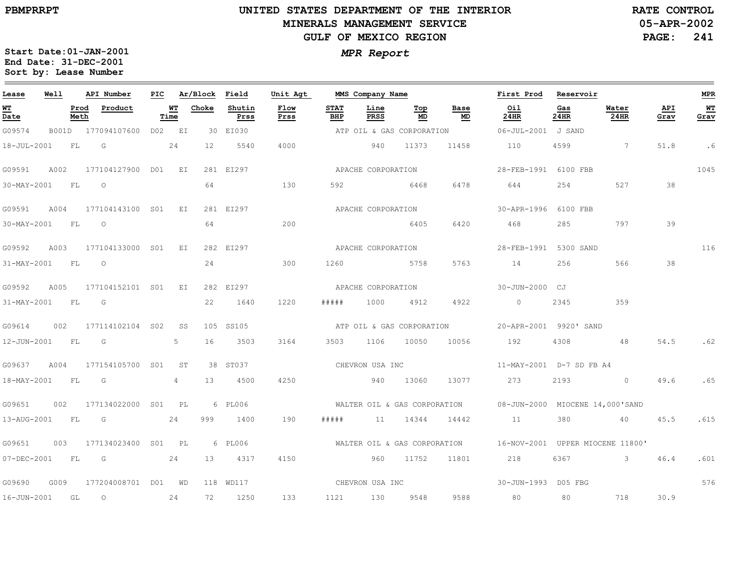**UNITED STATES DEPARTMENT OF THE INTERIOR**
**MINERALS MANAGEMENT SERVICE**
**GULF OF MEXICO REGION**

PBMPRRPT — RATE CONTROL — 05-APR-2002

***MPR Report***

**Start Date: 01-JAN-2001**
**End Date: 31-DEC-2001**
**Sort by: Lease Number**

| Lease | Well | API Number | PIC | Ar/Block | Field | Unit Agt | MMS Company Name | | | | First Prod | Reservoir | | | MPR |
|---|---|---|---|---|---|---|---|---|---|---|---|---|---|---|---|
| WT Date | Prod Meth | Product | WT Time | Choke | Shutin Prss | Flow Prss | STAT BHP | Line PRSS | Top MD | Base MD | Oil 24HR | Gas 24HR | Water 24HR | API Grav | WT Grav |
| G09574 | B001D | 177094107600 | D02 | EI 30 | EI030 | | ATP OIL & GAS CORPORATION | | | | 06-JUL-2001 | J SAND | | | |
| 18-JUL-2001 | FL | G | 24 | 12 | 5540 | 4000 | | 940 | 11373 | 11458 | 110 | 4599 | 7 | 51.8 | .6 |
| G09591 | A002 | 177104127900 | D01 | EI 281 | EI297 | | APACHE CORPORATION | | | | 28-FEB-1991 | 6100 FBB | | | 1045 |
| 30-MAY-2001 | FL | O | | 64 | | 130 | 592 | | 6468 | 6478 | 644 | 254 | 527 | 38 | |
| G09591 | A004 | 177104143100 | S01 | EI 281 | EI297 | | APACHE CORPORATION | | | | 30-APR-1996 | 6100 FBB | | | |
| 30-MAY-2001 | FL | O | | 64 | | 200 | | | 6405 | 6420 | 468 | 285 | 797 | 39 | |
| G09592 | A003 | 177104133000 | S01 | EI 282 | EI297 | | APACHE CORPORATION | | | | 28-FEB-1991 | 5300 SAND | | | 116 |
| 31-MAY-2001 | FL | O | | 24 | | 300 | 1260 | | 5758 | 5763 | 14 | 256 | 566 | 38 | |
| G09592 | A005 | 177104152101 | S01 | EI 282 | EI297 | | APACHE CORPORATION | | | | 30-JUN-2000 | CJ | | | |
| 31-MAY-2001 | FL | G | | 22 | 1640 | 1220 | ##### | 1000 | 4912 | 4922 | 0 | 2345 | 359 | | |
| G09614 | 002 | 177114102104 | S02 | SS 105 | SS105 | | ATP OIL & GAS CORPORATION | | | | 20-APR-2001 | 9920' SAND | | | |
| 12-JUN-2001 | FL | G | 5 | 16 | 3503 | 3164 | 3503 | 1106 | 10050 | 10056 | 192 | 4308 | 48 | 54.5 | .62 |
| G09637 | A004 | 177154105700 | S01 | ST 38 | ST037 | | CHEVRON USA INC | | | | 11-MAY-2001 | D-7 SD FB A4 | | | |
| 18-MAY-2001 | FL | G | 4 | 13 | 4500 | 4250 | | 940 | 13060 | 13077 | 273 | 2193 | 0 | 49.6 | .65 |
| G09651 | 002 | 177134022000 | S01 | PL 6 | PL006 | | WALTER OIL & GAS CORPORATION | | | | 08-JUN-2000 | MIOCENE 14,000'SAND | | | |
| 13-AUG-2001 | FL | G | 24 | 999 | 1400 | 190 | ##### | 11 | 14344 | 14442 | 11 | 380 | 40 | 45.5 | .615 |
| G09651 | 003 | 177134023400 | S01 | PL 6 | PL006 | | WALTER OIL & GAS CORPORATION | | | | 16-NOV-2001 | UPPER MIOCENE 11800' | | | |
| 07-DEC-2001 | FL | G | 24 | 13 | 4317 | 4150 | | 960 | 11752 | 11801 | 218 | 6367 | 3 | 46.4 | .601 |
| G09690 | G009 | 177204008701 | D01 | WD 118 | WD117 | | CHEVRON USA INC | | | | 30-JUN-1993 | D05 FBG | | | 576 |
| 16-JUN-2001 | GL | O | 24 | 72 | 1250 | 133 | 1121 | 130 | 9548 | 9588 | 80 | 80 | 718 | 30.9 | |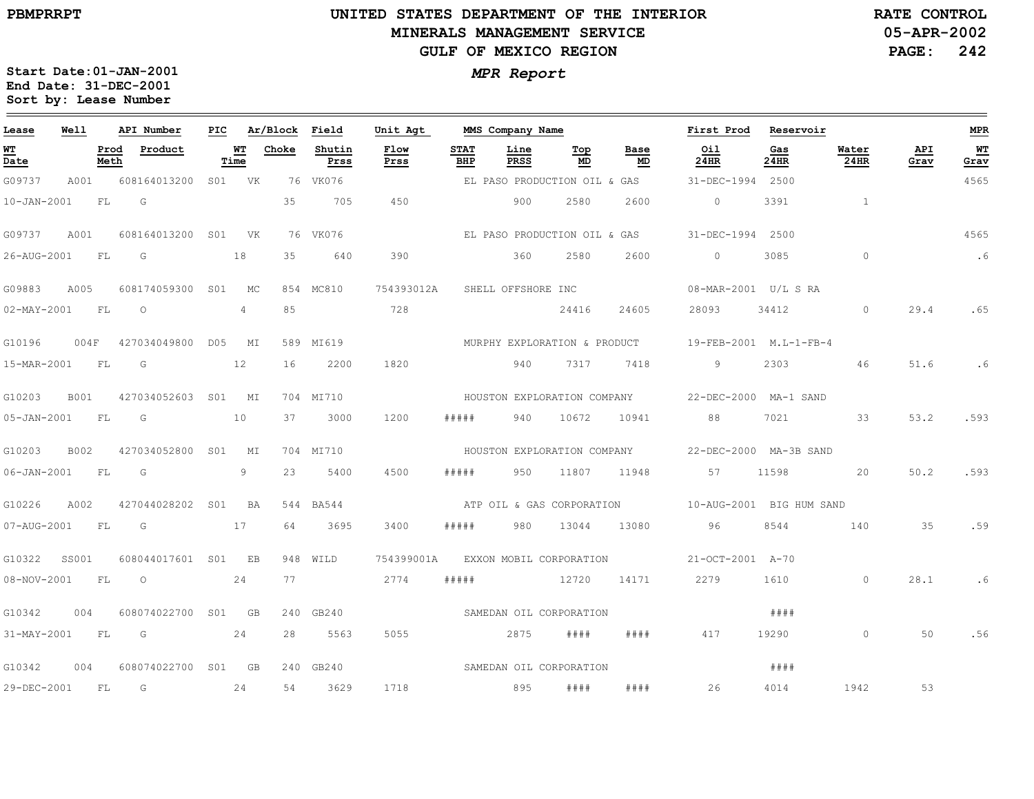PBMPRRPT

# UNITED STATES DEPARTMENT OF THE INTERIOR
## MINERALS MANAGEMENT SERVICE
## GULF OF MEXICO REGION

RATE CONTROL
05-APR-2002

**Start Date:01-JAN-2001**
**End Date: 31-DEC-2001**
**Sort by: Lease Number**

***MPR Report***

| Lease | Well | API Number | PIC | Ar/Block | | Field | Unit Agt | MMS Company Name | | | | | First Prod | Reservoir | | | MPR |
|---|---|---|---|---|---|---|---|---|---|---|---|---|---|---|---|---|---|
| WT Date | | Prod Meth | Product | WT Time | Choke | Shutin Prss | Flow Prss | STAT BHP | Line PRSS | Top MD | Base MD | | Oil 24HR | Gas 24HR | Water 24HR | API Grav | WT Grav |
| G09737 | A001 | 608164013200 | S01 | VK | 76 | VK076 | | EL PASO PRODUCTION OIL & GAS | | | | | 31-DEC-1994 | 2500 | | | 4565 |
| 10-JAN-2001 | | FL | G | | 35 | 705 | 450 | | 900 | 2580 | 2600 | | 0 | 3391 | 1 | | |
| G09737 | A001 | 608164013200 | S01 | VK | 76 | VK076 | | EL PASO PRODUCTION OIL & GAS | | | | | 31-DEC-1994 | 2500 | | | 4565 |
| 26-AUG-2001 | | FL | G | 18 | 35 | 640 | 390 | | 360 | 2580 | 2600 | | 0 | 3085 | 0 | | .6 |
| G09883 | A005 | 608174059300 | S01 | MC | 854 | MC810 | 754393012A | SHELL OFFSHORE INC | | | | | 08-MAR-2001 | U/L S RA | | | |
| 02-MAY-2001 | | FL | O | 4 | 85 | | 728 | | | 24416 | 24605 | | 28093 | 34412 | 0 | 29.4 | .65 |
| G10196 | 004F | 427034049800 | D05 | MI | 589 | MI619 | | MURPHY EXPLORATION & PRODUCT | | | | | 19-FEB-2001 | M.L-1-FB-4 | | | |
| 15-MAR-2001 | | FL | G | 12 | 16 | 2200 | 1820 | | 940 | 7317 | 7418 | | 9 | 2303 | 46 | 51.6 | .6 |
| G10203 | B001 | 427034052603 | S01 | MI | 704 | MI710 | | HOUSTON EXPLORATION COMPANY | | | | | 22-DEC-2000 | MA-1 SAND | | | |
| 05-JAN-2001 | | FL | G | 10 | 37 | 3000 | 1200 | ##### | 940 | 10672 | 10941 | | 88 | 7021 | 33 | 53.2 | .593 |
| G10203 | B002 | 427034052800 | S01 | MI | 704 | MI710 | | HOUSTON EXPLORATION COMPANY | | | | | 22-DEC-2000 | MA-3B SAND | | | |
| 06-JAN-2001 | | FL | G | 9 | 23 | 5400 | 4500 | ##### | 950 | 11807 | 11948 | | 57 | 11598 | 20 | 50.2 | .593 |
| G10226 | A002 | 427044028202 | S01 | BA | 544 | BA544 | | ATP OIL & GAS CORPORATION | | | | | 10-AUG-2001 | BIG HUM SAND | | | |
| 07-AUG-2001 | | FL | G | 17 | 64 | 3695 | 3400 | ##### | 980 | 13044 | 13080 | | 96 | 8544 | 140 | 35 | .59 |
| G10322 | SS001 | 608044017601 | S01 | EB | 948 | WILD | 754399001A | EXXON MOBIL CORPORATION | | | | | 21-OCT-2001 | A-70 | | | |
| 08-NOV-2001 | | FL | O | 24 | 77 | | 2774 | ##### | | 12720 | 14171 | | 2279 | 1610 | 0 | 28.1 | .6 |
| G10342 | 004 | 608074022700 | S01 | GB | 240 | GB240 | | SAMEDAN OIL CORPORATION | | | | | | #### | | | |
| 31-MAY-2001 | | FL | G | 24 | 28 | 5563 | 5055 | | 2875 | #### | #### | | 417 | 19290 | 0 | 50 | .56 |
| G10342 | 004 | 608074022700 | S01 | GB | 240 | GB240 | | SAMEDAN OIL CORPORATION | | | | | | #### | | | |
| 29-DEC-2001 | | FL | G | 24 | 54 | 3629 | 1718 | | 895 | #### | #### | | 26 | 4014 | 1942 | 53 | |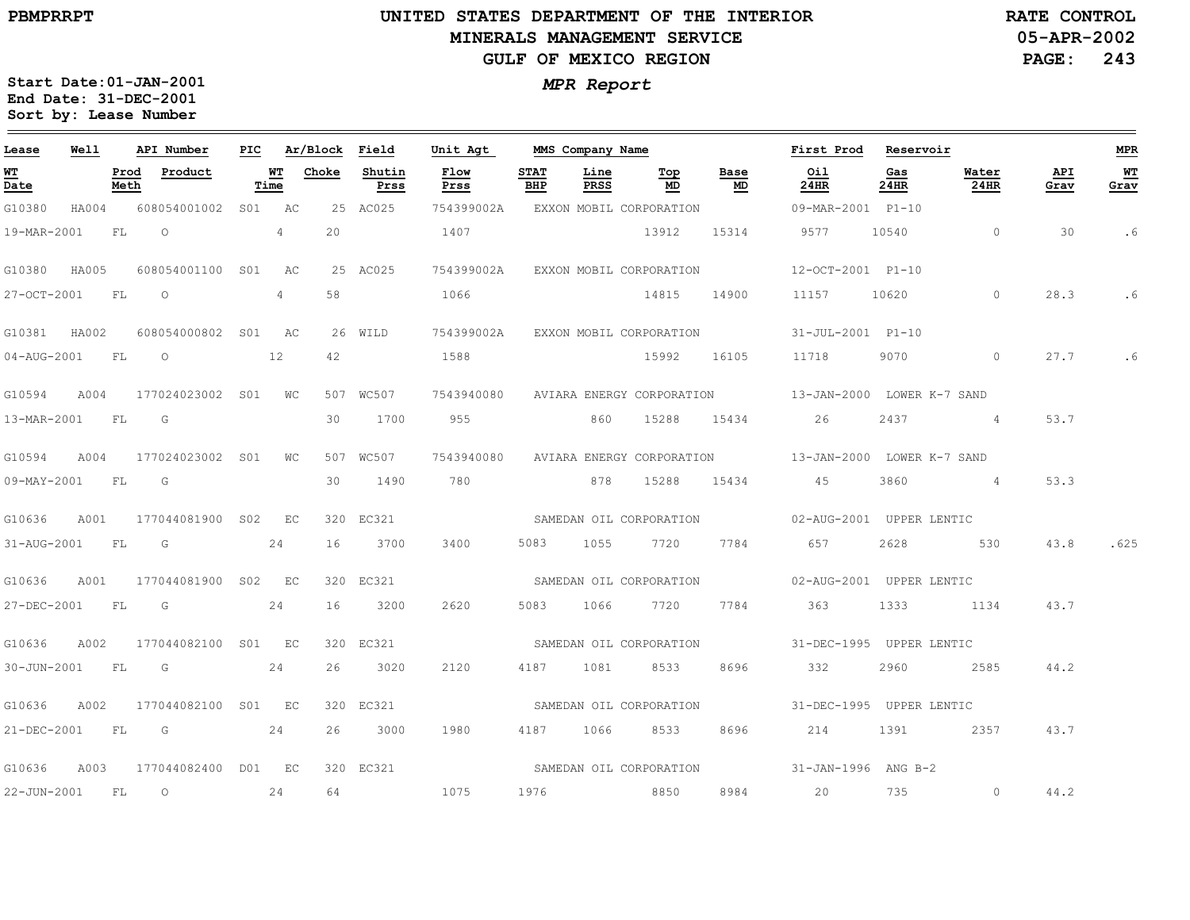PBMPRRPT

# UNITED STATES DEPARTMENT OF THE INTERIOR
## MINERALS MANAGEMENT SERVICE
## GULF OF MEXICO REGION

RATE CONTROL
05-APR-2002

*MPR Report*

Start Date: 01-JAN-2001
End Date: 31-DEC-2001
Sort by: Lease Number

| Lease | Well | API Number | PIC | Ar/Block | Field | Unit Agt | MMS Company Name | | | | First Prod | Reservoir | | | MPR |
|---|---|---|---|---|---|---|---|---|---|---|---|---|---|---|---|
| WT Date | Prod Meth | Product | WT Time | Choke | Shutin Prss | Flow Prss | STAT BHP | Line PRSS | Top MD | Base MD | Oil 24HR | Gas 24HR | Water 24HR | API Grav | WT Grav |
| G10380 | HA004 | 608054001002 | S01 | AC 25 | AC025 | 754399002A | EXXON MOBIL CORPORATION | | | | 09-MAR-2001 | P1-10 | | | |
| 19-MAR-2001 | FL | O | 4 | 20 | | 1407 | | | 13912 | 15314 | 9577 | 10540 | 0 | 30 | .6 |
| G10380 | HA005 | 608054001100 | S01 | AC 25 | AC025 | 754399002A | EXXON MOBIL CORPORATION | | | | 12-OCT-2001 | P1-10 | | | |
| 27-OCT-2001 | FL | O | 4 | 58 | | 1066 | | | 14815 | 14900 | 11157 | 10620 | 0 | 28.3 | .6 |
| G10381 | HA002 | 608054000802 | S01 | AC 26 | WILD | 754399002A | EXXON MOBIL CORPORATION | | | | 31-JUL-2001 | P1-10 | | | |
| 04-AUG-2001 | FL | O | 12 | 42 | | 1588 | | | 15992 | 16105 | 11718 | 9070 | 0 | 27.7 | .6 |
| G10594 | A004 | 177024023002 | S01 | WC 507 | WC507 | 7543940080 | AVIARA ENERGY CORPORATION | | | | 13-JAN-2000 | LOWER K-7 SAND | | | |
| 13-MAR-2001 | FL | G | | 30 | 1700 | 955 | | 860 | 15288 | 15434 | 26 | 2437 | 4 | 53.7 | |
| G10594 | A004 | 177024023002 | S01 | WC 507 | WC507 | 7543940080 | AVIARA ENERGY CORPORATION | | | | 13-JAN-2000 | LOWER K-7 SAND | | | |
| 09-MAY-2001 | FL | G | | 30 | 1490 | 780 | | 878 | 15288 | 15434 | 45 | 3860 | 4 | 53.3 | |
| G10636 | A001 | 177044081900 | S02 | EC 320 | EC321 | | SAMEDAN OIL CORPORATION | | | | 02-AUG-2001 | UPPER LENTIC | | | |
| 31-AUG-2001 | FL | G | 24 | 16 | 3700 | 3400 | 5083 | 1055 | 7720 | 7784 | 657 | 2628 | 530 | 43.8 | .625 |
| G10636 | A001 | 177044081900 | S02 | EC 320 | EC321 | | SAMEDAN OIL CORPORATION | | | | 02-AUG-2001 | UPPER LENTIC | | | |
| 27-DEC-2001 | FL | G | 24 | 16 | 3200 | 2620 | 5083 | 1066 | 7720 | 7784 | 363 | 1333 | 1134 | 43.7 | |
| G10636 | A002 | 177044082100 | S01 | EC 320 | EC321 | | SAMEDAN OIL CORPORATION | | | | 31-DEC-1995 | UPPER LENTIC | | | |
| 30-JUN-2001 | FL | G | 24 | 26 | 3020 | 2120 | 4187 | 1081 | 8533 | 8696 | 332 | 2960 | 2585 | 44.2 | |
| G10636 | A002 | 177044082100 | S01 | EC 320 | EC321 | | SAMEDAN OIL CORPORATION | | | | 31-DEC-1995 | UPPER LENTIC | | | |
| 21-DEC-2001 | FL | G | 24 | 26 | 3000 | 1980 | 4187 | 1066 | 8533 | 8696 | 214 | 1391 | 2357 | 43.7 | |
| G10636 | A003 | 177044082400 | D01 | EC 320 | EC321 | | SAMEDAN OIL CORPORATION | | | | 31-JAN-1996 | ANG B-2 | | | |
| 22-JUN-2001 | FL | O | 24 | 64 | | 1075 | 1976 | | 8850 | 8984 | 20 | 735 | 0 | 44.2 | |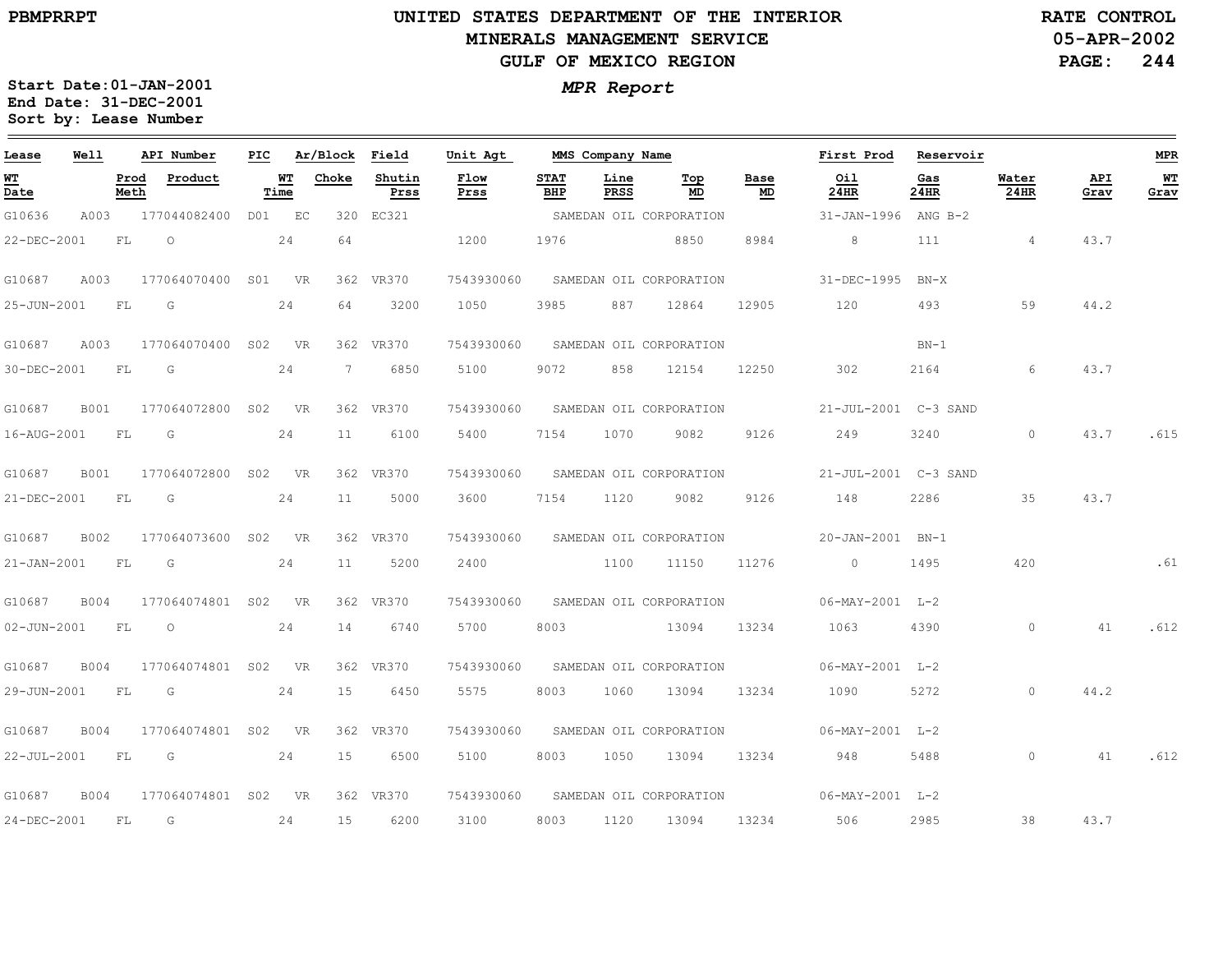# UNITED STATES DEPARTMENT OF THE INTERIOR
## MINERALS MANAGEMENT SERVICE
## GULF OF MEXICO REGION

PBMPRRPT

RATE CONTROL
05-APR-2002

***MPR Report***

**Start Date:01-JAN-2001**
**End Date: 31-DEC-2001**
**Sort by: Lease Number**

| Lease | Well | API Number | PIC | Ar/Block | | Field | Unit Agt | MMS Company Name | | | | | First Prod | Reservoir | | | MPR |
|---|---|---|---|---|---|---|---|---|---|---|---|---|---|---|---|---|---|
| **WT Date** | **Prod Meth** | **Product** | **WT Time** | **Choke** | | **Shutin Prss** | **Flow Prss** | **STAT BHP** | **Line PRSS** | **Top MD** | **Base MD** | | **Oil 24HR** | **Gas 24HR** | **Water 24HR** | **API Grav** | **WT Grav** |
| G10636 | A003 | 177044082400 | D01 | EC | 320 | EC321 | | SAMEDAN OIL CORPORATION | | | | | 31-JAN-1996 | ANG B-2 | | | |
| 22-DEC-2001 | FL | O | 24 | 64 | | | 1200 | 1976 | | 8850 | 8984 | | 8 | 111 | 4 | 43.7 | |
| G10687 | A003 | 177064070400 | S01 | VR | 362 | VR370 | 7543930060 | SAMEDAN OIL CORPORATION | | | | | 31-DEC-1995 | BN-X | | | |
| 25-JUN-2001 | FL | G | 24 | 64 | | 3200 | 1050 | 3985 | 887 | 12864 | 12905 | | 120 | 493 | 59 | 44.2 | |
| G10687 | A003 | 177064070400 | S02 | VR | 362 | VR370 | 7543930060 | SAMEDAN OIL CORPORATION | | | | | | BN-1 | | | |
| 30-DEC-2001 | FL | G | 24 | 7 | | 6850 | 5100 | 9072 | 858 | 12154 | 12250 | | 302 | 2164 | 6 | 43.7 | |
| G10687 | B001 | 177064072800 | S02 | VR | 362 | VR370 | 7543930060 | SAMEDAN OIL CORPORATION | | | | | 21-JUL-2001 | C-3 SAND | | | |
| 16-AUG-2001 | FL | G | 24 | 11 | | 6100 | 5400 | 7154 | 1070 | 9082 | 9126 | | 249 | 3240 | 0 | 43.7 | .615 |
| G10687 | B001 | 177064072800 | S02 | VR | 362 | VR370 | 7543930060 | SAMEDAN OIL CORPORATION | | | | | 21-JUL-2001 | C-3 SAND | | | |
| 21-DEC-2001 | FL | G | 24 | 11 | | 5000 | 3600 | 7154 | 1120 | 9082 | 9126 | | 148 | 2286 | 35 | 43.7 | |
| G10687 | B002 | 177064073600 | S02 | VR | 362 | VR370 | 7543930060 | SAMEDAN OIL CORPORATION | | | | | 20-JAN-2001 | BN-1 | | | |
| 21-JAN-2001 | FL | G | 24 | 11 | | 5200 | 2400 | | 1100 | 11150 | 11276 | | 0 | 1495 | 420 | | .61 |
| G10687 | B004 | 177064074801 | S02 | VR | 362 | VR370 | 7543930060 | SAMEDAN OIL CORPORATION | | | | | 06-MAY-2001 | L-2 | | | |
| 02-JUN-2001 | FL | O | 24 | 14 | | 6740 | 5700 | 8003 | | 13094 | 13234 | | 1063 | 4390 | 0 | 41 | .612 |
| G10687 | B004 | 177064074801 | S02 | VR | 362 | VR370 | 7543930060 | SAMEDAN OIL CORPORATION | | | | | 06-MAY-2001 | L-2 | | | |
| 29-JUN-2001 | FL | G | 24 | 15 | | 6450 | 5575 | 8003 | 1060 | 13094 | 13234 | | 1090 | 5272 | 0 | 44.2 | |
| G10687 | B004 | 177064074801 | S02 | VR | 362 | VR370 | 7543930060 | SAMEDAN OIL CORPORATION | | | | | 06-MAY-2001 | L-2 | | | |
| 22-JUL-2001 | FL | G | 24 | 15 | | 6500 | 5100 | 8003 | 1050 | 13094 | 13234 | | 948 | 5488 | 0 | 41 | .612 |
| G10687 | B004 | 177064074801 | S02 | VR | 362 | VR370 | 7543930060 | SAMEDAN OIL CORPORATION | | | | | 06-MAY-2001 | L-2 | | | |
| 24-DEC-2001 | FL | G | 24 | 15 | | 6200 | 3100 | 8003 | 1120 | 13094 | 13234 | | 506 | 2985 | 38 | 43.7 | |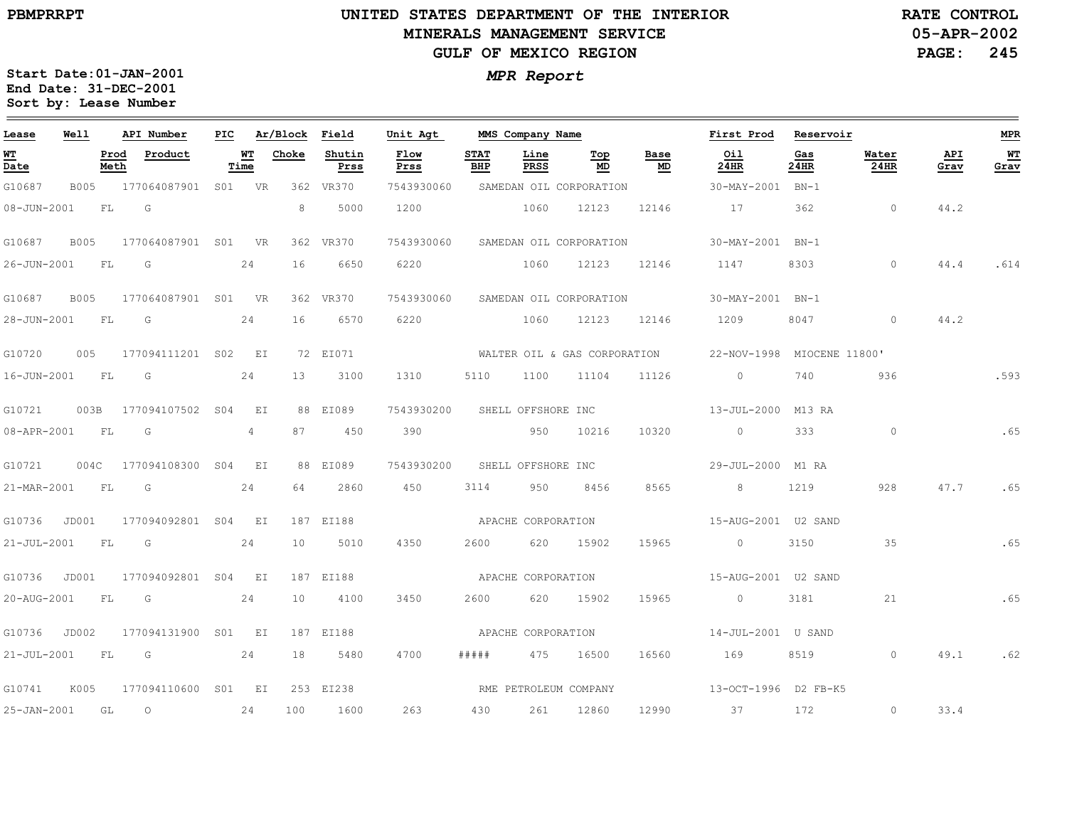# UNITED STATES DEPARTMENT OF THE INTERIOR
## MINERALS MANAGEMENT SERVICE
## GULF OF MEXICO REGION

PBMPRRPT

RATE CONTROL
05-APR-2002

*MPR Report*

**Start Date:01-JAN-2001**
**End Date: 31-DEC-2001**
**Sort by: Lease Number**

| Lease | Well | API Number | PIC | Ar/Block | | Field | Unit Agt | MMS Company Name | | | | | First Prod | Reservoir | | | MPR |
|---|---|---|---|---|---|---|---|---|---|---|---|---|---|---|---|---|---|
| **WT Date** | **Prod Meth** | **Product** | **WT Time** | **Choke** | | **Shutin Prss** | **Flow Prss** | **STAT BHP** | **Line PRSS** | **Top MD** | **Base MD** | | **Oil 24HR** | **Gas 24HR** | **Water 24HR** | **API Grav** | **WT Grav** |
| G10687 | B005 | 177064087901 | S01 | VR | 362 | VR370 | 7543930060 | SAMEDAN OIL CORPORATION | | | | | 30-MAY-2001 | BN-1 | | | |
| 08-JUN-2001 | FL | G | | 8 | | 5000 | 1200 | | 1060 | 12123 | 12146 | | 17 | 362 | 0 | 44.2 | |
| G10687 | B005 | 177064087901 | S01 | VR | 362 | VR370 | 7543930060 | SAMEDAN OIL CORPORATION | | | | | 30-MAY-2001 | BN-1 | | | |
| 26-JUN-2001 | FL | G | 24 | 16 | | 6650 | 6220 | | 1060 | 12123 | 12146 | | 1147 | 8303 | 0 | 44.4 | .614 |
| G10687 | B005 | 177064087901 | S01 | VR | 362 | VR370 | 7543930060 | SAMEDAN OIL CORPORATION | | | | | 30-MAY-2001 | BN-1 | | | |
| 28-JUN-2001 | FL | G | 24 | 16 | | 6570 | 6220 | | 1060 | 12123 | 12146 | | 1209 | 8047 | 0 | 44.2 | |
| G10720 | 005 | 177094111201 | S02 | EI | 72 | EI071 | | WALTER OIL & GAS CORPORATION | | | | | 22-NOV-1998 | MIOCENE 11800' | | | |
| 16-JUN-2001 | FL | G | 24 | 13 | | 3100 | 1310 | 5110 | 1100 | 11104 | 11126 | | 0 | 740 | 936 | | .593 |
| G10721 | 003B | 177094107502 | S04 | EI | 88 | EI089 | 7543930200 | SHELL OFFSHORE INC | | | | | 13-JUL-2000 | M13 RA | | | |
| 08-APR-2001 | FL | G | 4 | 87 | | 450 | 390 | | 950 | 10216 | 10320 | | 0 | 333 | 0 | | .65 |
| G10721 | 004C | 177094108300 | S04 | EI | 88 | EI089 | 7543930200 | SHELL OFFSHORE INC | | | | | 29-JUL-2000 | M1 RA | | | |
| 21-MAR-2001 | FL | G | 24 | 64 | | 2860 | 450 | 3114 | 950 | 8456 | 8565 | | 8 | 1219 | 928 | 47.7 | .65 |
| G10736 | JD001 | 177094092801 | S04 | EI | 187 | EI188 | | APACHE CORPORATION | | | | | 15-AUG-2001 | U2 SAND | | | |
| 21-JUL-2001 | FL | G | 24 | 10 | | 5010 | 4350 | 2600 | 620 | 15902 | 15965 | | 0 | 3150 | 35 | | .65 |
| G10736 | JD001 | 177094092801 | S04 | EI | 187 | EI188 | | APACHE CORPORATION | | | | | 15-AUG-2001 | U2 SAND | | | |
| 20-AUG-2001 | FL | G | 24 | 10 | | 4100 | 3450 | 2600 | 620 | 15902 | 15965 | | 0 | 3181 | 21 | | .65 |
| G10736 | JD002 | 177094131900 | S01 | EI | 187 | EI188 | | APACHE CORPORATION | | | | | 14-JUL-2001 | U SAND | | | |
| 21-JUL-2001 | FL | G | 24 | 18 | | 5480 | 4700 | ##### | 475 | 16500 | 16560 | | 169 | 8519 | 0 | 49.1 | .62 |
| G10741 | K005 | 177094110600 | S01 | EI | 253 | EI238 | | RME PETROLEUM COMPANY | | | | | 13-OCT-1996 | D2 FB-K5 | | | |
| 25-JAN-2001 | GL | O | 24 | 100 | | 1600 | 263 | 430 | 261 | 12860 | 12990 | | 37 | 172 | 0 | 33.4 | |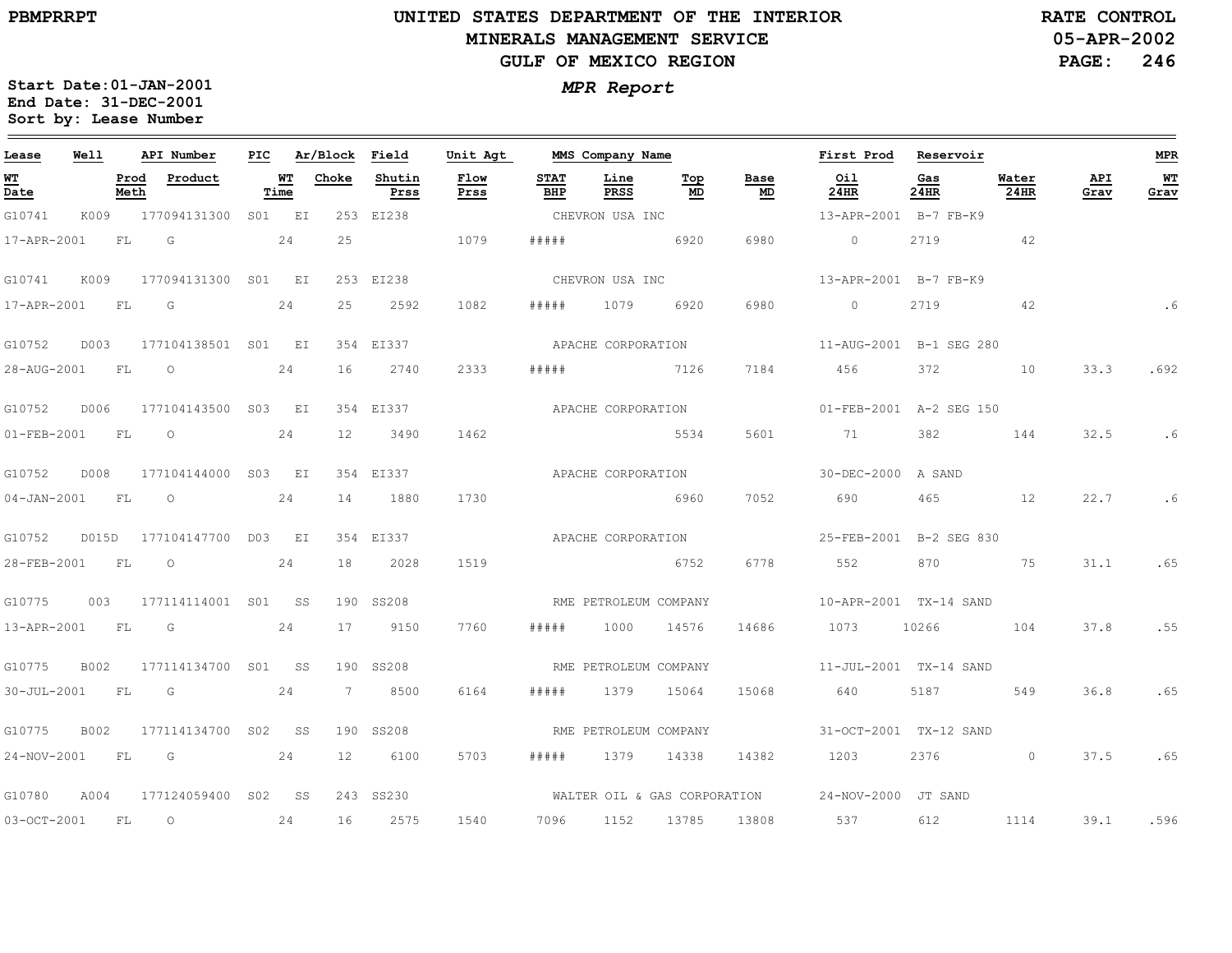# UNITED STATES DEPARTMENT OF THE INTERIOR
## MINERALS MANAGEMENT SERVICE
## GULF OF MEXICO REGION

PBMPRRPT

RATE CONTROL
05-APR-2002

***MPR Report***

**Start Date:01-JAN-2001**
**End Date: 31-DEC-2001**
**Sort by: Lease Number**

| Lease | Well | API Number | PIC | Ar/Block | | Field | Unit Agt | MMS Company Name | | | | First Prod | Reservoir | | | MPR |
|---|---|---|---|---|---|---|---|---|---|---|---|---|---|---|---|---|
| **WT Date** | **Prod Meth** | **Product** | **WT Time** | **Choke** | | **Shutin Prss** | **Flow Prss** | **STAT BHP** | **Line PRSS** | **Top MD** | **Base MD** | **Oil 24HR** | **Gas 24HR** | **Water 24HR** | **API Grav** | **WT Grav** |
| G10741 | K009 | 177094131300 | S01 | EI | 253 | EI238 | | CHEVRON USA INC | | | | 13-APR-2001 | B-7 FB-K9 | | | |
| 17-APR-2001 | FL | G | 24 | 25 | | | 1079 | ##### | | 6920 | 6980 | 0 | 2719 | 42 | | |
| G10741 | K009 | 177094131300 | S01 | EI | 253 | EI238 | | CHEVRON USA INC | | | | 13-APR-2001 | B-7 FB-K9 | | | |
| 17-APR-2001 | FL | G | 24 | 25 | | 2592 | 1082 | ##### | 1079 | 6920 | 6980 | 0 | 2719 | 42 | | .6 |
| G10752 | D003 | 177104138501 | S01 | EI | 354 | EI337 | | APACHE CORPORATION | | | | 11-AUG-2001 | B-1 SEG 280 | | | |
| 28-AUG-2001 | FL | O | 24 | 16 | | 2740 | 2333 | ##### | | 7126 | 7184 | 456 | 372 | 10 | 33.3 | .692 |
| G10752 | D006 | 177104143500 | S03 | EI | 354 | EI337 | | APACHE CORPORATION | | | | 01-FEB-2001 | A-2 SEG 150 | | | |
| 01-FEB-2001 | FL | O | 24 | 12 | | 3490 | 1462 | | | 5534 | 5601 | 71 | 382 | 144 | 32.5 | .6 |
| G10752 | D008 | 177104144000 | S03 | EI | 354 | EI337 | | APACHE CORPORATION | | | | 30-DEC-2000 | A SAND | | | |
| 04-JAN-2001 | FL | O | 24 | 14 | | 1880 | 1730 | | | 6960 | 7052 | 690 | 465 | 12 | 22.7 | .6 |
| G10752 | D015D | 177104147700 | D03 | EI | 354 | EI337 | | APACHE CORPORATION | | | | 25-FEB-2001 | B-2 SEG 830 | | | |
| 28-FEB-2001 | FL | O | 24 | 18 | | 2028 | 1519 | | | 6752 | 6778 | 552 | 870 | 75 | 31.1 | .65 |
| G10775 | 003 | 177114114001 | S01 | SS | 190 | SS208 | | RME PETROLEUM COMPANY | | | | 10-APR-2001 | TX-14 SAND | | | |
| 13-APR-2001 | FL | G | 24 | 17 | | 9150 | 7760 | ##### | 1000 | 14576 | 14686 | 1073 | 10266 | 104 | 37.8 | .55 |
| G10775 | B002 | 177114134700 | S01 | SS | 190 | SS208 | | RME PETROLEUM COMPANY | | | | 11-JUL-2001 | TX-14 SAND | | | |
| 30-JUL-2001 | FL | G | 24 | 7 | | 8500 | 6164 | ##### | 1379 | 15064 | 15068 | 640 | 5187 | 549 | 36.8 | .65 |
| G10775 | B002 | 177114134700 | S02 | SS | 190 | SS208 | | RME PETROLEUM COMPANY | | | | 31-OCT-2001 | TX-12 SAND | | | |
| 24-NOV-2001 | FL | G | 24 | 12 | | 6100 | 5703 | ##### | 1379 | 14338 | 14382 | 1203 | 2376 | 0 | 37.5 | .65 |
| G10780 | A004 | 177124059400 | S02 | SS | 243 | SS230 | | WALTER OIL & GAS CORPORATION | | | | 24-NOV-2000 | JT SAND | | | |
| 03-OCT-2001 | FL | O | 24 | 16 | | 2575 | 1540 | 7096 | 1152 | 13785 | 13808 | 537 | 612 | 1114 | 39.1 | .596 |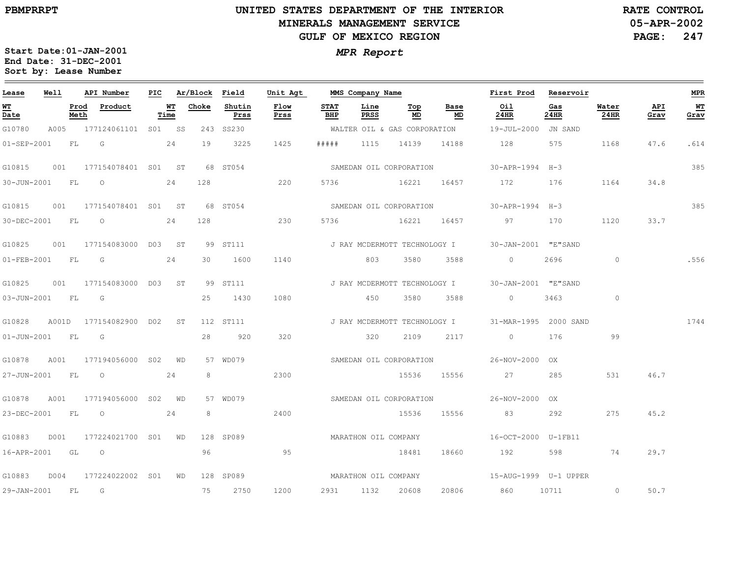UNITED STATES DEPARTMENT OF THE INTERIOR
MINERALS MANAGEMENT SERVICE
GULF OF MEXICO REGION

PBMPRRPT

RATE CONTROL
05-APR-2002

*MPR Report*

Start Date:01-JAN-2001
End Date: 31-DEC-2001
Sort by: Lease Number

| Lease | Well | API Number | PIC | Ar/Block | | Field | Unit Agt | MMS Company Name | | | | First Prod | Reservoir | | | MPR |
|---|---|---|---|---|---|---|---|---|---|---|---|---|---|---|---|---|
| WT Date | Prod Meth | Product | | WT Time | Choke | Shutin Prss | Flow Prss | STAT BHP | Line PRSS | Top MD | Base MD | Oil 24HR | Gas 24HR | Water 24HR | API Grav | WT Grav |
| G10780 | A005 | 177124061101 | S01 | SS | 243 | SS230 | | WALTER OIL & GAS CORPORATION | | | | 19-JUL-2000 | JN SAND | | | |
| 01-SEP-2001 | FL | G | | 24 | 19 | 3225 | 1425 | ##### | 1115 | 14139 | 14188 | 128 | 575 | 1168 | 47.6 | .614 |
| G10815 | 001 | 177154078401 | S01 | ST | 68 | ST054 | | SAMEDAN OIL CORPORATION | | | | 30-APR-1994 | H-3 | | | 385 |
| 30-JUN-2001 | FL | O | | 24 | 128 | | 220 | 5736 | | 16221 | 16457 | 172 | 176 | 1164 | 34.8 | |
| G10815 | 001 | 177154078401 | S01 | ST | 68 | ST054 | | SAMEDAN OIL CORPORATION | | | | 30-APR-1994 | H-3 | | | 385 |
| 30-DEC-2001 | FL | O | | 24 | 128 | | 230 | 5736 | | 16221 | 16457 | 97 | 170 | 1120 | 33.7 | |
| G10825 | 001 | 177154083000 | D03 | ST | 99 | ST111 | | J RAY MCDERMOTT TECHNOLOGY I | | | | 30-JAN-2001 | "E"SAND | | | |
| 01-FEB-2001 | FL | G | | 24 | 30 | 1600 | 1140 | | 803 | 3580 | 3588 | 0 | 2696 | 0 | | .556 |
| G10825 | 001 | 177154083000 | D03 | ST | 99 | ST111 | | J RAY MCDERMOTT TECHNOLOGY I | | | | 30-JAN-2001 | "E"SAND | | | |
| 03-JUN-2001 | FL | G | | | 25 | 1430 | 1080 | | 450 | 3580 | 3588 | 0 | 3463 | 0 | | |
| G10828 | A001D | 177154082900 | D02 | ST | 112 | ST111 | | J RAY MCDERMOTT TECHNOLOGY I | | | | 31-MAR-1995 | 2000 SAND | | | 1744 |
| 01-JUN-2001 | FL | G | | | 28 | 920 | 320 | | 320 | 2109 | 2117 | 0 | 176 | 99 | | |
| G10878 | A001 | 177194056000 | S02 | WD | 57 | WD079 | | SAMEDAN OIL CORPORATION | | | | 26-NOV-2000 | OX | | | |
| 27-JUN-2001 | FL | O | | 24 | 8 | | 2300 | | | 15536 | 15556 | 27 | 285 | 531 | 46.7 | |
| G10878 | A001 | 177194056000 | S02 | WD | 57 | WD079 | | SAMEDAN OIL CORPORATION | | | | 26-NOV-2000 | OX | | | |
| 23-DEC-2001 | FL | O | | 24 | 8 | | 2400 | | | 15536 | 15556 | 83 | 292 | 275 | 45.2 | |
| G10883 | D001 | 177224021700 | S01 | WD | 128 | SP089 | | MARATHON OIL COMPANY | | | | 16-OCT-2000 | U-1FB11 | | | |
| 16-APR-2001 | GL | O | | | 96 | | 95 | | | 18481 | 18660 | 192 | 598 | 74 | 29.7 | |
| G10883 | D004 | 177224022002 | S01 | WD | 128 | SP089 | | MARATHON OIL COMPANY | | | | 15-AUG-1999 | U-1 UPPER | | | |
| 29-JAN-2001 | FL | G | | | 75 | 2750 | 1200 | 2931 | 1132 | 20608 | 20806 | 860 | 10711 | 0 | 50.7 | |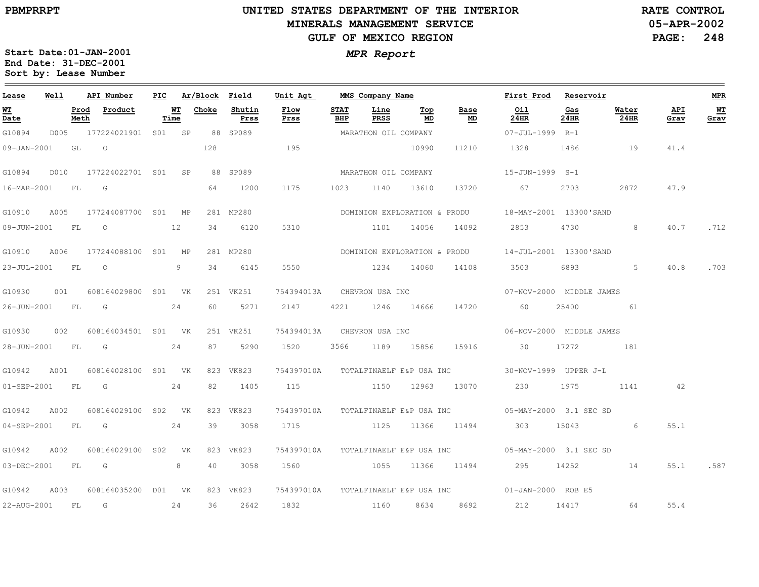PBMPRRPT

# UNITED STATES DEPARTMENT OF THE INTERIOR
## MINERALS MANAGEMENT SERVICE
## GULF OF MEXICO REGION

RATE CONTROL
05-APR-2002

**MPR Report**

Start Date:01-JAN-2001
End Date: 31-DEC-2001
Sort by: Lease Number

| Lease | Well | API Number | PIC | Ar/Block | | Field | Unit Agt | MMS Company Name | | | | | First Prod | Reservoir | | | MPR |
|---|---|---|---|---|---|---|---|---|---|---|---|---|---|---|---|---|---|
| WT Date | Prod Meth | Product | WT Time | | Choke | Shutin Prss | Flow Prss | STAT BHP | Line PRSS | Top MD | Base MD | | Oil 24HR | Gas 24HR | Water 24HR | API Grav | WT Grav |
| G10894 | D005 | 177224021901 | S01 | SP | 88 | SP089 | | MARATHON OIL COMPANY | | | | | 07-JUL-1999 | R-1 | | | |
| 09-JAN-2001 | GL | O | | | 128 | | 195 | | | 10990 | 11210 | | 1328 | 1486 | 19 | 41.4 | |
| G10894 | D010 | 177224022701 | S01 | SP | 88 | SP089 | | MARATHON OIL COMPANY | | | | | 15-JUN-1999 | S-1 | | | |
| 16-MAR-2001 | FL | G | | | 64 | 1200 | 1175 | 1023 | 1140 | 13610 | 13720 | | 67 | 2703 | 2872 | 47.9 | |
| G10910 | A005 | 177244087700 | S01 | MP | 281 | MP280 | | DOMINION EXPLORATION & PRODU | | | | | 18-MAY-2001 | 13300'SAND | | | |
| 09-JUN-2001 | FL | O | 12 | | 34 | 6120 | 5310 | | 1101 | 14056 | 14092 | | 2853 | 4730 | 8 | 40.7 | .712 |
| G10910 | A006 | 177244088100 | S01 | MP | 281 | MP280 | | DOMINION EXPLORATION & PRODU | | | | | 14-JUL-2001 | 13300'SAND | | | |
| 23-JUL-2001 | FL | O | 9 | | 34 | 6145 | 5550 | | 1234 | 14060 | 14108 | | 3503 | 6893 | 5 | 40.8 | .703 |
| G10930 | 001 | 608164029800 | S01 | VK | 251 | VK251 | 754394013A | CHEVRON USA INC | | | | | 07-NOV-2000 | MIDDLE JAMES | | | |
| 26-JUN-2001 | FL | G | 24 | | 60 | 5271 | 2147 | 4221 | 1246 | 14666 | 14720 | | 60 | 25400 | 61 | | |
| G10930 | 002 | 608164034501 | S01 | VK | 251 | VK251 | 754394013A | CHEVRON USA INC | | | | | 06-NOV-2000 | MIDDLE JAMES | | | |
| 28-JUN-2001 | FL | G | 24 | | 87 | 5290 | 1520 | 3566 | 1189 | 15856 | 15916 | | 30 | 17272 | 181 | | |
| G10942 | A001 | 608164028100 | S01 | VK | 823 | VK823 | 754397010A | TOTALFINAELF E&P USA INC | | | | | 30-NOV-1999 | UPPER J-L | | | |
| 01-SEP-2001 | FL | G | 24 | | 82 | 1405 | 115 | | 1150 | 12963 | 13070 | | 230 | 1975 | 1141 | 42 | |
| G10942 | A002 | 608164029100 | S02 | VK | 823 | VK823 | 754397010A | TOTALFINAELF E&P USA INC | | | | | 05-MAY-2000 | 3.1 SEC SD | | | |
| 04-SEP-2001 | FL | G | 24 | | 39 | 3058 | 1715 | | 1125 | 11366 | 11494 | | 303 | 15043 | 6 | 55.1 | |
| G10942 | A002 | 608164029100 | S02 | VK | 823 | VK823 | 754397010A | TOTALFINAELF E&P USA INC | | | | | 05-MAY-2000 | 3.1 SEC SD | | | |
| 03-DEC-2001 | FL | G | 8 | | 40 | 3058 | 1560 | | 1055 | 11366 | 11494 | | 295 | 14252 | 14 | 55.1 | .587 |
| G10942 | A003 | 608164035200 | D01 | VK | 823 | VK823 | 754397010A | TOTALFINAELF E&P USA INC | | | | | 01-JAN-2000 | ROB E5 | | | |
| 22-AUG-2001 | FL | G | 24 | | 36 | 2642 | 1832 | | 1160 | 8634 | 8692 | | 212 | 14417 | 64 | 55.4 | |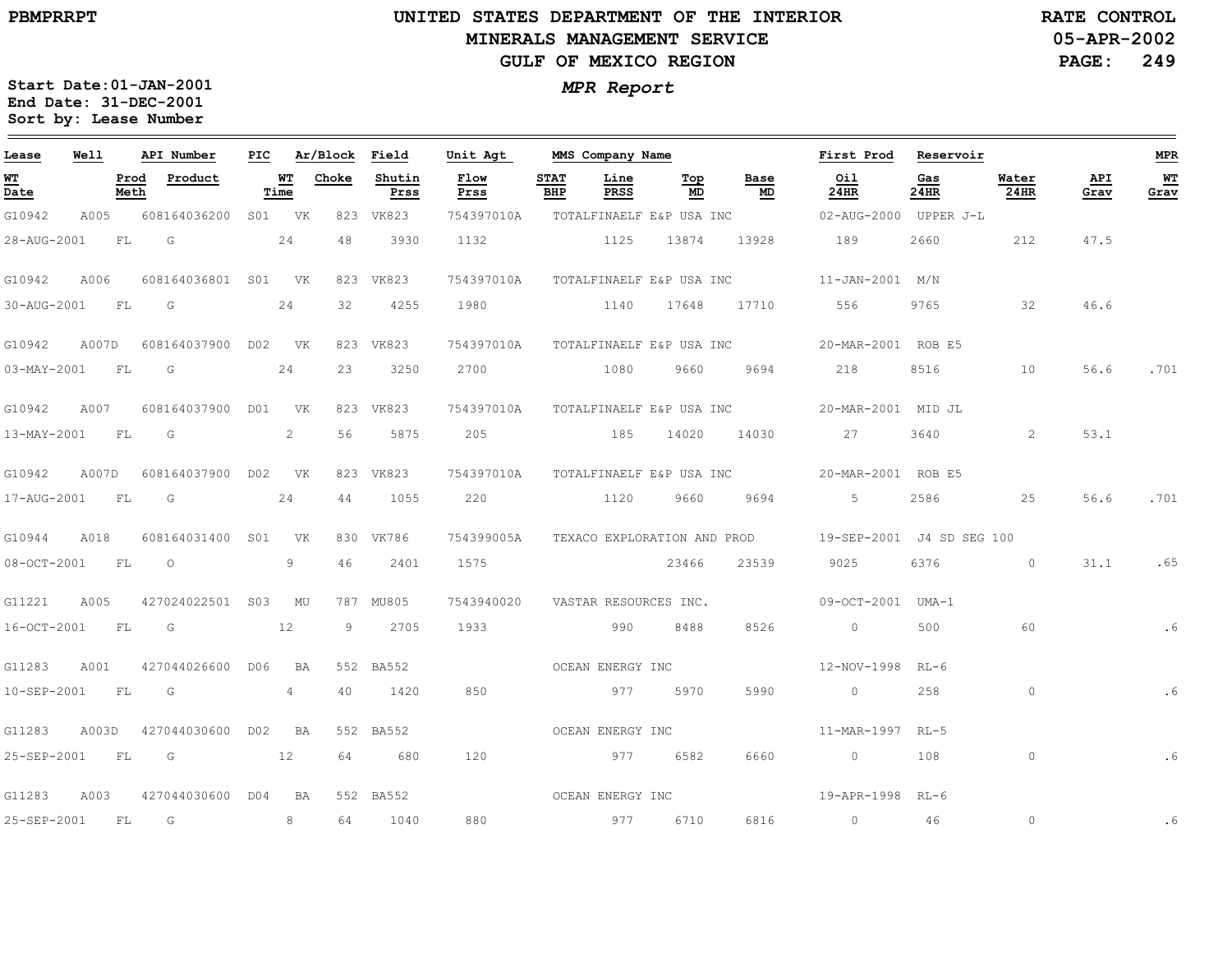PBMPRRPT

# UNITED STATES DEPARTMENT OF THE INTERIOR
## MINERALS MANAGEMENT SERVICE
## GULF OF MEXICO REGION

RATE CONTROL
05-APR-2002

**MPR Report**

Start Date:01-JAN-2001
End Date: 31-DEC-2001
Sort by: Lease Number

| Lease | Well | API Number | PIC | Ar/Block | | Field | Unit Agt | MMS Company Name | | | | First Prod | Reservoir | | | MPR |
|---|---|---|---|---|---|---|---|---|---|---|---|---|---|---|---|---|
| WT Date | Prod Meth | Product | | WT Time | Choke | Shutin Prss | Flow Prss | STAT BHP | Line PRSS | Top MD | Base MD | Oil 24HR | Gas 24HR | Water 24HR | API Grav | WT Grav |
| G10942 | A005 | 608164036200 | S01 | VK | 823 | VK823 | 754397010A | TOTALFINAELF E&P USA INC | | | | 02-AUG-2000 | UPPER J-L | | | |
| 28-AUG-2001 | FL | G | | 24 | 48 | 3930 | 1132 | | 1125 | 13874 | 13928 | 189 | 2660 | 212 | 47.5 | |
| G10942 | A006 | 608164036801 | S01 | VK | 823 | VK823 | 754397010A | TOTALFINAELF E&P USA INC | | | | 11-JAN-2001 | M/N | | | |
| 30-AUG-2001 | FL | G | | 24 | 32 | 4255 | 1980 | | 1140 | 17648 | 17710 | 556 | 9765 | 32 | 46.6 | |
| G10942 | A007D | 608164037900 | D02 | VK | 823 | VK823 | 754397010A | TOTALFINAELF E&P USA INC | | | | 20-MAR-2001 | ROB E5 | | | |
| 03-MAY-2001 | FL | G | | 24 | 23 | 3250 | 2700 | | 1080 | 9660 | 9694 | 218 | 8516 | 10 | 56.6 | .701 |
| G10942 | A007 | 608164037900 | D01 | VK | 823 | VK823 | 754397010A | TOTALFINAELF E&P USA INC | | | | 20-MAR-2001 | MID JL | | | |
| 13-MAY-2001 | FL | G | | 2 | 56 | 5875 | 205 | | 185 | 14020 | 14030 | 27 | 3640 | 2 | 53.1 | |
| G10942 | A007D | 608164037900 | D02 | VK | 823 | VK823 | 754397010A | TOTALFINAELF E&P USA INC | | | | 20-MAR-2001 | ROB E5 | | | |
| 17-AUG-2001 | FL | G | | 24 | 44 | 1055 | 220 | | 1120 | 9660 | 9694 | 5 | 2586 | 25 | 56.6 | .701 |
| G10944 | A018 | 608164031400 | S01 | VK | 830 | VK786 | 754399005A | TEXACO EXPLORATION AND PROD | | | | 19-SEP-2001 | J4 SD SEG 100 | | | |
| 08-OCT-2001 | FL | O | | 9 | 46 | 2401 | 1575 | | | 23466 | 23539 | 9025 | 6376 | 0 | 31.1 | .65 |
| G11221 | A005 | 427024022501 | S03 | MU | 787 | MU805 | 7543940020 | VASTAR RESOURCES INC. | | | | 09-OCT-2001 | UMA-1 | | | |
| 16-OCT-2001 | FL | G | | 12 | 9 | 2705 | 1933 | | 990 | 8488 | 8526 | 0 | 500 | 60 | | .6 |
| G11283 | A001 | 427044026600 | D06 | BA | 552 | BA552 | | OCEAN ENERGY INC | | | | 12-NOV-1998 | RL-6 | | | |
| 10-SEP-2001 | FL | G | | 4 | 40 | 1420 | 850 | | 977 | 5970 | 5990 | 0 | 258 | 0 | | .6 |
| G11283 | A003D | 427044030600 | D02 | BA | 552 | BA552 | | OCEAN ENERGY INC | | | | 11-MAR-1997 | RL-5 | | | |
| 25-SEP-2001 | FL | G | | 12 | 64 | 680 | 120 | | 977 | 6582 | 6660 | 0 | 108 | 0 | | .6 |
| G11283 | A003 | 427044030600 | D04 | BA | 552 | BA552 | | OCEAN ENERGY INC | | | | 19-APR-1998 | RL-6 | | | |
| 25-SEP-2001 | FL | G | | 8 | 64 | 1040 | 880 | | 977 | 6710 | 6816 | 0 | 46 | 0 | | .6 |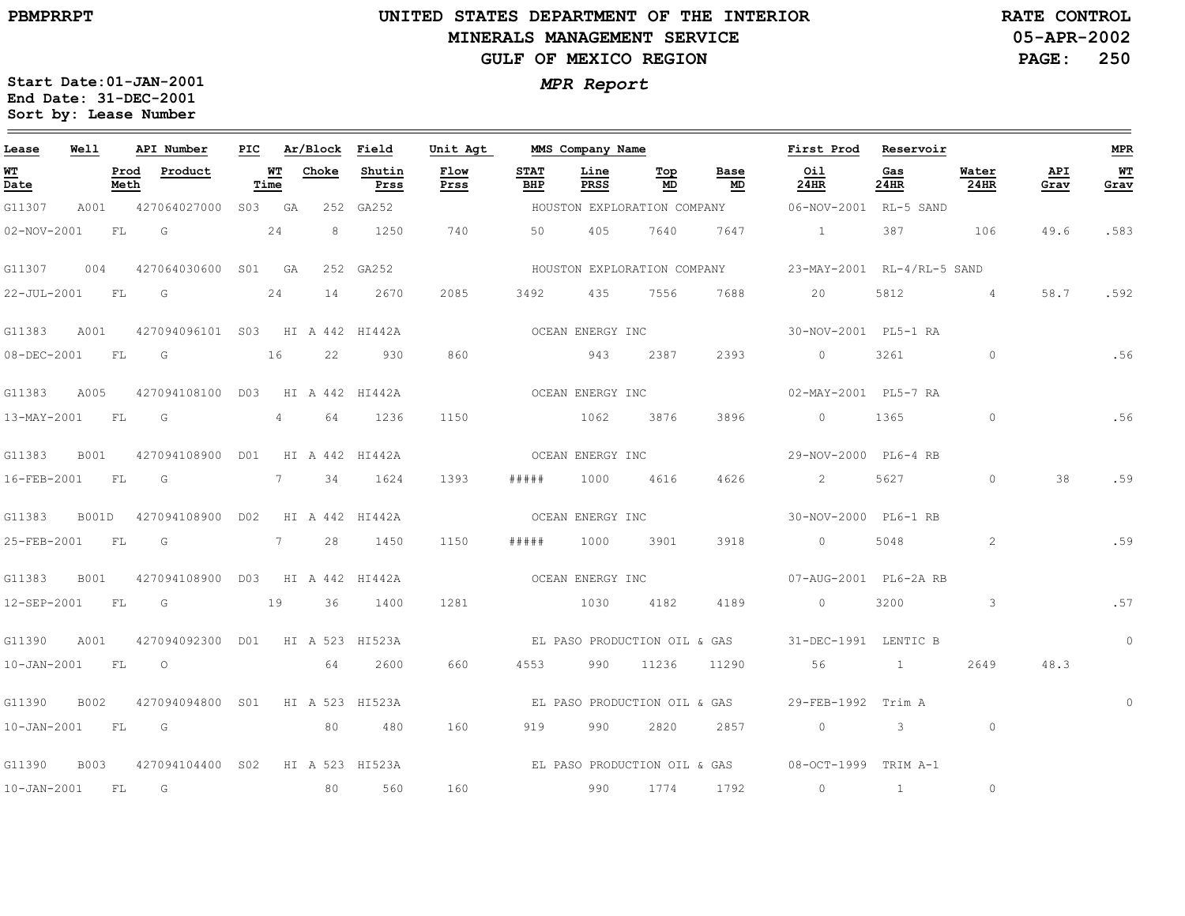**UNITED STATES DEPARTMENT OF THE INTERIOR**
**MINERALS MANAGEMENT SERVICE**
**GULF OF MEXICO REGION**

PBMPRRPT

RATE CONTROL
05-APR-2002

Start Date: 01-JAN-2001
End Date: 31-DEC-2001
Sort by: Lease Number

***MPR Report***

| Lease | Well | | API Number | PIC | Ar/Block | | Field | Unit Agt | MMS Company Name | | | | | First Prod | Reservoir | | | MPR |
|---|---|---|---|---|---|---|---|---|---|---|---|---|---|---|---|---|---|---|
| WT Date | | Prod Meth | Product | WT Time | | Choke | Shutin Prss | Flow Prss | STAT BHP | Line PRSS | Top MD | Base MD | | Oil 24HR | Gas 24HR | Water 24HR | API Grav | WT Grav |
| G11307 | A001 | | 427064027000 | S03 | GA | 252 | GA252 | | HOUSTON EXPLORATION COMPANY | | | | | 06-NOV-2001 | RL-5 SAND | | | |
| 02-NOV-2001 | | FL | G | 24 | | 8 | 1250 | 740 | 50 | 405 | 7640 | 7647 | | 1 | 387 | 106 | 49.6 | .583 |
| G11307 | 004 | | 427064030600 | S01 | GA | 252 | GA252 | | HOUSTON EXPLORATION COMPANY | | | | | 23-MAY-2001 | RL-4/RL-5 SAND | | | |
| 22-JUL-2001 | | FL | G | 24 | | 14 | 2670 | 2085 | 3492 | 435 | 7556 | 7688 | | 20 | 5812 | 4 | 58.7 | .592 |
| G11383 | A001 | | 427094096101 | S03 | HI A | 442 | HI442A | | OCEAN ENERGY INC | | | | | 30-NOV-2001 | PL5-1 RA | | | |
| 08-DEC-2001 | | FL | G | 16 | | 22 | 930 | 860 | | 943 | 2387 | 2393 | | 0 | 3261 | 0 | | .56 |
| G11383 | A005 | | 427094108100 | D03 | HI A | 442 | HI442A | | OCEAN ENERGY INC | | | | | 02-MAY-2001 | PL5-7 RA | | | |
| 13-MAY-2001 | | FL | G | 4 | | 64 | 1236 | 1150 | | 1062 | 3876 | 3896 | | 0 | 1365 | 0 | | .56 |
| G11383 | B001 | | 427094108900 | D01 | HI A | 442 | HI442A | | OCEAN ENERGY INC | | | | | 29-NOV-2000 | PL6-4 RB | | | |
| 16-FEB-2001 | | FL | G | 7 | | 34 | 1624 | 1393 | ##### | 1000 | 4616 | 4626 | | 2 | 5627 | 0 | 38 | .59 |
| G11383 | B001D | | 427094108900 | D02 | HI A | 442 | HI442A | | OCEAN ENERGY INC | | | | | 30-NOV-2000 | PL6-1 RB | | | |
| 25-FEB-2001 | | FL | G | 7 | | 28 | 1450 | 1150 | ##### | 1000 | 3901 | 3918 | | 0 | 5048 | 2 | | .59 |
| G11383 | B001 | | 427094108900 | D03 | HI A | 442 | HI442A | | OCEAN ENERGY INC | | | | | 07-AUG-2001 | PL6-2A RB | | | |
| 12-SEP-2001 | | FL | G | 19 | | 36 | 1400 | 1281 | | 1030 | 4182 | 4189 | | 0 | 3200 | 3 | | .57 |
| G11390 | A001 | | 427094092300 | D01 | HI A | 523 | HI523A | | EL PASO PRODUCTION OIL & GAS | | | | | 31-DEC-1991 | LENTIC B | | | 0 |
| 10-JAN-2001 | | FL | O | | | 64 | 2600 | 660 | 4553 | 990 | 11236 | 11290 | | 56 | 1 | 2649 | 48.3 | |
| G11390 | B002 | | 427094094800 | S01 | HI A | 523 | HI523A | | EL PASO PRODUCTION OIL & GAS | | | | | 29-FEB-1992 | Trim A | | | 0 |
| 10-JAN-2001 | | FL | G | | | 80 | 480 | 160 | 919 | 990 | 2820 | 2857 | | 0 | 3 | 0 | | |
| G11390 | B003 | | 427094104400 | S02 | HI A | 523 | HI523A | | EL PASO PRODUCTION OIL & GAS | | | | | 08-OCT-1999 | TRIM A-1 | | | |
| 10-JAN-2001 | | FL | G | | | 80 | 560 | 160 | | 990 | 1774 | 1792 | | 0 | 1 | 0 | | |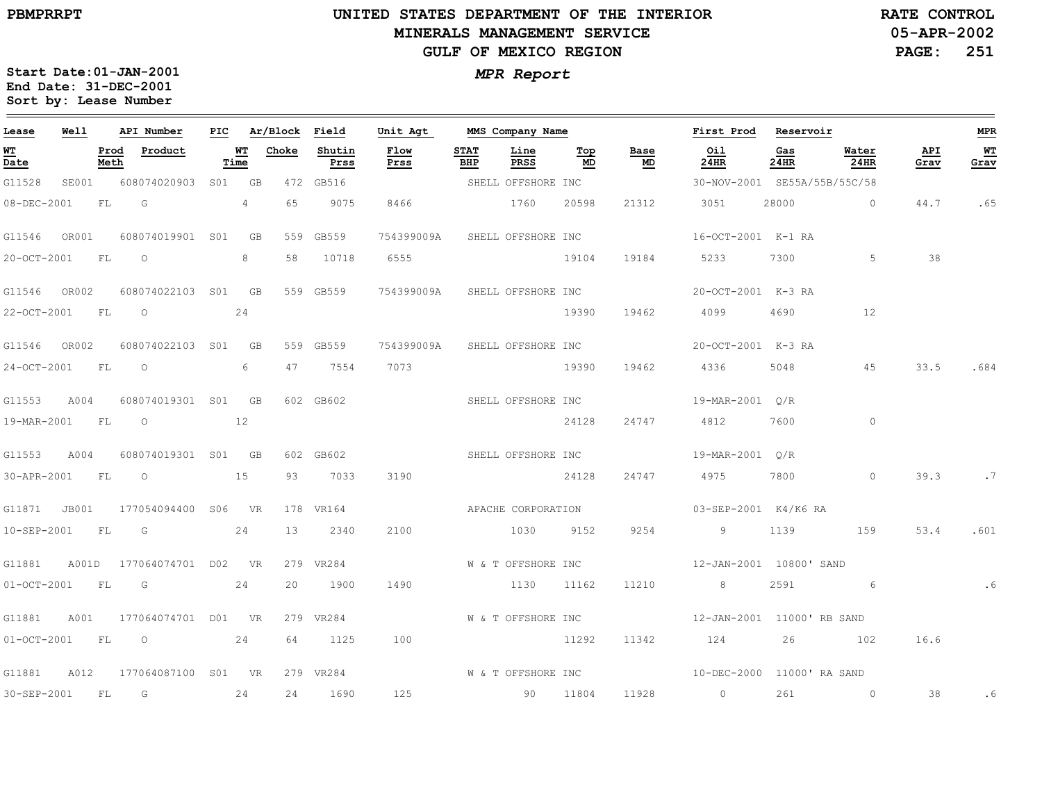# UNITED STATES DEPARTMENT OF THE INTERIOR
## MINERALS MANAGEMENT SERVICE
## GULF OF MEXICO REGION

PBMPRRPT

RATE CONTROL
05-APR-2002

Start Date: 01-JAN-2001
End Date: 31-DEC-2001
Sort by: Lease Number

***MPR Report***

| Lease | Well | | API Number | PIC | Ar/Block | | Field | Unit Agt | MMS Company Name | | | | | First Prod | Reservoir | | | MPR |
|---|---|---|---|---|---|---|---|---|---|---|---|---|---|---|---|---|---|---|
| WT Date | | Prod Meth | Product | WT Time | | Choke | Shutin Prss | Flow Prss | STAT BHP | Line PRSS | Top MD | Base MD | | Oil 24HR | Gas 24HR | Water 24HR | API Grav | WT Grav |
| G11528 | SE001 | | 608074020903 | S01 | GB | 472 | GB516 | | SHELL OFFSHORE INC | | | | | 30-NOV-2001 | SE55A/55B/55C/58 | | | |
| 08-DEC-2001 | | FL | G | 4 | | 65 | 9075 | 8466 | | 1760 | 20598 | 21312 | | 3051 | 28000 | 0 | 44.7 | .65 |
| G11546 | OR001 | | 608074019901 | S01 | GB | 559 | GB559 | 754399009A | SHELL OFFSHORE INC | | | | | 16-OCT-2001 | K-1 RA | | | |
| 20-OCT-2001 | | FL | O | 8 | | 58 | 10718 | 6555 | | | 19104 | 19184 | | 5233 | 7300 | 5 | 38 | |
| G11546 | OR002 | | 608074022103 | S01 | GB | 559 | GB559 | 754399009A | SHELL OFFSHORE INC | | | | | 20-OCT-2001 | K-3 RA | | | |
| 22-OCT-2001 | | FL | O | 24 | | | | | | | 19390 | 19462 | | 4099 | 4690 | 12 | | |
| G11546 | OR002 | | 608074022103 | S01 | GB | 559 | GB559 | 754399009A | SHELL OFFSHORE INC | | | | | 20-OCT-2001 | K-3 RA | | | |
| 24-OCT-2001 | | FL | O | 6 | | 47 | 7554 | 7073 | | | 19390 | 19462 | | 4336 | 5048 | 45 | 33.5 | .684 |
| G11553 | A004 | | 608074019301 | S01 | GB | 602 | GB602 | | SHELL OFFSHORE INC | | | | | 19-MAR-2001 | Q/R | | | |
| 19-MAR-2001 | | FL | O | 12 | | | | | | | 24128 | 24747 | | 4812 | 7600 | 0 | | |
| G11553 | A004 | | 608074019301 | S01 | GB | 602 | GB602 | | SHELL OFFSHORE INC | | | | | 19-MAR-2001 | Q/R | | | |
| 30-APR-2001 | | FL | O | 15 | | 93 | 7033 | 3190 | | | 24128 | 24747 | | 4975 | 7800 | 0 | 39.3 | .7 |
| G11871 | JB001 | | 177054094400 | S06 | VR | 178 | VR164 | | APACHE CORPORATION | | | | | 03-SEP-2001 | K4/K6 RA | | | |
| 10-SEP-2001 | | FL | G | 24 | | 13 | 2340 | 2100 | | 1030 | 9152 | 9254 | | 9 | 1139 | 159 | 53.4 | .601 |
| G11881 | A001D | | 177064074701 | D02 | VR | 279 | VR284 | | W & T OFFSHORE INC | | | | | 12-JAN-2001 | 10800' SAND | | | |
| 01-OCT-2001 | | FL | G | 24 | | 20 | 1900 | 1490 | | 1130 | 11162 | 11210 | | 8 | 2591 | 6 | | .6 |
| G11881 | A001 | | 177064074701 | D01 | VR | 279 | VR284 | | W & T OFFSHORE INC | | | | | 12-JAN-2001 | 11000' RB SAND | | | |
| 01-OCT-2001 | | FL | O | 24 | | 64 | 1125 | 100 | | | 11292 | 11342 | | 124 | 26 | 102 | 16.6 | |
| G11881 | A012 | | 177064087100 | S01 | VR | 279 | VR284 | | W & T OFFSHORE INC | | | | | 10-DEC-2000 | 11000' RA SAND | | | |
| 30-SEP-2001 | | FL | G | 24 | | 24 | 1690 | 125 | | 90 | 11804 | 11928 | | 0 | 261 | 0 | 38 | .6 |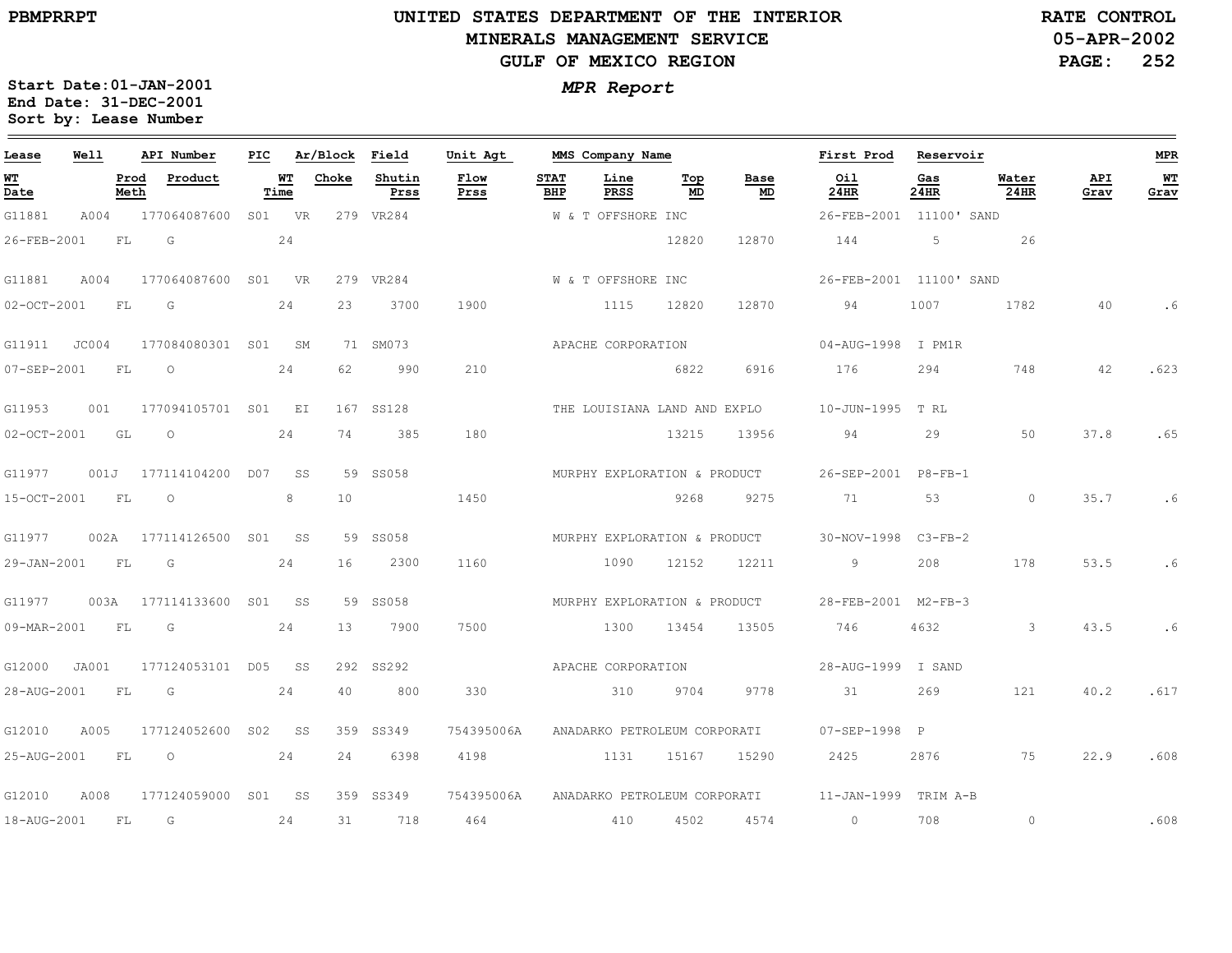PBMPRRPT

# UNITED STATES DEPARTMENT OF THE INTERIOR
## MINERALS MANAGEMENT SERVICE
## GULF OF MEXICO REGION

RATE CONTROL
05-APR-2002

*MPR Report*

Start Date:01-JAN-2001
End Date: 31-DEC-2001
Sort by: Lease Number

| Lease / WT Date | Well / Prod Meth | API Number / Product | PIC / WT Time | Ar/Block / Choke | Field / Shutin Prss | Unit Agt / Flow Prss | STAT BHP | MMS Company Name / Line PRSS | Top MD | Base MD | First Prod / Oil 24HR | Reservoir / Gas 24HR | Water 24HR | API Grav | MPR / WT Grav |
|---|---|---|---|---|---|---|---|---|---|---|---|---|---|---|---|
| G11881 | A004 | 177064087600 | S01 | VR 279 | VR284 | | | W & T OFFSHORE INC | | | 26-FEB-2001 | 11100' SAND | | | |
| 26-FEB-2001 | FL | G | 24 | | | | | | 12820 | 12870 | 144 | 5 | 26 | | |
| G11881 | A004 | 177064087600 | S01 | VR 279 | VR284 | | | W & T OFFSHORE INC | | | 26-FEB-2001 | 11100' SAND | | | |
| 02-OCT-2001 | FL | G | 24 | 23 | 3700 | 1900 | | 1115 | 12820 | 12870 | 94 | 1007 | 1782 | 40 | .6 |
| G11911 | JC004 | 177084080301 | S01 | SM 71 | SM073 | | | APACHE CORPORATION | | | 04-AUG-1998 | I PM1R | | | |
| 07-SEP-2001 | FL | O | 24 | 62 | 990 | 210 | | | 6822 | 6916 | 176 | 294 | 748 | 42 | .623 |
| G11953 | 001 | 177094105701 | S01 | EI 167 | SS128 | | | THE LOUISIANA LAND AND EXPLO | | | 10-JUN-1995 | T RL | | | |
| 02-OCT-2001 | GL | O | 24 | 74 | 385 | 180 | | | 13215 | 13956 | 94 | 29 | 50 | 37.8 | .65 |
| G11977 | 001J | 177114104200 | D07 | SS 59 | SS058 | | | MURPHY EXPLORATION & PRODUCT | | | 26-SEP-2001 | P8-FB-1 | | | |
| 15-OCT-2001 | FL | O | 8 | 10 | | 1450 | | | 9268 | 9275 | 71 | 53 | 0 | 35.7 | .6 |
| G11977 | 002A | 177114126500 | S01 | SS 59 | SS058 | | | MURPHY EXPLORATION & PRODUCT | | | 30-NOV-1998 | C3-FB-2 | | | |
| 29-JAN-2001 | FL | G | 24 | 16 | 2300 | 1160 | | 1090 | 12152 | 12211 | 9 | 208 | 178 | 53.5 | .6 |
| G11977 | 003A | 177114133600 | S01 | SS 59 | SS058 | | | MURPHY EXPLORATION & PRODUCT | | | 28-FEB-2001 | M2-FB-3 | | | |
| 09-MAR-2001 | FL | G | 24 | 13 | 7900 | 7500 | | 1300 | 13454 | 13505 | 746 | 4632 | 3 | 43.5 | .6 |
| G12000 | JA001 | 177124053101 | D05 | SS 292 | SS292 | | | APACHE CORPORATION | | | 28-AUG-1999 | I SAND | | | |
| 28-AUG-2001 | FL | G | 24 | 40 | 800 | 330 | | 310 | 9704 | 9778 | 31 | 269 | 121 | 40.2 | .617 |
| G12010 | A005 | 177124052600 | S02 | SS 359 | SS349 | 754395006A | | ANADARKO PETROLEUM CORPORATI | | | 07-SEP-1998 | P | | | |
| 25-AUG-2001 | FL | O | 24 | 24 | 6398 | 4198 | | 1131 | 15167 | 15290 | 2425 | 2876 | 75 | 22.9 | .608 |
| G12010 | A008 | 177124059000 | S01 | SS 359 | SS349 | 754395006A | | ANADARKO PETROLEUM CORPORATI | | | 11-JAN-1999 | TRIM A-B | | | |
| 18-AUG-2001 | FL | G | 24 | 31 | 718 | 464 | | 410 | 4502 | 4574 | 0 | 708 | 0 | | .608 |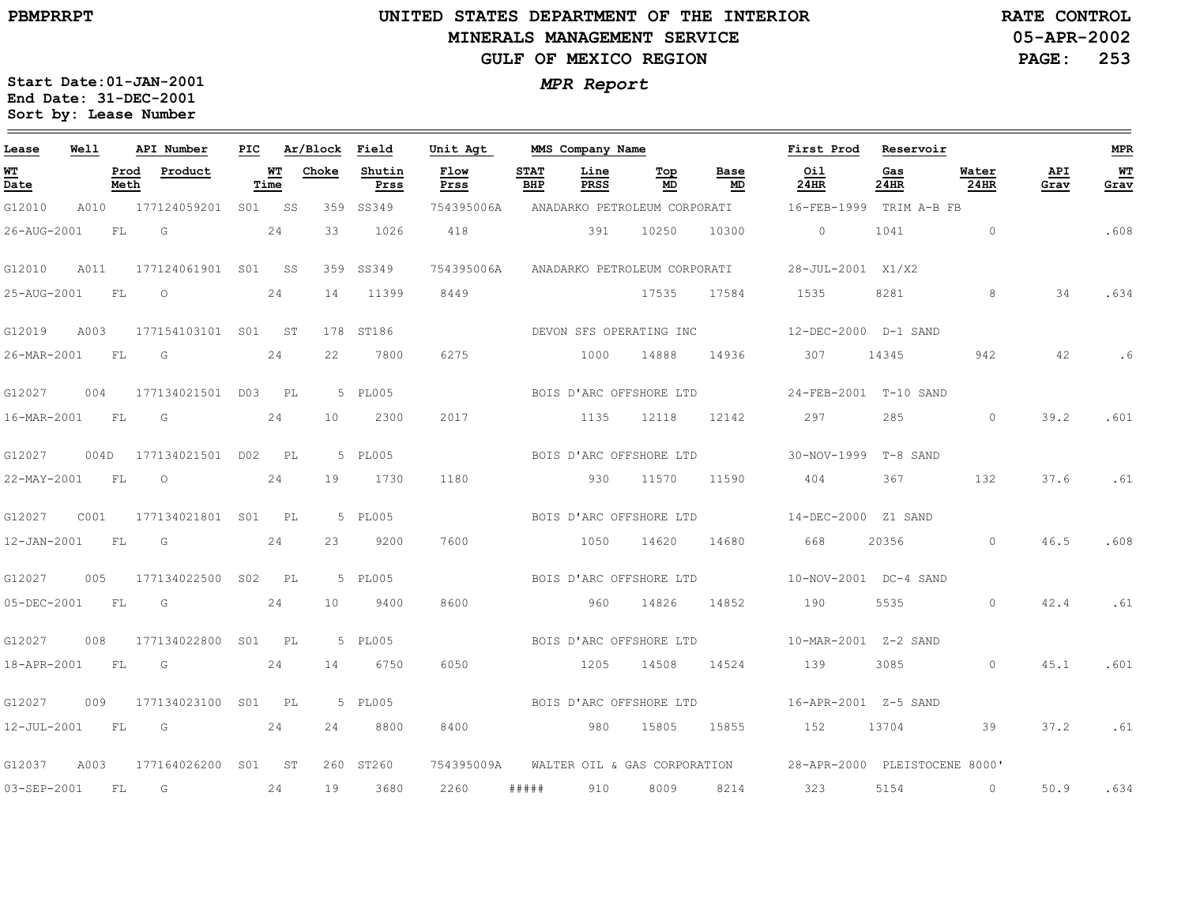# UNITED STATES DEPARTMENT OF THE INTERIOR
## MINERALS MANAGEMENT SERVICE
## GULF OF MEXICO REGION

PBMPRRPT

RATE CONTROL
05-APR-2002

***MPR Report***

**Start Date:01-JAN-2001**
**End Date: 31-DEC-2001**
**Sort by: Lease Number**

| Lease | Well | API Number | PIC | Ar/Block | | Field | Unit Agt | MMS Company Name | | | | First Prod | Reservoir | | | MPR |
|---|---|---|---|---|---|---|---|---|---|---|---|---|---|---|---|---|
| **WT Date** | **Prod Meth** | **Product** | **WT Time** | | **Choke** | **Shutin Prss** | **Flow Prss** | **STAT BHP** | **Line PRSS** | **Top MD** | **Base MD** | **Oil 24HR** | **Gas 24HR** | **Water 24HR** | **API Grav** | **WT Grav** |
| G12010 | A010 | 177124059201 | S01 | SS | 359 | SS349 | 754395006A | ANADARKO PETROLEUM CORPORATI | | | | 16-FEB-1999 | TRIM A-B FB | | | |
| 26-AUG-2001 | FL | G | 24 | | 33 | 1026 | 418 | | 391 | 10250 | 10300 | 0 | 1041 | 0 | | .608 |
| G12010 | A011 | 177124061901 | S01 | SS | 359 | SS349 | 754395006A | ANADARKO PETROLEUM CORPORATI | | | | 28-JUL-2001 | X1/X2 | | | |
| 25-AUG-2001 | FL | O | 24 | | 14 | 11399 | 8449 | | | 17535 | 17584 | 1535 | 8281 | 8 | 34 | .634 |
| G12019 | A003 | 177154103101 | S01 | ST | 178 | ST186 | | DEVON SFS OPERATING INC | | | | 12-DEC-2000 | D-1 SAND | | | |
| 26-MAR-2001 | FL | G | 24 | | 22 | 7800 | 6275 | | 1000 | 14888 | 14936 | 307 | 14345 | 942 | 42 | .6 |
| G12027 | 004 | 177134021501 | D03 | PL | 5 | PL005 | | BOIS D'ARC OFFSHORE LTD | | | | 24-FEB-2001 | T-10 SAND | | | |
| 16-MAR-2001 | FL | G | 24 | | 10 | 2300 | 2017 | | 1135 | 12118 | 12142 | 297 | 285 | 0 | 39.2 | .601 |
| G12027 | 004D | 177134021501 | D02 | PL | 5 | PL005 | | BOIS D'ARC OFFSHORE LTD | | | | 30-NOV-1999 | T-8 SAND | | | |
| 22-MAY-2001 | FL | O | 24 | | 19 | 1730 | 1180 | | 930 | 11570 | 11590 | 404 | 367 | 132 | 37.6 | .61 |
| G12027 | C001 | 177134021801 | S01 | PL | 5 | PL005 | | BOIS D'ARC OFFSHORE LTD | | | | 14-DEC-2000 | Z1 SAND | | | |
| 12-JAN-2001 | FL | G | 24 | | 23 | 9200 | 7600 | | 1050 | 14620 | 14680 | 668 | 20356 | 0 | 46.5 | .608 |
| G12027 | 005 | 177134022500 | S02 | PL | 5 | PL005 | | BOIS D'ARC OFFSHORE LTD | | | | 10-NOV-2001 | DC-4 SAND | | | |
| 05-DEC-2001 | FL | G | 24 | | 10 | 9400 | 8600 | | 960 | 14826 | 14852 | 190 | 5535 | 0 | 42.4 | .61 |
| G12027 | 008 | 177134022800 | S01 | PL | 5 | PL005 | | BOIS D'ARC OFFSHORE LTD | | | | 10-MAR-2001 | Z-2 SAND | | | |
| 18-APR-2001 | FL | G | 24 | | 14 | 6750 | 6050 | | 1205 | 14508 | 14524 | 139 | 3085 | 0 | 45.1 | .601 |
| G12027 | 009 | 177134023100 | S01 | PL | 5 | PL005 | | BOIS D'ARC OFFSHORE LTD | | | | 16-APR-2001 | Z-5 SAND | | | |
| 12-JUL-2001 | FL | G | 24 | | 24 | 8800 | 8400 | | 980 | 15805 | 15855 | 152 | 13704 | 39 | 37.2 | .61 |
| G12037 | A003 | 177164026200 | S01 | ST | 260 | ST260 | 754395009A | WALTER OIL & GAS CORPORATION | | | | 28-APR-2000 | PLEISTOCENE 8000' | | | |
| 03-SEP-2001 | FL | G | 24 | | 19 | 3680 | 2260 | ##### | 910 | 8009 | 8214 | 323 | 5154 | 0 | 50.9 | .634 |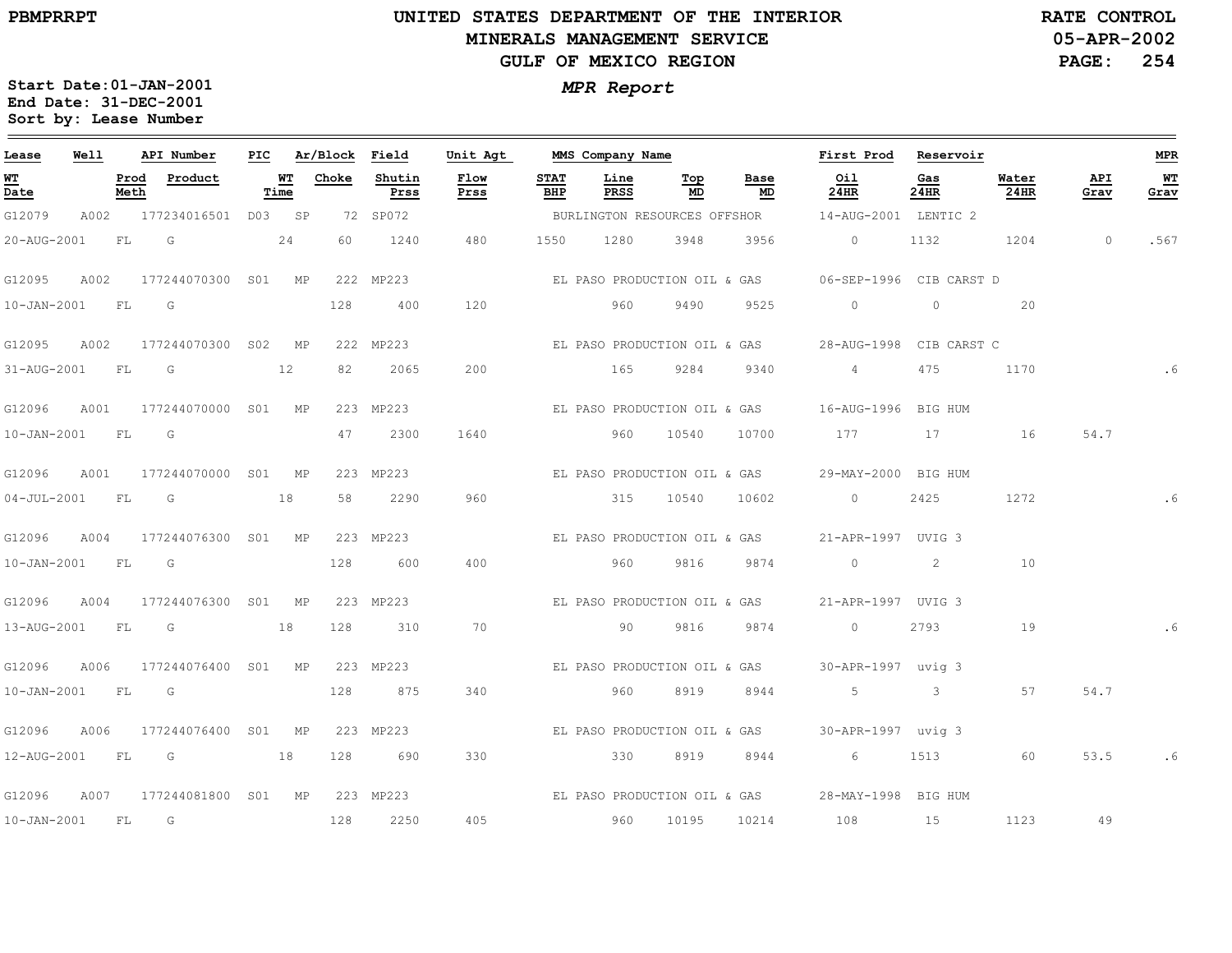# UNITED STATES DEPARTMENT OF THE INTERIOR
## MINERALS MANAGEMENT SERVICE
## GULF OF MEXICO REGION

PBMPRRPT

RATE CONTROL
05-APR-2002

*MPR Report*

Start Date:01-JAN-2001
End Date: 31-DEC-2001
Sort by: Lease Number

| Lease | Well | API Number | PIC | Ar/Block | | Field | Unit Agt | MMS Company Name | | | | First Prod | Reservoir | | | MPR |
|---|---|---|---|---|---|---|---|---|---|---|---|---|---|---|---|---|
| WT Date | Prod Meth | Product | WT Time | | Choke | Shutin Prss | Flow Prss | STAT BHP | Line PRSS | Top MD | Base MD | Oil 24HR | Gas 24HR | Water 24HR | API Grav | WT Grav |
| G12079 | A002 | 177234016501 | D03 | SP | 72 | SP072 | | BURLINGTON RESOURCES OFFSHOR | | | | 14-AUG-2001 | LENTIC 2 | | | |
| 20-AUG-2001 | FL | G | 24 | | 60 | 1240 | 480 | 1550 | 1280 | 3948 | 3956 | 0 | 1132 | 1204 | 0 | .567 |
| G12095 | A002 | 177244070300 | S01 | MP | 222 | MP223 | | EL PASO PRODUCTION OIL & GAS | | | | 06-SEP-1996 | CIB CARST D | | | |
| 10-JAN-2001 | FL | G | | | 128 | 400 | 120 | | 960 | 9490 | 9525 | 0 | 0 | 20 | | |
| G12095 | A002 | 177244070300 | S02 | MP | 222 | MP223 | | EL PASO PRODUCTION OIL & GAS | | | | 28-AUG-1998 | CIB CARST C | | | |
| 31-AUG-2001 | FL | G | 12 | | 82 | 2065 | 200 | | 165 | 9284 | 9340 | 4 | 475 | 1170 | | .6 |
| G12096 | A001 | 177244070000 | S01 | MP | 223 | MP223 | | EL PASO PRODUCTION OIL & GAS | | | | 16-AUG-1996 | BIG HUM | | | |
| 10-JAN-2001 | FL | G | | | 47 | 2300 | 1640 | | 960 | 10540 | 10700 | 177 | 17 | 16 | 54.7 | |
| G12096 | A001 | 177244070000 | S01 | MP | 223 | MP223 | | EL PASO PRODUCTION OIL & GAS | | | | 29-MAY-2000 | BIG HUM | | | |
| 04-JUL-2001 | FL | G | 18 | | 58 | 2290 | 960 | | 315 | 10540 | 10602 | 0 | 2425 | 1272 | | .6 |
| G12096 | A004 | 177244076300 | S01 | MP | 223 | MP223 | | EL PASO PRODUCTION OIL & GAS | | | | 21-APR-1997 | UVIG 3 | | | |
| 10-JAN-2001 | FL | G | | | 128 | 600 | 400 | | 960 | 9816 | 9874 | 0 | 2 | 10 | | |
| G12096 | A004 | 177244076300 | S01 | MP | 223 | MP223 | | EL PASO PRODUCTION OIL & GAS | | | | 21-APR-1997 | UVIG 3 | | | |
| 13-AUG-2001 | FL | G | 18 | | 128 | 310 | 70 | | 90 | 9816 | 9874 | 0 | 2793 | 19 | | .6 |
| G12096 | A006 | 177244076400 | S01 | MP | 223 | MP223 | | EL PASO PRODUCTION OIL & GAS | | | | 30-APR-1997 | uvig 3 | | | |
| 10-JAN-2001 | FL | G | | | 128 | 875 | 340 | | 960 | 8919 | 8944 | 5 | 3 | 57 | 54.7 | |
| G12096 | A006 | 177244076400 | S01 | MP | 223 | MP223 | | EL PASO PRODUCTION OIL & GAS | | | | 30-APR-1997 | uvig 3 | | | |
| 12-AUG-2001 | FL | G | 18 | | 128 | 690 | 330 | | 330 | 8919 | 8944 | 6 | 1513 | 60 | 53.5 | .6 |
| G12096 | A007 | 177244081800 | S01 | MP | 223 | MP223 | | EL PASO PRODUCTION OIL & GAS | | | | 28-MAY-1998 | BIG HUM | | | |
| 10-JAN-2001 | FL | G | | | 128 | 2250 | 405 | | 960 | 10195 | 10214 | 108 | 15 | 1123 | 49 | |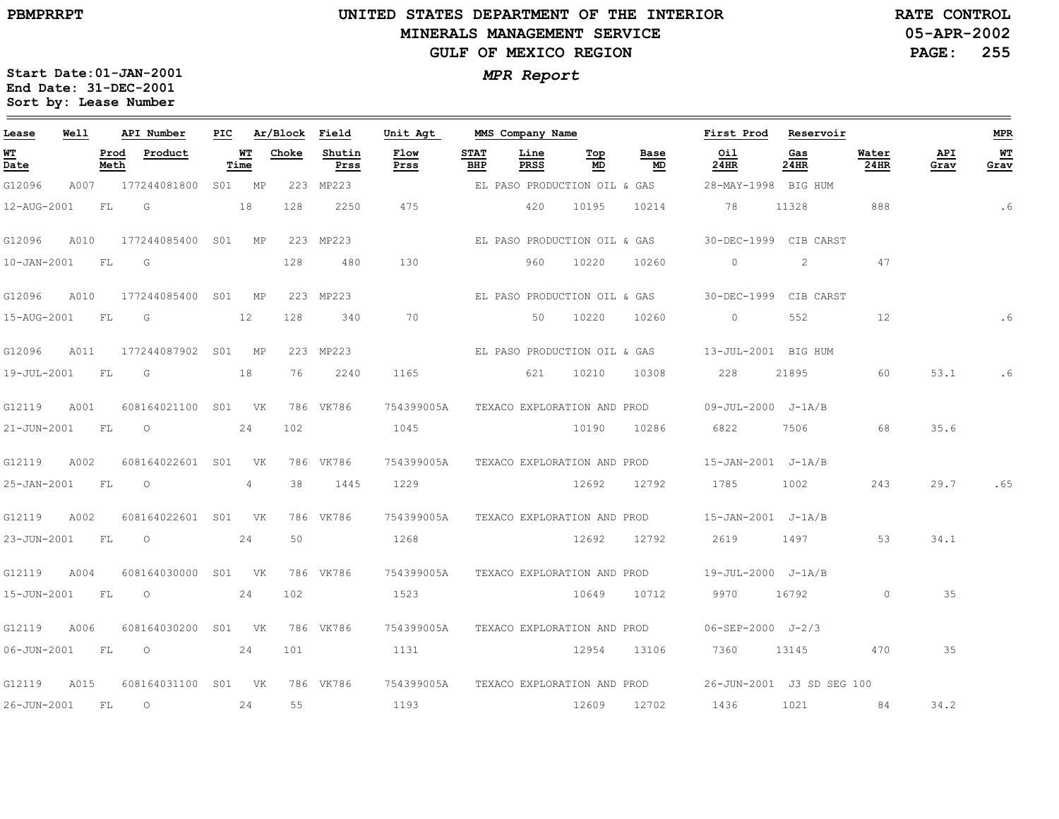PBMPRRPT

# UNITED STATES DEPARTMENT OF THE INTERIOR
## MINERALS MANAGEMENT SERVICE
## GULF OF MEXICO REGION

RATE CONTROL
05-APR-2002
PAGE: 255

*MPR Report*

Start Date: 01-JAN-2001
End Date: 31-DEC-2001
Sort by: Lease Number

| Lease | Well | API Number | PIC | Ar/Block | | Field | Unit Agt | MMS Company Name | | | | First Prod | Reservoir | | | MPR |
|---|---|---|---|---|---|---|---|---|---|---|---|---|---|---|---|---|
| WT Date | Prod Meth | Product | WT Time | Choke | | Shutin Prss | Flow Prss | STAT BHP | Line PRSS | Top MD | Base MD | Oil 24HR | Gas 24HR | Water 24HR | API Grav | WT Grav |
| G12096 | A007 | 177244081800 | S01 | MP | 223 | MP223 | | EL PASO PRODUCTION OIL & GAS | | | | 28-MAY-1998 | BIG HUM | | | |
| 12-AUG-2001 | FL | G | 18 | 128 | | 2250 | 475 | | 420 | 10195 | 10214 | 78 | 11328 | 888 | | .6 |
| G12096 | A010 | 177244085400 | S01 | MP | 223 | MP223 | | EL PASO PRODUCTION OIL & GAS | | | | 30-DEC-1999 | CIB CARST | | | |
| 10-JAN-2001 | FL | G | | 128 | | 480 | 130 | | 960 | 10220 | 10260 | 0 | 2 | 47 | | |
| G12096 | A010 | 177244085400 | S01 | MP | 223 | MP223 | | EL PASO PRODUCTION OIL & GAS | | | | 30-DEC-1999 | CIB CARST | | | |
| 15-AUG-2001 | FL | G | 12 | 128 | | 340 | 70 | | 50 | 10220 | 10260 | 0 | 552 | 12 | | .6 |
| G12096 | A011 | 177244087902 | S01 | MP | 223 | MP223 | | EL PASO PRODUCTION OIL & GAS | | | | 13-JUL-2001 | BIG HUM | | | |
| 19-JUL-2001 | FL | G | 18 | 76 | | 2240 | 1165 | | 621 | 10210 | 10308 | 228 | 21895 | 60 | 53.1 | .6 |
| G12119 | A001 | 608164021100 | S01 | VK | 786 | VK786 | 754399005A | TEXACO EXPLORATION AND PROD | | | | 09-JUL-2000 | J-1A/B | | | |
| 21-JUN-2001 | FL | O | 24 | 102 | | | 1045 | | | 10190 | 10286 | 6822 | 7506 | 68 | 35.6 | |
| G12119 | A002 | 608164022601 | S01 | VK | 786 | VK786 | 754399005A | TEXACO EXPLORATION AND PROD | | | | 15-JAN-2001 | J-1A/B | | | |
| 25-JAN-2001 | FL | O | 4 | 38 | | 1445 | 1229 | | | 12692 | 12792 | 1785 | 1002 | 243 | 29.7 | .65 |
| G12119 | A002 | 608164022601 | S01 | VK | 786 | VK786 | 754399005A | TEXACO EXPLORATION AND PROD | | | | 15-JAN-2001 | J-1A/B | | | |
| 23-JUN-2001 | FL | O | 24 | 50 | | | 1268 | | | 12692 | 12792 | 2619 | 1497 | 53 | 34.1 | |
| G12119 | A004 | 608164030000 | S01 | VK | 786 | VK786 | 754399005A | TEXACO EXPLORATION AND PROD | | | | 19-JUL-2000 | J-1A/B | | | |
| 15-JUN-2001 | FL | O | 24 | 102 | | | 1523 | | | 10649 | 10712 | 9970 | 16792 | 0 | 35 | |
| G12119 | A006 | 608164030200 | S01 | VK | 786 | VK786 | 754399005A | TEXACO EXPLORATION AND PROD | | | | 06-SEP-2000 | J-2/3 | | | |
| 06-JUN-2001 | FL | O | 24 | 101 | | | 1131 | | | 12954 | 13106 | 7360 | 13145 | 470 | 35 | |
| G12119 | A015 | 608164031100 | S01 | VK | 786 | VK786 | 754399005A | TEXACO EXPLORATION AND PROD | | | | 26-JUN-2001 | J3 SD SEG 100 | | | |
| 26-JUN-2001 | FL | O | 24 | 55 | | | 1193 | | | 12609 | 12702 | 1436 | 1021 | 84 | 34.2 | |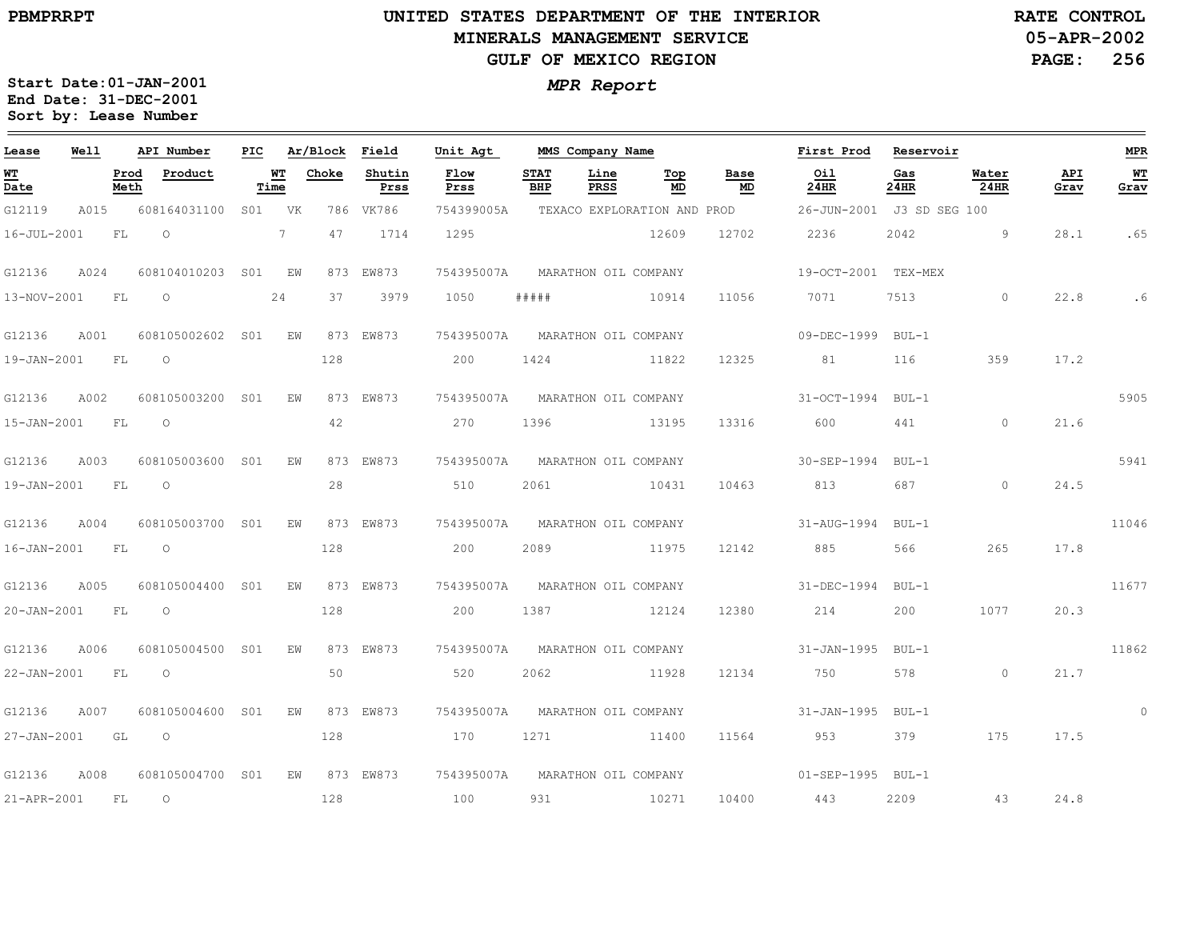# UNITED STATES DEPARTMENT OF THE INTERIOR
## MINERALS MANAGEMENT SERVICE
## GULF OF MEXICO REGION

PBMPRRPT

RATE CONTROL
05-APR-2002

***MPR Report***

**Start Date:01-JAN-2001**
**End Date: 31-DEC-2001**
**Sort by: Lease Number**

| Lease | Well | API Number | PIC | Ar/Block | Field | Unit Agt | MMS Company Name | | | | First Prod | Reservoir | | | MPR |
|---|---|---|---|---|---|---|---|---|---|---|---|---|---|---|---|
| **WT Date** | **Prod Meth** | **Product** | **WT Time** | **Choke** | **Shutin Prss** | **Flow Prss** | **STAT BHP** | **Line PRSS** | **Top MD** | **Base MD** | **Oil 24HR** | **Gas 24HR** | **Water 24HR** | **API Grav** | **WT Grav** |
| G12119 | A015 | 608164031100 | S01 | VK 786 | VK786 | 754399005A | TEXACO EXPLORATION AND PROD | | | | 26-JUN-2001 | J3 SD SEG 100 | | | |
| 16-JUL-2001 | FL | O | 7 | 47 | 1714 | 1295 | | | 12609 | 12702 | 2236 | 2042 | 9 | 28.1 | .65 |
| G12136 | A024 | 608104010203 | S01 | EW 873 | EW873 | 754395007A | MARATHON OIL COMPANY | | | | 19-OCT-2001 | TEX-MEX | | | |
| 13-NOV-2001 | FL | O | 24 | 37 | 3979 | 1050 | ##### | | 10914 | 11056 | 7071 | 7513 | 0 | 22.8 | .6 |
| G12136 | A001 | 608105002602 | S01 | EW 873 | EW873 | 754395007A | MARATHON OIL COMPANY | | | | 09-DEC-1999 | BUL-1 | | | |
| 19-JAN-2001 | FL | O | | 128 | | 200 | 1424 | | 11822 | 12325 | 81 | 116 | 359 | 17.2 | |
| G12136 | A002 | 608105003200 | S01 | EW 873 | EW873 | 754395007A | MARATHON OIL COMPANY | | | | 31-OCT-1994 | BUL-1 | | | 5905 |
| 15-JAN-2001 | FL | O | | 42 | | 270 | 1396 | | 13195 | 13316 | 600 | 441 | 0 | 21.6 | |
| G12136 | A003 | 608105003600 | S01 | EW 873 | EW873 | 754395007A | MARATHON OIL COMPANY | | | | 30-SEP-1994 | BUL-1 | | | 5941 |
| 19-JAN-2001 | FL | O | | 28 | | 510 | 2061 | | 10431 | 10463 | 813 | 687 | 0 | 24.5 | |
| G12136 | A004 | 608105003700 | S01 | EW 873 | EW873 | 754395007A | MARATHON OIL COMPANY | | | | 31-AUG-1994 | BUL-1 | | | 11046 |
| 16-JAN-2001 | FL | O | | 128 | | 200 | 2089 | | 11975 | 12142 | 885 | 566 | 265 | 17.8 | |
| G12136 | A005 | 608105004400 | S01 | EW 873 | EW873 | 754395007A | MARATHON OIL COMPANY | | | | 31-DEC-1994 | BUL-1 | | | 11677 |
| 20-JAN-2001 | FL | O | | 128 | | 200 | 1387 | | 12124 | 12380 | 214 | 200 | 1077 | 20.3 | |
| G12136 | A006 | 608105004500 | S01 | EW 873 | EW873 | 754395007A | MARATHON OIL COMPANY | | | | 31-JAN-1995 | BUL-1 | | | 11862 |
| 22-JAN-2001 | FL | O | | 50 | | 520 | 2062 | | 11928 | 12134 | 750 | 578 | 0 | 21.7 | |
| G12136 | A007 | 608105004600 | S01 | EW 873 | EW873 | 754395007A | MARATHON OIL COMPANY | | | | 31-JAN-1995 | BUL-1 | | | 0 |
| 27-JAN-2001 | GL | O | | 128 | | 170 | 1271 | | 11400 | 11564 | 953 | 379 | 175 | 17.5 | |
| G12136 | A008 | 608105004700 | S01 | EW 873 | EW873 | 754395007A | MARATHON OIL COMPANY | | | | 01-SEP-1995 | BUL-1 | | | |
| 21-APR-2001 | FL | O | | 128 | | 100 | 931 | | 10271 | 10400 | 443 | 2209 | 43 | 24.8 | |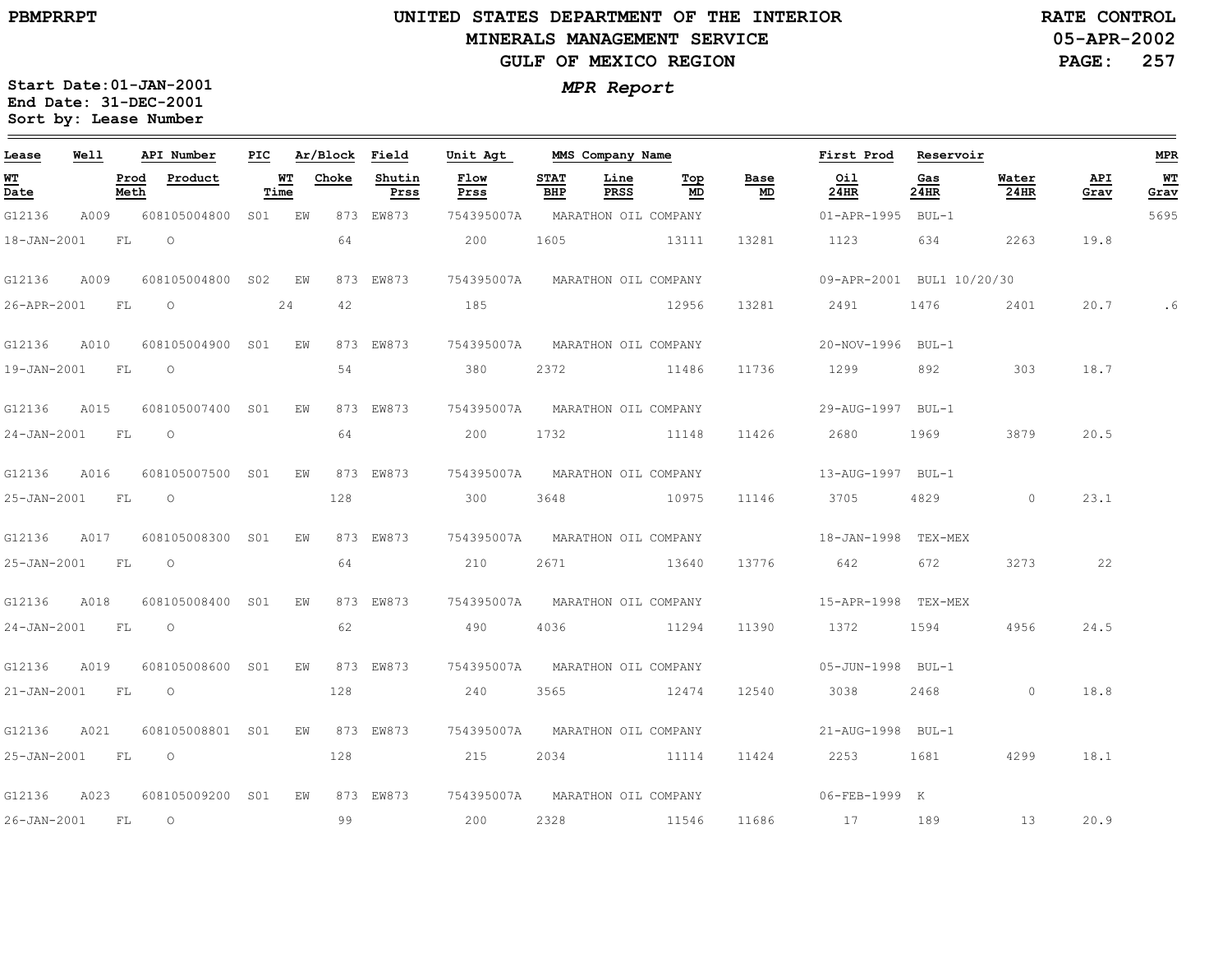# UNITED STATES DEPARTMENT OF THE INTERIOR
## MINERALS MANAGEMENT SERVICE
## GULF OF MEXICO REGION

PBMPRRPT

RATE CONTROL
05-APR-2002

**MPR Report**

Start Date:01-JAN-2001
End Date: 31-DEC-2001
Sort by: Lease Number

| Lease | Well | API Number | PIC | Ar/Block | | Field | Unit Agt | MMS Company Name | | | | First Prod | Reservoir | | | MPR |
|---|---|---|---|---|---|---|---|---|---|---|---|---|---|---|---|---|
| **WT Date** | **Prod Meth** | **Product** | **WT Time** | **Choke** | | **Shutin Prss** | **Flow Prss** | **STAT BHP** | **Line PRSS** | **Top MD** | **Base MD** | **Oil 24HR** | **Gas 24HR** | **Water 24HR** | **API Grav** | **WT Grav** |
| G12136 | A009 | 608105004800 | S01 | EW | 873 | EW873 | 754395007A | MARATHON OIL COMPANY | | | | 01-APR-1995 | BUL-1 | | | 5695 |
| 18-JAN-2001 | FL | O | | 64 | | | 200 | 1605 | | 13111 | 13281 | 1123 | 634 | 2263 | 19.8 | |
| G12136 | A009 | 608105004800 | S02 | EW | 873 | EW873 | 754395007A | MARATHON OIL COMPANY | | | | 09-APR-2001 | BUL1 10/20/30 | | | |
| 26-APR-2001 | FL | O | 24 | 42 | | | 185 | | | 12956 | 13281 | 2491 | 1476 | 2401 | 20.7 | .6 |
| G12136 | A010 | 608105004900 | S01 | EW | 873 | EW873 | 754395007A | MARATHON OIL COMPANY | | | | 20-NOV-1996 | BUL-1 | | | |
| 19-JAN-2001 | FL | O | | 54 | | | 380 | 2372 | | 11486 | 11736 | 1299 | 892 | 303 | 18.7 | |
| G12136 | A015 | 608105007400 | S01 | EW | 873 | EW873 | 754395007A | MARATHON OIL COMPANY | | | | 29-AUG-1997 | BUL-1 | | | |
| 24-JAN-2001 | FL | O | | 64 | | | 200 | 1732 | | 11148 | 11426 | 2680 | 1969 | 3879 | 20.5 | |
| G12136 | A016 | 608105007500 | S01 | EW | 873 | EW873 | 754395007A | MARATHON OIL COMPANY | | | | 13-AUG-1997 | BUL-1 | | | |
| 25-JAN-2001 | FL | O | | 128 | | | 300 | 3648 | | 10975 | 11146 | 3705 | 4829 | 0 | 23.1 | |
| G12136 | A017 | 608105008300 | S01 | EW | 873 | EW873 | 754395007A | MARATHON OIL COMPANY | | | | 18-JAN-1998 | TEX-MEX | | | |
| 25-JAN-2001 | FL | O | | 64 | | | 210 | 2671 | | 13640 | 13776 | 642 | 672 | 3273 | 22 | |
| G12136 | A018 | 608105008400 | S01 | EW | 873 | EW873 | 754395007A | MARATHON OIL COMPANY | | | | 15-APR-1998 | TEX-MEX | | | |
| 24-JAN-2001 | FL | O | | 62 | | | 490 | 4036 | | 11294 | 11390 | 1372 | 1594 | 4956 | 24.5 | |
| G12136 | A019 | 608105008600 | S01 | EW | 873 | EW873 | 754395007A | MARATHON OIL COMPANY | | | | 05-JUN-1998 | BUL-1 | | | |
| 21-JAN-2001 | FL | O | | 128 | | | 240 | 3565 | | 12474 | 12540 | 3038 | 2468 | 0 | 18.8 | |
| G12136 | A021 | 608105008801 | S01 | EW | 873 | EW873 | 754395007A | MARATHON OIL COMPANY | | | | 21-AUG-1998 | BUL-1 | | | |
| 25-JAN-2001 | FL | O | | 128 | | | 215 | 2034 | | 11114 | 11424 | 2253 | 1681 | 4299 | 18.1 | |
| G12136 | A023 | 608105009200 | S01 | EW | 873 | EW873 | 754395007A | MARATHON OIL COMPANY | | | | 06-FEB-1999 | K | | | |
| 26-JAN-2001 | FL | O | | 99 | | | 200 | 2328 | | 11546 | 11686 | 17 | 189 | 13 | 20.9 | |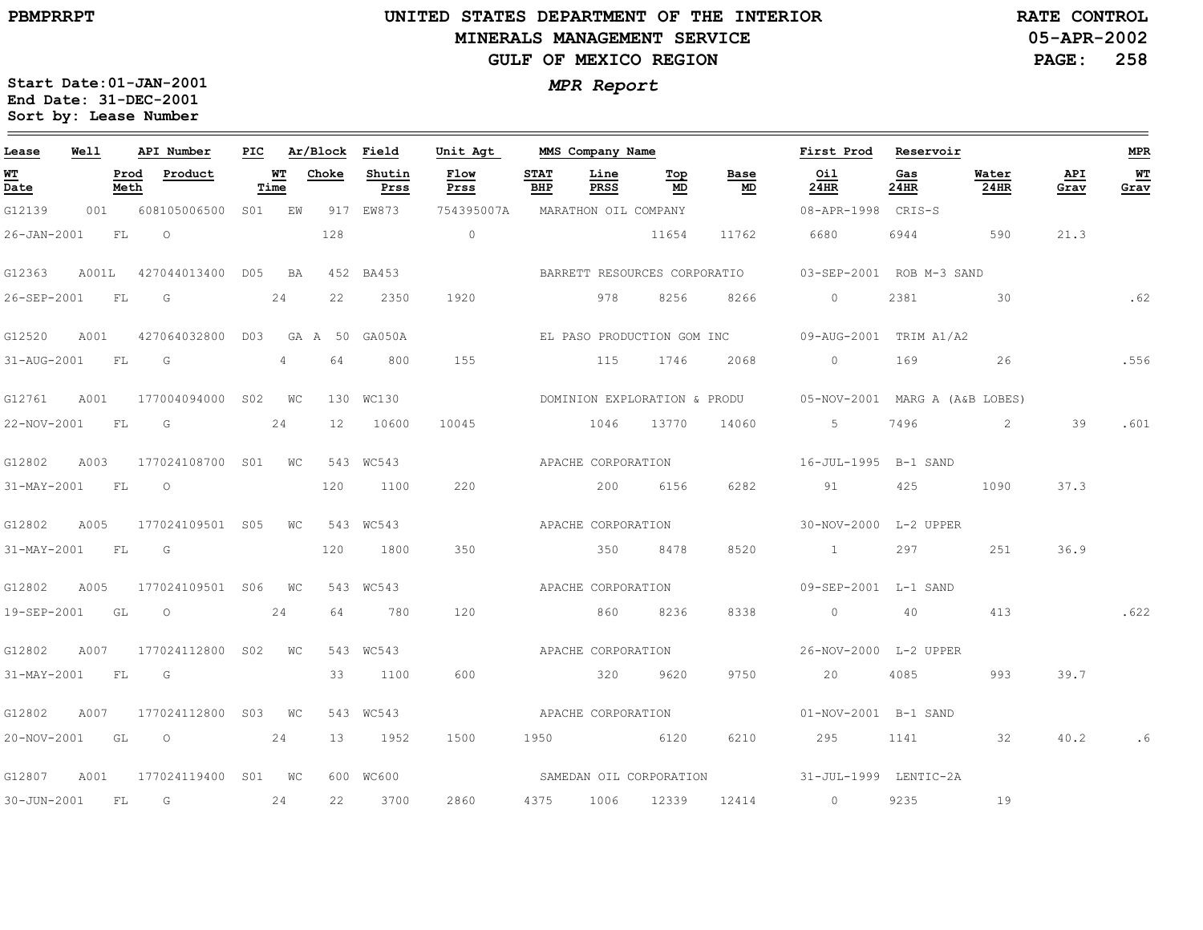**UNITED STATES DEPARTMENT OF THE INTERIOR**
**MINERALS MANAGEMENT SERVICE**
**GULF OF MEXICO REGION**

PBMPRRPT — RATE CONTROL — 05-APR-2002

Start Date: 01-JAN-2001
End Date: 31-DEC-2001
Sort by: Lease Number

***MPR Report***

| Lease | Well | API Number | PIC | Ar/Block | Field | Unit Agt | MMS Company Name | First Prod | Reservoir | | | MPR |
|---|---|---|---|---|---|---|---|---|---|---|---|---|
| **WT Date** | **Prod Meth** | **Product** | **WT Time** | **Choke** | **Shutin Prss** | **Flow Prss** | **STAT BHP** | **Line PRSS** | **Top MD** | **Base MD** | **Oil 24HR** | **Gas 24HR** | **Water 24HR** | **API Grav** | **WT Grav** |

| Lease / WT Date | Well / Prod Meth | API Number / Product | PIC / WT Time | Ar/Block / Choke | Field / Shutin Prss | Unit Agt / Flow Prss | STAT BHP | Line PRSS | Top MD | Base MD | Oil 24HR | Gas 24HR | Water 24HR | API Grav | WT Grav |
|---|---|---|---|---|---|---|---|---|---|---|---|---|---|---|---|
| G12139 | 001 | 608105006500 | S01 | EW 917 | EW873 | 754395007A | MARATHON OIL COMPANY | | | | 08-APR-1998 | CRIS-S | | | |
| 26-JAN-2001 | FL | O | | 128 | | 0 | | | 11654 | 11762 | 6680 | 6944 | 590 | 21.3 | |
| G12363 | A001L | 427044013400 | D05 | BA 452 | BA453 | | BARRETT RESOURCES CORPORATIO | | | | 03-SEP-2001 | ROB M-3 SAND | | | |
| 26-SEP-2001 | FL | G | 24 | 22 | 2350 | 1920 | | 978 | 8256 | 8266 | 0 | 2381 | 30 | | .62 |
| G12520 | A001 | 427064032800 | D03 | GA A 50 | GA050A | | EL PASO PRODUCTION GOM INC | | | | 09-AUG-2001 | TRIM A1/A2 | | | |
| 31-AUG-2001 | FL | G | 4 | 64 | 800 | 155 | | 115 | 1746 | 2068 | 0 | 169 | 26 | | .556 |
| G12761 | A001 | 177004094000 | S02 | WC 130 | WC130 | | DOMINION EXPLORATION & PRODU | | | | 05-NOV-2001 | MARG A (A&B LOBES) | | | |
| 22-NOV-2001 | FL | G | 24 | 12 | 10600 | 10045 | | 1046 | 13770 | 14060 | 5 | 7496 | 2 | 39 | .601 |
| G12802 | A003 | 177024108700 | S01 | WC 543 | WC543 | | APACHE CORPORATION | | | | 16-JUL-1995 | B-1 SAND | | | |
| 31-MAY-2001 | FL | O | | 120 | 1100 | 220 | | 200 | 6156 | 6282 | 91 | 425 | 1090 | 37.3 | |
| G12802 | A005 | 177024109501 | S05 | WC 543 | WC543 | | APACHE CORPORATION | | | | 30-NOV-2000 | L-2 UPPER | | | |
| 31-MAY-2001 | FL | G | | 120 | 1800 | 350 | | 350 | 8478 | 8520 | 1 | 297 | 251 | 36.9 | |
| G12802 | A005 | 177024109501 | S06 | WC 543 | WC543 | | APACHE CORPORATION | | | | 09-SEP-2001 | L-1 SAND | | | |
| 19-SEP-2001 | GL | O | 24 | 64 | 780 | 120 | | 860 | 8236 | 8338 | 0 | 40 | 413 | | .622 |
| G12802 | A007 | 177024112800 | S02 | WC 543 | WC543 | | APACHE CORPORATION | | | | 26-NOV-2000 | L-2 UPPER | | | |
| 31-MAY-2001 | FL | G | | 33 | 1100 | 600 | | 320 | 9620 | 9750 | 20 | 4085 | 993 | 39.7 | |
| G12802 | A007 | 177024112800 | S03 | WC 543 | WC543 | | APACHE CORPORATION | | | | 01-NOV-2001 | B-1 SAND | | | |
| 20-NOV-2001 | GL | O | 24 | 13 | 1952 | 1500 | 1950 | | 6120 | 6210 | 295 | 1141 | 32 | 40.2 | .6 |
| G12807 | A001 | 177024119400 | S01 | WC 600 | WC600 | | SAMEDAN OIL CORPORATION | | | | 31-JUL-1999 | LENTIC-2A | | | |
| 30-JUN-2001 | FL | G | 24 | 22 | 3700 | 2860 | 4375 | 1006 | 12339 | 12414 | 0 | 9235 | 19 | | |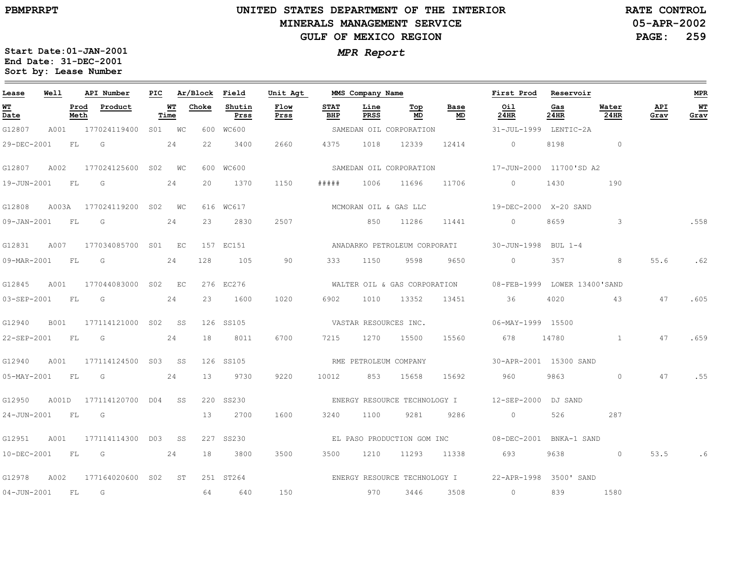PBMPRRPT

# UNITED STATES DEPARTMENT OF THE INTERIOR
## MINERALS MANAGEMENT SERVICE
## GULF OF MEXICO REGION

RATE CONTROL
05-APR-2002

*MPR Report*

Start Date: 01-JAN-2001
End Date: 31-DEC-2001
Sort by: Lease Number

| Lease | Well | API Number | PIC | Ar/Block | | Field | Unit Agt | MMS Company Name | | | | First Prod | Reservoir | | | MPR |
|---|---|---|---|---|---|---|---|---|---|---|---|---|---|---|---|---|
| **WT Date** | **Prod Meth** | **Product** | **WT Time** | **Choke** | | **Shutin Prss** | **Flow Prss** | **STAT BHP** | **Line PRSS** | **Top MD** | **Base MD** | **Oil 24HR** | **Gas 24HR** | **Water 24HR** | **API Grav** | **WT Grav** |
| G12807 | A001 | 177024119400 | S01 | WC | 600 | WC600 | | SAMEDAN OIL CORPORATION | | | | 31-JUL-1999 | LENTIC-2A | | | |
| 29-DEC-2001 | FL | G | 24 | 22 | | 3400 | 2660 | 4375 | 1018 | 12339 | 12414 | 0 | 8198 | 0 | | |
| G12807 | A002 | 177024125600 | S02 | WC | 600 | WC600 | | SAMEDAN OIL CORPORATION | | | | 17-JUN-2000 | 11700'SD A2 | | | |
| 19-JUN-2001 | FL | G | 24 | 20 | | 1370 | 1150 | ##### | 1006 | 11696 | 11706 | 0 | 1430 | 190 | | |
| G12808 | A003A | 177024119200 | S02 | WC | 616 | WC617 | | MCMORAN OIL & GAS LLC | | | | 19-DEC-2000 | X-20 SAND | | | |
| 09-JAN-2001 | FL | G | 24 | 23 | | 2830 | 2507 | | 850 | 11286 | 11441 | 0 | 8659 | 3 | | .558 |
| G12831 | A007 | 177034085700 | S01 | EC | 157 | EC151 | | ANADARKO PETROLEUM CORPORATI | | | | 30-JUN-1998 | BUL 1-4 | | | |
| 09-MAR-2001 | FL | G | 24 | 128 | | 105 | 90 | 333 | 1150 | 9598 | 9650 | 0 | 357 | 8 | 55.6 | .62 |
| G12845 | A001 | 177044083000 | S02 | EC | 276 | EC276 | | WALTER OIL & GAS CORPORATION | | | | 08-FEB-1999 | LOWER 13400'SAND | | | |
| 03-SEP-2001 | FL | G | 24 | 23 | | 1600 | 1020 | 6902 | 1010 | 13352 | 13451 | 36 | 4020 | 43 | 47 | .605 |
| G12940 | B001 | 177114121000 | S02 | SS | 126 | SS105 | | VASTAR RESOURCES INC. | | | | 06-MAY-1999 | 15500 | | | |
| 22-SEP-2001 | FL | G | 24 | 18 | | 8011 | 6700 | 7215 | 1270 | 15500 | 15560 | 678 | 14780 | 1 | 47 | .659 |
| G12940 | A001 | 177114124500 | S03 | SS | 126 | SS105 | | RME PETROLEUM COMPANY | | | | 30-APR-2001 | 15300 SAND | | | |
| 05-MAY-2001 | FL | G | 24 | 13 | | 9730 | 9220 | 10012 | 853 | 15658 | 15692 | 960 | 9863 | 0 | 47 | .55 |
| G12950 | A001D | 177114120700 | D04 | SS | 220 | SS230 | | ENERGY RESOURCE TECHNOLOGY I | | | | 12-SEP-2000 | DJ SAND | | | |
| 24-JUN-2001 | FL | G | | 13 | | 2700 | 1600 | 3240 | 1100 | 9281 | 9286 | 0 | 526 | 287 | | |
| G12951 | A001 | 177114114300 | D03 | SS | 227 | SS230 | | EL PASO PRODUCTION GOM INC | | | | 08-DEC-2001 | BNKA-1 SAND | | | |
| 10-DEC-2001 | FL | G | 24 | 18 | | 3800 | 3500 | 3500 | 1210 | 11293 | 11338 | 693 | 9638 | 0 | 53.5 | .6 |
| G12978 | A002 | 177164020600 | S02 | ST | 251 | ST264 | | ENERGY RESOURCE TECHNOLOGY I | | | | 22-APR-1998 | 3500' SAND | | | |
| 04-JUN-2001 | FL | G | | 64 | | 640 | 150 | | 970 | 3446 | 3508 | 0 | 839 | 1580 | | |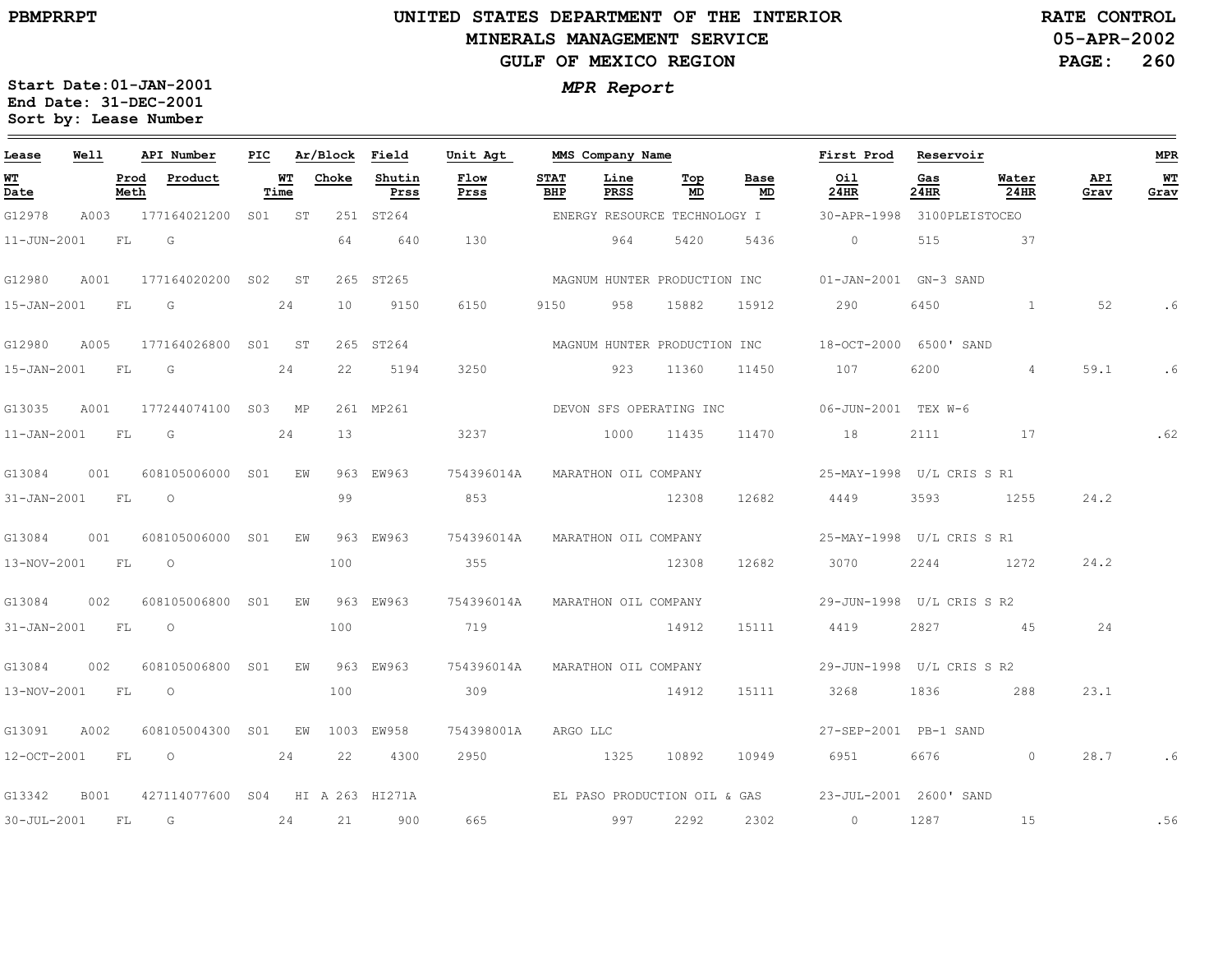PBMPRRPT

# UNITED STATES DEPARTMENT OF THE INTERIOR
## MINERALS MANAGEMENT SERVICE
## GULF OF MEXICO REGION

RATE CONTROL
05-APR-2002
PAGE: 260

Start Date:01-JAN-2001
End Date: 31-DEC-2001
Sort by: Lease Number

*MPR Report*

| Lease | Well | API Number | PIC | Ar/Block | | Field | Unit Agt | MMS Company Name | | | | | First Prod | Reservoir | | | MPR |
|---|---|---|---|---|---|---|---|---|---|---|---|---|---|---|---|---|---|
| WT Date | Prod Meth | Product | WT Time | Choke | | Shutin Prss | Flow Prss | STAT BHP | Line PRSS | Top MD | Base MD | | Oil 24HR | Gas 24HR | Water 24HR | API Grav | WT Grav |
| G12978 | A003 | 177164021200 | S01 | ST | 251 | ST264 | | ENERGY RESOURCE TECHNOLOGY I | | | | | 30-APR-1998 | 3100PLEISTOCEO | | | |
| 11-JUN-2001 | FL | G | | 64 | | 640 | 130 | | 964 | 5420 | 5436 | | 0 | 515 | 37 | | |
| G12980 | A001 | 177164020200 | S02 | ST | 265 | ST265 | | MAGNUM HUNTER PRODUCTION INC | | | | | 01-JAN-2001 | GN-3 SAND | | | |
| 15-JAN-2001 | FL | G | 24 | 10 | | 9150 | 6150 | 9150 | 958 | 15882 | 15912 | | 290 | 6450 | 1 | 52 | .6 |
| G12980 | A005 | 177164026800 | S01 | ST | 265 | ST264 | | MAGNUM HUNTER PRODUCTION INC | | | | | 18-OCT-2000 | 6500' SAND | | | |
| 15-JAN-2001 | FL | G | 24 | 22 | | 5194 | 3250 | | 923 | 11360 | 11450 | | 107 | 6200 | 4 | 59.1 | .6 |
| G13035 | A001 | 177244074100 | S03 | MP | 261 | MP261 | | DEVON SFS OPERATING INC | | | | | 06-JUN-2001 | TEX W-6 | | | |
| 11-JAN-2001 | FL | G | 24 | 13 | | | 3237 | | 1000 | 11435 | 11470 | | 18 | 2111 | 17 | | .62 |
| G13084 | 001 | 608105006000 | S01 | EW | 963 | EW963 | 754396014A | MARATHON OIL COMPANY | | | | | 25-MAY-1998 | U/L CRIS S R1 | | | |
| 31-JAN-2001 | FL | O | | 99 | | | 853 | | | 12308 | 12682 | | 4449 | 3593 | 1255 | 24.2 | |
| G13084 | 001 | 608105006000 | S01 | EW | 963 | EW963 | 754396014A | MARATHON OIL COMPANY | | | | | 25-MAY-1998 | U/L CRIS S R1 | | | |
| 13-NOV-2001 | FL | O | | 100 | | | 355 | | | 12308 | 12682 | | 3070 | 2244 | 1272 | 24.2 | |
| G13084 | 002 | 608105006800 | S01 | EW | 963 | EW963 | 754396014A | MARATHON OIL COMPANY | | | | | 29-JUN-1998 | U/L CRIS S R2 | | | |
| 31-JAN-2001 | FL | O | | 100 | | | 719 | | | 14912 | 15111 | | 4419 | 2827 | 45 | 24 | |
| G13084 | 002 | 608105006800 | S01 | EW | 963 | EW963 | 754396014A | MARATHON OIL COMPANY | | | | | 29-JUN-1998 | U/L CRIS S R2 | | | |
| 13-NOV-2001 | FL | O | | 100 | | | 309 | | | 14912 | 15111 | | 3268 | 1836 | 288 | 23.1 | |
| G13091 | A002 | 608105004300 | S01 | EW | 1003 | EW958 | 754398001A | ARGO LLC | | | | | 27-SEP-2001 | PB-1 SAND | | | |
| 12-OCT-2001 | FL | O | 24 | 22 | | 4300 | 2950 | | 1325 | 10892 | 10949 | | 6951 | 6676 | 0 | 28.7 | .6 |
| G13342 | B001 | 427114077600 | S04 | HI A | 263 | HI271A | | EL PASO PRODUCTION OIL & GAS | | | | | 23-JUL-2001 | 2600' SAND | | | |
| 30-JUL-2001 | FL | G | 24 | 21 | | 900 | 665 | | 997 | 2292 | 2302 | | 0 | 1287 | 15 | | .56 |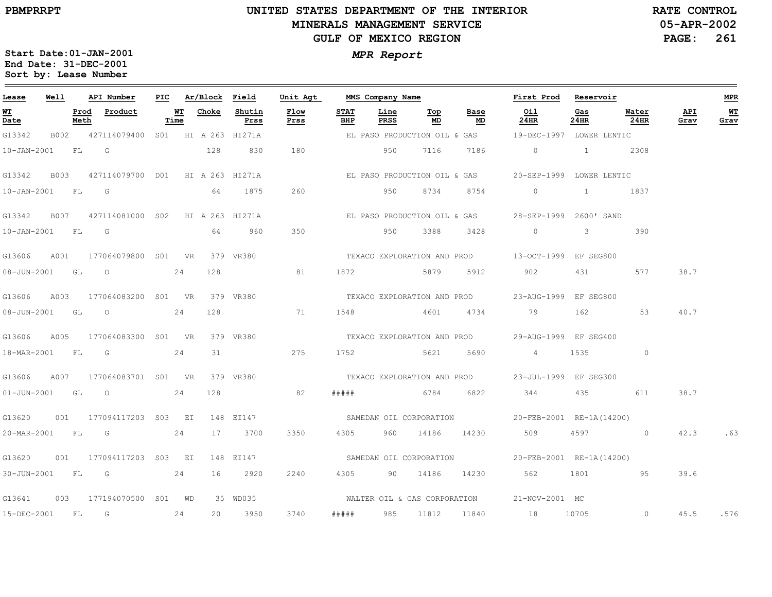# UNITED STATES DEPARTMENT OF THE INTERIOR
## MINERALS MANAGEMENT SERVICE
## GULF OF MEXICO REGION

PBMPRRPT

RATE CONTROL
05-APR-2002

*MPR Report*

**Start Date:01-JAN-2001**
**End Date: 31-DEC-2001**
**Sort by: Lease Number**

| Lease | Well | API Number | PIC | Ar/Block | Field | Unit Agt | MMS Company Name | | | | First Prod | Reservoir | | | MPR |
|---|---|---|---|---|---|---|---|---|---|---|---|---|---|---|---|
| WT Date | Prod Meth | Product | WT Time | Choke | Shutin Prss | Flow Prss | STAT BHP | Line PRSS | Top MD | Base MD | Oil 24HR | Gas 24HR | Water 24HR | API Grav | WT Grav |
| G13342 | B002 | 427114079400 | S01 | HI A 263 | HI271A | | EL PASO PRODUCTION OIL & GAS | | | | 19-DEC-1997 | LOWER LENTIC | | | |
| 10-JAN-2001 | FL | G | | 128 | 830 | 180 | | 950 | 7116 | 7186 | 0 | 1 | 2308 | | |
| G13342 | B003 | 427114079700 | D01 | HI A 263 | HI271A | | EL PASO PRODUCTION OIL & GAS | | | | 20-SEP-1999 | LOWER LENTIC | | | |
| 10-JAN-2001 | FL | G | | 64 | 1875 | 260 | | 950 | 8734 | 8754 | 0 | 1 | 1837 | | |
| G13342 | B007 | 427114081000 | S02 | HI A 263 | HI271A | | EL PASO PRODUCTION OIL & GAS | | | | 28-SEP-1999 | 2600' SAND | | | |
| 10-JAN-2001 | FL | G | | 64 | 960 | 350 | | 950 | 3388 | 3428 | 0 | 3 | 390 | | |
| G13606 | A001 | 177064079800 | S01 | VR 379 | VR380 | | TEXACO EXPLORATION AND PROD | | | | 13-OCT-1999 | EF SEG800 | | | |
| 08-JUN-2001 | GL | O | 24 | 128 | | 81 | 1872 | | 5879 | 5912 | 902 | 431 | 577 | 38.7 | |
| G13606 | A003 | 177064083200 | S01 | VR 379 | VR380 | | TEXACO EXPLORATION AND PROD | | | | 23-AUG-1999 | EF SEG800 | | | |
| 08-JUN-2001 | GL | O | 24 | 128 | | 71 | 1548 | | 4601 | 4734 | 79 | 162 | 53 | 40.7 | |
| G13606 | A005 | 177064083300 | S01 | VR 379 | VR380 | | TEXACO EXPLORATION AND PROD | | | | 29-AUG-1999 | EF SEG400 | | | |
| 18-MAR-2001 | FL | G | 24 | 31 | | 275 | 1752 | | 5621 | 5690 | 4 | 1535 | 0 | | |
| G13606 | A007 | 177064083701 | S01 | VR 379 | VR380 | | TEXACO EXPLORATION AND PROD | | | | 23-JUL-1999 | EF SEG300 | | | |
| 01-JUN-2001 | GL | O | 24 | 128 | | 82 | ##### | | 6784 | 6822 | 344 | 435 | 611 | 38.7 | |
| G13620 | 001 | 177094117203 | S03 | EI 148 | EI147 | | SAMEDAN OIL CORPORATION | | | | 20-FEB-2001 | RE-1A(14200) | | | |
| 20-MAR-2001 | FL | G | 24 | 17 | 3700 | 3350 | 4305 | 960 | 14186 | 14230 | 509 | 4597 | 0 | 42.3 | .63 |
| G13620 | 001 | 177094117203 | S03 | EI 148 | EI147 | | SAMEDAN OIL CORPORATION | | | | 20-FEB-2001 | RE-1A(14200) | | | |
| 30-JUN-2001 | FL | G | 24 | 16 | 2920 | 2240 | 4305 | 90 | 14186 | 14230 | 562 | 1801 | 95 | 39.6 | |
| G13641 | 003 | 177194070500 | S01 | WD 35 | WD035 | | WALTER OIL & GAS CORPORATION | | | | 21-NOV-2001 | MC | | | |
| 15-DEC-2001 | FL | G | 24 | 20 | 3950 | 3740 | ##### | 985 | 11812 | 11840 | 18 | 10705 | 0 | 45.5 | .576 |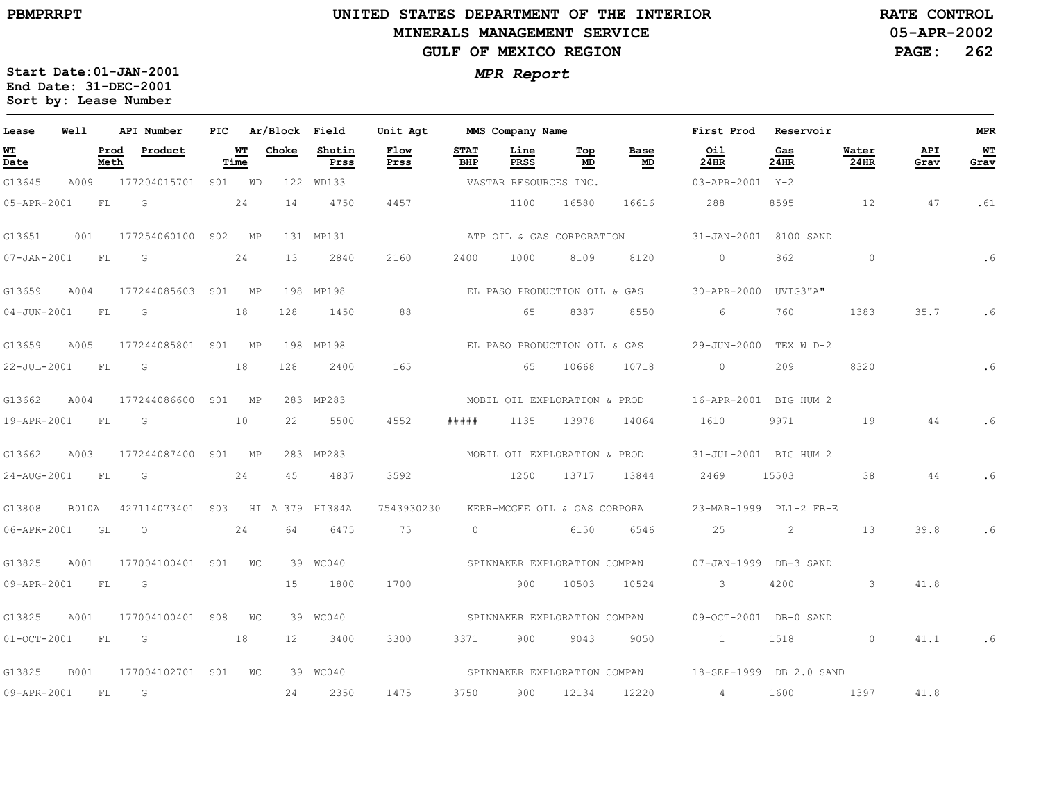PBMPRRPT

# UNITED STATES DEPARTMENT OF THE INTERIOR
## MINERALS MANAGEMENT SERVICE
## GULF OF MEXICO REGION

RATE CONTROL
05-APR-2002

**MPR Report**

Start Date:01-JAN-2001
End Date: 31-DEC-2001
Sort by: Lease Number

| Lease | Well | API Number | PIC | Ar/Block | Field | Unit Agt | MMS Company Name | | | | First Prod | Reservoir | | | MPR |
|---|---|---|---|---|---|---|---|---|---|---|---|---|---|---|---|
| WT Date | Prod Meth | Product | WT Time | Choke | Shutin Prss | Flow Prss | STAT BHP | Line PRSS | Top MD | Base MD | Oil 24HR | Gas 24HR | Water 24HR | API Grav | WT Grav |
| G13645 | A009 | 177204015701 | S01 | WD 122 | WD133 | | VASTAR RESOURCES INC. | | | | 03-APR-2001 | Y-2 | | | |
| 05-APR-2001 | FL | G | 24 | 14 | 4750 | 4457 | | 1100 | 16580 | 16616 | 288 | 8595 | 12 | 47 | .61 |
| G13651 | 001 | 177254060100 | S02 | MP 131 | MP131 | | ATP OIL & GAS CORPORATION | | | | 31-JAN-2001 | 8100 SAND | | | |
| 07-JAN-2001 | FL | G | 24 | 13 | 2840 | 2160 | 2400 | 1000 | 8109 | 8120 | 0 | 862 | 0 | | .6 |
| G13659 | A004 | 177244085603 | S01 | MP 198 | MP198 | | EL PASO PRODUCTION OIL & GAS | | | | 30-APR-2000 | UVIG3"A" | | | |
| 04-JUN-2001 | FL | G | 18 | 128 | 1450 | 88 | | 65 | 8387 | 8550 | 6 | 760 | 1383 | 35.7 | .6 |
| G13659 | A005 | 177244085801 | S01 | MP 198 | MP198 | | EL PASO PRODUCTION OIL & GAS | | | | 29-JUN-2000 | TEX W D-2 | | | |
| 22-JUL-2001 | FL | G | 18 | 128 | 2400 | 165 | | 65 | 10668 | 10718 | 0 | 209 | 8320 | | .6 |
| G13662 | A004 | 177244086600 | S01 | MP 283 | MP283 | | MOBIL OIL EXPLORATION & PROD | | | | 16-APR-2001 | BIG HUM 2 | | | |
| 19-APR-2001 | FL | G | 10 | 22 | 5500 | 4552 | ##### | 1135 | 13978 | 14064 | 1610 | 9971 | 19 | 44 | .6 |
| G13662 | A003 | 177244087400 | S01 | MP 283 | MP283 | | MOBIL OIL EXPLORATION & PROD | | | | 31-JUL-2001 | BIG HUM 2 | | | |
| 24-AUG-2001 | FL | G | 24 | 45 | 4837 | 3592 | | 1250 | 13717 | 13844 | 2469 | 15503 | 38 | 44 | .6 |
| G13808 | B010A | 427114073401 | S03 | HI A 379 | HI384A | 7543930230 | KERR-MCGEE OIL & GAS CORPORA | | | | 23-MAR-1999 | PL1-2 FB-E | | | |
| 06-APR-2001 | GL | O | 24 | 64 | 6475 | 75 | 0 | | 6150 | 6546 | 25 | 2 | 13 | 39.8 | .6 |
| G13825 | A001 | 177004100401 | S01 | WC 39 | WC040 | | SPINNAKER EXPLORATION COMPAN | | | | 07-JAN-1999 | DB-3 SAND | | | |
| 09-APR-2001 | FL | G | | 15 | 1800 | 1700 | | 900 | 10503 | 10524 | 3 | 4200 | 3 | 41.8 | |
| G13825 | A001 | 177004100401 | S08 | WC 39 | WC040 | | SPINNAKER EXPLORATION COMPAN | | | | 09-OCT-2001 | DB-0 SAND | | | |
| 01-OCT-2001 | FL | G | 18 | 12 | 3400 | 3300 | 3371 | 900 | 9043 | 9050 | 1 | 1518 | 0 | 41.1 | .6 |
| G13825 | B001 | 177004102701 | S01 | WC 39 | WC040 | | SPINNAKER EXPLORATION COMPAN | | | | 18-SEP-1999 | DB 2.0 SAND | | | |
| 09-APR-2001 | FL | G | | 24 | 2350 | 1475 | 3750 | 900 | 12134 | 12220 | 4 | 1600 | 1397 | 41.8 | |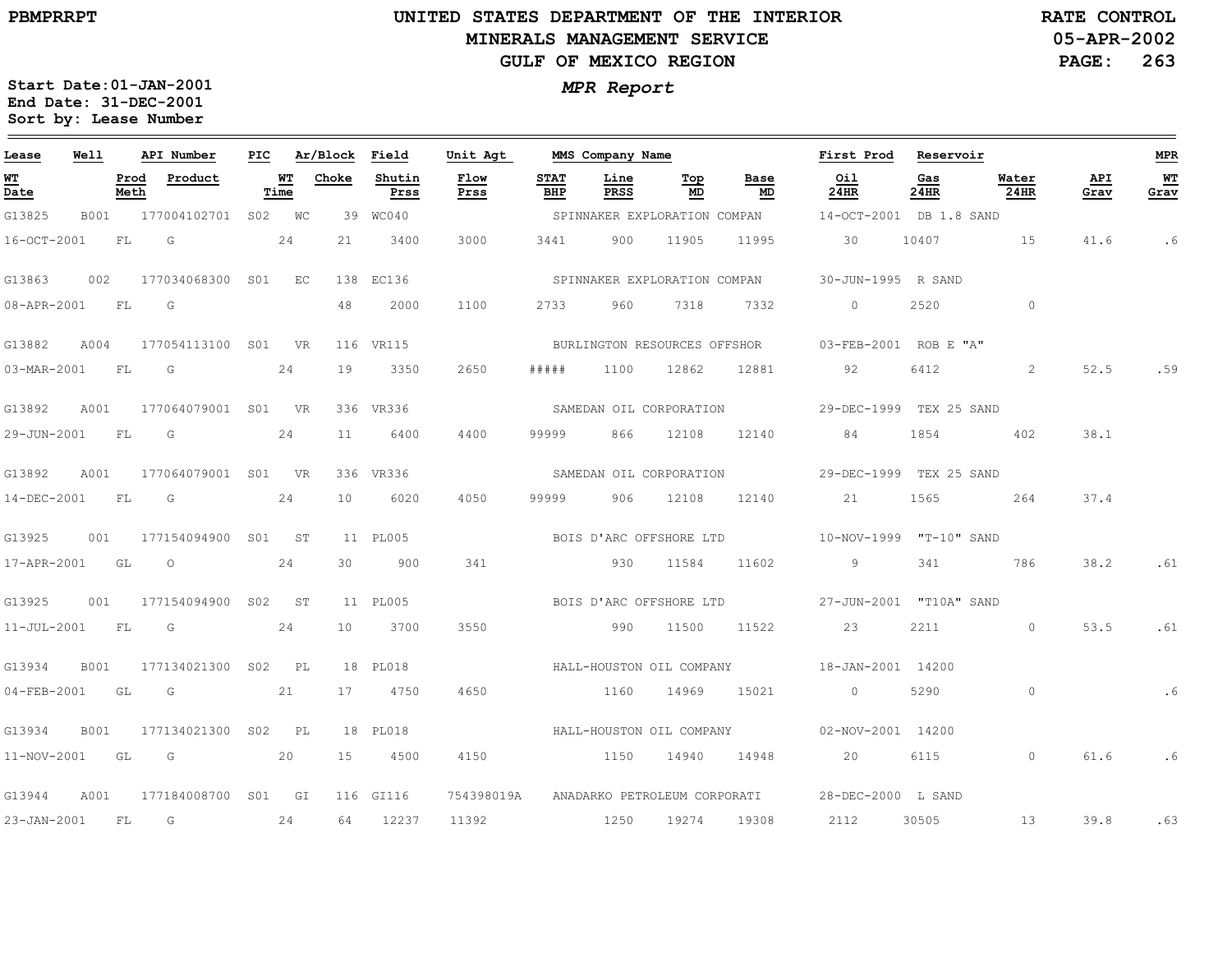PBMPRRPT

# UNITED STATES DEPARTMENT OF THE INTERIOR
## MINERALS MANAGEMENT SERVICE
## GULF OF MEXICO REGION

RATE CONTROL
05-APR-2002

*MPR Report*

**Start Date:** 01-JAN-2001
**End Date:** 31-DEC-2001
**Sort by:** Lease Number

| Lease | Well | API Number | PIC | Ar/Block | | Field | Unit Agt | MMS Company Name | | | | First Prod | Reservoir | | | MPR |
|---|---|---|---|---|---|---|---|---|---|---|---|---|---|---|---|---|
| **WT Date** | **Prod Meth** | **Product** | **WT Time** | **Choke** | | **Shutin Prss** | **Flow Prss** | **STAT BHP** | **Line PRSS** | **Top MD** | **Base MD** | **Oil 24HR** | **Gas 24HR** | **Water 24HR** | **API Grav** | **WT Grav** |
| G13825 | B001 | 177004102701 | S02 | WC | 39 | WC040 | | SPINNAKER EXPLORATION COMPAN | | | | 14-OCT-2001 | DB 1.8 SAND | | | |
| 16-OCT-2001 | FL | G | 24 | 21 | | 3400 | 3000 | 3441 | 900 | 11905 | 11995 | 30 | 10407 | 15 | 41.6 | .6 |
| G13863 | 002 | 177034068300 | S01 | EC | 138 | EC136 | | SPINNAKER EXPLORATION COMPAN | | | | 30-JUN-1995 | R SAND | | | |
| 08-APR-2001 | FL | G | | 48 | | 2000 | 1100 | 2733 | 960 | 7318 | 7332 | 0 | 2520 | 0 | | |
| G13882 | A004 | 177054113100 | S01 | VR | 116 | VR115 | | BURLINGTON RESOURCES OFFSHOR | | | | 03-FEB-2001 | ROB E "A" | | | |
| 03-MAR-2001 | FL | G | 24 | 19 | | 3350 | 2650 | ##### | 1100 | 12862 | 12881 | 92 | 6412 | 2 | 52.5 | .59 |
| G13892 | A001 | 177064079001 | S01 | VR | 336 | VR336 | | SAMEDAN OIL CORPORATION | | | | 29-DEC-1999 | TEX 25 SAND | | | |
| 29-JUN-2001 | FL | G | 24 | 11 | | 6400 | 4400 | 99999 | 866 | 12108 | 12140 | 84 | 1854 | 402 | 38.1 | |
| G13892 | A001 | 177064079001 | S01 | VR | 336 | VR336 | | SAMEDAN OIL CORPORATION | | | | 29-DEC-1999 | TEX 25 SAND | | | |
| 14-DEC-2001 | FL | G | 24 | 10 | | 6020 | 4050 | 99999 | 906 | 12108 | 12140 | 21 | 1565 | 264 | 37.4 | |
| G13925 | 001 | 177154094900 | S01 | ST | 11 | PL005 | | BOIS D'ARC OFFSHORE LTD | | | | 10-NOV-1999 | "T-10" SAND | | | |
| 17-APR-2001 | GL | O | 24 | 30 | | 900 | 341 | | 930 | 11584 | 11602 | 9 | 341 | 786 | 38.2 | .61 |
| G13925 | 001 | 177154094900 | S02 | ST | 11 | PL005 | | BOIS D'ARC OFFSHORE LTD | | | | 27-JUN-2001 | "T10A" SAND | | | |
| 11-JUL-2001 | FL | G | 24 | 10 | | 3700 | 3550 | | 990 | 11500 | 11522 | 23 | 2211 | 0 | 53.5 | .61 |
| G13934 | B001 | 177134021300 | S02 | PL | 18 | PL018 | | HALL-HOUSTON OIL COMPANY | | | | 18-JAN-2001 | 14200 | | | |
| 04-FEB-2001 | GL | G | 21 | 17 | | 4750 | 4650 | | 1160 | 14969 | 15021 | 0 | 5290 | 0 | | .6 |
| G13934 | B001 | 177134021300 | S02 | PL | 18 | PL018 | | HALL-HOUSTON OIL COMPANY | | | | 02-NOV-2001 | 14200 | | | |
| 11-NOV-2001 | GL | G | 20 | 15 | | 4500 | 4150 | | 1150 | 14940 | 14948 | 20 | 6115 | 0 | 61.6 | .6 |
| G13944 | A001 | 177184008700 | S01 | GI | 116 | GI116 | 754398019A | ANADARKO PETROLEUM CORPORATI | | | | 28-DEC-2000 | L SAND | | | |
| 23-JAN-2001 | FL | G | 24 | 64 | | 12237 | 11392 | | 1250 | 19274 | 19308 | 2112 | 30505 | 13 | 39.8 | .63 |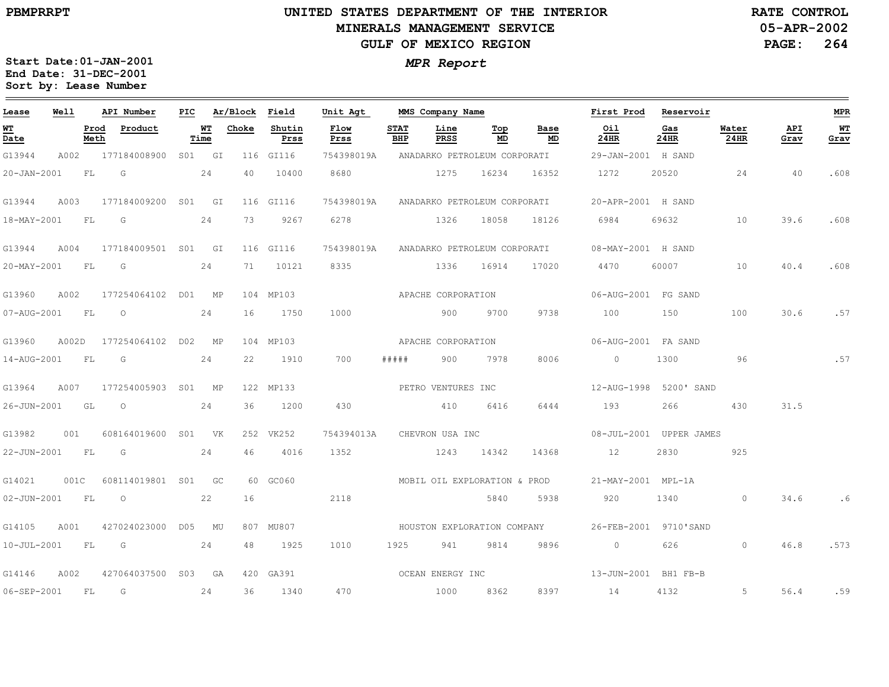**UNITED STATES DEPARTMENT OF THE INTERIOR**
**MINERALS MANAGEMENT SERVICE**
**GULF OF MEXICO REGION**

PBMPRRPT

RATE CONTROL
05-APR-2002

**Start Date:01-JAN-2001**
**End Date: 31-DEC-2001**
**Sort by: Lease Number**

***MPR Report***

| Lease | Well | API Number | PIC | Ar/Block | Field | Unit Agt | MMS Company Name | | | | First Prod | Reservoir | | | MPR |
|---|---|---|---|---|---|---|---|---|---|---|---|---|---|---|---|
| WT Date | Prod Meth | Product | WT Time | Choke | Shutin Prss | Flow Prss | STAT BHP | Line PRSS | Top MD | Base MD | Oil 24HR | Gas 24HR | Water 24HR | API Grav | WT Grav |
| G13944 | A002 | 177184008900 | S01 | GI 116 | GI116 | 754398019A | ANADARKO PETROLEUM CORPORATI | | | | 29-JAN-2001 | H SAND | | | |
| 20-JAN-2001 | FL | G | 24 | 40 | 10400 | 8680 | | 1275 | 16234 | 16352 | 1272 | 20520 | 24 | 40 | .608 |
| G13944 | A003 | 177184009200 | S01 | GI 116 | GI116 | 754398019A | ANADARKO PETROLEUM CORPORATI | | | | 20-APR-2001 | H SAND | | | |
| 18-MAY-2001 | FL | G | 24 | 73 | 9267 | 6278 | | 1326 | 18058 | 18126 | 6984 | 69632 | 10 | 39.6 | .608 |
| G13944 | A004 | 177184009501 | S01 | GI 116 | GI116 | 754398019A | ANADARKO PETROLEUM CORPORATI | | | | 08-MAY-2001 | H SAND | | | |
| 20-MAY-2001 | FL | G | 24 | 71 | 10121 | 8335 | | 1336 | 16914 | 17020 | 4470 | 60007 | 10 | 40.4 | .608 |
| G13960 | A002 | 177254064102 | D01 | MP 104 | MP103 | | APACHE CORPORATION | | | | 06-AUG-2001 | FG SAND | | | |
| 07-AUG-2001 | FL | O | 24 | 16 | 1750 | 1000 | | 900 | 9700 | 9738 | 100 | 150 | 100 | 30.6 | .57 |
| G13960 | A002D | 177254064102 | D02 | MP 104 | MP103 | | APACHE CORPORATION | | | | 06-AUG-2001 | FA SAND | | | |
| 14-AUG-2001 | FL | G | 24 | 22 | 1910 | 700 | ##### | 900 | 7978 | 8006 | 0 | 1300 | 96 | | .57 |
| G13964 | A007 | 177254005903 | S01 | MP 122 | MP133 | | PETRO VENTURES INC | | | | 12-AUG-1998 | 5200' SAND | | | |
| 26-JUN-2001 | GL | O | 24 | 36 | 1200 | 430 | | 410 | 6416 | 6444 | 193 | 266 | 430 | 31.5 | |
| G13982 | 001 | 608164019600 | S01 | VK 252 | VK252 | 754394013A | CHEVRON USA INC | | | | 08-JUL-2001 | UPPER JAMES | | | |
| 22-JUN-2001 | FL | G | 24 | 46 | 4016 | 1352 | | 1243 | 14342 | 14368 | 12 | 2830 | 925 | | |
| G14021 | 001C | 608114019801 | S01 | GC 60 | GC060 | | MOBIL OIL EXPLORATION & PROD | | | | 21-MAY-2001 | MPL-1A | | | |
| 02-JUN-2001 | FL | O | 22 | 16 | | 2118 | | | 5840 | 5938 | 920 | 1340 | 0 | 34.6 | .6 |
| G14105 | A001 | 427024023000 | D05 | MU 807 | MU807 | | HOUSTON EXPLORATION COMPANY | | | | 26-FEB-2001 | 9710'SAND | | | |
| 10-JUL-2001 | FL | G | 24 | 48 | 1925 | 1010 | 1925 | 941 | 9814 | 9896 | 0 | 626 | 0 | 46.8 | .573 |
| G14146 | A002 | 427064037500 | S03 | GA 420 | GA391 | | OCEAN ENERGY INC | | | | 13-JUN-2001 | BH1 FB-B | | | |
| 06-SEP-2001 | FL | G | 24 | 36 | 1340 | 470 | | 1000 | 8362 | 8397 | 14 | 4132 | 5 | 56.4 | .59 |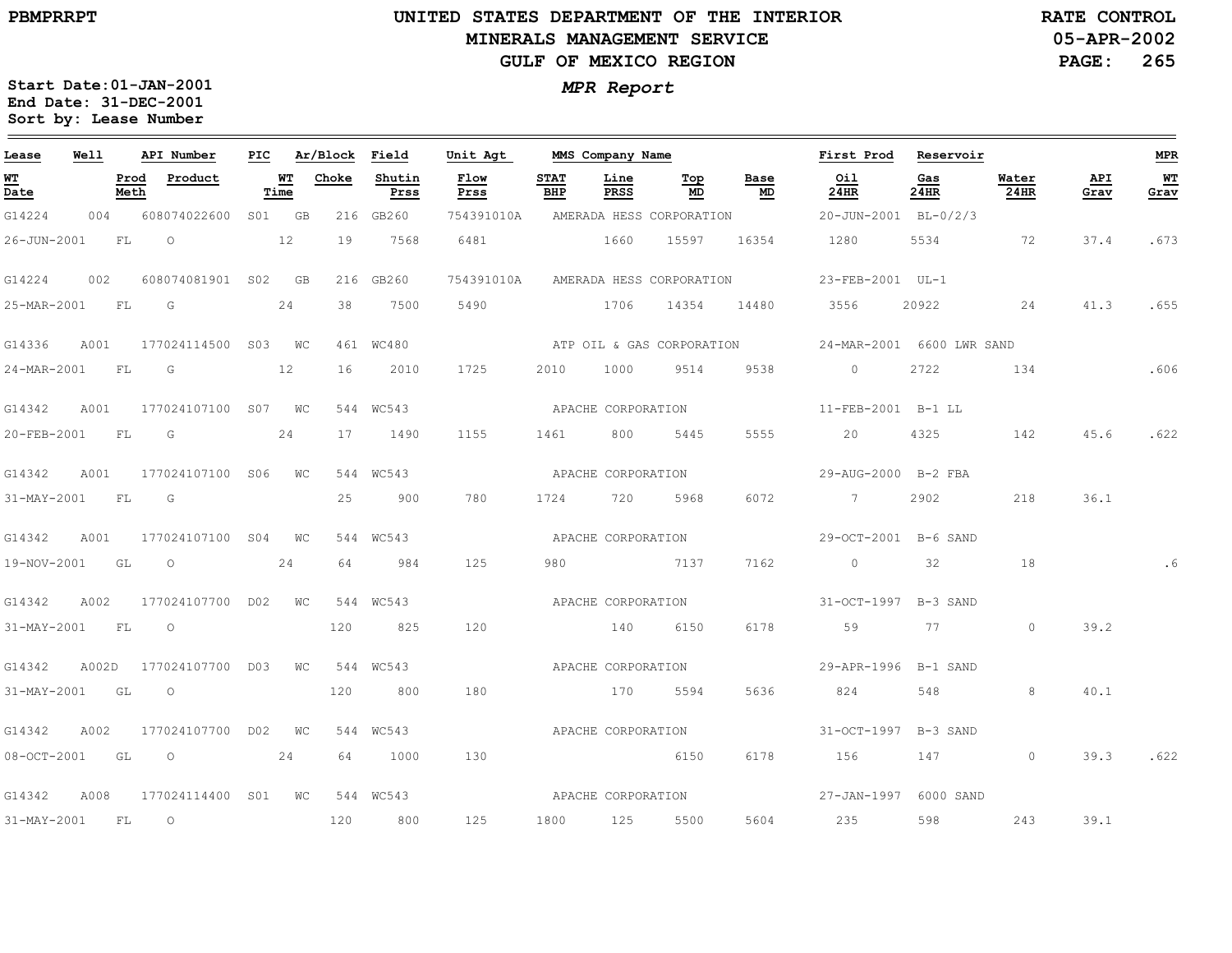# UNITED STATES DEPARTMENT OF THE INTERIOR
## MINERALS MANAGEMENT SERVICE
## GULF OF MEXICO REGION

PBMPRRPT

RATE CONTROL
05-APR-2002

*MPR Report*

**Start Date:01-JAN-2001**
**End Date: 31-DEC-2001**
**Sort by: Lease Number**

| Lease | Well | API Number | PIC | Ar/Block | Field | Unit Agt | MMS Company Name | | | | First Prod | Reservoir | | | MPR |
|---|---|---|---|---|---|---|---|---|---|---|---|---|---|---|---|
| WT Date | Prod Meth | Product | WT Time | Choke | Shutin Prss | Flow Prss | STAT BHP | Line PRSS | Top MD | Base MD | Oil 24HR | Gas 24HR | Water 24HR | API Grav | WT Grav |
| G14224 | 004 | 608074022600 | S01 | GB 216 | GB260 | 754391010A | AMERADA HESS CORPORATION | | | | 20-JUN-2001 | BL-0/2/3 | | | |
| 26-JUN-2001 | FL | O | 12 | 19 | 7568 | 6481 | | 1660 | 15597 | 16354 | 1280 | 5534 | 72 | 37.4 | .673 |
| G14224 | 002 | 608074081901 | S02 | GB 216 | GB260 | 754391010A | AMERADA HESS CORPORATION | | | | 23-FEB-2001 | UL-1 | | | |
| 25-MAR-2001 | FL | G | 24 | 38 | 7500 | 5490 | | 1706 | 14354 | 14480 | 3556 | 20922 | 24 | 41.3 | .655 |
| G14336 | A001 | 177024114500 | S03 | WC 461 | WC480 | | ATP OIL & GAS CORPORATION | | | | 24-MAR-2001 | 6600 LWR SAND | | | |
| 24-MAR-2001 | FL | G | 12 | 16 | 2010 | 1725 | 2010 | 1000 | 9514 | 9538 | 0 | 2722 | 134 | | .606 |
| G14342 | A001 | 177024107100 | S07 | WC 544 | WC543 | | APACHE CORPORATION | | | | 11-FEB-2001 | B-1 LL | | | |
| 20-FEB-2001 | FL | G | 24 | 17 | 1490 | 1155 | 1461 | 800 | 5445 | 5555 | 20 | 4325 | 142 | 45.6 | .622 |
| G14342 | A001 | 177024107100 | S06 | WC 544 | WC543 | | APACHE CORPORATION | | | | 29-AUG-2000 | B-2 FBA | | | |
| 31-MAY-2001 | FL | G | | 25 | 900 | 780 | 1724 | 720 | 5968 | 6072 | 7 | 2902 | 218 | 36.1 | |
| G14342 | A001 | 177024107100 | S04 | WC 544 | WC543 | | APACHE CORPORATION | | | | 29-OCT-2001 | B-6 SAND | | | |
| 19-NOV-2001 | GL | O | 24 | 64 | 984 | 125 | 980 | | 7137 | 7162 | 0 | 32 | 18 | | .6 |
| G14342 | A002 | 177024107700 | D02 | WC 544 | WC543 | | APACHE CORPORATION | | | | 31-OCT-1997 | B-3 SAND | | | |
| 31-MAY-2001 | FL | O | | 120 | 825 | 120 | | 140 | 6150 | 6178 | 59 | 77 | 0 | 39.2 | |
| G14342 | A002D | 177024107700 | D03 | WC 544 | WC543 | | APACHE CORPORATION | | | | 29-APR-1996 | B-1 SAND | | | |
| 31-MAY-2001 | GL | O | | 120 | 800 | 180 | | 170 | 5594 | 5636 | 824 | 548 | 8 | 40.1 | |
| G14342 | A002 | 177024107700 | D02 | WC 544 | WC543 | | APACHE CORPORATION | | | | 31-OCT-1997 | B-3 SAND | | | |
| 08-OCT-2001 | GL | O | 24 | 64 | 1000 | 130 | | | 6150 | 6178 | 156 | 147 | 0 | 39.3 | .622 |
| G14342 | A008 | 177024114400 | S01 | WC 544 | WC543 | | APACHE CORPORATION | | | | 27-JAN-1997 | 6000 SAND | | | |
| 31-MAY-2001 | FL | O | | 120 | 800 | 125 | 1800 | 125 | 5500 | 5604 | 235 | 598 | 243 | 39.1 | |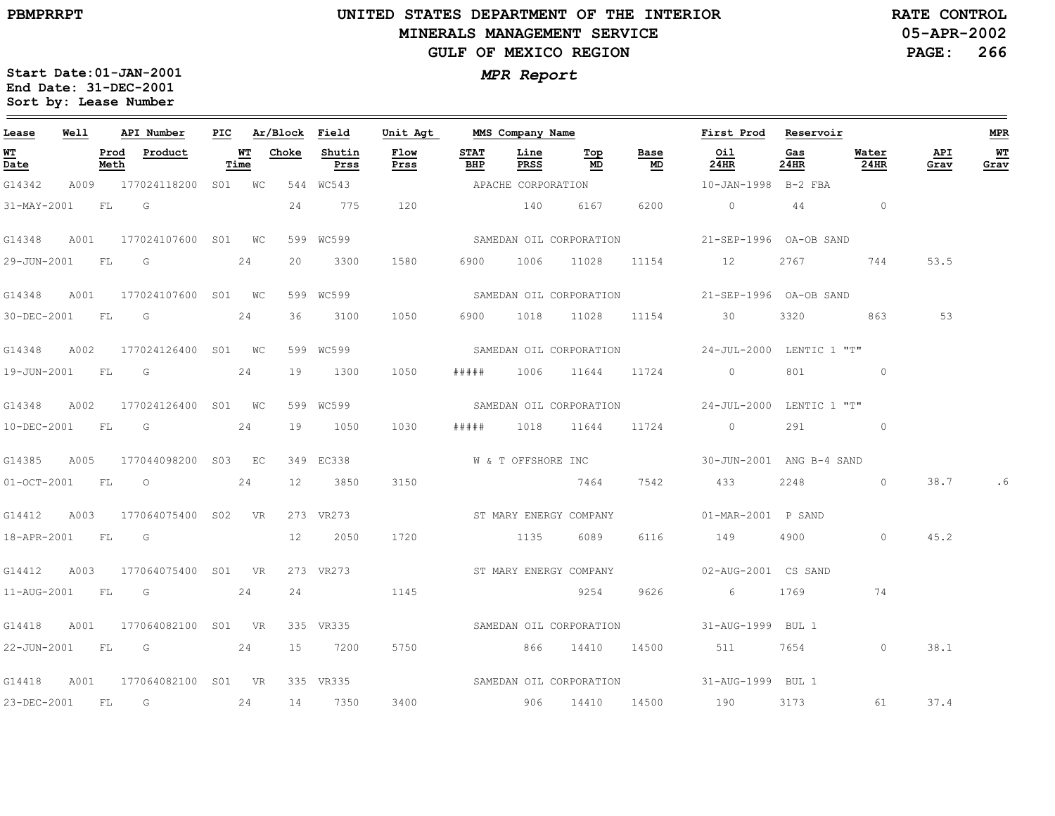UNITED STATES DEPARTMENT OF THE INTERIOR
MINERALS MANAGEMENT SERVICE
GULF OF MEXICO REGION

RATE CONTROL
05-APR-2002

*MPR Report*

**Start Date: 01-JAN-2001**
**End Date: 31-DEC-2001**
**Sort by: Lease Number**

| Lease | Well | API Number | PIC | Ar/Block | Field | Unit Agt | MMS Company Name | | | | First Prod | Reservoir | | | MPR |
|---|---|---|---|---|---|---|---|---|---|---|---|---|---|---|---|
| **WT Date** | **Prod Meth** | **Product** | **WT Time** | **Choke** | **Shutin Prss** | **Flow Prss** | **STAT BHP** | **Line PRSS** | **Top MD** | **Base MD** | **Oil 24HR** | **Gas 24HR** | **Water 24HR** | **API Grav** | **WT Grav** |
| G14342 | A009 | 177024118200 | S01 | WC 544 | WC543 | | APACHE CORPORATION | | | | 10-JAN-1998 | B-2 FBA | | | |
| 31-MAY-2001 | FL | G | | 24 | 775 | 120 | | 140 | 6167 | 6200 | 0 | 44 | 0 | | |
| G14348 | A001 | 177024107600 | S01 | WC 599 | WC599 | | SAMEDAN OIL CORPORATION | | | | 21-SEP-1996 | OA-OB SAND | | | |
| 29-JUN-2001 | FL | G | 24 | 20 | 3300 | 1580 | 6900 | 1006 | 11028 | 11154 | 12 | 2767 | 744 | 53.5 | |
| G14348 | A001 | 177024107600 | S01 | WC 599 | WC599 | | SAMEDAN OIL CORPORATION | | | | 21-SEP-1996 | OA-OB SAND | | | |
| 30-DEC-2001 | FL | G | 24 | 36 | 3100 | 1050 | 6900 | 1018 | 11028 | 11154 | 30 | 3320 | 863 | 53 | |
| G14348 | A002 | 177024126400 | S01 | WC 599 | WC599 | | SAMEDAN OIL CORPORATION | | | | 24-JUL-2000 | LENTIC 1 "T" | | | |
| 19-JUN-2001 | FL | G | 24 | 19 | 1300 | 1050 | ##### | 1006 | 11644 | 11724 | 0 | 801 | 0 | | |
| G14348 | A002 | 177024126400 | S01 | WC 599 | WC599 | | SAMEDAN OIL CORPORATION | | | | 24-JUL-2000 | LENTIC 1 "T" | | | |
| 10-DEC-2001 | FL | G | 24 | 19 | 1050 | 1030 | ##### | 1018 | 11644 | 11724 | 0 | 291 | 0 | | |
| G14385 | A005 | 177044098200 | S03 | EC 349 | EC338 | | W & T OFFSHORE INC | | | | 30-JUN-2001 | ANG B-4 SAND | | | |
| 01-OCT-2001 | FL | O | 24 | 12 | 3850 | 3150 | | | 7464 | 7542 | 433 | 2248 | 0 | 38.7 | .6 |
| G14412 | A003 | 177064075400 | S02 | VR 273 | VR273 | | ST MARY ENERGY COMPANY | | | | 01-MAR-2001 | P SAND | | | |
| 18-APR-2001 | FL | G | | 12 | 2050 | 1720 | | 1135 | 6089 | 6116 | 149 | 4900 | 0 | 45.2 | |
| G14412 | A003 | 177064075400 | S01 | VR 273 | VR273 | | ST MARY ENERGY COMPANY | | | | 02-AUG-2001 | CS SAND | | | |
| 11-AUG-2001 | FL | G | 24 | 24 | | 1145 | | | 9254 | 9626 | 6 | 1769 | 74 | | |
| G14418 | A001 | 177064082100 | S01 | VR 335 | VR335 | | SAMEDAN OIL CORPORATION | | | | 31-AUG-1999 | BUL 1 | | | |
| 22-JUN-2001 | FL | G | 24 | 15 | 7200 | 5750 | | 866 | 14410 | 14500 | 511 | 7654 | 0 | 38.1 | |
| G14418 | A001 | 177064082100 | S01 | VR 335 | VR335 | | SAMEDAN OIL CORPORATION | | | | 31-AUG-1999 | BUL 1 | | | |
| 23-DEC-2001 | FL | G | 24 | 14 | 7350 | 3400 | | 906 | 14410 | 14500 | 190 | 3173 | 61 | 37.4 | |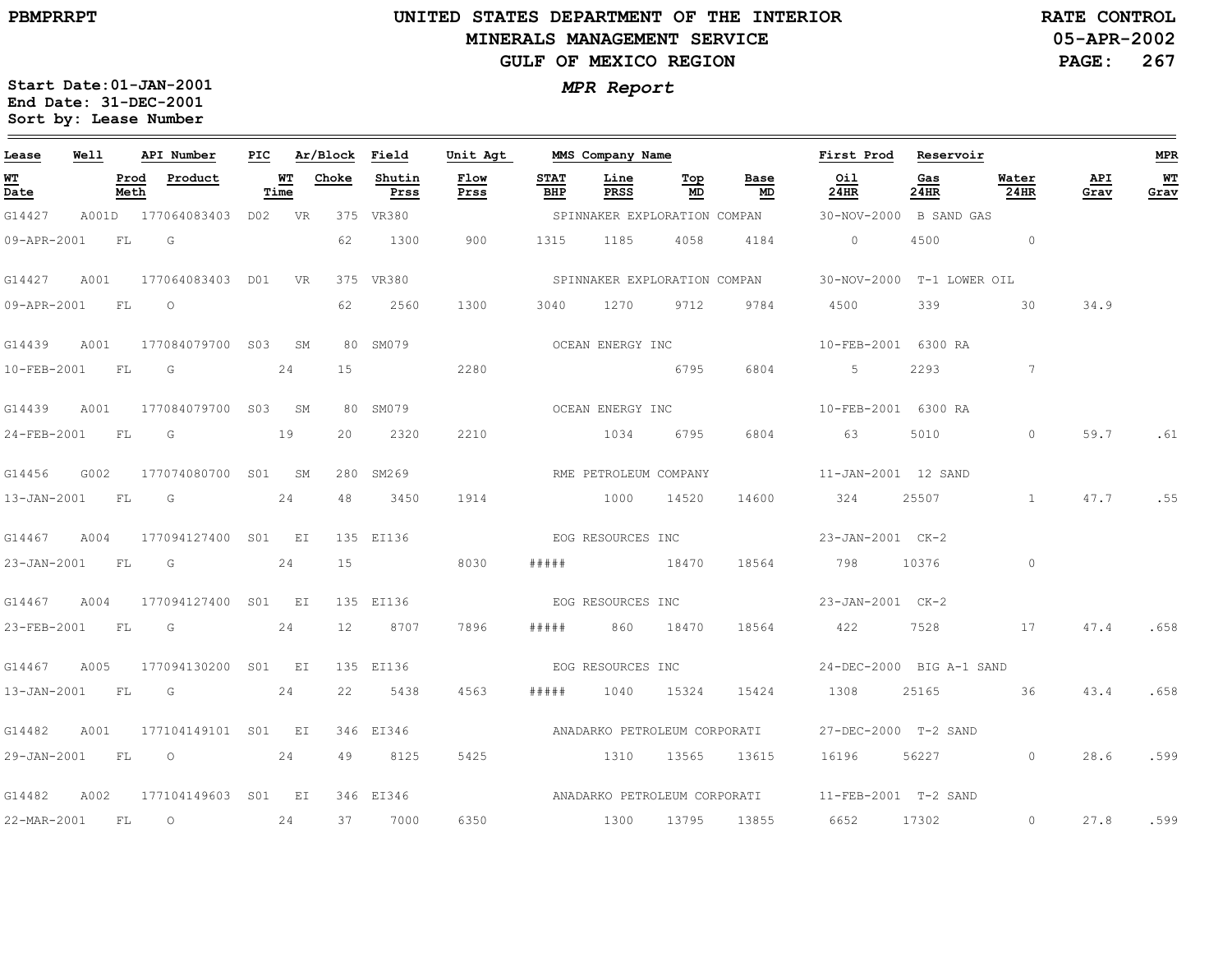# UNITED STATES DEPARTMENT OF THE INTERIOR
## MINERALS MANAGEMENT SERVICE
## GULF OF MEXICO REGION

PBMPRRPT

RATE CONTROL
05-APR-2002

**MPR Report**

Start Date: 01-JAN-2001
End Date: 31-DEC-2001
Sort by: Lease Number

| Lease | Well | API Number | PIC | Ar/Block | | Field | Unit Agt | MMS Company Name | | | | First Prod | Reservoir | | | MPR |
|---|---|---|---|---|---|---|---|---|---|---|---|---|---|---|---|---|
| **WT Date** | **Prod Meth** | **Product** | **WT Time** | **Choke** | | **Shutin Prss** | **Flow Prss** | **STAT BHP** | **Line PRSS** | **Top MD** | **Base MD** | **Oil 24HR** | **Gas 24HR** | **Water 24HR** | **API Grav** | **WT Grav** |
| G14427 | A001D | 177064083403 | D02 | VR | 375 | VR380 | | SPINNAKER EXPLORATION COMPAN | | | | 30-NOV-2000 | B SAND GAS | | | |
| 09-APR-2001 | FL | G | | 62 | | 1300 | 900 | 1315 | 1185 | 4058 | 4184 | 0 | 4500 | 0 | | |
| G14427 | A001 | 177064083403 | D01 | VR | 375 | VR380 | | SPINNAKER EXPLORATION COMPAN | | | | 30-NOV-2000 | T-1 LOWER OIL | | | |
| 09-APR-2001 | FL | O | | 62 | | 2560 | 1300 | 3040 | 1270 | 9712 | 9784 | 4500 | 339 | 30 | 34.9 | |
| G14439 | A001 | 177084079700 | S03 | SM | 80 | SM079 | | OCEAN ENERGY INC | | | | 10-FEB-2001 | 6300 RA | | | |
| 10-FEB-2001 | FL | G | 24 | 15 | | | 2280 | | | 6795 | 6804 | 5 | 2293 | 7 | | |
| G14439 | A001 | 177084079700 | S03 | SM | 80 | SM079 | | OCEAN ENERGY INC | | | | 10-FEB-2001 | 6300 RA | | | |
| 24-FEB-2001 | FL | G | 19 | 20 | | 2320 | 2210 | | 1034 | 6795 | 6804 | 63 | 5010 | 0 | 59.7 | .61 |
| G14456 | G002 | 177074080700 | S01 | SM | 280 | SM269 | | RME PETROLEUM COMPANY | | | | 11-JAN-2001 | 12 SAND | | | |
| 13-JAN-2001 | FL | G | 24 | 48 | | 3450 | 1914 | | 1000 | 14520 | 14600 | 324 | 25507 | 1 | 47.7 | .55 |
| G14467 | A004 | 177094127400 | S01 | EI | 135 | EI136 | | EOG RESOURCES INC | | | | 23-JAN-2001 | CK-2 | | | |
| 23-JAN-2001 | FL | G | 24 | 15 | | | 8030 | ##### | | 18470 | 18564 | 798 | 10376 | 0 | | |
| G14467 | A004 | 177094127400 | S01 | EI | 135 | EI136 | | EOG RESOURCES INC | | | | 23-JAN-2001 | CK-2 | | | |
| 23-FEB-2001 | FL | G | 24 | 12 | | 8707 | 7896 | ##### | 860 | 18470 | 18564 | 422 | 7528 | 17 | 47.4 | .658 |
| G14467 | A005 | 177094130200 | S01 | EI | 135 | EI136 | | EOG RESOURCES INC | | | | 24-DEC-2000 | BIG A-1 SAND | | | |
| 13-JAN-2001 | FL | G | 24 | 22 | | 5438 | 4563 | ##### | 1040 | 15324 | 15424 | 1308 | 25165 | 36 | 43.4 | .658 |
| G14482 | A001 | 177104149101 | S01 | EI | 346 | EI346 | | ANADARKO PETROLEUM CORPORATI | | | | 27-DEC-2000 | T-2 SAND | | | |
| 29-JAN-2001 | FL | O | 24 | 49 | | 8125 | 5425 | | 1310 | 13565 | 13615 | 16196 | 56227 | 0 | 28.6 | .599 |
| G14482 | A002 | 177104149603 | S01 | EI | 346 | EI346 | | ANADARKO PETROLEUM CORPORATI | | | | 11-FEB-2001 | T-2 SAND | | | |
| 22-MAR-2001 | FL | O | 24 | 37 | | 7000 | 6350 | | 1300 | 13795 | 13855 | 6652 | 17302 | 0 | 27.8 | .599 |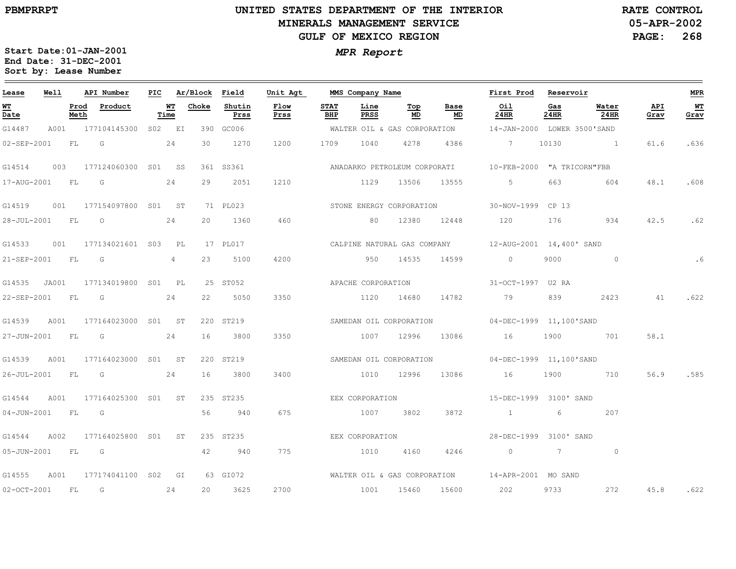PBMPRRPT

# UNITED STATES DEPARTMENT OF THE INTERIOR
## MINERALS MANAGEMENT SERVICE
## GULF OF MEXICO REGION

RATE CONTROL
05-APR-2002

### *MPR Report*

**Start Date:01-JAN-2001**
**End Date: 31-DEC-2001**
**Sort by: Lease Number**

| Lease | Well | API Number | PIC | Ar/Block | | Field | Unit Agt | MMS Company Name | | | | First Prod | Reservoir | | | MPR |
|---|---|---|---|---|---|---|---|---|---|---|---|---|---|---|---|---|
| **WT Date** | **Prod Meth** | **Product** | **WT Time** | **Choke** | | **Shutin Prss** | **Flow Prss** | **STAT BHP** | **Line PRSS** | **Top MD** | **Base MD** | **Oil 24HR** | **Gas 24HR** | **Water 24HR** | **API Grav** | **WT Grav** |
| G14487 | A001 | 177104145300 | S02 | EI | 390 | GC006 | | WALTER OIL & GAS CORPORATION | | | | 14-JAN-2000 | LOWER 3500'SAND | | | |
| 02-SEP-2001 | FL | G | 24 | 30 | | 1270 | 1200 | 1709 | 1040 | 4278 | 4386 | 7 | 10130 | 1 | 61.6 | .636 |
| G14514 | 003 | 177124060300 | S01 | SS | 361 | SS361 | | ANADARKO PETROLEUM CORPORATI | | | | 10-FEB-2000 | "A TRICORN"FBB | | | |
| 17-AUG-2001 | FL | G | 24 | 29 | | 2051 | 1210 | | 1129 | 13506 | 13555 | 5 | 663 | 604 | 48.1 | .608 |
| G14519 | 001 | 177154097800 | S01 | ST | 71 | PL023 | | STONE ENERGY CORPORATION | | | | 30-NOV-1999 | CP 13 | | | |
| 28-JUL-2001 | FL | O | 24 | 20 | | 1360 | 460 | | 80 | 12380 | 12448 | 120 | 176 | 934 | 42.5 | .62 |
| G14533 | 001 | 177134021601 | S03 | PL | 17 | PL017 | | CALPINE NATURAL GAS COMPANY | | | | 12-AUG-2001 | 14,400' SAND | | | |
| 21-SEP-2001 | FL | G | 4 | 23 | | 5100 | 4200 | | 950 | 14535 | 14599 | 0 | 9000 | 0 | | .6 |
| G14535 | JA001 | 177134019800 | S01 | PL | 25 | ST052 | | APACHE CORPORATION | | | | 31-OCT-1997 | U2 RA | | | |
| 22-SEP-2001 | FL | G | 24 | 22 | | 5050 | 3350 | | 1120 | 14680 | 14782 | 79 | 839 | 2423 | 41 | .622 |
| G14539 | A001 | 177164023000 | S01 | ST | 220 | ST219 | | SAMEDAN OIL CORPORATION | | | | 04-DEC-1999 | 11,100'SAND | | | |
| 27-JUN-2001 | FL | G | 24 | 16 | | 3800 | 3350 | | 1007 | 12996 | 13086 | 16 | 1900 | 701 | 58.1 | |
| G14539 | A001 | 177164023000 | S01 | ST | 220 | ST219 | | SAMEDAN OIL CORPORATION | | | | 04-DEC-1999 | 11,100'SAND | | | |
| 26-JUL-2001 | FL | G | 24 | 16 | | 3800 | 3400 | | 1010 | 12996 | 13086 | 16 | 1900 | 710 | 56.9 | .585 |
| G14544 | A001 | 177164025300 | S01 | ST | 235 | ST235 | | EEX CORPORATION | | | | 15-DEC-1999 | 3100' SAND | | | |
| 04-JUN-2001 | FL | G | | 56 | | 940 | 675 | | 1007 | 3802 | 3872 | 1 | 6 | 207 | | |
| G14544 | A002 | 177164025800 | S01 | ST | 235 | ST235 | | EEX CORPORATION | | | | 28-DEC-1999 | 3100' SAND | | | |
| 05-JUN-2001 | FL | G | | 42 | | 940 | 775 | | 1010 | 4160 | 4246 | 0 | 7 | 0 | | |
| G14555 | A001 | 177174041100 | S02 | GI | 63 | GI072 | | WALTER OIL & GAS CORPORATION | | | | 14-APR-2001 | MO SAND | | | |
| 02-OCT-2001 | FL | G | 24 | 20 | | 3625 | 2700 | | 1001 | 15460 | 15600 | 202 | 9733 | 272 | 45.8 | .622 |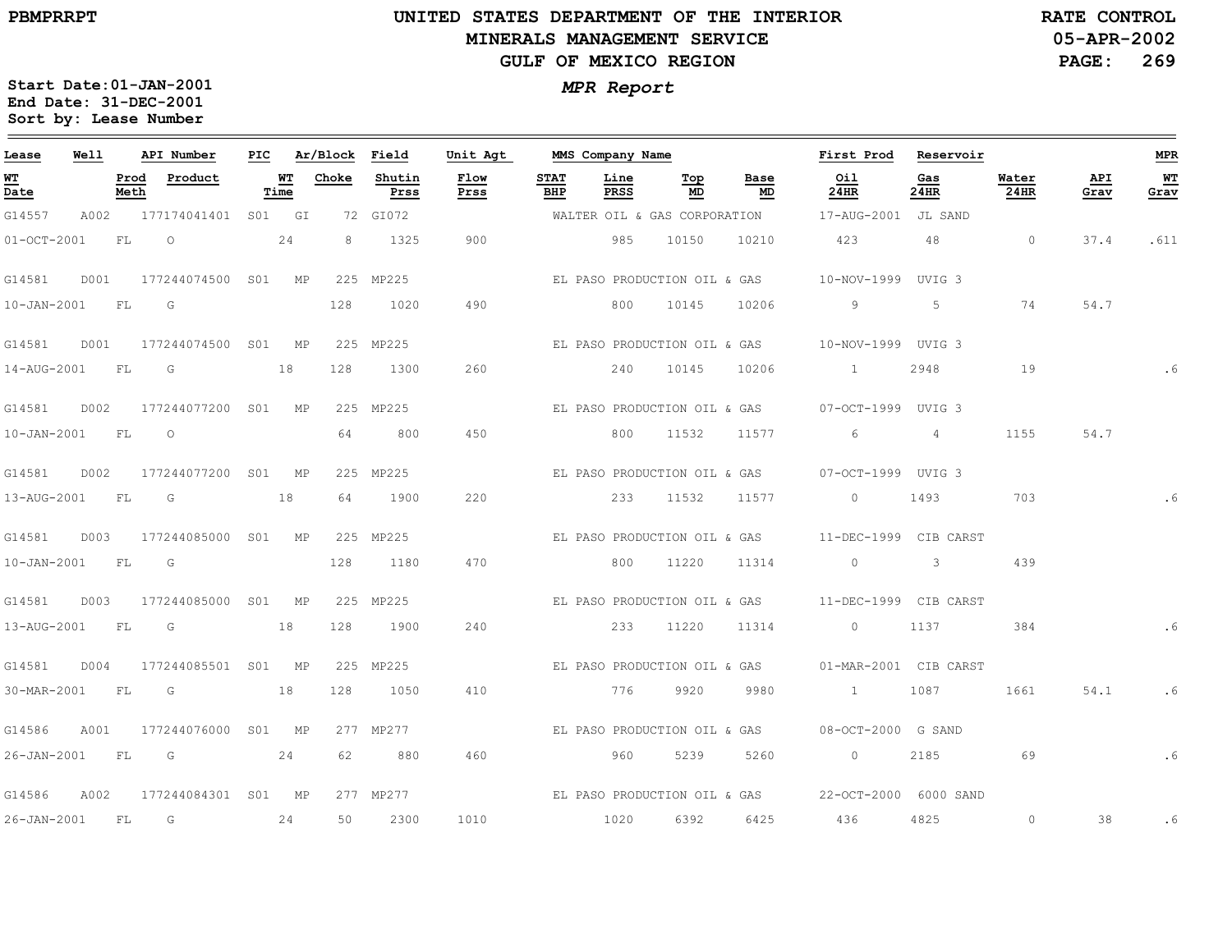PBMPRRPT

# UNITED STATES DEPARTMENT OF THE INTERIOR
## MINERALS MANAGEMENT SERVICE
## GULF OF MEXICO REGION

RATE CONTROL
05-APR-2002

**Start Date:** 01-JAN-2001
**End Date:** 31-DEC-2001
**Sort by:** Lease Number

***MPR Report***

| Lease | Well | API Number | PIC | Ar/Block | Field | Unit Agt | MMS Company Name | | | First Prod | Reservoir | | | MPR |
|---|---|---|---|---|---|---|---|---|---|---|---|---|---|---|
| WT Date | Prod Meth | Product | WT Time | Choke | Shutin Prss | Flow Prss | STAT BHP | Line PRSS | Top MD | Base MD | Oil 24HR | Gas 24HR | Water 24HR | API Grav | WT Grav |
| G14557 | A002 | 177174041401 | S01 | GI 72 | GI072 | | WALTER OIL & GAS CORPORATION | | | 17-AUG-2001 | JL SAND | | | | |
| 01-OCT-2001 | FL | O | 24 | 8 | 1325 | 900 | | 985 | 10150 | 10210 | 423 | 48 | 0 | 37.4 | .611 |
| G14581 | D001 | 177244074500 | S01 | MP 225 | MP225 | | EL PASO PRODUCTION OIL & GAS | | | 10-NOV-1999 | UVIG 3 | | | | |
| 10-JAN-2001 | FL | G | | 128 | 1020 | 490 | | 800 | 10145 | 10206 | 9 | 5 | 74 | 54.7 | |
| G14581 | D001 | 177244074500 | S01 | MP 225 | MP225 | | EL PASO PRODUCTION OIL & GAS | | | 10-NOV-1999 | UVIG 3 | | | | |
| 14-AUG-2001 | FL | G | 18 | 128 | 1300 | 260 | | 240 | 10145 | 10206 | 1 | 2948 | 19 | | .6 |
| G14581 | D002 | 177244077200 | S01 | MP 225 | MP225 | | EL PASO PRODUCTION OIL & GAS | | | 07-OCT-1999 | UVIG 3 | | | | |
| 10-JAN-2001 | FL | O | | 64 | 800 | 450 | | 800 | 11532 | 11577 | 6 | 4 | 1155 | 54.7 | |
| G14581 | D002 | 177244077200 | S01 | MP 225 | MP225 | | EL PASO PRODUCTION OIL & GAS | | | 07-OCT-1999 | UVIG 3 | | | | |
| 13-AUG-2001 | FL | G | 18 | 64 | 1900 | 220 | | 233 | 11532 | 11577 | 0 | 1493 | 703 | | .6 |
| G14581 | D003 | 177244085000 | S01 | MP 225 | MP225 | | EL PASO PRODUCTION OIL & GAS | | | 11-DEC-1999 | CIB CARST | | | | |
| 10-JAN-2001 | FL | G | | 128 | 1180 | 470 | | 800 | 11220 | 11314 | 0 | 3 | 439 | | |
| G14581 | D003 | 177244085000 | S01 | MP 225 | MP225 | | EL PASO PRODUCTION OIL & GAS | | | 11-DEC-1999 | CIB CARST | | | | |
| 13-AUG-2001 | FL | G | 18 | 128 | 1900 | 240 | | 233 | 11220 | 11314 | 0 | 1137 | 384 | | .6 |
| G14581 | D004 | 177244085501 | S01 | MP 225 | MP225 | | EL PASO PRODUCTION OIL & GAS | | | 01-MAR-2001 | CIB CARST | | | | |
| 30-MAR-2001 | FL | G | 18 | 128 | 1050 | 410 | | 776 | 9920 | 9980 | 1 | 1087 | 1661 | 54.1 | .6 |
| G14586 | A001 | 177244076000 | S01 | MP 277 | MP277 | | EL PASO PRODUCTION OIL & GAS | | | 08-OCT-2000 | G SAND | | | | |
| 26-JAN-2001 | FL | G | 24 | 62 | 880 | 460 | | 960 | 5239 | 5260 | 0 | 2185 | 69 | | .6 |
| G14586 | A002 | 177244084301 | S01 | MP 277 | MP277 | | EL PASO PRODUCTION OIL & GAS | | | 22-OCT-2000 | 6000 SAND | | | | |
| 26-JAN-2001 | FL | G | 24 | 50 | 2300 | 1010 | | 1020 | 6392 | 6425 | 436 | 4825 | 0 | 38 | .6 |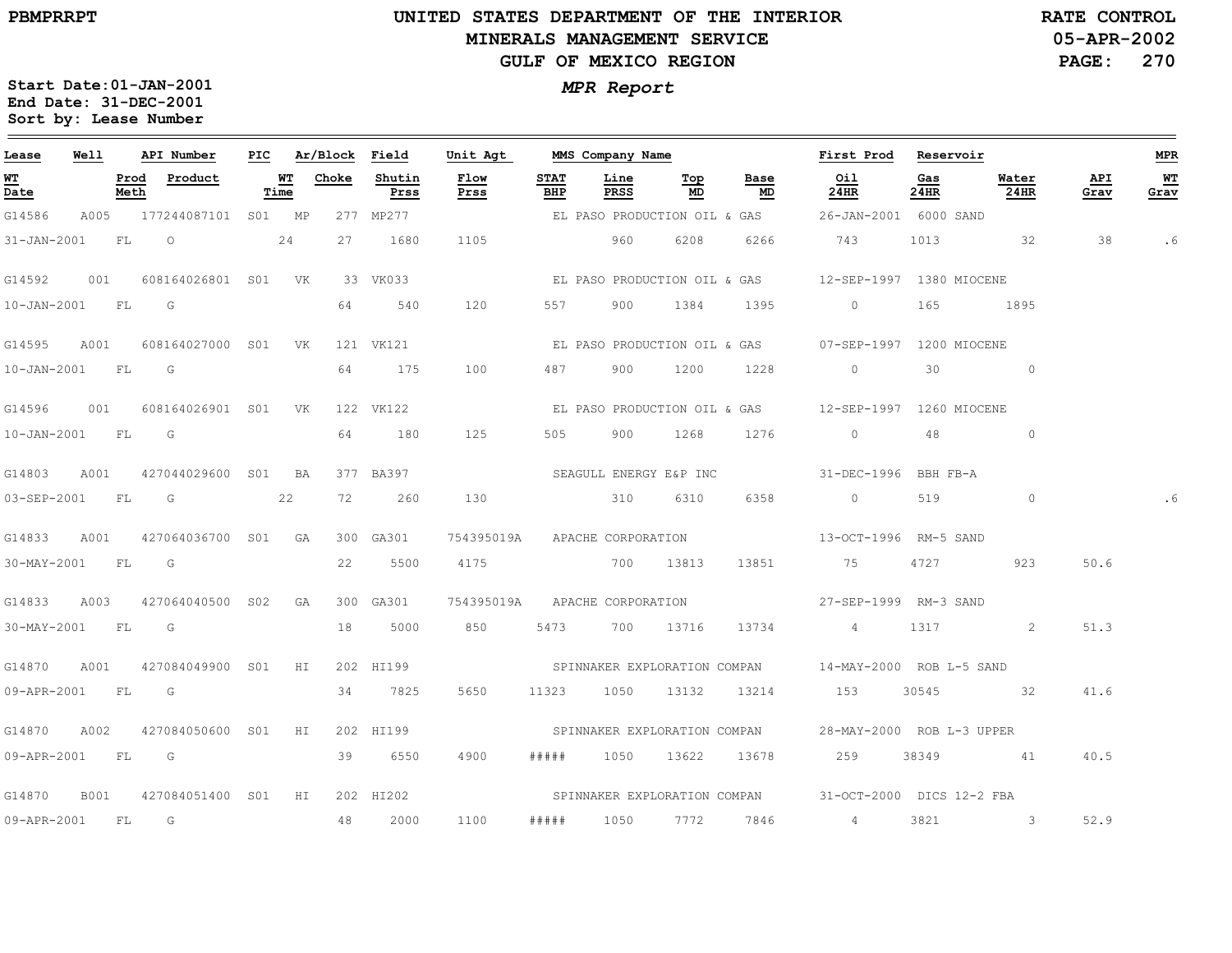# UNITED STATES DEPARTMENT OF THE INTERIOR
## MINERALS MANAGEMENT SERVICE
## GULF OF MEXICO REGION

PBMPRRPT

RATE CONTROL
05-APR-2002

***MPR Report***

**Start Date:01-JAN-2001**
**End Date: 31-DEC-2001**
**Sort by: Lease Number**

| Lease | Well | API Number | PIC | Ar/Block | Field | Unit Agt | MMS Company Name | | | | First Prod | Reservoir | | | MPR |
|---|---|---|---|---|---|---|---|---|---|---|---|---|---|---|---|
| WT Date | Prod Meth | Product | WT Time | Choke | Shutin Prss | Flow Prss | STAT BHP | Line PRSS | Top MD | Base MD | Oil 24HR | Gas 24HR | Water 24HR | API Grav | WT Grav |
| G14586 | A005 | 177244087101 | S01 | MP 277 | MP277 | | EL PASO PRODUCTION OIL & GAS | | | | 26-JAN-2001 | 6000 SAND | | | |
| 31-JAN-2001 | FL | O | 24 | 27 | 1680 | 1105 | | 960 | 6208 | 6266 | 743 | 1013 | 32 | 38 | .6 |
| G14592 | 001 | 608164026801 | S01 | VK 33 | VK033 | | EL PASO PRODUCTION OIL & GAS | | | | 12-SEP-1997 | 1380 MIOCENE | | | |
| 10-JAN-2001 | FL | G | | 64 | 540 | 120 | 557 | 900 | 1384 | 1395 | 0 | 165 | 1895 | | |
| G14595 | A001 | 608164027000 | S01 | VK 121 | VK121 | | EL PASO PRODUCTION OIL & GAS | | | | 07-SEP-1997 | 1200 MIOCENE | | | |
| 10-JAN-2001 | FL | G | | 64 | 175 | 100 | 487 | 900 | 1200 | 1228 | 0 | 30 | 0 | | |
| G14596 | 001 | 608164026901 | S01 | VK 122 | VK122 | | EL PASO PRODUCTION OIL & GAS | | | | 12-SEP-1997 | 1260 MIOCENE | | | |
| 10-JAN-2001 | FL | G | | 64 | 180 | 125 | 505 | 900 | 1268 | 1276 | 0 | 48 | 0 | | |
| G14803 | A001 | 427044029600 | S01 | BA 377 | BA397 | | SEAGULL ENERGY E&P INC | | | | 31-DEC-1996 | BBH FB-A | | | |
| 03-SEP-2001 | FL | G | 22 | 72 | 260 | 130 | | 310 | 6310 | 6358 | 0 | 519 | 0 | | .6 |
| G14833 | A001 | 427064036700 | S01 | GA 300 | GA301 | 754395019A | APACHE CORPORATION | | | | 13-OCT-1996 | RM-5 SAND | | | |
| 30-MAY-2001 | FL | G | | 22 | 5500 | 4175 | | 700 | 13813 | 13851 | 75 | 4727 | 923 | 50.6 | |
| G14833 | A003 | 427064040500 | S02 | GA 300 | GA301 | 754395019A | APACHE CORPORATION | | | | 27-SEP-1999 | RM-3 SAND | | | |
| 30-MAY-2001 | FL | G | | 18 | 5000 | 850 | 5473 | 700 | 13716 | 13734 | 4 | 1317 | 2 | 51.3 | |
| G14870 | A001 | 427084049900 | S01 | HI 202 | HI199 | | SPINNAKER EXPLORATION COMPAN | | | | 14-MAY-2000 | ROB L-5 SAND | | | |
| 09-APR-2001 | FL | G | | 34 | 7825 | 5650 | 11323 | 1050 | 13132 | 13214 | 153 | 30545 | 32 | 41.6 | |
| G14870 | A002 | 427084050600 | S01 | HI 202 | HI199 | | SPINNAKER EXPLORATION COMPAN | | | | 28-MAY-2000 | ROB L-3 UPPER | | | |
| 09-APR-2001 | FL | G | | 39 | 6550 | 4900 | ##### | 1050 | 13622 | 13678 | 259 | 38349 | 41 | 40.5 | |
| G14870 | B001 | 427084051400 | S01 | HI 202 | HI202 | | SPINNAKER EXPLORATION COMPAN | | | | 31-OCT-2000 | DICS 12-2 FBA | | | |
| 09-APR-2001 | FL | G | | 48 | 2000 | 1100 | ##### | 1050 | 7772 | 7846 | 4 | 3821 | 3 | 52.9 | |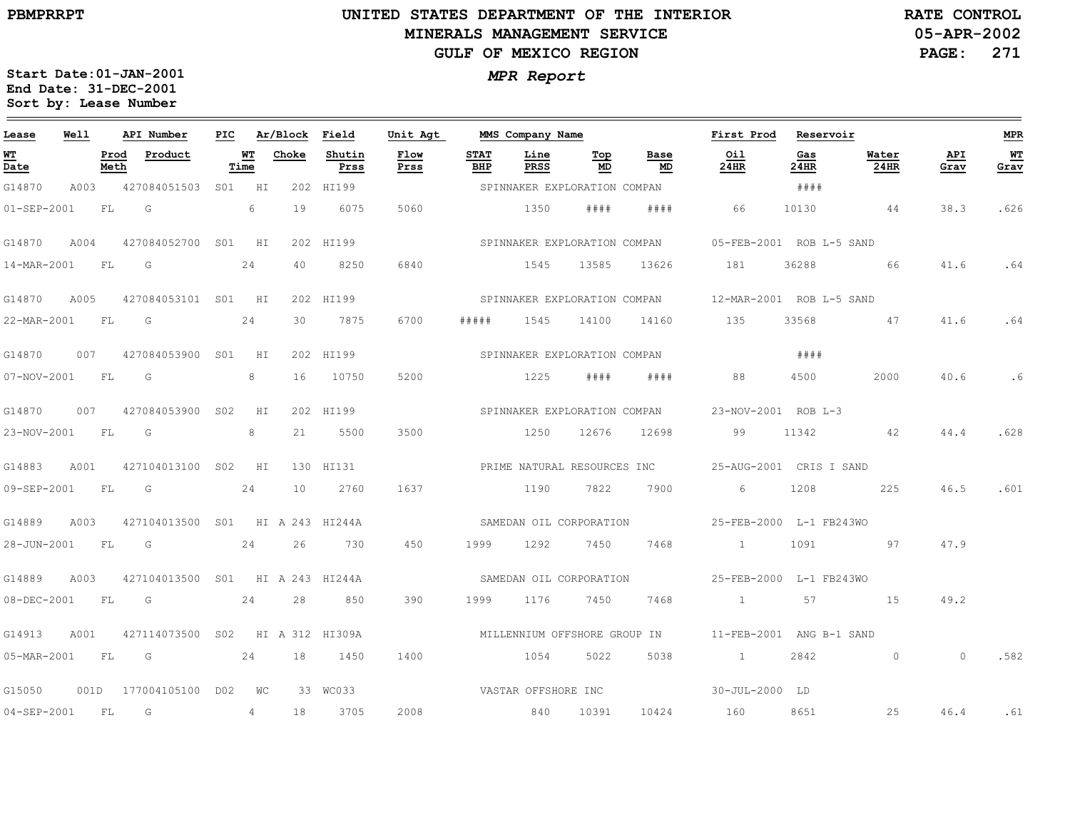# UNITED STATES DEPARTMENT OF THE INTERIOR
## MINERALS MANAGEMENT SERVICE
## GULF OF MEXICO REGION

PBMPRRPT

RATE CONTROL
05-APR-2002

*MPR Report*

**Start Date:01-JAN-2001**
**End Date: 31-DEC-2001**
**Sort by: Lease Number**

| Lease | Well | API Number | PIC | Ar/Block | | Field | Unit Agt | MMS Company Name | | | | First Prod | Reservoir | | | MPR |
|---|---|---|---|---|---|---|---|---|---|---|---|---|---|---|---|---|
| WT Date | Prod Meth | Product | WT Time | Choke | | Shutin Prss | Flow Prss | STAT BHP | Line PRSS | Top MD | Base MD | Oil 24HR | Gas 24HR | Water 24HR | API Grav | WT Grav |
| G14870 | A003 | 427084051503 | S01 | HI | 202 | HI199 | | SPINNAKER EXPLORATION COMPAN | | | | | #### | | | |
| 01-SEP-2001 | FL | G | 6 | 19 | | 6075 | 5060 | | 1350 | #### | #### | 66 | 10130 | 44 | 38.3 | .626 |
| G14870 | A004 | 427084052700 | S01 | HI | 202 | HI199 | | SPINNAKER EXPLORATION COMPAN | | | | 05-FEB-2001 | ROB L-5 SAND | | | |
| 14-MAR-2001 | FL | G | 24 | 40 | | 8250 | 6840 | | 1545 | 13585 | 13626 | 181 | 36288 | 66 | 41.6 | .64 |
| G14870 | A005 | 427084053101 | S01 | HI | 202 | HI199 | | SPINNAKER EXPLORATION COMPAN | | | | 12-MAR-2001 | ROB L-5 SAND | | | |
| 22-MAR-2001 | FL | G | 24 | 30 | | 7875 | 6700 | ##### | 1545 | 14100 | 14160 | 135 | 33568 | 47 | 41.6 | .64 |
| G14870 | 007 | 427084053900 | S01 | HI | 202 | HI199 | | SPINNAKER EXPLORATION COMPAN | | | | | #### | | | |
| 07-NOV-2001 | FL | G | 8 | 16 | | 10750 | 5200 | | 1225 | #### | #### | 88 | 4500 | 2000 | 40.6 | .6 |
| G14870 | 007 | 427084053900 | S02 | HI | 202 | HI199 | | SPINNAKER EXPLORATION COMPAN | | | | 23-NOV-2001 | ROB L-3 | | | |
| 23-NOV-2001 | FL | G | 8 | 21 | | 5500 | 3500 | | 1250 | 12676 | 12698 | 99 | 11342 | 42 | 44.4 | .628 |
| G14883 | A001 | 427104013100 | S02 | HI | 130 | HI131 | | PRIME NATURAL RESOURCES INC | | | | 25-AUG-2001 | CRIS I SAND | | | |
| 09-SEP-2001 | FL | G | 24 | 10 | | 2760 | 1637 | | 1190 | 7822 | 7900 | 6 | 1208 | 225 | 46.5 | .601 |
| G14889 | A003 | 427104013500 | S01 | HI A | 243 | HI244A | | SAMEDAN OIL CORPORATION | | | | 25-FEB-2000 | L-1 FB243WO | | | |
| 28-JUN-2001 | FL | G | 24 | 26 | | 730 | 450 | 1999 | 1292 | 7450 | 7468 | 1 | 1091 | 97 | 47.9 | |
| G14889 | A003 | 427104013500 | S01 | HI A | 243 | HI244A | | SAMEDAN OIL CORPORATION | | | | 25-FEB-2000 | L-1 FB243WO | | | |
| 08-DEC-2001 | FL | G | 24 | 28 | | 850 | 390 | 1999 | 1176 | 7450 | 7468 | 1 | 57 | 15 | 49.2 | |
| G14913 | A001 | 427114073500 | S02 | HI A | 312 | HI309A | | MILLENNIUM OFFSHORE GROUP IN | | | | 11-FEB-2001 | ANG B-1 SAND | | | |
| 05-MAR-2001 | FL | G | 24 | 18 | | 1450 | 1400 | | 1054 | 5022 | 5038 | 1 | 2842 | 0 | 0 | .582 |
| G15050 | 001D | 177004105100 | D02 | WC | 33 | WC033 | | VASTAR OFFSHORE INC | | | | 30-JUL-2000 | LD | | | |
| 04-SEP-2001 | FL | G | 4 | 18 | | 3705 | 2008 | | 840 | 10391 | 10424 | 160 | 8651 | 25 | 46.4 | .61 |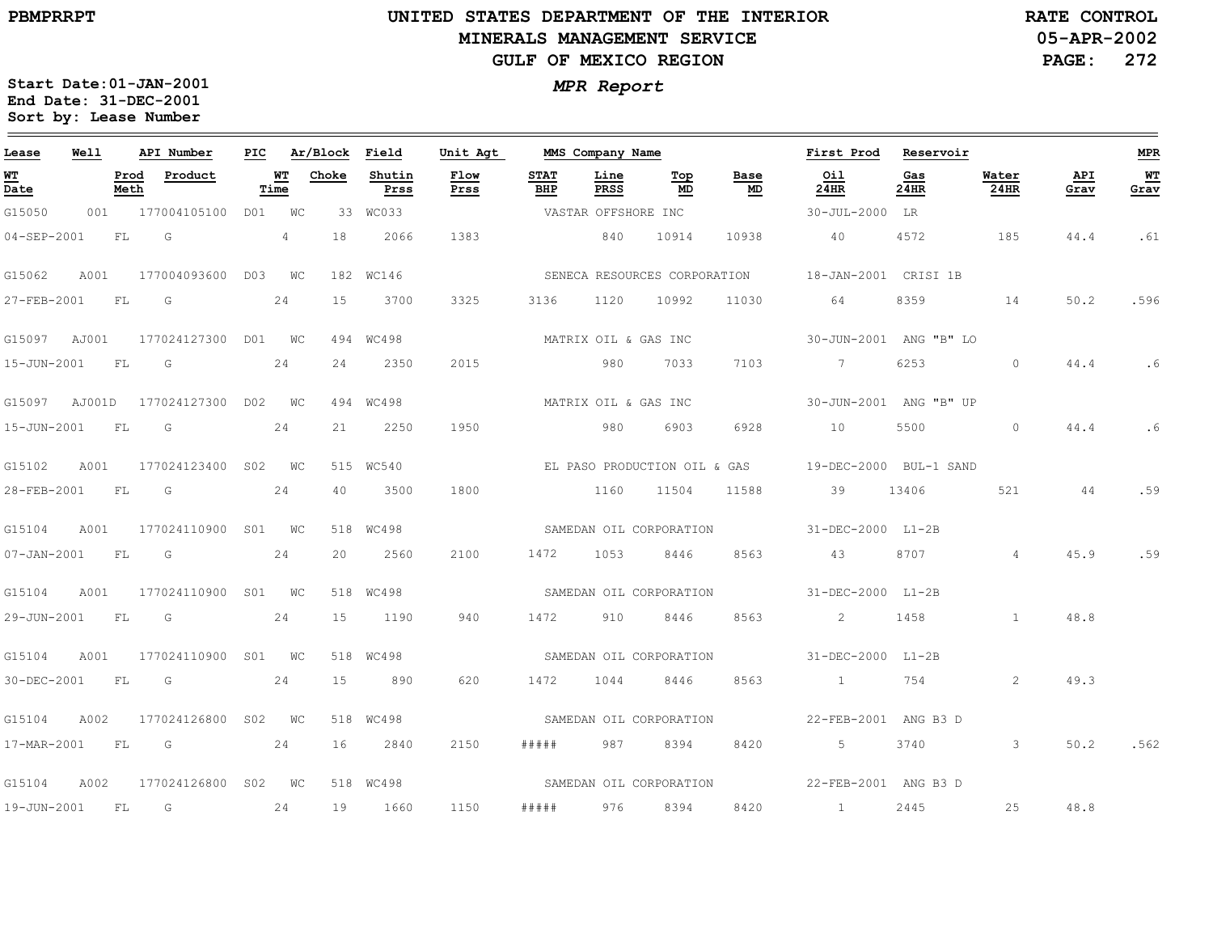# UNITED STATES DEPARTMENT OF THE INTERIOR
## MINERALS MANAGEMENT SERVICE
## GULF OF MEXICO REGION

PBMPRRPT

RATE CONTROL
05-APR-2002

*MPR Report*

Start Date:01-JAN-2001
End Date: 31-DEC-2001
Sort by: Lease Number

| Lease | Well | API Number | PIC | Ar/Block | | Field | Unit Agt | MMS Company Name | | | | First Prod | Reservoir | | | MPR |
|---|---|---|---|---|---|---|---|---|---|---|---|---|---|---|---|---|
| **WT Date** | **Prod Meth** | **Product** | | **WT Time** | **Choke** | **Shutin Prss** | **Flow Prss** | **STAT BHP** | **Line PRSS** | **Top MD** | **Base MD** | **Oil 24HR** | **Gas 24HR** | **Water 24HR** | **API Grav** | **WT Grav** |
| G15050 | 001 | 177004105100 | D01 | WC | 33 | WC033 | | VASTAR OFFSHORE INC | | | | 30-JUL-2000 | LR | | | |
| 04-SEP-2001 | FL | G | | 4 | 18 | 2066 | 1383 | | 840 | 10914 | 10938 | 40 | 4572 | 185 | 44.4 | .61 |
| G15062 | A001 | 177004093600 | D03 | WC | 182 | WC146 | | SENECA RESOURCES CORPORATION | | | | 18-JAN-2001 | CRISI 1B | | | |
| 27-FEB-2001 | FL | G | | 24 | 15 | 3700 | 3325 | 3136 | 1120 | 10992 | 11030 | 64 | 8359 | 14 | 50.2 | .596 |
| G15097 | AJ001 | 177024127300 | D01 | WC | 494 | WC498 | | MATRIX OIL & GAS INC | | | | 30-JUN-2001 | ANG "B" LO | | | |
| 15-JUN-2001 | FL | G | | 24 | 24 | 2350 | 2015 | | 980 | 7033 | 7103 | 7 | 6253 | 0 | 44.4 | .6 |
| G15097 | AJ001D | 177024127300 | D02 | WC | 494 | WC498 | | MATRIX OIL & GAS INC | | | | 30-JUN-2001 | ANG "B" UP | | | |
| 15-JUN-2001 | FL | G | | 24 | 21 | 2250 | 1950 | | 980 | 6903 | 6928 | 10 | 5500 | 0 | 44.4 | .6 |
| G15102 | A001 | 177024123400 | S02 | WC | 515 | WC540 | | EL PASO PRODUCTION OIL & GAS | | | | 19-DEC-2000 | BUL-1 SAND | | | |
| 28-FEB-2001 | FL | G | | 24 | 40 | 3500 | 1800 | | 1160 | 11504 | 11588 | 39 | 13406 | 521 | 44 | .59 |
| G15104 | A001 | 177024110900 | S01 | WC | 518 | WC498 | | SAMEDAN OIL CORPORATION | | | | 31-DEC-2000 | L1-2B | | | |
| 07-JAN-2001 | FL | G | | 24 | 20 | 2560 | 2100 | 1472 | 1053 | 8446 | 8563 | 43 | 8707 | 4 | 45.9 | .59 |
| G15104 | A001 | 177024110900 | S01 | WC | 518 | WC498 | | SAMEDAN OIL CORPORATION | | | | 31-DEC-2000 | L1-2B | | | |
| 29-JUN-2001 | FL | G | | 24 | 15 | 1190 | 940 | 1472 | 910 | 8446 | 8563 | 2 | 1458 | 1 | 48.8 | |
| G15104 | A001 | 177024110900 | S01 | WC | 518 | WC498 | | SAMEDAN OIL CORPORATION | | | | 31-DEC-2000 | L1-2B | | | |
| 30-DEC-2001 | FL | G | | 24 | 15 | 890 | 620 | 1472 | 1044 | 8446 | 8563 | 1 | 754 | 2 | 49.3 | |
| G15104 | A002 | 177024126800 | S02 | WC | 518 | WC498 | | SAMEDAN OIL CORPORATION | | | | 22-FEB-2001 | ANG B3 D | | | |
| 17-MAR-2001 | FL | G | | 24 | 16 | 2840 | 2150 | ##### | 987 | 8394 | 8420 | 5 | 3740 | 3 | 50.2 | .562 |
| G15104 | A002 | 177024126800 | S02 | WC | 518 | WC498 | | SAMEDAN OIL CORPORATION | | | | 22-FEB-2001 | ANG B3 D | | | |
| 19-JUN-2001 | FL | G | | 24 | 19 | 1660 | 1150 | ##### | 976 | 8394 | 8420 | 1 | 2445 | 25 | 48.8 | |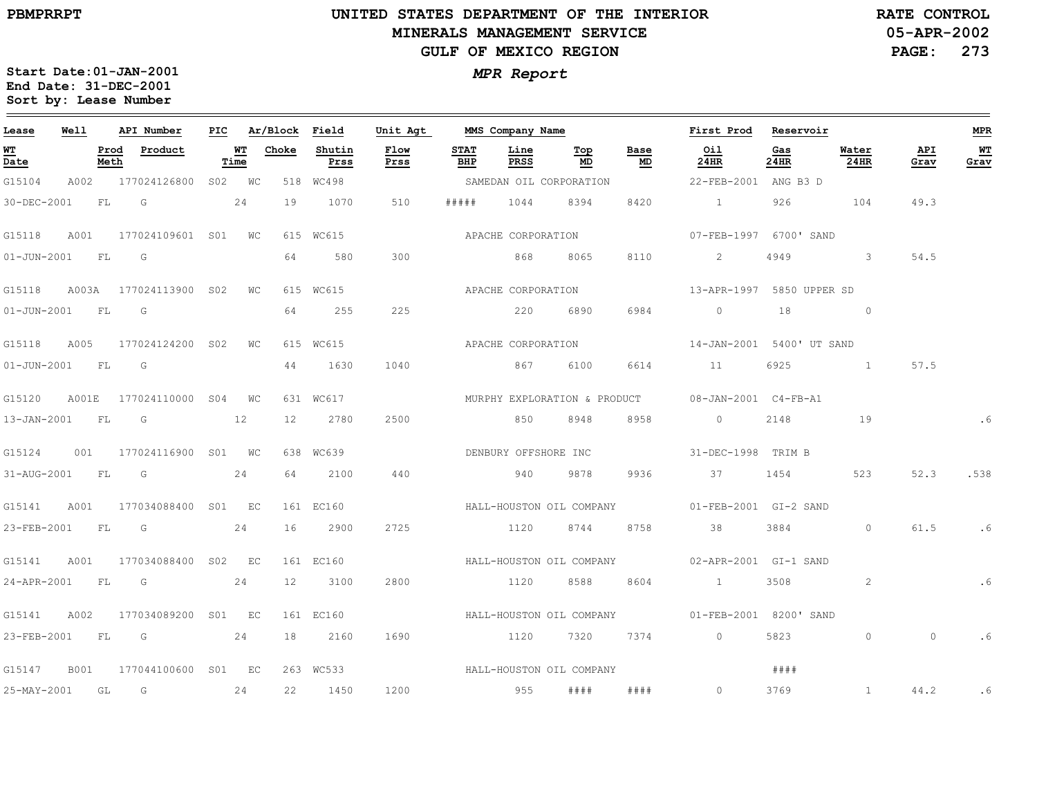PBMPRRPT

# UNITED STATES DEPARTMENT OF THE INTERIOR
## MINERALS MANAGEMENT SERVICE
## GULF OF MEXICO REGION

RATE CONTROL
05-APR-2002

**MPR Report**

Start Date:01-JAN-2001
End Date: 31-DEC-2001
Sort by: Lease Number

| Lease | Well | | API Number | PIC | | Ar/Block | Field | | | MMS Company Name | | | First Prod | Reservoir | | | MPR |
|---|---|---|---|---|---|---|---|---|---|---|---|---|---|---|---|---|---|
| WT Date | | Prod Meth | Product | WT Time | Choke | Shutin Prss | Flow Prss | STAT BHP | Line PRSS | Top MD | Base MD | | Oil 24HR | Gas 24HR | Water 24HR | API Grav | WT Grav |
| G15104 | A002 | | 177024126800 | S02 | WC | 518 | WC498 | | | SAMEDAN OIL CORPORATION | | | 22-FEB-2001 | ANG B3 D | | | |
| 30-DEC-2001 | | FL | G | 24 | 19 | 1070 | 510 | ##### | 1044 | 8394 | 8420 | | 1 | 926 | 104 | 49.3 | |
| G15118 | A001 | | 177024109601 | S01 | WC | 615 | WC615 | | | APACHE CORPORATION | | | 07-FEB-1997 | 6700' SAND | | | |
| 01-JUN-2001 | | FL | G | | 64 | 580 | 300 | | 868 | 8065 | 8110 | | 2 | 4949 | 3 | 54.5 | |
| G15118 | A003A | | 177024113900 | S02 | WC | 615 | WC615 | | | APACHE CORPORATION | | | 13-APR-1997 | 5850 UPPER SD | | | |
| 01-JUN-2001 | | FL | G | | 64 | 255 | 225 | | 220 | 6890 | 6984 | | 0 | 18 | 0 | | |
| G15118 | A005 | | 177024124200 | S02 | WC | 615 | WC615 | | | APACHE CORPORATION | | | 14-JAN-2001 | 5400' UT SAND | | | |
| 01-JUN-2001 | | FL | G | | 44 | 1630 | 1040 | | 867 | 6100 | 6614 | | 11 | 6925 | 1 | 57.5 | |
| G15120 | A001E | | 177024110000 | S04 | WC | 631 | WC617 | | | MURPHY EXPLORATION & PRODUCT | | | 08-JAN-2001 | C4-FB-A1 | | | |
| 13-JAN-2001 | | FL | G | 12 | 12 | 2780 | 2500 | | 850 | 8948 | 8958 | | 0 | 2148 | 19 | | .6 |
| G15124 | 001 | | 177024116900 | S01 | WC | 638 | WC639 | | | DENBURY OFFSHORE INC | | | 31-DEC-1998 | TRIM B | | | |
| 31-AUG-2001 | | FL | G | 24 | 64 | 2100 | 440 | | 940 | 9878 | 9936 | | 37 | 1454 | 523 | 52.3 | .538 |
| G15141 | A001 | | 177034088400 | S01 | EC | 161 | EC160 | | | HALL-HOUSTON OIL COMPANY | | | 01-FEB-2001 | GI-2 SAND | | | |
| 23-FEB-2001 | | FL | G | 24 | 16 | 2900 | 2725 | | 1120 | 8744 | 8758 | | 38 | 3884 | 0 | 61.5 | .6 |
| G15141 | A001 | | 177034088400 | S02 | EC | 161 | EC160 | | | HALL-HOUSTON OIL COMPANY | | | 02-APR-2001 | GI-1 SAND | | | |
| 24-APR-2001 | | FL | G | 24 | 12 | 3100 | 2800 | | 1120 | 8588 | 8604 | | 1 | 3508 | 2 | | .6 |
| G15141 | A002 | | 177034089200 | S01 | EC | 161 | EC160 | | | HALL-HOUSTON OIL COMPANY | | | 01-FEB-2001 | 8200' SAND | | | |
| 23-FEB-2001 | | FL | G | 24 | 18 | 2160 | 1690 | | 1120 | 7320 | 7374 | | 0 | 5823 | 0 | 0 | .6 |
| G15147 | B001 | | 177044100600 | S01 | EC | 263 | WC533 | | | HALL-HOUSTON OIL COMPANY | | | | #### | | | |
| 25-MAY-2001 | | GL | G | 24 | 22 | 1450 | 1200 | | 955 | #### | #### | | 0 | 3769 | 1 | 44.2 | .6 |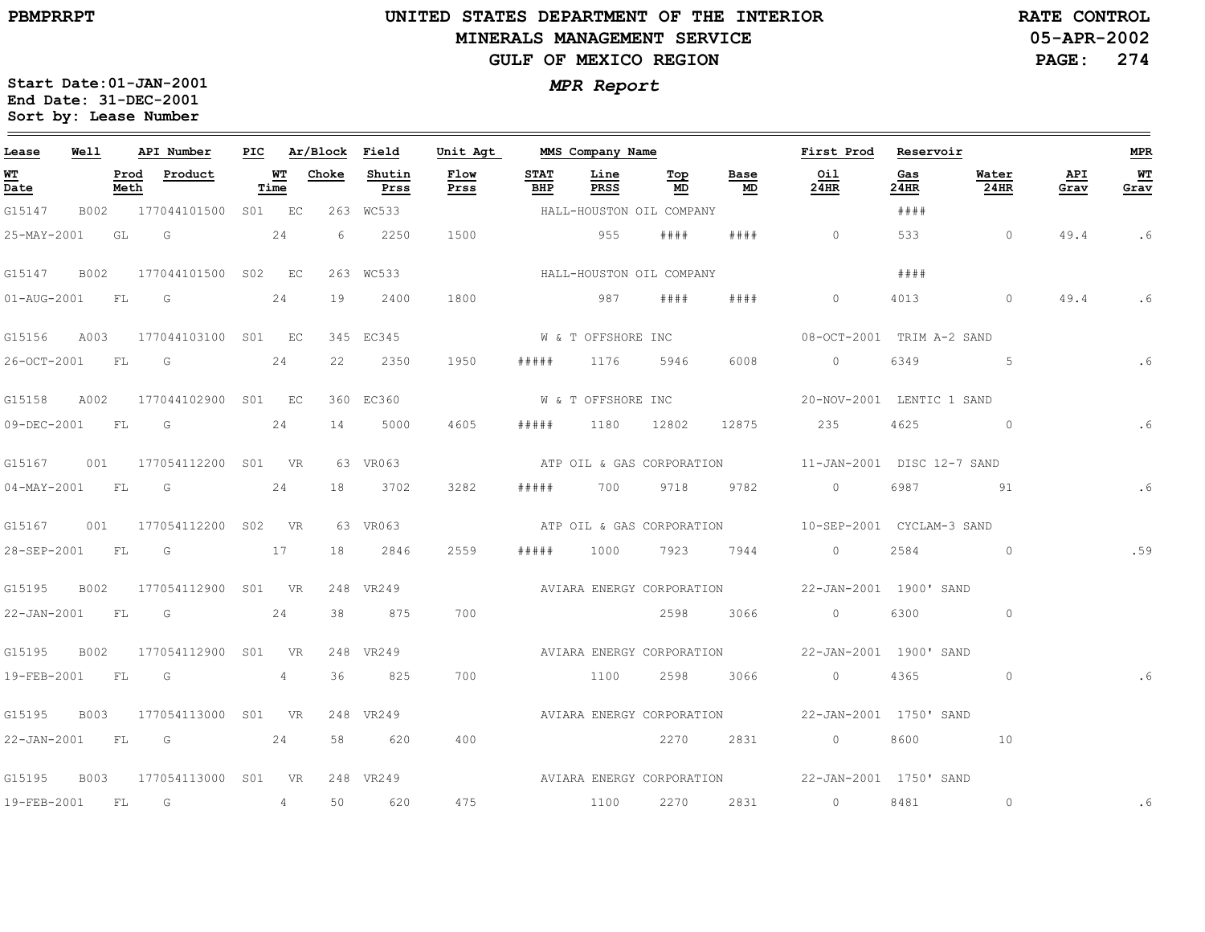# UNITED STATES DEPARTMENT OF THE INTERIOR
## MINERALS MANAGEMENT SERVICE
## GULF OF MEXICO REGION

PBMPRRPT — RATE CONTROL — 05-APR-2002

**Start Date:** 01-JAN-2001
**End Date:** 31-DEC-2001
**Sort by:** Lease Number

*MPR Report*

| Lease | Well | API Number | PIC | Ar/Block | Field | Unit Agt | MMS Company Name | | | | First Prod | Reservoir | | | MPR |
|---|---|---|---|---|---|---|---|---|---|---|---|---|---|---|---|
| **WT Date** | **Prod Meth** | **Product** | **WT Time** | **Choke** | **Shutin Prss** | **Flow Prss** | **STAT BHP** | **Line PRSS** | **Top MD** | **Base MD** | **Oil 24HR** | **Gas 24HR** | **Water 24HR** | **API Grav** | **WT Grav** |
| G15147 | B002 | 177044101500 | S01 | EC 263 | WC533 | | HALL-HOUSTON OIL COMPANY | | | | | #### | | | |
| 25-MAY-2001 | GL | G | 24 | 6 | 2250 | 1500 | | 955 | #### | #### | 0 | 533 | 0 | 49.4 | .6 |
| G15147 | B002 | 177044101500 | S02 | EC 263 | WC533 | | HALL-HOUSTON OIL COMPANY | | | | | #### | | | |
| 01-AUG-2001 | FL | G | 24 | 19 | 2400 | 1800 | | 987 | #### | #### | 0 | 4013 | 0 | 49.4 | .6 |
| G15156 | A003 | 177044103100 | S01 | EC 345 | EC345 | | W & T OFFSHORE INC | | | | 08-OCT-2001 | TRIM A-2 SAND | | | |
| 26-OCT-2001 | FL | G | 24 | 22 | 2350 | 1950 | ##### | 1176 | 5946 | 6008 | 0 | 6349 | 5 | | .6 |
| G15158 | A002 | 177044102900 | S01 | EC 360 | EC360 | | W & T OFFSHORE INC | | | | 20-NOV-2001 | LENTIC 1 SAND | | | |
| 09-DEC-2001 | FL | G | 24 | 14 | 5000 | 4605 | ##### | 1180 | 12802 | 12875 | 235 | 4625 | 0 | | .6 |
| G15167 | 001 | 177054112200 | S01 | VR 63 | VR063 | | ATP OIL & GAS CORPORATION | | | | 11-JAN-2001 | DISC 12-7 SAND | | | |
| 04-MAY-2001 | FL | G | 24 | 18 | 3702 | 3282 | ##### | 700 | 9718 | 9782 | 0 | 6987 | 91 | | .6 |
| G15167 | 001 | 177054112200 | S02 | VR 63 | VR063 | | ATP OIL & GAS CORPORATION | | | | 10-SEP-2001 | CYCLAM-3 SAND | | | |
| 28-SEP-2001 | FL | G | 17 | 18 | 2846 | 2559 | ##### | 1000 | 7923 | 7944 | 0 | 2584 | 0 | | .59 |
| G15195 | B002 | 177054112900 | S01 | VR 248 | VR249 | | AVIARA ENERGY CORPORATION | | | | 22-JAN-2001 | 1900' SAND | | | |
| 22-JAN-2001 | FL | G | 24 | 38 | 875 | 700 | | | 2598 | 3066 | 0 | 6300 | 0 | | |
| G15195 | B002 | 177054112900 | S01 | VR 248 | VR249 | | AVIARA ENERGY CORPORATION | | | | 22-JAN-2001 | 1900' SAND | | | |
| 19-FEB-2001 | FL | G | 4 | 36 | 825 | 700 | | 1100 | 2598 | 3066 | 0 | 4365 | 0 | | .6 |
| G15195 | B003 | 177054113000 | S01 | VR 248 | VR249 | | AVIARA ENERGY CORPORATION | | | | 22-JAN-2001 | 1750' SAND | | | |
| 22-JAN-2001 | FL | G | 24 | 58 | 620 | 400 | | | 2270 | 2831 | 0 | 8600 | 10 | | |
| G15195 | B003 | 177054113000 | S01 | VR 248 | VR249 | | AVIARA ENERGY CORPORATION | | | | 22-JAN-2001 | 1750' SAND | | | |
| 19-FEB-2001 | FL | G | 4 | 50 | 620 | 475 | | 1100 | 2270 | 2831 | 0 | 8481 | 0 | | .6 |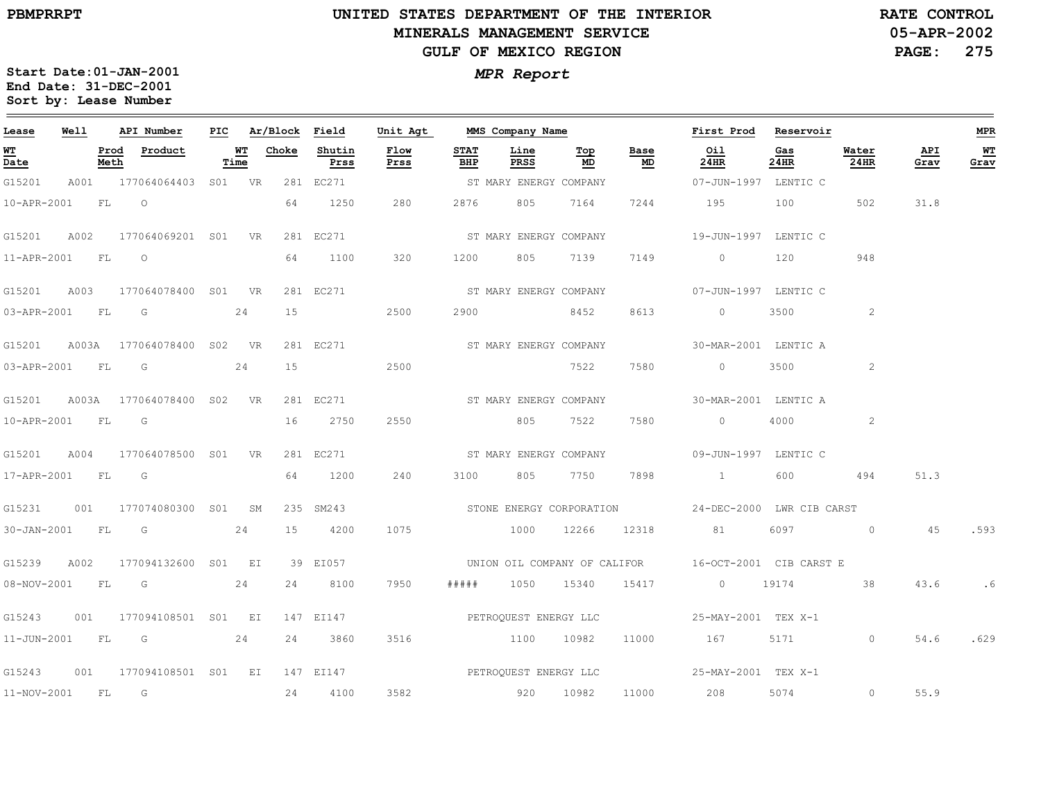# UNITED STATES DEPARTMENT OF THE INTERIOR
## MINERALS MANAGEMENT SERVICE
## GULF OF MEXICO REGION

PBMPRRPT

RATE CONTROL
05-APR-2002

**MPR Report**

Start Date:01-JAN-2001
End Date: 31-DEC-2001
Sort by: Lease Number

| Lease | Well | API Number | PIC | Ar/Block | | Field | Unit Agt | MMS Company Name | | | | First Prod | Reservoir | | | MPR |
|---|---|---|---|---|---|---|---|---|---|---|---|---|---|---|---|---|
| **WT Date** | **Prod Meth** | **Product** | **WT Time** | | **Choke** | **Shutin Prss** | **Flow Prss** | **STAT BHP** | **Line PRSS** | **Top MD** | **Base MD** | **Oil 24HR** | **Gas 24HR** | **Water 24HR** | **API Grav** | **WT Grav** |
| G15201 | A001 | 177064064403 | S01 | VR | 281 | EC271 | | ST MARY ENERGY COMPANY | | | | 07-JUN-1997 | LENTIC C | | | |
| 10-APR-2001 | FL | O | | | 64 | 1250 | 280 | 2876 | 805 | 7164 | 7244 | 195 | 100 | 502 | 31.8 | |
| G15201 | A002 | 177064069201 | S01 | VR | 281 | EC271 | | ST MARY ENERGY COMPANY | | | | 19-JUN-1997 | LENTIC C | | | |
| 11-APR-2001 | FL | O | | | 64 | 1100 | 320 | 1200 | 805 | 7139 | 7149 | 0 | 120 | 948 | | |
| G15201 | A003 | 177064078400 | S01 | VR | 281 | EC271 | | ST MARY ENERGY COMPANY | | | | 07-JUN-1997 | LENTIC C | | | |
| 03-APR-2001 | FL | G | 24 | | 15 | | 2500 | 2900 | | 8452 | 8613 | 0 | 3500 | 2 | | |
| G15201 | A003A | 177064078400 | S02 | VR | 281 | EC271 | | ST MARY ENERGY COMPANY | | | | 30-MAR-2001 | LENTIC A | | | |
| 03-APR-2001 | FL | G | 24 | | 15 | | 2500 | | | 7522 | 7580 | 0 | 3500 | 2 | | |
| G15201 | A003A | 177064078400 | S02 | VR | 281 | EC271 | | ST MARY ENERGY COMPANY | | | | 30-MAR-2001 | LENTIC A | | | |
| 10-APR-2001 | FL | G | | | 16 | 2750 | 2550 | | 805 | 7522 | 7580 | 0 | 4000 | 2 | | |
| G15201 | A004 | 177064078500 | S01 | VR | 281 | EC271 | | ST MARY ENERGY COMPANY | | | | 09-JUN-1997 | LENTIC C | | | |
| 17-APR-2001 | FL | G | | | 64 | 1200 | 240 | 3100 | 805 | 7750 | 7898 | 1 | 600 | 494 | 51.3 | |
| G15231 | 001 | 177074080300 | S01 | SM | 235 | SM243 | | STONE ENERGY CORPORATION | | | | 24-DEC-2000 | LWR CIB CARST | | | |
| 30-JAN-2001 | FL | G | 24 | | 15 | 4200 | 1075 | | 1000 | 12266 | 12318 | 81 | 6097 | 0 | 45 | .593 |
| G15239 | A002 | 177094132600 | S01 | EI | 39 | EI057 | | UNION OIL COMPANY OF CALIFOR | | | | 16-OCT-2001 | CIB CARST E | | | |
| 08-NOV-2001 | FL | G | 24 | | 24 | 8100 | 7950 | ##### | 1050 | 15340 | 15417 | 0 | 19174 | 38 | 43.6 | .6 |
| G15243 | 001 | 177094108501 | S01 | EI | 147 | EI147 | | PETROQUEST ENERGY LLC | | | | 25-MAY-2001 | TEX X-1 | | | |
| 11-JUN-2001 | FL | G | 24 | | 24 | 3860 | 3516 | | 1100 | 10982 | 11000 | 167 | 5171 | 0 | 54.6 | .629 |
| G15243 | 001 | 177094108501 | S01 | EI | 147 | EI147 | | PETROQUEST ENERGY LLC | | | | 25-MAY-2001 | TEX X-1 | | | |
| 11-NOV-2001 | FL | G | | | 24 | 4100 | 3582 | | 920 | 10982 | 11000 | 208 | 5074 | 0 | 55.9 | |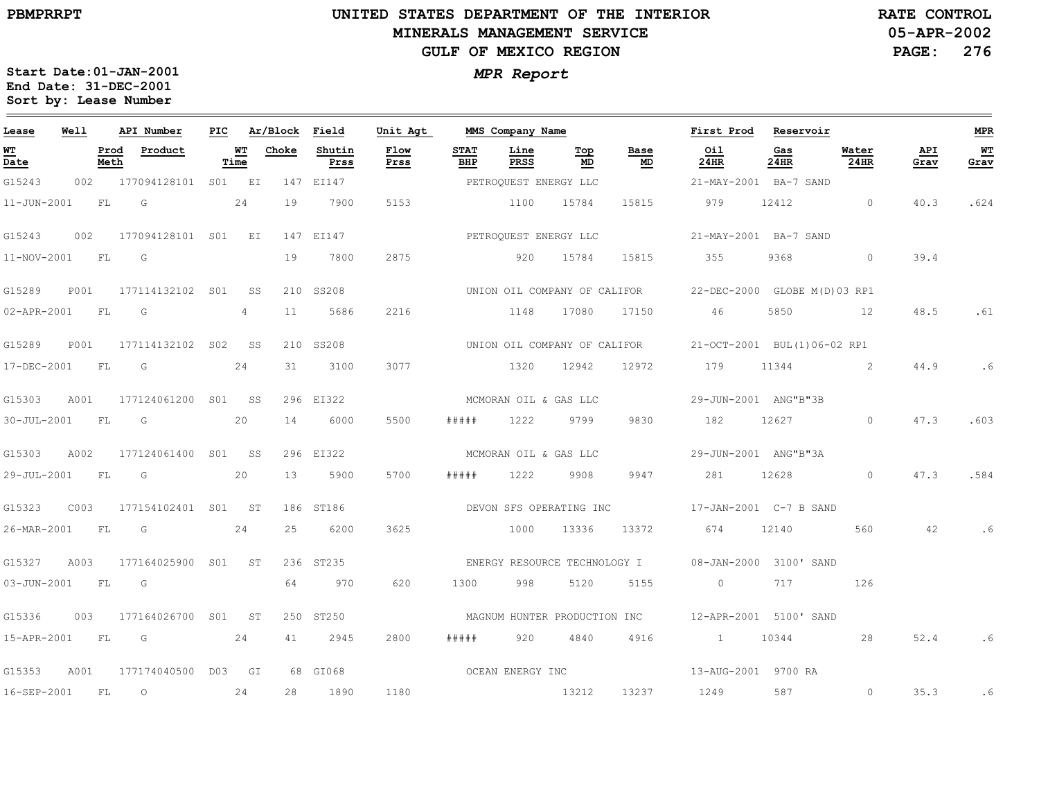UNITED STATES DEPARTMENT OF THE INTERIOR
MINERALS MANAGEMENT SERVICE
GULF OF MEXICO REGION

RATE CONTROL
05-APR-2002

*MPR Report*

**Start Date:01-JAN-2001**
**End Date: 31-DEC-2001**
**Sort by: Lease Number**

| Lease | Well | API Number | PIC | Ar/Block | | Field | Unit Agt | MMS Company Name | | | | First Prod | Reservoir | | | MPR |
|---|---|---|---|---|---|---|---|---|---|---|---|---|---|---|---|---|
| **WT Date** | **Prod Meth** | **Product** | **WT Time** | **Choke** | | **Shutin Prss** | **Flow Prss** | **STAT BHP** | **Line PRSS** | **Top MD** | **Base MD** | **Oil 24HR** | **Gas 24HR** | **Water 24HR** | **API Grav** | **WT Grav** |
| G15243 | 002 | 177094128101 | S01 | EI | 147 | EI147 | | PETROQUEST ENERGY LLC | | | | 21-MAY-2001 | BA-7 SAND | | | |
| 11-JUN-2001 | FL | G | 24 | 19 | | 7900 | 5153 | | 1100 | 15784 | 15815 | 979 | 12412 | 0 | 40.3 | .624 |
| G15243 | 002 | 177094128101 | S01 | EI | 147 | EI147 | | PETROQUEST ENERGY LLC | | | | 21-MAY-2001 | BA-7 SAND | | | |
| 11-NOV-2001 | FL | G | | 19 | | 7800 | 2875 | | 920 | 15784 | 15815 | 355 | 9368 | 0 | 39.4 | |
| G15289 | P001 | 177114132102 | S01 | SS | 210 | SS208 | | UNION OIL COMPANY OF CALIFOR | | | | 22-DEC-2000 | GLOBE M(D)03 RP1 | | | |
| 02-APR-2001 | FL | G | 4 | 11 | | 5686 | 2216 | | 1148 | 17080 | 17150 | 46 | 5850 | 12 | 48.5 | .61 |
| G15289 | P001 | 177114132102 | S02 | SS | 210 | SS208 | | UNION OIL COMPANY OF CALIFOR | | | | 21-OCT-2001 | BUL(1)06-02 RP1 | | | |
| 17-DEC-2001 | FL | G | 24 | 31 | | 3100 | 3077 | | 1320 | 12942 | 12972 | 179 | 11344 | 2 | 44.9 | .6 |
| G15303 | A001 | 177124061200 | S01 | SS | 296 | EI322 | | MCMORAN OIL & GAS LLC | | | | 29-JUN-2001 | ANG"B"3B | | | |
| 30-JUL-2001 | FL | G | 20 | 14 | | 6000 | 5500 | ##### | 1222 | 9799 | 9830 | 182 | 12627 | 0 | 47.3 | .603 |
| G15303 | A002 | 177124061400 | S01 | SS | 296 | EI322 | | MCMORAN OIL & GAS LLC | | | | 29-JUN-2001 | ANG"B"3A | | | |
| 29-JUL-2001 | FL | G | 20 | 13 | | 5900 | 5700 | ##### | 1222 | 9908 | 9947 | 281 | 12628 | 0 | 47.3 | .584 |
| G15323 | C003 | 177154102401 | S01 | ST | 186 | ST186 | | DEVON SFS OPERATING INC | | | | 17-JAN-2001 | C-7 B SAND | | | |
| 26-MAR-2001 | FL | G | 24 | 25 | | 6200 | 3625 | | 1000 | 13336 | 13372 | 674 | 12140 | 560 | 42 | .6 |
| G15327 | A003 | 177164025900 | S01 | ST | 236 | ST235 | | ENERGY RESOURCE TECHNOLOGY I | | | | 08-JAN-2000 | 3100' SAND | | | |
| 03-JUN-2001 | FL | G | | 64 | | 970 | 620 | 1300 | 998 | 5120 | 5155 | 0 | 717 | 126 | | |
| G15336 | 003 | 177164026700 | S01 | ST | 250 | ST250 | | MAGNUM HUNTER PRODUCTION INC | | | | 12-APR-2001 | 5100' SAND | | | |
| 15-APR-2001 | FL | G | 24 | 41 | | 2945 | 2800 | ##### | 920 | 4840 | 4916 | 1 | 10344 | 28 | 52.4 | .6 |
| G15353 | A001 | 177174040500 | D03 | GI | 68 | GI068 | | OCEAN ENERGY INC | | | | 13-AUG-2001 | 9700 RA | | | |
| 16-SEP-2001 | FL | O | 24 | 28 | | 1890 | 1180 | | | 13212 | 13237 | 1249 | 587 | 0 | 35.3 | .6 |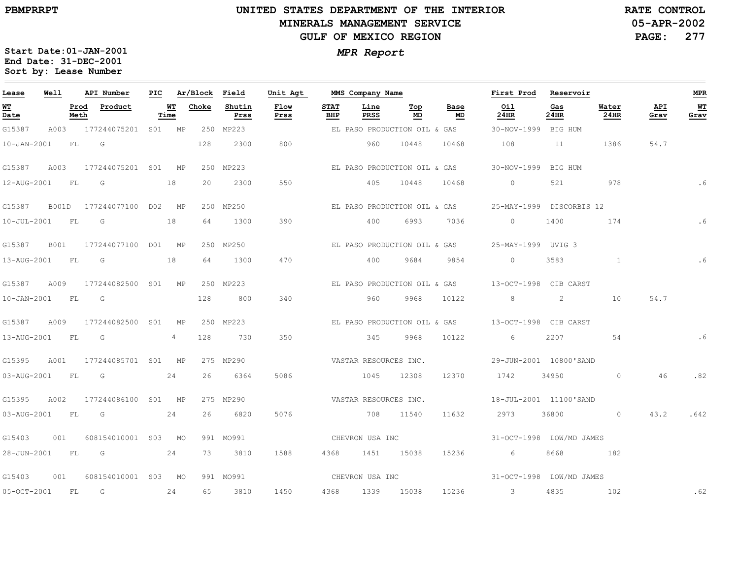**PBMPRRPT**

# UNITED STATES DEPARTMENT OF THE INTERIOR
## MINERALS MANAGEMENT SERVICE
## GULF OF MEXICO REGION

**RATE CONTROL**
**05-APR-2002**

***MPR Report***

**Start Date:01-JAN-2001**
**End Date: 31-DEC-2001**
**Sort by: Lease Number**

| Lease | Well | API Number | PIC | Ar/Block | Field | Unit Agt | MMS Company Name | | | First Prod | Reservoir | | | MPR |
|---|---|---|---|---|---|---|---|---|---|---|---|---|---|---|
| **WT Date** | **Prod Meth** | **Product** | **WT Time** | **Choke** | **Shutin Prss** | **Flow Prss** | **STAT BHP** | **Line PRSS** | **Top MD** | **Base MD** | **Oil 24HR** | **Gas 24HR** | **Water 24HR** | **API Grav** | **WT Grav** |
| G15387 | A003 | 177244075201 | S01 | MP 250 | MP223 | | EL PASO PRODUCTION OIL & GAS | | | 30-NOV-1999 | BIG HUM | | | | |
| 10-JAN-2001 | FL | G | | 128 | 2300 | 800 | | 960 | 10448 | 10468 | 108 | 11 | 1386 | 54.7 | |
| G15387 | A003 | 177244075201 | S01 | MP 250 | MP223 | | EL PASO PRODUCTION OIL & GAS | | | 30-NOV-1999 | BIG HUM | | | | |
| 12-AUG-2001 | FL | G | 18 | 20 | 2300 | 550 | | 405 | 10448 | 10468 | 0 | 521 | 978 | | .6 |
| G15387 | B001D | 177244077100 | D02 | MP 250 | MP250 | | EL PASO PRODUCTION OIL & GAS | | | 25-MAY-1999 | DISCORBIS 12 | | | | |
| 10-JUL-2001 | FL | G | 18 | 64 | 1300 | 390 | | 400 | 6993 | 7036 | 0 | 1400 | 174 | | .6 |
| G15387 | B001 | 177244077100 | D01 | MP 250 | MP250 | | EL PASO PRODUCTION OIL & GAS | | | 25-MAY-1999 | UVIG 3 | | | | |
| 13-AUG-2001 | FL | G | 18 | 64 | 1300 | 470 | | 400 | 9684 | 9854 | 0 | 3583 | 1 | | .6 |
| G15387 | A009 | 177244082500 | S01 | MP 250 | MP223 | | EL PASO PRODUCTION OIL & GAS | | | 13-OCT-1998 | CIB CARST | | | | |
| 10-JAN-2001 | FL | G | | 128 | 800 | 340 | | 960 | 9968 | 10122 | 8 | 2 | 10 | 54.7 | |
| G15387 | A009 | 177244082500 | S01 | MP 250 | MP223 | | EL PASO PRODUCTION OIL & GAS | | | 13-OCT-1998 | CIB CARST | | | | |
| 13-AUG-2001 | FL | G | 4 | 128 | 730 | 350 | | 345 | 9968 | 10122 | 6 | 2207 | 54 | | .6 |
| G15395 | A001 | 177244085701 | S01 | MP 275 | MP290 | | VASTAR RESOURCES INC. | | | 29-JUN-2001 | 10800'SAND | | | | |
| 03-AUG-2001 | FL | G | 24 | 26 | 6364 | 5086 | | 1045 | 12308 | 12370 | 1742 | 34950 | 0 | 46 | .82 |
| G15395 | A002 | 177244086100 | S01 | MP 275 | MP290 | | VASTAR RESOURCES INC. | | | 18-JUL-2001 | 11100'SAND | | | | |
| 03-AUG-2001 | FL | G | 24 | 26 | 6820 | 5076 | | 708 | 11540 | 11632 | 2973 | 36800 | 0 | 43.2 | .642 |
| G15403 | 001 | 608154010001 | S03 | MO 991 | MO991 | | CHEVRON USA INC | | | 31-OCT-1998 | LOW/MD JAMES | | | | |
| 28-JUN-2001 | FL | G | 24 | 73 | 3810 | 1588 | 4368 | 1451 | 15038 | 15236 | 6 | 8668 | 182 | | |
| G15403 | 001 | 608154010001 | S03 | MO 991 | MO991 | | CHEVRON USA INC | | | 31-OCT-1998 | LOW/MD JAMES | | | | |
| 05-OCT-2001 | FL | G | 24 | 65 | 3810 | 1450 | 4368 | 1339 | 15038 | 15236 | 3 | 4835 | 102 | | .62 |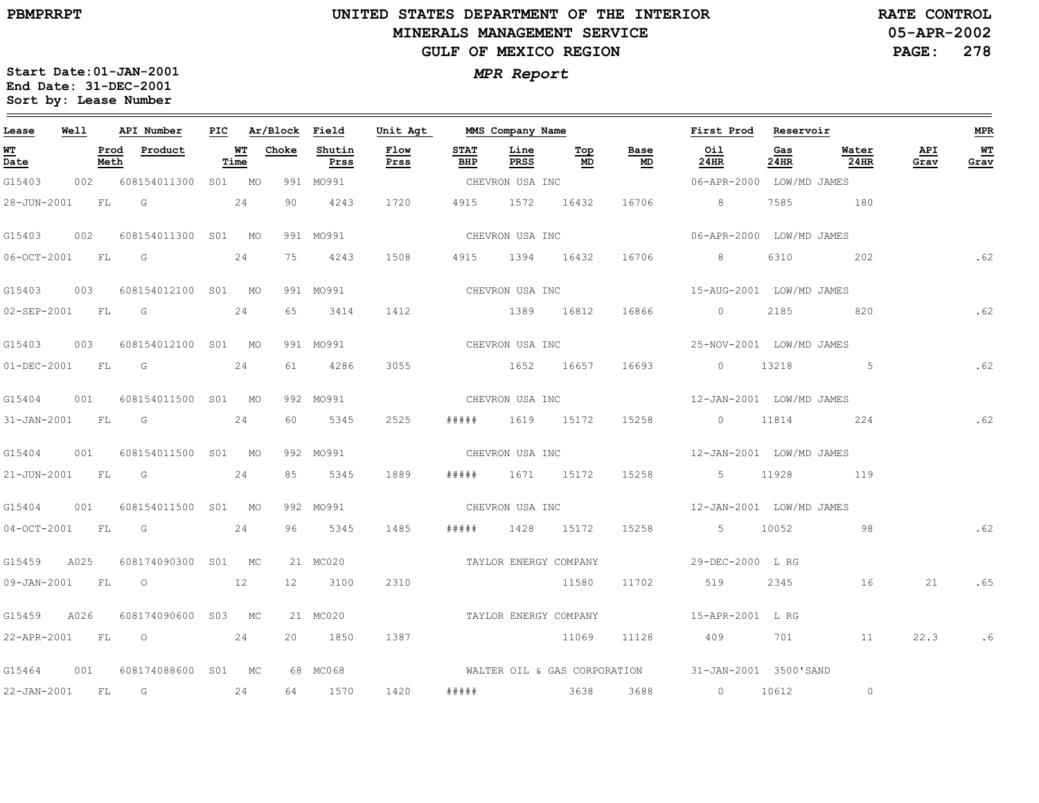# UNITED STATES DEPARTMENT OF THE INTERIOR
## MINERALS MANAGEMENT SERVICE
## GULF OF MEXICO REGION

PBMPRRPT

RATE CONTROL
05-APR-2002

**MPR Report**

Start Date: 01-JAN-2001
End Date: 31-DEC-2001
Sort by: Lease Number

| Lease | Well | API Number | PIC | Ar/Block | Field | Unit Agt | MMS Company Name | | | | First Prod | Reservoir | | | MPR |
|---|---|---|---|---|---|---|---|---|---|---|---|---|---|---|---|
| **WT Date** | **Prod Meth** | **Product** | **WT Time** | **Choke** | **Shutin Prss** | **Flow Prss** | **STAT BHP** | **Line PRSS** | **Top MD** | **Base MD** | **Oil 24HR** | **Gas 24HR** | **Water 24HR** | **API Grav** | **WT Grav** |
| G15403 | 002 | 608154011300 | S01 | MO 991 | MO991 | | CHEVRON USA INC | | | | 06-APR-2000 | LOW/MD JAMES | | | |
| 28-JUN-2001 | FL | G | 24 | 90 | 4243 | 1720 | 4915 | 1572 | 16432 | 16706 | 8 | 7585 | 180 | | |
| G15403 | 002 | 608154011300 | S01 | MO 991 | MO991 | | CHEVRON USA INC | | | | 06-APR-2000 | LOW/MD JAMES | | | |
| 06-OCT-2001 | FL | G | 24 | 75 | 4243 | 1508 | 4915 | 1394 | 16432 | 16706 | 8 | 6310 | 202 | | .62 |
| G15403 | 003 | 608154012100 | S01 | MO 991 | MO991 | | CHEVRON USA INC | | | | 15-AUG-2001 | LOW/MD JAMES | | | |
| 02-SEP-2001 | FL | G | 24 | 65 | 3414 | 1412 | | 1389 | 16812 | 16866 | 0 | 2185 | 820 | | .62 |
| G15403 | 003 | 608154012100 | S01 | MO 991 | MO991 | | CHEVRON USA INC | | | | 25-NOV-2001 | LOW/MD JAMES | | | |
| 01-DEC-2001 | FL | G | 24 | 61 | 4286 | 3055 | | 1652 | 16657 | 16693 | 0 | 13218 | 5 | | .62 |
| G15404 | 001 | 608154011500 | S01 | MO 992 | MO991 | | CHEVRON USA INC | | | | 12-JAN-2001 | LOW/MD JAMES | | | |
| 31-JAN-2001 | FL | G | 24 | 60 | 5345 | 2525 | ##### | 1619 | 15172 | 15258 | 0 | 11814 | 224 | | .62 |
| G15404 | 001 | 608154011500 | S01 | MO 992 | MO991 | | CHEVRON USA INC | | | | 12-JAN-2001 | LOW/MD JAMES | | | |
| 21-JUN-2001 | FL | G | 24 | 85 | 5345 | 1889 | ##### | 1671 | 15172 | 15258 | 5 | 11928 | 119 | | |
| G15404 | 001 | 608154011500 | S01 | MO 992 | MO991 | | CHEVRON USA INC | | | | 12-JAN-2001 | LOW/MD JAMES | | | |
| 04-OCT-2001 | FL | G | 24 | 96 | 5345 | 1485 | ##### | 1428 | 15172 | 15258 | 5 | 10052 | 98 | | .62 |
| G15459 | A025 | 608174090300 | S01 | MC 21 | MC020 | | TAYLOR ENERGY COMPANY | | | | 29-DEC-2000 | L RG | | | |
| 09-JAN-2001 | FL | O | 12 | 12 | 3100 | 2310 | | | 11580 | 11702 | 519 | 2345 | 16 | 21 | .65 |
| G15459 | A026 | 608174090600 | S03 | MC 21 | MC020 | | TAYLOR ENERGY COMPANY | | | | 15-APR-2001 | L RG | | | |
| 22-APR-2001 | FL | O | 24 | 20 | 1850 | 1387 | | | 11069 | 11128 | 409 | 701 | 11 | 22.3 | .6 |
| G15464 | 001 | 608174088600 | S01 | MC 68 | MC068 | | WALTER OIL & GAS CORPORATION | | | | 31-JAN-2001 | 3500'SAND | | | |
| 22-JAN-2001 | FL | G | 24 | 64 | 1570 | 1420 | ##### | | 3638 | 3688 | 0 | 10612 | 0 | | |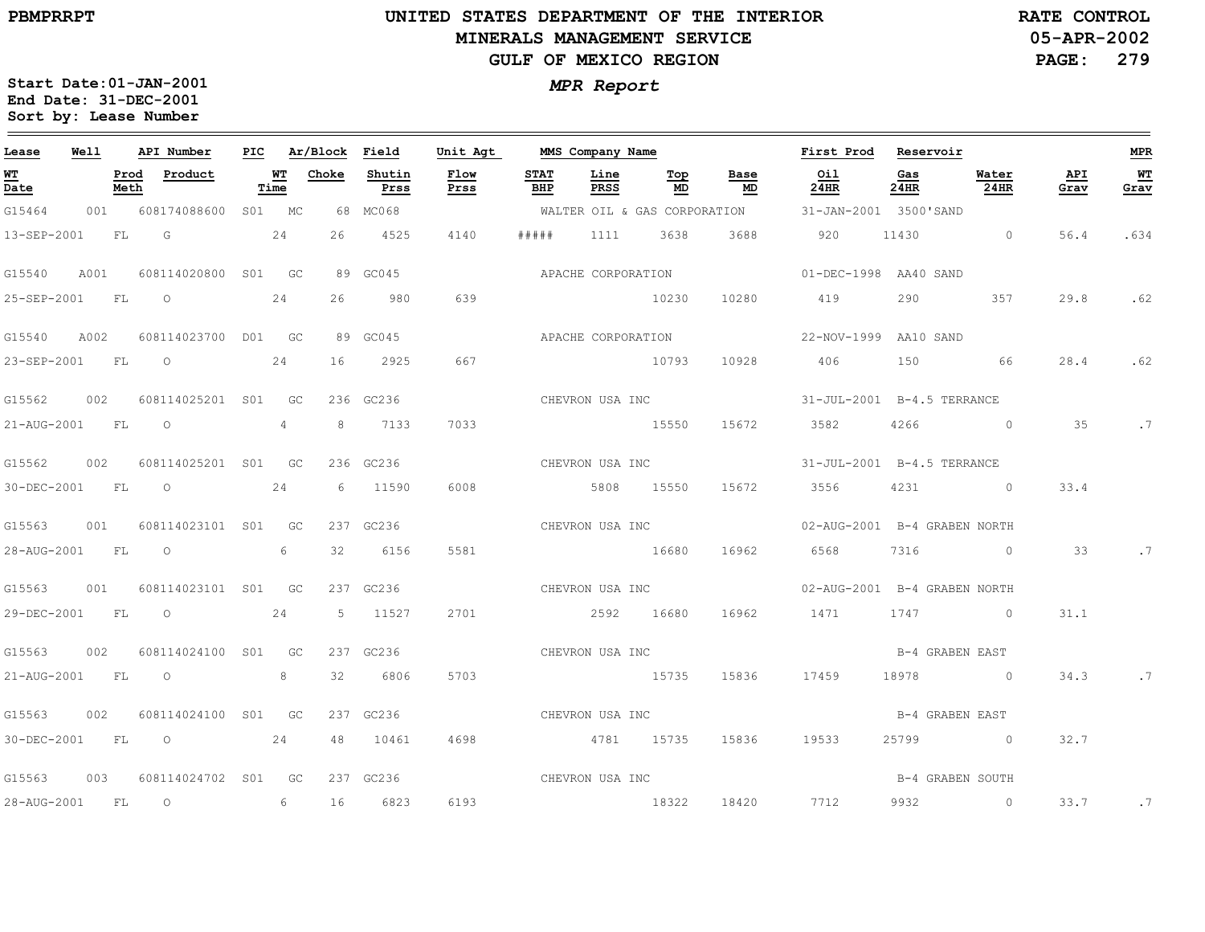# UNITED STATES DEPARTMENT OF THE INTERIOR
## MINERALS MANAGEMENT SERVICE
## GULF OF MEXICO REGION

PBMPRRPT

RATE CONTROL
05-APR-2002

Start Date:01-JAN-2001
End Date: 31-DEC-2001
Sort by: Lease Number

*MPR Report*

| Lease | Well | API Number | PIC | Ar/Block | Field | Unit Agt | MMS Company Name | | | | First Prod | Reservoir | | | MPR |
|---|---|---|---|---|---|---|---|---|---|---|---|---|---|---|---|
| WT Date | Prod Meth | Product | WT Time | Choke | Shutin Prss | Flow Prss | STAT BHP | Line PRSS | Top MD | Base MD | Oil 24HR | Gas 24HR | Water 24HR | API Grav | WT Grav |
| G15464 | 001 | 608174088600 | S01 | MC 68 | MC068 | | WALTER OIL & GAS CORPORATION | | | | 31-JAN-2001 | 3500'SAND | | | |
| 13-SEP-2001 | FL | G | 24 | 26 | 4525 | 4140 | ##### | 1111 | 3638 | 3688 | 920 | 11430 | 0 | 56.4 | .634 |
| G15540 | A001 | 608114020800 | S01 | GC 89 | GC045 | | APACHE CORPORATION | | | | 01-DEC-1998 | AA40 SAND | | | |
| 25-SEP-2001 | FL | O | 24 | 26 | 980 | 639 | | | 10230 | 10280 | 419 | 290 | 357 | 29.8 | .62 |
| G15540 | A002 | 608114023700 | D01 | GC 89 | GC045 | | APACHE CORPORATION | | | | 22-NOV-1999 | AA10 SAND | | | |
| 23-SEP-2001 | FL | O | 24 | 16 | 2925 | 667 | | | 10793 | 10928 | 406 | 150 | 66 | 28.4 | .62 |
| G15562 | 002 | 608114025201 | S01 | GC 236 | GC236 | | CHEVRON USA INC | | | | 31-JUL-2001 | B-4.5 TERRANCE | | | |
| 21-AUG-2001 | FL | O | 4 | 8 | 7133 | 7033 | | | 15550 | 15672 | 3582 | 4266 | 0 | 35 | .7 |
| G15562 | 002 | 608114025201 | S01 | GC 236 | GC236 | | CHEVRON USA INC | | | | 31-JUL-2001 | B-4.5 TERRANCE | | | |
| 30-DEC-2001 | FL | O | 24 | 6 | 11590 | 6008 | | 5808 | 15550 | 15672 | 3556 | 4231 | 0 | 33.4 | |
| G15563 | 001 | 608114023101 | S01 | GC 237 | GC236 | | CHEVRON USA INC | | | | 02-AUG-2001 | B-4 GRABEN NORTH | | | |
| 28-AUG-2001 | FL | O | 6 | 32 | 6156 | 5581 | | | 16680 | 16962 | 6568 | 7316 | 0 | 33 | .7 |
| G15563 | 001 | 608114023101 | S01 | GC 237 | GC236 | | CHEVRON USA INC | | | | 02-AUG-2001 | B-4 GRABEN NORTH | | | |
| 29-DEC-2001 | FL | O | 24 | 5 | 11527 | 2701 | | 2592 | 16680 | 16962 | 1471 | 1747 | 0 | 31.1 | |
| G15563 | 002 | 608114024100 | S01 | GC 237 | GC236 | | CHEVRON USA INC | | | | | B-4 GRABEN EAST | | | |
| 21-AUG-2001 | FL | O | 8 | 32 | 6806 | 5703 | | | 15735 | 15836 | 17459 | 18978 | 0 | 34.3 | .7 |
| G15563 | 002 | 608114024100 | S01 | GC 237 | GC236 | | CHEVRON USA INC | | | | | B-4 GRABEN EAST | | | |
| 30-DEC-2001 | FL | O | 24 | 48 | 10461 | 4698 | | 4781 | 15735 | 15836 | 19533 | 25799 | 0 | 32.7 | |
| G15563 | 003 | 608114024702 | S01 | GC 237 | GC236 | | CHEVRON USA INC | | | | | B-4 GRABEN SOUTH | | | |
| 28-AUG-2001 | FL | O | 6 | 16 | 6823 | 6193 | | | 18322 | 18420 | 7712 | 9932 | 0 | 33.7 | .7 |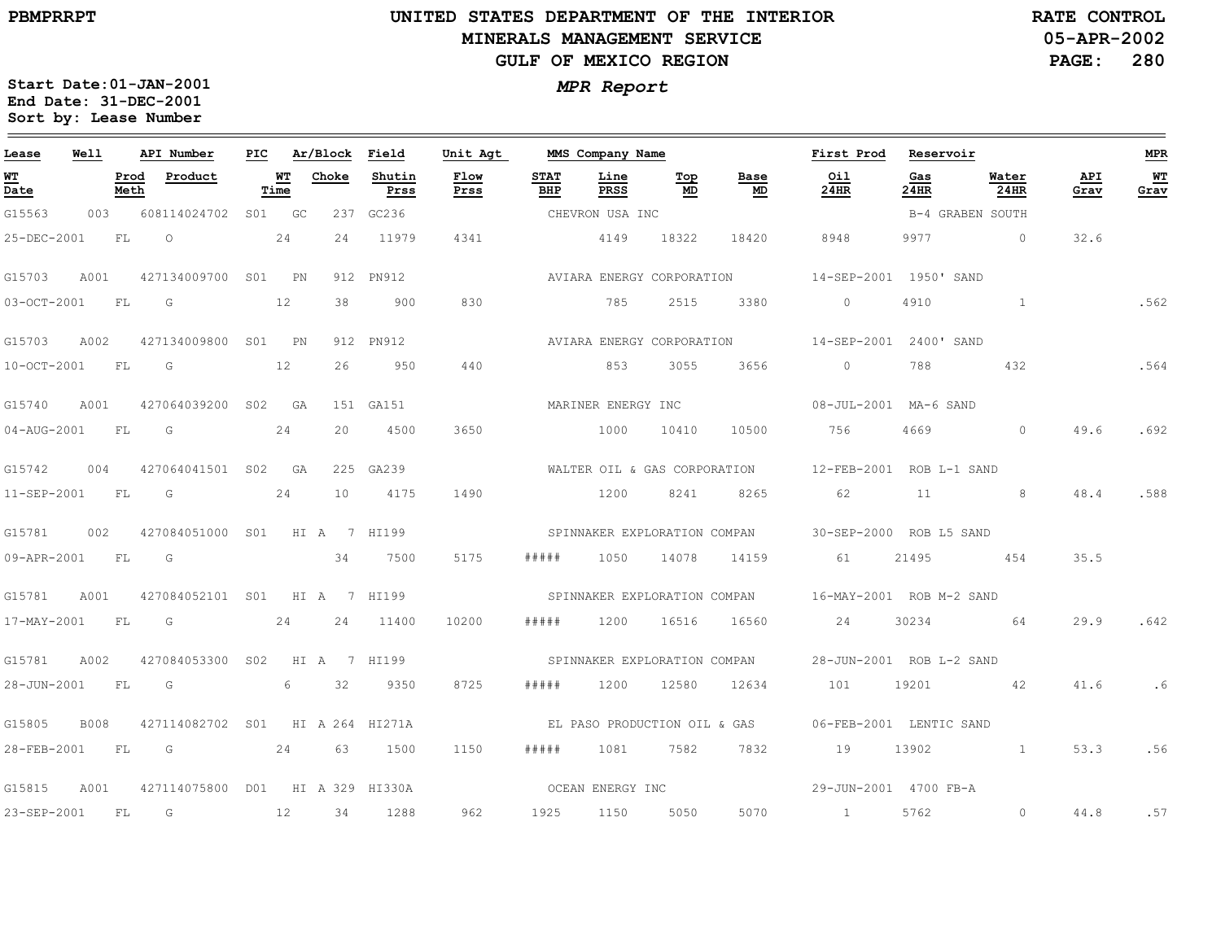# UNITED STATES DEPARTMENT OF THE INTERIOR
## MINERALS MANAGEMENT SERVICE
## GULF OF MEXICO REGION

PBMPRRPT

RATE CONTROL
05-APR-2002

***MPR Report***

**Start Date:01-JAN-2001**
**End Date: 31-DEC-2001**
**Sort by: Lease Number**

| Lease | Well | API Number | PIC | Ar/Block | Field | Unit Agt | MMS Company Name | | | | First Prod | Reservoir | | | MPR |
|---|---|---|---|---|---|---|---|---|---|---|---|---|---|---|---|
| WT Date | Prod Meth | Product | WT Time | Choke | Shutin Prss | Flow Prss | STAT BHP | Line PRSS | Top MD | Base MD | Oil 24HR | Gas 24HR | Water 24HR | API Grav | WT Grav |
| G15563 | 003 | 608114024702 | S01 | GC 237 | GC236 | | CHEVRON USA INC | | | | | B-4 GRABEN SOUTH | | | |
| 25-DEC-2001 | FL | O | 24 | 24 | 11979 | 4341 | | 4149 | 18322 | 18420 | 8948 | 9977 | 0 | 32.6 | |
| G15703 | A001 | 427134009700 | S01 | PN 912 | PN912 | | AVIARA ENERGY CORPORATION | | | | 14-SEP-2001 | 1950' SAND | | | |
| 03-OCT-2001 | FL | G | 12 | 38 | 900 | 830 | | 785 | 2515 | 3380 | 0 | 4910 | 1 | | .562 |
| G15703 | A002 | 427134009800 | S01 | PN 912 | PN912 | | AVIARA ENERGY CORPORATION | | | | 14-SEP-2001 | 2400' SAND | | | |
| 10-OCT-2001 | FL | G | 12 | 26 | 950 | 440 | | 853 | 3055 | 3656 | 0 | 788 | 432 | | .564 |
| G15740 | A001 | 427064039200 | S02 | GA 151 | GA151 | | MARINER ENERGY INC | | | | 08-JUL-2001 | MA-6 SAND | | | |
| 04-AUG-2001 | FL | G | 24 | 20 | 4500 | 3650 | | 1000 | 10410 | 10500 | 756 | 4669 | 0 | 49.6 | .692 |
| G15742 | 004 | 427064041501 | S02 | GA 225 | GA239 | | WALTER OIL & GAS CORPORATION | | | | 12-FEB-2001 | ROB L-1 SAND | | | |
| 11-SEP-2001 | FL | G | 24 | 10 | 4175 | 1490 | | 1200 | 8241 | 8265 | 62 | 11 | 8 | 48.4 | .588 |
| G15781 | 002 | 427084051000 | S01 | HI A 7 | HI199 | | SPINNAKER EXPLORATION COMPAN | | | | 30-SEP-2000 | ROB L5 SAND | | | |
| 09-APR-2001 | FL | G | | 34 | 7500 | 5175 | ##### | 1050 | 14078 | 14159 | 61 | 21495 | 454 | 35.5 | |
| G15781 | A001 | 427084052101 | S01 | HI A 7 | HI199 | | SPINNAKER EXPLORATION COMPAN | | | | 16-MAY-2001 | ROB M-2 SAND | | | |
| 17-MAY-2001 | FL | G | 24 | 24 | 11400 | 10200 | ##### | 1200 | 16516 | 16560 | 24 | 30234 | 64 | 29.9 | .642 |
| G15781 | A002 | 427084053300 | S02 | HI A 7 | HI199 | | SPINNAKER EXPLORATION COMPAN | | | | 28-JUN-2001 | ROB L-2 SAND | | | |
| 28-JUN-2001 | FL | G | 6 | 32 | 9350 | 8725 | ##### | 1200 | 12580 | 12634 | 101 | 19201 | 42 | 41.6 | .6 |
| G15805 | B008 | 427114082702 | S01 | HI A 264 | HI271A | | EL PASO PRODUCTION OIL & GAS | | | | 06-FEB-2001 | LENTIC SAND | | | |
| 28-FEB-2001 | FL | G | 24 | 63 | 1500 | 1150 | ##### | 1081 | 7582 | 7832 | 19 | 13902 | 1 | 53.3 | .56 |
| G15815 | A001 | 427114075800 | D01 | HI A 329 | HI330A | | OCEAN ENERGY INC | | | | 29-JUN-2001 | 4700 FB-A | | | |
| 23-SEP-2001 | FL | G | 12 | 34 | 1288 | 962 | 1925 | 1150 | 5050 | 5070 | 1 | 5762 | 0 | 44.8 | .57 |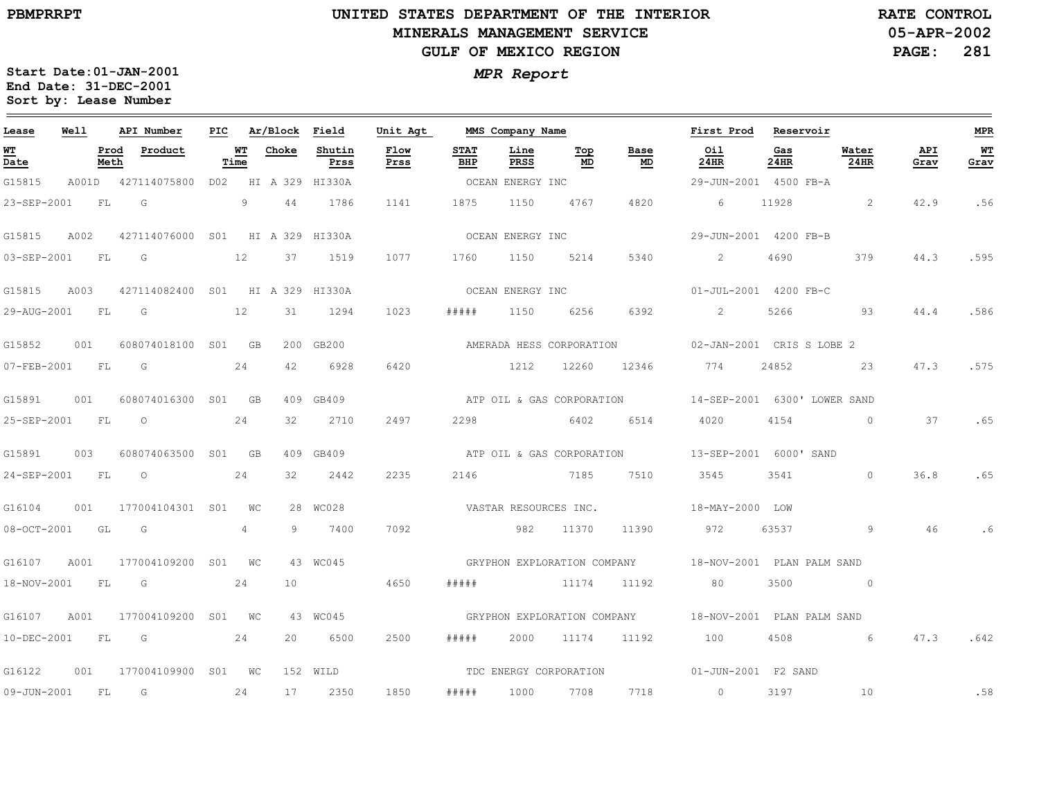# UNITED STATES DEPARTMENT OF THE INTERIOR
## MINERALS MANAGEMENT SERVICE
## GULF OF MEXICO REGION

PBMPRRPT

RATE CONTROL
05-APR-2002

**Start Date:** 01-JAN-2001
**End Date:** 31-DEC-2001
**Sort by:** Lease Number

*MPR Report*

| Lease | Well | API Number | PIC | Ar/Block | Field | Unit Agt | MMS Company Name | | | | First Prod | Reservoir | | | MPR |
|---|---|---|---|---|---|---|---|---|---|---|---|---|---|---|---|
| **WT Date** | **Prod Meth** | **Product** | **WT Time** | **Choke** | **Shutin Prss** | **Flow Prss** | **STAT BHP** | **Line PRSS** | **Top MD** | **Base MD** | **Oil 24HR** | **Gas 24HR** | **Water 24HR** | **API Grav** | **WT Grav** |
| G15815 | A001D | 427114075800 | D02 | HI A 329 | HI330A | | OCEAN ENERGY INC | | | | 29-JUN-2001 | 4500 FB-A | | | |
| 23-SEP-2001 | FL | G | 9 | 44 | 1786 | 1141 | 1875 | 1150 | 4767 | 4820 | 6 | 11928 | 2 | 42.9 | .56 |
| G15815 | A002 | 427114076000 | S01 | HI A 329 | HI330A | | OCEAN ENERGY INC | | | | 29-JUN-2001 | 4200 FB-B | | | |
| 03-SEP-2001 | FL | G | 12 | 37 | 1519 | 1077 | 1760 | 1150 | 5214 | 5340 | 2 | 4690 | 379 | 44.3 | .595 |
| G15815 | A003 | 427114082400 | S01 | HI A 329 | HI330A | | OCEAN ENERGY INC | | | | 01-JUL-2001 | 4200 FB-C | | | |
| 29-AUG-2001 | FL | G | 12 | 31 | 1294 | 1023 | ##### | 1150 | 6256 | 6392 | 2 | 5266 | 93 | 44.4 | .586 |
| G15852 | 001 | 608074018100 | S01 | GB 200 | GB200 | | AMERADA HESS CORPORATION | | | | 02-JAN-2001 | CRIS S LOBE 2 | | | |
| 07-FEB-2001 | FL | G | 24 | 42 | 6928 | 6420 | | 1212 | 12260 | 12346 | 774 | 24852 | 23 | 47.3 | .575 |
| G15891 | 001 | 608074016300 | S01 | GB 409 | GB409 | | ATP OIL & GAS CORPORATION | | | | 14-SEP-2001 | 6300' LOWER SAND | | | |
| 25-SEP-2001 | FL | O | 24 | 32 | 2710 | 2497 | 2298 | | 6402 | 6514 | 4020 | 4154 | 0 | 37 | .65 |
| G15891 | 003 | 608074063500 | S01 | GB 409 | GB409 | | ATP OIL & GAS CORPORATION | | | | 13-SEP-2001 | 6000' SAND | | | |
| 24-SEP-2001 | FL | O | 24 | 32 | 2442 | 2235 | 2146 | | 7185 | 7510 | 3545 | 3541 | 0 | 36.8 | .65 |
| G16104 | 001 | 177004104301 | S01 | WC 28 | WC028 | | VASTAR RESOURCES INC. | | | | 18-MAY-2000 | LOW | | | |
| 08-OCT-2001 | GL | G | 4 | 9 | 7400 | 7092 | | 982 | 11370 | 11390 | 972 | 63537 | 9 | 46 | .6 |
| G16107 | A001 | 177004109200 | S01 | WC 43 | WC045 | | GRYPHON EXPLORATION COMPANY | | | | 18-NOV-2001 | PLAN PALM SAND | | | |
| 18-NOV-2001 | FL | G | 24 | 10 | | 4650 | ##### | | 11174 | 11192 | 80 | 3500 | 0 | | |
| G16107 | A001 | 177004109200 | S01 | WC 43 | WC045 | | GRYPHON EXPLORATION COMPANY | | | | 18-NOV-2001 | PLAN PALM SAND | | | |
| 10-DEC-2001 | FL | G | 24 | 20 | 6500 | 2500 | ##### | 2000 | 11174 | 11192 | 100 | 4508 | 6 | 47.3 | .642 |
| G16122 | 001 | 177004109900 | S01 | WC 152 | WILD | | TDC ENERGY CORPORATION | | | | 01-JUN-2001 | F2 SAND | | | |
| 09-JUN-2001 | FL | G | 24 | 17 | 2350 | 1850 | ##### | 1000 | 7708 | 7718 | 0 | 3197 | 10 | | .58 |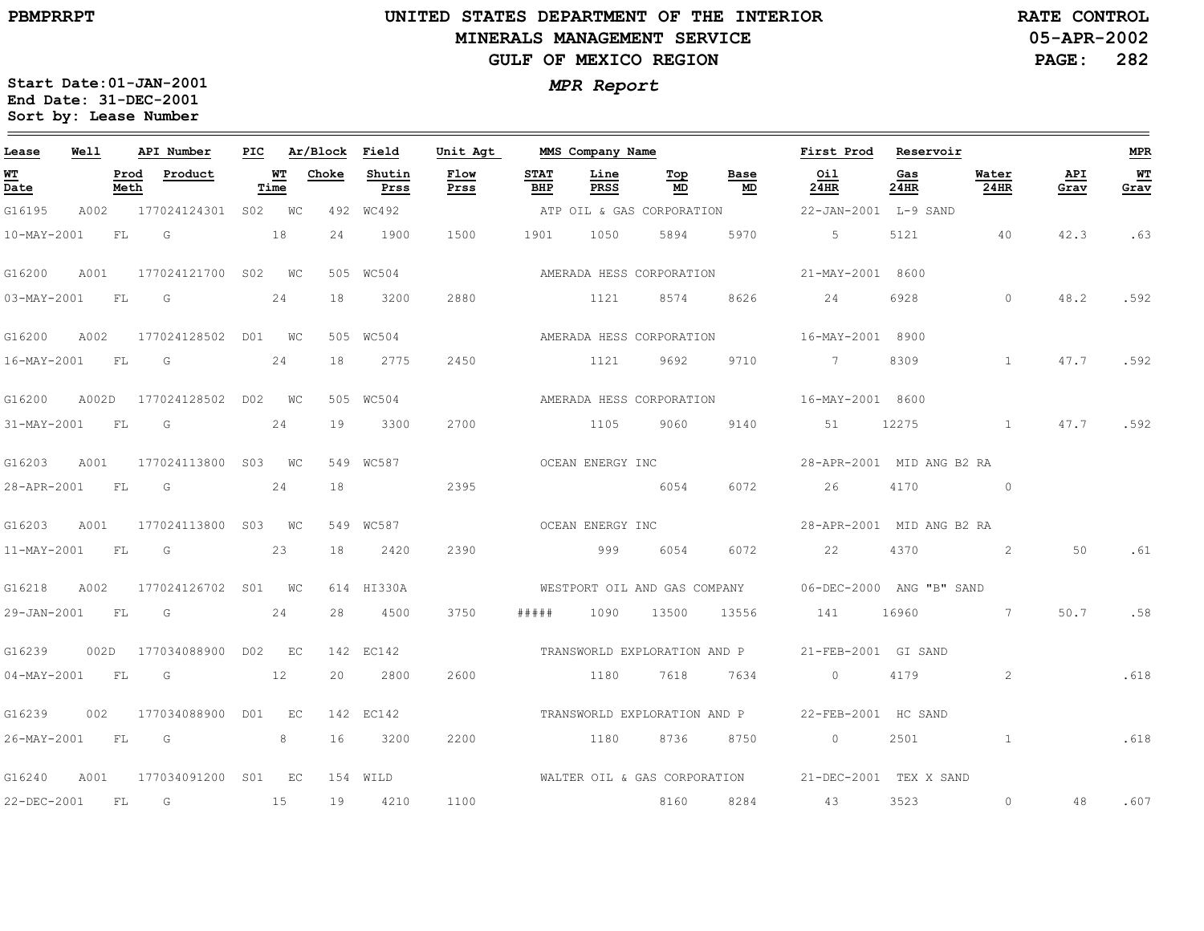# UNITED STATES DEPARTMENT OF THE INTERIOR
## MINERALS MANAGEMENT SERVICE
## GULF OF MEXICO REGION

PBMPRRPT

RATE CONTROL
05-APR-2002

**MPR Report**

Start Date: 01-JAN-2001
End Date: 31-DEC-2001
Sort by: Lease Number

| Lease | Well | API Number | PIC | Ar/Block | | Field | Unit Agt | MMS Company Name | | | | | First Prod | Reservoir | | | MPR |
|---|---|---|---|---|---|---|---|---|---|---|---|---|---|---|---|---|---|
| WT Date | Prod Meth | Product | | WT Time | Choke | Shutin Prss | Flow Prss | STAT BHP | Line PRSS | Top MD | Base MD | | Oil 24HR | Gas 24HR | Water 24HR | API Grav | WT Grav |
| G16195 | A002 | 177024124301 | S02 | WC | 492 | WC492 | | ATP OIL & GAS CORPORATION | | | | | 22-JAN-2001 | L-9 SAND | | | |
| 10-MAY-2001 | FL | G | | 18 | 24 | 1900 | 1500 | 1901 | 1050 | 5894 | 5970 | | 5 | 5121 | 40 | 42.3 | .63 |
| G16200 | A001 | 177024121700 | S02 | WC | 505 | WC504 | | AMERADA HESS CORPORATION | | | | | 21-MAY-2001 | 8600 | | | |
| 03-MAY-2001 | FL | G | | 24 | 18 | 3200 | 2880 | | 1121 | 8574 | 8626 | | 24 | 6928 | 0 | 48.2 | .592 |
| G16200 | A002 | 177024128502 | D01 | WC | 505 | WC504 | | AMERADA HESS CORPORATION | | | | | 16-MAY-2001 | 8900 | | | |
| 16-MAY-2001 | FL | G | | 24 | 18 | 2775 | 2450 | | 1121 | 9692 | 9710 | | 7 | 8309 | 1 | 47.7 | .592 |
| G16200 | A002D | 177024128502 | D02 | WC | 505 | WC504 | | AMERADA HESS CORPORATION | | | | | 16-MAY-2001 | 8600 | | | |
| 31-MAY-2001 | FL | G | | 24 | 19 | 3300 | 2700 | | 1105 | 9060 | 9140 | | 51 | 12275 | 1 | 47.7 | .592 |
| G16203 | A001 | 177024113800 | S03 | WC | 549 | WC587 | | OCEAN ENERGY INC | | | | | 28-APR-2001 | MID ANG B2 RA | | | |
| 28-APR-2001 | FL | G | | 24 | 18 | | 2395 | | | 6054 | 6072 | | 26 | 4170 | 0 | | |
| G16203 | A001 | 177024113800 | S03 | WC | 549 | WC587 | | OCEAN ENERGY INC | | | | | 28-APR-2001 | MID ANG B2 RA | | | |
| 11-MAY-2001 | FL | G | | 23 | 18 | 2420 | 2390 | | 999 | 6054 | 6072 | | 22 | 4370 | 2 | 50 | .61 |
| G16218 | A002 | 177024126702 | S01 | WC | 614 | HI330A | | WESTPORT OIL AND GAS COMPANY | | | | | 06-DEC-2000 | ANG "B" SAND | | | |
| 29-JAN-2001 | FL | G | | 24 | 28 | 4500 | 3750 | ##### | 1090 | 13500 | 13556 | | 141 | 16960 | 7 | 50.7 | .58 |
| G16239 | 002D | 177034088900 | D02 | EC | 142 | EC142 | | TRANSWORLD EXPLORATION AND P | | | | | 21-FEB-2001 | GI SAND | | | |
| 04-MAY-2001 | FL | G | | 12 | 20 | 2800 | 2600 | | 1180 | 7618 | 7634 | | 0 | 4179 | 2 | | .618 |
| G16239 | 002 | 177034088900 | D01 | EC | 142 | EC142 | | TRANSWORLD EXPLORATION AND P | | | | | 22-FEB-2001 | HC SAND | | | |
| 26-MAY-2001 | FL | G | | 8 | 16 | 3200 | 2200 | | 1180 | 8736 | 8750 | | 0 | 2501 | 1 | | .618 |
| G16240 | A001 | 177034091200 | S01 | EC | 154 | WILD | | WALTER OIL & GAS CORPORATION | | | | | 21-DEC-2001 | TEX X SAND | | | |
| 22-DEC-2001 | FL | G | | 15 | 19 | 4210 | 1100 | | | 8160 | 8284 | | 43 | 3523 | 0 | 48 | .607 |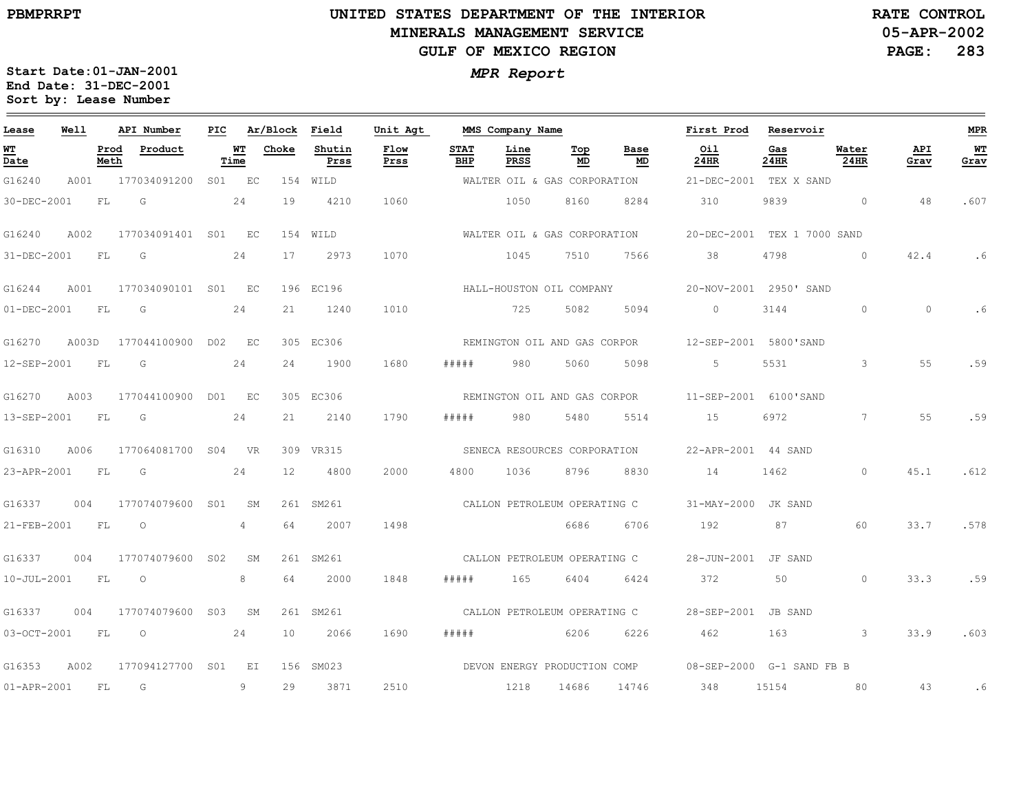UNITED STATES DEPARTMENT OF THE INTERIOR
MINERALS MANAGEMENT SERVICE
GULF OF MEXICO REGION

PBMPRRPT

RATE CONTROL
05-APR-2002

**MPR Report**

Start Date: 01-JAN-2001
End Date: 31-DEC-2001
Sort by: Lease Number

| Lease | Well | API Number | PIC | Ar/Block | | Field | Unit Agt | MMS Company Name | | | | First Prod | Reservoir | | | MPR |
|---|---|---|---|---|---|---|---|---|---|---|---|---|---|---|---|---|
| WT Date | Prod Meth | Product | WT Time | Choke | | Shutin Prss | Flow Prss | STAT BHP | Line PRSS | Top MD | Base MD | Oil 24HR | Gas 24HR | Water 24HR | API Grav | WT Grav |
| G16240 | A001 | 177034091200 | S01 | EC | 154 | WILD | | WALTER OIL & GAS CORPORATION | | | | 21-DEC-2001 | TEX X SAND | | | |
| 30-DEC-2001 | FL | G | 24 | 19 | | 4210 | 1060 | | 1050 | 8160 | 8284 | 310 | 9839 | 0 | 48 | .607 |
| G16240 | A002 | 177034091401 | S01 | EC | 154 | WILD | | WALTER OIL & GAS CORPORATION | | | | 20-DEC-2001 | TEX 1 7000 SAND | | | |
| 31-DEC-2001 | FL | G | 24 | 17 | | 2973 | 1070 | | 1045 | 7510 | 7566 | 38 | 4798 | 0 | 42.4 | .6 |
| G16244 | A001 | 177034090101 | S01 | EC | 196 | EC196 | | HALL-HOUSTON OIL COMPANY | | | | 20-NOV-2001 | 2950' SAND | | | |
| 01-DEC-2001 | FL | G | 24 | 21 | | 1240 | 1010 | | 725 | 5082 | 5094 | 0 | 3144 | 0 | 0 | .6 |
| G16270 | A003D | 177044100900 | D02 | EC | 305 | EC306 | | REMINGTON OIL AND GAS CORPOR | | | | 12-SEP-2001 | 5800'SAND | | | |
| 12-SEP-2001 | FL | G | 24 | 24 | | 1900 | 1680 | ##### | 980 | 5060 | 5098 | 5 | 5531 | 3 | 55 | .59 |
| G16270 | A003 | 177044100900 | D01 | EC | 305 | EC306 | | REMINGTON OIL AND GAS CORPOR | | | | 11-SEP-2001 | 6100'SAND | | | |
| 13-SEP-2001 | FL | G | 24 | 21 | | 2140 | 1790 | ##### | 980 | 5480 | 5514 | 15 | 6972 | 7 | 55 | .59 |
| G16310 | A006 | 177064081700 | S04 | VR | 309 | VR315 | | SENECA RESOURCES CORPORATION | | | | 22-APR-2001 | 44 SAND | | | |
| 23-APR-2001 | FL | G | 24 | 12 | | 4800 | 2000 | 4800 | 1036 | 8796 | 8830 | 14 | 1462 | 0 | 45.1 | .612 |
| G16337 | 004 | 177074079600 | S01 | SM | 261 | SM261 | | CALLON PETROLEUM OPERATING C | | | | 31-MAY-2000 | JK SAND | | | |
| 21-FEB-2001 | FL | O | 4 | 64 | | 2007 | 1498 | | | 6686 | 6706 | 192 | 87 | 60 | 33.7 | .578 |
| G16337 | 004 | 177074079600 | S02 | SM | 261 | SM261 | | CALLON PETROLEUM OPERATING C | | | | 28-JUN-2001 | JF SAND | | | |
| 10-JUL-2001 | FL | O | 8 | 64 | | 2000 | 1848 | ##### | 165 | 6404 | 6424 | 372 | 50 | 0 | 33.3 | .59 |
| G16337 | 004 | 177074079600 | S03 | SM | 261 | SM261 | | CALLON PETROLEUM OPERATING C | | | | 28-SEP-2001 | JB SAND | | | |
| 03-OCT-2001 | FL | O | 24 | 10 | | 2066 | 1690 | ##### | | 6206 | 6226 | 462 | 163 | 3 | 33.9 | .603 |
| G16353 | A002 | 177094127700 | S01 | EI | 156 | SM023 | | DEVON ENERGY PRODUCTION COMP | | | | 08-SEP-2000 | G-1 SAND FB B | | | |
| 01-APR-2001 | FL | G | 9 | 29 | | 3871 | 2510 | | 1218 | 14686 | 14746 | 348 | 15154 | 80 | 43 | .6 |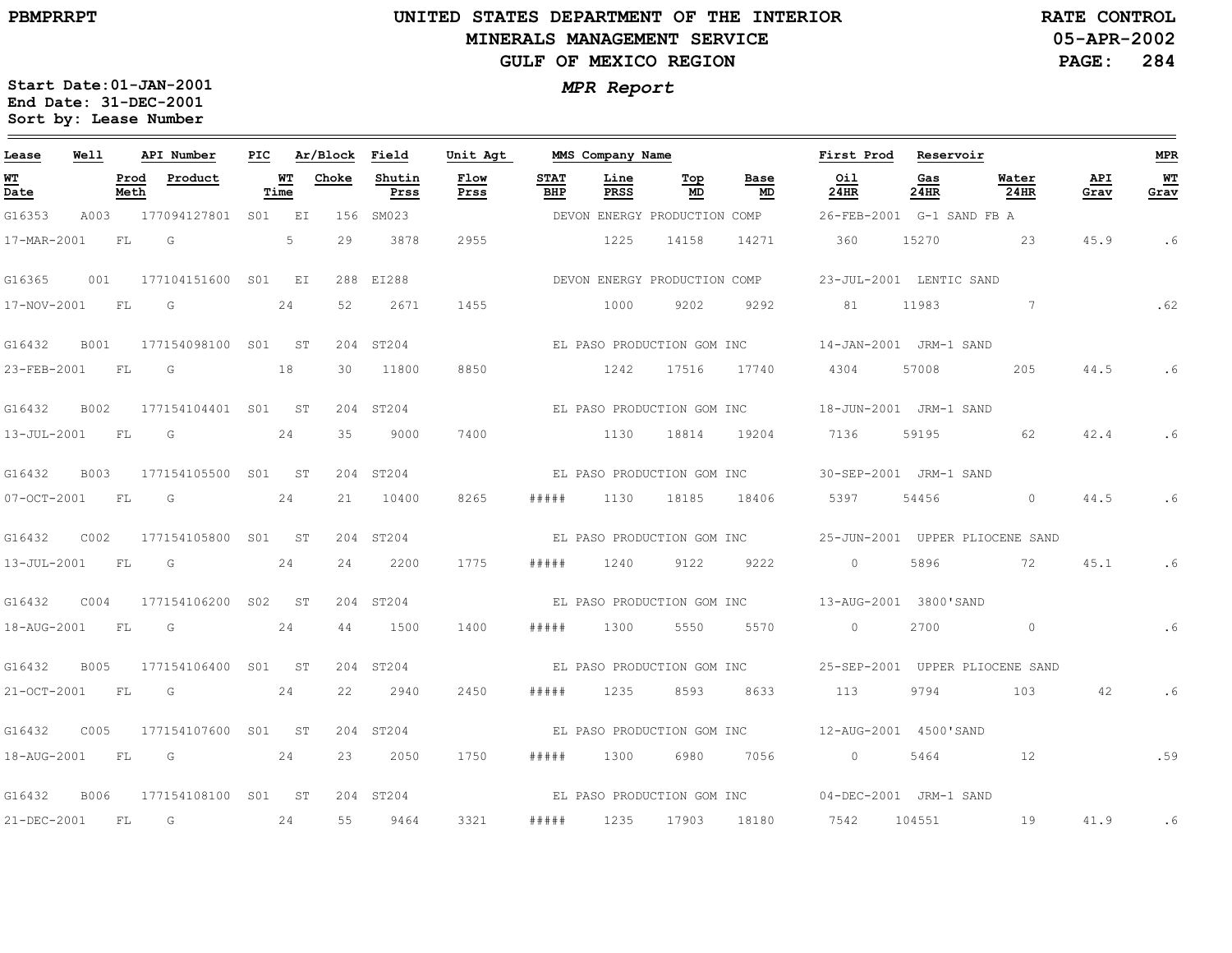# UNITED STATES DEPARTMENT OF THE INTERIOR
## MINERALS MANAGEMENT SERVICE
## GULF OF MEXICO REGION

PBMPRRPT

RATE CONTROL
05-APR-2002

*MPR Report*

Start Date: 01-JAN-2001
End Date: 31-DEC-2001
Sort by: Lease Number

| Lease | Well | API Number | PIC | Ar/Block | | Field | Unit Agt | MMS Company Name | | | | First Prod | Reservoir | | | MPR |
|---|---|---|---|---|---|---|---|---|---|---|---|---|---|---|---|---|
| WT Date | Prod Meth | Product | WT Time | Choke | | Shutin Prss | Flow Prss | STAT BHP | Line PRSS | Top MD | Base MD | Oil 24HR | Gas 24HR | Water 24HR | API Grav | WT Grav |
| G16353 | A003 | 177094127801 | S01 | EI | 156 | SM023 | | DEVON ENERGY PRODUCTION COMP | | | | 26-FEB-2001 | G-1 SAND FB A | | | |
| 17-MAR-2001 | FL | G | 5 | 29 | | 3878 | 2955 | | 1225 | 14158 | 14271 | 360 | 15270 | 23 | 45.9 | .6 |
| G16365 | 001 | 177104151600 | S01 | EI | 288 | EI288 | | DEVON ENERGY PRODUCTION COMP | | | | 23-JUL-2001 | LENTIC SAND | | | |
| 17-NOV-2001 | FL | G | 24 | 52 | | 2671 | 1455 | | 1000 | 9202 | 9292 | 81 | 11983 | 7 | | .62 |
| G16432 | B001 | 177154098100 | S01 | ST | 204 | ST204 | | EL PASO PRODUCTION GOM INC | | | | 14-JAN-2001 | JRM-1 SAND | | | |
| 23-FEB-2001 | FL | G | 18 | 30 | | 11800 | 8850 | | 1242 | 17516 | 17740 | 4304 | 57008 | 205 | 44.5 | .6 |
| G16432 | B002 | 177154104401 | S01 | ST | 204 | ST204 | | EL PASO PRODUCTION GOM INC | | | | 18-JUN-2001 | JRM-1 SAND | | | |
| 13-JUL-2001 | FL | G | 24 | 35 | | 9000 | 7400 | | 1130 | 18814 | 19204 | 7136 | 59195 | 62 | 42.4 | .6 |
| G16432 | B003 | 177154105500 | S01 | ST | 204 | ST204 | | EL PASO PRODUCTION GOM INC | | | | 30-SEP-2001 | JRM-1 SAND | | | |
| 07-OCT-2001 | FL | G | 24 | 21 | | 10400 | 8265 | ##### | 1130 | 18185 | 18406 | 5397 | 54456 | 0 | 44.5 | .6 |
| G16432 | C002 | 177154105800 | S01 | ST | 204 | ST204 | | EL PASO PRODUCTION GOM INC | | | | 25-JUN-2001 | UPPER PLIOCENE SAND | | | |
| 13-JUL-2001 | FL | G | 24 | 24 | | 2200 | 1775 | ##### | 1240 | 9122 | 9222 | 0 | 5896 | 72 | 45.1 | .6 |
| G16432 | C004 | 177154106200 | S02 | ST | 204 | ST204 | | EL PASO PRODUCTION GOM INC | | | | 13-AUG-2001 | 3800'SAND | | | |
| 18-AUG-2001 | FL | G | 24 | 44 | | 1500 | 1400 | ##### | 1300 | 5550 | 5570 | 0 | 2700 | 0 | | .6 |
| G16432 | B005 | 177154106400 | S01 | ST | 204 | ST204 | | EL PASO PRODUCTION GOM INC | | | | 25-SEP-2001 | UPPER PLIOCENE SAND | | | |
| 21-OCT-2001 | FL | G | 24 | 22 | | 2940 | 2450 | ##### | 1235 | 8593 | 8633 | 113 | 9794 | 103 | 42 | .6 |
| G16432 | C005 | 177154107600 | S01 | ST | 204 | ST204 | | EL PASO PRODUCTION GOM INC | | | | 12-AUG-2001 | 4500'SAND | | | |
| 18-AUG-2001 | FL | G | 24 | 23 | | 2050 | 1750 | ##### | 1300 | 6980 | 7056 | 0 | 5464 | 12 | | .59 |
| G16432 | B006 | 177154108100 | S01 | ST | 204 | ST204 | | EL PASO PRODUCTION GOM INC | | | | 04-DEC-2001 | JRM-1 SAND | | | |
| 21-DEC-2001 | FL | G | 24 | 55 | | 9464 | 3321 | ##### | 1235 | 17903 | 18180 | 7542 | 104551 | 19 | 41.9 | .6 |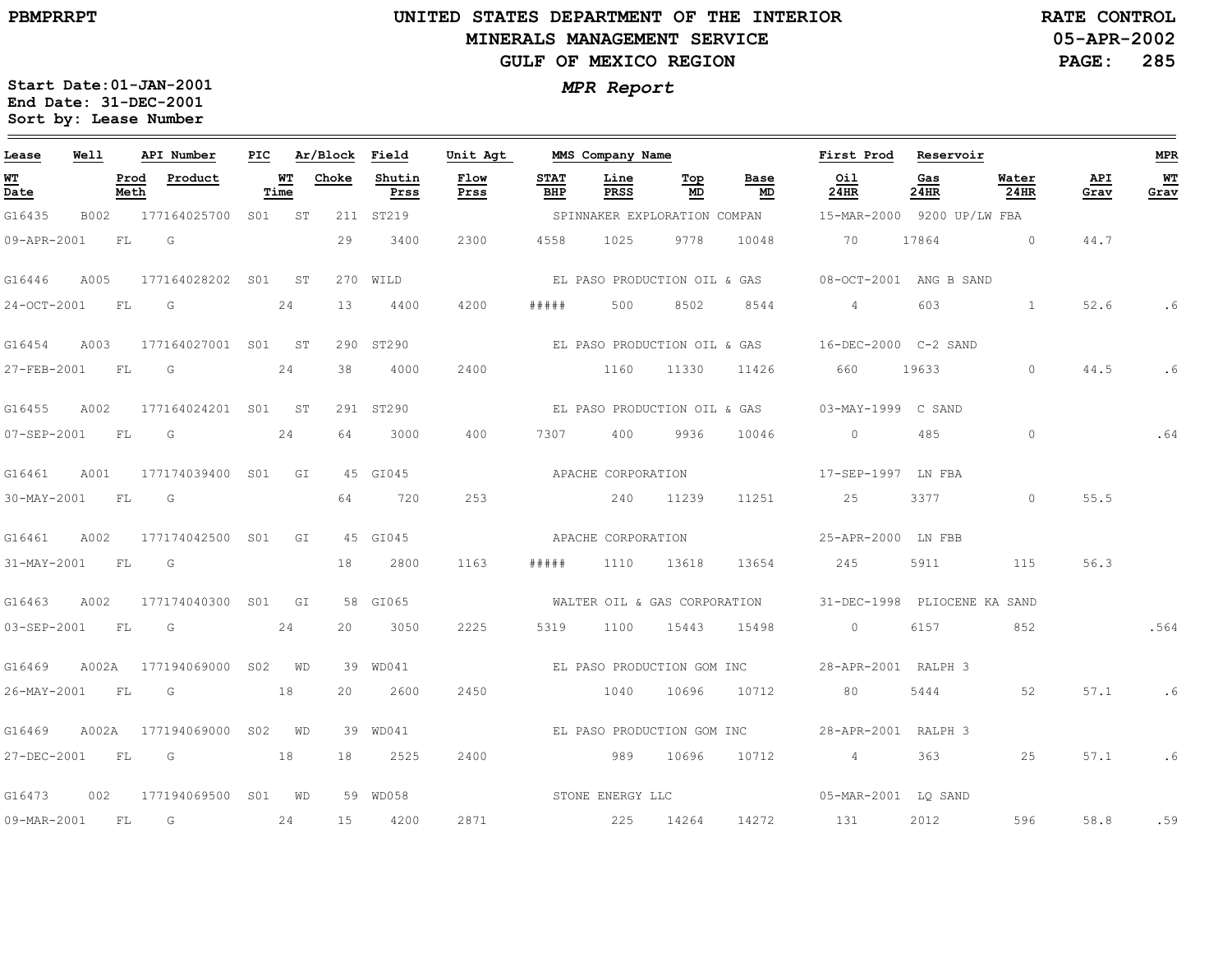# UNITED STATES DEPARTMENT OF THE INTERIOR
## MINERALS MANAGEMENT SERVICE
## GULF OF MEXICO REGION

PBMPRRPT

RATE CONTROL
05-APR-2002

**MPR Report**

Start Date:01-JAN-2001
End Date: 31-DEC-2001
Sort by: Lease Number

| Lease | Well | API Number | PIC | Ar/Block | | Field | Unit Agt | MMS Company Name | | | | First Prod | Reservoir | | | MPR |
|---|---|---|---|---|---|---|---|---|---|---|---|---|---|---|---|---|
| WT Date | Prod Meth | Product | WT Time | | Choke | Shutin Prss | Flow Prss | STAT BHP | Line PRSS | Top MD | Base MD | Oil 24HR | Gas 24HR | Water 24HR | API Grav | WT Grav |
| G16435 | B002 | 177164025700 | S01 | ST | 211 | ST219 | | SPINNAKER EXPLORATION COMPAN | | | | 15-MAR-2000 | 9200 UP/LW FBA | | | |
| 09-APR-2001 | FL | G | | | 29 | 3400 | 2300 | 4558 | 1025 | 9778 | 10048 | 70 | 17864 | 0 | 44.7 | |
| G16446 | A005 | 177164028202 | S01 | ST | 270 | WILD | | EL PASO PRODUCTION OIL & GAS | | | | 08-OCT-2001 | ANG B SAND | | | |
| 24-OCT-2001 | FL | G | 24 | | 13 | 4400 | 4200 | ##### | 500 | 8502 | 8544 | 4 | 603 | 1 | 52.6 | .6 |
| G16454 | A003 | 177164027001 | S01 | ST | 290 | ST290 | | EL PASO PRODUCTION OIL & GAS | | | | 16-DEC-2000 | C-2 SAND | | | |
| 27-FEB-2001 | FL | G | 24 | | 38 | 4000 | 2400 | | 1160 | 11330 | 11426 | 660 | 19633 | 0 | 44.5 | .6 |
| G16455 | A002 | 177164024201 | S01 | ST | 291 | ST290 | | EL PASO PRODUCTION OIL & GAS | | | | 03-MAY-1999 | C SAND | | | |
| 07-SEP-2001 | FL | G | 24 | | 64 | 3000 | 400 | 7307 | 400 | 9936 | 10046 | 0 | 485 | 0 | | .64 |
| G16461 | A001 | 177174039400 | S01 | GI | 45 | GI045 | | APACHE CORPORATION | | | | 17-SEP-1997 | LN FBA | | | |
| 30-MAY-2001 | FL | G | | | 64 | 720 | 253 | | 240 | 11239 | 11251 | 25 | 3377 | 0 | 55.5 | |
| G16461 | A002 | 177174042500 | S01 | GI | 45 | GI045 | | APACHE CORPORATION | | | | 25-APR-2000 | LN FBB | | | |
| 31-MAY-2001 | FL | G | | | 18 | 2800 | 1163 | ##### | 1110 | 13618 | 13654 | 245 | 5911 | 115 | 56.3 | |
| G16463 | A002 | 177174040300 | S01 | GI | 58 | GI065 | | WALTER OIL & GAS CORPORATION | | | | 31-DEC-1998 | PLIOCENE KA SAND | | | |
| 03-SEP-2001 | FL | G | 24 | | 20 | 3050 | 2225 | 5319 | 1100 | 15443 | 15498 | 0 | 6157 | 852 | | .564 |
| G16469 | A002A | 177194069000 | S02 | WD | 39 | WD041 | | EL PASO PRODUCTION GOM INC | | | | 28-APR-2001 | RALPH 3 | | | |
| 26-MAY-2001 | FL | G | 18 | | 20 | 2600 | 2450 | | 1040 | 10696 | 10712 | 80 | 5444 | 52 | 57.1 | .6 |
| G16469 | A002A | 177194069000 | S02 | WD | 39 | WD041 | | EL PASO PRODUCTION GOM INC | | | | 28-APR-2001 | RALPH 3 | | | |
| 27-DEC-2001 | FL | G | 18 | | 18 | 2525 | 2400 | | 989 | 10696 | 10712 | 4 | 363 | 25 | 57.1 | .6 |
| G16473 | 002 | 177194069500 | S01 | WD | 59 | WD058 | | STONE ENERGY LLC | | | | 05-MAR-2001 | LQ SAND | | | |
| 09-MAR-2001 | FL | G | 24 | | 15 | 4200 | 2871 | | 225 | 14264 | 14272 | 131 | 2012 | 596 | 58.8 | .59 |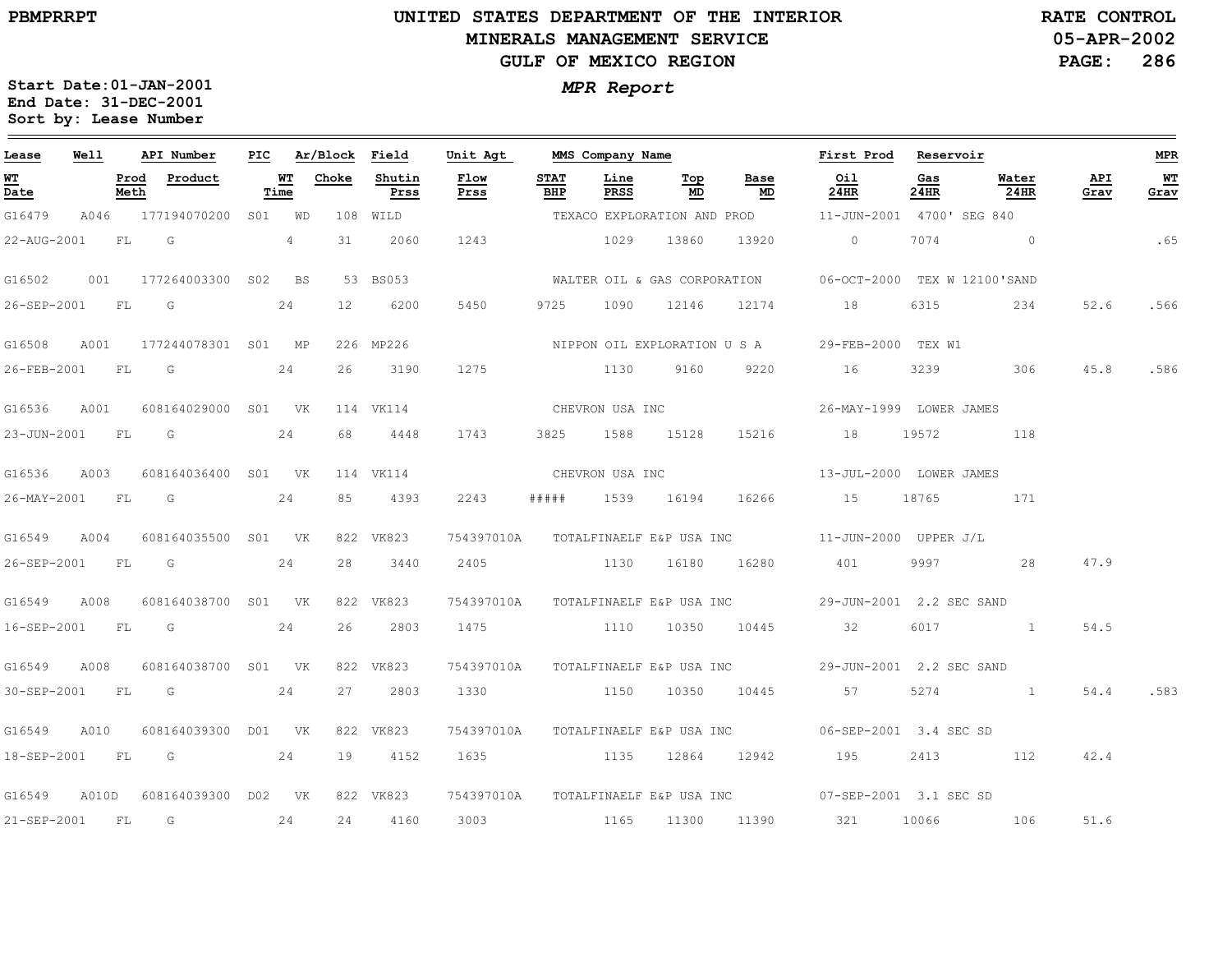PBMPRRPT

# UNITED STATES DEPARTMENT OF THE INTERIOR
## MINERALS MANAGEMENT SERVICE
## GULF OF MEXICO REGION

RATE CONTROL
05-APR-2002
PAGE: 286

**Start Date:01-JAN-2001**
**End Date: 31-DEC-2001**
**Sort by: Lease Number**

***MPR Report***

| Lease | Well | API Number | PIC | Ar/Block | | Field | Unit Agt | MMS Company Name | | | | | First Prod | Reservoir | | | MPR |
|---|---|---|---|---|---|---|---|---|---|---|---|---|---|---|---|---|---|
| WT Date | Prod Meth | Product | WT Time | Choke | | Shutin Prss | Flow Prss | STAT BHP | Line PRSS | Top MD | Base MD | | Oil 24HR | Gas 24HR | Water 24HR | API Grav | WT Grav |
| G16479 | A046 | 177194070200 | S01 | WD | 108 | WILD | | TEXACO EXPLORATION AND PROD | | | | | 11-JUN-2001 | 4700' SEG 840 | | | |
| 22-AUG-2001 | FL | G | 4 | 31 | | 2060 | 1243 | | 1029 | 13860 | 13920 | | 0 | 7074 | 0 | | .65 |
| G16502 | 001 | 177264003300 | S02 | BS | 53 | BS053 | | WALTER OIL & GAS CORPORATION | | | | | 06-OCT-2000 | TEX W 12100'SAND | | | |
| 26-SEP-2001 | FL | G | 24 | 12 | | 6200 | 5450 | 9725 | 1090 | 12146 | 12174 | | 18 | 6315 | 234 | 52.6 | .566 |
| G16508 | A001 | 177244078301 | S01 | MP | 226 | MP226 | | NIPPON OIL EXPLORATION U S A | | | | | 29-FEB-2000 | TEX W1 | | | |
| 26-FEB-2001 | FL | G | 24 | 26 | | 3190 | 1275 | | 1130 | 9160 | 9220 | | 16 | 3239 | 306 | 45.8 | .586 |
| G16536 | A001 | 608164029000 | S01 | VK | 114 | VK114 | | CHEVRON USA INC | | | | | 26-MAY-1999 | LOWER JAMES | | | |
| 23-JUN-2001 | FL | G | 24 | 68 | | 4448 | 1743 | 3825 | 1588 | 15128 | 15216 | | 18 | 19572 | 118 | | |
| G16536 | A003 | 608164036400 | S01 | VK | 114 | VK114 | | CHEVRON USA INC | | | | | 13-JUL-2000 | LOWER JAMES | | | |
| 26-MAY-2001 | FL | G | 24 | 85 | | 4393 | 2243 | ##### | 1539 | 16194 | 16266 | | 15 | 18765 | 171 | | |
| G16549 | A004 | 608164035500 | S01 | VK | 822 | VK823 | 754397010A | TOTALFINAELF E&P USA INC | | | | | 11-JUN-2000 | UPPER J/L | | | |
| 26-SEP-2001 | FL | G | 24 | 28 | | 3440 | 2405 | | 1130 | 16180 | 16280 | | 401 | 9997 | 28 | 47.9 | |
| G16549 | A008 | 608164038700 | S01 | VK | 822 | VK823 | 754397010A | TOTALFINAELF E&P USA INC | | | | | 29-JUN-2001 | 2.2 SEC SAND | | | |
| 16-SEP-2001 | FL | G | 24 | 26 | | 2803 | 1475 | | 1110 | 10350 | 10445 | | 32 | 6017 | 1 | 54.5 | |
| G16549 | A008 | 608164038700 | S01 | VK | 822 | VK823 | 754397010A | TOTALFINAELF E&P USA INC | | | | | 29-JUN-2001 | 2.2 SEC SAND | | | |
| 30-SEP-2001 | FL | G | 24 | 27 | | 2803 | 1330 | | 1150 | 10350 | 10445 | | 57 | 5274 | 1 | 54.4 | .583 |
| G16549 | A010 | 608164039300 | D01 | VK | 822 | VK823 | 754397010A | TOTALFINAELF E&P USA INC | | | | | 06-SEP-2001 | 3.4 SEC SD | | | |
| 18-SEP-2001 | FL | G | 24 | 19 | | 4152 | 1635 | | 1135 | 12864 | 12942 | | 195 | 2413 | 112 | 42.4 | |
| G16549 | A010D | 608164039300 | D02 | VK | 822 | VK823 | 754397010A | TOTALFINAELF E&P USA INC | | | | | 07-SEP-2001 | 3.1 SEC SD | | | |
| 21-SEP-2001 | FL | G | 24 | 24 | | 4160 | 3003 | | 1165 | 11300 | 11390 | | 321 | 10066 | 106 | 51.6 | |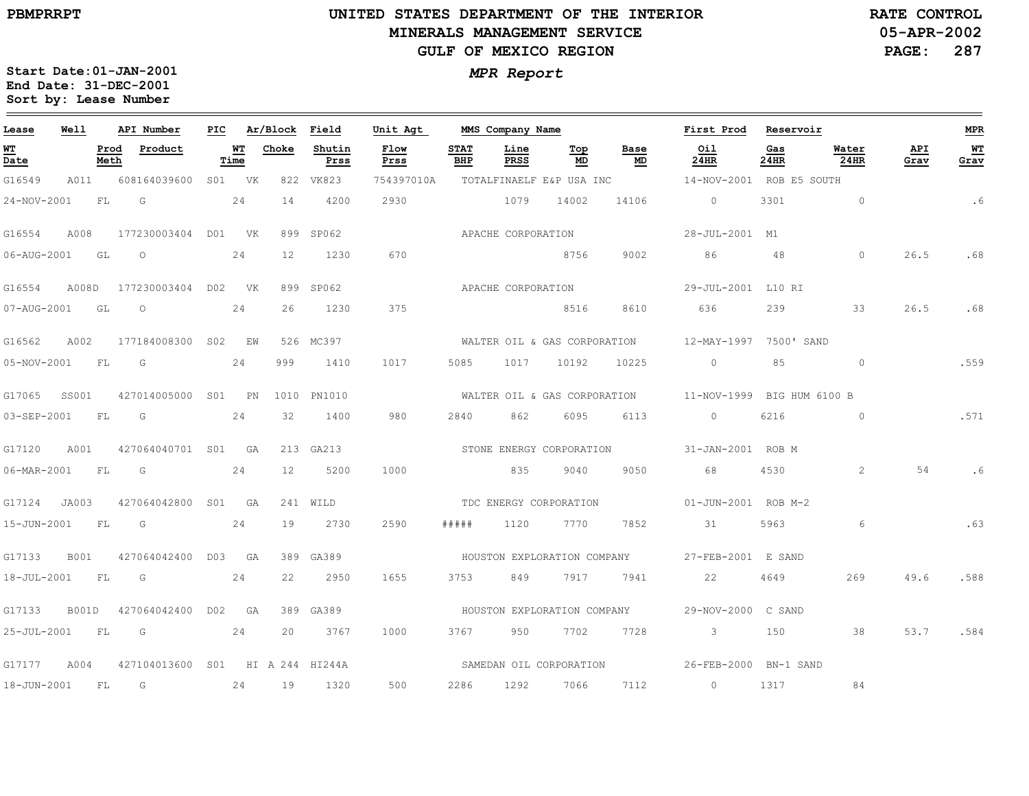PBMPRRPT

# UNITED STATES DEPARTMENT OF THE INTERIOR
## MINERALS MANAGEMENT SERVICE
## GULF OF MEXICO REGION

RATE CONTROL
05-APR-2002

***MPR Report***

**Start Date:01-JAN-2001**
**End Date: 31-DEC-2001**
**Sort by: Lease Number**

| Lease | Well | API Number | PIC | Ar/Block | Field | Unit Agt | MMS Company Name | | | | First Prod | Reservoir | | | MPR |
|---|---|---|---|---|---|---|---|---|---|---|---|---|---|---|---|
| **WT Date** | **Prod Meth** | **Product** | **WT Time** | **Choke** | **Shutin Prss** | **Flow Prss** | **STAT BHP** | **Line PRSS** | **Top MD** | **Base MD** | **Oil 24HR** | **Gas 24HR** | **Water 24HR** | **API Grav** | **WT Grav** |
| G16549 | A011 | 608164039600 | S01 | VK 822 | VK823 | 754397010A | TOTALFINAELF E&P USA INC | | | | 14-NOV-2001 | ROB E5 SOUTH | | | |
| 24-NOV-2001 | FL | G | 24 | 14 | 4200 | 2930 | | 1079 | 14002 | 14106 | 0 | 3301 | 0 | | .6 |
| G16554 | A008 | 177230003404 | D01 | VK 899 | SP062 | | APACHE CORPORATION | | | | 28-JUL-2001 | M1 | | | |
| 06-AUG-2001 | GL | O | 24 | 12 | 1230 | 670 | | | 8756 | 9002 | 86 | 48 | 0 | 26.5 | .68 |
| G16554 | A008D | 177230003404 | D02 | VK 899 | SP062 | | APACHE CORPORATION | | | | 29-JUL-2001 | L10 RI | | | |
| 07-AUG-2001 | GL | O | 24 | 26 | 1230 | 375 | | | 8516 | 8610 | 636 | 239 | 33 | 26.5 | .68 |
| G16562 | A002 | 177184008300 | S02 | EW 526 | MC397 | | WALTER OIL & GAS CORPORATION | | | | 12-MAY-1997 | 7500' SAND | | | |
| 05-NOV-2001 | FL | G | 24 | 999 | 1410 | 1017 | 5085 | 1017 | 10192 | 10225 | 0 | 85 | 0 | | .559 |
| G17065 | SS001 | 427014005000 | S01 | PN 1010 | PN1010 | | WALTER OIL & GAS CORPORATION | | | | 11-NOV-1999 | BIG HUM 6100 B | | | |
| 03-SEP-2001 | FL | G | 24 | 32 | 1400 | 980 | 2840 | 862 | 6095 | 6113 | 0 | 6216 | 0 | | .571 |
| G17120 | A001 | 427064040701 | S01 | GA 213 | GA213 | | STONE ENERGY CORPORATION | | | | 31-JAN-2001 | ROB M | | | |
| 06-MAR-2001 | FL | G | 24 | 12 | 5200 | 1000 | | 835 | 9040 | 9050 | 68 | 4530 | 2 | 54 | .6 |
| G17124 | JA003 | 427064042800 | S01 | GA 241 | WILD | | TDC ENERGY CORPORATION | | | | 01-JUN-2001 | ROB M-2 | | | |
| 15-JUN-2001 | FL | G | 24 | 19 | 2730 | 2590 | ##### | 1120 | 7770 | 7852 | 31 | 5963 | 6 | | .63 |
| G17133 | B001 | 427064042400 | D03 | GA 389 | GA389 | | HOUSTON EXPLORATION COMPANY | | | | 27-FEB-2001 | E SAND | | | |
| 18-JUL-2001 | FL | G | 24 | 22 | 2950 | 1655 | 3753 | 849 | 7917 | 7941 | 22 | 4649 | 269 | 49.6 | .588 |
| G17133 | B001D | 427064042400 | D02 | GA 389 | GA389 | | HOUSTON EXPLORATION COMPANY | | | | 29-NOV-2000 | C SAND | | | |
| 25-JUL-2001 | FL | G | 24 | 20 | 3767 | 1000 | 3767 | 950 | 7702 | 7728 | 3 | 150 | 38 | 53.7 | .584 |
| G17177 | A004 | 427104013600 | S01 | HI A 244 | HI244A | | SAMEDAN OIL CORPORATION | | | | 26-FEB-2000 | BN-1 SAND | | | |
| 18-JUN-2001 | FL | G | 24 | 19 | 1320 | 500 | 2286 | 1292 | 7066 | 7112 | 0 | 1317 | 84 | | |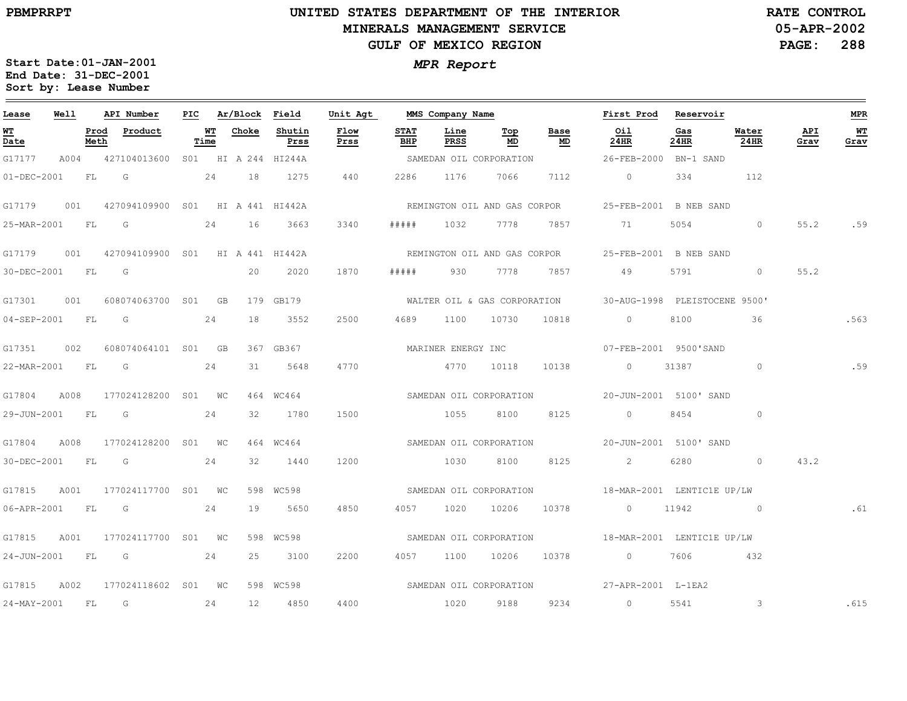PBMPRRPT

# UNITED STATES DEPARTMENT OF THE INTERIOR
## MINERALS MANAGEMENT SERVICE
## GULF OF MEXICO REGION

RATE CONTROL
05-APR-2002

***MPR Report***

**Start Date:01-JAN-2001**
**End Date: 31-DEC-2001**
**Sort by: Lease Number**

| Lease | Well | API Number | PIC | Ar/Block | Field | Unit Agt | MMS Company Name | | | | First Prod | Reservoir | | | MPR |
|---|---|---|---|---|---|---|---|---|---|---|---|---|---|---|---|
| WT Date | Prod Meth | Product | WT Time | Choke | Shutin Prss | Flow Prss | STAT BHP | Line PRSS | Top MD | Base MD | Oil 24HR | Gas 24HR | Water 24HR | API Grav | WT Grav |
| G17177 | A004 | 427104013600 | S01 | HI A 244 | HI244A | | SAMEDAN OIL CORPORATION | | | | 26-FEB-2000 | BN-1 SAND | | | |
| 01-DEC-2001 | FL | G | 24 | 18 | 1275 | 440 | 2286 | 1176 | 7066 | 7112 | 0 | 334 | 112 | | |
| G17179 | 001 | 427094109900 | S01 | HI A 441 | HI442A | | REMINGTON OIL AND GAS CORPOR | | | | 25-FEB-2001 | B NEB SAND | | | |
| 25-MAR-2001 | FL | G | 24 | 16 | 3663 | 3340 | ##### | 1032 | 7778 | 7857 | 71 | 5054 | 0 | 55.2 | .59 |
| G17179 | 001 | 427094109900 | S01 | HI A 441 | HI442A | | REMINGTON OIL AND GAS CORPOR | | | | 25-FEB-2001 | B NEB SAND | | | |
| 30-DEC-2001 | FL | G | | 20 | 2020 | 1870 | ##### | 930 | 7778 | 7857 | 49 | 5791 | 0 | 55.2 | |
| G17301 | 001 | 608074063700 | S01 | GB 179 | GB179 | | WALTER OIL & GAS CORPORATION | | | | 30-AUG-1998 | PLEISTOCENE 9500' | | | |
| 04-SEP-2001 | FL | G | 24 | 18 | 3552 | 2500 | 4689 | 1100 | 10730 | 10818 | 0 | 8100 | 36 | | .563 |
| G17351 | 002 | 608074064101 | S01 | GB 367 | GB367 | | MARINER ENERGY INC | | | | 07-FEB-2001 | 9500'SAND | | | |
| 22-MAR-2001 | FL | G | 24 | 31 | 5648 | 4770 | | 4770 | 10118 | 10138 | 0 | 31387 | 0 | | .59 |
| G17804 | A008 | 177024128200 | S01 | WC 464 | WC464 | | SAMEDAN OIL CORPORATION | | | | 20-JUN-2001 | 5100' SAND | | | |
| 29-JUN-2001 | FL | G | 24 | 32 | 1780 | 1500 | | 1055 | 8100 | 8125 | 0 | 8454 | 0 | | |
| G17804 | A008 | 177024128200 | S01 | WC 464 | WC464 | | SAMEDAN OIL CORPORATION | | | | 20-JUN-2001 | 5100' SAND | | | |
| 30-DEC-2001 | FL | G | 24 | 32 | 1440 | 1200 | | 1030 | 8100 | 8125 | 2 | 6280 | 0 | 43.2 | |
| G17815 | A001 | 177024117700 | S01 | WC 598 | WC598 | | SAMEDAN OIL CORPORATION | | | | 18-MAR-2001 | LENTIC1E UP/LW | | | |
| 06-APR-2001 | FL | G | 24 | 19 | 5650 | 4850 | 4057 | 1020 | 10206 | 10378 | 0 | 11942 | 0 | | .61 |
| G17815 | A001 | 177024117700 | S01 | WC 598 | WC598 | | SAMEDAN OIL CORPORATION | | | | 18-MAR-2001 | LENTIC1E UP/LW | | | |
| 24-JUN-2001 | FL | G | 24 | 25 | 3100 | 2200 | 4057 | 1100 | 10206 | 10378 | 0 | 7606 | 432 | | |
| G17815 | A002 | 177024118602 | S01 | WC 598 | WC598 | | SAMEDAN OIL CORPORATION | | | | 27-APR-2001 | L-1EA2 | | | |
| 24-MAY-2001 | FL | G | 24 | 12 | 4850 | 4400 | | 1020 | 9188 | 9234 | 0 | 5541 | 3 | | .615 |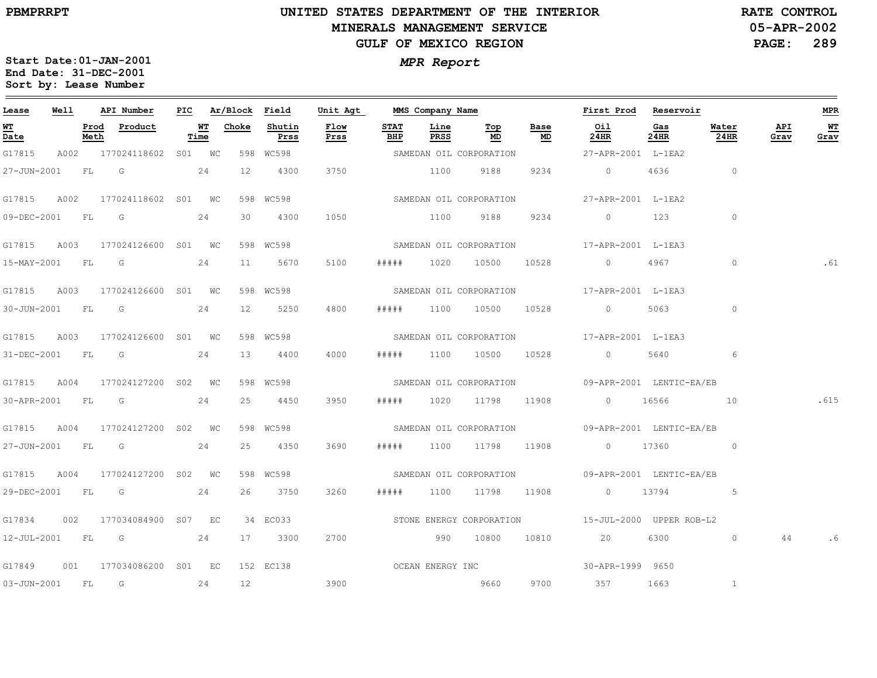# UNITED STATES DEPARTMENT OF THE INTERIOR
## MINERALS MANAGEMENT SERVICE
## GULF OF MEXICO REGION

PBMPRRPT

RATE CONTROL
05-APR-2002

**MPR Report**

Start Date:01-JAN-2001
End Date: 31-DEC-2001
Sort by: Lease Number

| Lease | Well | API Number | PIC | Ar/Block | | Field | Unit Agt | MMS Company Name | | | | | First Prod | Reservoir | | | MPR |
|---|---|---|---|---|---|---|---|---|---|---|---|---|---|---|---|---|---|
| WT Date | | Prod Meth | Product | WT Time | Choke | Shutin Prss | Flow Prss | STAT BHP | Line PRSS | Top MD | Base MD | | Oil 24HR | Gas 24HR | Water 24HR | API Grav | WT Grav |
| G17815 | A002 | 177024118602 | S01 | WC | 598 | WC598 | | SAMEDAN OIL CORPORATION | | | | | 27-APR-2001 | L-1EA2 | | | |
| 27-JUN-2001 | | FL | G | 24 | 12 | 4300 | 3750 | | 1100 | 9188 | 9234 | | 0 | 4636 | 0 | | |
| G17815 | A002 | 177024118602 | S01 | WC | 598 | WC598 | | SAMEDAN OIL CORPORATION | | | | | 27-APR-2001 | L-1EA2 | | | |
| 09-DEC-2001 | | FL | G | 24 | 30 | 4300 | 1050 | | 1100 | 9188 | 9234 | | 0 | 123 | 0 | | |
| G17815 | A003 | 177024126600 | S01 | WC | 598 | WC598 | | SAMEDAN OIL CORPORATION | | | | | 17-APR-2001 | L-1EA3 | | | |
| 15-MAY-2001 | | FL | G | 24 | 11 | 5670 | 5100 | ##### | 1020 | 10500 | 10528 | | 0 | 4967 | 0 | | .61 |
| G17815 | A003 | 177024126600 | S01 | WC | 598 | WC598 | | SAMEDAN OIL CORPORATION | | | | | 17-APR-2001 | L-1EA3 | | | |
| 30-JUN-2001 | | FL | G | 24 | 12 | 5250 | 4800 | ##### | 1100 | 10500 | 10528 | | 0 | 5063 | 0 | | |
| G17815 | A003 | 177024126600 | S01 | WC | 598 | WC598 | | SAMEDAN OIL CORPORATION | | | | | 17-APR-2001 | L-1EA3 | | | |
| 31-DEC-2001 | | FL | G | 24 | 13 | 4400 | 4000 | ##### | 1100 | 10500 | 10528 | | 0 | 5640 | 6 | | |
| G17815 | A004 | 177024127200 | S02 | WC | 598 | WC598 | | SAMEDAN OIL CORPORATION | | | | | 09-APR-2001 | LENTIC-EA/EB | | | |
| 30-APR-2001 | | FL | G | 24 | 25 | 4450 | 3950 | ##### | 1020 | 11798 | 11908 | | 0 | 16566 | 10 | | .615 |
| G17815 | A004 | 177024127200 | S02 | WC | 598 | WC598 | | SAMEDAN OIL CORPORATION | | | | | 09-APR-2001 | LENTIC-EA/EB | | | |
| 27-JUN-2001 | | FL | G | 24 | 25 | 4350 | 3690 | ##### | 1100 | 11798 | 11908 | | 0 | 17360 | 0 | | |
| G17815 | A004 | 177024127200 | S02 | WC | 598 | WC598 | | SAMEDAN OIL CORPORATION | | | | | 09-APR-2001 | LENTIC-EA/EB | | | |
| 29-DEC-2001 | | FL | G | 24 | 26 | 3750 | 3260 | ##### | 1100 | 11798 | 11908 | | 0 | 13794 | 5 | | |
| G17834 | 002 | 177034084900 | S07 | EC | 34 | EC033 | | STONE ENERGY CORPORATION | | | | | 15-JUL-2000 | UPPER ROB-L2 | | | |
| 12-JUL-2001 | | FL | G | 24 | 17 | 3300 | 2700 | | 990 | 10800 | 10810 | | 20 | 6300 | 0 | 44 | .6 |
| G17849 | 001 | 177034086200 | S01 | EC | 152 | EC138 | | OCEAN ENERGY INC | | | | | 30-APR-1999 | 9650 | | | |
| 03-JUN-2001 | | FL | G | 24 | 12 | | 3900 | | | 9660 | 9700 | | 357 | 1663 | 1 | | |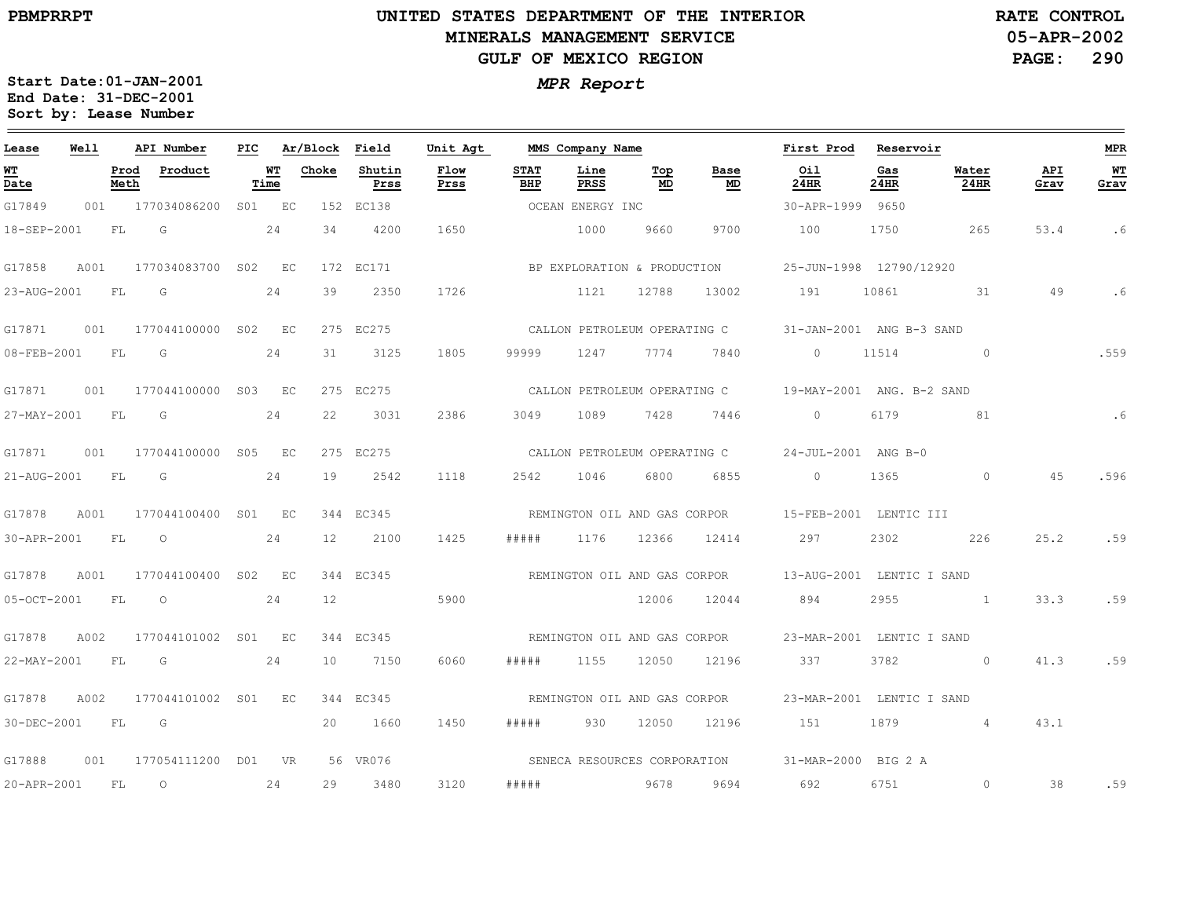PBMPRRPT

# UNITED STATES DEPARTMENT OF THE INTERIOR
## MINERALS MANAGEMENT SERVICE
## GULF OF MEXICO REGION

RATE CONTROL
05-APR-2002

**MPR Report**

Start Date:01-JAN-2001
End Date: 31-DEC-2001
Sort by: Lease Number

| Lease | Well | API Number | PIC | Ar/Block | Field | Unit Agt | MMS Company Name | | | | First Prod | Reservoir | | | MPR |
|---|---|---|---|---|---|---|---|---|---|---|---|---|---|---|---|
| WT Date | Prod Meth | Product | WT Time | Choke | Shutin Prss | Flow Prss | STAT BHP | Line PRSS | Top MD | Base MD | Oil 24HR | Gas 24HR | Water 24HR | API Grav | WT Grav |
| G17849 | 001 | 177034086200 | S01 | EC 152 | EC138 | | OCEAN ENERGY INC | | | | 30-APR-1999 | 9650 | | | |
| 18-SEP-2001 | FL | G | 24 | 34 | 4200 | 1650 | | 1000 | 9660 | 9700 | 100 | 1750 | 265 | 53.4 | .6 |
| G17858 | A001 | 177034083700 | S02 | EC 172 | EC171 | | BP EXPLORATION & PRODUCTION | | | | 25-JUN-1998 | 12790/12920 | | | |
| 23-AUG-2001 | FL | G | 24 | 39 | 2350 | 1726 | | 1121 | 12788 | 13002 | 191 | 10861 | 31 | 49 | .6 |
| G17871 | 001 | 177044100000 | S02 | EC 275 | EC275 | | CALLON PETROLEUM OPERATING C | | | | 31-JAN-2001 | ANG B-3 SAND | | | |
| 08-FEB-2001 | FL | G | 24 | 31 | 3125 | 1805 | 99999 | 1247 | 7774 | 7840 | 0 | 11514 | 0 | | .559 |
| G17871 | 001 | 177044100000 | S03 | EC 275 | EC275 | | CALLON PETROLEUM OPERATING C | | | | 19-MAY-2001 | ANG. B-2 SAND | | | |
| 27-MAY-2001 | FL | G | 24 | 22 | 3031 | 2386 | 3049 | 1089 | 7428 | 7446 | 0 | 6179 | 81 | | .6 |
| G17871 | 001 | 177044100000 | S05 | EC 275 | EC275 | | CALLON PETROLEUM OPERATING C | | | | 24-JUL-2001 | ANG B-0 | | | |
| 21-AUG-2001 | FL | G | 24 | 19 | 2542 | 1118 | 2542 | 1046 | 6800 | 6855 | 0 | 1365 | 0 | 45 | .596 |
| G17878 | A001 | 177044100400 | S01 | EC 344 | EC345 | | REMINGTON OIL AND GAS CORPOR | | | | 15-FEB-2001 | LENTIC III | | | |
| 30-APR-2001 | FL | O | 24 | 12 | 2100 | 1425 | ##### | 1176 | 12366 | 12414 | 297 | 2302 | 226 | 25.2 | .59 |
| G17878 | A001 | 177044100400 | S02 | EC 344 | EC345 | | REMINGTON OIL AND GAS CORPOR | | | | 13-AUG-2001 | LENTIC I SAND | | | |
| 05-OCT-2001 | FL | O | 24 | 12 | | 5900 | | | 12006 | 12044 | 894 | 2955 | 1 | 33.3 | .59 |
| G17878 | A002 | 177044101002 | S01 | EC 344 | EC345 | | REMINGTON OIL AND GAS CORPOR | | | | 23-MAR-2001 | LENTIC I SAND | | | |
| 22-MAY-2001 | FL | G | 24 | 10 | 7150 | 6060 | ##### | 1155 | 12050 | 12196 | 337 | 3782 | 0 | 41.3 | .59 |
| G17878 | A002 | 177044101002 | S01 | EC 344 | EC345 | | REMINGTON OIL AND GAS CORPOR | | | | 23-MAR-2001 | LENTIC I SAND | | | |
| 30-DEC-2001 | FL | G | | 20 | 1660 | 1450 | ##### | 930 | 12050 | 12196 | 151 | 1879 | 4 | 43.1 | |
| G17888 | 001 | 177054111200 | D01 | VR 56 | VR076 | | SENECA RESOURCES CORPORATION | | | | 31-MAR-2000 | BIG 2 A | | | |
| 20-APR-2001 | FL | O | 24 | 29 | 3480 | 3120 | ##### | | 9678 | 9694 | 692 | 6751 | 0 | 38 | .59 |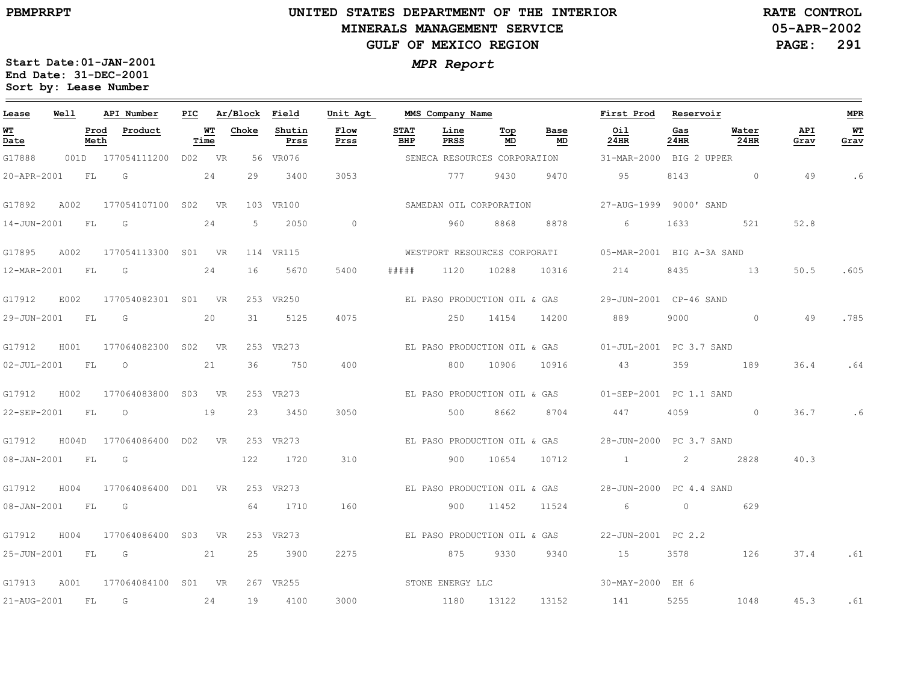# UNITED STATES DEPARTMENT OF THE INTERIOR
## MINERALS MANAGEMENT SERVICE
## GULF OF MEXICO REGION

PBMPRRPT

RATE CONTROL
05-APR-2002

Start Date: 01-JAN-2001
End Date: 31-DEC-2001
Sort by: Lease Number

***MPR Report***

| Lease | Well | API Number | PIC | Ar/Block | Field | Unit Agt | MMS Company Name | | | | First Prod | Reservoir | | | MPR |
|---|---|---|---|---|---|---|---|---|---|---|---|---|---|---|---|
| WT Date | Prod Meth | Product | WT Time | Choke | Shutin Prss | Flow Prss | STAT BHP | Line PRSS | Top MD | Base MD | Oil 24HR | Gas 24HR | Water 24HR | API Grav | WT Grav |
| G17888 | 001D | 177054111200 | D02 | VR 56 | VR076 | | SENECA RESOURCES CORPORATION | | | | 31-MAR-2000 | BIG 2 UPPER | | | |
| 20-APR-2001 | FL | G | 24 | 29 | 3400 | 3053 | | 777 | 9430 | 9470 | 95 | 8143 | 0 | 49 | .6 |
| G17892 | A002 | 177054107100 | S02 | VR 103 | VR100 | | SAMEDAN OIL CORPORATION | | | | 27-AUG-1999 | 9000' SAND | | | |
| 14-JUN-2001 | FL | G | 24 | 5 | 2050 | 0 | | 960 | 8868 | 8878 | 6 | 1633 | 521 | 52.8 | |
| G17895 | A002 | 177054113300 | S01 | VR 114 | VR115 | | WESTPORT RESOURCES CORPORATI | | | | 05-MAR-2001 | BIG A-3A SAND | | | |
| 12-MAR-2001 | FL | G | 24 | 16 | 5670 | 5400 | ##### | 1120 | 10288 | 10316 | 214 | 8435 | 13 | 50.5 | .605 |
| G17912 | E002 | 177054082301 | S01 | VR 253 | VR250 | | EL PASO PRODUCTION OIL & GAS | | | | 29-JUN-2001 | CP-46 SAND | | | |
| 29-JUN-2001 | FL | G | 20 | 31 | 5125 | 4075 | | 250 | 14154 | 14200 | 889 | 9000 | 0 | 49 | .785 |
| G17912 | H001 | 177064082300 | S02 | VR 253 | VR273 | | EL PASO PRODUCTION OIL & GAS | | | | 01-JUL-2001 | PC 3.7 SAND | | | |
| 02-JUL-2001 | FL | O | 21 | 36 | 750 | 400 | | 800 | 10906 | 10916 | 43 | 359 | 189 | 36.4 | .64 |
| G17912 | H002 | 177064083800 | S03 | VR 253 | VR273 | | EL PASO PRODUCTION OIL & GAS | | | | 01-SEP-2001 | PC 1.1 SAND | | | |
| 22-SEP-2001 | FL | O | 19 | 23 | 3450 | 3050 | | 500 | 8662 | 8704 | 447 | 4059 | 0 | 36.7 | .6 |
| G17912 | H004D | 177064086400 | D02 | VR 253 | VR273 | | EL PASO PRODUCTION OIL & GAS | | | | 28-JUN-2000 | PC 3.7 SAND | | | |
| 08-JAN-2001 | FL | G | | 122 | 1720 | 310 | | 900 | 10654 | 10712 | 1 | 2 | 2828 | 40.3 | |
| G17912 | H004 | 177064086400 | D01 | VR 253 | VR273 | | EL PASO PRODUCTION OIL & GAS | | | | 28-JUN-2000 | PC 4.4 SAND | | | |
| 08-JAN-2001 | FL | G | | 64 | 1710 | 160 | | 900 | 11452 | 11524 | 6 | 0 | 629 | | |
| G17912 | H004 | 177064086400 | S03 | VR 253 | VR273 | | EL PASO PRODUCTION OIL & GAS | | | | 22-JUN-2001 | PC 2.2 | | | |
| 25-JUN-2001 | FL | G | 21 | 25 | 3900 | 2275 | | 875 | 9330 | 9340 | 15 | 3578 | 126 | 37.4 | .61 |
| G17913 | A001 | 177064084100 | S01 | VR 267 | VR255 | | STONE ENERGY LLC | | | | 30-MAY-2000 | EH 6 | | | |
| 21-AUG-2001 | FL | G | 24 | 19 | 4100 | 3000 | | 1180 | 13122 | 13152 | 141 | 5255 | 1048 | 45.3 | .61 |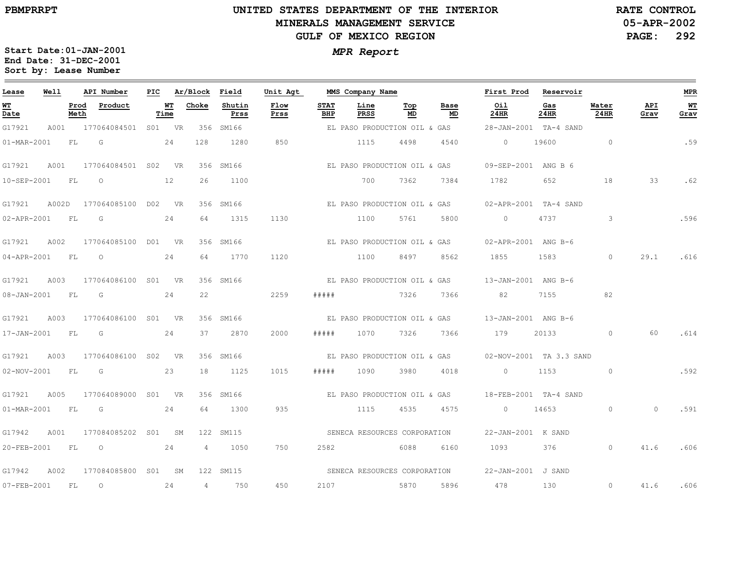UNITED STATES DEPARTMENT OF THE INTERIOR
MINERALS MANAGEMENT SERVICE
GULF OF MEXICO REGION

*MPR Report*

PBMPRRPT

RATE CONTROL
05-APR-2002

Start Date:01-JAN-2001
End Date: 31-DEC-2001
Sort by: Lease Number

| Lease | Well | API Number | PIC | Ar/Block | | Field | Unit Agt | MMS Company Name | | | | First Prod | Reservoir | | | MPR |
|---|---|---|---|---|---|---|---|---|---|---|---|---|---|---|---|---|
| WT Date | Prod Meth | Product | WT Time | Choke | | Shutin Prss | Flow Prss | STAT BHP | Line PRSS | Top MD | Base MD | Oil 24HR | Gas 24HR | Water 24HR | API Grav | WT Grav |
| G17921 | A001 | 177064084501 | S01 | VR | 356 | SM166 | | EL PASO PRODUCTION OIL & GAS | | | | 28-JAN-2001 | TA-4 SAND | | | |
| 01-MAR-2001 | FL | G | 24 | 128 | | 1280 | 850 | | 1115 | 4498 | 4540 | 0 | 19600 | 0 | | .59 |
| G17921 | A001 | 177064084501 | S02 | VR | 356 | SM166 | | EL PASO PRODUCTION OIL & GAS | | | | 09-SEP-2001 | ANG B 6 | | | |
| 10-SEP-2001 | FL | O | 12 | 26 | | 1100 | | | 700 | 7362 | 7384 | 1782 | 652 | 18 | 33 | .62 |
| G17921 | A002D | 177064085100 | D02 | VR | 356 | SM166 | | EL PASO PRODUCTION OIL & GAS | | | | 02-APR-2001 | TA-4 SAND | | | |
| 02-APR-2001 | FL | G | 24 | 64 | | 1315 | 1130 | | 1100 | 5761 | 5800 | 0 | 4737 | 3 | | .596 |
| G17921 | A002 | 177064085100 | D01 | VR | 356 | SM166 | | EL PASO PRODUCTION OIL & GAS | | | | 02-APR-2001 | ANG B-6 | | | |
| 04-APR-2001 | FL | O | 24 | 64 | | 1770 | 1120 | | 1100 | 8497 | 8562 | 1855 | 1583 | 0 | 29.1 | .616 |
| G17921 | A003 | 177064086100 | S01 | VR | 356 | SM166 | | EL PASO PRODUCTION OIL & GAS | | | | 13-JAN-2001 | ANG B-6 | | | |
| 08-JAN-2001 | FL | G | 24 | 22 | | | 2259 | ##### | | 7326 | 7366 | 82 | 7155 | 82 | | |
| G17921 | A003 | 177064086100 | S01 | VR | 356 | SM166 | | EL PASO PRODUCTION OIL & GAS | | | | 13-JAN-2001 | ANG B-6 | | | |
| 17-JAN-2001 | FL | G | 24 | 37 | | 2870 | 2000 | ##### | 1070 | 7326 | 7366 | 179 | 20133 | 0 | 60 | .614 |
| G17921 | A003 | 177064086100 | S02 | VR | 356 | SM166 | | EL PASO PRODUCTION OIL & GAS | | | | 02-NOV-2001 | TA 3.3 SAND | | | |
| 02-NOV-2001 | FL | G | 23 | 18 | | 1125 | 1015 | ##### | 1090 | 3980 | 4018 | 0 | 1153 | 0 | | .592 |
| G17921 | A005 | 177064089000 | S01 | VR | 356 | SM166 | | EL PASO PRODUCTION OIL & GAS | | | | 18-FEB-2001 | TA-4 SAND | | | |
| 01-MAR-2001 | FL | G | 24 | 64 | | 1300 | 935 | | 1115 | 4535 | 4575 | 0 | 14653 | 0 | 0 | .591 |
| G17942 | A001 | 177084085202 | S01 | SM | 122 | SM115 | | SENECA RESOURCES CORPORATION | | | | 22-JAN-2001 | K SAND | | | |
| 20-FEB-2001 | FL | O | 24 | 4 | | 1050 | 750 | 2582 | | 6088 | 6160 | 1093 | 376 | 0 | 41.6 | .606 |
| G17942 | A002 | 177084085800 | S01 | SM | 122 | SM115 | | SENECA RESOURCES CORPORATION | | | | 22-JAN-2001 | J SAND | | | |
| 07-FEB-2001 | FL | O | 24 | 4 | | 750 | 450 | 2107 | | 5870 | 5896 | 478 | 130 | 0 | 41.6 | .606 |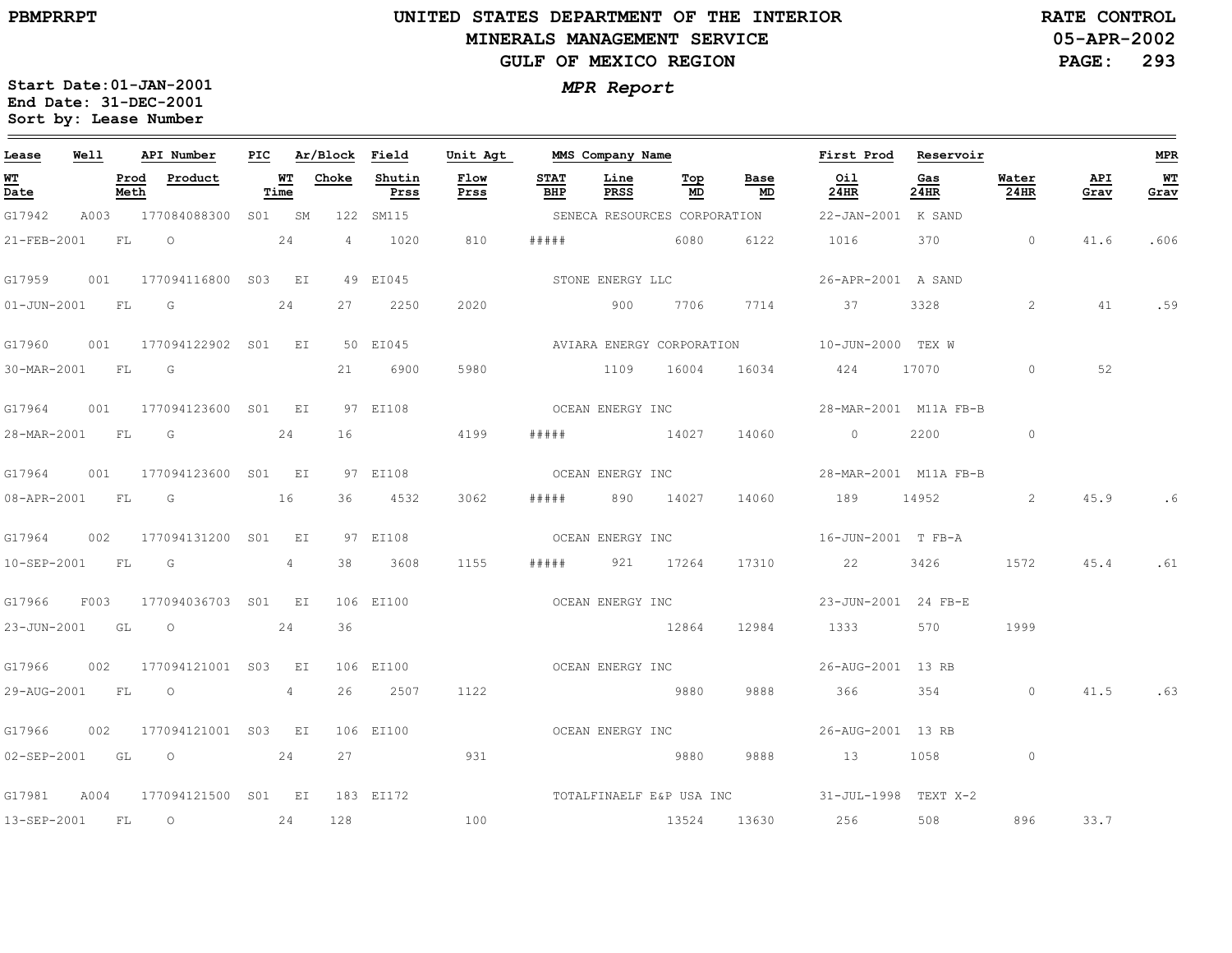# UNITED STATES DEPARTMENT OF THE INTERIOR
## MINERALS MANAGEMENT SERVICE
## GULF OF MEXICO REGION

PBMPRRPT

RATE CONTROL
05-APR-2002

*MPR Report*

**Start Date:** 01-JAN-2001
**End Date:** 31-DEC-2001
**Sort by:** Lease Number

| Lease | Well | API Number | PIC | Ar/Block | | Field | Unit Agt | MMS Company Name | | | | First Prod | Reservoir | | | MPR |
|---|---|---|---|---|---|---|---|---|---|---|---|---|---|---|---|---|
| WT Date | Prod Meth | Product | WT Time | Choke | | Shutin Prss | Flow Prss | STAT BHP | Line PRSS | Top MD | Base MD | Oil 24HR | Gas 24HR | Water 24HR | API Grav | WT Grav |
| G17942 | A003 | 177084088300 | S01 | SM | 122 | SM115 | | SENECA RESOURCES CORPORATION | | | | 22-JAN-2001 | K SAND | | | |
| 21-FEB-2001 | FL | O | 24 | 4 | | 1020 | 810 | ##### | | 6080 | 6122 | 1016 | 370 | 0 | 41.6 | .606 |
| G17959 | 001 | 177094116800 | S03 | EI | 49 | EI045 | | STONE ENERGY LLC | | | | 26-APR-2001 | A SAND | | | |
| 01-JUN-2001 | FL | G | 24 | 27 | | 2250 | 2020 | | 900 | 7706 | 7714 | 37 | 3328 | 2 | 41 | .59 |
| G17960 | 001 | 177094122902 | S01 | EI | 50 | EI045 | | AVIARA ENERGY CORPORATION | | | | 10-JUN-2000 | TEX W | | | |
| 30-MAR-2001 | FL | G | | 21 | | 6900 | 5980 | | 1109 | 16004 | 16034 | 424 | 17070 | 0 | 52 | |
| G17964 | 001 | 177094123600 | S01 | EI | 97 | EI108 | | OCEAN ENERGY INC | | | | 28-MAR-2001 | M11A FB-B | | | |
| 28-MAR-2001 | FL | G | 24 | 16 | | | 4199 | ##### | | 14027 | 14060 | 0 | 2200 | 0 | | |
| G17964 | 001 | 177094123600 | S01 | EI | 97 | EI108 | | OCEAN ENERGY INC | | | | 28-MAR-2001 | M11A FB-B | | | |
| 08-APR-2001 | FL | G | 16 | 36 | | 4532 | 3062 | ##### | 890 | 14027 | 14060 | 189 | 14952 | 2 | 45.9 | .6 |
| G17964 | 002 | 177094131200 | S01 | EI | 97 | EI108 | | OCEAN ENERGY INC | | | | 16-JUN-2001 | T FB-A | | | |
| 10-SEP-2001 | FL | G | 4 | 38 | | 3608 | 1155 | ##### | 921 | 17264 | 17310 | 22 | 3426 | 1572 | 45.4 | .61 |
| G17966 | F003 | 177094036703 | S01 | EI | 106 | EI100 | | OCEAN ENERGY INC | | | | 23-JUN-2001 | 24 FB-E | | | |
| 23-JUN-2001 | GL | O | 24 | 36 | | | | | | 12864 | 12984 | 1333 | 570 | 1999 | | |
| G17966 | 002 | 177094121001 | S03 | EI | 106 | EI100 | | OCEAN ENERGY INC | | | | 26-AUG-2001 | 13 RB | | | |
| 29-AUG-2001 | FL | O | 4 | 26 | | 2507 | 1122 | | | 9880 | 9888 | 366 | 354 | 0 | 41.5 | .63 |
| G17966 | 002 | 177094121001 | S03 | EI | 106 | EI100 | | OCEAN ENERGY INC | | | | 26-AUG-2001 | 13 RB | | | |
| 02-SEP-2001 | GL | O | 24 | 27 | | | 931 | | | 9880 | 9888 | 13 | 1058 | 0 | | |
| G17981 | A004 | 177094121500 | S01 | EI | 183 | EI172 | | TOTALFINAELF E&P USA INC | | | | 31-JUL-1998 | TEXT X-2 | | | |
| 13-SEP-2001 | FL | O | 24 | 128 | | | 100 | | | 13524 | 13630 | 256 | 508 | 896 | 33.7 | |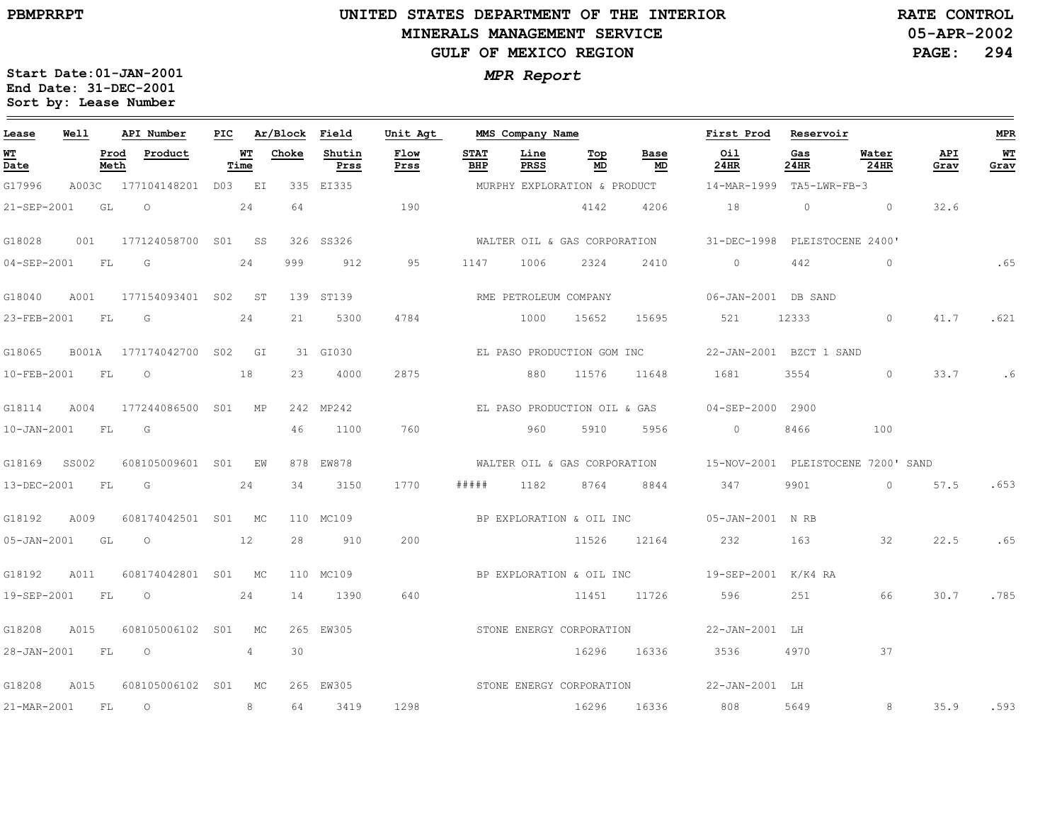UNITED STATES DEPARTMENT OF THE INTERIOR
MINERALS MANAGEMENT SERVICE
GULF OF MEXICO REGION

PBMPRRPT

RATE CONTROL
05-APR-2002

Start Date:01-JAN-2001
End Date: 31-DEC-2001
Sort by: Lease Number

*MPR Report*

| Lease | Well | API Number | PIC | Ar/Block | Field | Unit Agt | MMS Company Name | | | | First Prod | Reservoir | | | MPR |
|---|---|---|---|---|---|---|---|---|---|---|---|---|---|---|---|
| WT Date | Prod Meth | Product | WT Time | Choke | Shutin Prss | Flow Prss | STAT BHP | Line PRSS | Top MD | Base MD | Oil 24HR | Gas 24HR | Water 24HR | API Grav | WT Grav |
| G17996 | A003C | 177104148201 | D03 | EI 335 | EI335 | | MURPHY EXPLORATION & PRODUCT | | | | 14-MAR-1999 | TA5-LWR-FB-3 | | | |
| 21-SEP-2001 | GL | O | 24 | 64 | | 190 | | | 4142 | 4206 | 18 | 0 | 0 | 32.6 | |
| G18028 | 001 | 177124058700 | S01 | SS 326 | SS326 | | WALTER OIL & GAS CORPORATION | | | | 31-DEC-1998 | PLEISTOCENE 2400' | | | |
| 04-SEP-2001 | FL | G | 24 | 999 | 912 | 95 | 1147 | 1006 | 2324 | 2410 | 0 | 442 | 0 | | .65 |
| G18040 | A001 | 177154093401 | S02 | ST 139 | ST139 | | RME PETROLEUM COMPANY | | | | 06-JAN-2001 | DB SAND | | | |
| 23-FEB-2001 | FL | G | 24 | 21 | 5300 | 4784 | | 1000 | 15652 | 15695 | 521 | 12333 | 0 | 41.7 | .621 |
| G18065 | B001A | 177174042700 | S02 | GI 31 | GI030 | | EL PASO PRODUCTION GOM INC | | | | 22-JAN-2001 | BZCT 1 SAND | | | |
| 10-FEB-2001 | FL | O | 18 | 23 | 4000 | 2875 | | 880 | 11576 | 11648 | 1681 | 3554 | 0 | 33.7 | .6 |
| G18114 | A004 | 177244086500 | S01 | MP 242 | MP242 | | EL PASO PRODUCTION OIL & GAS | | | | 04-SEP-2000 | 2900 | | | |
| 10-JAN-2001 | FL | G | | 46 | 1100 | 760 | | 960 | 5910 | 5956 | 0 | 8466 | 100 | | |
| G18169 | SS002 | 608105009601 | S01 | EW 878 | EW878 | | WALTER OIL & GAS CORPORATION | | | | 15-NOV-2001 | PLEISTOCENE 7200' SAND | | | |
| 13-DEC-2001 | FL | G | 24 | 34 | 3150 | 1770 | ##### | 1182 | 8764 | 8844 | 347 | 9901 | 0 | 57.5 | .653 |
| G18192 | A009 | 608174042501 | S01 | MC 110 | MC109 | | BP EXPLORATION & OIL INC | | | | 05-JAN-2001 | N RB | | | |
| 05-JAN-2001 | GL | O | 12 | 28 | 910 | 200 | | | 11526 | 12164 | 232 | 163 | 32 | 22.5 | .65 |
| G18192 | A011 | 608174042801 | S01 | MC 110 | MC109 | | BP EXPLORATION & OIL INC | | | | 19-SEP-2001 | K/K4 RA | | | |
| 19-SEP-2001 | FL | O | 24 | 14 | 1390 | 640 | | | 11451 | 11726 | 596 | 251 | 66 | 30.7 | .785 |
| G18208 | A015 | 608105006102 | S01 | MC 265 | EW305 | | STONE ENERGY CORPORATION | | | | 22-JAN-2001 | LH | | | |
| 28-JAN-2001 | FL | O | 4 | 30 | | | | | 16296 | 16336 | 3536 | 4970 | 37 | | |
| G18208 | A015 | 608105006102 | S01 | MC 265 | EW305 | | STONE ENERGY CORPORATION | | | | 22-JAN-2001 | LH | | | |
| 21-MAR-2001 | FL | O | 8 | 64 | 3419 | 1298 | | | 16296 | 16336 | 808 | 5649 | 8 | 35.9 | .593 |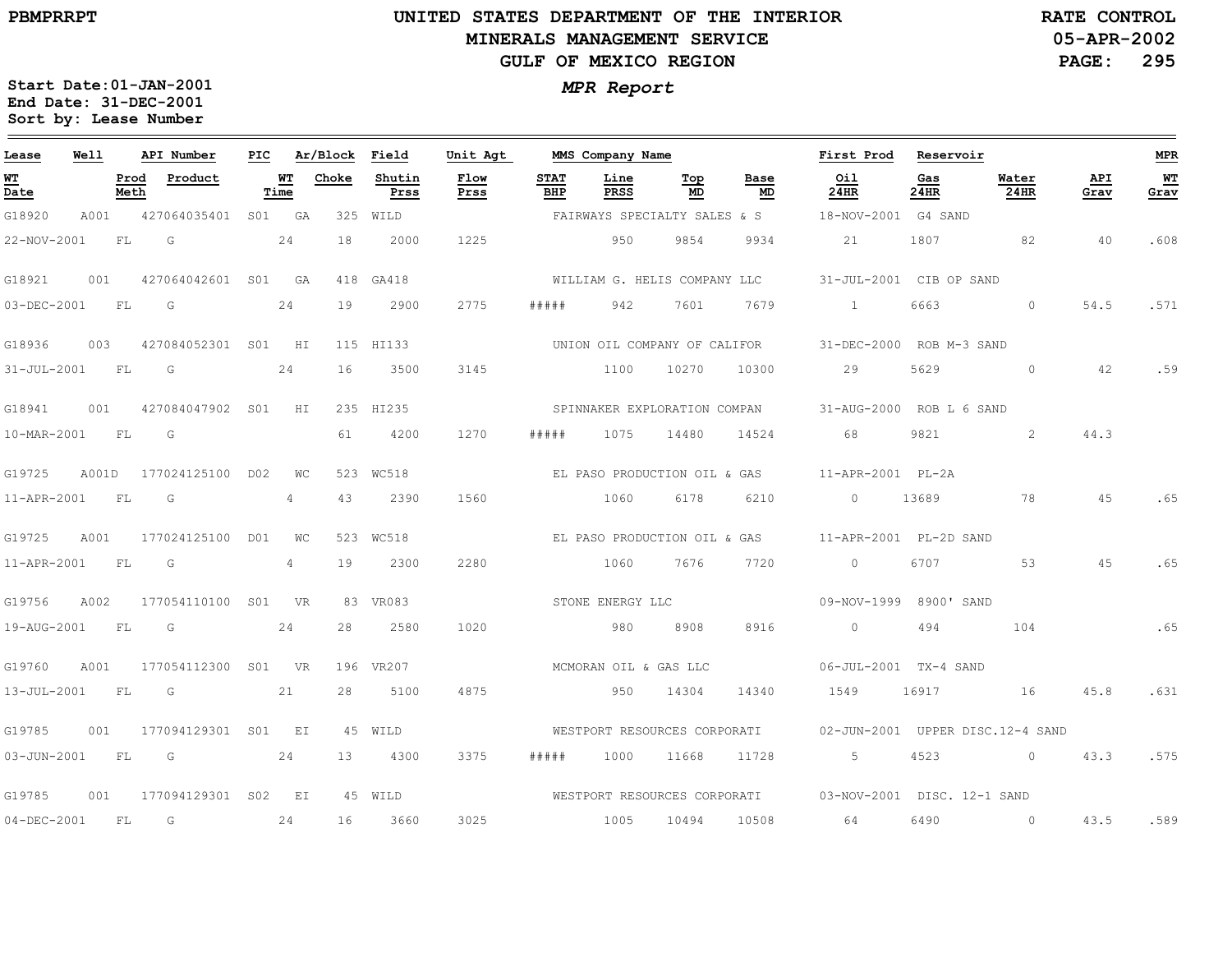# UNITED STATES DEPARTMENT OF THE INTERIOR
## MINERALS MANAGEMENT SERVICE
## GULF OF MEXICO REGION

PBMPRRPT

RATE CONTROL
05-APR-2002

Start Date:01-JAN-2001
End Date: 31-DEC-2001
Sort by: Lease Number

*MPR Report*

| Lease | Well | API Number | PIC | Ar/Block | | Field | Unit Agt | MMS Company Name | | | | First Prod | Reservoir | | | MPR |
|---|---|---|---|---|---|---|---|---|---|---|---|---|---|---|---|---|
| WT Date | Prod Meth | Product | WT Time | Choke | | Shutin Prss | Flow Prss | STAT BHP | Line PRSS | Top MD | Base MD | Oil 24HR | Gas 24HR | Water 24HR | API Grav | WT Grav |
| G18920 | A001 | 427064035401 | S01 | GA | 325 | WILD | | FAIRWAYS SPECIALTY SALES & S | | | | 18-NOV-2001 | G4 SAND | | | |
| 22-NOV-2001 | FL | G | 24 | 18 | | 2000 | 1225 | | 950 | 9854 | 9934 | 21 | 1807 | 82 | 40 | .608 |
| G18921 | 001 | 427064042601 | S01 | GA | 418 | GA418 | | WILLIAM G. HELIS COMPANY LLC | | | | 31-JUL-2001 | CIB OP SAND | | | |
| 03-DEC-2001 | FL | G | 24 | 19 | | 2900 | 2775 | ##### | 942 | 7601 | 7679 | 1 | 6663 | 0 | 54.5 | .571 |
| G18936 | 003 | 427084052301 | S01 | HI | 115 | HI133 | | UNION OIL COMPANY OF CALIFOR | | | | 31-DEC-2000 | ROB M-3 SAND | | | |
| 31-JUL-2001 | FL | G | 24 | 16 | | 3500 | 3145 | | 1100 | 10270 | 10300 | 29 | 5629 | 0 | 42 | .59 |
| G18941 | 001 | 427084047902 | S01 | HI | 235 | HI235 | | SPINNAKER EXPLORATION COMPAN | | | | 31-AUG-2000 | ROB L 6 SAND | | | |
| 10-MAR-2001 | FL | G | | 61 | | 4200 | 1270 | ##### | 1075 | 14480 | 14524 | 68 | 9821 | 2 | 44.3 | |
| G19725 | A001D | 177024125100 | D02 | WC | 523 | WC518 | | EL PASO PRODUCTION OIL & GAS | | | | 11-APR-2001 | PL-2A | | | |
| 11-APR-2001 | FL | G | 4 | 43 | | 2390 | 1560 | | 1060 | 6178 | 6210 | 0 | 13689 | 78 | 45 | .65 |
| G19725 | A001 | 177024125100 | D01 | WC | 523 | WC518 | | EL PASO PRODUCTION OIL & GAS | | | | 11-APR-2001 | PL-2D SAND | | | |
| 11-APR-2001 | FL | G | 4 | 19 | | 2300 | 2280 | | 1060 | 7676 | 7720 | 0 | 6707 | 53 | 45 | .65 |
| G19756 | A002 | 177054110100 | S01 | VR | 83 | VR083 | | STONE ENERGY LLC | | | | 09-NOV-1999 | 8900' SAND | | | |
| 19-AUG-2001 | FL | G | 24 | 28 | | 2580 | 1020 | | 980 | 8908 | 8916 | 0 | 494 | 104 | | .65 |
| G19760 | A001 | 177054112300 | S01 | VR | 196 | VR207 | | MCMORAN OIL & GAS LLC | | | | 06-JUL-2001 | TX-4 SAND | | | |
| 13-JUL-2001 | FL | G | 21 | 28 | | 5100 | 4875 | | 950 | 14304 | 14340 | 1549 | 16917 | 16 | 45.8 | .631 |
| G19785 | 001 | 177094129301 | S01 | EI | 45 | WILD | | WESTPORT RESOURCES CORPORATI | | | | 02-JUN-2001 | UPPER DISC.12-4 SAND | | | |
| 03-JUN-2001 | FL | G | 24 | 13 | | 4300 | 3375 | ##### | 1000 | 11668 | 11728 | 5 | 4523 | 0 | 43.3 | .575 |
| G19785 | 001 | 177094129301 | S02 | EI | 45 | WILD | | WESTPORT RESOURCES CORPORATI | | | | 03-NOV-2001 | DISC. 12-1 SAND | | | |
| 04-DEC-2001 | FL | G | 24 | 16 | | 3660 | 3025 | | 1005 | 10494 | 10508 | 64 | 6490 | 0 | 43.5 | .589 |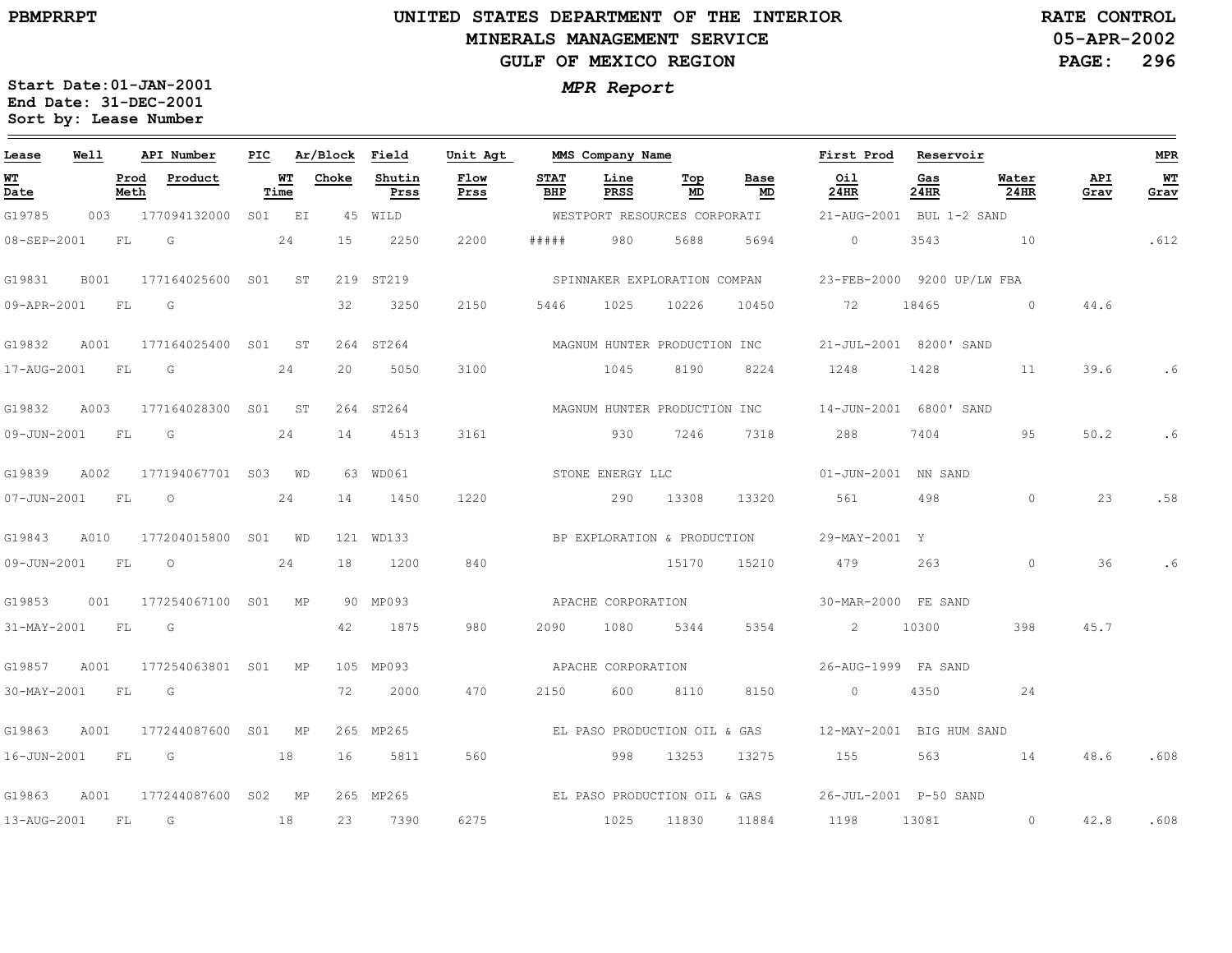PBMPRRPT

# UNITED STATES DEPARTMENT OF THE INTERIOR
## MINERALS MANAGEMENT SERVICE
## GULF OF MEXICO REGION

RATE CONTROL
05-APR-2002

*MPR Report*

Start Date:01-JAN-2001
End Date: 31-DEC-2001
Sort by: Lease Number

| Lease | Well | API Number | PIC | Ar/Block | | Field | Unit Agt | MMS Company Name | | | | First Prod | Reservoir | | | MPR |
|---|---|---|---|---|---|---|---|---|---|---|---|---|---|---|---|---|
| WT Date | Prod Meth | Product | | WT Time | Choke | Shutin Prss | Flow Prss | STAT BHP | Line PRSS | Top MD | Base MD | Oil 24HR | Gas 24HR | Water 24HR | API Grav | WT Grav |
| G19785 | 003 | 177094132000 | S01 | EI | 45 | WILD | | WESTPORT RESOURCES CORPORATI | | | | 21-AUG-2001 | BUL 1-2 SAND | | | |
| 08-SEP-2001 | FL | G | | 24 | 15 | 2250 | 2200 | ##### | 980 | 5688 | 5694 | 0 | 3543 | 10 | | .612 |
| G19831 | B001 | 177164025600 | S01 | ST | 219 | ST219 | | SPINNAKER EXPLORATION COMPAN | | | | 23-FEB-2000 | 9200 UP/LW FBA | | | |
| 09-APR-2001 | FL | G | | | 32 | 3250 | 2150 | 5446 | 1025 | 10226 | 10450 | 72 | 18465 | 0 | 44.6 | |
| G19832 | A001 | 177164025400 | S01 | ST | 264 | ST264 | | MAGNUM HUNTER PRODUCTION INC | | | | 21-JUL-2001 | 8200' SAND | | | |
| 17-AUG-2001 | FL | G | | 24 | 20 | 5050 | 3100 | | 1045 | 8190 | 8224 | 1248 | 1428 | 11 | 39.6 | .6 |
| G19832 | A003 | 177164028300 | S01 | ST | 264 | ST264 | | MAGNUM HUNTER PRODUCTION INC | | | | 14-JUN-2001 | 6800' SAND | | | |
| 09-JUN-2001 | FL | G | | 24 | 14 | 4513 | 3161 | | 930 | 7246 | 7318 | 288 | 7404 | 95 | 50.2 | .6 |
| G19839 | A002 | 177194067701 | S03 | WD | 63 | WD061 | | STONE ENERGY LLC | | | | 01-JUN-2001 | NN SAND | | | |
| 07-JUN-2001 | FL | O | | 24 | 14 | 1450 | 1220 | | 290 | 13308 | 13320 | 561 | 498 | 0 | 23 | .58 |
| G19843 | A010 | 177204015800 | S01 | WD | 121 | WD133 | | BP EXPLORATION & PRODUCTION | | | | 29-MAY-2001 | Y | | | |
| 09-JUN-2001 | FL | O | | 24 | 18 | 1200 | 840 | | | 15170 | 15210 | 479 | 263 | 0 | 36 | .6 |
| G19853 | 001 | 177254067100 | S01 | MP | 90 | MP093 | | APACHE CORPORATION | | | | 30-MAR-2000 | FE SAND | | | |
| 31-MAY-2001 | FL | G | | | 42 | 1875 | 980 | 2090 | 1080 | 5344 | 5354 | 2 | 10300 | 398 | 45.7 | |
| G19857 | A001 | 177254063801 | S01 | MP | 105 | MP093 | | APACHE CORPORATION | | | | 26-AUG-1999 | FA SAND | | | |
| 30-MAY-2001 | FL | G | | | 72 | 2000 | 470 | 2150 | 600 | 8110 | 8150 | 0 | 4350 | 24 | | |
| G19863 | A001 | 177244087600 | S01 | MP | 265 | MP265 | | EL PASO PRODUCTION OIL & GAS | | | | 12-MAY-2001 | BIG HUM SAND | | | |
| 16-JUN-2001 | FL | G | | 18 | 16 | 5811 | 560 | | 998 | 13253 | 13275 | 155 | 563 | 14 | 48.6 | .608 |
| G19863 | A001 | 177244087600 | S02 | MP | 265 | MP265 | | EL PASO PRODUCTION OIL & GAS | | | | 26-JUL-2001 | P-50 SAND | | | |
| 13-AUG-2001 | FL | G | | 18 | 23 | 7390 | 6275 | | 1025 | 11830 | 11884 | 1198 | 13081 | 0 | 42.8 | .608 |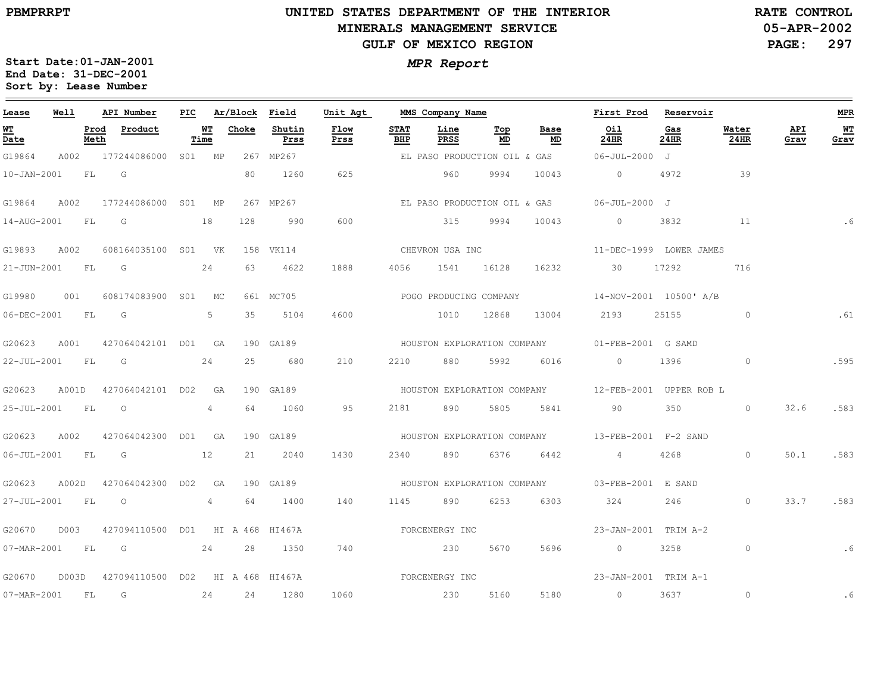PBMPRRPT

# UNITED STATES DEPARTMENT OF THE INTERIOR
## MINERALS MANAGEMENT SERVICE
## GULF OF MEXICO REGION

RATE CONTROL
05-APR-2002

***MPR Report***

**Start Date:01-JAN-2001**
**End Date: 31-DEC-2001**
**Sort by: Lease Number**

| Lease | Well | API Number | PIC | Ar/Block | | Field | Unit Agt | MMS Company Name | | | | | First Prod | Reservoir | | | MPR |
|---|---|---|---|---|---|---|---|---|---|---|---|---|---|---|---|---|---|
| **WT Date** | **Prod Meth** | **Product** | **WT Time** | **Choke** | | **Shutin Prss** | **Flow Prss** | **STAT BHP** | **Line PRSS** | **Top MD** | **Base MD** | | **Oil 24HR** | **Gas 24HR** | **Water 24HR** | **API Grav** | **WT Grav** |
| G19864 | A002 | 177244086000 | S01 | MP | 267 | MP267 | | EL PASO PRODUCTION OIL & GAS | | | | | 06-JUL-2000 | J | | | |
| 10-JAN-2001 | FL | G | | 80 | | 1260 | 625 | | 960 | 9994 | 10043 | | 0 | 4972 | 39 | | |
| G19864 | A002 | 177244086000 | S01 | MP | 267 | MP267 | | EL PASO PRODUCTION OIL & GAS | | | | | 06-JUL-2000 | J | | | |
| 14-AUG-2001 | FL | G | 18 | 128 | | 990 | 600 | | 315 | 9994 | 10043 | | 0 | 3832 | 11 | | .6 |
| G19893 | A002 | 608164035100 | S01 | VK | 158 | VK114 | | CHEVRON USA INC | | | | | 11-DEC-1999 | LOWER JAMES | | | |
| 21-JUN-2001 | FL | G | 24 | 63 | | 4622 | 1888 | 4056 | 1541 | 16128 | 16232 | | 30 | 17292 | 716 | | |
| G19980 | 001 | 608174083900 | S01 | MC | 661 | MC705 | | POGO PRODUCING COMPANY | | | | | 14-NOV-2001 | 10500' A/B | | | |
| 06-DEC-2001 | FL | G | 5 | 35 | | 5104 | 4600 | | 1010 | 12868 | 13004 | | 2193 | 25155 | 0 | | .61 |
| G20623 | A001 | 427064042101 | D01 | GA | 190 | GA189 | | HOUSTON EXPLORATION COMPANY | | | | | 01-FEB-2001 | G SAMD | | | |
| 22-JUL-2001 | FL | G | 24 | 25 | | 680 | 210 | 2210 | 880 | 5992 | 6016 | | 0 | 1396 | 0 | | .595 |
| G20623 | A001D | 427064042101 | D02 | GA | 190 | GA189 | | HOUSTON EXPLORATION COMPANY | | | | | 12-FEB-2001 | UPPER ROB L | | | |
| 25-JUL-2001 | FL | O | 4 | 64 | | 1060 | 95 | 2181 | 890 | 5805 | 5841 | | 90 | 350 | 0 | 32.6 | .583 |
| G20623 | A002 | 427064042300 | D01 | GA | 190 | GA189 | | HOUSTON EXPLORATION COMPANY | | | | | 13-FEB-2001 | F-2 SAND | | | |
| 06-JUL-2001 | FL | G | 12 | 21 | | 2040 | 1430 | 2340 | 890 | 6376 | 6442 | | 4 | 4268 | 0 | 50.1 | .583 |
| G20623 | A002D | 427064042300 | D02 | GA | 190 | GA189 | | HOUSTON EXPLORATION COMPANY | | | | | 03-FEB-2001 | E SAND | | | |
| 27-JUL-2001 | FL | O | 4 | 64 | | 1400 | 140 | 1145 | 890 | 6253 | 6303 | | 324 | 246 | 0 | 33.7 | .583 |
| G20670 | D003 | 427094110500 | D01 | HI A | 468 | HI467A | | FORCENERGY INC | | | | | 23-JAN-2001 | TRIM A-2 | | | |
| 07-MAR-2001 | FL | G | 24 | 28 | | 1350 | 740 | | 230 | 5670 | 5696 | | 0 | 3258 | 0 | | .6 |
| G20670 | D003D | 427094110500 | D02 | HI A | 468 | HI467A | | FORCENERGY INC | | | | | 23-JAN-2001 | TRIM A-1 | | | |
| 07-MAR-2001 | FL | G | 24 | 24 | | 1280 | 1060 | | 230 | 5160 | 5180 | | 0 | 3637 | 0 | | .6 |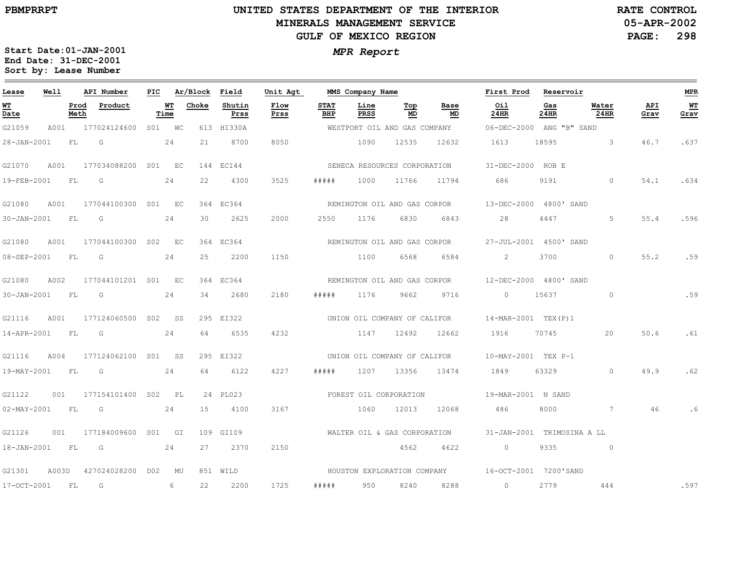# UNITED STATES DEPARTMENT OF THE INTERIOR
## MINERALS MANAGEMENT SERVICE
## GULF OF MEXICO REGION

PBMPRRPT

RATE CONTROL
05-APR-2002

***MPR Report***

**Start Date:01-JAN-2001**
**End Date: 31-DEC-2001**
**Sort by: Lease Number**

| Lease | Well | API Number | PIC | Ar/Block | | Field | Unit Agt | MMS Company Name | | | | First Prod | Reservoir | | | MPR |
|---|---|---|---|---|---|---|---|---|---|---|---|---|---|---|---|---|
| **WT Date** | **Prod Meth** | **Product** | | **WT Time** | **Choke** | **Shutin Prss** | **Flow Prss** | **STAT BHP** | **Line PRSS** | **Top MD** | **Base MD** | **Oil 24HR** | **Gas 24HR** | **Water 24HR** | **API Grav** | **WT Grav** |
| G21059 | A001 | 177024124600 | S01 | WC | 613 | HI330A | | WESTPORT OIL AND GAS COMPANY | | | | 06-DEC-2000 | ANG "B" SAND | | | |
| 28-JAN-2001 | FL | G | | 24 | 21 | 8700 | 8050 | | 1090 | 12535 | 12632 | 1613 | 18595 | 3 | 46.7 | .637 |
| G21070 | A001 | 177034088200 | S01 | EC | 144 | EC144 | | SENECA RESOURCES CORPORATION | | | | 31-DEC-2000 | ROB E | | | |
| 19-FEB-2001 | FL | G | | 24 | 22 | 4300 | 3525 | ##### | 1000 | 11766 | 11794 | 686 | 9191 | 0 | 54.1 | .634 |
| G21080 | A001 | 177044100300 | S01 | EC | 364 | EC364 | | REMINGTON OIL AND GAS CORPOR | | | | 13-DEC-2000 | 4800' SAND | | | |
| 30-JAN-2001 | FL | G | | 24 | 30 | 2625 | 2000 | 2550 | 1176 | 6830 | 6843 | 28 | 4447 | 5 | 55.4 | .596 |
| G21080 | A001 | 177044100300 | S02 | EC | 364 | EC364 | | REMINGTON OIL AND GAS CORPOR | | | | 27-JUL-2001 | 4500' SAND | | | |
| 08-SEP-2001 | FL | G | | 24 | 25 | 2200 | 1150 | | 1100 | 6568 | 6584 | 2 | 3700 | 0 | 55.2 | .59 |
| G21080 | A002 | 177044101201 | S01 | EC | 364 | EC364 | | REMINGTON OIL AND GAS CORPOR | | | | 12-DEC-2000 | 4800' SAND | | | |
| 30-JAN-2001 | FL | G | | 24 | 34 | 2680 | 2180 | ##### | 1176 | 9662 | 9716 | 0 | 15637 | 0 | | .59 |
| G21116 | A001 | 177124060500 | S02 | SS | 295 | EI322 | | UNION OIL COMPANY OF CALIFOR | | | | 14-MAR-2001 | TEX(P)1 | | | |
| 14-APR-2001 | FL | G | | 24 | 64 | 6535 | 4232 | | 1147 | 12492 | 12662 | 1916 | 70745 | 20 | 50.6 | .61 |
| G21116 | A004 | 177124062100 | S01 | SS | 295 | EI322 | | UNION OIL COMPANY OF CALIFOR | | | | 10-MAY-2001 | TEX P-1 | | | |
| 19-MAY-2001 | FL | G | | 24 | 64 | 6122 | 4227 | ##### | 1207 | 13356 | 13474 | 1849 | 63329 | 0 | 49.9 | .62 |
| G21122 | 001 | 177154101400 | S02 | PL | 24 | PL023 | | FOREST OIL CORPORATION | | | | 19-MAR-2001 | N SAND | | | |
| 02-MAY-2001 | FL | G | | 24 | 15 | 4100 | 3167 | | 1060 | 12013 | 12068 | 486 | 8000 | 7 | 46 | .6 |
| G21126 | 001 | 177184009600 | S01 | GI | 109 | GI109 | | WALTER OIL & GAS CORPORATION | | | | 31-JAN-2001 | TRIMOSINA A LL | | | |
| 18-JAN-2001 | FL | G | | 24 | 27 | 2370 | 2150 | | | 4562 | 4622 | 0 | 9335 | 0 | | |
| G21301 | A003D | 427024028200 | D02 | MU | 851 | WILD | | HOUSTON EXPLORATION COMPANY | | | | 16-OCT-2001 | 7200'SAND | | | |
| 17-OCT-2001 | FL | G | | 6 | 22 | 2200 | 1725 | ##### | 950 | 8240 | 8288 | 0 | 2779 | 444 | | .597 |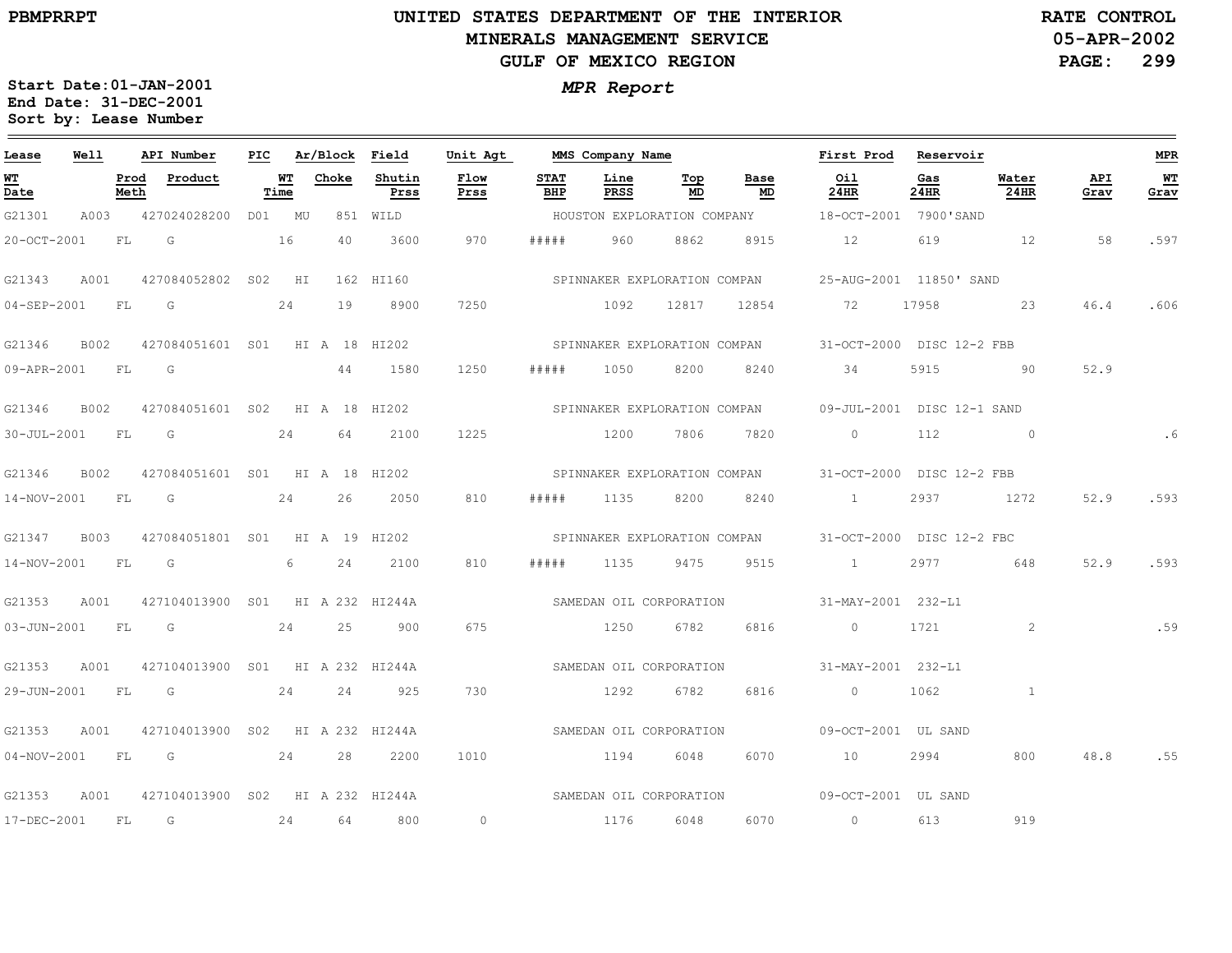# UNITED STATES DEPARTMENT OF THE INTERIOR
## MINERALS MANAGEMENT SERVICE
## GULF OF MEXICO REGION

PBMPRRPT

RATE CONTROL
05-APR-2002

*MPR Report*

**Start Date:01-JAN-2001**
**End Date: 31-DEC-2001**
**Sort by: Lease Number**

| Lease | Well | API Number | PIC | Ar/Block | Field | Unit Agt | MMS Company Name | | | | First Prod | Reservoir | | | MPR |
|---|---|---|---|---|---|---|---|---|---|---|---|---|---|---|---|
| WT Date | Prod Meth | Product | WT Time | Choke | Shutin Prss | Flow Prss | STAT BHP | Line PRSS | Top MD | Base MD | Oil 24HR | Gas 24HR | Water 24HR | API Grav | WT Grav |
| G21301 | A003 | 427024028200 | D01 | MU 851 | WILD | | HOUSTON EXPLORATION COMPANY | | | | 18-OCT-2001 | 7900'SAND | | | |
| 20-OCT-2001 | FL | G | 16 | 40 | 3600 | 970 | ##### | 960 | 8862 | 8915 | 12 | 619 | 12 | 58 | .597 |
| G21343 | A001 | 427084052802 | S02 | HI 162 | HI160 | | SPINNAKER EXPLORATION COMPAN | | | | 25-AUG-2001 | 11850' SAND | | | |
| 04-SEP-2001 | FL | G | 24 | 19 | 8900 | 7250 | | 1092 | 12817 | 12854 | 72 | 17958 | 23 | 46.4 | .606 |
| G21346 | B002 | 427084051601 | S01 | HI A 18 | HI202 | | SPINNAKER EXPLORATION COMPAN | | | | 31-OCT-2000 | DISC 12-2 FBB | | | |
| 09-APR-2001 | FL | G | | 44 | 1580 | 1250 | ##### | 1050 | 8200 | 8240 | 34 | 5915 | 90 | 52.9 | |
| G21346 | B002 | 427084051601 | S02 | HI A 18 | HI202 | | SPINNAKER EXPLORATION COMPAN | | | | 09-JUL-2001 | DISC 12-1 SAND | | | |
| 30-JUL-2001 | FL | G | 24 | 64 | 2100 | 1225 | | 1200 | 7806 | 7820 | 0 | 112 | 0 | | .6 |
| G21346 | B002 | 427084051601 | S01 | HI A 18 | HI202 | | SPINNAKER EXPLORATION COMPAN | | | | 31-OCT-2000 | DISC 12-2 FBB | | | |
| 14-NOV-2001 | FL | G | 24 | 26 | 2050 | 810 | ##### | 1135 | 8200 | 8240 | 1 | 2937 | 1272 | 52.9 | .593 |
| G21347 | B003 | 427084051801 | S01 | HI A 19 | HI202 | | SPINNAKER EXPLORATION COMPAN | | | | 31-OCT-2000 | DISC 12-2 FBC | | | |
| 14-NOV-2001 | FL | G | 6 | 24 | 2100 | 810 | ##### | 1135 | 9475 | 9515 | 1 | 2977 | 648 | 52.9 | .593 |
| G21353 | A001 | 427104013900 | S01 | HI A 232 | HI244A | | SAMEDAN OIL CORPORATION | | | | 31-MAY-2001 | 232-L1 | | | |
| 03-JUN-2001 | FL | G | 24 | 25 | 900 | 675 | | 1250 | 6782 | 6816 | 0 | 1721 | 2 | | .59 |
| G21353 | A001 | 427104013900 | S01 | HI A 232 | HI244A | | SAMEDAN OIL CORPORATION | | | | 31-MAY-2001 | 232-L1 | | | |
| 29-JUN-2001 | FL | G | 24 | 24 | 925 | 730 | | 1292 | 6782 | 6816 | 0 | 1062 | 1 | | |
| G21353 | A001 | 427104013900 | S02 | HI A 232 | HI244A | | SAMEDAN OIL CORPORATION | | | | 09-OCT-2001 | UL SAND | | | |
| 04-NOV-2001 | FL | G | 24 | 28 | 2200 | 1010 | | 1194 | 6048 | 6070 | 10 | 2994 | 800 | 48.8 | .55 |
| G21353 | A001 | 427104013900 | S02 | HI A 232 | HI244A | | SAMEDAN OIL CORPORATION | | | | 09-OCT-2001 | UL SAND | | | |
| 17-DEC-2001 | FL | G | 24 | 64 | 800 | 0 | | 1176 | 6048 | 6070 | 0 | 613 | 919 | | |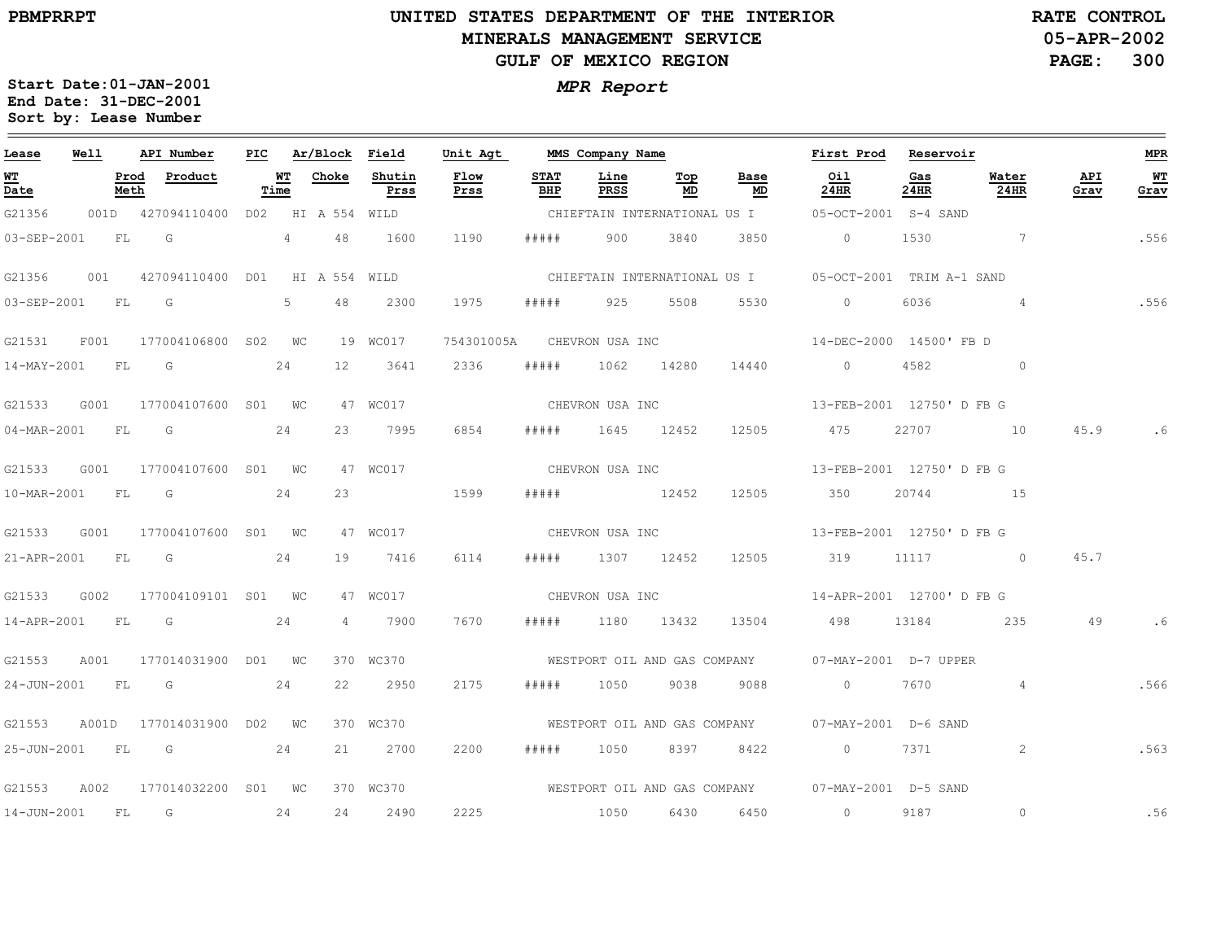# UNITED STATES DEPARTMENT OF THE INTERIOR
## MINERALS MANAGEMENT SERVICE
## GULF OF MEXICO REGION

PBMPRRPT

RATE CONTROL
05-APR-2002

*MPR Report*

Start Date:01-JAN-2001
End Date: 31-DEC-2001
Sort by: Lease Number

| Lease | Well | API Number | PIC | Ar/Block | Field | Unit Agt | MMS Company Name | | | | First Prod | Reservoir | | | MPR |
|---|---|---|---|---|---|---|---|---|---|---|---|---|---|---|---|
| WT Date | Prod Meth | Product | WT Time | Choke | Shutin Prss | Flow Prss | STAT BHP | Line PRSS | Top MD | Base MD | Oil 24HR | Gas 24HR | Water 24HR | API Grav | WT Grav |
| G21356 | 001D | 427094110400 | D02 | HI A 554 | WILD | | CHIEFTAIN INTERNATIONAL US I | | | | 05-OCT-2001 | S-4 SAND | | | |
| 03-SEP-2001 | FL | G | 4 | 48 | 1600 | 1190 | ##### | 900 | 3840 | 3850 | 0 | 1530 | 7 | | .556 |
| G21356 | 001 | 427094110400 | D01 | HI A 554 | WILD | | CHIEFTAIN INTERNATIONAL US I | | | | 05-OCT-2001 | TRIM A-1 SAND | | | |
| 03-SEP-2001 | FL | G | 5 | 48 | 2300 | 1975 | ##### | 925 | 5508 | 5530 | 0 | 6036 | 4 | | .556 |
| G21531 | F001 | 177004106800 | S02 | WC 19 | WC017 | 754301005A | CHEVRON USA INC | | | | 14-DEC-2000 | 14500' FB D | | | |
| 14-MAY-2001 | FL | G | 24 | 12 | 3641 | 2336 | ##### | 1062 | 14280 | 14440 | 0 | 4582 | 0 | | |
| G21533 | G001 | 177004107600 | S01 | WC 47 | WC017 | | CHEVRON USA INC | | | | 13-FEB-2001 | 12750' D FB G | | | |
| 04-MAR-2001 | FL | G | 24 | 23 | 7995 | 6854 | ##### | 1645 | 12452 | 12505 | 475 | 22707 | 10 | 45.9 | .6 |
| G21533 | G001 | 177004107600 | S01 | WC 47 | WC017 | | CHEVRON USA INC | | | | 13-FEB-2001 | 12750' D FB G | | | |
| 10-MAR-2001 | FL | G | 24 | 23 | | 1599 | ##### | | 12452 | 12505 | 350 | 20744 | 15 | | |
| G21533 | G001 | 177004107600 | S01 | WC 47 | WC017 | | CHEVRON USA INC | | | | 13-FEB-2001 | 12750' D FB G | | | |
| 21-APR-2001 | FL | G | 24 | 19 | 7416 | 6114 | ##### | 1307 | 12452 | 12505 | 319 | 11117 | 0 | 45.7 | |
| G21533 | G002 | 177004109101 | S01 | WC 47 | WC017 | | CHEVRON USA INC | | | | 14-APR-2001 | 12700' D FB G | | | |
| 14-APR-2001 | FL | G | 24 | 4 | 7900 | 7670 | ##### | 1180 | 13432 | 13504 | 498 | 13184 | 235 | 49 | .6 |
| G21553 | A001 | 177014031900 | D01 | WC 370 | WC370 | | WESTPORT OIL AND GAS COMPANY | | | | 07-MAY-2001 | D-7 UPPER | | | |
| 24-JUN-2001 | FL | G | 24 | 22 | 2950 | 2175 | ##### | 1050 | 9038 | 9088 | 0 | 7670 | 4 | | .566 |
| G21553 | A001D | 177014031900 | D02 | WC 370 | WC370 | | WESTPORT OIL AND GAS COMPANY | | | | 07-MAY-2001 | D-6 SAND | | | |
| 25-JUN-2001 | FL | G | 24 | 21 | 2700 | 2200 | ##### | 1050 | 8397 | 8422 | 0 | 7371 | 2 | | .563 |
| G21553 | A002 | 177014032200 | S01 | WC 370 | WC370 | | WESTPORT OIL AND GAS COMPANY | | | | 07-MAY-2001 | D-5 SAND | | | |
| 14-JUN-2001 | FL | G | 24 | 24 | 2490 | 2225 | | 1050 | 6430 | 6450 | 0 | 9187 | 0 | | .56 |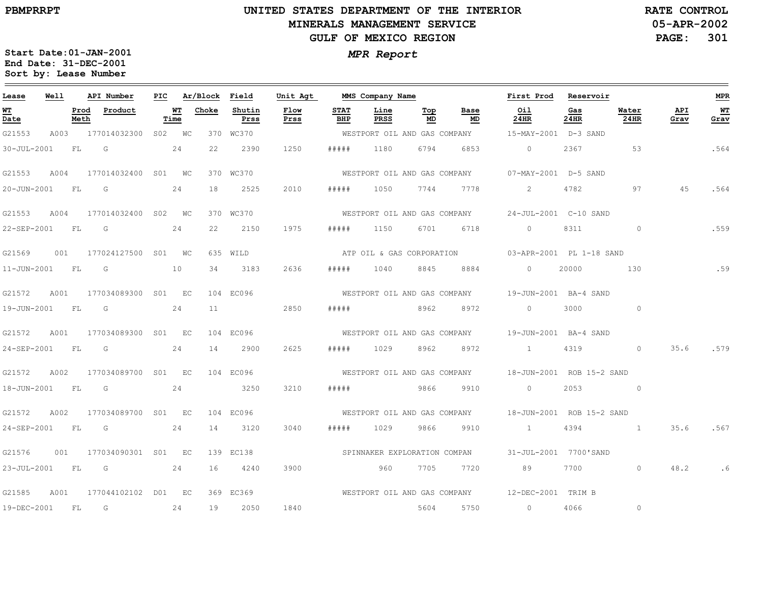PBMPRRPT

# UNITED STATES DEPARTMENT OF THE INTERIOR
## MINERALS MANAGEMENT SERVICE
## GULF OF MEXICO REGION

RATE CONTROL
05-APR-2002

*MPR Report*

**Start Date:01-JAN-2001**
**End Date: 31-DEC-2001**
**Sort by: Lease Number**

| Lease | Well | API Number | PIC | Ar/Block | | Field | Unit Agt | MMS Company Name | | | | First Prod | Reservoir | | | MPR |
|---|---|---|---|---|---|---|---|---|---|---|---|---|---|---|---|---|
| WT Date | | Prod Meth | Product | WT Time | Choke | Shutin Prss | Flow Prss | STAT BHP | Line PRSS | Top MD | Base MD | Oil 24HR | Gas 24HR | Water 24HR | API Grav | WT Grav |
| G21553 | A003 | 177014032300 | S02 | WC | 370 | WC370 | | WESTPORT OIL AND GAS COMPANY | | | | 15-MAY-2001 | D-3 SAND | | | |
| 30-JUL-2001 | | FL | G | 24 | 22 | 2390 | 1250 | ##### | 1180 | 6794 | 6853 | 0 | 2367 | 53 | | .564 |
| G21553 | A004 | 177014032400 | S01 | WC | 370 | WC370 | | WESTPORT OIL AND GAS COMPANY | | | | 07-MAY-2001 | D-5 SAND | | | |
| 20-JUN-2001 | | FL | G | 24 | 18 | 2525 | 2010 | ##### | 1050 | 7744 | 7778 | 2 | 4782 | 97 | 45 | .564 |
| G21553 | A004 | 177014032400 | S02 | WC | 370 | WC370 | | WESTPORT OIL AND GAS COMPANY | | | | 24-JUL-2001 | C-10 SAND | | | |
| 22-SEP-2001 | | FL | G | 24 | 22 | 2150 | 1975 | ##### | 1150 | 6701 | 6718 | 0 | 8311 | 0 | | .559 |
| G21569 | 001 | 177024127500 | S01 | WC | 635 | WILD | | ATP OIL & GAS CORPORATION | | | | 03-APR-2001 | PL 1-18 SAND | | | |
| 11-JUN-2001 | | FL | G | 10 | 34 | 3183 | 2636 | ##### | 1040 | 8845 | 8884 | 0 | 20000 | 130 | | .59 |
| G21572 | A001 | 177034089300 | S01 | EC | 104 | EC096 | | WESTPORT OIL AND GAS COMPANY | | | | 19-JUN-2001 | BA-4 SAND | | | |
| 19-JUN-2001 | | FL | G | 24 | 11 | | 2850 | ##### | | 8962 | 8972 | 0 | 3000 | 0 | | |
| G21572 | A001 | 177034089300 | S01 | EC | 104 | EC096 | | WESTPORT OIL AND GAS COMPANY | | | | 19-JUN-2001 | BA-4 SAND | | | |
| 24-SEP-2001 | | FL | G | 24 | 14 | 2900 | 2625 | ##### | 1029 | 8962 | 8972 | 1 | 4319 | 0 | 35.6 | .579 |
| G21572 | A002 | 177034089700 | S01 | EC | 104 | EC096 | | WESTPORT OIL AND GAS COMPANY | | | | 18-JUN-2001 | ROB 15-2 SAND | | | |
| 18-JUN-2001 | | FL | G | 24 | | 3250 | 3210 | ##### | | 9866 | 9910 | 0 | 2053 | 0 | | |
| G21572 | A002 | 177034089700 | S01 | EC | 104 | EC096 | | WESTPORT OIL AND GAS COMPANY | | | | 18-JUN-2001 | ROB 15-2 SAND | | | |
| 24-SEP-2001 | | FL | G | 24 | 14 | 3120 | 3040 | ##### | 1029 | 9866 | 9910 | 1 | 4394 | 1 | 35.6 | .567 |
| G21576 | 001 | 177034090301 | S01 | EC | 139 | EC138 | | SPINNAKER EXPLORATION COMPAN | | | | 31-JUL-2001 | 7700'SAND | | | |
| 23-JUL-2001 | | FL | G | 24 | 16 | 4240 | 3900 | | 960 | 7705 | 7720 | 89 | 7700 | 0 | 48.2 | .6 |
| G21585 | A001 | 177044102102 | D01 | EC | 369 | EC369 | | WESTPORT OIL AND GAS COMPANY | | | | 12-DEC-2001 | TRIM B | | | |
| 19-DEC-2001 | | FL | G | 24 | 19 | 2050 | 1840 | | | 5604 | 5750 | 0 | 4066 | 0 | | |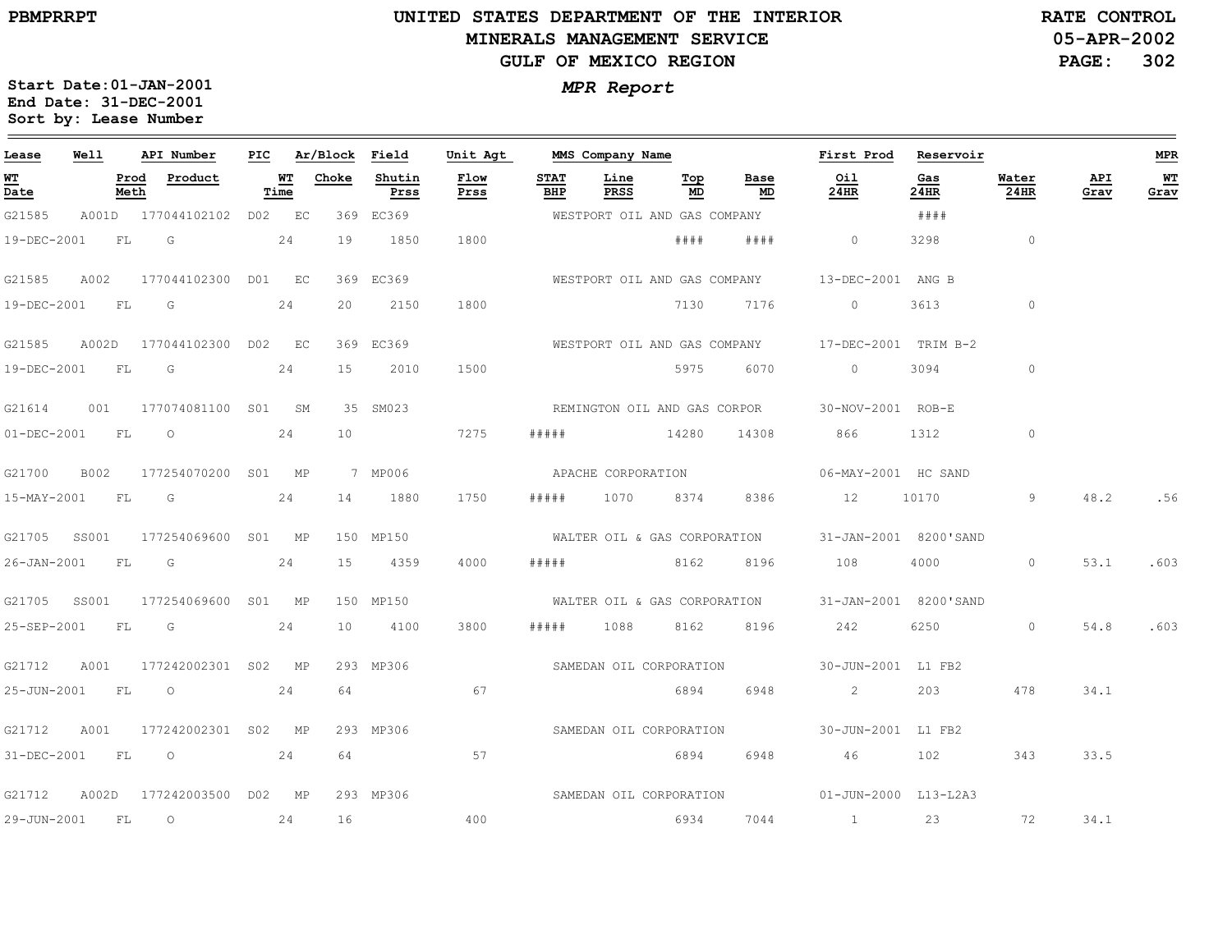PBMPRRPT

# UNITED STATES DEPARTMENT OF THE INTERIOR
## MINERALS MANAGEMENT SERVICE
## GULF OF MEXICO REGION

RATE CONTROL
05-APR-2002

**Start Date:** 01-JAN-2001
**End Date:** 31-DEC-2001
**Sort by:** Lease Number

***MPR Report***

| Lease | Well | API Number | PIC | Ar/Block | | Field | Unit Agt | MMS Company Name | | | | First Prod | Reservoir | | | MPR |
|---|---|---|---|---|---|---|---|---|---|---|---|---|---|---|---|---|
| **WT Date** | **Prod Meth** | **Product** | **WT Time** | **Choke** | | **Shutin Prss** | **Flow Prss** | **STAT BHP** | **Line PRSS** | **Top MD** | **Base MD** | **Oil 24HR** | **Gas 24HR** | **Water 24HR** | **API Grav** | **WT Grav** |
| G21585 | A001D | 177044102102 | D02 | EC | 369 | EC369 | | WESTPORT OIL AND GAS COMPANY | | | | | #### | | | |
| 19-DEC-2001 | FL | G | 24 | 19 | | 1850 | 1800 | | | #### | #### | 0 | 3298 | 0 | | |
| G21585 | A002 | 177044102300 | D01 | EC | 369 | EC369 | | WESTPORT OIL AND GAS COMPANY | | | | 13-DEC-2001 | ANG B | | | |
| 19-DEC-2001 | FL | G | 24 | 20 | | 2150 | 1800 | | | 7130 | 7176 | 0 | 3613 | 0 | | |
| G21585 | A002D | 177044102300 | D02 | EC | 369 | EC369 | | WESTPORT OIL AND GAS COMPANY | | | | 17-DEC-2001 | TRIM B-2 | | | |
| 19-DEC-2001 | FL | G | 24 | 15 | | 2010 | 1500 | | | 5975 | 6070 | 0 | 3094 | 0 | | |
| G21614 | 001 | 177074081100 | S01 | SM | 35 | SM023 | | REMINGTON OIL AND GAS CORPOR | | | | 30-NOV-2001 | ROB-E | | | |
| 01-DEC-2001 | FL | O | 24 | 10 | | | 7275 | ##### | | 14280 | 14308 | 866 | 1312 | 0 | | |
| G21700 | B002 | 177254070200 | S01 | MP | 7 | MP006 | | APACHE CORPORATION | | | | 06-MAY-2001 | HC SAND | | | |
| 15-MAY-2001 | FL | G | 24 | 14 | | 1880 | 1750 | ##### | 1070 | 8374 | 8386 | 12 | 10170 | 9 | 48.2 | .56 |
| G21705 | SS001 | 177254069600 | S01 | MP | 150 | MP150 | | WALTER OIL & GAS CORPORATION | | | | 31-JAN-2001 | 8200'SAND | | | |
| 26-JAN-2001 | FL | G | 24 | 15 | | 4359 | 4000 | ##### | | 8162 | 8196 | 108 | 4000 | 0 | 53.1 | .603 |
| G21705 | SS001 | 177254069600 | S01 | MP | 150 | MP150 | | WALTER OIL & GAS CORPORATION | | | | 31-JAN-2001 | 8200'SAND | | | |
| 25-SEP-2001 | FL | G | 24 | 10 | | 4100 | 3800 | ##### | 1088 | 8162 | 8196 | 242 | 6250 | 0 | 54.8 | .603 |
| G21712 | A001 | 177242002301 | S02 | MP | 293 | MP306 | | SAMEDAN OIL CORPORATION | | | | 30-JUN-2001 | L1 FB2 | | | |
| 25-JUN-2001 | FL | O | 24 | 64 | | | 67 | | | 6894 | 6948 | 2 | 203 | 478 | 34.1 | |
| G21712 | A001 | 177242002301 | S02 | MP | 293 | MP306 | | SAMEDAN OIL CORPORATION | | | | 30-JUN-2001 | L1 FB2 | | | |
| 31-DEC-2001 | FL | O | 24 | 64 | | | 57 | | | 6894 | 6948 | 46 | 102 | 343 | 33.5 | |
| G21712 | A002D | 177242003500 | D02 | MP | 293 | MP306 | | SAMEDAN OIL CORPORATION | | | | 01-JUN-2000 | L13-L2A3 | | | |
| 29-JUN-2001 | FL | O | 24 | 16 | | | 400 | | | 6934 | 7044 | 1 | 23 | 72 | 34.1 | |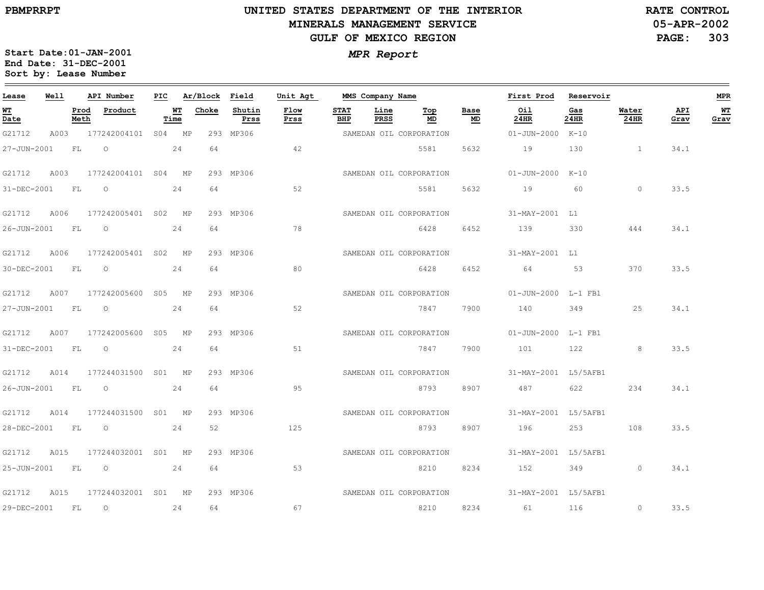PBMPRRPT

# UNITED STATES DEPARTMENT OF THE INTERIOR
## MINERALS MANAGEMENT SERVICE
## GULF OF MEXICO REGION

RATE CONTROL
05-APR-2002

***MPR Report***

**Start Date:01-JAN-2001**
**End Date: 31-DEC-2001**
**Sort by: Lease Number**

| Lease | Well | API Number | PIC | Ar/Block | Field | Unit Agt | MMS Company Name | | | | First Prod | Reservoir | | | MPR |
|---|---|---|---|---|---|---|---|---|---|---|---|---|---|---|---|
| **WT Date** | **Prod Meth** | **Product** | **WT Time** | **Choke** | **Shutin Prss** | **Flow Prss** | **STAT BHP** | **Line PRSS** | **Top MD** | **Base MD** | **Oil 24HR** | **Gas 24HR** | **Water 24HR** | **API Grav** | **WT Grav** |
| G21712 | A003 | 177242004101 | S04 | MP 293 | MP306 | | SAMEDAN OIL CORPORATION | | | | 01-JUN-2000 | K-10 | | | |
| 27-JUN-2001 | FL | O | 24 | 64 | | 42 | | | 5581 | 5632 | 19 | 130 | 1 | 34.1 | |
| G21712 | A003 | 177242004101 | S04 | MP 293 | MP306 | | SAMEDAN OIL CORPORATION | | | | 01-JUN-2000 | K-10 | | | |
| 31-DEC-2001 | FL | O | 24 | 64 | | 52 | | | 5581 | 5632 | 19 | 60 | 0 | 33.5 | |
| G21712 | A006 | 177242005401 | S02 | MP 293 | MP306 | | SAMEDAN OIL CORPORATION | | | | 31-MAY-2001 | L1 | | | |
| 26-JUN-2001 | FL | O | 24 | 64 | | 78 | | | 6428 | 6452 | 139 | 330 | 444 | 34.1 | |
| G21712 | A006 | 177242005401 | S02 | MP 293 | MP306 | | SAMEDAN OIL CORPORATION | | | | 31-MAY-2001 | L1 | | | |
| 30-DEC-2001 | FL | O | 24 | 64 | | 80 | | | 6428 | 6452 | 64 | 53 | 370 | 33.5 | |
| G21712 | A007 | 177242005600 | S05 | MP 293 | MP306 | | SAMEDAN OIL CORPORATION | | | | 01-JUN-2000 | L-1 FB1 | | | |
| 27-JUN-2001 | FL | O | 24 | 64 | | 52 | | | 7847 | 7900 | 140 | 349 | 25 | 34.1 | |
| G21712 | A007 | 177242005600 | S05 | MP 293 | MP306 | | SAMEDAN OIL CORPORATION | | | | 01-JUN-2000 | L-1 FB1 | | | |
| 31-DEC-2001 | FL | O | 24 | 64 | | 51 | | | 7847 | 7900 | 101 | 122 | 8 | 33.5 | |
| G21712 | A014 | 177244031500 | S01 | MP 293 | MP306 | | SAMEDAN OIL CORPORATION | | | | 31-MAY-2001 | L5/5AFB1 | | | |
| 26-JUN-2001 | FL | O | 24 | 64 | | 95 | | | 8793 | 8907 | 487 | 622 | 234 | 34.1 | |
| G21712 | A014 | 177244031500 | S01 | MP 293 | MP306 | | SAMEDAN OIL CORPORATION | | | | 31-MAY-2001 | L5/5AFB1 | | | |
| 28-DEC-2001 | FL | O | 24 | 52 | | 125 | | | 8793 | 8907 | 196 | 253 | 108 | 33.5 | |
| G21712 | A015 | 177244032001 | S01 | MP 293 | MP306 | | SAMEDAN OIL CORPORATION | | | | 31-MAY-2001 | L5/5AFB1 | | | |
| 25-JUN-2001 | FL | O | 24 | 64 | | 53 | | | 8210 | 8234 | 152 | 349 | 0 | 34.1 | |
| G21712 | A015 | 177244032001 | S01 | MP 293 | MP306 | | SAMEDAN OIL CORPORATION | | | | 31-MAY-2001 | L5/5AFB1 | | | |
| 29-DEC-2001 | FL | O | 24 | 64 | | 67 | | | 8210 | 8234 | 61 | 116 | 0 | 33.5 | |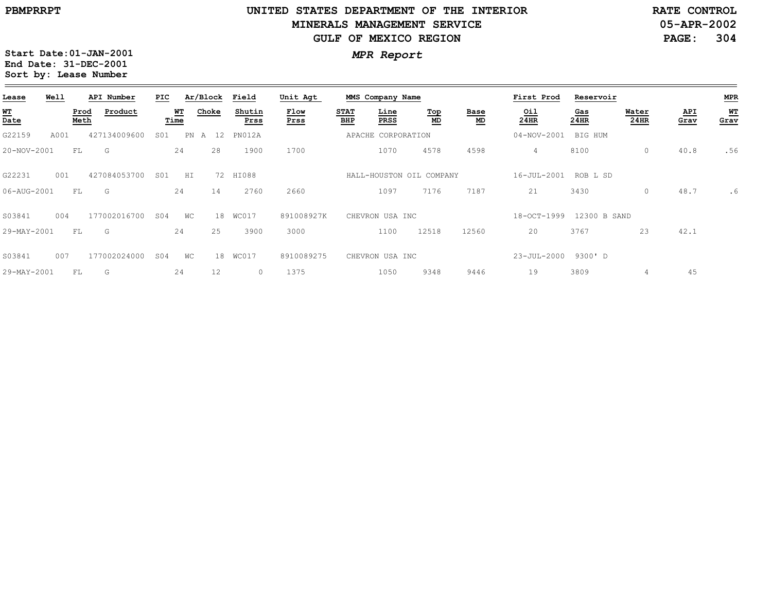PBMPRRPT

# UNITED STATES DEPARTMENT OF THE INTERIOR
## MINERALS MANAGEMENT SERVICE
## GULF OF MEXICO REGION

RATE CONTROL
05-APR-2002

Start Date:01-JAN-2001
End Date: 31-DEC-2001
Sort by: Lease Number

***MPR Report***

| Lease | Well | API Number | PIC | Ar/Block | Field | Unit Agt | MMS Company Name | | | | First Prod | Reservoir | | | MPR |
|---|---|---|---|---|---|---|---|---|---|---|---|---|---|---|---|
| WT Date | Prod Meth | Product | WT Time | Choke | Shutin Prss | Flow Prss | STAT BHP | Line PRSS | Top MD | Base MD | Oil 24HR | Gas 24HR | Water 24HR | API Grav | WT Grav |
| G22159 | A001 | 427134009600 | S01 | PN A 12 | PN012A | | APACHE CORPORATION | | | | 04-NOV-2001 | BIG HUM | | | |
| 20-NOV-2001 | FL | G | 24 | 28 | 1900 | 1700 | | 1070 | 4578 | 4598 | 4 | 8100 | 0 | 40.8 | .56 |
| G22231 | 001 | 427084053700 | S01 | HI 72 | HI088 | | HALL-HOUSTON OIL COMPANY | | | | 16-JUL-2001 | ROB L SD | | | |
| 06-AUG-2001 | FL | G | 24 | 14 | 2760 | 2660 | | 1097 | 7176 | 7187 | 21 | 3430 | 0 | 48.7 | .6 |
| S03841 | 004 | 177002016700 | S04 | WC 18 | WC017 | 891008927K | CHEVRON USA INC | | | | 18-OCT-1999 | 12300 B SAND | | | |
| 29-MAY-2001 | FL | G | 24 | 25 | 3900 | 3000 | | 1100 | 12518 | 12560 | 20 | 3767 | 23 | 42.1 | |
| S03841 | 007 | 177002024000 | S04 | WC 18 | WC017 | 8910089275 | CHEVRON USA INC | | | | 23-JUL-2000 | 9300' D | | | |
| 29-MAY-2001 | FL | G | 24 | 12 | 0 | 1375 | | 1050 | 9348 | 9446 | 19 | 3809 | 4 | 45 | |